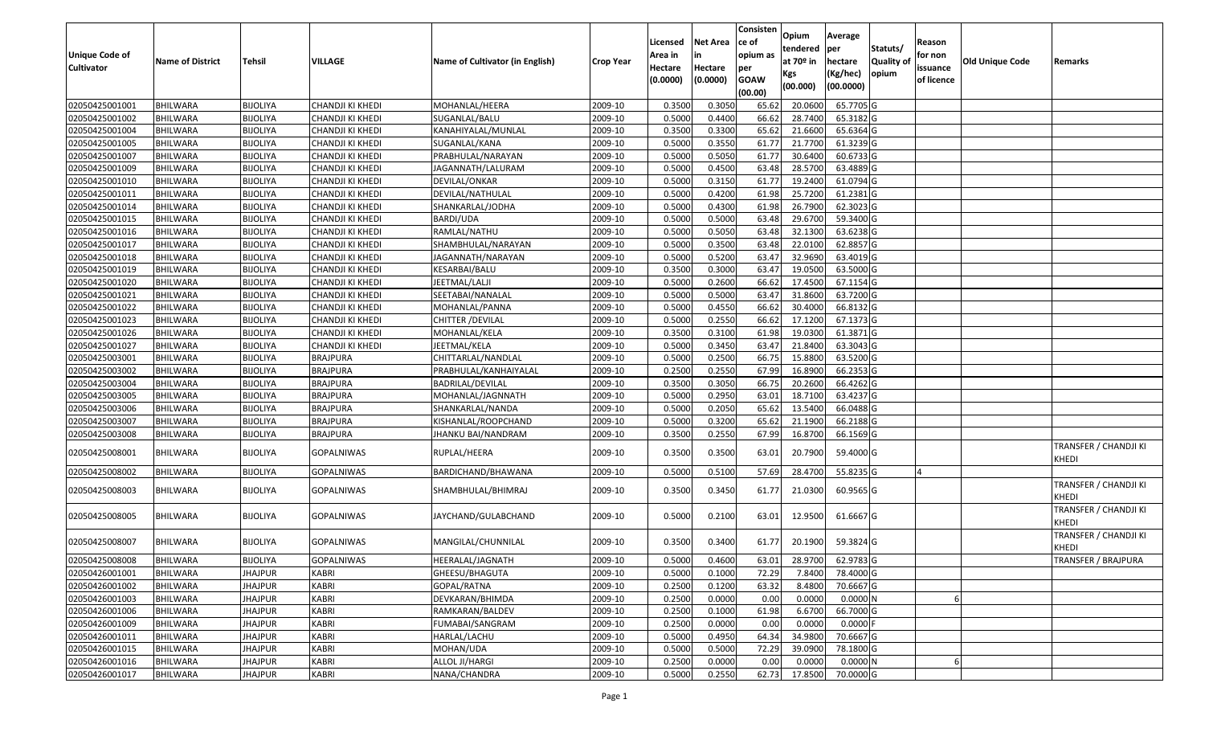| Unique Code of Cultivator | Name of District | Tehsil | VILLAGE | Name of Cultivator (in English) | Crop Year | Licensed Area in Hectare (0.0000) | Net Area in Hectare (0.0000) | Consistence of opium as per GOAW (00.00) | Opium tendered at 70º in Kgs (00.000) | Average per hectare (Kg/hec) (00.0000) | Statuts/ Quality of opium | Reason for non issuance of licence | Old Unique Code | Remarks |
|---|---|---|---|---|---|---|---|---|---|---|---|---|---|---|
| 02050425001001 | BHILWARA | BIJOLIYA | CHANDJI KI KHEDI | MOHANLAL/HEERA | 2009-10 | 0.3500 | 0.3050 | 65.62 | 20.0600 | 65.7705 | G | | | |
| 02050425001002 | BHILWARA | BIJOLIYA | CHANDJI KI KHEDI | SUGANLAL/BALU | 2009-10 | 0.5000 | 0.4400 | 66.62 | 28.7400 | 65.3182 | G | | | |
| 02050425001004 | BHILWARA | BIJOLIYA | CHANDJI KI KHEDI | KANAHIYALAL/MUNLAL | 2009-10 | 0.3500 | 0.3300 | 65.62 | 21.6600 | 65.6364 | G | | | |
| 02050425001005 | BHILWARA | BIJOLIYA | CHANDJI KI KHEDI | SUGANLAL/KANA | 2009-10 | 0.5000 | 0.3550 | 61.77 | 21.7700 | 61.3239 | G | | | |
| 02050425001007 | BHILWARA | BIJOLIYA | CHANDJI KI KHEDI | PRABHULAL/NARAYAN | 2009-10 | 0.5000 | 0.5050 | 61.77 | 30.6400 | 60.6733 | G | | | |
| 02050425001009 | BHILWARA | BIJOLIYA | CHANDJI KI KHEDI | JAGANNATH/LALURAM | 2009-10 | 0.5000 | 0.4500 | 63.48 | 28.5700 | 63.4889 | G | | | |
| 02050425001010 | BHILWARA | BIJOLIYA | CHANDJI KI KHEDI | DEVILAL/ONKAR | 2009-10 | 0.5000 | 0.3150 | 61.77 | 19.2400 | 61.0794 | G | | | |
| 02050425001011 | BHILWARA | BIJOLIYA | CHANDJI KI KHEDI | DEVILAL/NATHULAL | 2009-10 | 0.5000 | 0.4200 | 61.98 | 25.7200 | 61.2381 | G | | | |
| 02050425001014 | BHILWARA | BIJOLIYA | CHANDJI KI KHEDI | SHANKARLAL/JODHA | 2009-10 | 0.5000 | 0.4300 | 61.98 | 26.7900 | 62.3023 | G | | | |
| 02050425001015 | BHILWARA | BIJOLIYA | CHANDJI KI KHEDI | BARDI/UDA | 2009-10 | 0.5000 | 0.5000 | 63.48 | 29.6700 | 59.3400 | G | | | |
| 02050425001016 | BHILWARA | BIJOLIYA | CHANDJI KI KHEDI | RAMLAL/NATHU | 2009-10 | 0.5000 | 0.5050 | 63.48 | 32.1300 | 63.6238 | G | | | |
| 02050425001017 | BHILWARA | BIJOLIYA | CHANDJI KI KHEDI | SHAMBHULAL/NARAYAN | 2009-10 | 0.5000 | 0.3500 | 63.48 | 22.0100 | 62.8857 | G | | | |
| 02050425001018 | BHILWARA | BIJOLIYA | CHANDJI KI KHEDI | JAGANNATH/NARAYAN | 2009-10 | 0.5000 | 0.5200 | 63.47 | 32.9690 | 63.4019 | G | | | |
| 02050425001019 | BHILWARA | BIJOLIYA | CHANDJI KI KHEDI | KESARBAI/BALU | 2009-10 | 0.3500 | 0.3000 | 63.47 | 19.0500 | 63.5000 | G | | | |
| 02050425001020 | BHILWARA | BIJOLIYA | CHANDJI KI KHEDI | JEETMAL/LALJI | 2009-10 | 0.5000 | 0.2600 | 66.62 | 17.4500 | 67.1154 | G | | | |
| 02050425001021 | BHILWARA | BIJOLIYA | CHANDJI KI KHEDI | SEETABAI/NANALAL | 2009-10 | 0.5000 | 0.5000 | 63.47 | 31.8600 | 63.7200 | G | | | |
| 02050425001022 | BHILWARA | BIJOLIYA | CHANDJI KI KHEDI | MOHANLAL/PANNA | 2009-10 | 0.5000 | 0.4550 | 66.62 | 30.4000 | 66.8132 | G | | | |
| 02050425001023 | BHILWARA | BIJOLIYA | CHANDJI KI KHEDI | CHITTER /DEVILAL | 2009-10 | 0.5000 | 0.2550 | 66.62 | 17.1200 | 67.1373 | G | | | |
| 02050425001026 | BHILWARA | BIJOLIYA | CHANDJI KI KHEDI | MOHANLAL/KELA | 2009-10 | 0.3500 | 0.3100 | 61.98 | 19.0300 | 61.3871 | G | | | |
| 02050425001027 | BHILWARA | BIJOLIYA | CHANDJI KI KHEDI | JEETMAL/KELA | 2009-10 | 0.5000 | 0.3450 | 63.47 | 21.8400 | 63.3043 | G | | | |
| 02050425003001 | BHILWARA | BIJOLIYA | BRAJPURA | CHITTARLAL/NANDLAL | 2009-10 | 0.5000 | 0.2500 | 66.75 | 15.8800 | 63.5200 | G | | | |
| 02050425003002 | BHILWARA | BIJOLIYA | BRAJPURA | PRABHULAL/KANHAIYALAL | 2009-10 | 0.2500 | 0.2550 | 67.99 | 16.8900 | 66.2353 | G | | | |
| 02050425003004 | BHILWARA | BIJOLIYA | BRAJPURA | BADRILAL/DEVILAL | 2009-10 | 0.3500 | 0.3050 | 66.75 | 20.2600 | 66.4262 | G | | | |
| 02050425003005 | BHILWARA | BIJOLIYA | BRAJPURA | MOHANLAL/JAGNNATH | 2009-10 | 0.5000 | 0.2950 | 63.01 | 18.7100 | 63.4237 | G | | | |
| 02050425003006 | BHILWARA | BIJOLIYA | BRAJPURA | SHANKARLAL/NANDA | 2009-10 | 0.5000 | 0.2050 | 65.62 | 13.5400 | 66.0488 | G | | | |
| 02050425003007 | BHILWARA | BIJOLIYA | BRAJPURA | KISHANLAL/ROOPCHAND | 2009-10 | 0.5000 | 0.3200 | 65.62 | 21.1900 | 66.2188 | G | | | |
| 02050425003008 | BHILWARA | BIJOLIYA | BRAJPURA | JHANKU BAI/NANDRAM | 2009-10 | 0.3500 | 0.2550 | 67.99 | 16.8700 | 66.1569 | G | | | |
| 02050425008001 | BHILWARA | BIJOLIYA | GOPALNIWAS | RUPLAL/HEERA | 2009-10 | 0.3500 | 0.3500 | 63.01 | 20.7900 | 59.4000 | G | | | TRANSFER / CHANDJI KI KHEDI |
| 02050425008002 | BHILWARA | BIJOLIYA | GOPALNIWAS | BARDICHAND/BHAWANA | 2009-10 | 0.5000 | 0.5100 | 57.69 | 28.4700 | 55.8235 | G | 4 | | |
| 02050425008003 | BHILWARA | BIJOLIYA | GOPALNIWAS | SHAMBHULAL/BHIMRAJ | 2009-10 | 0.3500 | 0.3450 | 61.77 | 21.0300 | 60.9565 | G | | | TRANSFER / CHANDJI KI KHEDI |
| 02050425008005 | BHILWARA | BIJOLIYA | GOPALNIWAS | JAYCHAND/GULABCHAND | 2009-10 | 0.5000 | 0.2100 | 63.01 | 12.9500 | 61.6667 | G | | | TRANSFER / CHANDJI KI KHEDI |
| 02050425008007 | BHILWARA | BIJOLIYA | GOPALNIWAS | MANGILAL/CHUNNILAL | 2009-10 | 0.3500 | 0.3400 | 61.77 | 20.1900 | 59.3824 | G | | | TRANSFER / CHANDJI KI KHEDI |
| 02050425008008 | BHILWARA | BIJOLIYA | GOPALNIWAS | HEERALAL/JAGNATH | 2009-10 | 0.5000 | 0.4600 | 63.01 | 28.9700 | 62.9783 | G | | | TRANSFER / BRAJPURA |
| 02050426001001 | BHILWARA | JHAJPUR | KABRI | GHEESU/BHAGUTA | 2009-10 | 0.5000 | 0.1000 | 72.29 | 7.8400 | 78.4000 | G | | | |
| 02050426001002 | BHILWARA | JHAJPUR | KABRI | GOPAL/RATNA | 2009-10 | 0.2500 | 0.1200 | 63.32 | 8.4800 | 70.6667 | G | | | |
| 02050426001003 | BHILWARA | JHAJPUR | KABRI | DEVKARAN/BHIMDA | 2009-10 | 0.2500 | 0.0000 | 0.00 | 0.0000 | 0.0000 | N | 6 | | |
| 02050426001006 | BHILWARA | JHAJPUR | KABRI | RAMKARAN/BALDEV | 2009-10 | 0.2500 | 0.1000 | 61.98 | 6.6700 | 66.7000 | G | | | |
| 02050426001009 | BHILWARA | JHAJPUR | KABRI | FUMABAI/SANGRAM | 2009-10 | 0.2500 | 0.0000 | 0.00 | 0.0000 | 0.0000 | F | | | |
| 02050426001011 | BHILWARA | JHAJPUR | KABRI | HARLAL/LACHU | 2009-10 | 0.5000 | 0.4950 | 64.34 | 34.9800 | 70.6667 | G | | | |
| 02050426001015 | BHILWARA | JHAJPUR | KABRI | MOHAN/UDA | 2009-10 | 0.5000 | 0.5000 | 72.29 | 39.0900 | 78.1800 | G | | | |
| 02050426001016 | BHILWARA | JHAJPUR | KABRI | ALLOL JI/HARGI | 2009-10 | 0.2500 | 0.0000 | 0.00 | 0.0000 | 0.0000 | N | 6 | | |
| 02050426001017 | BHILWARA | JHAJPUR | KABRI | NANA/CHANDRA | 2009-10 | 0.5000 | 0.2550 | 62.73 | 17.8500 | 70.0000 | G | | | |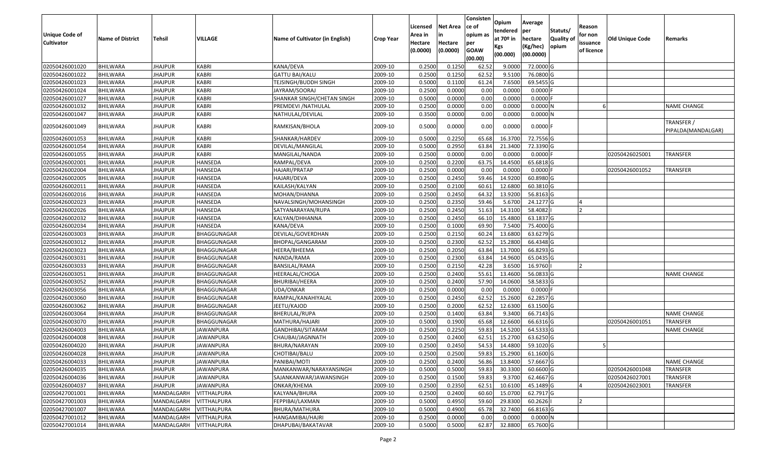| Unique Code of Cultivator | Name of District | Tehsil | VILLAGE | Name of Cultivator (in English) | Crop Year | Licensed Area in Hectare (0.0000) | Net Area in Hectare (0.0000) | Consistence of opium as per GOAW (00.00) | Opium tendered at 70º in Kgs (00.000) | Average per hectare (Kg/hec) (00.0000) | Statuts/ Quality of opium | Reason for non issuance of licence | Old Unique Code | Remarks |
|---|---|---|---|---|---|---|---|---|---|---|---|---|---|---|
| 02050426001020 | BHILWARA | JHAJPUR | KABRI | KANA/DEVA | 2009-10 | 0.2500 | 0.1250 | 62.52 | 9.0000 | 72.0000 | G | | | |
| 02050426001022 | BHILWARA | JHAJPUR | KABRI | GATTU BAI/KALU | 2009-10 | 0.2500 | 0.1250 | 62.52 | 9.5100 | 76.0800 | G | | | |
| 02050426001023 | BHILWARA | JHAJPUR | KABRI | TEJSINGH/BUDDH SINGH | 2009-10 | 0.5000 | 0.1100 | 61.24 | 7.6500 | 69.5455 | G | | | |
| 02050426001024 | BHILWARA | JHAJPUR | KABRI | JAYRAM/SOORAJ | 2009-10 | 0.2500 | 0.0000 | 0.00 | 0.0000 | 0.0000 | F | | | |
| 02050426001027 | BHILWARA | JHAJPUR | KABRI | SHANKAR SINGH/CHETAN SINGH | 2009-10 | 0.5000 | 0.0000 | 0.00 | 0.0000 | 0.0000 | F | | | |
| 02050426001032 | BHILWARA | JHAJPUR | KABRI | PREMDEVI /NATHULAL | 2009-10 | 0.2500 | 0.0000 | 0.00 | 0.0000 | 0.0000 | N | 6 | | NAME CHANGE |
| 02050426001047 | BHILWARA | JHAJPUR | KABRI | NATHULAL/DEVILAL | 2009-10 | 0.3500 | 0.0000 | 0.00 | 0.0000 | 0.0000 | N | | | |
| 02050426001049 | BHILWARA | JHAJPUR | KABRI | RAMKISAN/BHOLA | 2009-10 | 0.5000 | 0.0000 | 0.00 | 0.0000 | 0.0000 | F | | | TRANSFER / PIPALDA(MANDALGAR) |
| 02050426001053 | BHILWARA | JHAJPUR | KABRI | SHANKAR/HARDEV | 2009-10 | 0.5000 | 0.2250 | 65.68 | 16.3700 | 72.7556 | G | | | |
| 02050426001054 | BHILWARA | JHAJPUR | KABRI | DEVILAL/MANGILAL | 2009-10 | 0.5000 | 0.2950 | 63.84 | 21.3400 | 72.3390 | G | | | |
| 02050426001055 | BHILWARA | JHAJPUR | KABRI | MANGILAL/NANDA | 2009-10 | 0.2500 | 0.0000 | 0.00 | 0.0000 | 0.0000 | F | | 02050426025001 | TRANSFER |
| 02050426002001 | BHILWARA | JHAJPUR | HANSEDA | RAMPAL/DEVA | 2009-10 | 0.2500 | 0.2200 | 63.75 | 14.4500 | 65.6818 | G | | | |
| 02050426002004 | BHILWARA | JHAJPUR | HANSEDA | HAJARI/PRATAP | 2009-10 | 0.2500 | 0.0000 | 0.00 | 0.0000 | 0.0000 | F | | 02050426001052 | TRANSFER |
| 02050426002005 | BHILWARA | JHAJPUR | HANSEDA | HAJARI/DEVA | 2009-10 | 0.2500 | 0.2450 | 59.46 | 14.9200 | 60.8980 | G | | | |
| 02050426002011 | BHILWARA | JHAJPUR | HANSEDA | KAILASH/KALYAN | 2009-10 | 0.2500 | 0.2100 | 60.61 | 12.6800 | 60.3810 | G | | | |
| 02050426002016 | BHILWARA | JHAJPUR | HANSEDA | MOHAN/DHANNA | 2009-10 | 0.2500 | 0.2450 | 64.32 | 13.9200 | 56.8163 | G | | | |
| 02050426002023 | BHILWARA | JHAJPUR | HANSEDA | NAVALSINGH/MOHANSINGH | 2009-10 | 0.2500 | 0.2350 | 59.46 | 5.6700 | 24.1277 | G | 4 | | |
| 02050426002026 | BHILWARA | JHAJPUR | HANSEDA | SATYANARAYAN/RUPA | 2009-10 | 0.2500 | 0.2450 | 51.63 | 14.3100 | 58.4082 | I | 2 | | |
| 02050426002032 | BHILWARA | JHAJPUR | HANSEDA | KALYAN/DHHANNA | 2009-10 | 0.2500 | 0.2450 | 66.10 | 15.4800 | 63.1837 | G | | | |
| 02050426002034 | BHILWARA | JHAJPUR | HANSEDA | KANA/DEVA | 2009-10 | 0.2500 | 0.1000 | 69.90 | 7.5400 | 75.4000 | G | | | |
| 02050426003003 | BHILWARA | JHAJPUR | BHAGGUNAGAR | DEVILAL/GOVERDHAN | 2009-10 | 0.2500 | 0.2150 | 60.24 | 13.6800 | 63.6279 | G | | | |
| 02050426003012 | BHILWARA | JHAJPUR | BHAGGUNAGAR | BHOPAL/GANGARAM | 2009-10 | 0.2500 | 0.2300 | 62.52 | 15.2800 | 66.4348 | G | | | |
| 02050426003023 | BHILWARA | JHAJPUR | BHAGGUNAGAR | HEERA/BHEEMA | 2009-10 | 0.2500 | 0.2050 | 63.84 | 13.7000 | 66.8293 | G | | | |
| 02050426003031 | BHILWARA | JHAJPUR | BHAGGUNAGAR | NANDA/RAMA | 2009-10 | 0.2500 | 0.2300 | 63.84 | 14.9600 | 65.0435 | G | | | |
| 02050426003033 | BHILWARA | JHAJPUR | BHAGGUNAGAR | BANSILAL/RAMA | 2009-10 | 0.2500 | 0.2150 | 42.28 | 3.6500 | 16.9760 | I | 2 | | |
| 02050426003051 | BHILWARA | JHAJPUR | BHAGGUNAGAR | HEERALAL/CHOGA | 2009-10 | 0.2500 | 0.2400 | 55.61 | 13.4600 | 56.0833 | G | | | NAME CHANGE |
| 02050426003052 | BHILWARA | JHAJPUR | BHAGGUNAGAR | BHURIBAI/HEERA | 2009-10 | 0.2500 | 0.2400 | 57.90 | 14.0600 | 58.5833 | G | | | |
| 02050426003056 | BHILWARA | JHAJPUR | BHAGGUNAGAR | UDA/ONKAR | 2009-10 | 0.2500 | 0.0000 | 0.00 | 0.0000 | 0.0000 | F | | | |
| 02050426003060 | BHILWARA | JHAJPUR | BHAGGUNAGAR | RAMPAL/KANAHIYALAL | 2009-10 | 0.2500 | 0.2450 | 62.52 | 15.2600 | 62.2857 | G | | | |
| 02050426003062 | BHILWARA | JHAJPUR | BHAGGUNAGAR | JEETU/KAJOD | 2009-10 | 0.2500 | 0.2000 | 62.52 | 12.6300 | 63.1500 | G | | | |
| 02050426003064 | BHILWARA | JHAJPUR | BHAGGUNAGAR | BHERULAL/RUPA | 2009-10 | 0.2500 | 0.1400 | 63.84 | 9.3400 | 66.7143 | G | | | NAME CHANGE |
| 02050426003070 | BHILWARA | JHAJPUR | BHAGGUNAGAR | MATHURA/HAJARI | 2009-10 | 0.5000 | 0.1900 | 65.68 | 12.6600 | 66.6316 | G | | 02050426001051 | TRANSFER |
| 02050426004003 | BHILWARA | JHAJPUR | JAWANPURA | GANDHIBAI/SITARAM | 2009-10 | 0.2500 | 0.2250 | 59.83 | 14.5200 | 64.5333 | G | | | NAME CHANGE |
| 02050426004008 | BHILWARA | JHAJPUR | JAWANPURA | CHAUBAI/JAGNNATH | 2009-10 | 0.2500 | 0.2400 | 62.51 | 15.2700 | 63.6250 | G | | | |
| 02050426004020 | BHILWARA | JHAJPUR | JAWANPURA | BHURA/NARAYAN | 2009-10 | 0.2500 | 0.2450 | 54.53 | 14.4800 | 59.1020 | G | 5 | | |
| 02050426004028 | BHILWARA | JHAJPUR | JAWANPURA | CHOTIBAI/BALU | 2009-10 | 0.2500 | 0.2500 | 59.83 | 15.2900 | 61.1600 | G | | | |
| 02050426004033 | BHILWARA | JHAJPUR | JAWANPURA | PANIBAI/MOTI | 2009-10 | 0.2500 | 0.2400 | 56.86 | 13.8400 | 57.6667 | G | | | NAME CHANGE |
| 02050426004035 | BHILWARA | JHAJPUR | JAWANPURA | MANKANWAR/NARAYANSINGH | 2009-10 | 0.5000 | 0.5000 | 59.83 | 30.3300 | 60.6600 | G | | 02050426001048 | TRANSFER |
| 02050426004036 | BHILWARA | JHAJPUR | JAWANPURA | SAJANKANWAR/JAWANSINGH | 2009-10 | 0.2500 | 0.1500 | 59.83 | 9.3700 | 62.4667 | G | | 02050426027001 | TRANSFER |
| 02050426004037 | BHILWARA | JHAJPUR | JAWANPURA | ONKAR/KHEMA | 2009-10 | 0.2500 | 0.2350 | 62.51 | 10.6100 | 45.1489 | G | 4 | 02050426023001 | TRANSFER |
| 02050427001001 | BHILWARA | MANDALGARH | VITTHALPURA | KALYANA/BHURA | 2009-10 | 0.2500 | 0.2400 | 60.60 | 15.0700 | 62.7917 | G | | | |
| 02050427001003 | BHILWARA | MANDALGARH | VITTHALPURA | FEPPIBAI/LAXMAN | 2009-10 | 0.5000 | 0.4950 | 59.60 | 29.8300 | 60.2626 | I | 2 | | |
| 02050427001007 | BHILWARA | MANDALGARH | VITTHALPURA | BHURA/MATHURA | 2009-10 | 0.5000 | 0.4900 | 65.78 | 32.7400 | 66.8163 | G | | | |
| 02050427001012 | BHILWARA | MANDALGARH | VITTHALPURA | HANGAMIBAI/HAJRI | 2009-10 | 0.2500 | 0.0000 | 0.00 | 0.0000 | 0.0000 | N | | | |
| 02050427001014 | BHILWARA | MANDALGARH | VITTHALPURA | DHAPUBAI/BAKATAVAR | 2009-10 | 0.5000 | 0.5000 | 62.87 | 32.8800 | 65.7600 | G | | | |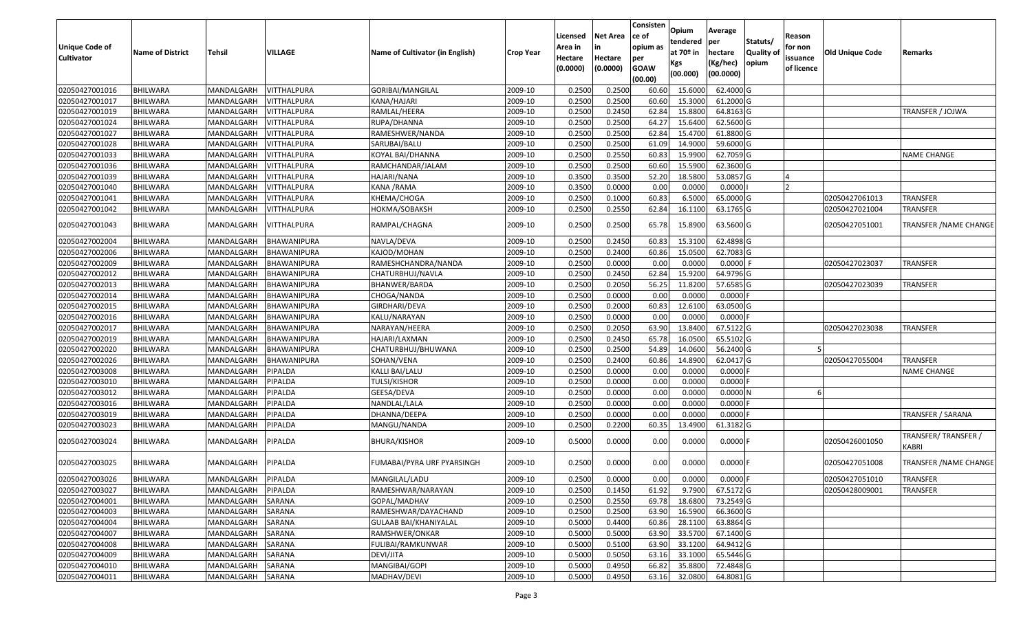| Unique Code of Cultivator | Name of District | Tehsil | VILLAGE | Name of Cultivator (in English) | Crop Year | Licensed Area in Hectare (0.0000) | Net Area in Hectare (0.0000) | Consisten ce of opium as per GOAW (00.00) | Opium tendered at 70º in Kgs (00.000) | Average per hectare (Kg/hec) (00.0000) | Statuts/ Quality of opium | Reason for non issuance of licence | Old Unique Code | Remarks |
|---|---|---|---|---|---|---|---|---|---|---|---|---|---|---|
| 02050427001016 | BHILWARA | MANDALGARH | VITTHALPURA | GORIBAI/MANGILAL | 2009-10 | 0.2500 | 0.2500 | 60.60 | 15.6000 | 62.4000 | G | | | |
| 02050427001017 | BHILWARA | MANDALGARH | VITTHALPURA | KANA/HAJARI | 2009-10 | 0.2500 | 0.2500 | 60.60 | 15.3000 | 61.2000 | G | | | |
| 02050427001019 | BHILWARA | MANDALGARH | VITTHALPURA | RAMLAL/HEERA | 2009-10 | 0.2500 | 0.2450 | 62.84 | 15.8800 | 64.8163 | G | | | TRANSFER / JOJWA |
| 02050427001024 | BHILWARA | MANDALGARH | VITTHALPURA | RUPA/DHANNA | 2009-10 | 0.2500 | 0.2500 | 64.27 | 15.6400 | 62.5600 | G | | | |
| 02050427001027 | BHILWARA | MANDALGARH | VITTHALPURA | RAMESHWER/NANDA | 2009-10 | 0.2500 | 0.2500 | 62.84 | 15.4700 | 61.8800 | G | | | |
| 02050427001028 | BHILWARA | MANDALGARH | VITTHALPURA | SARUBAI/BALU | 2009-10 | 0.2500 | 0.2500 | 61.09 | 14.9000 | 59.6000 | G | | | |
| 02050427001033 | BHILWARA | MANDALGARH | VITTHALPURA | KOYAL BAI/DHANNA | 2009-10 | 0.2500 | 0.2550 | 60.83 | 15.9900 | 62.7059 | G | | | NAME CHANGE |
| 02050427001036 | BHILWARA | MANDALGARH | VITTHALPURA | RAMCHANDAR/JALAM | 2009-10 | 0.2500 | 0.2500 | 60.60 | 15.5900 | 62.3600 | G | | | |
| 02050427001039 | BHILWARA | MANDALGARH | VITTHALPURA | HAJARI/NANA | 2009-10 | 0.3500 | 0.3500 | 52.20 | 18.5800 | 53.0857 | G | 4 | | |
| 02050427001040 | BHILWARA | MANDALGARH | VITTHALPURA | KANA /RAMA | 2009-10 | 0.3500 | 0.0000 | 0.00 | 0.0000 | 0.0000 | I | 2 | | |
| 02050427001041 | BHILWARA | MANDALGARH | VITTHALPURA | KHEMA/CHOGA | 2009-10 | 0.2500 | 0.1000 | 60.83 | 6.5000 | 65.0000 | G | | 02050427061013 | TRANSFER |
| 02050427001042 | BHILWARA | MANDALGARH | VITTHALPURA | HOKMA/SOBAKSH | 2009-10 | 0.2500 | 0.2550 | 62.84 | 16.1100 | 63.1765 | G | | 02050427021004 | TRANSFER |
| 02050427001043 | BHILWARA | MANDALGARH | VITTHALPURA | RAMPAL/CHAGNA | 2009-10 | 0.2500 | 0.2500 | 65.78 | 15.8900 | 63.5600 | G | | 02050427051001 | TRANSFER /NAME CHANGE |
| 02050427002004 | BHILWARA | MANDALGARH | BHAWANIPURA | NAVLA/DEVA | 2009-10 | 0.2500 | 0.2450 | 60.83 | 15.3100 | 62.4898 | G | | | |
| 02050427002006 | BHILWARA | MANDALGARH | BHAWANIPURA | KAJOD/MOHAN | 2009-10 | 0.2500 | 0.2400 | 60.86 | 15.0500 | 62.7083 | G | | | |
| 02050427002009 | BHILWARA | MANDALGARH | BHAWANIPURA | RAMESHCHANDRA/NANDA | 2009-10 | 0.2500 | 0.0000 | 0.00 | 0.0000 | 0.0000 | F | | 02050427023037 | TRANSFER |
| 02050427002012 | BHILWARA | MANDALGARH | BHAWANIPURA | CHATURBHUJ/NAVLA | 2009-10 | 0.2500 | 0.2450 | 62.84 | 15.9200 | 64.9796 | G | | | |
| 02050427002013 | BHILWARA | MANDALGARH | BHAWANIPURA | BHANWER/BARDA | 2009-10 | 0.2500 | 0.2050 | 56.25 | 11.8200 | 57.6585 | G | | 02050427023039 | TRANSFER |
| 02050427002014 | BHILWARA | MANDALGARH | BHAWANIPURA | CHOGA/NANDA | 2009-10 | 0.2500 | 0.0000 | 0.00 | 0.0000 | 0.0000 | F | | | |
| 02050427002015 | BHILWARA | MANDALGARH | BHAWANIPURA | GIRDHARI/DEVA | 2009-10 | 0.2500 | 0.2000 | 60.83 | 12.6100 | 63.0500 | G | | | |
| 02050427002016 | BHILWARA | MANDALGARH | BHAWANIPURA | KALU/NARAYAN | 2009-10 | 0.2500 | 0.0000 | 0.00 | 0.0000 | 0.0000 | F | | | |
| 02050427002017 | BHILWARA | MANDALGARH | BHAWANIPURA | NARAYAN/HEERA | 2009-10 | 0.2500 | 0.2050 | 63.90 | 13.8400 | 67.5122 | G | | 02050427023038 | TRANSFER |
| 02050427002019 | BHILWARA | MANDALGARH | BHAWANIPURA | HAJARI/LAXMAN | 2009-10 | 0.2500 | 0.2450 | 65.78 | 16.0500 | 65.5102 | G | | | |
| 02050427002020 | BHILWARA | MANDALGARH | BHAWANIPURA | CHATURBHUJ/BHUWANA | 2009-10 | 0.2500 | 0.2500 | 54.89 | 14.0600 | 56.2400 | G | 5 | | |
| 02050427002026 | BHILWARA | MANDALGARH | BHAWANIPURA | SOHAN/VENA | 2009-10 | 0.2500 | 0.2400 | 60.86 | 14.8900 | 62.0417 | G | | 02050427055004 | TRANSFER |
| 02050427003008 | BHILWARA | MANDALGARH | PIPALDA | KALLI BAI/LALU | 2009-10 | 0.2500 | 0.0000 | 0.00 | 0.0000 | 0.0000 | F | | | NAME CHANGE |
| 02050427003010 | BHILWARA | MANDALGARH | PIPALDA | TULSI/KISHOR | 2009-10 | 0.2500 | 0.0000 | 0.00 | 0.0000 | 0.0000 | F | | | |
| 02050427003012 | BHILWARA | MANDALGARH | PIPALDA | GEESA/DEVA | 2009-10 | 0.2500 | 0.0000 | 0.00 | 0.0000 | 0.0000 | N | 6 | | |
| 02050427003016 | BHILWARA | MANDALGARH | PIPALDA | NANDLAL/LALA | 2009-10 | 0.2500 | 0.0000 | 0.00 | 0.0000 | 0.0000 | F | | | |
| 02050427003019 | BHILWARA | MANDALGARH | PIPALDA | DHANNA/DEEPA | 2009-10 | 0.2500 | 0.0000 | 0.00 | 0.0000 | 0.0000 | F | | | TRANSFER / SARANA |
| 02050427003023 | BHILWARA | MANDALGARH | PIPALDA | MANGU/NANDA | 2009-10 | 0.2500 | 0.2200 | 60.35 | 13.4900 | 61.3182 | G | | | |
| 02050427003024 | BHILWARA | MANDALGARH | PIPALDA | BHURA/KISHOR | 2009-10 | 0.5000 | 0.0000 | 0.00 | 0.0000 | 0.0000 | F | | 02050426001050 | TRANSFER/ TRANSFER / KABRI |
| 02050427003025 | BHILWARA | MANDALGARH | PIPALDA | FUMABAI/PYRA URF PYARSINGH | 2009-10 | 0.2500 | 0.0000 | 0.00 | 0.0000 | 0.0000 | F | | 02050427051008 | TRANSFER /NAME CHANGE |
| 02050427003026 | BHILWARA | MANDALGARH | PIPALDA | MANGILAL/LADU | 2009-10 | 0.2500 | 0.0000 | 0.00 | 0.0000 | 0.0000 | F | | 02050427051010 | TRANSFER |
| 02050427003027 | BHILWARA | MANDALGARH | PIPALDA | RAMESHWAR/NARAYAN | 2009-10 | 0.2500 | 0.1450 | 61.92 | 9.7900 | 67.5172 | G | | 02050428009001 | TRANSFER |
| 02050427004001 | BHILWARA | MANDALGARH | SARANA | GOPAL/MADHAV | 2009-10 | 0.2500 | 0.2550 | 69.78 | 18.6800 | 73.2549 | G | | | |
| 02050427004003 | BHILWARA | MANDALGARH | SARANA | RAMESHWAR/DAYACHAND | 2009-10 | 0.2500 | 0.2500 | 63.90 | 16.5900 | 66.3600 | G | | | |
| 02050427004004 | BHILWARA | MANDALGARH | SARANA | GULAAB BAI/KHANIYALAL | 2009-10 | 0.5000 | 0.4400 | 60.86 | 28.1100 | 63.8864 | G | | | |
| 02050427004007 | BHILWARA | MANDALGARH | SARANA | RAMSHWER/ONKAR | 2009-10 | 0.5000 | 0.5000 | 63.90 | 33.5700 | 67.1400 | G | | | |
| 02050427004008 | BHILWARA | MANDALGARH | SARANA | FULIBAI/RAMKUNWAR | 2009-10 | 0.5000 | 0.5100 | 63.90 | 33.1200 | 64.9412 | G | | | |
| 02050427004009 | BHILWARA | MANDALGARH | SARANA | DEVI/JITA | 2009-10 | 0.5000 | 0.5050 | 63.16 | 33.1000 | 65.5446 | G | | | |
| 02050427004010 | BHILWARA | MANDALGARH | SARANA | MANGIBAI/GOPI | 2009-10 | 0.5000 | 0.4950 | 66.82 | 35.8800 | 72.4848 | G | | | |
| 02050427004011 | BHILWARA | MANDALGARH | SARANA | MADHAV/DEVI | 2009-10 | 0.5000 | 0.4950 | 63.16 | 32.0800 | 64.8081 | G | | | |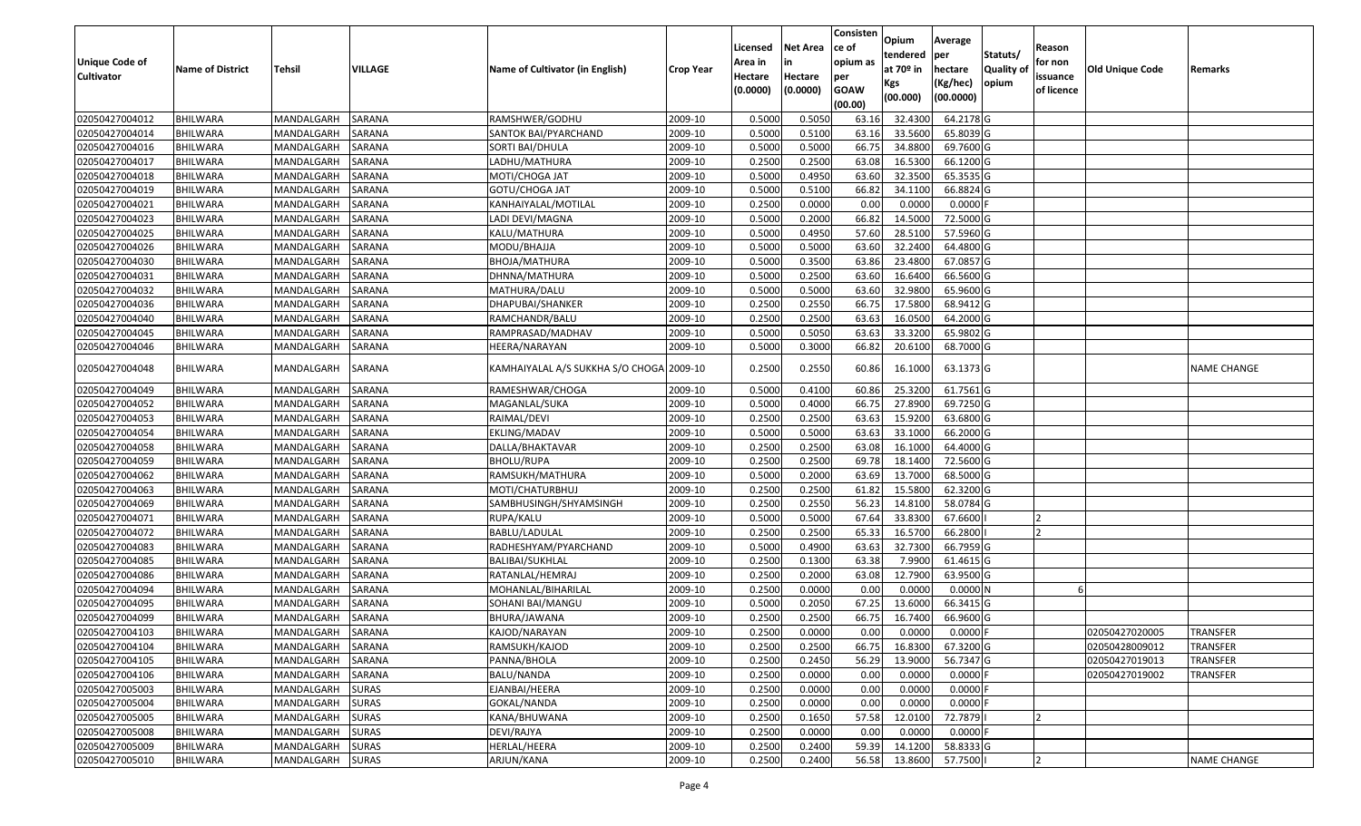| Unique Code of Cultivator | Name of District | Tehsil | VILLAGE | Name of Cultivator (in English) | Crop Year | Licensed Area in Hectare (0.0000) | Net Area in Hectare (0.0000) | Consistence of opium as per GOAW (00.00) | Opium tendered at 70º in Kgs (00.000) | Average per hectare (Kg/hec) (00.0000) | Statuts/ Quality of opium | Reason for non issuance of licence | Old Unique Code | Remarks |
|---|---|---|---|---|---|---|---|---|---|---|---|---|---|---|
| 02050427004012 | BHILWARA | MANDALGARH | SARANA | RAMSHWER/GODHU | 2009-10 | 0.5000 | 0.5050 | 63.16 | 32.4300 | 64.2178 | G | | | |
| 02050427004014 | BHILWARA | MANDALGARH | SARANA | SANTOK BAI/PYARCHAND | 2009-10 | 0.5000 | 0.5100 | 63.16 | 33.5600 | 65.8039 | G | | | |
| 02050427004016 | BHILWARA | MANDALGARH | SARANA | SORTI BAI/DHULA | 2009-10 | 0.5000 | 0.5000 | 66.75 | 34.8800 | 69.7600 | G | | | |
| 02050427004017 | BHILWARA | MANDALGARH | SARANA | LADHU/MATHURA | 2009-10 | 0.2500 | 0.2500 | 63.08 | 16.5300 | 66.1200 | G | | | |
| 02050427004018 | BHILWARA | MANDALGARH | SARANA | MOTI/CHOGA JAT | 2009-10 | 0.5000 | 0.4950 | 63.60 | 32.3500 | 65.3535 | G | | | |
| 02050427004019 | BHILWARA | MANDALGARH | SARANA | GOTU/CHOGA JAT | 2009-10 | 0.5000 | 0.5100 | 66.82 | 34.1100 | 66.8824 | G | | | |
| 02050427004021 | BHILWARA | MANDALGARH | SARANA | KANHAIYALAL/MOTILAL | 2009-10 | 0.2500 | 0.0000 | 0.00 | 0.0000 | 0.0000 | F | | | |
| 02050427004023 | BHILWARA | MANDALGARH | SARANA | LADI DEVI/MAGNA | 2009-10 | 0.5000 | 0.2000 | 66.82 | 14.5000 | 72.5000 | G | | | |
| 02050427004025 | BHILWARA | MANDALGARH | SARANA | KALU/MATHURA | 2009-10 | 0.5000 | 0.4950 | 57.60 | 28.5100 | 57.5960 | G | | | |
| 02050427004026 | BHILWARA | MANDALGARH | SARANA | MODU/BHAJJA | 2009-10 | 0.5000 | 0.5000 | 63.60 | 32.2400 | 64.4800 | G | | | |
| 02050427004030 | BHILWARA | MANDALGARH | SARANA | BHOJA/MATHURA | 2009-10 | 0.5000 | 0.3500 | 63.86 | 23.4800 | 67.0857 | G | | | |
| 02050427004031 | BHILWARA | MANDALGARH | SARANA | DHNNA/MATHURA | 2009-10 | 0.5000 | 0.2500 | 63.60 | 16.6400 | 66.5600 | G | | | |
| 02050427004032 | BHILWARA | MANDALGARH | SARANA | MATHURA/DALU | 2009-10 | 0.5000 | 0.5000 | 63.60 | 32.9800 | 65.9600 | G | | | |
| 02050427004036 | BHILWARA | MANDALGARH | SARANA | DHAPUBAI/SHANKER | 2009-10 | 0.2500 | 0.2550 | 66.75 | 17.5800 | 68.9412 | G | | | |
| 02050427004040 | BHILWARA | MANDALGARH | SARANA | RAMCHANDR/BALU | 2009-10 | 0.2500 | 0.2500 | 63.63 | 16.0500 | 64.2000 | G | | | |
| 02050427004045 | BHILWARA | MANDALGARH | SARANA | RAMPRASAD/MADHAV | 2009-10 | 0.5000 | 0.5050 | 63.63 | 33.3200 | 65.9802 | G | | | |
| 02050427004046 | BHILWARA | MANDALGARH | SARANA | HEERA/NARAYAN | 2009-10 | 0.5000 | 0.3000 | 66.82 | 20.6100 | 68.7000 | G | | | |
| 02050427004048 | BHILWARA | MANDALGARH | SARANA | KAMHAIYALAL A/S SUKKHA S/O CHOGA | 2009-10 | 0.2500 | 0.2550 | 60.86 | 16.1000 | 63.1373 | G | | | NAME CHANGE |
| 02050427004049 | BHILWARA | MANDALGARH | SARANA | RAMESHWAR/CHOGA | 2009-10 | 0.5000 | 0.4100 | 60.86 | 25.3200 | 61.7561 | G | | | |
| 02050427004052 | BHILWARA | MANDALGARH | SARANA | MAGANLAL/SUKA | 2009-10 | 0.5000 | 0.4000 | 66.75 | 27.8900 | 69.7250 | G | | | |
| 02050427004053 | BHILWARA | MANDALGARH | SARANA | RAIMAL/DEVI | 2009-10 | 0.2500 | 0.2500 | 63.63 | 15.9200 | 63.6800 | G | | | |
| 02050427004054 | BHILWARA | MANDALGARH | SARANA | EKLING/MADAV | 2009-10 | 0.5000 | 0.5000 | 63.63 | 33.1000 | 66.2000 | G | | | |
| 02050427004058 | BHILWARA | MANDALGARH | SARANA | DALLA/BHAKTAVAR | 2009-10 | 0.2500 | 0.2500 | 63.08 | 16.1000 | 64.4000 | G | | | |
| 02050427004059 | BHILWARA | MANDALGARH | SARANA | BHOLU/RUPA | 2009-10 | 0.2500 | 0.2500 | 69.78 | 18.1400 | 72.5600 | G | | | |
| 02050427004062 | BHILWARA | MANDALGARH | SARANA | RAMSUKH/MATHURA | 2009-10 | 0.5000 | 0.2000 | 63.69 | 13.7000 | 68.5000 | G | | | |
| 02050427004063 | BHILWARA | MANDALGARH | SARANA | MOTI/CHATURBHUJ | 2009-10 | 0.2500 | 0.2500 | 61.82 | 15.5800 | 62.3200 | G | | | |
| 02050427004069 | BHILWARA | MANDALGARH | SARANA | SAMBHUSINGH/SHYAMSINGH | 2009-10 | 0.2500 | 0.2550 | 56.23 | 14.8100 | 58.0784 | G | | | |
| 02050427004071 | BHILWARA | MANDALGARH | SARANA | RUPA/KALU | 2009-10 | 0.5000 | 0.5000 | 67.64 | 33.8300 | 67.6600 | I | 2 | | |
| 02050427004072 | BHILWARA | MANDALGARH | SARANA | BABLU/LADULAL | 2009-10 | 0.2500 | 0.2500 | 65.33 | 16.5700 | 66.2800 | I | 2 | | |
| 02050427004083 | BHILWARA | MANDALGARH | SARANA | RADHESHYAM/PYARCHAND | 2009-10 | 0.5000 | 0.4900 | 63.63 | 32.7300 | 66.7959 | G | | | |
| 02050427004085 | BHILWARA | MANDALGARH | SARANA | BALIBAI/SUKHLAL | 2009-10 | 0.2500 | 0.1300 | 63.38 | 7.9900 | 61.4615 | G | | | |
| 02050427004086 | BHILWARA | MANDALGARH | SARANA | RATANLAL/HEMRAJ | 2009-10 | 0.2500 | 0.2000 | 63.08 | 12.7900 | 63.9500 | G | | | |
| 02050427004094 | BHILWARA | MANDALGARH | SARANA | MOHANLAL/BIHARILAL | 2009-10 | 0.2500 | 0.0000 | 0.00 | 0.0000 | 0.0000 | N | 6 | | |
| 02050427004095 | BHILWARA | MANDALGARH | SARANA | SOHANI BAI/MANGU | 2009-10 | 0.5000 | 0.2050 | 67.25 | 13.6000 | 66.3415 | G | | | |
| 02050427004099 | BHILWARA | MANDALGARH | SARANA | BHURA/JAWANA | 2009-10 | 0.2500 | 0.2500 | 66.75 | 16.7400 | 66.9600 | G | | | |
| 02050427004103 | BHILWARA | MANDALGARH | SARANA | KAJOD/NARAYAN | 2009-10 | 0.2500 | 0.0000 | 0.00 | 0.0000 | 0.0000 | F | | 02050427020005 | TRANSFER |
| 02050427004104 | BHILWARA | MANDALGARH | SARANA | RAMSUKH/KAJOD | 2009-10 | 0.2500 | 0.2500 | 66.75 | 16.8300 | 67.3200 | G | | 02050428009012 | TRANSFER |
| 02050427004105 | BHILWARA | MANDALGARH | SARANA | PANNA/BHOLA | 2009-10 | 0.2500 | 0.2450 | 56.29 | 13.9000 | 56.7347 | G | | 02050427019013 | TRANSFER |
| 02050427004106 | BHILWARA | MANDALGARH | SARANA | BALU/NANDA | 2009-10 | 0.2500 | 0.0000 | 0.00 | 0.0000 | 0.0000 | F | | 02050427019002 | TRANSFER |
| 02050427005003 | BHILWARA | MANDALGARH | SURAS | EJANBAI/HEERA | 2009-10 | 0.2500 | 0.0000 | 0.00 | 0.0000 | 0.0000 | F | | | |
| 02050427005004 | BHILWARA | MANDALGARH | SURAS | GOKAL/NANDA | 2009-10 | 0.2500 | 0.0000 | 0.00 | 0.0000 | 0.0000 | F | | | |
| 02050427005005 | BHILWARA | MANDALGARH | SURAS | KANA/BHUWANA | 2009-10 | 0.2500 | 0.1650 | 57.58 | 12.0100 | 72.7879 | I | 2 | | |
| 02050427005008 | BHILWARA | MANDALGARH | SURAS | DEVI/RAJYA | 2009-10 | 0.2500 | 0.0000 | 0.00 | 0.0000 | 0.0000 | F | | | |
| 02050427005009 | BHILWARA | MANDALGARH | SURAS | HERLAL/HEERA | 2009-10 | 0.2500 | 0.2400 | 59.39 | 14.1200 | 58.8333 | G | | | |
| 02050427005010 | BHILWARA | MANDALGARH | SURAS | ARJUN/KANA | 2009-10 | 0.2500 | 0.2400 | 56.58 | 13.8600 | 57.7500 | I | 2 | | NAME CHANGE |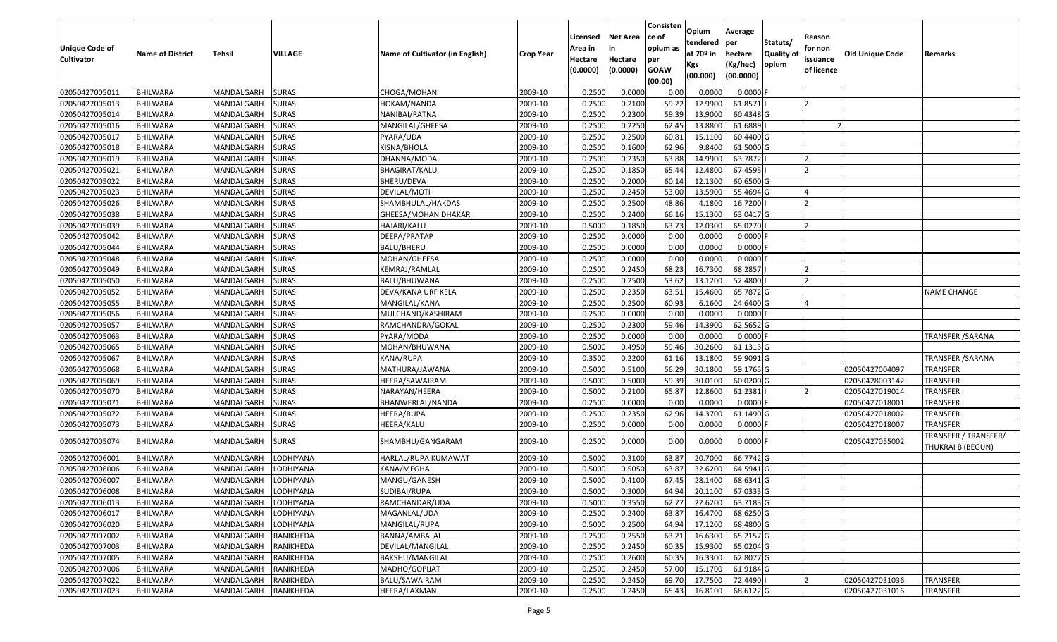| Unique Code of Cultivator | Name of District | Tehsil | VILLAGE | Name of Cultivator (in English) | Crop Year | Licensed Area in Hectare (0.0000) | Net Area in Hectare (0.0000) | Consistence of opium as per GOAW (00.00) | Opium tendered at 70º in Kgs (00.000) | Average per hectare (Kg/hec) (00.0000) | Statuts/ Quality of opium | Reason for non issuance of licence | Old Unique Code | Remarks |
|---|---|---|---|---|---|---|---|---|---|---|---|---|---|---|
| 02050427005011 | BHILWARA | MANDALGARH | SURAS | CHOGA/MOHAN | 2009-10 | 0.2500 | 0.0000 | 0.00 | 0.0000 | 0.0000 | F | | | |
| 02050427005013 | BHILWARA | MANDALGARH | SURAS | HOKAM/NANDA | 2009-10 | 0.2500 | 0.2100 | 59.22 | 12.9900 | 61.8571 | I | 2 | | |
| 02050427005014 | BHILWARA | MANDALGARH | SURAS | NANIBAI/RATNA | 2009-10 | 0.2500 | 0.2300 | 59.39 | 13.9000 | 60.4348 | G | | | |
| 02050427005016 | BHILWARA | MANDALGARH | SURAS | MANGILAL/GHEESA | 2009-10 | 0.2500 | 0.2250 | 62.45 | 13.8800 | 61.6889 | I | 2 | | |
| 02050427005017 | BHILWARA | MANDALGARH | SURAS | PYARA/UDA | 2009-10 | 0.2500 | 0.2500 | 60.81 | 15.1100 | 60.4400 | G | | | |
| 02050427005018 | BHILWARA | MANDALGARH | SURAS | KISNA/BHOLA | 2009-10 | 0.2500 | 0.1600 | 62.96 | 9.8400 | 61.5000 | G | | | |
| 02050427005019 | BHILWARA | MANDALGARH | SURAS | DHANNA/MODA | 2009-10 | 0.2500 | 0.2350 | 63.88 | 14.9900 | 63.7872 | I | 2 | | |
| 02050427005021 | BHILWARA | MANDALGARH | SURAS | BHAGIRAT/KALU | 2009-10 | 0.2500 | 0.1850 | 65.44 | 12.4800 | 67.4595 | I | 2 | | |
| 02050427005022 | BHILWARA | MANDALGARH | SURAS | BHERU/DEVA | 2009-10 | 0.2500 | 0.2000 | 60.14 | 12.1300 | 60.6500 | G | | | |
| 02050427005023 | BHILWARA | MANDALGARH | SURAS | DEVILAL/MOTI | 2009-10 | 0.2500 | 0.2450 | 53.00 | 13.5900 | 55.4694 | G | 4 | | |
| 02050427005026 | BHILWARA | MANDALGARH | SURAS | SHAMBHULAL/HAKDAS | 2009-10 | 0.2500 | 0.2500 | 48.86 | 4.1800 | 16.7200 | I | 2 | | |
| 02050427005038 | BHILWARA | MANDALGARH | SURAS | GHEESA/MOHAN DHAKAR | 2009-10 | 0.2500 | 0.2400 | 66.16 | 15.1300 | 63.0417 | G | | | |
| 02050427005039 | BHILWARA | MANDALGARH | SURAS | HAJARI/KALU | 2009-10 | 0.5000 | 0.1850 | 63.73 | 12.0300 | 65.0270 | I | 2 | | |
| 02050427005042 | BHILWARA | MANDALGARH | SURAS | DEEPA/PRATAP | 2009-10 | 0.2500 | 0.0000 | 0.00 | 0.0000 | 0.0000 | F | | | |
| 02050427005044 | BHILWARA | MANDALGARH | SURAS | BALU/BHERU | 2009-10 | 0.2500 | 0.0000 | 0.00 | 0.0000 | 0.0000 | F | | | |
| 02050427005048 | BHILWARA | MANDALGARH | SURAS | MOHAN/GHEESA | 2009-10 | 0.2500 | 0.0000 | 0.00 | 0.0000 | 0.0000 | F | | | |
| 02050427005049 | BHILWARA | MANDALGARH | SURAS | KEMRAJ/RAMLAL | 2009-10 | 0.2500 | 0.2450 | 68.23 | 16.7300 | 68.2857 | I | 2 | | |
| 02050427005050 | BHILWARA | MANDALGARH | SURAS | BALU/BHUWANA | 2009-10 | 0.2500 | 0.2500 | 53.62 | 13.1200 | 52.4800 | I | 2 | | |
| 02050427005052 | BHILWARA | MANDALGARH | SURAS | DEVA/KANA URF KELA | 2009-10 | 0.2500 | 0.2350 | 63.51 | 15.4600 | 65.7872 | G | | | NAME CHANGE |
| 02050427005055 | BHILWARA | MANDALGARH | SURAS | MANGILAL/KANA | 2009-10 | 0.2500 | 0.2500 | 60.93 | 6.1600 | 24.6400 | G | 4 | | |
| 02050427005056 | BHILWARA | MANDALGARH | SURAS | MULCHAND/KASHIRAM | 2009-10 | 0.2500 | 0.0000 | 0.00 | 0.0000 | 0.0000 | F | | | |
| 02050427005057 | BHILWARA | MANDALGARH | SURAS | RAMCHANDRA/GOKAL | 2009-10 | 0.2500 | 0.2300 | 59.46 | 14.3900 | 62.5652 | G | | | |
| 02050427005063 | BHILWARA | MANDALGARH | SURAS | PYARA/MODA | 2009-10 | 0.2500 | 0.0000 | 0.00 | 0.0000 | 0.0000 | F | | | TRANSFER /SARANA |
| 02050427005065 | BHILWARA | MANDALGARH | SURAS | MOHAN/BHUWANA | 2009-10 | 0.5000 | 0.4950 | 59.46 | 30.2600 | 61.1313 | G | | | |
| 02050427005067 | BHILWARA | MANDALGARH | SURAS | KANA/RUPA | 2009-10 | 0.3500 | 0.2200 | 61.16 | 13.1800 | 59.9091 | G | | | TRANSFER /SARANA |
| 02050427005068 | BHILWARA | MANDALGARH | SURAS | MATHURA/JAWANA | 2009-10 | 0.5000 | 0.5100 | 56.29 | 30.1800 | 59.1765 | G | | 02050427004097 | TRANSFER |
| 02050427005069 | BHILWARA | MANDALGARH | SURAS | HEERA/SAWAIRAM | 2009-10 | 0.5000 | 0.5000 | 59.39 | 30.0100 | 60.0200 | G | | 02050428003142 | TRANSFER |
| 02050427005070 | BHILWARA | MANDALGARH | SURAS | NARAYAN/HEERA | 2009-10 | 0.5000 | 0.2100 | 65.87 | 12.8600 | 61.2381 | I | 2 | 02050427019014 | TRANSFER |
| 02050427005071 | BHILWARA | MANDALGARH | SURAS | BHANWERLAL/NANDA | 2009-10 | 0.2500 | 0.0000 | 0.00 | 0.0000 | 0.0000 | F | | 02050427018001 | TRANSFER |
| 02050427005072 | BHILWARA | MANDALGARH | SURAS | HEERA/RUPA | 2009-10 | 0.2500 | 0.2350 | 62.96 | 14.3700 | 61.1490 | G | | 02050427018002 | TRANSFER |
| 02050427005073 | BHILWARA | MANDALGARH | SURAS | HEERA/KALU | 2009-10 | 0.2500 | 0.0000 | 0.00 | 0.0000 | 0.0000 | F | | 02050427018007 | TRANSFER |
| 02050427005074 | BHILWARA | MANDALGARH | SURAS | SHAMBHU/GANGARAM | 2009-10 | 0.2500 | 0.0000 | 0.00 | 0.0000 | 0.0000 | F | | 02050427055002 | TRANSFER / TRANSFER/ THUKRAI B (BEGUN) |
| 02050427006001 | BHILWARA | MANDALGARH | LODHIYANA | HARLAL/RUPA KUMAWAT | 2009-10 | 0.5000 | 0.3100 | 63.87 | 20.7000 | 66.7742 | G | | | |
| 02050427006006 | BHILWARA | MANDALGARH | LODHIYANA | KANA/MEGHA | 2009-10 | 0.5000 | 0.5050 | 63.87 | 32.6200 | 64.5941 | G | | | |
| 02050427006007 | BHILWARA | MANDALGARH | LODHIYANA | MANGU/GANESH | 2009-10 | 0.5000 | 0.4100 | 67.45 | 28.1400 | 68.6341 | G | | | |
| 02050427006008 | BHILWARA | MANDALGARH | LODHIYANA | SUDIBAI/RUPA | 2009-10 | 0.5000 | 0.3000 | 64.94 | 20.1100 | 67.0333 | G | | | |
| 02050427006013 | BHILWARA | MANDALGARH | LODHIYANA | RAMCHANDAR/UDA | 2009-10 | 0.5000 | 0.3550 | 62.77 | 22.6200 | 63.7183 | G | | | |
| 02050427006017 | BHILWARA | MANDALGARH | LODHIYANA | MAGANLAL/UDA | 2009-10 | 0.2500 | 0.2400 | 63.87 | 16.4700 | 68.6250 | G | | | |
| 02050427006020 | BHILWARA | MANDALGARH | LODHIYANA | MANGILAL/RUPA | 2009-10 | 0.5000 | 0.2500 | 64.94 | 17.1200 | 68.4800 | G | | | |
| 02050427007002 | BHILWARA | MANDALGARH | RANIKHEDA | BANNA/AMBALAL | 2009-10 | 0.2500 | 0.2550 | 63.21 | 16.6300 | 65.2157 | G | | | |
| 02050427007003 | BHILWARA | MANDALGARH | RANIKHEDA | DEVILAL/MANGILAL | 2009-10 | 0.2500 | 0.2450 | 60.35 | 15.9300 | 65.0204 | G | | | |
| 02050427007005 | BHILWARA | MANDALGARH | RANIKHEDA | BAKSHU/MANGILAL | 2009-10 | 0.2500 | 0.2600 | 60.35 | 16.3300 | 62.8077 | G | | | |
| 02050427007006 | BHILWARA | MANDALGARH | RANIKHEDA | MADHO/GOPIJAT | 2009-10 | 0.2500 | 0.2450 | 57.00 | 15.1700 | 61.9184 | G | | | |
| 02050427007022 | BHILWARA | MANDALGARH | RANIKHEDA | BALU/SAWAIRAM | 2009-10 | 0.2500 | 0.2450 | 69.70 | 17.7500 | 72.4490 | I | 2 | 02050427031036 | TRANSFER |
| 02050427007023 | BHILWARA | MANDALGARH | RANIKHEDA | HEERA/LAXMAN | 2009-10 | 0.2500 | 0.2450 | 65.43 | 16.8100 | 68.6122 | G | | 02050427031016 | TRANSFER |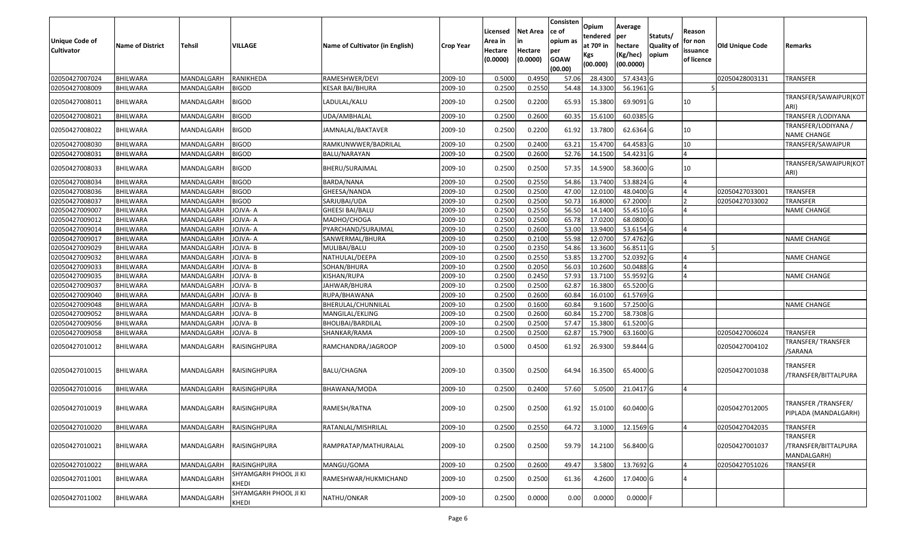| Unique Code of Cultivator | Name of District | Tehsil | VILLAGE | Name of Cultivator (in English) | Crop Year | Licensed Area in Hectare (0.0000) | Net Area in Hectare (0.0000) | Consistence of opium as per GOAW (00.00) | Opium tendered at 70º in Kgs (00.000) | Average per hectare (Kg/hec) (00.0000) | Statuts/ Quality of opium | Reason for non issuance of licence | Old Unique Code | Remarks |
|---|---|---|---|---|---|---|---|---|---|---|---|---|---|---|
| 02050427007024 | BHILWARA | MANDALGARH | RANIKHEDA | RAMESHWER/DEVI | 2009-10 | 0.5000 | 0.4950 | 57.06 | 28.4300 | 57.4343 | G | | 02050428003131 | TRANSFER |
| 02050427008009 | BHILWARA | MANDALGARH | BIGOD | KESAR BAI/BHURA | 2009-10 | 0.2500 | 0.2550 | 54.48 | 14.3300 | 56.1961 | G | 5 | | |
| 02050427008011 | BHILWARA | MANDALGARH | BIGOD | LADULAL/KALU | 2009-10 | 0.2500 | 0.2200 | 65.93 | 15.3800 | 69.9091 | G | 10 | | TRANSFER/SAWAIPUR(KOTARI) |
| 02050427008021 | BHILWARA | MANDALGARH | BIGOD | UDA/AMBHALAL | 2009-10 | 0.2500 | 0.2600 | 60.35 | 15.6100 | 60.0385 | G | | | TRANSFER /LODIYANA |
| 02050427008022 | BHILWARA | MANDALGARH | BIGOD | JAMNALAL/BAKTAVER | 2009-10 | 0.2500 | 0.2200 | 61.92 | 13.7800 | 62.6364 | G | 10 | | TRANSFER/LODIYANA / NAME CHANGE |
| 02050427008030 | BHILWARA | MANDALGARH | BIGOD | RAMKUNWWER/BADRILAL | 2009-10 | 0.2500 | 0.2400 | 63.21 | 15.4700 | 64.4583 | G | 10 | | TRANSFER/SAWAIPUR |
| 02050427008031 | BHILWARA | MANDALGARH | BIGOD | BALU/NARAYAN | 2009-10 | 0.2500 | 0.2600 | 52.76 | 14.1500 | 54.4231 | G | 4 | | |
| 02050427008033 | BHILWARA | MANDALGARH | BIGOD | BHERU/SURAJMAL | 2009-10 | 0.2500 | 0.2500 | 57.35 | 14.5900 | 58.3600 | G | 10 | | TRANSFER/SAWAIPUR(KOTARI) |
| 02050427008034 | BHILWARA | MANDALGARH | BIGOD | BARDA/NANA | 2009-10 | 0.2500 | 0.2550 | 54.86 | 13.7400 | 53.8824 | G | 4 | | |
| 02050427008036 | BHILWARA | MANDALGARH | BIGOD | GHEESA/NANDA | 2009-10 | 0.2500 | 0.2500 | 47.00 | 12.0100 | 48.0400 | G | 4 | 02050427033001 | TRANSFER |
| 02050427008037 | BHILWARA | MANDALGARH | BIGOD | SARJUBAI/UDA | 2009-10 | 0.2500 | 0.2500 | 50.73 | 16.8000 | 67.2000 | I | 2 | 02050427033002 | TRANSFER |
| 02050427009007 | BHILWARA | MANDALGARH | JOJVA- A | GHEESI BAI/BALU | 2009-10 | 0.2500 | 0.2550 | 56.50 | 14.1400 | 55.4510 | G | 4 | | NAME CHANGE |
| 02050427009012 | BHILWARA | MANDALGARH | JOJVA- A | MADHO/CHOGA | 2009-10 | 0.2500 | 0.2500 | 65.78 | 17.0200 | 68.0800 | G | | | |
| 02050427009014 | BHILWARA | MANDALGARH | JOJVA- A | PYARCHAND/SURAJMAL | 2009-10 | 0.2500 | 0.2600 | 53.00 | 13.9400 | 53.6154 | G | 4 | | |
| 02050427009017 | BHILWARA | MANDALGARH | JOJVA- A | SANWERMAL/BHURA | 2009-10 | 0.2500 | 0.2100 | 55.98 | 12.0700 | 57.4762 | G | | | NAME CHANGE |
| 02050427009029 | BHILWARA | MANDALGARH | JOJVA- B | MULIBAI/BALU | 2009-10 | 0.2500 | 0.2350 | 54.86 | 13.3600 | 56.8511 | G | 5 | | |
| 02050427009032 | BHILWARA | MANDALGARH | JOJVA- B | NATHULAL/DEEPA | 2009-10 | 0.2500 | 0.2550 | 53.85 | 13.2700 | 52.0392 | G | 4 | | NAME CHANGE |
| 02050427009033 | BHILWARA | MANDALGARH | JOJVA- B | SOHAN/BHURA | 2009-10 | 0.2500 | 0.2050 | 56.03 | 10.2600 | 50.0488 | G | 4 | | |
| 02050427009035 | BHILWARA | MANDALGARH | JOJVA- B | KISHAN/RUPA | 2009-10 | 0.2500 | 0.2450 | 57.93 | 13.7100 | 55.9592 | G | 4 | | NAME CHANGE |
| 02050427009037 | BHILWARA | MANDALGARH | JOJVA- B | JAHWAR/BHURA | 2009-10 | 0.2500 | 0.2500 | 62.87 | 16.3800 | 65.5200 | G | | | |
| 02050427009040 | BHILWARA | MANDALGARH | JOJVA- B | RUPA/BHAWANA | 2009-10 | 0.2500 | 0.2600 | 60.84 | 16.0100 | 61.5769 | G | | | |
| 02050427009048 | BHILWARA | MANDALGARH | JOJVA- B | BHERULAL/CHUNNILAL | 2009-10 | 0.2500 | 0.1600 | 60.84 | 9.1600 | 57.2500 | G | | | NAME CHANGE |
| 02050427009052 | BHILWARA | MANDALGARH | JOJVA- B | MANGILAL/EKLING | 2009-10 | 0.2500 | 0.2600 | 60.84 | 15.2700 | 58.7308 | G | | | |
| 02050427009056 | BHILWARA | MANDALGARH | JOJVA- B | BHOLIBAI/BARDILAL | 2009-10 | 0.2500 | 0.2500 | 57.47 | 15.3800 | 61.5200 | G | | | |
| 02050427009058 | BHILWARA | MANDALGARH | JOJVA- B | SHANKAR/RAMA | 2009-10 | 0.2500 | 0.2500 | 62.87 | 15.7900 | 63.1600 | G | | 02050427006024 | TRANSFER |
| 02050427010012 | BHILWARA | MANDALGARH | RAISINGHPURA | RAMCHANDRA/JAGROOP | 2009-10 | 0.5000 | 0.4500 | 61.92 | 26.9300 | 59.8444 | G | | 02050427004102 | TRANSFER/ TRANSFER /SARANA |
| 02050427010015 | BHILWARA | MANDALGARH | RAISINGHPURA | BALU/CHAGNA | 2009-10 | 0.3500 | 0.2500 | 64.94 | 16.3500 | 65.4000 | G | | 02050427001038 | TRANSFER /TRANSFER/BITTALPURA |
| 02050427010016 | BHILWARA | MANDALGARH | RAISINGHPURA | BHAWANA/MODA | 2009-10 | 0.2500 | 0.2400 | 57.60 | 5.0500 | 21.0417 | G | 4 | | |
| 02050427010019 | BHILWARA | MANDALGARH | RAISINGHPURA | RAMESH/RATNA | 2009-10 | 0.2500 | 0.2500 | 61.92 | 15.0100 | 60.0400 | G | | 02050427012005 | TRANSFER /TRANSFER/ PIPLADA (MANDALGARH) |
| 02050427010020 | BHILWARA | MANDALGARH | RAISINGHPURA | RATANLAL/MISHRILAL | 2009-10 | 0.2500 | 0.2550 | 64.72 | 3.1000 | 12.1569 | G | 4 | 02050427042035 | TRANSFER |
| 02050427010021 | BHILWARA | MANDALGARH | RAISINGHPURA | RAMPRATAP/MATHURALAL | 2009-10 | 0.2500 | 0.2500 | 59.79 | 14.2100 | 56.8400 | G | | 02050427001037 | TRANSFER /TRANSFER/BITTALPURA MANDALGARH) |
| 02050427010022 | BHILWARA | MANDALGARH | RAISINGHPURA | MANGU/GOMA | 2009-10 | 0.2500 | 0.2600 | 49.47 | 3.5800 | 13.7692 | G | 4 | 02050427051026 | TRANSFER |
| 02050427011001 | BHILWARA | MANDALGARH | SHYAMGARH PHOOL JI KI KHEDI | RAMESHWAR/HUKMICHAND | 2009-10 | 0.2500 | 0.2500 | 61.36 | 4.2600 | 17.0400 | G | 4 | | |
| 02050427011002 | BHILWARA | MANDALGARH | SHYAMGARH PHOOL JI KI KHEDI | NATHU/ONKAR | 2009-10 | 0.2500 | 0.0000 | 0.00 | 0.0000 | 0.0000 | F | | | |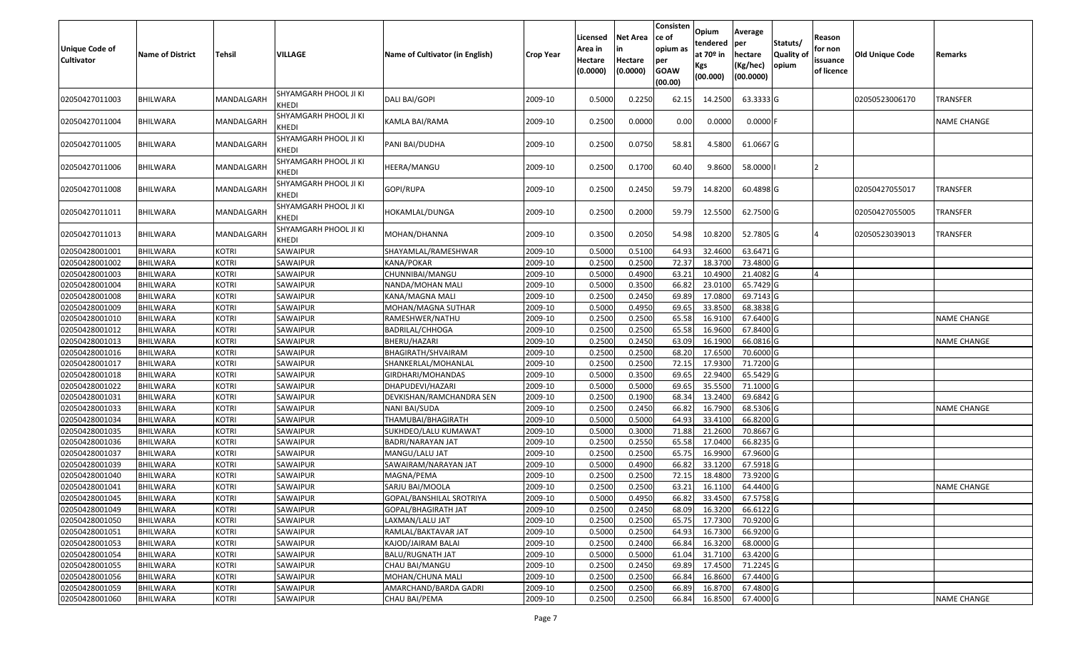| Unique Code of Cultivator | Name of District | Tehsil | VILLAGE | Name of Cultivator (in English) | Crop Year | Licensed Area in Hectare (0.0000) | Net Area in Hectare (0.0000) | Consistence of opium as per GOAW (00.00) | Opium tendered at 70º in Kgs (00.000) | Average per hectare (Kg/hec) (00.0000) | Statuts/ Quality of opium | Reason for non issuance of licence | Old Unique Code | Remarks |
|---|---|---|---|---|---|---|---|---|---|---|---|---|---|---|
| 02050427011003 | BHILWARA | MANDALGARH | SHYAMGARH PHOOL JI KI KHEDI | DALI BAI/GOPI | 2009-10 | 0.5000 | 0.2250 | 62.15 | 14.2500 | 63.3333 | G | | 02050523006170 | TRANSFER |
| 02050427011004 | BHILWARA | MANDALGARH | SHYAMGARH PHOOL JI KI KHEDI | KAMLA BAI/RAMA | 2009-10 | 0.2500 | 0.0000 | 0.00 | 0.0000 | 0.0000 | F | | | NAME CHANGE |
| 02050427011005 | BHILWARA | MANDALGARH | SHYAMGARH PHOOL JI KI KHEDI | PANI BAI/DUDHA | 2009-10 | 0.2500 | 0.0750 | 58.81 | 4.5800 | 61.0667 | G | | | |
| 02050427011006 | BHILWARA | MANDALGARH | SHYAMGARH PHOOL JI KI KHEDI | HEERA/MANGU | 2009-10 | 0.2500 | 0.1700 | 60.40 | 9.8600 | 58.0000 | I | 2 | | |
| 02050427011008 | BHILWARA | MANDALGARH | SHYAMGARH PHOOL JI KI KHEDI | GOPI/RUPA | 2009-10 | 0.2500 | 0.2450 | 59.79 | 14.8200 | 60.4898 | G | | 02050427055017 | TRANSFER |
| 02050427011011 | BHILWARA | MANDALGARH | SHYAMGARH PHOOL JI KI KHEDI | HOKAMLAL/DUNGA | 2009-10 | 0.2500 | 0.2000 | 59.79 | 12.5500 | 62.7500 | G | | 02050427055005 | TRANSFER |
| 02050427011013 | BHILWARA | MANDALGARH | SHYAMGARH PHOOL JI KI KHEDI | MOHAN/DHANNA | 2009-10 | 0.3500 | 0.2050 | 54.98 | 10.8200 | 52.7805 | G | 4 | 02050523039013 | TRANSFER |
| 02050428001001 | BHILWARA | KOTRI | SAWAIPUR | SHAYAMLAL/RAMESHWAR | 2009-10 | 0.5000 | 0.5100 | 64.93 | 32.4600 | 63.6471 | G | | | |
| 02050428001002 | BHILWARA | KOTRI | SAWAIPUR | KANA/POKAR | 2009-10 | 0.2500 | 0.2500 | 72.37 | 18.3700 | 73.4800 | G | | | |
| 02050428001003 | BHILWARA | KOTRI | SAWAIPUR | CHUNNIBAI/MANGU | 2009-10 | 0.5000 | 0.4900 | 63.21 | 10.4900 | 21.4082 | G | 4 | | |
| 02050428001004 | BHILWARA | KOTRI | SAWAIPUR | NANDA/MOHAN MALI | 2009-10 | 0.5000 | 0.3500 | 66.82 | 23.0100 | 65.7429 | G | | | |
| 02050428001008 | BHILWARA | KOTRI | SAWAIPUR | KANA/MAGNA MALI | 2009-10 | 0.2500 | 0.2450 | 69.89 | 17.0800 | 69.7143 | G | | | |
| 02050428001009 | BHILWARA | KOTRI | SAWAIPUR | MOHAN/MAGNA SUTHAR | 2009-10 | 0.5000 | 0.4950 | 69.65 | 33.8500 | 68.3838 | G | | | |
| 02050428001010 | BHILWARA | KOTRI | SAWAIPUR | RAMESHWER/NATHU | 2009-10 | 0.2500 | 0.2500 | 65.58 | 16.9100 | 67.6400 | G | | | NAME CHANGE |
| 02050428001012 | BHILWARA | KOTRI | SAWAIPUR | BADRILAL/CHHOGA | 2009-10 | 0.2500 | 0.2500 | 65.58 | 16.9600 | 67.8400 | G | | | |
| 02050428001013 | BHILWARA | KOTRI | SAWAIPUR | BHERU/HAZARI | 2009-10 | 0.2500 | 0.2450 | 63.09 | 16.1900 | 66.0816 | G | | | NAME CHANGE |
| 02050428001016 | BHILWARA | KOTRI | SAWAIPUR | BHAGIRATH/SHVAIRAM | 2009-10 | 0.2500 | 0.2500 | 68.20 | 17.6500 | 70.6000 | G | | | |
| 02050428001017 | BHILWARA | KOTRI | SAWAIPUR | SHANKERLAL/MOHANLAL | 2009-10 | 0.2500 | 0.2500 | 72.15 | 17.9300 | 71.7200 | G | | | |
| 02050428001018 | BHILWARA | KOTRI | SAWAIPUR | GIRDHARI/MOHANDAS | 2009-10 | 0.5000 | 0.3500 | 69.65 | 22.9400 | 65.5429 | G | | | |
| 02050428001022 | BHILWARA | KOTRI | SAWAIPUR | DHAPUDEVI/HAZARI | 2009-10 | 0.5000 | 0.5000 | 69.65 | 35.5500 | 71.1000 | G | | | |
| 02050428001031 | BHILWARA | KOTRI | SAWAIPUR | DEVKISHAN/RAMCHANDRA SEN | 2009-10 | 0.2500 | 0.1900 | 68.34 | 13.2400 | 69.6842 | G | | | |
| 02050428001033 | BHILWARA | KOTRI | SAWAIPUR | NANI BAI/SUDA | 2009-10 | 0.2500 | 0.2450 | 66.82 | 16.7900 | 68.5306 | G | | | NAME CHANGE |
| 02050428001034 | BHILWARA | KOTRI | SAWAIPUR | THAMUBAI/BHAGIRATH | 2009-10 | 0.5000 | 0.5000 | 64.93 | 33.4100 | 66.8200 | G | | | |
| 02050428001035 | BHILWARA | KOTRI | SAWAIPUR | SUKHDEO/LALU KUMAWAT | 2009-10 | 0.5000 | 0.3000 | 71.88 | 21.2600 | 70.8667 | G | | | |
| 02050428001036 | BHILWARA | KOTRI | SAWAIPUR | BADRI/NARAYAN JAT | 2009-10 | 0.2500 | 0.2550 | 65.58 | 17.0400 | 66.8235 | G | | | |
| 02050428001037 | BHILWARA | KOTRI | SAWAIPUR | MANGU/LALU JAT | 2009-10 | 0.2500 | 0.2500 | 65.75 | 16.9900 | 67.9600 | G | | | |
| 02050428001039 | BHILWARA | KOTRI | SAWAIPUR | SAWAIRAM/NARAYAN JAT | 2009-10 | 0.5000 | 0.4900 | 66.82 | 33.1200 | 67.5918 | G | | | |
| 02050428001040 | BHILWARA | KOTRI | SAWAIPUR | MAGNA/PEMA | 2009-10 | 0.2500 | 0.2500 | 72.15 | 18.4800 | 73.9200 | G | | | |
| 02050428001041 | BHILWARA | KOTRI | SAWAIPUR | SARJU BAI/MOOLA | 2009-10 | 0.2500 | 0.2500 | 63.21 | 16.1100 | 64.4400 | G | | | NAME CHANGE |
| 02050428001045 | BHILWARA | KOTRI | SAWAIPUR | GOPAL/BANSHILAL SROTRIYA | 2009-10 | 0.5000 | 0.4950 | 66.82 | 33.4500 | 67.5758 | G | | | |
| 02050428001049 | BHILWARA | KOTRI | SAWAIPUR | GOPAL/BHAGIRATH JAT | 2009-10 | 0.2500 | 0.2450 | 68.09 | 16.3200 | 66.6122 | G | | | |
| 02050428001050 | BHILWARA | KOTRI | SAWAIPUR | LAXMAN/LALU JAT | 2009-10 | 0.2500 | 0.2500 | 65.75 | 17.7300 | 70.9200 | G | | | |
| 02050428001051 | BHILWARA | KOTRI | SAWAIPUR | RAMLAL/BAKTAVAR JAT | 2009-10 | 0.5000 | 0.2500 | 64.93 | 16.7300 | 66.9200 | G | | | |
| 02050428001053 | BHILWARA | KOTRI | SAWAIPUR | KAJOD/JAIRAM BALAI | 2009-10 | 0.2500 | 0.2400 | 66.84 | 16.3200 | 68.0000 | G | | | |
| 02050428001054 | BHILWARA | KOTRI | SAWAIPUR | BALU/RUGNATH JAT | 2009-10 | 0.5000 | 0.5000 | 61.04 | 31.7100 | 63.4200 | G | | | |
| 02050428001055 | BHILWARA | KOTRI | SAWAIPUR | CHAU BAI/MANGU | 2009-10 | 0.2500 | 0.2450 | 69.89 | 17.4500 | 71.2245 | G | | | |
| 02050428001056 | BHILWARA | KOTRI | SAWAIPUR | MOHAN/CHUNA MALI | 2009-10 | 0.2500 | 0.2500 | 66.84 | 16.8600 | 67.4400 | G | | | |
| 02050428001059 | BHILWARA | KOTRI | SAWAIPUR | AMARCHAND/BARDA GADRI | 2009-10 | 0.2500 | 0.2500 | 66.89 | 16.8700 | 67.4800 | G | | | |
| 02050428001060 | BHILWARA | KOTRI | SAWAIPUR | CHAU BAI/PEMA | 2009-10 | 0.2500 | 0.2500 | 66.84 | 16.8500 | 67.4000 | G | | | NAME CHANGE |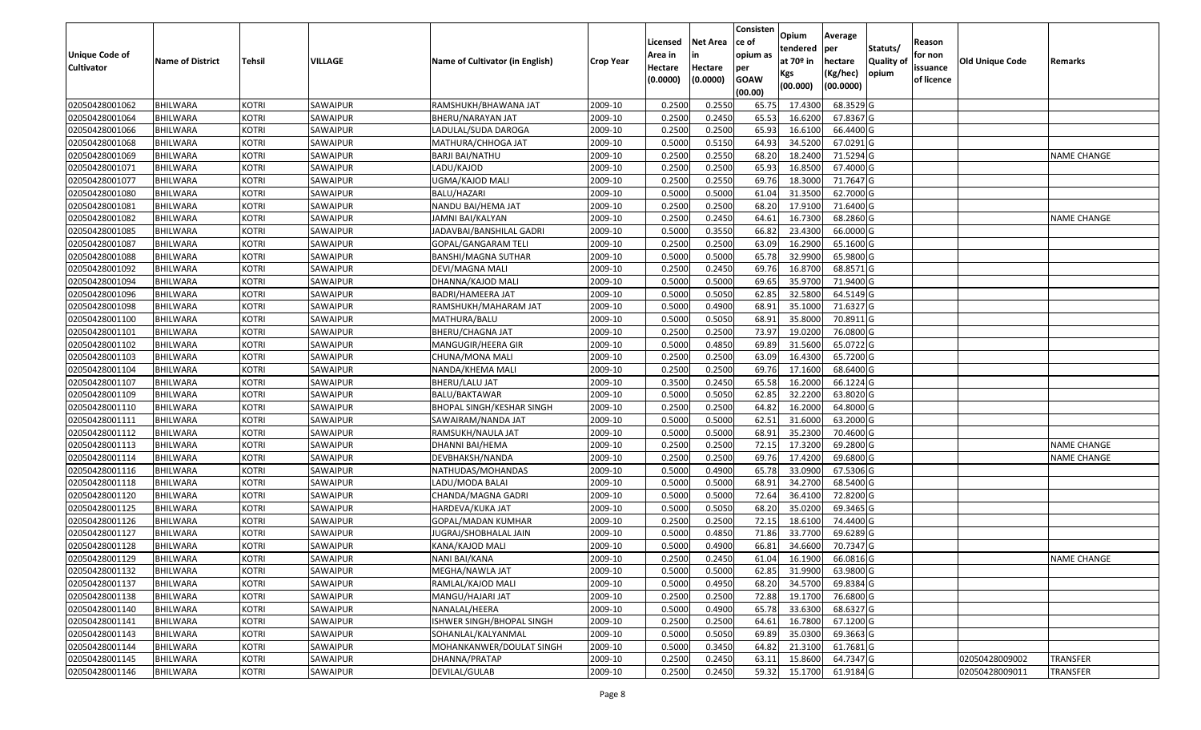| Unique Code of Cultivator | Name of District | Tehsil | VILLAGE | Name of Cultivator (in English) | Crop Year | Licensed Area in Hectare (0.0000) | Net Area in Hectare (0.0000) | Consistence of opium as per GOAW (00.00) | Opium tendered at 70º in Kgs (00.000) | Average per hectare (Kg/hec) (00.0000) | Statuts/ Quality of opium | Reason for non issuance of licence | Old Unique Code | Remarks |
|---|---|---|---|---|---|---|---|---|---|---|---|---|---|---|
| 02050428001062 | BHILWARA | KOTRI | SAWAIPUR | RAMSHUKH/BHAWANA JAT | 2009-10 | 0.2500 | 0.2550 | 65.75 | 17.4300 | 68.3529 | G | | | |
| 02050428001064 | BHILWARA | KOTRI | SAWAIPUR | BHERU/NARAYAN JAT | 2009-10 | 0.2500 | 0.2450 | 65.53 | 16.6200 | 67.8367 | G | | | |
| 02050428001066 | BHILWARA | KOTRI | SAWAIPUR | LADULAL/SUDA DAROGA | 2009-10 | 0.2500 | 0.2500 | 65.93 | 16.6100 | 66.4400 | G | | | |
| 02050428001068 | BHILWARA | KOTRI | SAWAIPUR | MATHURA/CHHOGA JAT | 2009-10 | 0.5000 | 0.5150 | 64.93 | 34.5200 | 67.0291 | G | | | |
| 02050428001069 | BHILWARA | KOTRI | SAWAIPUR | BARJI BAI/NATHU | 2009-10 | 0.2500 | 0.2550 | 68.20 | 18.2400 | 71.5294 | G | | | NAME CHANGE |
| 02050428001071 | BHILWARA | KOTRI | SAWAIPUR | LADU/KAJOD | 2009-10 | 0.2500 | 0.2500 | 65.93 | 16.8500 | 67.4000 | G | | | |
| 02050428001077 | BHILWARA | KOTRI | SAWAIPUR | UGMA/KAJOD MALI | 2009-10 | 0.2500 | 0.2550 | 69.76 | 18.3000 | 71.7647 | G | | | |
| 02050428001080 | BHILWARA | KOTRI | SAWAIPUR | BALU/HAZARI | 2009-10 | 0.5000 | 0.5000 | 61.04 | 31.3500 | 62.7000 | G | | | |
| 02050428001081 | BHILWARA | KOTRI | SAWAIPUR | NANDU BAI/HEMA JAT | 2009-10 | 0.2500 | 0.2500 | 68.20 | 17.9100 | 71.6400 | G | | | |
| 02050428001082 | BHILWARA | KOTRI | SAWAIPUR | JAMNI BAI/KALYAN | 2009-10 | 0.2500 | 0.2450 | 64.61 | 16.7300 | 68.2860 | G | | | NAME CHANGE |
| 02050428001085 | BHILWARA | KOTRI | SAWAIPUR | JADAVBAI/BANSHILAL GADRI | 2009-10 | 0.5000 | 0.3550 | 66.82 | 23.4300 | 66.0000 | G | | | |
| 02050428001087 | BHILWARA | KOTRI | SAWAIPUR | GOPAL/GANGARAM TELI | 2009-10 | 0.2500 | 0.2500 | 63.09 | 16.2900 | 65.1600 | G | | | |
| 02050428001088 | BHILWARA | KOTRI | SAWAIPUR | BANSHI/MAGNA SUTHAR | 2009-10 | 0.5000 | 0.5000 | 65.78 | 32.9900 | 65.9800 | G | | | |
| 02050428001092 | BHILWARA | KOTRI | SAWAIPUR | DEVI/MAGNA MALI | 2009-10 | 0.2500 | 0.2450 | 69.76 | 16.8700 | 68.8571 | G | | | |
| 02050428001094 | BHILWARA | KOTRI | SAWAIPUR | DHANNA/KAJOD MALI | 2009-10 | 0.5000 | 0.5000 | 69.65 | 35.9700 | 71.9400 | G | | | |
| 02050428001096 | BHILWARA | KOTRI | SAWAIPUR | BADRI/HAMEERA JAT | 2009-10 | 0.5000 | 0.5050 | 62.85 | 32.5800 | 64.5149 | G | | | |
| 02050428001098 | BHILWARA | KOTRI | SAWAIPUR | RAMSHUKH/MAHARAM JAT | 2009-10 | 0.5000 | 0.4900 | 68.91 | 35.1000 | 71.6327 | G | | | |
| 02050428001100 | BHILWARA | KOTRI | SAWAIPUR | MATHURA/BALU | 2009-10 | 0.5000 | 0.5050 | 68.91 | 35.8000 | 70.8911 | G | | | |
| 02050428001101 | BHILWARA | KOTRI | SAWAIPUR | BHERU/CHAGNA JAT | 2009-10 | 0.2500 | 0.2500 | 73.97 | 19.0200 | 76.0800 | G | | | |
| 02050428001102 | BHILWARA | KOTRI | SAWAIPUR | MANGUGIR/HEERA GIR | 2009-10 | 0.5000 | 0.4850 | 69.89 | 31.5600 | 65.0722 | G | | | |
| 02050428001103 | BHILWARA | KOTRI | SAWAIPUR | CHUNA/MONA MALI | 2009-10 | 0.2500 | 0.2500 | 63.09 | 16.4300 | 65.7200 | G | | | |
| 02050428001104 | BHILWARA | KOTRI | SAWAIPUR | NANDA/KHEMA MALI | 2009-10 | 0.2500 | 0.2500 | 69.76 | 17.1600 | 68.6400 | G | | | |
| 02050428001107 | BHILWARA | KOTRI | SAWAIPUR | BHERU/LALU JAT | 2009-10 | 0.3500 | 0.2450 | 65.58 | 16.2000 | 66.1224 | G | | | |
| 02050428001109 | BHILWARA | KOTRI | SAWAIPUR | BALU/BAKTAWAR | 2009-10 | 0.5000 | 0.5050 | 62.85 | 32.2200 | 63.8020 | G | | | |
| 02050428001110 | BHILWARA | KOTRI | SAWAIPUR | BHOPAL SINGH/KESHAR SINGH | 2009-10 | 0.2500 | 0.2500 | 64.82 | 16.2000 | 64.8000 | G | | | |
| 02050428001111 | BHILWARA | KOTRI | SAWAIPUR | SAWAIRAM/NANDA JAT | 2009-10 | 0.5000 | 0.5000 | 62.51 | 31.6000 | 63.2000 | G | | | |
| 02050428001112 | BHILWARA | KOTRI | SAWAIPUR | RAMSUKH/NAULA JAT | 2009-10 | 0.5000 | 0.5000 | 68.91 | 35.2300 | 70.4600 | G | | | |
| 02050428001113 | BHILWARA | KOTRI | SAWAIPUR | DHANNI BAI/HEMA | 2009-10 | 0.2500 | 0.2500 | 72.15 | 17.3200 | 69.2800 | G | | | NAME CHANGE |
| 02050428001114 | BHILWARA | KOTRI | SAWAIPUR | DEVBHAKSH/NANDA | 2009-10 | 0.2500 | 0.2500 | 69.76 | 17.4200 | 69.6800 | G | | | NAME CHANGE |
| 02050428001116 | BHILWARA | KOTRI | SAWAIPUR | NATHUDAS/MOHANDAS | 2009-10 | 0.5000 | 0.4900 | 65.78 | 33.0900 | 67.5306 | G | | | |
| 02050428001118 | BHILWARA | KOTRI | SAWAIPUR | LADU/MODA BALAI | 2009-10 | 0.5000 | 0.5000 | 68.91 | 34.2700 | 68.5400 | G | | | |
| 02050428001120 | BHILWARA | KOTRI | SAWAIPUR | CHANDA/MAGNA GADRI | 2009-10 | 0.5000 | 0.5000 | 72.64 | 36.4100 | 72.8200 | G | | | |
| 02050428001125 | BHILWARA | KOTRI | SAWAIPUR | HARDEVA/KUKA JAT | 2009-10 | 0.5000 | 0.5050 | 68.20 | 35.0200 | 69.3465 | G | | | |
| 02050428001126 | BHILWARA | KOTRI | SAWAIPUR | GOPAL/MADAN KUMHAR | 2009-10 | 0.2500 | 0.2500 | 72.15 | 18.6100 | 74.4400 | G | | | |
| 02050428001127 | BHILWARA | KOTRI | SAWAIPUR | JUGRAJ/SHOBHALAL JAIN | 2009-10 | 0.5000 | 0.4850 | 71.86 | 33.7700 | 69.6289 | G | | | |
| 02050428001128 | BHILWARA | KOTRI | SAWAIPUR | KANA/KAJOD MALI | 2009-10 | 0.5000 | 0.4900 | 66.81 | 34.6600 | 70.7347 | G | | | |
| 02050428001129 | BHILWARA | KOTRI | SAWAIPUR | NANI BAI/KANA | 2009-10 | 0.2500 | 0.2450 | 61.04 | 16.1900 | 66.0816 | G | | | NAME CHANGE |
| 02050428001132 | BHILWARA | KOTRI | SAWAIPUR | MEGHA/NAWLA JAT | 2009-10 | 0.5000 | 0.5000 | 62.85 | 31.9900 | 63.9800 | G | | | |
| 02050428001137 | BHILWARA | KOTRI | SAWAIPUR | RAMLAL/KAJOD MALI | 2009-10 | 0.5000 | 0.4950 | 68.20 | 34.5700 | 69.8384 | G | | | |
| 02050428001138 | BHILWARA | KOTRI | SAWAIPUR | MANGU/HAJARI JAT | 2009-10 | 0.2500 | 0.2500 | 72.88 | 19.1700 | 76.6800 | G | | | |
| 02050428001140 | BHILWARA | KOTRI | SAWAIPUR | NANALAL/HEERA | 2009-10 | 0.5000 | 0.4900 | 65.78 | 33.6300 | 68.6327 | G | | | |
| 02050428001141 | BHILWARA | KOTRI | SAWAIPUR | ISHWER SINGH/BHOPAL SINGH | 2009-10 | 0.2500 | 0.2500 | 64.61 | 16.7800 | 67.1200 | G | | | |
| 02050428001143 | BHILWARA | KOTRI | SAWAIPUR | SOHANLAL/KALYANMAL | 2009-10 | 0.5000 | 0.5050 | 69.89 | 35.0300 | 69.3663 | G | | | |
| 02050428001144 | BHILWARA | KOTRI | SAWAIPUR | MOHANKANWER/DOULAT SINGH | 2009-10 | 0.5000 | 0.3450 | 64.82 | 21.3100 | 61.7681 | G | | | |
| 02050428001145 | BHILWARA | KOTRI | SAWAIPUR | DHANNA/PRATAP | 2009-10 | 0.2500 | 0.2450 | 63.11 | 15.8600 | 64.7347 | G | | 02050428009002 | TRANSFER |
| 02050428001146 | BHILWARA | KOTRI | SAWAIPUR | DEVILAL/GULAB | 2009-10 | 0.2500 | 0.2450 | 59.32 | 15.1700 | 61.9184 | G | | 02050428009011 | TRANSFER |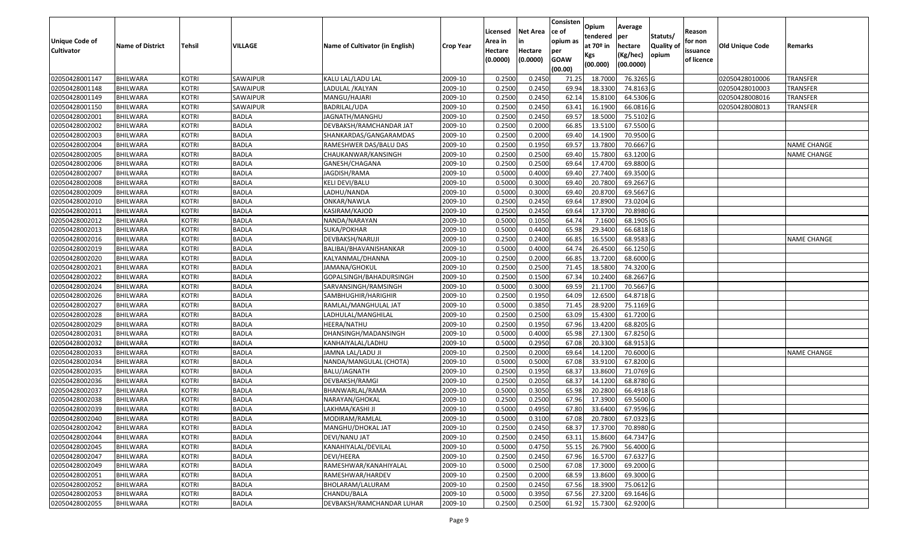| Unique Code of Cultivator | Name of District | Tehsil | VILLAGE | Name of Cultivator (in English) | Crop Year | Licensed Area in Hectare (0.0000) | Net Area in Hectare (0.0000) | Consistence of opium as per GOAW (00.00) | Opium tendered at 70º in Kgs (00.000) | Average per hectare (Kg/hec) (00.0000) | Statuts/ Quality of opium | Reason for non issuance of licence | Old Unique Code | Remarks |
|---|---|---|---|---|---|---|---|---|---|---|---|---|---|---|
| 02050428001147 | BHILWARA | KOTRI | SAWAIPUR | KALU LAL/LADU LAL | 2009-10 | 0.2500 | 0.2450 | 71.25 | 18.7000 | 76.3265 | G | | 02050428010006 | TRANSFER |
| 02050428001148 | BHILWARA | KOTRI | SAWAIPUR | LADULAL /KALYAN | 2009-10 | 0.2500 | 0.2450 | 69.94 | 18.3300 | 74.8163 | G | | 02050428010003 | TRANSFER |
| 02050428001149 | BHILWARA | KOTRI | SAWAIPUR | MANGU/HAJARI | 2009-10 | 0.2500 | 0.2450 | 62.14 | 15.8100 | 64.5306 | G | | 02050428008016 | TRANSFER |
| 02050428001150 | BHILWARA | KOTRI | SAWAIPUR | BADRILAL/UDA | 2009-10 | 0.2500 | 0.2450 | 63.41 | 16.1900 | 66.0816 | G | | 02050428008013 | TRANSFER |
| 02050428002001 | BHILWARA | KOTRI | BADLA | JAGNATH/MANGHU | 2009-10 | 0.2500 | 0.2450 | 69.57 | 18.5000 | 75.5102 | G | | | |
| 02050428002002 | BHILWARA | KOTRI | BADLA | DEVBAKSH/RAMCHANDAR JAT | 2009-10 | 0.2500 | 0.2000 | 66.85 | 13.5100 | 67.5500 | G | | | |
| 02050428002003 | BHILWARA | KOTRI | BADLA | SHANKARDAS/GANGARAMDAS | 2009-10 | 0.2500 | 0.2000 | 69.40 | 14.1900 | 70.9500 | G | | | |
| 02050428002004 | BHILWARA | KOTRI | BADLA | RAMESHWER DAS/BALU DAS | 2009-10 | 0.2500 | 0.1950 | 69.57 | 13.7800 | 70.6667 | G | | | NAME CHANGE |
| 02050428002005 | BHILWARA | KOTRI | BADLA | CHAUKANWAR/KANSINGH | 2009-10 | 0.2500 | 0.2500 | 69.40 | 15.7800 | 63.1200 | G | | | NAME CHANGE |
| 02050428002006 | BHILWARA | KOTRI | BADLA | GANESH/CHAGANA | 2009-10 | 0.2500 | 0.2500 | 69.64 | 17.4700 | 69.8800 | G | | | |
| 02050428002007 | BHILWARA | KOTRI | BADLA | JAGDISH/RAMA | 2009-10 | 0.5000 | 0.4000 | 69.40 | 27.7400 | 69.3500 | G | | | |
| 02050428002008 | BHILWARA | KOTRI | BADLA | KELI DEVI/BALU | 2009-10 | 0.5000 | 0.3000 | 69.40 | 20.7800 | 69.2667 | G | | | |
| 02050428002009 | BHILWARA | KOTRI | BADLA | LADHU/NANDA | 2009-10 | 0.5000 | 0.3000 | 69.40 | 20.8700 | 69.5667 | G | | | |
| 02050428002010 | BHILWARA | KOTRI | BADLA | ONKAR/NAWLA | 2009-10 | 0.2500 | 0.2450 | 69.64 | 17.8900 | 73.0204 | G | | | |
| 02050428002011 | BHILWARA | KOTRI | BADLA | KASIRAM/KAJOD | 2009-10 | 0.2500 | 0.2450 | 69.64 | 17.3700 | 70.8980 | G | | | |
| 02050428002012 | BHILWARA | KOTRI | BADLA | NANDA/NARAYAN | 2009-10 | 0.5000 | 0.1050 | 64.74 | 7.1600 | 68.1905 | G | | | |
| 02050428002013 | BHILWARA | KOTRI | BADLA | SUKA/POKHAR | 2009-10 | 0.5000 | 0.4400 | 65.98 | 29.3400 | 66.6818 | G | | | |
| 02050428002016 | BHILWARA | KOTRI | BADLA | DEVBAKSH/NARUJI | 2009-10 | 0.2500 | 0.2400 | 66.85 | 16.5500 | 68.9583 | G | | | NAME CHANGE |
| 02050428002019 | BHILWARA | KOTRI | BADLA | BALIBAI/BHAVANISHANKAR | 2009-10 | 0.5000 | 0.4000 | 64.74 | 26.4500 | 66.1250 | G | | | |
| 02050428002020 | BHILWARA | KOTRI | BADLA | KALYANMAL/DHANNA | 2009-10 | 0.2500 | 0.2000 | 66.85 | 13.7200 | 68.6000 | G | | | |
| 02050428002021 | BHILWARA | KOTRI | BADLA | JAMANA/GHOKUL | 2009-10 | 0.2500 | 0.2500 | 71.45 | 18.5800 | 74.3200 | G | | | |
| 02050428002022 | BHILWARA | KOTRI | BADLA | GOPALSINGH/BAHADURSINGH | 2009-10 | 0.2500 | 0.1500 | 67.34 | 10.2400 | 68.2667 | G | | | |
| 02050428002024 | BHILWARA | KOTRI | BADLA | SARVANSINGH/RAMSINGH | 2009-10 | 0.5000 | 0.3000 | 69.59 | 21.1700 | 70.5667 | G | | | |
| 02050428002026 | BHILWARA | KOTRI | BADLA | SAMBHUGHIR/HARIGHIR | 2009-10 | 0.2500 | 0.1950 | 64.09 | 12.6500 | 64.8718 | G | | | |
| 02050428002027 | BHILWARA | KOTRI | BADLA | RAMLAL/MANGHULAL JAT | 2009-10 | 0.5000 | 0.3850 | 71.45 | 28.9200 | 75.1169 | G | | | |
| 02050428002028 | BHILWARA | KOTRI | BADLA | LADHULAL/MANGHILAL | 2009-10 | 0.2500 | 0.2500 | 63.09 | 15.4300 | 61.7200 | G | | | |
| 02050428002029 | BHILWARA | KOTRI | BADLA | HEERA/NATHU | 2009-10 | 0.2500 | 0.1950 | 67.96 | 13.4200 | 68.8205 | G | | | |
| 02050428002031 | BHILWARA | KOTRI | BADLA | DHANSINGH/MADANSINGH | 2009-10 | 0.5000 | 0.4000 | 65.98 | 27.1300 | 67.8250 | G | | | |
| 02050428002032 | BHILWARA | KOTRI | BADLA | KANHAIYALAL/LADHU | 2009-10 | 0.5000 | 0.2950 | 67.08 | 20.3300 | 68.9153 | G | | | |
| 02050428002033 | BHILWARA | KOTRI | BADLA | JAMNA LAL/LADU JI | 2009-10 | 0.2500 | 0.2000 | 69.64 | 14.1200 | 70.6000 | G | | | NAME CHANGE |
| 02050428002034 | BHILWARA | KOTRI | BADLA | NANDA/MANGULAL (CHOTA) | 2009-10 | 0.5000 | 0.5000 | 67.08 | 33.9100 | 67.8200 | G | | | |
| 02050428002035 | BHILWARA | KOTRI | BADLA | BALU/JAGNATH | 2009-10 | 0.2500 | 0.1950 | 68.37 | 13.8600 | 71.0769 | G | | | |
| 02050428002036 | BHILWARA | KOTRI | BADLA | DEVBAKSH/RAMGI | 2009-10 | 0.2500 | 0.2050 | 68.37 | 14.1200 | 68.8780 | G | | | |
| 02050428002037 | BHILWARA | KOTRI | BADLA | BHANWARLAL/RAMA | 2009-10 | 0.5000 | 0.3050 | 65.98 | 20.2800 | 66.4918 | G | | | |
| 02050428002038 | BHILWARA | KOTRI | BADLA | NARAYAN/GHOKAL | 2009-10 | 0.2500 | 0.2500 | 67.96 | 17.3900 | 69.5600 | G | | | |
| 02050428002039 | BHILWARA | KOTRI | BADLA | LAKHMA/KASHI JI | 2009-10 | 0.5000 | 0.4950 | 67.80 | 33.6400 | 67.9596 | G | | | |
| 02050428002040 | BHILWARA | KOTRI | BADLA | MODIRAM/RAMLAL | 2009-10 | 0.5000 | 0.3100 | 67.08 | 20.7800 | 67.0323 | G | | | |
| 02050428002042 | BHILWARA | KOTRI | BADLA | MANGHU/DHOKAL JAT | 2009-10 | 0.2500 | 0.2450 | 68.37 | 17.3700 | 70.8980 | G | | | |
| 02050428002044 | BHILWARA | KOTRI | BADLA | DEVI/NANU JAT | 2009-10 | 0.2500 | 0.2450 | 63.11 | 15.8600 | 64.7347 | G | | | |
| 02050428002045 | BHILWARA | KOTRI | BADLA | KANAHIYALAL/DEVILAL | 2009-10 | 0.5000 | 0.4750 | 55.15 | 26.7900 | 56.4000 | G | | | |
| 02050428002047 | BHILWARA | KOTRI | BADLA | DEVI/HEERA | 2009-10 | 0.2500 | 0.2450 | 67.96 | 16.5700 | 67.6327 | G | | | |
| 02050428002049 | BHILWARA | KOTRI | BADLA | RAMESHWAR/KANAHIYALAL | 2009-10 | 0.5000 | 0.2500 | 67.08 | 17.3000 | 69.2000 | G | | | |
| 02050428002051 | BHILWARA | KOTRI | BADLA | RAMESHWAR/HARDEV | 2009-10 | 0.2500 | 0.2000 | 68.59 | 13.8600 | 69.3000 | G | | | |
| 02050428002052 | BHILWARA | KOTRI | BADLA | BHOLARAM/LALURAM | 2009-10 | 0.2500 | 0.2450 | 67.56 | 18.3900 | 75.0612 | G | | | |
| 02050428002053 | BHILWARA | KOTRI | BADLA | CHANDU/BALA | 2009-10 | 0.5000 | 0.3950 | 67.56 | 27.3200 | 69.1646 | G | | | |
| 02050428002055 | BHILWARA | KOTRI | BADLA | DEVBAKSH/RAMCHANDAR LUHAR | 2009-10 | 0.2500 | 0.2500 | 61.92 | 15.7300 | 62.9200 | G | | | |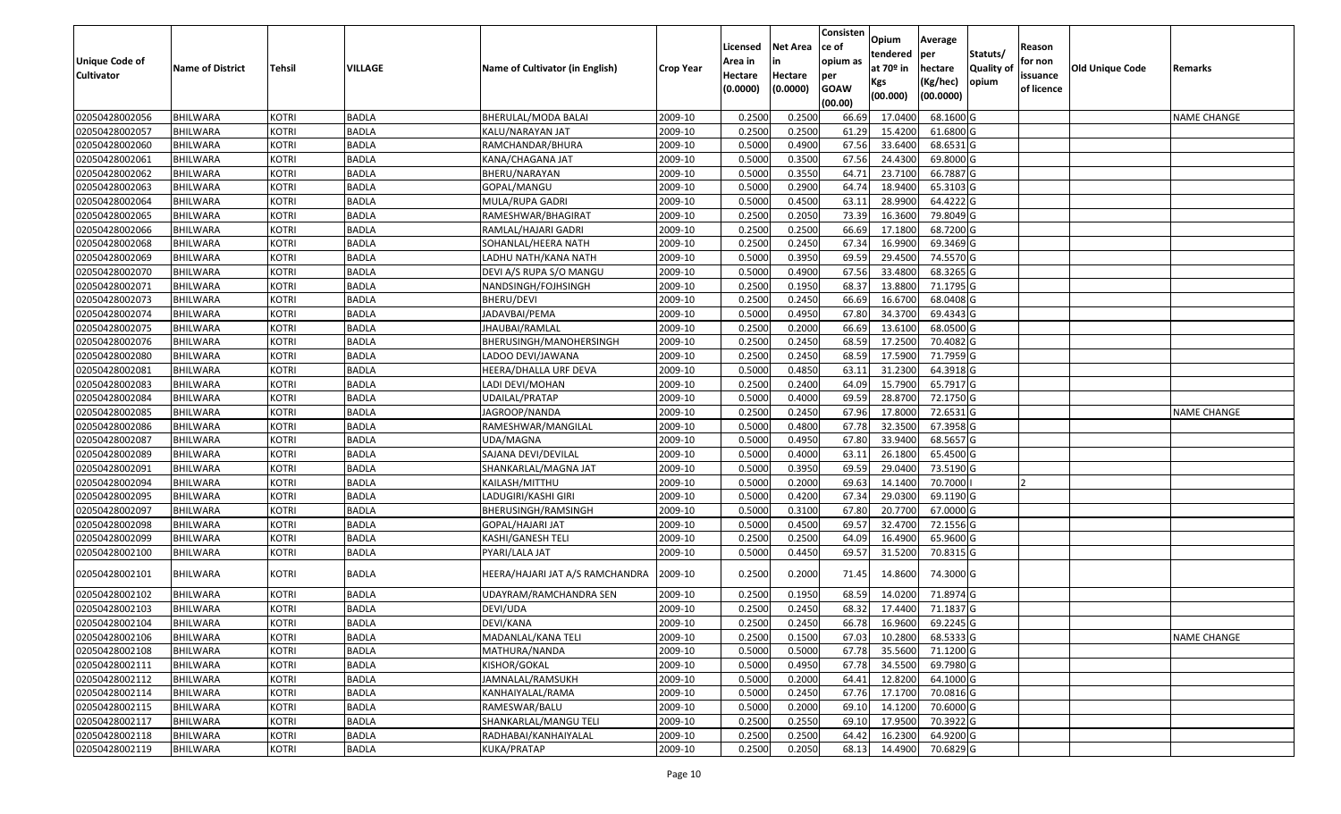| Unique Code of Cultivator | Name of District | Tehsil | VILLAGE | Name of Cultivator (in English) | Crop Year | Licensed Area in Hectare (0.0000) | Net Area in Hectare (0.0000) | Consistence of opium as per GOAW (00.00) | Opium tendered at 70º in Kgs (00.000) | Average per hectare (Kg/hec) (00.0000) | Statuts/ Quality of opium | Reason for non issuance of licence | Old Unique Code | Remarks |
|---|---|---|---|---|---|---|---|---|---|---|---|---|---|---|
| 02050428002056 | BHILWARA | KOTRI | BADLA | BHERULAL/MODA BALAI | 2009-10 | 0.2500 | 0.2500 | 66.69 | 17.0400 | 68.1600 | G | | | NAME CHANGE |
| 02050428002057 | BHILWARA | KOTRI | BADLA | KALU/NARAYAN JAT | 2009-10 | 0.2500 | 0.2500 | 61.29 | 15.4200 | 61.6800 | G | | | |
| 02050428002060 | BHILWARA | KOTRI | BADLA | RAMCHANDAR/BHURA | 2009-10 | 0.5000 | 0.4900 | 67.56 | 33.6400 | 68.6531 | G | | | |
| 02050428002061 | BHILWARA | KOTRI | BADLA | KANA/CHAGANA JAT | 2009-10 | 0.5000 | 0.3500 | 67.56 | 24.4300 | 69.8000 | G | | | |
| 02050428002062 | BHILWARA | KOTRI | BADLA | BHERU/NARAYAN | 2009-10 | 0.5000 | 0.3550 | 64.71 | 23.7100 | 66.7887 | G | | | |
| 02050428002063 | BHILWARA | KOTRI | BADLA | GOPAL/MANGU | 2009-10 | 0.5000 | 0.2900 | 64.74 | 18.9400 | 65.3103 | G | | | |
| 02050428002064 | BHILWARA | KOTRI | BADLA | MULA/RUPA GADRI | 2009-10 | 0.5000 | 0.4500 | 63.11 | 28.9900 | 64.4222 | G | | | |
| 02050428002065 | BHILWARA | KOTRI | BADLA | RAMESHWAR/BHAGIRAT | 2009-10 | 0.2500 | 0.2050 | 73.39 | 16.3600 | 79.8049 | G | | | |
| 02050428002066 | BHILWARA | KOTRI | BADLA | RAMLAL/HAJARI GADRI | 2009-10 | 0.2500 | 0.2500 | 66.69 | 17.1800 | 68.7200 | G | | | |
| 02050428002068 | BHILWARA | KOTRI | BADLA | SOHANLAL/HEERA NATH | 2009-10 | 0.2500 | 0.2450 | 67.34 | 16.9900 | 69.3469 | G | | | |
| 02050428002069 | BHILWARA | KOTRI | BADLA | LADHU NATH/KANA NATH | 2009-10 | 0.5000 | 0.3950 | 69.59 | 29.4500 | 74.5570 | G | | | |
| 02050428002070 | BHILWARA | KOTRI | BADLA | DEVI A/S RUPA S/O MANGU | 2009-10 | 0.5000 | 0.4900 | 67.56 | 33.4800 | 68.3265 | G | | | |
| 02050428002071 | BHILWARA | KOTRI | BADLA | NANDSINGH/FOJHSINGH | 2009-10 | 0.2500 | 0.1950 | 68.37 | 13.8800 | 71.1795 | G | | | |
| 02050428002073 | BHILWARA | KOTRI | BADLA | BHERU/DEVI | 2009-10 | 0.2500 | 0.2450 | 66.69 | 16.6700 | 68.0408 | G | | | |
| 02050428002074 | BHILWARA | KOTRI | BADLA | JADAVBAI/PEMA | 2009-10 | 0.5000 | 0.4950 | 67.80 | 34.3700 | 69.4343 | G | | | |
| 02050428002075 | BHILWARA | KOTRI | BADLA | JHAUBAI/RAMLAL | 2009-10 | 0.2500 | 0.2000 | 66.69 | 13.6100 | 68.0500 | G | | | |
| 02050428002076 | BHILWARA | KOTRI | BADLA | BHERUSINGH/MANOHERSINGH | 2009-10 | 0.2500 | 0.2450 | 68.59 | 17.2500 | 70.4082 | G | | | |
| 02050428002080 | BHILWARA | KOTRI | BADLA | LADOO DEVI/JAWANA | 2009-10 | 0.2500 | 0.2450 | 68.59 | 17.5900 | 71.7959 | G | | | |
| 02050428002081 | BHILWARA | KOTRI | BADLA | HEERA/DHALLA URF DEVA | 2009-10 | 0.5000 | 0.4850 | 63.11 | 31.2300 | 64.3918 | G | | | |
| 02050428002083 | BHILWARA | KOTRI | BADLA | LADI DEVI/MOHAN | 2009-10 | 0.2500 | 0.2400 | 64.09 | 15.7900 | 65.7917 | G | | | |
| 02050428002084 | BHILWARA | KOTRI | BADLA | UDAILAL/PRATAP | 2009-10 | 0.5000 | 0.4000 | 69.59 | 28.8700 | 72.1750 | G | | | |
| 02050428002085 | BHILWARA | KOTRI | BADLA | JAGROOP/NANDA | 2009-10 | 0.2500 | 0.2450 | 67.96 | 17.8000 | 72.6531 | G | | | NAME CHANGE |
| 02050428002086 | BHILWARA | KOTRI | BADLA | RAMESHWAR/MANGILAL | 2009-10 | 0.5000 | 0.4800 | 67.78 | 32.3500 | 67.3958 | G | | | |
| 02050428002087 | BHILWARA | KOTRI | BADLA | UDA/MAGNA | 2009-10 | 0.5000 | 0.4950 | 67.80 | 33.9400 | 68.5657 | G | | | |
| 02050428002089 | BHILWARA | KOTRI | BADLA | SAJANA DEVI/DEVILAL | 2009-10 | 0.5000 | 0.4000 | 63.11 | 26.1800 | 65.4500 | G | | | |
| 02050428002091 | BHILWARA | KOTRI | BADLA | SHANKARLAL/MAGNA JAT | 2009-10 | 0.5000 | 0.3950 | 69.59 | 29.0400 | 73.5190 | G | | | |
| 02050428002094 | BHILWARA | KOTRI | BADLA | KAILASH/MITTHU | 2009-10 | 0.5000 | 0.2000 | 69.63 | 14.1400 | 70.7000 | I | 2 | | |
| 02050428002095 | BHILWARA | KOTRI | BADLA | LADUGIRI/KASHI GIRI | 2009-10 | 0.5000 | 0.4200 | 67.34 | 29.0300 | 69.1190 | G | | | |
| 02050428002097 | BHILWARA | KOTRI | BADLA | BHERUSINGH/RAMSINGH | 2009-10 | 0.5000 | 0.3100 | 67.80 | 20.7700 | 67.0000 | G | | | |
| 02050428002098 | BHILWARA | KOTRI | BADLA | GOPAL/HAJARI JAT | 2009-10 | 0.5000 | 0.4500 | 69.57 | 32.4700 | 72.1556 | G | | | |
| 02050428002099 | BHILWARA | KOTRI | BADLA | KASHI/GANESH TELI | 2009-10 | 0.2500 | 0.2500 | 64.09 | 16.4900 | 65.9600 | G | | | |
| 02050428002100 | BHILWARA | KOTRI | BADLA | PYARI/LALA JAT | 2009-10 | 0.5000 | 0.4450 | 69.57 | 31.5200 | 70.8315 | G | | | |
| 02050428002101 | BHILWARA | KOTRI | BADLA | HEERA/HAJARI JAT A/S RAMCHANDRA | 2009-10 | 0.2500 | 0.2000 | 71.45 | 14.8600 | 74.3000 | G | | | |
| 02050428002102 | BHILWARA | KOTRI | BADLA | UDAYRAM/RAMCHANDRA SEN | 2009-10 | 0.2500 | 0.1950 | 68.59 | 14.0200 | 71.8974 | G | | | |
| 02050428002103 | BHILWARA | KOTRI | BADLA | DEVI/UDA | 2009-10 | 0.2500 | 0.2450 | 68.32 | 17.4400 | 71.1837 | G | | | |
| 02050428002104 | BHILWARA | KOTRI | BADLA | DEVI/KANA | 2009-10 | 0.2500 | 0.2450 | 66.78 | 16.9600 | 69.2245 | G | | | |
| 02050428002106 | BHILWARA | KOTRI | BADLA | MADANLAL/KANA TELI | 2009-10 | 0.2500 | 0.1500 | 67.03 | 10.2800 | 68.5333 | G | | | NAME CHANGE |
| 02050428002108 | BHILWARA | KOTRI | BADLA | MATHURA/NANDA | 2009-10 | 0.5000 | 0.5000 | 67.78 | 35.5600 | 71.1200 | G | | | |
| 02050428002111 | BHILWARA | KOTRI | BADLA | KISHOR/GOKAL | 2009-10 | 0.5000 | 0.4950 | 67.78 | 34.5500 | 69.7980 | G | | | |
| 02050428002112 | BHILWARA | KOTRI | BADLA | JAMNALAL/RAMSUKH | 2009-10 | 0.5000 | 0.2000 | 64.41 | 12.8200 | 64.1000 | G | | | |
| 02050428002114 | BHILWARA | KOTRI | BADLA | KANHAIYALAL/RAMA | 2009-10 | 0.5000 | 0.2450 | 67.76 | 17.1700 | 70.0816 | G | | | |
| 02050428002115 | BHILWARA | KOTRI | BADLA | RAMESWAR/BALU | 2009-10 | 0.5000 | 0.2000 | 69.10 | 14.1200 | 70.6000 | G | | | |
| 02050428002117 | BHILWARA | KOTRI | BADLA | SHANKARLAL/MANGU TELI | 2009-10 | 0.2500 | 0.2550 | 69.10 | 17.9500 | 70.3922 | G | | | |
| 02050428002118 | BHILWARA | KOTRI | BADLA | RADHABAI/KANHAIYALAL | 2009-10 | 0.2500 | 0.2500 | 64.42 | 16.2300 | 64.9200 | G | | | |
| 02050428002119 | BHILWARA | KOTRI | BADLA | KUKA/PRATAP | 2009-10 | 0.2500 | 0.2050 | 68.13 | 14.4900 | 70.6829 | G | | | |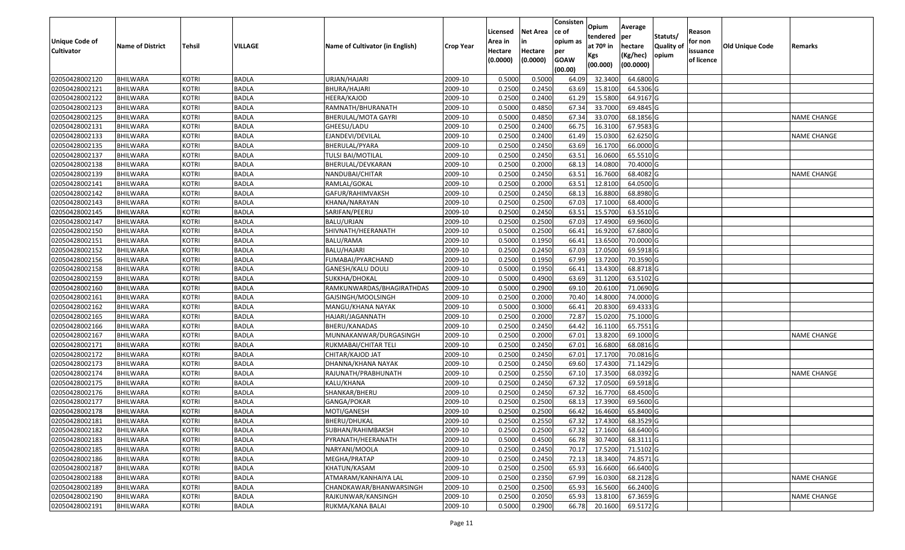| Unique Code of Cultivator | Name of District | Tehsil | VILLAGE | Name of Cultivator (in English) | Crop Year | Licensed Area in Hectare (0.0000) | Net Area in Hectare (0.0000) | Consistence of opium as per GOAW (00.00) | Opium tendered at 70º in Kgs (00.000) | Average per hectare (Kg/hec) (00.0000) | Statuts/ Quality of opium | Reason for non issuance of licence | Old Unique Code | Remarks |
|---|---|---|---|---|---|---|---|---|---|---|---|---|---|---|
| 02050428002120 | BHILWARA | KOTRI | BADLA | URJAN/HAJARI | 2009-10 | 0.5000 | 0.5000 | 64.09 | 32.3400 | 64.6800 | G | | | |
| 02050428002121 | BHILWARA | KOTRI | BADLA | BHURA/HAJARI | 2009-10 | 0.2500 | 0.2450 | 63.69 | 15.8100 | 64.5306 | G | | | |
| 02050428002122 | BHILWARA | KOTRI | BADLA | HEERA/KAJOD | 2009-10 | 0.2500 | 0.2400 | 61.29 | 15.5800 | 64.9167 | G | | | |
| 02050428002123 | BHILWARA | KOTRI | BADLA | RAMNATH/BHURANATH | 2009-10 | 0.5000 | 0.4850 | 67.34 | 33.7000 | 69.4845 | G | | | |
| 02050428002125 | BHILWARA | KOTRI | BADLA | BHERULAL/MOTA GAYRI | 2009-10 | 0.5000 | 0.4850 | 67.34 | 33.0700 | 68.1856 | G | | | NAME CHANGE |
| 02050428002131 | BHILWARA | KOTRI | BADLA | GHEESU/LADU | 2009-10 | 0.2500 | 0.2400 | 66.75 | 16.3100 | 67.9583 | G | | | |
| 02050428002133 | BHILWARA | KOTRI | BADLA | EJANDEVI/DEVILAL | 2009-10 | 0.2500 | 0.2400 | 61.49 | 15.0300 | 62.6250 | G | | | NAME CHANGE |
| 02050428002135 | BHILWARA | KOTRI | BADLA | BHERULAL/PYARA | 2009-10 | 0.2500 | 0.2450 | 63.69 | 16.1700 | 66.0000 | G | | | |
| 02050428002137 | BHILWARA | KOTRI | BADLA | TULSI BAI/MOTILAL | 2009-10 | 0.2500 | 0.2450 | 63.51 | 16.0600 | 65.5510 | G | | | |
| 02050428002138 | BHILWARA | KOTRI | BADLA | BHERULAL/DEVKARAN | 2009-10 | 0.2500 | 0.2000 | 68.13 | 14.0800 | 70.4000 | G | | | |
| 02050428002139 | BHILWARA | KOTRI | BADLA | NANDUBAI/CHITAR | 2009-10 | 0.2500 | 0.2450 | 63.51 | 16.7600 | 68.4082 | G | | | NAME CHANGE |
| 02050428002141 | BHILWARA | KOTRI | BADLA | RAMLAL/GOKAL | 2009-10 | 0.2500 | 0.2000 | 63.51 | 12.8100 | 64.0500 | G | | | |
| 02050428002142 | BHILWARA | KOTRI | BADLA | GAFUR/RAHIMVAKSH | 2009-10 | 0.2500 | 0.2450 | 68.13 | 16.8800 | 68.8980 | G | | | |
| 02050428002143 | BHILWARA | KOTRI | BADLA | KHANA/NARAYAN | 2009-10 | 0.2500 | 0.2500 | 67.03 | 17.1000 | 68.4000 | G | | | |
| 02050428002145 | BHILWARA | KOTRI | BADLA | SARIFAN/PEERU | 2009-10 | 0.2500 | 0.2450 | 63.51 | 15.5700 | 63.5510 | G | | | |
| 02050428002147 | BHILWARA | KOTRI | BADLA | BALU/URJAN | 2009-10 | 0.2500 | 0.2500 | 67.03 | 17.4900 | 69.9600 | G | | | |
| 02050428002150 | BHILWARA | KOTRI | BADLA | SHIVNATH/HEERANATH | 2009-10 | 0.5000 | 0.2500 | 66.41 | 16.9200 | 67.6800 | G | | | |
| 02050428002151 | BHILWARA | KOTRI | BADLA | BALU/RAMA | 2009-10 | 0.5000 | 0.1950 | 66.41 | 13.6500 | 70.0000 | G | | | |
| 02050428002152 | BHILWARA | KOTRI | BADLA | BALU/HAJARI | 2009-10 | 0.2500 | 0.2450 | 67.03 | 17.0500 | 69.5918 | G | | | |
| 02050428002156 | BHILWARA | KOTRI | BADLA | FUMABAI/PYARCHAND | 2009-10 | 0.2500 | 0.1950 | 67.99 | 13.7200 | 70.3590 | G | | | |
| 02050428002158 | BHILWARA | KOTRI | BADLA | GANESH/KALU DOULI | 2009-10 | 0.5000 | 0.1950 | 66.41 | 13.4300 | 68.8718 | G | | | |
| 02050428002159 | BHILWARA | KOTRI | BADLA | SUKKHA/DHOKAL | 2009-10 | 0.5000 | 0.4900 | 63.69 | 31.1200 | 63.5102 | G | | | |
| 02050428002160 | BHILWARA | KOTRI | BADLA | RAMKUNWARDAS/BHAGIRATHDAS | 2009-10 | 0.5000 | 0.2900 | 69.10 | 20.6100 | 71.0690 | G | | | |
| 02050428002161 | BHILWARA | KOTRI | BADLA | GAJSINGH/MOOLSINGH | 2009-10 | 0.2500 | 0.2000 | 70.40 | 14.8000 | 74.0000 | G | | | |
| 02050428002162 | BHILWARA | KOTRI | BADLA | MANGU/KHANA NAYAK | 2009-10 | 0.5000 | 0.3000 | 66.41 | 20.8300 | 69.4333 | G | | | |
| 02050428002165 | BHILWARA | KOTRI | BADLA | HAJARI/JAGANNATH | 2009-10 | 0.2500 | 0.2000 | 72.87 | 15.0200 | 75.1000 | G | | | |
| 02050428002166 | BHILWARA | KOTRI | BADLA | BHERU/KANADAS | 2009-10 | 0.2500 | 0.2450 | 64.42 | 16.1100 | 65.7551 | G | | | |
| 02050428002167 | BHILWARA | KOTRI | BADLA | MUNNAKANWAR/DURGASINGH | 2009-10 | 0.2500 | 0.2000 | 67.01 | 13.8200 | 69.1000 | G | | | NAME CHANGE |
| 02050428002171 | BHILWARA | KOTRI | BADLA | RUKMABAI/CHITAR TELI | 2009-10 | 0.2500 | 0.2450 | 67.01 | 16.6800 | 68.0816 | G | | | |
| 02050428002172 | BHILWARA | KOTRI | BADLA | CHITAR/KAJOD JAT | 2009-10 | 0.2500 | 0.2450 | 67.01 | 17.1700 | 70.0816 | G | | | |
| 02050428002173 | BHILWARA | KOTRI | BADLA | DHANNA/KHANA NAYAK | 2009-10 | 0.2500 | 0.2450 | 69.60 | 17.4300 | 71.1429 | G | | | |
| 02050428002174 | BHILWARA | KOTRI | BADLA | RAJUNATH/PRABHUNATH | 2009-10 | 0.2500 | 0.2550 | 67.10 | 17.3500 | 68.0392 | G | | | NAME CHANGE |
| 02050428002175 | BHILWARA | KOTRI | BADLA | KALU/KHANA | 2009-10 | 0.2500 | 0.2450 | 67.32 | 17.0500 | 69.5918 | G | | | |
| 02050428002176 | BHILWARA | KOTRI | BADLA | SHANKAR/BHERU | 2009-10 | 0.2500 | 0.2450 | 67.32 | 16.7700 | 68.4500 | G | | | |
| 02050428002177 | BHILWARA | KOTRI | BADLA | GANGA/POKAR | 2009-10 | 0.2500 | 0.2500 | 68.13 | 17.3900 | 69.5600 | G | | | |
| 02050428002178 | BHILWARA | KOTRI | BADLA | MOTI/GANESH | 2009-10 | 0.2500 | 0.2500 | 66.42 | 16.4600 | 65.8400 | G | | | |
| 02050428002181 | BHILWARA | KOTRI | BADLA | BHERU/DHUKAL | 2009-10 | 0.2500 | 0.2550 | 67.32 | 17.4300 | 68.3529 | G | | | |
| 02050428002182 | BHILWARA | KOTRI | BADLA | SUBHAN/RAHIMBAKSH | 2009-10 | 0.2500 | 0.2500 | 67.32 | 17.1600 | 68.6400 | G | | | |
| 02050428002183 | BHILWARA | KOTRI | BADLA | PYRANATH/HEERANATH | 2009-10 | 0.5000 | 0.4500 | 66.78 | 30.7400 | 68.3111 | G | | | |
| 02050428002185 | BHILWARA | KOTRI | BADLA | NARYANI/MOOLA | 2009-10 | 0.2500 | 0.2450 | 70.17 | 17.5200 | 71.5102 | G | | | |
| 02050428002186 | BHILWARA | KOTRI | BADLA | MEGHA/PRATAP | 2009-10 | 0.2500 | 0.2450 | 72.13 | 18.3400 | 74.8571 | G | | | |
| 02050428002187 | BHILWARA | KOTRI | BADLA | KHATUN/KASAM | 2009-10 | 0.2500 | 0.2500 | 65.93 | 16.6600 | 66.6400 | G | | | |
| 02050428002188 | BHILWARA | KOTRI | BADLA | ATMARAM/KANHAIYA LAL | 2009-10 | 0.2500 | 0.2350 | 67.99 | 16.0300 | 68.2128 | G | | | NAME CHANGE |
| 02050428002189 | BHILWARA | KOTRI | BADLA | CHANDKAWAR/BHANWARSINGH | 2009-10 | 0.2500 | 0.2500 | 65.93 | 16.5600 | 66.2400 | G | | | |
| 02050428002190 | BHILWARA | KOTRI | BADLA | RAJKUNWAR/KANSINGH | 2009-10 | 0.2500 | 0.2050 | 65.93 | 13.8100 | 67.3659 | G | | | NAME CHANGE |
| 02050428002191 | BHILWARA | KOTRI | BADLA | RUKMA/KANA BALAI | 2009-10 | 0.5000 | 0.2900 | 66.78 | 20.1600 | 69.5172 | G | | | |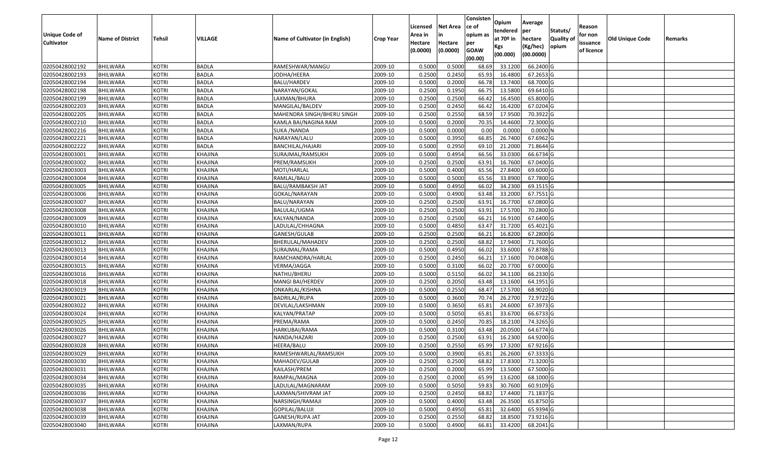| Unique Code of Cultivator | Name of District | Tehsil | VILLAGE | Name of Cultivator (in English) | Crop Year | Licensed Area in Hectare (0.0000) | Net Area in Hectare (0.0000) | Consistence of opium as per GOAW (00.00) | Opium tendered at 70º in Kgs (00.000) | Average per hectare (Kg/hec) (00.0000) | Statuts/ Quality of opium | Reason for non issuance of licence | Old Unique Code | Remarks |
|---|---|---|---|---|---|---|---|---|---|---|---|---|---|---|
| 02050428002192 | BHILWARA | KOTRI | BADLA | RAMESHWAR/MANGU | 2009-10 | 0.5000 | 0.5000 | 68.69 | 33.1200 | 66.2400 | G | | | |
| 02050428002193 | BHILWARA | KOTRI | BADLA | JODHA/HEERA | 2009-10 | 0.2500 | 0.2450 | 65.93 | 16.4800 | 67.2653 | G | | | |
| 02050428002194 | BHILWARA | KOTRI | BADLA | BALU/HARDEV | 2009-10 | 0.5000 | 0.2000 | 66.78 | 13.7400 | 68.7000 | G | | | |
| 02050428002198 | BHILWARA | KOTRI | BADLA | NARAYAN/GOKAL | 2009-10 | 0.2500 | 0.1950 | 66.75 | 13.5800 | 69.6410 | G | | | |
| 02050428002199 | BHILWARA | KOTRI | BADLA | LAXMAN/BHURA | 2009-10 | 0.2500 | 0.2500 | 66.42 | 16.4500 | 65.8000 | G | | | |
| 02050428002203 | BHILWARA | KOTRI | BADLA | MANGILAL/BALDEV | 2009-10 | 0.2500 | 0.2450 | 66.42 | 16.4200 | 67.0204 | G | | | |
| 02050428002205 | BHILWARA | KOTRI | BADLA | MAHENDRA SINGH/BHERU SINGH | 2009-10 | 0.2500 | 0.2550 | 68.59 | 17.9500 | 70.3922 | G | | | |
| 02050428002210 | BHILWARA | KOTRI | BADLA | KAMLA BAI/NAGINA RAM | 2009-10 | 0.5000 | 0.2000 | 70.35 | 14.4600 | 72.3000 | G | | | |
| 02050428002216 | BHILWARA | KOTRI | BADLA | SUKA /NANDA | 2009-10 | 0.5000 | 0.0000 | 0.00 | 0.0000 | 0.0000 | N | | | |
| 02050428002221 | BHILWARA | KOTRI | BADLA | NARAYAN/LALU | 2009-10 | 0.5000 | 0.3950 | 66.85 | 26.7400 | 67.6962 | G | | | |
| 02050428002222 | BHILWARA | KOTRI | BADLA | BANCHILAL/HAJARI | 2009-10 | 0.5000 | 0.2950 | 69.10 | 21.2000 | 71.8644 | G | | | |
| 02050428003001 | BHILWARA | KOTRI | KHAJINA | SURAJMAL/RAMSUKH | 2009-10 | 0.5000 | 0.4954 | 66.56 | 33.0300 | 66.6734 | G | | | |
| 02050428003002 | BHILWARA | KOTRI | KHAJINA | PREM/RAMSUKH | 2009-10 | 0.2500 | 0.2500 | 63.91 | 16.7600 | 67.0400 | G | | | |
| 02050428003003 | BHILWARA | KOTRI | KHAJINA | MOTI/HARLAL | 2009-10 | 0.5000 | 0.4000 | 65.56 | 27.8400 | 69.6000 | G | | | |
| 02050428003004 | BHILWARA | KOTRI | KHAJINA | RAMLAL/BALU | 2009-10 | 0.5000 | 0.5000 | 65.56 | 33.8900 | 67.7800 | G | | | |
| 02050428003005 | BHILWARA | KOTRI | KHAJINA | BALU/RAMBAKSH JAT | 2009-10 | 0.5000 | 0.4950 | 66.02 | 34.2300 | 69.1515 | G | | | |
| 02050428003006 | BHILWARA | KOTRI | KHAJINA | GOKAL/NARAYAN | 2009-10 | 0.5000 | 0.4900 | 63.48 | 33.2000 | 67.7551 | G | | | |
| 02050428003007 | BHILWARA | KOTRI | KHAJINA | BALU/NARAYAN | 2009-10 | 0.2500 | 0.2500 | 63.91 | 16.7700 | 67.0800 | G | | | |
| 02050428003008 | BHILWARA | KOTRI | KHAJINA | BALULAL/UGMA | 2009-10 | 0.2500 | 0.2500 | 63.91 | 17.5700 | 70.2800 | G | | | |
| 02050428003009 | BHILWARA | KOTRI | KHAJINA | KALYAN/NANDA | 2009-10 | 0.2500 | 0.2500 | 66.21 | 16.9100 | 67.6400 | G | | | |
| 02050428003010 | BHILWARA | KOTRI | KHAJINA | LADULAL/CHHAGNA | 2009-10 | 0.5000 | 0.4850 | 63.47 | 31.7200 | 65.4021 | G | | | |
| 02050428003011 | BHILWARA | KOTRI | KHAJINA | GANESH/GULAB | 2009-10 | 0.2500 | 0.2500 | 66.21 | 16.8200 | 67.2800 | G | | | |
| 02050428003012 | BHILWARA | KOTRI | KHAJINA | BHERULAL/MAHADEV | 2009-10 | 0.2500 | 0.2500 | 68.82 | 17.9400 | 71.7600 | G | | | |
| 02050428003013 | BHILWARA | KOTRI | KHAJINA | SURAJMAL/RAMA | 2009-10 | 0.5000 | 0.4950 | 66.02 | 33.6000 | 67.8788 | G | | | |
| 02050428003014 | BHILWARA | KOTRI | KHAJINA | RAMCHANDRA/HARLAL | 2009-10 | 0.2500 | 0.2450 | 66.21 | 17.1600 | 70.0408 | G | | | |
| 02050428003015 | BHILWARA | KOTRI | KHAJINA | VERMA/JAGGA | 2009-10 | 0.5000 | 0.3100 | 66.02 | 20.7700 | 67.0000 | G | | | |
| 02050428003016 | BHILWARA | KOTRI | KHAJINA | NATHU/BHERU | 2009-10 | 0.5000 | 0.5150 | 66.02 | 34.1100 | 66.2330 | G | | | |
| 02050428003018 | BHILWARA | KOTRI | KHAJINA | MANGI BAI/HERDEV | 2009-10 | 0.2500 | 0.2050 | 63.48 | 13.1600 | 64.1951 | G | | | |
| 02050428003019 | BHILWARA | KOTRI | KHAJINA | ONKARLAL/KISHNA | 2009-10 | 0.5000 | 0.2550 | 68.47 | 17.5700 | 68.9020 | G | | | |
| 02050428003021 | BHILWARA | KOTRI | KHAJINA | BADRILAL/RUPA | 2009-10 | 0.5000 | 0.3600 | 70.74 | 26.2700 | 72.9722 | G | | | |
| 02050428003022 | BHILWARA | KOTRI | KHAJINA | DEVILAL/LAKSHMAN | 2009-10 | 0.5000 | 0.3650 | 65.81 | 24.6000 | 67.3973 | G | | | |
| 02050428003024 | BHILWARA | KOTRI | KHAJINA | KALYAN/PRATAP | 2009-10 | 0.5000 | 0.5050 | 65.81 | 33.6700 | 66.6733 | G | | | |
| 02050428003025 | BHILWARA | KOTRI | KHAJINA | PREMA/RAMA | 2009-10 | 0.5000 | 0.2450 | 70.85 | 18.2100 | 74.3265 | G | | | |
| 02050428003026 | BHILWARA | KOTRI | KHAJINA | HARKUBAI/RAMA | 2009-10 | 0.5000 | 0.3100 | 63.48 | 20.0500 | 64.6774 | G | | | |
| 02050428003027 | BHILWARA | KOTRI | KHAJINA | NANDA/HAZARI | 2009-10 | 0.2500 | 0.2500 | 63.91 | 16.2300 | 64.9200 | G | | | |
| 02050428003028 | BHILWARA | KOTRI | KHAJINA | HEERA/BALU | 2009-10 | 0.2500 | 0.2550 | 65.99 | 17.3200 | 67.9216 | G | | | |
| 02050428003029 | BHILWARA | KOTRI | KHAJINA | RAMESHWARLAL/RAMSUKH | 2009-10 | 0.5000 | 0.3900 | 65.81 | 26.2600 | 67.3333 | G | | | |
| 02050428003030 | BHILWARA | KOTRI | KHAJINA | MAHADEV/GULAB | 2009-10 | 0.2500 | 0.2500 | 68.82 | 17.8300 | 71.3200 | G | | | |
| 02050428003031 | BHILWARA | KOTRI | KHAJINA | KAILASH/PREM | 2009-10 | 0.2500 | 0.2000 | 65.99 | 13.5000 | 67.5000 | G | | | |
| 02050428003034 | BHILWARA | KOTRI | KHAJINA | RAMPAL/MAGNA | 2009-10 | 0.2500 | 0.2000 | 65.99 | 13.6200 | 68.1000 | G | | | |
| 02050428003035 | BHILWARA | KOTRI | KHAJINA | LADULAL/MAGNARAM | 2009-10 | 0.5000 | 0.5050 | 59.83 | 30.7600 | 60.9109 | G | | | |
| 02050428003036 | BHILWARA | KOTRI | KHAJINA | LAXMAN/SHIVRAM JAT | 2009-10 | 0.2500 | 0.2450 | 68.82 | 17.4400 | 71.1837 | G | | | |
| 02050428003037 | BHILWARA | KOTRI | KHAJINA | NARSINGH/RAMAJI | 2009-10 | 0.5000 | 0.4000 | 63.48 | 26.3500 | 65.8750 | G | | | |
| 02050428003038 | BHILWARA | KOTRI | KHAJINA | GOPILAL/BALUJI | 2009-10 | 0.5000 | 0.4950 | 65.81 | 32.6400 | 65.9394 | G | | | |
| 02050428003039 | BHILWARA | KOTRI | KHAJINA | GANESH/RUPA JAT | 2009-10 | 0.2500 | 0.2550 | 68.82 | 18.8500 | 73.9216 | G | | | |
| 02050428003040 | BHILWARA | KOTRI | KHAJINA | LAXMAN/RUPA | 2009-10 | 0.5000 | 0.4900 | 66.81 | 33.4200 | 68.2041 | G | | | |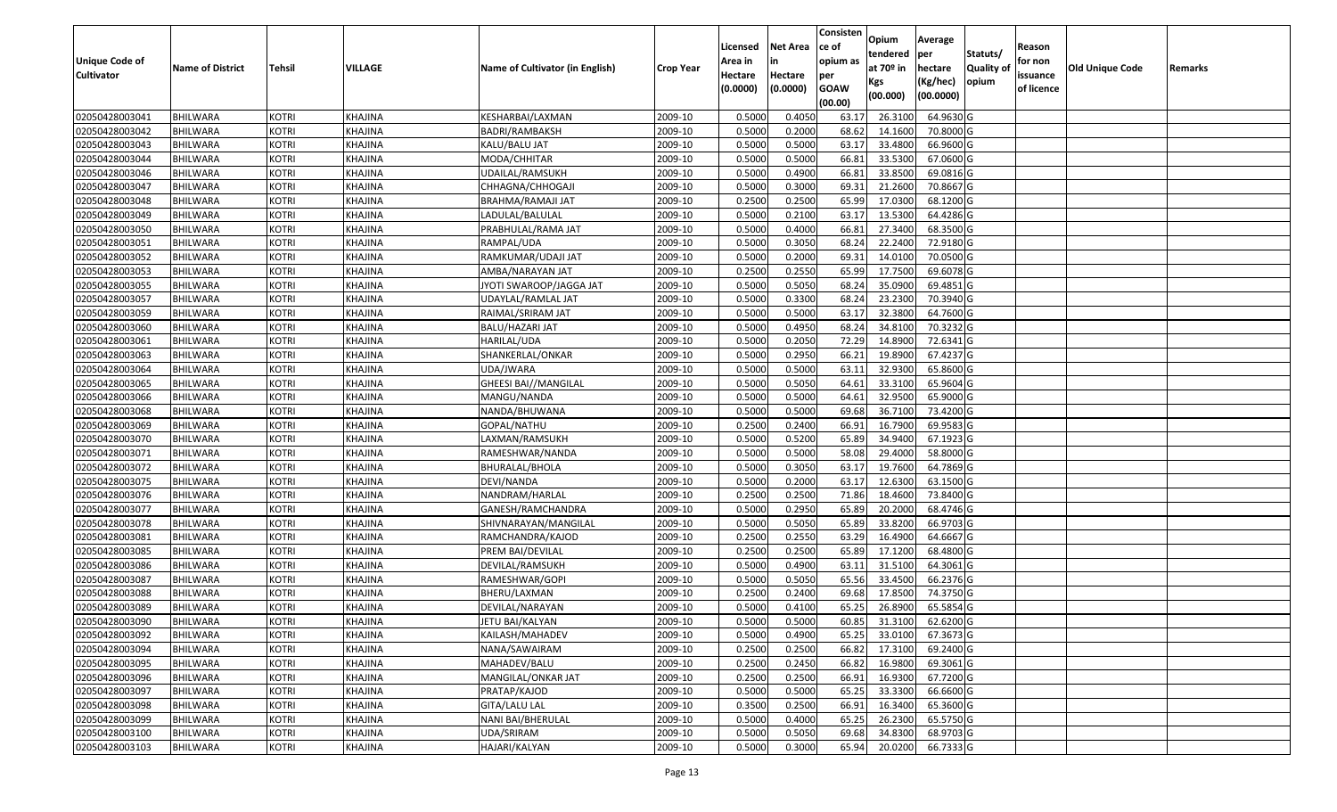| Unique Code of Cultivator | Name of District | Tehsil | VILLAGE | Name of Cultivator (in English) | Crop Year | Licensed Area in Hectare (0.0000) | Net Area in Hectare (0.0000) | Consistence of opium as per GOAW (00.00) | Opium tendered at 70º in Kgs (00.000) | Average per hectare (Kg/hec) (00.0000) | Statuts/ Quality of opium | Reason for non issuance of licence | Old Unique Code | Remarks |
|---|---|---|---|---|---|---|---|---|---|---|---|---|---|---|
| 02050428003041 | BHILWARA | KOTRI | KHAJINA | KESHARBAI/LAXMAN | 2009-10 | 0.5000 | 0.4050 | 63.17 | 26.3100 | 64.9630 | G | | | |
| 02050428003042 | BHILWARA | KOTRI | KHAJINA | BADRI/RAMBAKSH | 2009-10 | 0.5000 | 0.2000 | 68.62 | 14.1600 | 70.8000 | G | | | |
| 02050428003043 | BHILWARA | KOTRI | KHAJINA | KALU/BALU JAT | 2009-10 | 0.5000 | 0.5000 | 63.17 | 33.4800 | 66.9600 | G | | | |
| 02050428003044 | BHILWARA | KOTRI | KHAJINA | MODA/CHHITAR | 2009-10 | 0.5000 | 0.5000 | 66.81 | 33.5300 | 67.0600 | G | | | |
| 02050428003046 | BHILWARA | KOTRI | KHAJINA | UDAILAL/RAMSUKH | 2009-10 | 0.5000 | 0.4900 | 66.81 | 33.8500 | 69.0816 | G | | | |
| 02050428003047 | BHILWARA | KOTRI | KHAJINA | CHHAGNA/CHHOGAJI | 2009-10 | 0.5000 | 0.3000 | 69.31 | 21.2600 | 70.8667 | G | | | |
| 02050428003048 | BHILWARA | KOTRI | KHAJINA | BRAHMA/RAMAJI JAT | 2009-10 | 0.2500 | 0.2500 | 65.99 | 17.0300 | 68.1200 | G | | | |
| 02050428003049 | BHILWARA | KOTRI | KHAJINA | LADULAL/BALULAL | 2009-10 | 0.5000 | 0.2100 | 63.17 | 13.5300 | 64.4286 | G | | | |
| 02050428003050 | BHILWARA | KOTRI | KHAJINA | PRABHULAL/RAMA JAT | 2009-10 | 0.5000 | 0.4000 | 66.81 | 27.3400 | 68.3500 | G | | | |
| 02050428003051 | BHILWARA | KOTRI | KHAJINA | RAMPAL/UDA | 2009-10 | 0.5000 | 0.3050 | 68.24 | 22.2400 | 72.9180 | G | | | |
| 02050428003052 | BHILWARA | KOTRI | KHAJINA | RAMKUMAR/UDAJI JAT | 2009-10 | 0.5000 | 0.2000 | 69.31 | 14.0100 | 70.0500 | G | | | |
| 02050428003053 | BHILWARA | KOTRI | KHAJINA | AMBA/NARAYAN JAT | 2009-10 | 0.2500 | 0.2550 | 65.99 | 17.7500 | 69.6078 | G | | | |
| 02050428003055 | BHILWARA | KOTRI | KHAJINA | JYOTI SWAROOP/JAGGA JAT | 2009-10 | 0.5000 | 0.5050 | 68.24 | 35.0900 | 69.4851 | G | | | |
| 02050428003057 | BHILWARA | KOTRI | KHAJINA | UDAYLAL/RAMLAL JAT | 2009-10 | 0.5000 | 0.3300 | 68.24 | 23.2300 | 70.3940 | G | | | |
| 02050428003059 | BHILWARA | KOTRI | KHAJINA | RAIMAL/SRIRAM JAT | 2009-10 | 0.5000 | 0.5000 | 63.17 | 32.3800 | 64.7600 | G | | | |
| 02050428003060 | BHILWARA | KOTRI | KHAJINA | BALU/HAZARI JAT | 2009-10 | 0.5000 | 0.4950 | 68.24 | 34.8100 | 70.3232 | G | | | |
| 02050428003061 | BHILWARA | KOTRI | KHAJINA | HARILAL/UDA | 2009-10 | 0.5000 | 0.2050 | 72.29 | 14.8900 | 72.6341 | G | | | |
| 02050428003063 | BHILWARA | KOTRI | KHAJINA | SHANKERLAL/ONKAR | 2009-10 | 0.5000 | 0.2950 | 66.21 | 19.8900 | 67.4237 | G | | | |
| 02050428003064 | BHILWARA | KOTRI | KHAJINA | UDA/JWARA | 2009-10 | 0.5000 | 0.5000 | 63.11 | 32.9300 | 65.8600 | G | | | |
| 02050428003065 | BHILWARA | KOTRI | KHAJINA | GHEESI BAI//MANGILAL | 2009-10 | 0.5000 | 0.5050 | 64.61 | 33.3100 | 65.9604 | G | | | |
| 02050428003066 | BHILWARA | KOTRI | KHAJINA | MANGU/NANDA | 2009-10 | 0.5000 | 0.5000 | 64.61 | 32.9500 | 65.9000 | G | | | |
| 02050428003068 | BHILWARA | KOTRI | KHAJINA | NANDA/BHUWANA | 2009-10 | 0.5000 | 0.5000 | 69.68 | 36.7100 | 73.4200 | G | | | |
| 02050428003069 | BHILWARA | KOTRI | KHAJINA | GOPAL/NATHU | 2009-10 | 0.2500 | 0.2400 | 66.91 | 16.7900 | 69.9583 | G | | | |
| 02050428003070 | BHILWARA | KOTRI | KHAJINA | LAXMAN/RAMSUKH | 2009-10 | 0.5000 | 0.5200 | 65.89 | 34.9400 | 67.1923 | G | | | |
| 02050428003071 | BHILWARA | KOTRI | KHAJINA | RAMESHWAR/NANDA | 2009-10 | 0.5000 | 0.5000 | 58.08 | 29.4000 | 58.8000 | G | | | |
| 02050428003072 | BHILWARA | KOTRI | KHAJINA | BHURALAL/BHOLA | 2009-10 | 0.5000 | 0.3050 | 63.17 | 19.7600 | 64.7869 | G | | | |
| 02050428003075 | BHILWARA | KOTRI | KHAJINA | DEVI/NANDA | 2009-10 | 0.5000 | 0.2000 | 63.17 | 12.6300 | 63.1500 | G | | | |
| 02050428003076 | BHILWARA | KOTRI | KHAJINA | NANDRAM/HARLAL | 2009-10 | 0.2500 | 0.2500 | 71.86 | 18.4600 | 73.8400 | G | | | |
| 02050428003077 | BHILWARA | KOTRI | KHAJINA | GANESH/RAMCHANDRA | 2009-10 | 0.5000 | 0.2950 | 65.89 | 20.2000 | 68.4746 | G | | | |
| 02050428003078 | BHILWARA | KOTRI | KHAJINA | SHIVNARAYAN/MANGILAL | 2009-10 | 0.5000 | 0.5050 | 65.89 | 33.8200 | 66.9703 | G | | | |
| 02050428003081 | BHILWARA | KOTRI | KHAJINA | RAMCHANDRA/KAJOD | 2009-10 | 0.2500 | 0.2550 | 63.29 | 16.4900 | 64.6667 | G | | | |
| 02050428003085 | BHILWARA | KOTRI | KHAJINA | PREM BAI/DEVILAL | 2009-10 | 0.2500 | 0.2500 | 65.89 | 17.1200 | 68.4800 | G | | | |
| 02050428003086 | BHILWARA | KOTRI | KHAJINA | DEVILAL/RAMSUKH | 2009-10 | 0.5000 | 0.4900 | 63.11 | 31.5100 | 64.3061 | G | | | |
| 02050428003087 | BHILWARA | KOTRI | KHAJINA | RAMESHWAR/GOPI | 2009-10 | 0.5000 | 0.5050 | 65.56 | 33.4500 | 66.2376 | G | | | |
| 02050428003088 | BHILWARA | KOTRI | KHAJINA | BHERU/LAXMAN | 2009-10 | 0.2500 | 0.2400 | 69.68 | 17.8500 | 74.3750 | G | | | |
| 02050428003089 | BHILWARA | KOTRI | KHAJINA | DEVILAL/NARAYAN | 2009-10 | 0.5000 | 0.4100 | 65.25 | 26.8900 | 65.5854 | G | | | |
| 02050428003090 | BHILWARA | KOTRI | KHAJINA | JETU BAI/KALYAN | 2009-10 | 0.5000 | 0.5000 | 60.85 | 31.3100 | 62.6200 | G | | | |
| 02050428003092 | BHILWARA | KOTRI | KHAJINA | KAILASH/MAHADEV | 2009-10 | 0.5000 | 0.4900 | 65.25 | 33.0100 | 67.3673 | G | | | |
| 02050428003094 | BHILWARA | KOTRI | KHAJINA | NANA/SAWAIRAM | 2009-10 | 0.2500 | 0.2500 | 66.82 | 17.3100 | 69.2400 | G | | | |
| 02050428003095 | BHILWARA | KOTRI | KHAJINA | MAHADEV/BALU | 2009-10 | 0.2500 | 0.2450 | 66.82 | 16.9800 | 69.3061 | G | | | |
| 02050428003096 | BHILWARA | KOTRI | KHAJINA | MANGILAL/ONKAR JAT | 2009-10 | 0.2500 | 0.2500 | 66.91 | 16.9300 | 67.7200 | G | | | |
| 02050428003097 | BHILWARA | KOTRI | KHAJINA | PRATAP/KAJOD | 2009-10 | 0.5000 | 0.5000 | 65.25 | 33.3300 | 66.6600 | G | | | |
| 02050428003098 | BHILWARA | KOTRI | KHAJINA | GITA/LALU LAL | 2009-10 | 0.3500 | 0.2500 | 66.91 | 16.3400 | 65.3600 | G | | | |
| 02050428003099 | BHILWARA | KOTRI | KHAJINA | NANI BAI/BHERULAL | 2009-10 | 0.5000 | 0.4000 | 65.25 | 26.2300 | 65.5750 | G | | | |
| 02050428003100 | BHILWARA | KOTRI | KHAJINA | UDA/SRIRAM | 2009-10 | 0.5000 | 0.5050 | 69.68 | 34.8300 | 68.9703 | G | | | |
| 02050428003103 | BHILWARA | KOTRI | KHAJINA | HAJARI/KALYAN | 2009-10 | 0.5000 | 0.3000 | 65.94 | 20.0200 | 66.7333 | G | | | |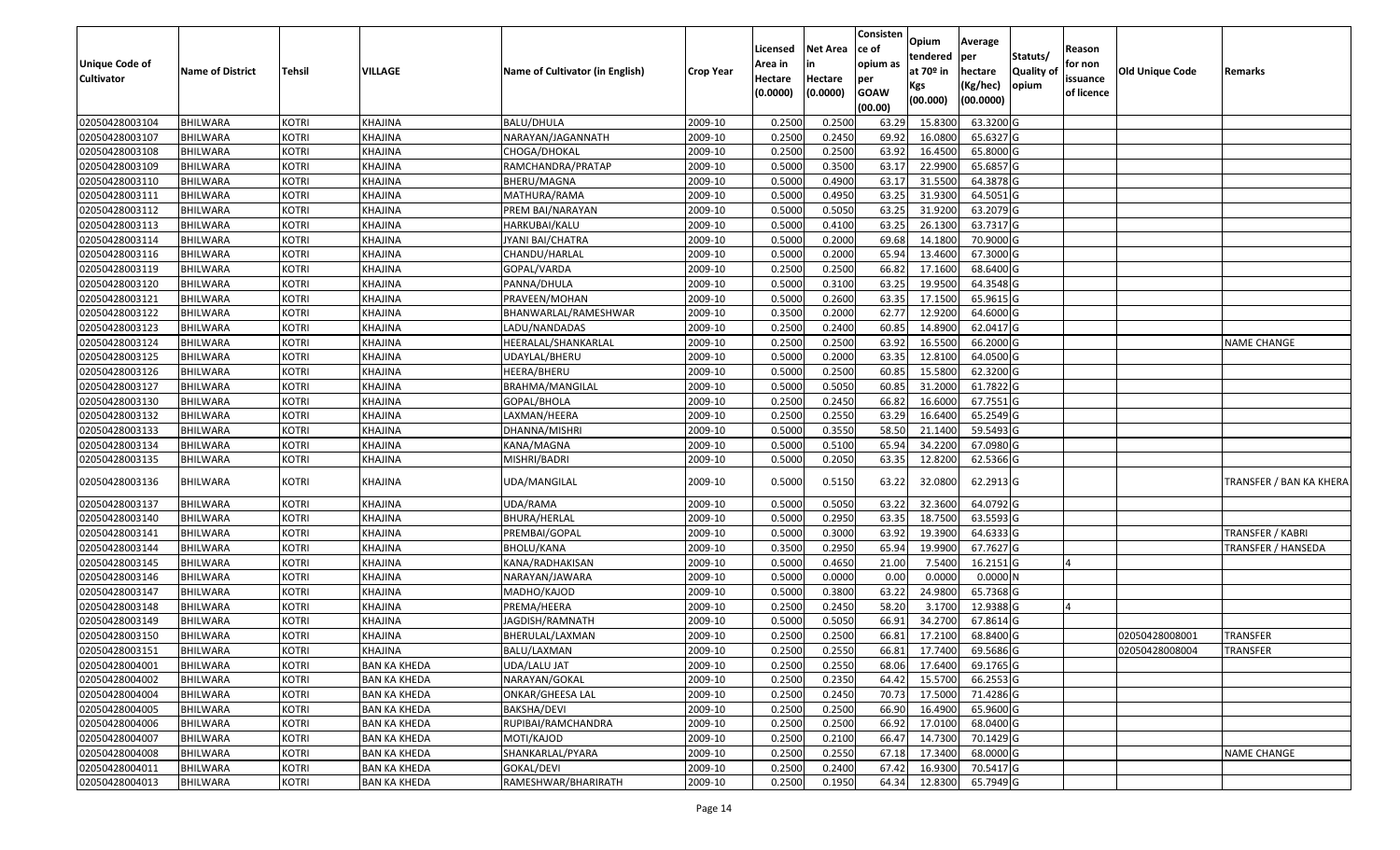| Unique Code of Cultivator | Name of District | Tehsil | VILLAGE | Name of Cultivator (in English) | Crop Year | Licensed Area in Hectare (0.0000) | Net Area in Hectare (0.0000) | Consistence of opium as per GOAW (00.00) | Opium tendered at 70º in Kgs (00.000) | Average per hectare (Kg/hec) (00.0000) | Statuts/ Quality of opium | Reason for non issuance of licence | Old Unique Code | Remarks |
|---|---|---|---|---|---|---|---|---|---|---|---|---|---|---|
| 02050428003104 | BHILWARA | KOTRI | KHAJINA | BALU/DHULA | 2009-10 | 0.2500 | 0.2500 | 63.29 | 15.8300 | 63.3200 | G | | | |
| 02050428003107 | BHILWARA | KOTRI | KHAJINA | NARAYAN/JAGANNATH | 2009-10 | 0.2500 | 0.2450 | 69.92 | 16.0800 | 65.6327 | G | | | |
| 02050428003108 | BHILWARA | KOTRI | KHAJINA | CHOGA/DHOKAL | 2009-10 | 0.2500 | 0.2500 | 63.92 | 16.4500 | 65.8000 | G | | | |
| 02050428003109 | BHILWARA | KOTRI | KHAJINA | RAMCHANDRA/PRATAP | 2009-10 | 0.5000 | 0.3500 | 63.17 | 22.9900 | 65.6857 | G | | | |
| 02050428003110 | BHILWARA | KOTRI | KHAJINA | BHERU/MAGNA | 2009-10 | 0.5000 | 0.4900 | 63.17 | 31.5500 | 64.3878 | G | | | |
| 02050428003111 | BHILWARA | KOTRI | KHAJINA | MATHURA/RAMA | 2009-10 | 0.5000 | 0.4950 | 63.25 | 31.9300 | 64.5051 | G | | | |
| 02050428003112 | BHILWARA | KOTRI | KHAJINA | PREM BAI/NARAYAN | 2009-10 | 0.5000 | 0.5050 | 63.25 | 31.9200 | 63.2079 | G | | | |
| 02050428003113 | BHILWARA | KOTRI | KHAJINA | HARKUBAI/KALU | 2009-10 | 0.5000 | 0.4100 | 63.25 | 26.1300 | 63.7317 | G | | | |
| 02050428003114 | BHILWARA | KOTRI | KHAJINA | JYANI BAI/CHATRA | 2009-10 | 0.5000 | 0.2000 | 69.68 | 14.1800 | 70.9000 | G | | | |
| 02050428003116 | BHILWARA | KOTRI | KHAJINA | CHANDU/HARLAL | 2009-10 | 0.5000 | 0.2000 | 65.94 | 13.4600 | 67.3000 | G | | | |
| 02050428003119 | BHILWARA | KOTRI | KHAJINA | GOPAL/VARDA | 2009-10 | 0.2500 | 0.2500 | 66.82 | 17.1600 | 68.6400 | G | | | |
| 02050428003120 | BHILWARA | KOTRI | KHAJINA | PANNA/DHULA | 2009-10 | 0.5000 | 0.3100 | 63.25 | 19.9500 | 64.3548 | G | | | |
| 02050428003121 | BHILWARA | KOTRI | KHAJINA | PRAVEEN/MOHAN | 2009-10 | 0.5000 | 0.2600 | 63.35 | 17.1500 | 65.9615 | G | | | |
| 02050428003122 | BHILWARA | KOTRI | KHAJINA | BHANWARLAL/RAMESHWAR | 2009-10 | 0.3500 | 0.2000 | 62.77 | 12.9200 | 64.6000 | G | | | |
| 02050428003123 | BHILWARA | KOTRI | KHAJINA | LADU/NANDADAS | 2009-10 | 0.2500 | 0.2400 | 60.85 | 14.8900 | 62.0417 | G | | | |
| 02050428003124 | BHILWARA | KOTRI | KHAJINA | HEERALAL/SHANKARLAL | 2009-10 | 0.2500 | 0.2500 | 63.92 | 16.5500 | 66.2000 | G | | | NAME CHANGE |
| 02050428003125 | BHILWARA | KOTRI | KHAJINA | UDAYLAL/BHERU | 2009-10 | 0.5000 | 0.2000 | 63.35 | 12.8100 | 64.0500 | G | | | |
| 02050428003126 | BHILWARA | KOTRI | KHAJINA | HEERA/BHERU | 2009-10 | 0.5000 | 0.2500 | 60.85 | 15.5800 | 62.3200 | G | | | |
| 02050428003127 | BHILWARA | KOTRI | KHAJINA | BRAHMA/MANGILAL | 2009-10 | 0.5000 | 0.5050 | 60.85 | 31.2000 | 61.7822 | G | | | |
| 02050428003130 | BHILWARA | KOTRI | KHAJINA | GOPAL/BHOLA | 2009-10 | 0.2500 | 0.2450 | 66.82 | 16.6000 | 67.7551 | G | | | |
| 02050428003132 | BHILWARA | KOTRI | KHAJINA | LAXMAN/HEERA | 2009-10 | 0.2500 | 0.2550 | 63.29 | 16.6400 | 65.2549 | G | | | |
| 02050428003133 | BHILWARA | KOTRI | KHAJINA | DHANNA/MISHRI | 2009-10 | 0.5000 | 0.3550 | 58.50 | 21.1400 | 59.5493 | G | | | |
| 02050428003134 | BHILWARA | KOTRI | KHAJINA | KANA/MAGNA | 2009-10 | 0.5000 | 0.5100 | 65.94 | 34.2200 | 67.0980 | G | | | |
| 02050428003135 | BHILWARA | KOTRI | KHAJINA | MISHRI/BADRI | 2009-10 | 0.5000 | 0.2050 | 63.35 | 12.8200 | 62.5366 | G | | | |
| 02050428003136 | BHILWARA | KOTRI | KHAJINA | UDA/MANGILAL | 2009-10 | 0.5000 | 0.5150 | 63.22 | 32.0800 | 62.2913 | G | | | TRANSFER / BAN KA KHERA |
| 02050428003137 | BHILWARA | KOTRI | KHAJINA | UDA/RAMA | 2009-10 | 0.5000 | 0.5050 | 63.22 | 32.3600 | 64.0792 | G | | | |
| 02050428003140 | BHILWARA | KOTRI | KHAJINA | BHURA/HERLAL | 2009-10 | 0.5000 | 0.2950 | 63.35 | 18.7500 | 63.5593 | G | | | |
| 02050428003141 | BHILWARA | KOTRI | KHAJINA | PREMBAI/GOPAL | 2009-10 | 0.5000 | 0.3000 | 63.92 | 19.3900 | 64.6333 | G | | | TRANSFER / KABRI |
| 02050428003144 | BHILWARA | KOTRI | KHAJINA | BHOLU/KANA | 2009-10 | 0.3500 | 0.2950 | 65.94 | 19.9900 | 67.7627 | G | | | TRANSFER / HANSEDA |
| 02050428003145 | BHILWARA | KOTRI | KHAJINA | KANA/RADHAKISAN | 2009-10 | 0.5000 | 0.4650 | 21.00 | 7.5400 | 16.2151 | G | 4 | | |
| 02050428003146 | BHILWARA | KOTRI | KHAJINA | NARAYAN/JAWARA | 2009-10 | 0.5000 | 0.0000 | 0.00 | 0.0000 | 0.0000 | N | | | |
| 02050428003147 | BHILWARA | KOTRI | KHAJINA | MADHO/KAJOD | 2009-10 | 0.5000 | 0.3800 | 63.22 | 24.9800 | 65.7368 | G | | | |
| 02050428003148 | BHILWARA | KOTRI | KHAJINA | PREMA/HEERA | 2009-10 | 0.2500 | 0.2450 | 58.20 | 3.1700 | 12.9388 | G | 4 | | |
| 02050428003149 | BHILWARA | KOTRI | KHAJINA | JAGDISH/RAMNATH | 2009-10 | 0.5000 | 0.5050 | 66.91 | 34.2700 | 67.8614 | G | | | |
| 02050428003150 | BHILWARA | KOTRI | KHAJINA | BHERULAL/LAXMAN | 2009-10 | 0.2500 | 0.2500 | 66.81 | 17.2100 | 68.8400 | G | | 02050428008001 | TRANSFER |
| 02050428003151 | BHILWARA | KOTRI | KHAJINA | BALU/LAXMAN | 2009-10 | 0.2500 | 0.2550 | 66.81 | 17.7400 | 69.5686 | G | | 02050428008004 | TRANSFER |
| 02050428004001 | BHILWARA | KOTRI | BAN KA KHEDA | UDA/LALU JAT | 2009-10 | 0.2500 | 0.2550 | 68.06 | 17.6400 | 69.1765 | G | | | |
| 02050428004002 | BHILWARA | KOTRI | BAN KA KHEDA | NARAYAN/GOKAL | 2009-10 | 0.2500 | 0.2350 | 64.42 | 15.5700 | 66.2553 | G | | | |
| 02050428004004 | BHILWARA | KOTRI | BAN KA KHEDA | ONKAR/GHEESA LAL | 2009-10 | 0.2500 | 0.2450 | 70.73 | 17.5000 | 71.4286 | G | | | |
| 02050428004005 | BHILWARA | KOTRI | BAN KA KHEDA | BAKSHA/DEVI | 2009-10 | 0.2500 | 0.2500 | 66.90 | 16.4900 | 65.9600 | G | | | |
| 02050428004006 | BHILWARA | KOTRI | BAN KA KHEDA | RUPIBAI/RAMCHANDRA | 2009-10 | 0.2500 | 0.2500 | 66.92 | 17.0100 | 68.0400 | G | | | |
| 02050428004007 | BHILWARA | KOTRI | BAN KA KHEDA | MOTI/KAJOD | 2009-10 | 0.2500 | 0.2100 | 66.47 | 14.7300 | 70.1429 | G | | | |
| 02050428004008 | BHILWARA | KOTRI | BAN KA KHEDA | SHANKARLAL/PYARA | 2009-10 | 0.2500 | 0.2550 | 67.18 | 17.3400 | 68.0000 | G | | | NAME CHANGE |
| 02050428004011 | BHILWARA | KOTRI | BAN KA KHEDA | GOKAL/DEVI | 2009-10 | 0.2500 | 0.2400 | 67.42 | 16.9300 | 70.5417 | G | | | |
| 02050428004013 | BHILWARA | KOTRI | BAN KA KHEDA | RAMESHWAR/BHARIRATH | 2009-10 | 0.2500 | 0.1950 | 64.34 | 12.8300 | 65.7949 | G | | | |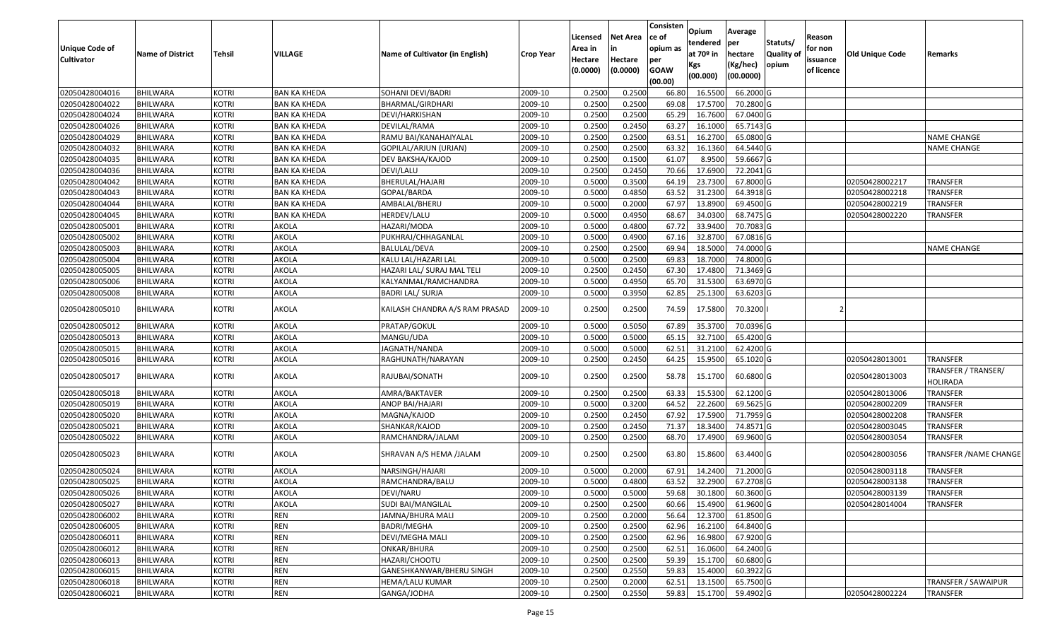| Unique Code of Cultivator | Name of District | Tehsil | VILLAGE | Name of Cultivator (in English) | Crop Year | Licensed Area in Hectare (0.0000) | Net Area in Hectare (0.0000) | Consistence of opium as per GOAW (00.00) | Opium tendered at 70º in Kgs (00.000) | Average per hectare (Kg/hec) (00.0000) | Statuts/ Quality of opium | Reason for non issuance of licence | Old Unique Code | Remarks |
|---|---|---|---|---|---|---|---|---|---|---|---|---|---|---|
| 02050428004016 | BHILWARA | KOTRI | BAN KA KHEDA | SOHANI DEVI/BADRI | 2009-10 | 0.2500 | 0.2500 | 66.80 | 16.5500 | 66.2000 | G | | | |
| 02050428004022 | BHILWARA | KOTRI | BAN KA KHEDA | BHARMAL/GIRDHARI | 2009-10 | 0.2500 | 0.2500 | 69.08 | 17.5700 | 70.2800 | G | | | |
| 02050428004024 | BHILWARA | KOTRI | BAN KA KHEDA | DEVI/HARKISHAN | 2009-10 | 0.2500 | 0.2500 | 65.29 | 16.7600 | 67.0400 | G | | | |
| 02050428004026 | BHILWARA | KOTRI | BAN KA KHEDA | DEVILAL/RAMA | 2009-10 | 0.2500 | 0.2450 | 63.27 | 16.1000 | 65.7143 | G | | | |
| 02050428004029 | BHILWARA | KOTRI | BAN KA KHEDA | RAMU BAI/KANAHAIYALAL | 2009-10 | 0.2500 | 0.2500 | 63.51 | 16.2700 | 65.0800 | G | | | NAME CHANGE |
| 02050428004032 | BHILWARA | KOTRI | BAN KA KHEDA | GOPILAL/ARJUN (URJAN) | 2009-10 | 0.2500 | 0.2500 | 63.32 | 16.1360 | 64.5440 | G | | | NAME CHANGE |
| 02050428004035 | BHILWARA | KOTRI | BAN KA KHEDA | DEV BAKSHA/KAJOD | 2009-10 | 0.2500 | 0.1500 | 61.07 | 8.9500 | 59.6667 | G | | | |
| 02050428004036 | BHILWARA | KOTRI | BAN KA KHEDA | DEVI/LALU | 2009-10 | 0.2500 | 0.2450 | 70.66 | 17.6900 | 72.2041 | G | | | |
| 02050428004042 | BHILWARA | KOTRI | BAN KA KHEDA | BHERULAL/HAJARI | 2009-10 | 0.5000 | 0.3500 | 64.19 | 23.7300 | 67.8000 | G | | 02050428002217 | TRANSFER |
| 02050428004043 | BHILWARA | KOTRI | BAN KA KHEDA | GOPAL/BARDA | 2009-10 | 0.5000 | 0.4850 | 63.52 | 31.2300 | 64.3918 | G | | 02050428002218 | TRANSFER |
| 02050428004044 | BHILWARA | KOTRI | BAN KA KHEDA | AMBALAL/BHERU | 2009-10 | 0.5000 | 0.2000 | 67.97 | 13.8900 | 69.4500 | G | | 02050428002219 | TRANSFER |
| 02050428004045 | BHILWARA | KOTRI | BAN KA KHEDA | HERDEV/LALU | 2009-10 | 0.5000 | 0.4950 | 68.67 | 34.0300 | 68.7475 | G | | 02050428002220 | TRANSFER |
| 02050428005001 | BHILWARA | KOTRI | AKOLA | HAZARI/MODA | 2009-10 | 0.5000 | 0.4800 | 67.72 | 33.9400 | 70.7083 | G | | | |
| 02050428005002 | BHILWARA | KOTRI | AKOLA | PUKHRAJ/CHHAGANLAL | 2009-10 | 0.5000 | 0.4900 | 67.16 | 32.8700 | 67.0816 | G | | | |
| 02050428005003 | BHILWARA | KOTRI | AKOLA | BALULAL/DEVA | 2009-10 | 0.2500 | 0.2500 | 69.94 | 18.5000 | 74.0000 | G | | | NAME CHANGE |
| 02050428005004 | BHILWARA | KOTRI | AKOLA | KALU LAL/HAZARI LAL | 2009-10 | 0.5000 | 0.2500 | 69.83 | 18.7000 | 74.8000 | G | | | |
| 02050428005005 | BHILWARA | KOTRI | AKOLA | HAZARI LAL/ SURAJ MAL TELI | 2009-10 | 0.2500 | 0.2450 | 67.30 | 17.4800 | 71.3469 | G | | | |
| 02050428005006 | BHILWARA | KOTRI | AKOLA | KALYANMAL/RAMCHANDRA | 2009-10 | 0.5000 | 0.4950 | 65.70 | 31.5300 | 63.6970 | G | | | |
| 02050428005008 | BHILWARA | KOTRI | AKOLA | BADRI LAL/ SURJA | 2009-10 | 0.5000 | 0.3950 | 62.85 | 25.1300 | 63.6203 | G | | | |
| 02050428005010 | BHILWARA | KOTRI | AKOLA | KAILASH CHANDRA A/S RAM PRASAD | 2009-10 | 0.2500 | 0.2500 | 74.59 | 17.5800 | 70.3200 | I | 2 | | |
| 02050428005012 | BHILWARA | KOTRI | AKOLA | PRATAP/GOKUL | 2009-10 | 0.5000 | 0.5050 | 67.89 | 35.3700 | 70.0396 | G | | | |
| 02050428005013 | BHILWARA | KOTRI | AKOLA | MANGU/UDA | 2009-10 | 0.5000 | 0.5000 | 65.15 | 32.7100 | 65.4200 | G | | | |
| 02050428005015 | BHILWARA | KOTRI | AKOLA | JAGNATH/NANDA | 2009-10 | 0.5000 | 0.5000 | 62.51 | 31.2100 | 62.4200 | G | | | |
| 02050428005016 | BHILWARA | KOTRI | AKOLA | RAGHUNATH/NARAYAN | 2009-10 | 0.2500 | 0.2450 | 64.25 | 15.9500 | 65.1020 | G | | 02050428013001 | TRANSFER |
| 02050428005017 | BHILWARA | KOTRI | AKOLA | RAJUBAI/SONATH | 2009-10 | 0.2500 | 0.2500 | 58.78 | 15.1700 | 60.6800 | G | | 02050428013003 | TRANSFER / TRANSER/ HOLIRADA |
| 02050428005018 | BHILWARA | KOTRI | AKOLA | AMRA/BAKTAVER | 2009-10 | 0.2500 | 0.2500 | 63.33 | 15.5300 | 62.1200 | G | | 02050428013006 | TRANSFER |
| 02050428005019 | BHILWARA | KOTRI | AKOLA | ANOP BAI/HAJARI | 2009-10 | 0.5000 | 0.3200 | 64.52 | 22.2600 | 69.5625 | G | | 02050428002209 | TRANSFER |
| 02050428005020 | BHILWARA | KOTRI | AKOLA | MAGNA/KAJOD | 2009-10 | 0.2500 | 0.2450 | 67.92 | 17.5900 | 71.7959 | G | | 02050428002208 | TRANSFER |
| 02050428005021 | BHILWARA | KOTRI | AKOLA | SHANKAR/KAJOD | 2009-10 | 0.2500 | 0.2450 | 71.37 | 18.3400 | 74.8571 | G | | 02050428003045 | TRANSFER |
| 02050428005022 | BHILWARA | KOTRI | AKOLA | RAMCHANDRA/JALAM | 2009-10 | 0.2500 | 0.2500 | 68.70 | 17.4900 | 69.9600 | G | | 02050428003054 | TRANSFER |
| 02050428005023 | BHILWARA | KOTRI | AKOLA | SHRAVAN A/S HEMA /JALAM | 2009-10 | 0.2500 | 0.2500 | 63.80 | 15.8600 | 63.4400 | G | | 02050428003056 | TRANSFER /NAME CHANGE |
| 02050428005024 | BHILWARA | KOTRI | AKOLA | NARSINGH/HAJARI | 2009-10 | 0.5000 | 0.2000 | 67.91 | 14.2400 | 71.2000 | G | | 02050428003118 | TRANSFER |
| 02050428005025 | BHILWARA | KOTRI | AKOLA | RAMCHANDRA/BALU | 2009-10 | 0.5000 | 0.4800 | 63.52 | 32.2900 | 67.2708 | G | | 02050428003138 | TRANSFER |
| 02050428005026 | BHILWARA | KOTRI | AKOLA | DEVI/NARU | 2009-10 | 0.5000 | 0.5000 | 59.68 | 30.1800 | 60.3600 | G | | 02050428003139 | TRANSFER |
| 02050428005027 | BHILWARA | KOTRI | AKOLA | SUDI BAI/MANGILAL | 2009-10 | 0.2500 | 0.2500 | 60.66 | 15.4900 | 61.9600 | G | | 02050428014004 | TRANSFER |
| 02050428006002 | BHILWARA | KOTRI | REN | JAMNA/BHURA MALI | 2009-10 | 0.2500 | 0.2000 | 56.64 | 12.3700 | 61.8500 | G | | | |
| 02050428006005 | BHILWARA | KOTRI | REN | BADRI/MEGHA | 2009-10 | 0.2500 | 0.2500 | 62.96 | 16.2100 | 64.8400 | G | | | |
| 02050428006011 | BHILWARA | KOTRI | REN | DEVI/MEGHA MALI | 2009-10 | 0.2500 | 0.2500 | 62.96 | 16.9800 | 67.9200 | G | | | |
| 02050428006012 | BHILWARA | KOTRI | REN | ONKAR/BHURA | 2009-10 | 0.2500 | 0.2500 | 62.51 | 16.0600 | 64.2400 | G | | | |
| 02050428006013 | BHILWARA | KOTRI | REN | HAZARI/CHOOTU | 2009-10 | 0.2500 | 0.2500 | 59.39 | 15.1700 | 60.6800 | G | | | |
| 02050428006015 | BHILWARA | KOTRI | REN | GANESHKANWAR/BHERU SINGH | 2009-10 | 0.2500 | 0.2550 | 59.83 | 15.4000 | 60.3922 | G | | | |
| 02050428006018 | BHILWARA | KOTRI | REN | HEMA/LALU KUMAR | 2009-10 | 0.2500 | 0.2000 | 62.51 | 13.1500 | 65.7500 | G | | | TRANSFER / SAWAIPUR |
| 02050428006021 | BHILWARA | KOTRI | REN | GANGA/JODHA | 2009-10 | 0.2500 | 0.2550 | 59.83 | 15.1700 | 59.4902 | G | | 02050428002224 | TRANSFER |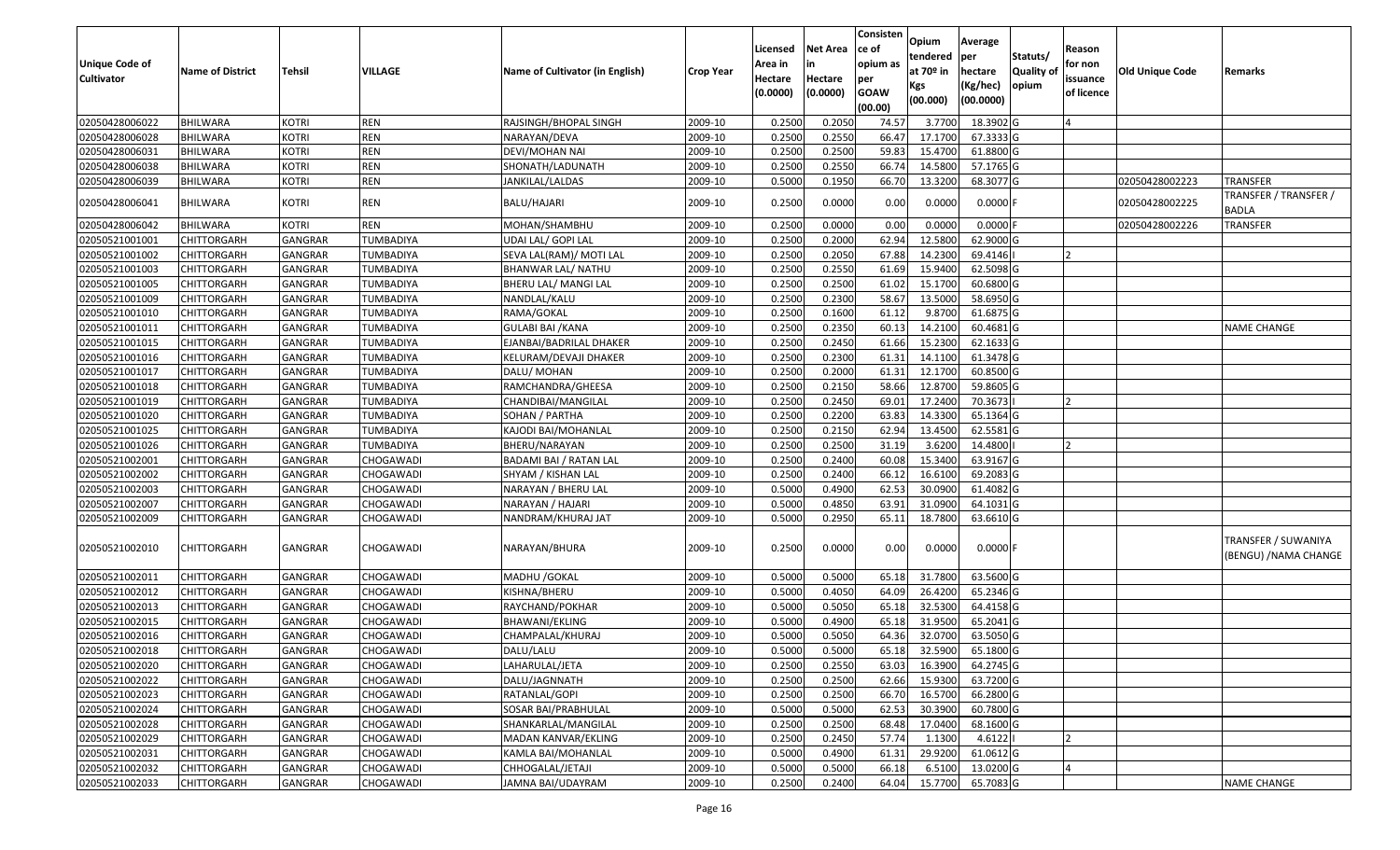| Unique Code of Cultivator | Name of District | Tehsil | VILLAGE | Name of Cultivator (in English) | Crop Year | Licensed Area in Hectare (0.0000) | Net Area in Hectare (0.0000) | Consistence of opium as per GOAW (00.00) | Opium tendered at 70º in Kgs (00.000) | Average per hectare (Kg/hec) (00.0000) | Statuts/ Quality of opium | Reason for non issuance of licence | Old Unique Code | Remarks |
|---|---|---|---|---|---|---|---|---|---|---|---|---|---|---|
| 02050428006022 | BHILWARA | KOTRI | REN | RAJSINGH/BHOPAL SINGH | 2009-10 | 0.2500 | 0.2050 | 74.57 | 3.7700 | 18.3902 | G | 4 | | |
| 02050428006028 | BHILWARA | KOTRI | REN | NARAYAN/DEVA | 2009-10 | 0.2500 | 0.2550 | 66.47 | 17.1700 | 67.3333 | G | | | |
| 02050428006031 | BHILWARA | KOTRI | REN | DEVI/MOHAN NAI | 2009-10 | 0.2500 | 0.2500 | 59.83 | 15.4700 | 61.8800 | G | | | |
| 02050428006038 | BHILWARA | KOTRI | REN | SHONATH/LADUNATH | 2009-10 | 0.2500 | 0.2550 | 66.74 | 14.5800 | 57.1765 | G | | | |
| 02050428006039 | BHILWARA | KOTRI | REN | JANKILAL/LALDAS | 2009-10 | 0.5000 | 0.1950 | 66.70 | 13.3200 | 68.3077 | G | | 02050428002223 | TRANSFER |
| 02050428006041 | BHILWARA | KOTRI | REN | BALU/HAJARI | 2009-10 | 0.2500 | 0.0000 | 0.00 | 0.0000 | 0.0000 | F | | 02050428002225 | TRANSFER / TRANSFER / BADLA |
| 02050428006042 | BHILWARA | KOTRI | REN | MOHAN/SHAMBHU | 2009-10 | 0.2500 | 0.0000 | 0.00 | 0.0000 | 0.0000 | F | | 02050428002226 | TRANSFER |
| 02050521001001 | CHITTORGARH | GANGRAR | TUMBADIYA | UDAI LAL/ GOPI LAL | 2009-10 | 0.2500 | 0.2000 | 62.94 | 12.5800 | 62.9000 | G | | | |
| 02050521001002 | CHITTORGARH | GANGRAR | TUMBADIYA | SEVA LAL(RAM)/ MOTI LAL | 2009-10 | 0.2500 | 0.2050 | 67.88 | 14.2300 | 69.4146 | I | 2 | | |
| 02050521001003 | CHITTORGARH | GANGRAR | TUMBADIYA | BHANWAR LAL/ NATHU | 2009-10 | 0.2500 | 0.2550 | 61.69 | 15.9400 | 62.5098 | G | | | |
| 02050521001005 | CHITTORGARH | GANGRAR | TUMBADIYA | BHERU LAL/ MANGI LAL | 2009-10 | 0.2500 | 0.2500 | 61.02 | 15.1700 | 60.6800 | G | | | |
| 02050521001009 | CHITTORGARH | GANGRAR | TUMBADIYA | NANDLAL/KALU | 2009-10 | 0.2500 | 0.2300 | 58.67 | 13.5000 | 58.6950 | G | | | |
| 02050521001010 | CHITTORGARH | GANGRAR | TUMBADIYA | RAMA/GOKAL | 2009-10 | 0.2500 | 0.1600 | 61.12 | 9.8700 | 61.6875 | G | | | |
| 02050521001011 | CHITTORGARH | GANGRAR | TUMBADIYA | GULABI BAI /KANA | 2009-10 | 0.2500 | 0.2350 | 60.13 | 14.2100 | 60.4681 | G | | | NAME CHANGE |
| 02050521001015 | CHITTORGARH | GANGRAR | TUMBADIYA | EJANBAI/BADRILAL DHAKER | 2009-10 | 0.2500 | 0.2450 | 61.66 | 15.2300 | 62.1633 | G | | | |
| 02050521001016 | CHITTORGARH | GANGRAR | TUMBADIYA | KELURAM/DEVAJI DHAKER | 2009-10 | 0.2500 | 0.2300 | 61.31 | 14.1100 | 61.3478 | G | | | |
| 02050521001017 | CHITTORGARH | GANGRAR | TUMBADIYA | DALU/ MOHAN | 2009-10 | 0.2500 | 0.2000 | 61.31 | 12.1700 | 60.8500 | G | | | |
| 02050521001018 | CHITTORGARH | GANGRAR | TUMBADIYA | RAMCHANDRA/GHEESA | 2009-10 | 0.2500 | 0.2150 | 58.66 | 12.8700 | 59.8605 | G | | | |
| 02050521001019 | CHITTORGARH | GANGRAR | TUMBADIYA | CHANDIBAI/MANGILAL | 2009-10 | 0.2500 | 0.2450 | 69.01 | 17.2400 | 70.3673 | I | 2 | | |
| 02050521001020 | CHITTORGARH | GANGRAR | TUMBADIYA | SOHAN / PARTHA | 2009-10 | 0.2500 | 0.2200 | 63.83 | 14.3300 | 65.1364 | G | | | |
| 02050521001025 | CHITTORGARH | GANGRAR | TUMBADIYA | KAJODI BAI/MOHANLAL | 2009-10 | 0.2500 | 0.2150 | 62.94 | 13.4500 | 62.5581 | G | | | |
| 02050521001026 | CHITTORGARH | GANGRAR | TUMBADIYA | BHERU/NARAYAN | 2009-10 | 0.2500 | 0.2500 | 31.19 | 3.6200 | 14.4800 | I | 2 | | |
| 02050521002001 | CHITTORGARH | GANGRAR | CHOGAWADI | BADAMI BAI / RATAN LAL | 2009-10 | 0.2500 | 0.2400 | 60.08 | 15.3400 | 63.9167 | G | | | |
| 02050521002002 | CHITTORGARH | GANGRAR | CHOGAWADI | SHYAM / KISHAN LAL | 2009-10 | 0.2500 | 0.2400 | 66.12 | 16.6100 | 69.2083 | G | | | |
| 02050521002003 | CHITTORGARH | GANGRAR | CHOGAWADI | NARAYAN / BHERU LAL | 2009-10 | 0.5000 | 0.4900 | 62.53 | 30.0900 | 61.4082 | G | | | |
| 02050521002007 | CHITTORGARH | GANGRAR | CHOGAWADI | NARAYAN / HAJARI | 2009-10 | 0.5000 | 0.4850 | 63.91 | 31.0900 | 64.1031 | G | | | |
| 02050521002009 | CHITTORGARH | GANGRAR | CHOGAWADI | NANDRAM/KHURAJ JAT | 2009-10 | 0.5000 | 0.2950 | 65.11 | 18.7800 | 63.6610 | G | | | |
| 02050521002010 | CHITTORGARH | GANGRAR | CHOGAWADI | NARAYAN/BHURA | 2009-10 | 0.2500 | 0.0000 | 0.00 | 0.0000 | 0.0000 | F | | | TRANSFER / SUWANIYA (BENGU) /NAMA CHANGE |
| 02050521002011 | CHITTORGARH | GANGRAR | CHOGAWADI | MADHU /GOKAL | 2009-10 | 0.5000 | 0.5000 | 65.18 | 31.7800 | 63.5600 | G | | | |
| 02050521002012 | CHITTORGARH | GANGRAR | CHOGAWADI | KISHNA/BHERU | 2009-10 | 0.5000 | 0.4050 | 64.09 | 26.4200 | 65.2346 | G | | | |
| 02050521002013 | CHITTORGARH | GANGRAR | CHOGAWADI | RAYCHAND/POKHAR | 2009-10 | 0.5000 | 0.5050 | 65.18 | 32.5300 | 64.4158 | G | | | |
| 02050521002015 | CHITTORGARH | GANGRAR | CHOGAWADI | BHAWANI/EKLING | 2009-10 | 0.5000 | 0.4900 | 65.18 | 31.9500 | 65.2041 | G | | | |
| 02050521002016 | CHITTORGARH | GANGRAR | CHOGAWADI | CHAMPALAL/KHURAJ | 2009-10 | 0.5000 | 0.5050 | 64.36 | 32.0700 | 63.5050 | G | | | |
| 02050521002018 | CHITTORGARH | GANGRAR | CHOGAWADI | DALU/LALU | 2009-10 | 0.5000 | 0.5000 | 65.18 | 32.5900 | 65.1800 | G | | | |
| 02050521002020 | CHITTORGARH | GANGRAR | CHOGAWADI | LAHARULAL/JETA | 2009-10 | 0.2500 | 0.2550 | 63.03 | 16.3900 | 64.2745 | G | | | |
| 02050521002022 | CHITTORGARH | GANGRAR | CHOGAWADI | DALU/JAGNNATH | 2009-10 | 0.2500 | 0.2500 | 62.66 | 15.9300 | 63.7200 | G | | | |
| 02050521002023 | CHITTORGARH | GANGRAR | CHOGAWADI | RATANLAL/GOPI | 2009-10 | 0.2500 | 0.2500 | 66.70 | 16.5700 | 66.2800 | G | | | |
| 02050521002024 | CHITTORGARH | GANGRAR | CHOGAWADI | SOSAR BAI/PRABHULAL | 2009-10 | 0.5000 | 0.5000 | 62.53 | 30.3900 | 60.7800 | G | | | |
| 02050521002028 | CHITTORGARH | GANGRAR | CHOGAWADI | SHANKARLAL/MANGILAL | 2009-10 | 0.2500 | 0.2500 | 68.48 | 17.0400 | 68.1600 | G | | | |
| 02050521002029 | CHITTORGARH | GANGRAR | CHOGAWADI | MADAN KANVAR/EKLING | 2009-10 | 0.2500 | 0.2450 | 57.74 | 1.1300 | 4.6122 | I | 2 | | |
| 02050521002031 | CHITTORGARH | GANGRAR | CHOGAWADI | KAMLA BAI/MOHANLAL | 2009-10 | 0.5000 | 0.4900 | 61.31 | 29.9200 | 61.0612 | G | | | |
| 02050521002032 | CHITTORGARH | GANGRAR | CHOGAWADI | CHHOGALAL/JETAJI | 2009-10 | 0.5000 | 0.5000 | 66.18 | 6.5100 | 13.0200 | G | 4 | | |
| 02050521002033 | CHITTORGARH | GANGRAR | CHOGAWADI | JAMNA BAI/UDAYRAM | 2009-10 | 0.2500 | 0.2400 | 64.04 | 15.7700 | 65.7083 | G | | | NAME CHANGE |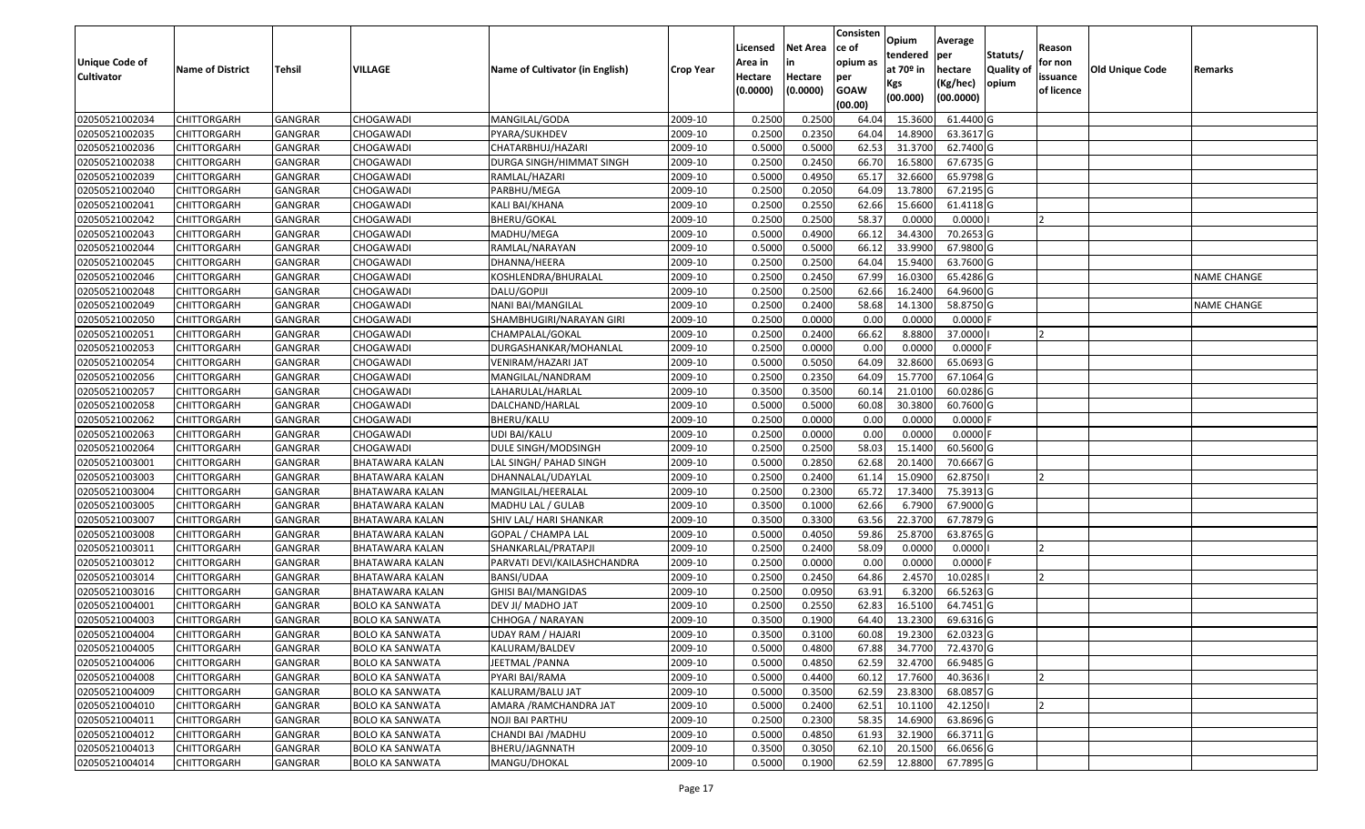| Unique Code of Cultivator | Name of District | Tehsil | VILLAGE | Name of Cultivator (in English) | Crop Year | Licensed Area in Hectare (0.0000) | Net Area in Hectare (0.0000) | Consistence of opium as per GOAW (00.00) | Opium tendered at 70º in Kgs (00.000) | Average per hectare (Kg/hec) (00.0000) | Statuts/ Quality of opium | Reason for non issuance of licence | Old Unique Code | Remarks |
|---|---|---|---|---|---|---|---|---|---|---|---|---|---|---|
| 02050521002034 | CHITTORGARH | GANGRAR | CHOGAWADI | MANGILAL/GODA | 2009-10 | 0.2500 | 0.2500 | 64.04 | 15.3600 | 61.4400 | G | | | |
| 02050521002035 | CHITTORGARH | GANGRAR | CHOGAWADI | PYARA/SUKHDEV | 2009-10 | 0.2500 | 0.2350 | 64.04 | 14.8900 | 63.3617 | G | | | |
| 02050521002036 | CHITTORGARH | GANGRAR | CHOGAWADI | CHATARBHUJ/HAZARI | 2009-10 | 0.5000 | 0.5000 | 62.53 | 31.3700 | 62.7400 | G | | | |
| 02050521002038 | CHITTORGARH | GANGRAR | CHOGAWADI | DURGA SINGH/HIMMAT SINGH | 2009-10 | 0.2500 | 0.2450 | 66.70 | 16.5800 | 67.6735 | G | | | |
| 02050521002039 | CHITTORGARH | GANGRAR | CHOGAWADI | RAMLAL/HAZARI | 2009-10 | 0.5000 | 0.4950 | 65.17 | 32.6600 | 65.9798 | G | | | |
| 02050521002040 | CHITTORGARH | GANGRAR | CHOGAWADI | PARBHU/MEGA | 2009-10 | 0.2500 | 0.2050 | 64.09 | 13.7800 | 67.2195 | G | | | |
| 02050521002041 | CHITTORGARH | GANGRAR | CHOGAWADI | KALI BAI/KHANA | 2009-10 | 0.2500 | 0.2550 | 62.66 | 15.6600 | 61.4118 | G | | | |
| 02050521002042 | CHITTORGARH | GANGRAR | CHOGAWADI | BHERU/GOKAL | 2009-10 | 0.2500 | 0.2500 | 58.37 | 0.0000 | 0.0000 | I | 2 | | |
| 02050521002043 | CHITTORGARH | GANGRAR | CHOGAWADI | MADHU/MEGA | 2009-10 | 0.5000 | 0.4900 | 66.12 | 34.4300 | 70.2653 | G | | | |
| 02050521002044 | CHITTORGARH | GANGRAR | CHOGAWADI | RAMLAL/NARAYAN | 2009-10 | 0.5000 | 0.5000 | 66.12 | 33.9900 | 67.9800 | G | | | |
| 02050521002045 | CHITTORGARH | GANGRAR | CHOGAWADI | DHANNA/HEERA | 2009-10 | 0.2500 | 0.2500 | 64.04 | 15.9400 | 63.7600 | G | | | |
| 02050521002046 | CHITTORGARH | GANGRAR | CHOGAWADI | KOSHLENDRA/BHURALAL | 2009-10 | 0.2500 | 0.2450 | 67.99 | 16.0300 | 65.4286 | G | | | NAME CHANGE |
| 02050521002048 | CHITTORGARH | GANGRAR | CHOGAWADI | DALU/GOPIJI | 2009-10 | 0.2500 | 0.2500 | 62.66 | 16.2400 | 64.9600 | G | | | |
| 02050521002049 | CHITTORGARH | GANGRAR | CHOGAWADI | NANI BAI/MANGILAL | 2009-10 | 0.2500 | 0.2400 | 58.68 | 14.1300 | 58.8750 | G | | | NAME CHANGE |
| 02050521002050 | CHITTORGARH | GANGRAR | CHOGAWADI | SHAMBHUGIRI/NARAYAN GIRI | 2009-10 | 0.2500 | 0.0000 | 0.00 | 0.0000 | 0.0000 | F | | | |
| 02050521002051 | CHITTORGARH | GANGRAR | CHOGAWADI | CHAMPALAL/GOKAL | 2009-10 | 0.2500 | 0.2400 | 66.62 | 8.8800 | 37.0000 | I | 2 | | |
| 02050521002053 | CHITTORGARH | GANGRAR | CHOGAWADI | DURGASHANKAR/MOHANLAL | 2009-10 | 0.2500 | 0.0000 | 0.00 | 0.0000 | 0.0000 | F | | | |
| 02050521002054 | CHITTORGARH | GANGRAR | CHOGAWADI | VENIRAM/HAZARI JAT | 2009-10 | 0.5000 | 0.5050 | 64.09 | 32.8600 | 65.0693 | G | | | |
| 02050521002056 | CHITTORGARH | GANGRAR | CHOGAWADI | MANGILAL/NANDRAM | 2009-10 | 0.2500 | 0.2350 | 64.09 | 15.7700 | 67.1064 | G | | | |
| 02050521002057 | CHITTORGARH | GANGRAR | CHOGAWADI | LAHARULAL/HARLAL | 2009-10 | 0.3500 | 0.3500 | 60.14 | 21.0100 | 60.0286 | G | | | |
| 02050521002058 | CHITTORGARH | GANGRAR | CHOGAWADI | DALCHAND/HARLAL | 2009-10 | 0.5000 | 0.5000 | 60.08 | 30.3800 | 60.7600 | G | | | |
| 02050521002062 | CHITTORGARH | GANGRAR | CHOGAWADI | BHERU/KALU | 2009-10 | 0.2500 | 0.0000 | 0.00 | 0.0000 | 0.0000 | F | | | |
| 02050521002063 | CHITTORGARH | GANGRAR | CHOGAWADI | UDI BAI/KALU | 2009-10 | 0.2500 | 0.0000 | 0.00 | 0.0000 | 0.0000 | F | | | |
| 02050521002064 | CHITTORGARH | GANGRAR | CHOGAWADI | DULE SINGH/MODSINGH | 2009-10 | 0.2500 | 0.2500 | 58.03 | 15.1400 | 60.5600 | G | | | |
| 02050521003001 | CHITTORGARH | GANGRAR | BHATAWARA KALAN | LAL SINGH/ PAHAD SINGH | 2009-10 | 0.5000 | 0.2850 | 62.68 | 20.1400 | 70.6667 | G | | | |
| 02050521003003 | CHITTORGARH | GANGRAR | BHATAWARA KALAN | DHANNALAL/UDAYLAL | 2009-10 | 0.2500 | 0.2400 | 61.14 | 15.0900 | 62.8750 | I | 2 | | |
| 02050521003004 | CHITTORGARH | GANGRAR | BHATAWARA KALAN | MANGILAL/HEERALAL | 2009-10 | 0.2500 | 0.2300 | 65.72 | 17.3400 | 75.3913 | G | | | |
| 02050521003005 | CHITTORGARH | GANGRAR | BHATAWARA KALAN | MADHU LAL / GULAB | 2009-10 | 0.3500 | 0.1000 | 62.66 | 6.7900 | 67.9000 | G | | | |
| 02050521003007 | CHITTORGARH | GANGRAR | BHATAWARA KALAN | SHIV LAL/ HARI SHANKAR | 2009-10 | 0.3500 | 0.3300 | 63.56 | 22.3700 | 67.7879 | G | | | |
| 02050521003008 | CHITTORGARH | GANGRAR | BHATAWARA KALAN | GOPAL / CHAMPA LAL | 2009-10 | 0.5000 | 0.4050 | 59.86 | 25.8700 | 63.8765 | G | | | |
| 02050521003011 | CHITTORGARH | GANGRAR | BHATAWARA KALAN | SHANKARLAL/PRATAPJI | 2009-10 | 0.2500 | 0.2400 | 58.09 | 0.0000 | 0.0000 | I | 2 | | |
| 02050521003012 | CHITTORGARH | GANGRAR | BHATAWARA KALAN | PARVATI DEVI/KAILASHCHANDRA | 2009-10 | 0.2500 | 0.0000 | 0.00 | 0.0000 | 0.0000 | F | | | |
| 02050521003014 | CHITTORGARH | GANGRAR | BHATAWARA KALAN | BANSI/UDAA | 2009-10 | 0.2500 | 0.2450 | 64.86 | 2.4570 | 10.0285 | I | 2 | | |
| 02050521003016 | CHITTORGARH | GANGRAR | BHATAWARA KALAN | GHISI BAI/MANGIDAS | 2009-10 | 0.2500 | 0.0950 | 63.91 | 6.3200 | 66.5263 | G | | | |
| 02050521004001 | CHITTORGARH | GANGRAR | BOLO KA SANWATA | DEV JI/ MADHO JAT | 2009-10 | 0.2500 | 0.2550 | 62.83 | 16.5100 | 64.7451 | G | | | |
| 02050521004003 | CHITTORGARH | GANGRAR | BOLO KA SANWATA | CHHOGA / NARAYAN | 2009-10 | 0.3500 | 0.1900 | 64.40 | 13.2300 | 69.6316 | G | | | |
| 02050521004004 | CHITTORGARH | GANGRAR | BOLO KA SANWATA | UDAY RAM / HAJARI | 2009-10 | 0.3500 | 0.3100 | 60.08 | 19.2300 | 62.0323 | G | | | |
| 02050521004005 | CHITTORGARH | GANGRAR | BOLO KA SANWATA | KALURAM/BALDEV | 2009-10 | 0.5000 | 0.4800 | 67.88 | 34.7700 | 72.4370 | G | | | |
| 02050521004006 | CHITTORGARH | GANGRAR | BOLO KA SANWATA | JEETMAL /PANNA | 2009-10 | 0.5000 | 0.4850 | 62.59 | 32.4700 | 66.9485 | G | | | |
| 02050521004008 | CHITTORGARH | GANGRAR | BOLO KA SANWATA | PYARI BAI/RAMA | 2009-10 | 0.5000 | 0.4400 | 60.12 | 17.7600 | 40.3636 | I | 2 | | |
| 02050521004009 | CHITTORGARH | GANGRAR | BOLO KA SANWATA | KALURAM/BALU JAT | 2009-10 | 0.5000 | 0.3500 | 62.59 | 23.8300 | 68.0857 | G | | | |
| 02050521004010 | CHITTORGARH | GANGRAR | BOLO KA SANWATA | AMARA /RAMCHANDRA JAT | 2009-10 | 0.5000 | 0.2400 | 62.51 | 10.1100 | 42.1250 | I | 2 | | |
| 02050521004011 | CHITTORGARH | GANGRAR | BOLO KA SANWATA | NOJI BAI PARTHU | 2009-10 | 0.2500 | 0.2300 | 58.35 | 14.6900 | 63.8696 | G | | | |
| 02050521004012 | CHITTORGARH | GANGRAR | BOLO KA SANWATA | CHANDI BAI /MADHU | 2009-10 | 0.5000 | 0.4850 | 61.93 | 32.1900 | 66.3711 | G | | | |
| 02050521004013 | CHITTORGARH | GANGRAR | BOLO KA SANWATA | BHERU/JAGNNATH | 2009-10 | 0.3500 | 0.3050 | 62.10 | 20.1500 | 66.0656 | G | | | |
| 02050521004014 | CHITTORGARH | GANGRAR | BOLO KA SANWATA | MANGU/DHOKAL | 2009-10 | 0.5000 | 0.1900 | 62.59 | 12.8800 | 67.7895 | G | | | |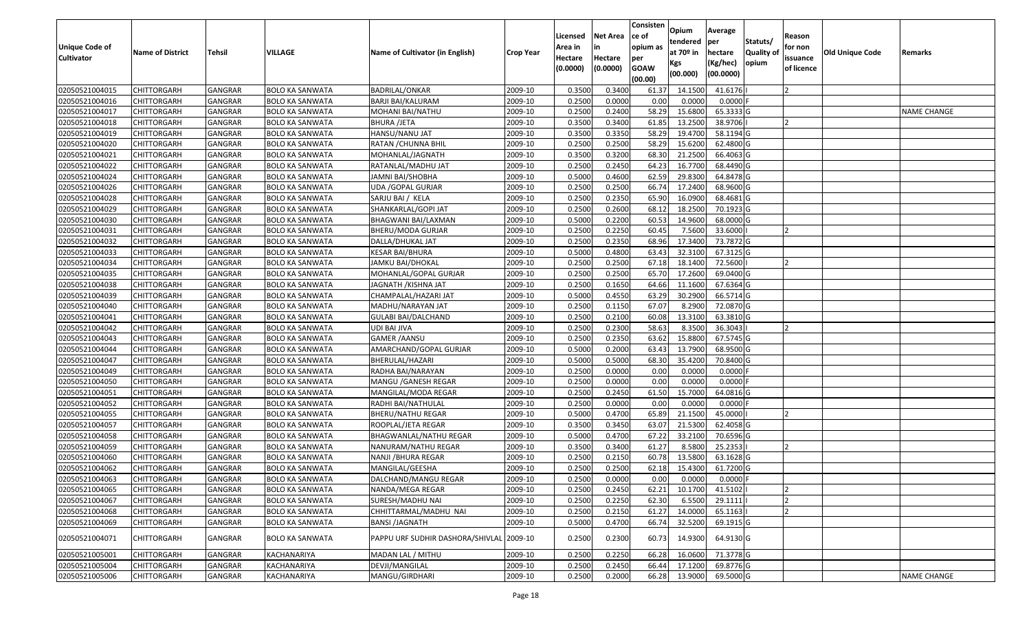| Unique Code of Cultivator | Name of District | Tehsil | VILLAGE | Name of Cultivator (in English) | Crop Year | Licensed Area in Hectare (0.0000) | Net Area in Hectare (0.0000) | Consisten ce of opium as per GOAW (00.00) | Opium tendered at 70º in Kgs (00.000) | Average per hectare (Kg/hec) (00.0000) | Statuts/ Quality of opium | Reason for non issuance of licence | Old Unique Code | Remarks |
|---|---|---|---|---|---|---|---|---|---|---|---|---|---|---|
| 02050521004015 | CHITTORGARH | GANGRAR | BOLO KA SANWATA | BADRILAL/ONKAR | 2009-10 | 0.3500 | 0.3400 | 61.37 | 14.1500 | 41.6176 | I | 2 | | |
| 02050521004016 | CHITTORGARH | GANGRAR | BOLO KA SANWATA | BARJI BAI/KALURAM | 2009-10 | 0.2500 | 0.0000 | 0.00 | 0.0000 | 0.0000 | F | | | |
| 02050521004017 | CHITTORGARH | GANGRAR | BOLO KA SANWATA | MOHANI BAI/NATHU | 2009-10 | 0.2500 | 0.2400 | 58.29 | 15.6800 | 65.3333 | G | | | NAME CHANGE |
| 02050521004018 | CHITTORGARH | GANGRAR | BOLO KA SANWATA | BHURA /JETA | 2009-10 | 0.3500 | 0.3400 | 61.85 | 13.2500 | 38.9706 | I | 2 | | |
| 02050521004019 | CHITTORGARH | GANGRAR | BOLO KA SANWATA | HANSU/NANU JAT | 2009-10 | 0.3500 | 0.3350 | 58.29 | 19.4700 | 58.1194 | G | | | |
| 02050521004020 | CHITTORGARH | GANGRAR | BOLO KA SANWATA | RATAN /CHUNNA BHIL | 2009-10 | 0.2500 | 0.2500 | 58.29 | 15.6200 | 62.4800 | G | | | |
| 02050521004021 | CHITTORGARH | GANGRAR | BOLO KA SANWATA | MOHANLAL/JAGNATH | 2009-10 | 0.3500 | 0.3200 | 68.30 | 21.2500 | 66.4063 | G | | | |
| 02050521004022 | CHITTORGARH | GANGRAR | BOLO KA SANWATA | RATANLAL/MADHU JAT | 2009-10 | 0.2500 | 0.2450 | 64.23 | 16.7700 | 68.4490 | G | | | |
| 02050521004024 | CHITTORGARH | GANGRAR | BOLO KA SANWATA | JAMNI BAI/SHOBHA | 2009-10 | 0.5000 | 0.4600 | 62.59 | 29.8300 | 64.8478 | G | | | |
| 02050521004026 | CHITTORGARH | GANGRAR | BOLO KA SANWATA | UDA /GOPAL GURJAR | 2009-10 | 0.2500 | 0.2500 | 66.74 | 17.2400 | 68.9600 | G | | | |
| 02050521004028 | CHITTORGARH | GANGRAR | BOLO KA SANWATA | SARJU BAI / KELA | 2009-10 | 0.2500 | 0.2350 | 65.90 | 16.0900 | 68.4681 | G | | | |
| 02050521004029 | CHITTORGARH | GANGRAR | BOLO KA SANWATA | SHANKARLAL/GOPI JAT | 2009-10 | 0.2500 | 0.2600 | 68.12 | 18.2500 | 70.1923 | G | | | |
| 02050521004030 | CHITTORGARH | GANGRAR | BOLO KA SANWATA | BHAGWANI BAI/LAXMAN | 2009-10 | 0.5000 | 0.2200 | 60.53 | 14.9600 | 68.0000 | G | | | |
| 02050521004031 | CHITTORGARH | GANGRAR | BOLO KA SANWATA | BHERU/MODA GURJAR | 2009-10 | 0.2500 | 0.2250 | 60.45 | 7.5600 | 33.6000 | I | 2 | | |
| 02050521004032 | CHITTORGARH | GANGRAR | BOLO KA SANWATA | DALLA/DHUKAL JAT | 2009-10 | 0.2500 | 0.2350 | 68.96 | 17.3400 | 73.7872 | G | | | |
| 02050521004033 | CHITTORGARH | GANGRAR | BOLO KA SANWATA | KESAR BAI/BHURA | 2009-10 | 0.5000 | 0.4800 | 63.43 | 32.3100 | 67.3125 | G | | | |
| 02050521004034 | CHITTORGARH | GANGRAR | BOLO KA SANWATA | JAMKU BAI/DHOKAL | 2009-10 | 0.2500 | 0.2500 | 67.18 | 18.1400 | 72.5600 | I | 2 | | |
| 02050521004035 | CHITTORGARH | GANGRAR | BOLO KA SANWATA | MOHANLAL/GOPAL GURJAR | 2009-10 | 0.2500 | 0.2500 | 65.70 | 17.2600 | 69.0400 | G | | | |
| 02050521004038 | CHITTORGARH | GANGRAR | BOLO KA SANWATA | JAGNATH /KISHNA JAT | 2009-10 | 0.2500 | 0.1650 | 64.66 | 11.1600 | 67.6364 | G | | | |
| 02050521004039 | CHITTORGARH | GANGRAR | BOLO KA SANWATA | CHAMPALAL/HAZARI JAT | 2009-10 | 0.5000 | 0.4550 | 63.29 | 30.2900 | 66.5714 | G | | | |
| 02050521004040 | CHITTORGARH | GANGRAR | BOLO KA SANWATA | MADHU/NARAYAN JAT | 2009-10 | 0.2500 | 0.1150 | 67.07 | 8.2900 | 72.0870 | G | | | |
| 02050521004041 | CHITTORGARH | GANGRAR | BOLO KA SANWATA | GULABI BAI/DALCHAND | 2009-10 | 0.2500 | 0.2100 | 60.08 | 13.3100 | 63.3810 | G | | | |
| 02050521004042 | CHITTORGARH | GANGRAR | BOLO KA SANWATA | UDI BAI JIVA | 2009-10 | 0.2500 | 0.2300 | 58.63 | 8.3500 | 36.3043 | I | 2 | | |
| 02050521004043 | CHITTORGARH | GANGRAR | BOLO KA SANWATA | GAMER /AANSU | 2009-10 | 0.2500 | 0.2350 | 63.62 | 15.8800 | 67.5745 | G | | | |
| 02050521004044 | CHITTORGARH | GANGRAR | BOLO KA SANWATA | AMARCHAND/GOPAL GURJAR | 2009-10 | 0.5000 | 0.2000 | 63.43 | 13.7900 | 68.9500 | G | | | |
| 02050521004047 | CHITTORGARH | GANGRAR | BOLO KA SANWATA | BHERULAL/HAZARI | 2009-10 | 0.5000 | 0.5000 | 68.30 | 35.4200 | 70.8400 | G | | | |
| 02050521004049 | CHITTORGARH | GANGRAR | BOLO KA SANWATA | RADHA BAI/NARAYAN | 2009-10 | 0.2500 | 0.0000 | 0.00 | 0.0000 | 0.0000 | F | | | |
| 02050521004050 | CHITTORGARH | GANGRAR | BOLO KA SANWATA | MANGU /GANESH REGAR | 2009-10 | 0.2500 | 0.0000 | 0.00 | 0.0000 | 0.0000 | F | | | |
| 02050521004051 | CHITTORGARH | GANGRAR | BOLO KA SANWATA | MANGILAL/MODA REGAR | 2009-10 | 0.2500 | 0.2450 | 61.50 | 15.7000 | 64.0816 | G | | | |
| 02050521004052 | CHITTORGARH | GANGRAR | BOLO KA SANWATA | RADHI BAI/NATHULAL | 2009-10 | 0.2500 | 0.0000 | 0.00 | 0.0000 | 0.0000 | F | | | |
| 02050521004055 | CHITTORGARH | GANGRAR | BOLO KA SANWATA | BHERU/NATHU REGAR | 2009-10 | 0.5000 | 0.4700 | 65.89 | 21.1500 | 45.0000 | I | 2 | | |
| 02050521004057 | CHITTORGARH | GANGRAR | BOLO KA SANWATA | ROOPLAL/JETA REGAR | 2009-10 | 0.3500 | 0.3450 | 63.07 | 21.5300 | 62.4058 | G | | | |
| 02050521004058 | CHITTORGARH | GANGRAR | BOLO KA SANWATA | BHAGWANLAL/NATHU REGAR | 2009-10 | 0.5000 | 0.4700 | 67.22 | 33.2100 | 70.6596 | G | | | |
| 02050521004059 | CHITTORGARH | GANGRAR | BOLO KA SANWATA | NANURAM/NATHU REGAR | 2009-10 | 0.3500 | 0.3400 | 61.27 | 8.5800 | 25.2353 | I | 2 | | |
| 02050521004060 | CHITTORGARH | GANGRAR | BOLO KA SANWATA | NANJI /BHURA REGAR | 2009-10 | 0.2500 | 0.2150 | 60.78 | 13.5800 | 63.1628 | G | | | |
| 02050521004062 | CHITTORGARH | GANGRAR | BOLO KA SANWATA | MANGILAL/GEESHA | 2009-10 | 0.2500 | 0.2500 | 62.18 | 15.4300 | 61.7200 | G | | | |
| 02050521004063 | CHITTORGARH | GANGRAR | BOLO KA SANWATA | DALCHAND/MANGU REGAR | 2009-10 | 0.2500 | 0.0000 | 0.00 | 0.0000 | 0.0000 | F | | | |
| 02050521004065 | CHITTORGARH | GANGRAR | BOLO KA SANWATA | NANDA/MEGA REGAR | 2009-10 | 0.2500 | 0.2450 | 62.21 | 10.1700 | 41.5102 | I | 2 | | |
| 02050521004067 | CHITTORGARH | GANGRAR | BOLO KA SANWATA | SURESH/MADHU NAI | 2009-10 | 0.2500 | 0.2250 | 62.30 | 6.5500 | 29.1111 | I | 2 | | |
| 02050521004068 | CHITTORGARH | GANGRAR | BOLO KA SANWATA | CHHITTARMAL/MADHU NAI | 2009-10 | 0.2500 | 0.2150 | 61.27 | 14.0000 | 65.1163 | I | 2 | | |
| 02050521004069 | CHITTORGARH | GANGRAR | BOLO KA SANWATA | BANSI /JAGNATH | 2009-10 | 0.5000 | 0.4700 | 66.74 | 32.5200 | 69.1915 | G | | | |
| 02050521004071 | CHITTORGARH | GANGRAR | BOLO KA SANWATA | PAPPU URF SUDHIR DASHORA/SHIVLAL | 2009-10 | 0.2500 | 0.2300 | 60.73 | 14.9300 | 64.9130 | G | | | |
| 02050521005001 | CHITTORGARH | GANGRAR | KACHANARIYA | MADAN LAL / MITHU | 2009-10 | 0.2500 | 0.2250 | 66.28 | 16.0600 | 71.3778 | G | | | |
| 02050521005004 | CHITTORGARH | GANGRAR | KACHANARIYA | DEVJI/MANGILAL | 2009-10 | 0.2500 | 0.2450 | 66.44 | 17.1200 | 69.8776 | G | | | |
| 02050521005006 | CHITTORGARH | GANGRAR | KACHANARIYA | MANGU/GIRDHARI | 2009-10 | 0.2500 | 0.2000 | 66.28 | 13.9000 | 69.5000 | G | | | NAME CHANGE |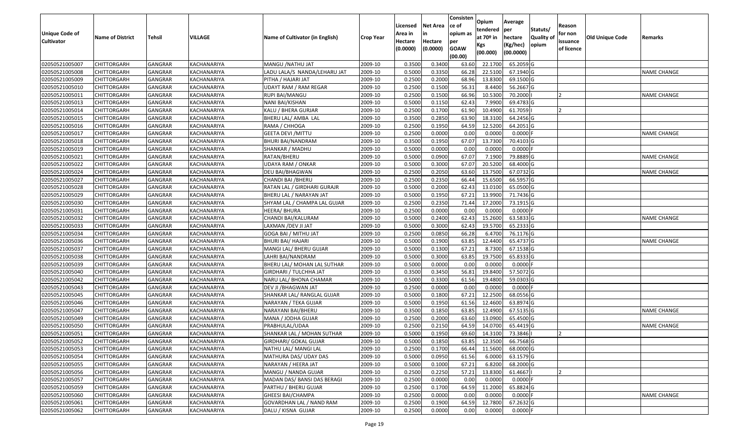| Unique Code of Cultivator | Name of District | Tehsil | VILLAGE | Name of Cultivator (in English) | Crop Year | Licensed Area in Hectare (0.0000) | Net Area in Hectare (0.0000) | Consistence of opium as per GOAW (00.00) | Opium tendered at 70º in Kgs (00.000) | Average per hectare (Kg/hec) (00.0000) | Statuts/ Quality of opium | Reason for non issuance of licence | Old Unique Code | Remarks |
|---|---|---|---|---|---|---|---|---|---|---|---|---|---|---|
| 02050521005007 | CHITTORGARH | GANGRAR | KACHANARIYA | MANGU /NATHU JAT | 2009-10 | 0.3500 | 0.3400 | 63.60 | 22.1700 | 65.2059 | G | | | |
| 02050521005008 | CHITTORGARH | GANGRAR | KACHANARIYA | LADU LALA/S NANDA/LEHARU JAT | 2009-10 | 0.5000 | 0.3350 | 66.28 | 22.5100 | 67.1940 | G | | | NAME CHANGE |
| 02050521005009 | CHITTORGARH | GANGRAR | KACHANARIYA | PITHA / HAJARI JAT | 2009-10 | 0.2500 | 0.2000 | 68.96 | 13.8300 | 69.1500 | G | | | |
| 02050521005010 | CHITTORGARH | GANGRAR | KACHANARIYA | UDAYT RAM / RAM REGAR | 2009-10 | 0.2500 | 0.1500 | 56.31 | 8.4400 | 56.2667 | G | | | |
| 02050521005011 | CHITTORGARH | GANGRAR | KACHANARIYA | RUPI BAI/MANGU | 2009-10 | 0.2500 | 0.1500 | 66.96 | 10.5300 | 70.2000 | I | 2 | | NAME CHANGE |
| 02050521005013 | CHITTORGARH | GANGRAR | KACHANARIYA | NANI BAI/KISHAN | 2009-10 | 0.5000 | 0.1150 | 62.43 | 7.9900 | 69.4783 | G | | | |
| 02050521005014 | CHITTORGARH | GANGRAR | KACHANARIYA | KALU / BHERA GURJAR | 2009-10 | 0.2500 | 0.1700 | 61.90 | 10.4900 | 61.7059 | I | 2 | | |
| 02050521005015 | CHITTORGARH | GANGRAR | KACHANARIYA | BHERU LAL/ AMBA LAL | 2009-10 | 0.3500 | 0.2850 | 63.90 | 18.3100 | 64.2456 | G | | | |
| 02050521005016 | CHITTORGARH | GANGRAR | KACHANARIYA | RAMA / CHHOGA | 2009-10 | 0.2500 | 0.1950 | 64.59 | 12.5200 | 64.2051 | G | | | |
| 02050521005017 | CHITTORGARH | GANGRAR | KACHANARIYA | GEETA DEVI /MITTU | 2009-10 | 0.2500 | 0.0000 | 0.00 | 0.0000 | 0.0000 | F | | | NAME CHANGE |
| 02050521005018 | CHITTORGARH | GANGRAR | KACHANARIYA | BHURI BAI/NANDRAM | 2009-10 | 0.3500 | 0.1950 | 67.07 | 13.7300 | 70.4103 | G | | | |
| 02050521005019 | CHITTORGARH | GANGRAR | KACHANARIYA | SHANKAR / MADHU | 2009-10 | 0.5000 | 0.0000 | 0.00 | 0.0000 | 0.0000 | F | | | |
| 02050521005021 | CHITTORGARH | GANGRAR | KACHANARIYA | RATAN/BHERU | 2009-10 | 0.5000 | 0.0900 | 67.07 | 7.1900 | 79.8889 | G | | | NAME CHANGE |
| 02050521005022 | CHITTORGARH | GANGRAR | KACHANARIYA | UDAYA RAM / ONKAR | 2009-10 | 0.5000 | 0.3000 | 67.07 | 20.5200 | 68.4000 | G | | | |
| 02050521005024 | CHITTORGARH | GANGRAR | KACHANARIYA | DEU BAI/BHAGWAN | 2009-10 | 0.2500 | 0.2050 | 63.60 | 13.7500 | 67.0732 | G | | | NAME CHANGE |
| 02050521005027 | CHITTORGARH | GANGRAR | KACHANARIYA | CHANDI BAI /BHERU | 2009-10 | 0.2500 | 0.2350 | 66.44 | 15.6500 | 66.5957 | G | | | |
| 02050521005028 | CHITTORGARH | GANGRAR | KACHANARIYA | RATAN LAL / GIRDHARI GURAJR | 2009-10 | 0.5000 | 0.2000 | 62.43 | 13.0100 | 65.0500 | G | | | |
| 02050521005029 | CHITTORGARH | GANGRAR | KACHANARIYA | BHERU LAL / NARAYAN JAT | 2009-10 | 0.5000 | 0.1950 | 67.21 | 13.9900 | 71.7436 | G | | | |
| 02050521005030 | CHITTORGARH | GANGRAR | KACHANARIYA | SHYAM LAL / CHAMPA LAL GUJAR | 2009-10 | 0.2500 | 0.2350 | 71.44 | 17.2000 | 73.1915 | G | | | |
| 02050521005031 | CHITTORGARH | GANGRAR | KACHANARIYA | HEERA/ BHURA | 2009-10 | 0.2500 | 0.0000 | 0.00 | 0.0000 | 0.0000 | F | | | |
| 02050521005032 | CHITTORGARH | GANGRAR | KACHANARIYA | CHANDI BAI/KALURAM | 2009-10 | 0.5000 | 0.2400 | 62.43 | 15.2600 | 63.5833 | G | | | NAME CHANGE |
| 02050521005033 | CHITTORGARH | GANGRAR | KACHANARIYA | LAXMAN /DEV JI JAT | 2009-10 | 0.5000 | 0.3000 | 62.43 | 19.5700 | 65.2333 | G | | | |
| 02050521005034 | CHITTORGARH | GANGRAR | KACHANARIYA | GOGA BAI / MITHU JAT | 2009-10 | 0.2500 | 0.0850 | 66.28 | 6.4700 | 76.1176 | G | | | |
| 02050521005036 | CHITTORGARH | GANGRAR | KACHANARIYA | BHURI BAI/ HAJARI | 2009-10 | 0.5000 | 0.1900 | 63.85 | 12.4400 | 65.4737 | G | | | NAME CHANGE |
| 02050521005037 | CHITTORGARH | GANGRAR | KACHANARIYA | MANGI LAL/ BHERU GUJAR | 2009-10 | 0.5000 | 0.1300 | 67.21 | 8.7300 | 67.1538 | G | | | |
| 02050521005038 | CHITTORGARH | GANGRAR | KACHANARIYA | LAHRI BAI/NANDRAM | 2009-10 | 0.5000 | 0.3000 | 63.85 | 19.7500 | 65.8333 | G | | | |
| 02050521005039 | CHITTORGARH | GANGRAR | KACHANARIYA | BHERU LAL/ MOHAN LAL SUTHAR | 2009-10 | 0.5000 | 0.0000 | 0.00 | 0.0000 | 0.0000 | F | | | |
| 02050521005040 | CHITTORGARH | GANGRAR | KACHANARIYA | GIRDHARI / TULCHHA JAT | 2009-10 | 0.3500 | 0.3450 | 56.81 | 19.8400 | 57.5072 | G | | | |
| 02050521005042 | CHITTORGARH | GANGRAR | KACHANARIYA | NARU LAL/ BHONA CHAMAR | 2009-10 | 0.5000 | 0.3300 | 61.56 | 19.4800 | 59.0303 | G | | | |
| 02050521005043 | CHITTORGARH | GANGRAR | KACHANARIYA | DEV JI /BHAGWAN JAT | 2009-10 | 0.2500 | 0.0000 | 0.00 | 0.0000 | 0.0000 | F | | | |
| 02050521005045 | CHITTORGARH | GANGRAR | KACHANARIYA | SHANKAR LAL/ RANGLAL GUJAR | 2009-10 | 0.5000 | 0.1800 | 67.21 | 12.2500 | 68.0556 | G | | | |
| 02050521005046 | CHITTORGARH | GANGRAR | KACHANARIYA | NARAYAN / TEKA GUJAR | 2009-10 | 0.5000 | 0.1950 | 61.56 | 12.4600 | 63.8974 | G | | | |
| 02050521005047 | CHITTORGARH | GANGRAR | KACHANARIYA | NARAYANI BAI/BHERU | 2009-10 | 0.3500 | 0.1850 | 63.85 | 12.4900 | 67.5135 | G | | | NAME CHANGE |
| 02050521005049 | CHITTORGARH | GANGRAR | KACHANARIYA | MANA / JODHA GUJAR | 2009-10 | 0.2500 | 0.2000 | 63.60 | 13.0900 | 65.4500 | G | | | |
| 02050521005050 | CHITTORGARH | GANGRAR | KACHANARIYA | PRABHULAL/UDAA | 2009-10 | 0.2500 | 0.2150 | 64.59 | 14.0700 | 65.4419 | G | | | NAME CHANGE |
| 02050521005051 | CHITTORGARH | GANGRAR | KACHANARIYA | SHANKAR LAL / MOHAN SUTHAR | 2009-10 | 0.5000 | 0.1950 | 69.60 | 14.3100 | 73.3846 | I | 2 | | |
| 02050521005052 | CHITTORGARH | GANGRAR | KACHANARIYA | GIRDHARI/ GOKAL GUJAR | 2009-10 | 0.5000 | 0.1850 | 63.85 | 12.3500 | 66.7568 | G | | | |
| 02050521005053 | CHITTORGARH | GANGRAR | KACHANARIYA | NATHU LAL/ MANGI LAL | 2009-10 | 0.2500 | 0.1700 | 66.44 | 11.5600 | 68.0000 | G | | | |
| 02050521005054 | CHITTORGARH | GANGRAR | KACHANARIYA | MATHURA DAS/ UDAY DAS | 2009-10 | 0.5000 | 0.0950 | 61.56 | 6.0000 | 63.1579 | G | | | |
| 02050521005055 | CHITTORGARH | GANGRAR | KACHANARIYA | NARAYAN / HEERA JAT | 2009-10 | 0.5000 | 0.1000 | 67.21 | 6.8200 | 68.2000 | G | | | |
| 02050521005056 | CHITTORGARH | GANGRAR | KACHANARIYA | MANGU / NANDA GUJAR | 2009-10 | 0.2500 | 0.2250 | 57.21 | 13.8300 | 61.4667 | I | 2 | | |
| 02050521005057 | CHITTORGARH | GANGRAR | KACHANARIYA | MADAN DAS/ BANSI DAS BERAGI | 2009-10 | 0.2500 | 0.0000 | 0.00 | 0.0000 | 0.0000 | F | | | |
| 02050521005059 | CHITTORGARH | GANGRAR | KACHANARIYA | PARTHU / BHERU GUJAR | 2009-10 | 0.2500 | 0.1700 | 64.59 | 11.2000 | 65.8824 | G | | | |
| 02050521005060 | CHITTORGARH | GANGRAR | KACHANARIYA | GHEESI BAI/CHAMPA | 2009-10 | 0.2500 | 0.0000 | 0.00 | 0.0000 | 0.0000 | F | | | NAME CHANGE |
| 02050521005061 | CHITTORGARH | GANGRAR | KACHANARIYA | GOVARDHAN LAL / NAND RAM | 2009-10 | 0.2500 | 0.1900 | 64.59 | 12.7800 | 67.2632 | G | | | |
| 02050521005062 | CHITTORGARH | GANGRAR | KACHANARIYA | DALU / KISNA GUJAR | 2009-10 | 0.2500 | 0.0000 | 0.00 | 0.0000 | 0.0000 | F | | | |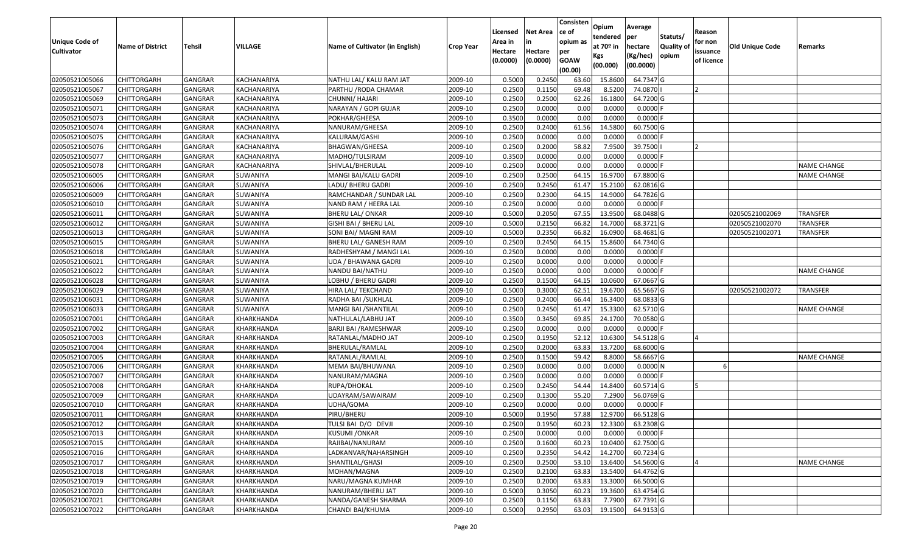| Unique Code of Cultivator | Name of District | Tehsil | VILLAGE | Name of Cultivator (in English) | Crop Year | Licensed Area in Hectare (0.0000) | Net Area in Hectare (0.0000) | Consisten ce of opium as per GOAW (00.00) | Opium tendered at 70º in Kgs (00.000) | Average per hectare (Kg/hec) (00.0000) | Statuts/ Quality of opium | Reason for non issuance of licence | Old Unique Code | Remarks |
|---|---|---|---|---|---|---|---|---|---|---|---|---|---|---|
| 02050521005066 | CHITTORGARH | GANGRAR | KACHANARIYA | NATHU LAL/ KALU RAM JAT | 2009-10 | 0.5000 | 0.2450 | 63.60 | 15.8600 | 64.7347 | G | | | |
| 02050521005067 | CHITTORGARH | GANGRAR | KACHANARIYA | PARTHU /RODA CHAMAR | 2009-10 | 0.2500 | 0.1150 | 69.48 | 8.5200 | 74.0870 | I | 2 | | |
| 02050521005069 | CHITTORGARH | GANGRAR | KACHANARIYA | CHUNNI/ HAJARI | 2009-10 | 0.2500 | 0.2500 | 62.26 | 16.1800 | 64.7200 | G | | | |
| 02050521005071 | CHITTORGARH | GANGRAR | KACHANARIYA | NARAYAN / GOPI GUJAR | 2009-10 | 0.2500 | 0.0000 | 0.00 | 0.0000 | 0.0000 | F | | | |
| 02050521005073 | CHITTORGARH | GANGRAR | KACHANARIYA | POKHAR/GHEESA | 2009-10 | 0.3500 | 0.0000 | 0.00 | 0.0000 | 0.0000 | F | | | |
| 02050521005074 | CHITTORGARH | GANGRAR | KACHANARIYA | NANURAM/GHEESA | 2009-10 | 0.2500 | 0.2400 | 61.56 | 14.5800 | 60.7500 | G | | | |
| 02050521005075 | CHITTORGARH | GANGRAR | KACHANARIYA | KALURAM/GASHI | 2009-10 | 0.2500 | 0.0000 | 0.00 | 0.0000 | 0.0000 | F | | | |
| 02050521005076 | CHITTORGARH | GANGRAR | KACHANARIYA | BHAGWAN/GHEESA | 2009-10 | 0.2500 | 0.2000 | 58.82 | 7.9500 | 39.7500 | I | 2 | | |
| 02050521005077 | CHITTORGARH | GANGRAR | KACHANARIYA | MADHO/TULSIRAM | 2009-10 | 0.3500 | 0.0000 | 0.00 | 0.0000 | 0.0000 | F | | | |
| 02050521005078 | CHITTORGARH | GANGRAR | KACHANARIYA | SHIVLAL/BHERULAL | 2009-10 | 0.2500 | 0.0000 | 0.00 | 0.0000 | 0.0000 | F | | | NAME CHANGE |
| 02050521006005 | CHITTORGARH | GANGRAR | SUWANIYA | MANGI BAI/KALU GADRI | 2009-10 | 0.2500 | 0.2500 | 64.15 | 16.9700 | 67.8800 | G | | | NAME CHANGE |
| 02050521006006 | CHITTORGARH | GANGRAR | SUWANIYA | LADU/ BHERU GADRI | 2009-10 | 0.2500 | 0.2450 | 61.47 | 15.2100 | 62.0816 | G | | | |
| 02050521006009 | CHITTORGARH | GANGRAR | SUWANIYA | RAMCHANDAR / SUNDAR LAL | 2009-10 | 0.2500 | 0.2300 | 64.15 | 14.9000 | 64.7826 | G | | | |
| 02050521006010 | CHITTORGARH | GANGRAR | SUWANIYA | NAND RAM / HEERA LAL | 2009-10 | 0.2500 | 0.0000 | 0.00 | 0.0000 | 0.0000 | F | | | |
| 02050521006011 | CHITTORGARH | GANGRAR | SUWANIYA | BHERU LAL/ ONKAR | 2009-10 | 0.5000 | 0.2050 | 67.55 | 13.9500 | 68.0488 | G | | 02050521002069 | TRANSFER |
| 02050521006012 | CHITTORGARH | GANGRAR | SUWANIYA | GISHI BAI / BHERU LAL | 2009-10 | 0.5000 | 0.2150 | 66.82 | 14.7000 | 68.3721 | G | | 02050521002070 | TRANSFER |
| 02050521006013 | CHITTORGARH | GANGRAR | SUWANIYA | SONI BAI/ MAGNI RAM | 2009-10 | 0.5000 | 0.2350 | 66.82 | 16.0900 | 68.4681 | G | | 02050521002071 | TRANSFER |
| 02050521006015 | CHITTORGARH | GANGRAR | SUWANIYA | BHERU LAL/ GANESH RAM | 2009-10 | 0.2500 | 0.2450 | 64.15 | 15.8600 | 64.7340 | G | | | |
| 02050521006018 | CHITTORGARH | GANGRAR | SUWANIYA | RADHESHYAM / MANGI LAL | 2009-10 | 0.2500 | 0.0000 | 0.00 | 0.0000 | 0.0000 | F | | | |
| 02050521006021 | CHITTORGARH | GANGRAR | SUWANIYA | UDA / BHAWANA GADRI | 2009-10 | 0.2500 | 0.0000 | 0.00 | 0.0000 | 0.0000 | F | | | |
| 02050521006022 | CHITTORGARH | GANGRAR | SUWANIYA | NANDU BAI/NATHU | 2009-10 | 0.2500 | 0.0000 | 0.00 | 0.0000 | 0.0000 | F | | | NAME CHANGE |
| 02050521006028 | CHITTORGARH | GANGRAR | SUWANIYA | LOBHU / BHERU GADRI | 2009-10 | 0.2500 | 0.1500 | 64.15 | 10.0600 | 67.0667 | G | | | |
| 02050521006029 | CHITTORGARH | GANGRAR | SUWANIYA | HIRA LAL/ TEKCHAND | 2009-10 | 0.5000 | 0.3000 | 62.51 | 19.6700 | 65.5667 | G | | 02050521002072 | TRANSFER |
| 02050521006031 | CHITTORGARH | GANGRAR | SUWANIYA | RADHA BAI /SUKHLAL | 2009-10 | 0.2500 | 0.2400 | 66.44 | 16.3400 | 68.0833 | G | | | |
| 02050521006033 | CHITTORGARH | GANGRAR | SUWANIYA | MANGI BAI /SHANTILAL | 2009-10 | 0.2500 | 0.2450 | 61.47 | 15.3300 | 62.5710 | G | | | NAME CHANGE |
| 02050521007001 | CHITTORGARH | GANGRAR | KHARKHANDA | NATHULAL/LABHU JAT | 2009-10 | 0.3500 | 0.3450 | 69.85 | 24.1700 | 70.0580 | G | | | |
| 02050521007002 | CHITTORGARH | GANGRAR | KHARKHANDA | BARJI BAI /RAMESHWAR | 2009-10 | 0.2500 | 0.0000 | 0.00 | 0.0000 | 0.0000 | F | | | |
| 02050521007003 | CHITTORGARH | GANGRAR | KHARKHANDA | RATANLAL/MADHO JAT | 2009-10 | 0.2500 | 0.1950 | 52.12 | 10.6300 | 54.5128 | G | 4 | | |
| 02050521007004 | CHITTORGARH | GANGRAR | KHARKHANDA | BHERULAL/RAMLAL | 2009-10 | 0.2500 | 0.2000 | 63.83 | 13.7200 | 68.6000 | G | | | |
| 02050521007005 | CHITTORGARH | GANGRAR | KHARKHANDA | RATANLAL/RAMLAL | 2009-10 | 0.2500 | 0.1500 | 59.42 | 8.8000 | 58.6667 | G | | | NAME CHANGE |
| 02050521007006 | CHITTORGARH | GANGRAR | KHARKHANDA | MEMA BAI/BHUWANA | 2009-10 | 0.2500 | 0.0000 | 0.00 | 0.0000 | 0.0000 | N | 6 | | |
| 02050521007007 | CHITTORGARH | GANGRAR | KHARKHANDA | NANURAM/MAGNA | 2009-10 | 0.2500 | 0.0000 | 0.00 | 0.0000 | 0.0000 | F | | | |
| 02050521007008 | CHITTORGARH | GANGRAR | KHARKHANDA | RUPA/DHOKAL | 2009-10 | 0.2500 | 0.2450 | 54.44 | 14.8400 | 60.5714 | G | 5 | | |
| 02050521007009 | CHITTORGARH | GANGRAR | KHARKHANDA | UDAYRAM/SAWAIRAM | 2009-10 | 0.2500 | 0.1300 | 55.20 | 7.2900 | 56.0769 | G | | | |
| 02050521007010 | CHITTORGARH | GANGRAR | KHARKHANDA | UDHA/GOMA | 2009-10 | 0.2500 | 0.0000 | 0.00 | 0.0000 | 0.0000 | F | | | |
| 02050521007011 | CHITTORGARH | GANGRAR | KHARKHANDA | PIRU/BHERU | 2009-10 | 0.5000 | 0.1950 | 57.88 | 12.9700 | 66.5128 | G | | | |
| 02050521007012 | CHITTORGARH | GANGRAR | KHARKHANDA | TULSI BAI D/O DEVJI | 2009-10 | 0.2500 | 0.1950 | 60.23 | 12.3300 | 63.2308 | G | | | |
| 02050521007013 | CHITTORGARH | GANGRAR | KHARKHANDA | KUSUMI /ONKAR | 2009-10 | 0.2500 | 0.0000 | 0.00 | 0.0000 | 0.0000 | F | | | |
| 02050521007015 | CHITTORGARH | GANGRAR | KHARKHANDA | RAJIBAI/NANURAM | 2009-10 | 0.2500 | 0.1600 | 60.23 | 10.0400 | 62.7500 | G | | | |
| 02050521007016 | CHITTORGARH | GANGRAR | KHARKHANDA | LADKANVAR/NAHARSINGH | 2009-10 | 0.2500 | 0.2350 | 54.42 | 14.2700 | 60.7234 | G | | | |
| 02050521007017 | CHITTORGARH | GANGRAR | KHARKHANDA | SHANTILAL/GHASI | 2009-10 | 0.2500 | 0.2500 | 53.10 | 13.6400 | 54.5600 | G | 4 | | NAME CHANGE |
| 02050521007018 | CHITTORGARH | GANGRAR | KHARKHANDA | MOHAN/MAGNA | 2009-10 | 0.2500 | 0.2100 | 63.83 | 13.5400 | 64.4762 | G | | | |
| 02050521007019 | CHITTORGARH | GANGRAR | KHARKHANDA | NARU/MAGNA KUMHAR | 2009-10 | 0.2500 | 0.2000 | 63.83 | 13.3000 | 66.5000 | G | | | |
| 02050521007020 | CHITTORGARH | GANGRAR | KHARKHANDA | NANURAM/BHERU JAT | 2009-10 | 0.5000 | 0.3050 | 60.23 | 19.3600 | 63.4754 | G | | | |
| 02050521007021 | CHITTORGARH | GANGRAR | KHARKHANDA | NANDA/GANESH SHARMA | 2009-10 | 0.2500 | 0.1150 | 63.83 | 7.7900 | 67.7391 | G | | | |
| 02050521007022 | CHITTORGARH | GANGRAR | KHARKHANDA | CHANDI BAI/KHUMA | 2009-10 | 0.5000 | 0.2950 | 63.03 | 19.1500 | 64.9153 | G | | | |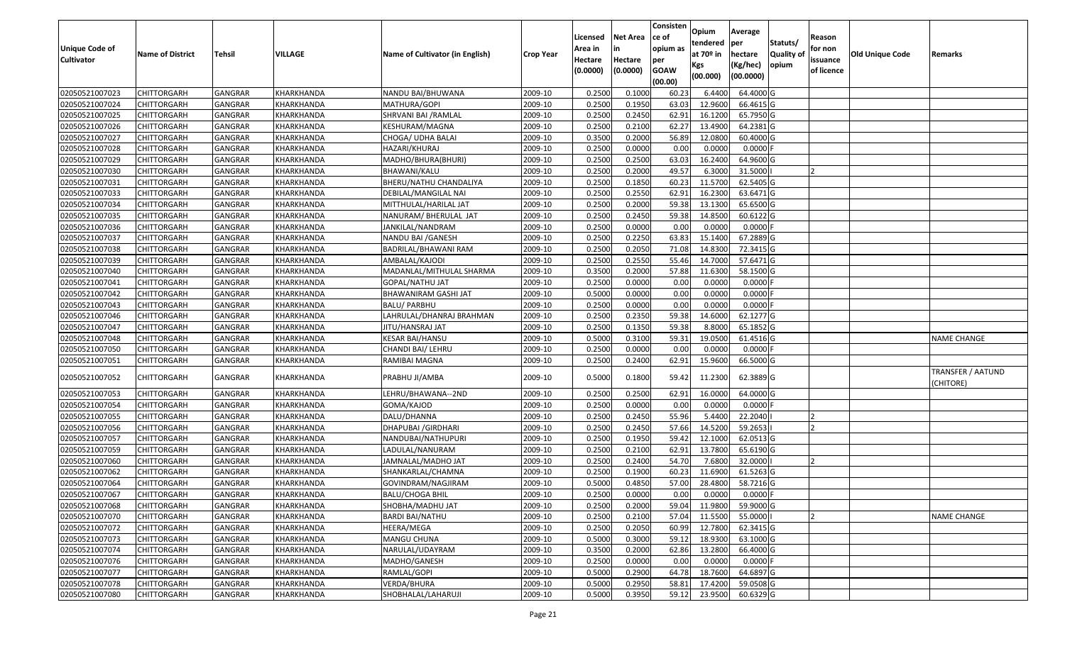| Unique Code of Cultivator | Name of District | Tehsil | VILLAGE | Name of Cultivator (in English) | Crop Year | Licensed Area in Hectare (0.0000) | Net Area in Hectare (0.0000) | Consistence of opium as per GOAW (00.00) | Opium tendered at 70º in Kgs (00.000) | Average per hectare (Kg/hec) (00.0000) | Statuts/ Quality of opium | Reason for non issuance of licence | Old Unique Code | Remarks |
|---|---|---|---|---|---|---|---|---|---|---|---|---|---|---|
| 02050521007023 | CHITTORGARH | GANGRAR | KHARKHANDA | NANDU BAI/BHUWANA | 2009-10 | 0.2500 | 0.1000 | 60.23 | 6.4400 | 64.4000 | G | | | |
| 02050521007024 | CHITTORGARH | GANGRAR | KHARKHANDA | MATHURA/GOPI | 2009-10 | 0.2500 | 0.1950 | 63.03 | 12.9600 | 66.4615 | G | | | |
| 02050521007025 | CHITTORGARH | GANGRAR | KHARKHANDA | SHRVANI BAI /RAMLAL | 2009-10 | 0.2500 | 0.2450 | 62.91 | 16.1200 | 65.7950 | G | | | |
| 02050521007026 | CHITTORGARH | GANGRAR | KHARKHANDA | KESHURAM/MAGNA | 2009-10 | 0.2500 | 0.2100 | 62.27 | 13.4900 | 64.2381 | G | | | |
| 02050521007027 | CHITTORGARH | GANGRAR | KHARKHANDA | CHOGA/ UDHA BALAI | 2009-10 | 0.3500 | 0.2000 | 56.89 | 12.0800 | 60.4000 | G | | | |
| 02050521007028 | CHITTORGARH | GANGRAR | KHARKHANDA | HAZARI/KHURAJ | 2009-10 | 0.2500 | 0.0000 | 0.00 | 0.0000 | 0.0000 | F | | | |
| 02050521007029 | CHITTORGARH | GANGRAR | KHARKHANDA | MADHO/BHURA(BHURI) | 2009-10 | 0.2500 | 0.2500 | 63.03 | 16.2400 | 64.9600 | G | | | |
| 02050521007030 | CHITTORGARH | GANGRAR | KHARKHANDA | BHAWANI/KALU | 2009-10 | 0.2500 | 0.2000 | 49.57 | 6.3000 | 31.5000 | I | 2 | | |
| 02050521007031 | CHITTORGARH | GANGRAR | KHARKHANDA | BHERU/NATHU CHANDALIYA | 2009-10 | 0.2500 | 0.1850 | 60.23 | 11.5700 | 62.5405 | G | | | |
| 02050521007033 | CHITTORGARH | GANGRAR | KHARKHANDA | DEBILAL/MANGILAL NAI | 2009-10 | 0.2500 | 0.2550 | 62.91 | 16.2300 | 63.6471 | G | | | |
| 02050521007034 | CHITTORGARH | GANGRAR | KHARKHANDA | MITTHULAL/HARILAL JAT | 2009-10 | 0.2500 | 0.2000 | 59.38 | 13.1300 | 65.6500 | G | | | |
| 02050521007035 | CHITTORGARH | GANGRAR | KHARKHANDA | NANURAM/ BHERULAL JAT | 2009-10 | 0.2500 | 0.2450 | 59.38 | 14.8500 | 60.6122 | G | | | |
| 02050521007036 | CHITTORGARH | GANGRAR | KHARKHANDA | JANKILAL/NANDRAM | 2009-10 | 0.2500 | 0.0000 | 0.00 | 0.0000 | 0.0000 | F | | | |
| 02050521007037 | CHITTORGARH | GANGRAR | KHARKHANDA | NANDU BAI /GANESH | 2009-10 | 0.2500 | 0.2250 | 63.83 | 15.1400 | 67.2889 | G | | | |
| 02050521007038 | CHITTORGARH | GANGRAR | KHARKHANDA | BADRILAL/BHAWANI RAM | 2009-10 | 0.2500 | 0.2050 | 71.08 | 14.8300 | 72.3415 | G | | | |
| 02050521007039 | CHITTORGARH | GANGRAR | KHARKHANDA | AMBALAL/KAJODI | 2009-10 | 0.2500 | 0.2550 | 55.46 | 14.7000 | 57.6471 | G | | | |
| 02050521007040 | CHITTORGARH | GANGRAR | KHARKHANDA | MADANLAL/MITHULAL SHARMA | 2009-10 | 0.3500 | 0.2000 | 57.88 | 11.6300 | 58.1500 | G | | | |
| 02050521007041 | CHITTORGARH | GANGRAR | KHARKHANDA | GOPAL/NATHU JAT | 2009-10 | 0.2500 | 0.0000 | 0.00 | 0.0000 | 0.0000 | F | | | |
| 02050521007042 | CHITTORGARH | GANGRAR | KHARKHANDA | BHAWANIRAM GASHI JAT | 2009-10 | 0.5000 | 0.0000 | 0.00 | 0.0000 | 0.0000 | F | | | |
| 02050521007043 | CHITTORGARH | GANGRAR | KHARKHANDA | BALU/ PARBHU | 2009-10 | 0.2500 | 0.0000 | 0.00 | 0.0000 | 0.0000 | F | | | |
| 02050521007046 | CHITTORGARH | GANGRAR | KHARKHANDA | LAHRULAL/DHANRAJ BRAHMAN | 2009-10 | 0.2500 | 0.2350 | 59.38 | 14.6000 | 62.1277 | G | | | |
| 02050521007047 | CHITTORGARH | GANGRAR | KHARKHANDA | JITU/HANSRAJ JAT | 2009-10 | 0.2500 | 0.1350 | 59.38 | 8.8000 | 65.1852 | G | | | |
| 02050521007048 | CHITTORGARH | GANGRAR | KHARKHANDA | KESAR BAI/HANSU | 2009-10 | 0.5000 | 0.3100 | 59.31 | 19.0500 | 61.4516 | G | | | NAME CHANGE |
| 02050521007050 | CHITTORGARH | GANGRAR | KHARKHANDA | CHANDI BAI/ LEHRU | 2009-10 | 0.2500 | 0.0000 | 0.00 | 0.0000 | 0.0000 | F | | | |
| 02050521007051 | CHITTORGARH | GANGRAR | KHARKHANDA | RAMIBAI MAGNA | 2009-10 | 0.2500 | 0.2400 | 62.91 | 15.9600 | 66.5000 | G | | | |
| 02050521007052 | CHITTORGARH | GANGRAR | KHARKHANDA | PRABHU JI/AMBA | 2009-10 | 0.5000 | 0.1800 | 59.42 | 11.2300 | 62.3889 | G | | | TRANSFER / AATUND (CHITORE) |
| 02050521007053 | CHITTORGARH | GANGRAR | KHARKHANDA | LEHRU/BHAWANA--2ND | 2009-10 | 0.2500 | 0.2500 | 62.91 | 16.0000 | 64.0000 | G | | | |
| 02050521007054 | CHITTORGARH | GANGRAR | KHARKHANDA | GOMA/KAJOD | 2009-10 | 0.2500 | 0.0000 | 0.00 | 0.0000 | 0.0000 | F | | | |
| 02050521007055 | CHITTORGARH | GANGRAR | KHARKHANDA | DALU/DHANNA | 2009-10 | 0.2500 | 0.2450 | 55.96 | 5.4400 | 22.2040 | I | 2 | | |
| 02050521007056 | CHITTORGARH | GANGRAR | KHARKHANDA | DHAPUBAI /GIRDHARI | 2009-10 | 0.2500 | 0.2450 | 57.66 | 14.5200 | 59.2653 | I | 2 | | |
| 02050521007057 | CHITTORGARH | GANGRAR | KHARKHANDA | NANDUBAI/NATHUPURI | 2009-10 | 0.2500 | 0.1950 | 59.42 | 12.1000 | 62.0513 | G | | | |
| 02050521007059 | CHITTORGARH | GANGRAR | KHARKHANDA | LADULAL/NANURAM | 2009-10 | 0.2500 | 0.2100 | 62.91 | 13.7800 | 65.6190 | G | | | |
| 02050521007060 | CHITTORGARH | GANGRAR | KHARKHANDA | JAMNALAL/MADHO JAT | 2009-10 | 0.2500 | 0.2400 | 54.70 | 7.6800 | 32.0000 | I | 2 | | |
| 02050521007062 | CHITTORGARH | GANGRAR | KHARKHANDA | SHANKARLAL/CHAMNA | 2009-10 | 0.2500 | 0.1900 | 60.23 | 11.6900 | 61.5263 | G | | | |
| 02050521007064 | CHITTORGARH | GANGRAR | KHARKHANDA | GOVINDRAM/NAGJIRAM | 2009-10 | 0.5000 | 0.4850 | 57.00 | 28.4800 | 58.7216 | G | | | |
| 02050521007067 | CHITTORGARH | GANGRAR | KHARKHANDA | BALU/CHOGA BHIL | 2009-10 | 0.2500 | 0.0000 | 0.00 | 0.0000 | 0.0000 | F | | | |
| 02050521007068 | CHITTORGARH | GANGRAR | KHARKHANDA | SHOBHA/MADHU JAT | 2009-10 | 0.2500 | 0.2000 | 59.04 | 11.9800 | 59.9000 | G | | | |
| 02050521007070 | CHITTORGARH | GANGRAR | KHARKHANDA | BARDI BAI/NATHU | 2009-10 | 0.2500 | 0.2100 | 57.04 | 11.5500 | 55.0000 | I | 2 | | NAME CHANGE |
| 02050521007072 | CHITTORGARH | GANGRAR | KHARKHANDA | HEERA/MEGA | 2009-10 | 0.2500 | 0.2050 | 60.99 | 12.7800 | 62.3415 | G | | | |
| 02050521007073 | CHITTORGARH | GANGRAR | KHARKHANDA | MANGU CHUNA | 2009-10 | 0.5000 | 0.3000 | 59.12 | 18.9300 | 63.1000 | G | | | |
| 02050521007074 | CHITTORGARH | GANGRAR | KHARKHANDA | NARULAL/UDAYRAM | 2009-10 | 0.3500 | 0.2000 | 62.86 | 13.2800 | 66.4000 | G | | | |
| 02050521007076 | CHITTORGARH | GANGRAR | KHARKHANDA | MADHO/GANESH | 2009-10 | 0.2500 | 0.0000 | 0.00 | 0.0000 | 0.0000 | F | | | |
| 02050521007077 | CHITTORGARH | GANGRAR | KHARKHANDA | RAMLAL/GOPI | 2009-10 | 0.5000 | 0.2900 | 64.78 | 18.7600 | 64.6897 | G | | | |
| 02050521007078 | CHITTORGARH | GANGRAR | KHARKHANDA | VERDA/BHURA | 2009-10 | 0.5000 | 0.2950 | 58.81 | 17.4200 | 59.0508 | G | | | |
| 02050521007080 | CHITTORGARH | GANGRAR | KHARKHANDA | SHOBHALAL/LAHARUJI | 2009-10 | 0.5000 | 0.3950 | 59.12 | 23.9500 | 60.6329 | G | | | |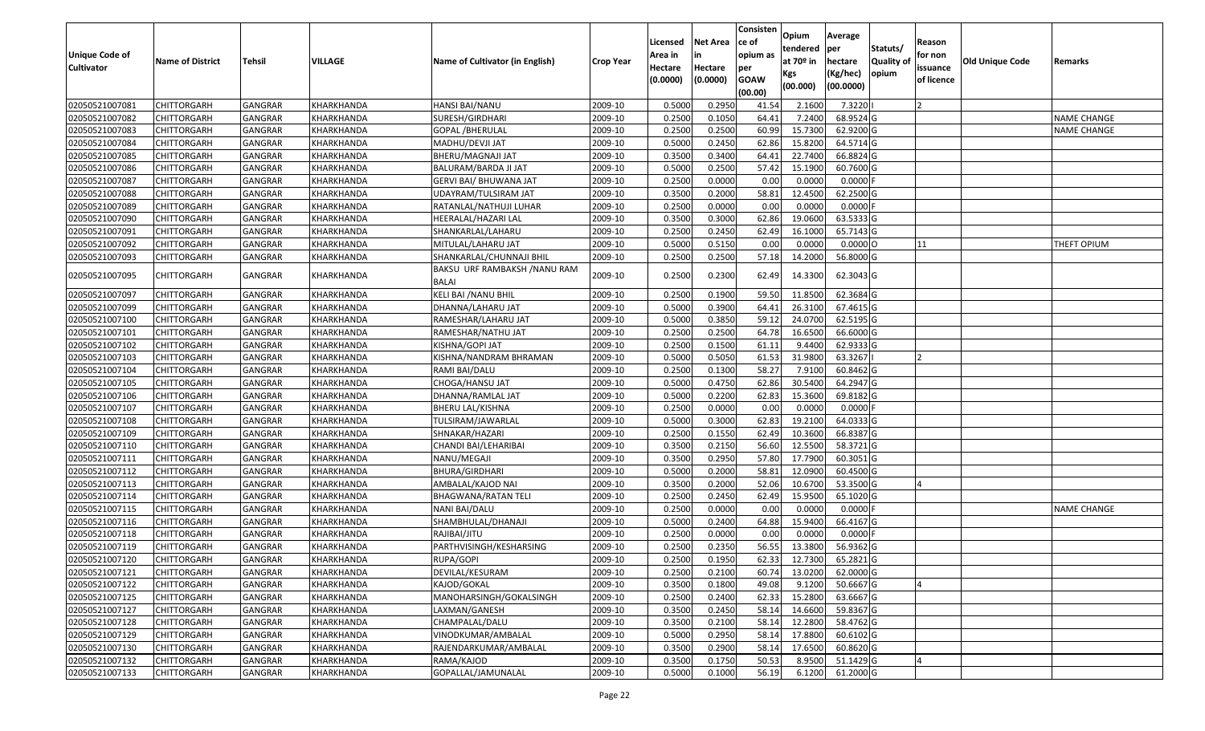| Unique Code of Cultivator | Name of District | Tehsil | VILLAGE | Name of Cultivator (in English) | Crop Year | Licensed Area in Hectare (0.0000) | Net Area in Hectare (0.0000) | Consistence of opium as per GOAW (00.00) | Opium tendered at 70º in Kgs (00.000) | Average per hectare (Kg/hec) (00.0000) | Statuts/ Quality of opium | Reason for non issuance of licence | Old Unique Code | Remarks |
|---|---|---|---|---|---|---|---|---|---|---|---|---|---|---|
| 02050521007081 | CHITTORGARH | GANGRAR | KHARKHANDA | HANSI BAI/NANU | 2009-10 | 0.5000 | 0.2950 | 41.54 | 2.1600 | 7.3220 | I | 2 | | |
| 02050521007082 | CHITTORGARH | GANGRAR | KHARKHANDA | SURESH/GIRDHARI | 2009-10 | 0.2500 | 0.1050 | 64.41 | 7.2400 | 68.9524 | G | | | NAME CHANGE |
| 02050521007083 | CHITTORGARH | GANGRAR | KHARKHANDA | GOPAL /BHERULAL | 2009-10 | 0.2500 | 0.2500 | 60.99 | 15.7300 | 62.9200 | G | | | NAME CHANGE |
| 02050521007084 | CHITTORGARH | GANGRAR | KHARKHANDA | MADHU/DEVJI JAT | 2009-10 | 0.5000 | 0.2450 | 62.86 | 15.8200 | 64.5714 | G | | | |
| 02050521007085 | CHITTORGARH | GANGRAR | KHARKHANDA | BHERU/MAGNAJI JAT | 2009-10 | 0.3500 | 0.3400 | 64.41 | 22.7400 | 66.8824 | G | | | |
| 02050521007086 | CHITTORGARH | GANGRAR | KHARKHANDA | BALURAM/BARDA JI JAT | 2009-10 | 0.5000 | 0.2500 | 57.42 | 15.1900 | 60.7600 | G | | | |
| 02050521007087 | CHITTORGARH | GANGRAR | KHARKHANDA | GERVI BAI/ BHUWANA JAT | 2009-10 | 0.2500 | 0.0000 | 0.00 | 0.0000 | 0.0000 | F | | | |
| 02050521007088 | CHITTORGARH | GANGRAR | KHARKHANDA | UDAYRAM/TULSIRAM JAT | 2009-10 | 0.3500 | 0.2000 | 58.81 | 12.4500 | 62.2500 | G | | | |
| 02050521007089 | CHITTORGARH | GANGRAR | KHARKHANDA | RATANLAL/NATHUJI LUHAR | 2009-10 | 0.2500 | 0.0000 | 0.00 | 0.0000 | 0.0000 | F | | | |
| 02050521007090 | CHITTORGARH | GANGRAR | KHARKHANDA | HEERALAL/HAZARI LAL | 2009-10 | 0.3500 | 0.3000 | 62.86 | 19.0600 | 63.5333 | G | | | |
| 02050521007091 | CHITTORGARH | GANGRAR | KHARKHANDA | SHANKARLAL/LAHARU | 2009-10 | 0.2500 | 0.2450 | 62.49 | 16.1000 | 65.7143 | G | | | |
| 02050521007092 | CHITTORGARH | GANGRAR | KHARKHANDA | MITULAL/LAHARU JAT | 2009-10 | 0.5000 | 0.5150 | 0.00 | 0.0000 | 0.0000 | O | 11 | | THEFT OPIUM |
| 02050521007093 | CHITTORGARH | GANGRAR | KHARKHANDA | SHANKARLAL/CHUNNAJI BHIL | 2009-10 | 0.2500 | 0.2500 | 57.18 | 14.2000 | 56.8000 | G | | | |
| 02050521007095 | CHITTORGARH | GANGRAR | KHARKHANDA | BAKSU URF RAMBAKSH /NANU RAM BALAI | 2009-10 | 0.2500 | 0.2300 | 62.49 | 14.3300 | 62.3043 | G | | | |
| 02050521007097 | CHITTORGARH | GANGRAR | KHARKHANDA | KELI BAI /NANU BHIL | 2009-10 | 0.2500 | 0.1900 | 59.50 | 11.8500 | 62.3684 | G | | | |
| 02050521007099 | CHITTORGARH | GANGRAR | KHARKHANDA | DHANNA/LAHARU JAT | 2009-10 | 0.5000 | 0.3900 | 64.41 | 26.3100 | 67.4615 | G | | | |
| 02050521007100 | CHITTORGARH | GANGRAR | KHARKHANDA | RAMESHAR/LAHARU JAT | 2009-10 | 0.5000 | 0.3850 | 59.12 | 24.0700 | 62.5195 | G | | | |
| 02050521007101 | CHITTORGARH | GANGRAR | KHARKHANDA | RAMESHAR/NATHU JAT | 2009-10 | 0.2500 | 0.2500 | 64.78 | 16.6500 | 66.6000 | G | | | |
| 02050521007102 | CHITTORGARH | GANGRAR | KHARKHANDA | KISHNA/GOPI JAT | 2009-10 | 0.2500 | 0.1500 | 61.11 | 9.4400 | 62.9333 | G | | | |
| 02050521007103 | CHITTORGARH | GANGRAR | KHARKHANDA | KISHNA/NANDRAM BHRAMAN | 2009-10 | 0.5000 | 0.5050 | 61.53 | 31.9800 | 63.3267 | I | 2 | | |
| 02050521007104 | CHITTORGARH | GANGRAR | KHARKHANDA | RAMI BAI/DALU | 2009-10 | 0.2500 | 0.1300 | 58.27 | 7.9100 | 60.8462 | G | | | |
| 02050521007105 | CHITTORGARH | GANGRAR | KHARKHANDA | CHOGA/HANSU JAT | 2009-10 | 0.5000 | 0.4750 | 62.86 | 30.5400 | 64.2947 | G | | | |
| 02050521007106 | CHITTORGARH | GANGRAR | KHARKHANDA | DHANNA/RAMLAL JAT | 2009-10 | 0.5000 | 0.2200 | 62.83 | 15.3600 | 69.8182 | G | | | |
| 02050521007107 | CHITTORGARH | GANGRAR | KHARKHANDA | BHERU LAL/KISHNA | 2009-10 | 0.2500 | 0.0000 | 0.00 | 0.0000 | 0.0000 | F | | | |
| 02050521007108 | CHITTORGARH | GANGRAR | KHARKHANDA | TULSIRAM/JAWARLAL | 2009-10 | 0.5000 | 0.3000 | 62.83 | 19.2100 | 64.0333 | G | | | |
| 02050521007109 | CHITTORGARH | GANGRAR | KHARKHANDA | SHNAKAR/HAZARI | 2009-10 | 0.2500 | 0.1550 | 62.49 | 10.3600 | 66.8387 | G | | | |
| 02050521007110 | CHITTORGARH | GANGRAR | KHARKHANDA | CHANDI BAI/LEHARIBAI | 2009-10 | 0.3500 | 0.2150 | 56.60 | 12.5500 | 58.3721 | G | | | |
| 02050521007111 | CHITTORGARH | GANGRAR | KHARKHANDA | NANU/MEGAJI | 2009-10 | 0.3500 | 0.2950 | 57.80 | 17.7900 | 60.3051 | G | | | |
| 02050521007112 | CHITTORGARH | GANGRAR | KHARKHANDA | BHURA/GIRDHARI | 2009-10 | 0.5000 | 0.2000 | 58.81 | 12.0900 | 60.4500 | G | | | |
| 02050521007113 | CHITTORGARH | GANGRAR | KHARKHANDA | AMBALAL/KAJOD NAI | 2009-10 | 0.3500 | 0.2000 | 52.06 | 10.6700 | 53.3500 | G | 4 | | |
| 02050521007114 | CHITTORGARH | GANGRAR | KHARKHANDA | BHAGWANA/RATAN TELI | 2009-10 | 0.2500 | 0.2450 | 62.49 | 15.9500 | 65.1020 | G | | | |
| 02050521007115 | CHITTORGARH | GANGRAR | KHARKHANDA | NANI BAI/DALU | 2009-10 | 0.2500 | 0.0000 | 0.00 | 0.0000 | 0.0000 | F | | | NAME CHANGE |
| 02050521007116 | CHITTORGARH | GANGRAR | KHARKHANDA | SHAMBHULAL/DHANAJI | 2009-10 | 0.5000 | 0.2400 | 64.88 | 15.9400 | 66.4167 | G | | | |
| 02050521007118 | CHITTORGARH | GANGRAR | KHARKHANDA | RAJIBAI/JITU | 2009-10 | 0.2500 | 0.0000 | 0.00 | 0.0000 | 0.0000 | F | | | |
| 02050521007119 | CHITTORGARH | GANGRAR | KHARKHANDA | PARTHVISINGH/KESHARSING | 2009-10 | 0.2500 | 0.2350 | 56.55 | 13.3800 | 56.9362 | G | | | |
| 02050521007120 | CHITTORGARH | GANGRAR | KHARKHANDA | RUPA/GOPI | 2009-10 | 0.2500 | 0.1950 | 62.33 | 12.7300 | 65.2821 | G | | | |
| 02050521007121 | CHITTORGARH | GANGRAR | KHARKHANDA | DEVILAL/KESURAM | 2009-10 | 0.2500 | 0.2100 | 60.74 | 13.0200 | 62.0000 | G | | | |
| 02050521007122 | CHITTORGARH | GANGRAR | KHARKHANDA | KAJOD/GOKAL | 2009-10 | 0.3500 | 0.1800 | 49.08 | 9.1200 | 50.6667 | G | 4 | | |
| 02050521007125 | CHITTORGARH | GANGRAR | KHARKHANDA | MANOHARSINGH/GOKALSINGH | 2009-10 | 0.2500 | 0.2400 | 62.33 | 15.2800 | 63.6667 | G | | | |
| 02050521007127 | CHITTORGARH | GANGRAR | KHARKHANDA | LAXMAN/GANESH | 2009-10 | 0.3500 | 0.2450 | 58.14 | 14.6600 | 59.8367 | G | | | |
| 02050521007128 | CHITTORGARH | GANGRAR | KHARKHANDA | CHAMPALAL/DALU | 2009-10 | 0.3500 | 0.2100 | 58.14 | 12.2800 | 58.4762 | G | | | |
| 02050521007129 | CHITTORGARH | GANGRAR | KHARKHANDA | VINODKUMAR/AMBALAL | 2009-10 | 0.5000 | 0.2950 | 58.14 | 17.8800 | 60.6102 | G | | | |
| 02050521007130 | CHITTORGARH | GANGRAR | KHARKHANDA | RAJENDARKUMAR/AMBALAL | 2009-10 | 0.3500 | 0.2900 | 58.14 | 17.6500 | 60.8620 | G | | | |
| 02050521007132 | CHITTORGARH | GANGRAR | KHARKHANDA | RAMA/KAJOD | 2009-10 | 0.3500 | 0.1750 | 50.53 | 8.9500 | 51.1429 | G | 4 | | |
| 02050521007133 | CHITTORGARH | GANGRAR | KHARKHANDA | GOPALLAL/JAMUNALAL | 2009-10 | 0.5000 | 0.1000 | 56.19 | 6.1200 | 61.2000 | G | | | |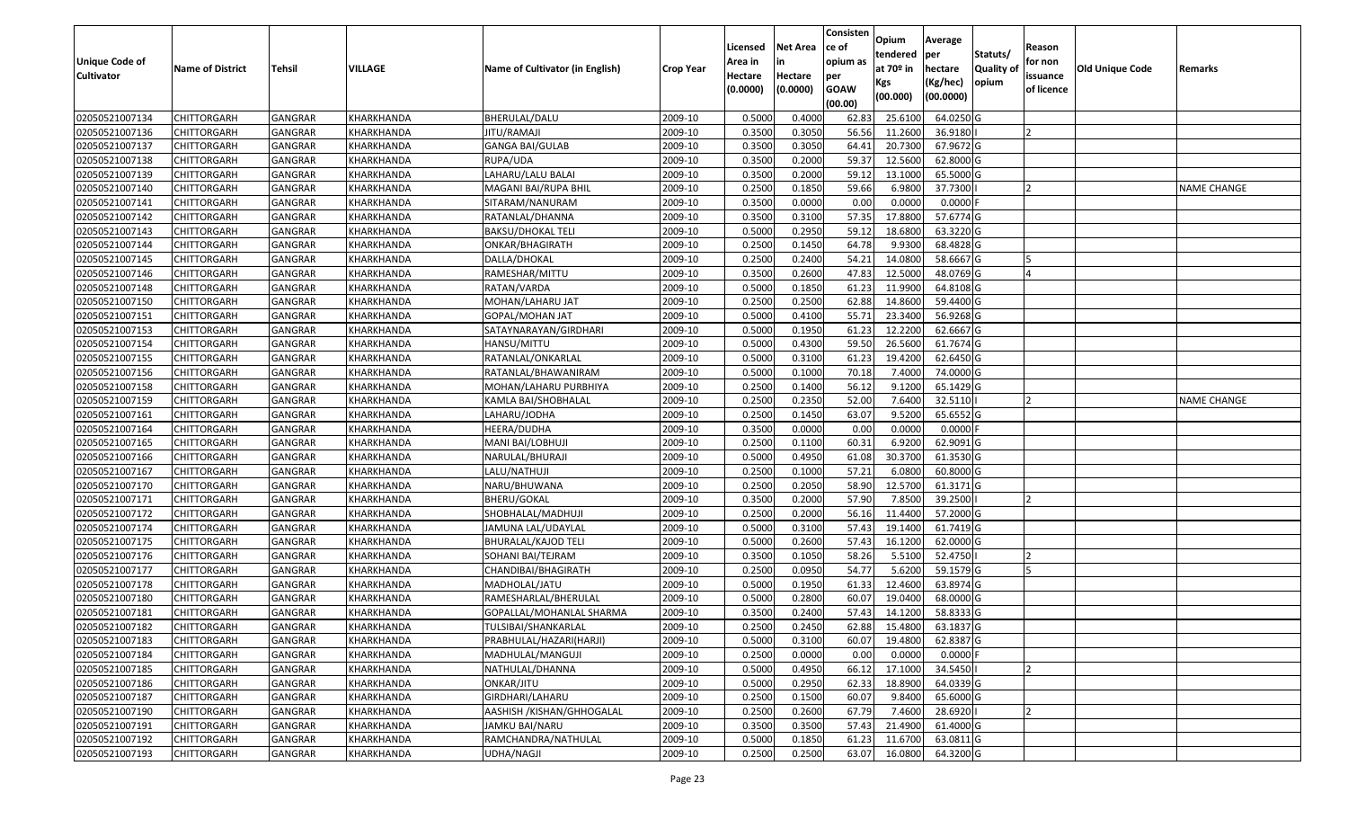| Unique Code of Cultivator | Name of District | Tehsil | VILLAGE | Name of Cultivator (in English) | Crop Year | Licensed Area in Hectare (0.0000) | Net Area in Hectare (0.0000) | Consistence of opium as per GOAW (00.00) | Opium tendered at 70º in Kgs (00.000) | Average per hectare (Kg/hec) (00.0000) | Statuts/ Quality of opium | Reason for non issuance of licence | Old Unique Code | Remarks |
|---|---|---|---|---|---|---|---|---|---|---|---|---|---|---|
| 02050521007134 | CHITTORGARH | GANGRAR | KHARKHANDA | BHERULAL/DALU | 2009-10 | 0.5000 | 0.4000 | 62.83 | 25.6100 | 64.0250 | G | | | |
| 02050521007136 | CHITTORGARH | GANGRAR | KHARKHANDA | JITU/RAMAJI | 2009-10 | 0.3500 | 0.3050 | 56.56 | 11.2600 | 36.9180 | I | 2 | | |
| 02050521007137 | CHITTORGARH | GANGRAR | KHARKHANDA | GANGA BAI/GULAB | 2009-10 | 0.3500 | 0.3050 | 64.41 | 20.7300 | 67.9672 | G | | | |
| 02050521007138 | CHITTORGARH | GANGRAR | KHARKHANDA | RUPA/UDA | 2009-10 | 0.3500 | 0.2000 | 59.37 | 12.5600 | 62.8000 | G | | | |
| 02050521007139 | CHITTORGARH | GANGRAR | KHARKHANDA | LAHARU/LALU BALAI | 2009-10 | 0.3500 | 0.2000 | 59.12 | 13.1000 | 65.5000 | G | | | |
| 02050521007140 | CHITTORGARH | GANGRAR | KHARKHANDA | MAGANI BAI/RUPA BHIL | 2009-10 | 0.2500 | 0.1850 | 59.66 | 6.9800 | 37.7300 | I | 2 | | NAME CHANGE |
| 02050521007141 | CHITTORGARH | GANGRAR | KHARKHANDA | SITARAM/NANURAM | 2009-10 | 0.3500 | 0.0000 | 0.00 | 0.0000 | 0.0000 | F | | | |
| 02050521007142 | CHITTORGARH | GANGRAR | KHARKHANDA | RATANLAL/DHANNA | 2009-10 | 0.3500 | 0.3100 | 57.35 | 17.8800 | 57.6774 | G | | | |
| 02050521007143 | CHITTORGARH | GANGRAR | KHARKHANDA | BAKSU/DHOKAL TELI | 2009-10 | 0.5000 | 0.2950 | 59.12 | 18.6800 | 63.3220 | G | | | |
| 02050521007144 | CHITTORGARH | GANGRAR | KHARKHANDA | ONKAR/BHAGIRATH | 2009-10 | 0.2500 | 0.1450 | 64.78 | 9.9300 | 68.4828 | G | | | |
| 02050521007145 | CHITTORGARH | GANGRAR | KHARKHANDA | DALLA/DHOKAL | 2009-10 | 0.2500 | 0.2400 | 54.21 | 14.0800 | 58.6667 | G | 5 | | |
| 02050521007146 | CHITTORGARH | GANGRAR | KHARKHANDA | RAMESHAR/MITTU | 2009-10 | 0.3500 | 0.2600 | 47.83 | 12.5000 | 48.0769 | G | 4 | | |
| 02050521007148 | CHITTORGARH | GANGRAR | KHARKHANDA | RATAN/VARDA | 2009-10 | 0.5000 | 0.1850 | 61.23 | 11.9900 | 64.8108 | G | | | |
| 02050521007150 | CHITTORGARH | GANGRAR | KHARKHANDA | MOHAN/LAHARU JAT | 2009-10 | 0.2500 | 0.2500 | 62.88 | 14.8600 | 59.4400 | G | | | |
| 02050521007151 | CHITTORGARH | GANGRAR | KHARKHANDA | GOPAL/MOHAN JAT | 2009-10 | 0.5000 | 0.4100 | 55.71 | 23.3400 | 56.9268 | G | | | |
| 02050521007153 | CHITTORGARH | GANGRAR | KHARKHANDA | SATAYNARAYAN/GIRDHARI | 2009-10 | 0.5000 | 0.1950 | 61.23 | 12.2200 | 62.6667 | G | | | |
| 02050521007154 | CHITTORGARH | GANGRAR | KHARKHANDA | HANSU/MITTU | 2009-10 | 0.5000 | 0.4300 | 59.50 | 26.5600 | 61.7674 | G | | | |
| 02050521007155 | CHITTORGARH | GANGRAR | KHARKHANDA | RATANLAL/ONKARLAL | 2009-10 | 0.5000 | 0.3100 | 61.23 | 19.4200 | 62.6450 | G | | | |
| 02050521007156 | CHITTORGARH | GANGRAR | KHARKHANDA | RATANLAL/BHAWANIRAM | 2009-10 | 0.5000 | 0.1000 | 70.18 | 7.4000 | 74.0000 | G | | | |
| 02050521007158 | CHITTORGARH | GANGRAR | KHARKHANDA | MOHAN/LAHARU PURBHIYA | 2009-10 | 0.2500 | 0.1400 | 56.12 | 9.1200 | 65.1429 | G | | | |
| 02050521007159 | CHITTORGARH | GANGRAR | KHARKHANDA | KAMLA BAI/SHOBHALAL | 2009-10 | 0.2500 | 0.2350 | 52.00 | 7.6400 | 32.5110 | I | 2 | | NAME CHANGE |
| 02050521007161 | CHITTORGARH | GANGRAR | KHARKHANDA | LAHARU/JODHA | 2009-10 | 0.2500 | 0.1450 | 63.07 | 9.5200 | 65.6552 | G | | | |
| 02050521007164 | CHITTORGARH | GANGRAR | KHARKHANDA | HEERA/DUDHA | 2009-10 | 0.3500 | 0.0000 | 0.00 | 0.0000 | 0.0000 | F | | | |
| 02050521007165 | CHITTORGARH | GANGRAR | KHARKHANDA | MANI BAI/LOBHUJI | 2009-10 | 0.2500 | 0.1100 | 60.31 | 6.9200 | 62.9091 | G | | | |
| 02050521007166 | CHITTORGARH | GANGRAR | KHARKHANDA | NARULAL/BHURAJI | 2009-10 | 0.5000 | 0.4950 | 61.08 | 30.3700 | 61.3530 | G | | | |
| 02050521007167 | CHITTORGARH | GANGRAR | KHARKHANDA | LALU/NATHUJI | 2009-10 | 0.2500 | 0.1000 | 57.21 | 6.0800 | 60.8000 | G | | | |
| 02050521007170 | CHITTORGARH | GANGRAR | KHARKHANDA | NARU/BHUWANA | 2009-10 | 0.2500 | 0.2050 | 58.90 | 12.5700 | 61.3171 | G | | | |
| 02050521007171 | CHITTORGARH | GANGRAR | KHARKHANDA | BHERU/GOKAL | 2009-10 | 0.3500 | 0.2000 | 57.90 | 7.8500 | 39.2500 | I | 2 | | |
| 02050521007172 | CHITTORGARH | GANGRAR | KHARKHANDA | SHOBHALAL/MADHUJI | 2009-10 | 0.2500 | 0.2000 | 56.16 | 11.4400 | 57.2000 | G | | | |
| 02050521007174 | CHITTORGARH | GANGRAR | KHARKHANDA | JAMUNA LAL/UDAYLAL | 2009-10 | 0.5000 | 0.3100 | 57.43 | 19.1400 | 61.7419 | G | | | |
| 02050521007175 | CHITTORGARH | GANGRAR | KHARKHANDA | BHURALAL/KAJOD TELI | 2009-10 | 0.5000 | 0.2600 | 57.43 | 16.1200 | 62.0000 | G | | | |
| 02050521007176 | CHITTORGARH | GANGRAR | KHARKHANDA | SOHANI BAI/TEJRAM | 2009-10 | 0.3500 | 0.1050 | 58.26 | 5.5100 | 52.4750 | I | 2 | | |
| 02050521007177 | CHITTORGARH | GANGRAR | KHARKHANDA | CHANDIBAI/BHAGIRATH | 2009-10 | 0.2500 | 0.0950 | 54.77 | 5.6200 | 59.1579 | G | 5 | | |
| 02050521007178 | CHITTORGARH | GANGRAR | KHARKHANDA | MADHOLAL/JATU | 2009-10 | 0.5000 | 0.1950 | 61.33 | 12.4600 | 63.8974 | G | | | |
| 02050521007180 | CHITTORGARH | GANGRAR | KHARKHANDA | RAMESHARLAL/BHERULAL | 2009-10 | 0.5000 | 0.2800 | 60.07 | 19.0400 | 68.0000 | G | | | |
| 02050521007181 | CHITTORGARH | GANGRAR | KHARKHANDA | GOPALLAL/MOHANLAL SHARMA | 2009-10 | 0.3500 | 0.2400 | 57.43 | 14.1200 | 58.8333 | G | | | |
| 02050521007182 | CHITTORGARH | GANGRAR | KHARKHANDA | TULSIBAI/SHANKARLAL | 2009-10 | 0.2500 | 0.2450 | 62.88 | 15.4800 | 63.1837 | G | | | |
| 02050521007183 | CHITTORGARH | GANGRAR | KHARKHANDA | PRABHULAL/HAZARI(HARJI) | 2009-10 | 0.5000 | 0.3100 | 60.07 | 19.4800 | 62.8387 | G | | | |
| 02050521007184 | CHITTORGARH | GANGRAR | KHARKHANDA | MADHULAL/MANGUJI | 2009-10 | 0.2500 | 0.0000 | 0.00 | 0.0000 | 0.0000 | F | | | |
| 02050521007185 | CHITTORGARH | GANGRAR | KHARKHANDA | NATHULAL/DHANNA | 2009-10 | 0.5000 | 0.4950 | 66.12 | 17.1000 | 34.5450 | I | 2 | | |
| 02050521007186 | CHITTORGARH | GANGRAR | KHARKHANDA | ONKAR/JITU | 2009-10 | 0.5000 | 0.2950 | 62.33 | 18.8900 | 64.0339 | G | | | |
| 02050521007187 | CHITTORGARH | GANGRAR | KHARKHANDA | GIRDHARI/LAHARU | 2009-10 | 0.2500 | 0.1500 | 60.07 | 9.8400 | 65.6000 | G | | | |
| 02050521007190 | CHITTORGARH | GANGRAR | KHARKHANDA | AASHISH /KISHAN/GHHOGALAL | 2009-10 | 0.2500 | 0.2600 | 67.79 | 7.4600 | 28.6920 | I | 2 | | |
| 02050521007191 | CHITTORGARH | GANGRAR | KHARKHANDA | JAMKU BAI/NARU | 2009-10 | 0.3500 | 0.3500 | 57.43 | 21.4900 | 61.4000 | G | | | |
| 02050521007192 | CHITTORGARH | GANGRAR | KHARKHANDA | RAMCHANDRA/NATHULAL | 2009-10 | 0.5000 | 0.1850 | 61.23 | 11.6700 | 63.0811 | G | | | |
| 02050521007193 | CHITTORGARH | GANGRAR | KHARKHANDA | UDHA/NAGJI | 2009-10 | 0.2500 | 0.2500 | 63.07 | 16.0800 | 64.3200 | G | | | |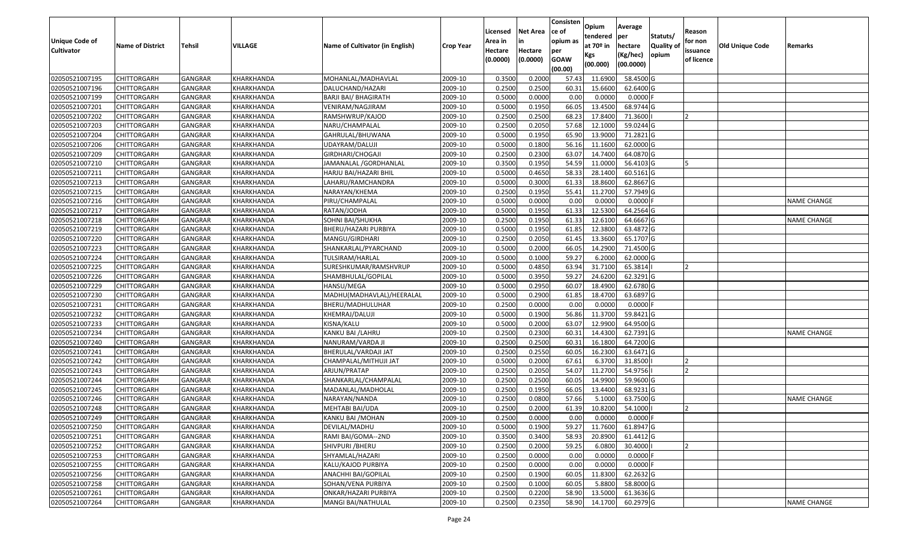| Unique Code of Cultivator | Name of District | Tehsil | VILLAGE | Name of Cultivator (in English) | Crop Year | Licensed Area in Hectare (0.0000) | Net Area in Hectare (0.0000) | Consistence of opium as per GOAW (00.00) | Opium tendered at 70º in Kgs (00.000) | Average per hectare (Kg/hec) (00.0000) | Statuts/ Quality of opium | Reason for non issuance of licence | Old Unique Code | Remarks |
|---|---|---|---|---|---|---|---|---|---|---|---|---|---|---|
| 02050521007195 | CHITTORGARH | GANGRAR | KHARKHANDA | MOHANLAL/MADHAVLAL | 2009-10 | 0.3500 | 0.2000 | 57.43 | 11.6900 | 58.4500 | G | | | |
| 02050521007196 | CHITTORGARH | GANGRAR | KHARKHANDA | DALUCHAND/HAZARI | 2009-10 | 0.2500 | 0.2500 | 60.31 | 15.6600 | 62.6400 | G | | | |
| 02050521007199 | CHITTORGARH | GANGRAR | KHARKHANDA | BARJI BAI/ BHAGIRATH | 2009-10 | 0.5000 | 0.0000 | 0.00 | 0.0000 | 0.0000 | F | | | |
| 02050521007201 | CHITTORGARH | GANGRAR | KHARKHANDA | VENIRAM/NAGJIRAM | 2009-10 | 0.5000 | 0.1950 | 66.05 | 13.4500 | 68.9744 | G | | | |
| 02050521007202 | CHITTORGARH | GANGRAR | KHARKHANDA | RAMSHWRUP/KAJOD | 2009-10 | 0.2500 | 0.2500 | 68.23 | 17.8400 | 71.3600 | I | 2 | | |
| 02050521007203 | CHITTORGARH | GANGRAR | KHARKHANDA | NARU/CHAMPALAL | 2009-10 | 0.2500 | 0.2050 | 57.68 | 12.1000 | 59.0244 | G | | | |
| 02050521007204 | CHITTORGARH | GANGRAR | KHARKHANDA | GAHRULAL/BHUWANA | 2009-10 | 0.5000 | 0.1950 | 65.90 | 13.9000 | 71.2821 | G | | | |
| 02050521007206 | CHITTORGARH | GANGRAR | KHARKHANDA | UDAYRAM/DALUJI | 2009-10 | 0.5000 | 0.1800 | 56.16 | 11.1600 | 62.0000 | G | | | |
| 02050521007209 | CHITTORGARH | GANGRAR | KHARKHANDA | GIRDHARI/CHOGAJI | 2009-10 | 0.2500 | 0.2300 | 63.07 | 14.7400 | 64.0870 | G | | | |
| 02050521007210 | CHITTORGARH | GANGRAR | KHARKHANDA | JAMANALAL /GORDHANLAL | 2009-10 | 0.3500 | 0.1950 | 54.59 | 11.0000 | 56.4103 | G | 5 | | |
| 02050521007211 | CHITTORGARH | GANGRAR | KHARKHANDA | HARJU BAI/HAZARI BHIL | 2009-10 | 0.5000 | 0.4650 | 58.33 | 28.1400 | 60.5161 | G | | | |
| 02050521007213 | CHITTORGARH | GANGRAR | KHARKHANDA | LAHARU/RAMCHANDRA | 2009-10 | 0.5000 | 0.3000 | 61.33 | 18.8600 | 62.8667 | G | | | |
| 02050521007215 | CHITTORGARH | GANGRAR | KHARKHANDA | NARAYAN/KHEMA | 2009-10 | 0.2500 | 0.1950 | 55.41 | 11.2700 | 57.7949 | G | | | |
| 02050521007216 | CHITTORGARH | GANGRAR | KHARKHANDA | PIRU/CHAMPALAL | 2009-10 | 0.5000 | 0.0000 | 0.00 | 0.0000 | 0.0000 | F | | | NAME CHANGE |
| 02050521007217 | CHITTORGARH | GANGRAR | KHARKHANDA | RATAN/JODHA | 2009-10 | 0.5000 | 0.1950 | 61.33 | 12.5300 | 64.2564 | G | | | |
| 02050521007218 | CHITTORGARH | GANGRAR | KHARKHANDA | SOHNI BAI/SHUKHA | 2009-10 | 0.2500 | 0.1950 | 61.33 | 12.6100 | 64.6667 | G | | | NAME CHANGE |
| 02050521007219 | CHITTORGARH | GANGRAR | KHARKHANDA | BHERU/HAZARI PURBIYA | 2009-10 | 0.5000 | 0.1950 | 61.85 | 12.3800 | 63.4872 | G | | | |
| 02050521007220 | CHITTORGARH | GANGRAR | KHARKHANDA | MANGU/GIRDHARI | 2009-10 | 0.2500 | 0.2050 | 61.45 | 13.3600 | 65.1707 | G | | | |
| 02050521007223 | CHITTORGARH | GANGRAR | KHARKHANDA | SHANKARLAL/PYARCHAND | 2009-10 | 0.5000 | 0.2000 | 66.05 | 14.2900 | 71.4500 | G | | | |
| 02050521007224 | CHITTORGARH | GANGRAR | KHARKHANDA | TULSIRAM/HARLAL | 2009-10 | 0.5000 | 0.1000 | 59.27 | 6.2000 | 62.0000 | G | | | |
| 02050521007225 | CHITTORGARH | GANGRAR | KHARKHANDA | SURESHKUMAR/RAMSHVRUP | 2009-10 | 0.5000 | 0.4850 | 63.94 | 31.7100 | 65.3814 | I | 2 | | |
| 02050521007226 | CHITTORGARH | GANGRAR | KHARKHANDA | SHAMBHULAL/GOPILAL | 2009-10 | 0.5000 | 0.3950 | 59.27 | 24.6200 | 62.3291 | G | | | |
| 02050521007229 | CHITTORGARH | GANGRAR | KHARKHANDA | HANSU/MEGA | 2009-10 | 0.5000 | 0.2950 | 60.07 | 18.4900 | 62.6780 | G | | | |
| 02050521007230 | CHITTORGARH | GANGRAR | KHARKHANDA | MADHU(MADHAVLAL)/HEERALAL | 2009-10 | 0.5000 | 0.2900 | 61.85 | 18.4700 | 63.6897 | G | | | |
| 02050521007231 | CHITTORGARH | GANGRAR | KHARKHANDA | BHERU/MADHULUHAR | 2009-10 | 0.2500 | 0.0000 | 0.00 | 0.0000 | 0.0000 | F | | | |
| 02050521007232 | CHITTORGARH | GANGRAR | KHARKHANDA | KHEMRAJ/DALUJI | 2009-10 | 0.5000 | 0.1900 | 56.86 | 11.3700 | 59.8421 | G | | | |
| 02050521007233 | CHITTORGARH | GANGRAR | KHARKHANDA | KISNA/KALU | 2009-10 | 0.5000 | 0.2000 | 63.07 | 12.9900 | 64.9500 | G | | | |
| 02050521007234 | CHITTORGARH | GANGRAR | KHARKHANDA | KANKU BAI /LAHRU | 2009-10 | 0.2500 | 0.2300 | 60.31 | 14.4300 | 62.7391 | G | | | NAME CHANGE |
| 02050521007240 | CHITTORGARH | GANGRAR | KHARKHANDA | NANURAM/VARDA JI | 2009-10 | 0.2500 | 0.2500 | 60.31 | 16.1800 | 64.7200 | G | | | |
| 02050521007241 | CHITTORGARH | GANGRAR | KHARKHANDA | BHERULAL/VARDAJI JAT | 2009-10 | 0.2500 | 0.2550 | 60.05 | 16.2300 | 63.6471 | G | | | |
| 02050521007242 | CHITTORGARH | GANGRAR | KHARKHANDA | CHAMPALAL/MITHUJI JAT | 2009-10 | 0.5000 | 0.2000 | 67.61 | 6.3700 | 31.8500 | I | 2 | | |
| 02050521007243 | CHITTORGARH | GANGRAR | KHARKHANDA | ARJUN/PRATAP | 2009-10 | 0.2500 | 0.2050 | 54.07 | 11.2700 | 54.9756 | I | 2 | | |
| 02050521007244 | CHITTORGARH | GANGRAR | KHARKHANDA | SHANKARLAL/CHAMPALAL | 2009-10 | 0.2500 | 0.2500 | 60.05 | 14.9900 | 59.9600 | G | | | |
| 02050521007245 | CHITTORGARH | GANGRAR | KHARKHANDA | MADANLAL/MADHOLAL | 2009-10 | 0.2500 | 0.1950 | 66.05 | 13.4400 | 68.9231 | G | | | |
| 02050521007246 | CHITTORGARH | GANGRAR | KHARKHANDA | NARAYAN/NANDA | 2009-10 | 0.2500 | 0.0800 | 57.66 | 5.1000 | 63.7500 | G | | | NAME CHANGE |
| 02050521007248 | CHITTORGARH | GANGRAR | KHARKHANDA | MEHTABI BAI/UDA | 2009-10 | 0.2500 | 0.2000 | 61.39 | 10.8200 | 54.1000 | I | 2 | | |
| 02050521007249 | CHITTORGARH | GANGRAR | KHARKHANDA | KANKU BAI /MOHAN | 2009-10 | 0.2500 | 0.0000 | 0.00 | 0.0000 | 0.0000 | F | | | |
| 02050521007250 | CHITTORGARH | GANGRAR | KHARKHANDA | DEVILAL/MADHU | 2009-10 | 0.5000 | 0.1900 | 59.27 | 11.7600 | 61.8947 | G | | | |
| 02050521007251 | CHITTORGARH | GANGRAR | KHARKHANDA | RAMI BAI/GOMA--2ND | 2009-10 | 0.3500 | 0.3400 | 58.93 | 20.8900 | 61.4412 | G | | | |
| 02050521007252 | CHITTORGARH | GANGRAR | KHARKHANDA | SHIVPURI /BHERU | 2009-10 | 0.2500 | 0.2000 | 59.25 | 6.0800 | 30.4000 | I | 2 | | |
| 02050521007253 | CHITTORGARH | GANGRAR | KHARKHANDA | SHYAMLAL/HAZARI | 2009-10 | 0.2500 | 0.0000 | 0.00 | 0.0000 | 0.0000 | F | | | |
| 02050521007255 | CHITTORGARH | GANGRAR | KHARKHANDA | KALU/KAJOD PURBIYA | 2009-10 | 0.2500 | 0.0000 | 0.00 | 0.0000 | 0.0000 | F | | | |
| 02050521007256 | CHITTORGARH | GANGRAR | KHARKHANDA | ANACHHI BAI/GOPILAL | 2009-10 | 0.2500 | 0.1900 | 60.05 | 11.8300 | 62.2632 | G | | | |
| 02050521007258 | CHITTORGARH | GANGRAR | KHARKHANDA | SOHAN/VENA PURBIYA | 2009-10 | 0.2500 | 0.1000 | 60.05 | 5.8800 | 58.8000 | G | | | |
| 02050521007261 | CHITTORGARH | GANGRAR | KHARKHANDA | ONKAR/HAZARI PURBIYA | 2009-10 | 0.2500 | 0.2200 | 58.90 | 13.5000 | 61.3636 | G | | | |
| 02050521007264 | CHITTORGARH | GANGRAR | KHARKHANDA | MANGI BAI/NATHULAL | 2009-10 | 0.2500 | 0.2350 | 58.90 | 14.1700 | 60.2979 | G | | | NAME CHANGE |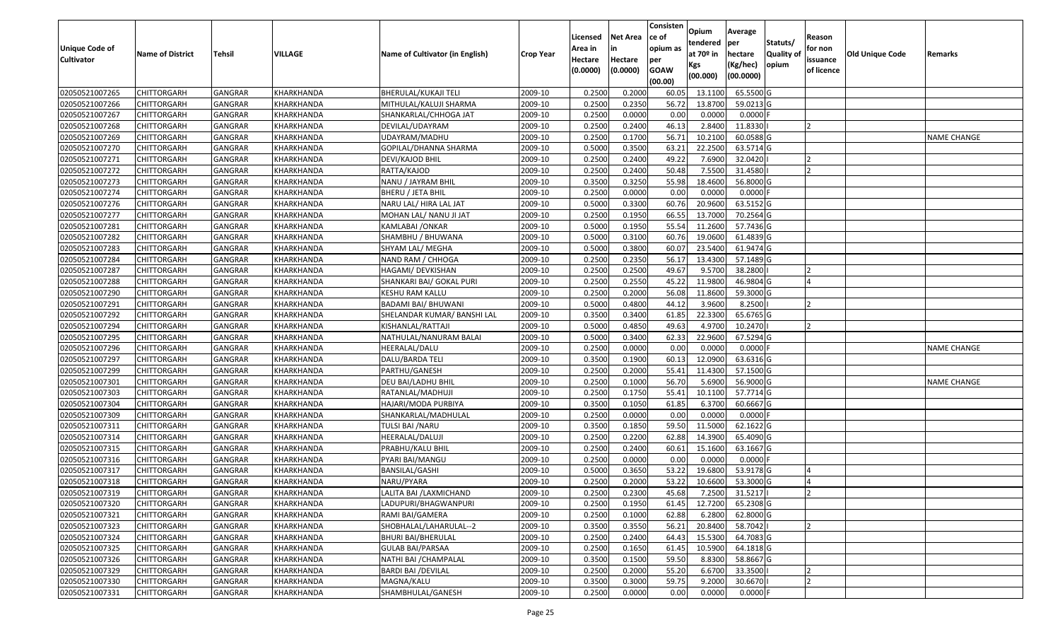| Unique Code of Cultivator | Name of District | Tehsil | VILLAGE | Name of Cultivator (in English) | Crop Year | Licensed Area in Hectare (0.0000) | Net Area in Hectare (0.0000) | Consistence of opium as per GOAW (00.00) | Opium tendered at 70º in Kgs (00.000) | Average per hectare (Kg/hec) (00.0000) | Statuts/ Quality of opium | Reason for non issuance of licence | Old Unique Code | Remarks |
|---|---|---|---|---|---|---|---|---|---|---|---|---|---|---|
| 02050521007265 | CHITTORGARH | GANGRAR | KHARKHANDA | BHERULAL/KUKAJI TELI | 2009-10 | 0.2500 | 0.2000 | 60.05 | 13.1100 | 65.5500 | G | | | |
| 02050521007266 | CHITTORGARH | GANGRAR | KHARKHANDA | MITHULAL/KALUJI SHARMA | 2009-10 | 0.2500 | 0.2350 | 56.72 | 13.8700 | 59.0213 | G | | | |
| 02050521007267 | CHITTORGARH | GANGRAR | KHARKHANDA | SHANKARLAL/CHHOGA JAT | 2009-10 | 0.2500 | 0.0000 | 0.00 | 0.0000 | 0.0000 | F | | | |
| 02050521007268 | CHITTORGARH | GANGRAR | KHARKHANDA | DEVILAL/UDAYRAM | 2009-10 | 0.2500 | 0.2400 | 46.13 | 2.8400 | 11.8330 | I | 2 | | |
| 02050521007269 | CHITTORGARH | GANGRAR | KHARKHANDA | UDAYRAM/MADHU | 2009-10 | 0.2500 | 0.1700 | 56.71 | 10.2100 | 60.0588 | G | | | NAME CHANGE |
| 02050521007270 | CHITTORGARH | GANGRAR | KHARKHANDA | GOPILAL/DHANNA SHARMA | 2009-10 | 0.5000 | 0.3500 | 63.21 | 22.2500 | 63.5714 | G | | | |
| 02050521007271 | CHITTORGARH | GANGRAR | KHARKHANDA | DEVI/KAJOD BHIL | 2009-10 | 0.2500 | 0.2400 | 49.22 | 7.6900 | 32.0420 | I | 2 | | |
| 02050521007272 | CHITTORGARH | GANGRAR | KHARKHANDA | RATTA/KAJOD | 2009-10 | 0.2500 | 0.2400 | 50.48 | 7.5500 | 31.4580 | I | 2 | | |
| 02050521007273 | CHITTORGARH | GANGRAR | KHARKHANDA | NANU / JAYRAM BHIL | 2009-10 | 0.3500 | 0.3250 | 55.98 | 18.4600 | 56.8000 | G | | | |
| 02050521007274 | CHITTORGARH | GANGRAR | KHARKHANDA | BHERU / JETA BHIL | 2009-10 | 0.2500 | 0.0000 | 0.00 | 0.0000 | 0.0000 | F | | | |
| 02050521007276 | CHITTORGARH | GANGRAR | KHARKHANDA | NARU LAL/ HIRA LAL JAT | 2009-10 | 0.5000 | 0.3300 | 60.76 | 20.9600 | 63.5152 | G | | | |
| 02050521007277 | CHITTORGARH | GANGRAR | KHARKHANDA | MOHAN LAL/ NANU JI JAT | 2009-10 | 0.2500 | 0.1950 | 66.55 | 13.7000 | 70.2564 | G | | | |
| 02050521007281 | CHITTORGARH | GANGRAR | KHARKHANDA | KAMLABAI /ONKAR | 2009-10 | 0.5000 | 0.1950 | 55.54 | 11.2600 | 57.7436 | G | | | |
| 02050521007282 | CHITTORGARH | GANGRAR | KHARKHANDA | SHAMBHU / BHUWANA | 2009-10 | 0.5000 | 0.3100 | 60.76 | 19.0600 | 61.4839 | G | | | |
| 02050521007283 | CHITTORGARH | GANGRAR | KHARKHANDA | SHYAM LAL/ MEGHA | 2009-10 | 0.5000 | 0.3800 | 60.07 | 23.5400 | 61.9474 | G | | | |
| 02050521007284 | CHITTORGARH | GANGRAR | KHARKHANDA | NAND RAM / CHHOGA | 2009-10 | 0.2500 | 0.2350 | 56.17 | 13.4300 | 57.1489 | G | | | |
| 02050521007287 | CHITTORGARH | GANGRAR | KHARKHANDA | HAGAMI/ DEVKISHAN | 2009-10 | 0.2500 | 0.2500 | 49.67 | 9.5700 | 38.2800 | I | 2 | | |
| 02050521007288 | CHITTORGARH | GANGRAR | KHARKHANDA | SHANKARI BAI/ GOKAL PURI | 2009-10 | 0.2500 | 0.2550 | 45.22 | 11.9800 | 46.9804 | G | 4 | | |
| 02050521007290 | CHITTORGARH | GANGRAR | KHARKHANDA | KESHU RAM KALLU | 2009-10 | 0.2500 | 0.2000 | 56.08 | 11.8600 | 59.3000 | G | | | |
| 02050521007291 | CHITTORGARH | GANGRAR | KHARKHANDA | BADAMI BAI/ BHUWANI | 2009-10 | 0.5000 | 0.4800 | 44.12 | 3.9600 | 8.2500 | I | 2 | | |
| 02050521007292 | CHITTORGARH | GANGRAR | KHARKHANDA | SHELANDAR KUMAR/ BANSHI LAL | 2009-10 | 0.3500 | 0.3400 | 61.85 | 22.3300 | 65.6765 | G | | | |
| 02050521007294 | CHITTORGARH | GANGRAR | KHARKHANDA | KISHANLAL/RATTAJI | 2009-10 | 0.5000 | 0.4850 | 49.63 | 4.9700 | 10.2470 | I | 2 | | |
| 02050521007295 | CHITTORGARH | GANGRAR | KHARKHANDA | NATHULAL/NANURAM BALAI | 2009-10 | 0.5000 | 0.3400 | 62.33 | 22.9600 | 67.5294 | G | | | |
| 02050521007296 | CHITTORGARH | GANGRAR | KHARKHANDA | HEERALAL/DALU | 2009-10 | 0.2500 | 0.0000 | 0.00 | 0.0000 | 0.0000 | F | | | NAME CHANGE |
| 02050521007297 | CHITTORGARH | GANGRAR | KHARKHANDA | DALU/BARDA TELI | 2009-10 | 0.3500 | 0.1900 | 60.13 | 12.0900 | 63.6316 | G | | | |
| 02050521007299 | CHITTORGARH | GANGRAR | KHARKHANDA | PARTHU/GANESH | 2009-10 | 0.2500 | 0.2000 | 55.41 | 11.4300 | 57.1500 | G | | | |
| 02050521007301 | CHITTORGARH | GANGRAR | KHARKHANDA | DEU BAI/LADHU BHIL | 2009-10 | 0.2500 | 0.1000 | 56.70 | 5.6900 | 56.9000 | G | | | NAME CHANGE |
| 02050521007303 | CHITTORGARH | GANGRAR | KHARKHANDA | RATANLAL/MADHUJI | 2009-10 | 0.2500 | 0.1750 | 55.41 | 10.1100 | 57.7714 | G | | | |
| 02050521007304 | CHITTORGARH | GANGRAR | KHARKHANDA | HAJARI/MODA PURBIYA | 2009-10 | 0.3500 | 0.1050 | 61.85 | 6.3700 | 60.6667 | G | | | |
| 02050521007309 | CHITTORGARH | GANGRAR | KHARKHANDA | SHANKARLAL/MADHULAL | 2009-10 | 0.2500 | 0.0000 | 0.00 | 0.0000 | 0.0000 | F | | | |
| 02050521007311 | CHITTORGARH | GANGRAR | KHARKHANDA | TULSI BAI /NARU | 2009-10 | 0.3500 | 0.1850 | 59.50 | 11.5000 | 62.1622 | G | | | |
| 02050521007314 | CHITTORGARH | GANGRAR | KHARKHANDA | HEERALAL/DALUJI | 2009-10 | 0.2500 | 0.2200 | 62.88 | 14.3900 | 65.4090 | G | | | |
| 02050521007315 | CHITTORGARH | GANGRAR | KHARKHANDA | PRABHU/KALU BHIL | 2009-10 | 0.2500 | 0.2400 | 60.61 | 15.1600 | 63.1667 | G | | | |
| 02050521007316 | CHITTORGARH | GANGRAR | KHARKHANDA | PYARI BAI/MANGU | 2009-10 | 0.2500 | 0.0000 | 0.00 | 0.0000 | 0.0000 | F | | | |
| 02050521007317 | CHITTORGARH | GANGRAR | KHARKHANDA | BANSILAL/GASHI | 2009-10 | 0.5000 | 0.3650 | 53.22 | 19.6800 | 53.9178 | G | 4 | | |
| 02050521007318 | CHITTORGARH | GANGRAR | KHARKHANDA | NARU/PYARA | 2009-10 | 0.2500 | 0.2000 | 53.22 | 10.6600 | 53.3000 | G | 4 | | |
| 02050521007319 | CHITTORGARH | GANGRAR | KHARKHANDA | LALITA BAI /LAXMICHAND | 2009-10 | 0.2500 | 0.2300 | 45.68 | 7.2500 | 31.5217 | I | 2 | | |
| 02050521007320 | CHITTORGARH | GANGRAR | KHARKHANDA | LADUPURI/BHAGWANPURI | 2009-10 | 0.2500 | 0.1950 | 61.45 | 12.7200 | 65.2308 | G | | | |
| 02050521007321 | CHITTORGARH | GANGRAR | KHARKHANDA | RAMI BAI/GAMERA | 2009-10 | 0.2500 | 0.1000 | 62.88 | 6.2800 | 62.8000 | G | | | |
| 02050521007323 | CHITTORGARH | GANGRAR | KHARKHANDA | SHOBHALAL/LAHARULAL--2 | 2009-10 | 0.3500 | 0.3550 | 56.21 | 20.8400 | 58.7042 | I | 2 | | |
| 02050521007324 | CHITTORGARH | GANGRAR | KHARKHANDA | BHURI BAI/BHERULAL | 2009-10 | 0.2500 | 0.2400 | 64.43 | 15.5300 | 64.7083 | G | | | |
| 02050521007325 | CHITTORGARH | GANGRAR | KHARKHANDA | GULAB BAI/PARSAA | 2009-10 | 0.2500 | 0.1650 | 61.45 | 10.5900 | 64.1818 | G | | | |
| 02050521007326 | CHITTORGARH | GANGRAR | KHARKHANDA | NATHI BAI /CHAMPALAL | 2009-10 | 0.3500 | 0.1500 | 59.50 | 8.8300 | 58.8667 | G | | | |
| 02050521007329 | CHITTORGARH | GANGRAR | KHARKHANDA | BARDI BAI /DEVILAL | 2009-10 | 0.2500 | 0.2000 | 55.20 | 6.6700 | 33.3500 | I | 2 | | |
| 02050521007330 | CHITTORGARH | GANGRAR | KHARKHANDA | MAGNA/KALU | 2009-10 | 0.3500 | 0.3000 | 59.75 | 9.2000 | 30.6670 | I | 2 | | |
| 02050521007331 | CHITTORGARH | GANGRAR | KHARKHANDA | SHAMBHULAL/GANESH | 2009-10 | 0.2500 | 0.0000 | 0.00 | 0.0000 | 0.0000 | F | | | |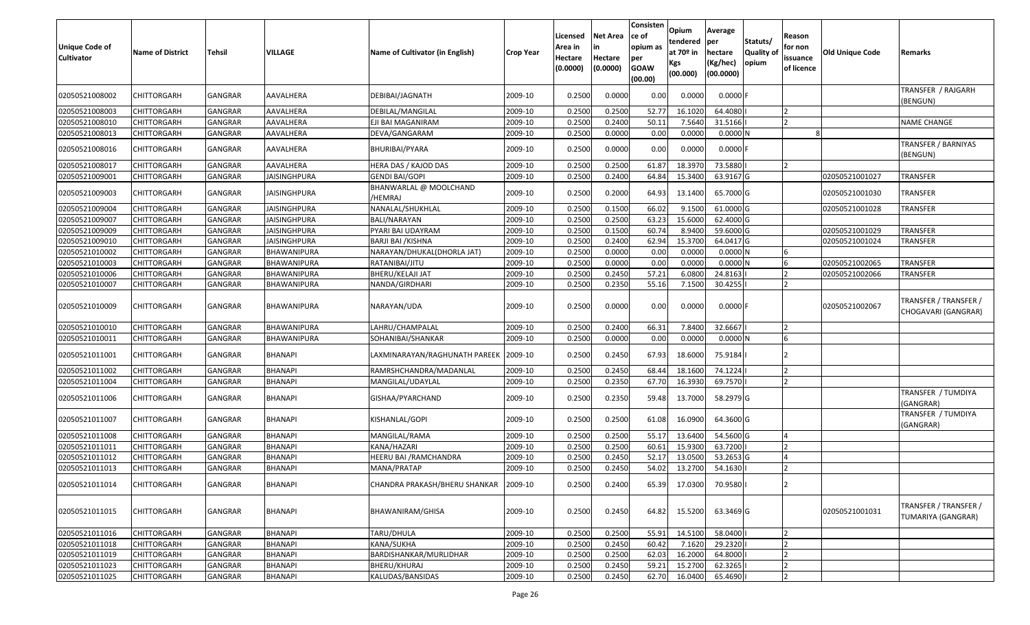| Unique Code of Cultivator | Name of District | Tehsil | VILLAGE | Name of Cultivator (in English) | Crop Year | Licensed Area in Hectare (0.0000) | Net Area in Hectare (0.0000) | Consistence of opium as per GOAW (00.00) | Opium tendered at 70º in Kgs (00.000) | Average per hectare (Kg/hec) (00.0000) | Statuts/ Quality of opium | Reason for non issuance of licence | Old Unique Code | Remarks |
|---|---|---|---|---|---|---|---|---|---|---|---|---|---|---|
| 02050521008002 | CHITTORGARH | GANGRAR | AAVALHERA | DEBIBAI/JAGNATH | 2009-10 | 0.2500 | 0.0000 | 0.00 | 0.0000 | 0.0000 | F | | | TRANSFER / RAJGARH (BENGUN) |
| 02050521008003 | CHITTORGARH | GANGRAR | AAVALHERA | DEBILAL/MANGILAL | 2009-10 | 0.2500 | 0.2500 | 52.77 | 16.1020 | 64.4080 | I | 2 | | |
| 02050521008010 | CHITTORGARH | GANGRAR | AAVALHERA | EJI BAI MAGANIRAM | 2009-10 | 0.2500 | 0.2400 | 50.11 | 7.5640 | 31.5166 | I | 2 | | NAME CHANGE |
| 02050521008013 | CHITTORGARH | GANGRAR | AAVALHERA | DEVA/GANGARAM | 2009-10 | 0.2500 | 0.0000 | 0.00 | 0.0000 | 0.0000 | N | 8 | | |
| 02050521008016 | CHITTORGARH | GANGRAR | AAVALHERA | BHURIBAI/PYARA | 2009-10 | 0.2500 | 0.0000 | 0.00 | 0.0000 | 0.0000 | F | | | TRANSFER / BARNIYAS (BENGUN) |
| 02050521008017 | CHITTORGARH | GANGRAR | AAVALHERA | HERA DAS / KAJOD DAS | 2009-10 | 0.2500 | 0.2500 | 61.87 | 18.3970 | 73.5880 | I | 2 | | |
| 02050521009001 | CHITTORGARH | GANGRAR | JAISINGHPURA | GENDI BAI/GOPI | 2009-10 | 0.2500 | 0.2400 | 64.84 | 15.3400 | 63.9167 | G | | 02050521001027 | TRANSFER |
| 02050521009003 | CHITTORGARH | GANGRAR | JAISINGHPURA | BHANWARLAL @ MOOLCHAND /HEMRAJ | 2009-10 | 0.2500 | 0.2000 | 64.93 | 13.1400 | 65.7000 | G | | 02050521001030 | TRANSFER |
| 02050521009004 | CHITTORGARH | GANGRAR | JAISINGHPURA | NANALAL/SHUKHLAL | 2009-10 | 0.2500 | 0.1500 | 66.02 | 9.1500 | 61.0000 | G | | 02050521001028 | TRANSFER |
| 02050521009007 | CHITTORGARH | GANGRAR | JAISINGHPURA | BALI/NARAYAN | 2009-10 | 0.2500 | 0.2500 | 63.23 | 15.6000 | 62.4000 | G | | | |
| 02050521009009 | CHITTORGARH | GANGRAR | JAISINGHPURA | PYARI BAI UDAYRAM | 2009-10 | 0.2500 | 0.1500 | 60.74 | 8.9400 | 59.6000 | G | | 02050521001029 | TRANSFER |
| 02050521009010 | CHITTORGARH | GANGRAR | JAISINGHPURA | BARJI BAI /KISHNA | 2009-10 | 0.2500 | 0.2400 | 62.94 | 15.3700 | 64.0417 | G | | 02050521001024 | TRANSFER |
| 02050521010002 | CHITTORGARH | GANGRAR | BHAWANIPURA | NARAYAN/DHUKAL(DHORLA JAT) | 2009-10 | 0.2500 | 0.0000 | 0.00 | 0.0000 | 0.0000 | N | 6 | | |
| 02050521010003 | CHITTORGARH | GANGRAR | BHAWANIPURA | RATANIBAI/JITU | 2009-10 | 0.2500 | 0.0000 | 0.00 | 0.0000 | 0.0000 | N | 6 | 02050521002065 | TRANSFER |
| 02050521010006 | CHITTORGARH | GANGRAR | BHAWANIPURA | BHERU/KELAJI JAT | 2009-10 | 0.2500 | 0.2450 | 57.21 | 6.0800 | 24.8163 | I | 2 | 02050521002066 | TRANSFER |
| 02050521010007 | CHITTORGARH | GANGRAR | BHAWANIPURA | NANDA/GIRDHARI | 2009-10 | 0.2500 | 0.2350 | 55.16 | 7.1500 | 30.4255 | I | 2 | | |
| 02050521010009 | CHITTORGARH | GANGRAR | BHAWANIPURA | NARAYAN/UDA | 2009-10 | 0.2500 | 0.0000 | 0.00 | 0.0000 | 0.0000 | F | | 02050521002067 | TRANSFER / TRANSFER / CHOGAVARI (GANGRAR) |
| 02050521010010 | CHITTORGARH | GANGRAR | BHAWANIPURA | LAHRU/CHAMPALAL | 2009-10 | 0.2500 | 0.2400 | 66.31 | 7.8400 | 32.6667 | I | 2 | | |
| 02050521010011 | CHITTORGARH | GANGRAR | BHAWANIPURA | SOHANIBAI/SHANKAR | 2009-10 | 0.2500 | 0.0000 | 0.00 | 0.0000 | 0.0000 | N | 6 | | |
| 02050521011001 | CHITTORGARH | GANGRAR | BHANAPI | LAXMINARAYAN/RAGHUNATH PAREEK | 2009-10 | 0.2500 | 0.2450 | 67.93 | 18.6000 | 75.9184 | I | 2 | | |
| 02050521011002 | CHITTORGARH | GANGRAR | BHANAPI | RAMRSHCHANDRA/MADANLAL | 2009-10 | 0.2500 | 0.2450 | 68.44 | 18.1600 | 74.1224 | I | 2 | | |
| 02050521011004 | CHITTORGARH | GANGRAR | BHANAPI | MANGILAL/UDAYLAL | 2009-10 | 0.2500 | 0.2350 | 67.70 | 16.3930 | 69.7570 | I | 2 | | |
| 02050521011006 | CHITTORGARH | GANGRAR | BHANAPI | GISHAA/PYARCHAND | 2009-10 | 0.2500 | 0.2350 | 59.48 | 13.7000 | 58.2979 | G | | | TRANSFER / TUMDIYA (GANGRAR) |
| 02050521011007 | CHITTORGARH | GANGRAR | BHANAPI | KISHANLAL/GOPI | 2009-10 | 0.2500 | 0.2500 | 61.08 | 16.0900 | 64.3600 | G | | | TRANSFER / TUMDIYA (GANGRAR) |
| 02050521011008 | CHITTORGARH | GANGRAR | BHANAPI | MANGILAL/RAMA | 2009-10 | 0.2500 | 0.2500 | 55.17 | 13.6400 | 54.5600 | G | 4 | | |
| 02050521011011 | CHITTORGARH | GANGRAR | BHANAPI | KANA/HAZARI | 2009-10 | 0.2500 | 0.2500 | 60.61 | 15.9300 | 63.7200 | I | 2 | | |
| 02050521011012 | CHITTORGARH | GANGRAR | BHANAPI | HEERU BAI /RAMCHANDRA | 2009-10 | 0.2500 | 0.2450 | 52.17 | 13.0500 | 53.2653 | G | 4 | | |
| 02050521011013 | CHITTORGARH | GANGRAR | BHANAPI | MANA/PRATAP | 2009-10 | 0.2500 | 0.2450 | 54.02 | 13.2700 | 54.1630 | I | 2 | | |
| 02050521011014 | CHITTORGARH | GANGRAR | BHANAPI | CHANDRA PRAKASH/BHERU SHANKAR | 2009-10 | 0.2500 | 0.2400 | 65.39 | 17.0300 | 70.9580 | I | 2 | | |
| 02050521011015 | CHITTORGARH | GANGRAR | BHANAPI | BHAWANIRAM/GHISA | 2009-10 | 0.2500 | 0.2450 | 64.82 | 15.5200 | 63.3469 | G | | 02050521001031 | TRANSFER / TRANSFER / TUMARIYA (GANGRAR) |
| 02050521011016 | CHITTORGARH | GANGRAR | BHANAPI | TARU/DHULA | 2009-10 | 0.2500 | 0.2500 | 55.91 | 14.5100 | 58.0400 | I | 2 | | |
| 02050521011018 | CHITTORGARH | GANGRAR | BHANAPI | KANA/SUKHA | 2009-10 | 0.2500 | 0.2450 | 60.42 | 7.1620 | 29.2320 | I | 2 | | |
| 02050521011019 | CHITTORGARH | GANGRAR | BHANAPI | BARDISHANKAR/MURLIDHAR | 2009-10 | 0.2500 | 0.2500 | 62.03 | 16.2000 | 64.8000 | I | 2 | | |
| 02050521011023 | CHITTORGARH | GANGRAR | BHANAPI | BHERU/KHURAJ | 2009-10 | 0.2500 | 0.2450 | 59.21 | 15.2700 | 62.3265 | I | 2 | | |
| 02050521011025 | CHITTORGARH | GANGRAR | BHANAPI | KALUDAS/BANSIDAS | 2009-10 | 0.2500 | 0.2450 | 62.70 | 16.0400 | 65.4690 | I | 2 | | |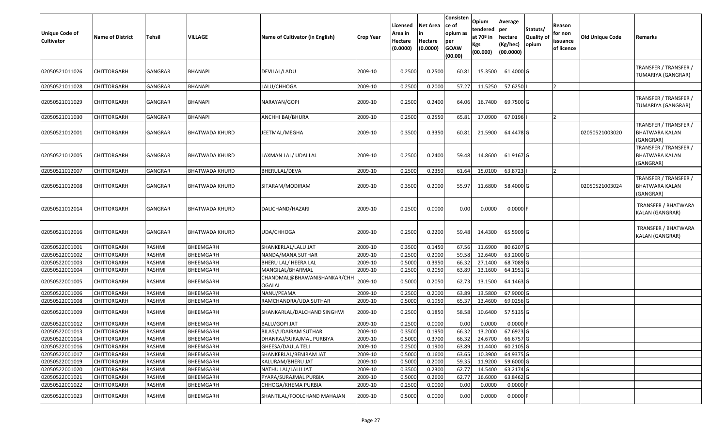| Unique Code of Cultivator | Name of District | Tehsil | VILLAGE | Name of Cultivator (in English) | Crop Year | Licensed Area in Hectare (0.0000) | Net Area in Hectare (0.0000) | Consistence of opium as per GOAW (00.00) | Opium tendered at 70º in Kgs (00.000) | Average per hectare (Kg/hec) (00.0000) | Statuts/ Quality of opium | Reason for non issuance of licence | Old Unique Code | Remarks |
|---|---|---|---|---|---|---|---|---|---|---|---|---|---|---|
| 02050521011026 | CHITTORGARH | GANGRAR | BHANAPI | DEVILAL/LADU | 2009-10 | 0.2500 | 0.2500 | 60.81 | 15.3500 | 61.4000 | G | | | TRANSFER / TRANSFER / TUMARIYA (GANGRAR) |
| 02050521011028 | CHITTORGARH | GANGRAR | BHANAPI | LALU/CHHOGA | 2009-10 | 0.2500 | 0.2000 | 57.27 | 11.5250 | 57.6250 | I | 2 | | |
| 02050521011029 | CHITTORGARH | GANGRAR | BHANAPI | NARAYAN/GOPI | 2009-10 | 0.2500 | 0.2400 | 64.06 | 16.7400 | 69.7500 | G | | | TRANSFER / TRANSFER / TUMARIYA (GANGRAR) |
| 02050521011030 | CHITTORGARH | GANGRAR | BHANAPI | ANCHHI BAI/BHURA | 2009-10 | 0.2500 | 0.2550 | 65.81 | 17.0900 | 67.0196 | I | 2 | | |
| 02050521012001 | CHITTORGARH | GANGRAR | BHATWADA KHURD | JEETMAL/MEGHA | 2009-10 | 0.3500 | 0.3350 | 60.81 | 21.5900 | 64.4478 | G | | 02050521003020 | TRANSFER / TRANSFER / BHATWARA KALAN (GANGRAR) |
| 02050521012005 | CHITTORGARH | GANGRAR | BHATWADA KHURD | LAXMAN LAL/ UDAI LAL | 2009-10 | 0.2500 | 0.2400 | 59.48 | 14.8600 | 61.9167 | G | | | TRANSFER / TRANSFER / BHATWARA KALAN (GANGRAR) |
| 02050521012007 | CHITTORGARH | GANGRAR | BHATWADA KHURD | BHERULAL/DEVA | 2009-10 | 0.2500 | 0.2350 | 61.64 | 15.0100 | 63.8723 | I | 2 | | |
| 02050521012008 | CHITTORGARH | GANGRAR | BHATWADA KHURD | SITARAM/MODIRAM | 2009-10 | 0.3500 | 0.2000 | 55.97 | 11.6800 | 58.4000 | G | | 02050521003024 | TRANSFER / TRANSFER / BHATWARA KALAN (GANGRAR) |
| 02050521012014 | CHITTORGARH | GANGRAR | BHATWADA KHURD | DALICHAND/HAZARI | 2009-10 | 0.2500 | 0.0000 | 0.00 | 0.0000 | 0.0000 | F | | | TRANSFER / BHATWARA KALAN (GANGRAR) |
| 02050521012016 | CHITTORGARH | GANGRAR | BHATWADA KHURD | UDA/CHHOGA | 2009-10 | 0.2500 | 0.2200 | 59.48 | 14.4300 | 65.5909 | G | | | TRANSFER / BHATWARA KALAN (GANGRAR) |
| 02050522001001 | CHITTORGARH | RASHMI | BHEEMGARH | SHANKERLAL/LALU JAT | 2009-10 | 0.3500 | 0.1450 | 67.56 | 11.6900 | 80.6207 | G | | | |
| 02050522001002 | CHITTORGARH | RASHMI | BHEEMGARH | NANDA/MANA SUTHAR | 2009-10 | 0.2500 | 0.2000 | 59.58 | 12.6400 | 63.2000 | G | | | |
| 02050522001003 | CHITTORGARH | RASHMI | BHEEMGARH | BHERU LAL/ HEERA LAL | 2009-10 | 0.5000 | 0.3950 | 66.32 | 27.1400 | 68.7089 | G | | | |
| 02050522001004 | CHITTORGARH | RASHMI | BHEEMGARH | MANGILAL/BHARMAL | 2009-10 | 0.2500 | 0.2050 | 63.89 | 13.1600 | 64.1951 | G | | | |
| 02050522001005 | CHITTORGARH | RASHMI | BHEEMGARH | CHANDMAL@BHAWANISHANKAR/CHHOGALAL | 2009-10 | 0.5000 | 0.2050 | 62.73 | 13.1500 | 64.1463 | G | | | |
| 02050522001006 | CHITTORGARH | RASHMI | BHEEMGARH | NANU/PEAMA | 2009-10 | 0.2500 | 0.2000 | 63.89 | 13.5800 | 67.9000 | G | | | |
| 02050522001008 | CHITTORGARH | RASHMI | BHEEMGARH | RAMCHANDRA/UDA SUTHAR | 2009-10 | 0.5000 | 0.1950 | 65.37 | 13.4600 | 69.0256 | G | | | |
| 02050522001009 | CHITTORGARH | RASHMI | BHEEMGARH | SHANKARLAL/DALCHAND SINGHWI | 2009-10 | 0.2500 | 0.1850 | 58.58 | 10.6400 | 57.5135 | G | | | |
| 02050522001012 | CHITTORGARH | RASHMI | BHEEMGARH | BALU/GOPI JAT | 2009-10 | 0.2500 | 0.0000 | 0.00 | 0.0000 | 0.0000 | F | | | |
| 02050522001013 | CHITTORGARH | RASHMI | BHEEMGARH | BILASI/UDAIRAM SUTHAR | 2009-10 | 0.3500 | 0.1950 | 66.32 | 13.2000 | 67.6923 | G | | | |
| 02050522001014 | CHITTORGARH | RASHMI | BHEEMGARH | DHANRAJ/SURAJMAL PURBIYA | 2009-10 | 0.5000 | 0.3700 | 66.32 | 24.6700 | 66.6757 | G | | | |
| 02050522001016 | CHITTORGARH | RASHMI | BHEEMGARH | GHEESA/DAULA TELI | 2009-10 | 0.2500 | 0.1900 | 63.89 | 11.4400 | 60.2105 | G | | | |
| 02050522001017 | CHITTORGARH | RASHMI | BHEEMGARH | SHANKERLAL/BENIRAM JAT | 2009-10 | 0.5000 | 0.1600 | 63.65 | 10.3900 | 64.9375 | G | | | |
| 02050522001019 | CHITTORGARH | RASHMI | BHEEMGARH | KALURAM/BHERU JAT | 2009-10 | 0.5000 | 0.2000 | 59.35 | 11.9200 | 59.6000 | G | | | |
| 02050522001020 | CHITTORGARH | RASHMI | BHEEMGARH | NATHU LAL/LALU JAT | 2009-10 | 0.3500 | 0.2300 | 62.77 | 14.5400 | 63.2174 | G | | | |
| 02050522001021 | CHITTORGARH | RASHMI | BHEEMGARH | PYARA/SURAJMAL PURBIA | 2009-10 | 0.5000 | 0.2600 | 62.77 | 16.6000 | 63.8462 | G | | | |
| 02050522001022 | CHITTORGARH | RASHMI | BHEEMGARH | CHHOGA/KHEMA PURBIA | 2009-10 | 0.2500 | 0.0000 | 0.00 | 0.0000 | 0.0000 | F | | | |
| 02050522001023 | CHITTORGARH | RASHMI | BHEEMGARH | SHANTILAL/FOOLCHAND MAHAJAN | 2009-10 | 0.5000 | 0.0000 | 0.00 | 0.0000 | 0.0000 | F | | | |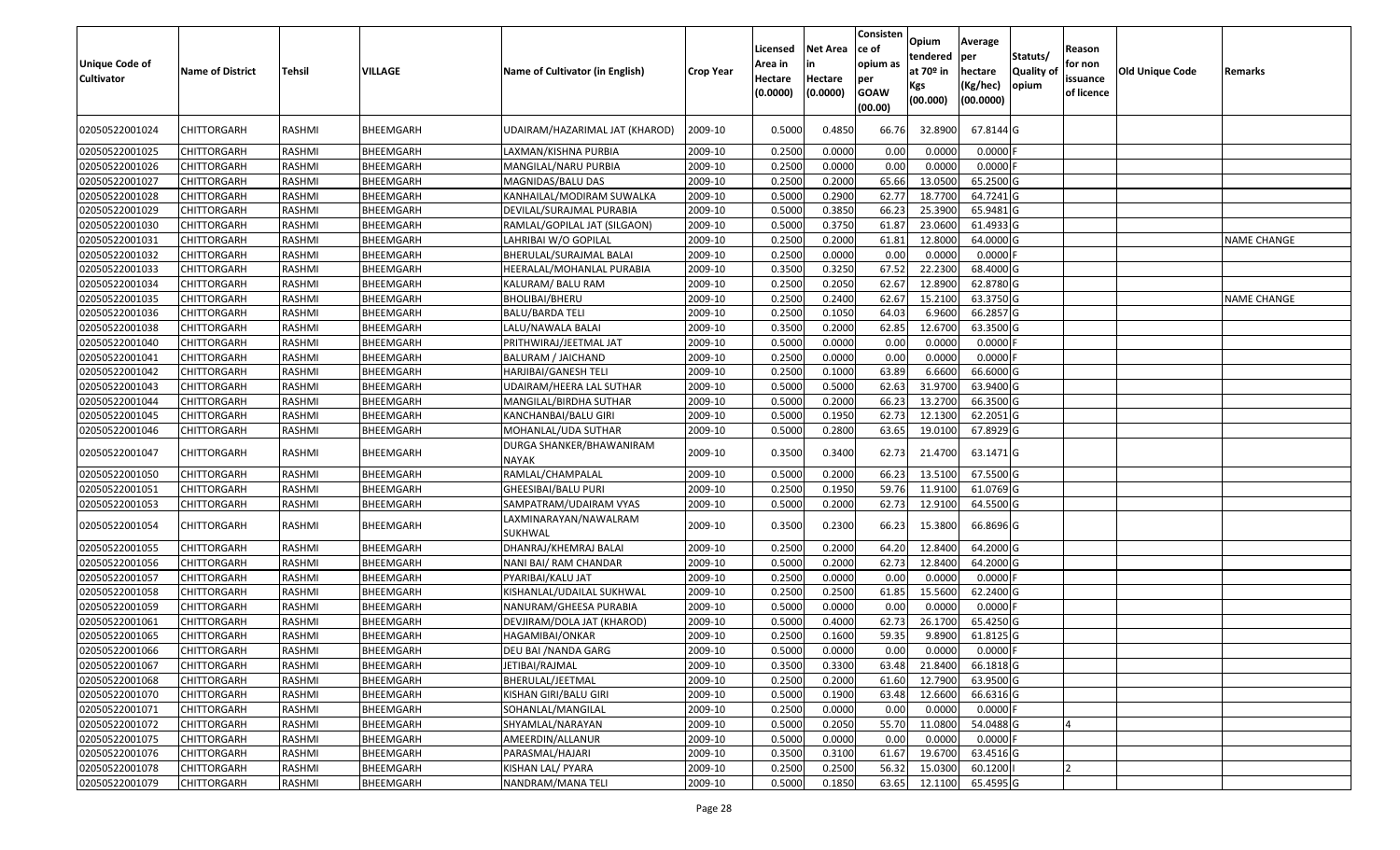| Unique Code of Cultivator | Name of District | Tehsil | VILLAGE | Name of Cultivator (in English) | Crop Year | Licensed Area in Hectare (0.0000) | Net Area in Hectare (0.0000) | Consistence of opium as per GOAW (00.00) | Opium tendered at 70º in Kgs (00.000) | Average per hectare (Kg/hec) (00.0000) | Statuts/ Quality of opium | Reason for non issuance of licence | Old Unique Code | Remarks |
|---|---|---|---|---|---|---|---|---|---|---|---|---|---|---|
| 02050522001024 | CHITTORGARH | RASHMI | BHEEMGARH | UDAIRAM/HAZARIMAL JAT (KHAROD) | 2009-10 | 0.5000 | 0.4850 | 66.76 | 32.8900 | 67.8144 | G | | | |
| 02050522001025 | CHITTORGARH | RASHMI | BHEEMGARH | LAXMAN/KISHNA PURBIA | 2009-10 | 0.2500 | 0.0000 | 0.00 | 0.0000 | 0.0000 | F | | | |
| 02050522001026 | CHITTORGARH | RASHMI | BHEEMGARH | MANGILAL/NARU PURBIA | 2009-10 | 0.2500 | 0.0000 | 0.00 | 0.0000 | 0.0000 | F | | | |
| 02050522001027 | CHITTORGARH | RASHMI | BHEEMGARH | MAGNIDAS/BALU DAS | 2009-10 | 0.2500 | 0.2000 | 65.66 | 13.0500 | 65.2500 | G | | | |
| 02050522001028 | CHITTORGARH | RASHMI | BHEEMGARH | KANHAILAL/MODIRAM SUWALKA | 2009-10 | 0.5000 | 0.2900 | 62.77 | 18.7700 | 64.7241 | G | | | |
| 02050522001029 | CHITTORGARH | RASHMI | BHEEMGARH | DEVILAL/SURAJMAL PURABIA | 2009-10 | 0.5000 | 0.3850 | 66.23 | 25.3900 | 65.9481 | G | | | |
| 02050522001030 | CHITTORGARH | RASHMI | BHEEMGARH | RAMLAL/GOPILAL JAT (SILGAON) | 2009-10 | 0.5000 | 0.3750 | 61.87 | 23.0600 | 61.4933 | G | | | |
| 02050522001031 | CHITTORGARH | RASHMI | BHEEMGARH | LAHRIBAI W/O GOPILAL | 2009-10 | 0.2500 | 0.2000 | 61.81 | 12.8000 | 64.0000 | G | | | NAME CHANGE |
| 02050522001032 | CHITTORGARH | RASHMI | BHEEMGARH | BHERULAL/SURAJMAL BALAI | 2009-10 | 0.2500 | 0.0000 | 0.00 | 0.0000 | 0.0000 | F | | | |
| 02050522001033 | CHITTORGARH | RASHMI | BHEEMGARH | HEERALAL/MOHANLAL PURABIA | 2009-10 | 0.3500 | 0.3250 | 67.52 | 22.2300 | 68.4000 | G | | | |
| 02050522001034 | CHITTORGARH | RASHMI | BHEEMGARH | KALURAM/ BALU RAM | 2009-10 | 0.2500 | 0.2050 | 62.67 | 12.8900 | 62.8780 | G | | | |
| 02050522001035 | CHITTORGARH | RASHMI | BHEEMGARH | BHOLIBAI/BHERU | 2009-10 | 0.2500 | 0.2400 | 62.67 | 15.2100 | 63.3750 | G | | | NAME CHANGE |
| 02050522001036 | CHITTORGARH | RASHMI | BHEEMGARH | BALU/BARDA TELI | 2009-10 | 0.2500 | 0.1050 | 64.03 | 6.9600 | 66.2857 | G | | | |
| 02050522001038 | CHITTORGARH | RASHMI | BHEEMGARH | LALU/NAWALA BALAI | 2009-10 | 0.3500 | 0.2000 | 62.85 | 12.6700 | 63.3500 | G | | | |
| 02050522001040 | CHITTORGARH | RASHMI | BHEEMGARH | PRITHWIRAJ/JEETMAL JAT | 2009-10 | 0.5000 | 0.0000 | 0.00 | 0.0000 | 0.0000 | F | | | |
| 02050522001041 | CHITTORGARH | RASHMI | BHEEMGARH | BALURAM / JAICHAND | 2009-10 | 0.2500 | 0.0000 | 0.00 | 0.0000 | 0.0000 | F | | | |
| 02050522001042 | CHITTORGARH | RASHMI | BHEEMGARH | HARJIBAI/GANESH TELI | 2009-10 | 0.2500 | 0.1000 | 63.89 | 6.6600 | 66.6000 | G | | | |
| 02050522001043 | CHITTORGARH | RASHMI | BHEEMGARH | UDAIRAM/HEERA LAL SUTHAR | 2009-10 | 0.5000 | 0.5000 | 62.63 | 31.9700 | 63.9400 | G | | | |
| 02050522001044 | CHITTORGARH | RASHMI | BHEEMGARH | MANGILAL/BIRDHA SUTHAR | 2009-10 | 0.5000 | 0.2000 | 66.23 | 13.2700 | 66.3500 | G | | | |
| 02050522001045 | CHITTORGARH | RASHMI | BHEEMGARH | KANCHANBAI/BALU GIRI | 2009-10 | 0.5000 | 0.1950 | 62.73 | 12.1300 | 62.2051 | G | | | |
| 02050522001046 | CHITTORGARH | RASHMI | BHEEMGARH | MOHANLAL/UDA SUTHAR | 2009-10 | 0.5000 | 0.2800 | 63.65 | 19.0100 | 67.8929 | G | | | |
| 02050522001047 | CHITTORGARH | RASHMI | BHEEMGARH | DURGA SHANKER/BHAWANIRAM NAYAK | 2009-10 | 0.3500 | 0.3400 | 62.73 | 21.4700 | 63.1471 | G | | | |
| 02050522001050 | CHITTORGARH | RASHMI | BHEEMGARH | RAMLAL/CHAMPALAL | 2009-10 | 0.5000 | 0.2000 | 66.23 | 13.5100 | 67.5500 | G | | | |
| 02050522001051 | CHITTORGARH | RASHMI | BHEEMGARH | GHEESIBAI/BALU PURI | 2009-10 | 0.2500 | 0.1950 | 59.76 | 11.9100 | 61.0769 | G | | | |
| 02050522001053 | CHITTORGARH | RASHMI | BHEEMGARH | SAMPATRAM/UDAIRAM VYAS | 2009-10 | 0.5000 | 0.2000 | 62.73 | 12.9100 | 64.5500 | G | | | |
| 02050522001054 | CHITTORGARH | RASHMI | BHEEMGARH | LAXMINARAYAN/NAWALRAM SUKHWAL | 2009-10 | 0.3500 | 0.2300 | 66.23 | 15.3800 | 66.8696 | G | | | |
| 02050522001055 | CHITTORGARH | RASHMI | BHEEMGARH | DHANRAJ/KHEMRAJ BALAI | 2009-10 | 0.2500 | 0.2000 | 64.20 | 12.8400 | 64.2000 | G | | | |
| 02050522001056 | CHITTORGARH | RASHMI | BHEEMGARH | NANI BAI/ RAM CHANDAR | 2009-10 | 0.5000 | 0.2000 | 62.73 | 12.8400 | 64.2000 | G | | | |
| 02050522001057 | CHITTORGARH | RASHMI | BHEEMGARH | PYARIBAI/KALU JAT | 2009-10 | 0.2500 | 0.0000 | 0.00 | 0.0000 | 0.0000 | F | | | |
| 02050522001058 | CHITTORGARH | RASHMI | BHEEMGARH | KISHANLAL/UDAILAL SUKHWAL | 2009-10 | 0.2500 | 0.2500 | 61.85 | 15.5600 | 62.2400 | G | | | |
| 02050522001059 | CHITTORGARH | RASHMI | BHEEMGARH | NANURAM/GHEESA PURABIA | 2009-10 | 0.5000 | 0.0000 | 0.00 | 0.0000 | 0.0000 | F | | | |
| 02050522001061 | CHITTORGARH | RASHMI | BHEEMGARH | DEVJIRAM/DOLA JAT (KHAROD) | 2009-10 | 0.5000 | 0.4000 | 62.73 | 26.1700 | 65.4250 | G | | | |
| 02050522001065 | CHITTORGARH | RASHMI | BHEEMGARH | HAGAMIBAI/ONKAR | 2009-10 | 0.2500 | 0.1600 | 59.35 | 9.8900 | 61.8125 | G | | | |
| 02050522001066 | CHITTORGARH | RASHMI | BHEEMGARH | DEU BAI /NANDA GARG | 2009-10 | 0.5000 | 0.0000 | 0.00 | 0.0000 | 0.0000 | F | | | |
| 02050522001067 | CHITTORGARH | RASHMI | BHEEMGARH | JETIBAI/RAJMAL | 2009-10 | 0.3500 | 0.3300 | 63.48 | 21.8400 | 66.1818 | G | | | |
| 02050522001068 | CHITTORGARH | RASHMI | BHEEMGARH | BHERULAL/JEETMAL | 2009-10 | 0.2500 | 0.2000 | 61.60 | 12.7900 | 63.9500 | G | | | |
| 02050522001070 | CHITTORGARH | RASHMI | BHEEMGARH | KISHAN GIRI/BALU GIRI | 2009-10 | 0.5000 | 0.1900 | 63.48 | 12.6600 | 66.6316 | G | | | |
| 02050522001071 | CHITTORGARH | RASHMI | BHEEMGARH | SOHANLAL/MANGILAL | 2009-10 | 0.2500 | 0.0000 | 0.00 | 0.0000 | 0.0000 | F | | | |
| 02050522001072 | CHITTORGARH | RASHMI | BHEEMGARH | SHYAMLAL/NARAYAN | 2009-10 | 0.5000 | 0.2050 | 55.70 | 11.0800 | 54.0488 | G | 4 | | |
| 02050522001075 | CHITTORGARH | RASHMI | BHEEMGARH | AMEERDIN/ALLANUR | 2009-10 | 0.5000 | 0.0000 | 0.00 | 0.0000 | 0.0000 | F | | | |
| 02050522001076 | CHITTORGARH | RASHMI | BHEEMGARH | PARASMAL/HAJARI | 2009-10 | 0.3500 | 0.3100 | 61.67 | 19.6700 | 63.4516 | G | | | |
| 02050522001078 | CHITTORGARH | RASHMI | BHEEMGARH | KISHAN LAL/ PYARA | 2009-10 | 0.2500 | 0.2500 | 56.32 | 15.0300 | 60.1200 | I | 2 | | |
| 02050522001079 | CHITTORGARH | RASHMI | BHEEMGARH | NANDRAM/MANA TELI | 2009-10 | 0.5000 | 0.1850 | 63.65 | 12.1100 | 65.4595 | G | | | |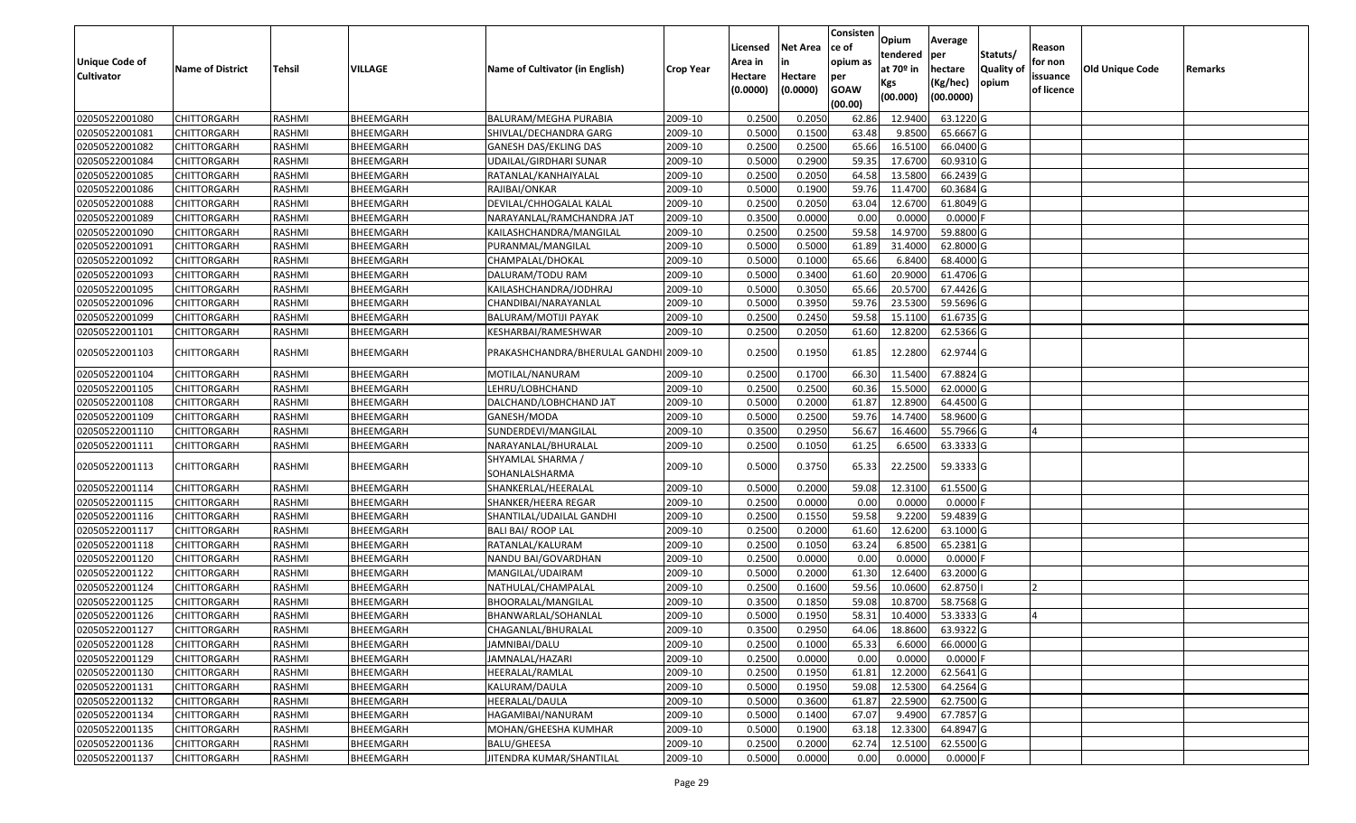| Unique Code of Cultivator | Name of District | Tehsil | VILLAGE | Name of Cultivator (in English) | Crop Year | Licensed Area in Hectare (0.0000) | Net Area in Hectare (0.0000) | Consistence of opium as per GOAW (00.00) | Opium tendered at 70º in Kgs (00.000) | Average per hectare (Kg/hec) (00.0000) | Statuts/ Quality of opium | Reason for non issuance of licence | Old Unique Code | Remarks |
|---|---|---|---|---|---|---|---|---|---|---|---|---|---|---|
| 02050522001080 | CHITTORGARH | RASHMI | BHEEMGARH | BALURAM/MEGHA PURABIA | 2009-10 | 0.2500 | 0.2050 | 62.86 | 12.9400 | 63.1220 | G | | | |
| 02050522001081 | CHITTORGARH | RASHMI | BHEEMGARH | SHIVLAL/DECHANDRA GARG | 2009-10 | 0.5000 | 0.1500 | 63.48 | 9.8500 | 65.6667 | G | | | |
| 02050522001082 | CHITTORGARH | RASHMI | BHEEMGARH | GANESH DAS/EKLING DAS | 2009-10 | 0.2500 | 0.2500 | 65.66 | 16.5100 | 66.0400 | G | | | |
| 02050522001084 | CHITTORGARH | RASHMI | BHEEMGARH | UDAILAL/GIRDHARI SUNAR | 2009-10 | 0.5000 | 0.2900 | 59.35 | 17.6700 | 60.9310 | G | | | |
| 02050522001085 | CHITTORGARH | RASHMI | BHEEMGARH | RATANLAL/KANHAIYALAL | 2009-10 | 0.2500 | 0.2050 | 64.58 | 13.5800 | 66.2439 | G | | | |
| 02050522001086 | CHITTORGARH | RASHMI | BHEEMGARH | RAJIBAI/ONKAR | 2009-10 | 0.5000 | 0.1900 | 59.76 | 11.4700 | 60.3684 | G | | | |
| 02050522001088 | CHITTORGARH | RASHMI | BHEEMGARH | DEVILAL/CHHOGALAL KALAL | 2009-10 | 0.2500 | 0.2050 | 63.04 | 12.6700 | 61.8049 | G | | | |
| 02050522001089 | CHITTORGARH | RASHMI | BHEEMGARH | NARAYANLAL/RAMCHANDRA JAT | 2009-10 | 0.3500 | 0.0000 | 0.00 | 0.0000 | 0.0000 | F | | | |
| 02050522001090 | CHITTORGARH | RASHMI | BHEEMGARH | KAILASHCHANDRA/MANGILAL | 2009-10 | 0.2500 | 0.2500 | 59.58 | 14.9700 | 59.8800 | G | | | |
| 02050522001091 | CHITTORGARH | RASHMI | BHEEMGARH | PURANMAL/MANGILAL | 2009-10 | 0.5000 | 0.5000 | 61.89 | 31.4000 | 62.8000 | G | | | |
| 02050522001092 | CHITTORGARH | RASHMI | BHEEMGARH | CHAMPALAL/DHOKAL | 2009-10 | 0.5000 | 0.1000 | 65.66 | 6.8400 | 68.4000 | G | | | |
| 02050522001093 | CHITTORGARH | RASHMI | BHEEMGARH | DALURAM/TODU RAM | 2009-10 | 0.5000 | 0.3400 | 61.60 | 20.9000 | 61.4706 | G | | | |
| 02050522001095 | CHITTORGARH | RASHMI | BHEEMGARH | KAILASHCHANDRA/JODHRAJ | 2009-10 | 0.5000 | 0.3050 | 65.66 | 20.5700 | 67.4426 | G | | | |
| 02050522001096 | CHITTORGARH | RASHMI | BHEEMGARH | CHANDIBAI/NARAYANLAL | 2009-10 | 0.5000 | 0.3950 | 59.76 | 23.5300 | 59.5696 | G | | | |
| 02050522001099 | CHITTORGARH | RASHMI | BHEEMGARH | BALURAM/MOTIJI PAYAK | 2009-10 | 0.2500 | 0.2450 | 59.58 | 15.1100 | 61.6735 | G | | | |
| 02050522001101 | CHITTORGARH | RASHMI | BHEEMGARH | KESHARBAI/RAMESHWAR | 2009-10 | 0.2500 | 0.2050 | 61.60 | 12.8200 | 62.5366 | G | | | |
| 02050522001103 | CHITTORGARH | RASHMI | BHEEMGARH | PRAKASHCHANDRA/BHERULAL GANDHI | 2009-10 | 0.2500 | 0.1950 | 61.85 | 12.2800 | 62.9744 | G | | | |
| 02050522001104 | CHITTORGARH | RASHMI | BHEEMGARH | MOTILAL/NANURAM | 2009-10 | 0.2500 | 0.1700 | 66.30 | 11.5400 | 67.8824 | G | | | |
| 02050522001105 | CHITTORGARH | RASHMI | BHEEMGARH | LEHRU/LOBHCHAND | 2009-10 | 0.2500 | 0.2500 | 60.36 | 15.5000 | 62.0000 | G | | | |
| 02050522001108 | CHITTORGARH | RASHMI | BHEEMGARH | DALCHAND/LOBHCHAND JAT | 2009-10 | 0.5000 | 0.2000 | 61.87 | 12.8900 | 64.4500 | G | | | |
| 02050522001109 | CHITTORGARH | RASHMI | BHEEMGARH | GANESH/MODA | 2009-10 | 0.5000 | 0.2500 | 59.76 | 14.7400 | 58.9600 | G | | | |
| 02050522001110 | CHITTORGARH | RASHMI | BHEEMGARH | SUNDERDEVI/MANGILAL | 2009-10 | 0.3500 | 0.2950 | 56.67 | 16.4600 | 55.7966 | G | 4 | | |
| 02050522001111 | CHITTORGARH | RASHMI | BHEEMGARH | NARAYANLAL/BHURALAL | 2009-10 | 0.2500 | 0.1050 | 61.25 | 6.6500 | 63.3333 | G | | | |
| 02050522001113 | CHITTORGARH | RASHMI | BHEEMGARH | SHYAMLAL SHARMA / SOHANLALSHARMA | 2009-10 | 0.5000 | 0.3750 | 65.33 | 22.2500 | 59.3333 | G | | | |
| 02050522001114 | CHITTORGARH | RASHMI | BHEEMGARH | SHANKERLAL/HEERALAL | 2009-10 | 0.5000 | 0.2000 | 59.08 | 12.3100 | 61.5500 | G | | | |
| 02050522001115 | CHITTORGARH | RASHMI | BHEEMGARH | SHANKER/HEERA REGAR | 2009-10 | 0.2500 | 0.0000 | 0.00 | 0.0000 | 0.0000 | F | | | |
| 02050522001116 | CHITTORGARH | RASHMI | BHEEMGARH | SHANTILAL/UDAILAL GANDHI | 2009-10 | 0.2500 | 0.1550 | 59.58 | 9.2200 | 59.4839 | G | | | |
| 02050522001117 | CHITTORGARH | RASHMI | BHEEMGARH | BALI BAI/ ROOP LAL | 2009-10 | 0.2500 | 0.2000 | 61.60 | 12.6200 | 63.1000 | G | | | |
| 02050522001118 | CHITTORGARH | RASHMI | BHEEMGARH | RATANLAL/KALURAM | 2009-10 | 0.2500 | 0.1050 | 63.24 | 6.8500 | 65.2381 | G | | | |
| 02050522001120 | CHITTORGARH | RASHMI | BHEEMGARH | NANDU BAI/GOVARDHAN | 2009-10 | 0.2500 | 0.0000 | 0.00 | 0.0000 | 0.0000 | F | | | |
| 02050522001122 | CHITTORGARH | RASHMI | BHEEMGARH | MANGILAL/UDAIRAM | 2009-10 | 0.5000 | 0.2000 | 61.30 | 12.6400 | 63.2000 | G | | | |
| 02050522001124 | CHITTORGARH | RASHMI | BHEEMGARH | NATHULAL/CHAMPALAL | 2009-10 | 0.2500 | 0.1600 | 59.56 | 10.0600 | 62.8750 | I | 2 | | |
| 02050522001125 | CHITTORGARH | RASHMI | BHEEMGARH | BHOORALAL/MANGILAL | 2009-10 | 0.3500 | 0.1850 | 59.08 | 10.8700 | 58.7568 | G | | | |
| 02050522001126 | CHITTORGARH | RASHMI | BHEEMGARH | BHANWARLAL/SOHANLAL | 2009-10 | 0.5000 | 0.1950 | 58.31 | 10.4000 | 53.3333 | G | 4 | | |
| 02050522001127 | CHITTORGARH | RASHMI | BHEEMGARH | CHAGANLAL/BHURALAL | 2009-10 | 0.3500 | 0.2950 | 64.06 | 18.8600 | 63.9322 | G | | | |
| 02050522001128 | CHITTORGARH | RASHMI | BHEEMGARH | JAMNIBAI/DALU | 2009-10 | 0.2500 | 0.1000 | 65.33 | 6.6000 | 66.0000 | G | | | |
| 02050522001129 | CHITTORGARH | RASHMI | BHEEMGARH | JAMNALAL/HAZARI | 2009-10 | 0.2500 | 0.0000 | 0.00 | 0.0000 | 0.0000 | F | | | |
| 02050522001130 | CHITTORGARH | RASHMI | BHEEMGARH | HEERALAL/RAMLAL | 2009-10 | 0.2500 | 0.1950 | 61.81 | 12.2000 | 62.5641 | G | | | |
| 02050522001131 | CHITTORGARH | RASHMI | BHEEMGARH | KALURAM/DAULA | 2009-10 | 0.5000 | 0.1950 | 59.08 | 12.5300 | 64.2564 | G | | | |
| 02050522001132 | CHITTORGARH | RASHMI | BHEEMGARH | HEERALAL/DAULA | 2009-10 | 0.5000 | 0.3600 | 61.87 | 22.5900 | 62.7500 | G | | | |
| 02050522001134 | CHITTORGARH | RASHMI | BHEEMGARH | HAGAMIBAI/NANURAM | 2009-10 | 0.5000 | 0.1400 | 67.07 | 9.4900 | 67.7857 | G | | | |
| 02050522001135 | CHITTORGARH | RASHMI | BHEEMGARH | MOHAN/GHEESHA KUMHAR | 2009-10 | 0.5000 | 0.1900 | 63.18 | 12.3300 | 64.8947 | G | | | |
| 02050522001136 | CHITTORGARH | RASHMI | BHEEMGARH | BALU/GHEESA | 2009-10 | 0.2500 | 0.2000 | 62.74 | 12.5100 | 62.5500 | G | | | |
| 02050522001137 | CHITTORGARH | RASHMI | BHEEMGARH | JITENDRA KUMAR/SHANTILAL | 2009-10 | 0.5000 | 0.0000 | 0.00 | 0.0000 | 0.0000 | F | | | |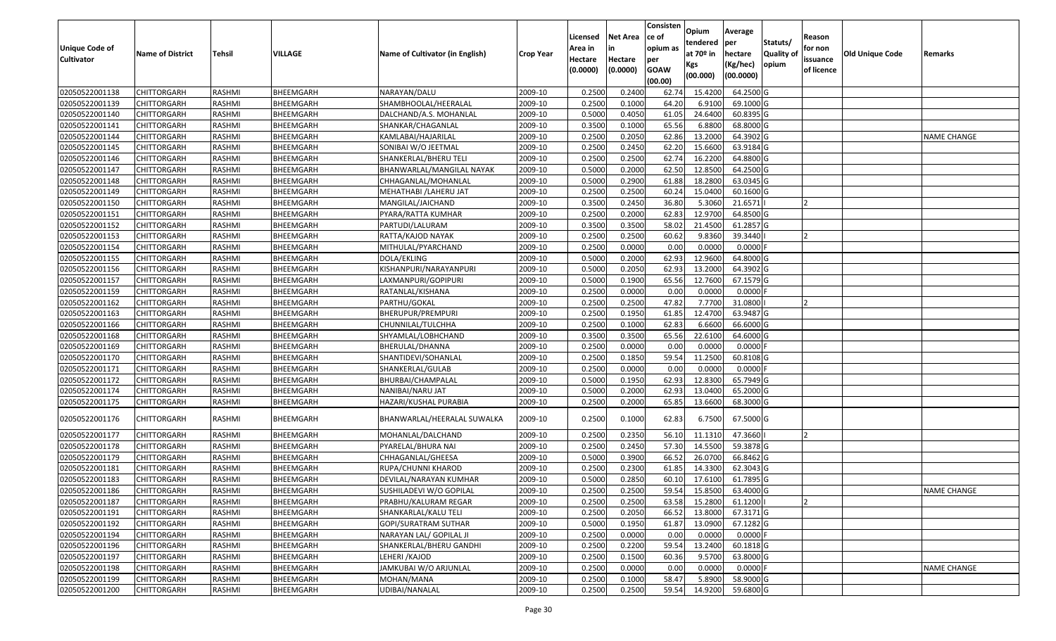| Unique Code of Cultivator | Name of District | Tehsil | VILLAGE | Name of Cultivator (in English) | Crop Year | Licensed Area in Hectare (0.0000) | Net Area in Hectare (0.0000) | Consisten ce of opium as per GOAW (00.00) | Opium tendered at 70º in Kgs (00.000) | Average per hectare (Kg/hec) (00.0000) | Statuts/ Quality of opium | Reason for non issuance of licence | Old Unique Code | Remarks |
|---|---|---|---|---|---|---|---|---|---|---|---|---|---|---|
| 02050522001138 | CHITTORGARH | RASHMI | BHEEMGARH | NARAYAN/DALU | 2009-10 | 0.2500 | 0.2400 | 62.74 | 15.4200 | 64.2500 | G | | | |
| 02050522001139 | CHITTORGARH | RASHMI | BHEEMGARH | SHAMBHOOLAL/HEERALAL | 2009-10 | 0.2500 | 0.1000 | 64.20 | 6.9100 | 69.1000 | G | | | |
| 02050522001140 | CHITTORGARH | RASHMI | BHEEMGARH | DALCHAND/A.S. MOHANLAL | 2009-10 | 0.5000 | 0.4050 | 61.05 | 24.6400 | 60.8395 | G | | | |
| 02050522001141 | CHITTORGARH | RASHMI | BHEEMGARH | SHANKAR/CHAGANLAL | 2009-10 | 0.3500 | 0.1000 | 65.56 | 6.8800 | 68.8000 | G | | | |
| 02050522001144 | CHITTORGARH | RASHMI | BHEEMGARH | KAMLABAI/HAJARILAL | 2009-10 | 0.2500 | 0.2050 | 62.86 | 13.2000 | 64.3902 | G | | | NAME CHANGE |
| 02050522001145 | CHITTORGARH | RASHMI | BHEEMGARH | SONIBAI W/O JEETMAL | 2009-10 | 0.2500 | 0.2450 | 62.20 | 15.6600 | 63.9184 | G | | | |
| 02050522001146 | CHITTORGARH | RASHMI | BHEEMGARH | SHANKERLAL/BHERU TELI | 2009-10 | 0.2500 | 0.2500 | 62.74 | 16.2200 | 64.8800 | G | | | |
| 02050522001147 | CHITTORGARH | RASHMI | BHEEMGARH | BHANWARLAL/MANGILAL NAYAK | 2009-10 | 0.5000 | 0.2000 | 62.50 | 12.8500 | 64.2500 | G | | | |
| 02050522001148 | CHITTORGARH | RASHMI | BHEEMGARH | CHHAGANLAL/MOHANLAL | 2009-10 | 0.5000 | 0.2900 | 61.88 | 18.2800 | 63.0345 | G | | | |
| 02050522001149 | CHITTORGARH | RASHMI | BHEEMGARH | MEHATHABI /LAHERU JAT | 2009-10 | 0.2500 | 0.2500 | 60.24 | 15.0400 | 60.1600 | G | | | |
| 02050522001150 | CHITTORGARH | RASHMI | BHEEMGARH | MANGILAL/JAICHAND | 2009-10 | 0.3500 | 0.2450 | 36.80 | 5.3060 | 21.6571 | I | 2 | | |
| 02050522001151 | CHITTORGARH | RASHMI | BHEEMGARH | PYARA/RATTA KUMHAR | 2009-10 | 0.2500 | 0.2000 | 62.83 | 12.9700 | 64.8500 | G | | | |
| 02050522001152 | CHITTORGARH | RASHMI | BHEEMGARH | PARTUDI/LALURAM | 2009-10 | 0.3500 | 0.3500 | 58.02 | 21.4500 | 61.2857 | G | | | |
| 02050522001153 | CHITTORGARH | RASHMI | BHEEMGARH | RATTA/KAJOD NAYAK | 2009-10 | 0.2500 | 0.2500 | 60.62 | 9.8360 | 39.3440 | I | 2 | | |
| 02050522001154 | CHITTORGARH | RASHMI | BHEEMGARH | MITHULAL/PYARCHAND | 2009-10 | 0.2500 | 0.0000 | 0.00 | 0.0000 | 0.0000 | F | | | |
| 02050522001155 | CHITTORGARH | RASHMI | BHEEMGARH | DOLA/EKLING | 2009-10 | 0.5000 | 0.2000 | 62.93 | 12.9600 | 64.8000 | G | | | |
| 02050522001156 | CHITTORGARH | RASHMI | BHEEMGARH | KISHANPURI/NARAYANPURI | 2009-10 | 0.5000 | 0.2050 | 62.93 | 13.2000 | 64.3902 | G | | | |
| 02050522001157 | CHITTORGARH | RASHMI | BHEEMGARH | LAXMANPURI/GOPIPURI | 2009-10 | 0.5000 | 0.1900 | 65.56 | 12.7600 | 67.1579 | G | | | |
| 02050522001159 | CHITTORGARH | RASHMI | BHEEMGARH | RATANLAL/KISHANA | 2009-10 | 0.2500 | 0.0000 | 0.00 | 0.0000 | 0.0000 | F | | | |
| 02050522001162 | CHITTORGARH | RASHMI | BHEEMGARH | PARTHU/GOKAL | 2009-10 | 0.2500 | 0.2500 | 47.82 | 7.7700 | 31.0800 | I | 2 | | |
| 02050522001163 | CHITTORGARH | RASHMI | BHEEMGARH | BHERUPUR/PREMPURI | 2009-10 | 0.2500 | 0.1950 | 61.85 | 12.4700 | 63.9487 | G | | | |
| 02050522001166 | CHITTORGARH | RASHMI | BHEEMGARH | CHUNNILAL/TULCHHA | 2009-10 | 0.2500 | 0.1000 | 62.83 | 6.6600 | 66.6000 | G | | | |
| 02050522001168 | CHITTORGARH | RASHMI | BHEEMGARH | SHYAMLAL/LOBHCHAND | 2009-10 | 0.3500 | 0.3500 | 65.56 | 22.6100 | 64.6000 | G | | | |
| 02050522001169 | CHITTORGARH | RASHMI | BHEEMGARH | BHERULAL/DHANNA | 2009-10 | 0.2500 | 0.0000 | 0.00 | 0.0000 | 0.0000 | F | | | |
| 02050522001170 | CHITTORGARH | RASHMI | BHEEMGARH | SHANTIDEVI/SOHANLAL | 2009-10 | 0.2500 | 0.1850 | 59.54 | 11.2500 | 60.8108 | G | | | |
| 02050522001171 | CHITTORGARH | RASHMI | BHEEMGARH | SHANKERLAL/GULAB | 2009-10 | 0.2500 | 0.0000 | 0.00 | 0.0000 | 0.0000 | F | | | |
| 02050522001172 | CHITTORGARH | RASHMI | BHEEMGARH | BHURBAI/CHAMPALAL | 2009-10 | 0.5000 | 0.1950 | 62.93 | 12.8300 | 65.7949 | G | | | |
| 02050522001174 | CHITTORGARH | RASHMI | BHEEMGARH | NANIBAI/NARU JAT | 2009-10 | 0.5000 | 0.2000 | 62.93 | 13.0400 | 65.2000 | G | | | |
| 02050522001175 | CHITTORGARH | RASHMI | BHEEMGARH | HAZARI/KUSHAL PURABIA | 2009-10 | 0.2500 | 0.2000 | 65.85 | 13.6600 | 68.3000 | G | | | |
| 02050522001176 | CHITTORGARH | RASHMI | BHEEMGARH | BHANWARLAL/HEERALAL SUWALKA | 2009-10 | 0.2500 | 0.1000 | 62.83 | 6.7500 | 67.5000 | G | | | |
| 02050522001177 | CHITTORGARH | RASHMI | BHEEMGARH | MOHANLAL/DALCHAND | 2009-10 | 0.2500 | 0.2350 | 56.10 | 11.1310 | 47.3660 | I | 2 | | |
| 02050522001178 | CHITTORGARH | RASHMI | BHEEMGARH | PYARELAL/BHURA NAI | 2009-10 | 0.2500 | 0.2450 | 57.30 | 14.5500 | 59.3878 | G | | | |
| 02050522001179 | CHITTORGARH | RASHMI | BHEEMGARH | CHHAGANLAL/GHEESA | 2009-10 | 0.5000 | 0.3900 | 66.52 | 26.0700 | 66.8462 | G | | | |
| 02050522001181 | CHITTORGARH | RASHMI | BHEEMGARH | RUPA/CHUNNI KHAROD | 2009-10 | 0.2500 | 0.2300 | 61.85 | 14.3300 | 62.3043 | G | | | |
| 02050522001183 | CHITTORGARH | RASHMI | BHEEMGARH | DEVILAL/NARAYAN KUMHAR | 2009-10 | 0.5000 | 0.2850 | 60.10 | 17.6100 | 61.7895 | G | | | |
| 02050522001186 | CHITTORGARH | RASHMI | BHEEMGARH | SUSHILADEVI W/O GOPILAL | 2009-10 | 0.2500 | 0.2500 | 59.54 | 15.8500 | 63.4000 | G | | | NAME CHANGE |
| 02050522001187 | CHITTORGARH | RASHMI | BHEEMGARH | PRABHU/KALURAM REGAR | 2009-10 | 0.2500 | 0.2500 | 63.58 | 15.2800 | 61.1200 | I | 2 | | |
| 02050522001191 | CHITTORGARH | RASHMI | BHEEMGARH | SHANKARLAL/KALU TELI | 2009-10 | 0.2500 | 0.2050 | 66.52 | 13.8000 | 67.3171 | G | | | |
| 02050522001192 | CHITTORGARH | RASHMI | BHEEMGARH | GOPI/SURATRAM SUTHAR | 2009-10 | 0.5000 | 0.1950 | 61.87 | 13.0900 | 67.1282 | G | | | |
| 02050522001194 | CHITTORGARH | RASHMI | BHEEMGARH | NARAYAN LAL/ GOPILAL JI | 2009-10 | 0.2500 | 0.0000 | 0.00 | 0.0000 | 0.0000 | F | | | |
| 02050522001196 | CHITTORGARH | RASHMI | BHEEMGARH | SHANKERLAL/BHERU GANDHI | 2009-10 | 0.2500 | 0.2200 | 59.54 | 13.2400 | 60.1818 | G | | | |
| 02050522001197 | CHITTORGARH | RASHMI | BHEEMGARH | LEHERI /KAJOD | 2009-10 | 0.2500 | 0.1500 | 60.36 | 9.5700 | 63.8000 | G | | | |
| 02050522001198 | CHITTORGARH | RASHMI | BHEEMGARH | JAMKUBAI W/O ARJUNLAL | 2009-10 | 0.2500 | 0.0000 | 0.00 | 0.0000 | 0.0000 | F | | | NAME CHANGE |
| 02050522001199 | CHITTORGARH | RASHMI | BHEEMGARH | MOHAN/MANA | 2009-10 | 0.2500 | 0.1000 | 58.47 | 5.8900 | 58.9000 | G | | | |
| 02050522001200 | CHITTORGARH | RASHMI | BHEEMGARH | UDIBAI/NANALAL | 2009-10 | 0.2500 | 0.2500 | 59.54 | 14.9200 | 59.6800 | G | | | |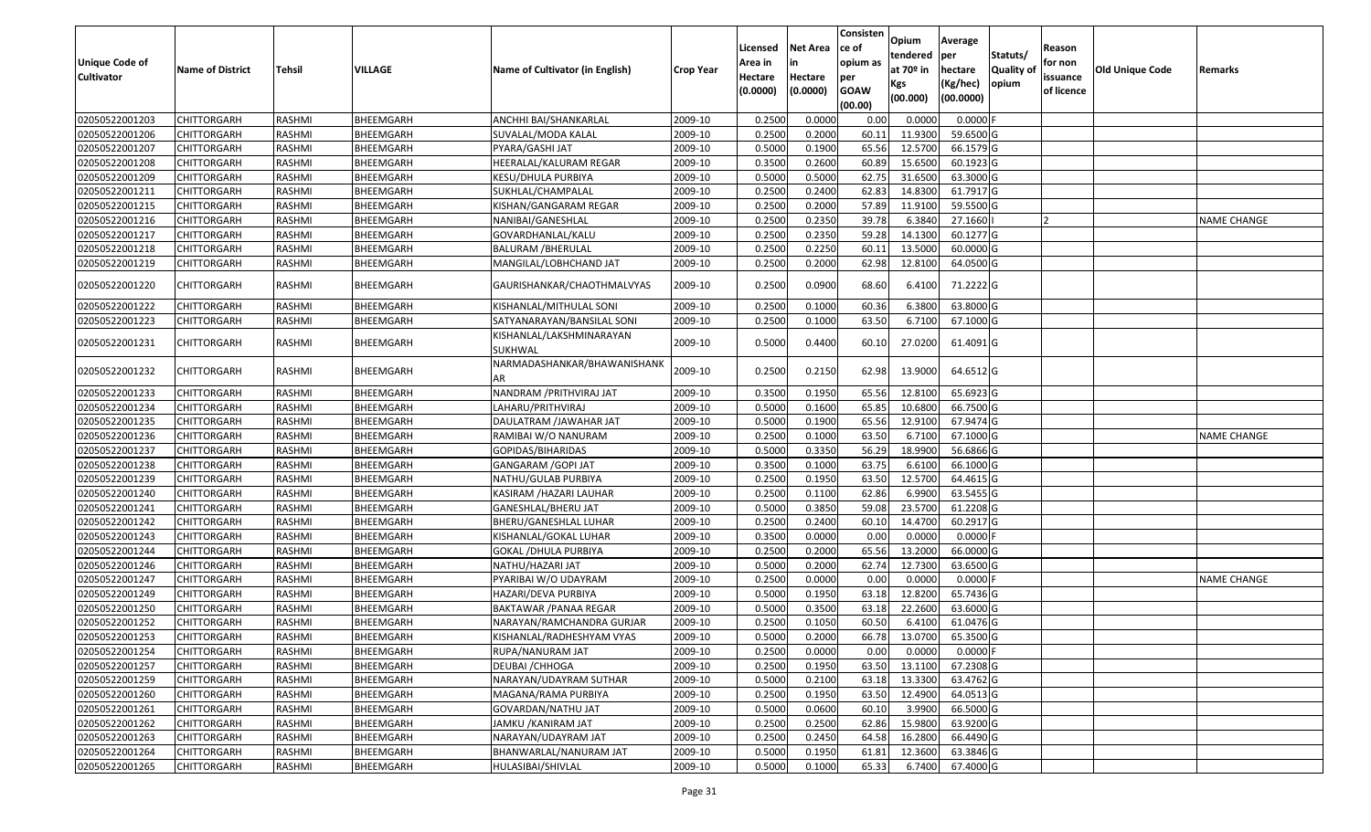| Unique Code of Cultivator | Name of District | Tehsil | VILLAGE | Name of Cultivator (in English) | Crop Year | Licensed Area in Hectare (0.0000) | Net Area in Hectare (0.0000) | Consistence of opium as per GOAW (00.00) | Opium tendered at 70º in Kgs (00.000) | Average per hectare (Kg/hec) (00.0000) | Statuts/ Quality of opium | Reason for non issuance of licence | Old Unique Code | Remarks |
|---|---|---|---|---|---|---|---|---|---|---|---|---|---|---|
| 02050522001203 | CHITTORGARH | RASHMI | BHEEMGARH | ANCHHI BAI/SHANKARLAL | 2009-10 | 0.2500 | 0.0000 | 0.00 | 0.0000 | 0.0000 | F | | | |
| 02050522001206 | CHITTORGARH | RASHMI | BHEEMGARH | SUVALAL/MODA KALAL | 2009-10 | 0.2500 | 0.2000 | 60.11 | 11.9300 | 59.6500 | G | | | |
| 02050522001207 | CHITTORGARH | RASHMI | BHEEMGARH | PYARA/GASHI JAT | 2009-10 | 0.5000 | 0.1900 | 65.56 | 12.5700 | 66.1579 | G | | | |
| 02050522001208 | CHITTORGARH | RASHMI | BHEEMGARH | HEERALAL/KALURAM REGAR | 2009-10 | 0.3500 | 0.2600 | 60.89 | 15.6500 | 60.1923 | G | | | |
| 02050522001209 | CHITTORGARH | RASHMI | BHEEMGARH | KESU/DHULA PURBIYA | 2009-10 | 0.5000 | 0.5000 | 62.75 | 31.6500 | 63.3000 | G | | | |
| 02050522001211 | CHITTORGARH | RASHMI | BHEEMGARH | SUKHLAL/CHAMPALAL | 2009-10 | 0.2500 | 0.2400 | 62.83 | 14.8300 | 61.7917 | G | | | |
| 02050522001215 | CHITTORGARH | RASHMI | BHEEMGARH | KISHAN/GANGARAM REGAR | 2009-10 | 0.2500 | 0.2000 | 57.89 | 11.9100 | 59.5500 | G | | | |
| 02050522001216 | CHITTORGARH | RASHMI | BHEEMGARH | NANIBAI/GANESHLAL | 2009-10 | 0.2500 | 0.2350 | 39.78 | 6.3840 | 27.1660 | I | 2 | | NAME CHANGE |
| 02050522001217 | CHITTORGARH | RASHMI | BHEEMGARH | GOVARDHANLAL/KALU | 2009-10 | 0.2500 | 0.2350 | 59.28 | 14.1300 | 60.1277 | G | | | |
| 02050522001218 | CHITTORGARH | RASHMI | BHEEMGARH | BALURAM /BHERULAL | 2009-10 | 0.2500 | 0.2250 | 60.11 | 13.5000 | 60.0000 | G | | | |
| 02050522001219 | CHITTORGARH | RASHMI | BHEEMGARH | MANGILAL/LOBHCHAND JAT | 2009-10 | 0.2500 | 0.2000 | 62.98 | 12.8100 | 64.0500 | G | | | |
| 02050522001220 | CHITTORGARH | RASHMI | BHEEMGARH | GAURISHANKAR/CHAOTHMALVYAS | 2009-10 | 0.2500 | 0.0900 | 68.60 | 6.4100 | 71.2222 | G | | | |
| 02050522001222 | CHITTORGARH | RASHMI | BHEEMGARH | KISHANLAL/MITHULAL SONI | 2009-10 | 0.2500 | 0.1000 | 60.36 | 6.3800 | 63.8000 | G | | | |
| 02050522001223 | CHITTORGARH | RASHMI | BHEEMGARH | SATYANARAYAN/BANSILAL SONI | 2009-10 | 0.2500 | 0.1000 | 63.50 | 6.7100 | 67.1000 | G | | | |
| 02050522001231 | CHITTORGARH | RASHMI | BHEEMGARH | KISHANLAL/LAKSHMINARAYAN SUKHWAL | 2009-10 | 0.5000 | 0.4400 | 60.10 | 27.0200 | 61.4091 | G | | | |
| 02050522001232 | CHITTORGARH | RASHMI | BHEEMGARH | NARMADASHANKAR/BHAWANISHANKAR | 2009-10 | 0.2500 | 0.2150 | 62.98 | 13.9000 | 64.6512 | G | | | |
| 02050522001233 | CHITTORGARH | RASHMI | BHEEMGARH | NANDRAM /PRITHVIRAJ JAT | 2009-10 | 0.3500 | 0.1950 | 65.56 | 12.8100 | 65.6923 | G | | | |
| 02050522001234 | CHITTORGARH | RASHMI | BHEEMGARH | LAHARU/PRITHVIRAJ | 2009-10 | 0.5000 | 0.1600 | 65.85 | 10.6800 | 66.7500 | G | | | |
| 02050522001235 | CHITTORGARH | RASHMI | BHEEMGARH | DAULATRAM /JAWAHAR JAT | 2009-10 | 0.5000 | 0.1900 | 65.56 | 12.9100 | 67.9474 | G | | | |
| 02050522001236 | CHITTORGARH | RASHMI | BHEEMGARH | RAMIBAI W/O NANURAM | 2009-10 | 0.2500 | 0.1000 | 63.50 | 6.7100 | 67.1000 | G | | | NAME CHANGE |
| 02050522001237 | CHITTORGARH | RASHMI | BHEEMGARH | GOPIDAS/BIHARIDAS | 2009-10 | 0.5000 | 0.3350 | 56.29 | 18.9900 | 56.6866 | G | | | |
| 02050522001238 | CHITTORGARH | RASHMI | BHEEMGARH | GANGARAM /GOPI JAT | 2009-10 | 0.3500 | 0.1000 | 63.75 | 6.6100 | 66.1000 | G | | | |
| 02050522001239 | CHITTORGARH | RASHMI | BHEEMGARH | NATHU/GULAB PURBIYA | 2009-10 | 0.2500 | 0.1950 | 63.50 | 12.5700 | 64.4615 | G | | | |
| 02050522001240 | CHITTORGARH | RASHMI | BHEEMGARH | KASIRAM /HAZARI LAUHAR | 2009-10 | 0.2500 | 0.1100 | 62.86 | 6.9900 | 63.5455 | G | | | |
| 02050522001241 | CHITTORGARH | RASHMI | BHEEMGARH | GANESHLAL/BHERU JAT | 2009-10 | 0.5000 | 0.3850 | 59.08 | 23.5700 | 61.2208 | G | | | |
| 02050522001242 | CHITTORGARH | RASHMI | BHEEMGARH | BHERU/GANESHLAL LUHAR | 2009-10 | 0.2500 | 0.2400 | 60.10 | 14.4700 | 60.2917 | G | | | |
| 02050522001243 | CHITTORGARH | RASHMI | BHEEMGARH | KISHANLAL/GOKAL LUHAR | 2009-10 | 0.3500 | 0.0000 | 0.00 | 0.0000 | 0.0000 | F | | | |
| 02050522001244 | CHITTORGARH | RASHMI | BHEEMGARH | GOKAL /DHULA PURBIYA | 2009-10 | 0.2500 | 0.2000 | 65.56 | 13.2000 | 66.0000 | G | | | |
| 02050522001246 | CHITTORGARH | RASHMI | BHEEMGARH | NATHU/HAZARI JAT | 2009-10 | 0.5000 | 0.2000 | 62.74 | 12.7300 | 63.6500 | G | | | |
| 02050522001247 | CHITTORGARH | RASHMI | BHEEMGARH | PYARIBAI W/O UDAYRAM | 2009-10 | 0.2500 | 0.0000 | 0.00 | 0.0000 | 0.0000 | F | | | NAME CHANGE |
| 02050522001249 | CHITTORGARH | RASHMI | BHEEMGARH | HAZARI/DEVA PURBIYA | 2009-10 | 0.5000 | 0.1950 | 63.18 | 12.8200 | 65.7436 | G | | | |
| 02050522001250 | CHITTORGARH | RASHMI | BHEEMGARH | BAKTAWAR /PANAA REGAR | 2009-10 | 0.5000 | 0.3500 | 63.18 | 22.2600 | 63.6000 | G | | | |
| 02050522001252 | CHITTORGARH | RASHMI | BHEEMGARH | NARAYAN/RAMCHANDRA GURJAR | 2009-10 | 0.2500 | 0.1050 | 60.50 | 6.4100 | 61.0476 | G | | | |
| 02050522001253 | CHITTORGARH | RASHMI | BHEEMGARH | KISHANLAL/RADHESHYAM VYAS | 2009-10 | 0.5000 | 0.2000 | 66.78 | 13.0700 | 65.3500 | G | | | |
| 02050522001254 | CHITTORGARH | RASHMI | BHEEMGARH | RUPA/NANURAM JAT | 2009-10 | 0.2500 | 0.0000 | 0.00 | 0.0000 | 0.0000 | F | | | |
| 02050522001257 | CHITTORGARH | RASHMI | BHEEMGARH | DEUBAI /CHHOGA | 2009-10 | 0.2500 | 0.1950 | 63.50 | 13.1100 | 67.2308 | G | | | |
| 02050522001259 | CHITTORGARH | RASHMI | BHEEMGARH | NARAYAN/UDAYRAM SUTHAR | 2009-10 | 0.5000 | 0.2100 | 63.18 | 13.3300 | 63.4762 | G | | | |
| 02050522001260 | CHITTORGARH | RASHMI | BHEEMGARH | MAGANA/RAMA PURBIYA | 2009-10 | 0.2500 | 0.1950 | 63.50 | 12.4900 | 64.0513 | G | | | |
| 02050522001261 | CHITTORGARH | RASHMI | BHEEMGARH | GOVARDAN/NATHU JAT | 2009-10 | 0.5000 | 0.0600 | 60.10 | 3.9900 | 66.5000 | G | | | |
| 02050522001262 | CHITTORGARH | RASHMI | BHEEMGARH | JAMKU /KANIRAM JAT | 2009-10 | 0.2500 | 0.2500 | 62.86 | 15.9800 | 63.9200 | G | | | |
| 02050522001263 | CHITTORGARH | RASHMI | BHEEMGARH | NARAYAN/UDAYRAM JAT | 2009-10 | 0.2500 | 0.2450 | 64.58 | 16.2800 | 66.4490 | G | | | |
| 02050522001264 | CHITTORGARH | RASHMI | BHEEMGARH | BHANWARLAL/NANURAM JAT | 2009-10 | 0.5000 | 0.1950 | 61.81 | 12.3600 | 63.3846 | G | | | |
| 02050522001265 | CHITTORGARH | RASHMI | BHEEMGARH | HULASIBAI/SHIVLAL | 2009-10 | 0.5000 | 0.1000 | 65.33 | 6.7400 | 67.4000 | G | | | |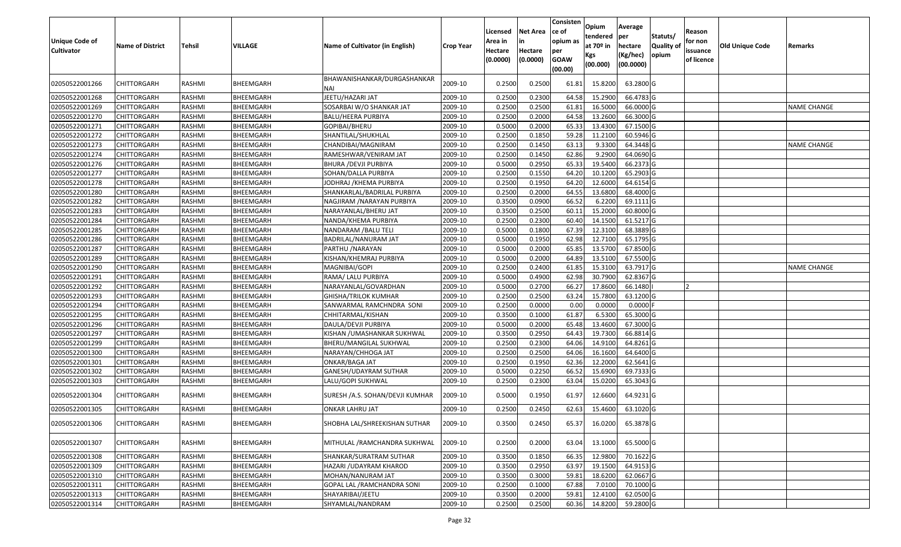| Unique Code of Cultivator | Name of District | Tehsil | VILLAGE | Name of Cultivator (in English) | Crop Year | Licensed Area in Hectare (0.0000) | Net Area in Hectare (0.0000) | Consisten ce of opium as per GOAW (00.00) | Opium tendered at 70º in Kgs (00.000) | Average per hectare (Kg/hec) (00.0000) | Statuts/ Quality of opium | Reason for non issuance of licence | Old Unique Code | Remarks |
|---|---|---|---|---|---|---|---|---|---|---|---|---|---|---|
| 02050522001266 | CHITTORGARH | RASHMI | BHEEMGARH | BHAWANISHANKAR/DURGASHANKAR NAI | 2009-10 | 0.2500 | 0.2500 | 61.81 | 15.8200 | 63.2800 | G | | | |
| 02050522001268 | CHITTORGARH | RASHMI | BHEEMGARH | JEETU/HAZARI JAT | 2009-10 | 0.2500 | 0.2300 | 64.58 | 15.2900 | 66.4783 | G | | | |
| 02050522001269 | CHITTORGARH | RASHMI | BHEEMGARH | SOSARBAI W/O SHANKAR JAT | 2009-10 | 0.2500 | 0.2500 | 61.81 | 16.5000 | 66.0000 | G | | | NAME CHANGE |
| 02050522001270 | CHITTORGARH | RASHMI | BHEEMGARH | BALU/HEERA PURBIYA | 2009-10 | 0.2500 | 0.2000 | 64.58 | 13.2600 | 66.3000 | G | | | |
| 02050522001271 | CHITTORGARH | RASHMI | BHEEMGARH | GOPIBAI/BHERU | 2009-10 | 0.5000 | 0.2000 | 65.33 | 13.4300 | 67.1500 | G | | | |
| 02050522001272 | CHITTORGARH | RASHMI | BHEEMGARH | SHANTILAL/SHUKHLAL | 2009-10 | 0.2500 | 0.1850 | 59.28 | 11.2100 | 60.5946 | G | | | |
| 02050522001273 | CHITTORGARH | RASHMI | BHEEMGARH | CHANDIBAI/MAGNIRAM | 2009-10 | 0.2500 | 0.1450 | 63.13 | 9.3300 | 64.3448 | G | | | NAME CHANGE |
| 02050522001274 | CHITTORGARH | RASHMI | BHEEMGARH | RAMESHWAR/VENIRAM JAT | 2009-10 | 0.2500 | 0.1450 | 62.86 | 9.2900 | 64.0690 | G | | | |
| 02050522001276 | CHITTORGARH | RASHMI | BHEEMGARH | BHURA /DEVJI PURBIYA | 2009-10 | 0.5000 | 0.2950 | 65.33 | 19.5400 | 66.2373 | G | | | |
| 02050522001277 | CHITTORGARH | RASHMI | BHEEMGARH | SOHAN/DALLA PURBIYA | 2009-10 | 0.2500 | 0.1550 | 64.20 | 10.1200 | 65.2903 | G | | | |
| 02050522001278 | CHITTORGARH | RASHMI | BHEEMGARH | JODHRAJ /KHEMA PURBIYA | 2009-10 | 0.2500 | 0.1950 | 64.20 | 12.6000 | 64.6154 | G | | | |
| 02050522001280 | CHITTORGARH | RASHMI | BHEEMGARH | SHANKARLAL/BADRILAL PURBIYA | 2009-10 | 0.2500 | 0.2000 | 64.55 | 13.6800 | 68.4000 | G | | | |
| 02050522001282 | CHITTORGARH | RASHMI | BHEEMGARH | NAGJIRAM /NARAYAN PURBIYA | 2009-10 | 0.3500 | 0.0900 | 66.52 | 6.2200 | 69.1111 | G | | | |
| 02050522001283 | CHITTORGARH | RASHMI | BHEEMGARH | NARAYANLAL/BHERU JAT | 2009-10 | 0.3500 | 0.2500 | 60.11 | 15.2000 | 60.8000 | G | | | |
| 02050522001284 | CHITTORGARH | RASHMI | BHEEMGARH | NANDA/KHEMA PURBIYA | 2009-10 | 0.2500 | 0.2300 | 60.40 | 14.1500 | 61.5217 | G | | | |
| 02050522001285 | CHITTORGARH | RASHMI | BHEEMGARH | NANDARAM /BALU TELI | 2009-10 | 0.5000 | 0.1800 | 67.39 | 12.3100 | 68.3889 | G | | | |
| 02050522001286 | CHITTORGARH | RASHMI | BHEEMGARH | BADRILAL/NANURAM JAT | 2009-10 | 0.5000 | 0.1950 | 62.98 | 12.7100 | 65.1795 | G | | | |
| 02050522001287 | CHITTORGARH | RASHMI | BHEEMGARH | PARTHU /NARAYAN | 2009-10 | 0.5000 | 0.2000 | 65.85 | 13.5700 | 67.8500 | G | | | |
| 02050522001289 | CHITTORGARH | RASHMI | BHEEMGARH | KISHAN/KHEMRAJ PURBIYA | 2009-10 | 0.5000 | 0.2000 | 64.89 | 13.5100 | 67.5500 | G | | | |
| 02050522001290 | CHITTORGARH | RASHMI | BHEEMGARH | MAGNIBAI/GOPI | 2009-10 | 0.2500 | 0.2400 | 61.85 | 15.3100 | 63.7917 | G | | | NAME CHANGE |
| 02050522001291 | CHITTORGARH | RASHMI | BHEEMGARH | RAMA/ LALU PURBIYA | 2009-10 | 0.5000 | 0.4900 | 62.98 | 30.7900 | 62.8367 | G | | | |
| 02050522001292 | CHITTORGARH | RASHMI | BHEEMGARH | NARAYANLAL/GOVARDHAN | 2009-10 | 0.5000 | 0.2700 | 66.27 | 17.8600 | 66.1480 | I | 2 | | |
| 02050522001293 | CHITTORGARH | RASHMI | BHEEMGARH | GHISHA/TRILOK KUMHAR | 2009-10 | 0.2500 | 0.2500 | 63.24 | 15.7800 | 63.1200 | G | | | |
| 02050522001294 | CHITTORGARH | RASHMI | BHEEMGARH | SANWARMAL RAMCHNDRA SONI | 2009-10 | 0.2500 | 0.0000 | 0.00 | 0.0000 | 0.0000 | F | | | |
| 02050522001295 | CHITTORGARH | RASHMI | BHEEMGARH | CHHITARMAL/KISHAN | 2009-10 | 0.3500 | 0.1000 | 61.87 | 6.5300 | 65.3000 | G | | | |
| 02050522001296 | CHITTORGARH | RASHMI | BHEEMGARH | DAULA/DEVJI PURBIYA | 2009-10 | 0.5000 | 0.2000 | 65.48 | 13.4600 | 67.3000 | G | | | |
| 02050522001297 | CHITTORGARH | RASHMI | BHEEMGARH | KISHAN /UMASHANKAR SUKHWAL | 2009-10 | 0.3500 | 0.2950 | 64.43 | 19.7300 | 66.8814 | G | | | |
| 02050522001299 | CHITTORGARH | RASHMI | BHEEMGARH | BHERU/MANGILAL SUKHWAL | 2009-10 | 0.2500 | 0.2300 | 64.06 | 14.9100 | 64.8261 | G | | | |
| 02050522001300 | CHITTORGARH | RASHMI | BHEEMGARH | NARAYAN/CHHOGA JAT | 2009-10 | 0.2500 | 0.2500 | 64.06 | 16.1600 | 64.6400 | G | | | |
| 02050522001301 | CHITTORGARH | RASHMI | BHEEMGARH | ONKAR/BAGA JAT | 2009-10 | 0.2500 | 0.1950 | 62.36 | 12.2000 | 62.5641 | G | | | |
| 02050522001302 | CHITTORGARH | RASHMI | BHEEMGARH | GANESH/UDAYRAM SUTHAR | 2009-10 | 0.5000 | 0.2250 | 66.52 | 15.6900 | 69.7333 | G | | | |
| 02050522001303 | CHITTORGARH | RASHMI | BHEEMGARH | LALU/GOPI SUKHWAL | 2009-10 | 0.2500 | 0.2300 | 63.04 | 15.0200 | 65.3043 | G | | | |
| 02050522001304 | CHITTORGARH | RASHMI | BHEEMGARH | SURESH /A.S. SOHAN/DEVJI KUMHAR | 2009-10 | 0.5000 | 0.1950 | 61.97 | 12.6600 | 64.9231 | G | | | |
| 02050522001305 | CHITTORGARH | RASHMI | BHEEMGARH | ONKAR LAHRU JAT | 2009-10 | 0.2500 | 0.2450 | 62.63 | 15.4600 | 63.1020 | G | | | |
| 02050522001306 | CHITTORGARH | RASHMI | BHEEMGARH | SHOBHA LAL/SHREEKISHAN SUTHAR | 2009-10 | 0.3500 | 0.2450 | 65.37 | 16.0200 | 65.3878 | G | | | |
| 02050522001307 | CHITTORGARH | RASHMI | BHEEMGARH | MITHULAL /RAMCHANDRA SUKHWAL | 2009-10 | 0.2500 | 0.2000 | 63.04 | 13.1000 | 65.5000 | G | | | |
| 02050522001308 | CHITTORGARH | RASHMI | BHEEMGARH | SHANKAR/SURATRAM SUTHAR | 2009-10 | 0.3500 | 0.1850 | 66.35 | 12.9800 | 70.1622 | G | | | |
| 02050522001309 | CHITTORGARH | RASHMI | BHEEMGARH | HAZARI /UDAYRAM KHAROD | 2009-10 | 0.3500 | 0.2950 | 63.97 | 19.1500 | 64.9153 | G | | | |
| 02050522001310 | CHITTORGARH | RASHMI | BHEEMGARH | MOHAN/NANURAM JAT | 2009-10 | 0.3500 | 0.3000 | 59.81 | 18.6200 | 62.0667 | G | | | |
| 02050522001311 | CHITTORGARH | RASHMI | BHEEMGARH | GOPAL LAL /RAMCHANDRA SONI | 2009-10 | 0.2500 | 0.1000 | 67.88 | 7.0100 | 70.1000 | G | | | |
| 02050522001313 | CHITTORGARH | RASHMI | BHEEMGARH | SHAYARIBAI/JEETU | 2009-10 | 0.3500 | 0.2000 | 59.81 | 12.4100 | 62.0500 | G | | | |
| 02050522001314 | CHITTORGARH | RASHMI | BHEEMGARH | SHYAMLAL/NANDRAM | 2009-10 | 0.2500 | 0.2500 | 60.36 | 14.8200 | 59.2800 | G | | | |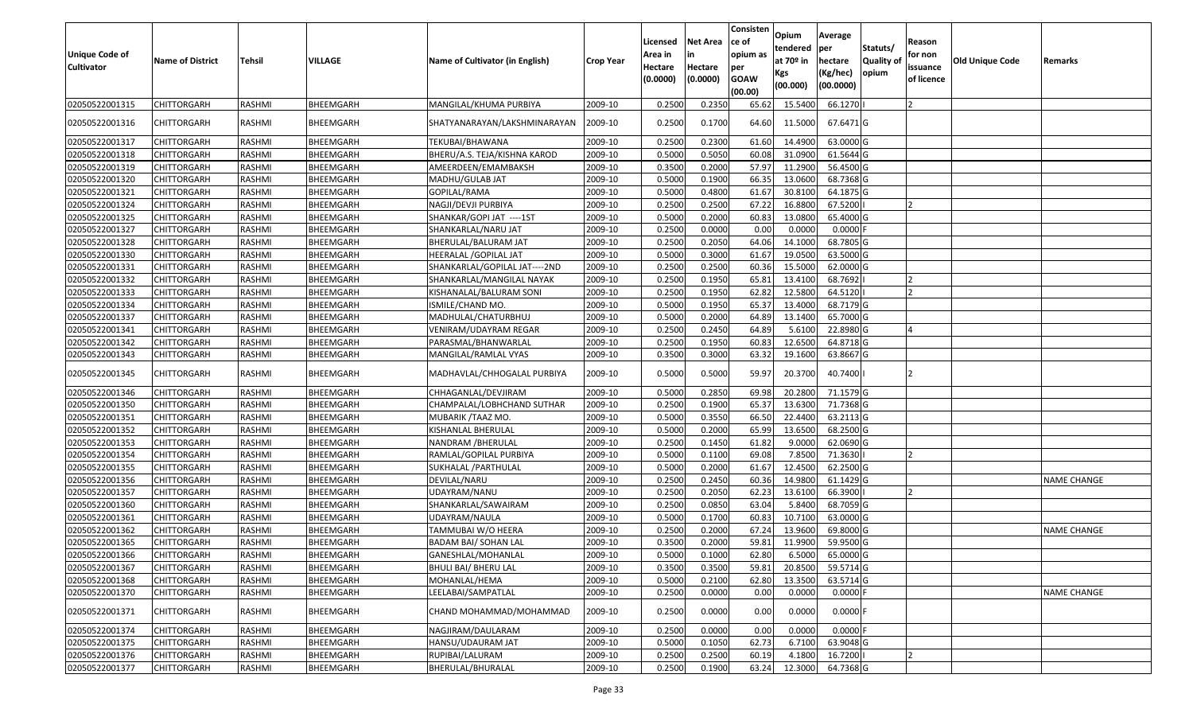| Unique Code of Cultivator | Name of District | Tehsil | VILLAGE | Name of Cultivator (in English) | Crop Year | Licensed Area in Hectare (0.0000) | Net Area in Hectare (0.0000) | Consistence of opium as per GOAW (00.00) | Opium tendered at 70º in Kgs (00.000) | Average per hectare (Kg/hec) (00.0000) | Statuts/ Quality of opium | Reason for non issuance of licence | Old Unique Code | Remarks |
|---|---|---|---|---|---|---|---|---|---|---|---|---|---|---|
| 02050522001315 | CHITTORGARH | RASHMI | BHEEMGARH | MANGILAL/KHUMA PURBIYA | 2009-10 | 0.2500 | 0.2350 | 65.62 | 15.5400 | 66.1270 | I | 2 | | |
| 02050522001316 | CHITTORGARH | RASHMI | BHEEMGARH | SHATYANARAYAN/LAKSHMINARAYAN | 2009-10 | 0.2500 | 0.1700 | 64.60 | 11.5000 | 67.6471 | G | | | |
| 02050522001317 | CHITTORGARH | RASHMI | BHEEMGARH | TEKUBAI/BHAWANA | 2009-10 | 0.2500 | 0.2300 | 61.60 | 14.4900 | 63.0000 | G | | | |
| 02050522001318 | CHITTORGARH | RASHMI | BHEEMGARH | BHERU/A.S. TEJA/KISHNA KAROD | 2009-10 | 0.5000 | 0.5050 | 60.08 | 31.0900 | 61.5644 | G | | | |
| 02050522001319 | CHITTORGARH | RASHMI | BHEEMGARH | AMEERDEEN/EMAMBAKSH | 2009-10 | 0.3500 | 0.2000 | 57.97 | 11.2900 | 56.4500 | G | | | |
| 02050522001320 | CHITTORGARH | RASHMI | BHEEMGARH | MADHU/GULAB JAT | 2009-10 | 0.5000 | 0.1900 | 66.35 | 13.0600 | 68.7368 | G | | | |
| 02050522001321 | CHITTORGARH | RASHMI | BHEEMGARH | GOPILAL/RAMA | 2009-10 | 0.5000 | 0.4800 | 61.67 | 30.8100 | 64.1875 | G | | | |
| 02050522001324 | CHITTORGARH | RASHMI | BHEEMGARH | NAGJI/DEVJI PURBIYA | 2009-10 | 0.2500 | 0.2500 | 67.22 | 16.8800 | 67.5200 | I | 2 | | |
| 02050522001325 | CHITTORGARH | RASHMI | BHEEMGARH | SHANKAR/GOPI JAT ----1ST | 2009-10 | 0.5000 | 0.2000 | 60.83 | 13.0800 | 65.4000 | G | | | |
| 02050522001327 | CHITTORGARH | RASHMI | BHEEMGARH | SHANKARLAL/NARU JAT | 2009-10 | 0.2500 | 0.0000 | 0.00 | 0.0000 | 0.0000 | F | | | |
| 02050522001328 | CHITTORGARH | RASHMI | BHEEMGARH | BHERULAL/BALURAM JAT | 2009-10 | 0.2500 | 0.2050 | 64.06 | 14.1000 | 68.7805 | G | | | |
| 02050522001330 | CHITTORGARH | RASHMI | BHEEMGARH | HEERALAL /GOPILAL JAT | 2009-10 | 0.5000 | 0.3000 | 61.67 | 19.0500 | 63.5000 | G | | | |
| 02050522001331 | CHITTORGARH | RASHMI | BHEEMGARH | SHANKARLAL/GOPILAL JAT----2ND | 2009-10 | 0.2500 | 0.2500 | 60.36 | 15.5000 | 62.0000 | G | | | |
| 02050522001332 | CHITTORGARH | RASHMI | BHEEMGARH | SHANKARLAL/MANGILAL NAYAK | 2009-10 | 0.2500 | 0.1950 | 65.81 | 13.4100 | 68.7692 | I | 2 | | |
| 02050522001333 | CHITTORGARH | RASHMI | BHEEMGARH | KISHANALAL/BALURAM SONI | 2009-10 | 0.2500 | 0.1950 | 62.82 | 12.5800 | 64.5120 | I | 2 | | |
| 02050522001334 | CHITTORGARH | RASHMI | BHEEMGARH | ISMILE/CHAND MO. | 2009-10 | 0.5000 | 0.1950 | 65.37 | 13.4000 | 68.7179 | G | | | |
| 02050522001337 | CHITTORGARH | RASHMI | BHEEMGARH | MADHULAL/CHATURBHUJ | 2009-10 | 0.5000 | 0.2000 | 64.89 | 13.1400 | 65.7000 | G | | | |
| 02050522001341 | CHITTORGARH | RASHMI | BHEEMGARH | VENIRAM/UDAYRAM REGAR | 2009-10 | 0.2500 | 0.2450 | 64.89 | 5.6100 | 22.8980 | G | 4 | | |
| 02050522001342 | CHITTORGARH | RASHMI | BHEEMGARH | PARASMAL/BHANWARLAL | 2009-10 | 0.2500 | 0.1950 | 60.83 | 12.6500 | 64.8718 | G | | | |
| 02050522001343 | CHITTORGARH | RASHMI | BHEEMGARH | MANGILAL/RAMLAL VYAS | 2009-10 | 0.3500 | 0.3000 | 63.32 | 19.1600 | 63.8667 | G | | | |
| 02050522001345 | CHITTORGARH | RASHMI | BHEEMGARH | MADHAVLAL/CHHOGALAL PURBIYA | 2009-10 | 0.5000 | 0.5000 | 59.97 | 20.3700 | 40.7400 | I | 2 | | |
| 02050522001346 | CHITTORGARH | RASHMI | BHEEMGARH | CHHAGANLAL/DEVJIRAM | 2009-10 | 0.5000 | 0.2850 | 69.98 | 20.2800 | 71.1579 | G | | | |
| 02050522001350 | CHITTORGARH | RASHMI | BHEEMGARH | CHAMPALAL/LOBHCHAND SUTHAR | 2009-10 | 0.2500 | 0.1900 | 65.37 | 13.6300 | 71.7368 | G | | | |
| 02050522001351 | CHITTORGARH | RASHMI | BHEEMGARH | MUBARIK /TAAZ MO. | 2009-10 | 0.5000 | 0.3550 | 66.50 | 22.4400 | 63.2113 | G | | | |
| 02050522001352 | CHITTORGARH | RASHMI | BHEEMGARH | KISHANLAL BHERULAL | 2009-10 | 0.5000 | 0.2000 | 65.99 | 13.6500 | 68.2500 | G | | | |
| 02050522001353 | CHITTORGARH | RASHMI | BHEEMGARH | NANDRAM /BHERULAL | 2009-10 | 0.2500 | 0.1450 | 61.82 | 9.0000 | 62.0690 | G | | | |
| 02050522001354 | CHITTORGARH | RASHMI | BHEEMGARH | RAMLAL/GOPILAL PURBIYA | 2009-10 | 0.5000 | 0.1100 | 69.08 | 7.8500 | 71.3630 | I | 2 | | |
| 02050522001355 | CHITTORGARH | RASHMI | BHEEMGARH | SUKHALAL /PARTHULAL | 2009-10 | 0.5000 | 0.2000 | 61.67 | 12.4500 | 62.2500 | G | | | |
| 02050522001356 | CHITTORGARH | RASHMI | BHEEMGARH | DEVILAL/NARU | 2009-10 | 0.2500 | 0.2450 | 60.36 | 14.9800 | 61.1429 | G | | | NAME CHANGE |
| 02050522001357 | CHITTORGARH | RASHMI | BHEEMGARH | UDAYRAM/NANU | 2009-10 | 0.2500 | 0.2050 | 62.23 | 13.6100 | 66.3900 | I | 2 | | |
| 02050522001360 | CHITTORGARH | RASHMI | BHEEMGARH | SHANKARLAL/SAWAIRAM | 2009-10 | 0.2500 | 0.0850 | 63.04 | 5.8400 | 68.7059 | G | | | |
| 02050522001361 | CHITTORGARH | RASHMI | BHEEMGARH | UDAYRAM/NAULA | 2009-10 | 0.5000 | 0.1700 | 60.83 | 10.7100 | 63.0000 | G | | | |
| 02050522001362 | CHITTORGARH | RASHMI | BHEEMGARH | TAMMUBAI W/O HEERA | 2009-10 | 0.2500 | 0.2000 | 67.24 | 13.9600 | 69.8000 | G | | | NAME CHANGE |
| 02050522001365 | CHITTORGARH | RASHMI | BHEEMGARH | BADAM BAI/ SOHAN LAL | 2009-10 | 0.3500 | 0.2000 | 59.81 | 11.9900 | 59.9500 | G | | | |
| 02050522001366 | CHITTORGARH | RASHMI | BHEEMGARH | GANESHLAL/MOHANLAL | 2009-10 | 0.5000 | 0.1000 | 62.80 | 6.5000 | 65.0000 | G | | | |
| 02050522001367 | CHITTORGARH | RASHMI | BHEEMGARH | BHULI BAI/ BHERU LAL | 2009-10 | 0.3500 | 0.3500 | 59.81 | 20.8500 | 59.5714 | G | | | |
| 02050522001368 | CHITTORGARH | RASHMI | BHEEMGARH | MOHANLAL/HEMA | 2009-10 | 0.5000 | 0.2100 | 62.80 | 13.3500 | 63.5714 | G | | | |
| 02050522001370 | CHITTORGARH | RASHMI | BHEEMGARH | LEELABAI/SAMPATLAL | 2009-10 | 0.2500 | 0.0000 | 0.00 | 0.0000 | 0.0000 | F | | | NAME CHANGE |
| 02050522001371 | CHITTORGARH | RASHMI | BHEEMGARH | CHAND MOHAMMAD/MOHAMMAD | 2009-10 | 0.2500 | 0.0000 | 0.00 | 0.0000 | 0.0000 | F | | | |
| 02050522001374 | CHITTORGARH | RASHMI | BHEEMGARH | NAGJIRAM/DAULARAM | 2009-10 | 0.2500 | 0.0000 | 0.00 | 0.0000 | 0.0000 | F | | | |
| 02050522001375 | CHITTORGARH | RASHMI | BHEEMGARH | HANSU/UDAURAM JAT | 2009-10 | 0.5000 | 0.1050 | 62.73 | 6.7100 | 63.9048 | G | | | |
| 02050522001376 | CHITTORGARH | RASHMI | BHEEMGARH | RUPIBAI/LALURAM | 2009-10 | 0.2500 | 0.2500 | 60.19 | 4.1800 | 16.7200 | I | 2 | | |
| 02050522001377 | CHITTORGARH | RASHMI | BHEEMGARH | BHERULAL/BHURALAL | 2009-10 | 0.2500 | 0.1900 | 63.24 | 12.3000 | 64.7368 | G | | | |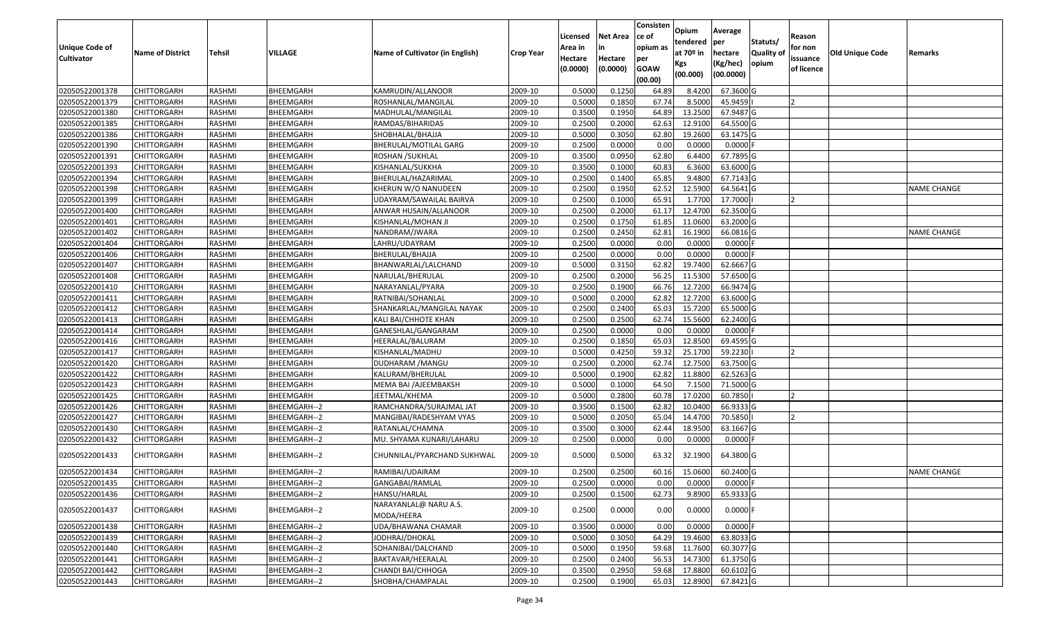| Unique Code of Cultivator | Name of District | Tehsil | VILLAGE | Name of Cultivator (in English) | Crop Year | Licensed Area in Hectare (0.0000) | Net Area in Hectare (0.0000) | Consisten ce of opium as per GOAW (00.00) | Opium tendered at 70º in Kgs (00.000) | Average per hectare (Kg/hec) (00.0000) | Statuts/ Quality of opium | Reason for non issuance of licence | Old Unique Code | Remarks |
|---|---|---|---|---|---|---|---|---|---|---|---|---|---|---|
| 02050522001378 | CHITTORGARH | RASHMI | BHEEMGARH | KAMRUDIN/ALLANOOR | 2009-10 | 0.5000 | 0.1250 | 64.89 | 8.4200 | 67.3600 | G | | | |
| 02050522001379 | CHITTORGARH | RASHMI | BHEEMGARH | ROSHANLAL/MANGILAL | 2009-10 | 0.5000 | 0.1850 | 67.74 | 8.5000 | 45.9459 | I | 2 | | |
| 02050522001380 | CHITTORGARH | RASHMI | BHEEMGARH | MADHULAL/MANGILAL | 2009-10 | 0.3500 | 0.1950 | 64.89 | 13.2500 | 67.9487 | G | | | |
| 02050522001385 | CHITTORGARH | RASHMI | BHEEMGARH | RAMDAS/BIHARIDAS | 2009-10 | 0.2500 | 0.2000 | 62.63 | 12.9100 | 64.5500 | G | | | |
| 02050522001386 | CHITTORGARH | RASHMI | BHEEMGARH | SHOBHALAL/BHAJJA | 2009-10 | 0.5000 | 0.3050 | 62.80 | 19.2600 | 63.1475 | G | | | |
| 02050522001390 | CHITTORGARH | RASHMI | BHEEMGARH | BHERULAL/MOTILAL GARG | 2009-10 | 0.2500 | 0.0000 | 0.00 | 0.0000 | 0.0000 | F | | | |
| 02050522001391 | CHITTORGARH | RASHMI | BHEEMGARH | ROSHAN /SUKHLAL | 2009-10 | 0.3500 | 0.0950 | 62.80 | 6.4400 | 67.7895 | G | | | |
| 02050522001393 | CHITTORGARH | RASHMI | BHEEMGARH | KISHANLAL/SUKKHA | 2009-10 | 0.3500 | 0.1000 | 60.83 | 6.3600 | 63.6000 | G | | | |
| 02050522001394 | CHITTORGARH | RASHMI | BHEEMGARH | BHERULAL/HAZARIMAL | 2009-10 | 0.2500 | 0.1400 | 65.85 | 9.4800 | 67.7143 | G | | | |
| 02050522001398 | CHITTORGARH | RASHMI | BHEEMGARH | KHERUN W/O NANUDEEN | 2009-10 | 0.2500 | 0.1950 | 62.52 | 12.5900 | 64.5641 | G | | | NAME CHANGE |
| 02050522001399 | CHITTORGARH | RASHMI | BHEEMGARH | UDAYRAM/SAWAILAL BAIRVA | 2009-10 | 0.2500 | 0.1000 | 65.91 | 1.7700 | 17.7000 | I | 2 | | |
| 02050522001400 | CHITTORGARH | RASHMI | BHEEMGARH | ANWAR HUSAIN/ALLANOOR | 2009-10 | 0.2500 | 0.2000 | 61.17 | 12.4700 | 62.3500 | G | | | |
| 02050522001401 | CHITTORGARH | RASHMI | BHEEMGARH | KISHANLAL/MOHAN JI | 2009-10 | 0.2500 | 0.1750 | 61.85 | 11.0600 | 63.2000 | G | | | |
| 02050522001402 | CHITTORGARH | RASHMI | BHEEMGARH | NANDRAM/JWARA | 2009-10 | 0.2500 | 0.2450 | 62.81 | 16.1900 | 66.0816 | G | | | NAME CHANGE |
| 02050522001404 | CHITTORGARH | RASHMI | BHEEMGARH | LAHRU/UDAYRAM | 2009-10 | 0.2500 | 0.0000 | 0.00 | 0.0000 | 0.0000 | F | | | |
| 02050522001406 | CHITTORGARH | RASHMI | BHEEMGARH | BHERULAL/BHAJJA | 2009-10 | 0.2500 | 0.0000 | 0.00 | 0.0000 | 0.0000 | F | | | |
| 02050522001407 | CHITTORGARH | RASHMI | BHEEMGARH | BHANWARLAL/LALCHAND | 2009-10 | 0.5000 | 0.3150 | 62.82 | 19.7400 | 62.6667 | G | | | |
| 02050522001408 | CHITTORGARH | RASHMI | BHEEMGARH | NARULAL/BHERULAL | 2009-10 | 0.2500 | 0.2000 | 56.25 | 11.5300 | 57.6500 | G | | | |
| 02050522001410 | CHITTORGARH | RASHMI | BHEEMGARH | NARAYANLAL/PYARA | 2009-10 | 0.2500 | 0.1900 | 66.76 | 12.7200 | 66.9474 | G | | | |
| 02050522001411 | CHITTORGARH | RASHMI | BHEEMGARH | RATNIBAI/SOHANLAL | 2009-10 | 0.5000 | 0.2000 | 62.82 | 12.7200 | 63.6000 | G | | | |
| 02050522001412 | CHITTORGARH | RASHMI | BHEEMGARH | SHANKARLAL/MANGILAL NAYAK | 2009-10 | 0.2500 | 0.2400 | 65.03 | 15.7200 | 65.5000 | G | | | |
| 02050522001413 | CHITTORGARH | RASHMI | BHEEMGARH | KALI BAI/CHHOTE KHAN | 2009-10 | 0.2500 | 0.2500 | 62.74 | 15.5600 | 62.2400 | G | | | |
| 02050522001414 | CHITTORGARH | RASHMI | BHEEMGARH | GANESHLAL/GANGARAM | 2009-10 | 0.2500 | 0.0000 | 0.00 | 0.0000 | 0.0000 | F | | | |
| 02050522001416 | CHITTORGARH | RASHMI | BHEEMGARH | HEERALAL/BALURAM | 2009-10 | 0.2500 | 0.1850 | 65.03 | 12.8500 | 69.4595 | G | | | |
| 02050522001417 | CHITTORGARH | RASHMI | BHEEMGARH | KISHANLAL/MADHU | 2009-10 | 0.5000 | 0.4250 | 59.32 | 25.1700 | 59.2230 | I | 2 | | |
| 02050522001420 | CHITTORGARH | RASHMI | BHEEMGARH | DUDHARAM /MANGU | 2009-10 | 0.2500 | 0.2000 | 62.74 | 12.7500 | 63.7500 | G | | | |
| 02050522001422 | CHITTORGARH | RASHMI | BHEEMGARH | KALURAM/BHERULAL | 2009-10 | 0.5000 | 0.1900 | 62.82 | 11.8800 | 62.5263 | G | | | |
| 02050522001423 | CHITTORGARH | RASHMI | BHEEMGARH | MEMA BAI /AJEEMBAKSH | 2009-10 | 0.5000 | 0.1000 | 64.50 | 7.1500 | 71.5000 | G | | | |
| 02050522001425 | CHITTORGARH | RASHMI | BHEEMGARH | JEETMAL/KHEMA | 2009-10 | 0.5000 | 0.2800 | 60.78 | 17.0200 | 60.7850 | I | 2 | | |
| 02050522001426 | CHITTORGARH | RASHMI | BHEEMGARH--2 | RAMCHANDRA/SURAJMAL JAT | 2009-10 | 0.3500 | 0.1500 | 62.82 | 10.0400 | 66.9333 | G | | | |
| 02050522001427 | CHITTORGARH | RASHMI | BHEEMGARH--2 | MANGIBAI/RADESHYAM VYAS | 2009-10 | 0.5000 | 0.2050 | 65.04 | 14.4700 | 70.5850 | I | 2 | | |
| 02050522001430 | CHITTORGARH | RASHMI | BHEEMGARH--2 | RATANLAL/CHAMNA | 2009-10 | 0.3500 | 0.3000 | 62.44 | 18.9500 | 63.1667 | G | | | |
| 02050522001432 | CHITTORGARH | RASHMI | BHEEMGARH--2 | MU. SHYAMA KUNARI/LAHARU | 2009-10 | 0.2500 | 0.0000 | 0.00 | 0.0000 | 0.0000 | F | | | |
| 02050522001433 | CHITTORGARH | RASHMI | BHEEMGARH--2 | CHUNNILAL/PYARCHAND SUKHWAL | 2009-10 | 0.5000 | 0.5000 | 63.32 | 32.1900 | 64.3800 | G | | | |
| 02050522001434 | CHITTORGARH | RASHMI | BHEEMGARH--2 | RAMIBAI/UDAIRAM | 2009-10 | 0.2500 | 0.2500 | 60.16 | 15.0600 | 60.2400 | G | | | NAME CHANGE |
| 02050522001435 | CHITTORGARH | RASHMI | BHEEMGARH--2 | GANGABAI/RAMLAL | 2009-10 | 0.2500 | 0.0000 | 0.00 | 0.0000 | 0.0000 | F | | | |
| 02050522001436 | CHITTORGARH | RASHMI | BHEEMGARH--2 | HANSU/HARLAL | 2009-10 | 0.2500 | 0.1500 | 62.73 | 9.8900 | 65.9333 | G | | | |
| 02050522001437 | CHITTORGARH | RASHMI | BHEEMGARH--2 | NARAYANLAL@ NARU A.S. MODA/HEERA | 2009-10 | 0.2500 | 0.0000 | 0.00 | 0.0000 | 0.0000 | F | | | |
| 02050522001438 | CHITTORGARH | RASHMI | BHEEMGARH--2 | UDA/BHAWANA CHAMAR | 2009-10 | 0.3500 | 0.0000 | 0.00 | 0.0000 | 0.0000 | F | | | |
| 02050522001439 | CHITTORGARH | RASHMI | BHEEMGARH--2 | JODHRAJ/DHOKAL | 2009-10 | 0.5000 | 0.3050 | 64.29 | 19.4600 | 63.8033 | G | | | |
| 02050522001440 | CHITTORGARH | RASHMI | BHEEMGARH--2 | SOHANIBAI/DALCHAND | 2009-10 | 0.5000 | 0.1950 | 59.68 | 11.7600 | 60.3077 | G | | | |
| 02050522001441 | CHITTORGARH | RASHMI | BHEEMGARH--2 | BAKTAVAR/HEERALAL | 2009-10 | 0.2500 | 0.2400 | 56.53 | 14.7300 | 61.3750 | G | | | |
| 02050522001442 | CHITTORGARH | RASHMI | BHEEMGARH--2 | CHANDI BAI/CHHOGA | 2009-10 | 0.3500 | 0.2950 | 59.68 | 17.8800 | 60.6102 | G | | | |
| 02050522001443 | CHITTORGARH | RASHMI | BHEEMGARH--2 | SHOBHA/CHAMPALAL | 2009-10 | 0.2500 | 0.1900 | 65.03 | 12.8900 | 67.8421 | G | | | |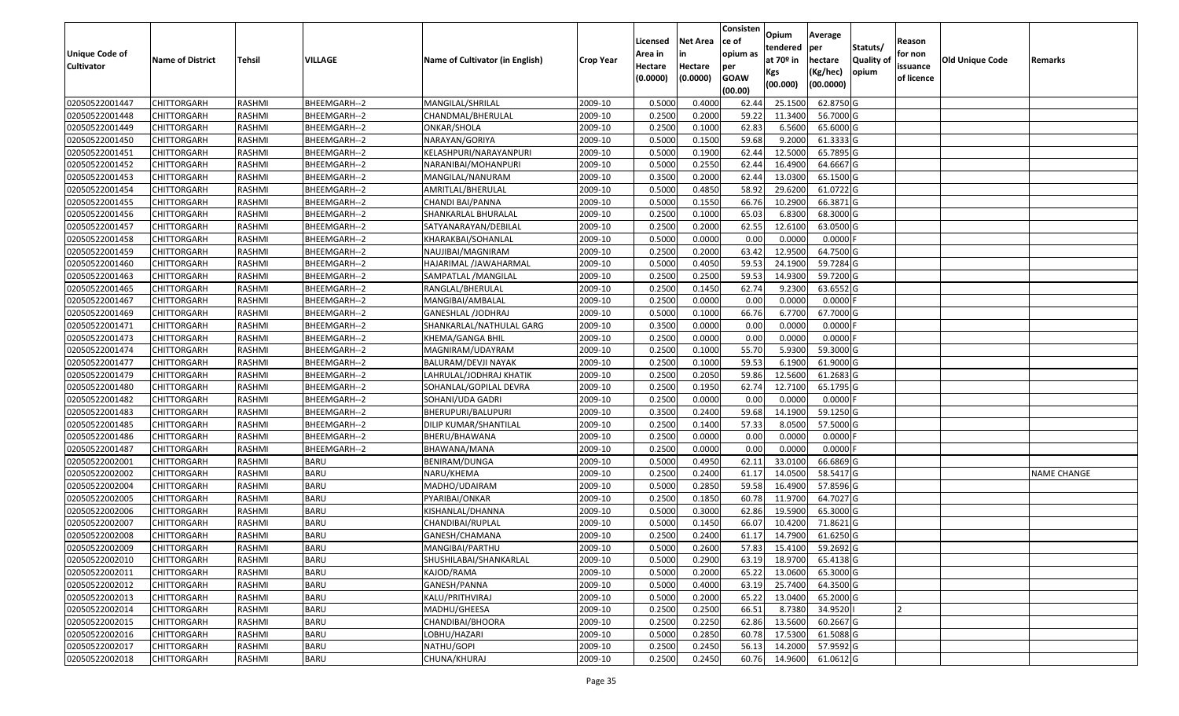| Unique Code of Cultivator | Name of District | Tehsil | VILLAGE | Name of Cultivator (in English) | Crop Year | Licensed Area in Hectare (0.0000) | Net Area in Hectare (0.0000) | Consistence of opium as per GOAW (00.00) | Opium tendered at 70º in Kgs (00.000) | Average per hectare (Kg/hec) (00.0000) | Statuts/ Quality of opium | Reason for non issuance of licence | Old Unique Code | Remarks |
|---|---|---|---|---|---|---|---|---|---|---|---|---|---|---|
| 02050522001447 | CHITTORGARH | RASHMI | BHEEMGARH--2 | MANGILAL/SHRILAL | 2009-10 | 0.5000 | 0.4000 | 62.44 | 25.1500 | 62.8750 | G | | | |
| 02050522001448 | CHITTORGARH | RASHMI | BHEEMGARH--2 | CHANDMAL/BHERULAL | 2009-10 | 0.2500 | 0.2000 | 59.22 | 11.3400 | 56.7000 | G | | | |
| 02050522001449 | CHITTORGARH | RASHMI | BHEEMGARH--2 | ONKAR/SHOLA | 2009-10 | 0.2500 | 0.1000 | 62.83 | 6.5600 | 65.6000 | G | | | |
| 02050522001450 | CHITTORGARH | RASHMI | BHEEMGARH--2 | NARAYAN/GORIYA | 2009-10 | 0.5000 | 0.1500 | 59.68 | 9.2000 | 61.3333 | G | | | |
| 02050522001451 | CHITTORGARH | RASHMI | BHEEMGARH--2 | KELASHPURI/NARAYANPURI | 2009-10 | 0.5000 | 0.1900 | 62.44 | 12.5000 | 65.7895 | G | | | |
| 02050522001452 | CHITTORGARH | RASHMI | BHEEMGARH--2 | NARANIBAI/MOHANPURI | 2009-10 | 0.5000 | 0.2550 | 62.44 | 16.4900 | 64.6667 | G | | | |
| 02050522001453 | CHITTORGARH | RASHMI | BHEEMGARH--2 | MANGILAL/NANURAM | 2009-10 | 0.3500 | 0.2000 | 62.44 | 13.0300 | 65.1500 | G | | | |
| 02050522001454 | CHITTORGARH | RASHMI | BHEEMGARH--2 | AMRITLAL/BHERULAL | 2009-10 | 0.5000 | 0.4850 | 58.92 | 29.6200 | 61.0722 | G | | | |
| 02050522001455 | CHITTORGARH | RASHMI | BHEEMGARH--2 | CHANDI BAI/PANNA | 2009-10 | 0.5000 | 0.1550 | 66.76 | 10.2900 | 66.3871 | G | | | |
| 02050522001456 | CHITTORGARH | RASHMI | BHEEMGARH--2 | SHANKARLAL BHURALAL | 2009-10 | 0.2500 | 0.1000 | 65.03 | 6.8300 | 68.3000 | G | | | |
| 02050522001457 | CHITTORGARH | RASHMI | BHEEMGARH--2 | SATYANARAYAN/DEBILAL | 2009-10 | 0.2500 | 0.2000 | 62.55 | 12.6100 | 63.0500 | G | | | |
| 02050522001458 | CHITTORGARH | RASHMI | BHEEMGARH--2 | KHARAKBAI/SOHANLAL | 2009-10 | 0.5000 | 0.0000 | 0.00 | 0.0000 | 0.0000 | F | | | |
| 02050522001459 | CHITTORGARH | RASHMI | BHEEMGARH--2 | NAUJIBAI/MAGNIRAM | 2009-10 | 0.2500 | 0.2000 | 63.42 | 12.9500 | 64.7500 | G | | | |
| 02050522001460 | CHITTORGARH | RASHMI | BHEEMGARH--2 | HAJARIMAL /JAWAHARMAL | 2009-10 | 0.5000 | 0.4050 | 59.53 | 24.1900 | 59.7284 | G | | | |
| 02050522001463 | CHITTORGARH | RASHMI | BHEEMGARH--2 | SAMPATLAL /MANGILAL | 2009-10 | 0.2500 | 0.2500 | 59.53 | 14.9300 | 59.7200 | G | | | |
| 02050522001465 | CHITTORGARH | RASHMI | BHEEMGARH--2 | RANGLAL/BHERULAL | 2009-10 | 0.2500 | 0.1450 | 62.74 | 9.2300 | 63.6552 | G | | | |
| 02050522001467 | CHITTORGARH | RASHMI | BHEEMGARH--2 | MANGIBAI/AMBALAL | 2009-10 | 0.2500 | 0.0000 | 0.00 | 0.0000 | 0.0000 | F | | | |
| 02050522001469 | CHITTORGARH | RASHMI | BHEEMGARH--2 | GANESHLAL /JODHRAJ | 2009-10 | 0.5000 | 0.1000 | 66.76 | 6.7700 | 67.7000 | G | | | |
| 02050522001471 | CHITTORGARH | RASHMI | BHEEMGARH--2 | SHANKARLAL/NATHULAL GARG | 2009-10 | 0.3500 | 0.0000 | 0.00 | 0.0000 | 0.0000 | F | | | |
| 02050522001473 | CHITTORGARH | RASHMI | BHEEMGARH--2 | KHEMA/GANGA BHIL | 2009-10 | 0.2500 | 0.0000 | 0.00 | 0.0000 | 0.0000 | F | | | |
| 02050522001474 | CHITTORGARH | RASHMI | BHEEMGARH--2 | MAGNIRAM/UDAYRAM | 2009-10 | 0.2500 | 0.1000 | 55.70 | 5.9300 | 59.3000 | G | | | |
| 02050522001477 | CHITTORGARH | RASHMI | BHEEMGARH--2 | BALURAM/DEVJI NAYAK | 2009-10 | 0.2500 | 0.1000 | 59.53 | 6.1900 | 61.9000 | G | | | |
| 02050522001479 | CHITTORGARH | RASHMI | BHEEMGARH--2 | LAHRULAL/JODHRAJ KHATIK | 2009-10 | 0.2500 | 0.2050 | 59.86 | 12.5600 | 61.2683 | G | | | |
| 02050522001480 | CHITTORGARH | RASHMI | BHEEMGARH--2 | SOHANLAL/GOPILAL DEVRA | 2009-10 | 0.2500 | 0.1950 | 62.74 | 12.7100 | 65.1795 | G | | | |
| 02050522001482 | CHITTORGARH | RASHMI | BHEEMGARH--2 | SOHANI/UDA GADRI | 2009-10 | 0.2500 | 0.0000 | 0.00 | 0.0000 | 0.0000 | F | | | |
| 02050522001483 | CHITTORGARH | RASHMI | BHEEMGARH--2 | BHERUPURI/BALUPURI | 2009-10 | 0.3500 | 0.2400 | 59.68 | 14.1900 | 59.1250 | G | | | |
| 02050522001485 | CHITTORGARH | RASHMI | BHEEMGARH--2 | DILIP KUMAR/SHANTILAL | 2009-10 | 0.2500 | 0.1400 | 57.33 | 8.0500 | 57.5000 | G | | | |
| 02050522001486 | CHITTORGARH | RASHMI | BHEEMGARH--2 | BHERU/BHAWANA | 2009-10 | 0.2500 | 0.0000 | 0.00 | 0.0000 | 0.0000 | F | | | |
| 02050522001487 | CHITTORGARH | RASHMI | BHEEMGARH--2 | BHAWANA/MANA | 2009-10 | 0.2500 | 0.0000 | 0.00 | 0.0000 | 0.0000 | F | | | |
| 02050522002001 | CHITTORGARH | RASHMI | BARU | BENIRAM/DUNGA | 2009-10 | 0.5000 | 0.4950 | 62.11 | 33.0100 | 66.6869 | G | | | |
| 02050522002002 | CHITTORGARH | RASHMI | BARU | NARU/KHEMA | 2009-10 | 0.2500 | 0.2400 | 61.17 | 14.0500 | 58.5417 | G | | | NAME CHANGE |
| 02050522002004 | CHITTORGARH | RASHMI | BARU | MADHO/UDAIRAM | 2009-10 | 0.5000 | 0.2850 | 59.58 | 16.4900 | 57.8596 | G | | | |
| 02050522002005 | CHITTORGARH | RASHMI | BARU | PYARIBAI/ONKAR | 2009-10 | 0.2500 | 0.1850 | 60.78 | 11.9700 | 64.7027 | G | | | |
| 02050522002006 | CHITTORGARH | RASHMI | BARU | KISHANLAL/DHANNA | 2009-10 | 0.5000 | 0.3000 | 62.86 | 19.5900 | 65.3000 | G | | | |
| 02050522002007 | CHITTORGARH | RASHMI | BARU | CHANDIBAI/RUPLAL | 2009-10 | 0.5000 | 0.1450 | 66.07 | 10.4200 | 71.8621 | G | | | |
| 02050522002008 | CHITTORGARH | RASHMI | BARU | GANESH/CHAMANA | 2009-10 | 0.2500 | 0.2400 | 61.17 | 14.7900 | 61.6250 | G | | | |
| 02050522002009 | CHITTORGARH | RASHMI | BARU | MANGIBAI/PARTHU | 2009-10 | 0.5000 | 0.2600 | 57.83 | 15.4100 | 59.2692 | G | | | |
| 02050522002010 | CHITTORGARH | RASHMI | BARU | SHUSHILABAI/SHANKARLAL | 2009-10 | 0.5000 | 0.2900 | 63.19 | 18.9700 | 65.4138 | G | | | |
| 02050522002011 | CHITTORGARH | RASHMI | BARU | KAJOD/RAMA | 2009-10 | 0.5000 | 0.2000 | 65.22 | 13.0600 | 65.3000 | G | | | |
| 02050522002012 | CHITTORGARH | RASHMI | BARU | GANESH/PANNA | 2009-10 | 0.5000 | 0.4000 | 63.19 | 25.7400 | 64.3500 | G | | | |
| 02050522002013 | CHITTORGARH | RASHMI | BARU | KALU/PRITHVIRAJ | 2009-10 | 0.5000 | 0.2000 | 65.22 | 13.0400 | 65.2000 | G | | | |
| 02050522002014 | CHITTORGARH | RASHMI | BARU | MADHU/GHEESA | 2009-10 | 0.2500 | 0.2500 | 66.51 | 8.7380 | 34.9520 | I | 2 | | |
| 02050522002015 | CHITTORGARH | RASHMI | BARU | CHANDIBAI/BHOORA | 2009-10 | 0.2500 | 0.2250 | 62.86 | 13.5600 | 60.2667 | G | | | |
| 02050522002016 | CHITTORGARH | RASHMI | BARU | LOBHU/HAZARI | 2009-10 | 0.5000 | 0.2850 | 60.78 | 17.5300 | 61.5088 | G | | | |
| 02050522002017 | CHITTORGARH | RASHMI | BARU | NATHU/GOPI | 2009-10 | 0.2500 | 0.2450 | 56.13 | 14.2000 | 57.9592 | G | | | |
| 02050522002018 | CHITTORGARH | RASHMI | BARU | CHUNA/KHURAJ | 2009-10 | 0.2500 | 0.2450 | 60.76 | 14.9600 | 61.0612 | G | | | |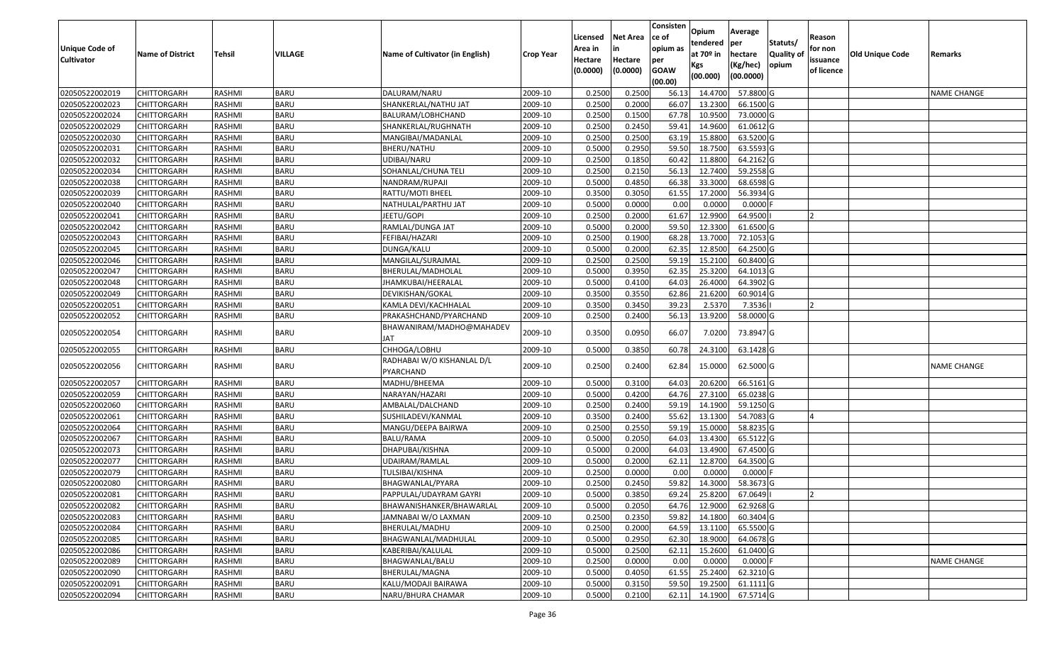| Unique Code of Cultivator | Name of District | Tehsil | VILLAGE | Name of Cultivator (in English) | Crop Year | Licensed Area in Hectare (0.0000) | Net Area in Hectare (0.0000) | Consistence of opium as per GOAW (00.00) | Opium tendered at 70º in Kgs (00.000) | Average per hectare (Kg/hec) (00.0000) | Statuts/ Quality of opium | Reason for non issuance of licence | Old Unique Code | Remarks |
|---|---|---|---|---|---|---|---|---|---|---|---|---|---|---|
| 02050522002019 | CHITTORGARH | RASHMI | BARU | DALURAM/NARU | 2009-10 | 0.2500 | 0.2500 | 56.13 | 14.4700 | 57.8800 | G | | | NAME CHANGE |
| 02050522002023 | CHITTORGARH | RASHMI | BARU | SHANKERLAL/NATHU JAT | 2009-10 | 0.2500 | 0.2000 | 66.07 | 13.2300 | 66.1500 | G | | | |
| 02050522002024 | CHITTORGARH | RASHMI | BARU | BALURAM/LOBHCHAND | 2009-10 | 0.2500 | 0.1500 | 67.78 | 10.9500 | 73.0000 | G | | | |
| 02050522002029 | CHITTORGARH | RASHMI | BARU | SHANKERLAL/RUGHNATH | 2009-10 | 0.2500 | 0.2450 | 59.41 | 14.9600 | 61.0612 | G | | | |
| 02050522002030 | CHITTORGARH | RASHMI | BARU | MANGIBAI/MADANLAL | 2009-10 | 0.2500 | 0.2500 | 63.19 | 15.8800 | 63.5200 | G | | | |
| 02050522002031 | CHITTORGARH | RASHMI | BARU | BHERU/NATHU | 2009-10 | 0.5000 | 0.2950 | 59.50 | 18.7500 | 63.5593 | G | | | |
| 02050522002032 | CHITTORGARH | RASHMI | BARU | UDIBAI/NARU | 2009-10 | 0.2500 | 0.1850 | 60.42 | 11.8800 | 64.2162 | G | | | |
| 02050522002034 | CHITTORGARH | RASHMI | BARU | SOHANLAL/CHUNA TELI | 2009-10 | 0.2500 | 0.2150 | 56.13 | 12.7400 | 59.2558 | G | | | |
| 02050522002038 | CHITTORGARH | RASHMI | BARU | NANDRAM/RUPAJI | 2009-10 | 0.5000 | 0.4850 | 66.38 | 33.3000 | 68.6598 | G | | | |
| 02050522002039 | CHITTORGARH | RASHMI | BARU | RATTU/MOTI BHEEL | 2009-10 | 0.3500 | 0.3050 | 61.55 | 17.2000 | 56.3934 | G | | | |
| 02050522002040 | CHITTORGARH | RASHMI | BARU | NATHULAL/PARTHU JAT | 2009-10 | 0.5000 | 0.0000 | 0.00 | 0.0000 | 0.0000 | F | | | |
| 02050522002041 | CHITTORGARH | RASHMI | BARU | JEETU/GOPI | 2009-10 | 0.2500 | 0.2000 | 61.67 | 12.9900 | 64.9500 | I | 2 | | |
| 02050522002042 | CHITTORGARH | RASHMI | BARU | RAMLAL/DUNGA JAT | 2009-10 | 0.5000 | 0.2000 | 59.50 | 12.3300 | 61.6500 | G | | | |
| 02050522002043 | CHITTORGARH | RASHMI | BARU | FEFIBAI/HAZARI | 2009-10 | 0.2500 | 0.1900 | 68.28 | 13.7000 | 72.1053 | G | | | |
| 02050522002045 | CHITTORGARH | RASHMI | BARU | DUNGA/KALU | 2009-10 | 0.5000 | 0.2000 | 62.35 | 12.8500 | 64.2500 | G | | | |
| 02050522002046 | CHITTORGARH | RASHMI | BARU | MANGILAL/SURAJMAL | 2009-10 | 0.2500 | 0.2500 | 59.19 | 15.2100 | 60.8400 | G | | | |
| 02050522002047 | CHITTORGARH | RASHMI | BARU | BHERULAL/MADHOLAL | 2009-10 | 0.5000 | 0.3950 | 62.35 | 25.3200 | 64.1013 | G | | | |
| 02050522002048 | CHITTORGARH | RASHMI | BARU | JHAMKUBAI/HEERALAL | 2009-10 | 0.5000 | 0.4100 | 64.03 | 26.4000 | 64.3902 | G | | | |
| 02050522002049 | CHITTORGARH | RASHMI | BARU | DEVIKISHAN/GOKAL | 2009-10 | 0.3500 | 0.3550 | 62.86 | 21.6200 | 60.9014 | G | | | |
| 02050522002051 | CHITTORGARH | RASHMI | BARU | KAMLA DEVI/KACHHALAL | 2009-10 | 0.3500 | 0.3450 | 39.23 | 2.5370 | 7.3536 | I | 2 | | |
| 02050522002052 | CHITTORGARH | RASHMI | BARU | PRAKASHCHAND/PYARCHAND | 2009-10 | 0.2500 | 0.2400 | 56.13 | 13.9200 | 58.0000 | G | | | |
| 02050522002054 | CHITTORGARH | RASHMI | BARU | BHAWANIRAM/MADHO@MAHADEV JAT | 2009-10 | 0.3500 | 0.0950 | 66.07 | 7.0200 | 73.8947 | G | | | |
| 02050522002055 | CHITTORGARH | RASHMI | BARU | CHHOGA/LOBHU | 2009-10 | 0.5000 | 0.3850 | 60.78 | 24.3100 | 63.1428 | G | | | |
| 02050522002056 | CHITTORGARH | RASHMI | BARU | RADHABAI W/O KISHANLAL D/L PYARCHAND | 2009-10 | 0.2500 | 0.2400 | 62.84 | 15.0000 | 62.5000 | G | | | NAME CHANGE |
| 02050522002057 | CHITTORGARH | RASHMI | BARU | MADHU/BHEEMA | 2009-10 | 0.5000 | 0.3100 | 64.03 | 20.6200 | 66.5161 | G | | | |
| 02050522002059 | CHITTORGARH | RASHMI | BARU | NARAYAN/HAZARI | 2009-10 | 0.5000 | 0.4200 | 64.76 | 27.3100 | 65.0238 | G | | | |
| 02050522002060 | CHITTORGARH | RASHMI | BARU | AMBALAL/DALCHAND | 2009-10 | 0.2500 | 0.2400 | 59.19 | 14.1900 | 59.1250 | G | | | |
| 02050522002061 | CHITTORGARH | RASHMI | BARU | SUSHILADEVI/KANMAL | 2009-10 | 0.3500 | 0.2400 | 55.62 | 13.1300 | 54.7083 | G | 4 | | |
| 02050522002064 | CHITTORGARH | RASHMI | BARU | MANGU/DEEPA BAIRWA | 2009-10 | 0.2500 | 0.2550 | 59.19 | 15.0000 | 58.8235 | G | | | |
| 02050522002067 | CHITTORGARH | RASHMI | BARU | BALU/RAMA | 2009-10 | 0.5000 | 0.2050 | 64.03 | 13.4300 | 65.5122 | G | | | |
| 02050522002073 | CHITTORGARH | RASHMI | BARU | DHAPUBAI/KISHNA | 2009-10 | 0.5000 | 0.2000 | 64.03 | 13.4900 | 67.4500 | G | | | |
| 02050522002077 | CHITTORGARH | RASHMI | BARU | UDAIRAM/RAMLAL | 2009-10 | 0.5000 | 0.2000 | 62.11 | 12.8700 | 64.3500 | G | | | |
| 02050522002079 | CHITTORGARH | RASHMI | BARU | TULSIBAI/KISHNA | 2009-10 | 0.2500 | 0.0000 | 0.00 | 0.0000 | 0.0000 | F | | | |
| 02050522002080 | CHITTORGARH | RASHMI | BARU | BHAGWANLAL/PYARA | 2009-10 | 0.2500 | 0.2450 | 59.82 | 14.3000 | 58.3673 | G | | | |
| 02050522002081 | CHITTORGARH | RASHMI | BARU | PAPPULAL/UDAYRAM GAYRI | 2009-10 | 0.5000 | 0.3850 | 69.24 | 25.8200 | 67.0649 | I | 2 | | |
| 02050522002082 | CHITTORGARH | RASHMI | BARU | BHAWANISHANKER/BHAWARLAL | 2009-10 | 0.5000 | 0.2050 | 64.76 | 12.9000 | 62.9268 | G | | | |
| 02050522002083 | CHITTORGARH | RASHMI | BARU | JAMNABAI W/O LAXMAN | 2009-10 | 0.2500 | 0.2350 | 59.82 | 14.1800 | 60.3404 | G | | | |
| 02050522002084 | CHITTORGARH | RASHMI | BARU | BHERULAL/MADHU | 2009-10 | 0.2500 | 0.2000 | 64.59 | 13.1100 | 65.5500 | G | | | |
| 02050522002085 | CHITTORGARH | RASHMI | BARU | BHAGWANLAL/MADHULAL | 2009-10 | 0.5000 | 0.2950 | 62.30 | 18.9000 | 64.0678 | G | | | |
| 02050522002086 | CHITTORGARH | RASHMI | BARU | KABERIBAI/KALULAL | 2009-10 | 0.5000 | 0.2500 | 62.11 | 15.2600 | 61.0400 | G | | | |
| 02050522002089 | CHITTORGARH | RASHMI | BARU | BHAGWANLAL/BALU | 2009-10 | 0.2500 | 0.0000 | 0.00 | 0.0000 | 0.0000 | F | | | NAME CHANGE |
| 02050522002090 | CHITTORGARH | RASHMI | BARU | BHERULAL/MAGNA | 2009-10 | 0.5000 | 0.4050 | 61.55 | 25.2400 | 62.3210 | G | | | |
| 02050522002091 | CHITTORGARH | RASHMI | BARU | KALU/MODAJI BAIRAWA | 2009-10 | 0.5000 | 0.3150 | 59.50 | 19.2500 | 61.1111 | G | | | |
| 02050522002094 | CHITTORGARH | RASHMI | BARU | NARU/BHURA CHAMAR | 2009-10 | 0.5000 | 0.2100 | 62.11 | 14.1900 | 67.5714 | G | | | |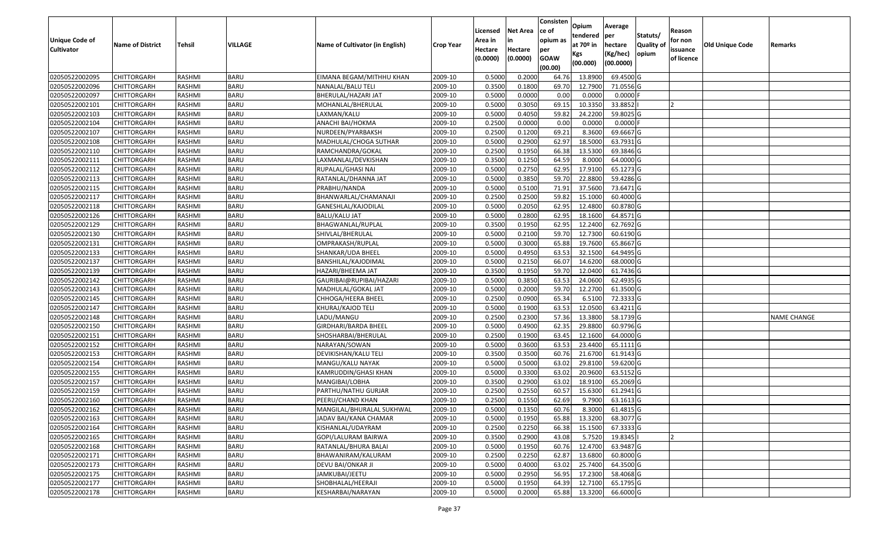| Unique Code of Cultivator | Name of District | Tehsil | VILLAGE | Name of Cultivator (in English) | Crop Year | Licensed Area in Hectare (0.0000) | Net Area in Hectare (0.0000) | Consistence of opium as per GOAW (00.00) | Opium tendered at 70º in Kgs (00.000) | Average per hectare (Kg/hec) (00.0000) | Statuts/ Quality of opium | Reason for non issuance of licence | Old Unique Code | Remarks |
|---|---|---|---|---|---|---|---|---|---|---|---|---|---|---|
| 02050522002095 | CHITTORGARH | RASHMI | BARU | EIMANA BEGAM/MITHHU KHAN | 2009-10 | 0.5000 | 0.2000 | 64.76 | 13.8900 | 69.4500 | G | | | |
| 02050522002096 | CHITTORGARH | RASHMI | BARU | NANALAL/BALU TELI | 2009-10 | 0.3500 | 0.1800 | 69.70 | 12.7900 | 71.0556 | G | | | |
| 02050522002097 | CHITTORGARH | RASHMI | BARU | BHERULAL/HAZARI JAT | 2009-10 | 0.5000 | 0.0000 | 0.00 | 0.0000 | 0.0000 | F | | | |
| 02050522002101 | CHITTORGARH | RASHMI | BARU | MOHANLAL/BHERULAL | 2009-10 | 0.5000 | 0.3050 | 69.15 | 10.3350 | 33.8852 | I | 2 | | |
| 02050522002103 | CHITTORGARH | RASHMI | BARU | LAXMAN/KALU | 2009-10 | 0.5000 | 0.4050 | 59.82 | 24.2200 | 59.8025 | G | | | |
| 02050522002104 | CHITTORGARH | RASHMI | BARU | ANACHI BAI/HOKMA | 2009-10 | 0.2500 | 0.0000 | 0.00 | 0.0000 | 0.0000 | F | | | |
| 02050522002107 | CHITTORGARH | RASHMI | BARU | NURDEEN/PYARBAKSH | 2009-10 | 0.2500 | 0.1200 | 69.21 | 8.3600 | 69.6667 | G | | | |
| 02050522002108 | CHITTORGARH | RASHMI | BARU | MADHULAL/CHOGA SUTHAR | 2009-10 | 0.5000 | 0.2900 | 62.97 | 18.5000 | 63.7931 | G | | | |
| 02050522002110 | CHITTORGARH | RASHMI | BARU | RAMCHANDRA/GOKAL | 2009-10 | 0.2500 | 0.1950 | 66.38 | 13.5300 | 69.3846 | G | | | |
| 02050522002111 | CHITTORGARH | RASHMI | BARU | LAXMANLAL/DEVKISHAN | 2009-10 | 0.3500 | 0.1250 | 64.59 | 8.0000 | 64.0000 | G | | | |
| 02050522002112 | CHITTORGARH | RASHMI | BARU | RUPALAL/GHASI NAI | 2009-10 | 0.5000 | 0.2750 | 62.95 | 17.9100 | 65.1273 | G | | | |
| 02050522002113 | CHITTORGARH | RASHMI | BARU | RATANLAL/DHANNA JAT | 2009-10 | 0.5000 | 0.3850 | 59.70 | 22.8800 | 59.4286 | G | | | |
| 02050522002115 | CHITTORGARH | RASHMI | BARU | PRABHU/NANDA | 2009-10 | 0.5000 | 0.5100 | 71.91 | 37.5600 | 73.6471 | G | | | |
| 02050522002117 | CHITTORGARH | RASHMI | BARU | BHANWARLAL/CHAMANAJI | 2009-10 | 0.2500 | 0.2500 | 59.82 | 15.1000 | 60.4000 | G | | | |
| 02050522002118 | CHITTORGARH | RASHMI | BARU | GANESHLAL/KAJODILAL | 2009-10 | 0.5000 | 0.2050 | 62.95 | 12.4800 | 60.8780 | G | | | |
| 02050522002126 | CHITTORGARH | RASHMI | BARU | BALU/KALU JAT | 2009-10 | 0.5000 | 0.2800 | 62.95 | 18.1600 | 64.8571 | G | | | |
| 02050522002129 | CHITTORGARH | RASHMI | BARU | BHAGWANLAL/RUPLAL | 2009-10 | 0.3500 | 0.1950 | 62.95 | 12.2400 | 62.7692 | G | | | |
| 02050522002130 | CHITTORGARH | RASHMI | BARU | SHIVLAL/BHERULAL | 2009-10 | 0.5000 | 0.2100 | 59.70 | 12.7300 | 60.6190 | G | | | |
| 02050522002131 | CHITTORGARH | RASHMI | BARU | OMPRAKASH/RUPLAL | 2009-10 | 0.5000 | 0.3000 | 65.88 | 19.7600 | 65.8667 | G | | | |
| 02050522002133 | CHITTORGARH | RASHMI | BARU | SHANKAR/UDA BHEEL | 2009-10 | 0.5000 | 0.4950 | 63.53 | 32.1500 | 64.9495 | G | | | |
| 02050522002137 | CHITTORGARH | RASHMI | BARU | BANSHILAL/KAJODIMAL | 2009-10 | 0.5000 | 0.2150 | 66.07 | 14.6200 | 68.0000 | G | | | |
| 02050522002139 | CHITTORGARH | RASHMI | BARU | HAZARI/BHEEMA JAT | 2009-10 | 0.3500 | 0.1950 | 59.70 | 12.0400 | 61.7436 | G | | | |
| 02050522002142 | CHITTORGARH | RASHMI | BARU | GAURIBAI@RUPIBAI/HAZARI | 2009-10 | 0.5000 | 0.3850 | 63.53 | 24.0600 | 62.4935 | G | | | |
| 02050522002143 | CHITTORGARH | RASHMI | BARU | MADHULAL/GOKAL JAT | 2009-10 | 0.5000 | 0.2000 | 59.70 | 12.2700 | 61.3500 | G | | | |
| 02050522002145 | CHITTORGARH | RASHMI | BARU | CHHOGA/HEERA BHEEL | 2009-10 | 0.2500 | 0.0900 | 65.34 | 6.5100 | 72.3333 | G | | | |
| 02050522002147 | CHITTORGARH | RASHMI | BARU | KHURAJ/KAJOD TELI | 2009-10 | 0.5000 | 0.1900 | 63.53 | 12.0500 | 63.4211 | G | | | |
| 02050522002148 | CHITTORGARH | RASHMI | BARU | LADU/MANGU | 2009-10 | 0.2500 | 0.2300 | 57.36 | 13.3800 | 58.1739 | G | | | NAME CHANGE |
| 02050522002150 | CHITTORGARH | RASHMI | BARU | GIRDHARI/BARDA BHEEL | 2009-10 | 0.5000 | 0.4900 | 62.35 | 29.8800 | 60.9796 | G | | | |
| 02050522002151 | CHITTORGARH | RASHMI | BARU | SHOSHARBAI/BHERULAL | 2009-10 | 0.2500 | 0.1900 | 63.45 | 12.1600 | 64.0000 | G | | | |
| 02050522002152 | CHITTORGARH | RASHMI | BARU | NARAYAN/SOWAN | 2009-10 | 0.5000 | 0.3600 | 63.53 | 23.4400 | 65.1111 | G | | | |
| 02050522002153 | CHITTORGARH | RASHMI | BARU | DEVIKISHAN/KALU TELI | 2009-10 | 0.3500 | 0.3500 | 60.76 | 21.6700 | 61.9143 | G | | | |
| 02050522002154 | CHITTORGARH | RASHMI | BARU | MANGU/KALU NAYAK | 2009-10 | 0.5000 | 0.5000 | 63.02 | 29.8100 | 59.6200 | G | | | |
| 02050522002155 | CHITTORGARH | RASHMI | BARU | KAMRUDDIN/GHASI KHAN | 2009-10 | 0.5000 | 0.3300 | 63.02 | 20.9600 | 63.5152 | G | | | |
| 02050522002157 | CHITTORGARH | RASHMI | BARU | MANGIBAI/LOBHA | 2009-10 | 0.3500 | 0.2900 | 63.02 | 18.9100 | 65.2069 | G | | | |
| 02050522002159 | CHITTORGARH | RASHMI | BARU | PARTHU/NATHU GURJAR | 2009-10 | 0.2500 | 0.2550 | 60.57 | 15.6300 | 61.2941 | G | | | |
| 02050522002160 | CHITTORGARH | RASHMI | BARU | PEERU/CHAND KHAN | 2009-10 | 0.2500 | 0.1550 | 62.69 | 9.7900 | 63.1613 | G | | | |
| 02050522002162 | CHITTORGARH | RASHMI | BARU | MANGILAL/BHURALAL SUKHWAL | 2009-10 | 0.5000 | 0.1350 | 60.76 | 8.3000 | 61.4815 | G | | | |
| 02050522002163 | CHITTORGARH | RASHMI | BARU | JADAV BAI/KANA CHAMAR | 2009-10 | 0.5000 | 0.1950 | 65.88 | 13.3200 | 68.3077 | G | | | |
| 02050522002164 | CHITTORGARH | RASHMI | BARU | KISHANLAL/UDAYRAM | 2009-10 | 0.2500 | 0.2250 | 66.38 | 15.1500 | 67.3333 | G | | | |
| 02050522002165 | CHITTORGARH | RASHMI | BARU | GOPI/LALURAM BAIRWA | 2009-10 | 0.3500 | 0.2900 | 43.08 | 5.7520 | 19.8345 | I | 2 | | |
| 02050522002168 | CHITTORGARH | RASHMI | BARU | RATANLAL/BHURA BALAI | 2009-10 | 0.5000 | 0.1950 | 60.76 | 12.4700 | 63.9487 | G | | | |
| 02050522002171 | CHITTORGARH | RASHMI | BARU | BHAWANIRAM/KALURAM | 2009-10 | 0.2500 | 0.2250 | 62.87 | 13.6800 | 60.8000 | G | | | |
| 02050522002173 | CHITTORGARH | RASHMI | BARU | DEVU BAI/ONKAR JI | 2009-10 | 0.5000 | 0.4000 | 63.02 | 25.7400 | 64.3500 | G | | | |
| 02050522002175 | CHITTORGARH | RASHMI | BARU | JAMKUBAI/JEETU | 2009-10 | 0.5000 | 0.2950 | 56.95 | 17.2300 | 58.4068 | G | | | |
| 02050522002177 | CHITTORGARH | RASHMI | BARU | SHOBHALAL/HEERAJI | 2009-10 | 0.5000 | 0.1950 | 64.39 | 12.7100 | 65.1795 | G | | | |
| 02050522002178 | CHITTORGARH | RASHMI | BARU | KESHARBAI/NARAYAN | 2009-10 | 0.5000 | 0.2000 | 65.88 | 13.3200 | 66.6000 | G | | | |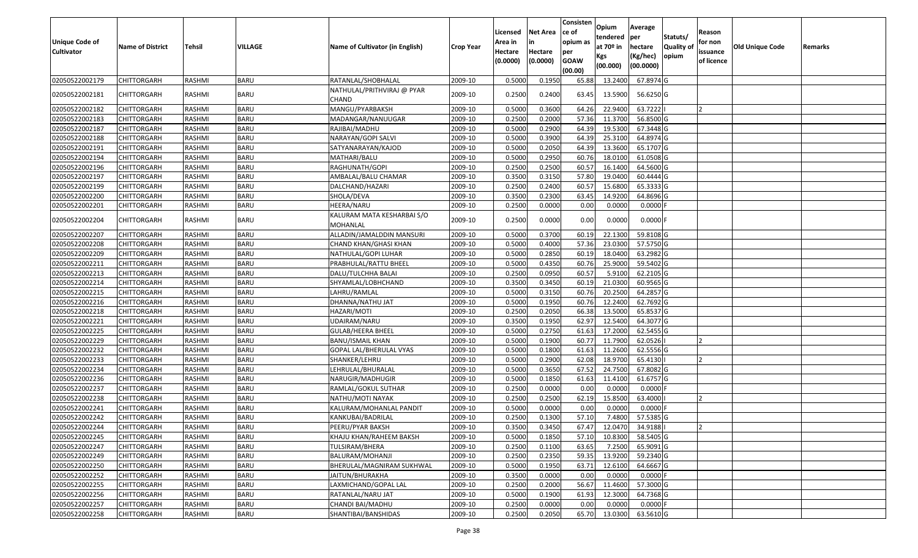| Unique Code of Cultivator | Name of District | Tehsil | VILLAGE | Name of Cultivator (in English) | Crop Year | Licensed Area in Hectare (0.0000) | Net Area in Hectare (0.0000) | Consisten ce of opium as per GOAW (00.00) | Opium tendered at 70º in Kgs (00.000) | Average per hectare (Kg/hec) (00.0000) | Statuts/ Quality of opium | Reason for non issuance of licence | Old Unique Code | Remarks |
|---|---|---|---|---|---|---|---|---|---|---|---|---|---|---|
| 02050522002179 | CHITTORGARH | RASHMI | BARU | RATANLAL/SHOBHALAL | 2009-10 | 0.5000 | 0.1950 | 65.88 | 13.2400 | 67.8974 | G | | | |
| 02050522002181 | CHITTORGARH | RASHMI | BARU | NATHULAL/PRITHVIRAJ @ PYAR CHAND | 2009-10 | 0.2500 | 0.2400 | 63.45 | 13.5900 | 56.6250 | G | | | |
| 02050522002182 | CHITTORGARH | RASHMI | BARU | MANGU/PYARBAKSH | 2009-10 | 0.5000 | 0.3600 | 64.26 | 22.9400 | 63.7222 | I | 2 | | |
| 02050522002183 | CHITTORGARH | RASHMI | BARU | MADANGAR/NANUUGAR | 2009-10 | 0.2500 | 0.2000 | 57.36 | 11.3700 | 56.8500 | G | | | |
| 02050522002187 | CHITTORGARH | RASHMI | BARU | RAJIBAI/MADHU | 2009-10 | 0.5000 | 0.2900 | 64.39 | 19.5300 | 67.3448 | G | | | |
| 02050522002188 | CHITTORGARH | RASHMI | BARU | NARAYAN/GOPI SALVI | 2009-10 | 0.5000 | 0.3900 | 64.39 | 25.3100 | 64.8974 | G | | | |
| 02050522002191 | CHITTORGARH | RASHMI | BARU | SATYANARAYAN/KAJOD | 2009-10 | 0.5000 | 0.2050 | 64.39 | 13.3600 | 65.1707 | G | | | |
| 02050522002194 | CHITTORGARH | RASHMI | BARU | MATHARI/BALU | 2009-10 | 0.5000 | 0.2950 | 60.76 | 18.0100 | 61.0508 | G | | | |
| 02050522002196 | CHITTORGARH | RASHMI | BARU | RAGHUNATH/GOPI | 2009-10 | 0.2500 | 0.2500 | 60.57 | 16.1400 | 64.5600 | G | | | |
| 02050522002197 | CHITTORGARH | RASHMI | BARU | AMBALAL/BALU CHAMAR | 2009-10 | 0.3500 | 0.3150 | 57.80 | 19.0400 | 60.4444 | G | | | |
| 02050522002199 | CHITTORGARH | RASHMI | BARU | DALCHAND/HAZARI | 2009-10 | 0.2500 | 0.2400 | 60.57 | 15.6800 | 65.3333 | G | | | |
| 02050522002200 | CHITTORGARH | RASHMI | BARU | SHOLA/DEVA | 2009-10 | 0.3500 | 0.2300 | 63.45 | 14.9200 | 64.8696 | G | | | |
| 02050522002201 | CHITTORGARH | RASHMI | BARU | HEERA/NARU | 2009-10 | 0.2500 | 0.0000 | 0.00 | 0.0000 | 0.0000 | F | | | |
| 02050522002204 | CHITTORGARH | RASHMI | BARU | KALURAM MATA KESHARBAI S/O MOHANLAL | 2009-10 | 0.2500 | 0.0000 | 0.00 | 0.0000 | 0.0000 | F | | | |
| 02050522002207 | CHITTORGARH | RASHMI | BARU | ALLADIN/JAMALDDIN MANSURI | 2009-10 | 0.5000 | 0.3700 | 60.19 | 22.1300 | 59.8108 | G | | | |
| 02050522002208 | CHITTORGARH | RASHMI | BARU | CHAND KHAN/GHASI KHAN | 2009-10 | 0.5000 | 0.4000 | 57.36 | 23.0300 | 57.5750 | G | | | |
| 02050522002209 | CHITTORGARH | RASHMI | BARU | NATHULAL/GOPI LUHAR | 2009-10 | 0.5000 | 0.2850 | 60.19 | 18.0400 | 63.2982 | G | | | |
| 02050522002211 | CHITTORGARH | RASHMI | BARU | PRABHULAL/RATTU BHEEL | 2009-10 | 0.5000 | 0.4350 | 60.76 | 25.9000 | 59.5402 | G | | | |
| 02050522002213 | CHITTORGARH | RASHMI | BARU | DALU/TULCHHA BALAI | 2009-10 | 0.2500 | 0.0950 | 60.57 | 5.9100 | 62.2105 | G | | | |
| 02050522002214 | CHITTORGARH | RASHMI | BARU | SHYAMLAL/LOBHCHAND | 2009-10 | 0.3500 | 0.3450 | 60.19 | 21.0300 | 60.9565 | G | | | |
| 02050522002215 | CHITTORGARH | RASHMI | BARU | LAHRU/RAMLAL | 2009-10 | 0.5000 | 0.3150 | 60.76 | 20.2500 | 64.2857 | G | | | |
| 02050522002216 | CHITTORGARH | RASHMI | BARU | DHANNA/NATHU JAT | 2009-10 | 0.5000 | 0.1950 | 60.76 | 12.2400 | 62.7692 | G | | | |
| 02050522002218 | CHITTORGARH | RASHMI | BARU | HAZARI/MOTI | 2009-10 | 0.2500 | 0.2050 | 66.38 | 13.5000 | 65.8537 | G | | | |
| 02050522002221 | CHITTORGARH | RASHMI | BARU | UDAIRAM/NARU | 2009-10 | 0.3500 | 0.1950 | 62.97 | 12.5400 | 64.3077 | G | | | |
| 02050522002225 | CHITTORGARH | RASHMI | BARU | GULAB/HEERA BHEEL | 2009-10 | 0.5000 | 0.2750 | 61.63 | 17.2000 | 62.5455 | G | | | |
| 02050522002229 | CHITTORGARH | RASHMI | BARU | BANU/ISMAIL KHAN | 2009-10 | 0.5000 | 0.1900 | 60.77 | 11.7900 | 62.0526 | I | 2 | | |
| 02050522002232 | CHITTORGARH | RASHMI | BARU | GOPAL LAL/BHERULAL VYAS | 2009-10 | 0.5000 | 0.1800 | 61.63 | 11.2600 | 62.5556 | G | | | |
| 02050522002233 | CHITTORGARH | RASHMI | BARU | SHANKER/LEHRU | 2009-10 | 0.5000 | 0.2900 | 62.08 | 18.9700 | 65.4130 | I | 2 | | |
| 02050522002234 | CHITTORGARH | RASHMI | BARU | LEHRULAL/BHURALAL | 2009-10 | 0.5000 | 0.3650 | 67.52 | 24.7500 | 67.8082 | G | | | |
| 02050522002236 | CHITTORGARH | RASHMI | BARU | NARUGIR/MADHUGIR | 2009-10 | 0.5000 | 0.1850 | 61.63 | 11.4100 | 61.6757 | G | | | |
| 02050522002237 | CHITTORGARH | RASHMI | BARU | RAMLAL/GOKUL SUTHAR | 2009-10 | 0.2500 | 0.0000 | 0.00 | 0.0000 | 0.0000 | F | | | |
| 02050522002238 | CHITTORGARH | RASHMI | BARU | NATHU/MOTI NAYAK | 2009-10 | 0.2500 | 0.2500 | 62.19 | 15.8500 | 63.4000 | I | 2 | | |
| 02050522002241 | CHITTORGARH | RASHMI | BARU | KALURAM/MOHANLAL PANDIT | 2009-10 | 0.5000 | 0.0000 | 0.00 | 0.0000 | 0.0000 | F | | | |
| 02050522002242 | CHITTORGARH | RASHMI | BARU | KANKUBAI/BADRILAL | 2009-10 | 0.2500 | 0.1300 | 57.10 | 7.4800 | 57.5385 | G | | | |
| 02050522002244 | CHITTORGARH | RASHMI | BARU | PEERU/PYAR BAKSH | 2009-10 | 0.3500 | 0.3450 | 67.47 | 12.0470 | 34.9188 | I | 2 | | |
| 02050522002245 | CHITTORGARH | RASHMI | BARU | KHAJU KHAN/RAHEEM BAKSH | 2009-10 | 0.5000 | 0.1850 | 57.10 | 10.8300 | 58.5405 | G | | | |
| 02050522002247 | CHITTORGARH | RASHMI | BARU | TULSIRAM/BHERA | 2009-10 | 0.2500 | 0.1100 | 63.65 | 7.2500 | 65.9091 | G | | | |
| 02050522002249 | CHITTORGARH | RASHMI | BARU | BALURAM/MOHANJI | 2009-10 | 0.2500 | 0.2350 | 59.35 | 13.9200 | 59.2340 | G | | | |
| 02050522002250 | CHITTORGARH | RASHMI | BARU | BHERULAL/MAGNIRAM SUKHWAL | 2009-10 | 0.5000 | 0.1950 | 63.71 | 12.6100 | 64.6667 | G | | | |
| 02050522002252 | CHITTORGARH | RASHMI | BARU | JAITUN/BHURAKHA | 2009-10 | 0.3500 | 0.0000 | 0.00 | 0.0000 | 0.0000 | F | | | |
| 02050522002255 | CHITTORGARH | RASHMI | BARU | LAXMICHAND/GOPAL LAL | 2009-10 | 0.2500 | 0.2000 | 56.67 | 11.4600 | 57.3000 | G | | | |
| 02050522002256 | CHITTORGARH | RASHMI | BARU | RATANLAL/NARU JAT | 2009-10 | 0.5000 | 0.1900 | 61.93 | 12.3000 | 64.7368 | G | | | |
| 02050522002257 | CHITTORGARH | RASHMI | BARU | CHANDI BAI/MADHU | 2009-10 | 0.2500 | 0.0000 | 0.00 | 0.0000 | 0.0000 | F | | | |
| 02050522002258 | CHITTORGARH | RASHMI | BARU | SHANTIBAI/BANSHIDAS | 2009-10 | 0.2500 | 0.2050 | 65.70 | 13.0300 | 63.5610 | G | | | |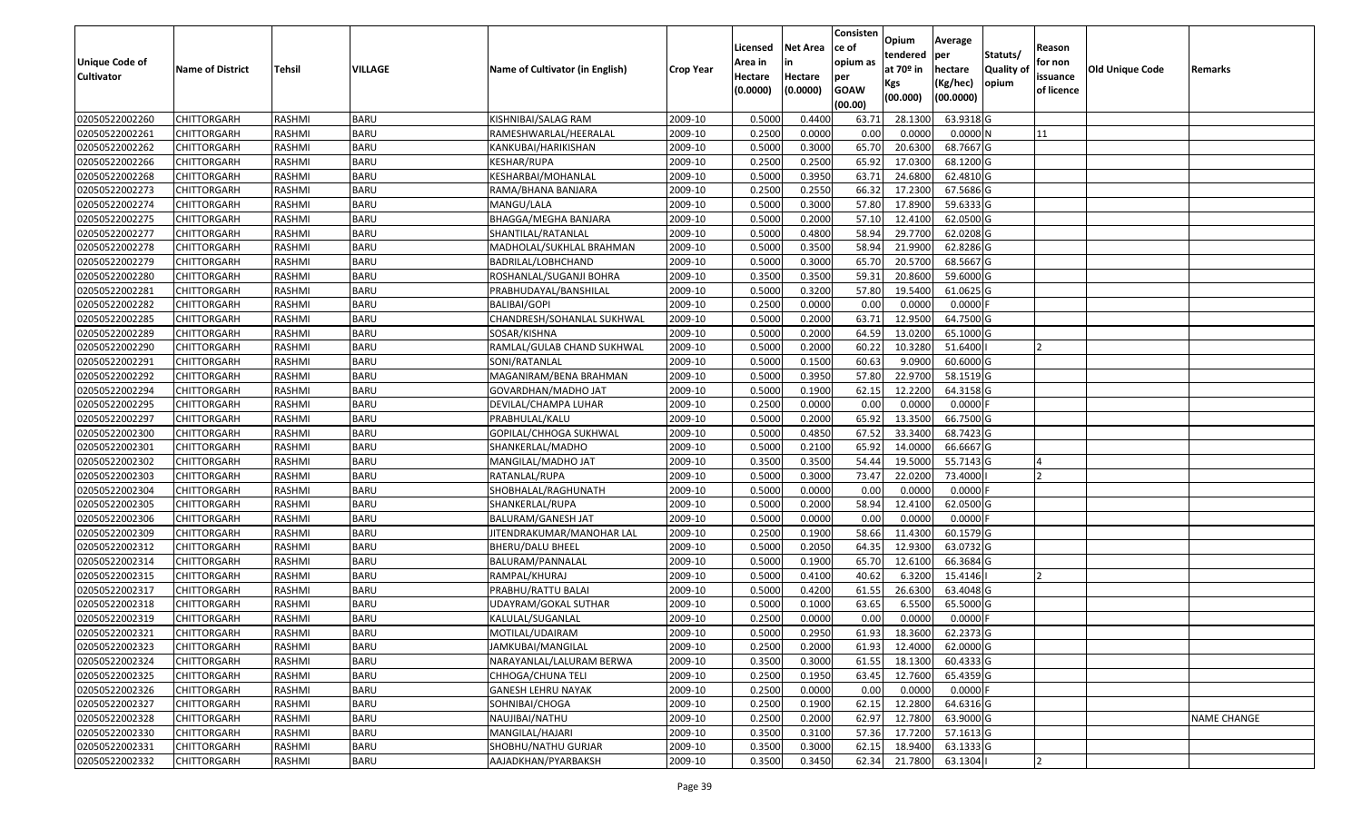| Unique Code of Cultivator | Name of District | Tehsil | VILLAGE | Name of Cultivator (in English) | Crop Year | Licensed Area in Hectare (0.0000) | Net Area in Hectare (0.0000) | Consistence of opium as per GOAW (00.00) | Opium tendered at 70º in Kgs (00.000) | Average per hectare (Kg/hec) (00.0000) | Statuts/ Quality of opium | Reason for non issuance of licence | Old Unique Code | Remarks |
|---|---|---|---|---|---|---|---|---|---|---|---|---|---|---|
| 02050522002260 | CHITTORGARH | RASHMI | BARU | KISHNIBAI/SALAG RAM | 2009-10 | 0.5000 | 0.4400 | 63.71 | 28.1300 | 63.9318 | G | | | |
| 02050522002261 | CHITTORGARH | RASHMI | BARU | RAMESHWARLAL/HEERALAL | 2009-10 | 0.2500 | 0.0000 | 0.00 | 0.0000 | 0.0000 | N | 11 | | |
| 02050522002262 | CHITTORGARH | RASHMI | BARU | KANKUBAI/HARIKISHAN | 2009-10 | 0.5000 | 0.3000 | 65.70 | 20.6300 | 68.7667 | G | | | |
| 02050522002266 | CHITTORGARH | RASHMI | BARU | KESHAR/RUPA | 2009-10 | 0.2500 | 0.2500 | 65.92 | 17.0300 | 68.1200 | G | | | |
| 02050522002268 | CHITTORGARH | RASHMI | BARU | KESHARBAI/MOHANLAL | 2009-10 | 0.5000 | 0.3950 | 63.71 | 24.6800 | 62.4810 | G | | | |
| 02050522002273 | CHITTORGARH | RASHMI | BARU | RAMA/BHANA BANJARA | 2009-10 | 0.2500 | 0.2550 | 66.32 | 17.2300 | 67.5686 | G | | | |
| 02050522002274 | CHITTORGARH | RASHMI | BARU | MANGU/LALA | 2009-10 | 0.5000 | 0.3000 | 57.80 | 17.8900 | 59.6333 | G | | | |
| 02050522002275 | CHITTORGARH | RASHMI | BARU | BHAGGA/MEGHA BANJARA | 2009-10 | 0.5000 | 0.2000 | 57.10 | 12.4100 | 62.0500 | G | | | |
| 02050522002277 | CHITTORGARH | RASHMI | BARU | SHANTILAL/RATANLAL | 2009-10 | 0.5000 | 0.4800 | 58.94 | 29.7700 | 62.0208 | G | | | |
| 02050522002278 | CHITTORGARH | RASHMI | BARU | MADHOLAL/SUKHLAL BRAHMAN | 2009-10 | 0.5000 | 0.3500 | 58.94 | 21.9900 | 62.8286 | G | | | |
| 02050522002279 | CHITTORGARH | RASHMI | BARU | BADRILAL/LOBHCHAND | 2009-10 | 0.5000 | 0.3000 | 65.70 | 20.5700 | 68.5667 | G | | | |
| 02050522002280 | CHITTORGARH | RASHMI | BARU | ROSHANLAL/SUGANJI BOHRA | 2009-10 | 0.3500 | 0.3500 | 59.31 | 20.8600 | 59.6000 | G | | | |
| 02050522002281 | CHITTORGARH | RASHMI | BARU | PRABHUDAYAL/BANSHILAL | 2009-10 | 0.5000 | 0.3200 | 57.80 | 19.5400 | 61.0625 | G | | | |
| 02050522002282 | CHITTORGARH | RASHMI | BARU | BALIBAI/GOPI | 2009-10 | 0.2500 | 0.0000 | 0.00 | 0.0000 | 0.0000 | F | | | |
| 02050522002285 | CHITTORGARH | RASHMI | BARU | CHANDRESH/SOHANLAL SUKHWAL | 2009-10 | 0.5000 | 0.2000 | 63.71 | 12.9500 | 64.7500 | G | | | |
| 02050522002289 | CHITTORGARH | RASHMI | BARU | SOSAR/KISHNA | 2009-10 | 0.5000 | 0.2000 | 64.59 | 13.0200 | 65.1000 | G | | | |
| 02050522002290 | CHITTORGARH | RASHMI | BARU | RAMLAL/GULAB CHAND SUKHWAL | 2009-10 | 0.5000 | 0.2000 | 60.22 | 10.3280 | 51.6400 | I | 2 | | |
| 02050522002291 | CHITTORGARH | RASHMI | BARU | SONI/RATANLAL | 2009-10 | 0.5000 | 0.1500 | 60.63 | 9.0900 | 60.6000 | G | | | |
| 02050522002292 | CHITTORGARH | RASHMI | BARU | MAGANIRAM/BENA BRAHMAN | 2009-10 | 0.5000 | 0.3950 | 57.80 | 22.9700 | 58.1519 | G | | | |
| 02050522002294 | CHITTORGARH | RASHMI | BARU | GOVARDHAN/MADHO JAT | 2009-10 | 0.5000 | 0.1900 | 62.15 | 12.2200 | 64.3158 | G | | | |
| 02050522002295 | CHITTORGARH | RASHMI | BARU | DEVILAL/CHAMPA LUHAR | 2009-10 | 0.2500 | 0.0000 | 0.00 | 0.0000 | 0.0000 | F | | | |
| 02050522002297 | CHITTORGARH | RASHMI | BARU | PRABHULAL/KALU | 2009-10 | 0.5000 | 0.2000 | 65.92 | 13.3500 | 66.7500 | G | | | |
| 02050522002300 | CHITTORGARH | RASHMI | BARU | GOPILAL/CHHOGA SUKHWAL | 2009-10 | 0.5000 | 0.4850 | 67.52 | 33.3400 | 68.7423 | G | | | |
| 02050522002301 | CHITTORGARH | RASHMI | BARU | SHANKERLAL/MADHO | 2009-10 | 0.5000 | 0.2100 | 65.92 | 14.0000 | 66.6667 | G | | | |
| 02050522002302 | CHITTORGARH | RASHMI | BARU | MANGILAL/MADHO JAT | 2009-10 | 0.3500 | 0.3500 | 54.44 | 19.5000 | 55.7143 | G | 4 | | |
| 02050522002303 | CHITTORGARH | RASHMI | BARU | RATANLAL/RUPA | 2009-10 | 0.5000 | 0.3000 | 73.47 | 22.0200 | 73.4000 | I | 2 | | |
| 02050522002304 | CHITTORGARH | RASHMI | BARU | SHOBHALAL/RAGHUNATH | 2009-10 | 0.5000 | 0.0000 | 0.00 | 0.0000 | 0.0000 | F | | | |
| 02050522002305 | CHITTORGARH | RASHMI | BARU | SHANKERLAL/RUPA | 2009-10 | 0.5000 | 0.2000 | 58.94 | 12.4100 | 62.0500 | G | | | |
| 02050522002306 | CHITTORGARH | RASHMI | BARU | BALURAM/GANESH JAT | 2009-10 | 0.5000 | 0.0000 | 0.00 | 0.0000 | 0.0000 | F | | | |
| 02050522002309 | CHITTORGARH | RASHMI | BARU | JITENDRAKUMAR/MANOHAR LAL | 2009-10 | 0.2500 | 0.1900 | 58.66 | 11.4300 | 60.1579 | G | | | |
| 02050522002312 | CHITTORGARH | RASHMI | BARU | BHERU/DALU BHEEL | 2009-10 | 0.5000 | 0.2050 | 64.35 | 12.9300 | 63.0732 | G | | | |
| 02050522002314 | CHITTORGARH | RASHMI | BARU | BALURAM/PANNALAL | 2009-10 | 0.5000 | 0.1900 | 65.70 | 12.6100 | 66.3684 | G | | | |
| 02050522002315 | CHITTORGARH | RASHMI | BARU | RAMPAL/KHURAJ | 2009-10 | 0.5000 | 0.4100 | 40.62 | 6.3200 | 15.4146 | I | 2 | | |
| 02050522002317 | CHITTORGARH | RASHMI | BARU | PRABHU/RATTU BALAI | 2009-10 | 0.5000 | 0.4200 | 61.55 | 26.6300 | 63.4048 | G | | | |
| 02050522002318 | CHITTORGARH | RASHMI | BARU | UDAYRAM/GOKAL SUTHAR | 2009-10 | 0.5000 | 0.1000 | 63.65 | 6.5500 | 65.5000 | G | | | |
| 02050522002319 | CHITTORGARH | RASHMI | BARU | KALULAL/SUGANLAL | 2009-10 | 0.2500 | 0.0000 | 0.00 | 0.0000 | 0.0000 | F | | | |
| 02050522002321 | CHITTORGARH | RASHMI | BARU | MOTILAL/UDAIRAM | 2009-10 | 0.5000 | 0.2950 | 61.93 | 18.3600 | 62.2373 | G | | | |
| 02050522002323 | CHITTORGARH | RASHMI | BARU | JAMKUBAI/MANGILAL | 2009-10 | 0.2500 | 0.2000 | 61.93 | 12.4000 | 62.0000 | G | | | |
| 02050522002324 | CHITTORGARH | RASHMI | BARU | NARAYANLAL/LALURAM BERWA | 2009-10 | 0.3500 | 0.3000 | 61.55 | 18.1300 | 60.4333 | G | | | |
| 02050522002325 | CHITTORGARH | RASHMI | BARU | CHHOGA/CHUNA TELI | 2009-10 | 0.2500 | 0.1950 | 63.45 | 12.7600 | 65.4359 | G | | | |
| 02050522002326 | CHITTORGARH | RASHMI | BARU | GANESH LEHRU NAYAK | 2009-10 | 0.2500 | 0.0000 | 0.00 | 0.0000 | 0.0000 | F | | | |
| 02050522002327 | CHITTORGARH | RASHMI | BARU | SOHNIBAI/CHOGA | 2009-10 | 0.2500 | 0.1900 | 62.15 | 12.2800 | 64.6316 | G | | | |
| 02050522002328 | CHITTORGARH | RASHMI | BARU | NAUJIBAI/NATHU | 2009-10 | 0.2500 | 0.2000 | 62.97 | 12.7800 | 63.9000 | G | | | NAME CHANGE |
| 02050522002330 | CHITTORGARH | RASHMI | BARU | MANGILAL/HAJARI | 2009-10 | 0.3500 | 0.3100 | 57.36 | 17.7200 | 57.1613 | G | | | |
| 02050522002331 | CHITTORGARH | RASHMI | BARU | SHOBHU/NATHU GURJAR | 2009-10 | 0.3500 | 0.3000 | 62.15 | 18.9400 | 63.1333 | G | | | |
| 02050522002332 | CHITTORGARH | RASHMI | BARU | AAJADKHAN/PYARBAKSH | 2009-10 | 0.3500 | 0.3450 | 62.34 | 21.7800 | 63.1304 | I | 2 | | |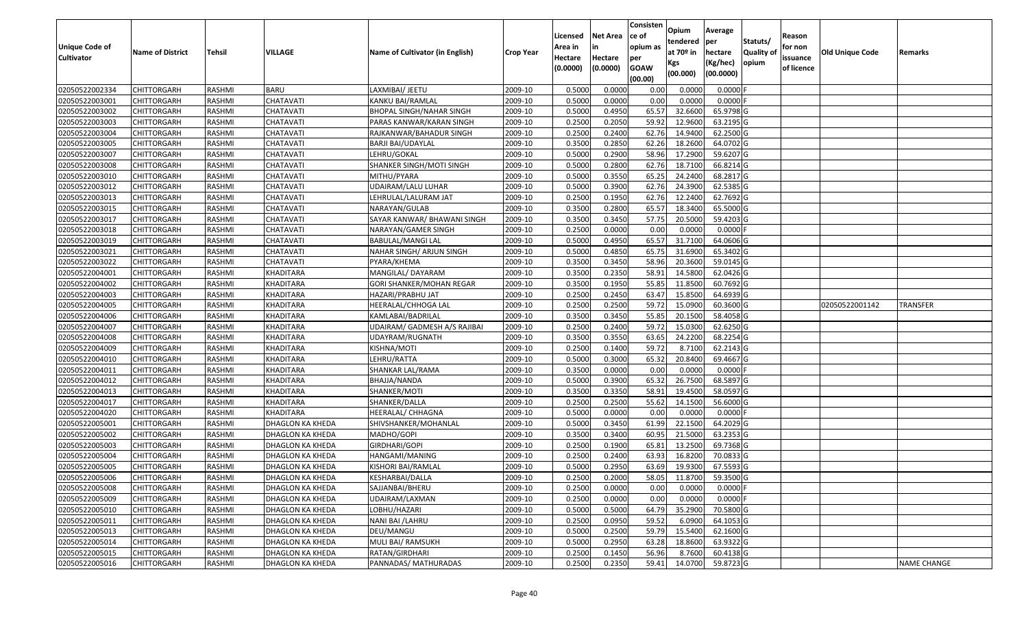| Unique Code of Cultivator | Name of District | Tehsil | VILLAGE | Name of Cultivator (in English) | Crop Year | Licensed Area in Hectare (0.0000) | Net Area in Hectare (0.0000) | Consistence of opium as per GOAW (00.00) | Opium tendered at 70º in Kgs (00.000) | Average per hectare (Kg/hec) (00.0000) | Statuts/ Quality of opium | Reason for non issuance of licence | Old Unique Code | Remarks |
|---|---|---|---|---|---|---|---|---|---|---|---|---|---|---|
| 02050522002334 | CHITTORGARH | RASHMI | BARU | LAXMIBAI/ JEETU | 2009-10 | 0.5000 | 0.0000 | 0.00 | 0.0000 | 0.0000 | F | | | |
| 02050522003001 | CHITTORGARH | RASHMI | CHATAVATI | KANKU BAI/RAMLAL | 2009-10 | 0.5000 | 0.0000 | 0.00 | 0.0000 | 0.0000 | F | | | |
| 02050522003002 | CHITTORGARH | RASHMI | CHATAVATI | BHOPAL SINGH/NAHAR SINGH | 2009-10 | 0.5000 | 0.4950 | 65.57 | 32.6600 | 65.9798 | G | | | |
| 02050522003003 | CHITTORGARH | RASHMI | CHATAVATI | PARAS KANWAR/KARAN SINGH | 2009-10 | 0.2500 | 0.2050 | 59.92 | 12.9600 | 63.2195 | G | | | |
| 02050522003004 | CHITTORGARH | RASHMI | CHATAVATI | RAJKANWAR/BAHADUR SINGH | 2009-10 | 0.2500 | 0.2400 | 62.76 | 14.9400 | 62.2500 | G | | | |
| 02050522003005 | CHITTORGARH | RASHMI | CHATAVATI | BARJI BAI/UDAYLAL | 2009-10 | 0.3500 | 0.2850 | 62.26 | 18.2600 | 64.0702 | G | | | |
| 02050522003007 | CHITTORGARH | RASHMI | CHATAVATI | LEHRU/GOKAL | 2009-10 | 0.5000 | 0.2900 | 58.96 | 17.2900 | 59.6207 | G | | | |
| 02050522003008 | CHITTORGARH | RASHMI | CHATAVATI | SHANKER SINGH/MOTI SINGH | 2009-10 | 0.5000 | 0.2800 | 62.76 | 18.7100 | 66.8214 | G | | | |
| 02050522003010 | CHITTORGARH | RASHMI | CHATAVATI | MITHU/PYARA | 2009-10 | 0.5000 | 0.3550 | 65.25 | 24.2400 | 68.2817 | G | | | |
| 02050522003012 | CHITTORGARH | RASHMI | CHATAVATI | UDAIRAM/LALU LUHAR | 2009-10 | 0.5000 | 0.3900 | 62.76 | 24.3900 | 62.5385 | G | | | |
| 02050522003013 | CHITTORGARH | RASHMI | CHATAVATI | LEHRULAL/LALURAM JAT | 2009-10 | 0.2500 | 0.1950 | 62.76 | 12.2400 | 62.7692 | G | | | |
| 02050522003015 | CHITTORGARH | RASHMI | CHATAVATI | NARAYAN/GULAB | 2009-10 | 0.3500 | 0.2800 | 65.57 | 18.3400 | 65.5000 | G | | | |
| 02050522003017 | CHITTORGARH | RASHMI | CHATAVATI | SAYAR KANWAR/ BHAWANI SINGH | 2009-10 | 0.3500 | 0.3450 | 57.75 | 20.5000 | 59.4203 | G | | | |
| 02050522003018 | CHITTORGARH | RASHMI | CHATAVATI | NARAYAN/GAMER SINGH | 2009-10 | 0.2500 | 0.0000 | 0.00 | 0.0000 | 0.0000 | F | | | |
| 02050522003019 | CHITTORGARH | RASHMI | CHATAVATI | BABULAL/MANGI LAL | 2009-10 | 0.5000 | 0.4950 | 65.57 | 31.7100 | 64.0606 | G | | | |
| 02050522003021 | CHITTORGARH | RASHMI | CHATAVATI | NAHAR SINGH/ ARJUN SINGH | 2009-10 | 0.5000 | 0.4850 | 65.75 | 31.6900 | 65.3402 | G | | | |
| 02050522003022 | CHITTORGARH | RASHMI | CHATAVATI | PYARA/KHEMA | 2009-10 | 0.3500 | 0.3450 | 58.96 | 20.3600 | 59.0145 | G | | | |
| 02050522004001 | CHITTORGARH | RASHMI | KHADITARA | MANGILAL/ DAYARAM | 2009-10 | 0.3500 | 0.2350 | 58.91 | 14.5800 | 62.0426 | G | | | |
| 02050522004002 | CHITTORGARH | RASHMI | KHADITARA | GORI SHANKER/MOHAN REGAR | 2009-10 | 0.3500 | 0.1950 | 55.85 | 11.8500 | 60.7692 | G | | | |
| 02050522004003 | CHITTORGARH | RASHMI | KHADITARA | HAZARI/PRABHU JAT | 2009-10 | 0.2500 | 0.2450 | 63.47 | 15.8500 | 64.6939 | G | | | |
| 02050522004005 | CHITTORGARH | RASHMI | KHADITARA | HEERALAL/CHHOGA LAL | 2009-10 | 0.2500 | 0.2500 | 59.72 | 15.0900 | 60.3600 | G | | 02050522001142 | TRANSFER |
| 02050522004006 | CHITTORGARH | RASHMI | KHADITARA | KAMLABAI/BADRILAL | 2009-10 | 0.3500 | 0.3450 | 55.85 | 20.1500 | 58.4058 | G | | | |
| 02050522004007 | CHITTORGARH | RASHMI | KHADITARA | UDAIRAM/ GADMESH A/S RAJIBAI | 2009-10 | 0.2500 | 0.2400 | 59.72 | 15.0300 | 62.6250 | G | | | |
| 02050522004008 | CHITTORGARH | RASHMI | KHADITARA | UDAYRAM/RUGNATH | 2009-10 | 0.3500 | 0.3550 | 63.65 | 24.2200 | 68.2254 | G | | | |
| 02050522004009 | CHITTORGARH | RASHMI | KHADITARA | KISHNA/MOTI | 2009-10 | 0.2500 | 0.1400 | 59.72 | 8.7100 | 62.2143 | G | | | |
| 02050522004010 | CHITTORGARH | RASHMI | KHADITARA | LEHRU/RATTA | 2009-10 | 0.5000 | 0.3000 | 65.32 | 20.8400 | 69.4667 | G | | | |
| 02050522004011 | CHITTORGARH | RASHMI | KHADITARA | SHANKAR LAL/RAMA | 2009-10 | 0.3500 | 0.0000 | 0.00 | 0.0000 | 0.0000 | F | | | |
| 02050522004012 | CHITTORGARH | RASHMI | KHADITARA | BHAJJA/NANDA | 2009-10 | 0.5000 | 0.3900 | 65.32 | 26.7500 | 68.5897 | G | | | |
| 02050522004013 | CHITTORGARH | RASHMI | KHADITARA | SHANKER/MOTI | 2009-10 | 0.3500 | 0.3350 | 58.91 | 19.4500 | 58.0597 | G | | | |
| 02050522004017 | CHITTORGARH | RASHMI | KHADITARA | SHANKER/DALLA | 2009-10 | 0.2500 | 0.2500 | 55.62 | 14.1500 | 56.6000 | G | | | |
| 02050522004020 | CHITTORGARH | RASHMI | KHADITARA | HEERALAL/ CHHAGNA | 2009-10 | 0.5000 | 0.0000 | 0.00 | 0.0000 | 0.0000 | F | | | |
| 02050522005001 | CHITTORGARH | RASHMI | DHAGLON KA KHEDA | SHIVSHANKER/MOHANLAL | 2009-10 | 0.5000 | 0.3450 | 61.99 | 22.1500 | 64.2029 | G | | | |
| 02050522005002 | CHITTORGARH | RASHMI | DHAGLON KA KHEDA | MADHO/GOPI | 2009-10 | 0.3500 | 0.3400 | 60.95 | 21.5000 | 63.2353 | G | | | |
| 02050522005003 | CHITTORGARH | RASHMI | DHAGLON KA KHEDA | GIRDHARI/GOPI | 2009-10 | 0.2500 | 0.1900 | 65.81 | 13.2500 | 69.7368 | G | | | |
| 02050522005004 | CHITTORGARH | RASHMI | DHAGLON KA KHEDA | HANGAMI/MANING | 2009-10 | 0.2500 | 0.2400 | 63.93 | 16.8200 | 70.0833 | G | | | |
| 02050522005005 | CHITTORGARH | RASHMI | DHAGLON KA KHEDA | KISHORI BAI/RAMLAL | 2009-10 | 0.5000 | 0.2950 | 63.69 | 19.9300 | 67.5593 | G | | | |
| 02050522005006 | CHITTORGARH | RASHMI | DHAGLON KA KHEDA | KESHARBAI/DALLA | 2009-10 | 0.2500 | 0.2000 | 58.05 | 11.8700 | 59.3500 | G | | | |
| 02050522005008 | CHITTORGARH | RASHMI | DHAGLON KA KHEDA | SAJJANBAI/BHERU | 2009-10 | 0.2500 | 0.0000 | 0.00 | 0.0000 | 0.0000 | F | | | |
| 02050522005009 | CHITTORGARH | RASHMI | DHAGLON KA KHEDA | UDAIRAM/LAXMAN | 2009-10 | 0.2500 | 0.0000 | 0.00 | 0.0000 | 0.0000 | F | | | |
| 02050522005010 | CHITTORGARH | RASHMI | DHAGLON KA KHEDA | LOBHU/HAZARI | 2009-10 | 0.5000 | 0.5000 | 64.79 | 35.2900 | 70.5800 | G | | | |
| 02050522005011 | CHITTORGARH | RASHMI | DHAGLON KA KHEDA | NANI BAI /LAHRU | 2009-10 | 0.2500 | 0.0950 | 59.52 | 6.0900 | 64.1053 | G | | | |
| 02050522005013 | CHITTORGARH | RASHMI | DHAGLON KA KHEDA | DEU/MANGU | 2009-10 | 0.5000 | 0.2500 | 59.79 | 15.5400 | 62.1600 | G | | | |
| 02050522005014 | CHITTORGARH | RASHMI | DHAGLON KA KHEDA | MULI BAI/ RAMSUKH | 2009-10 | 0.5000 | 0.2950 | 63.28 | 18.8600 | 63.9322 | G | | | |
| 02050522005015 | CHITTORGARH | RASHMI | DHAGLON KA KHEDA | RATAN/GIRDHARI | 2009-10 | 0.2500 | 0.1450 | 56.96 | 8.7600 | 60.4138 | G | | | |
| 02050522005016 | CHITTORGARH | RASHMI | DHAGLON KA KHEDA | PANNADAS/ MATHURADAS | 2009-10 | 0.2500 | 0.2350 | 59.41 | 14.0700 | 59.8723 | G | | | NAME CHANGE |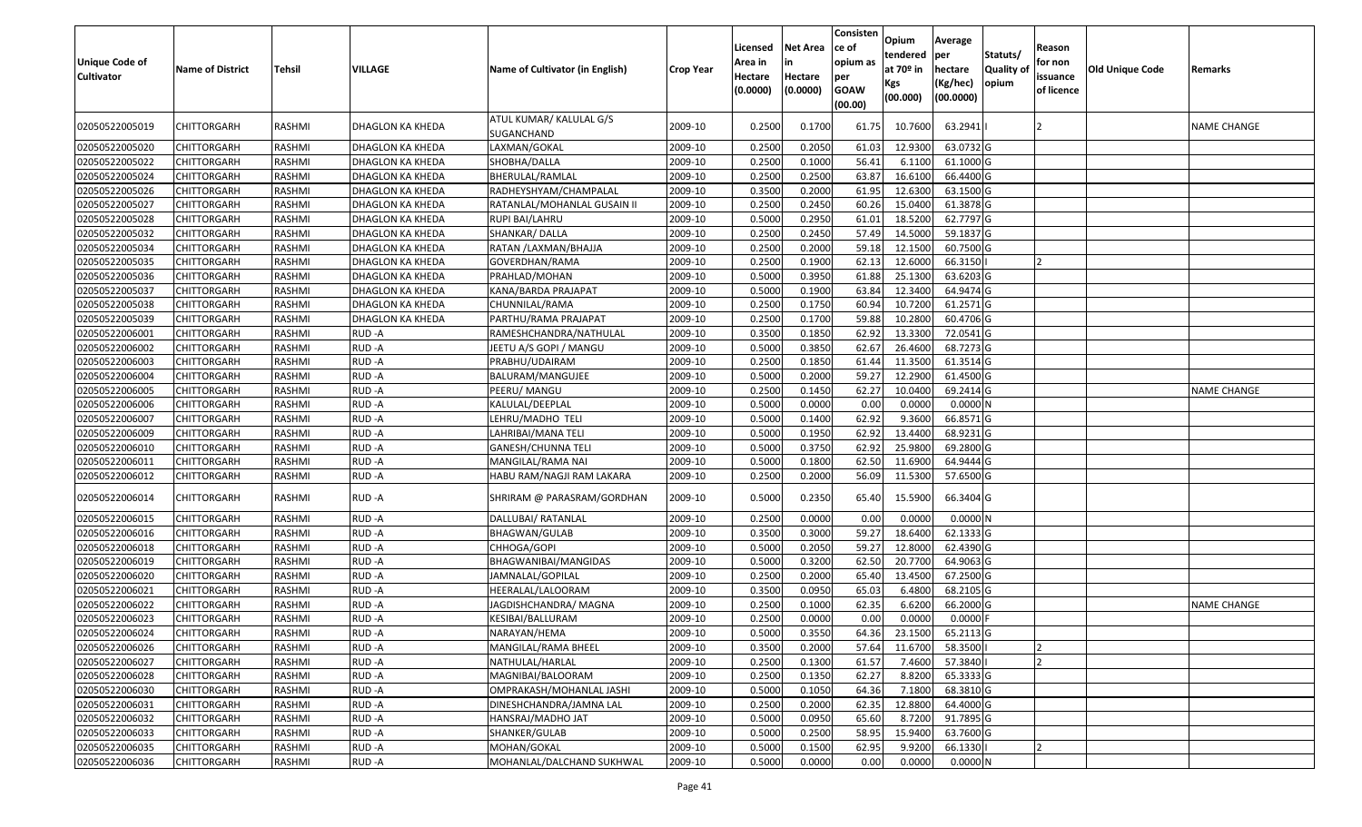| Unique Code of Cultivator | Name of District | Tehsil | VILLAGE | Name of Cultivator (in English) | Crop Year | Licensed Area in Hectare (0.0000) | Net Area in Hectare (0.0000) | Consisten ce of opium as per GOAW (00.00) | Opium tendered at 70º in Kgs (00.000) | Average per hectare (Kg/hec) (00.0000) | Statuts/ Quality of opium | Reason for non issuance of licence | Old Unique Code | Remarks |
|---|---|---|---|---|---|---|---|---|---|---|---|---|---|---|
| 02050522005019 | CHITTORGARH | RASHMI | DHAGLON KA KHEDA | ATUL KUMAR/ KALULAL G/S SUGANCHAND | 2009-10 | 0.2500 | 0.1700 | 61.75 | 10.7600 | 63.2941 | I | 2 | | NAME CHANGE |
| 02050522005020 | CHITTORGARH | RASHMI | DHAGLON KA KHEDA | LAXMAN/GOKAL | 2009-10 | 0.2500 | 0.2050 | 61.03 | 12.9300 | 63.0732 | G | | | |
| 02050522005022 | CHITTORGARH | RASHMI | DHAGLON KA KHEDA | SHOBHA/DALLA | 2009-10 | 0.2500 | 0.1000 | 56.41 | 6.1100 | 61.1000 | G | | | |
| 02050522005024 | CHITTORGARH | RASHMI | DHAGLON KA KHEDA | BHERULAL/RAMLAL | 2009-10 | 0.2500 | 0.2500 | 63.87 | 16.6100 | 66.4400 | G | | | |
| 02050522005026 | CHITTORGARH | RASHMI | DHAGLON KA KHEDA | RADHEYSHYAM/CHAMPALAL | 2009-10 | 0.3500 | 0.2000 | 61.95 | 12.6300 | 63.1500 | G | | | |
| 02050522005027 | CHITTORGARH | RASHMI | DHAGLON KA KHEDA | RATANLAL/MOHANLAL GUSAIN II | 2009-10 | 0.2500 | 0.2450 | 60.26 | 15.0400 | 61.3878 | G | | | |
| 02050522005028 | CHITTORGARH | RASHMI | DHAGLON KA KHEDA | RUPI BAI/LAHRU | 2009-10 | 0.5000 | 0.2950 | 61.01 | 18.5200 | 62.7797 | G | | | |
| 02050522005032 | CHITTORGARH | RASHMI | DHAGLON KA KHEDA | SHANKAR/ DALLA | 2009-10 | 0.2500 | 0.2450 | 57.49 | 14.5000 | 59.1837 | G | | | |
| 02050522005034 | CHITTORGARH | RASHMI | DHAGLON KA KHEDA | RATAN /LAXMAN/BHAJJA | 2009-10 | 0.2500 | 0.2000 | 59.18 | 12.1500 | 60.7500 | G | | | |
| 02050522005035 | CHITTORGARH | RASHMI | DHAGLON KA KHEDA | GOVERDHAN/RAMA | 2009-10 | 0.2500 | 0.1900 | 62.13 | 12.6000 | 66.3150 | I | 2 | | |
| 02050522005036 | CHITTORGARH | RASHMI | DHAGLON KA KHEDA | PRAHLAD/MOHAN | 2009-10 | 0.5000 | 0.3950 | 61.88 | 25.1300 | 63.6203 | G | | | |
| 02050522005037 | CHITTORGARH | RASHMI | DHAGLON KA KHEDA | KANA/BARDA PRAJAPAT | 2009-10 | 0.5000 | 0.1900 | 63.84 | 12.3400 | 64.9474 | G | | | |
| 02050522005038 | CHITTORGARH | RASHMI | DHAGLON KA KHEDA | CHUNNILAL/RAMA | 2009-10 | 0.2500 | 0.1750 | 60.94 | 10.7200 | 61.2571 | G | | | |
| 02050522005039 | CHITTORGARH | RASHMI | DHAGLON KA KHEDA | PARTHU/RAMA PRAJAPAT | 2009-10 | 0.2500 | 0.1700 | 59.88 | 10.2800 | 60.4706 | G | | | |
| 02050522006001 | CHITTORGARH | RASHMI | RUD -A | RAMESHCHANDRA/NATHULAL | 2009-10 | 0.3500 | 0.1850 | 62.92 | 13.3300 | 72.0541 | G | | | |
| 02050522006002 | CHITTORGARH | RASHMI | RUD -A | JEETU A/S GOPI / MANGU | 2009-10 | 0.5000 | 0.3850 | 62.67 | 26.4600 | 68.7273 | G | | | |
| 02050522006003 | CHITTORGARH | RASHMI | RUD -A | PRABHU/UDAIRAM | 2009-10 | 0.2500 | 0.1850 | 61.44 | 11.3500 | 61.3514 | G | | | |
| 02050522006004 | CHITTORGARH | RASHMI | RUD -A | BALURAM/MANGUJEE | 2009-10 | 0.5000 | 0.2000 | 59.27 | 12.2900 | 61.4500 | G | | | |
| 02050522006005 | CHITTORGARH | RASHMI | RUD -A | PEERU/ MANGU | 2009-10 | 0.2500 | 0.1450 | 62.27 | 10.0400 | 69.2414 | G | | | NAME CHANGE |
| 02050522006006 | CHITTORGARH | RASHMI | RUD -A | KALULAL/DEEPLAL | 2009-10 | 0.5000 | 0.0000 | 0.00 | 0.0000 | 0.0000 | N | | | |
| 02050522006007 | CHITTORGARH | RASHMI | RUD -A | LEHRU/MADHO TELI | 2009-10 | 0.5000 | 0.1400 | 62.92 | 9.3600 | 66.8571 | G | | | |
| 02050522006009 | CHITTORGARH | RASHMI | RUD -A | LAHRIBAI/MANA TELI | 2009-10 | 0.5000 | 0.1950 | 62.92 | 13.4400 | 68.9231 | G | | | |
| 02050522006010 | CHITTORGARH | RASHMI | RUD -A | GANESH/CHUNNA TELI | 2009-10 | 0.5000 | 0.3750 | 62.92 | 25.9800 | 69.2800 | G | | | |
| 02050522006011 | CHITTORGARH | RASHMI | RUD -A | MANGILAL/RAMA NAI | 2009-10 | 0.5000 | 0.1800 | 62.50 | 11.6900 | 64.9444 | G | | | |
| 02050522006012 | CHITTORGARH | RASHMI | RUD -A | HABU RAM/NAGJI RAM LAKARA | 2009-10 | 0.2500 | 0.2000 | 56.09 | 11.5300 | 57.6500 | G | | | |
| 02050522006014 | CHITTORGARH | RASHMI | RUD -A | SHRIRAM @ PARASRAM/GORDHAN | 2009-10 | 0.5000 | 0.2350 | 65.40 | 15.5900 | 66.3404 | G | | | |
| 02050522006015 | CHITTORGARH | RASHMI | RUD -A | DALLUBAI/ RATANLAL | 2009-10 | 0.2500 | 0.0000 | 0.00 | 0.0000 | 0.0000 | N | | | |
| 02050522006016 | CHITTORGARH | RASHMI | RUD -A | BHAGWAN/GULAB | 2009-10 | 0.3500 | 0.3000 | 59.27 | 18.6400 | 62.1333 | G | | | |
| 02050522006018 | CHITTORGARH | RASHMI | RUD -A | CHHOGA/GOPI | 2009-10 | 0.5000 | 0.2050 | 59.27 | 12.8000 | 62.4390 | G | | | |
| 02050522006019 | CHITTORGARH | RASHMI | RUD -A | BHAGWANIBAI/MANGIDAS | 2009-10 | 0.5000 | 0.3200 | 62.50 | 20.7700 | 64.9063 | G | | | |
| 02050522006020 | CHITTORGARH | RASHMI | RUD -A | JAMNALAL/GOPILAL | 2009-10 | 0.2500 | 0.2000 | 65.40 | 13.4500 | 67.2500 | G | | | |
| 02050522006021 | CHITTORGARH | RASHMI | RUD -A | HEERALAL/LALOORAM | 2009-10 | 0.3500 | 0.0950 | 65.03 | 6.4800 | 68.2105 | G | | | |
| 02050522006022 | CHITTORGARH | RASHMI | RUD -A | JAGDISHCHANDRA/ MAGNA | 2009-10 | 0.2500 | 0.1000 | 62.35 | 6.6200 | 66.2000 | G | | | NAME CHANGE |
| 02050522006023 | CHITTORGARH | RASHMI | RUD -A | KESIBAI/BALLURAM | 2009-10 | 0.2500 | 0.0000 | 0.00 | 0.0000 | 0.0000 | F | | | |
| 02050522006024 | CHITTORGARH | RASHMI | RUD -A | NARAYAN/HEMA | 2009-10 | 0.5000 | 0.3550 | 64.36 | 23.1500 | 65.2113 | G | | | |
| 02050522006026 | CHITTORGARH | RASHMI | RUD -A | MANGILAL/RAMA BHEEL | 2009-10 | 0.3500 | 0.2000 | 57.64 | 11.6700 | 58.3500 | I | 2 | | |
| 02050522006027 | CHITTORGARH | RASHMI | RUD -A | NATHULAL/HARLAL | 2009-10 | 0.2500 | 0.1300 | 61.57 | 7.4600 | 57.3840 | I | 2 | | |
| 02050522006028 | CHITTORGARH | RASHMI | RUD -A | MAGNIBAI/BALOORAM | 2009-10 | 0.2500 | 0.1350 | 62.27 | 8.8200 | 65.3333 | G | | | |
| 02050522006030 | CHITTORGARH | RASHMI | RUD -A | OMPRAKASH/MOHANLAL JASHI | 2009-10 | 0.5000 | 0.1050 | 64.36 | 7.1800 | 68.3810 | G | | | |
| 02050522006031 | CHITTORGARH | RASHMI | RUD -A | DINESHCHANDRA/JAMNA LAL | 2009-10 | 0.2500 | 0.2000 | 62.35 | 12.8800 | 64.4000 | G | | | |
| 02050522006032 | CHITTORGARH | RASHMI | RUD -A | HANSRAJ/MADHO JAT | 2009-10 | 0.5000 | 0.0950 | 65.60 | 8.7200 | 91.7895 | G | | | |
| 02050522006033 | CHITTORGARH | RASHMI | RUD -A | SHANKER/GULAB | 2009-10 | 0.5000 | 0.2500 | 58.95 | 15.9400 | 63.7600 | G | | | |
| 02050522006035 | CHITTORGARH | RASHMI | RUD -A | MOHAN/GOKAL | 2009-10 | 0.5000 | 0.1500 | 62.95 | 9.9200 | 66.1330 | I | 2 | | |
| 02050522006036 | CHITTORGARH | RASHMI | RUD -A | MOHANLAL/DALCHAND SUKHWAL | 2009-10 | 0.5000 | 0.0000 | 0.00 | 0.0000 | 0.0000 | N | | | |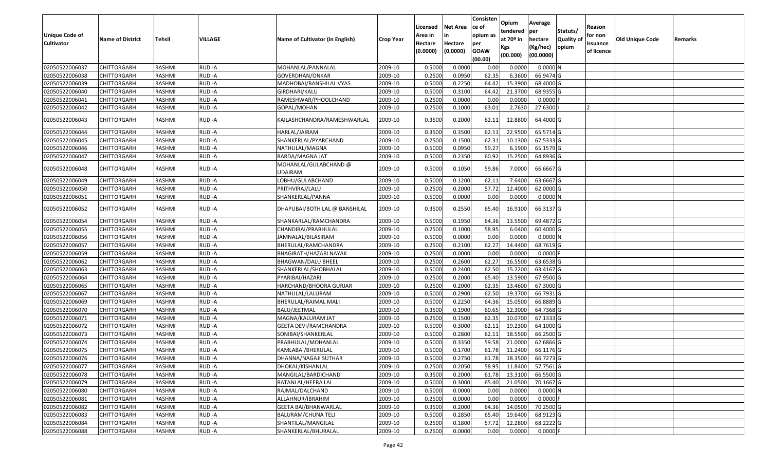| Unique Code of Cultivator | Name of District | Tehsil | VILLAGE | Name of Cultivator (in English) | Crop Year | Licensed Area in Hectare (0.0000) | Net Area in Hectare (0.0000) | Consisten ce of opium as per GOAW (00.00) | Opium tendered at 70º in Kgs (00.000) | Average per hectare (Kg/hec) (00.0000) | Statuts/ Quality of opium | Reason for non issuance of licence | Old Unique Code | Remarks |
|---|---|---|---|---|---|---|---|---|---|---|---|---|---|---|
| 02050522006037 | CHITTORGARH | RASHMI | RUD -A | MOHANLAL/PANNALAL | 2009-10 | 0.5000 | 0.0000 | 0.00 | 0.0000 | 0.0000 | N | | | |
| 02050522006038 | CHITTORGARH | RASHMI | RUD -A | GOVERDHAN/ONKAR | 2009-10 | 0.2500 | 0.0950 | 62.35 | 6.3600 | 66.9474 | G | | | |
| 02050522006039 | CHITTORGARH | RASHMI | RUD -A | MADHOBAI/BANSHILAL VYAS | 2009-10 | 0.5000 | 0.2250 | 64.42 | 15.3900 | 68.4000 | G | | | |
| 02050522006040 | CHITTORGARH | RASHMI | RUD -A | GIRDHARI/KALU | 2009-10 | 0.5000 | 0.3100 | 64.42 | 21.3700 | 68.9355 | G | | | |
| 02050522006041 | CHITTORGARH | RASHMI | RUD -A | RAMESHWAR/PHOOLCHAND | 2009-10 | 0.2500 | 0.0000 | 0.00 | 0.0000 | 0.0000 | F | | | |
| 02050522006042 | CHITTORGARH | RASHMI | RUD -A | GOPAL/MOHAN | 2009-10 | 0.2500 | 0.1000 | 63.01 | 2.7630 | 27.6300 | I | 2 | | |
| 02050522006043 | CHITTORGARH | RASHMI | RUD -A | KAILASHCHANDRA/RAMESHWARLAL | 2009-10 | 0.3500 | 0.2000 | 62.11 | 12.8800 | 64.4000 | G | | | |
| 02050522006044 | CHITTORGARH | RASHMI | RUD -A | HARLAL/JAIRAM | 2009-10 | 0.3500 | 0.3500 | 62.11 | 22.9500 | 65.5714 | G | | | |
| 02050522006045 | CHITTORGARH | RASHMI | RUD -A | SHANKERLAL/PYARCHAND | 2009-10 | 0.2500 | 0.1500 | 62.31 | 10.1300 | 67.5333 | G | | | |
| 02050522006046 | CHITTORGARH | RASHMI | RUD -A | NATHULAL/MAGNA | 2009-10 | 0.5000 | 0.0950 | 59.27 | 6.1900 | 65.1579 | G | | | |
| 02050522006047 | CHITTORGARH | RASHMI | RUD -A | BARDA/MAGNA JAT | 2009-10 | 0.5000 | 0.2350 | 60.92 | 15.2500 | 64.8936 | G | | | |
| 02050522006048 | CHITTORGARH | RASHMI | RUD -A | MOHANLAL/GULABCHAND @ UDAIRAM | 2009-10 | 0.5000 | 0.1050 | 59.86 | 7.0000 | 66.6667 | G | | | |
| 02050522006049 | CHITTORGARH | RASHMI | RUD -A | LOBHU/GULABCHAND | 2009-10 | 0.5000 | 0.1200 | 62.11 | 7.6400 | 63.6667 | G | | | |
| 02050522006050 | CHITTORGARH | RASHMI | RUD -A | PRITHVIRAJ/LALU | 2009-10 | 0.2500 | 0.2000 | 57.72 | 12.4000 | 62.0000 | G | | | |
| 02050522006051 | CHITTORGARH | RASHMI | RUD -A | SHANKERLAL/PANNA | 2009-10 | 0.5000 | 0.0000 | 0.00 | 0.0000 | 0.0000 | N | | | |
| 02050522006052 | CHITTORGARH | RASHMI | RUD -A | DHAPUBAI/BOTH LAL @ BANSHILAL | 2009-10 | 0.3500 | 0.2550 | 65.40 | 16.9100 | 66.3137 | G | | | |
| 02050522006054 | CHITTORGARH | RASHMI | RUD -A | SHANKARLAL/RAMCHANDRA | 2009-10 | 0.5000 | 0.1950 | 64.36 | 13.5500 | 69.4872 | G | | | |
| 02050522006055 | CHITTORGARH | RASHMI | RUD -A | CHANDIBAI/PRABHULAL | 2009-10 | 0.2500 | 0.1000 | 58.95 | 6.0400 | 60.4000 | G | | | |
| 02050522006056 | CHITTORGARH | RASHMI | RUD -A | JAMNALAL/BILASIRAM | 2009-10 | 0.5000 | 0.0000 | 0.00 | 0.0000 | 0.0000 | N | | | |
| 02050522006057 | CHITTORGARH | RASHMI | RUD -A | BHERULAL/RAMCHANDRA | 2009-10 | 0.2500 | 0.2100 | 62.27 | 14.4400 | 68.7619 | G | | | |
| 02050522006059 | CHITTORGARH | RASHMI | RUD -A | BHAGIRATH/HAZARI NAYAK | 2009-10 | 0.2500 | 0.0000 | 0.00 | 0.0000 | 0.0000 | F | | | |
| 02050522006062 | CHITTORGARH | RASHMI | RUD -A | BHAGWAN/DALU BHEEL | 2009-10 | 0.2500 | 0.2600 | 62.27 | 16.5500 | 63.6538 | G | | | |
| 02050522006063 | CHITTORGARH | RASHMI | RUD -A | SHANKERLAL/SHOBHALAL | 2009-10 | 0.5000 | 0.2400 | 62.50 | 15.2200 | 63.4167 | G | | | |
| 02050522006064 | CHITTORGARH | RASHMI | RUD -A | PYARIBAI/HAZARI | 2009-10 | 0.2500 | 0.2000 | 65.40 | 13.5900 | 67.9500 | G | | | |
| 02050522006065 | CHITTORGARH | RASHMI | RUD -A | HARCHAND/BHOORA GURJAR | 2009-10 | 0.2500 | 0.2000 | 62.35 | 13.4600 | 67.3000 | G | | | |
| 02050522006067 | CHITTORGARH | RASHMI | RUD -A | NATHULAL/LALURAM | 2009-10 | 0.5000 | 0.2900 | 62.50 | 19.3700 | 66.7931 | G | | | |
| 02050522006069 | CHITTORGARH | RASHMI | RUD -A | BHERULAL/RAIMAL MALI | 2009-10 | 0.5000 | 0.2250 | 64.36 | 15.0500 | 66.8889 | G | | | |
| 02050522006070 | CHITTORGARH | RASHMI | RUD -A | BALU/JEETMAL | 2009-10 | 0.3500 | 0.1900 | 60.65 | 12.3000 | 64.7368 | G | | | |
| 02050522006071 | CHITTORGARH | RASHMI | RUD -A | MAGNA/KALURAM JAT | 2009-10 | 0.2500 | 0.1500 | 62.35 | 10.0700 | 67.1333 | G | | | |
| 02050522006072 | CHITTORGARH | RASHMI | RUD -A | GEETA DEVI/RAMCHANDRA | 2009-10 | 0.5000 | 0.3000 | 62.11 | 19.2300 | 64.1000 | G | | | |
| 02050522006073 | CHITTORGARH | RASHMI | RUD -A | SONIBAI/SHANKERLAL | 2009-10 | 0.5000 | 0.2800 | 62.11 | 18.5500 | 66.2500 | G | | | |
| 02050522006074 | CHITTORGARH | RASHMI | RUD -A | PRABHULAL/MOHANLAL | 2009-10 | 0.5000 | 0.3350 | 59.58 | 21.0000 | 62.6866 | G | | | |
| 02050522006075 | CHITTORGARH | RASHMI | RUD -A | KAMLABAI/BHERULAL | 2009-10 | 0.5000 | 0.1700 | 61.78 | 11.2400 | 66.1176 | G | | | |
| 02050522006076 | CHITTORGARH | RASHMI | RUD -A | DHANNA/NAGAJI SUTHAR | 2009-10 | 0.5000 | 0.2750 | 61.78 | 18.3500 | 66.7273 | G | | | |
| 02050522006077 | CHITTORGARH | RASHMI | RUD -A | DHOKAL/KISHANLAL | 2009-10 | 0.2500 | 0.2050 | 58.95 | 11.8400 | 57.7561 | G | | | |
| 02050522006078 | CHITTORGARH | RASHMI | RUD -A | MANGILAL/BARDICHAND | 2009-10 | 0.3500 | 0.2000 | 61.78 | 13.3100 | 66.5500 | G | | | |
| 02050522006079 | CHITTORGARH | RASHMI | RUD -A | RATANLAL/HEERA LAL | 2009-10 | 0.5000 | 0.3000 | 65.40 | 21.0500 | 70.1667 | G | | | |
| 02050522006080 | CHITTORGARH | RASHMI | RUD -A | RAJMAL/DALCHAND | 2009-10 | 0.5000 | 0.0000 | 0.00 | 0.0000 | 0.0000 | N | | | |
| 02050522006081 | CHITTORGARH | RASHMI | RUD -A | ALLAHNUR/IBRAHIM | 2009-10 | 0.2500 | 0.0000 | 0.00 | 0.0000 | 0.0000 | F | | | |
| 02050522006082 | CHITTORGARH | RASHMI | RUD -A | GEETA BAI/BHANWARLAL | 2009-10 | 0.3500 | 0.2000 | 64.36 | 14.0500 | 70.2500 | G | | | |
| 02050522006083 | CHITTORGARH | RASHMI | RUD -A | BALURAM/CHUNA TELI | 2009-10 | 0.5000 | 0.2850 | 65.40 | 19.6400 | 68.9123 | G | | | |
| 02050522006084 | CHITTORGARH | RASHMI | RUD -A | SHANTILAL/MANGILAL | 2009-10 | 0.2500 | 0.1800 | 57.72 | 12.2800 | 68.2222 | G | | | |
| 02050522006088 | CHITTORGARH | RASHMI | RUD -A | SHANKERLAL/BHURALAL | 2009-10 | 0.2500 | 0.0000 | 0.00 | 0.0000 | 0.0000 | F | | | |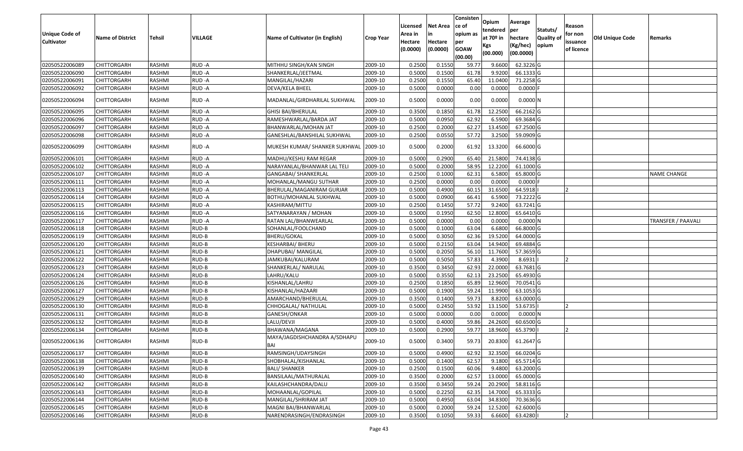| Unique Code of Cultivator | Name of District | Tehsil | VILLAGE | Name of Cultivator (in English) | Crop Year | Licensed Area in Hectare (0.0000) | Net Area in Hectare (0.0000) | Consistence of opium as per GOAW (00.00) | Opium tendered at 70º in Kgs (00.000) | Average per hectare (Kg/hec) (00.0000) | Statuts/ Quality of opium | Reason for non issuance of licence | Old Unique Code | Remarks |
|---|---|---|---|---|---|---|---|---|---|---|---|---|---|---|
| 02050522006089 | CHITTORGARH | RASHMI | RUD -A | MITHHU SINGH/KAN SINGH | 2009-10 | 0.2500 | 0.1550 | 59.77 | 9.6600 | 62.3226 | G | | | |
| 02050522006090 | CHITTORGARH | RASHMI | RUD -A | SHANKERLAL/JEETMAL | 2009-10 | 0.5000 | 0.1500 | 61.78 | 9.9200 | 66.1333 | G | | | |
| 02050522006091 | CHITTORGARH | RASHMI | RUD -A | MANGILAL/HAZARI | 2009-10 | 0.2500 | 0.1550 | 65.40 | 11.0400 | 71.2258 | G | | | |
| 02050522006092 | CHITTORGARH | RASHMI | RUD -A | DEVA/KELA BHEEL | 2009-10 | 0.5000 | 0.0000 | 0.00 | 0.0000 | 0.0000 | F | | | |
| 02050522006094 | CHITTORGARH | RASHMI | RUD -A | MADANLAL/GIRDHARILAL SUKHWAL | 2009-10 | 0.5000 | 0.0000 | 0.00 | 0.0000 | 0.0000 | N | | | |
| 02050522006095 | CHITTORGARH | RASHMI | RUD -A | GHISI BAI/BHERULAL | 2009-10 | 0.3500 | 0.1850 | 61.78 | 12.2500 | 66.2162 | G | | | |
| 02050522006096 | CHITTORGARH | RASHMI | RUD -A | RAMESHWARLAL/BARDA JAT | 2009-10 | 0.5000 | 0.0950 | 62.92 | 6.5900 | 69.3684 | G | | | |
| 02050522006097 | CHITTORGARH | RASHMI | RUD -A | BHANWARLAL/MOHAN JAT | 2009-10 | 0.2500 | 0.2000 | 62.27 | 13.4500 | 67.2500 | G | | | |
| 02050522006098 | CHITTORGARH | RASHMI | RUD -A | GANESHLAL/BANSHILAL SUKHWAL | 2009-10 | 0.2500 | 0.0550 | 57.72 | 3.2500 | 59.0909 | G | | | |
| 02050522006099 | CHITTORGARH | RASHMI | RUD -A | MUKESH KUMAR/ SHANKER SUKHWAL | 2009-10 | 0.5000 | 0.2000 | 61.92 | 13.3200 | 66.6000 | G | | | |
| 02050522006101 | CHITTORGARH | RASHMI | RUD -A | MADHU/KESHU RAM REGAR | 2009-10 | 0.5000 | 0.2900 | 65.40 | 21.5800 | 74.4138 | G | | | |
| 02050522006102 | CHITTORGARH | RASHMI | RUD -A | NARAYANLAL/BHANWAR LAL TELI | 2009-10 | 0.5000 | 0.2000 | 58.95 | 12.2200 | 61.1000 | G | | | |
| 02050522006107 | CHITTORGARH | RASHMI | RUD -A | GANGABAI/ SHANKERLAL | 2009-10 | 0.2500 | 0.1000 | 62.31 | 6.5800 | 65.8000 | G | | | NAME CHANGE |
| 02050522006111 | CHITTORGARH | RASHMI | RUD -A | MOHANLAL/MANGU SUTHAR | 2009-10 | 0.2500 | 0.0000 | 0.00 | 0.0000 | 0.0000 | F | | | |
| 02050522006113 | CHITTORGARH | RASHMI | RUD -A | BHERULAL/MAGANIRAM GURJAR | 2009-10 | 0.5000 | 0.4900 | 60.15 | 31.6500 | 64.5918 | I | 2 | | |
| 02050522006114 | CHITTORGARH | RASHMI | RUD -A | BOTHU/MOHANLAL SUKHWAL | 2009-10 | 0.5000 | 0.0900 | 66.41 | 6.5900 | 73.2222 | G | | | |
| 02050522006115 | CHITTORGARH | RASHMI | RUD -A | KASHIRAM/MITTU | 2009-10 | 0.2500 | 0.1450 | 57.72 | 9.2400 | 63.7241 | G | | | |
| 02050522006116 | CHITTORGARH | RASHMI | RUD -A | SATYANARAYAN / MOHAN | 2009-10 | 0.5000 | 0.1950 | 62.50 | 12.8000 | 65.6410 | G | | | |
| 02050522006117 | CHITTORGARH | RASHMI | RUD -A | RATAN LAL/BHANWEARLAL | 2009-10 | 0.5000 | 0.0000 | 0.00 | 0.0000 | 0.0000 | N | | | TRANSFER / PAAVALI |
| 02050522006118 | CHITTORGARH | RASHMI | RUD-B | SOHANLAL/FOOLCHAND | 2009-10 | 0.5000 | 0.1000 | 63.04 | 6.6800 | 66.8000 | G | | | |
| 02050522006119 | CHITTORGARH | RASHMI | RUD-B | BHERU/GOKAL | 2009-10 | 0.5000 | 0.3050 | 62.36 | 19.5200 | 64.0000 | G | | | |
| 02050522006120 | CHITTORGARH | RASHMI | RUD-B | KESHARBAI/ BHERU | 2009-10 | 0.5000 | 0.2150 | 63.04 | 14.9400 | 69.4884 | G | | | |
| 02050522006121 | CHITTORGARH | RASHMI | RUD-B | DHAPUBAI/ MANGILAL | 2009-10 | 0.5000 | 0.2050 | 56.10 | 11.7600 | 57.3659 | G | | | |
| 02050522006122 | CHITTORGARH | RASHMI | RUD-B | JAMKUBAI/KALURAM | 2009-10 | 0.5000 | 0.5050 | 57.83 | 4.3900 | 8.6931 | I | 2 | | |
| 02050522006123 | CHITTORGARH | RASHMI | RUD-B | SHANKERLAL/ NARULAL | 2009-10 | 0.3500 | 0.3450 | 62.93 | 22.0000 | 63.7681 | G | | | |
| 02050522006124 | CHITTORGARH | RASHMI | RUD-B | LAHRU/KALU | 2009-10 | 0.5000 | 0.3550 | 62.13 | 23.2500 | 65.4930 | G | | | |
| 02050522006126 | CHITTORGARH | RASHMI | RUD-B | KISHANLAL/LAHRU | 2009-10 | 0.2500 | 0.1850 | 65.89 | 12.9600 | 70.0541 | G | | | |
| 02050522006127 | CHITTORGARH | RASHMI | RUD-B | KISHANLAL/HAZAARI | 2009-10 | 0.5000 | 0.1900 | 59.24 | 11.9900 | 63.1053 | G | | | |
| 02050522006129 | CHITTORGARH | RASHMI | RUD-B | AMARCHAND/BHERULAL | 2009-10 | 0.3500 | 0.1400 | 59.73 | 8.8200 | 63.0000 | G | | | |
| 02050522006130 | CHITTORGARH | RASHMI | RUD-B | CHHOGALAL/ NATHULAL | 2009-10 | 0.5000 | 0.2450 | 53.92 | 13.1500 | 53.6735 | I | 2 | | |
| 02050522006131 | CHITTORGARH | RASHMI | RUD-B | GANESH/ONKAR | 2009-10 | 0.5000 | 0.0000 | 0.00 | 0.0000 | 0.0000 | N | | | |
| 02050522006132 | CHITTORGARH | RASHMI | RUD-B | LALU/DEVJI | 2009-10 | 0.5000 | 0.4000 | 59.86 | 24.2600 | 60.6500 | G | | | |
| 02050522006134 | CHITTORGARH | RASHMI | RUD-B | BHAWANA/MAGANA | 2009-10 | 0.5000 | 0.2900 | 59.77 | 18.9600 | 65.3790 | I | 2 | | |
| 02050522006136 | CHITTORGARH | RASHMI | RUD-B | MAYA/JAGDISHCHANDRA A/SDHAPU BAI | 2009-10 | 0.5000 | 0.3400 | 59.73 | 20.8300 | 61.2647 | G | | | |
| 02050522006137 | CHITTORGARH | RASHMI | RUD-B | RAMSINGH/UDAYSINGH | 2009-10 | 0.5000 | 0.4900 | 62.92 | 32.3500 | 66.0204 | G | | | |
| 02050522006138 | CHITTORGARH | RASHMI | RUD-B | SHOBHALAL/KISHANLAL | 2009-10 | 0.5000 | 0.1400 | 62.57 | 9.1800 | 65.5714 | G | | | |
| 02050522006139 | CHITTORGARH | RASHMI | RUD-B | BALI/ SHANKER | 2009-10 | 0.2500 | 0.1500 | 60.06 | 9.4800 | 63.2000 | G | | | |
| 02050522006140 | CHITTORGARH | RASHMI | RUD-B | BANSILAAL/MATHURALAL | 2009-10 | 0.3500 | 0.2000 | 62.57 | 13.0000 | 65.0000 | G | | | |
| 02050522006142 | CHITTORGARH | RASHMI | RUD-B | KAILASHCHANDRA/DALU | 2009-10 | 0.3500 | 0.3450 | 59.24 | 20.2900 | 58.8116 | G | | | |
| 02050522006143 | CHITTORGARH | RASHMI | RUD-B | MOHAANLAL/GOPILAL | 2009-10 | 0.5000 | 0.2250 | 62.35 | 14.7000 | 65.3333 | G | | | |
| 02050522006144 | CHITTORGARH | RASHMI | RUD-B | MANGILAL/SHRIRAM JAT | 2009-10 | 0.5000 | 0.4950 | 63.04 | 34.8300 | 70.3636 | G | | | |
| 02050522006145 | CHITTORGARH | RASHMI | RUD-B | MAGNI BAI/BHANWARLAL | 2009-10 | 0.5000 | 0.2000 | 59.24 | 12.5200 | 62.6000 | G | | | |
| 02050522006146 | CHITTORGARH | RASHMI | RUD-B | NARENDRASINGH/ENDRASINGH | 2009-10 | 0.3500 | 0.1050 | 59.33 | 6.6600 | 63.4280 | I | 2 | | |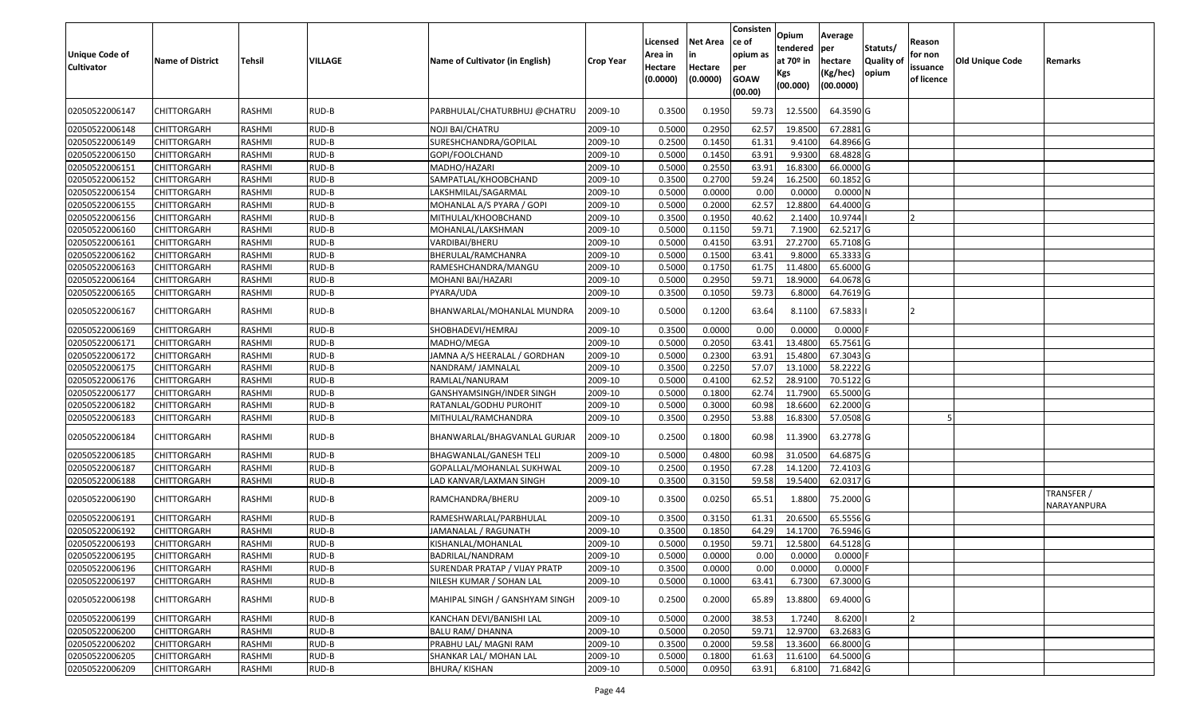| Unique Code of Cultivator | Name of District | Tehsil | VILLAGE | Name of Cultivator (in English) | Crop Year | Licensed Area in Hectare (0.0000) | Net Area in Hectare (0.0000) | Consistence of opium as per GOAW (00.00) | Opium tendered at 70º in Kgs (00.000) | Average per hectare (Kg/hec) (00.0000) | Statuts/ Quality of opium | Reason for non issuance of licence | Old Unique Code | Remarks |
|---|---|---|---|---|---|---|---|---|---|---|---|---|---|---|
| 02050522006147 | CHITTORGARH | RASHMI | RUD-B | PARBHULAL/CHATURBHUJ @CHATRU | 2009-10 | 0.3500 | 0.1950 | 59.73 | 12.5500 | 64.3590 | G | | | |
| 02050522006148 | CHITTORGARH | RASHMI | RUD-B | NOJI BAI/CHATRU | 2009-10 | 0.5000 | 0.2950 | 62.57 | 19.8500 | 67.2881 | G | | | |
| 02050522006149 | CHITTORGARH | RASHMI | RUD-B | SURESHCHANDRA/GOPILAL | 2009-10 | 0.2500 | 0.1450 | 61.31 | 9.4100 | 64.8966 | G | | | |
| 02050522006150 | CHITTORGARH | RASHMI | RUD-B | GOPI/FOOLCHAND | 2009-10 | 0.5000 | 0.1450 | 63.91 | 9.9300 | 68.4828 | G | | | |
| 02050522006151 | CHITTORGARH | RASHMI | RUD-B | MADHO/HAZARI | 2009-10 | 0.5000 | 0.2550 | 63.91 | 16.8300 | 66.0000 | G | | | |
| 02050522006152 | CHITTORGARH | RASHMI | RUD-B | SAMPATLAL/KHOOBCHAND | 2009-10 | 0.3500 | 0.2700 | 59.24 | 16.2500 | 60.1852 | G | | | |
| 02050522006154 | CHITTORGARH | RASHMI | RUD-B | LAKSHMILAL/SAGARMAL | 2009-10 | 0.5000 | 0.0000 | 0.00 | 0.0000 | 0.0000 | N | | | |
| 02050522006155 | CHITTORGARH | RASHMI | RUD-B | MOHANLAL A/S PYARA / GOPI | 2009-10 | 0.5000 | 0.2000 | 62.57 | 12.8800 | 64.4000 | G | | | |
| 02050522006156 | CHITTORGARH | RASHMI | RUD-B | MITHULAL/KHOOBCHAND | 2009-10 | 0.3500 | 0.1950 | 40.62 | 2.1400 | 10.9744 | I | 2 | | |
| 02050522006160 | CHITTORGARH | RASHMI | RUD-B | MOHANLAL/LAKSHMAN | 2009-10 | 0.5000 | 0.1150 | 59.71 | 7.1900 | 62.5217 | G | | | |
| 02050522006161 | CHITTORGARH | RASHMI | RUD-B | VARDIBAI/BHERU | 2009-10 | 0.5000 | 0.4150 | 63.91 | 27.2700 | 65.7108 | G | | | |
| 02050522006162 | CHITTORGARH | RASHMI | RUD-B | BHERULAL/RAMCHANRA | 2009-10 | 0.5000 | 0.1500 | 63.41 | 9.8000 | 65.3333 | G | | | |
| 02050522006163 | CHITTORGARH | RASHMI | RUD-B | RAMESHCHANDRA/MANGU | 2009-10 | 0.5000 | 0.1750 | 61.75 | 11.4800 | 65.6000 | G | | | |
| 02050522006164 | CHITTORGARH | RASHMI | RUD-B | MOHANI BAI/HAZARI | 2009-10 | 0.5000 | 0.2950 | 59.71 | 18.9000 | 64.0678 | G | | | |
| 02050522006165 | CHITTORGARH | RASHMI | RUD-B | PYARA/UDA | 2009-10 | 0.3500 | 0.1050 | 59.73 | 6.8000 | 64.7619 | G | | | |
| 02050522006167 | CHITTORGARH | RASHMI | RUD-B | BHANWARLAL/MOHANLAL MUNDRA | 2009-10 | 0.5000 | 0.1200 | 63.64 | 8.1100 | 67.5833 | I | 2 | | |
| 02050522006169 | CHITTORGARH | RASHMI | RUD-B | SHOBHADEVI/HEMRAJ | 2009-10 | 0.3500 | 0.0000 | 0.00 | 0.0000 | 0.0000 | F | | | |
| 02050522006171 | CHITTORGARH | RASHMI | RUD-B | MADHO/MEGA | 2009-10 | 0.5000 | 0.2050 | 63.41 | 13.4800 | 65.7561 | G | | | |
| 02050522006172 | CHITTORGARH | RASHMI | RUD-B | JAMNA A/S HEERALAL / GORDHAN | 2009-10 | 0.5000 | 0.2300 | 63.91 | 15.4800 | 67.3043 | G | | | |
| 02050522006175 | CHITTORGARH | RASHMI | RUD-B | NANDRAM/ JAMNALAL | 2009-10 | 0.3500 | 0.2250 | 57.07 | 13.1000 | 58.2222 | G | | | |
| 02050522006176 | CHITTORGARH | RASHMI | RUD-B | RAMLAL/NANURAM | 2009-10 | 0.5000 | 0.4100 | 62.52 | 28.9100 | 70.5122 | G | | | |
| 02050522006177 | CHITTORGARH | RASHMI | RUD-B | GANSHYAMSINGH/INDER SINGH | 2009-10 | 0.5000 | 0.1800 | 62.74 | 11.7900 | 65.5000 | G | | | |
| 02050522006182 | CHITTORGARH | RASHMI | RUD-B | RATANLAL/GODHU PUROHIT | 2009-10 | 0.5000 | 0.3000 | 60.98 | 18.6600 | 62.2000 | G | | | |
| 02050522006183 | CHITTORGARH | RASHMI | RUD-B | MITHULAL/RAMCHANDRA | 2009-10 | 0.3500 | 0.2950 | 53.88 | 16.8300 | 57.0508 | G | 5 | | |
| 02050522006184 | CHITTORGARH | RASHMI | RUD-B | BHANWARLAL/BHAGVANLAL GURJAR | 2009-10 | 0.2500 | 0.1800 | 60.98 | 11.3900 | 63.2778 | G | | | |
| 02050522006185 | CHITTORGARH | RASHMI | RUD-B | BHAGWANLAL/GANESH TELI | 2009-10 | 0.5000 | 0.4800 | 60.98 | 31.0500 | 64.6875 | G | | | |
| 02050522006187 | CHITTORGARH | RASHMI | RUD-B | GOPALLAL/MOHANLAL SUKHWAL | 2009-10 | 0.2500 | 0.1950 | 67.28 | 14.1200 | 72.4103 | G | | | |
| 02050522006188 | CHITTORGARH | RASHMI | RUD-B | LAD KANVAR/LAXMAN SINGH | 2009-10 | 0.3500 | 0.3150 | 59.58 | 19.5400 | 62.0317 | G | | | |
| 02050522006190 | CHITTORGARH | RASHMI | RUD-B | RAMCHANDRA/BHERU | 2009-10 | 0.3500 | 0.0250 | 65.51 | 1.8800 | 75.2000 | G | | | TRANSFER / NARAYANPURA |
| 02050522006191 | CHITTORGARH | RASHMI | RUD-B | RAMESHWARLAL/PARBHULAL | 2009-10 | 0.3500 | 0.3150 | 61.31 | 20.6500 | 65.5556 | G | | | |
| 02050522006192 | CHITTORGARH | RASHMI | RUD-B | JAMANALAL / RAGUNATH | 2009-10 | 0.3500 | 0.1850 | 64.29 | 14.1700 | 76.5946 | G | | | |
| 02050522006193 | CHITTORGARH | RASHMI | RUD-B | KISHANLAL/MOHANLAL | 2009-10 | 0.5000 | 0.1950 | 59.71 | 12.5800 | 64.5128 | G | | | |
| 02050522006195 | CHITTORGARH | RASHMI | RUD-B | BADRILAL/NANDRAM | 2009-10 | 0.5000 | 0.0000 | 0.00 | 0.0000 | 0.0000 | F | | | |
| 02050522006196 | CHITTORGARH | RASHMI | RUD-B | SURENDAR PRATAP / VIJAY PRATP | 2009-10 | 0.3500 | 0.0000 | 0.00 | 0.0000 | 0.0000 | F | | | |
| 02050522006197 | CHITTORGARH | RASHMI | RUD-B | NILESH KUMAR / SOHAN LAL | 2009-10 | 0.5000 | 0.1000 | 63.41 | 6.7300 | 67.3000 | G | | | |
| 02050522006198 | CHITTORGARH | RASHMI | RUD-B | MAHIPAL SINGH / GANSHYAM SINGH | 2009-10 | 0.2500 | 0.2000 | 65.89 | 13.8800 | 69.4000 | G | | | |
| 02050522006199 | CHITTORGARH | RASHMI | RUD-B | KANCHAN DEVI/BANISHI LAL | 2009-10 | 0.5000 | 0.2000 | 38.53 | 1.7240 | 8.6200 | I | 2 | | |
| 02050522006200 | CHITTORGARH | RASHMI | RUD-B | BALU RAM/ DHANNA | 2009-10 | 0.5000 | 0.2050 | 59.71 | 12.9700 | 63.2683 | G | | | |
| 02050522006202 | CHITTORGARH | RASHMI | RUD-B | PRABHU LAL/ MAGNI RAM | 2009-10 | 0.3500 | 0.2000 | 59.58 | 13.3600 | 66.8000 | G | | | |
| 02050522006205 | CHITTORGARH | RASHMI | RUD-B | SHANKAR LAL/ MOHAN LAL | 2009-10 | 0.5000 | 0.1800 | 61.63 | 11.6100 | 64.5000 | G | | | |
| 02050522006209 | CHITTORGARH | RASHMI | RUD-B | BHURA/ KISHAN | 2009-10 | 0.5000 | 0.0950 | 63.91 | 6.8100 | 71.6842 | G | | | |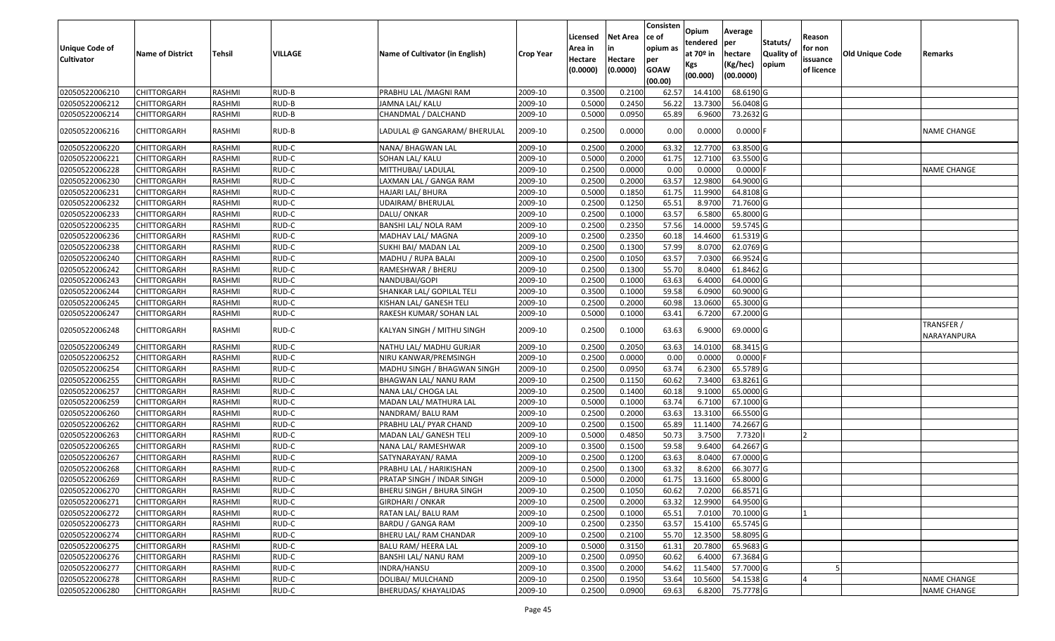| Unique Code of Cultivator | Name of District | Tehsil | VILLAGE | Name of Cultivator (in English) | Crop Year | Licensed Area in Hectare (0.0000) | Net Area in Hectare (0.0000) | Consistence of opium as per GOAW (00.00) | Opium tendered at 70º in Kgs (00.000) | Average per hectare (Kg/hec) (00.0000) | Statuts/ Quality of opium | Reason for non issuance of licence | Old Unique Code | Remarks |
|---|---|---|---|---|---|---|---|---|---|---|---|---|---|---|
| 02050522006210 | CHITTORGARH | RASHMI | RUD-B | PRABHU LAL /MAGNI RAM | 2009-10 | 0.3500 | 0.2100 | 62.57 | 14.4100 | 68.6190 | G | | | |
| 02050522006212 | CHITTORGARH | RASHMI | RUD-B | JAMNA LAL/ KALU | 2009-10 | 0.5000 | 0.2450 | 56.22 | 13.7300 | 56.0408 | G | | | |
| 02050522006214 | CHITTORGARH | RASHMI | RUD-B | CHANDMAL / DALCHAND | 2009-10 | 0.5000 | 0.0950 | 65.89 | 6.9600 | 73.2632 | G | | | |
| 02050522006216 | CHITTORGARH | RASHMI | RUD-B | LADULAL @ GANGARAM/ BHERULAL | 2009-10 | 0.2500 | 0.0000 | 0.00 | 0.0000 | 0.0000 | F | | | NAME CHANGE |
| 02050522006220 | CHITTORGARH | RASHMI | RUD-C | NANA/ BHAGWAN LAL | 2009-10 | 0.2500 | 0.2000 | 63.32 | 12.7700 | 63.8500 | G | | | |
| 02050522006221 | CHITTORGARH | RASHMI | RUD-C | SOHAN LAL/ KALU | 2009-10 | 0.5000 | 0.2000 | 61.75 | 12.7100 | 63.5500 | G | | | |
| 02050522006228 | CHITTORGARH | RASHMI | RUD-C | MITTHUBAI/ LADULAL | 2009-10 | 0.2500 | 0.0000 | 0.00 | 0.0000 | 0.0000 | F | | | NAME CHANGE |
| 02050522006230 | CHITTORGARH | RASHMI | RUD-C | LAXMAN LAL / GANGA RAM | 2009-10 | 0.2500 | 0.2000 | 63.57 | 12.9800 | 64.9000 | G | | | |
| 02050522006231 | CHITTORGARH | RASHMI | RUD-C | HAJARI LAL/ BHURA | 2009-10 | 0.5000 | 0.1850 | 61.75 | 11.9900 | 64.8108 | G | | | |
| 02050522006232 | CHITTORGARH | RASHMI | RUD-C | UDAIRAM/ BHERULAL | 2009-10 | 0.2500 | 0.1250 | 65.51 | 8.9700 | 71.7600 | G | | | |
| 02050522006233 | CHITTORGARH | RASHMI | RUD-C | DALU/ ONKAR | 2009-10 | 0.2500 | 0.1000 | 63.57 | 6.5800 | 65.8000 | G | | | |
| 02050522006235 | CHITTORGARH | RASHMI | RUD-C | BANSHI LAL/ NOLA RAM | 2009-10 | 0.2500 | 0.2350 | 57.56 | 14.0000 | 59.5745 | G | | | |
| 02050522006236 | CHITTORGARH | RASHMI | RUD-C | MADHAV LAL/ MAGNA | 2009-10 | 0.2500 | 0.2350 | 60.18 | 14.4600 | 61.5319 | G | | | |
| 02050522006238 | CHITTORGARH | RASHMI | RUD-C | SUKHI BAI/ MADAN LAL | 2009-10 | 0.2500 | 0.1300 | 57.99 | 8.0700 | 62.0769 | G | | | |
| 02050522006240 | CHITTORGARH | RASHMI | RUD-C | MADHU / RUPA BALAI | 2009-10 | 0.2500 | 0.1050 | 63.57 | 7.0300 | 66.9524 | G | | | |
| 02050522006242 | CHITTORGARH | RASHMI | RUD-C | RAMESHWAR / BHERU | 2009-10 | 0.2500 | 0.1300 | 55.70 | 8.0400 | 61.8462 | G | | | |
| 02050522006243 | CHITTORGARH | RASHMI | RUD-C | NANDUBAI/GOPI | 2009-10 | 0.2500 | 0.1000 | 63.63 | 6.4000 | 64.0000 | G | | | |
| 02050522006244 | CHITTORGARH | RASHMI | RUD-C | SHANKAR LAL/ GOPILAL TELI | 2009-10 | 0.3500 | 0.1000 | 59.58 | 6.0900 | 60.9000 | G | | | |
| 02050522006245 | CHITTORGARH | RASHMI | RUD-C | KISHAN LAL/ GANESH TELI | 2009-10 | 0.2500 | 0.2000 | 60.98 | 13.0600 | 65.3000 | G | | | |
| 02050522006247 | CHITTORGARH | RASHMI | RUD-C | RAKESH KUMAR/ SOHAN LAL | 2009-10 | 0.5000 | 0.1000 | 63.41 | 6.7200 | 67.2000 | G | | | |
| 02050522006248 | CHITTORGARH | RASHMI | RUD-C | KALYAN SINGH / MITHU SINGH | 2009-10 | 0.2500 | 0.1000 | 63.63 | 6.9000 | 69.0000 | G | | | TRANSFER / NARAYANPURA |
| 02050522006249 | CHITTORGARH | RASHMI | RUD-C | NATHU LAL/ MADHU GURJAR | 2009-10 | 0.2500 | 0.2050 | 63.63 | 14.0100 | 68.3415 | G | | | |
| 02050522006252 | CHITTORGARH | RASHMI | RUD-C | NIRU KANWAR/PREMSINGH | 2009-10 | 0.2500 | 0.0000 | 0.00 | 0.0000 | 0.0000 | F | | | |
| 02050522006254 | CHITTORGARH | RASHMI | RUD-C | MADHU SINGH / BHAGWAN SINGH | 2009-10 | 0.2500 | 0.0950 | 63.74 | 6.2300 | 65.5789 | G | | | |
| 02050522006255 | CHITTORGARH | RASHMI | RUD-C | BHAGWAN LAL/ NANU RAM | 2009-10 | 0.2500 | 0.1150 | 60.62 | 7.3400 | 63.8261 | G | | | |
| 02050522006257 | CHITTORGARH | RASHMI | RUD-C | NANA LAL/ CHOGA LAL | 2009-10 | 0.2500 | 0.1400 | 60.18 | 9.1000 | 65.0000 | G | | | |
| 02050522006259 | CHITTORGARH | RASHMI | RUD-C | MADAN LAL/ MATHURA LAL | 2009-10 | 0.5000 | 0.1000 | 63.74 | 6.7100 | 67.1000 | G | | | |
| 02050522006260 | CHITTORGARH | RASHMI | RUD-C | NANDRAM/ BALU RAM | 2009-10 | 0.2500 | 0.2000 | 63.63 | 13.3100 | 66.5500 | G | | | |
| 02050522006262 | CHITTORGARH | RASHMI | RUD-C | PRABHU LAL/ PYAR CHAND | 2009-10 | 0.2500 | 0.1500 | 65.89 | 11.1400 | 74.2667 | G | | | |
| 02050522006263 | CHITTORGARH | RASHMI | RUD-C | MADAN LAL/ GANESH TELI | 2009-10 | 0.5000 | 0.4850 | 50.73 | 3.7500 | 7.7320 | I | 2 | | |
| 02050522006265 | CHITTORGARH | RASHMI | RUD-C | NANA LAL/ RAMESHWAR | 2009-10 | 0.3500 | 0.1500 | 59.58 | 9.6400 | 64.2667 | G | | | |
| 02050522006267 | CHITTORGARH | RASHMI | RUD-C | SATYNARAYAN/ RAMA | 2009-10 | 0.2500 | 0.1200 | 63.63 | 8.0400 | 67.0000 | G | | | |
| 02050522006268 | CHITTORGARH | RASHMI | RUD-C | PRABHU LAL / HARIKISHAN | 2009-10 | 0.2500 | 0.1300 | 63.32 | 8.6200 | 66.3077 | G | | | |
| 02050522006269 | CHITTORGARH | RASHMI | RUD-C | PRATAP SINGH / INDAR SINGH | 2009-10 | 0.5000 | 0.2000 | 61.75 | 13.1600 | 65.8000 | G | | | |
| 02050522006270 | CHITTORGARH | RASHMI | RUD-C | BHERU SINGH / BHURA SINGH | 2009-10 | 0.2500 | 0.1050 | 60.62 | 7.0200 | 66.8571 | G | | | |
| 02050522006271 | CHITTORGARH | RASHMI | RUD-C | GIRDHARI / ONKAR | 2009-10 | 0.2500 | 0.2000 | 63.32 | 12.9900 | 64.9500 | G | | | |
| 02050522006272 | CHITTORGARH | RASHMI | RUD-C | RATAN LAL/ BALU RAM | 2009-10 | 0.2500 | 0.1000 | 65.51 | 7.0100 | 70.1000 | G | 1 | | |
| 02050522006273 | CHITTORGARH | RASHMI | RUD-C | BARDU / GANGA RAM | 2009-10 | 0.2500 | 0.2350 | 63.57 | 15.4100 | 65.5745 | G | | | |
| 02050522006274 | CHITTORGARH | RASHMI | RUD-C | BHERU LAL/ RAM CHANDAR | 2009-10 | 0.2500 | 0.2100 | 55.70 | 12.3500 | 58.8095 | G | | | |
| 02050522006275 | CHITTORGARH | RASHMI | RUD-C | BALU RAM/ HEERA LAL | 2009-10 | 0.5000 | 0.3150 | 61.31 | 20.7800 | 65.9683 | G | | | |
| 02050522006276 | CHITTORGARH | RASHMI | RUD-C | BANSHI LAL/ NANU RAM | 2009-10 | 0.2500 | 0.0950 | 60.62 | 6.4000 | 67.3684 | G | | | |
| 02050522006277 | CHITTORGARH | RASHMI | RUD-C | INDRA/HANSU | 2009-10 | 0.3500 | 0.2000 | 54.62 | 11.5400 | 57.7000 | G | 5 | | |
| 02050522006278 | CHITTORGARH | RASHMI | RUD-C | DOLIBAI/ MULCHAND | 2009-10 | 0.2500 | 0.1950 | 53.64 | 10.5600 | 54.1538 | G | 4 | | NAME CHANGE |
| 02050522006280 | CHITTORGARH | RASHMI | RUD-C | BHERUDAS/ KHAYALIDAS | 2009-10 | 0.2500 | 0.0900 | 69.63 | 6.8200 | 75.7778 | G | | | NAME CHANGE |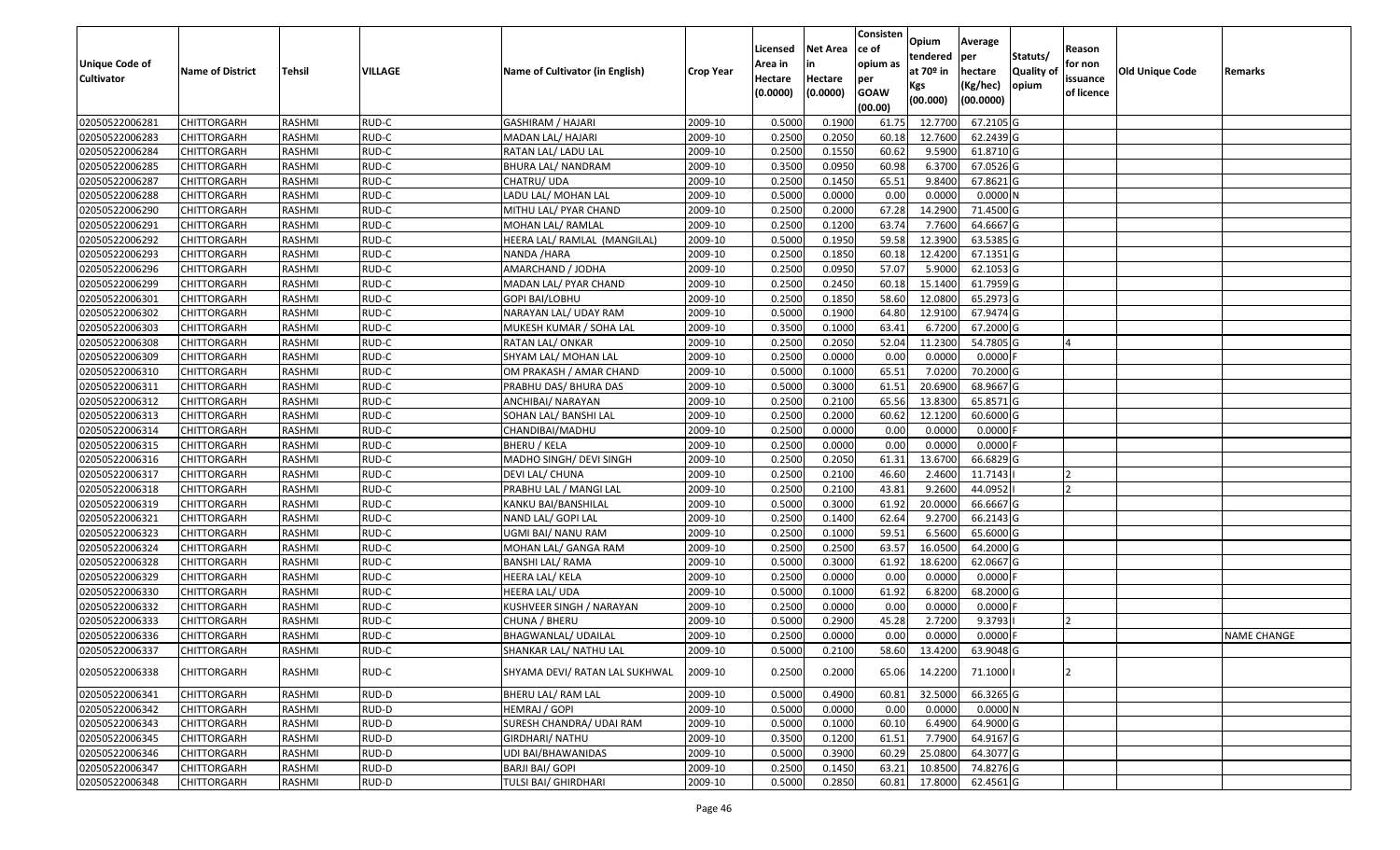| Unique Code of Cultivator | Name of District | Tehsil | VILLAGE | Name of Cultivator (in English) | Crop Year | Licensed Area in Hectare (0.0000) | Net Area in Hectare (0.0000) | Consisten ce of opium as per GOAW (00.00) | Opium tendered at 70º in Kgs (00.000) | Average per hectare (Kg/hec) (00.0000) | Statuts/ Quality of opium | Reason for non issuance of licence | Old Unique Code | Remarks |
|---|---|---|---|---|---|---|---|---|---|---|---|---|---|---|
| 02050522006281 | CHITTORGARH | RASHMI | RUD-C | GASHIRAM / HAJARI | 2009-10 | 0.5000 | 0.1900 | 61.75 | 12.7700 | 67.2105 | G | | | |
| 02050522006283 | CHITTORGARH | RASHMI | RUD-C | MADAN LAL/ HAJARI | 2009-10 | 0.2500 | 0.2050 | 60.18 | 12.7600 | 62.2439 | G | | | |
| 02050522006284 | CHITTORGARH | RASHMI | RUD-C | RATAN LAL/ LADU LAL | 2009-10 | 0.2500 | 0.1550 | 60.62 | 9.5900 | 61.8710 | G | | | |
| 02050522006285 | CHITTORGARH | RASHMI | RUD-C | BHURA LAL/ NANDRAM | 2009-10 | 0.3500 | 0.0950 | 60.98 | 6.3700 | 67.0526 | G | | | |
| 02050522006287 | CHITTORGARH | RASHMI | RUD-C | CHATRU/ UDA | 2009-10 | 0.2500 | 0.1450 | 65.51 | 9.8400 | 67.8621 | G | | | |
| 02050522006288 | CHITTORGARH | RASHMI | RUD-C | LADU LAL/ MOHAN LAL | 2009-10 | 0.5000 | 0.0000 | 0.00 | 0.0000 | 0.0000 | N | | | |
| 02050522006290 | CHITTORGARH | RASHMI | RUD-C | MITHU LAL/ PYAR CHAND | 2009-10 | 0.2500 | 0.2000 | 67.28 | 14.2900 | 71.4500 | G | | | |
| 02050522006291 | CHITTORGARH | RASHMI | RUD-C | MOHAN LAL/ RAMLAL | 2009-10 | 0.2500 | 0.1200 | 63.74 | 7.7600 | 64.6667 | G | | | |
| 02050522006292 | CHITTORGARH | RASHMI | RUD-C | HEERA LAL/ RAMLAL (MANGILAL) | 2009-10 | 0.5000 | 0.1950 | 59.58 | 12.3900 | 63.5385 | G | | | |
| 02050522006293 | CHITTORGARH | RASHMI | RUD-C | NANDA /HARA | 2009-10 | 0.2500 | 0.1850 | 60.18 | 12.4200 | 67.1351 | G | | | |
| 02050522006296 | CHITTORGARH | RASHMI | RUD-C | AMARCHAND / JODHA | 2009-10 | 0.2500 | 0.0950 | 57.07 | 5.9000 | 62.1053 | G | | | |
| 02050522006299 | CHITTORGARH | RASHMI | RUD-C | MADAN LAL/ PYAR CHAND | 2009-10 | 0.2500 | 0.2450 | 60.18 | 15.1400 | 61.7959 | G | | | |
| 02050522006301 | CHITTORGARH | RASHMI | RUD-C | GOPI BAI/LOBHU | 2009-10 | 0.2500 | 0.1850 | 58.60 | 12.0800 | 65.2973 | G | | | |
| 02050522006302 | CHITTORGARH | RASHMI | RUD-C | NARAYAN LAL/ UDAY RAM | 2009-10 | 0.5000 | 0.1900 | 64.80 | 12.9100 | 67.9474 | G | | | |
| 02050522006303 | CHITTORGARH | RASHMI | RUD-C | MUKESH KUMAR / SOHA LAL | 2009-10 | 0.3500 | 0.1000 | 63.41 | 6.7200 | 67.2000 | G | | | |
| 02050522006308 | CHITTORGARH | RASHMI | RUD-C | RATAN LAL/ ONKAR | 2009-10 | 0.2500 | 0.2050 | 52.04 | 11.2300 | 54.7805 | G | 4 | | |
| 02050522006309 | CHITTORGARH | RASHMI | RUD-C | SHYAM LAL/ MOHAN LAL | 2009-10 | 0.2500 | 0.0000 | 0.00 | 0.0000 | 0.0000 | F | | | |
| 02050522006310 | CHITTORGARH | RASHMI | RUD-C | OM PRAKASH / AMAR CHAND | 2009-10 | 0.5000 | 0.1000 | 65.51 | 7.0200 | 70.2000 | G | | | |
| 02050522006311 | CHITTORGARH | RASHMI | RUD-C | PRABHU DAS/ BHURA DAS | 2009-10 | 0.5000 | 0.3000 | 61.51 | 20.6900 | 68.9667 | G | | | |
| 02050522006312 | CHITTORGARH | RASHMI | RUD-C | ANCHIBAI/ NARAYAN | 2009-10 | 0.2500 | 0.2100 | 65.56 | 13.8300 | 65.8571 | G | | | |
| 02050522006313 | CHITTORGARH | RASHMI | RUD-C | SOHAN LAL/ BANSHI LAL | 2009-10 | 0.2500 | 0.2000 | 60.62 | 12.1200 | 60.6000 | G | | | |
| 02050522006314 | CHITTORGARH | RASHMI | RUD-C | CHANDIBAI/MADHU | 2009-10 | 0.2500 | 0.0000 | 0.00 | 0.0000 | 0.0000 | F | | | |
| 02050522006315 | CHITTORGARH | RASHMI | RUD-C | BHERU / KELA | 2009-10 | 0.2500 | 0.0000 | 0.00 | 0.0000 | 0.0000 | F | | | |
| 02050522006316 | CHITTORGARH | RASHMI | RUD-C | MADHO SINGH/ DEVI SINGH | 2009-10 | 0.2500 | 0.2050 | 61.31 | 13.6700 | 66.6829 | G | | | |
| 02050522006317 | CHITTORGARH | RASHMI | RUD-C | DEVI LAL/ CHUNA | 2009-10 | 0.2500 | 0.2100 | 46.60 | 2.4600 | 11.7143 | I | 2 | | |
| 02050522006318 | CHITTORGARH | RASHMI | RUD-C | PRABHU LAL / MANGI LAL | 2009-10 | 0.2500 | 0.2100 | 43.81 | 9.2600 | 44.0952 | I | 2 | | |
| 02050522006319 | CHITTORGARH | RASHMI | RUD-C | KANKU BAI/BANSHILAL | 2009-10 | 0.5000 | 0.3000 | 61.92 | 20.0000 | 66.6667 | G | | | |
| 02050522006321 | CHITTORGARH | RASHMI | RUD-C | NAND LAL/ GOPI LAL | 2009-10 | 0.2500 | 0.1400 | 62.64 | 9.2700 | 66.2143 | G | | | |
| 02050522006323 | CHITTORGARH | RASHMI | RUD-C | UGMI BAI/ NANU RAM | 2009-10 | 0.2500 | 0.1000 | 59.51 | 6.5600 | 65.6000 | G | | | |
| 02050522006324 | CHITTORGARH | RASHMI | RUD-C | MOHAN LAL/ GANGA RAM | 2009-10 | 0.2500 | 0.2500 | 63.57 | 16.0500 | 64.2000 | G | | | |
| 02050522006328 | CHITTORGARH | RASHMI | RUD-C | BANSHI LAL/ RAMA | 2009-10 | 0.5000 | 0.3000 | 61.92 | 18.6200 | 62.0667 | G | | | |
| 02050522006329 | CHITTORGARH | RASHMI | RUD-C | HEERA LAL/ KELA | 2009-10 | 0.2500 | 0.0000 | 0.00 | 0.0000 | 0.0000 | F | | | |
| 02050522006330 | CHITTORGARH | RASHMI | RUD-C | HEERA LAL/ UDA | 2009-10 | 0.5000 | 0.1000 | 61.92 | 6.8200 | 68.2000 | G | | | |
| 02050522006332 | CHITTORGARH | RASHMI | RUD-C | KUSHVEER SINGH / NARAYAN | 2009-10 | 0.2500 | 0.0000 | 0.00 | 0.0000 | 0.0000 | F | | | |
| 02050522006333 | CHITTORGARH | RASHMI | RUD-C | CHUNA / BHERU | 2009-10 | 0.5000 | 0.2900 | 45.28 | 2.7200 | 9.3793 | I | 2 | | |
| 02050522006336 | CHITTORGARH | RASHMI | RUD-C | BHAGWANLAL/ UDAILAL | 2009-10 | 0.2500 | 0.0000 | 0.00 | 0.0000 | 0.0000 | F | | | NAME CHANGE |
| 02050522006337 | CHITTORGARH | RASHMI | RUD-C | SHANKAR LAL/ NATHU LAL | 2009-10 | 0.5000 | 0.2100 | 58.60 | 13.4200 | 63.9048 | G | | | |
| 02050522006338 | CHITTORGARH | RASHMI | RUD-C | SHYAMA DEVI/ RATAN LAL SUKHWAL | 2009-10 | 0.2500 | 0.2000 | 65.06 | 14.2200 | 71.1000 | I | 2 | | |
| 02050522006341 | CHITTORGARH | RASHMI | RUD-D | BHERU LAL/ RAM LAL | 2009-10 | 0.5000 | 0.4900 | 60.81 | 32.5000 | 66.3265 | G | | | |
| 02050522006342 | CHITTORGARH | RASHMI | RUD-D | HEMRAJ / GOPI | 2009-10 | 0.5000 | 0.0000 | 0.00 | 0.0000 | 0.0000 | N | | | |
| 02050522006343 | CHITTORGARH | RASHMI | RUD-D | SURESH CHANDRA/ UDAI RAM | 2009-10 | 0.5000 | 0.1000 | 60.10 | 6.4900 | 64.9000 | G | | | |
| 02050522006345 | CHITTORGARH | RASHMI | RUD-D | GIRDHARI/ NATHU | 2009-10 | 0.3500 | 0.1200 | 61.51 | 7.7900 | 64.9167 | G | | | |
| 02050522006346 | CHITTORGARH | RASHMI | RUD-D | UDI BAI/BHAWANIDAS | 2009-10 | 0.5000 | 0.3900 | 60.29 | 25.0800 | 64.3077 | G | | | |
| 02050522006347 | CHITTORGARH | RASHMI | RUD-D | BARJI BAI/ GOPI | 2009-10 | 0.2500 | 0.1450 | 63.21 | 10.8500 | 74.8276 | G | | | |
| 02050522006348 | CHITTORGARH | RASHMI | RUD-D | TULSI BAI/ GHIRDHARI | 2009-10 | 0.5000 | 0.2850 | 60.81 | 17.8000 | 62.4561 | G | | | |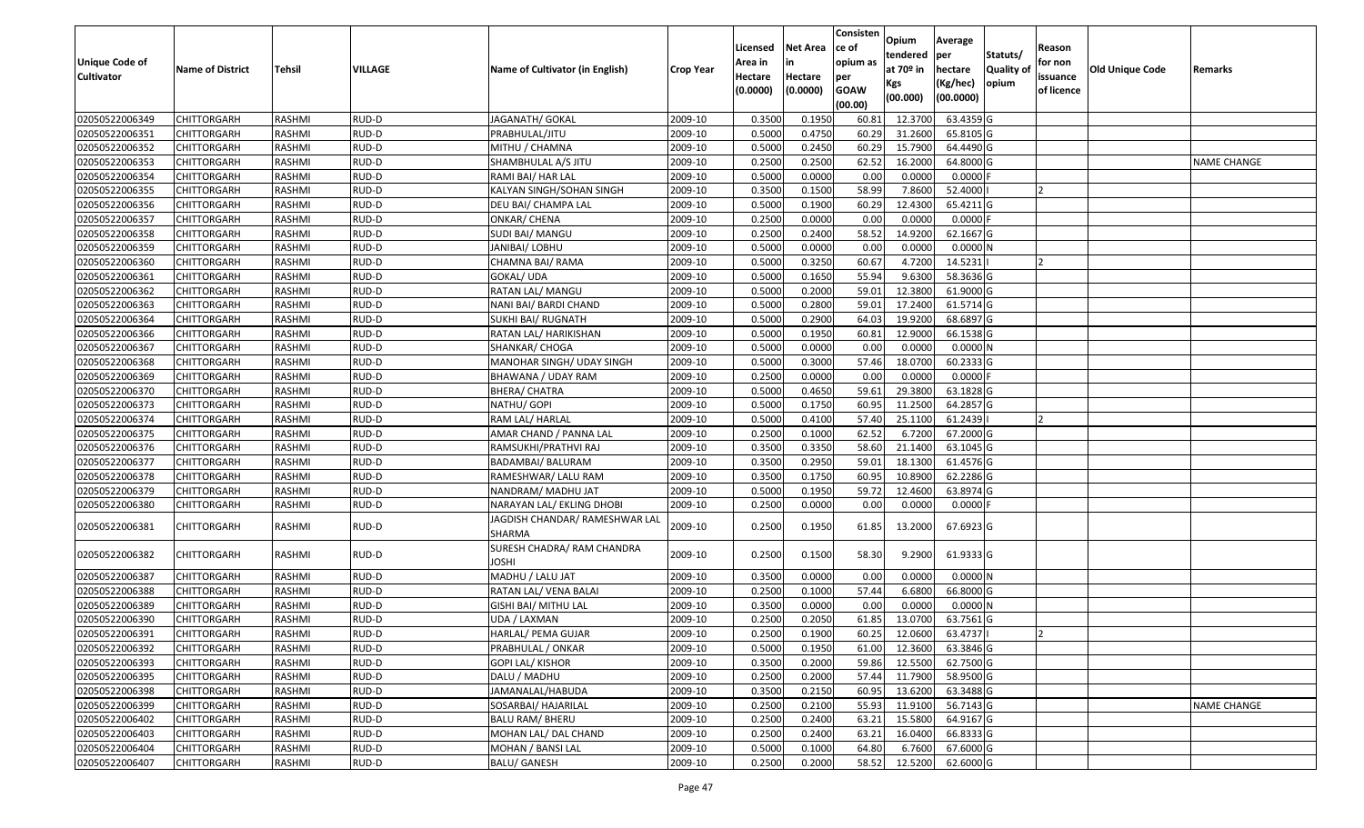| Unique Code of Cultivator | Name of District | Tehsil | VILLAGE | Name of Cultivator (in English) | Crop Year | Licensed Area in Hectare (0.0000) | Net Area in Hectare (0.0000) | Consisten ce of opium as per GOAW (00.00) | Opium tendered at 70º in Kgs (00.000) | Average per hectare (Kg/hec) (00.0000) | Statuts/ Quality of opium | Reason for non issuance of licence | Old Unique Code | Remarks |
|---|---|---|---|---|---|---|---|---|---|---|---|---|---|---|
| 02050522006349 | CHITTORGARH | RASHMI | RUD-D | JAGANATH/ GOKAL | 2009-10 | 0.3500 | 0.1950 | 60.81 | 12.3700 | 63.4359 | G | | | |
| 02050522006351 | CHITTORGARH | RASHMI | RUD-D | PRABHULAL/JITU | 2009-10 | 0.5000 | 0.4750 | 60.29 | 31.2600 | 65.8105 | G | | | |
| 02050522006352 | CHITTORGARH | RASHMI | RUD-D | MITHU / CHAMNA | 2009-10 | 0.5000 | 0.2450 | 60.29 | 15.7900 | 64.4490 | G | | | |
| 02050522006353 | CHITTORGARH | RASHMI | RUD-D | SHAMBHULAL A/S JITU | 2009-10 | 0.2500 | 0.2500 | 62.52 | 16.2000 | 64.8000 | G | | | NAME CHANGE |
| 02050522006354 | CHITTORGARH | RASHMI | RUD-D | RAMI BAI/ HAR LAL | 2009-10 | 0.5000 | 0.0000 | 0.00 | 0.0000 | 0.0000 | F | | | |
| 02050522006355 | CHITTORGARH | RASHMI | RUD-D | KALYAN SINGH/SOHAN SINGH | 2009-10 | 0.3500 | 0.1500 | 58.99 | 7.8600 | 52.4000 | I | 2 | | |
| 02050522006356 | CHITTORGARH | RASHMI | RUD-D | DEU BAI/ CHAMPA LAL | 2009-10 | 0.5000 | 0.1900 | 60.29 | 12.4300 | 65.4211 | G | | | |
| 02050522006357 | CHITTORGARH | RASHMI | RUD-D | ONKAR/ CHENA | 2009-10 | 0.2500 | 0.0000 | 0.00 | 0.0000 | 0.0000 | F | | | |
| 02050522006358 | CHITTORGARH | RASHMI | RUD-D | SUDI BAI/ MANGU | 2009-10 | 0.2500 | 0.2400 | 58.52 | 14.9200 | 62.1667 | G | | | |
| 02050522006359 | CHITTORGARH | RASHMI | RUD-D | JANIBAI/ LOBHU | 2009-10 | 0.5000 | 0.0000 | 0.00 | 0.0000 | 0.0000 | N | | | |
| 02050522006360 | CHITTORGARH | RASHMI | RUD-D | CHAMNA BAI/ RAMA | 2009-10 | 0.5000 | 0.3250 | 60.67 | 4.7200 | 14.5231 | I | 2 | | |
| 02050522006361 | CHITTORGARH | RASHMI | RUD-D | GOKAL/ UDA | 2009-10 | 0.5000 | 0.1650 | 55.94 | 9.6300 | 58.3636 | G | | | |
| 02050522006362 | CHITTORGARH | RASHMI | RUD-D | RATAN LAL/ MANGU | 2009-10 | 0.5000 | 0.2000 | 59.01 | 12.3800 | 61.9000 | G | | | |
| 02050522006363 | CHITTORGARH | RASHMI | RUD-D | NANI BAI/ BARDI CHAND | 2009-10 | 0.5000 | 0.2800 | 59.01 | 17.2400 | 61.5714 | G | | | |
| 02050522006364 | CHITTORGARH | RASHMI | RUD-D | SUKHI BAI/ RUGNATH | 2009-10 | 0.5000 | 0.2900 | 64.03 | 19.9200 | 68.6897 | G | | | |
| 02050522006366 | CHITTORGARH | RASHMI | RUD-D | RATAN LAL/ HARIKISHAN | 2009-10 | 0.5000 | 0.1950 | 60.81 | 12.9000 | 66.1538 | G | | | |
| 02050522006367 | CHITTORGARH | RASHMI | RUD-D | SHANKAR/ CHOGA | 2009-10 | 0.5000 | 0.0000 | 0.00 | 0.0000 | 0.0000 | N | | | |
| 02050522006368 | CHITTORGARH | RASHMI | RUD-D | MANOHAR SINGH/ UDAY SINGH | 2009-10 | 0.5000 | 0.3000 | 57.46 | 18.0700 | 60.2333 | G | | | |
| 02050522006369 | CHITTORGARH | RASHMI | RUD-D | BHAWANA / UDAY RAM | 2009-10 | 0.2500 | 0.0000 | 0.00 | 0.0000 | 0.0000 | F | | | |
| 02050522006370 | CHITTORGARH | RASHMI | RUD-D | BHERA/ CHATRA | 2009-10 | 0.5000 | 0.4650 | 59.61 | 29.3800 | 63.1828 | G | | | |
| 02050522006373 | CHITTORGARH | RASHMI | RUD-D | NATHU/ GOPI | 2009-10 | 0.5000 | 0.1750 | 60.95 | 11.2500 | 64.2857 | G | | | |
| 02050522006374 | CHITTORGARH | RASHMI | RUD-D | RAM LAL/ HARLAL | 2009-10 | 0.5000 | 0.4100 | 57.40 | 25.1100 | 61.2439 | I | 2 | | |
| 02050522006375 | CHITTORGARH | RASHMI | RUD-D | AMAR CHAND / PANNA LAL | 2009-10 | 0.2500 | 0.1000 | 62.52 | 6.7200 | 67.2000 | G | | | |
| 02050522006376 | CHITTORGARH | RASHMI | RUD-D | RAMSUKHI/PRATHVI RAJ | 2009-10 | 0.3500 | 0.3350 | 58.60 | 21.1400 | 63.1045 | G | | | |
| 02050522006377 | CHITTORGARH | RASHMI | RUD-D | BADAMBAI/ BALURAM | 2009-10 | 0.3500 | 0.2950 | 59.01 | 18.1300 | 61.4576 | G | | | |
| 02050522006378 | CHITTORGARH | RASHMI | RUD-D | RAMESHWAR/ LALU RAM | 2009-10 | 0.3500 | 0.1750 | 60.95 | 10.8900 | 62.2286 | G | | | |
| 02050522006379 | CHITTORGARH | RASHMI | RUD-D | NANDRAM/ MADHU JAT | 2009-10 | 0.5000 | 0.1950 | 59.72 | 12.4600 | 63.8974 | G | | | |
| 02050522006380 | CHITTORGARH | RASHMI | RUD-D | NARAYAN LAL/ EKLING DHOBI | 2009-10 | 0.2500 | 0.0000 | 0.00 | 0.0000 | 0.0000 | F | | | |
| 02050522006381 | CHITTORGARH | RASHMI | RUD-D | JAGDISH CHANDAR/ RAMESHWAR LAL SHARMA | 2009-10 | 0.2500 | 0.1950 | 61.85 | 13.2000 | 67.6923 | G | | | |
| 02050522006382 | CHITTORGARH | RASHMI | RUD-D | SURESH CHADRA/ RAM CHANDRA JOSHI | 2009-10 | 0.2500 | 0.1500 | 58.30 | 9.2900 | 61.9333 | G | | | |
| 02050522006387 | CHITTORGARH | RASHMI | RUD-D | MADHU / LALU JAT | 2009-10 | 0.3500 | 0.0000 | 0.00 | 0.0000 | 0.0000 | N | | | |
| 02050522006388 | CHITTORGARH | RASHMI | RUD-D | RATAN LAL/ VENA BALAI | 2009-10 | 0.2500 | 0.1000 | 57.44 | 6.6800 | 66.8000 | G | | | |
| 02050522006389 | CHITTORGARH | RASHMI | RUD-D | GISHI BAI/ MITHU LAL | 2009-10 | 0.3500 | 0.0000 | 0.00 | 0.0000 | 0.0000 | N | | | |
| 02050522006390 | CHITTORGARH | RASHMI | RUD-D | UDA / LAXMAN | 2009-10 | 0.2500 | 0.2050 | 61.85 | 13.0700 | 63.7561 | G | | | |
| 02050522006391 | CHITTORGARH | RASHMI | RUD-D | HARLAL/ PEMA GUJAR | 2009-10 | 0.2500 | 0.1900 | 60.25 | 12.0600 | 63.4737 | I | 2 | | |
| 02050522006392 | CHITTORGARH | RASHMI | RUD-D | PRABHULAL / ONKAR | 2009-10 | 0.5000 | 0.1950 | 61.00 | 12.3600 | 63.3846 | G | | | |
| 02050522006393 | CHITTORGARH | RASHMI | RUD-D | GOPI LAL/ KISHOR | 2009-10 | 0.3500 | 0.2000 | 59.86 | 12.5500 | 62.7500 | G | | | |
| 02050522006395 | CHITTORGARH | RASHMI | RUD-D | DALU / MADHU | 2009-10 | 0.2500 | 0.2000 | 57.44 | 11.7900 | 58.9500 | G | | | |
| 02050522006398 | CHITTORGARH | RASHMI | RUD-D | JAMANALAL/HABUDA | 2009-10 | 0.3500 | 0.2150 | 60.95 | 13.6200 | 63.3488 | G | | | |
| 02050522006399 | CHITTORGARH | RASHMI | RUD-D | SOSARBAI/ HAJARILAL | 2009-10 | 0.2500 | 0.2100 | 55.93 | 11.9100 | 56.7143 | G | | | NAME CHANGE |
| 02050522006402 | CHITTORGARH | RASHMI | RUD-D | BALU RAM/ BHERU | 2009-10 | 0.2500 | 0.2400 | 63.21 | 15.5800 | 64.9167 | G | | | |
| 02050522006403 | CHITTORGARH | RASHMI | RUD-D | MOHAN LAL/ DAL CHAND | 2009-10 | 0.2500 | 0.2400 | 63.21 | 16.0400 | 66.8333 | G | | | |
| 02050522006404 | CHITTORGARH | RASHMI | RUD-D | MOHAN / BANSI LAL | 2009-10 | 0.5000 | 0.1000 | 64.80 | 6.7600 | 67.6000 | G | | | |
| 02050522006407 | CHITTORGARH | RASHMI | RUD-D | BALU/ GANESH | 2009-10 | 0.2500 | 0.2000 | 58.52 | 12.5200 | 62.6000 | G | | | |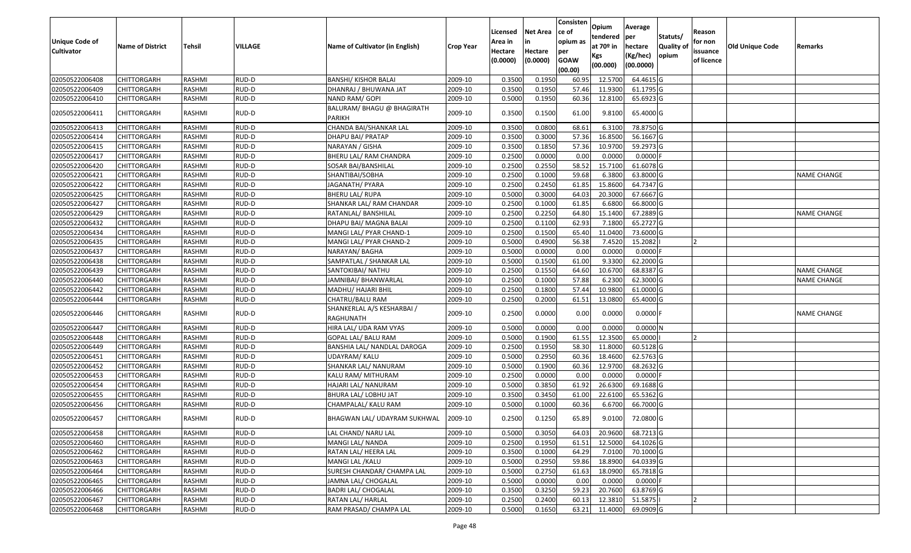| Unique Code of Cultivator | Name of District | Tehsil | VILLAGE | Name of Cultivator (in English) | Crop Year | Licensed Area in Hectare (0.0000) | Net Area in Hectare (0.0000) | Consistence of opium as per GOAW (00.00) | Opium tendered at 70º in Kgs (00.000) | Average per hectare (Kg/hec) (00.0000) | Statuts/ Quality of opium | Reason for non issuance of licence | Old Unique Code | Remarks |
|---|---|---|---|---|---|---|---|---|---|---|---|---|---|---|
| 02050522006408 | CHITTORGARH | RASHMI | RUD-D | BANSHI/ KISHOR BALAI | 2009-10 | 0.3500 | 0.1950 | 60.95 | 12.5700 | 64.4615 | G | | | |
| 02050522006409 | CHITTORGARH | RASHMI | RUD-D | DHANRAJ / BHUWANA JAT | 2009-10 | 0.3500 | 0.1950 | 57.46 | 11.9300 | 61.1795 | G | | | |
| 02050522006410 | CHITTORGARH | RASHMI | RUD-D | NAND RAM/ GOPI | 2009-10 | 0.5000 | 0.1950 | 60.36 | 12.8100 | 65.6923 | G | | | |
| 02050522006411 | CHITTORGARH | RASHMI | RUD-D | BALURAM/ BHAGU @ BHAGIRATH PARIKH | 2009-10 | 0.3500 | 0.1500 | 61.00 | 9.8100 | 65.4000 | G | | | |
| 02050522006413 | CHITTORGARH | RASHMI | RUD-D | CHANDA BAI/SHANKAR LAL | 2009-10 | 0.3500 | 0.0800 | 68.61 | 6.3100 | 78.8750 | G | | | |
| 02050522006414 | CHITTORGARH | RASHMI | RUD-D | DHAPU BAI/ PRATAP | 2009-10 | 0.3500 | 0.3000 | 57.36 | 16.8500 | 56.1667 | G | | | |
| 02050522006415 | CHITTORGARH | RASHMI | RUD-D | NARAYAN / GISHA | 2009-10 | 0.3500 | 0.1850 | 57.36 | 10.9700 | 59.2973 | G | | | |
| 02050522006417 | CHITTORGARH | RASHMI | RUD-D | BHERU LAL/ RAM CHANDRA | 2009-10 | 0.2500 | 0.0000 | 0.00 | 0.0000 | 0.0000 | F | | | |
| 02050522006420 | CHITTORGARH | RASHMI | RUD-D | SOSAR BAI/BANSHILAL | 2009-10 | 0.2500 | 0.2550 | 58.52 | 15.7100 | 61.6078 | G | | | |
| 02050522006421 | CHITTORGARH | RASHMI | RUD-D | SHANTIBAI/SOBHA | 2009-10 | 0.2500 | 0.1000 | 59.68 | 6.3800 | 63.8000 | G | | | NAME CHANGE |
| 02050522006422 | CHITTORGARH | RASHMI | RUD-D | JAGANATH/ PYARA | 2009-10 | 0.2500 | 0.2450 | 61.85 | 15.8600 | 64.7347 | G | | | |
| 02050522006425 | CHITTORGARH | RASHMI | RUD-D | BHERU LAL/ RUPA | 2009-10 | 0.5000 | 0.3000 | 64.03 | 20.3000 | 67.6667 | G | | | |
| 02050522006427 | CHITTORGARH | RASHMI | RUD-D | SHANKAR LAL/ RAM CHANDAR | 2009-10 | 0.2500 | 0.1000 | 61.85 | 6.6800 | 66.8000 | G | | | |
| 02050522006429 | CHITTORGARH | RASHMI | RUD-D | RATANLAL/ BANSHILAL | 2009-10 | 0.2500 | 0.2250 | 64.80 | 15.1400 | 67.2889 | G | | | NAME CHANGE |
| 02050522006432 | CHITTORGARH | RASHMI | RUD-D | DHAPU BAI/ MAGNA BALAI | 2009-10 | 0.2500 | 0.1100 | 62.93 | 7.1800 | 65.2727 | G | | | |
| 02050522006434 | CHITTORGARH | RASHMI | RUD-D | MANGI LAL/ PYAR CHAND-1 | 2009-10 | 0.2500 | 0.1500 | 65.40 | 11.0400 | 73.6000 | G | | | |
| 02050522006435 | CHITTORGARH | RASHMI | RUD-D | MANGI LAL/ PYAR CHAND-2 | 2009-10 | 0.5000 | 0.4900 | 56.38 | 7.4520 | 15.2082 | I | 2 | | |
| 02050522006437 | CHITTORGARH | RASHMI | RUD-D | NARAYAN/ BAGHA | 2009-10 | 0.5000 | 0.0000 | 0.00 | 0.0000 | 0.0000 | F | | | |
| 02050522006438 | CHITTORGARH | RASHMI | RUD-D | SAMPATLAL / SHANKAR LAL | 2009-10 | 0.5000 | 0.1500 | 61.00 | 9.3300 | 62.2000 | G | | | |
| 02050522006439 | CHITTORGARH | RASHMI | RUD-D | SANTOKIBAI/ NATHU | 2009-10 | 0.2500 | 0.1550 | 64.60 | 10.6700 | 68.8387 | G | | | NAME CHANGE |
| 02050522006440 | CHITTORGARH | RASHMI | RUD-D | JAMNIBAI/ BHANWARLAL | 2009-10 | 0.2500 | 0.1000 | 57.88 | 6.2300 | 62.3000 | G | | | NAME CHANGE |
| 02050522006442 | CHITTORGARH | RASHMI | RUD-D | MADHU/ HAJARI BHIL | 2009-10 | 0.2500 | 0.1800 | 57.44 | 10.9800 | 61.0000 | G | | | |
| 02050522006444 | CHITTORGARH | RASHMI | RUD-D | CHATRU/BALU RAM | 2009-10 | 0.2500 | 0.2000 | 61.51 | 13.0800 | 65.4000 | G | | | |
| 02050522006446 | CHITTORGARH | RASHMI | RUD-D | SHANKERLAL A/S KESHARBAI / RAGHUNATH | 2009-10 | 0.2500 | 0.0000 | 0.00 | 0.0000 | 0.0000 | F | | | NAME CHANGE |
| 02050522006447 | CHITTORGARH | RASHMI | RUD-D | HIRA LAL/ UDA RAM VYAS | 2009-10 | 0.5000 | 0.0000 | 0.00 | 0.0000 | 0.0000 | N | | | |
| 02050522006448 | CHITTORGARH | RASHMI | RUD-D | GOPAL LAL/ BALU RAM | 2009-10 | 0.5000 | 0.1900 | 61.55 | 12.3500 | 65.0000 | I | 2 | | |
| 02050522006449 | CHITTORGARH | RASHMI | RUD-D | BANSHIA LAL/ NANDLAL DAROGA | 2009-10 | 0.2500 | 0.1950 | 58.30 | 11.8000 | 60.5128 | G | | | |
| 02050522006451 | CHITTORGARH | RASHMI | RUD-D | UDAYRAM/ KALU | 2009-10 | 0.5000 | 0.2950 | 60.36 | 18.4600 | 62.5763 | G | | | |
| 02050522006452 | CHITTORGARH | RASHMI | RUD-D | SHANKAR LAL/ NANURAM | 2009-10 | 0.5000 | 0.1900 | 60.36 | 12.9700 | 68.2632 | G | | | |
| 02050522006453 | CHITTORGARH | RASHMI | RUD-D | KALU RAM/ MITHURAM | 2009-10 | 0.2500 | 0.0000 | 0.00 | 0.0000 | 0.0000 | F | | | |
| 02050522006454 | CHITTORGARH | RASHMI | RUD-D | HAJARI LAL/ NANURAM | 2009-10 | 0.5000 | 0.3850 | 61.92 | 26.6300 | 69.1688 | G | | | |
| 02050522006455 | CHITTORGARH | RASHMI | RUD-D | BHURA LAL/ LOBHU JAT | 2009-10 | 0.3500 | 0.3450 | 61.00 | 22.6100 | 65.5362 | G | | | |
| 02050522006456 | CHITTORGARH | RASHMI | RUD-D | CHAMPALAL/ KALU RAM | 2009-10 | 0.5000 | 0.1000 | 60.36 | 6.6700 | 66.7000 | G | | | |
| 02050522006457 | CHITTORGARH | RASHMI | RUD-D | BHAGWAN LAL/ UDAYRAM SUKHWAL | 2009-10 | 0.2500 | 0.1250 | 65.89 | 9.0100 | 72.0800 | G | | | |
| 02050522006458 | CHITTORGARH | RASHMI | RUD-D | LAL CHAND/ NARU LAL | 2009-10 | 0.5000 | 0.3050 | 64.03 | 20.9600 | 68.7213 | G | | | |
| 02050522006460 | CHITTORGARH | RASHMI | RUD-D | MANGI LAL/ NANDA | 2009-10 | 0.2500 | 0.1950 | 61.51 | 12.5000 | 64.1026 | G | | | |
| 02050522006462 | CHITTORGARH | RASHMI | RUD-D | RATAN LAL/ HEERA LAL | 2009-10 | 0.3500 | 0.1000 | 64.29 | 7.0100 | 70.1000 | G | | | |
| 02050522006463 | CHITTORGARH | RASHMI | RUD-D | MANGI LAL /KALU | 2009-10 | 0.5000 | 0.2950 | 59.86 | 18.8900 | 64.0339 | G | | | |
| 02050522006464 | CHITTORGARH | RASHMI | RUD-D | SURESH CHANDAR/ CHAMPA LAL | 2009-10 | 0.5000 | 0.2750 | 61.63 | 18.0900 | 65.7818 | G | | | |
| 02050522006465 | CHITTORGARH | RASHMI | RUD-D | JAMNA LAL/ CHOGALAL | 2009-10 | 0.5000 | 0.0000 | 0.00 | 0.0000 | 0.0000 | F | | | |
| 02050522006466 | CHITTORGARH | RASHMI | RUD-D | BADRI LAL/ CHOGALAL | 2009-10 | 0.3500 | 0.3250 | 59.23 | 20.7600 | 63.8769 | G | | | |
| 02050522006467 | CHITTORGARH | RASHMI | RUD-D | RATAN LAL/ HARLAL | 2009-10 | 0.2500 | 0.2400 | 60.13 | 12.3810 | 51.5875 | I | 2 | | |
| 02050522006468 | CHITTORGARH | RASHMI | RUD-D | RAM PRASAD/ CHAMPA LAL | 2009-10 | 0.5000 | 0.1650 | 63.21 | 11.4000 | 69.0909 | G | | | |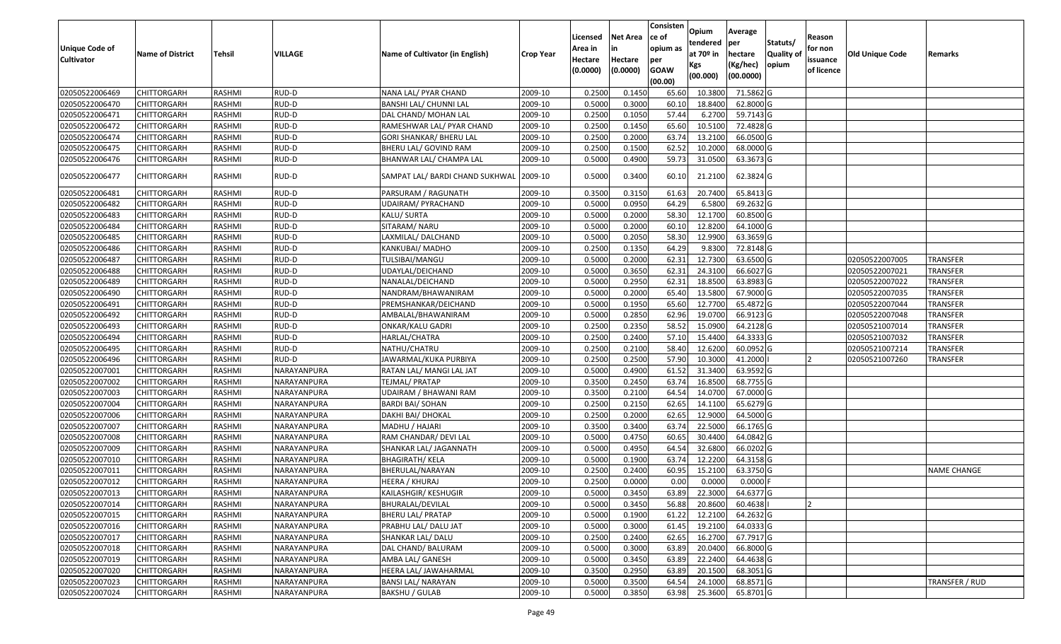| Unique Code of Cultivator | Name of District | Tehsil | VILLAGE | Name of Cultivator (in English) | Crop Year | Licensed Area in Hectare (0.0000) | Net Area in Hectare (0.0000) | Consisten ce of opium as per GOAW (00.00) | Opium tendered at 70º in Kgs (00.000) | Average per hectare (Kg/hec) (00.0000) | Statuts/ Quality of opium | Reason for non issuance of licence | Old Unique Code | Remarks |
|---|---|---|---|---|---|---|---|---|---|---|---|---|---|---|
| 02050522006469 | CHITTORGARH | RASHMI | RUD-D | NANA LAL/ PYAR CHAND | 2009-10 | 0.2500 | 0.1450 | 65.60 | 10.3800 | 71.5862 | G | | | |
| 02050522006470 | CHITTORGARH | RASHMI | RUD-D | BANSHI LAL/ CHUNNI LAL | 2009-10 | 0.5000 | 0.3000 | 60.10 | 18.8400 | 62.8000 | G | | | |
| 02050522006471 | CHITTORGARH | RASHMI | RUD-D | DAL CHAND/ MOHAN LAL | 2009-10 | 0.2500 | 0.1050 | 57.44 | 6.2700 | 59.7143 | G | | | |
| 02050522006472 | CHITTORGARH | RASHMI | RUD-D | RAMESHWAR LAL/ PYAR CHAND | 2009-10 | 0.2500 | 0.1450 | 65.60 | 10.5100 | 72.4828 | G | | | |
| 02050522006474 | CHITTORGARH | RASHMI | RUD-D | GORI SHANKAR/ BHERU LAL | 2009-10 | 0.2500 | 0.2000 | 63.74 | 13.2100 | 66.0500 | G | | | |
| 02050522006475 | CHITTORGARH | RASHMI | RUD-D | BHERU LAL/ GOVIND RAM | 2009-10 | 0.2500 | 0.1500 | 62.52 | 10.2000 | 68.0000 | G | | | |
| 02050522006476 | CHITTORGARH | RASHMI | RUD-D | BHANWAR LAL/ CHAMPA LAL | 2009-10 | 0.5000 | 0.4900 | 59.73 | 31.0500 | 63.3673 | G | | | |
| 02050522006477 | CHITTORGARH | RASHMI | RUD-D | SAMPAT LAL/ BARDI CHAND SUKHWAL | 2009-10 | 0.5000 | 0.3400 | 60.10 | 21.2100 | 62.3824 | G | | | |
| 02050522006481 | CHITTORGARH | RASHMI | RUD-D | PARSURAM / RAGUNATH | 2009-10 | 0.3500 | 0.3150 | 61.63 | 20.7400 | 65.8413 | G | | | |
| 02050522006482 | CHITTORGARH | RASHMI | RUD-D | UDAIRAM/ PYRACHAND | 2009-10 | 0.5000 | 0.0950 | 64.29 | 6.5800 | 69.2632 | G | | | |
| 02050522006483 | CHITTORGARH | RASHMI | RUD-D | KALU/ SURTA | 2009-10 | 0.5000 | 0.2000 | 58.30 | 12.1700 | 60.8500 | G | | | |
| 02050522006484 | CHITTORGARH | RASHMI | RUD-D | SITARAM/ NARU | 2009-10 | 0.5000 | 0.2000 | 60.10 | 12.8200 | 64.1000 | G | | | |
| 02050522006485 | CHITTORGARH | RASHMI | RUD-D | LAXMILAL/ DALCHAND | 2009-10 | 0.5000 | 0.2050 | 58.30 | 12.9900 | 63.3659 | G | | | |
| 02050522006486 | CHITTORGARH | RASHMI | RUD-D | KANKUBAI/ MADHO | 2009-10 | 0.2500 | 0.1350 | 64.29 | 9.8300 | 72.8148 | G | | | |
| 02050522006487 | CHITTORGARH | RASHMI | RUD-D | TULSIBAI/MANGU | 2009-10 | 0.5000 | 0.2000 | 62.31 | 12.7300 | 63.6500 | G | | 02050522007005 | TRANSFER |
| 02050522006488 | CHITTORGARH | RASHMI | RUD-D | UDAYLAL/DEICHAND | 2009-10 | 0.5000 | 0.3650 | 62.31 | 24.3100 | 66.6027 | G | | 02050522007021 | TRANSFER |
| 02050522006489 | CHITTORGARH | RASHMI | RUD-D | NANALAL/DEICHAND | 2009-10 | 0.5000 | 0.2950 | 62.31 | 18.8500 | 63.8983 | G | | 02050522007022 | TRANSFER |
| 02050522006490 | CHITTORGARH | RASHMI | RUD-D | NANDRAM/BHAWANIRAM | 2009-10 | 0.5000 | 0.2000 | 65.40 | 13.5800 | 67.9000 | G | | 02050522007035 | TRANSFER |
| 02050522006491 | CHITTORGARH | RASHMI | RUD-D | PREMSHANKAR/DEICHAND | 2009-10 | 0.5000 | 0.1950 | 65.60 | 12.7700 | 65.4872 | G | | 02050522007044 | TRANSFER |
| 02050522006492 | CHITTORGARH | RASHMI | RUD-D | AMBALAL/BHAWANIRAM | 2009-10 | 0.5000 | 0.2850 | 62.96 | 19.0700 | 66.9123 | G | | 02050522007048 | TRANSFER |
| 02050522006493 | CHITTORGARH | RASHMI | RUD-D | ONKAR/KALU GADRI | 2009-10 | 0.2500 | 0.2350 | 58.52 | 15.0900 | 64.2128 | G | | 02050521007014 | TRANSFER |
| 02050522006494 | CHITTORGARH | RASHMI | RUD-D | HARLAL/CHATRA | 2009-10 | 0.2500 | 0.2400 | 57.10 | 15.4400 | 64.3333 | G | | 02050521007032 | TRANSFER |
| 02050522006495 | CHITTORGARH | RASHMI | RUD-D | NATHU/CHATRU | 2009-10 | 0.2500 | 0.2100 | 58.40 | 12.6200 | 60.0952 | G | | 02050521007214 | TRANSFER |
| 02050522006496 | CHITTORGARH | RASHMI | RUD-D | JAWARMAL/KUKA PURBIYA | 2009-10 | 0.2500 | 0.2500 | 57.90 | 10.3000 | 41.2000 | I | 2 | 02050521007260 | TRANSFER |
| 02050522007001 | CHITTORGARH | RASHMI | NARAYANPURA | RATAN LAL/ MANGI LAL JAT | 2009-10 | 0.5000 | 0.4900 | 61.52 | 31.3400 | 63.9592 | G | | | |
| 02050522007002 | CHITTORGARH | RASHMI | NARAYANPURA | TEJMAL/ PRATAP | 2009-10 | 0.3500 | 0.2450 | 63.74 | 16.8500 | 68.7755 | G | | | |
| 02050522007003 | CHITTORGARH | RASHMI | NARAYANPURA | UDAIRAM / BHAWANI RAM | 2009-10 | 0.3500 | 0.2100 | 64.54 | 14.0700 | 67.0000 | G | | | |
| 02050522007004 | CHITTORGARH | RASHMI | NARAYANPURA | BARDI BAI/ SOHAN | 2009-10 | 0.2500 | 0.2150 | 62.65 | 14.1100 | 65.6279 | G | | | |
| 02050522007006 | CHITTORGARH | RASHMI | NARAYANPURA | DAKHI BAI/ DHOKAL | 2009-10 | 0.2500 | 0.2000 | 62.65 | 12.9000 | 64.5000 | G | | | |
| 02050522007007 | CHITTORGARH | RASHMI | NARAYANPURA | MADHU / HAJARI | 2009-10 | 0.3500 | 0.3400 | 63.74 | 22.5000 | 66.1765 | G | | | |
| 02050522007008 | CHITTORGARH | RASHMI | NARAYANPURA | RAM CHANDAR/ DEVI LAL | 2009-10 | 0.5000 | 0.4750 | 60.65 | 30.4400 | 64.0842 | G | | | |
| 02050522007009 | CHITTORGARH | RASHMI | NARAYANPURA | SHANKAR LAL/ JAGANNATH | 2009-10 | 0.5000 | 0.4950 | 64.54 | 32.6800 | 66.0202 | G | | | |
| 02050522007010 | CHITTORGARH | RASHMI | NARAYANPURA | BHAGIRATH/ KELA | 2009-10 | 0.5000 | 0.1900 | 63.74 | 12.2200 | 64.3158 | G | | | |
| 02050522007011 | CHITTORGARH | RASHMI | NARAYANPURA | BHERULAL/NARAYAN | 2009-10 | 0.2500 | 0.2400 | 60.95 | 15.2100 | 63.3750 | G | | | NAME CHANGE |
| 02050522007012 | CHITTORGARH | RASHMI | NARAYANPURA | HEERA / KHURAJ | 2009-10 | 0.2500 | 0.0000 | 0.00 | 0.0000 | 0.0000 | F | | | |
| 02050522007013 | CHITTORGARH | RASHMI | NARAYANPURA | KAILASHGIR/ KESHUGIR | 2009-10 | 0.5000 | 0.3450 | 63.89 | 22.3000 | 64.6377 | G | | | |
| 02050522007014 | CHITTORGARH | RASHMI | NARAYANPURA | BHURALAL/DEVILAL | 2009-10 | 0.5000 | 0.3450 | 56.88 | 20.8600 | 60.4638 | I | 2 | | |
| 02050522007015 | CHITTORGARH | RASHMI | NARAYANPURA | BHERU LAL/ PRATAP | 2009-10 | 0.5000 | 0.1900 | 61.22 | 12.2100 | 64.2632 | G | | | |
| 02050522007016 | CHITTORGARH | RASHMI | NARAYANPURA | PRABHU LAL/ DALU JAT | 2009-10 | 0.5000 | 0.3000 | 61.45 | 19.2100 | 64.0333 | G | | | |
| 02050522007017 | CHITTORGARH | RASHMI | NARAYANPURA | SHANKAR LAL/ DALU | 2009-10 | 0.2500 | 0.2400 | 62.65 | 16.2700 | 67.7917 | G | | | |
| 02050522007018 | CHITTORGARH | RASHMI | NARAYANPURA | DAL CHAND/ BALURAM | 2009-10 | 0.5000 | 0.3000 | 63.89 | 20.0400 | 66.8000 | G | | | |
| 02050522007019 | CHITTORGARH | RASHMI | NARAYANPURA | AMBA LAL/ GANESH | 2009-10 | 0.5000 | 0.3450 | 63.89 | 22.2400 | 64.4638 | G | | | |
| 02050522007020 | CHITTORGARH | RASHMI | NARAYANPURA | HEERA LAL/ JAWAHARMAL | 2009-10 | 0.3500 | 0.2950 | 63.89 | 20.1500 | 68.3051 | G | | | |
| 02050522007023 | CHITTORGARH | RASHMI | NARAYANPURA | BANSI LAL/ NARAYAN | 2009-10 | 0.5000 | 0.3500 | 64.54 | 24.1000 | 68.8571 | G | | | TRANSFER / RUD |
| 02050522007024 | CHITTORGARH | RASHMI | NARAYANPURA | BAKSHU / GULAB | 2009-10 | 0.5000 | 0.3850 | 63.98 | 25.3600 | 65.8701 | G | | | |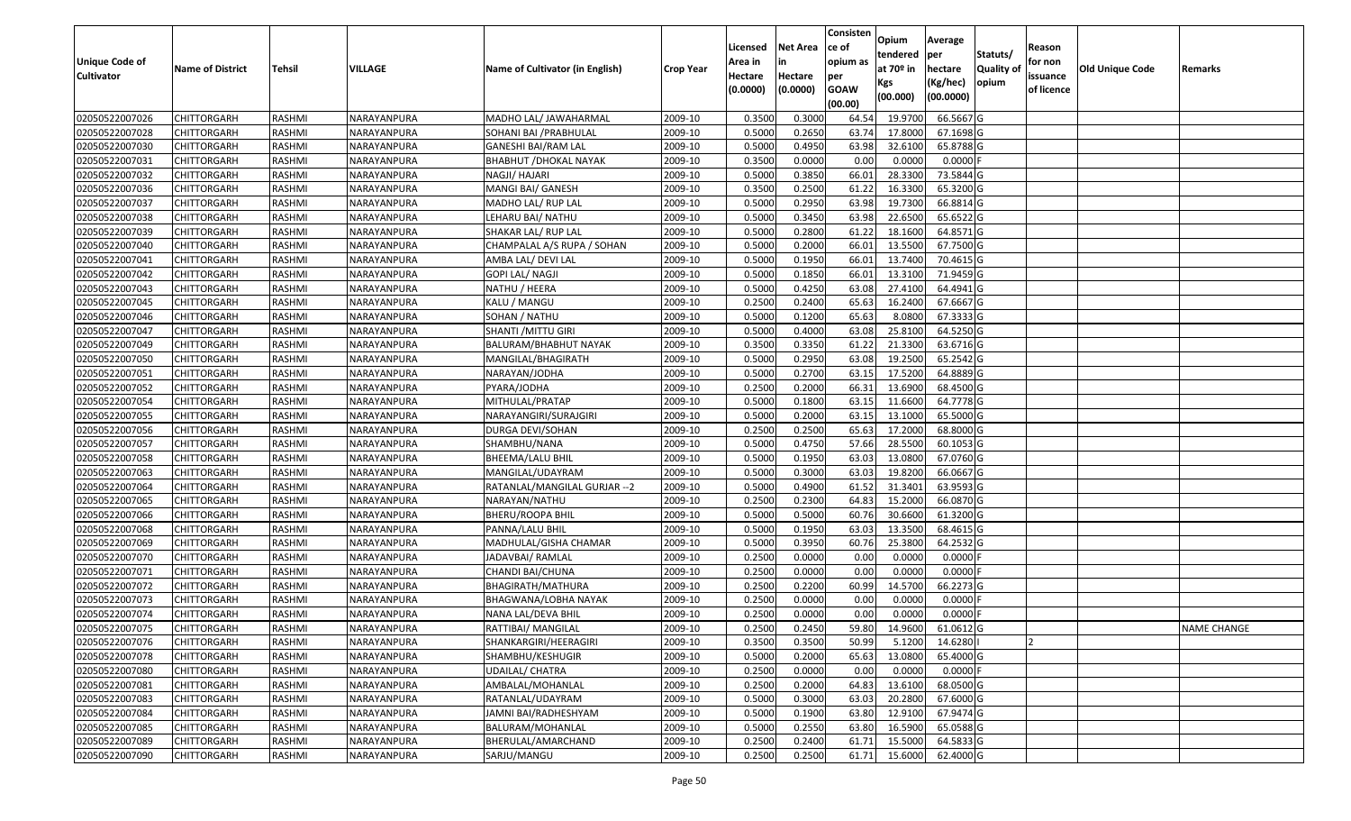| Unique Code of Cultivator | Name of District | Tehsil | VILLAGE | Name of Cultivator (in English) | Crop Year | Licensed Area in Hectare (0.0000) | Net Area in Hectare (0.0000) | Consistence of opium as per GOAW (00.00) | Opium tendered at 70º in Kgs (00.000) | Average per hectare (Kg/hec) (00.0000) | Statuts/ Quality of opium | Reason for non issuance of licence | Old Unique Code | Remarks |
|---|---|---|---|---|---|---|---|---|---|---|---|---|---|---|
| 02050522007026 | CHITTORGARH | RASHMI | NARAYANPURA | MADHO LAL/ JAWAHARMAL | 2009-10 | 0.3500 | 0.3000 | 64.54 | 19.9700 | 66.5667 | G | | | |
| 02050522007028 | CHITTORGARH | RASHMI | NARAYANPURA | SOHANI BAI /PRABHULAL | 2009-10 | 0.5000 | 0.2650 | 63.74 | 17.8000 | 67.1698 | G | | | |
| 02050522007030 | CHITTORGARH | RASHMI | NARAYANPURA | GANESHI BAI/RAM LAL | 2009-10 | 0.5000 | 0.4950 | 63.98 | 32.6100 | 65.8788 | G | | | |
| 02050522007031 | CHITTORGARH | RASHMI | NARAYANPURA | BHABHUT /DHOKAL NAYAK | 2009-10 | 0.3500 | 0.0000 | 0.00 | 0.0000 | 0.0000 | F | | | |
| 02050522007032 | CHITTORGARH | RASHMI | NARAYANPURA | NAGJI/ HAJARI | 2009-10 | 0.5000 | 0.3850 | 66.01 | 28.3300 | 73.5844 | G | | | |
| 02050522007036 | CHITTORGARH | RASHMI | NARAYANPURA | MANGI BAI/ GANESH | 2009-10 | 0.3500 | 0.2500 | 61.22 | 16.3300 | 65.3200 | G | | | |
| 02050522007037 | CHITTORGARH | RASHMI | NARAYANPURA | MADHO LAL/ RUP LAL | 2009-10 | 0.5000 | 0.2950 | 63.98 | 19.7300 | 66.8814 | G | | | |
| 02050522007038 | CHITTORGARH | RASHMI | NARAYANPURA | LEHARU BAI/ NATHU | 2009-10 | 0.5000 | 0.3450 | 63.98 | 22.6500 | 65.6522 | G | | | |
| 02050522007039 | CHITTORGARH | RASHMI | NARAYANPURA | SHAKAR LAL/ RUP LAL | 2009-10 | 0.5000 | 0.2800 | 61.22 | 18.1600 | 64.8571 | G | | | |
| 02050522007040 | CHITTORGARH | RASHMI | NARAYANPURA | CHAMPALAL A/S RUPA / SOHAN | 2009-10 | 0.5000 | 0.2000 | 66.01 | 13.5500 | 67.7500 | G | | | |
| 02050522007041 | CHITTORGARH | RASHMI | NARAYANPURA | AMBA LAL/ DEVI LAL | 2009-10 | 0.5000 | 0.1950 | 66.01 | 13.7400 | 70.4615 | G | | | |
| 02050522007042 | CHITTORGARH | RASHMI | NARAYANPURA | GOPI LAL/ NAGJI | 2009-10 | 0.5000 | 0.1850 | 66.01 | 13.3100 | 71.9459 | G | | | |
| 02050522007043 | CHITTORGARH | RASHMI | NARAYANPURA | NATHU / HEERA | 2009-10 | 0.5000 | 0.4250 | 63.08 | 27.4100 | 64.4941 | G | | | |
| 02050522007045 | CHITTORGARH | RASHMI | NARAYANPURA | KALU / MANGU | 2009-10 | 0.2500 | 0.2400 | 65.63 | 16.2400 | 67.6667 | G | | | |
| 02050522007046 | CHITTORGARH | RASHMI | NARAYANPURA | SOHAN / NATHU | 2009-10 | 0.5000 | 0.1200 | 65.63 | 8.0800 | 67.3333 | G | | | |
| 02050522007047 | CHITTORGARH | RASHMI | NARAYANPURA | SHANTI /MITTU GIRI | 2009-10 | 0.5000 | 0.4000 | 63.08 | 25.8100 | 64.5250 | G | | | |
| 02050522007049 | CHITTORGARH | RASHMI | NARAYANPURA | BALURAM/BHABHUT NAYAK | 2009-10 | 0.3500 | 0.3350 | 61.22 | 21.3300 | 63.6716 | G | | | |
| 02050522007050 | CHITTORGARH | RASHMI | NARAYANPURA | MANGILAL/BHAGIRATH | 2009-10 | 0.5000 | 0.2950 | 63.08 | 19.2500 | 65.2542 | G | | | |
| 02050522007051 | CHITTORGARH | RASHMI | NARAYANPURA | NARAYAN/JODHA | 2009-10 | 0.5000 | 0.2700 | 63.15 | 17.5200 | 64.8889 | G | | | |
| 02050522007052 | CHITTORGARH | RASHMI | NARAYANPURA | PYARA/JODHA | 2009-10 | 0.2500 | 0.2000 | 66.31 | 13.6900 | 68.4500 | G | | | |
| 02050522007054 | CHITTORGARH | RASHMI | NARAYANPURA | MITHULAL/PRATAP | 2009-10 | 0.5000 | 0.1800 | 63.15 | 11.6600 | 64.7778 | G | | | |
| 02050522007055 | CHITTORGARH | RASHMI | NARAYANPURA | NARAYANGIRI/SURAJGIRI | 2009-10 | 0.5000 | 0.2000 | 63.15 | 13.1000 | 65.5000 | G | | | |
| 02050522007056 | CHITTORGARH | RASHMI | NARAYANPURA | DURGA DEVI/SOHAN | 2009-10 | 0.2500 | 0.2500 | 65.63 | 17.2000 | 68.8000 | G | | | |
| 02050522007057 | CHITTORGARH | RASHMI | NARAYANPURA | SHAMBHU/NANA | 2009-10 | 0.5000 | 0.4750 | 57.66 | 28.5500 | 60.1053 | G | | | |
| 02050522007058 | CHITTORGARH | RASHMI | NARAYANPURA | BHEEMA/LALU BHIL | 2009-10 | 0.5000 | 0.1950 | 63.03 | 13.0800 | 67.0760 | G | | | |
| 02050522007063 | CHITTORGARH | RASHMI | NARAYANPURA | MANGILAL/UDAYRAM | 2009-10 | 0.5000 | 0.3000 | 63.03 | 19.8200 | 66.0667 | G | | | |
| 02050522007064 | CHITTORGARH | RASHMI | NARAYANPURA | RATANLAL/MANGILAL GURJAR --2 | 2009-10 | 0.5000 | 0.4900 | 61.52 | 31.3401 | 63.9593 | G | | | |
| 02050522007065 | CHITTORGARH | RASHMI | NARAYANPURA | NARAYAN/NATHU | 2009-10 | 0.2500 | 0.2300 | 64.83 | 15.2000 | 66.0870 | G | | | |
| 02050522007066 | CHITTORGARH | RASHMI | NARAYANPURA | BHERU/ROOPA BHIL | 2009-10 | 0.5000 | 0.5000 | 60.76 | 30.6600 | 61.3200 | G | | | |
| 02050522007068 | CHITTORGARH | RASHMI | NARAYANPURA | PANNA/LALU BHIL | 2009-10 | 0.5000 | 0.1950 | 63.03 | 13.3500 | 68.4615 | G | | | |
| 02050522007069 | CHITTORGARH | RASHMI | NARAYANPURA | MADHULAL/GISHA CHAMAR | 2009-10 | 0.5000 | 0.3950 | 60.76 | 25.3800 | 64.2532 | G | | | |
| 02050522007070 | CHITTORGARH | RASHMI | NARAYANPURA | JADAVBAI/ RAMLAL | 2009-10 | 0.2500 | 0.0000 | 0.00 | 0.0000 | 0.0000 | F | | | |
| 02050522007071 | CHITTORGARH | RASHMI | NARAYANPURA | CHANDI BAI/CHUNA | 2009-10 | 0.2500 | 0.0000 | 0.00 | 0.0000 | 0.0000 | F | | | |
| 02050522007072 | CHITTORGARH | RASHMI | NARAYANPURA | BHAGIRATH/MATHURA | 2009-10 | 0.2500 | 0.2200 | 60.99 | 14.5700 | 66.2273 | G | | | |
| 02050522007073 | CHITTORGARH | RASHMI | NARAYANPURA | BHAGWANA/LOBHA NAYAK | 2009-10 | 0.2500 | 0.0000 | 0.00 | 0.0000 | 0.0000 | F | | | |
| 02050522007074 | CHITTORGARH | RASHMI | NARAYANPURA | NANA LAL/DEVA BHIL | 2009-10 | 0.2500 | 0.0000 | 0.00 | 0.0000 | 0.0000 | F | | | |
| 02050522007075 | CHITTORGARH | RASHMI | NARAYANPURA | RATTIBAI/ MANGILAL | 2009-10 | 0.2500 | 0.2450 | 59.80 | 14.9600 | 61.0612 | G | | | NAME CHANGE |
| 02050522007076 | CHITTORGARH | RASHMI | NARAYANPURA | SHANKARGIRI/HEERAGIRI | 2009-10 | 0.3500 | 0.3500 | 50.99 | 5.1200 | 14.6280 | I | 2 | | |
| 02050522007078 | CHITTORGARH | RASHMI | NARAYANPURA | SHAMBHU/KESHUGIR | 2009-10 | 0.5000 | 0.2000 | 65.63 | 13.0800 | 65.4000 | G | | | |
| 02050522007080 | CHITTORGARH | RASHMI | NARAYANPURA | UDAILAL/ CHATRA | 2009-10 | 0.2500 | 0.0000 | 0.00 | 0.0000 | 0.0000 | F | | | |
| 02050522007081 | CHITTORGARH | RASHMI | NARAYANPURA | AMBALAL/MOHANLAL | 2009-10 | 0.2500 | 0.2000 | 64.83 | 13.6100 | 68.0500 | G | | | |
| 02050522007083 | CHITTORGARH | RASHMI | NARAYANPURA | RATANLAL/UDAYRAM | 2009-10 | 0.5000 | 0.3000 | 63.03 | 20.2800 | 67.6000 | G | | | |
| 02050522007084 | CHITTORGARH | RASHMI | NARAYANPURA | JAMNI BAI/RADHESHYAM | 2009-10 | 0.5000 | 0.1900 | 63.80 | 12.9100 | 67.9474 | G | | | |
| 02050522007085 | CHITTORGARH | RASHMI | NARAYANPURA | BALURAM/MOHANLAL | 2009-10 | 0.5000 | 0.2550 | 63.80 | 16.5900 | 65.0588 | G | | | |
| 02050522007089 | CHITTORGARH | RASHMI | NARAYANPURA | BHERULAL/AMARCHAND | 2009-10 | 0.2500 | 0.2400 | 61.71 | 15.5000 | 64.5833 | G | | | |
| 02050522007090 | CHITTORGARH | RASHMI | NARAYANPURA | SARJU/MANGU | 2009-10 | 0.2500 | 0.2500 | 61.71 | 15.6000 | 62.4000 | G | | | |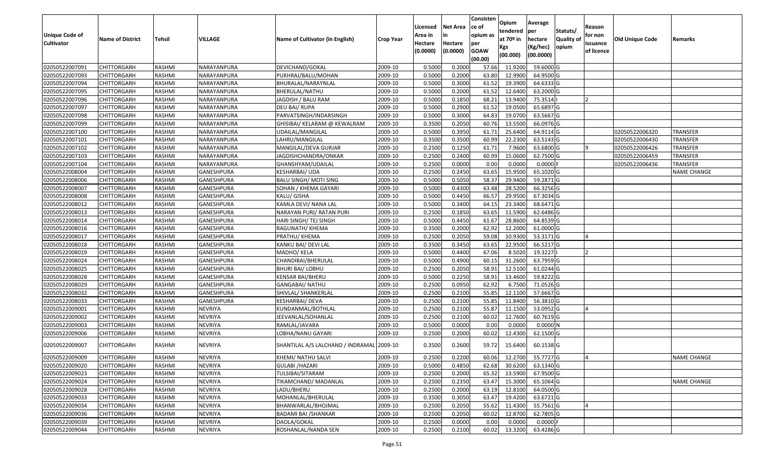| Unique Code of Cultivator | Name of District | Tehsil | VILLAGE | Name of Cultivator (in English) | Crop Year | Licensed Area in Hectare (0.0000) | Net Area in Hectare (0.0000) | Consistence of opium as per GOAW (00.00) | Opium tendered at 70º in Kgs (00.000) | Average per hectare (Kg/hec) (00.0000) | Statuts/ Quality of opium | Reason for non issuance of licence | Old Unique Code | Remarks |
|---|---|---|---|---|---|---|---|---|---|---|---|---|---|---|
| 02050522007091 | CHITTORGARH | RASHMI | NARAYANPURA | DEVICHAND/GOKAL | 2009-10 | 0.5000 | 0.2000 | 57.66 | 11.9200 | 59.6000 | G | | | |
| 02050522007093 | CHITTORGARH | RASHMI | NARAYANPURA | PUKHRAJ/BALU/MOHAN | 2009-10 | 0.5000 | 0.2000 | 63.80 | 12.9900 | 64.9500 | G | | | |
| 02050522007094 | CHITTORGARH | RASHMI | NARAYANPURA | BHURALAL/NARAYNLAL | 2009-10 | 0.5000 | 0.3000 | 61.52 | 19.3900 | 64.6333 | G | | | |
| 02050522007095 | CHITTORGARH | RASHMI | NARAYANPURA | BHERULAL/NATHU | 2009-10 | 0.5000 | 0.2000 | 61.52 | 12.6400 | 63.2000 | G | | | |
| 02050522007096 | CHITTORGARH | RASHMI | NARAYANPURA | JAGDISH / BALU RAM | 2009-10 | 0.5000 | 0.1850 | 68.21 | 13.9400 | 75.3514 | I | 2 | | |
| 02050522007097 | CHITTORGARH | RASHMI | NARAYANPURA | DEU BAI/ RUPA | 2009-10 | 0.5000 | 0.2900 | 61.52 | 19.0500 | 65.6897 | G | | | |
| 02050522007098 | CHITTORGARH | RASHMI | NARAYANPURA | PARVATSINGH/INDARSINGH | 2009-10 | 0.5000 | 0.3000 | 64.83 | 19.0700 | 63.5667 | G | | | |
| 02050522007099 | CHITTORGARH | RASHMI | NARAYANPURA | GHISIBAI/ KELARAM @ KEWALRAM | 2009-10 | 0.3500 | 0.2050 | 60.76 | 13.5500 | 66.0976 | G | | | |
| 02050522007100 | CHITTORGARH | RASHMI | NARAYANPURA | UDAILAL/MANGILAL | 2009-10 | 0.5000 | 0.3950 | 61.71 | 25.6400 | 64.9114 | G | | 02050522006320 | TRANSFER |
| 02050522007101 | CHITTORGARH | RASHMI | NARAYANPURA | LAHRU/MANGILAL | 2009-10 | 0.3500 | 0.3500 | 60.99 | 22.2300 | 63.5143 | G | | 02050522006430 | TRANSFER |
| 02050522007102 | CHITTORGARH | RASHMI | NARAYANPURA | MANGILAL/DEVA GURJAR | 2009-10 | 0.2500 | 0.1250 | 61.71 | 7.9600 | 63.6800 | G | 9 | 02050522006426 | TRANSFER |
| 02050522007103 | CHITTORGARH | RASHMI | NARAYANPURA | JAGDISHCHANDRA/ONKAR | 2009-10 | 0.2500 | 0.2400 | 60.99 | 15.0600 | 62.7500 | G | | 02050522006459 | TRANSFER |
| 02050522007104 | CHITTORGARH | RASHMI | NARAYANPURA | GHANSHYAM/UDAILAL | 2009-10 | 0.2500 | 0.0000 | 0.00 | 0.0000 | 0.0000 | F | | 02050522006436 | TRANSFER |
| 02050522008004 | CHITTORGARH | RASHMI | GANESHPURA | KESHARBAI/ UDA | 2009-10 | 0.2500 | 0.2450 | 63.65 | 15.9500 | 65.1020 | G | | | NAME CHANGE |
| 02050522008006 | CHITTORGARH | RASHMI | GANESHPURA | BALU SINGH/ MOTI SING | 2009-10 | 0.5000 | 0.5050 | 58.37 | 29.9400 | 59.2871 | G | | | |
| 02050522008007 | CHITTORGARH | RASHMI | GANESHPURA | SOHAN / KHEMA GAYARI | 2009-10 | 0.5000 | 0.4300 | 63.48 | 28.5200 | 66.3256 | G | | | |
| 02050522008008 | CHITTORGARH | RASHMI | GANESHPURA | KALU/ GISHA | 2009-10 | 0.5000 | 0.4450 | 66.57 | 29.9500 | 67.3034 | G | | | |
| 02050522008012 | CHITTORGARH | RASHMI | GANESHPURA | KAMLA DEVI/ NANA LAL | 2009-10 | 0.5000 | 0.3400 | 64.15 | 23.3400 | 68.6471 | G | | | |
| 02050522008013 | CHITTORGARH | RASHMI | GANESHPURA | NARAYAN PURI/ RATAN PURI | 2009-10 | 0.2500 | 0.1850 | 63.65 | 11.5900 | 62.6486 | G | | | |
| 02050522008014 | CHITTORGARH | RASHMI | GANESHPURA | HARI SINGH/ TEJ SINGH | 2009-10 | 0.5000 | 0.4450 | 61.67 | 28.8600 | 64.8539 | G | | | |
| 02050522008016 | CHITTORGARH | RASHMI | GANESHPURA | RAGUNATH/ KHEMA | 2009-10 | 0.3500 | 0.2000 | 62.92 | 12.2000 | 61.0000 | G | | | |
| 02050522008017 | CHITTORGARH | RASHMI | GANESHPURA | PRATHU/ KHEMA | 2009-10 | 0.2500 | 0.2050 | 59.08 | 10.9300 | 53.3171 | G | 4 | | |
| 02050522008018 | CHITTORGARH | RASHMI | GANESHPURA | KANKU BAI/ DEVI LAL | 2009-10 | 0.3500 | 0.3450 | 63.65 | 22.9500 | 66.5217 | G | | | |
| 02050522008019 | CHITTORGARH | RASHMI | GANESHPURA | MADHO/ KELA | 2009-10 | 0.5000 | 0.4400 | 67.06 | 8.5020 | 19.3227 | I | 2 | | |
| 02050522008024 | CHITTORGARH | RASHMI | GANESHPURA | CHANDIBAI/BHERULAL | 2009-10 | 0.5000 | 0.4900 | 60.15 | 31.2600 | 63.7959 | G | | | |
| 02050522008025 | CHITTORGARH | RASHMI | GANESHPURA | BHURI BAI/ LOBHU | 2009-10 | 0.2500 | 0.2050 | 58.91 | 12.5100 | 61.0244 | G | | | |
| 02050522008028 | CHITTORGARH | RASHMI | GANESHPURA | KENSAR BAI/BHERU | 2009-10 | 0.5000 | 0.2250 | 58.91 | 13.4600 | 59.8222 | G | | | |
| 02050522008029 | CHITTORGARH | RASHMI | GANESHPURA | GANGABAI/ NATHU | 2009-10 | 0.2500 | 0.0950 | 62.92 | 6.7500 | 71.0526 | G | | | |
| 02050522008032 | CHITTORGARH | RASHMI | GANESHPURA | SHIVLAL/ SHANKERLAL | 2009-10 | 0.2500 | 0.2100 | 55.85 | 12.1100 | 57.6667 | G | | | |
| 02050522008033 | CHITTORGARH | RASHMI | GANESHPURA | KESHARBAI/ DEVA | 2009-10 | 0.2500 | 0.2100 | 55.85 | 11.8400 | 56.3810 | G | | | |
| 02050522009001 | CHITTORGARH | RASHMI | NEVRIYA | KUNDANMAL/BOTHLAL | 2009-10 | 0.2500 | 0.2100 | 55.87 | 11.1500 | 53.0952 | G | 4 | | |
| 02050522009002 | CHITTORGARH | RASHMI | NEVRIYA | JEEVANLAL/SOHANLAL | 2009-10 | 0.2500 | 0.2100 | 60.02 | 12.7600 | 60.7619 | G | | | |
| 02050522009003 | CHITTORGARH | RASHMI | NEVRIYA | RAMLAL/JAVARA | 2009-10 | 0.5000 | 0.0000 | 0.00 | 0.0000 | 0.0000 | N | | | |
| 02050522009006 | CHITTORGARH | RASHMI | NEVRIYA | LOBHA/NANU GAYARI | 2009-10 | 0.2500 | 0.2000 | 60.02 | 12.4300 | 62.1500 | G | | | |
| 02050522009007 | CHITTORGARH | RASHMI | NEVRIYA | SHANTILAL A/S LALCHAND / INDRAMAL | 2009-10 | 0.3500 | 0.2600 | 59.72 | 15.6400 | 60.1538 | G | | | |
| 02050522009009 | CHITTORGARH | RASHMI | NEVRIYA | KHEMI/ NATHU SALVI | 2009-10 | 0.2500 | 0.2200 | 60.06 | 12.2700 | 55.7727 | G | 4 | | NAME CHANGE |
| 02050522009020 | CHITTORGARH | RASHMI | NEVRIYA | GULABI /HAZARI | 2009-10 | 0.5000 | 0.4850 | 62.68 | 30.6200 | 63.1340 | G | | | |
| 02050522009023 | CHITTORGARH | RASHMI | NEVRIYA | TULSIBAI/SITARAM | 2009-10 | 0.2500 | 0.2000 | 65.32 | 13.5900 | 67.9500 | G | | | |
| 02050522009024 | CHITTORGARH | RASHMI | NEVRIYA | TIKAMCHAND/ MADANLAL | 2009-10 | 0.2500 | 0.2350 | 63.47 | 15.3000 | 65.1064 | G | | | NAME CHANGE |
| 02050522009028 | CHITTORGARH | RASHMI | NEVRIYA | LADU/BHERU | 2009-10 | 0.2500 | 0.2000 | 63.19 | 12.8100 | 64.0500 | G | | | |
| 02050522009033 | CHITTORGARH | RASHMI | NEVRIYA | MOHANLAL/BHERULAL | 2009-10 | 0.3500 | 0.3050 | 63.47 | 19.4200 | 63.6721 | G | | | |
| 02050522009034 | CHITTORGARH | RASHMI | NEVRIYA | BHANWARLAL/BHOJMAL | 2009-10 | 0.2500 | 0.2050 | 55.62 | 11.4300 | 55.7561 | G | 4 | | |
| 02050522009036 | CHITTORGARH | RASHMI | NEVRIYA | BADAMI BAI /SHANKAR | 2009-10 | 0.2500 | 0.2050 | 60.02 | 12.8700 | 62.7805 | G | | | |
| 02050522009039 | CHITTORGARH | RASHMI | NEVRIYA | DAOLA/GOKAL | 2009-10 | 0.2500 | 0.0000 | 0.00 | 0.0000 | 0.0000 | F | | | |
| 02050522009044 | CHITTORGARH | RASHMI | NEVRIYA | ROSHANLAL/NANDA SEN | 2009-10 | 0.2500 | 0.2100 | 60.02 | 13.3200 | 63.4286 | G | | | |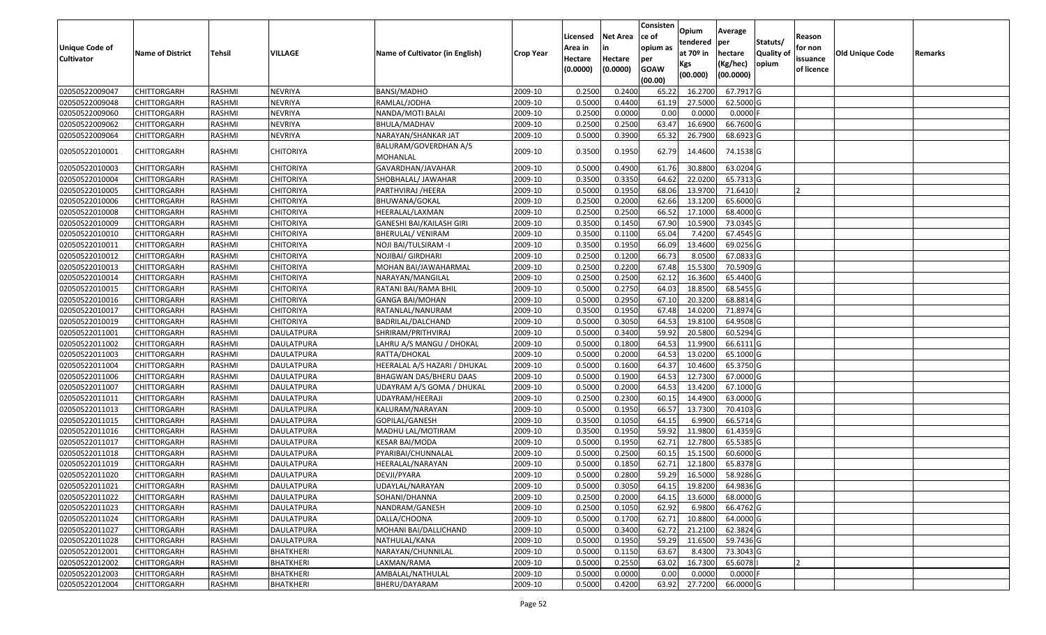| Unique Code of Cultivator | Name of District | Tehsil | VILLAGE | Name of Cultivator (in English) | Crop Year | Licensed Area in Hectare (0.0000) | Net Area in Hectare (0.0000) | Consisten ce of opium as per GOAW (00.00) | Opium tendered at 70º in Kgs (00.000) | Average per hectare (Kg/hec) (00.0000) | Statuts/ Quality of opium | Reason for non issuance of licence | Old Unique Code | Remarks |
|---|---|---|---|---|---|---|---|---|---|---|---|---|---|---|
| 02050522009047 | CHITTORGARH | RASHMI | NEVRIYA | BANSI/MADHO | 2009-10 | 0.2500 | 0.2400 | 65.22 | 16.2700 | 67.7917 | G | | | |
| 02050522009048 | CHITTORGARH | RASHMI | NEVRIYA | RAMLAL/JODHA | 2009-10 | 0.5000 | 0.4400 | 61.19 | 27.5000 | 62.5000 | G | | | |
| 02050522009060 | CHITTORGARH | RASHMI | NEVRIYA | NANDA/MOTI BALAI | 2009-10 | 0.2500 | 0.0000 | 0.00 | 0.0000 | 0.0000 | F | | | |
| 02050522009062 | CHITTORGARH | RASHMI | NEVRIYA | BHULA/MADHAV | 2009-10 | 0.2500 | 0.2500 | 63.47 | 16.6900 | 66.7600 | G | | | |
| 02050522009064 | CHITTORGARH | RASHMI | NEVRIYA | NARAYAN/SHANKAR JAT | 2009-10 | 0.5000 | 0.3900 | 65.32 | 26.7900 | 68.6923 | G | | | |
| 02050522010001 | CHITTORGARH | RASHMI | CHITORIYA | BALURAM/GOVERDHAN A/S MOHANLAL | 2009-10 | 0.3500 | 0.1950 | 62.79 | 14.4600 | 74.1538 | G | | | |
| 02050522010003 | CHITTORGARH | RASHMI | CHITORIYA | GAVARDHAN/JAVAHAR | 2009-10 | 0.5000 | 0.4900 | 61.76 | 30.8800 | 63.0204 | G | | | |
| 02050522010004 | CHITTORGARH | RASHMI | CHITORIYA | SHOBHALAL/ JAWAHAR | 2009-10 | 0.3500 | 0.3350 | 64.62 | 22.0200 | 65.7313 | G | | | |
| 02050522010005 | CHITTORGARH | RASHMI | CHITORIYA | PARTHVIRAJ /HEERA | 2009-10 | 0.5000 | 0.1950 | 68.06 | 13.9700 | 71.6410 | I | 2 | | |
| 02050522010006 | CHITTORGARH | RASHMI | CHITORIYA | BHUWANA/GOKAL | 2009-10 | 0.2500 | 0.2000 | 62.66 | 13.1200 | 65.6000 | G | | | |
| 02050522010008 | CHITTORGARH | RASHMI | CHITORIYA | HEERALAL/LAXMAN | 2009-10 | 0.2500 | 0.2500 | 66.52 | 17.1000 | 68.4000 | G | | | |
| 02050522010009 | CHITTORGARH | RASHMI | CHITORIYA | GANESHI BAI/KAILASH GIRI | 2009-10 | 0.3500 | 0.1450 | 67.90 | 10.5900 | 73.0345 | G | | | |
| 02050522010010 | CHITTORGARH | RASHMI | CHITORIYA | BHERULAL/ VENIRAM | 2009-10 | 0.3500 | 0.1100 | 65.04 | 7.4200 | 67.4545 | G | | | |
| 02050522010011 | CHITTORGARH | RASHMI | CHITORIYA | NOJI BAI/TULSIRAM -I | 2009-10 | 0.3500 | 0.1950 | 66.09 | 13.4600 | 69.0256 | G | | | |
| 02050522010012 | CHITTORGARH | RASHMI | CHITORIYA | NOJIBAI/ GIRDHARI | 2009-10 | 0.2500 | 0.1200 | 66.73 | 8.0500 | 67.0833 | G | | | |
| 02050522010013 | CHITTORGARH | RASHMI | CHITORIYA | MOHAN BAI/JAWAHARMAL | 2009-10 | 0.2500 | 0.2200 | 67.48 | 15.5300 | 70.5909 | G | | | |
| 02050522010014 | CHITTORGARH | RASHMI | CHITORIYA | NARAYAN/MANGILAL | 2009-10 | 0.2500 | 0.2500 | 62.12 | 16.3600 | 65.4400 | G | | | |
| 02050522010015 | CHITTORGARH | RASHMI | CHITORIYA | RATANI BAI/RAMA BHIL | 2009-10 | 0.5000 | 0.2750 | 64.03 | 18.8500 | 68.5455 | G | | | |
| 02050522010016 | CHITTORGARH | RASHMI | CHITORIYA | GANGA BAI/MOHAN | 2009-10 | 0.5000 | 0.2950 | 67.10 | 20.3200 | 68.8814 | G | | | |
| 02050522010017 | CHITTORGARH | RASHMI | CHITORIYA | RATANLAL/NANURAM | 2009-10 | 0.3500 | 0.1950 | 67.48 | 14.0200 | 71.8974 | G | | | |
| 02050522010019 | CHITTORGARH | RASHMI | CHITORIYA | BADRILAL/DALCHAND | 2009-10 | 0.5000 | 0.3050 | 64.53 | 19.8100 | 64.9508 | G | | | |
| 02050522011001 | CHITTORGARH | RASHMI | DAULATPURA | SHRIRAM/PRITHVIRAJ | 2009-10 | 0.5000 | 0.3400 | 59.92 | 20.5800 | 60.5294 | G | | | |
| 02050522011002 | CHITTORGARH | RASHMI | DAULATPURA | LAHRU A/S MANGU / DHOKAL | 2009-10 | 0.5000 | 0.1800 | 64.53 | 11.9900 | 66.6111 | G | | | |
| 02050522011003 | CHITTORGARH | RASHMI | DAULATPURA | RATTA/DHOKAL | 2009-10 | 0.5000 | 0.2000 | 64.53 | 13.0200 | 65.1000 | G | | | |
| 02050522011004 | CHITTORGARH | RASHMI | DAULATPURA | HEERALAL A/S HAZARI / DHUKAL | 2009-10 | 0.5000 | 0.1600 | 64.37 | 10.4600 | 65.3750 | G | | | |
| 02050522011006 | CHITTORGARH | RASHMI | DAULATPURA | BHAGWAN DAS/BHERU DAAS | 2009-10 | 0.5000 | 0.1900 | 64.53 | 12.7300 | 67.0000 | G | | | |
| 02050522011007 | CHITTORGARH | RASHMI | DAULATPURA | UDAYRAM A/S GOMA / DHUKAL | 2009-10 | 0.5000 | 0.2000 | 64.53 | 13.4200 | 67.1000 | G | | | |
| 02050522011011 | CHITTORGARH | RASHMI | DAULATPURA | UDAYRAM/HEERAJI | 2009-10 | 0.2500 | 0.2300 | 60.15 | 14.4900 | 63.0000 | G | | | |
| 02050522011013 | CHITTORGARH | RASHMI | DAULATPURA | KALURAM/NARAYAN | 2009-10 | 0.5000 | 0.1950 | 66.57 | 13.7300 | 70.4103 | G | | | |
| 02050522011015 | CHITTORGARH | RASHMI | DAULATPURA | GOPILAL/GANESH | 2009-10 | 0.3500 | 0.1050 | 64.15 | 6.9900 | 66.5714 | G | | | |
| 02050522011016 | CHITTORGARH | RASHMI | DAULATPURA | MADHU LAL/MOTIRAM | 2009-10 | 0.3500 | 0.1950 | 59.92 | 11.9800 | 61.4359 | G | | | |
| 02050522011017 | CHITTORGARH | RASHMI | DAULATPURA | KESAR BAI/MODA | 2009-10 | 0.5000 | 0.1950 | 62.71 | 12.7800 | 65.5385 | G | | | |
| 02050522011018 | CHITTORGARH | RASHMI | DAULATPURA | PYARIBAI/CHUNNALAL | 2009-10 | 0.5000 | 0.2500 | 60.15 | 15.1500 | 60.6000 | G | | | |
| 02050522011019 | CHITTORGARH | RASHMI | DAULATPURA | HEERALAL/NARAYAN | 2009-10 | 0.5000 | 0.1850 | 62.71 | 12.1800 | 65.8378 | G | | | |
| 02050522011020 | CHITTORGARH | RASHMI | DAULATPURA | DEVJI/PYARA | 2009-10 | 0.5000 | 0.2800 | 59.29 | 16.5000 | 58.9286 | G | | | |
| 02050522011021 | CHITTORGARH | RASHMI | DAULATPURA | UDAYLAL/NARAYAN | 2009-10 | 0.5000 | 0.3050 | 64.15 | 19.8200 | 64.9836 | G | | | |
| 02050522011022 | CHITTORGARH | RASHMI | DAULATPURA | SOHANI/DHANNA | 2009-10 | 0.2500 | 0.2000 | 64.15 | 13.6000 | 68.0000 | G | | | |
| 02050522011023 | CHITTORGARH | RASHMI | DAULATPURA | NANDRAM/GANESH | 2009-10 | 0.2500 | 0.1050 | 62.92 | 6.9800 | 66.4762 | G | | | |
| 02050522011024 | CHITTORGARH | RASHMI | DAULATPURA | DALLA/CHOONA | 2009-10 | 0.5000 | 0.1700 | 62.71 | 10.8800 | 64.0000 | G | | | |
| 02050522011027 | CHITTORGARH | RASHMI | DAULATPURA | MOHANI BAI/DALLICHAND | 2009-10 | 0.5000 | 0.3400 | 62.72 | 21.2100 | 62.3824 | G | | | |
| 02050522011028 | CHITTORGARH | RASHMI | DAULATPURA | NATHULAL/KANA | 2009-10 | 0.5000 | 0.1950 | 59.29 | 11.6500 | 59.7436 | G | | | |
| 02050522012001 | CHITTORGARH | RASHMI | BHATKHERI | NARAYAN/CHUNNILAL | 2009-10 | 0.5000 | 0.1150 | 63.67 | 8.4300 | 73.3043 | G | | | |
| 02050522012002 | CHITTORGARH | RASHMI | BHATKHERI | LAXMAN/RAMA | 2009-10 | 0.5000 | 0.2550 | 63.02 | 16.7300 | 65.6078 | I | 2 | | |
| 02050522012003 | CHITTORGARH | RASHMI | BHATKHERI | AMBALAL/NATHULAL | 2009-10 | 0.5000 | 0.0000 | 0.00 | 0.0000 | 0.0000 | F | | | |
| 02050522012004 | CHITTORGARH | RASHMI | BHATKHERI | BHERU/DAYARAM | 2009-10 | 0.5000 | 0.4200 | 63.92 | 27.7200 | 66.0000 | G | | | |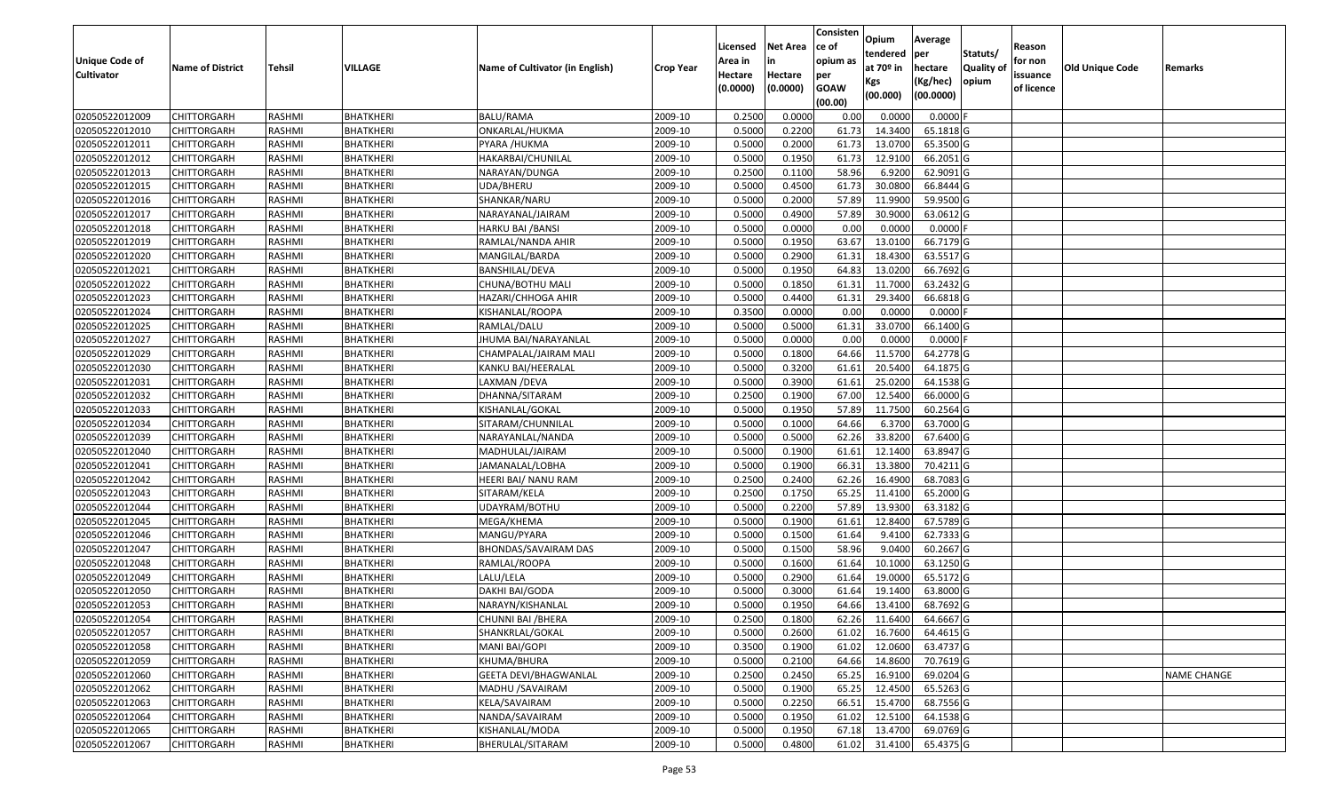| Unique Code of Cultivator | Name of District | Tehsil | VILLAGE | Name of Cultivator (in English) | Crop Year | Licensed Area in Hectare (0.0000) | Net Area in Hectare (0.0000) | Consisten ce of opium as per GOAW (00.00) | Opium tendered at 70º in Kgs (00.000) | Average per hectare (Kg/hec) (00.0000) | Statuts/ Quality of opium | Reason for non issuance of licence | Old Unique Code | Remarks |
|---|---|---|---|---|---|---|---|---|---|---|---|---|---|---|
| 02050522012009 | CHITTORGARH | RASHMI | BHATKHERI | BALU/RAMA | 2009-10 | 0.2500 | 0.0000 | 0.00 | 0.0000 | 0.0000 | F | | | |
| 02050522012010 | CHITTORGARH | RASHMI | BHATKHERI | ONKARLAL/HUKMA | 2009-10 | 0.5000 | 0.2200 | 61.73 | 14.3400 | 65.1818 | G | | | |
| 02050522012011 | CHITTORGARH | RASHMI | BHATKHERI | PYARA /HUKMA | 2009-10 | 0.5000 | 0.2000 | 61.73 | 13.0700 | 65.3500 | G | | | |
| 02050522012012 | CHITTORGARH | RASHMI | BHATKHERI | HAKARBAI/CHUNILAL | 2009-10 | 0.5000 | 0.1950 | 61.73 | 12.9100 | 66.2051 | G | | | |
| 02050522012013 | CHITTORGARH | RASHMI | BHATKHERI | NARAYAN/DUNGA | 2009-10 | 0.2500 | 0.1100 | 58.96 | 6.9200 | 62.9091 | G | | | |
| 02050522012015 | CHITTORGARH | RASHMI | BHATKHERI | UDA/BHERU | 2009-10 | 0.5000 | 0.4500 | 61.73 | 30.0800 | 66.8444 | G | | | |
| 02050522012016 | CHITTORGARH | RASHMI | BHATKHERI | SHANKAR/NARU | 2009-10 | 0.5000 | 0.2000 | 57.89 | 11.9900 | 59.9500 | G | | | |
| 02050522012017 | CHITTORGARH | RASHMI | BHATKHERI | NARAYANAL/JAIRAM | 2009-10 | 0.5000 | 0.4900 | 57.89 | 30.9000 | 63.0612 | G | | | |
| 02050522012018 | CHITTORGARH | RASHMI | BHATKHERI | HARKU BAI /BANSI | 2009-10 | 0.5000 | 0.0000 | 0.00 | 0.0000 | 0.0000 | F | | | |
| 02050522012019 | CHITTORGARH | RASHMI | BHATKHERI | RAMLAL/NANDA AHIR | 2009-10 | 0.5000 | 0.1950 | 63.67 | 13.0100 | 66.7179 | G | | | |
| 02050522012020 | CHITTORGARH | RASHMI | BHATKHERI | MANGILAL/BARDA | 2009-10 | 0.5000 | 0.2900 | 61.31 | 18.4300 | 63.5517 | G | | | |
| 02050522012021 | CHITTORGARH | RASHMI | BHATKHERI | BANSHILAL/DEVA | 2009-10 | 0.5000 | 0.1950 | 64.83 | 13.0200 | 66.7692 | G | | | |
| 02050522012022 | CHITTORGARH | RASHMI | BHATKHERI | CHUNA/BOTHU MALI | 2009-10 | 0.5000 | 0.1850 | 61.31 | 11.7000 | 63.2432 | G | | | |
| 02050522012023 | CHITTORGARH | RASHMI | BHATKHERI | HAZARI/CHHOGA AHIR | 2009-10 | 0.5000 | 0.4400 | 61.31 | 29.3400 | 66.6818 | G | | | |
| 02050522012024 | CHITTORGARH | RASHMI | BHATKHERI | KISHANLAL/ROOPA | 2009-10 | 0.3500 | 0.0000 | 0.00 | 0.0000 | 0.0000 | F | | | |
| 02050522012025 | CHITTORGARH | RASHMI | BHATKHERI | RAMLAL/DALU | 2009-10 | 0.5000 | 0.5000 | 61.31 | 33.0700 | 66.1400 | G | | | |
| 02050522012027 | CHITTORGARH | RASHMI | BHATKHERI | JHUMA BAI/NARAYANLAL | 2009-10 | 0.5000 | 0.0000 | 0.00 | 0.0000 | 0.0000 | F | | | |
| 02050522012029 | CHITTORGARH | RASHMI | BHATKHERI | CHAMPALAL/JAIRAM MALI | 2009-10 | 0.5000 | 0.1800 | 64.66 | 11.5700 | 64.2778 | G | | | |
| 02050522012030 | CHITTORGARH | RASHMI | BHATKHERI | KANKU BAI/HEERALAL | 2009-10 | 0.5000 | 0.3200 | 61.61 | 20.5400 | 64.1875 | G | | | |
| 02050522012031 | CHITTORGARH | RASHMI | BHATKHERI | LAXMAN /DEVA | 2009-10 | 0.5000 | 0.3900 | 61.61 | 25.0200 | 64.1538 | G | | | |
| 02050522012032 | CHITTORGARH | RASHMI | BHATKHERI | DHANNA/SITARAM | 2009-10 | 0.2500 | 0.1900 | 67.00 | 12.5400 | 66.0000 | G | | | |
| 02050522012033 | CHITTORGARH | RASHMI | BHATKHERI | KISHANLAL/GOKAL | 2009-10 | 0.5000 | 0.1950 | 57.89 | 11.7500 | 60.2564 | G | | | |
| 02050522012034 | CHITTORGARH | RASHMI | BHATKHERI | SITARAM/CHUNNILAL | 2009-10 | 0.5000 | 0.1000 | 64.66 | 6.3700 | 63.7000 | G | | | |
| 02050522012039 | CHITTORGARH | RASHMI | BHATKHERI | NARAYANLAL/NANDA | 2009-10 | 0.5000 | 0.5000 | 62.26 | 33.8200 | 67.6400 | G | | | |
| 02050522012040 | CHITTORGARH | RASHMI | BHATKHERI | MADHULAL/JAIRAM | 2009-10 | 0.5000 | 0.1900 | 61.61 | 12.1400 | 63.8947 | G | | | |
| 02050522012041 | CHITTORGARH | RASHMI | BHATKHERI | JAMANALAL/LOBHA | 2009-10 | 0.5000 | 0.1900 | 66.31 | 13.3800 | 70.4211 | G | | | |
| 02050522012042 | CHITTORGARH | RASHMI | BHATKHERI | HEERI BAI/ NANU RAM | 2009-10 | 0.2500 | 0.2400 | 62.26 | 16.4900 | 68.7083 | G | | | |
| 02050522012043 | CHITTORGARH | RASHMI | BHATKHERI | SITARAM/KELA | 2009-10 | 0.2500 | 0.1750 | 65.25 | 11.4100 | 65.2000 | G | | | |
| 02050522012044 | CHITTORGARH | RASHMI | BHATKHERI | UDAYRAM/BOTHU | 2009-10 | 0.5000 | 0.2200 | 57.89 | 13.9300 | 63.3182 | G | | | |
| 02050522012045 | CHITTORGARH | RASHMI | BHATKHERI | MEGA/KHEMA | 2009-10 | 0.5000 | 0.1900 | 61.61 | 12.8400 | 67.5789 | G | | | |
| 02050522012046 | CHITTORGARH | RASHMI | BHATKHERI | MANGU/PYARA | 2009-10 | 0.5000 | 0.1500 | 61.64 | 9.4100 | 62.7333 | G | | | |
| 02050522012047 | CHITTORGARH | RASHMI | BHATKHERI | BHONDAS/SAVAIRAM DAS | 2009-10 | 0.5000 | 0.1500 | 58.96 | 9.0400 | 60.2667 | G | | | |
| 02050522012048 | CHITTORGARH | RASHMI | BHATKHERI | RAMLAL/ROOPA | 2009-10 | 0.5000 | 0.1600 | 61.64 | 10.1000 | 63.1250 | G | | | |
| 02050522012049 | CHITTORGARH | RASHMI | BHATKHERI | LALU/LELA | 2009-10 | 0.5000 | 0.2900 | 61.64 | 19.0000 | 65.5172 | G | | | |
| 02050522012050 | CHITTORGARH | RASHMI | BHATKHERI | DAKHI BAI/GODA | 2009-10 | 0.5000 | 0.3000 | 61.64 | 19.1400 | 63.8000 | G | | | |
| 02050522012053 | CHITTORGARH | RASHMI | BHATKHERI | NARAYN/KISHANLAL | 2009-10 | 0.5000 | 0.1950 | 64.66 | 13.4100 | 68.7692 | G | | | |
| 02050522012054 | CHITTORGARH | RASHMI | BHATKHERI | CHUNNI BAI /BHERA | 2009-10 | 0.2500 | 0.1800 | 62.26 | 11.6400 | 64.6667 | G | | | |
| 02050522012057 | CHITTORGARH | RASHMI | BHATKHERI | SHANKRLAL/GOKAL | 2009-10 | 0.5000 | 0.2600 | 61.02 | 16.7600 | 64.4615 | G | | | |
| 02050522012058 | CHITTORGARH | RASHMI | BHATKHERI | MANI BAI/GOPI | 2009-10 | 0.3500 | 0.1900 | 61.02 | 12.0600 | 63.4737 | G | | | |
| 02050522012059 | CHITTORGARH | RASHMI | BHATKHERI | KHUMA/BHURA | 2009-10 | 0.5000 | 0.2100 | 64.66 | 14.8600 | 70.7619 | G | | | |
| 02050522012060 | CHITTORGARH | RASHMI | BHATKHERI | GEETA DEVI/BHAGWANLAL | 2009-10 | 0.2500 | 0.2450 | 65.25 | 16.9100 | 69.0204 | G | | | NAME CHANGE |
| 02050522012062 | CHITTORGARH | RASHMI | BHATKHERI | MADHU /SAVAIRAM | 2009-10 | 0.5000 | 0.1900 | 65.25 | 12.4500 | 65.5263 | G | | | |
| 02050522012063 | CHITTORGARH | RASHMI | BHATKHERI | KELA/SAVAIRAM | 2009-10 | 0.5000 | 0.2250 | 66.51 | 15.4700 | 68.7556 | G | | | |
| 02050522012064 | CHITTORGARH | RASHMI | BHATKHERI | NANDA/SAVAIRAM | 2009-10 | 0.5000 | 0.1950 | 61.02 | 12.5100 | 64.1538 | G | | | |
| 02050522012065 | CHITTORGARH | RASHMI | BHATKHERI | KISHANLAL/MODA | 2009-10 | 0.5000 | 0.1950 | 67.18 | 13.4700 | 69.0769 | G | | | |
| 02050522012067 | CHITTORGARH | RASHMI | BHATKHERI | BHERULAL/SITARAM | 2009-10 | 0.5000 | 0.4800 | 61.02 | 31.4100 | 65.4375 | G | | | |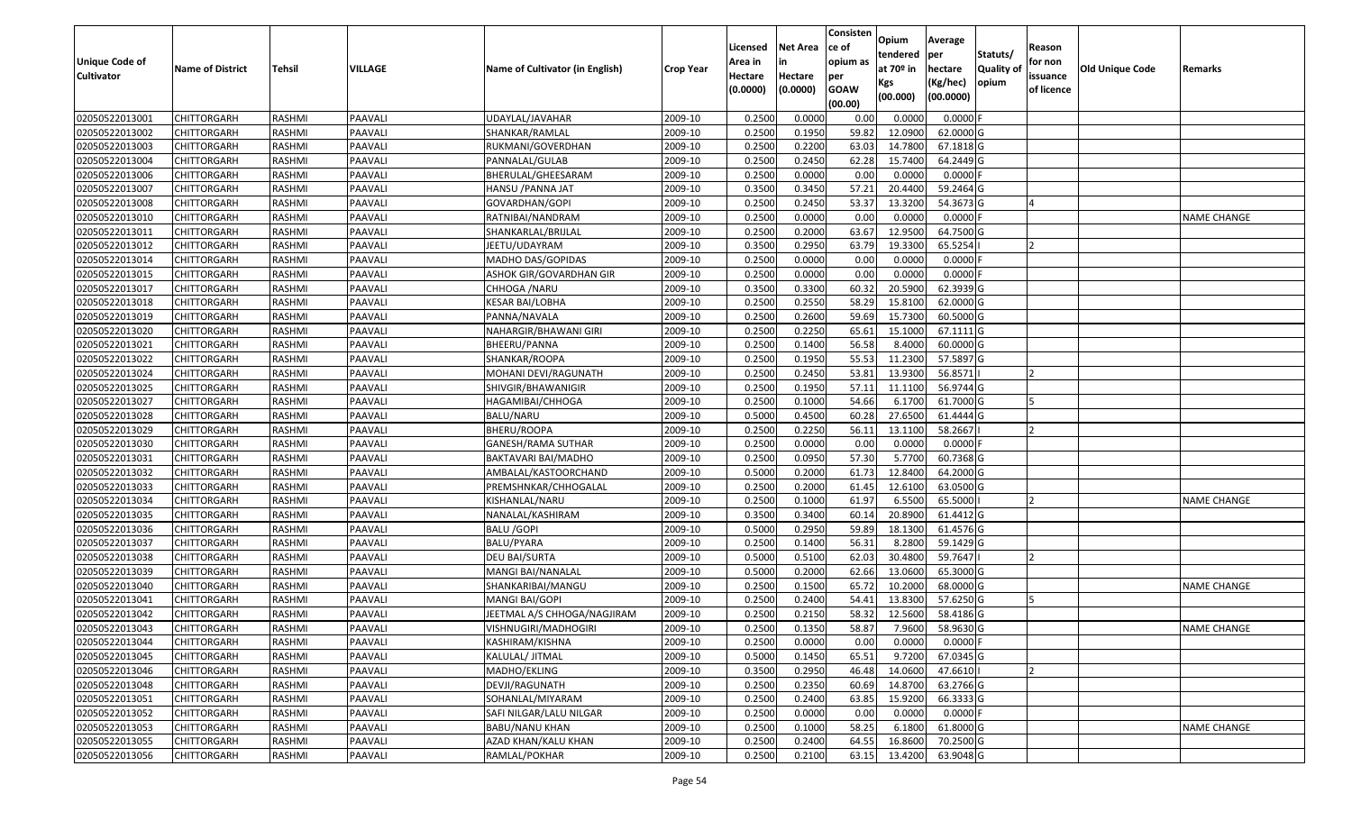| Unique Code of Cultivator | Name of District | Tehsil | VILLAGE | Name of Cultivator (in English) | Crop Year | Licensed Area in Hectare (0.0000) | Net Area in Hectare (0.0000) | Consistence of opium as per GOAW (00.00) | Opium tendered at 70º in Kgs (00.000) | Average per hectare (Kg/hec) (00.0000) | Statuts/ Quality of opium | Reason for non issuance of licence | Old Unique Code | Remarks |
|---|---|---|---|---|---|---|---|---|---|---|---|---|---|---|
| 02050522013001 | CHITTORGARH | RASHMI | PAAVALI | UDAYLAL/JAVAHAR | 2009-10 | 0.2500 | 0.0000 | 0.00 | 0.0000 | 0.0000 | F | | | |
| 02050522013002 | CHITTORGARH | RASHMI | PAAVALI | SHANKAR/RAMLAL | 2009-10 | 0.2500 | 0.1950 | 59.82 | 12.0900 | 62.0000 | G | | | |
| 02050522013003 | CHITTORGARH | RASHMI | PAAVALI | RUKMANI/GOVERDHAN | 2009-10 | 0.2500 | 0.2200 | 63.03 | 14.7800 | 67.1818 | G | | | |
| 02050522013004 | CHITTORGARH | RASHMI | PAAVALI | PANNALAL/GULAB | 2009-10 | 0.2500 | 0.2450 | 62.28 | 15.7400 | 64.2449 | G | | | |
| 02050522013006 | CHITTORGARH | RASHMI | PAAVALI | BHERULAL/GHEESARAM | 2009-10 | 0.2500 | 0.0000 | 0.00 | 0.0000 | 0.0000 | F | | | |
| 02050522013007 | CHITTORGARH | RASHMI | PAAVALI | HANSU /PANNA JAT | 2009-10 | 0.3500 | 0.3450 | 57.21 | 20.4400 | 59.2464 | G | | | |
| 02050522013008 | CHITTORGARH | RASHMI | PAAVALI | GOVARDHAN/GOPI | 2009-10 | 0.2500 | 0.2450 | 53.37 | 13.3200 | 54.3673 | G | 4 | | |
| 02050522013010 | CHITTORGARH | RASHMI | PAAVALI | RATNIBAI/NANDRAM | 2009-10 | 0.2500 | 0.0000 | 0.00 | 0.0000 | 0.0000 | F | | | NAME CHANGE |
| 02050522013011 | CHITTORGARH | RASHMI | PAAVALI | SHANKARLAL/BRIJLAL | 2009-10 | 0.2500 | 0.2000 | 63.67 | 12.9500 | 64.7500 | G | | | |
| 02050522013012 | CHITTORGARH | RASHMI | PAAVALI | JEETU/UDAYRAM | 2009-10 | 0.3500 | 0.2950 | 63.79 | 19.3300 | 65.5254 | I | 2 | | |
| 02050522013014 | CHITTORGARH | RASHMI | PAAVALI | MADHO DAS/GOPIDAS | 2009-10 | 0.2500 | 0.0000 | 0.00 | 0.0000 | 0.0000 | F | | | |
| 02050522013015 | CHITTORGARH | RASHMI | PAAVALI | ASHOK GIR/GOVARDHAN GIR | 2009-10 | 0.2500 | 0.0000 | 0.00 | 0.0000 | 0.0000 | F | | | |
| 02050522013017 | CHITTORGARH | RASHMI | PAAVALI | CHHOGA /NARU | 2009-10 | 0.3500 | 0.3300 | 60.32 | 20.5900 | 62.3939 | G | | | |
| 02050522013018 | CHITTORGARH | RASHMI | PAAVALI | KESAR BAI/LOBHA | 2009-10 | 0.2500 | 0.2550 | 58.29 | 15.8100 | 62.0000 | G | | | |
| 02050522013019 | CHITTORGARH | RASHMI | PAAVALI | PANNA/NAVALA | 2009-10 | 0.2500 | 0.2600 | 59.69 | 15.7300 | 60.5000 | G | | | |
| 02050522013020 | CHITTORGARH | RASHMI | PAAVALI | NAHARGIR/BHAWANI GIRI | 2009-10 | 0.2500 | 0.2250 | 65.61 | 15.1000 | 67.1111 | G | | | |
| 02050522013021 | CHITTORGARH | RASHMI | PAAVALI | BHEERU/PANNA | 2009-10 | 0.2500 | 0.1400 | 56.58 | 8.4000 | 60.0000 | G | | | |
| 02050522013022 | CHITTORGARH | RASHMI | PAAVALI | SHANKAR/ROOPA | 2009-10 | 0.2500 | 0.1950 | 55.53 | 11.2300 | 57.5897 | G | | | |
| 02050522013024 | CHITTORGARH | RASHMI | PAAVALI | MOHANI DEVI/RAGUNATH | 2009-10 | 0.2500 | 0.2450 | 53.81 | 13.9300 | 56.8571 | I | 2 | | |
| 02050522013025 | CHITTORGARH | RASHMI | PAAVALI | SHIVGIR/BHAWANIGIR | 2009-10 | 0.2500 | 0.1950 | 57.11 | 11.1100 | 56.9744 | G | | | |
| 02050522013027 | CHITTORGARH | RASHMI | PAAVALI | HAGAMIBAI/CHHOGA | 2009-10 | 0.2500 | 0.1000 | 54.66 | 6.1700 | 61.7000 | G | 5 | | |
| 02050522013028 | CHITTORGARH | RASHMI | PAAVALI | BALU/NARU | 2009-10 | 0.5000 | 0.4500 | 60.28 | 27.6500 | 61.4444 | G | | | |
| 02050522013029 | CHITTORGARH | RASHMI | PAAVALI | BHERU/ROOPA | 2009-10 | 0.2500 | 0.2250 | 56.11 | 13.1100 | 58.2667 | I | 2 | | |
| 02050522013030 | CHITTORGARH | RASHMI | PAAVALI | GANESH/RAMA SUTHAR | 2009-10 | 0.2500 | 0.0000 | 0.00 | 0.0000 | 0.0000 | F | | | |
| 02050522013031 | CHITTORGARH | RASHMI | PAAVALI | BAKTAVARI BAI/MADHO | 2009-10 | 0.2500 | 0.0950 | 57.30 | 5.7700 | 60.7368 | G | | | |
| 02050522013032 | CHITTORGARH | RASHMI | PAAVALI | AMBALAL/KASTOORCHAND | 2009-10 | 0.5000 | 0.2000 | 61.73 | 12.8400 | 64.2000 | G | | | |
| 02050522013033 | CHITTORGARH | RASHMI | PAAVALI | PREMSHNKAR/CHHOGALAL | 2009-10 | 0.2500 | 0.2000 | 61.45 | 12.6100 | 63.0500 | G | | | |
| 02050522013034 | CHITTORGARH | RASHMI | PAAVALI | KISHANLAL/NARU | 2009-10 | 0.2500 | 0.1000 | 61.97 | 6.5500 | 65.5000 | I | 2 | | NAME CHANGE |
| 02050522013035 | CHITTORGARH | RASHMI | PAAVALI | NANALAL/KASHIRAM | 2009-10 | 0.3500 | 0.3400 | 60.14 | 20.8900 | 61.4412 | G | | | |
| 02050522013036 | CHITTORGARH | RASHMI | PAAVALI | BALU /GOPI | 2009-10 | 0.5000 | 0.2950 | 59.89 | 18.1300 | 61.4576 | G | | | |
| 02050522013037 | CHITTORGARH | RASHMI | PAAVALI | BALU/PYARA | 2009-10 | 0.2500 | 0.1400 | 56.31 | 8.2800 | 59.1429 | G | | | |
| 02050522013038 | CHITTORGARH | RASHMI | PAAVALI | DEU BAI/SURTA | 2009-10 | 0.5000 | 0.5100 | 62.03 | 30.4800 | 59.7647 | I | 2 | | |
| 02050522013039 | CHITTORGARH | RASHMI | PAAVALI | MANGI BAI/NANALAL | 2009-10 | 0.5000 | 0.2000 | 62.66 | 13.0600 | 65.3000 | G | | | |
| 02050522013040 | CHITTORGARH | RASHMI | PAAVALI | SHANKARIBAI/MANGU | 2009-10 | 0.2500 | 0.1500 | 65.72 | 10.2000 | 68.0000 | G | | | NAME CHANGE |
| 02050522013041 | CHITTORGARH | RASHMI | PAAVALI | MANGI BAI/GOPI | 2009-10 | 0.2500 | 0.2400 | 54.41 | 13.8300 | 57.6250 | G | 5 | | |
| 02050522013042 | CHITTORGARH | RASHMI | PAAVALI | JEETMAL A/S CHHOGA/NAGJIRAM | 2009-10 | 0.2500 | 0.2150 | 58.32 | 12.5600 | 58.4186 | G | | | |
| 02050522013043 | CHITTORGARH | RASHMI | PAAVALI | VISHNUGIRI/MADHOGIRI | 2009-10 | 0.2500 | 0.1350 | 58.87 | 7.9600 | 58.9630 | G | | | NAME CHANGE |
| 02050522013044 | CHITTORGARH | RASHMI | PAAVALI | KASHIRAM/KISHNA | 2009-10 | 0.2500 | 0.0000 | 0.00 | 0.0000 | 0.0000 | F | | | |
| 02050522013045 | CHITTORGARH | RASHMI | PAAVALI | KALULAL/ JITMAL | 2009-10 | 0.5000 | 0.1450 | 65.51 | 9.7200 | 67.0345 | G | | | |
| 02050522013046 | CHITTORGARH | RASHMI | PAAVALI | MADHO/EKLING | 2009-10 | 0.3500 | 0.2950 | 46.48 | 14.0600 | 47.6610 | I | 2 | | |
| 02050522013048 | CHITTORGARH | RASHMI | PAAVALI | DEVJI/RAGUNATH | 2009-10 | 0.2500 | 0.2350 | 60.69 | 14.8700 | 63.2766 | G | | | |
| 02050522013051 | CHITTORGARH | RASHMI | PAAVALI | SOHANLAL/MIYARAM | 2009-10 | 0.2500 | 0.2400 | 63.85 | 15.9200 | 66.3333 | G | | | |
| 02050522013052 | CHITTORGARH | RASHMI | PAAVALI | SAFI NILGAR/LALU NILGAR | 2009-10 | 0.2500 | 0.0000 | 0.00 | 0.0000 | 0.0000 | F | | | |
| 02050522013053 | CHITTORGARH | RASHMI | PAAVALI | BABU/NANU KHAN | 2009-10 | 0.2500 | 0.1000 | 58.25 | 6.1800 | 61.8000 | G | | | NAME CHANGE |
| 02050522013055 | CHITTORGARH | RASHMI | PAAVALI | AZAD KHAN/KALU KHAN | 2009-10 | 0.2500 | 0.2400 | 64.55 | 16.8600 | 70.2500 | G | | | |
| 02050522013056 | CHITTORGARH | RASHMI | PAAVALI | RAMLAL/POKHAR | 2009-10 | 0.2500 | 0.2100 | 63.15 | 13.4200 | 63.9048 | G | | | |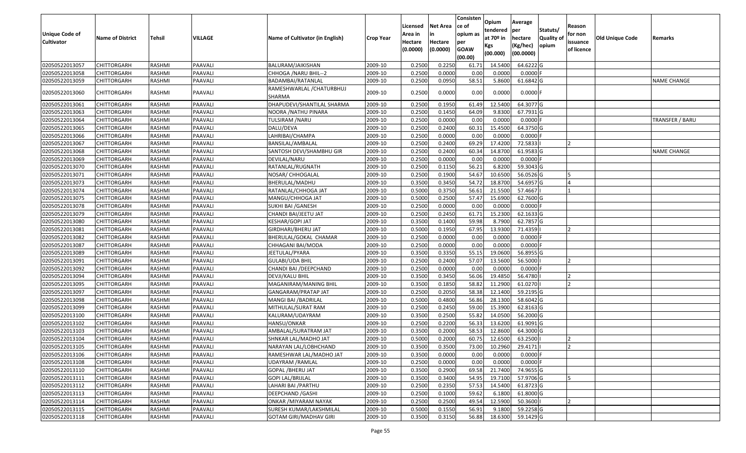| Unique Code of Cultivator | Name of District | Tehsil | VILLAGE | Name of Cultivator (in English) | Crop Year | Licensed Area in Hectare (0.0000) | Net Area in Hectare (0.0000) | Consistence of opium as per GOAW (00.00) | Opium tendered at 70º in Kgs (00.000) | Average per hectare (Kg/hec) (00.0000) | Statuts/ Quality of opium | Reason for non issuance of licence | Old Unique Code | Remarks |
|---|---|---|---|---|---|---|---|---|---|---|---|---|---|---|
| 02050522013057 | CHITTORGARH | RASHMI | PAAVALI | BALURAM/JAIKISHAN | 2009-10 | 0.2500 | 0.2250 | 61.71 | 14.5400 | 64.6222 | G | | | |
| 02050522013058 | CHITTORGARH | RASHMI | PAAVALI | CHHOGA /NARU BHIL--2 | 2009-10 | 0.2500 | 0.0000 | 0.00 | 0.0000 | 0.0000 | F | | | |
| 02050522013059 | CHITTORGARH | RASHMI | PAAVALI | BADAMBAI/RATANLAL | 2009-10 | 0.2500 | 0.0950 | 58.51 | 5.8600 | 61.6842 | G | | | NAME CHANGE |
| 02050522013060 | CHITTORGARH | RASHMI | PAAVALI | RAMESHWARLAL /CHATURBHUJ SHARMA | 2009-10 | 0.2500 | 0.0000 | 0.00 | 0.0000 | 0.0000 | F | | | |
| 02050522013061 | CHITTORGARH | RASHMI | PAAVALI | DHAPUDEVI/SHANTILAL SHARMA | 2009-10 | 0.2500 | 0.1950 | 61.49 | 12.5400 | 64.3077 | G | | | |
| 02050522013063 | CHITTORGARH | RASHMI | PAAVALI | NOORA /NATHU PINARA | 2009-10 | 0.2500 | 0.1450 | 64.09 | 9.8300 | 67.7931 | G | | | |
| 02050522013064 | CHITTORGARH | RASHMI | PAAVALI | TULSIRAM /NARU | 2009-10 | 0.2500 | 0.0000 | 0.00 | 0.0000 | 0.0000 | F | | | TRANSFER / BARU |
| 02050522013065 | CHITTORGARH | RASHMI | PAAVALI | DALU/DEVA | 2009-10 | 0.2500 | 0.2400 | 60.31 | 15.4500 | 64.3750 | G | | | |
| 02050522013066 | CHITTORGARH | RASHMI | PAAVALI | LAHRIBAI/CHAMPA | 2009-10 | 0.2500 | 0.0000 | 0.00 | 0.0000 | 0.0000 | F | | | |
| 02050522013067 | CHITTORGARH | RASHMI | PAAVALI | BANSILAL/AMBALAL | 2009-10 | 0.2500 | 0.2400 | 69.29 | 17.4200 | 72.5833 | I | 2 | | |
| 02050522013068 | CHITTORGARH | RASHMI | PAAVALI | SANTOSH DEVI/SHAMBHU GIR | 2009-10 | 0.2500 | 0.2400 | 60.34 | 14.8700 | 61.9583 | G | | | NAME CHANGE |
| 02050522013069 | CHITTORGARH | RASHMI | PAAVALI | DEVILAL/NARU | 2009-10 | 0.2500 | 0.0000 | 0.00 | 0.0000 | 0.0000 | F | | | |
| 02050522013070 | CHITTORGARH | RASHMI | PAAVALI | RATANLAL/RUGNATH | 2009-10 | 0.2500 | 0.1150 | 56.21 | 6.8200 | 59.3043 | G | | | |
| 02050522013071 | CHITTORGARH | RASHMI | PAAVALI | NOSAR/ CHHOGALAL | 2009-10 | 0.2500 | 0.1900 | 54.67 | 10.6500 | 56.0526 | G | 5 | | |
| 02050522013073 | CHITTORGARH | RASHMI | PAAVALI | BHERULAL/MADHU | 2009-10 | 0.3500 | 0.3450 | 54.72 | 18.8700 | 54.6957 | G | 4 | | |
| 02050522013074 | CHITTORGARH | RASHMI | PAAVALI | RATANLAL/CHHOGA JAT | 2009-10 | 0.5000 | 0.3750 | 56.61 | 21.5500 | 57.4667 | I | 1 | | |
| 02050522013075 | CHITTORGARH | RASHMI | PAAVALI | MANGU/CHHOGA JAT | 2009-10 | 0.5000 | 0.2500 | 57.47 | 15.6900 | 62.7600 | G | | | |
| 02050522013078 | CHITTORGARH | RASHMI | PAAVALI | SUKHI BAI /GANESH | 2009-10 | 0.2500 | 0.0000 | 0.00 | 0.0000 | 0.0000 | F | | | |
| 02050522013079 | CHITTORGARH | RASHMI | PAAVALI | CHANDI BAI/JEETU JAT | 2009-10 | 0.2500 | 0.2450 | 61.71 | 15.2300 | 62.1633 | G | | | |
| 02050522013080 | CHITTORGARH | RASHMI | PAAVALI | KESHAR/GOPI JAT | 2009-10 | 0.3500 | 0.1400 | 59.98 | 8.7900 | 62.7857 | G | | | |
| 02050522013081 | CHITTORGARH | RASHMI | PAAVALI | GIRDHARI/BHERU JAT | 2009-10 | 0.5000 | 0.1950 | 67.95 | 13.9300 | 71.4359 | I | 2 | | |
| 02050522013082 | CHITTORGARH | RASHMI | PAAVALI | BHERULAL/GOKAL CHAMAR | 2009-10 | 0.2500 | 0.0000 | 0.00 | 0.0000 | 0.0000 | F | | | |
| 02050522013087 | CHITTORGARH | RASHMI | PAAVALI | CHHAGANI BAI/MODA | 2009-10 | 0.2500 | 0.0000 | 0.00 | 0.0000 | 0.0000 | F | | | |
| 02050522013089 | CHITTORGARH | RASHMI | PAAVALI | JEETULAL/PYARA | 2009-10 | 0.3500 | 0.3350 | 55.15 | 19.0600 | 56.8955 | G | | | |
| 02050522013091 | CHITTORGARH | RASHMI | PAAVALI | GULABI/UDA BHIL | 2009-10 | 0.2500 | 0.2400 | 57.07 | 13.5600 | 56.5000 | I | 2 | | |
| 02050522013092 | CHITTORGARH | RASHMI | PAAVALI | CHANDI BAI /DEEPCHAND | 2009-10 | 0.2500 | 0.0000 | 0.00 | 0.0000 | 0.0000 | F | | | |
| 02050522013094 | CHITTORGARH | RASHMI | PAAVALI | DEVJI/KALU BHIL | 2009-10 | 0.3500 | 0.3450 | 56.06 | 19.4850 | 56.4780 | I | 2 | | |
| 02050522013095 | CHITTORGARH | RASHMI | PAAVALI | MAGANIRAM/MANING BHIL | 2009-10 | 0.3500 | 0.1850 | 58.82 | 11.2900 | 61.0270 | I | 2 | | |
| 02050522013097 | CHITTORGARH | RASHMI | PAAVALI | GANGARAM/PRATAP JAT | 2009-10 | 0.2500 | 0.2050 | 58.38 | 12.1400 | 59.2195 | G | | | |
| 02050522013098 | CHITTORGARH | RASHMI | PAAVALI | MANGI BAI /BADRILAL | 2009-10 | 0.5000 | 0.4800 | 56.86 | 28.1300 | 58.6042 | G | | | |
| 02050522013099 | CHITTORGARH | RASHMI | PAAVALI | MITHULAL/SURAT RAM | 2009-10 | 0.2500 | 0.2450 | 59.00 | 15.3900 | 62.8163 | G | | | |
| 02050522013100 | CHITTORGARH | RASHMI | PAAVALI | KALURAM/UDAYRAM | 2009-10 | 0.3500 | 0.2500 | 55.82 | 14.0500 | 56.2000 | G | | | |
| 02050522013102 | CHITTORGARH | RASHMI | PAAVALI | HANSU/ONKAR | 2009-10 | 0.2500 | 0.2200 | 56.33 | 13.6200 | 61.9091 | G | | | |
| 02050522013103 | CHITTORGARH | RASHMI | PAAVALI | AMBALAL/SURATRAM JAT | 2009-10 | 0.3500 | 0.2000 | 58.53 | 12.8600 | 64.3000 | G | | | |
| 02050522013104 | CHITTORGARH | RASHMI | PAAVALI | SHNKAR LAL/MADHO JAT | 2009-10 | 0.5000 | 0.2000 | 60.75 | 12.6500 | 63.2500 | I | 2 | | |
| 02050522013105 | CHITTORGARH | RASHMI | PAAVALI | NARAYAN LAL/LOBHCHAND | 2009-10 | 0.3500 | 0.3500 | 73.00 | 10.2960 | 29.4171 | I | 2 | | |
| 02050522013106 | CHITTORGARH | RASHMI | PAAVALI | RAMESHWAR LAL/MADHO JAT | 2009-10 | 0.3500 | 0.0000 | 0.00 | 0.0000 | 0.0000 | F | | | |
| 02050522013108 | CHITTORGARH | RASHMI | PAAVALI | UDAYRAM /RAMLAL | 2009-10 | 0.2500 | 0.0000 | 0.00 | 0.0000 | 0.0000 | F | | | |
| 02050522013110 | CHITTORGARH | RASHMI | PAAVALI | GOPAL /BHERU JAT | 2009-10 | 0.3500 | 0.2900 | 69.58 | 21.7400 | 74.9655 | G | | | |
| 02050522013111 | CHITTORGARH | RASHMI | PAAVALI | GOPI LAL/BRIJLAL | 2009-10 | 0.3500 | 0.3400 | 54.95 | 19.7100 | 57.9706 | G | 5 | | |
| 02050522013112 | CHITTORGARH | RASHMI | PAAVALI | LAHARI BAI /PARTHU | 2009-10 | 0.2500 | 0.2350 | 57.53 | 14.5400 | 61.8723 | G | | | |
| 02050522013113 | CHITTORGARH | RASHMI | PAAVALI | DEEPCHAND /GASHI | 2009-10 | 0.2500 | 0.1000 | 59.62 | 6.1800 | 61.8000 | G | | | |
| 02050522013114 | CHITTORGARH | RASHMI | PAAVALI | ONKAR /MIYARAM NAYAK | 2009-10 | 0.2500 | 0.2500 | 49.54 | 12.5900 | 50.3600 | I | 2 | | |
| 02050522013115 | CHITTORGARH | RASHMI | PAAVALI | SURESH KUMAR/LAKSHMILAL | 2009-10 | 0.5000 | 0.1550 | 56.91 | 9.1800 | 59.2258 | G | | | |
| 02050522013118 | CHITTORGARH | RASHMI | PAAVALI | GOTAM GIRI/MADHAV GIRI | 2009-10 | 0.3500 | 0.3150 | 56.88 | 18.6300 | 59.1429 | G | | | |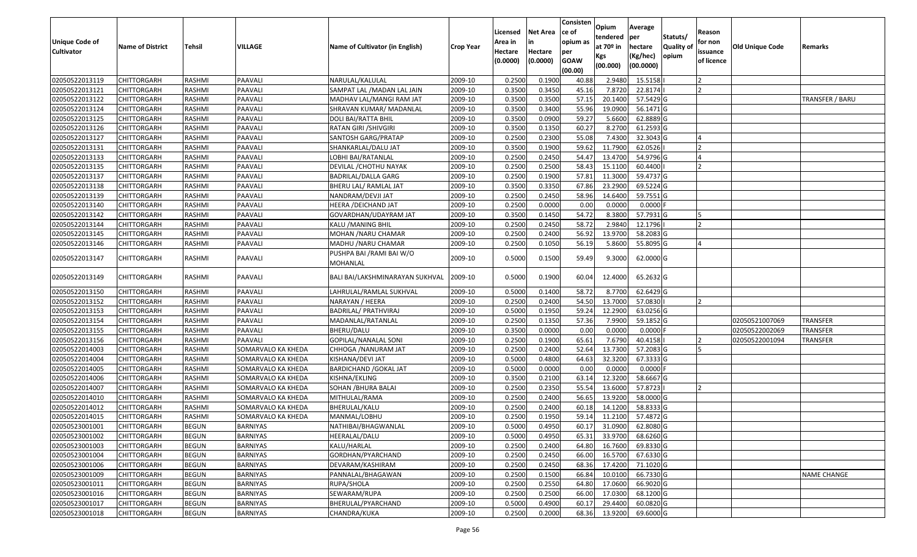| Unique Code of Cultivator | Name of District | Tehsil | VILLAGE | Name of Cultivator (in English) | Crop Year | Licensed Area in Hectare (0.0000) | Net Area in Hectare (0.0000) | Consistence of opium as per GOAW (00.00) | Opium tendered at 70º in Kgs (00.000) | Average per hectare (Kg/hec) (00.0000) | Statuts/ Quality of opium | Reason for non issuance of licence | Old Unique Code | Remarks |
|---|---|---|---|---|---|---|---|---|---|---|---|---|---|---|
| 02050522013119 | CHITTORGARH | RASHMI | PAAVALI | NARULAL/KALULAL | 2009-10 | 0.2500 | 0.1900 | 40.88 | 2.9480 | 15.5158 | I | 2 | | |
| 02050522013121 | CHITTORGARH | RASHMI | PAAVALI | SAMPAT LAL /MADAN LAL JAIN | 2009-10 | 0.3500 | 0.3450 | 45.16 | 7.8720 | 22.8174 | I | 2 | | |
| 02050522013122 | CHITTORGARH | RASHMI | PAAVALI | MADHAV LAL/MANGI RAM JAT | 2009-10 | 0.3500 | 0.3500 | 57.15 | 20.1400 | 57.5429 | G | | | TRANSFER / BARU |
| 02050522013124 | CHITTORGARH | RASHMI | PAAVALI | SHRAVAN KUMAR/ MADANLAL | 2009-10 | 0.3500 | 0.3400 | 55.96 | 19.0900 | 56.1471 | G | | | |
| 02050522013125 | CHITTORGARH | RASHMI | PAAVALI | DOLI BAI/RATTA BHIL | 2009-10 | 0.3500 | 0.0900 | 59.27 | 5.6600 | 62.8889 | G | | | |
| 02050522013126 | CHITTORGARH | RASHMI | PAAVALI | RATAN GIRI /SHIVGIRI | 2009-10 | 0.3500 | 0.1350 | 60.27 | 8.2700 | 61.2593 | G | | | |
| 02050522013127 | CHITTORGARH | RASHMI | PAAVALI | SANTOSH GARG/PRATAP | 2009-10 | 0.2500 | 0.2300 | 55.08 | 7.4300 | 32.3043 | G | 4 | | |
| 02050522013131 | CHITTORGARH | RASHMI | PAAVALI | SHANKARLAL/DALU JAT | 2009-10 | 0.3500 | 0.1900 | 59.62 | 11.7900 | 62.0526 | I | 2 | | |
| 02050522013133 | CHITTORGARH | RASHMI | PAAVALI | LOBHI BAI/RATANLAL | 2009-10 | 0.2500 | 0.2450 | 54.47 | 13.4700 | 54.9796 | G | 4 | | |
| 02050522013135 | CHITTORGARH | RASHMI | PAAVALI | DEVILAL /CHOTHU NAYAK | 2009-10 | 0.2500 | 0.2500 | 58.43 | 15.1100 | 60.4400 | I | 2 | | |
| 02050522013137 | CHITTORGARH | RASHMI | PAAVALI | BADRILAL/DALLA GARG | 2009-10 | 0.2500 | 0.1900 | 57.81 | 11.3000 | 59.4737 | G | | | |
| 02050522013138 | CHITTORGARH | RASHMI | PAAVALI | BHERU LAL/ RAMLAL JAT | 2009-10 | 0.3500 | 0.3350 | 67.86 | 23.2900 | 69.5224 | G | | | |
| 02050522013139 | CHITTORGARH | RASHMI | PAAVALI | NANDRAM/DEVJI JAT | 2009-10 | 0.2500 | 0.2450 | 58.96 | 14.6400 | 59.7551 | G | | | |
| 02050522013140 | CHITTORGARH | RASHMI | PAAVALI | HEERA /DEICHAND JAT | 2009-10 | 0.2500 | 0.0000 | 0.00 | 0.0000 | 0.0000 | F | | | |
| 02050522013142 | CHITTORGARH | RASHMI | PAAVALI | GOVARDHAN/UDAYRAM JAT | 2009-10 | 0.3500 | 0.1450 | 54.72 | 8.3800 | 57.7931 | G | 5 | | |
| 02050522013144 | CHITTORGARH | RASHMI | PAAVALI | KALU /MANING BHIL | 2009-10 | 0.2500 | 0.2450 | 58.72 | 2.9840 | 12.1796 | I | 2 | | |
| 02050522013145 | CHITTORGARH | RASHMI | PAAVALI | MOHAN /NARU CHAMAR | 2009-10 | 0.2500 | 0.2400 | 56.92 | 13.9700 | 58.2083 | G | | | |
| 02050522013146 | CHITTORGARH | RASHMI | PAAVALI | MADHU /NARU CHAMAR | 2009-10 | 0.2500 | 0.1050 | 56.19 | 5.8600 | 55.8095 | G | 4 | | |
| 02050522013147 | CHITTORGARH | RASHMI | PAAVALI | PUSHPA BAI /RAMI BAI W/O MOHANLAL | 2009-10 | 0.5000 | 0.1500 | 59.49 | 9.3000 | 62.0000 | G | | | |
| 02050522013149 | CHITTORGARH | RASHMI | PAAVALI | BALI BAI/LAKSHMINARAYAN SUKHVAL | 2009-10 | 0.5000 | 0.1900 | 60.04 | 12.4000 | 65.2632 | G | | | |
| 02050522013150 | CHITTORGARH | RASHMI | PAAVALI | LAHRULAL/RAMLAL SUKHVAL | 2009-10 | 0.5000 | 0.1400 | 58.72 | 8.7700 | 62.6429 | G | | | |
| 02050522013152 | CHITTORGARH | RASHMI | PAAVALI | NARAYAN / HEERA | 2009-10 | 0.2500 | 0.2400 | 54.50 | 13.7000 | 57.0830 | I | 2 | | |
| 02050522013153 | CHITTORGARH | RASHMI | PAAVALI | BADRILAL/ PRATHVIRAJ | 2009-10 | 0.5000 | 0.1950 | 59.24 | 12.2900 | 63.0256 | G | | | |
| 02050522013154 | CHITTORGARH | RASHMI | PAAVALI | MADANLAL/RATANLAL | 2009-10 | 0.2500 | 0.1350 | 57.36 | 7.9900 | 59.1852 | G | | 02050521007069 | TRANSFER |
| 02050522013155 | CHITTORGARH | RASHMI | PAAVALI | BHERU/DALU | 2009-10 | 0.3500 | 0.0000 | 0.00 | 0.0000 | 0.0000 | F | | 02050522002069 | TRANSFER |
| 02050522013156 | CHITTORGARH | RASHMI | PAAVALI | GOPILAL/NANALAL SONI | 2009-10 | 0.2500 | 0.1900 | 65.61 | 7.6790 | 40.4158 | I | 2 | 02050522001094 | TRANSFER |
| 02050522014003 | CHITTORGARH | RASHMI | SOMARVALO KA KHEDA | CHHOGA /NANURAM JAT | 2009-10 | 0.2500 | 0.2400 | 52.64 | 13.7300 | 57.2083 | G | 5 | | |
| 02050522014004 | CHITTORGARH | RASHMI | SOMARVALO KA KHEDA | KISHANA/DEVI JAT | 2009-10 | 0.5000 | 0.4800 | 64.63 | 32.3200 | 67.3333 | G | | | |
| 02050522014005 | CHITTORGARH | RASHMI | SOMARVALO KA KHEDA | BARDICHAND /GOKAL JAT | 2009-10 | 0.5000 | 0.0000 | 0.00 | 0.0000 | 0.0000 | F | | | |
| 02050522014006 | CHITTORGARH | RASHMI | SOMARVALO KA KHEDA | KISHNA/EKLING | 2009-10 | 0.3500 | 0.2100 | 63.14 | 12.3200 | 58.6667 | G | | | |
| 02050522014007 | CHITTORGARH | RASHMI | SOMARVALO KA KHEDA | SOHAN /BHURA BALAI | 2009-10 | 0.2500 | 0.2350 | 55.54 | 13.6000 | 57.8723 | I | 2 | | |
| 02050522014010 | CHITTORGARH | RASHMI | SOMARVALO KA KHEDA | MITHULAL/RAMA | 2009-10 | 0.2500 | 0.2400 | 56.65 | 13.9200 | 58.0000 | G | | | |
| 02050522014012 | CHITTORGARH | RASHMI | SOMARVALO KA KHEDA | BHERULAL/KALU | 2009-10 | 0.2500 | 0.2400 | 60.18 | 14.1200 | 58.8333 | G | | | |
| 02050522014015 | CHITTORGARH | RASHMI | SOMARVALO KA KHEDA | MANMAL/LOBHU | 2009-10 | 0.2500 | 0.1950 | 59.14 | 11.2100 | 57.4872 | G | | | |
| 02050523001001 | CHITTORGARH | BEGUN | BARNIYAS | NATHIBAI/BHAGWANLAL | 2009-10 | 0.5000 | 0.4950 | 60.17 | 31.0900 | 62.8080 | G | | | |
| 02050523001002 | CHITTORGARH | BEGUN | BARNIYAS | HEERALAL/DALU | 2009-10 | 0.5000 | 0.4950 | 65.31 | 33.9700 | 68.6260 | G | | | |
| 02050523001003 | CHITTORGARH | BEGUN | BARNIYAS | KALU/HARLAL | 2009-10 | 0.2500 | 0.2400 | 64.80 | 16.7600 | 69.8330 | G | | | |
| 02050523001004 | CHITTORGARH | BEGUN | BARNIYAS | GORDHAN/PYARCHAND | 2009-10 | 0.2500 | 0.2450 | 66.00 | 16.5700 | 67.6330 | G | | | |
| 02050523001006 | CHITTORGARH | BEGUN | BARNIYAS | DEVARAM/KASHIRAM | 2009-10 | 0.2500 | 0.2450 | 68.36 | 17.4200 | 71.1020 | G | | | |
| 02050523001009 | CHITTORGARH | BEGUN | BARNIYAS | PANNALAL/BHAGAWAN | 2009-10 | 0.2500 | 0.1500 | 66.84 | 10.0100 | 66.7330 | G | | | NAME CHANGE |
| 02050523001011 | CHITTORGARH | BEGUN | BARNIYAS | RUPA/SHOLA | 2009-10 | 0.2500 | 0.2550 | 64.80 | 17.0600 | 66.9020 | G | | | |
| 02050523001016 | CHITTORGARH | BEGUN | BARNIYAS | SEWARAM/RUPA | 2009-10 | 0.2500 | 0.2500 | 66.00 | 17.0300 | 68.1200 | G | | | |
| 02050523001017 | CHITTORGARH | BEGUN | BARNIYAS | BHERULAL/PYARCHAND | 2009-10 | 0.5000 | 0.4900 | 60.17 | 29.4400 | 60.0820 | G | | | |
| 02050523001018 | CHITTORGARH | BEGUN | BARNIYAS | CHANDRA/KUKA | 2009-10 | 0.2500 | 0.2000 | 68.36 | 13.9200 | 69.6000 | G | | | |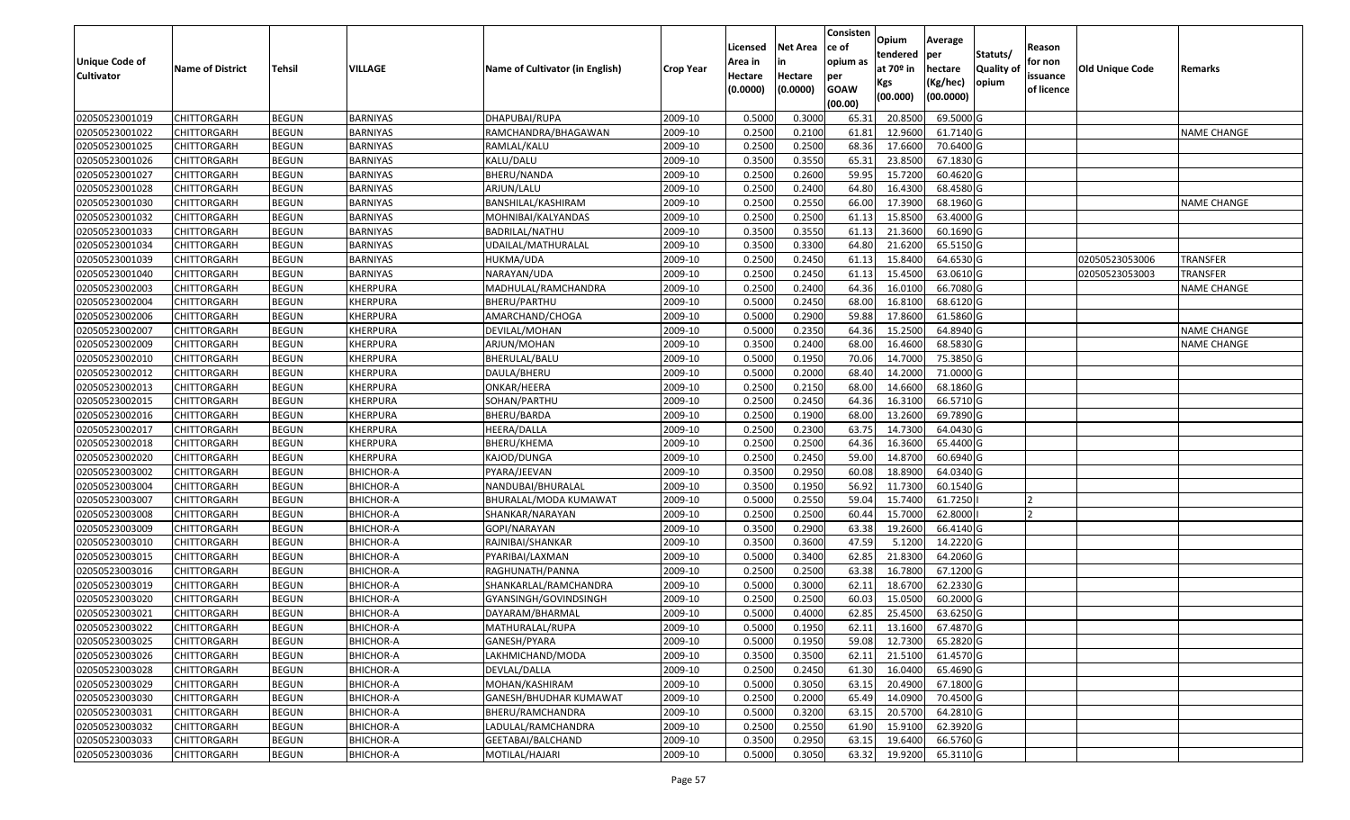| Unique Code of Cultivator | Name of District | Tehsil | VILLAGE | Name of Cultivator (in English) | Crop Year | Licensed Area in Hectare (0.0000) | Net Area in Hectare (0.0000) | Consistence of opium as per GOAW (00.00) | Opium tendered at 70º in Kgs (00.000) | Average per hectare (Kg/hec) (00.0000) | Statuts/ Quality of opium | Reason for non issuance of licence | Old Unique Code | Remarks |
|---|---|---|---|---|---|---|---|---|---|---|---|---|---|---|
| 02050523001019 | CHITTORGARH | BEGUN | BARNIYAS | DHAPUBAI/RUPA | 2009-10 | 0.5000 | 0.3000 | 65.31 | 20.8500 | 69.5000 | G | | | |
| 02050523001022 | CHITTORGARH | BEGUN | BARNIYAS | RAMCHANDRA/BHAGAWAN | 2009-10 | 0.2500 | 0.2100 | 61.81 | 12.9600 | 61.7140 | G | | | NAME CHANGE |
| 02050523001025 | CHITTORGARH | BEGUN | BARNIYAS | RAMLAL/KALU | 2009-10 | 0.2500 | 0.2500 | 68.36 | 17.6600 | 70.6400 | G | | | |
| 02050523001026 | CHITTORGARH | BEGUN | BARNIYAS | KALU/DALU | 2009-10 | 0.3500 | 0.3550 | 65.31 | 23.8500 | 67.1830 | G | | | |
| 02050523001027 | CHITTORGARH | BEGUN | BARNIYAS | BHERU/NANDA | 2009-10 | 0.2500 | 0.2600 | 59.95 | 15.7200 | 60.4620 | G | | | |
| 02050523001028 | CHITTORGARH | BEGUN | BARNIYAS | ARJUN/LALU | 2009-10 | 0.2500 | 0.2400 | 64.80 | 16.4300 | 68.4580 | G | | | |
| 02050523001030 | CHITTORGARH | BEGUN | BARNIYAS | BANSHILAL/KASHIRAM | 2009-10 | 0.2500 | 0.2550 | 66.00 | 17.3900 | 68.1960 | G | | | NAME CHANGE |
| 02050523001032 | CHITTORGARH | BEGUN | BARNIYAS | MOHNIBAI/KALYANDAS | 2009-10 | 0.2500 | 0.2500 | 61.13 | 15.8500 | 63.4000 | G | | | |
| 02050523001033 | CHITTORGARH | BEGUN | BARNIYAS | BADRILAL/NATHU | 2009-10 | 0.3500 | 0.3550 | 61.13 | 21.3600 | 60.1690 | G | | | |
| 02050523001034 | CHITTORGARH | BEGUN | BARNIYAS | UDAILAL/MATHURALAL | 2009-10 | 0.3500 | 0.3300 | 64.80 | 21.6200 | 65.5150 | G | | | |
| 02050523001039 | CHITTORGARH | BEGUN | BARNIYAS | HUKMA/UDA | 2009-10 | 0.2500 | 0.2450 | 61.13 | 15.8400 | 64.6530 | G | | 02050523053006 | TRANSFER |
| 02050523001040 | CHITTORGARH | BEGUN | BARNIYAS | NARAYAN/UDA | 2009-10 | 0.2500 | 0.2450 | 61.13 | 15.4500 | 63.0610 | G | | 02050523053003 | TRANSFER |
| 02050523002003 | CHITTORGARH | BEGUN | KHERPURA | MADHULAL/RAMCHANDRA | 2009-10 | 0.2500 | 0.2400 | 64.36 | 16.0100 | 66.7080 | G | | | NAME CHANGE |
| 02050523002004 | CHITTORGARH | BEGUN | KHERPURA | BHERU/PARTHU | 2009-10 | 0.5000 | 0.2450 | 68.00 | 16.8100 | 68.6120 | G | | | |
| 02050523002006 | CHITTORGARH | BEGUN | KHERPURA | AMARCHAND/CHOGA | 2009-10 | 0.5000 | 0.2900 | 59.88 | 17.8600 | 61.5860 | G | | | |
| 02050523002007 | CHITTORGARH | BEGUN | KHERPURA | DEVILAL/MOHAN | 2009-10 | 0.5000 | 0.2350 | 64.36 | 15.2500 | 64.8940 | G | | | NAME CHANGE |
| 02050523002009 | CHITTORGARH | BEGUN | KHERPURA | ARJUN/MOHAN | 2009-10 | 0.3500 | 0.2400 | 68.00 | 16.4600 | 68.5830 | G | | | NAME CHANGE |
| 02050523002010 | CHITTORGARH | BEGUN | KHERPURA | BHERULAL/BALU | 2009-10 | 0.5000 | 0.1950 | 70.06 | 14.7000 | 75.3850 | G | | | |
| 02050523002012 | CHITTORGARH | BEGUN | KHERPURA | DAULA/BHERU | 2009-10 | 0.5000 | 0.2000 | 68.40 | 14.2000 | 71.0000 | G | | | |
| 02050523002013 | CHITTORGARH | BEGUN | KHERPURA | ONKAR/HEERA | 2009-10 | 0.2500 | 0.2150 | 68.00 | 14.6600 | 68.1860 | G | | | |
| 02050523002015 | CHITTORGARH | BEGUN | KHERPURA | SOHAN/PARTHU | 2009-10 | 0.2500 | 0.2450 | 64.36 | 16.3100 | 66.5710 | G | | | |
| 02050523002016 | CHITTORGARH | BEGUN | KHERPURA | BHERU/BARDA | 2009-10 | 0.2500 | 0.1900 | 68.00 | 13.2600 | 69.7890 | G | | | |
| 02050523002017 | CHITTORGARH | BEGUN | KHERPURA | HEERA/DALLA | 2009-10 | 0.2500 | 0.2300 | 63.75 | 14.7300 | 64.0430 | G | | | |
| 02050523002018 | CHITTORGARH | BEGUN | KHERPURA | BHERU/KHEMA | 2009-10 | 0.2500 | 0.2500 | 64.36 | 16.3600 | 65.4400 | G | | | |
| 02050523002020 | CHITTORGARH | BEGUN | KHERPURA | KAJOD/DUNGA | 2009-10 | 0.2500 | 0.2450 | 59.00 | 14.8700 | 60.6940 | G | | | |
| 02050523003002 | CHITTORGARH | BEGUN | BHICHOR-A | PYARA/JEEVAN | 2009-10 | 0.3500 | 0.2950 | 60.08 | 18.8900 | 64.0340 | G | | | |
| 02050523003004 | CHITTORGARH | BEGUN | BHICHOR-A | NANDUBAI/BHURALAL | 2009-10 | 0.3500 | 0.1950 | 56.92 | 11.7300 | 60.1540 | G | | | |
| 02050523003007 | CHITTORGARH | BEGUN | BHICHOR-A | BHURALAL/MODA KUMAWAT | 2009-10 | 0.5000 | 0.2550 | 59.04 | 15.7400 | 61.7250 | I | 2 | | |
| 02050523003008 | CHITTORGARH | BEGUN | BHICHOR-A | SHANKAR/NARAYAN | 2009-10 | 0.2500 | 0.2500 | 60.44 | 15.7000 | 62.8000 | I | 2 | | |
| 02050523003009 | CHITTORGARH | BEGUN | BHICHOR-A | GOPI/NARAYAN | 2009-10 | 0.3500 | 0.2900 | 63.38 | 19.2600 | 66.4140 | G | | | |
| 02050523003010 | CHITTORGARH | BEGUN | BHICHOR-A | RAJNIBAI/SHANKAR | 2009-10 | 0.3500 | 0.3600 | 47.59 | 5.1200 | 14.2220 | G | | | |
| 02050523003015 | CHITTORGARH | BEGUN | BHICHOR-A | PYARIBAI/LAXMAN | 2009-10 | 0.5000 | 0.3400 | 62.85 | 21.8300 | 64.2060 | G | | | |
| 02050523003016 | CHITTORGARH | BEGUN | BHICHOR-A | RAGHUNATH/PANNA | 2009-10 | 0.2500 | 0.2500 | 63.38 | 16.7800 | 67.1200 | G | | | |
| 02050523003019 | CHITTORGARH | BEGUN | BHICHOR-A | SHANKARLAL/RAMCHANDRA | 2009-10 | 0.5000 | 0.3000 | 62.11 | 18.6700 | 62.2330 | G | | | |
| 02050523003020 | CHITTORGARH | BEGUN | BHICHOR-A | GYANSINGH/GOVINDSINGH | 2009-10 | 0.2500 | 0.2500 | 60.03 | 15.0500 | 60.2000 | G | | | |
| 02050523003021 | CHITTORGARH | BEGUN | BHICHOR-A | DAYARAM/BHARMAL | 2009-10 | 0.5000 | 0.4000 | 62.85 | 25.4500 | 63.6250 | G | | | |
| 02050523003022 | CHITTORGARH | BEGUN | BHICHOR-A | MATHURALAL/RUPA | 2009-10 | 0.5000 | 0.1950 | 62.11 | 13.1600 | 67.4870 | G | | | |
| 02050523003025 | CHITTORGARH | BEGUN | BHICHOR-A | GANESH/PYARA | 2009-10 | 0.5000 | 0.1950 | 59.08 | 12.7300 | 65.2820 | G | | | |
| 02050523003026 | CHITTORGARH | BEGUN | BHICHOR-A | LAKHMICHAND/MODA | 2009-10 | 0.3500 | 0.3500 | 62.11 | 21.5100 | 61.4570 | G | | | |
| 02050523003028 | CHITTORGARH | BEGUN | BHICHOR-A | DEVLAL/DALLA | 2009-10 | 0.2500 | 0.2450 | 61.30 | 16.0400 | 65.4690 | G | | | |
| 02050523003029 | CHITTORGARH | BEGUN | BHICHOR-A | MOHAN/KASHIRAM | 2009-10 | 0.5000 | 0.3050 | 63.15 | 20.4900 | 67.1800 | G | | | |
| 02050523003030 | CHITTORGARH | BEGUN | BHICHOR-A | GANESH/BHUDHAR KUMAWAT | 2009-10 | 0.2500 | 0.2000 | 65.49 | 14.0900 | 70.4500 | G | | | |
| 02050523003031 | CHITTORGARH | BEGUN | BHICHOR-A | BHERU/RAMCHANDRA | 2009-10 | 0.5000 | 0.3200 | 63.15 | 20.5700 | 64.2810 | G | | | |
| 02050523003032 | CHITTORGARH | BEGUN | BHICHOR-A | LADULAL/RAMCHANDRA | 2009-10 | 0.2500 | 0.2550 | 61.90 | 15.9100 | 62.3920 | G | | | |
| 02050523003033 | CHITTORGARH | BEGUN | BHICHOR-A | GEETABAI/BALCHAND | 2009-10 | 0.3500 | 0.2950 | 63.15 | 19.6400 | 66.5760 | G | | | |
| 02050523003036 | CHITTORGARH | BEGUN | BHICHOR-A | MOTILAL/HAJARI | 2009-10 | 0.5000 | 0.3050 | 63.32 | 19.9200 | 65.3110 | G | | | |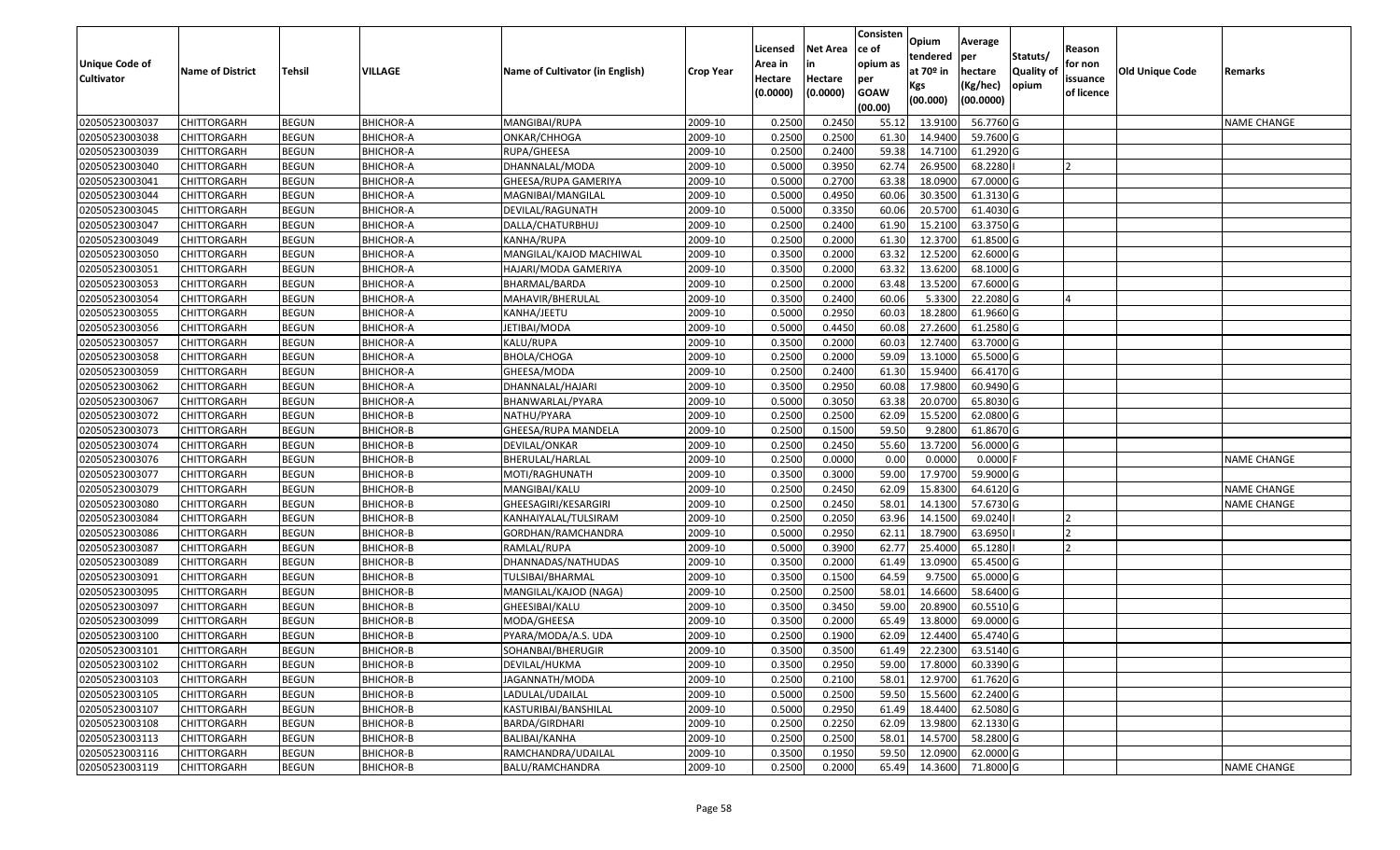| Unique Code of Cultivator | Name of District | Tehsil | VILLAGE | Name of Cultivator (in English) | Crop Year | Licensed Area in Hectare (0.0000) | Net Area in Hectare (0.0000) | Consistence of opium as per GOAW (00.00) | Opium tendered at 70º in Kgs (00.000) | Average per hectare (Kg/hec) (00.0000) | Statuts/ Quality of opium | Reason for non issuance of licence | Old Unique Code | Remarks |
|---|---|---|---|---|---|---|---|---|---|---|---|---|---|---|
| 02050523003037 | CHITTORGARH | BEGUN | BHICHOR-A | MANGIBAI/RUPA | 2009-10 | 0.2500 | 0.2450 | 55.12 | 13.9100 | 56.7760 | G | | | NAME CHANGE |
| 02050523003038 | CHITTORGARH | BEGUN | BHICHOR-A | ONKAR/CHHOGA | 2009-10 | 0.2500 | 0.2500 | 61.30 | 14.9400 | 59.7600 | G | | | |
| 02050523003039 | CHITTORGARH | BEGUN | BHICHOR-A | RUPA/GHEESA | 2009-10 | 0.2500 | 0.2400 | 59.38 | 14.7100 | 61.2920 | G | | | |
| 02050523003040 | CHITTORGARH | BEGUN | BHICHOR-A | DHANNALAL/MODA | 2009-10 | 0.5000 | 0.3950 | 62.74 | 26.9500 | 68.2280 | I | 2 | | |
| 02050523003041 | CHITTORGARH | BEGUN | BHICHOR-A | GHEESA/RUPA GAMERIYA | 2009-10 | 0.5000 | 0.2700 | 63.38 | 18.0900 | 67.0000 | G | | | |
| 02050523003044 | CHITTORGARH | BEGUN | BHICHOR-A | MAGNIBAI/MANGILAL | 2009-10 | 0.5000 | 0.4950 | 60.06 | 30.3500 | 61.3130 | G | | | |
| 02050523003045 | CHITTORGARH | BEGUN | BHICHOR-A | DEVILAL/RAGUNATH | 2009-10 | 0.5000 | 0.3350 | 60.06 | 20.5700 | 61.4030 | G | | | |
| 02050523003047 | CHITTORGARH | BEGUN | BHICHOR-A | DALLA/CHATURBHUJ | 2009-10 | 0.2500 | 0.2400 | 61.90 | 15.2100 | 63.3750 | G | | | |
| 02050523003049 | CHITTORGARH | BEGUN | BHICHOR-A | KANHA/RUPA | 2009-10 | 0.2500 | 0.2000 | 61.30 | 12.3700 | 61.8500 | G | | | |
| 02050523003050 | CHITTORGARH | BEGUN | BHICHOR-A | MANGILAL/KAJOD MACHIWAL | 2009-10 | 0.3500 | 0.2000 | 63.32 | 12.5200 | 62.6000 | G | | | |
| 02050523003051 | CHITTORGARH | BEGUN | BHICHOR-A | HAJARI/MODA GAMERIYA | 2009-10 | 0.3500 | 0.2000 | 63.32 | 13.6200 | 68.1000 | G | | | |
| 02050523003053 | CHITTORGARH | BEGUN | BHICHOR-A | BHARMAL/BARDA | 2009-10 | 0.2500 | 0.2000 | 63.48 | 13.5200 | 67.6000 | G | | | |
| 02050523003054 | CHITTORGARH | BEGUN | BHICHOR-A | MAHAVIR/BHERULAL | 2009-10 | 0.3500 | 0.2400 | 60.06 | 5.3300 | 22.2080 | G | 4 | | |
| 02050523003055 | CHITTORGARH | BEGUN | BHICHOR-A | KANHA/JEETU | 2009-10 | 0.5000 | 0.2950 | 60.03 | 18.2800 | 61.9660 | G | | | |
| 02050523003056 | CHITTORGARH | BEGUN | BHICHOR-A | JETIBAI/MODA | 2009-10 | 0.5000 | 0.4450 | 60.08 | 27.2600 | 61.2580 | G | | | |
| 02050523003057 | CHITTORGARH | BEGUN | BHICHOR-A | KALU/RUPA | 2009-10 | 0.3500 | 0.2000 | 60.03 | 12.7400 | 63.7000 | G | | | |
| 02050523003058 | CHITTORGARH | BEGUN | BHICHOR-A | BHOLA/CHOGA | 2009-10 | 0.2500 | 0.2000 | 59.09 | 13.1000 | 65.5000 | G | | | |
| 02050523003059 | CHITTORGARH | BEGUN | BHICHOR-A | GHEESA/MODA | 2009-10 | 0.2500 | 0.2400 | 61.30 | 15.9400 | 66.4170 | G | | | |
| 02050523003062 | CHITTORGARH | BEGUN | BHICHOR-A | DHANNALAL/HAJARI | 2009-10 | 0.3500 | 0.2950 | 60.08 | 17.9800 | 60.9490 | G | | | |
| 02050523003067 | CHITTORGARH | BEGUN | BHICHOR-A | BHANWARLAL/PYARA | 2009-10 | 0.5000 | 0.3050 | 63.38 | 20.0700 | 65.8030 | G | | | |
| 02050523003072 | CHITTORGARH | BEGUN | BHICHOR-B | NATHU/PYARA | 2009-10 | 0.2500 | 0.2500 | 62.09 | 15.5200 | 62.0800 | G | | | |
| 02050523003073 | CHITTORGARH | BEGUN | BHICHOR-B | GHEESA/RUPA MANDELA | 2009-10 | 0.2500 | 0.1500 | 59.50 | 9.2800 | 61.8670 | G | | | |
| 02050523003074 | CHITTORGARH | BEGUN | BHICHOR-B | DEVILAL/ONKAR | 2009-10 | 0.2500 | 0.2450 | 55.60 | 13.7200 | 56.0000 | G | | | |
| 02050523003076 | CHITTORGARH | BEGUN | BHICHOR-B | BHERULAL/HARLAL | 2009-10 | 0.2500 | 0.0000 | 0.00 | 0.0000 | 0.0000 | F | | | NAME CHANGE |
| 02050523003077 | CHITTORGARH | BEGUN | BHICHOR-B | MOTI/RAGHUNATH | 2009-10 | 0.3500 | 0.3000 | 59.00 | 17.9700 | 59.9000 | G | | | |
| 02050523003079 | CHITTORGARH | BEGUN | BHICHOR-B | MANGIBAI/KALU | 2009-10 | 0.2500 | 0.2450 | 62.09 | 15.8300 | 64.6120 | G | | | NAME CHANGE |
| 02050523003080 | CHITTORGARH | BEGUN | BHICHOR-B | GHEESAGIRI/KESARGIRI | 2009-10 | 0.2500 | 0.2450 | 58.01 | 14.1300 | 57.6730 | G | | | NAME CHANGE |
| 02050523003084 | CHITTORGARH | BEGUN | BHICHOR-B | KANHAIYALAL/TULSIRAM | 2009-10 | 0.2500 | 0.2050 | 63.96 | 14.1500 | 69.0240 | I | 2 | | |
| 02050523003086 | CHITTORGARH | BEGUN | BHICHOR-B | GORDHAN/RAMCHANDRA | 2009-10 | 0.5000 | 0.2950 | 62.11 | 18.7900 | 63.6950 | I | 2 | | |
| 02050523003087 | CHITTORGARH | BEGUN | BHICHOR-B | RAMLAL/RUPA | 2009-10 | 0.5000 | 0.3900 | 62.77 | 25.4000 | 65.1280 | I | 2 | | |
| 02050523003089 | CHITTORGARH | BEGUN | BHICHOR-B | DHANNADAS/NATHUDAS | 2009-10 | 0.3500 | 0.2000 | 61.49 | 13.0900 | 65.4500 | G | | | |
| 02050523003091 | CHITTORGARH | BEGUN | BHICHOR-B | TULSIBAI/BHARMAL | 2009-10 | 0.3500 | 0.1500 | 64.59 | 9.7500 | 65.0000 | G | | | |
| 02050523003095 | CHITTORGARH | BEGUN | BHICHOR-B | MANGILAL/KAJOD (NAGA) | 2009-10 | 0.2500 | 0.2500 | 58.01 | 14.6600 | 58.6400 | G | | | |
| 02050523003097 | CHITTORGARH | BEGUN | BHICHOR-B | GHEESIBAI/KALU | 2009-10 | 0.3500 | 0.3450 | 59.00 | 20.8900 | 60.5510 | G | | | |
| 02050523003099 | CHITTORGARH | BEGUN | BHICHOR-B | MODA/GHEESA | 2009-10 | 0.3500 | 0.2000 | 65.49 | 13.8000 | 69.0000 | G | | | |
| 02050523003100 | CHITTORGARH | BEGUN | BHICHOR-B | PYARA/MODA/A.S. UDA | 2009-10 | 0.2500 | 0.1900 | 62.09 | 12.4400 | 65.4740 | G | | | |
| 02050523003101 | CHITTORGARH | BEGUN | BHICHOR-B | SOHANBAI/BHERUGIR | 2009-10 | 0.3500 | 0.3500 | 61.49 | 22.2300 | 63.5140 | G | | | |
| 02050523003102 | CHITTORGARH | BEGUN | BHICHOR-B | DEVILAL/HUKMA | 2009-10 | 0.3500 | 0.2950 | 59.00 | 17.8000 | 60.3390 | G | | | |
| 02050523003103 | CHITTORGARH | BEGUN | BHICHOR-B | JAGANNATH/MODA | 2009-10 | 0.2500 | 0.2100 | 58.01 | 12.9700 | 61.7620 | G | | | |
| 02050523003105 | CHITTORGARH | BEGUN | BHICHOR-B | LADULAL/UDAILAL | 2009-10 | 0.5000 | 0.2500 | 59.50 | 15.5600 | 62.2400 | G | | | |
| 02050523003107 | CHITTORGARH | BEGUN | BHICHOR-B | KASTURIBAI/BANSHILAL | 2009-10 | 0.5000 | 0.2950 | 61.49 | 18.4400 | 62.5080 | G | | | |
| 02050523003108 | CHITTORGARH | BEGUN | BHICHOR-B | BARDA/GIRDHARI | 2009-10 | 0.2500 | 0.2250 | 62.09 | 13.9800 | 62.1330 | G | | | |
| 02050523003113 | CHITTORGARH | BEGUN | BHICHOR-B | BALIBAI/KANHA | 2009-10 | 0.2500 | 0.2500 | 58.01 | 14.5700 | 58.2800 | G | | | |
| 02050523003116 | CHITTORGARH | BEGUN | BHICHOR-B | RAMCHANDRA/UDAILAL | 2009-10 | 0.3500 | 0.1950 | 59.50 | 12.0900 | 62.0000 | G | | | |
| 02050523003119 | CHITTORGARH | BEGUN | BHICHOR-B | BALU/RAMCHANDRA | 2009-10 | 0.2500 | 0.2000 | 65.49 | 14.3600 | 71.8000 | G | | | NAME CHANGE |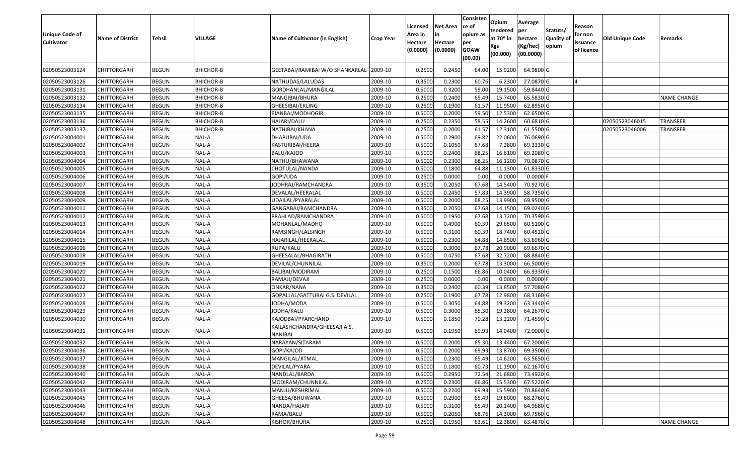| Unique Code of Cultivator | Name of District | Tehsil | VILLAGE | Name of Cultivator (in English) | Crop Year | Licensed Area in Hectare (0.0000) | Net Area in Hectare (0.0000) | Consistence of opium as per GOAW (00.00) | Opium tendered at 70º in Kgs (00.000) | Average per hectare (Kg/hec) (00.0000) | Statuts/ Quality of opium | Reason for non issuance of licence | Old Unique Code | Remarks |
|---|---|---|---|---|---|---|---|---|---|---|---|---|---|---|
| 02050523003124 | CHITTORGARH | BEGUN | BHICHOR-B | GEETABAI/RAMIBAI W/O SHANKARLAL | 2009-10 | 0.2500 | 0.2450 | 64.00 | 15.9200 | 64.9800 | G | | | |
| 02050523003126 | CHITTORGARH | BEGUN | BHICHOR-B | NATHUDAS/LALUDAS | 2009-10 | 0.3500 | 0.2300 | 60.76 | 6.2300 | 27.0870 | G | 4 | | |
| 02050523003131 | CHITTORGARH | BEGUN | BHICHOR-B | GORDHANLAL/MANGILAL | 2009-10 | 0.5000 | 0.3200 | 59.00 | 19.1500 | 59.8440 | G | | | |
| 02050523003132 | CHITTORGARH | BEGUN | BHICHOR-B | MANGIBAI/BHURA | 2009-10 | 0.2500 | 0.2400 | 65.49 | 15.7400 | 65.5830 | G | | | NAME CHANGE |
| 02050523003134 | CHITTORGARH | BEGUN | BHICHOR-B | GHEESIBAI/EKLING | 2009-10 | 0.2500 | 0.1900 | 61.57 | 11.9500 | 62.8950 | G | | | |
| 02050523003135 | CHITTORGARH | BEGUN | BHICHOR-B | EJANBAI/MODHOGIR | 2009-10 | 0.5000 | 0.2000 | 59.50 | 12.5300 | 62.6500 | G | | | |
| 02050523003136 | CHITTORGARH | BEGUN | BHICHOR-B | HAJARI/DALU | 2009-10 | 0.2500 | 0.2350 | 58.55 | 14.2600 | 60.6810 | G | | 02050523046015 | TRANSFER |
| 02050523003137 | CHITTORGARH | BEGUN | BHICHOR-B | NATHIBAI/KHANA | 2009-10 | 0.2500 | 0.2000 | 61.57 | 12.3100 | 61.5500 | G | | 02050523046006 | TRANSFER |
| 02050523004001 | CHITTORGARH | BEGUN | NAL-A | DHAPUBAI/UDA | 2009-10 | 0.5000 | 0.2900 | 69.82 | 22.0600 | 76.0690 | G | | | |
| 02050523004002 | CHITTORGARH | BEGUN | NAL-A | KASTURIBAI/HEERA | 2009-10 | 0.5000 | 0.1050 | 67.68 | 7.2800 | 69.3330 | G | | | |
| 02050523004003 | CHITTORGARH | BEGUN | NAL-A | BALU/KAJOD | 2009-10 | 0.5000 | 0.2400 | 68.25 | 16.6100 | 69.2080 | G | | | |
| 02050523004004 | CHITTORGARH | BEGUN | NAL-A | NATHU/BHAWANA | 2009-10 | 0.5000 | 0.2300 | 68.25 | 16.1200 | 70.0870 | G | | | |
| 02050523004005 | CHITTORGARH | BEGUN | NAL-A | CHOTULAL/NANDA | 2009-10 | 0.5000 | 0.1800 | 64.88 | 11.1300 | 61.8330 | G | | | |
| 02050523004006 | CHITTORGARH | BEGUN | NAL-A | GOPI/UDA | 2009-10 | 0.2500 | 0.0000 | 0.00 | 0.0000 | 0.0000 | F | | | |
| 02050523004007 | CHITTORGARH | BEGUN | NAL-A | JODHRAJ/RAMCHANDRA | 2009-10 | 0.3500 | 0.2050 | 67.68 | 14.5400 | 70.9270 | G | | | |
| 02050523004008 | CHITTORGARH | BEGUN | NAL-A | DEVALAL/HEERALAL | 2009-10 | 0.5000 | 0.2450 | 57.83 | 14.3900 | 58.7350 | G | | | |
| 02050523004009 | CHITTORGARH | BEGUN | NAL-A | UDAILAL/PYARALAL | 2009-10 | 0.5000 | 0.2000 | 68.25 | 13.9900 | 69.9500 | G | | | |
| 02050523004011 | CHITTORGARH | BEGUN | NAL-A | GANGABAI/RAMCHANDRA | 2009-10 | 0.3500 | 0.2050 | 67.68 | 14.1500 | 69.0240 | G | | | |
| 02050523004012 | CHITTORGARH | BEGUN | NAL-A | PRAHLAD/RAMCHANDRA | 2009-10 | 0.5000 | 0.1950 | 67.68 | 13.7200 | 70.3590 | G | | | |
| 02050523004013 | CHITTORGARH | BEGUN | NAL-A | MOHANLAL/MADHO | 2009-10 | 0.5000 | 0.4900 | 60.39 | 29.6500 | 60.5100 | G | | | |
| 02050523004014 | CHITTORGARH | BEGUN | NAL-A | RAMSINGH/LALSINGH | 2009-10 | 0.5000 | 0.3100 | 60.39 | 18.7400 | 60.4520 | G | | | |
| 02050523004015 | CHITTORGARH | BEGUN | NAL-A | HAJARILAL/HEERALAL | 2009-10 | 0.5000 | 0.2300 | 64.88 | 14.6500 | 63.6960 | G | | | |
| 02050523004016 | CHITTORGARH | BEGUN | NAL-A | RUPA/KALU | 2009-10 | 0.5000 | 0.3000 | 67.78 | 20.9000 | 69.6670 | G | | | |
| 02050523004018 | CHITTORGARH | BEGUN | NAL-A | GHEESALAL/BHAGIRATH | 2009-10 | 0.5000 | 0.4750 | 67.68 | 32.7200 | 68.8840 | G | | | |
| 02050523004019 | CHITTORGARH | BEGUN | NAL-A | DEVILAL/CHUNNILAL | 2009-10 | 0.3500 | 0.2000 | 67.78 | 13.3000 | 66.5000 | G | | | |
| 02050523004020 | CHITTORGARH | BEGUN | NAL-A | BALIBAI/MODIRAM | 2009-10 | 0.2500 | 0.1500 | 66.86 | 10.0400 | 66.9330 | G | | | |
| 02050523004021 | CHITTORGARH | BEGUN | NAL-A | RAMAJI/DEVAJI | 2009-10 | 0.2500 | 0.0000 | 0.00 | 0.0000 | 0.0000 | F | | | |
| 02050523004022 | CHITTORGARH | BEGUN | NAL-A | ONKAR/NANA | 2009-10 | 0.3500 | 0.2400 | 60.39 | 13.8500 | 57.7080 | G | | | |
| 02050523004027 | CHITTORGARH | BEGUN | NAL-A | GOPALLAL/GATTUBAI G.S. DEVILAL | 2009-10 | 0.2500 | 0.1900 | 67.78 | 12.9800 | 68.3160 | G | | | |
| 02050523004028 | CHITTORGARH | BEGUN | NAL-A | JODHA/MODA | 2009-10 | 0.5000 | 0.3050 | 64.88 | 19.3200 | 63.3440 | G | | | |
| 02050523004029 | CHITTORGARH | BEGUN | NAL-A | JODHA/KALU | 2009-10 | 0.5000 | 0.3000 | 65.30 | 19.2800 | 64.2670 | G | | | |
| 02050523004030 | CHITTORGARH | BEGUN | NAL-A | KAJODBAI/PYARCHAND | 2009-10 | 0.5000 | 0.1850 | 70.28 | 13.2200 | 71.4590 | G | | | |
| 02050523004031 | CHITTORGARH | BEGUN | NAL-A | KAILASHCHANDRA/GHEESAJI A.S. NANIBAI | 2009-10 | 0.5000 | 0.1950 | 69.93 | 14.0400 | 72.0000 | G | | | |
| 02050523004032 | CHITTORGARH | BEGUN | NAL-A | NARAYAN/SITARAM | 2009-10 | 0.5000 | 0.2000 | 65.30 | 13.4400 | 67.2000 | G | | | |
| 02050523004036 | CHITTORGARH | BEGUN | NAL-A | GOPI/KAJOD | 2009-10 | 0.5000 | 0.2000 | 69.93 | 13.8700 | 69.3500 | G | | | |
| 02050523004037 | CHITTORGARH | BEGUN | NAL-A | MANGILAL/JITMAL | 2009-10 | 0.5000 | 0.2300 | 65.49 | 14.6200 | 63.5650 | G | | | |
| 02050523004038 | CHITTORGARH | BEGUN | NAL-A | DEVILAL/PYARA | 2009-10 | 0.5000 | 0.1800 | 60.73 | 11.1900 | 62.1670 | G | | | |
| 02050523004040 | CHITTORGARH | BEGUN | NAL-A | NANDLAL/BARDA | 2009-10 | 0.5000 | 0.2950 | 72.54 | 21.6800 | 73.4920 | G | | | |
| 02050523004042 | CHITTORGARH | BEGUN | NAL-A | MODIRAM/CHUNNILAL | 2009-10 | 0.2500 | 0.2300 | 66.86 | 15.5300 | 67.5220 | G | | | |
| 02050523004043 | CHITTORGARH | BEGUN | NAL-A | MANJU/KESHRIMAL | 2009-10 | 0.5000 | 0.2200 | 69.93 | 15.5900 | 70.8640 | G | | | |
| 02050523004045 | CHITTORGARH | BEGUN | NAL-A | GHEESA/BHUWANA | 2009-10 | 0.5000 | 0.2900 | 65.49 | 19.8000 | 68.2760 | G | | | |
| 02050523004046 | CHITTORGARH | BEGUN | NAL-A | NANDA/HAJARI | 2009-10 | 0.5000 | 0.3100 | 65.49 | 20.1400 | 64.9680 | G | | | |
| 02050523004047 | CHITTORGARH | BEGUN | NAL-A | RAMA/BALU | 2009-10 | 0.5000 | 0.2050 | 68.76 | 14.3000 | 69.7560 | G | | | |
| 02050523004048 | CHITTORGARH | BEGUN | NAL-A | KISHOR/BHURA | 2009-10 | 0.2500 | 0.1950 | 63.61 | 12.3800 | 63.4870 | G | | | NAME CHANGE |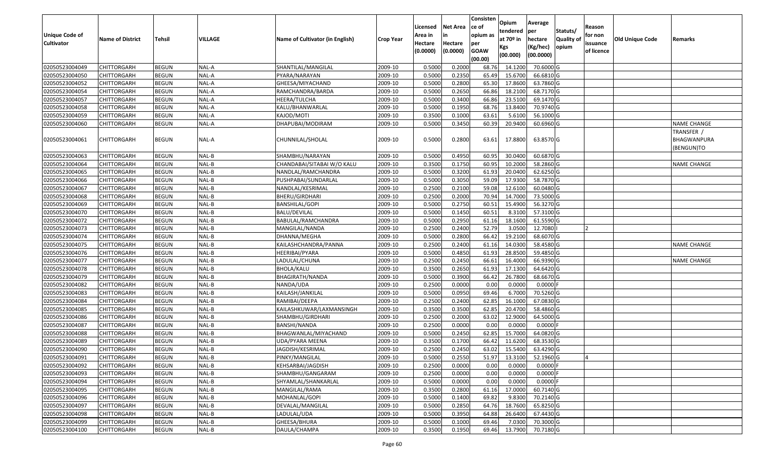| Unique Code of Cultivator | Name of District | Tehsil | VILLAGE | Name of Cultivator (in English) | Crop Year | Licensed Area in Hectare (0.0000) | Net Area in Hectare (0.0000) | Consistence of opium as per GOAW (00.00) | Opium tendered at 70º in Kgs (00.000) | Average per hectare (Kg/hec) (00.0000) | Statuts/ Quality of opium | Reason for non issuance of licence | Old Unique Code | Remarks |
|---|---|---|---|---|---|---|---|---|---|---|---|---|---|---|
| 02050523004049 | CHITTORGARH | BEGUN | NAL-A | SHANTILAL/MANGILAL | 2009-10 | 0.5000 | 0.2000 | 68.76 | 14.1200 | 70.6000 | G | | | |
| 02050523004050 | CHITTORGARH | BEGUN | NAL-A | PYARA/NARAYAN | 2009-10 | 0.5000 | 0.2350 | 65.49 | 15.6700 | 66.6810 | G | | | |
| 02050523004052 | CHITTORGARH | BEGUN | NAL-A | GHEESA/MIYACHAND | 2009-10 | 0.5000 | 0.2800 | 65.30 | 17.8600 | 63.7860 | G | | | |
| 02050523004054 | CHITTORGARH | BEGUN | NAL-A | RAMCHANDRA/BARDA | 2009-10 | 0.5000 | 0.2650 | 66.86 | 18.2100 | 68.7170 | G | | | |
| 02050523004057 | CHITTORGARH | BEGUN | NAL-A | HEERA/TULCHA | 2009-10 | 0.5000 | 0.3400 | 66.86 | 23.5100 | 69.1470 | G | | | |
| 02050523004058 | CHITTORGARH | BEGUN | NAL-A | KALU/BHANWARLAL | 2009-10 | 0.5000 | 0.1950 | 68.76 | 13.8400 | 70.9740 | G | | | |
| 02050523004059 | CHITTORGARH | BEGUN | NAL-A | KAJOD/MOTI | 2009-10 | 0.3500 | 0.1000 | 63.61 | 5.6100 | 56.1000 | G | | | |
| 02050523004060 | CHITTORGARH | BEGUN | NAL-A | DHAPUBAI/MODIRAM | 2009-10 | 0.5000 | 0.3450 | 60.39 | 20.9400 | 60.6960 | G | | | NAME CHANGE |
| 02050523004061 | CHITTORGARH | BEGUN | NAL-A | CHUNNILAL/SHOLAL | 2009-10 | 0.5000 | 0.2800 | 63.61 | 17.8800 | 63.8570 | G | | | TRANSFER / BHAGWANPURA (BENGUN)TO |
| 02050523004063 | CHITTORGARH | BEGUN | NAL-B | SHAMBHU/NARAYAN | 2009-10 | 0.5000 | 0.4950 | 60.95 | 30.0400 | 60.6870 | G | | | |
| 02050523004064 | CHITTORGARH | BEGUN | NAL-B | CHANDABAI/SITABAI W/O KALU | 2009-10 | 0.3500 | 0.1750 | 60.95 | 10.2000 | 58.2860 | G | | | NAME CHANGE |
| 02050523004065 | CHITTORGARH | BEGUN | NAL-B | NANDLAL/RAMCHANDRA | 2009-10 | 0.5000 | 0.3200 | 61.93 | 20.0400 | 62.6250 | G | | | |
| 02050523004066 | CHITTORGARH | BEGUN | NAL-B | PUSHPABAI/SUNDARLAL | 2009-10 | 0.5000 | 0.3050 | 59.09 | 17.9300 | 58.7870 | G | | | |
| 02050523004067 | CHITTORGARH | BEGUN | NAL-B | NANDLAL/KESRIMAL | 2009-10 | 0.2500 | 0.2100 | 59.08 | 12.6100 | 60.0480 | G | | | |
| 02050523004068 | CHITTORGARH | BEGUN | NAL-B | BHERU/GIRDHARI | 2009-10 | 0.2500 | 0.2000 | 70.94 | 14.7000 | 73.5000 | G | | | |
| 02050523004069 | CHITTORGARH | BEGUN | NAL-B | BANSHILAL/GOPI | 2009-10 | 0.5000 | 0.2750 | 60.51 | 15.4900 | 56.3270 | G | | | |
| 02050523004070 | CHITTORGARH | BEGUN | NAL-B | BALU/DEVILAL | 2009-10 | 0.5000 | 0.1450 | 60.51 | 8.3100 | 57.3100 | G | | | |
| 02050523004072 | CHITTORGARH | BEGUN | NAL-B | BABULAL/RAMCHANDRA | 2009-10 | 0.5000 | 0.2950 | 61.16 | 18.1600 | 61.5590 | G | | | |
| 02050523004073 | CHITTORGARH | BEGUN | NAL-B | MANGILAL/NANDA | 2009-10 | 0.2500 | 0.2400 | 52.79 | 3.0500 | 12.7080 | I | 2 | | |
| 02050523004074 | CHITTORGARH | BEGUN | NAL-B | DHANNA/MEGHA | 2009-10 | 0.5000 | 0.2800 | 66.42 | 19.2100 | 68.6070 | G | | | |
| 02050523004075 | CHITTORGARH | BEGUN | NAL-B | KAILASHCHANDRA/PANNA | 2009-10 | 0.2500 | 0.2400 | 61.16 | 14.0300 | 58.4580 | G | | | NAME CHANGE |
| 02050523004076 | CHITTORGARH | BEGUN | NAL-B | HEERIBAI/PYARA | 2009-10 | 0.5000 | 0.4850 | 61.93 | 28.8500 | 59.4850 | G | | | |
| 02050523004077 | CHITTORGARH | BEGUN | NAL-B | LADULAL/CHUNA | 2009-10 | 0.2500 | 0.2450 | 66.61 | 16.4000 | 66.9390 | G | | | NAME CHANGE |
| 02050523004078 | CHITTORGARH | BEGUN | NAL-B | BHOLA/KALU | 2009-10 | 0.3500 | 0.2650 | 61.93 | 17.1300 | 64.6420 | G | | | |
| 02050523004079 | CHITTORGARH | BEGUN | NAL-B | BHAGIRATH/NANDA | 2009-10 | 0.5000 | 0.3900 | 66.42 | 26.7800 | 68.6670 | G | | | |
| 02050523004082 | CHITTORGARH | BEGUN | NAL-B | NANDA/UDA | 2009-10 | 0.2500 | 0.0000 | 0.00 | 0.0000 | 0.0000 | F | | | |
| 02050523004083 | CHITTORGARH | BEGUN | NAL-B | KAILASH/JANKILAL | 2009-10 | 0.5000 | 0.0950 | 69.46 | 6.7000 | 70.5260 | G | | | |
| 02050523004084 | CHITTORGARH | BEGUN | NAL-B | RAMIBAI/DEEPA | 2009-10 | 0.2500 | 0.2400 | 62.85 | 16.1000 | 67.0830 | G | | | |
| 02050523004085 | CHITTORGARH | BEGUN | NAL-B | KAILASHKUWAR/LAXMANSINGH | 2009-10 | 0.3500 | 0.3500 | 62.85 | 20.4700 | 58.4860 | G | | | |
| 02050523004086 | CHITTORGARH | BEGUN | NAL-B | SHAMBHU/GIRDHARI | 2009-10 | 0.2500 | 0.2000 | 63.02 | 12.9000 | 64.5000 | G | | | |
| 02050523004087 | CHITTORGARH | BEGUN | NAL-B | BANSHI/NANDA | 2009-10 | 0.2500 | 0.0000 | 0.00 | 0.0000 | 0.0000 | F | | | |
| 02050523004088 | CHITTORGARH | BEGUN | NAL-B | BHAGWANLAL/MIYACHAND | 2009-10 | 0.5000 | 0.2450 | 62.85 | 15.7000 | 64.0820 | G | | | |
| 02050523004089 | CHITTORGARH | BEGUN | NAL-B | UDA/PYARA MEENA | 2009-10 | 0.3500 | 0.1700 | 66.42 | 11.6200 | 68.3530 | G | | | |
| 02050523004090 | CHITTORGARH | BEGUN | NAL-B | JAGDISH/KESRIMAL | 2009-10 | 0.2500 | 0.2450 | 63.02 | 15.5400 | 63.4290 | G | | | |
| 02050523004091 | CHITTORGARH | BEGUN | NAL-B | PINKY/MANGILAL | 2009-10 | 0.5000 | 0.2550 | 51.97 | 13.3100 | 52.1960 | G | 4 | | |
| 02050523004092 | CHITTORGARH | BEGUN | NAL-B | KEHSARBAI/JAGDISH | 2009-10 | 0.2500 | 0.0000 | 0.00 | 0.0000 | 0.0000 | F | | | |
| 02050523004093 | CHITTORGARH | BEGUN | NAL-B | SHAMBHU/GANGARAM | 2009-10 | 0.2500 | 0.0000 | 0.00 | 0.0000 | 0.0000 | F | | | |
| 02050523004094 | CHITTORGARH | BEGUN | NAL-B | SHYAMLAL/SHANKARLAL | 2009-10 | 0.5000 | 0.0000 | 0.00 | 0.0000 | 0.0000 | F | | | |
| 02050523004095 | CHITTORGARH | BEGUN | NAL-B | MANGILAL/RAMA | 2009-10 | 0.3500 | 0.2800 | 61.16 | 17.0000 | 60.7140 | G | | | |
| 02050523004096 | CHITTORGARH | BEGUN | NAL-B | MOHANLAL/GOPI | 2009-10 | 0.5000 | 0.1400 | 69.82 | 9.8300 | 70.2140 | G | | | |
| 02050523004097 | CHITTORGARH | BEGUN | NAL-B | DEVALAL/MANGILAL | 2009-10 | 0.5000 | 0.2850 | 64.76 | 18.7600 | 65.8250 | G | | | |
| 02050523004098 | CHITTORGARH | BEGUN | NAL-B | LADULAL/UDA | 2009-10 | 0.5000 | 0.3950 | 64.88 | 26.6400 | 67.4430 | G | | | |
| 02050523004099 | CHITTORGARH | BEGUN | NAL-B | GHEESA/BHURA | 2009-10 | 0.5000 | 0.1000 | 69.46 | 7.0300 | 70.3000 | G | | | |
| 02050523004100 | CHITTORGARH | BEGUN | NAL-B | DAULA/CHAMPA | 2009-10 | 0.3500 | 0.1950 | 69.46 | 13.7900 | 70.7180 | G | | | |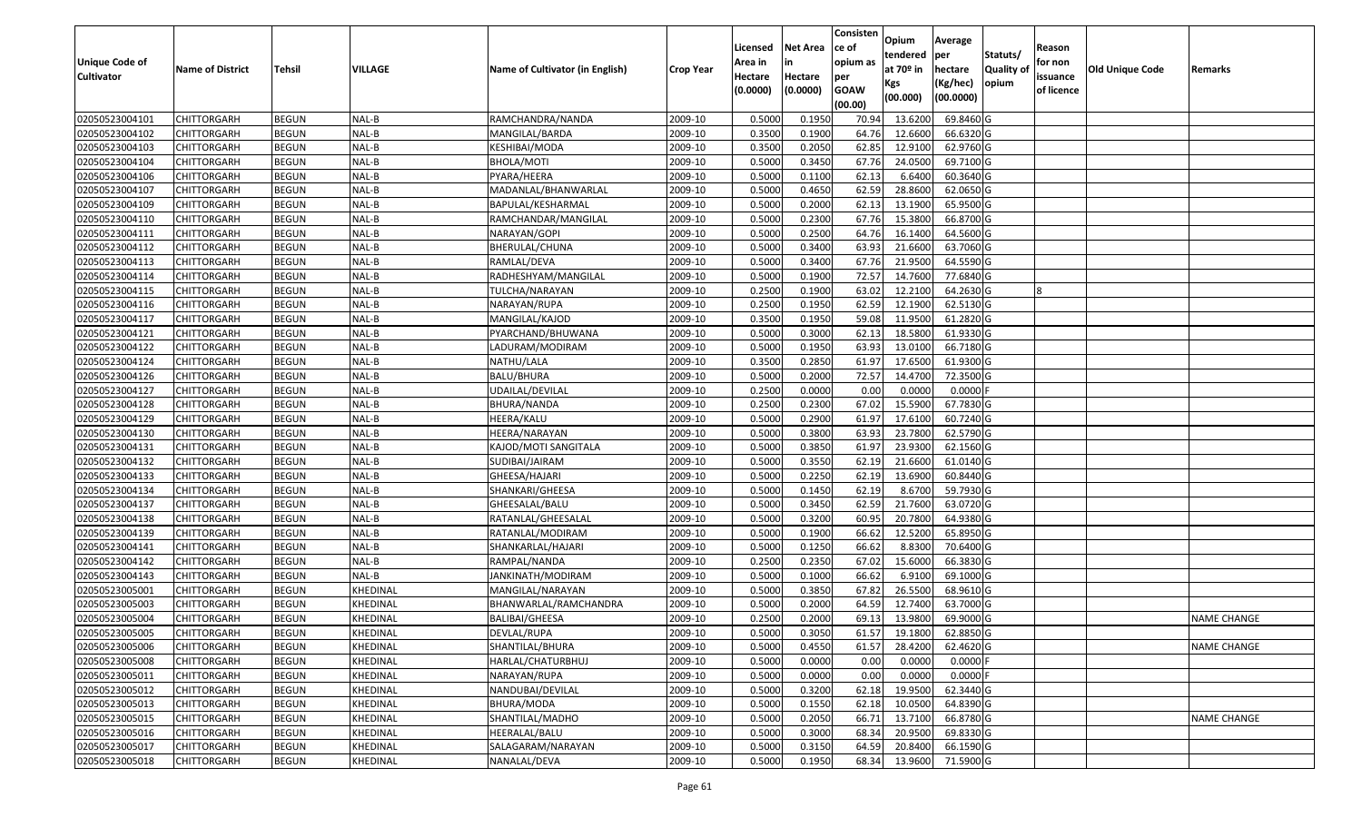| Unique Code of Cultivator | Name of District | Tehsil | VILLAGE | Name of Cultivator (in English) | Crop Year | Licensed Area in Hectare (0.0000) | Net Area in Hectare (0.0000) | Consistence of opium as per GOAW (00.00) | Opium tendered at 70º in Kgs (00.000) | Average per hectare (Kg/hec) (00.0000) | Statuts/ Quality of opium | Reason for non issuance of licence | Old Unique Code | Remarks |
|---|---|---|---|---|---|---|---|---|---|---|---|---|---|---|
| 02050523004101 | CHITTORGARH | BEGUN | NAL-B | RAMCHANDRA/NANDA | 2009-10 | 0.5000 | 0.1950 | 70.94 | 13.6200 | 69.8460 | G | | | |
| 02050523004102 | CHITTORGARH | BEGUN | NAL-B | MANGILAL/BARDA | 2009-10 | 0.3500 | 0.1900 | 64.76 | 12.6600 | 66.6320 | G | | | |
| 02050523004103 | CHITTORGARH | BEGUN | NAL-B | KESHIBAI/MODA | 2009-10 | 0.3500 | 0.2050 | 62.85 | 12.9100 | 62.9760 | G | | | |
| 02050523004104 | CHITTORGARH | BEGUN | NAL-B | BHOLA/MOTI | 2009-10 | 0.5000 | 0.3450 | 67.76 | 24.0500 | 69.7100 | G | | | |
| 02050523004106 | CHITTORGARH | BEGUN | NAL-B | PYARA/HEERA | 2009-10 | 0.5000 | 0.1100 | 62.13 | 6.6400 | 60.3640 | G | | | |
| 02050523004107 | CHITTORGARH | BEGUN | NAL-B | MADANLAL/BHANWARLAL | 2009-10 | 0.5000 | 0.4650 | 62.59 | 28.8600 | 62.0650 | G | | | |
| 02050523004109 | CHITTORGARH | BEGUN | NAL-B | BAPULAL/KESHARMAL | 2009-10 | 0.5000 | 0.2000 | 62.13 | 13.1900 | 65.9500 | G | | | |
| 02050523004110 | CHITTORGARH | BEGUN | NAL-B | RAMCHANDAR/MANGILAL | 2009-10 | 0.5000 | 0.2300 | 67.76 | 15.3800 | 66.8700 | G | | | |
| 02050523004111 | CHITTORGARH | BEGUN | NAL-B | NARAYAN/GOPI | 2009-10 | 0.5000 | 0.2500 | 64.76 | 16.1400 | 64.5600 | G | | | |
| 02050523004112 | CHITTORGARH | BEGUN | NAL-B | BHERULAL/CHUNA | 2009-10 | 0.5000 | 0.3400 | 63.93 | 21.6600 | 63.7060 | G | | | |
| 02050523004113 | CHITTORGARH | BEGUN | NAL-B | RAMLAL/DEVA | 2009-10 | 0.5000 | 0.3400 | 67.76 | 21.9500 | 64.5590 | G | | | |
| 02050523004114 | CHITTORGARH | BEGUN | NAL-B | RADHESHYAM/MANGILAL | 2009-10 | 0.5000 | 0.1900 | 72.57 | 14.7600 | 77.6840 | G | | | |
| 02050523004115 | CHITTORGARH | BEGUN | NAL-B | TULCHA/NARAYAN | 2009-10 | 0.2500 | 0.1900 | 63.02 | 12.2100 | 64.2630 | G | 8 | | |
| 02050523004116 | CHITTORGARH | BEGUN | NAL-B | NARAYAN/RUPA | 2009-10 | 0.2500 | 0.1950 | 62.59 | 12.1900 | 62.5130 | G | | | |
| 02050523004117 | CHITTORGARH | BEGUN | NAL-B | MANGILAL/KAJOD | 2009-10 | 0.3500 | 0.1950 | 59.08 | 11.9500 | 61.2820 | G | | | |
| 02050523004121 | CHITTORGARH | BEGUN | NAL-B | PYARCHAND/BHUWANA | 2009-10 | 0.5000 | 0.3000 | 62.13 | 18.5800 | 61.9330 | G | | | |
| 02050523004122 | CHITTORGARH | BEGUN | NAL-B | LADURAM/MODIRAM | 2009-10 | 0.5000 | 0.1950 | 63.93 | 13.0100 | 66.7180 | G | | | |
| 02050523004124 | CHITTORGARH | BEGUN | NAL-B | NATHU/LALA | 2009-10 | 0.3500 | 0.2850 | 61.97 | 17.6500 | 61.9300 | G | | | |
| 02050523004126 | CHITTORGARH | BEGUN | NAL-B | BALU/BHURA | 2009-10 | 0.5000 | 0.2000 | 72.57 | 14.4700 | 72.3500 | G | | | |
| 02050523004127 | CHITTORGARH | BEGUN | NAL-B | UDAILAL/DEVILAL | 2009-10 | 0.2500 | 0.0000 | 0.00 | 0.0000 | 0.0000 | F | | | |
| 02050523004128 | CHITTORGARH | BEGUN | NAL-B | BHURA/NANDA | 2009-10 | 0.2500 | 0.2300 | 67.02 | 15.5900 | 67.7830 | G | | | |
| 02050523004129 | CHITTORGARH | BEGUN | NAL-B | HEERA/KALU | 2009-10 | 0.5000 | 0.2900 | 61.97 | 17.6100 | 60.7240 | G | | | |
| 02050523004130 | CHITTORGARH | BEGUN | NAL-B | HEERA/NARAYAN | 2009-10 | 0.5000 | 0.3800 | 63.93 | 23.7800 | 62.5790 | G | | | |
| 02050523004131 | CHITTORGARH | BEGUN | NAL-B | KAJOD/MOTI SANGITALA | 2009-10 | 0.5000 | 0.3850 | 61.97 | 23.9300 | 62.1560 | G | | | |
| 02050523004132 | CHITTORGARH | BEGUN | NAL-B | SUDIBAI/JAIRAM | 2009-10 | 0.5000 | 0.3550 | 62.19 | 21.6600 | 61.0140 | G | | | |
| 02050523004133 | CHITTORGARH | BEGUN | NAL-B | GHEESA/HAJARI | 2009-10 | 0.5000 | 0.2250 | 62.19 | 13.6900 | 60.8440 | G | | | |
| 02050523004134 | CHITTORGARH | BEGUN | NAL-B | SHANKARI/GHEESA | 2009-10 | 0.5000 | 0.1450 | 62.19 | 8.6700 | 59.7930 | G | | | |
| 02050523004137 | CHITTORGARH | BEGUN | NAL-B | GHEESALAL/BALU | 2009-10 | 0.5000 | 0.3450 | 62.59 | 21.7600 | 63.0720 | G | | | |
| 02050523004138 | CHITTORGARH | BEGUN | NAL-B | RATANLAL/GHEESALAL | 2009-10 | 0.5000 | 0.3200 | 60.95 | 20.7800 | 64.9380 | G | | | |
| 02050523004139 | CHITTORGARH | BEGUN | NAL-B | RATANLAL/MODIRAM | 2009-10 | 0.5000 | 0.1900 | 66.62 | 12.5200 | 65.8950 | G | | | |
| 02050523004141 | CHITTORGARH | BEGUN | NAL-B | SHANKARLAL/HAJARI | 2009-10 | 0.5000 | 0.1250 | 66.62 | 8.8300 | 70.6400 | G | | | |
| 02050523004142 | CHITTORGARH | BEGUN | NAL-B | RAMPAL/NANDA | 2009-10 | 0.2500 | 0.2350 | 67.02 | 15.6000 | 66.3830 | G | | | |
| 02050523004143 | CHITTORGARH | BEGUN | NAL-B | JANKINATH/MODIRAM | 2009-10 | 0.5000 | 0.1000 | 66.62 | 6.9100 | 69.1000 | G | | | |
| 02050523005001 | CHITTORGARH | BEGUN | KHEDINAL | MANGILAL/NARAYAN | 2009-10 | 0.5000 | 0.3850 | 67.82 | 26.5500 | 68.9610 | G | | | |
| 02050523005003 | CHITTORGARH | BEGUN | KHEDINAL | BHANWARLAL/RAMCHANDRA | 2009-10 | 0.5000 | 0.2000 | 64.59 | 12.7400 | 63.7000 | G | | | |
| 02050523005004 | CHITTORGARH | BEGUN | KHEDINAL | BALIBAI/GHEESA | 2009-10 | 0.2500 | 0.2000 | 69.13 | 13.9800 | 69.9000 | G | | | NAME CHANGE |
| 02050523005005 | CHITTORGARH | BEGUN | KHEDINAL | DEVLAL/RUPA | 2009-10 | 0.5000 | 0.3050 | 61.57 | 19.1800 | 62.8850 | G | | | |
| 02050523005006 | CHITTORGARH | BEGUN | KHEDINAL | SHANTILAL/BHURA | 2009-10 | 0.5000 | 0.4550 | 61.57 | 28.4200 | 62.4620 | G | | | NAME CHANGE |
| 02050523005008 | CHITTORGARH | BEGUN | KHEDINAL | HARLAL/CHATURBHUJ | 2009-10 | 0.5000 | 0.0000 | 0.00 | 0.0000 | 0.0000 | F | | | |
| 02050523005011 | CHITTORGARH | BEGUN | KHEDINAL | NARAYAN/RUPA | 2009-10 | 0.5000 | 0.0000 | 0.00 | 0.0000 | 0.0000 | F | | | |
| 02050523005012 | CHITTORGARH | BEGUN | KHEDINAL | NANDUBAI/DEVILAL | 2009-10 | 0.5000 | 0.3200 | 62.18 | 19.9500 | 62.3440 | G | | | |
| 02050523005013 | CHITTORGARH | BEGUN | KHEDINAL | BHURA/MODA | 2009-10 | 0.5000 | 0.1550 | 62.18 | 10.0500 | 64.8390 | G | | | |
| 02050523005015 | CHITTORGARH | BEGUN | KHEDINAL | SHANTILAL/MADHO | 2009-10 | 0.5000 | 0.2050 | 66.71 | 13.7100 | 66.8780 | G | | | NAME CHANGE |
| 02050523005016 | CHITTORGARH | BEGUN | KHEDINAL | HEERALAL/BALU | 2009-10 | 0.5000 | 0.3000 | 68.34 | 20.9500 | 69.8330 | G | | | |
| 02050523005017 | CHITTORGARH | BEGUN | KHEDINAL | SALAGARAM/NARAYAN | 2009-10 | 0.5000 | 0.3150 | 64.59 | 20.8400 | 66.1590 | G | | | |
| 02050523005018 | CHITTORGARH | BEGUN | KHEDINAL | NANALAL/DEVA | 2009-10 | 0.5000 | 0.1950 | 68.34 | 13.9600 | 71.5900 | G | | | |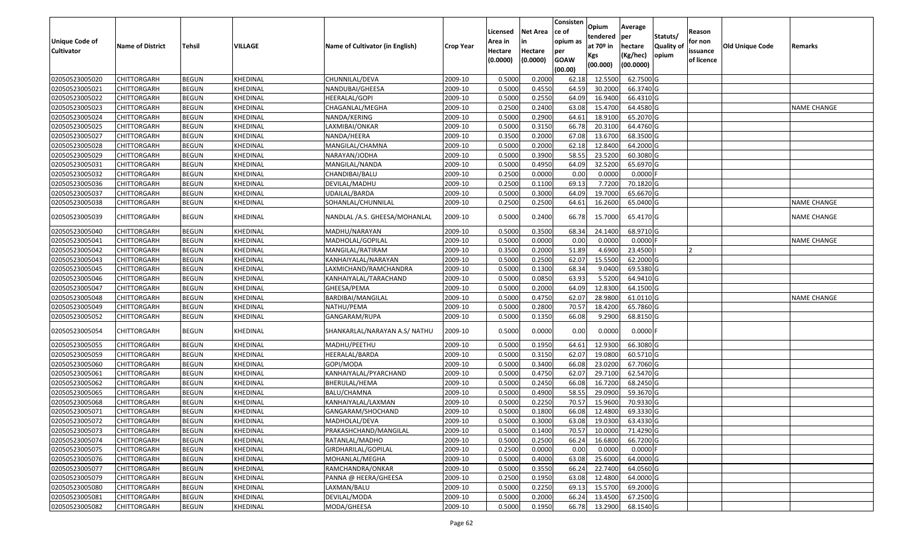| Unique Code of Cultivator | Name of District | Tehsil | VILLAGE | Name of Cultivator (in English) | Crop Year | Licensed Area in Hectare (0.0000) | Net Area in Hectare (0.0000) | Consistence of opium as per GOAW (00.00) | Opium tendered at 70º in Kgs (00.000) | Average per hectare (Kg/hec) (00.0000) | Statuts/ Quality of opium | Reason for non issuance of licence | Old Unique Code | Remarks |
|---|---|---|---|---|---|---|---|---|---|---|---|---|---|---|
| 02050523005020 | CHITTORGARH | BEGUN | KHEDINAL | CHUNNILAL/DEVA | 2009-10 | 0.5000 | 0.2000 | 62.18 | 12.5500 | 62.7500 | G | | | |
| 02050523005021 | CHITTORGARH | BEGUN | KHEDINAL | NANDUBAI/GHEESA | 2009-10 | 0.5000 | 0.4550 | 64.59 | 30.2000 | 66.3740 | G | | | |
| 02050523005022 | CHITTORGARH | BEGUN | KHEDINAL | HEERALAL/GOPI | 2009-10 | 0.5000 | 0.2550 | 64.09 | 16.9400 | 66.4310 | G | | | |
| 02050523005023 | CHITTORGARH | BEGUN | KHEDINAL | CHAGANLAL/MEGHA | 2009-10 | 0.2500 | 0.2400 | 63.08 | 15.4700 | 64.4580 | G | | | NAME CHANGE |
| 02050523005024 | CHITTORGARH | BEGUN | KHEDINAL | NANDA/KERING | 2009-10 | 0.5000 | 0.2900 | 64.61 | 18.9100 | 65.2070 | G | | | |
| 02050523005025 | CHITTORGARH | BEGUN | KHEDINAL | LAXMIBAI/ONKAR | 2009-10 | 0.5000 | 0.3150 | 66.78 | 20.3100 | 64.4760 | G | | | |
| 02050523005027 | CHITTORGARH | BEGUN | KHEDINAL | NANDA/HEERA | 2009-10 | 0.3500 | 0.2000 | 67.08 | 13.6700 | 68.3500 | G | | | |
| 02050523005028 | CHITTORGARH | BEGUN | KHEDINAL | MANGILAL/CHAMNA | 2009-10 | 0.5000 | 0.2000 | 62.18 | 12.8400 | 64.2000 | G | | | |
| 02050523005029 | CHITTORGARH | BEGUN | KHEDINAL | NARAYAN/JODHA | 2009-10 | 0.5000 | 0.3900 | 58.55 | 23.5200 | 60.3080 | G | | | |
| 02050523005031 | CHITTORGARH | BEGUN | KHEDINAL | MANGILAL/NANDA | 2009-10 | 0.5000 | 0.4950 | 64.09 | 32.5200 | 65.6970 | G | | | |
| 02050523005032 | CHITTORGARH | BEGUN | KHEDINAL | CHANDIBAI/BALU | 2009-10 | 0.2500 | 0.0000 | 0.00 | 0.0000 | 0.0000 | F | | | |
| 02050523005036 | CHITTORGARH | BEGUN | KHEDINAL | DEVILAL/MADHU | 2009-10 | 0.2500 | 0.1100 | 69.13 | 7.7200 | 70.1820 | G | | | |
| 02050523005037 | CHITTORGARH | BEGUN | KHEDINAL | UDAILAL/BARDA | 2009-10 | 0.5000 | 0.3000 | 64.09 | 19.7000 | 65.6670 | G | | | |
| 02050523005038 | CHITTORGARH | BEGUN | KHEDINAL | SOHANLAL/CHUNNILAL | 2009-10 | 0.2500 | 0.2500 | 64.61 | 16.2600 | 65.0400 | G | | | NAME CHANGE |
| 02050523005039 | CHITTORGARH | BEGUN | KHEDINAL | NANDLAL /A.S. GHEESA/MOHANLAL | 2009-10 | 0.5000 | 0.2400 | 66.78 | 15.7000 | 65.4170 | G | | | NAME CHANGE |
| 02050523005040 | CHITTORGARH | BEGUN | KHEDINAL | MADHU/NARAYAN | 2009-10 | 0.5000 | 0.3500 | 68.34 | 24.1400 | 68.9710 | G | | | |
| 02050523005041 | CHITTORGARH | BEGUN | KHEDINAL | MADHOLAL/GOPILAL | 2009-10 | 0.5000 | 0.0000 | 0.00 | 0.0000 | 0.0000 | F | | | NAME CHANGE |
| 02050523005042 | CHITTORGARH | BEGUN | KHEDINAL | MANGILAL/RATIRAM | 2009-10 | 0.3500 | 0.2000 | 51.89 | 4.6900 | 23.4500 | I | 2 | | |
| 02050523005043 | CHITTORGARH | BEGUN | KHEDINAL | KANHAIYALAL/NARAYAN | 2009-10 | 0.5000 | 0.2500 | 62.07 | 15.5500 | 62.2000 | G | | | |
| 02050523005045 | CHITTORGARH | BEGUN | KHEDINAL | LAXMICHAND/RAMCHANDRA | 2009-10 | 0.5000 | 0.1300 | 68.34 | 9.0400 | 69.5380 | G | | | |
| 02050523005046 | CHITTORGARH | BEGUN | KHEDINAL | KANHAIYALAL/TARACHAND | 2009-10 | 0.5000 | 0.0850 | 63.93 | 5.5200 | 64.9410 | G | | | |
| 02050523005047 | CHITTORGARH | BEGUN | KHEDINAL | GHEESA/PEMA | 2009-10 | 0.5000 | 0.2000 | 64.09 | 12.8300 | 64.1500 | G | | | |
| 02050523005048 | CHITTORGARH | BEGUN | KHEDINAL | BARDIBAI/MANGILAL | 2009-10 | 0.5000 | 0.4750 | 62.07 | 28.9800 | 61.0110 | G | | | NAME CHANGE |
| 02050523005049 | CHITTORGARH | BEGUN | KHEDINAL | NATHU/PEMA | 2009-10 | 0.5000 | 0.2800 | 70.57 | 18.4200 | 65.7860 | G | | | |
| 02050523005052 | CHITTORGARH | BEGUN | KHEDINAL | GANGARAM/RUPA | 2009-10 | 0.5000 | 0.1350 | 66.08 | 9.2900 | 68.8150 | G | | | |
| 02050523005054 | CHITTORGARH | BEGUN | KHEDINAL | SHANKARLAL/NARAYAN A.S/ NATHU | 2009-10 | 0.5000 | 0.0000 | 0.00 | 0.0000 | 0.0000 | F | | | |
| 02050523005055 | CHITTORGARH | BEGUN | KHEDINAL | MADHU/PEETHU | 2009-10 | 0.5000 | 0.1950 | 64.61 | 12.9300 | 66.3080 | G | | | |
| 02050523005059 | CHITTORGARH | BEGUN | KHEDINAL | HEERALAL/BARDA | 2009-10 | 0.5000 | 0.3150 | 62.07 | 19.0800 | 60.5710 | G | | | |
| 02050523005060 | CHITTORGARH | BEGUN | KHEDINAL | GOPI/MODA | 2009-10 | 0.5000 | 0.3400 | 66.08 | 23.0200 | 67.7060 | G | | | |
| 02050523005061 | CHITTORGARH | BEGUN | KHEDINAL | KANHAIYALAL/PYARCHAND | 2009-10 | 0.5000 | 0.4750 | 62.07 | 29.7100 | 62.5470 | G | | | |
| 02050523005062 | CHITTORGARH | BEGUN | KHEDINAL | BHERULAL/HEMA | 2009-10 | 0.5000 | 0.2450 | 66.08 | 16.7200 | 68.2450 | G | | | |
| 02050523005065 | CHITTORGARH | BEGUN | KHEDINAL | BALU/CHAMNA | 2009-10 | 0.5000 | 0.4900 | 58.55 | 29.0900 | 59.3670 | G | | | |
| 02050523005068 | CHITTORGARH | BEGUN | KHEDINAL | KANHAIYALAL/LAXMAN | 2009-10 | 0.5000 | 0.2250 | 70.57 | 15.9600 | 70.9330 | G | | | |
| 02050523005071 | CHITTORGARH | BEGUN | KHEDINAL | GANGARAM/SHOCHAND | 2009-10 | 0.5000 | 0.1800 | 66.08 | 12.4800 | 69.3330 | G | | | |
| 02050523005072 | CHITTORGARH | BEGUN | KHEDINAL | MADHOLAL/DEVA | 2009-10 | 0.5000 | 0.3000 | 63.08 | 19.0300 | 63.4330 | G | | | |
| 02050523005073 | CHITTORGARH | BEGUN | KHEDINAL | PRAKASHCHAND/MANGILAL | 2009-10 | 0.5000 | 0.1400 | 70.57 | 10.0000 | 71.4290 | G | | | |
| 02050523005074 | CHITTORGARH | BEGUN | KHEDINAL | RATANLAL/MADHO | 2009-10 | 0.5000 | 0.2500 | 66.24 | 16.6800 | 66.7200 | G | | | |
| 02050523005075 | CHITTORGARH | BEGUN | KHEDINAL | GIRDHARILAL/GOPILAL | 2009-10 | 0.2500 | 0.0000 | 0.00 | 0.0000 | 0.0000 | F | | | |
| 02050523005076 | CHITTORGARH | BEGUN | KHEDINAL | MOHANLAL/MEGHA | 2009-10 | 0.5000 | 0.4000 | 63.08 | 25.6000 | 64.0000 | G | | | |
| 02050523005077 | CHITTORGARH | BEGUN | KHEDINAL | RAMCHANDRA/ONKAR | 2009-10 | 0.5000 | 0.3550 | 66.24 | 22.7400 | 64.0560 | G | | | |
| 02050523005079 | CHITTORGARH | BEGUN | KHEDINAL | PANNA @ HEERA/GHEESA | 2009-10 | 0.2500 | 0.1950 | 63.08 | 12.4800 | 64.0000 | G | | | |
| 02050523005080 | CHITTORGARH | BEGUN | KHEDINAL | LAXMAN/BALU | 2009-10 | 0.5000 | 0.2250 | 69.13 | 15.5700 | 69.2000 | G | | | |
| 02050523005081 | CHITTORGARH | BEGUN | KHEDINAL | DEVILAL/MODA | 2009-10 | 0.5000 | 0.2000 | 66.24 | 13.4500 | 67.2500 | G | | | |
| 02050523005082 | CHITTORGARH | BEGUN | KHEDINAL | MODA/GHEESA | 2009-10 | 0.5000 | 0.1950 | 66.78 | 13.2900 | 68.1540 | G | | | |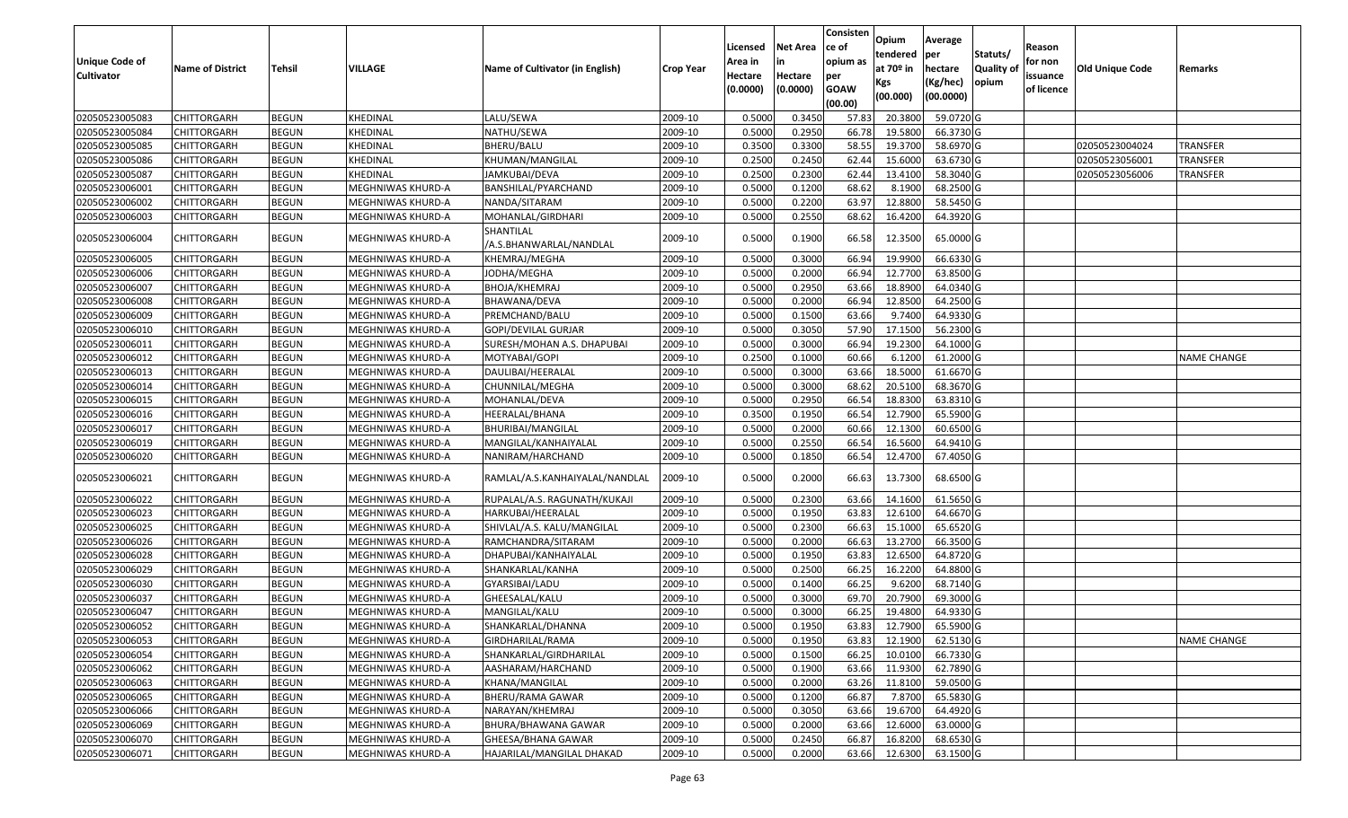| Unique Code of Cultivator | Name of District | Tehsil | VILLAGE | Name of Cultivator (in English) | Crop Year | Licensed Area in Hectare (0.0000) | Net Area in Hectare (0.0000) | Consistence of opium as per GOAW (00.00) | Opium tendered at 70º in Kgs (00.000) | Average per hectare (Kg/hec) (00.0000) | Statuts/ Quality of opium | Reason for non issuance of licence | Old Unique Code | Remarks |
|---|---|---|---|---|---|---|---|---|---|---|---|---|---|---|
| 02050523005083 | CHITTORGARH | BEGUN | KHEDINAL | LALU/SEWA | 2009-10 | 0.5000 | 0.3450 | 57.83 | 20.3800 | 59.0720 | G | | | |
| 02050523005084 | CHITTORGARH | BEGUN | KHEDINAL | NATHU/SEWA | 2009-10 | 0.5000 | 0.2950 | 66.78 | 19.5800 | 66.3730 | G | | | |
| 02050523005085 | CHITTORGARH | BEGUN | KHEDINAL | BHERU/BALU | 2009-10 | 0.3500 | 0.3300 | 58.55 | 19.3700 | 58.6970 | G | | 02050523004024 | TRANSFER |
| 02050523005086 | CHITTORGARH | BEGUN | KHEDINAL | KHUMAN/MANGILAL | 2009-10 | 0.2500 | 0.2450 | 62.44 | 15.6000 | 63.6730 | G | | 02050523056001 | TRANSFER |
| 02050523005087 | CHITTORGARH | BEGUN | KHEDINAL | JAMKUBAI/DEVA | 2009-10 | 0.2500 | 0.2300 | 62.44 | 13.4100 | 58.3040 | G | | 02050523056006 | TRANSFER |
| 02050523006001 | CHITTORGARH | BEGUN | MEGHNIWAS KHURD-A | BANSHILAL/PYARCHAND | 2009-10 | 0.5000 | 0.1200 | 68.62 | 8.1900 | 68.2500 | G | | | |
| 02050523006002 | CHITTORGARH | BEGUN | MEGHNIWAS KHURD-A | NANDA/SITARAM | 2009-10 | 0.5000 | 0.2200 | 63.97 | 12.8800 | 58.5450 | G | | | |
| 02050523006003 | CHITTORGARH | BEGUN | MEGHNIWAS KHURD-A | MOHANLAL/GIRDHARI | 2009-10 | 0.5000 | 0.2550 | 68.62 | 16.4200 | 64.3920 | G | | | |
| 02050523006004 | CHITTORGARH | BEGUN | MEGHNIWAS KHURD-A | SHANTILAL /A.S.BHANWARLAL/NANDLAL | 2009-10 | 0.5000 | 0.1900 | 66.58 | 12.3500 | 65.0000 | G | | | |
| 02050523006005 | CHITTORGARH | BEGUN | MEGHNIWAS KHURD-A | KHEMRAJ/MEGHA | 2009-10 | 0.5000 | 0.3000 | 66.94 | 19.9900 | 66.6330 | G | | | |
| 02050523006006 | CHITTORGARH | BEGUN | MEGHNIWAS KHURD-A | JODHA/MEGHA | 2009-10 | 0.5000 | 0.2000 | 66.94 | 12.7700 | 63.8500 | G | | | |
| 02050523006007 | CHITTORGARH | BEGUN | MEGHNIWAS KHURD-A | BHOJA/KHEMRAJ | 2009-10 | 0.5000 | 0.2950 | 63.66 | 18.8900 | 64.0340 | G | | | |
| 02050523006008 | CHITTORGARH | BEGUN | MEGHNIWAS KHURD-A | BHAWANA/DEVA | 2009-10 | 0.5000 | 0.2000 | 66.94 | 12.8500 | 64.2500 | G | | | |
| 02050523006009 | CHITTORGARH | BEGUN | MEGHNIWAS KHURD-A | PREMCHAND/BALU | 2009-10 | 0.5000 | 0.1500 | 63.66 | 9.7400 | 64.9330 | G | | | |
| 02050523006010 | CHITTORGARH | BEGUN | MEGHNIWAS KHURD-A | GOPI/DEVILAL GURJAR | 2009-10 | 0.5000 | 0.3050 | 57.90 | 17.1500 | 56.2300 | G | | | |
| 02050523006011 | CHITTORGARH | BEGUN | MEGHNIWAS KHURD-A | SURESH/MOHAN A.S. DHAPUBAI | 2009-10 | 0.5000 | 0.3000 | 66.94 | 19.2300 | 64.1000 | G | | | |
| 02050523006012 | CHITTORGARH | BEGUN | MEGHNIWAS KHURD-A | MOTYABAI/GOPI | 2009-10 | 0.2500 | 0.1000 | 60.66 | 6.1200 | 61.2000 | G | | | NAME CHANGE |
| 02050523006013 | CHITTORGARH | BEGUN | MEGHNIWAS KHURD-A | DAULIBAI/HEERALAL | 2009-10 | 0.5000 | 0.3000 | 63.66 | 18.5000 | 61.6670 | G | | | |
| 02050523006014 | CHITTORGARH | BEGUN | MEGHNIWAS KHURD-A | CHUNNILAL/MEGHA | 2009-10 | 0.5000 | 0.3000 | 68.62 | 20.5100 | 68.3670 | G | | | |
| 02050523006015 | CHITTORGARH | BEGUN | MEGHNIWAS KHURD-A | MOHANLAL/DEVA | 2009-10 | 0.5000 | 0.2950 | 66.54 | 18.8300 | 63.8310 | G | | | |
| 02050523006016 | CHITTORGARH | BEGUN | MEGHNIWAS KHURD-A | HEERALAL/BHANA | 2009-10 | 0.3500 | 0.1950 | 66.54 | 12.7900 | 65.5900 | G | | | |
| 02050523006017 | CHITTORGARH | BEGUN | MEGHNIWAS KHURD-A | BHURIBAI/MANGILAL | 2009-10 | 0.5000 | 0.2000 | 60.66 | 12.1300 | 60.6500 | G | | | |
| 02050523006019 | CHITTORGARH | BEGUN | MEGHNIWAS KHURD-A | MANGILAL/KANHAIYALAL | 2009-10 | 0.5000 | 0.2550 | 66.54 | 16.5600 | 64.9410 | G | | | |
| 02050523006020 | CHITTORGARH | BEGUN | MEGHNIWAS KHURD-A | NANIRAM/HARCHAND | 2009-10 | 0.5000 | 0.1850 | 66.54 | 12.4700 | 67.4050 | G | | | |
| 02050523006021 | CHITTORGARH | BEGUN | MEGHNIWAS KHURD-A | RAMLAL/A.S.KANHAIYALAL/NANDLAL | 2009-10 | 0.5000 | 0.2000 | 66.63 | 13.7300 | 68.6500 | G | | | |
| 02050523006022 | CHITTORGARH | BEGUN | MEGHNIWAS KHURD-A | RUPALAL/A.S. RAGUNATH/KUKAJI | 2009-10 | 0.5000 | 0.2300 | 63.66 | 14.1600 | 61.5650 | G | | | |
| 02050523006023 | CHITTORGARH | BEGUN | MEGHNIWAS KHURD-A | HARKUBAI/HEERALAL | 2009-10 | 0.5000 | 0.1950 | 63.83 | 12.6100 | 64.6670 | G | | | |
| 02050523006025 | CHITTORGARH | BEGUN | MEGHNIWAS KHURD-A | SHIVLAL/A.S. KALU/MANGILAL | 2009-10 | 0.5000 | 0.2300 | 66.63 | 15.1000 | 65.6520 | G | | | |
| 02050523006026 | CHITTORGARH | BEGUN | MEGHNIWAS KHURD-A | RAMCHANDRA/SITARAM | 2009-10 | 0.5000 | 0.2000 | 66.63 | 13.2700 | 66.3500 | G | | | |
| 02050523006028 | CHITTORGARH | BEGUN | MEGHNIWAS KHURD-A | DHAPUBAI/KANHAIYALAL | 2009-10 | 0.5000 | 0.1950 | 63.83 | 12.6500 | 64.8720 | G | | | |
| 02050523006029 | CHITTORGARH | BEGUN | MEGHNIWAS KHURD-A | SHANKARLAL/KANHA | 2009-10 | 0.5000 | 0.2500 | 66.25 | 16.2200 | 64.8800 | G | | | |
| 02050523006030 | CHITTORGARH | BEGUN | MEGHNIWAS KHURD-A | GYARSIBAI/LADU | 2009-10 | 0.5000 | 0.1400 | 66.25 | 9.6200 | 68.7140 | G | | | |
| 02050523006037 | CHITTORGARH | BEGUN | MEGHNIWAS KHURD-A | GHEESALAL/KALU | 2009-10 | 0.5000 | 0.3000 | 69.70 | 20.7900 | 69.3000 | G | | | |
| 02050523006047 | CHITTORGARH | BEGUN | MEGHNIWAS KHURD-A | MANGILAL/KALU | 2009-10 | 0.5000 | 0.3000 | 66.25 | 19.4800 | 64.9330 | G | | | |
| 02050523006052 | CHITTORGARH | BEGUN | MEGHNIWAS KHURD-A | SHANKARLAL/DHANNA | 2009-10 | 0.5000 | 0.1950 | 63.83 | 12.7900 | 65.5900 | G | | | |
| 02050523006053 | CHITTORGARH | BEGUN | MEGHNIWAS KHURD-A | GIRDHARILAL/RAMA | 2009-10 | 0.5000 | 0.1950 | 63.83 | 12.1900 | 62.5130 | G | | | NAME CHANGE |
| 02050523006054 | CHITTORGARH | BEGUN | MEGHNIWAS KHURD-A | SHANKARLAL/GIRDHARILAL | 2009-10 | 0.5000 | 0.1500 | 66.25 | 10.0100 | 66.7330 | G | | | |
| 02050523006062 | CHITTORGARH | BEGUN | MEGHNIWAS KHURD-A | AASHARAM/HARCHAND | 2009-10 | 0.5000 | 0.1900 | 63.66 | 11.9300 | 62.7890 | G | | | |
| 02050523006063 | CHITTORGARH | BEGUN | MEGHNIWAS KHURD-A | KHANA/MANGILAL | 2009-10 | 0.5000 | 0.2000 | 63.26 | 11.8100 | 59.0500 | G | | | |
| 02050523006065 | CHITTORGARH | BEGUN | MEGHNIWAS KHURD-A | BHERU/RAMA GAWAR | 2009-10 | 0.5000 | 0.1200 | 66.87 | 7.8700 | 65.5830 | G | | | |
| 02050523006066 | CHITTORGARH | BEGUN | MEGHNIWAS KHURD-A | NARAYAN/KHEMRAJ | 2009-10 | 0.5000 | 0.3050 | 63.66 | 19.6700 | 64.4920 | G | | | |
| 02050523006069 | CHITTORGARH | BEGUN | MEGHNIWAS KHURD-A | BHURA/BHAWANA GAWAR | 2009-10 | 0.5000 | 0.2000 | 63.66 | 12.6000 | 63.0000 | G | | | |
| 02050523006070 | CHITTORGARH | BEGUN | MEGHNIWAS KHURD-A | GHEESA/BHANA GAWAR | 2009-10 | 0.5000 | 0.2450 | 66.87 | 16.8200 | 68.6530 | G | | | |
| 02050523006071 | CHITTORGARH | BEGUN | MEGHNIWAS KHURD-A | HAJARILAL/MANGILAL DHAKAD | 2009-10 | 0.5000 | 0.2000 | 63.66 | 12.6300 | 63.1500 | G | | | |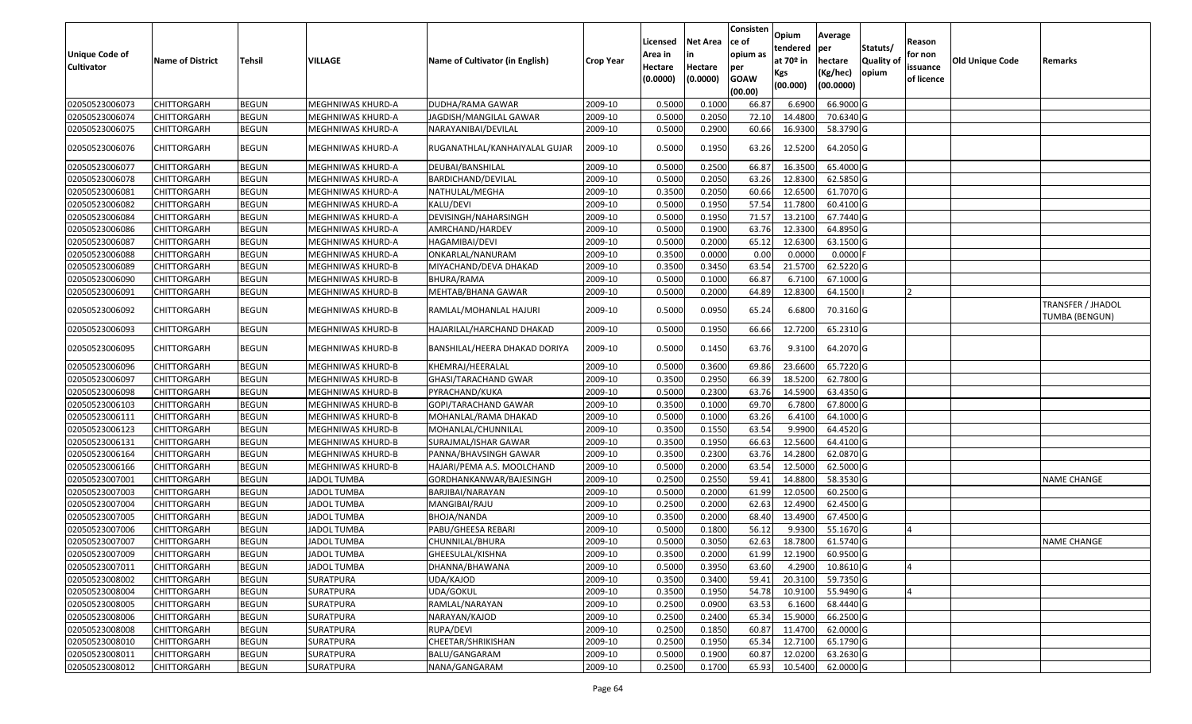| Unique Code of Cultivator | Name of District | Tehsil | VILLAGE | Name of Cultivator (in English) | Crop Year | Licensed Area in Hectare (0.0000) | Net Area in Hectare (0.0000) | Consistence of opium as per GOAW (00.00) | Opium tendered at 70º in Kgs (00.000) | Average per hectare (Kg/hec) (00.0000) | Statuts/ Quality of opium | Reason for non issuance of licence | Old Unique Code | Remarks |
|---|---|---|---|---|---|---|---|---|---|---|---|---|---|---|
| 02050523006073 | CHITTORGARH | BEGUN | MEGHNIWAS KHURD-A | DUDHA/RAMA GAWAR | 2009-10 | 0.5000 | 0.1000 | 66.87 | 6.6900 | 66.9000 | G | | | |
| 02050523006074 | CHITTORGARH | BEGUN | MEGHNIWAS KHURD-A | JAGDISH/MANGILAL GAWAR | 2009-10 | 0.5000 | 0.2050 | 72.10 | 14.4800 | 70.6340 | G | | | |
| 02050523006075 | CHITTORGARH | BEGUN | MEGHNIWAS KHURD-A | NARAYANIBAI/DEVILAL | 2009-10 | 0.5000 | 0.2900 | 60.66 | 16.9300 | 58.3790 | G | | | |
| 02050523006076 | CHITTORGARH | BEGUN | MEGHNIWAS KHURD-A | RUGANATHLAL/KANHAIYALAL GUJAR | 2009-10 | 0.5000 | 0.1950 | 63.26 | 12.5200 | 64.2050 | G | | | |
| 02050523006077 | CHITTORGARH | BEGUN | MEGHNIWAS KHURD-A | DEUBAI/BANSHILAL | 2009-10 | 0.5000 | 0.2500 | 66.87 | 16.3500 | 65.4000 | G | | | |
| 02050523006078 | CHITTORGARH | BEGUN | MEGHNIWAS KHURD-A | BARDICHAND/DEVILAL | 2009-10 | 0.5000 | 0.2050 | 63.26 | 12.8300 | 62.5850 | G | | | |
| 02050523006081 | CHITTORGARH | BEGUN | MEGHNIWAS KHURD-A | NATHULAL/MEGHA | 2009-10 | 0.3500 | 0.2050 | 60.66 | 12.6500 | 61.7070 | G | | | |
| 02050523006082 | CHITTORGARH | BEGUN | MEGHNIWAS KHURD-A | KALU/DEVI | 2009-10 | 0.5000 | 0.1950 | 57.54 | 11.7800 | 60.4100 | G | | | |
| 02050523006084 | CHITTORGARH | BEGUN | MEGHNIWAS KHURD-A | DEVISINGH/NAHARSINGH | 2009-10 | 0.5000 | 0.1950 | 71.57 | 13.2100 | 67.7440 | G | | | |
| 02050523006086 | CHITTORGARH | BEGUN | MEGHNIWAS KHURD-A | AMRCHAND/HARDEV | 2009-10 | 0.5000 | 0.1900 | 63.76 | 12.3300 | 64.8950 | G | | | |
| 02050523006087 | CHITTORGARH | BEGUN | MEGHNIWAS KHURD-A | HAGAMIBAI/DEVI | 2009-10 | 0.5000 | 0.2000 | 65.12 | 12.6300 | 63.1500 | G | | | |
| 02050523006088 | CHITTORGARH | BEGUN | MEGHNIWAS KHURD-A | ONKARLAL/NANURAM | 2009-10 | 0.3500 | 0.0000 | 0.00 | 0.0000 | 0.0000 | F | | | |
| 02050523006089 | CHITTORGARH | BEGUN | MEGHNIWAS KHURD-B | MIYACHAND/DEVA DHAKAD | 2009-10 | 0.3500 | 0.3450 | 63.54 | 21.5700 | 62.5220 | G | | | |
| 02050523006090 | CHITTORGARH | BEGUN | MEGHNIWAS KHURD-B | BHURA/RAMA | 2009-10 | 0.5000 | 0.1000 | 66.87 | 6.7100 | 67.1000 | G | | | |
| 02050523006091 | CHITTORGARH | BEGUN | MEGHNIWAS KHURD-B | MEHTAB/BHANA GAWAR | 2009-10 | 0.5000 | 0.2000 | 64.89 | 12.8300 | 64.1500 | I | 2 | | |
| 02050523006092 | CHITTORGARH | BEGUN | MEGHNIWAS KHURD-B | RAMLAL/MOHANLAL HAJURI | 2009-10 | 0.5000 | 0.0950 | 65.24 | 6.6800 | 70.3160 | G | | | TRANSFER / JHADOL TUMBA (BENGUN) |
| 02050523006093 | CHITTORGARH | BEGUN | MEGHNIWAS KHURD-B | HAJARILAL/HARCHAND DHAKAD | 2009-10 | 0.5000 | 0.1950 | 66.66 | 12.7200 | 65.2310 | G | | | |
| 02050523006095 | CHITTORGARH | BEGUN | MEGHNIWAS KHURD-B | BANSHILAL/HEERA DHAKAD DORIYA | 2009-10 | 0.5000 | 0.1450 | 63.76 | 9.3100 | 64.2070 | G | | | |
| 02050523006096 | CHITTORGARH | BEGUN | MEGHNIWAS KHURD-B | KHEMRAJ/HEERALAL | 2009-10 | 0.5000 | 0.3600 | 69.86 | 23.6600 | 65.7220 | G | | | |
| 02050523006097 | CHITTORGARH | BEGUN | MEGHNIWAS KHURD-B | GHASI/TARACHAND GWAR | 2009-10 | 0.3500 | 0.2950 | 66.39 | 18.5200 | 62.7800 | G | | | |
| 02050523006098 | CHITTORGARH | BEGUN | MEGHNIWAS KHURD-B | PYRACHAND/KUKA | 2009-10 | 0.5000 | 0.2300 | 63.76 | 14.5900 | 63.4350 | G | | | |
| 02050523006103 | CHITTORGARH | BEGUN | MEGHNIWAS KHURD-B | GOPI/TARACHAND GAWAR | 2009-10 | 0.3500 | 0.1000 | 69.70 | 6.7800 | 67.8000 | G | | | |
| 02050523006111 | CHITTORGARH | BEGUN | MEGHNIWAS KHURD-B | MOHANLAL/RAMA DHAKAD | 2009-10 | 0.5000 | 0.1000 | 63.26 | 6.4100 | 64.1000 | G | | | |
| 02050523006123 | CHITTORGARH | BEGUN | MEGHNIWAS KHURD-B | MOHANLAL/CHUNNILAL | 2009-10 | 0.3500 | 0.1550 | 63.54 | 9.9900 | 64.4520 | G | | | |
| 02050523006131 | CHITTORGARH | BEGUN | MEGHNIWAS KHURD-B | SURAJMAL/ISHAR GAWAR | 2009-10 | 0.3500 | 0.1950 | 66.63 | 12.5600 | 64.4100 | G | | | |
| 02050523006164 | CHITTORGARH | BEGUN | MEGHNIWAS KHURD-B | PANNA/BHAVSINGH GAWAR | 2009-10 | 0.3500 | 0.2300 | 63.76 | 14.2800 | 62.0870 | G | | | |
| 02050523006166 | CHITTORGARH | BEGUN | MEGHNIWAS KHURD-B | HAJARI/PEMA A.S. MOOLCHAND | 2009-10 | 0.5000 | 0.2000 | 63.54 | 12.5000 | 62.5000 | G | | | |
| 02050523007001 | CHITTORGARH | BEGUN | JADOL TUMBA | GORDHANKANWAR/BAJESINGH | 2009-10 | 0.2500 | 0.2550 | 59.41 | 14.8800 | 58.3530 | G | | | NAME CHANGE |
| 02050523007003 | CHITTORGARH | BEGUN | JADOL TUMBA | BARJIBAI/NARAYAN | 2009-10 | 0.5000 | 0.2000 | 61.99 | 12.0500 | 60.2500 | G | | | |
| 02050523007004 | CHITTORGARH | BEGUN | JADOL TUMBA | MANGIBAI/RAJU | 2009-10 | 0.2500 | 0.2000 | 62.63 | 12.4900 | 62.4500 | G | | | |
| 02050523007005 | CHITTORGARH | BEGUN | JADOL TUMBA | BHOJA/NANDA | 2009-10 | 0.3500 | 0.2000 | 68.40 | 13.4900 | 67.4500 | G | | | |
| 02050523007006 | CHITTORGARH | BEGUN | JADOL TUMBA | PABU/GHEESA REBARI | 2009-10 | 0.5000 | 0.1800 | 56.12 | 9.9300 | 55.1670 | G | 4 | | |
| 02050523007007 | CHITTORGARH | BEGUN | JADOL TUMBA | CHUNNILAL/BHURA | 2009-10 | 0.5000 | 0.3050 | 62.63 | 18.7800 | 61.5740 | G | | | NAME CHANGE |
| 02050523007009 | CHITTORGARH | BEGUN | JADOL TUMBA | GHEESULAL/KISHNA | 2009-10 | 0.3500 | 0.2000 | 61.99 | 12.1900 | 60.9500 | G | | | |
| 02050523007011 | CHITTORGARH | BEGUN | JADOL TUMBA | DHANNA/BHAWANA | 2009-10 | 0.5000 | 0.3950 | 63.60 | 4.2900 | 10.8610 | G | 4 | | |
| 02050523008002 | CHITTORGARH | BEGUN | SURATPURA | UDA/KAJOD | 2009-10 | 0.3500 | 0.3400 | 59.41 | 20.3100 | 59.7350 | G | | | |
| 02050523008004 | CHITTORGARH | BEGUN | SURATPURA | UDA/GOKUL | 2009-10 | 0.3500 | 0.1950 | 54.78 | 10.9100 | 55.9490 | G | 4 | | |
| 02050523008005 | CHITTORGARH | BEGUN | SURATPURA | RAMLAL/NARAYAN | 2009-10 | 0.2500 | 0.0900 | 63.53 | 6.1600 | 68.4440 | G | | | |
| 02050523008006 | CHITTORGARH | BEGUN | SURATPURA | NARAYAN/KAJOD | 2009-10 | 0.2500 | 0.2400 | 65.34 | 15.9000 | 66.2500 | G | | | |
| 02050523008008 | CHITTORGARH | BEGUN | SURATPURA | RUPA/DEVI | 2009-10 | 0.2500 | 0.1850 | 60.87 | 11.4700 | 62.0000 | G | | | |
| 02050523008010 | CHITTORGARH | BEGUN | SURATPURA | CHEETAR/SHRIKISHAN | 2009-10 | 0.2500 | 0.1950 | 65.34 | 12.7100 | 65.1790 | G | | | |
| 02050523008011 | CHITTORGARH | BEGUN | SURATPURA | BALU/GANGARAM | 2009-10 | 0.5000 | 0.1900 | 60.87 | 12.0200 | 63.2630 | G | | | |
| 02050523008012 | CHITTORGARH | BEGUN | SURATPURA | NANA/GANGARAM | 2009-10 | 0.2500 | 0.1700 | 65.93 | 10.5400 | 62.0000 | G | | | |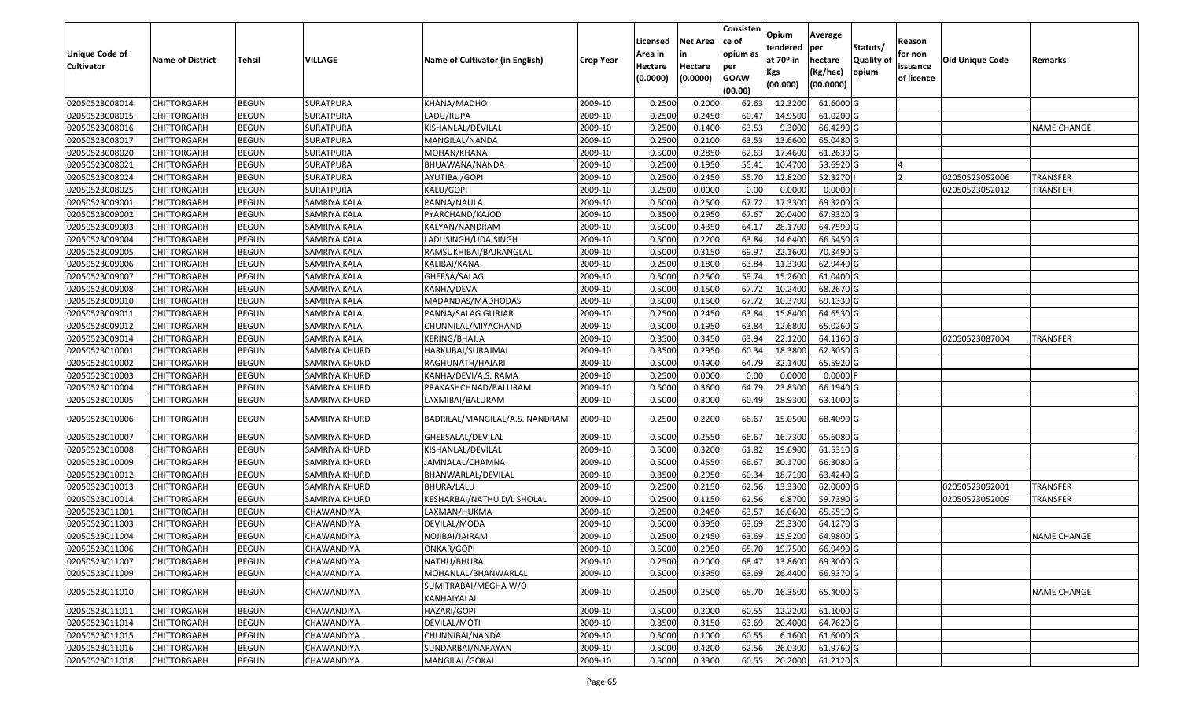| Unique Code of Cultivator | Name of District | Tehsil | VILLAGE | Name of Cultivator (in English) | Crop Year | Licensed Area in Hectare (0.0000) | Net Area in Hectare (0.0000) | Consistence of opium as per GOAW (00.00) | Opium tendered at 70º in Kgs (00.000) | Average per hectare (Kg/hec) (00.0000) | Statuts/ Quality of opium | Reason for non issuance of licence | Old Unique Code | Remarks |
|---|---|---|---|---|---|---|---|---|---|---|---|---|---|---|
| 02050523008014 | CHITTORGARH | BEGUN | SURATPURA | KHANA/MADHO | 2009-10 | 0.2500 | 0.2000 | 62.63 | 12.3200 | 61.6000 | G | | | |
| 02050523008015 | CHITTORGARH | BEGUN | SURATPURA | LADU/RUPA | 2009-10 | 0.2500 | 0.2450 | 60.47 | 14.9500 | 61.0200 | G | | | |
| 02050523008016 | CHITTORGARH | BEGUN | SURATPURA | KISHANLAL/DEVILAL | 2009-10 | 0.2500 | 0.1400 | 63.53 | 9.3000 | 66.4290 | G | | | NAME CHANGE |
| 02050523008017 | CHITTORGARH | BEGUN | SURATPURA | MANGILAL/NANDA | 2009-10 | 0.2500 | 0.2100 | 63.53 | 13.6600 | 65.0480 | G | | | |
| 02050523008020 | CHITTORGARH | BEGUN | SURATPURA | MOHAN/KHANA | 2009-10 | 0.5000 | 0.2850 | 62.63 | 17.4600 | 61.2630 | G | | | |
| 02050523008021 | CHITTORGARH | BEGUN | SURATPURA | BHUAWANA/NANDA | 2009-10 | 0.2500 | 0.1950 | 55.41 | 10.4700 | 53.6920 | G | 4 | | |
| 02050523008024 | CHITTORGARH | BEGUN | SURATPURA | AYUTIBAI/GOPI | 2009-10 | 0.2500 | 0.2450 | 55.70 | 12.8200 | 52.3270 | I | 2 | 02050523052006 | TRANSFER |
| 02050523008025 | CHITTORGARH | BEGUN | SURATPURA | KALU/GOPI | 2009-10 | 0.2500 | 0.0000 | 0.00 | 0.0000 | 0.0000 | F | | 02050523052012 | TRANSFER |
| 02050523009001 | CHITTORGARH | BEGUN | SAMRIYA KALA | PANNA/NAULA | 2009-10 | 0.5000 | 0.2500 | 67.72 | 17.3300 | 69.3200 | G | | | |
| 02050523009002 | CHITTORGARH | BEGUN | SAMRIYA KALA | PYARCHAND/KAJOD | 2009-10 | 0.3500 | 0.2950 | 67.67 | 20.0400 | 67.9320 | G | | | |
| 02050523009003 | CHITTORGARH | BEGUN | SAMRIYA KALA | KALYAN/NANDRAM | 2009-10 | 0.5000 | 0.4350 | 64.17 | 28.1700 | 64.7590 | G | | | |
| 02050523009004 | CHITTORGARH | BEGUN | SAMRIYA KALA | LADUSINGH/UDAISINGH | 2009-10 | 0.5000 | 0.2200 | 63.84 | 14.6400 | 66.5450 | G | | | |
| 02050523009005 | CHITTORGARH | BEGUN | SAMRIYA KALA | RAMSUKHIBAI/BAJRANGLAL | 2009-10 | 0.5000 | 0.3150 | 69.97 | 22.1600 | 70.3490 | G | | | |
| 02050523009006 | CHITTORGARH | BEGUN | SAMRIYA KALA | KALIBAI/KANA | 2009-10 | 0.2500 | 0.1800 | 63.84 | 11.3300 | 62.9440 | G | | | |
| 02050523009007 | CHITTORGARH | BEGUN | SAMRIYA KALA | GHEESA/SALAG | 2009-10 | 0.5000 | 0.2500 | 59.74 | 15.2600 | 61.0400 | G | | | |
| 02050523009008 | CHITTORGARH | BEGUN | SAMRIYA KALA | KANHA/DEVA | 2009-10 | 0.5000 | 0.1500 | 67.72 | 10.2400 | 68.2670 | G | | | |
| 02050523009010 | CHITTORGARH | BEGUN | SAMRIYA KALA | MADANDAS/MADHODAS | 2009-10 | 0.5000 | 0.1500 | 67.72 | 10.3700 | 69.1330 | G | | | |
| 02050523009011 | CHITTORGARH | BEGUN | SAMRIYA KALA | PANNA/SALAG GURJAR | 2009-10 | 0.2500 | 0.2450 | 63.84 | 15.8400 | 64.6530 | G | | | |
| 02050523009012 | CHITTORGARH | BEGUN | SAMRIYA KALA | CHUNNILAL/MIYACHAND | 2009-10 | 0.5000 | 0.1950 | 63.84 | 12.6800 | 65.0260 | G | | | |
| 02050523009014 | CHITTORGARH | BEGUN | SAMRIYA KALA | KERING/BHAJJA | 2009-10 | 0.3500 | 0.3450 | 63.94 | 22.1200 | 64.1160 | G | | 02050523087004 | TRANSFER |
| 02050523010001 | CHITTORGARH | BEGUN | SAMRIYA KHURD | HARKUBAI/SURAJMAL | 2009-10 | 0.3500 | 0.2950 | 60.34 | 18.3800 | 62.3050 | G | | | |
| 02050523010002 | CHITTORGARH | BEGUN | SAMRIYA KHURD | RAGHUNATH/HAJARI | 2009-10 | 0.5000 | 0.4900 | 64.79 | 32.1400 | 65.5920 | G | | | |
| 02050523010003 | CHITTORGARH | BEGUN | SAMRIYA KHURD | KANHA/DEVI/A.S. RAMA | 2009-10 | 0.2500 | 0.0000 | 0.00 | 0.0000 | 0.0000 | F | | | |
| 02050523010004 | CHITTORGARH | BEGUN | SAMRIYA KHURD | PRAKASHCHNAD/BALURAM | 2009-10 | 0.5000 | 0.3600 | 64.79 | 23.8300 | 66.1940 | G | | | |
| 02050523010005 | CHITTORGARH | BEGUN | SAMRIYA KHURD | LAXMIBAI/BALURAM | 2009-10 | 0.5000 | 0.3000 | 60.49 | 18.9300 | 63.1000 | G | | | |
| 02050523010006 | CHITTORGARH | BEGUN | SAMRIYA KHURD | BADRILAL/MANGILAL/A.S. NANDRAM | 2009-10 | 0.2500 | 0.2200 | 66.67 | 15.0500 | 68.4090 | G | | | |
| 02050523010007 | CHITTORGARH | BEGUN | SAMRIYA KHURD | GHEESALAL/DEVILAL | 2009-10 | 0.5000 | 0.2550 | 66.67 | 16.7300 | 65.6080 | G | | | |
| 02050523010008 | CHITTORGARH | BEGUN | SAMRIYA KHURD | KISHANLAL/DEVILAL | 2009-10 | 0.5000 | 0.3200 | 61.82 | 19.6900 | 61.5310 | G | | | |
| 02050523010009 | CHITTORGARH | BEGUN | SAMRIYA KHURD | JAMNALAL/CHAMNA | 2009-10 | 0.5000 | 0.4550 | 66.67 | 30.1700 | 66.3080 | G | | | |
| 02050523010012 | CHITTORGARH | BEGUN | SAMRIYA KHURD | BHANWARLAL/DEVILAL | 2009-10 | 0.3500 | 0.2950 | 60.34 | 18.7100 | 63.4240 | G | | | |
| 02050523010013 | CHITTORGARH | BEGUN | SAMRIYA KHURD | BHURA/LALU | 2009-10 | 0.2500 | 0.2150 | 62.56 | 13.3300 | 62.0000 | G | | 02050523052001 | TRANSFER |
| 02050523010014 | CHITTORGARH | BEGUN | SAMRIYA KHURD | KESHARBAI/NATHU D/L SHOLAL | 2009-10 | 0.2500 | 0.1150 | 62.56 | 6.8700 | 59.7390 | G | | 02050523052009 | TRANSFER |
| 02050523011001 | CHITTORGARH | BEGUN | CHAWANDIYA | LAXMAN/HUKMA | 2009-10 | 0.2500 | 0.2450 | 63.57 | 16.0600 | 65.5510 | G | | | |
| 02050523011003 | CHITTORGARH | BEGUN | CHAWANDIYA | DEVILAL/MODA | 2009-10 | 0.5000 | 0.3950 | 63.69 | 25.3300 | 64.1270 | G | | | |
| 02050523011004 | CHITTORGARH | BEGUN | CHAWANDIYA | NOJIBAI/JAIRAM | 2009-10 | 0.2500 | 0.2450 | 63.69 | 15.9200 | 64.9800 | G | | | NAME CHANGE |
| 02050523011006 | CHITTORGARH | BEGUN | CHAWANDIYA | ONKAR/GOPI | 2009-10 | 0.5000 | 0.2950 | 65.70 | 19.7500 | 66.9490 | G | | | |
| 02050523011007 | CHITTORGARH | BEGUN | CHAWANDIYA | NATHU/BHURA | 2009-10 | 0.2500 | 0.2000 | 68.47 | 13.8600 | 69.3000 | G | | | |
| 02050523011009 | CHITTORGARH | BEGUN | CHAWANDIYA | MOHANLAL/BHANWARLAL | 2009-10 | 0.5000 | 0.3950 | 63.69 | 26.4400 | 66.9370 | G | | | |
| 02050523011010 | CHITTORGARH | BEGUN | CHAWANDIYA | SUMITRABAI/MEGHA W/O KANHAIYALAL | 2009-10 | 0.2500 | 0.2500 | 65.70 | 16.3500 | 65.4000 | G | | | NAME CHANGE |
| 02050523011011 | CHITTORGARH | BEGUN | CHAWANDIYA | HAZARI/GOPI | 2009-10 | 0.5000 | 0.2000 | 60.55 | 12.2200 | 61.1000 | G | | | |
| 02050523011014 | CHITTORGARH | BEGUN | CHAWANDIYA | DEVILAL/MOTI | 2009-10 | 0.3500 | 0.3150 | 63.69 | 20.4000 | 64.7620 | G | | | |
| 02050523011015 | CHITTORGARH | BEGUN | CHAWANDIYA | CHUNNIBAI/NANDA | 2009-10 | 0.5000 | 0.1000 | 60.55 | 6.1600 | 61.6000 | G | | | |
| 02050523011016 | CHITTORGARH | BEGUN | CHAWANDIYA | SUNDARBAI/NARAYAN | 2009-10 | 0.5000 | 0.4200 | 62.56 | 26.0300 | 61.9760 | G | | | |
| 02050523011018 | CHITTORGARH | BEGUN | CHAWANDIYA | MANGILAL/GOKAL | 2009-10 | 0.5000 | 0.3300 | 60.55 | 20.2000 | 61.2120 | G | | | |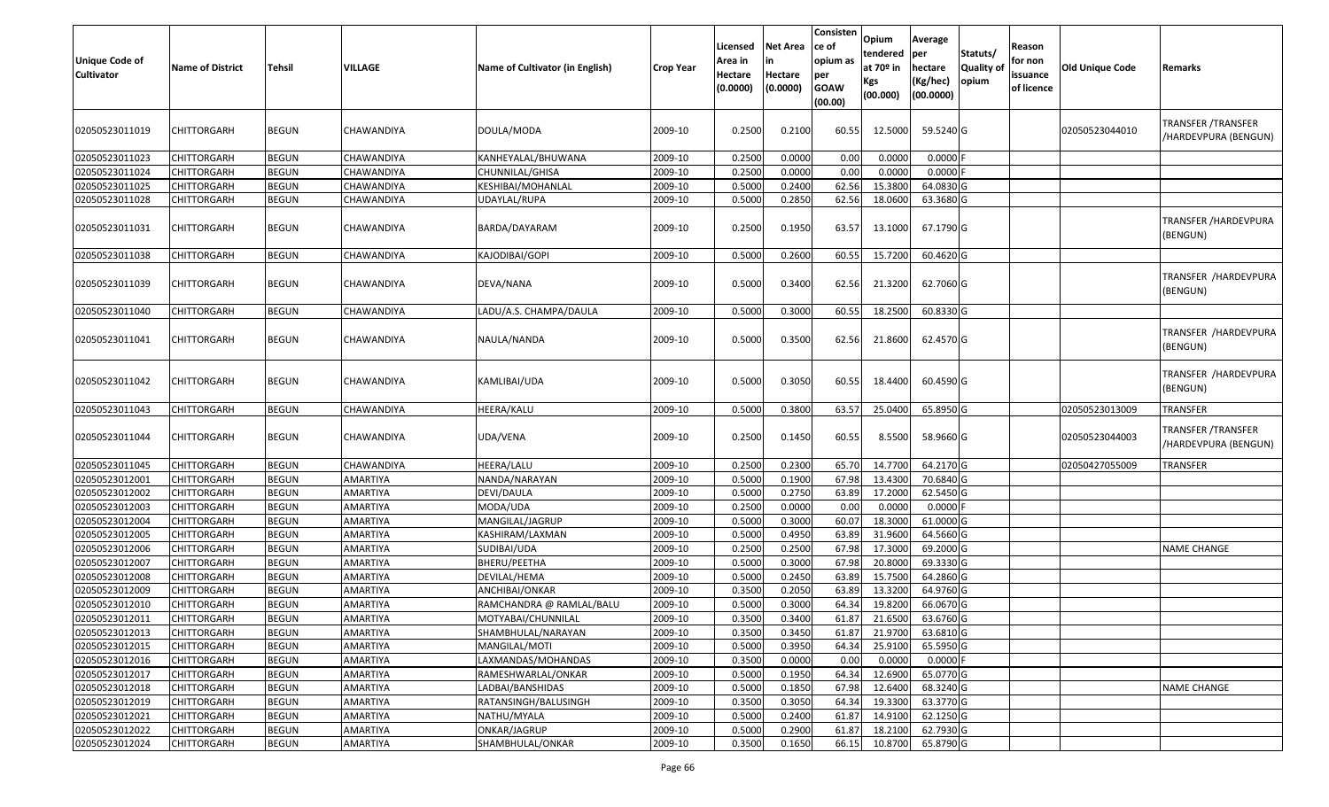| Unique Code of Cultivator | Name of District | Tehsil | VILLAGE | Name of Cultivator (in English) | Crop Year | Licensed Area in Hectare (0.0000) | Net Area in Hectare (0.0000) | Consistence of opium as per GOAW (00.00) | Opium tendered at 70º in Kgs (00.000) | Average per hectare (Kg/hec) (00.0000) | Statuts/ Quality of opium | Reason for non issuance of licence | Old Unique Code | Remarks |
|---|---|---|---|---|---|---|---|---|---|---|---|---|---|---|
| 02050523011019 | CHITTORGARH | BEGUN | CHAWANDIYA | DOULA/MODA | 2009-10 | 0.2500 | 0.2100 | 60.55 | 12.5000 | 59.5240 | G | | 02050523044010 | TRANSFER /TRANSFER /HARDEVPURA (BENGUN) |
| 02050523011023 | CHITTORGARH | BEGUN | CHAWANDIYA | KANHEYALAL/BHUWANA | 2009-10 | 0.2500 | 0.0000 | 0.00 | 0.0000 | 0.0000 | F | | | |
| 02050523011024 | CHITTORGARH | BEGUN | CHAWANDIYA | CHUNNILAL/GHISA | 2009-10 | 0.2500 | 0.0000 | 0.00 | 0.0000 | 0.0000 | F | | | |
| 02050523011025 | CHITTORGARH | BEGUN | CHAWANDIYA | KESHIBAI/MOHANLAL | 2009-10 | 0.5000 | 0.2400 | 62.56 | 15.3800 | 64.0830 | G | | | |
| 02050523011028 | CHITTORGARH | BEGUN | CHAWANDIYA | UDAYLAL/RUPA | 2009-10 | 0.5000 | 0.2850 | 62.56 | 18.0600 | 63.3680 | G | | | |
| 02050523011031 | CHITTORGARH | BEGUN | CHAWANDIYA | BARDA/DAYARAM | 2009-10 | 0.2500 | 0.1950 | 63.57 | 13.1000 | 67.1790 | G | | | TRANSFER /HARDEVPURA (BENGUN) |
| 02050523011038 | CHITTORGARH | BEGUN | CHAWANDIYA | KAJODIBAI/GOPI | 2009-10 | 0.5000 | 0.2600 | 60.55 | 15.7200 | 60.4620 | G | | | |
| 02050523011039 | CHITTORGARH | BEGUN | CHAWANDIYA | DEVA/NANA | 2009-10 | 0.5000 | 0.3400 | 62.56 | 21.3200 | 62.7060 | G | | | TRANSFER /HARDEVPURA (BENGUN) |
| 02050523011040 | CHITTORGARH | BEGUN | CHAWANDIYA | LADU/A.S. CHAMPA/DAULA | 2009-10 | 0.5000 | 0.3000 | 60.55 | 18.2500 | 60.8330 | G | | | |
| 02050523011041 | CHITTORGARH | BEGUN | CHAWANDIYA | NAULA/NANDA | 2009-10 | 0.5000 | 0.3500 | 62.56 | 21.8600 | 62.4570 | G | | | TRANSFER /HARDEVPURA (BENGUN) |
| 02050523011042 | CHITTORGARH | BEGUN | CHAWANDIYA | KAMLIBAI/UDA | 2009-10 | 0.5000 | 0.3050 | 60.55 | 18.4400 | 60.4590 | G | | | TRANSFER /HARDEVPURA (BENGUN) |
| 02050523011043 | CHITTORGARH | BEGUN | CHAWANDIYA | HEERA/KALU | 2009-10 | 0.5000 | 0.3800 | 63.57 | 25.0400 | 65.8950 | G | | 02050523013009 | TRANSFER |
| 02050523011044 | CHITTORGARH | BEGUN | CHAWANDIYA | UDA/VENA | 2009-10 | 0.2500 | 0.1450 | 60.55 | 8.5500 | 58.9660 | G | | 02050523044003 | TRANSFER /TRANSFER /HARDEVPURA (BENGUN) |
| 02050523011045 | CHITTORGARH | BEGUN | CHAWANDIYA | HEERA/LALU | 2009-10 | 0.2500 | 0.2300 | 65.70 | 14.7700 | 64.2170 | G | | 02050427055009 | TRANSFER |
| 02050523012001 | CHITTORGARH | BEGUN | AMARTIYA | NANDA/NARAYAN | 2009-10 | 0.5000 | 0.1900 | 67.98 | 13.4300 | 70.6840 | G | | | |
| 02050523012002 | CHITTORGARH | BEGUN | AMARTIYA | DEVI/DAULA | 2009-10 | 0.5000 | 0.2750 | 63.89 | 17.2000 | 62.5450 | G | | | |
| 02050523012003 | CHITTORGARH | BEGUN | AMARTIYA | MODA/UDA | 2009-10 | 0.2500 | 0.0000 | 0.00 | 0.0000 | 0.0000 | F | | | |
| 02050523012004 | CHITTORGARH | BEGUN | AMARTIYA | MANGILAL/JAGRUP | 2009-10 | 0.5000 | 0.3000 | 60.07 | 18.3000 | 61.0000 | G | | | |
| 02050523012005 | CHITTORGARH | BEGUN | AMARTIYA | KASHIRAM/LAXMAN | 2009-10 | 0.5000 | 0.4950 | 63.89 | 31.9600 | 64.5660 | G | | | |
| 02050523012006 | CHITTORGARH | BEGUN | AMARTIYA | SUDIBAI/UDA | 2009-10 | 0.2500 | 0.2500 | 67.98 | 17.3000 | 69.2000 | G | | | NAME CHANGE |
| 02050523012007 | CHITTORGARH | BEGUN | AMARTIYA | BHERU/PEETHA | 2009-10 | 0.5000 | 0.3000 | 67.98 | 20.8000 | 69.3330 | G | | | |
| 02050523012008 | CHITTORGARH | BEGUN | AMARTIYA | DEVILAL/HEMA | 2009-10 | 0.5000 | 0.2450 | 63.89 | 15.7500 | 64.2860 | G | | | |
| 02050523012009 | CHITTORGARH | BEGUN | AMARTIYA | ANCHIBAI/ONKAR | 2009-10 | 0.3500 | 0.2050 | 63.89 | 13.3200 | 64.9760 | G | | | |
| 02050523012010 | CHITTORGARH | BEGUN | AMARTIYA | RAMCHANDRA @ RAMLAL/BALU | 2009-10 | 0.5000 | 0.3000 | 64.34 | 19.8200 | 66.0670 | G | | | |
| 02050523012011 | CHITTORGARH | BEGUN | AMARTIYA | MOTYABAI/CHUNNILAL | 2009-10 | 0.3500 | 0.3400 | 61.87 | 21.6500 | 63.6760 | G | | | |
| 02050523012013 | CHITTORGARH | BEGUN | AMARTIYA | SHAMBHULAL/NARAYAN | 2009-10 | 0.3500 | 0.3450 | 61.87 | 21.9700 | 63.6810 | G | | | |
| 02050523012015 | CHITTORGARH | BEGUN | AMARTIYA | MANGILAL/MOTI | 2009-10 | 0.5000 | 0.3950 | 64.34 | 25.9100 | 65.5950 | G | | | |
| 02050523012016 | CHITTORGARH | BEGUN | AMARTIYA | LAXMANDAS/MOHANDAS | 2009-10 | 0.3500 | 0.0000 | 0.00 | 0.0000 | 0.0000 | F | | | |
| 02050523012017 | CHITTORGARH | BEGUN | AMARTIYA | RAMESHWARLAL/ONKAR | 2009-10 | 0.5000 | 0.1950 | 64.34 | 12.6900 | 65.0770 | G | | | |
| 02050523012018 | CHITTORGARH | BEGUN | AMARTIYA | LADBAI/BANSHIDAS | 2009-10 | 0.5000 | 0.1850 | 67.98 | 12.6400 | 68.3240 | G | | | NAME CHANGE |
| 02050523012019 | CHITTORGARH | BEGUN | AMARTIYA | RATANSINGH/BALUSINGH | 2009-10 | 0.3500 | 0.3050 | 64.34 | 19.3300 | 63.3770 | G | | | |
| 02050523012021 | CHITTORGARH | BEGUN | AMARTIYA | NATHU/MYALA | 2009-10 | 0.5000 | 0.2400 | 61.87 | 14.9100 | 62.1250 | G | | | |
| 02050523012022 | CHITTORGARH | BEGUN | AMARTIYA | ONKAR/JAGRUP | 2009-10 | 0.5000 | 0.2900 | 61.87 | 18.2100 | 62.7930 | G | | | |
| 02050523012024 | CHITTORGARH | BEGUN | AMARTIYA | SHAMBHULAL/ONKAR | 2009-10 | 0.3500 | 0.1650 | 66.15 | 10.8700 | 65.8790 | G | | | |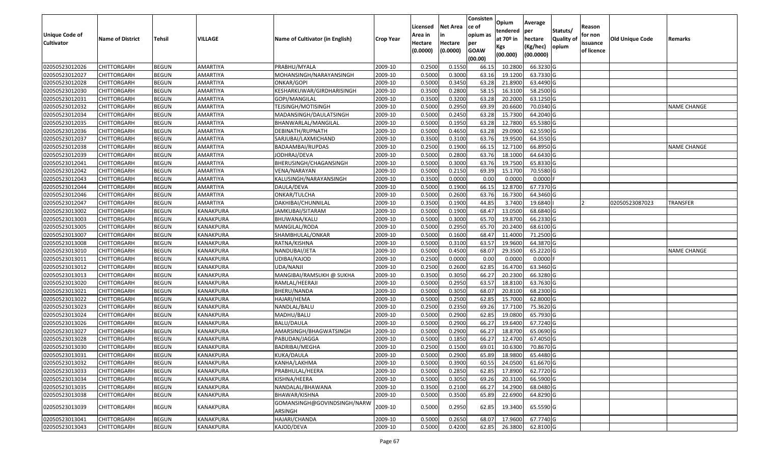| Unique Code of Cultivator | Name of District | Tehsil | VILLAGE | Name of Cultivator (in English) | Crop Year | Licensed Area in Hectare (0.0000) | Net Area in Hectare (0.0000) | Consistence of opium as per GOAW (00.00) | Opium tendered at 70º in Kgs (00.000) | Average per hectare (Kg/hec) (00.0000) | Statuts/ Quality of opium | Reason for non issuance of licence | Old Unique Code | Remarks |
|---|---|---|---|---|---|---|---|---|---|---|---|---|---|---|
| 02050523012026 | CHITTORGARH | BEGUN | AMARTIYA | PRABHU/MYALA | 2009-10 | 0.2500 | 0.1550 | 66.15 | 10.2800 | 66.3230 | G | | | |
| 02050523012027 | CHITTORGARH | BEGUN | AMARTIYA | MOHANSINGH/NARAYANSINGH | 2009-10 | 0.5000 | 0.3000 | 63.16 | 19.1200 | 63.7330 | G | | | |
| 02050523012028 | CHITTORGARH | BEGUN | AMARTIYA | ONKAR/GOPI | 2009-10 | 0.5000 | 0.3450 | 63.28 | 21.8900 | 63.4490 | G | | | |
| 02050523012030 | CHITTORGARH | BEGUN | AMARTIYA | KESHARKUWAR/GIRDHARISINGH | 2009-10 | 0.3500 | 0.2800 | 58.15 | 16.3100 | 58.2500 | G | | | |
| 02050523012031 | CHITTORGARH | BEGUN | AMARTIYA | GOPI/MANGILAL | 2009-10 | 0.3500 | 0.3200 | 63.28 | 20.2000 | 63.1250 | G | | | |
| 02050523012032 | CHITTORGARH | BEGUN | AMARTIYA | TEJSINGH/MOTISINGH | 2009-10 | 0.5000 | 0.2950 | 69.39 | 20.6600 | 70.0340 | G | | | NAME CHANGE |
| 02050523012034 | CHITTORGARH | BEGUN | AMARTIYA | MADANSINGH/DAULATSINGH | 2009-10 | 0.5000 | 0.2450 | 63.28 | 15.7300 | 64.2040 | G | | | |
| 02050523012035 | CHITTORGARH | BEGUN | AMARTIYA | BHANWARLAL/MANGILAL | 2009-10 | 0.5000 | 0.1950 | 63.28 | 12.7800 | 65.5380 | G | | | |
| 02050523012036 | CHITTORGARH | BEGUN | AMARTIYA | DEBINATH/RUPNATH | 2009-10 | 0.5000 | 0.4650 | 63.28 | 29.0900 | 62.5590 | G | | | |
| 02050523012037 | CHITTORGARH | BEGUN | AMARTIYA | SARJUBAI/LAXMICHAND | 2009-10 | 0.3500 | 0.3100 | 63.76 | 19.9500 | 64.3550 | G | | | |
| 02050523012038 | CHITTORGARH | BEGUN | AMARTIYA | BADAAMBAI/RUPDAS | 2009-10 | 0.2500 | 0.1900 | 66.15 | 12.7100 | 66.8950 | G | | | NAME CHANGE |
| 02050523012039 | CHITTORGARH | BEGUN | AMARTIYA | JODHRAJ/DEVA | 2009-10 | 0.5000 | 0.2800 | 63.76 | 18.1000 | 64.6430 | G | | | |
| 02050523012041 | CHITTORGARH | BEGUN | AMARTIYA | BHERUSINGH/CHAGANSINGH | 2009-10 | 0.5000 | 0.3000 | 63.76 | 19.7500 | 65.8330 | G | | | |
| 02050523012042 | CHITTORGARH | BEGUN | AMARTIYA | VENA/NARAYAN | 2009-10 | 0.5000 | 0.2150 | 69.39 | 15.1700 | 70.5580 | G | | | |
| 02050523012043 | CHITTORGARH | BEGUN | AMARTIYA | KALUSINGH/NARAYANSINGH | 2009-10 | 0.3500 | 0.0000 | 0.00 | 0.0000 | 0.0000 | F | | | |
| 02050523012044 | CHITTORGARH | BEGUN | AMARTIYA | DAULA/DEVA | 2009-10 | 0.5000 | 0.1900 | 66.15 | 12.8700 | 67.7370 | G | | | |
| 02050523012046 | CHITTORGARH | BEGUN | AMARTIYA | ONKAR/TULCHA | 2009-10 | 0.5000 | 0.2600 | 63.76 | 16.7300 | 64.3460 | G | | | |
| 02050523012047 | CHITTORGARH | BEGUN | AMARTIYA | DAKHIBAI/CHUNNILAL | 2009-10 | 0.3500 | 0.1900 | 44.85 | 3.7400 | 19.6840 | I | 2 | 02050523087023 | TRANSFER |
| 02050523013002 | CHITTORGARH | BEGUN | KANAKPURA | JAMKUBAI/SITARAM | 2009-10 | 0.5000 | 0.1900 | 68.47 | 13.0500 | 68.6840 | G | | | |
| 02050523013003 | CHITTORGARH | BEGUN | KANAKPURA | BHUWANA/KALU | 2009-10 | 0.5000 | 0.3000 | 65.70 | 19.8700 | 66.2330 | G | | | |
| 02050523013005 | CHITTORGARH | BEGUN | KANAKPURA | MANGILAL/RODA | 2009-10 | 0.5000 | 0.2950 | 65.70 | 20.2400 | 68.6100 | G | | | |
| 02050523013007 | CHITTORGARH | BEGUN | KANAKPURA | SHAMBHULAL/ONKAR | 2009-10 | 0.5000 | 0.1600 | 68.47 | 11.4000 | 71.2500 | G | | | |
| 02050523013008 | CHITTORGARH | BEGUN | KANAKPURA | RATNA/KISHNA | 2009-10 | 0.5000 | 0.3100 | 63.57 | 19.9600 | 64.3870 | G | | | |
| 02050523013010 | CHITTORGARH | BEGUN | KANAKPURA | NANDUBAI/JETA | 2009-10 | 0.5000 | 0.4500 | 68.07 | 29.3500 | 65.2220 | G | | | NAME CHANGE |
| 02050523013011 | CHITTORGARH | BEGUN | KANAKPURA | UDIBAI/KAJOD | 2009-10 | 0.2500 | 0.0000 | 0.00 | 0.0000 | 0.0000 | F | | | |
| 02050523013012 | CHITTORGARH | BEGUN | KANAKPURA | UDA/NANJI | 2009-10 | 0.2500 | 0.2600 | 62.85 | 16.4700 | 63.3460 | G | | | |
| 02050523013013 | CHITTORGARH | BEGUN | KANAKPURA | MANGIBAI/RAMSUKH @ SUKHA | 2009-10 | 0.3500 | 0.3050 | 66.27 | 20.2300 | 66.3280 | G | | | |
| 02050523013020 | CHITTORGARH | BEGUN | KANAKPURA | RAMLAL/HEERAJI | 2009-10 | 0.5000 | 0.2950 | 63.57 | 18.8100 | 63.7630 | G | | | |
| 02050523013021 | CHITTORGARH | BEGUN | KANAKPURA | BHERU/NANDA | 2009-10 | 0.5000 | 0.3050 | 68.07 | 20.8100 | 68.2300 | G | | | |
| 02050523013022 | CHITTORGARH | BEGUN | KANAKPURA | HAJARI/HEMA | 2009-10 | 0.5000 | 0.2500 | 62.85 | 15.7000 | 62.8000 | G | | | |
| 02050523013023 | CHITTORGARH | BEGUN | KANAKPURA | NANDLAL/BALU | 2009-10 | 0.2500 | 0.2350 | 69.26 | 17.7100 | 75.3620 | G | | | |
| 02050523013024 | CHITTORGARH | BEGUN | KANAKPURA | MADHU/BALU | 2009-10 | 0.5000 | 0.2900 | 62.85 | 19.0800 | 65.7930 | G | | | |
| 02050523013026 | CHITTORGARH | BEGUN | KANAKPURA | BALU/DAULA | 2009-10 | 0.5000 | 0.2900 | 66.27 | 19.6400 | 67.7240 | G | | | |
| 02050523013027 | CHITTORGARH | BEGUN | KANAKPURA | AMARSINGH/BHAGWATSINGH | 2009-10 | 0.5000 | 0.2900 | 66.27 | 18.8700 | 65.0690 | G | | | |
| 02050523013028 | CHITTORGARH | BEGUN | KANAKPURA | PABUDAN/JAGGA | 2009-10 | 0.5000 | 0.1850 | 66.27 | 12.4700 | 67.4050 | G | | | |
| 02050523013030 | CHITTORGARH | BEGUN | KANAKPURA | BADRIBAI/MEGHA | 2009-10 | 0.2500 | 0.1500 | 69.01 | 10.6300 | 70.8670 | G | | | |
| 02050523013031 | CHITTORGARH | BEGUN | KANAKPURA | KUKA/DAULA | 2009-10 | 0.5000 | 0.2900 | 65.89 | 18.9800 | 65.4480 | G | | | |
| 02050523013032 | CHITTORGARH | BEGUN | KANAKPURA | KANHA/LAKHMA | 2009-10 | 0.5000 | 0.3900 | 60.55 | 24.0500 | 61.6670 | G | | | |
| 02050523013033 | CHITTORGARH | BEGUN | KANAKPURA | PRABHULAL/HEERA | 2009-10 | 0.5000 | 0.2850 | 62.85 | 17.8900 | 62.7720 | G | | | |
| 02050523013034 | CHITTORGARH | BEGUN | KANAKPURA | KISHNA/HEERA | 2009-10 | 0.5000 | 0.3050 | 69.26 | 20.3100 | 66.5900 | G | | | |
| 02050523013035 | CHITTORGARH | BEGUN | KANAKPURA | NANDALAL/BHAWANA | 2009-10 | 0.3500 | 0.2100 | 66.27 | 14.2900 | 68.0480 | G | | | |
| 02050523013038 | CHITTORGARH | BEGUN | KANAKPURA | BHAWAR/KISHNA | 2009-10 | 0.5000 | 0.3500 | 65.89 | 22.6900 | 64.8290 | G | | | |
| 02050523013039 | CHITTORGARH | BEGUN | KANAKPURA | GOMANSINGH@GOVINDSINGH/NARWARSINGH | 2009-10 | 0.5000 | 0.2950 | 62.85 | 19.3400 | 65.5590 | G | | | |
| 02050523013041 | CHITTORGARH | BEGUN | KANAKPURA | HAJARI/CHANDA | 2009-10 | 0.5000 | 0.2650 | 68.07 | 17.9600 | 67.7740 | G | | | |
| 02050523013043 | CHITTORGARH | BEGUN | KANAKPURA | KAJOD/DEVA | 2009-10 | 0.5000 | 0.4200 | 62.85 | 26.3800 | 62.8100 | G | | | |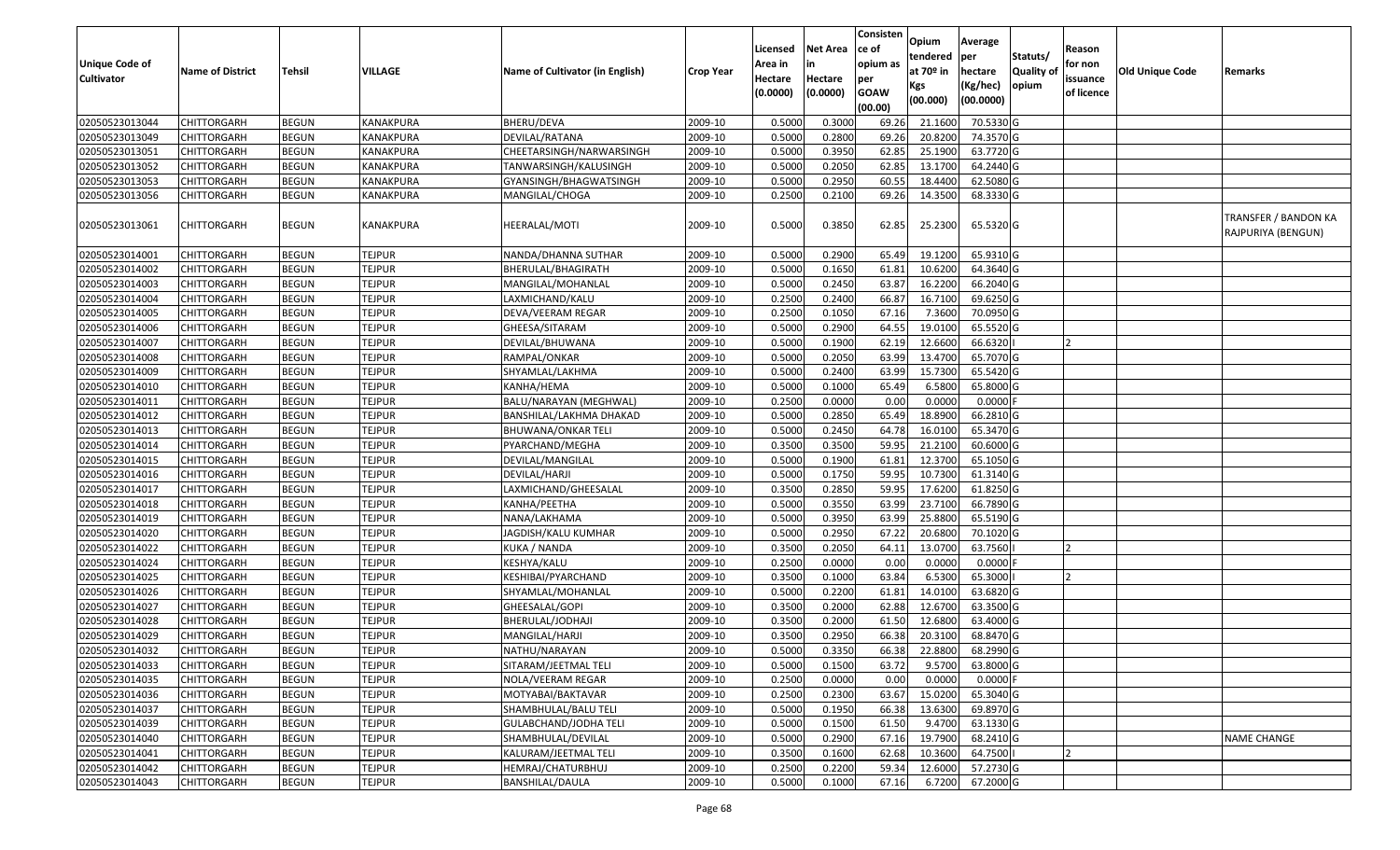| Unique Code of Cultivator | Name of District | Tehsil | VILLAGE | Name of Cultivator (in English) | Crop Year | Licensed Area in Hectare (0.0000) | Net Area in Hectare (0.0000) | Consistence of opium as per GOAW (00.00) | Opium tendered at 70º in Kgs (00.000) | Average per hectare (Kg/hec) (00.0000) | Statuts/ Quality of opium | Reason for non issuance of licence | Old Unique Code | Remarks |
|---|---|---|---|---|---|---|---|---|---|---|---|---|---|---|
| 02050523013044 | CHITTORGARH | BEGUN | KANAKPURA | BHERU/DEVA | 2009-10 | 0.5000 | 0.3000 | 69.26 | 21.1600 | 70.5330 | G | | | |
| 02050523013049 | CHITTORGARH | BEGUN | KANAKPURA | DEVILAL/RATANA | 2009-10 | 0.5000 | 0.2800 | 69.26 | 20.8200 | 74.3570 | G | | | |
| 02050523013051 | CHITTORGARH | BEGUN | KANAKPURA | CHEETARSINGH/NARWARSINGH | 2009-10 | 0.5000 | 0.3950 | 62.85 | 25.1900 | 63.7720 | G | | | |
| 02050523013052 | CHITTORGARH | BEGUN | KANAKPURA | TANWARSINGH/KALUSINGH | 2009-10 | 0.5000 | 0.2050 | 62.85 | 13.1700 | 64.2440 | G | | | |
| 02050523013053 | CHITTORGARH | BEGUN | KANAKPURA | GYANSINGH/BHAGWATSINGH | 2009-10 | 0.5000 | 0.2950 | 60.55 | 18.4400 | 62.5080 | G | | | |
| 02050523013056 | CHITTORGARH | BEGUN | KANAKPURA | MANGILAL/CHOGA | 2009-10 | 0.2500 | 0.2100 | 69.26 | 14.3500 | 68.3330 | G | | | |
| 02050523013061 | CHITTORGARH | BEGUN | KANAKPURA | HEERALAL/MOTI | 2009-10 | 0.5000 | 0.3850 | 62.85 | 25.2300 | 65.5320 | G | | | TRANSFER / BANDON KA RAJPURIYA (BENGUN) |
| 02050523014001 | CHITTORGARH | BEGUN | TEJPUR | NANDA/DHANNA SUTHAR | 2009-10 | 0.5000 | 0.2900 | 65.49 | 19.1200 | 65.9310 | G | | | |
| 02050523014002 | CHITTORGARH | BEGUN | TEJPUR | BHERULAL/BHAGIRATH | 2009-10 | 0.5000 | 0.1650 | 61.81 | 10.6200 | 64.3640 | G | | | |
| 02050523014003 | CHITTORGARH | BEGUN | TEJPUR | MANGILAL/MOHANLAL | 2009-10 | 0.5000 | 0.2450 | 63.87 | 16.2200 | 66.2040 | G | | | |
| 02050523014004 | CHITTORGARH | BEGUN | TEJPUR | LAXMICHAND/KALU | 2009-10 | 0.2500 | 0.2400 | 66.87 | 16.7100 | 69.6250 | G | | | |
| 02050523014005 | CHITTORGARH | BEGUN | TEJPUR | DEVA/VEERAM REGAR | 2009-10 | 0.2500 | 0.1050 | 67.16 | 7.3600 | 70.0950 | G | | | |
| 02050523014006 | CHITTORGARH | BEGUN | TEJPUR | GHEESA/SITARAM | 2009-10 | 0.5000 | 0.2900 | 64.55 | 19.0100 | 65.5520 | G | | | |
| 02050523014007 | CHITTORGARH | BEGUN | TEJPUR | DEVILAL/BHUWANA | 2009-10 | 0.5000 | 0.1900 | 62.19 | 12.6600 | 66.6320 | I | 2 | | |
| 02050523014008 | CHITTORGARH | BEGUN | TEJPUR | RAMPAL/ONKAR | 2009-10 | 0.5000 | 0.2050 | 63.99 | 13.4700 | 65.7070 | G | | | |
| 02050523014009 | CHITTORGARH | BEGUN | TEJPUR | SHYAMLAL/LAKHMA | 2009-10 | 0.5000 | 0.2400 | 63.99 | 15.7300 | 65.5420 | G | | | |
| 02050523014010 | CHITTORGARH | BEGUN | TEJPUR | KANHA/HEMA | 2009-10 | 0.5000 | 0.1000 | 65.49 | 6.5800 | 65.8000 | G | | | |
| 02050523014011 | CHITTORGARH | BEGUN | TEJPUR | BALU/NARAYAN (MEGHWAL) | 2009-10 | 0.2500 | 0.0000 | 0.00 | 0.0000 | 0.0000 | F | | | |
| 02050523014012 | CHITTORGARH | BEGUN | TEJPUR | BANSHILAL/LAKHMA DHAKAD | 2009-10 | 0.5000 | 0.2850 | 65.49 | 18.8900 | 66.2810 | G | | | |
| 02050523014013 | CHITTORGARH | BEGUN | TEJPUR | BHUWANA/ONKAR TELI | 2009-10 | 0.5000 | 0.2450 | 64.78 | 16.0100 | 65.3470 | G | | | |
| 02050523014014 | CHITTORGARH | BEGUN | TEJPUR | PYARCHAND/MEGHA | 2009-10 | 0.3500 | 0.3500 | 59.95 | 21.2100 | 60.6000 | G | | | |
| 02050523014015 | CHITTORGARH | BEGUN | TEJPUR | DEVILAL/MANGILAL | 2009-10 | 0.5000 | 0.1900 | 61.81 | 12.3700 | 65.1050 | G | | | |
| 02050523014016 | CHITTORGARH | BEGUN | TEJPUR | DEVILAL/HARJI | 2009-10 | 0.5000 | 0.1750 | 59.95 | 10.7300 | 61.3140 | G | | | |
| 02050523014017 | CHITTORGARH | BEGUN | TEJPUR | LAXMICHAND/GHEESALAL | 2009-10 | 0.3500 | 0.2850 | 59.95 | 17.6200 | 61.8250 | G | | | |
| 02050523014018 | CHITTORGARH | BEGUN | TEJPUR | KANHA/PEETHA | 2009-10 | 0.5000 | 0.3550 | 63.99 | 23.7100 | 66.7890 | G | | | |
| 02050523014019 | CHITTORGARH | BEGUN | TEJPUR | NANA/LAKHAMA | 2009-10 | 0.5000 | 0.3950 | 63.99 | 25.8800 | 65.5190 | G | | | |
| 02050523014020 | CHITTORGARH | BEGUN | TEJPUR | JAGDISH/KALU KUMHAR | 2009-10 | 0.5000 | 0.2950 | 67.22 | 20.6800 | 70.1020 | G | | | |
| 02050523014022 | CHITTORGARH | BEGUN | TEJPUR | KUKA / NANDA | 2009-10 | 0.3500 | 0.2050 | 64.11 | 13.0700 | 63.7560 | I | 2 | | |
| 02050523014024 | CHITTORGARH | BEGUN | TEJPUR | KESHYA/KALU | 2009-10 | 0.2500 | 0.0000 | 0.00 | 0.0000 | 0.0000 | F | | | |
| 02050523014025 | CHITTORGARH | BEGUN | TEJPUR | KESHIBAI/PYARCHAND | 2009-10 | 0.3500 | 0.1000 | 63.84 | 6.5300 | 65.3000 | I | 2 | | |
| 02050523014026 | CHITTORGARH | BEGUN | TEJPUR | SHYAMLAL/MOHANLAL | 2009-10 | 0.5000 | 0.2200 | 61.81 | 14.0100 | 63.6820 | G | | | |
| 02050523014027 | CHITTORGARH | BEGUN | TEJPUR | GHEESALAL/GOPI | 2009-10 | 0.3500 | 0.2000 | 62.88 | 12.6700 | 63.3500 | G | | | |
| 02050523014028 | CHITTORGARH | BEGUN | TEJPUR | BHERULAL/JODHAJI | 2009-10 | 0.3500 | 0.2000 | 61.50 | 12.6800 | 63.4000 | G | | | |
| 02050523014029 | CHITTORGARH | BEGUN | TEJPUR | MANGILAL/HARJI | 2009-10 | 0.3500 | 0.2950 | 66.38 | 20.3100 | 68.8470 | G | | | |
| 02050523014032 | CHITTORGARH | BEGUN | TEJPUR | NATHU/NARAYAN | 2009-10 | 0.5000 | 0.3350 | 66.38 | 22.8800 | 68.2990 | G | | | |
| 02050523014033 | CHITTORGARH | BEGUN | TEJPUR | SITARAM/JEETMAL TELI | 2009-10 | 0.5000 | 0.1500 | 63.72 | 9.5700 | 63.8000 | G | | | |
| 02050523014035 | CHITTORGARH | BEGUN | TEJPUR | NOLA/VEERAM REGAR | 2009-10 | 0.2500 | 0.0000 | 0.00 | 0.0000 | 0.0000 | F | | | |
| 02050523014036 | CHITTORGARH | BEGUN | TEJPUR | MOTYABAI/BAKTAVAR | 2009-10 | 0.2500 | 0.2300 | 63.67 | 15.0200 | 65.3040 | G | | | |
| 02050523014037 | CHITTORGARH | BEGUN | TEJPUR | SHAMBHULAL/BALU TELI | 2009-10 | 0.5000 | 0.1950 | 66.38 | 13.6300 | 69.8970 | G | | | |
| 02050523014039 | CHITTORGARH | BEGUN | TEJPUR | GULABCHAND/JODHA TELI | 2009-10 | 0.5000 | 0.1500 | 61.50 | 9.4700 | 63.1330 | G | | | |
| 02050523014040 | CHITTORGARH | BEGUN | TEJPUR | SHAMBHULAL/DEVILAL | 2009-10 | 0.5000 | 0.2900 | 67.16 | 19.7900 | 68.2410 | G | | | NAME CHANGE |
| 02050523014041 | CHITTORGARH | BEGUN | TEJPUR | KALURAM/JEETMAL TELI | 2009-10 | 0.3500 | 0.1600 | 62.68 | 10.3600 | 64.7500 | I | 2 | | |
| 02050523014042 | CHITTORGARH | BEGUN | TEJPUR | HEMRAJ/CHATURBHUJ | 2009-10 | 0.2500 | 0.2200 | 59.34 | 12.6000 | 57.2730 | G | | | |
| 02050523014043 | CHITTORGARH | BEGUN | TEJPUR | BANSHILAL/DAULA | 2009-10 | 0.5000 | 0.1000 | 67.16 | 6.7200 | 67.2000 | G | | | |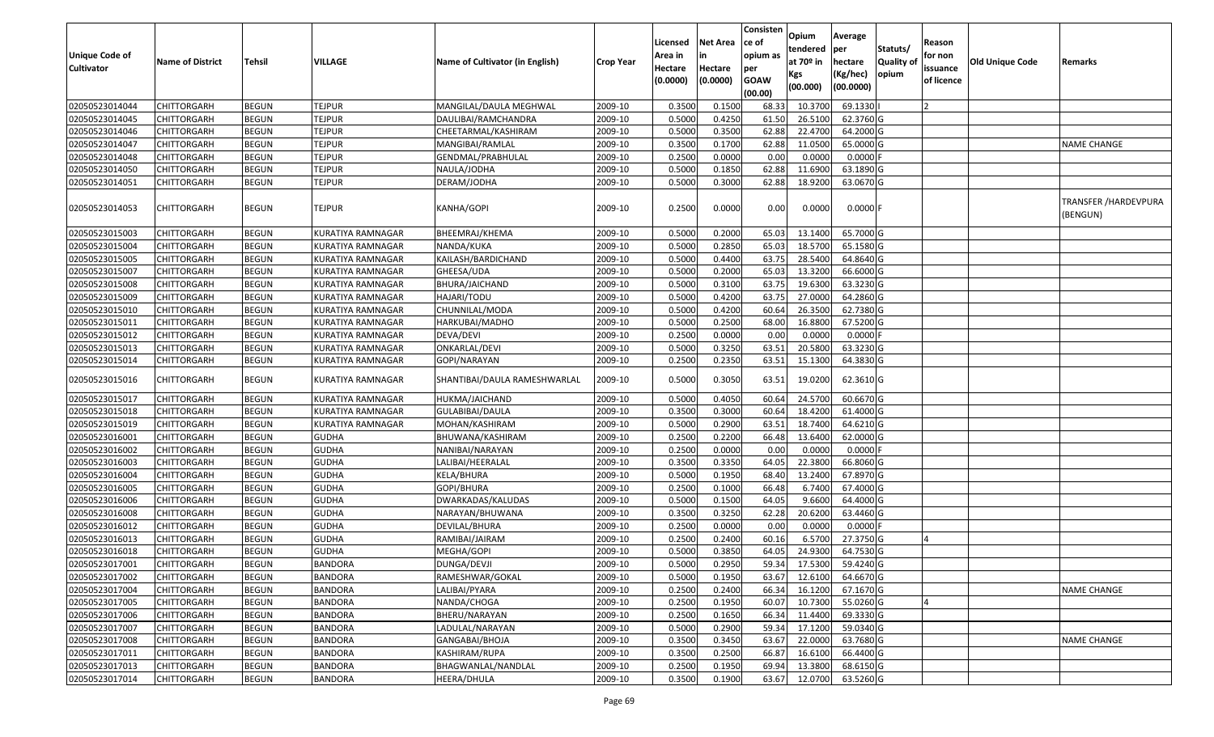| Unique Code of Cultivator | Name of District | Tehsil | VILLAGE | Name of Cultivator (in English) | Crop Year | Licensed Area in Hectare (0.0000) | Net Area in Hectare (0.0000) | Consisten ce of opium as per GOAW (00.00) | Opium tendered at 70º in Kgs (00.000) | Average per hectare (Kg/hec) (00.0000) | Statuts/ Quality of opium | Reason for non issuance of licence | Old Unique Code | Remarks |
|---|---|---|---|---|---|---|---|---|---|---|---|---|---|---|
| 02050523014044 | CHITTORGARH | BEGUN | TEJPUR | MANGILAL/DAULA MEGHWAL | 2009-10 | 0.3500 | 0.1500 | 68.33 | 10.3700 | 69.1330 | I | 2 | | |
| 02050523014045 | CHITTORGARH | BEGUN | TEJPUR | DAULIBAI/RAMCHANDRA | 2009-10 | 0.5000 | 0.4250 | 61.50 | 26.5100 | 62.3760 | G | | | |
| 02050523014046 | CHITTORGARH | BEGUN | TEJPUR | CHEETARMAL/KASHIRAM | 2009-10 | 0.5000 | 0.3500 | 62.88 | 22.4700 | 64.2000 | G | | | |
| 02050523014047 | CHITTORGARH | BEGUN | TEJPUR | MANGIBAI/RAMLAL | 2009-10 | 0.3500 | 0.1700 | 62.88 | 11.0500 | 65.0000 | G | | | NAME CHANGE |
| 02050523014048 | CHITTORGARH | BEGUN | TEJPUR | GENDMAL/PRABHULAL | 2009-10 | 0.2500 | 0.0000 | 0.00 | 0.0000 | 0.0000 | F | | | |
| 02050523014050 | CHITTORGARH | BEGUN | TEJPUR | NAULA/JODHA | 2009-10 | 0.5000 | 0.1850 | 62.88 | 11.6900 | 63.1890 | G | | | |
| 02050523014051 | CHITTORGARH | BEGUN | TEJPUR | DERAM/JODHA | 2009-10 | 0.5000 | 0.3000 | 62.88 | 18.9200 | 63.0670 | G | | | |
| 02050523014053 | CHITTORGARH | BEGUN | TEJPUR | KANHA/GOPI | 2009-10 | 0.2500 | 0.0000 | 0.00 | 0.0000 | 0.0000 | F | | | TRANSFER /HARDEVPURA (BENGUN) |
| 02050523015003 | CHITTORGARH | BEGUN | KURATIYA RAMNAGAR | BHEEMRAJ/KHEMA | 2009-10 | 0.5000 | 0.2000 | 65.03 | 13.1400 | 65.7000 | G | | | |
| 02050523015004 | CHITTORGARH | BEGUN | KURATIYA RAMNAGAR | NANDA/KUKA | 2009-10 | 0.5000 | 0.2850 | 65.03 | 18.5700 | 65.1580 | G | | | |
| 02050523015005 | CHITTORGARH | BEGUN | KURATIYA RAMNAGAR | KAILASH/BARDICHAND | 2009-10 | 0.5000 | 0.4400 | 63.75 | 28.5400 | 64.8640 | G | | | |
| 02050523015007 | CHITTORGARH | BEGUN | KURATIYA RAMNAGAR | GHEESA/UDA | 2009-10 | 0.5000 | 0.2000 | 65.03 | 13.3200 | 66.6000 | G | | | |
| 02050523015008 | CHITTORGARH | BEGUN | KURATIYA RAMNAGAR | BHURA/JAICHAND | 2009-10 | 0.5000 | 0.3100 | 63.75 | 19.6300 | 63.3230 | G | | | |
| 02050523015009 | CHITTORGARH | BEGUN | KURATIYA RAMNAGAR | HAJARI/TODU | 2009-10 | 0.5000 | 0.4200 | 63.75 | 27.0000 | 64.2860 | G | | | |
| 02050523015010 | CHITTORGARH | BEGUN | KURATIYA RAMNAGAR | CHUNNILAL/MODA | 2009-10 | 0.5000 | 0.4200 | 60.64 | 26.3500 | 62.7380 | G | | | |
| 02050523015011 | CHITTORGARH | BEGUN | KURATIYA RAMNAGAR | HARKUBAI/MADHO | 2009-10 | 0.5000 | 0.2500 | 68.00 | 16.8800 | 67.5200 | G | | | |
| 02050523015012 | CHITTORGARH | BEGUN | KURATIYA RAMNAGAR | DEVA/DEVI | 2009-10 | 0.2500 | 0.0000 | 0.00 | 0.0000 | 0.0000 | F | | | |
| 02050523015013 | CHITTORGARH | BEGUN | KURATIYA RAMNAGAR | ONKARLAL/DEVI | 2009-10 | 0.5000 | 0.3250 | 63.51 | 20.5800 | 63.3230 | G | | | |
| 02050523015014 | CHITTORGARH | BEGUN | KURATIYA RAMNAGAR | GOPI/NARAYAN | 2009-10 | 0.2500 | 0.2350 | 63.51 | 15.1300 | 64.3830 | G | | | |
| 02050523015016 | CHITTORGARH | BEGUN | KURATIYA RAMNAGAR | SHANTIBAI/DAULA RAMESHWARLAL | 2009-10 | 0.5000 | 0.3050 | 63.51 | 19.0200 | 62.3610 | G | | | |
| 02050523015017 | CHITTORGARH | BEGUN | KURATIYA RAMNAGAR | HUKMA/JAICHAND | 2009-10 | 0.5000 | 0.4050 | 60.64 | 24.5700 | 60.6670 | G | | | |
| 02050523015018 | CHITTORGARH | BEGUN | KURATIYA RAMNAGAR | GULABIBAI/DAULA | 2009-10 | 0.3500 | 0.3000 | 60.64 | 18.4200 | 61.4000 | G | | | |
| 02050523015019 | CHITTORGARH | BEGUN | KURATIYA RAMNAGAR | MOHAN/KASHIRAM | 2009-10 | 0.5000 | 0.2900 | 63.51 | 18.7400 | 64.6210 | G | | | |
| 02050523016001 | CHITTORGARH | BEGUN | GUDHA | BHUWANA/KASHIRAM | 2009-10 | 0.2500 | 0.2200 | 66.48 | 13.6400 | 62.0000 | G | | | |
| 02050523016002 | CHITTORGARH | BEGUN | GUDHA | NANIBAI/NARAYAN | 2009-10 | 0.2500 | 0.0000 | 0.00 | 0.0000 | 0.0000 | F | | | |
| 02050523016003 | CHITTORGARH | BEGUN | GUDHA | LALIBAI/HEERALAL | 2009-10 | 0.3500 | 0.3350 | 64.05 | 22.3800 | 66.8060 | G | | | |
| 02050523016004 | CHITTORGARH | BEGUN | GUDHA | KELA/BHURA | 2009-10 | 0.5000 | 0.1950 | 68.40 | 13.2400 | 67.8970 | G | | | |
| 02050523016005 | CHITTORGARH | BEGUN | GUDHA | GOPI/BHURA | 2009-10 | 0.2500 | 0.1000 | 66.48 | 6.7400 | 67.4000 | G | | | |
| 02050523016006 | CHITTORGARH | BEGUN | GUDHA | DWARKADAS/KALUDAS | 2009-10 | 0.5000 | 0.1500 | 64.05 | 9.6600 | 64.4000 | G | | | |
| 02050523016008 | CHITTORGARH | BEGUN | GUDHA | NARAYAN/BHUWANA | 2009-10 | 0.3500 | 0.3250 | 62.28 | 20.6200 | 63.4460 | G | | | |
| 02050523016012 | CHITTORGARH | BEGUN | GUDHA | DEVILAL/BHURA | 2009-10 | 0.2500 | 0.0000 | 0.00 | 0.0000 | 0.0000 | F | | | |
| 02050523016013 | CHITTORGARH | BEGUN | GUDHA | RAMIBAI/JAIRAM | 2009-10 | 0.2500 | 0.2400 | 60.16 | 6.5700 | 27.3750 | G | 4 | | |
| 02050523016018 | CHITTORGARH | BEGUN | GUDHA | MEGHA/GOPI | 2009-10 | 0.5000 | 0.3850 | 64.05 | 24.9300 | 64.7530 | G | | | |
| 02050523017001 | CHITTORGARH | BEGUN | BANDORA | DUNGA/DEVJI | 2009-10 | 0.5000 | 0.2950 | 59.34 | 17.5300 | 59.4240 | G | | | |
| 02050523017002 | CHITTORGARH | BEGUN | BANDORA | RAMESHWAR/GOKAL | 2009-10 | 0.5000 | 0.1950 | 63.67 | 12.6100 | 64.6670 | G | | | |
| 02050523017004 | CHITTORGARH | BEGUN | BANDORA | LALIBAI/PYARA | 2009-10 | 0.2500 | 0.2400 | 66.34 | 16.1200 | 67.1670 | G | | | NAME CHANGE |
| 02050523017005 | CHITTORGARH | BEGUN | BANDORA | NANDA/CHOGA | 2009-10 | 0.2500 | 0.1950 | 60.07 | 10.7300 | 55.0260 | G | 4 | | |
| 02050523017006 | CHITTORGARH | BEGUN | BANDORA | BHERU/NARAYAN | 2009-10 | 0.2500 | 0.1650 | 66.34 | 11.4400 | 69.3330 | G | | | |
| 02050523017007 | CHITTORGARH | BEGUN | BANDORA | LADULAL/NARAYAN | 2009-10 | 0.5000 | 0.2900 | 59.34 | 17.1200 | 59.0340 | G | | | |
| 02050523017008 | CHITTORGARH | BEGUN | BANDORA | GANGABAI/BHOJA | 2009-10 | 0.3500 | 0.3450 | 63.67 | 22.0000 | 63.7680 | G | | | NAME CHANGE |
| 02050523017011 | CHITTORGARH | BEGUN | BANDORA | KASHIRAM/RUPA | 2009-10 | 0.3500 | 0.2500 | 66.87 | 16.6100 | 66.4400 | G | | | |
| 02050523017013 | CHITTORGARH | BEGUN | BANDORA | BHAGWANLAL/NANDLAL | 2009-10 | 0.2500 | 0.1950 | 69.94 | 13.3800 | 68.6150 | G | | | |
| 02050523017014 | CHITTORGARH | BEGUN | BANDORA | HEERA/DHULA | 2009-10 | 0.3500 | 0.1900 | 63.67 | 12.0700 | 63.5260 | G | | | |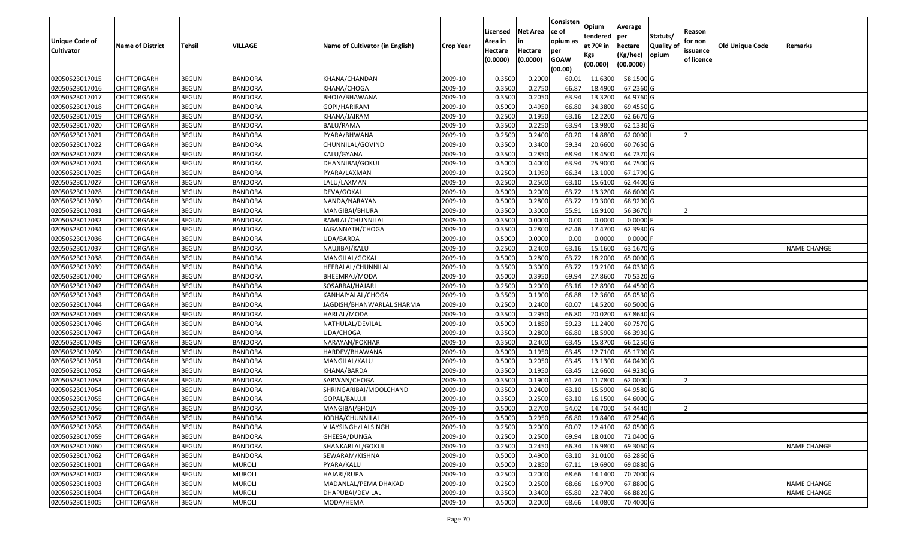| Unique Code of Cultivator | Name of District | Tehsil | VILLAGE | Name of Cultivator (in English) | Crop Year | Licensed Area in Hectare (0.0000) | Net Area in Hectare (0.0000) | Consistence of opium as per GOAW (00.00) | Opium tendered at 70º in Kgs (00.000) | Average per hectare (Kg/hec) (00.0000) | Statuts/ Quality of opium | Reason for non issuance of licence | Old Unique Code | Remarks |
|---|---|---|---|---|---|---|---|---|---|---|---|---|---|---|
| 02050523017015 | CHITTORGARH | BEGUN | BANDORA | KHANA/CHANDAN | 2009-10 | 0.3500 | 0.2000 | 60.01 | 11.6300 | 58.1500 | G | | | |
| 02050523017016 | CHITTORGARH | BEGUN | BANDORA | KHANA/CHOGA | 2009-10 | 0.3500 | 0.2750 | 66.87 | 18.4900 | 67.2360 | G | | | |
| 02050523017017 | CHITTORGARH | BEGUN | BANDORA | BHOJA/BHAWANA | 2009-10 | 0.3500 | 0.2050 | 63.94 | 13.3200 | 64.9760 | G | | | |
| 02050523017018 | CHITTORGARH | BEGUN | BANDORA | GOPI/HARIRAM | 2009-10 | 0.5000 | 0.4950 | 66.80 | 34.3800 | 69.4550 | G | | | |
| 02050523017019 | CHITTORGARH | BEGUN | BANDORA | KHANA/JAIRAM | 2009-10 | 0.2500 | 0.1950 | 63.16 | 12.2200 | 62.6670 | G | | | |
| 02050523017020 | CHITTORGARH | BEGUN | BANDORA | BALU/RAMA | 2009-10 | 0.3500 | 0.2250 | 63.94 | 13.9800 | 62.1330 | G | | | |
| 02050523017021 | CHITTORGARH | BEGUN | BANDORA | PYARA/BHWANA | 2009-10 | 0.2500 | 0.2400 | 60.20 | 14.8800 | 62.0000 | I | 2 | | |
| 02050523017022 | CHITTORGARH | BEGUN | BANDORA | CHUNNILAL/GOVIND | 2009-10 | 0.3500 | 0.3400 | 59.34 | 20.6600 | 60.7650 | G | | | |
| 02050523017023 | CHITTORGARH | BEGUN | BANDORA | KALU/GYANA | 2009-10 | 0.3500 | 0.2850 | 68.94 | 18.4500 | 64.7370 | G | | | |
| 02050523017024 | CHITTORGARH | BEGUN | BANDORA | DHANNIBAI/GOKUL | 2009-10 | 0.5000 | 0.4000 | 63.94 | 25.9000 | 64.7500 | G | | | |
| 02050523017025 | CHITTORGARH | BEGUN | BANDORA | PYARA/LAXMAN | 2009-10 | 0.2500 | 0.1950 | 66.34 | 13.1000 | 67.1790 | G | | | |
| 02050523017027 | CHITTORGARH | BEGUN | BANDORA | LALU/LAXMAN | 2009-10 | 0.2500 | 0.2500 | 63.10 | 15.6100 | 62.4400 | G | | | |
| 02050523017028 | CHITTORGARH | BEGUN | BANDORA | DEVA/GOKAL | 2009-10 | 0.5000 | 0.2000 | 63.72 | 13.3200 | 66.6000 | G | | | |
| 02050523017030 | CHITTORGARH | BEGUN | BANDORA | NANDA/NARAYAN | 2009-10 | 0.5000 | 0.2800 | 63.72 | 19.3000 | 68.9290 | G | | | |
| 02050523017031 | CHITTORGARH | BEGUN | BANDORA | MANGIBAI/BHURA | 2009-10 | 0.3500 | 0.3000 | 55.91 | 16.9100 | 56.3670 | I | 2 | | |
| 02050523017032 | CHITTORGARH | BEGUN | BANDORA | RAMLAL/CHUNNILAL | 2009-10 | 0.3500 | 0.0000 | 0.00 | 0.0000 | 0.0000 | F | | | |
| 02050523017034 | CHITTORGARH | BEGUN | BANDORA | JAGANNATH/CHOGA | 2009-10 | 0.3500 | 0.2800 | 62.46 | 17.4700 | 62.3930 | G | | | |
| 02050523017036 | CHITTORGARH | BEGUN | BANDORA | UDA/BARDA | 2009-10 | 0.5000 | 0.0000 | 0.00 | 0.0000 | 0.0000 | F | | | |
| 02050523017037 | CHITTORGARH | BEGUN | BANDORA | NAUJIBAI/KALU | 2009-10 | 0.2500 | 0.2400 | 63.16 | 15.1600 | 63.1670 | G | | | NAME CHANGE |
| 02050523017038 | CHITTORGARH | BEGUN | BANDORA | MANGILAL/GOKAL | 2009-10 | 0.5000 | 0.2800 | 63.72 | 18.2000 | 65.0000 | G | | | |
| 02050523017039 | CHITTORGARH | BEGUN | BANDORA | HEERALAL/CHUNNILAL | 2009-10 | 0.3500 | 0.3000 | 63.72 | 19.2100 | 64.0330 | G | | | |
| 02050523017040 | CHITTORGARH | BEGUN | BANDORA | BHEEMRAJ/MODA | 2009-10 | 0.5000 | 0.3950 | 69.94 | 27.8600 | 70.5320 | G | | | |
| 02050523017042 | CHITTORGARH | BEGUN | BANDORA | SOSARBAI/HAJARI | 2009-10 | 0.2500 | 0.2000 | 63.16 | 12.8900 | 64.4500 | G | | | |
| 02050523017043 | CHITTORGARH | BEGUN | BANDORA | KANHAIYALAL/CHOGA | 2009-10 | 0.3500 | 0.1900 | 66.88 | 12.3600 | 65.0530 | G | | | |
| 02050523017044 | CHITTORGARH | BEGUN | BANDORA | JAGDISH/BHANWARLAL SHARMA | 2009-10 | 0.2500 | 0.2400 | 60.07 | 14.5200 | 60.5000 | G | | | |
| 02050523017045 | CHITTORGARH | BEGUN | BANDORA | HARLAL/MODA | 2009-10 | 0.3500 | 0.2950 | 66.80 | 20.0200 | 67.8640 | G | | | |
| 02050523017046 | CHITTORGARH | BEGUN | BANDORA | NATHULAL/DEVILAL | 2009-10 | 0.5000 | 0.1850 | 59.23 | 11.2400 | 60.7570 | G | | | |
| 02050523017047 | CHITTORGARH | BEGUN | BANDORA | UDA/CHOGA | 2009-10 | 0.3500 | 0.2800 | 66.80 | 18.5900 | 66.3930 | G | | | |
| 02050523017049 | CHITTORGARH | BEGUN | BANDORA | NARAYAN/POKHAR | 2009-10 | 0.3500 | 0.2400 | 63.45 | 15.8700 | 66.1250 | G | | | |
| 02050523017050 | CHITTORGARH | BEGUN | BANDORA | HARDEV/BHAWANA | 2009-10 | 0.5000 | 0.1950 | 63.45 | 12.7100 | 65.1790 | G | | | |
| 02050523017051 | CHITTORGARH | BEGUN | BANDORA | MANGILAL/KALU | 2009-10 | 0.5000 | 0.2050 | 63.45 | 13.1300 | 64.0490 | G | | | |
| 02050523017052 | CHITTORGARH | BEGUN | BANDORA | KHANA/BARDA | 2009-10 | 0.3500 | 0.1950 | 63.45 | 12.6600 | 64.9230 | G | | | |
| 02050523017053 | CHITTORGARH | BEGUN | BANDORA | SARWAN/CHOGA | 2009-10 | 0.3500 | 0.1900 | 61.74 | 11.7800 | 62.0000 | I | 2 | | |
| 02050523017054 | CHITTORGARH | BEGUN | BANDORA | SHRINGARIBAI/MOOLCHAND | 2009-10 | 0.3500 | 0.2400 | 63.10 | 15.5900 | 64.9580 | G | | | |
| 02050523017055 | CHITTORGARH | BEGUN | BANDORA | GOPAL/BALUJI | 2009-10 | 0.3500 | 0.2500 | 63.10 | 16.1500 | 64.6000 | G | | | |
| 02050523017056 | CHITTORGARH | BEGUN | BANDORA | MANGIBAI/BHOJA | 2009-10 | 0.5000 | 0.2700 | 54.02 | 14.7000 | 54.4440 | I | 2 | | |
| 02050523017057 | CHITTORGARH | BEGUN | BANDORA | JODHA/CHUNNILAL | 2009-10 | 0.5000 | 0.2950 | 66.80 | 19.8400 | 67.2540 | G | | | |
| 02050523017058 | CHITTORGARH | BEGUN | BANDORA | VIJAYSINGH/LALSINGH | 2009-10 | 0.2500 | 0.2000 | 60.07 | 12.4100 | 62.0500 | G | | | |
| 02050523017059 | CHITTORGARH | BEGUN | BANDORA | GHEESA/DUNGA | 2009-10 | 0.2500 | 0.2500 | 69.94 | 18.0100 | 72.0400 | G | | | |
| 02050523017060 | CHITTORGARH | BEGUN | BANDORA | SHANKARLAL/GOKUL | 2009-10 | 0.2500 | 0.2450 | 66.34 | 16.9800 | 69.3060 | G | | | NAME CHANGE |
| 02050523017062 | CHITTORGARH | BEGUN | BANDORA | SEWARAM/KISHNA | 2009-10 | 0.5000 | 0.4900 | 63.10 | 31.0100 | 63.2860 | G | | | |
| 02050523018001 | CHITTORGARH | BEGUN | MUROLI | PYARA/KALU | 2009-10 | 0.5000 | 0.2850 | 67.11 | 19.6900 | 69.0880 | G | | | |
| 02050523018002 | CHITTORGARH | BEGUN | MUROLI | HAJARI/RUPA | 2009-10 | 0.2500 | 0.2000 | 68.66 | 14.1400 | 70.7000 | G | | | |
| 02050523018003 | CHITTORGARH | BEGUN | MUROLI | MADANLAL/PEMA DHAKAD | 2009-10 | 0.2500 | 0.2500 | 68.66 | 16.9700 | 67.8800 | G | | | NAME CHANGE |
| 02050523018004 | CHITTORGARH | BEGUN | MUROLI | DHAPUBAI/DEVILAL | 2009-10 | 0.3500 | 0.3400 | 65.80 | 22.7400 | 66.8820 | G | | | NAME CHANGE |
| 02050523018005 | CHITTORGARH | BEGUN | MUROLI | MODA/HEMA | 2009-10 | 0.5000 | 0.2000 | 68.66 | 14.0800 | 70.4000 | G | | | |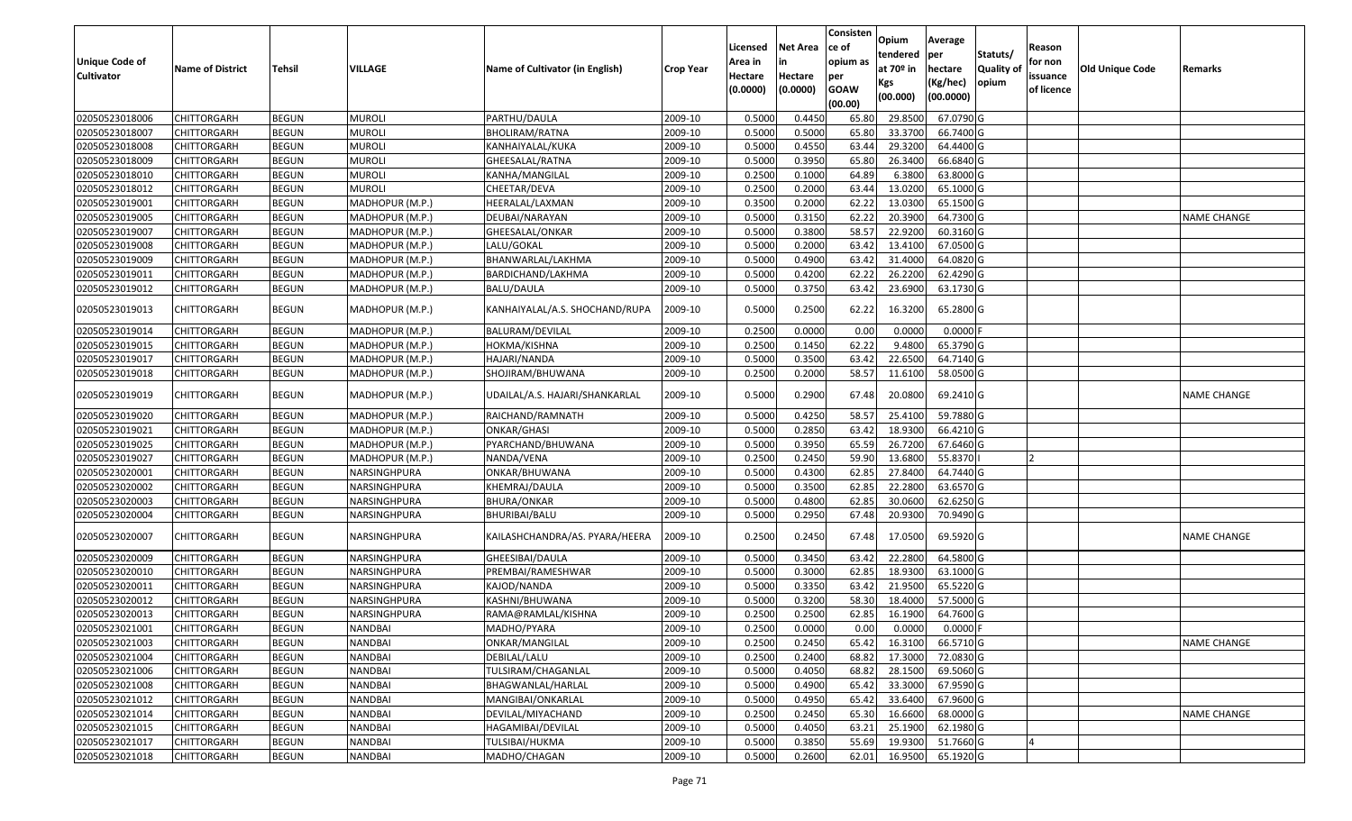| Unique Code of Cultivator | Name of District | Tehsil | VILLAGE | Name of Cultivator (in English) | Crop Year | Licensed Area in Hectare (0.0000) | Net Area in Hectare (0.0000) | Consistence of opium as per GOAW (00.00) | Opium tendered at 70º in Kgs (00.000) | Average per hectare (Kg/hec) (00.0000) | Statuts/ Quality of opium | Reason for non issuance of licence | Old Unique Code | Remarks |
|---|---|---|---|---|---|---|---|---|---|---|---|---|---|---|
| 02050523018006 | CHITTORGARH | BEGUN | MUROLI | PARTHU/DAULA | 2009-10 | 0.5000 | 0.4450 | 65.80 | 29.8500 | 67.0790 | G | | | |
| 02050523018007 | CHITTORGARH | BEGUN | MUROLI | BHOLIRAM/RATNA | 2009-10 | 0.5000 | 0.5000 | 65.80 | 33.3700 | 66.7400 | G | | | |
| 02050523018008 | CHITTORGARH | BEGUN | MUROLI | KANHAIYALAL/KUKA | 2009-10 | 0.5000 | 0.4550 | 63.44 | 29.3200 | 64.4400 | G | | | |
| 02050523018009 | CHITTORGARH | BEGUN | MUROLI | GHEESALAL/RATNA | 2009-10 | 0.5000 | 0.3950 | 65.80 | 26.3400 | 66.6840 | G | | | |
| 02050523018010 | CHITTORGARH | BEGUN | MUROLI | KANHA/MANGILAL | 2009-10 | 0.2500 | 0.1000 | 64.89 | 6.3800 | 63.8000 | G | | | |
| 02050523018012 | CHITTORGARH | BEGUN | MUROLI | CHEETAR/DEVA | 2009-10 | 0.2500 | 0.2000 | 63.44 | 13.0200 | 65.1000 | G | | | |
| 02050523019001 | CHITTORGARH | BEGUN | MADHOPUR (M.P.) | HEERALAL/LAXMAN | 2009-10 | 0.3500 | 0.2000 | 62.22 | 13.0300 | 65.1500 | G | | | |
| 02050523019005 | CHITTORGARH | BEGUN | MADHOPUR (M.P.) | DEUBAI/NARAYAN | 2009-10 | 0.5000 | 0.3150 | 62.22 | 20.3900 | 64.7300 | G | | | NAME CHANGE |
| 02050523019007 | CHITTORGARH | BEGUN | MADHOPUR (M.P.) | GHEESALAL/ONKAR | 2009-10 | 0.5000 | 0.3800 | 58.57 | 22.9200 | 60.3160 | G | | | |
| 02050523019008 | CHITTORGARH | BEGUN | MADHOPUR (M.P.) | LALU/GOKAL | 2009-10 | 0.5000 | 0.2000 | 63.42 | 13.4100 | 67.0500 | G | | | |
| 02050523019009 | CHITTORGARH | BEGUN | MADHOPUR (M.P.) | BHANWARLAL/LAKHMA | 2009-10 | 0.5000 | 0.4900 | 63.42 | 31.4000 | 64.0820 | G | | | |
| 02050523019011 | CHITTORGARH | BEGUN | MADHOPUR (M.P.) | BARDICHAND/LAKHMA | 2009-10 | 0.5000 | 0.4200 | 62.22 | 26.2200 | 62.4290 | G | | | |
| 02050523019012 | CHITTORGARH | BEGUN | MADHOPUR (M.P.) | BALU/DAULA | 2009-10 | 0.5000 | 0.3750 | 63.42 | 23.6900 | 63.1730 | G | | | |
| 02050523019013 | CHITTORGARH | BEGUN | MADHOPUR (M.P.) | KANHAIYALAL/A.S. SHOCHAND/RUPA | 2009-10 | 0.5000 | 0.2500 | 62.22 | 16.3200 | 65.2800 | G | | | |
| 02050523019014 | CHITTORGARH | BEGUN | MADHOPUR (M.P.) | BALURAM/DEVILAL | 2009-10 | 0.2500 | 0.0000 | 0.00 | 0.0000 | 0.0000 | F | | | |
| 02050523019015 | CHITTORGARH | BEGUN | MADHOPUR (M.P.) | HOKMA/KISHNA | 2009-10 | 0.2500 | 0.1450 | 62.22 | 9.4800 | 65.3790 | G | | | |
| 02050523019017 | CHITTORGARH | BEGUN | MADHOPUR (M.P.) | HAJARI/NANDA | 2009-10 | 0.5000 | 0.3500 | 63.42 | 22.6500 | 64.7140 | G | | | |
| 02050523019018 | CHITTORGARH | BEGUN | MADHOPUR (M.P.) | SHOJIRAM/BHUWANA | 2009-10 | 0.2500 | 0.2000 | 58.57 | 11.6100 | 58.0500 | G | | | |
| 02050523019019 | CHITTORGARH | BEGUN | MADHOPUR (M.P.) | UDAILAL/A.S. HAJARI/SHANKARLAL | 2009-10 | 0.5000 | 0.2900 | 67.48 | 20.0800 | 69.2410 | G | | | NAME CHANGE |
| 02050523019020 | CHITTORGARH | BEGUN | MADHOPUR (M.P.) | RAICHAND/RAMNATH | 2009-10 | 0.5000 | 0.4250 | 58.57 | 25.4100 | 59.7880 | G | | | |
| 02050523019021 | CHITTORGARH | BEGUN | MADHOPUR (M.P.) | ONKAR/GHASI | 2009-10 | 0.5000 | 0.2850 | 63.42 | 18.9300 | 66.4210 | G | | | |
| 02050523019025 | CHITTORGARH | BEGUN | MADHOPUR (M.P.) | PYARCHAND/BHUWANA | 2009-10 | 0.5000 | 0.3950 | 65.59 | 26.7200 | 67.6460 | G | | | |
| 02050523019027 | CHITTORGARH | BEGUN | MADHOPUR (M.P.) | NANDA/VENA | 2009-10 | 0.2500 | 0.2450 | 59.90 | 13.6800 | 55.8370 | I | 2 | | |
| 02050523020001 | CHITTORGARH | BEGUN | NARSINGHPURA | ONKAR/BHUWANA | 2009-10 | 0.5000 | 0.4300 | 62.85 | 27.8400 | 64.7440 | G | | | |
| 02050523020002 | CHITTORGARH | BEGUN | NARSINGHPURA | KHEMRAJ/DAULA | 2009-10 | 0.5000 | 0.3500 | 62.85 | 22.2800 | 63.6570 | G | | | |
| 02050523020003 | CHITTORGARH | BEGUN | NARSINGHPURA | BHURA/ONKAR | 2009-10 | 0.5000 | 0.4800 | 62.85 | 30.0600 | 62.6250 | G | | | |
| 02050523020004 | CHITTORGARH | BEGUN | NARSINGHPURA | BHURIBAI/BALU | 2009-10 | 0.5000 | 0.2950 | 67.48 | 20.9300 | 70.9490 | G | | | |
| 02050523020007 | CHITTORGARH | BEGUN | NARSINGHPURA | KAILASHCHANDRA/AS. PYARA/HEERA | 2009-10 | 0.2500 | 0.2450 | 67.48 | 17.0500 | 69.5920 | G | | | NAME CHANGE |
| 02050523020009 | CHITTORGARH | BEGUN | NARSINGHPURA | GHEESIBAI/DAULA | 2009-10 | 0.5000 | 0.3450 | 63.42 | 22.2800 | 64.5800 | G | | | |
| 02050523020010 | CHITTORGARH | BEGUN | NARSINGHPURA | PREMBAI/RAMESHWAR | 2009-10 | 0.5000 | 0.3000 | 62.85 | 18.9300 | 63.1000 | G | | | |
| 02050523020011 | CHITTORGARH | BEGUN | NARSINGHPURA | KAJOD/NANDA | 2009-10 | 0.5000 | 0.3350 | 63.42 | 21.9500 | 65.5220 | G | | | |
| 02050523020012 | CHITTORGARH | BEGUN | NARSINGHPURA | KASHNI/BHUWANA | 2009-10 | 0.5000 | 0.3200 | 58.30 | 18.4000 | 57.5000 | G | | | |
| 02050523020013 | CHITTORGARH | BEGUN | NARSINGHPURA | RAMA@RAMLAL/KISHNA | 2009-10 | 0.2500 | 0.2500 | 62.85 | 16.1900 | 64.7600 | G | | | |
| 02050523021001 | CHITTORGARH | BEGUN | NANDBAI | MADHO/PYARA | 2009-10 | 0.2500 | 0.0000 | 0.00 | 0.0000 | 0.0000 | F | | | |
| 02050523021003 | CHITTORGARH | BEGUN | NANDBAI | ONKAR/MANGILAL | 2009-10 | 0.2500 | 0.2450 | 65.42 | 16.3100 | 66.5710 | G | | | NAME CHANGE |
| 02050523021004 | CHITTORGARH | BEGUN | NANDBAI | DEBILAL/LALU | 2009-10 | 0.2500 | 0.2400 | 68.82 | 17.3000 | 72.0830 | G | | | |
| 02050523021006 | CHITTORGARH | BEGUN | NANDBAI | TULSIRAM/CHAGANLAL | 2009-10 | 0.5000 | 0.4050 | 68.82 | 28.1500 | 69.5060 | G | | | |
| 02050523021008 | CHITTORGARH | BEGUN | NANDBAI | BHAGWANLAL/HARLAL | 2009-10 | 0.5000 | 0.4900 | 65.42 | 33.3000 | 67.9590 | G | | | |
| 02050523021012 | CHITTORGARH | BEGUN | NANDBAI | MANGIBAI/ONKARLAL | 2009-10 | 0.5000 | 0.4950 | 65.42 | 33.6400 | 67.9600 | G | | | |
| 02050523021014 | CHITTORGARH | BEGUN | NANDBAI | DEVILAL/MIYACHAND | 2009-10 | 0.2500 | 0.2450 | 65.30 | 16.6600 | 68.0000 | G | | | NAME CHANGE |
| 02050523021015 | CHITTORGARH | BEGUN | NANDBAI | HAGAMIBAI/DEVILAL | 2009-10 | 0.5000 | 0.4050 | 63.21 | 25.1900 | 62.1980 | G | | | |
| 02050523021017 | CHITTORGARH | BEGUN | NANDBAI | TULSIBAI/HUKMA | 2009-10 | 0.5000 | 0.3850 | 55.69 | 19.9300 | 51.7660 | G | 4 | | |
| 02050523021018 | CHITTORGARH | BEGUN | NANDBAI | MADHO/CHAGAN | 2009-10 | 0.5000 | 0.2600 | 62.01 | 16.9500 | 65.1920 | G | | | |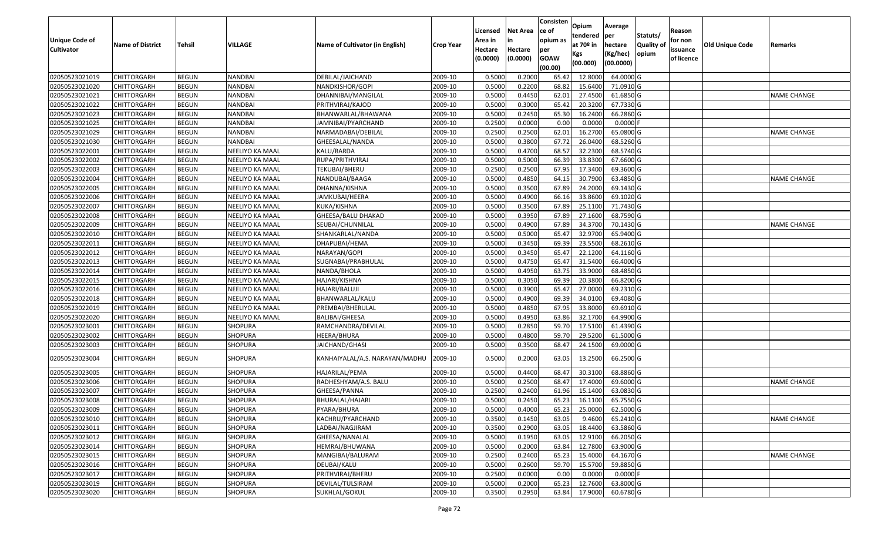| Unique Code of Cultivator | Name of District | Tehsil | VILLAGE | Name of Cultivator (in English) | Crop Year | Licensed Area in Hectare (0.0000) | Net Area in Hectare (0.0000) | Consistence of opium as per GOAW (00.00) | Opium tendered at 70º in Kgs (00.000) | Average per hectare (Kg/hec) (00.0000) | Statuts/ Quality of opium | Reason for non issuance of licence | Old Unique Code | Remarks |
|---|---|---|---|---|---|---|---|---|---|---|---|---|---|---|
| 02050523021019 | CHITTORGARH | BEGUN | NANDBAI | DEBILAL/JAICHAND | 2009-10 | 0.5000 | 0.2000 | 65.42 | 12.8000 | 64.0000 | G | | | |
| 02050523021020 | CHITTORGARH | BEGUN | NANDBAI | NANDKISHOR/GOPI | 2009-10 | 0.5000 | 0.2200 | 68.82 | 15.6400 | 71.0910 | G | | | |
| 02050523021021 | CHITTORGARH | BEGUN | NANDBAI | DHANNIBAI/MANGILAL | 2009-10 | 0.5000 | 0.4450 | 62.01 | 27.4500 | 61.6850 | G | | | NAME CHANGE |
| 02050523021022 | CHITTORGARH | BEGUN | NANDBAI | PRITHVIRAJ/KAJOD | 2009-10 | 0.5000 | 0.3000 | 65.42 | 20.3200 | 67.7330 | G | | | |
| 02050523021023 | CHITTORGARH | BEGUN | NANDBAI | BHANWARLAL/BHAWANA | 2009-10 | 0.5000 | 0.2450 | 65.30 | 16.2400 | 66.2860 | G | | | |
| 02050523021025 | CHITTORGARH | BEGUN | NANDBAI | JAMNIBAI/PYARCHAND | 2009-10 | 0.2500 | 0.0000 | 0.00 | 0.0000 | 0.0000 | F | | | |
| 02050523021029 | CHITTORGARH | BEGUN | NANDBAI | NARMADABAI/DEBILAL | 2009-10 | 0.2500 | 0.2500 | 62.01 | 16.2700 | 65.0800 | G | | | NAME CHANGE |
| 02050523021030 | CHITTORGARH | BEGUN | NANDBAI | GHEESALAL/NANDA | 2009-10 | 0.5000 | 0.3800 | 67.72 | 26.0400 | 68.5260 | G | | | |
| 02050523022001 | CHITTORGARH | BEGUN | NEELIYO KA MAAL | KALU/BARDA | 2009-10 | 0.5000 | 0.4700 | 68.57 | 32.2300 | 68.5740 | G | | | |
| 02050523022002 | CHITTORGARH | BEGUN | NEELIYO KA MAAL | RUPA/PRITHVIRAJ | 2009-10 | 0.5000 | 0.5000 | 66.39 | 33.8300 | 67.6600 | G | | | |
| 02050523022003 | CHITTORGARH | BEGUN | NEELIYO KA MAAL | TEKUBAI/BHERU | 2009-10 | 0.2500 | 0.2500 | 67.95 | 17.3400 | 69.3600 | G | | | |
| 02050523022004 | CHITTORGARH | BEGUN | NEELIYO KA MAAL | NANDUBAI/BAAGA | 2009-10 | 0.5000 | 0.4850 | 64.15 | 30.7900 | 63.4850 | G | | | NAME CHANGE |
| 02050523022005 | CHITTORGARH | BEGUN | NEELIYO KA MAAL | DHANNA/KISHNA | 2009-10 | 0.5000 | 0.3500 | 67.89 | 24.2000 | 69.1430 | G | | | |
| 02050523022006 | CHITTORGARH | BEGUN | NEELIYO KA MAAL | JAMKUBAI/HEERA | 2009-10 | 0.5000 | 0.4900 | 66.16 | 33.8600 | 69.1020 | G | | | |
| 02050523022007 | CHITTORGARH | BEGUN | NEELIYO KA MAAL | KUKA/KISHNA | 2009-10 | 0.5000 | 0.3500 | 67.89 | 25.1100 | 71.7430 | G | | | |
| 02050523022008 | CHITTORGARH | BEGUN | NEELIYO KA MAAL | GHEESA/BALU DHAKAD | 2009-10 | 0.5000 | 0.3950 | 67.89 | 27.1600 | 68.7590 | G | | | |
| 02050523022009 | CHITTORGARH | BEGUN | NEELIYO KA MAAL | SEUBAI/CHUNNILAL | 2009-10 | 0.5000 | 0.4900 | 67.89 | 34.3700 | 70.1430 | G | | | NAME CHANGE |
| 02050523022010 | CHITTORGARH | BEGUN | NEELIYO KA MAAL | SHANKARLAL/NANDA | 2009-10 | 0.5000 | 0.5000 | 65.47 | 32.9700 | 65.9400 | G | | | |
| 02050523022011 | CHITTORGARH | BEGUN | NEELIYO KA MAAL | DHAPUBAI/HEMA | 2009-10 | 0.5000 | 0.3450 | 69.39 | 23.5500 | 68.2610 | G | | | |
| 02050523022012 | CHITTORGARH | BEGUN | NEELIYO KA MAAL | NARAYAN/GOPI | 2009-10 | 0.5000 | 0.3450 | 65.47 | 22.1200 | 64.1160 | G | | | |
| 02050523022013 | CHITTORGARH | BEGUN | NEELIYO KA MAAL | SUGNABAI/PRABHULAL | 2009-10 | 0.5000 | 0.4750 | 65.47 | 31.5400 | 66.4000 | G | | | |
| 02050523022014 | CHITTORGARH | BEGUN | NEELIYO KA MAAL | NANDA/BHOLA | 2009-10 | 0.5000 | 0.4950 | 63.75 | 33.9000 | 68.4850 | G | | | |
| 02050523022015 | CHITTORGARH | BEGUN | NEELIYO KA MAAL | HAJARI/KISHNA | 2009-10 | 0.5000 | 0.3050 | 69.39 | 20.3800 | 66.8200 | G | | | |
| 02050523022016 | CHITTORGARH | BEGUN | NEELIYO KA MAAL | HAJARI/BALUJI | 2009-10 | 0.5000 | 0.3900 | 65.47 | 27.0000 | 69.2310 | G | | | |
| 02050523022018 | CHITTORGARH | BEGUN | NEELIYO KA MAAL | BHANWARLAL/KALU | 2009-10 | 0.5000 | 0.4900 | 69.39 | 34.0100 | 69.4080 | G | | | |
| 02050523022019 | CHITTORGARH | BEGUN | NEELIYO KA MAAL | PREMBAI/BHERULAL | 2009-10 | 0.5000 | 0.4850 | 67.95 | 33.8000 | 69.6910 | G | | | |
| 02050523022020 | CHITTORGARH | BEGUN | NEELIYO KA MAAL | BALIBAI/GHEESA | 2009-10 | 0.5000 | 0.4950 | 63.86 | 32.1700 | 64.9900 | G | | | |
| 02050523023001 | CHITTORGARH | BEGUN | SHOPURA | RAMCHANDRA/DEVILAL | 2009-10 | 0.5000 | 0.2850 | 59.70 | 17.5100 | 61.4390 | G | | | |
| 02050523023002 | CHITTORGARH | BEGUN | SHOPURA | HEERA/BHURA | 2009-10 | 0.5000 | 0.4800 | 59.70 | 29.5200 | 61.5000 | G | | | |
| 02050523023003 | CHITTORGARH | BEGUN | SHOPURA | JAICHAND/GHASI | 2009-10 | 0.5000 | 0.3500 | 68.47 | 24.1500 | 69.0000 | G | | | |
| 02050523023004 | CHITTORGARH | BEGUN | SHOPURA | KANHAIYALAL/A.S. NARAYAN/MADHU | 2009-10 | 0.5000 | 0.2000 | 63.05 | 13.2500 | 66.2500 | G | | | |
| 02050523023005 | CHITTORGARH | BEGUN | SHOPURA | HAJARILAL/PEMA | 2009-10 | 0.5000 | 0.4400 | 68.47 | 30.3100 | 68.8860 | G | | | |
| 02050523023006 | CHITTORGARH | BEGUN | SHOPURA | RADHESHYAM/A.S. BALU | 2009-10 | 0.5000 | 0.2500 | 68.47 | 17.4000 | 69.6000 | G | | | NAME CHANGE |
| 02050523023007 | CHITTORGARH | BEGUN | SHOPURA | GHEESA/PANNA | 2009-10 | 0.2500 | 0.2400 | 61.96 | 15.1400 | 63.0830 | G | | | |
| 02050523023008 | CHITTORGARH | BEGUN | SHOPURA | BHURALAL/HAJARI | 2009-10 | 0.5000 | 0.2450 | 65.23 | 16.1100 | 65.7550 | G | | | |
| 02050523023009 | CHITTORGARH | BEGUN | SHOPURA | PYARA/BHURA | 2009-10 | 0.5000 | 0.4000 | 65.23 | 25.0000 | 62.5000 | G | | | |
| 02050523023010 | CHITTORGARH | BEGUN | SHOPURA | KACHRU/PYARCHAND | 2009-10 | 0.3500 | 0.1450 | 63.05 | 9.4600 | 65.2410 | G | | | NAME CHANGE |
| 02050523023011 | CHITTORGARH | BEGUN | SHOPURA | LADBAI/NAGJIRAM | 2009-10 | 0.3500 | 0.2900 | 63.05 | 18.4400 | 63.5860 | G | | | |
| 02050523023012 | CHITTORGARH | BEGUN | SHOPURA | GHEESA/NANALAL | 2009-10 | 0.5000 | 0.1950 | 63.05 | 12.9100 | 66.2050 | G | | | |
| 02050523023014 | CHITTORGARH | BEGUN | SHOPURA | HEMRAJ/BHUWANA | 2009-10 | 0.5000 | 0.2000 | 63.84 | 12.7800 | 63.9000 | G | | | |
| 02050523023015 | CHITTORGARH | BEGUN | SHOPURA | MANGIBAI/BALURAM | 2009-10 | 0.2500 | 0.2400 | 65.23 | 15.4000 | 64.1670 | G | | | NAME CHANGE |
| 02050523023016 | CHITTORGARH | BEGUN | SHOPURA | DEUBAI/KALU | 2009-10 | 0.5000 | 0.2600 | 59.70 | 15.5700 | 59.8850 | G | | | |
| 02050523023017 | CHITTORGARH | BEGUN | SHOPURA | PRITHVIRAJ/BHERU | 2009-10 | 0.2500 | 0.0000 | 0.00 | 0.0000 | 0.0000 | F | | | |
| 02050523023019 | CHITTORGARH | BEGUN | SHOPURA | DEVILAL/TULSIRAM | 2009-10 | 0.5000 | 0.2000 | 65.23 | 12.7600 | 63.8000 | G | | | |
| 02050523023020 | CHITTORGARH | BEGUN | SHOPURA | SUKHLAL/GOKUL | 2009-10 | 0.3500 | 0.2950 | 63.84 | 17.9000 | 60.6780 | G | | | |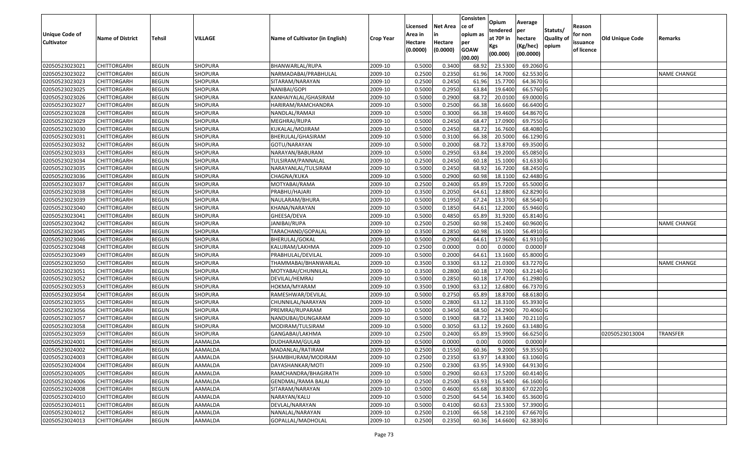| Unique Code of Cultivator | Name of District | Tehsil | VILLAGE | Name of Cultivator (in English) | Crop Year | Licensed Area in Hectare (0.0000) | Net Area in Hectare (0.0000) | Consistence of opium as per GOAW (00.00) | Opium tendered at 70º in Kgs (00.000) | Average per hectare (Kg/hec) (00.0000) | Statuts/ Quality of opium | Reason for non issuance of licence | Old Unique Code | Remarks |
|---|---|---|---|---|---|---|---|---|---|---|---|---|---|---|
| 02050523023021 | CHITTORGARH | BEGUN | SHOPURA | BHANWARLAL/RUPA | 2009-10 | 0.5000 | 0.3400 | 68.92 | 23.5300 | 69.2060 | G | | | |
| 02050523023022 | CHITTORGARH | BEGUN | SHOPURA | NARMADABAI/PRABHULAL | 2009-10 | 0.2500 | 0.2350 | 61.96 | 14.7000 | 62.5530 | G | | | NAME CHANGE |
| 02050523023023 | CHITTORGARH | BEGUN | SHOPURA | SITARAM/NARAYAN | 2009-10 | 0.2500 | 0.2450 | 61.96 | 15.7700 | 64.3670 | G | | | |
| 02050523023025 | CHITTORGARH | BEGUN | SHOPURA | NANIBAI/GOPI | 2009-10 | 0.5000 | 0.2950 | 63.84 | 19.6400 | 66.5760 | G | | | |
| 02050523023026 | CHITTORGARH | BEGUN | SHOPURA | KANHAIYALAL/GHASIRAM | 2009-10 | 0.5000 | 0.2900 | 68.72 | 20.0100 | 69.0000 | G | | | |
| 02050523023027 | CHITTORGARH | BEGUN | SHOPURA | HARIRAM/RAMCHANDRA | 2009-10 | 0.5000 | 0.2500 | 66.38 | 16.6600 | 66.6400 | G | | | |
| 02050523023028 | CHITTORGARH | BEGUN | SHOPURA | NANDLAL/RAMAJI | 2009-10 | 0.5000 | 0.3000 | 66.38 | 19.4600 | 64.8670 | G | | | |
| 02050523023029 | CHITTORGARH | BEGUN | SHOPURA | MEGHRAJ/RUPA | 2009-10 | 0.5000 | 0.2450 | 68.47 | 17.0900 | 69.7550 | G | | | |
| 02050523023030 | CHITTORGARH | BEGUN | SHOPURA | KUKALAL/MOJIRAM | 2009-10 | 0.5000 | 0.2450 | 68.72 | 16.7600 | 68.4080 | G | | | |
| 02050523023031 | CHITTORGARH | BEGUN | SHOPURA | BHERULAL/GHASIRAM | 2009-10 | 0.5000 | 0.3100 | 66.38 | 20.5000 | 66.1290 | G | | | |
| 02050523023032 | CHITTORGARH | BEGUN | SHOPURA | GOTU/NARAYAN | 2009-10 | 0.5000 | 0.2000 | 68.72 | 13.8700 | 69.3500 | G | | | |
| 02050523023033 | CHITTORGARH | BEGUN | SHOPURA | NARAYAN/BABURAM | 2009-10 | 0.5000 | 0.2950 | 63.84 | 19.2000 | 65.0850 | G | | | |
| 02050523023034 | CHITTORGARH | BEGUN | SHOPURA | TULSIRAM/PANNALAL | 2009-10 | 0.2500 | 0.2450 | 60.18 | 15.1000 | 61.6330 | G | | | |
| 02050523023035 | CHITTORGARH | BEGUN | SHOPURA | NARAYANLAL/TULSIRAM | 2009-10 | 0.5000 | 0.2450 | 68.92 | 16.7200 | 68.2450 | G | | | |
| 02050523023036 | CHITTORGARH | BEGUN | SHOPURA | CHAGNA/KUKA | 2009-10 | 0.5000 | 0.2900 | 60.98 | 18.1100 | 62.4480 | G | | | |
| 02050523023037 | CHITTORGARH | BEGUN | SHOPURA | MOTYABAI/RAMA | 2009-10 | 0.2500 | 0.2400 | 65.89 | 15.7200 | 65.5000 | G | | | |
| 02050523023038 | CHITTORGARH | BEGUN | SHOPURA | PRABHU/HAJARI | 2009-10 | 0.3500 | 0.2050 | 64.61 | 12.8800 | 62.8290 | G | | | |
| 02050523023039 | CHITTORGARH | BEGUN | SHOPURA | NAULARAM/BHURA | 2009-10 | 0.5000 | 0.1950 | 67.24 | 13.3700 | 68.5640 | G | | | |
| 02050523023040 | CHITTORGARH | BEGUN | SHOPURA | KHANA/NARAYAN | 2009-10 | 0.5000 | 0.1850 | 64.61 | 12.2000 | 65.9460 | G | | | |
| 02050523023041 | CHITTORGARH | BEGUN | SHOPURA | GHEESA/DEVA | 2009-10 | 0.5000 | 0.4850 | 65.89 | 31.9200 | 65.8140 | G | | | |
| 02050523023042 | CHITTORGARH | BEGUN | SHOPURA | JANIBAI/RUPA | 2009-10 | 0.2500 | 0.2500 | 60.98 | 15.2400 | 60.9600 | G | | | NAME CHANGE |
| 02050523023045 | CHITTORGARH | BEGUN | SHOPURA | TARACHAND/GOPALAL | 2009-10 | 0.3500 | 0.2850 | 60.98 | 16.1000 | 56.4910 | G | | | |
| 02050523023046 | CHITTORGARH | BEGUN | SHOPURA | BHERULAL/GOKAL | 2009-10 | 0.5000 | 0.2900 | 64.61 | 17.9600 | 61.9310 | G | | | |
| 02050523023048 | CHITTORGARH | BEGUN | SHOPURA | KALURAM/LAKHMA | 2009-10 | 0.2500 | 0.0000 | 0.00 | 0.0000 | 0.0000 | F | | | |
| 02050523023049 | CHITTORGARH | BEGUN | SHOPURA | PRABHULAL/DEVILAL | 2009-10 | 0.5000 | 0.2000 | 64.61 | 13.1600 | 65.8000 | G | | | |
| 02050523023050 | CHITTORGARH | BEGUN | SHOPURA | THAMMABAI/BHANWARLAL | 2009-10 | 0.3500 | 0.3300 | 63.12 | 21.0300 | 63.7270 | G | | | NAME CHANGE |
| 02050523023051 | CHITTORGARH | BEGUN | SHOPURA | MOTYABAI/CHUNNILAL | 2009-10 | 0.3500 | 0.2800 | 60.18 | 17.7000 | 63.2140 | G | | | |
| 02050523023052 | CHITTORGARH | BEGUN | SHOPURA | DEVILAL/HEMRAJ | 2009-10 | 0.5000 | 0.2850 | 60.18 | 17.4700 | 61.2980 | G | | | |
| 02050523023053 | CHITTORGARH | BEGUN | SHOPURA | HOKMA/MYARAM | 2009-10 | 0.3500 | 0.1900 | 63.12 | 12.6800 | 66.7370 | G | | | |
| 02050523023054 | CHITTORGARH | BEGUN | SHOPURA | RAMESHWAR/DEVILAL | 2009-10 | 0.5000 | 0.2750 | 65.89 | 18.8700 | 68.6180 | G | | | |
| 02050523023055 | CHITTORGARH | BEGUN | SHOPURA | CHUNNILAL/NARAYAN | 2009-10 | 0.5000 | 0.2800 | 63.12 | 18.3100 | 65.3930 | G | | | |
| 02050523023056 | CHITTORGARH | BEGUN | SHOPURA | PREMRAJ/RUPARAM | 2009-10 | 0.5000 | 0.3450 | 68.50 | 24.2900 | 70.4060 | G | | | |
| 02050523023057 | CHITTORGARH | BEGUN | SHOPURA | NANDUBAI/DUNGARAM | 2009-10 | 0.5000 | 0.1900 | 68.72 | 13.3400 | 70.2110 | G | | | |
| 02050523023058 | CHITTORGARH | BEGUN | SHOPURA | MODIRAM/TULSIRAM | 2009-10 | 0.5000 | 0.3050 | 63.12 | 19.2600 | 63.1480 | G | | | |
| 02050523023059 | CHITTORGARH | BEGUN | SHOPURA | GANGABAI/LAKHMA | 2009-10 | 0.2500 | 0.2400 | 65.89 | 15.9900 | 66.6250 | G | | 02050523013004 | TRANSFER |
| 02050523024001 | CHITTORGARH | BEGUN | AAMALDA | DUDHARAM/GULAB | 2009-10 | 0.5000 | 0.0000 | 0.00 | 0.0000 | 0.0000 | F | | | |
| 02050523024002 | CHITTORGARH | BEGUN | AAMALDA | MADANLAL/RATIRAM | 2009-10 | 0.2500 | 0.1550 | 60.36 | 9.2000 | 59.3550 | G | | | |
| 02050523024003 | CHITTORGARH | BEGUN | AAMALDA | SHAMBHURAM/MODIRAM | 2009-10 | 0.2500 | 0.2350 | 63.97 | 14.8300 | 63.1060 | G | | | |
| 02050523024004 | CHITTORGARH | BEGUN | AAMALDA | DAYASHANKAR/MOTI | 2009-10 | 0.2500 | 0.2300 | 63.95 | 14.9300 | 64.9130 | G | | | |
| 02050523024005 | CHITTORGARH | BEGUN | AAMALDA | RAMCHANDRA/BHAGIRATH | 2009-10 | 0.5000 | 0.2900 | 60.63 | 17.5200 | 60.4140 | G | | | |
| 02050523024006 | CHITTORGARH | BEGUN | AAMALDA | GENDMAL/RAMA BALAI | 2009-10 | 0.2500 | 0.2500 | 63.93 | 16.5400 | 66.1600 | G | | | |
| 02050523024008 | CHITTORGARH | BEGUN | AAMALDA | SITARAM/NARAYAN | 2009-10 | 0.5000 | 0.4600 | 65.68 | 30.8300 | 67.0220 | G | | | |
| 02050523024010 | CHITTORGARH | BEGUN | AAMALDA | NARAYAN/KALU | 2009-10 | 0.5000 | 0.2500 | 64.54 | 16.3400 | 65.3600 | G | | | |
| 02050523024011 | CHITTORGARH | BEGUN | AAMALDA | DEVLAL/NARAYAN | 2009-10 | 0.5000 | 0.4100 | 60.63 | 23.5300 | 57.3900 | G | | | |
| 02050523024012 | CHITTORGARH | BEGUN | AAMALDA | NANALAL/NARAYAN | 2009-10 | 0.2500 | 0.2100 | 66.58 | 14.2100 | 67.6670 | G | | | |
| 02050523024013 | CHITTORGARH | BEGUN | AAMALDA | GOPALLAL/MADHOLAL | 2009-10 | 0.2500 | 0.2350 | 60.36 | 14.6600 | 62.3830 | G | | | |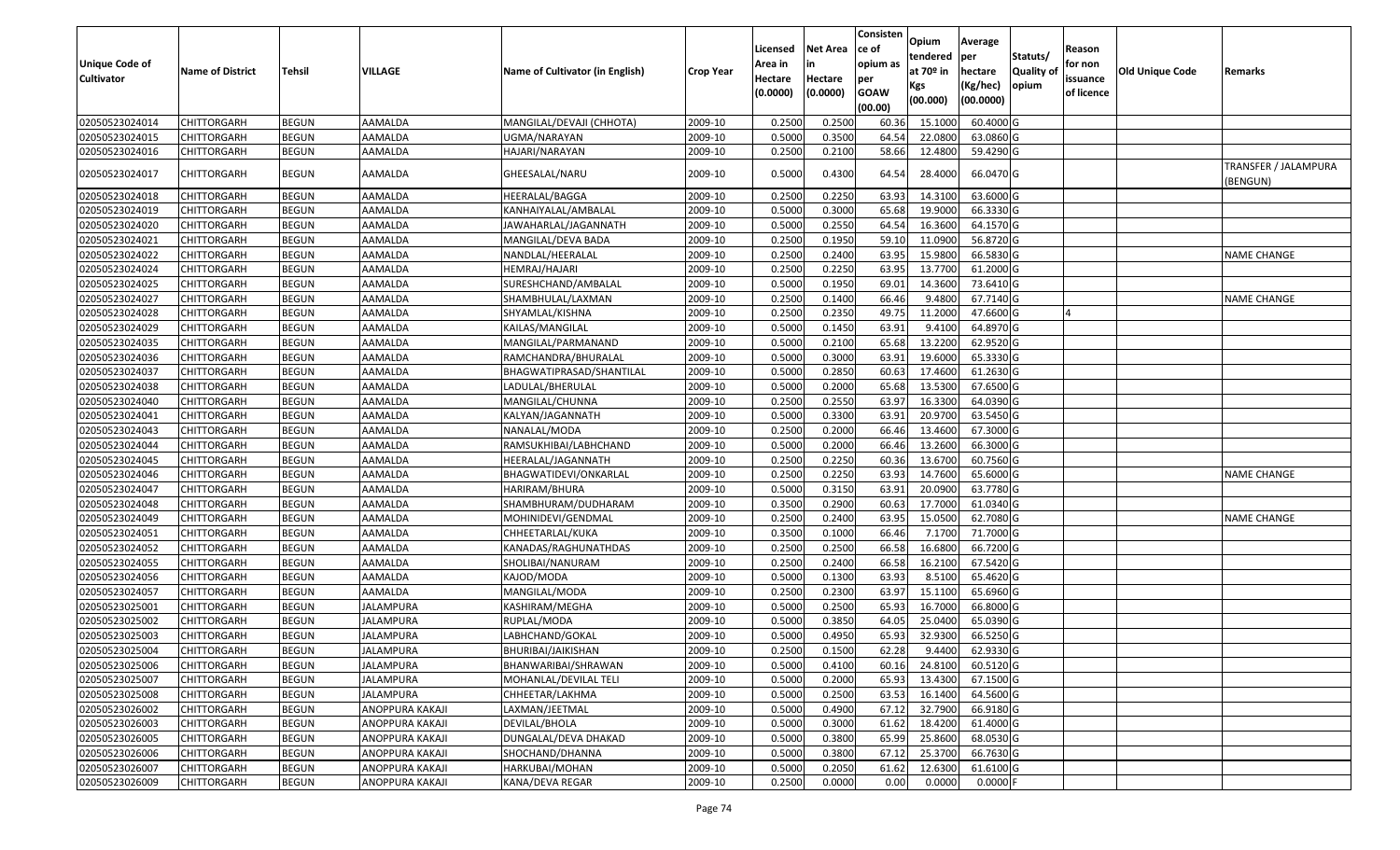| Unique Code of Cultivator | Name of District | Tehsil | VILLAGE | Name of Cultivator (in English) | Crop Year | Licensed Area in Hectare (0.0000) | Net Area in Hectare (0.0000) | Consistence of opium as per GOAW (00.00) | Opium tendered at 70º in Kgs (00.000) | Average per hectare (Kg/hec) (00.0000) | Statuts/ Quality of opium | Reason for non issuance of licence | Old Unique Code | Remarks |
|---|---|---|---|---|---|---|---|---|---|---|---|---|---|---|
| 02050523024014 | CHITTORGARH | BEGUN | AAMALDA | MANGILAL/DEVAJI (CHHOTA) | 2009-10 | 0.2500 | 0.2500 | 60.36 | 15.1000 | 60.4000 | G | | | |
| 02050523024015 | CHITTORGARH | BEGUN | AAMALDA | UGMA/NARAYAN | 2009-10 | 0.5000 | 0.3500 | 64.54 | 22.0800 | 63.0860 | G | | | |
| 02050523024016 | CHITTORGARH | BEGUN | AAMALDA | HAJARI/NARAYAN | 2009-10 | 0.2500 | 0.2100 | 58.66 | 12.4800 | 59.4290 | G | | | |
| 02050523024017 | CHITTORGARH | BEGUN | AAMALDA | GHEESALAL/NARU | 2009-10 | 0.5000 | 0.4300 | 64.54 | 28.4000 | 66.0470 | G | | | TRANSFER / JALAMPURA (BENGUN) |
| 02050523024018 | CHITTORGARH | BEGUN | AAMALDA | HEERALAL/BAGGA | 2009-10 | 0.2500 | 0.2250 | 63.93 | 14.3100 | 63.6000 | G | | | |
| 02050523024019 | CHITTORGARH | BEGUN | AAMALDA | KANHAIYALAL/AMBALAL | 2009-10 | 0.5000 | 0.3000 | 65.68 | 19.9000 | 66.3330 | G | | | |
| 02050523024020 | CHITTORGARH | BEGUN | AAMALDA | JAWAHARLAL/JAGANNATH | 2009-10 | 0.5000 | 0.2550 | 64.54 | 16.3600 | 64.1570 | G | | | |
| 02050523024021 | CHITTORGARH | BEGUN | AAMALDA | MANGILAL/DEVA BADA | 2009-10 | 0.2500 | 0.1950 | 59.10 | 11.0900 | 56.8720 | G | | | |
| 02050523024022 | CHITTORGARH | BEGUN | AAMALDA | NANDLAL/HEERALAL | 2009-10 | 0.2500 | 0.2400 | 63.95 | 15.9800 | 66.5830 | G | | | NAME CHANGE |
| 02050523024024 | CHITTORGARH | BEGUN | AAMALDA | HEMRAJ/HAJARI | 2009-10 | 0.2500 | 0.2250 | 63.95 | 13.7700 | 61.2000 | G | | | |
| 02050523024025 | CHITTORGARH | BEGUN | AAMALDA | SURESHCHAND/AMBALAL | 2009-10 | 0.5000 | 0.1950 | 69.01 | 14.3600 | 73.6410 | G | | | |
| 02050523024027 | CHITTORGARH | BEGUN | AAMALDA | SHAMBHULAL/LAXMAN | 2009-10 | 0.2500 | 0.1400 | 66.46 | 9.4800 | 67.7140 | G | | | NAME CHANGE |
| 02050523024028 | CHITTORGARH | BEGUN | AAMALDA | SHYAMLAL/KISHNA | 2009-10 | 0.2500 | 0.2350 | 49.75 | 11.2000 | 47.6600 | G | 4 | | |
| 02050523024029 | CHITTORGARH | BEGUN | AAMALDA | KAILAS/MANGILAL | 2009-10 | 0.5000 | 0.1450 | 63.91 | 9.4100 | 64.8970 | G | | | |
| 02050523024035 | CHITTORGARH | BEGUN | AAMALDA | MANGILAL/PARMANAND | 2009-10 | 0.5000 | 0.2100 | 65.68 | 13.2200 | 62.9520 | G | | | |
| 02050523024036 | CHITTORGARH | BEGUN | AAMALDA | RAMCHANDRA/BHURALAL | 2009-10 | 0.5000 | 0.3000 | 63.91 | 19.6000 | 65.3330 | G | | | |
| 02050523024037 | CHITTORGARH | BEGUN | AAMALDA | BHAGWATIPRASAD/SHANTILAL | 2009-10 | 0.5000 | 0.2850 | 60.63 | 17.4600 | 61.2630 | G | | | |
| 02050523024038 | CHITTORGARH | BEGUN | AAMALDA | LADULAL/BHERULAL | 2009-10 | 0.5000 | 0.2000 | 65.68 | 13.5300 | 67.6500 | G | | | |
| 02050523024040 | CHITTORGARH | BEGUN | AAMALDA | MANGILAL/CHUNNA | 2009-10 | 0.2500 | 0.2550 | 63.97 | 16.3300 | 64.0390 | G | | | |
| 02050523024041 | CHITTORGARH | BEGUN | AAMALDA | KALYAN/JAGANNATH | 2009-10 | 0.5000 | 0.3300 | 63.91 | 20.9700 | 63.5450 | G | | | |
| 02050523024043 | CHITTORGARH | BEGUN | AAMALDA | NANALAL/MODA | 2009-10 | 0.2500 | 0.2000 | 66.46 | 13.4600 | 67.3000 | G | | | |
| 02050523024044 | CHITTORGARH | BEGUN | AAMALDA | RAMSUKHIBAI/LABHCHAND | 2009-10 | 0.5000 | 0.2000 | 66.46 | 13.2600 | 66.3000 | G | | | |
| 02050523024045 | CHITTORGARH | BEGUN | AAMALDA | HEERALAL/JAGANNATH | 2009-10 | 0.2500 | 0.2250 | 60.36 | 13.6700 | 60.7560 | G | | | |
| 02050523024046 | CHITTORGARH | BEGUN | AAMALDA | BHAGWATIDEVI/ONKARLAL | 2009-10 | 0.2500 | 0.2250 | 63.93 | 14.7600 | 65.6000 | G | | | NAME CHANGE |
| 02050523024047 | CHITTORGARH | BEGUN | AAMALDA | HARIRAM/BHURA | 2009-10 | 0.5000 | 0.3150 | 63.91 | 20.0900 | 63.7780 | G | | | |
| 02050523024048 | CHITTORGARH | BEGUN | AAMALDA | SHAMBHURAM/DUDHARAM | 2009-10 | 0.3500 | 0.2900 | 60.63 | 17.7000 | 61.0340 | G | | | |
| 02050523024049 | CHITTORGARH | BEGUN | AAMALDA | MOHINIDEVI/GENDMAL | 2009-10 | 0.2500 | 0.2400 | 63.95 | 15.0500 | 62.7080 | G | | | NAME CHANGE |
| 02050523024051 | CHITTORGARH | BEGUN | AAMALDA | CHHEETARLAL/KUKA | 2009-10 | 0.3500 | 0.1000 | 66.46 | 7.1700 | 71.7000 | G | | | |
| 02050523024052 | CHITTORGARH | BEGUN | AAMALDA | KANADAS/RAGHUNATHDAS | 2009-10 | 0.2500 | 0.2500 | 66.58 | 16.6800 | 66.7200 | G | | | |
| 02050523024055 | CHITTORGARH | BEGUN | AAMALDA | SHOLIBAI/NANURAM | 2009-10 | 0.2500 | 0.2400 | 66.58 | 16.2100 | 67.5420 | G | | | |
| 02050523024056 | CHITTORGARH | BEGUN | AAMALDA | KAJOD/MODA | 2009-10 | 0.5000 | 0.1300 | 63.93 | 8.5100 | 65.4620 | G | | | |
| 02050523024057 | CHITTORGARH | BEGUN | AAMALDA | MANGILAL/MODA | 2009-10 | 0.2500 | 0.2300 | 63.97 | 15.1100 | 65.6960 | G | | | |
| 02050523025001 | CHITTORGARH | BEGUN | JALAMPURA | KASHIRAM/MEGHA | 2009-10 | 0.5000 | 0.2500 | 65.93 | 16.7000 | 66.8000 | G | | | |
| 02050523025002 | CHITTORGARH | BEGUN | JALAMPURA | RUPLAL/MODA | 2009-10 | 0.5000 | 0.3850 | 64.05 | 25.0400 | 65.0390 | G | | | |
| 02050523025003 | CHITTORGARH | BEGUN | JALAMPURA | LABHCHAND/GOKAL | 2009-10 | 0.5000 | 0.4950 | 65.93 | 32.9300 | 66.5250 | G | | | |
| 02050523025004 | CHITTORGARH | BEGUN | JALAMPURA | BHURIBAI/JAIKISHAN | 2009-10 | 0.2500 | 0.1500 | 62.28 | 9.4400 | 62.9330 | G | | | |
| 02050523025006 | CHITTORGARH | BEGUN | JALAMPURA | BHANWARIBAI/SHRAWAN | 2009-10 | 0.5000 | 0.4100 | 60.16 | 24.8100 | 60.5120 | G | | | |
| 02050523025007 | CHITTORGARH | BEGUN | JALAMPURA | MOHANLAL/DEVILAL TELI | 2009-10 | 0.5000 | 0.2000 | 65.93 | 13.4300 | 67.1500 | G | | | |
| 02050523025008 | CHITTORGARH | BEGUN | JALAMPURA | CHHEETAR/LAKHMA | 2009-10 | 0.5000 | 0.2500 | 63.53 | 16.1400 | 64.5600 | G | | | |
| 02050523026002 | CHITTORGARH | BEGUN | ANOPPURA KAKAJI | LAXMAN/JEETMAL | 2009-10 | 0.5000 | 0.4900 | 67.12 | 32.7900 | 66.9180 | G | | | |
| 02050523026003 | CHITTORGARH | BEGUN | ANOPPURA KAKAJI | DEVILAL/BHOLA | 2009-10 | 0.5000 | 0.3000 | 61.62 | 18.4200 | 61.4000 | G | | | |
| 02050523026005 | CHITTORGARH | BEGUN | ANOPPURA KAKAJI | DUNGALAL/DEVA DHAKAD | 2009-10 | 0.5000 | 0.3800 | 65.99 | 25.8600 | 68.0530 | G | | | |
| 02050523026006 | CHITTORGARH | BEGUN | ANOPPURA KAKAJI | SHOCHAND/DHANNA | 2009-10 | 0.5000 | 0.3800 | 67.12 | 25.3700 | 66.7630 | G | | | |
| 02050523026007 | CHITTORGARH | BEGUN | ANOPPURA KAKAJI | HARKUBAI/MOHAN | 2009-10 | 0.5000 | 0.2050 | 61.62 | 12.6300 | 61.6100 | G | | | |
| 02050523026009 | CHITTORGARH | BEGUN | ANOPPURA KAKAJI | KANA/DEVA REGAR | 2009-10 | 0.2500 | 0.0000 | 0.00 | 0.0000 | 0.0000 | F | | | |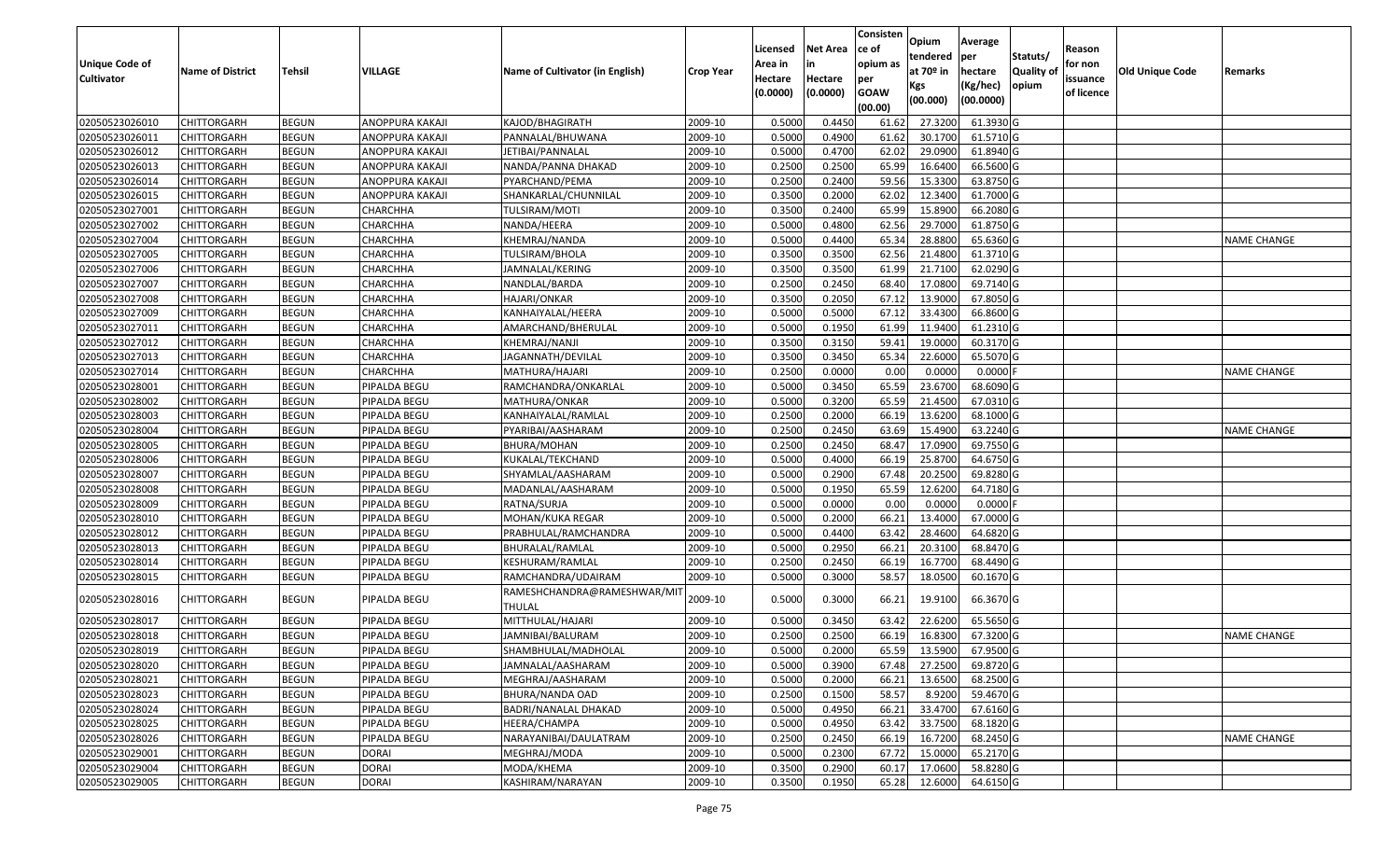| Unique Code of Cultivator | Name of District | Tehsil | VILLAGE | Name of Cultivator (in English) | Crop Year | Licensed Area in Hectare (0.0000) | Net Area in Hectare (0.0000) | Consistence of opium as per GOAW (00.00) | Opium tendered at 70º in Kgs (00.000) | Average per hectare (Kg/hec) (00.0000) | Statuts/ Quality of opium | Reason for non issuance of licence | Old Unique Code | Remarks |
|---|---|---|---|---|---|---|---|---|---|---|---|---|---|---|
| 02050523026010 | CHITTORGARH | BEGUN | ANOPPURA KAKAJI | KAJOD/BHAGIRATH | 2009-10 | 0.5000 | 0.4450 | 61.62 | 27.3200 | 61.3930 | G | | | |
| 02050523026011 | CHITTORGARH | BEGUN | ANOPPURA KAKAJI | PANNALAL/BHUWANA | 2009-10 | 0.5000 | 0.4900 | 61.62 | 30.1700 | 61.5710 | G | | | |
| 02050523026012 | CHITTORGARH | BEGUN | ANOPPURA KAKAJI | JETIBAI/PANNALAL | 2009-10 | 0.5000 | 0.4700 | 62.02 | 29.0900 | 61.8940 | G | | | |
| 02050523026013 | CHITTORGARH | BEGUN | ANOPPURA KAKAJI | NANDA/PANNA DHAKAD | 2009-10 | 0.2500 | 0.2500 | 65.99 | 16.6400 | 66.5600 | G | | | |
| 02050523026014 | CHITTORGARH | BEGUN | ANOPPURA KAKAJI | PYARCHAND/PEMA | 2009-10 | 0.2500 | 0.2400 | 59.56 | 15.3300 | 63.8750 | G | | | |
| 02050523026015 | CHITTORGARH | BEGUN | ANOPPURA KAKAJI | SHANKARLAL/CHUNNILAL | 2009-10 | 0.3500 | 0.2000 | 62.02 | 12.3400 | 61.7000 | G | | | |
| 02050523027001 | CHITTORGARH | BEGUN | CHARCHHA | TULSIRAM/MOTI | 2009-10 | 0.3500 | 0.2400 | 65.99 | 15.8900 | 66.2080 | G | | | |
| 02050523027002 | CHITTORGARH | BEGUN | CHARCHHA | NANDA/HEERA | 2009-10 | 0.5000 | 0.4800 | 62.56 | 29.7000 | 61.8750 | G | | | |
| 02050523027004 | CHITTORGARH | BEGUN | CHARCHHA | KHEMRAJ/NANDA | 2009-10 | 0.5000 | 0.4400 | 65.34 | 28.8800 | 65.6360 | G | | | NAME CHANGE |
| 02050523027005 | CHITTORGARH | BEGUN | CHARCHHA | TULSIRAM/BHOLA | 2009-10 | 0.3500 | 0.3500 | 62.56 | 21.4800 | 61.3710 | G | | | |
| 02050523027006 | CHITTORGARH | BEGUN | CHARCHHA | JAMNALAL/KERING | 2009-10 | 0.3500 | 0.3500 | 61.99 | 21.7100 | 62.0290 | G | | | |
| 02050523027007 | CHITTORGARH | BEGUN | CHARCHHA | NANDLAL/BARDA | 2009-10 | 0.2500 | 0.2450 | 68.40 | 17.0800 | 69.7140 | G | | | |
| 02050523027008 | CHITTORGARH | BEGUN | CHARCHHA | HAJARI/ONKAR | 2009-10 | 0.3500 | 0.2050 | 67.12 | 13.9000 | 67.8050 | G | | | |
| 02050523027009 | CHITTORGARH | BEGUN | CHARCHHA | KANHAIYALAL/HEERA | 2009-10 | 0.5000 | 0.5000 | 67.12 | 33.4300 | 66.8600 | G | | | |
| 02050523027011 | CHITTORGARH | BEGUN | CHARCHHA | AMARCHAND/BHERULAL | 2009-10 | 0.5000 | 0.1950 | 61.99 | 11.9400 | 61.2310 | G | | | |
| 02050523027012 | CHITTORGARH | BEGUN | CHARCHHA | KHEMRAJ/NANJI | 2009-10 | 0.3500 | 0.3150 | 59.41 | 19.0000 | 60.3170 | G | | | |
| 02050523027013 | CHITTORGARH | BEGUN | CHARCHHA | JAGANNATH/DEVILAL | 2009-10 | 0.3500 | 0.3450 | 65.34 | 22.6000 | 65.5070 | G | | | |
| 02050523027014 | CHITTORGARH | BEGUN | CHARCHHA | MATHURA/HAJARI | 2009-10 | 0.2500 | 0.0000 | 0.00 | 0.0000 | 0.0000 | F | | | NAME CHANGE |
| 02050523028001 | CHITTORGARH | BEGUN | PIPALDA BEGU | RAMCHANDRA/ONKARLAL | 2009-10 | 0.5000 | 0.3450 | 65.59 | 23.6700 | 68.6090 | G | | | |
| 02050523028002 | CHITTORGARH | BEGUN | PIPALDA BEGU | MATHURA/ONKAR | 2009-10 | 0.5000 | 0.3200 | 65.59 | 21.4500 | 67.0310 | G | | | |
| 02050523028003 | CHITTORGARH | BEGUN | PIPALDA BEGU | KANHAIYALAL/RAMLAL | 2009-10 | 0.2500 | 0.2000 | 66.19 | 13.6200 | 68.1000 | G | | | |
| 02050523028004 | CHITTORGARH | BEGUN | PIPALDA BEGU | PYARIBAI/AASHARAM | 2009-10 | 0.2500 | 0.2450 | 63.69 | 15.4900 | 63.2240 | G | | | NAME CHANGE |
| 02050523028005 | CHITTORGARH | BEGUN | PIPALDA BEGU | BHURA/MOHAN | 2009-10 | 0.2500 | 0.2450 | 68.47 | 17.0900 | 69.7550 | G | | | |
| 02050523028006 | CHITTORGARH | BEGUN | PIPALDA BEGU | KUKALAL/TEKCHAND | 2009-10 | 0.5000 | 0.4000 | 66.19 | 25.8700 | 64.6750 | G | | | |
| 02050523028007 | CHITTORGARH | BEGUN | PIPALDA BEGU | SHYAMLAL/AASHARAM | 2009-10 | 0.5000 | 0.2900 | 67.48 | 20.2500 | 69.8280 | G | | | |
| 02050523028008 | CHITTORGARH | BEGUN | PIPALDA BEGU | MADANLAL/AASHARAM | 2009-10 | 0.5000 | 0.1950 | 65.59 | 12.6200 | 64.7180 | G | | | |
| 02050523028009 | CHITTORGARH | BEGUN | PIPALDA BEGU | RATNA/SURJA | 2009-10 | 0.5000 | 0.0000 | 0.00 | 0.0000 | 0.0000 | F | | | |
| 02050523028010 | CHITTORGARH | BEGUN | PIPALDA BEGU | MOHAN/KUKA REGAR | 2009-10 | 0.5000 | 0.2000 | 66.21 | 13.4000 | 67.0000 | G | | | |
| 02050523028012 | CHITTORGARH | BEGUN | PIPALDA BEGU | PRABHULAL/RAMCHANDRA | 2009-10 | 0.5000 | 0.4400 | 63.42 | 28.4600 | 64.6820 | G | | | |
| 02050523028013 | CHITTORGARH | BEGUN | PIPALDA BEGU | BHURALAL/RAMLAL | 2009-10 | 0.5000 | 0.2950 | 66.21 | 20.3100 | 68.8470 | G | | | |
| 02050523028014 | CHITTORGARH | BEGUN | PIPALDA BEGU | KESHURAM/RAMLAL | 2009-10 | 0.2500 | 0.2450 | 66.19 | 16.7700 | 68.4490 | G | | | |
| 02050523028015 | CHITTORGARH | BEGUN | PIPALDA BEGU | RAMCHANDRA/UDAIRAM | 2009-10 | 0.5000 | 0.3000 | 58.57 | 18.0500 | 60.1670 | G | | | |
| 02050523028016 | CHITTORGARH | BEGUN | PIPALDA BEGU | RAMESHCHANDRA@RAMESHWAR/MIT THULAL | 2009-10 | 0.5000 | 0.3000 | 66.21 | 19.9100 | 66.3670 | G | | | |
| 02050523028017 | CHITTORGARH | BEGUN | PIPALDA BEGU | MITTHULAL/HAJARI | 2009-10 | 0.5000 | 0.3450 | 63.42 | 22.6200 | 65.5650 | G | | | |
| 02050523028018 | CHITTORGARH | BEGUN | PIPALDA BEGU | JAMNIBAI/BALURAM | 2009-10 | 0.2500 | 0.2500 | 66.19 | 16.8300 | 67.3200 | G | | | NAME CHANGE |
| 02050523028019 | CHITTORGARH | BEGUN | PIPALDA BEGU | SHAMBHULAL/MADHOLAL | 2009-10 | 0.5000 | 0.2000 | 65.59 | 13.5900 | 67.9500 | G | | | |
| 02050523028020 | CHITTORGARH | BEGUN | PIPALDA BEGU | JAMNALAL/AASHARAM | 2009-10 | 0.5000 | 0.3900 | 67.48 | 27.2500 | 69.8720 | G | | | |
| 02050523028021 | CHITTORGARH | BEGUN | PIPALDA BEGU | MEGHRAJ/AASHARAM | 2009-10 | 0.5000 | 0.2000 | 66.21 | 13.6500 | 68.2500 | G | | | |
| 02050523028023 | CHITTORGARH | BEGUN | PIPALDA BEGU | BHURA/NANDA OAD | 2009-10 | 0.2500 | 0.1500 | 58.57 | 8.9200 | 59.4670 | G | | | |
| 02050523028024 | CHITTORGARH | BEGUN | PIPALDA BEGU | BADRI/NANALAL DHAKAD | 2009-10 | 0.5000 | 0.4950 | 66.21 | 33.4700 | 67.6160 | G | | | |
| 02050523028025 | CHITTORGARH | BEGUN | PIPALDA BEGU | HEERA/CHAMPA | 2009-10 | 0.5000 | 0.4950 | 63.42 | 33.7500 | 68.1820 | G | | | |
| 02050523028026 | CHITTORGARH | BEGUN | PIPALDA BEGU | NARAYANIBAI/DAULATRAM | 2009-10 | 0.2500 | 0.2450 | 66.19 | 16.7200 | 68.2450 | G | | | NAME CHANGE |
| 02050523029001 | CHITTORGARH | BEGUN | DORAI | MEGHRAJ/MODA | 2009-10 | 0.5000 | 0.2300 | 67.72 | 15.0000 | 65.2170 | G | | | |
| 02050523029004 | CHITTORGARH | BEGUN | DORAI | MODA/KHEMA | 2009-10 | 0.3500 | 0.2900 | 60.17 | 17.0600 | 58.8280 | G | | | |
| 02050523029005 | CHITTORGARH | BEGUN | DORAI | KASHIRAM/NARAYAN | 2009-10 | 0.3500 | 0.1950 | 65.28 | 12.6000 | 64.6150 | G | | | |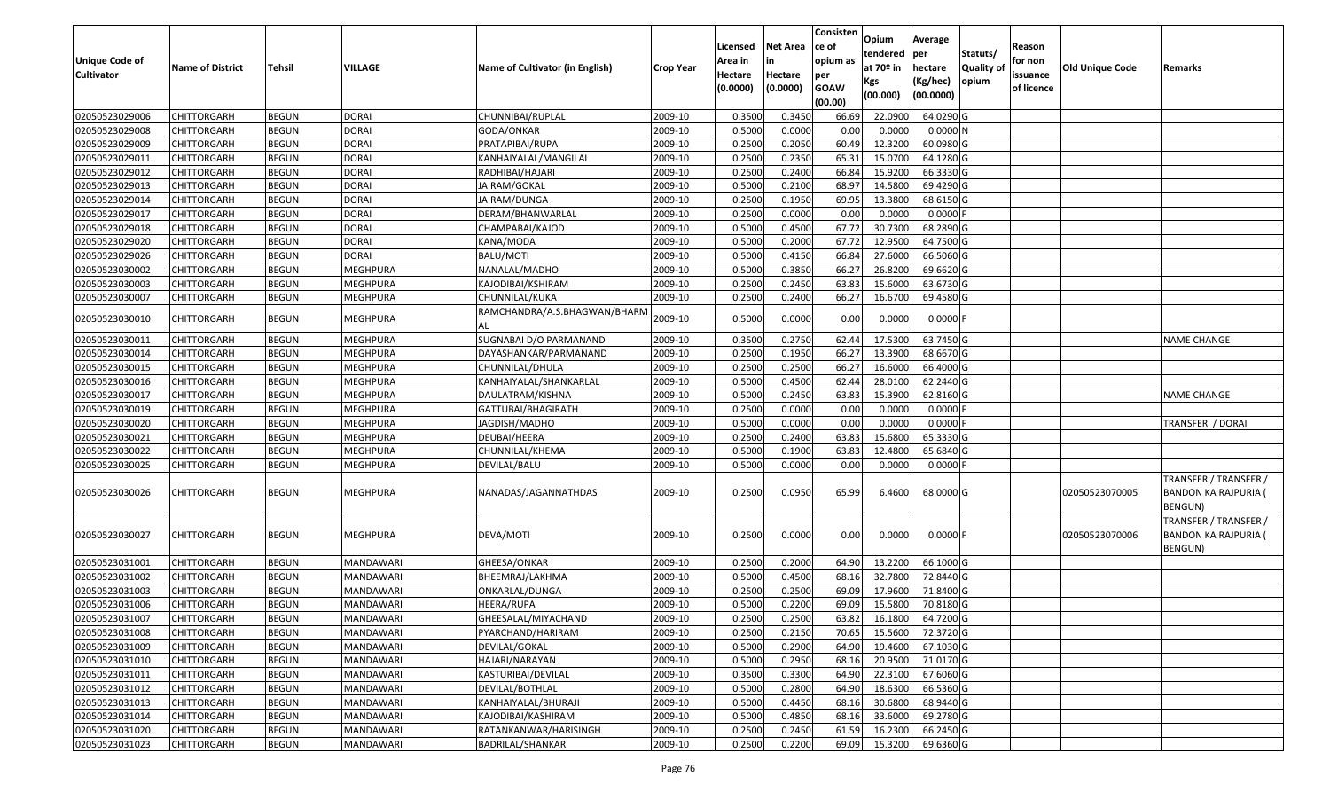| Unique Code of Cultivator | Name of District | Tehsil | VILLAGE | Name of Cultivator (in English) | Crop Year | Licensed Area in Hectare (0.0000) | Net Area in Hectare (0.0000) | Consisten ce of opium as per GOAW (00.00) | Opium tendered at 70º in Kgs (00.000) | Average per hectare (Kg/hec) (00.0000) | Statuts/ Quality of opium | Reason for non issuance of licence | Old Unique Code | Remarks |
|---|---|---|---|---|---|---|---|---|---|---|---|---|---|---|
| 02050523029006 | CHITTORGARH | BEGUN | DORAI | CHUNNIBAI/RUPLAL | 2009-10 | 0.3500 | 0.3450 | 66.69 | 22.0900 | 64.0290 | G | | | |
| 02050523029008 | CHITTORGARH | BEGUN | DORAI | GODA/ONKAR | 2009-10 | 0.5000 | 0.0000 | 0.00 | 0.0000 | 0.0000 | N | | | |
| 02050523029009 | CHITTORGARH | BEGUN | DORAI | PRATAPIBAI/RUPA | 2009-10 | 0.2500 | 0.2050 | 60.49 | 12.3200 | 60.0980 | G | | | |
| 02050523029011 | CHITTORGARH | BEGUN | DORAI | KANHAIYALAL/MANGILAL | 2009-10 | 0.2500 | 0.2350 | 65.31 | 15.0700 | 64.1280 | G | | | |
| 02050523029012 | CHITTORGARH | BEGUN | DORAI | RADHIBAI/HAJARI | 2009-10 | 0.2500 | 0.2400 | 66.84 | 15.9200 | 66.3330 | G | | | |
| 02050523029013 | CHITTORGARH | BEGUN | DORAI | JAIRAM/GOKAL | 2009-10 | 0.5000 | 0.2100 | 68.97 | 14.5800 | 69.4290 | G | | | |
| 02050523029014 | CHITTORGARH | BEGUN | DORAI | JAIRAM/DUNGA | 2009-10 | 0.2500 | 0.1950 | 69.95 | 13.3800 | 68.6150 | G | | | |
| 02050523029017 | CHITTORGARH | BEGUN | DORAI | DERAM/BHANWARLAL | 2009-10 | 0.2500 | 0.0000 | 0.00 | 0.0000 | 0.0000 | F | | | |
| 02050523029018 | CHITTORGARH | BEGUN | DORAI | CHAMPABAI/KAJOD | 2009-10 | 0.5000 | 0.4500 | 67.72 | 30.7300 | 68.2890 | G | | | |
| 02050523029020 | CHITTORGARH | BEGUN | DORAI | KANA/MODA | 2009-10 | 0.5000 | 0.2000 | 67.72 | 12.9500 | 64.7500 | G | | | |
| 02050523029026 | CHITTORGARH | BEGUN | DORAI | BALU/MOTI | 2009-10 | 0.5000 | 0.4150 | 66.84 | 27.6000 | 66.5060 | G | | | |
| 02050523030002 | CHITTORGARH | BEGUN | MEGHPURA | NANALAL/MADHO | 2009-10 | 0.5000 | 0.3850 | 66.27 | 26.8200 | 69.6620 | G | | | |
| 02050523030003 | CHITTORGARH | BEGUN | MEGHPURA | KAJODIBAI/KSHIRAM | 2009-10 | 0.2500 | 0.2450 | 63.83 | 15.6000 | 63.6730 | G | | | |
| 02050523030007 | CHITTORGARH | BEGUN | MEGHPURA | CHUNNILAL/KUKA | 2009-10 | 0.2500 | 0.2400 | 66.27 | 16.6700 | 69.4580 | G | | | |
| 02050523030010 | CHITTORGARH | BEGUN | MEGHPURA | RAMCHANDRA/A.S.BHAGWAN/BHARMAL | 2009-10 | 0.5000 | 0.0000 | 0.00 | 0.0000 | 0.0000 | F | | | |
| 02050523030011 | CHITTORGARH | BEGUN | MEGHPURA | SUGNABAI D/O PARMANAND | 2009-10 | 0.3500 | 0.2750 | 62.44 | 17.5300 | 63.7450 | G | | | NAME CHANGE |
| 02050523030014 | CHITTORGARH | BEGUN | MEGHPURA | DAYASHANKAR/PARMANAND | 2009-10 | 0.2500 | 0.1950 | 66.27 | 13.3900 | 68.6670 | G | | | |
| 02050523030015 | CHITTORGARH | BEGUN | MEGHPURA | CHUNNILAL/DHULA | 2009-10 | 0.2500 | 0.2500 | 66.27 | 16.6000 | 66.4000 | G | | | |
| 02050523030016 | CHITTORGARH | BEGUN | MEGHPURA | KANHAIYALAL/SHANKARLAL | 2009-10 | 0.5000 | 0.4500 | 62.44 | 28.0100 | 62.2440 | G | | | |
| 02050523030017 | CHITTORGARH | BEGUN | MEGHPURA | DAULATRAM/KISHNA | 2009-10 | 0.5000 | 0.2450 | 63.83 | 15.3900 | 62.8160 | G | | | NAME CHANGE |
| 02050523030019 | CHITTORGARH | BEGUN | MEGHPURA | GATTUBAI/BHAGIRATH | 2009-10 | 0.2500 | 0.0000 | 0.00 | 0.0000 | 0.0000 | F | | | |
| 02050523030020 | CHITTORGARH | BEGUN | MEGHPURA | JAGDISH/MADHO | 2009-10 | 0.5000 | 0.0000 | 0.00 | 0.0000 | 0.0000 | F | | | TRANSFER / DORAI |
| 02050523030021 | CHITTORGARH | BEGUN | MEGHPURA | DEUBAI/HEERA | 2009-10 | 0.2500 | 0.2400 | 63.83 | 15.6800 | 65.3330 | G | | | |
| 02050523030022 | CHITTORGARH | BEGUN | MEGHPURA | CHUNNILAL/KHEMA | 2009-10 | 0.5000 | 0.1900 | 63.83 | 12.4800 | 65.6840 | G | | | |
| 02050523030025 | CHITTORGARH | BEGUN | MEGHPURA | DEVILAL/BALU | 2009-10 | 0.5000 | 0.0000 | 0.00 | 0.0000 | 0.0000 | F | | | |
| 02050523030026 | CHITTORGARH | BEGUN | MEGHPURA | NANADAS/JAGANNATHDAS | 2009-10 | 0.2500 | 0.0950 | 65.99 | 6.4600 | 68.0000 | G | | 02050523070005 | TRANSFER / TRANSFER / BANDON KA RAJPURIA ( BENGUN) |
| 02050523030027 | CHITTORGARH | BEGUN | MEGHPURA | DEVA/MOTI | 2009-10 | 0.2500 | 0.0000 | 0.00 | 0.0000 | 0.0000 | F | | 02050523070006 | TRANSFER / TRANSFER / BANDON KA RAJPURIA ( BENGUN) |
| 02050523031001 | CHITTORGARH | BEGUN | MANDAWARI | GHEESA/ONKAR | 2009-10 | 0.2500 | 0.2000 | 64.90 | 13.2200 | 66.1000 | G | | | |
| 02050523031002 | CHITTORGARH | BEGUN | MANDAWARI | BHEEMRAJ/LAKHMA | 2009-10 | 0.5000 | 0.4500 | 68.16 | 32.7800 | 72.8440 | G | | | |
| 02050523031003 | CHITTORGARH | BEGUN | MANDAWARI | ONKARLAL/DUNGA | 2009-10 | 0.2500 | 0.2500 | 69.09 | 17.9600 | 71.8400 | G | | | |
| 02050523031006 | CHITTORGARH | BEGUN | MANDAWARI | HEERA/RUPA | 2009-10 | 0.5000 | 0.2200 | 69.09 | 15.5800 | 70.8180 | G | | | |
| 02050523031007 | CHITTORGARH | BEGUN | MANDAWARI | GHEESALAL/MIYACHAND | 2009-10 | 0.2500 | 0.2500 | 63.82 | 16.1800 | 64.7200 | G | | | |
| 02050523031008 | CHITTORGARH | BEGUN | MANDAWARI | PYARCHAND/HARIRAM | 2009-10 | 0.2500 | 0.2150 | 70.65 | 15.5600 | 72.3720 | G | | | |
| 02050523031009 | CHITTORGARH | BEGUN | MANDAWARI | DEVILAL/GOKAL | 2009-10 | 0.5000 | 0.2900 | 64.90 | 19.4600 | 67.1030 | G | | | |
| 02050523031010 | CHITTORGARH | BEGUN | MANDAWARI | HAJARI/NARAYAN | 2009-10 | 0.5000 | 0.2950 | 68.16 | 20.9500 | 71.0170 | G | | | |
| 02050523031011 | CHITTORGARH | BEGUN | MANDAWARI | KASTURIBAI/DEVILAL | 2009-10 | 0.3500 | 0.3300 | 64.90 | 22.3100 | 67.6060 | G | | | |
| 02050523031012 | CHITTORGARH | BEGUN | MANDAWARI | DEVILAL/BOTHLAL | 2009-10 | 0.5000 | 0.2800 | 64.90 | 18.6300 | 66.5360 | G | | | |
| 02050523031013 | CHITTORGARH | BEGUN | MANDAWARI | KANHAIYALAL/BHURAJI | 2009-10 | 0.5000 | 0.4450 | 68.16 | 30.6800 | 68.9440 | G | | | |
| 02050523031014 | CHITTORGARH | BEGUN | MANDAWARI | KAJODIBAI/KASHIRAM | 2009-10 | 0.5000 | 0.4850 | 68.16 | 33.6000 | 69.2780 | G | | | |
| 02050523031020 | CHITTORGARH | BEGUN | MANDAWARI | RATANKANWAR/HARISINGH | 2009-10 | 0.2500 | 0.2450 | 61.59 | 16.2300 | 66.2450 | G | | | |
| 02050523031023 | CHITTORGARH | BEGUN | MANDAWARI | BADRILAL/SHANKAR | 2009-10 | 0.2500 | 0.2200 | 69.09 | 15.3200 | 69.6360 | G | | | |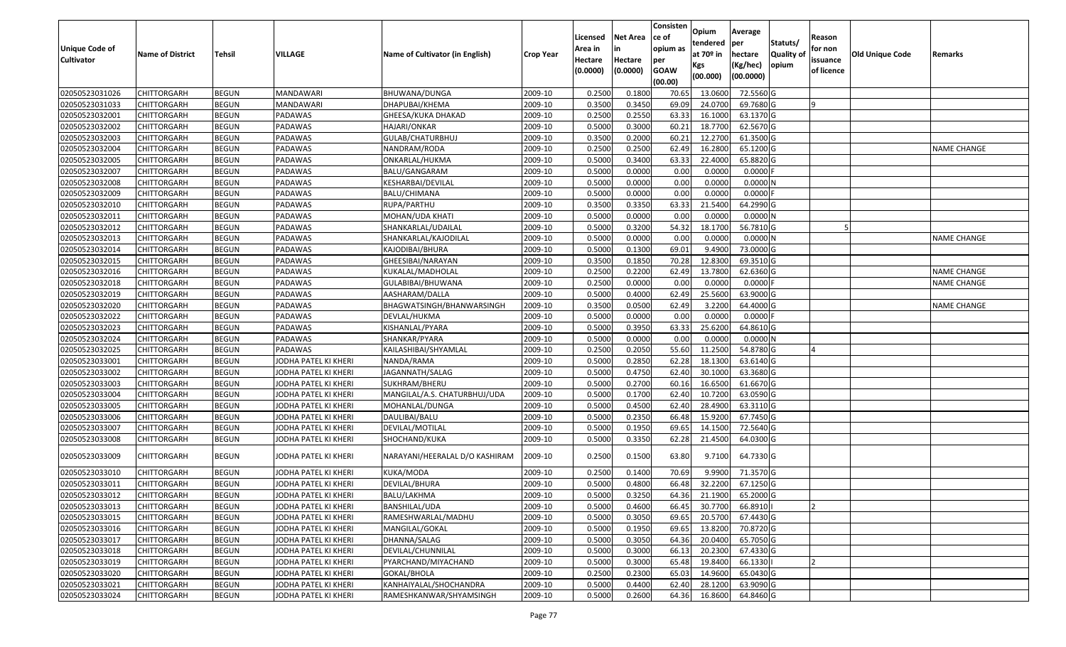| Unique Code of Cultivator | Name of District | Tehsil | VILLAGE | Name of Cultivator (in English) | Crop Year | Licensed Area in Hectare (0.0000) | Net Area in Hectare (0.0000) | Consistence of opium as per GOAW (00.00) | Opium tendered at 70º in Kgs (00.000) | Average per hectare (Kg/hec) (00.0000) | Statuts/ Quality of opium | Reason for non issuance of licence | Old Unique Code | Remarks |
|---|---|---|---|---|---|---|---|---|---|---|---|---|---|---|
| 02050523031026 | CHITTORGARH | BEGUN | MANDAWARI | BHUWANA/DUNGA | 2009-10 | 0.2500 | 0.1800 | 70.65 | 13.0600 | 72.5560 | G | | | |
| 02050523031033 | CHITTORGARH | BEGUN | MANDAWARI | DHAPUBAI/KHEMA | 2009-10 | 0.3500 | 0.3450 | 69.09 | 24.0700 | 69.7680 | G | 9 | | |
| 02050523032001 | CHITTORGARH | BEGUN | PADAWAS | GHEESA/KUKA DHAKAD | 2009-10 | 0.2500 | 0.2550 | 63.33 | 16.1000 | 63.1370 | G | | | |
| 02050523032002 | CHITTORGARH | BEGUN | PADAWAS | HAJARI/ONKAR | 2009-10 | 0.5000 | 0.3000 | 60.21 | 18.7700 | 62.5670 | G | | | |
| 02050523032003 | CHITTORGARH | BEGUN | PADAWAS | GULAB/CHATURBHUJ | 2009-10 | 0.3500 | 0.2000 | 60.21 | 12.2700 | 61.3500 | G | | | |
| 02050523032004 | CHITTORGARH | BEGUN | PADAWAS | NANDRAM/RODA | 2009-10 | 0.2500 | 0.2500 | 62.49 | 16.2800 | 65.1200 | G | | | NAME CHANGE |
| 02050523032005 | CHITTORGARH | BEGUN | PADAWAS | ONKARLAL/HUKMA | 2009-10 | 0.5000 | 0.3400 | 63.33 | 22.4000 | 65.8820 | G | | | |
| 02050523032007 | CHITTORGARH | BEGUN | PADAWAS | BALU/GANGARAM | 2009-10 | 0.5000 | 0.0000 | 0.00 | 0.0000 | 0.0000 | F | | | |
| 02050523032008 | CHITTORGARH | BEGUN | PADAWAS | KESHARBAI/DEVILAL | 2009-10 | 0.5000 | 0.0000 | 0.00 | 0.0000 | 0.0000 | N | | | |
| 02050523032009 | CHITTORGARH | BEGUN | PADAWAS | BALU/CHIMANA | 2009-10 | 0.5000 | 0.0000 | 0.00 | 0.0000 | 0.0000 | F | | | |
| 02050523032010 | CHITTORGARH | BEGUN | PADAWAS | RUPA/PARTHU | 2009-10 | 0.3500 | 0.3350 | 63.33 | 21.5400 | 64.2990 | G | | | |
| 02050523032011 | CHITTORGARH | BEGUN | PADAWAS | MOHAN/UDA KHATI | 2009-10 | 0.5000 | 0.0000 | 0.00 | 0.0000 | 0.0000 | N | | | |
| 02050523032012 | CHITTORGARH | BEGUN | PADAWAS | SHANKARLAL/UDAILAL | 2009-10 | 0.5000 | 0.3200 | 54.32 | 18.1700 | 56.7810 | G | 5 | | |
| 02050523032013 | CHITTORGARH | BEGUN | PADAWAS | SHANKARLAL/KAJODILAL | 2009-10 | 0.5000 | 0.0000 | 0.00 | 0.0000 | 0.0000 | N | | | NAME CHANGE |
| 02050523032014 | CHITTORGARH | BEGUN | PADAWAS | KAJODIBAI/BHURA | 2009-10 | 0.5000 | 0.1300 | 69.01 | 9.4900 | 73.0000 | G | | | |
| 02050523032015 | CHITTORGARH | BEGUN | PADAWAS | GHEESIBAI/NARAYAN | 2009-10 | 0.3500 | 0.1850 | 70.28 | 12.8300 | 69.3510 | G | | | |
| 02050523032016 | CHITTORGARH | BEGUN | PADAWAS | KUKALAL/MADHOLAL | 2009-10 | 0.2500 | 0.2200 | 62.49 | 13.7800 | 62.6360 | G | | | NAME CHANGE |
| 02050523032018 | CHITTORGARH | BEGUN | PADAWAS | GULABIBAI/BHUWANA | 2009-10 | 0.2500 | 0.0000 | 0.00 | 0.0000 | 0.0000 | F | | | NAME CHANGE |
| 02050523032019 | CHITTORGARH | BEGUN | PADAWAS | AASHARAM/DALLA | 2009-10 | 0.5000 | 0.4000 | 62.49 | 25.5600 | 63.9000 | G | | | |
| 02050523032020 | CHITTORGARH | BEGUN | PADAWAS | BHAGWATSINGH/BHANWARSINGH | 2009-10 | 0.3500 | 0.0500 | 62.49 | 3.2200 | 64.4000 | G | | | NAME CHANGE |
| 02050523032022 | CHITTORGARH | BEGUN | PADAWAS | DEVLAL/HUKMA | 2009-10 | 0.5000 | 0.0000 | 0.00 | 0.0000 | 0.0000 | F | | | |
| 02050523032023 | CHITTORGARH | BEGUN | PADAWAS | KISHANLAL/PYARA | 2009-10 | 0.5000 | 0.3950 | 63.33 | 25.6200 | 64.8610 | G | | | |
| 02050523032024 | CHITTORGARH | BEGUN | PADAWAS | SHANKAR/PYARA | 2009-10 | 0.5000 | 0.0000 | 0.00 | 0.0000 | 0.0000 | N | | | |
| 02050523032025 | CHITTORGARH | BEGUN | PADAWAS | KAILASHIBAI/SHYAMLAL | 2009-10 | 0.2500 | 0.2050 | 55.60 | 11.2500 | 54.8780 | G | 4 | | |
| 02050523033001 | CHITTORGARH | BEGUN | JODHA PATEL KI KHERI | NANDA/RAMA | 2009-10 | 0.5000 | 0.2850 | 62.28 | 18.1300 | 63.6140 | G | | | |
| 02050523033002 | CHITTORGARH | BEGUN | JODHA PATEL KI KHERI | JAGANNATH/SALAG | 2009-10 | 0.5000 | 0.4750 | 62.40 | 30.1000 | 63.3680 | G | | | |
| 02050523033003 | CHITTORGARH | BEGUN | JODHA PATEL KI KHERI | SUKHRAM/BHERU | 2009-10 | 0.5000 | 0.2700 | 60.16 | 16.6500 | 61.6670 | G | | | |
| 02050523033004 | CHITTORGARH | BEGUN | JODHA PATEL KI KHERI | MANGILAL/A.S. CHATURBHUJ/UDA | 2009-10 | 0.5000 | 0.1700 | 62.40 | 10.7200 | 63.0590 | G | | | |
| 02050523033005 | CHITTORGARH | BEGUN | JODHA PATEL KI KHERI | MOHANLAL/DUNGA | 2009-10 | 0.5000 | 0.4500 | 62.40 | 28.4900 | 63.3110 | G | | | |
| 02050523033006 | CHITTORGARH | BEGUN | JODHA PATEL KI KHERI | DAULIBAI/BALU | 2009-10 | 0.5000 | 0.2350 | 66.48 | 15.9200 | 67.7450 | G | | | |
| 02050523033007 | CHITTORGARH | BEGUN | JODHA PATEL KI KHERI | DEVILAL/MOTILAL | 2009-10 | 0.5000 | 0.1950 | 69.65 | 14.1500 | 72.5640 | G | | | |
| 02050523033008 | CHITTORGARH | BEGUN | JODHA PATEL KI KHERI | SHOCHAND/KUKA | 2009-10 | 0.5000 | 0.3350 | 62.28 | 21.4500 | 64.0300 | G | | | |
| 02050523033009 | CHITTORGARH | BEGUN | JODHA PATEL KI KHERI | NARAYANI/HEERALAL D/O KASHIRAM | 2009-10 | 0.2500 | 0.1500 | 63.80 | 9.7100 | 64.7330 | G | | | |
| 02050523033010 | CHITTORGARH | BEGUN | JODHA PATEL KI KHERI | KUKA/MODA | 2009-10 | 0.2500 | 0.1400 | 70.69 | 9.9900 | 71.3570 | G | | | |
| 02050523033011 | CHITTORGARH | BEGUN | JODHA PATEL KI KHERI | DEVILAL/BHURA | 2009-10 | 0.5000 | 0.4800 | 66.48 | 32.2200 | 67.1250 | G | | | |
| 02050523033012 | CHITTORGARH | BEGUN | JODHA PATEL KI KHERI | BALU/LAKHMA | 2009-10 | 0.5000 | 0.3250 | 64.36 | 21.1900 | 65.2000 | G | | | |
| 02050523033013 | CHITTORGARH | BEGUN | JODHA PATEL KI KHERI | BANSHILAL/UDA | 2009-10 | 0.5000 | 0.4600 | 66.45 | 30.7700 | 66.8910 | I | 2 | | |
| 02050523033015 | CHITTORGARH | BEGUN | JODHA PATEL KI KHERI | RAMESHWARLAL/MADHU | 2009-10 | 0.5000 | 0.3050 | 69.65 | 20.5700 | 67.4430 | G | | | |
| 02050523033016 | CHITTORGARH | BEGUN | JODHA PATEL KI KHERI | MANGILAL/GOKAL | 2009-10 | 0.5000 | 0.1950 | 69.65 | 13.8200 | 70.8720 | G | | | |
| 02050523033017 | CHITTORGARH | BEGUN | JODHA PATEL KI KHERI | DHANNA/SALAG | 2009-10 | 0.5000 | 0.3050 | 64.36 | 20.0400 | 65.7050 | G | | | |
| 02050523033018 | CHITTORGARH | BEGUN | JODHA PATEL KI KHERI | DEVILAL/CHUNNILAL | 2009-10 | 0.5000 | 0.3000 | 66.13 | 20.2300 | 67.4330 | G | | | |
| 02050523033019 | CHITTORGARH | BEGUN | JODHA PATEL KI KHERI | PYARCHAND/MIYACHAND | 2009-10 | 0.5000 | 0.3000 | 65.48 | 19.8400 | 66.1330 | I | 2 | | |
| 02050523033020 | CHITTORGARH | BEGUN | JODHA PATEL KI KHERI | GOKAL/BHOLA | 2009-10 | 0.2500 | 0.2300 | 65.03 | 14.9600 | 65.0430 | G | | | |
| 02050523033021 | CHITTORGARH | BEGUN | JODHA PATEL KI KHERI | KANHAIYALAL/SHOCHANDRA | 2009-10 | 0.5000 | 0.4400 | 62.40 | 28.1200 | 63.9090 | G | | | |
| 02050523033024 | CHITTORGARH | BEGUN | JODHA PATEL KI KHERI | RAMESHKANWAR/SHYAMSINGH | 2009-10 | 0.5000 | 0.2600 | 64.36 | 16.8600 | 64.8460 | G | | | |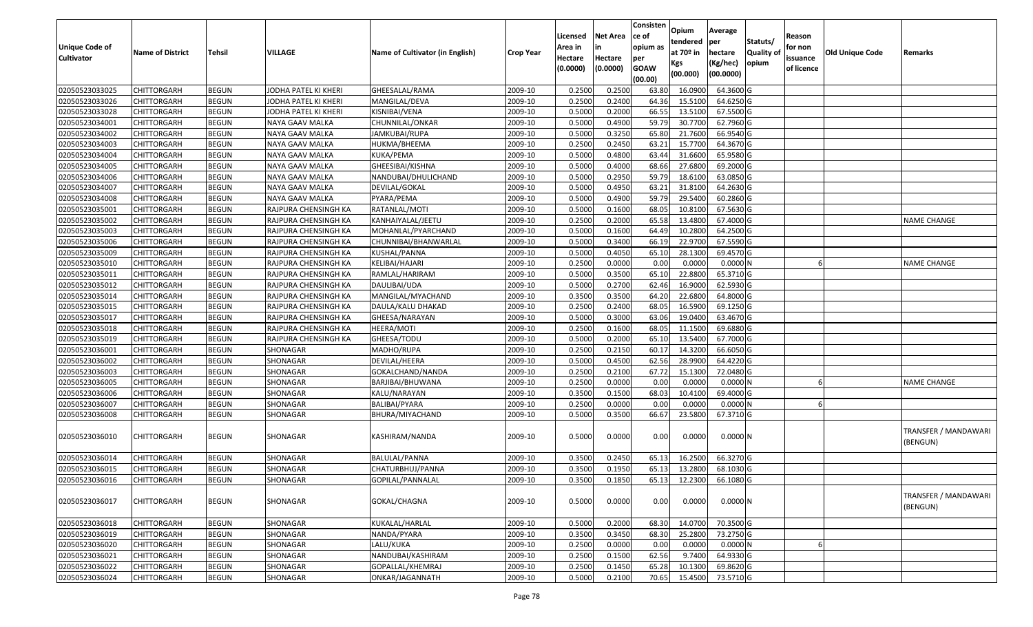| Unique Code of Cultivator | Name of District | Tehsil | VILLAGE | Name of Cultivator (in English) | Crop Year | Licensed Area in Hectare (0.0000) | Net Area in Hectare (0.0000) | Consisten ce of opium as per GOAW (00.00) | Opium tendered at 70º in Kgs (00.000) | Average per hectare (Kg/hec) (00.0000) | Statuts/ Quality of opium | Reason for non issuance of licence | Old Unique Code | Remarks |
|---|---|---|---|---|---|---|---|---|---|---|---|---|---|---|
| 02050523033025 | CHITTORGARH | BEGUN | JODHA PATEL KI KHERI | GHEESALAL/RAMA | 2009-10 | 0.2500 | 0.2500 | 63.80 | 16.0900 | 64.3600 | G | | | |
| 02050523033026 | CHITTORGARH | BEGUN | JODHA PATEL KI KHERI | MANGILAL/DEVA | 2009-10 | 0.2500 | 0.2400 | 64.36 | 15.5100 | 64.6250 | G | | | |
| 02050523033028 | CHITTORGARH | BEGUN | JODHA PATEL KI KHERI | KISNIBAI/VENA | 2009-10 | 0.5000 | 0.2000 | 66.55 | 13.5100 | 67.5500 | G | | | |
| 02050523034001 | CHITTORGARH | BEGUN | NAYA GAAV MALKA | CHUNNILAL/ONKAR | 2009-10 | 0.5000 | 0.4900 | 59.79 | 30.7700 | 62.7960 | G | | | |
| 02050523034002 | CHITTORGARH | BEGUN | NAYA GAAV MALKA | JAMKUBAI/RUPA | 2009-10 | 0.5000 | 0.3250 | 65.80 | 21.7600 | 66.9540 | G | | | |
| 02050523034003 | CHITTORGARH | BEGUN | NAYA GAAV MALKA | HUKMA/BHEEMA | 2009-10 | 0.2500 | 0.2450 | 63.21 | 15.7700 | 64.3670 | G | | | |
| 02050523034004 | CHITTORGARH | BEGUN | NAYA GAAV MALKA | KUKA/PEMA | 2009-10 | 0.5000 | 0.4800 | 63.44 | 31.6600 | 65.9580 | G | | | |
| 02050523034005 | CHITTORGARH | BEGUN | NAYA GAAV MALKA | GHEESIBAI/KISHNA | 2009-10 | 0.5000 | 0.4000 | 68.66 | 27.6800 | 69.2000 | G | | | |
| 02050523034006 | CHITTORGARH | BEGUN | NAYA GAAV MALKA | NANDUBAI/DHULICHAND | 2009-10 | 0.5000 | 0.2950 | 59.79 | 18.6100 | 63.0850 | G | | | |
| 02050523034007 | CHITTORGARH | BEGUN | NAYA GAAV MALKA | DEVILAL/GOKAL | 2009-10 | 0.5000 | 0.4950 | 63.21 | 31.8100 | 64.2630 | G | | | |
| 02050523034008 | CHITTORGARH | BEGUN | NAYA GAAV MALKA | PYARA/PEMA | 2009-10 | 0.5000 | 0.4900 | 59.79 | 29.5400 | 60.2860 | G | | | |
| 02050523035001 | CHITTORGARH | BEGUN | RAJPURA CHENSINGH KA | RATANLAL/MOTI | 2009-10 | 0.5000 | 0.1600 | 68.05 | 10.8100 | 67.5630 | G | | | |
| 02050523035002 | CHITTORGARH | BEGUN | RAJPURA CHENSINGH KA | KANHAIYALAL/JEETU | 2009-10 | 0.2500 | 0.2000 | 65.58 | 13.4800 | 67.4000 | G | | | NAME CHANGE |
| 02050523035003 | CHITTORGARH | BEGUN | RAJPURA CHENSINGH KA | MOHANLAL/PYARCHAND | 2009-10 | 0.5000 | 0.1600 | 64.49 | 10.2800 | 64.2500 | G | | | |
| 02050523035006 | CHITTORGARH | BEGUN | RAJPURA CHENSINGH KA | CHUNNIBAI/BHANWARLAL | 2009-10 | 0.5000 | 0.3400 | 66.19 | 22.9700 | 67.5590 | G | | | |
| 02050523035009 | CHITTORGARH | BEGUN | RAJPURA CHENSINGH KA | KUSHAL/PANNA | 2009-10 | 0.5000 | 0.4050 | 65.10 | 28.1300 | 69.4570 | G | | | |
| 02050523035010 | CHITTORGARH | BEGUN | RAJPURA CHENSINGH KA | KELIBAI/HAJARI | 2009-10 | 0.2500 | 0.0000 | 0.00 | 0.0000 | 0.0000 | N | 6 | | NAME CHANGE |
| 02050523035011 | CHITTORGARH | BEGUN | RAJPURA CHENSINGH KA | RAMLAL/HARIRAM | 2009-10 | 0.5000 | 0.3500 | 65.10 | 22.8800 | 65.3710 | G | | | |
| 02050523035012 | CHITTORGARH | BEGUN | RAJPURA CHENSINGH KA | DAULIBAI/UDA | 2009-10 | 0.5000 | 0.2700 | 62.46 | 16.9000 | 62.5930 | G | | | |
| 02050523035014 | CHITTORGARH | BEGUN | RAJPURA CHENSINGH KA | MANGILAL/MYACHAND | 2009-10 | 0.3500 | 0.3500 | 64.20 | 22.6800 | 64.8000 | G | | | |
| 02050523035015 | CHITTORGARH | BEGUN | RAJPURA CHENSINGH KA | DAULA/KALU DHAKAD | 2009-10 | 0.2500 | 0.2400 | 68.05 | 16.5900 | 69.1250 | G | | | |
| 02050523035017 | CHITTORGARH | BEGUN | RAJPURA CHENSINGH KA | GHEESA/NARAYAN | 2009-10 | 0.5000 | 0.3000 | 63.06 | 19.0400 | 63.4670 | G | | | |
| 02050523035018 | CHITTORGARH | BEGUN | RAJPURA CHENSINGH KA | HEERA/MOTI | 2009-10 | 0.2500 | 0.1600 | 68.05 | 11.1500 | 69.6880 | G | | | |
| 02050523035019 | CHITTORGARH | BEGUN | RAJPURA CHENSINGH KA | GHEESA/TODU | 2009-10 | 0.5000 | 0.2000 | 65.10 | 13.5400 | 67.7000 | G | | | |
| 02050523036001 | CHITTORGARH | BEGUN | SHONAGAR | MADHO/RUPA | 2009-10 | 0.2500 | 0.2150 | 60.17 | 14.3200 | 66.6050 | G | | | |
| 02050523036002 | CHITTORGARH | BEGUN | SHONAGAR | DEVILAL/HEERA | 2009-10 | 0.5000 | 0.4500 | 62.56 | 28.9900 | 64.4220 | G | | | |
| 02050523036003 | CHITTORGARH | BEGUN | SHONAGAR | GOKALCHAND/NANDA | 2009-10 | 0.2500 | 0.2100 | 67.72 | 15.1300 | 72.0480 | G | | | |
| 02050523036005 | CHITTORGARH | BEGUN | SHONAGAR | BARJIBAI/BHUWANA | 2009-10 | 0.2500 | 0.0000 | 0.00 | 0.0000 | 0.0000 | N | 6 | | NAME CHANGE |
| 02050523036006 | CHITTORGARH | BEGUN | SHONAGAR | KALU/NARAYAN | 2009-10 | 0.3500 | 0.1500 | 68.03 | 10.4100 | 69.4000 | G | | | |
| 02050523036007 | CHITTORGARH | BEGUN | SHONAGAR | BALIBAI/PYARA | 2009-10 | 0.2500 | 0.0000 | 0.00 | 0.0000 | 0.0000 | N | 6 | | |
| 02050523036008 | CHITTORGARH | BEGUN | SHONAGAR | BHURA/MIYACHAND | 2009-10 | 0.5000 | 0.3500 | 66.67 | 23.5800 | 67.3710 | G | | | |
| 02050523036010 | CHITTORGARH | BEGUN | SHONAGAR | KASHIRAM/NANDA | 2009-10 | 0.5000 | 0.0000 | 0.00 | 0.0000 | 0.0000 | N | | | TRANSFER / MANDAWARI (BENGUN) |
| 02050523036014 | CHITTORGARH | BEGUN | SHONAGAR | BALULAL/PANNA | 2009-10 | 0.3500 | 0.2450 | 65.13 | 16.2500 | 66.3270 | G | | | |
| 02050523036015 | CHITTORGARH | BEGUN | SHONAGAR | CHATURBHUJ/PANNA | 2009-10 | 0.3500 | 0.1950 | 65.13 | 13.2800 | 68.1030 | G | | | |
| 02050523036016 | CHITTORGARH | BEGUN | SHONAGAR | GOPILAL/PANNALAL | 2009-10 | 0.3500 | 0.1850 | 65.13 | 12.2300 | 66.1080 | G | | | |
| 02050523036017 | CHITTORGARH | BEGUN | SHONAGAR | GOKAL/CHAGNA | 2009-10 | 0.5000 | 0.0000 | 0.00 | 0.0000 | 0.0000 | N | | | TRANSFER / MANDAWARI (BENGUN) |
| 02050523036018 | CHITTORGARH | BEGUN | SHONAGAR | KUKALAL/HARLAL | 2009-10 | 0.5000 | 0.2000 | 68.30 | 14.0700 | 70.3500 | G | | | |
| 02050523036019 | CHITTORGARH | BEGUN | SHONAGAR | NANDA/PYARA | 2009-10 | 0.3500 | 0.3450 | 68.30 | 25.2800 | 73.2750 | G | | | |
| 02050523036020 | CHITTORGARH | BEGUN | SHONAGAR | LALU/KUKA | 2009-10 | 0.2500 | 0.0000 | 0.00 | 0.0000 | 0.0000 | N | 6 | | |
| 02050523036021 | CHITTORGARH | BEGUN | SHONAGAR | NANDUBAI/KASHIRAM | 2009-10 | 0.2500 | 0.1500 | 62.56 | 9.7400 | 64.9330 | G | | | |
| 02050523036022 | CHITTORGARH | BEGUN | SHONAGAR | GOPALLAL/KHEMRAJ | 2009-10 | 0.2500 | 0.1450 | 65.28 | 10.1300 | 69.8620 | G | | | |
| 02050523036024 | CHITTORGARH | BEGUN | SHONAGAR | ONKAR/JAGANNATH | 2009-10 | 0.5000 | 0.2100 | 70.65 | 15.4500 | 73.5710 | G | | | |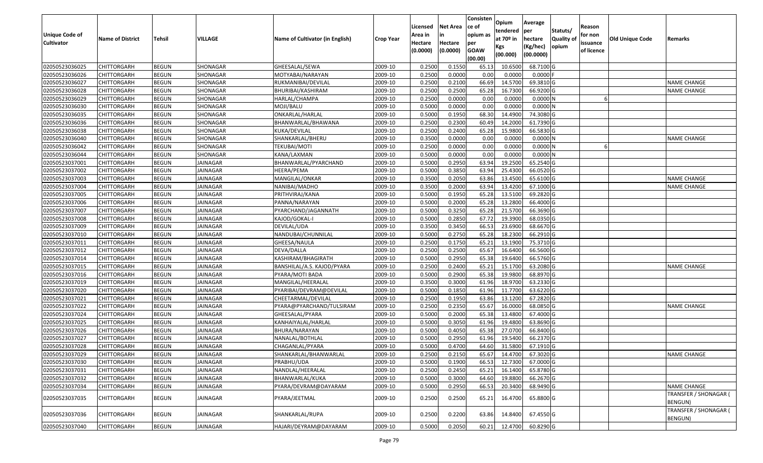| Unique Code of Cultivator | Name of District | Tehsil | VILLAGE | Name of Cultivator (in English) | Crop Year | Licensed Area in Hectare (0.0000) | Net Area in Hectare (0.0000) | Consistence of opium as per GOAW (00.00) | Opium tendered at 70º in Kgs (00.000) | Average per hectare (Kg/hec) (00.0000) | Statuts/ Quality of opium | Reason for non issuance of licence | Old Unique Code | Remarks |
|---|---|---|---|---|---|---|---|---|---|---|---|---|---|---|
| 02050523036025 | CHITTORGARH | BEGUN | SHONAGAR | GHEESALAL/SEWA | 2009-10 | 0.2500 | 0.1550 | 65.13 | 10.6500 | 68.7100 | G | | | |
| 02050523036026 | CHITTORGARH | BEGUN | SHONAGAR | MOTYABAI/NARAYAN | 2009-10 | 0.2500 | 0.0000 | 0.00 | 0.0000 | 0.0000 | F | | | |
| 02050523036027 | CHITTORGARH | BEGUN | SHONAGAR | RUKMANIBAI/DEVILAL | 2009-10 | 0.2500 | 0.2100 | 66.69 | 14.5700 | 69.3810 | G | | | NAME CHANGE |
| 02050523036028 | CHITTORGARH | BEGUN | SHONAGAR | BHURIBAI/KASHIRAM | 2009-10 | 0.2500 | 0.2500 | 65.28 | 16.7300 | 66.9200 | G | | | NAME CHANGE |
| 02050523036029 | CHITTORGARH | BEGUN | SHONAGAR | HARLAL/CHAMPA | 2009-10 | 0.2500 | 0.0000 | 0.00 | 0.0000 | 0.0000 | N | 6 | | |
| 02050523036030 | CHITTORGARH | BEGUN | SHONAGAR | MOJI/BALU | 2009-10 | 0.5000 | 0.0000 | 0.00 | 0.0000 | 0.0000 | N | | | |
| 02050523036035 | CHITTORGARH | BEGUN | SHONAGAR | ONKARLAL/HARLAL | 2009-10 | 0.5000 | 0.1950 | 68.30 | 14.4900 | 74.3080 | G | | | |
| 02050523036036 | CHITTORGARH | BEGUN | SHONAGAR | BHANWARLAL/BHAWANA | 2009-10 | 0.2500 | 0.2300 | 60.49 | 14.2000 | 61.7390 | G | | | |
| 02050523036038 | CHITTORGARH | BEGUN | SHONAGAR | KUKA/DEVILAL | 2009-10 | 0.2500 | 0.2400 | 65.28 | 15.9800 | 66.5830 | G | | | |
| 02050523036040 | CHITTORGARH | BEGUN | SHONAGAR | SHANKARLAL/BHERU | 2009-10 | 0.3500 | 0.0000 | 0.00 | 0.0000 | 0.0000 | N | | | NAME CHANGE |
| 02050523036042 | CHITTORGARH | BEGUN | SHONAGAR | TEKUBAI/MOTI | 2009-10 | 0.2500 | 0.0000 | 0.00 | 0.0000 | 0.0000 | N | 6 | | |
| 02050523036044 | CHITTORGARH | BEGUN | SHONAGAR | KANA/LAXMAN | 2009-10 | 0.5000 | 0.0000 | 0.00 | 0.0000 | 0.0000 | N | | | |
| 02050523037001 | CHITTORGARH | BEGUN | JAINAGAR | BHANWARLAL/PYARCHAND | 2009-10 | 0.5000 | 0.2950 | 63.94 | 19.2500 | 65.2540 | G | | | |
| 02050523037002 | CHITTORGARH | BEGUN | JAINAGAR | HEERA/PEMA | 2009-10 | 0.5000 | 0.3850 | 63.94 | 25.4300 | 66.0520 | G | | | |
| 02050523037003 | CHITTORGARH | BEGUN | JAINAGAR | MANGILAL/ONKAR | 2009-10 | 0.3500 | 0.2050 | 63.86 | 13.4500 | 65.6100 | G | | | NAME CHANGE |
| 02050523037004 | CHITTORGARH | BEGUN | JAINAGAR | NANIBAI/MADHO | 2009-10 | 0.3500 | 0.2000 | 63.94 | 13.4200 | 67.1000 | G | | | NAME CHANGE |
| 02050523037005 | CHITTORGARH | BEGUN | JAINAGAR | PRITHVIRAJ/KANA | 2009-10 | 0.5000 | 0.1950 | 65.28 | 13.5100 | 69.2820 | G | | | |
| 02050523037006 | CHITTORGARH | BEGUN | JAINAGAR | PANNA/NARAYAN | 2009-10 | 0.5000 | 0.2000 | 65.28 | 13.2800 | 66.4000 | G | | | |
| 02050523037007 | CHITTORGARH | BEGUN | JAINAGAR | PYARCHAND/JAGANNATH | 2009-10 | 0.5000 | 0.3250 | 65.28 | 21.5700 | 66.3690 | G | | | |
| 02050523037008 | CHITTORGARH | BEGUN | JAINAGAR | KAJOD/GOKAL-I | 2009-10 | 0.5000 | 0.2850 | 67.72 | 19.3900 | 68.0350 | G | | | |
| 02050523037009 | CHITTORGARH | BEGUN | JAINAGAR | DEVILAL/UDA | 2009-10 | 0.3500 | 0.3450 | 66.53 | 23.6900 | 68.6670 | G | | | |
| 02050523037010 | CHITTORGARH | BEGUN | JAINAGAR | NANDUBAI/CHUNNILAL | 2009-10 | 0.5000 | 0.2750 | 65.28 | 18.2300 | 66.2910 | G | | | |
| 02050523037011 | CHITTORGARH | BEGUN | JAINAGAR | GHEESA/NAULA | 2009-10 | 0.2500 | 0.1750 | 65.21 | 13.1900 | 75.3710 | G | | | |
| 02050523037012 | CHITTORGARH | BEGUN | JAINAGAR | DEVA/DALLA | 2009-10 | 0.2500 | 0.2500 | 65.67 | 16.6400 | 66.5600 | G | | | |
| 02050523037014 | CHITTORGARH | BEGUN | JAINAGAR | KASHIRAM/BHAGIRATH | 2009-10 | 0.5000 | 0.2950 | 65.38 | 19.6400 | 66.5760 | G | | | |
| 02050523037015 | CHITTORGARH | BEGUN | JAINAGAR | BANSHILAL/A.S. KAJOD/PYARA | 2009-10 | 0.2500 | 0.2400 | 65.21 | 15.1700 | 63.2080 | G | | | NAME CHANGE |
| 02050523037016 | CHITTORGARH | BEGUN | JAINAGAR | PYARA/MOTI BADA | 2009-10 | 0.5000 | 0.2900 | 65.38 | 19.9800 | 68.8970 | G | | | |
| 02050523037019 | CHITTORGARH | BEGUN | JAINAGAR | MANGILAL/HEERALAL | 2009-10 | 0.3500 | 0.3000 | 61.96 | 18.9700 | 63.2330 | G | | | |
| 02050523037020 | CHITTORGARH | BEGUN | JAINAGAR | PYARIBAI/DEVRAM@DEVILAL | 2009-10 | 0.5000 | 0.1850 | 61.96 | 11.7700 | 63.6220 | G | | | |
| 02050523037021 | CHITTORGARH | BEGUN | JAINAGAR | CHEETARMAL/DEVILAL | 2009-10 | 0.2500 | 0.1950 | 63.86 | 13.1200 | 67.2820 | G | | | |
| 02050523037022 | CHITTORGARH | BEGUN | JAINAGAR | PYARA@PYARCHAND/TULSIRAM | 2009-10 | 0.2500 | 0.2350 | 65.67 | 16.0000 | 68.0850 | G | | | NAME CHANGE |
| 02050523037024 | CHITTORGARH | BEGUN | JAINAGAR | GHEESALAL/PYARA | 2009-10 | 0.5000 | 0.2000 | 65.38 | 13.4800 | 67.4000 | G | | | |
| 02050523037025 | CHITTORGARH | BEGUN | JAINAGAR | KANHAIYALAL/HARLAL | 2009-10 | 0.5000 | 0.3050 | 61.96 | 19.4800 | 63.8690 | G | | | |
| 02050523037026 | CHITTORGARH | BEGUN | JAINAGAR | BHURA/NARAYAN | 2009-10 | 0.5000 | 0.4050 | 65.38 | 27.0700 | 66.8400 | G | | | |
| 02050523037027 | CHITTORGARH | BEGUN | JAINAGAR | NANALAL/BOTHLAL | 2009-10 | 0.5000 | 0.2950 | 61.96 | 19.5400 | 66.2370 | G | | | |
| 02050523037028 | CHITTORGARH | BEGUN | JAINAGAR | CHAGANLAL/PYARA | 2009-10 | 0.5000 | 0.4700 | 64.60 | 31.5800 | 67.1910 | G | | | |
| 02050523037029 | CHITTORGARH | BEGUN | JAINAGAR | SHANKARLAL/BHANWARLAL | 2009-10 | 0.2500 | 0.2150 | 65.67 | 14.4700 | 67.3020 | G | | | NAME CHANGE |
| 02050523037030 | CHITTORGARH | BEGUN | JAINAGAR | PRABHU/UDA | 2009-10 | 0.5000 | 0.1900 | 66.53 | 12.7300 | 67.0000 | G | | | |
| 02050523037031 | CHITTORGARH | BEGUN | JAINAGAR | NANDLAL/HEERALAL | 2009-10 | 0.2500 | 0.2450 | 65.21 | 16.1400 | 65.8780 | G | | | |
| 02050523037032 | CHITTORGARH | BEGUN | JAINAGAR | BHANWARLAL/KUKA | 2009-10 | 0.5000 | 0.3000 | 64.60 | 19.8800 | 66.2670 | G | | | |
| 02050523037034 | CHITTORGARH | BEGUN | JAINAGAR | PYARA/DEVRAM@DAYARAM | 2009-10 | 0.5000 | 0.2950 | 66.53 | 20.3400 | 68.9490 | G | | | NAME CHANGE |
| 02050523037035 | CHITTORGARH | BEGUN | JAINAGAR | PYARA/JEETMAL | 2009-10 | 0.2500 | 0.2500 | 65.21 | 16.4700 | 65.8800 | G | | | TRANSFER / SHONAGAR ( BENGUN) |
| 02050523037036 | CHITTORGARH | BEGUN | JAINAGAR | SHANKARLAL/RUPA | 2009-10 | 0.2500 | 0.2200 | 63.86 | 14.8400 | 67.4550 | G | | | TRANSFER / SHONAGAR ( BENGUN) |
| 02050523037040 | CHITTORGARH | BEGUN | JAINAGAR | HAJARI/DEYRAM@DAYARAM | 2009-10 | 0.5000 | 0.2050 | 60.21 | 12.4700 | 60.8290 | G | | | |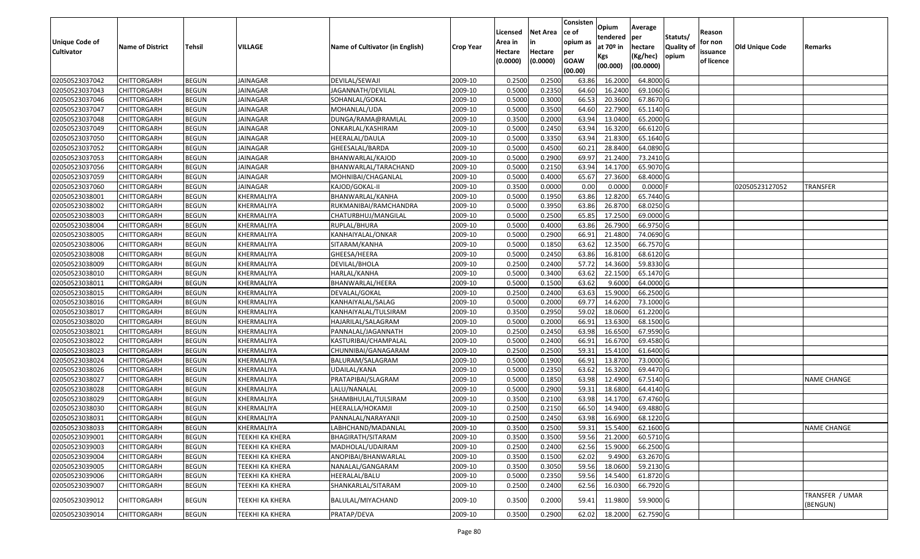| Unique Code of Cultivator | Name of District | Tehsil | VILLAGE | Name of Cultivator (in English) | Crop Year | Licensed Area in Hectare (0.0000) | Net Area in Hectare (0.0000) | Consistence of opium as per GOAW (00.00) | Opium tendered at 70º in Kgs (00.000) | Average per hectare (Kg/hec) (00.0000) | Statuts/ Quality of opium | Reason for non issuance of licence | Old Unique Code | Remarks |
|---|---|---|---|---|---|---|---|---|---|---|---|---|---|---|
| 02050523037042 | CHITTORGARH | BEGUN | JAINAGAR | DEVILAL/SEWAJI | 2009-10 | 0.2500 | 0.2500 | 63.86 | 16.2000 | 64.8000 | G | | | |
| 02050523037043 | CHITTORGARH | BEGUN | JAINAGAR | JAGANNATH/DEVILAL | 2009-10 | 0.5000 | 0.2350 | 64.60 | 16.2400 | 69.1060 | G | | | |
| 02050523037046 | CHITTORGARH | BEGUN | JAINAGAR | SOHANLAL/GOKAL | 2009-10 | 0.5000 | 0.3000 | 66.53 | 20.3600 | 67.8670 | G | | | |
| 02050523037047 | CHITTORGARH | BEGUN | JAINAGAR | MOHANLAL/UDA | 2009-10 | 0.5000 | 0.3500 | 64.60 | 22.7900 | 65.1140 | G | | | |
| 02050523037048 | CHITTORGARH | BEGUN | JAINAGAR | DUNGA/RAMA@RAMLAL | 2009-10 | 0.3500 | 0.2000 | 63.94 | 13.0400 | 65.2000 | G | | | |
| 02050523037049 | CHITTORGARH | BEGUN | JAINAGAR | ONKARLAL/KASHIRAM | 2009-10 | 0.5000 | 0.2450 | 63.94 | 16.3200 | 66.6120 | G | | | |
| 02050523037050 | CHITTORGARH | BEGUN | JAINAGAR | HEERALAL/DAULA | 2009-10 | 0.5000 | 0.3350 | 63.94 | 21.8300 | 65.1640 | G | | | |
| 02050523037052 | CHITTORGARH | BEGUN | JAINAGAR | GHEESALAL/BARDA | 2009-10 | 0.5000 | 0.4500 | 60.21 | 28.8400 | 64.0890 | G | | | |
| 02050523037053 | CHITTORGARH | BEGUN | JAINAGAR | BHANWARLAL/KAJOD | 2009-10 | 0.5000 | 0.2900 | 69.97 | 21.2400 | 73.2410 | G | | | |
| 02050523037056 | CHITTORGARH | BEGUN | JAINAGAR | BHANWARLAL/TARACHAND | 2009-10 | 0.5000 | 0.2150 | 63.94 | 14.1700 | 65.9070 | G | | | |
| 02050523037059 | CHITTORGARH | BEGUN | JAINAGAR | MOHNIBAI/CHAGANLAL | 2009-10 | 0.5000 | 0.4000 | 65.67 | 27.3600 | 68.4000 | G | | | |
| 02050523037060 | CHITTORGARH | BEGUN | JAINAGAR | KAJOD/GOKAL-II | 2009-10 | 0.3500 | 0.0000 | 0.00 | 0.0000 | 0.0000 | F | | 02050523127052 | TRANSFER |
| 02050523038001 | CHITTORGARH | BEGUN | KHERMALIYA | BHANWARLAL/KANHA | 2009-10 | 0.5000 | 0.1950 | 63.86 | 12.8200 | 65.7440 | G | | | |
| 02050523038002 | CHITTORGARH | BEGUN | KHERMALIYA | RUKMANIBAI/RAMCHANDRA | 2009-10 | 0.5000 | 0.3950 | 63.86 | 26.8700 | 68.0250 | G | | | |
| 02050523038003 | CHITTORGARH | BEGUN | KHERMALIYA | CHATURBHUJ/MANGILAL | 2009-10 | 0.5000 | 0.2500 | 65.85 | 17.2500 | 69.0000 | G | | | |
| 02050523038004 | CHITTORGARH | BEGUN | KHERMALIYA | RUPLAL/BHURA | 2009-10 | 0.5000 | 0.4000 | 63.86 | 26.7900 | 66.9750 | G | | | |
| 02050523038005 | CHITTORGARH | BEGUN | KHERMALIYA | KANHAIYALAL/ONKAR | 2009-10 | 0.5000 | 0.2900 | 66.91 | 21.4800 | 74.0690 | G | | | |
| 02050523038006 | CHITTORGARH | BEGUN | KHERMALIYA | SITARAM/KANHA | 2009-10 | 0.5000 | 0.1850 | 63.62 | 12.3500 | 66.7570 | G | | | |
| 02050523038008 | CHITTORGARH | BEGUN | KHERMALIYA | GHEESA/HEERA | 2009-10 | 0.5000 | 0.2450 | 63.86 | 16.8100 | 68.6120 | G | | | |
| 02050523038009 | CHITTORGARH | BEGUN | KHERMALIYA | DEVILAL/BHOLA | 2009-10 | 0.2500 | 0.2400 | 57.72 | 14.3600 | 59.8330 | G | | | |
| 02050523038010 | CHITTORGARH | BEGUN | KHERMALIYA | HARLAL/KANHA | 2009-10 | 0.5000 | 0.3400 | 63.62 | 22.1500 | 65.1470 | G | | | |
| 02050523038011 | CHITTORGARH | BEGUN | KHERMALIYA | BHANWARLAL/HEERA | 2009-10 | 0.5000 | 0.1500 | 63.62 | 9.6000 | 64.0000 | G | | | |
| 02050523038015 | CHITTORGARH | BEGUN | KHERMALIYA | DEVALAL/GOKAL | 2009-10 | 0.2500 | 0.2400 | 63.63 | 15.9000 | 66.2500 | G | | | |
| 02050523038016 | CHITTORGARH | BEGUN | KHERMALIYA | KANHAIYALAL/SALAG | 2009-10 | 0.5000 | 0.2000 | 69.77 | 14.6200 | 73.1000 | G | | | |
| 02050523038017 | CHITTORGARH | BEGUN | KHERMALIYA | KANHAIYALAL/TULSIRAM | 2009-10 | 0.3500 | 0.2950 | 59.02 | 18.0600 | 61.2200 | G | | | |
| 02050523038020 | CHITTORGARH | BEGUN | KHERMALIYA | HAJARILAL/SALAGRAM | 2009-10 | 0.5000 | 0.2000 | 66.91 | 13.6300 | 68.1500 | G | | | |
| 02050523038021 | CHITTORGARH | BEGUN | KHERMALIYA | PANNALAL/JAGANNATH | 2009-10 | 0.2500 | 0.2450 | 63.98 | 16.6500 | 67.9590 | G | | | |
| 02050523038022 | CHITTORGARH | BEGUN | KHERMALIYA | KASTURIBAI/CHAMPALAL | 2009-10 | 0.5000 | 0.2400 | 66.91 | 16.6700 | 69.4580 | G | | | |
| 02050523038023 | CHITTORGARH | BEGUN | KHERMALIYA | CHUNNIBAI/GANAGARAM | 2009-10 | 0.2500 | 0.2500 | 59.31 | 15.4100 | 61.6400 | G | | | |
| 02050523038024 | CHITTORGARH | BEGUN | KHERMALIYA | BALURAM/SALAGRAM | 2009-10 | 0.5000 | 0.1900 | 66.91 | 13.8700 | 73.0000 | G | | | |
| 02050523038026 | CHITTORGARH | BEGUN | KHERMALIYA | UDAILAL/KANA | 2009-10 | 0.5000 | 0.2350 | 63.62 | 16.3200 | 69.4470 | G | | | |
| 02050523038027 | CHITTORGARH | BEGUN | KHERMALIYA | PRATAPIBAI/SLAGRAM | 2009-10 | 0.5000 | 0.1850 | 63.98 | 12.4900 | 67.5140 | G | | | NAME CHANGE |
| 02050523038028 | CHITTORGARH | BEGUN | KHERMALIYA | LALU/NANALAL | 2009-10 | 0.5000 | 0.2900 | 59.31 | 18.6800 | 64.4140 | G | | | |
| 02050523038029 | CHITTORGARH | BEGUN | KHERMALIYA | SHAMBHULAL/TULSIRAM | 2009-10 | 0.3500 | 0.2100 | 63.98 | 14.1700 | 67.4760 | G | | | |
| 02050523038030 | CHITTORGARH | BEGUN | KHERMALIYA | HEERALLA/HOKAMJI | 2009-10 | 0.2500 | 0.2150 | 66.50 | 14.9400 | 69.4880 | G | | | |
| 02050523038031 | CHITTORGARH | BEGUN | KHERMALIYA | PANNALAL/NARAYANJI | 2009-10 | 0.2500 | 0.2450 | 63.98 | 16.6900 | 68.1220 | G | | | |
| 02050523038033 | CHITTORGARH | BEGUN | KHERMALIYA | LABHCHAND/MADANLAL | 2009-10 | 0.3500 | 0.2500 | 59.31 | 15.5400 | 62.1600 | G | | | NAME CHANGE |
| 02050523039001 | CHITTORGARH | BEGUN | TEEKHI KA KHERA | BHAGIRATH/SITARAM | 2009-10 | 0.3500 | 0.3500 | 59.56 | 21.2000 | 60.5710 | G | | | |
| 02050523039003 | CHITTORGARH | BEGUN | TEEKHI KA KHERA | MADHOLAL/UDAIRAM | 2009-10 | 0.2500 | 0.2400 | 62.56 | 15.9000 | 66.2500 | G | | | |
| 02050523039004 | CHITTORGARH | BEGUN | TEEKHI KA KHERA | ANOPIBAI/BHANWARLAL | 2009-10 | 0.3500 | 0.1500 | 62.02 | 9.4900 | 63.2670 | G | | | |
| 02050523039005 | CHITTORGARH | BEGUN | TEEKHI KA KHERA | NANALAL/GANGARAM | 2009-10 | 0.3500 | 0.3050 | 59.56 | 18.0600 | 59.2130 | G | | | |
| 02050523039006 | CHITTORGARH | BEGUN | TEEKHI KA KHERA | HEERALAL/BALU | 2009-10 | 0.5000 | 0.2350 | 59.56 | 14.5400 | 61.8720 | G | | | |
| 02050523039007 | CHITTORGARH | BEGUN | TEEKHI KA KHERA | SHANKARLAL/SITARAM | 2009-10 | 0.2500 | 0.2400 | 62.56 | 16.0300 | 66.7920 | G | | | |
| 02050523039012 | CHITTORGARH | BEGUN | TEEKHI KA KHERA | BALULAL/MIYACHAND | 2009-10 | 0.3500 | 0.2000 | 59.41 | 11.9800 | 59.9000 | G | | | TRANSFER / UMAR (BENGUN) |
| 02050523039014 | CHITTORGARH | BEGUN | TEEKHI KA KHERA | PRATAP/DEVA | 2009-10 | 0.3500 | 0.2900 | 62.02 | 18.2000 | 62.7590 | G | | | |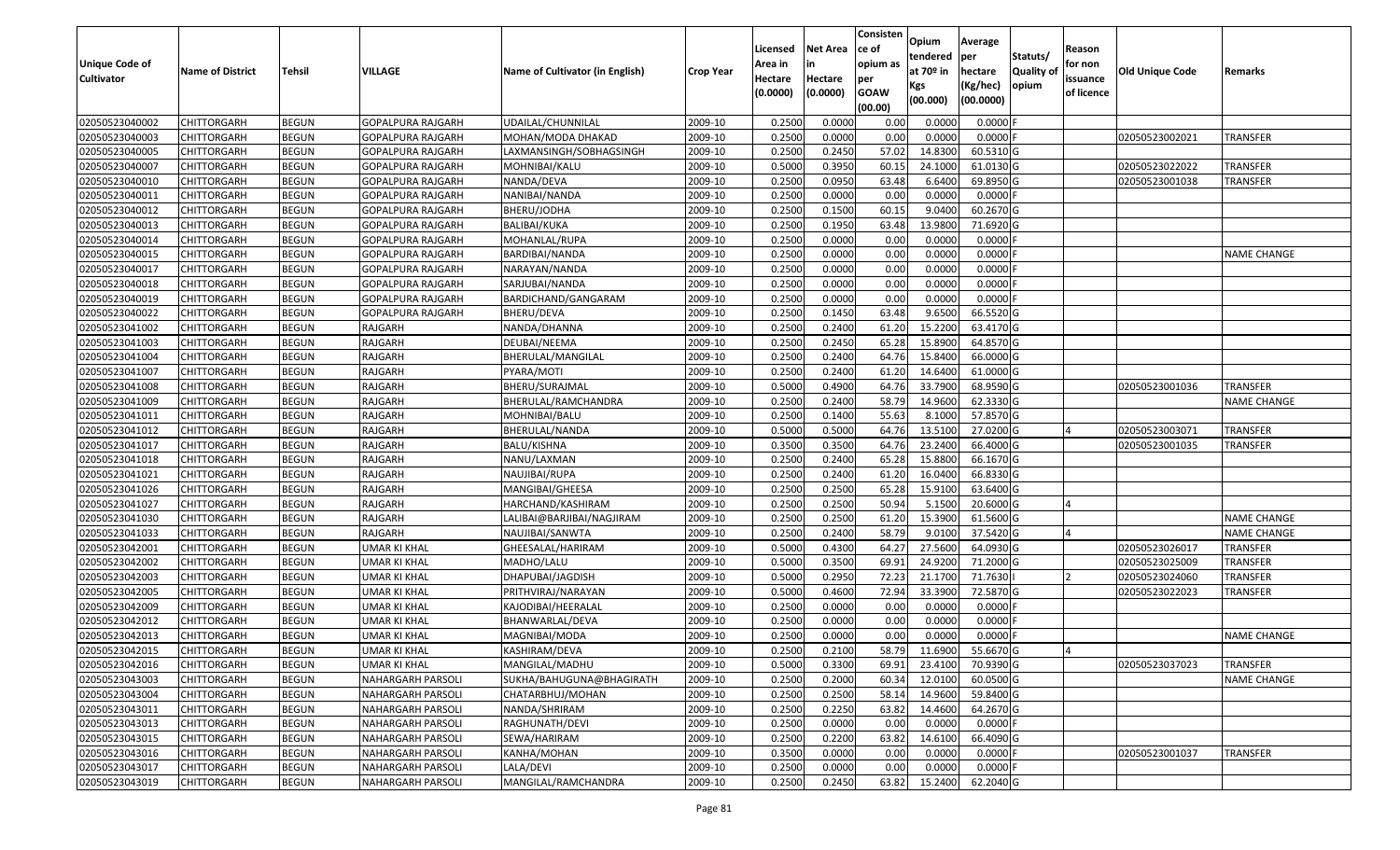| Unique Code of Cultivator | Name of District | Tehsil | VILLAGE | Name of Cultivator (in English) | Crop Year | Licensed Area in Hectare (0.0000) | Net Area in Hectare (0.0000) | Consistence of opium as per GOAW (00.00) | Opium tendered at 70º in Kgs (00.000) | Average per hectare (Kg/hec) (00.0000) | Statuts/ Quality of opium | Reason for non issuance of licence | Old Unique Code | Remarks |
|---|---|---|---|---|---|---|---|---|---|---|---|---|---|---|
| 02050523040002 | CHITTORGARH | BEGUN | GOPALPURA RAJGARH | UDAILAL/CHUNNILAL | 2009-10 | 0.2500 | 0.0000 | 0.00 | 0.0000 | 0.0000 | F | | | |
| 02050523040003 | CHITTORGARH | BEGUN | GOPALPURA RAJGARH | MOHAN/MODA DHAKAD | 2009-10 | 0.2500 | 0.0000 | 0.00 | 0.0000 | 0.0000 | F | | 02050523002021 | TRANSFER |
| 02050523040005 | CHITTORGARH | BEGUN | GOPALPURA RAJGARH | LAXMANSINGH/SOBHAGSINGH | 2009-10 | 0.2500 | 0.2450 | 57.02 | 14.8300 | 60.5310 | G | | | |
| 02050523040007 | CHITTORGARH | BEGUN | GOPALPURA RAJGARH | MOHNIBAI/KALU | 2009-10 | 0.5000 | 0.3950 | 60.15 | 24.1000 | 61.0130 | G | | 02050523022022 | TRANSFER |
| 02050523040010 | CHITTORGARH | BEGUN | GOPALPURA RAJGARH | NANDA/DEVA | 2009-10 | 0.2500 | 0.0950 | 63.48 | 6.6400 | 69.8950 | G | | 02050523001038 | TRANSFER |
| 02050523040011 | CHITTORGARH | BEGUN | GOPALPURA RAJGARH | NANIBAI/NANDA | 2009-10 | 0.2500 | 0.0000 | 0.00 | 0.0000 | 0.0000 | F | | | |
| 02050523040012 | CHITTORGARH | BEGUN | GOPALPURA RAJGARH | BHERU/JODHA | 2009-10 | 0.2500 | 0.1500 | 60.15 | 9.0400 | 60.2670 | G | | | |
| 02050523040013 | CHITTORGARH | BEGUN | GOPALPURA RAJGARH | BALIBAI/KUKA | 2009-10 | 0.2500 | 0.1950 | 63.48 | 13.9800 | 71.6920 | G | | | |
| 02050523040014 | CHITTORGARH | BEGUN | GOPALPURA RAJGARH | MOHANLAL/RUPA | 2009-10 | 0.2500 | 0.0000 | 0.00 | 0.0000 | 0.0000 | F | | | |
| 02050523040015 | CHITTORGARH | BEGUN | GOPALPURA RAJGARH | BARDIBAI/NANDA | 2009-10 | 0.2500 | 0.0000 | 0.00 | 0.0000 | 0.0000 | F | | | NAME CHANGE |
| 02050523040017 | CHITTORGARH | BEGUN | GOPALPURA RAJGARH | NARAYAN/NANDA | 2009-10 | 0.2500 | 0.0000 | 0.00 | 0.0000 | 0.0000 | F | | | |
| 02050523040018 | CHITTORGARH | BEGUN | GOPALPURA RAJGARH | SARJUBAI/NANDA | 2009-10 | 0.2500 | 0.0000 | 0.00 | 0.0000 | 0.0000 | F | | | |
| 02050523040019 | CHITTORGARH | BEGUN | GOPALPURA RAJGARH | BARDICHAND/GANGARAM | 2009-10 | 0.2500 | 0.0000 | 0.00 | 0.0000 | 0.0000 | F | | | |
| 02050523040022 | CHITTORGARH | BEGUN | GOPALPURA RAJGARH | BHERU/DEVA | 2009-10 | 0.2500 | 0.1450 | 63.48 | 9.6500 | 66.5520 | G | | | |
| 02050523041002 | CHITTORGARH | BEGUN | RAJGARH | NANDA/DHANNA | 2009-10 | 0.2500 | 0.2400 | 61.20 | 15.2200 | 63.4170 | G | | | |
| 02050523041003 | CHITTORGARH | BEGUN | RAJGARH | DEUBAI/NEEMA | 2009-10 | 0.2500 | 0.2450 | 65.28 | 15.8900 | 64.8570 | G | | | |
| 02050523041004 | CHITTORGARH | BEGUN | RAJGARH | BHERULAL/MANGILAL | 2009-10 | 0.2500 | 0.2400 | 64.76 | 15.8400 | 66.0000 | G | | | |
| 02050523041007 | CHITTORGARH | BEGUN | RAJGARH | PYARA/MOTI | 2009-10 | 0.2500 | 0.2400 | 61.20 | 14.6400 | 61.0000 | G | | | |
| 02050523041008 | CHITTORGARH | BEGUN | RAJGARH | BHERU/SURAJMAL | 2009-10 | 0.5000 | 0.4900 | 64.76 | 33.7900 | 68.9590 | G | | 02050523001036 | TRANSFER |
| 02050523041009 | CHITTORGARH | BEGUN | RAJGARH | BHERULAL/RAMCHANDRA | 2009-10 | 0.2500 | 0.2400 | 58.79 | 14.9600 | 62.3330 | G | | | NAME CHANGE |
| 02050523041011 | CHITTORGARH | BEGUN | RAJGARH | MOHNIBAI/BALU | 2009-10 | 0.2500 | 0.1400 | 55.63 | 8.1000 | 57.8570 | G | | | |
| 02050523041012 | CHITTORGARH | BEGUN | RAJGARH | BHERULAL/NANDA | 2009-10 | 0.5000 | 0.5000 | 64.76 | 13.5100 | 27.0200 | G | 4 | 02050523003071 | TRANSFER |
| 02050523041017 | CHITTORGARH | BEGUN | RAJGARH | BALU/KISHNA | 2009-10 | 0.3500 | 0.3500 | 64.76 | 23.2400 | 66.4000 | G | | 02050523001035 | TRANSFER |
| 02050523041018 | CHITTORGARH | BEGUN | RAJGARH | NANU/LAXMAN | 2009-10 | 0.2500 | 0.2400 | 65.28 | 15.8800 | 66.1670 | G | | | |
| 02050523041021 | CHITTORGARH | BEGUN | RAJGARH | NAUJIBAI/RUPA | 2009-10 | 0.2500 | 0.2400 | 61.20 | 16.0400 | 66.8330 | G | | | |
| 02050523041026 | CHITTORGARH | BEGUN | RAJGARH | MANGIBAI/GHEESA | 2009-10 | 0.2500 | 0.2500 | 65.28 | 15.9100 | 63.6400 | G | | | |
| 02050523041027 | CHITTORGARH | BEGUN | RAJGARH | HARCHAND/KASHIRAM | 2009-10 | 0.2500 | 0.2500 | 50.94 | 5.1500 | 20.6000 | G | 4 | | |
| 02050523041030 | CHITTORGARH | BEGUN | RAJGARH | LALIBAI@BARJIBAI/NAGJIRAM | 2009-10 | 0.2500 | 0.2500 | 61.20 | 15.3900 | 61.5600 | G | | | NAME CHANGE |
| 02050523041033 | CHITTORGARH | BEGUN | RAJGARH | NAUJIBAI/SANWTA | 2009-10 | 0.2500 | 0.2400 | 58.79 | 9.0100 | 37.5420 | G | 4 | | NAME CHANGE |
| 02050523042001 | CHITTORGARH | BEGUN | UMAR KI KHAL | GHEESALAL/HARIRAM | 2009-10 | 0.5000 | 0.4300 | 64.27 | 27.5600 | 64.0930 | G | | 02050523026017 | TRANSFER |
| 02050523042002 | CHITTORGARH | BEGUN | UMAR KI KHAL | MADHO/LALU | 2009-10 | 0.5000 | 0.3500 | 69.91 | 24.9200 | 71.2000 | G | | 02050523025009 | TRANSFER |
| 02050523042003 | CHITTORGARH | BEGUN | UMAR KI KHAL | DHAPUBAI/JAGDISH | 2009-10 | 0.5000 | 0.2950 | 72.23 | 21.1700 | 71.7630 | I | 2 | 02050523024060 | TRANSFER |
| 02050523042005 | CHITTORGARH | BEGUN | UMAR KI KHAL | PRITHVIRAJ/NARAYAN | 2009-10 | 0.5000 | 0.4600 | 72.94 | 33.3900 | 72.5870 | G | | 02050523022023 | TRANSFER |
| 02050523042009 | CHITTORGARH | BEGUN | UMAR KI KHAL | KAJODIBAI/HEERALAL | 2009-10 | 0.2500 | 0.0000 | 0.00 | 0.0000 | 0.0000 | F | | | |
| 02050523042012 | CHITTORGARH | BEGUN | UMAR KI KHAL | BHANWARLAL/DEVA | 2009-10 | 0.2500 | 0.0000 | 0.00 | 0.0000 | 0.0000 | F | | | |
| 02050523042013 | CHITTORGARH | BEGUN | UMAR KI KHAL | MAGNIBAI/MODA | 2009-10 | 0.2500 | 0.0000 | 0.00 | 0.0000 | 0.0000 | F | | | NAME CHANGE |
| 02050523042015 | CHITTORGARH | BEGUN | UMAR KI KHAL | KASHIRAM/DEVA | 2009-10 | 0.2500 | 0.2100 | 58.79 | 11.6900 | 55.6670 | G | 4 | | |
| 02050523042016 | CHITTORGARH | BEGUN | UMAR KI KHAL | MANGILAL/MADHU | 2009-10 | 0.5000 | 0.3300 | 69.91 | 23.4100 | 70.9390 | G | | 02050523037023 | TRANSFER |
| 02050523043003 | CHITTORGARH | BEGUN | NAHARGARH PARSOLI | SUKHA/BAHUGUNA@BHAGIRATH | 2009-10 | 0.2500 | 0.2000 | 60.34 | 12.0100 | 60.0500 | G | | | NAME CHANGE |
| 02050523043004 | CHITTORGARH | BEGUN | NAHARGARH PARSOLI | CHATARBHUJ/MOHAN | 2009-10 | 0.2500 | 0.2500 | 58.14 | 14.9600 | 59.8400 | G | | | |
| 02050523043011 | CHITTORGARH | BEGUN | NAHARGARH PARSOLI | NANDA/SHRIRAM | 2009-10 | 0.2500 | 0.2250 | 63.82 | 14.4600 | 64.2670 | G | | | |
| 02050523043013 | CHITTORGARH | BEGUN | NAHARGARH PARSOLI | RAGHUNATH/DEVI | 2009-10 | 0.2500 | 0.0000 | 0.00 | 0.0000 | 0.0000 | F | | | |
| 02050523043015 | CHITTORGARH | BEGUN | NAHARGARH PARSOLI | SEWA/HARIRAM | 2009-10 | 0.2500 | 0.2200 | 63.82 | 14.6100 | 66.4090 | G | | | |
| 02050523043016 | CHITTORGARH | BEGUN | NAHARGARH PARSOLI | KANHA/MOHAN | 2009-10 | 0.3500 | 0.0000 | 0.00 | 0.0000 | 0.0000 | F | | 02050523001037 | TRANSFER |
| 02050523043017 | CHITTORGARH | BEGUN | NAHARGARH PARSOLI | LALA/DEVI | 2009-10 | 0.2500 | 0.0000 | 0.00 | 0.0000 | 0.0000 | F | | | |
| 02050523043019 | CHITTORGARH | BEGUN | NAHARGARH PARSOLI | MANGILAL/RAMCHANDRA | 2009-10 | 0.2500 | 0.2450 | 63.82 | 15.2400 | 62.2040 | G | | | |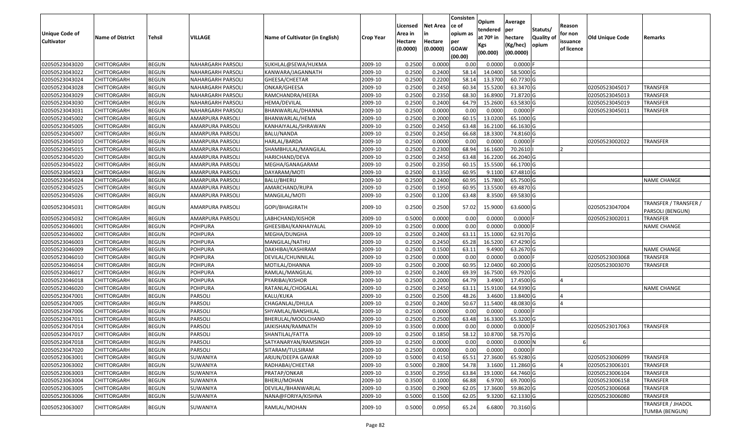| Unique Code of Cultivator | Name of District | Tehsil | VILLAGE | Name of Cultivator (in English) | Crop Year | Licensed Area in Hectare (0.0000) | Net Area in Hectare (0.0000) | Consistence of opium as per GOAW (00.00) | Opium tendered at 70º in Kgs (00.000) | Average per hectare (Kg/hec) (00.0000) | Statuts/ Quality of opium | Reason for non issuance of licence | Old Unique Code | Remarks |
|---|---|---|---|---|---|---|---|---|---|---|---|---|---|---|
| 02050523043020 | CHITTORGARH | BEGUN | NAHARGARH PARSOLI | SUKHLAL@SEWA/HUKMA | 2009-10 | 0.2500 | 0.0000 | 0.00 | 0.0000 | 0.0000 | F | | | |
| 02050523043022 | CHITTORGARH | BEGUN | NAHARGARH PARSOLI | KANWARA/JAGANNATH | 2009-10 | 0.2500 | 0.2400 | 58.14 | 14.0400 | 58.5000 | G | | | |
| 02050523043024 | CHITTORGARH | BEGUN | NAHARGARH PARSOLI | GHEESA/CHEETAR | 2009-10 | 0.2500 | 0.2200 | 58.14 | 13.3700 | 60.7730 | G | | | |
| 02050523043028 | CHITTORGARH | BEGUN | NAHARGARH PARSOLI | ONKAR/GHEESA | 2009-10 | 0.2500 | 0.2450 | 60.34 | 15.5200 | 63.3470 | G | | 02050523045017 | TRANSFER |
| 02050523043029 | CHITTORGARH | BEGUN | NAHARGARH PARSOLI | RAMCHANDRA/HEERA | 2009-10 | 0.2500 | 0.2350 | 68.30 | 16.8900 | 71.8720 | G | | 02050523045013 | TRANSFER |
| 02050523043030 | CHITTORGARH | BEGUN | NAHARGARH PARSOLI | HEMA/DEVILAL | 2009-10 | 0.2500 | 0.2400 | 64.79 | 15.2600 | 63.5830 | G | | 02050523045019 | TRANSFER |
| 02050523043031 | CHITTORGARH | BEGUN | NAHARGARH PARSOLI | BHANWARLAL/DHANNA | 2009-10 | 0.2500 | 0.0000 | 0.00 | 0.0000 | 0.0000 | F | | 02050523045011 | TRANSFER |
| 02050523045002 | CHITTORGARH | BEGUN | AMARPURA PARSOLI | BHANWARLAL/HEMA | 2009-10 | 0.2500 | 0.2000 | 60.15 | 13.0200 | 65.1000 | G | | | |
| 02050523045005 | CHITTORGARH | BEGUN | AMARPURA PARSOLI | KANHAIYALAL/SHRAWAN | 2009-10 | 0.2500 | 0.2450 | 63.48 | 16.2100 | 66.1630 | G | | | |
| 02050523045007 | CHITTORGARH | BEGUN | AMARPURA PARSOLI | BALU/NANDA | 2009-10 | 0.2500 | 0.2450 | 66.68 | 18.3300 | 74.8160 | G | | | |
| 02050523045010 | CHITTORGARH | BEGUN | AMARPURA PARSOLI | HARLAL/BARDA | 2009-10 | 0.2500 | 0.0000 | 0.00 | 0.0000 | 0.0000 | F | | 02050523002022 | TRANSFER |
| 02050523045015 | CHITTORGARH | BEGUN | AMARPURA PARSOLI | SHAMBHULAL/MANGILAL | 2009-10 | 0.2500 | 0.2300 | 68.94 | 16.1600 | 70.2610 | I | 2 | | |
| 02050523045020 | CHITTORGARH | BEGUN | AMARPURA PARSOLI | HARICHAND/DEVA | 2009-10 | 0.2500 | 0.2450 | 63.48 | 16.2200 | 66.2040 | G | | | |
| 02050523045022 | CHITTORGARH | BEGUN | AMARPURA PARSOLI | MEGHA/GANAGARAM | 2009-10 | 0.2500 | 0.2350 | 60.15 | 15.5500 | 66.1700 | G | | | |
| 02050523045023 | CHITTORGARH | BEGUN | AMARPURA PARSOLI | DAYARAM/MOTI | 2009-10 | 0.2500 | 0.1350 | 60.95 | 9.1100 | 67.4810 | G | | | |
| 02050523045024 | CHITTORGARH | BEGUN | AMARPURA PARSOLI | BALU/BHERU | 2009-10 | 0.2500 | 0.2400 | 60.95 | 15.7800 | 65.7500 | G | | | NAME CHANGE |
| 02050523045025 | CHITTORGARH | BEGUN | AMARPURA PARSOLI | AMARCHAND/RUPA | 2009-10 | 0.2500 | 0.1950 | 60.95 | 13.5500 | 69.4870 | G | | | |
| 02050523045026 | CHITTORGARH | BEGUN | AMARPURA PARSOLI | MANGILAL/MOTI | 2009-10 | 0.2500 | 0.1200 | 63.48 | 8.3500 | 69.5830 | G | | | |
| 02050523045031 | CHITTORGARH | BEGUN | AMARPURA PARSOLI | GOPI/BHAGIRATH | 2009-10 | 0.2500 | 0.2500 | 57.02 | 15.9000 | 63.6000 | G | | 02050523047004 | TRANSFER / TRANSFER / PARSOLI (BENGUN) |
| 02050523045032 | CHITTORGARH | BEGUN | AMARPURA PARSOLI | LABHCHAND/KISHOR | 2009-10 | 0.5000 | 0.0000 | 0.00 | 0.0000 | 0.0000 | F | | 02050523002011 | TRANSFER |
| 02050523046001 | CHITTORGARH | BEGUN | POHPURA | GHEESIBAI/KANHAIYALAL | 2009-10 | 0.2500 | 0.0000 | 0.00 | 0.0000 | 0.0000 | F | | | NAME CHANGE |
| 02050523046002 | CHITTORGARH | BEGUN | POHPURA | MEGHA/DUNGHA | 2009-10 | 0.2500 | 0.2400 | 63.11 | 15.1000 | 62.9170 | G | | | |
| 02050523046003 | CHITTORGARH | BEGUN | POHPURA | MANGILAL/NATHU | 2009-10 | 0.2500 | 0.2450 | 65.28 | 16.5200 | 67.4290 | G | | | |
| 02050523046009 | CHITTORGARH | BEGUN | POHPURA | DAKHIBAI/KASHIRAM | 2009-10 | 0.2500 | 0.1500 | 63.11 | 9.4900 | 63.2670 | G | | | NAME CHANGE |
| 02050523046010 | CHITTORGARH | BEGUN | POHPURA | DEVILAL/CHUNNILAL | 2009-10 | 0.2500 | 0.0000 | 0.00 | 0.0000 | 0.0000 | F | | 02050523003068 | TRANSFER |
| 02050523046014 | CHITTORGARH | BEGUN | POHPURA | MOTILAL/DHANNA | 2009-10 | 0.2500 | 0.2000 | 60.95 | 12.0400 | 60.2000 | G | | 02050523003070 | TRANSFER |
| 02050523046017 | CHITTORGARH | BEGUN | POHPURA | RAMLAL/MANGILAL | 2009-10 | 0.2500 | 0.2400 | 69.39 | 16.7500 | 69.7920 | G | | | |
| 02050523046018 | CHITTORGARH | BEGUN | POHPURA | PYARIBAI/KISHOR | 2009-10 | 0.2500 | 0.2000 | 64.79 | 3.4900 | 17.4500 | G | 4 | | |
| 02050523046020 | CHITTORGARH | BEGUN | POHPURA | RATANLAL/CHOGALAL | 2009-10 | 0.2500 | 0.2450 | 63.11 | 15.9100 | 64.9390 | G | | | NAME CHANGE |
| 02050523047001 | CHITTORGARH | BEGUN | PARSOLI | KALU/KUKA | 2009-10 | 0.2500 | 0.2500 | 48.26 | 3.4600 | 13.8400 | G | 4 | | |
| 02050523047005 | CHITTORGARH | BEGUN | PARSOLI | CHAGANLAL/DHULA | 2009-10 | 0.2500 | 0.2400 | 50.67 | 11.5400 | 48.0830 | G | 4 | | |
| 02050523047006 | CHITTORGARH | BEGUN | PARSOLI | SHYAMLAL/BANSHILAL | 2009-10 | 0.2500 | 0.0000 | 0.00 | 0.0000 | 0.0000 | F | | | |
| 02050523047011 | CHITTORGARH | BEGUN | PARSOLI | BHERULAL/MOOLCHAND | 2009-10 | 0.2500 | 0.2500 | 63.48 | 16.3300 | 65.3200 | G | | | |
| 02050523047014 | CHITTORGARH | BEGUN | PARSOLI | JAIKISHAN/RAMNATH | 2009-10 | 0.3500 | 0.0000 | 0.00 | 0.0000 | 0.0000 | F | | 02050523017063 | TRANSFER |
| 02050523047017 | CHITTORGARH | BEGUN | PARSOLI | SHANTILAL/FATTA | 2009-10 | 0.2500 | 0.1850 | 58.12 | 10.8700 | 58.7570 | G | | | |
| 02050523047018 | CHITTORGARH | BEGUN | PARSOLI | SATYANARYAN/RAMSINGH | 2009-10 | 0.2500 | 0.0000 | 0.00 | 0.0000 | 0.0000 | N | 6 | | |
| 02050523047020 | CHITTORGARH | BEGUN | PARSOLI | SITARAM/TULSIRAM | 2009-10 | 0.2500 | 0.0000 | 0.00 | 0.0000 | 0.0000 | F | | | |
| 02050523063001 | CHITTORGARH | BEGUN | SUWANIYA | ARJUN/DEEPA GAWAR | 2009-10 | 0.5000 | 0.4150 | 65.51 | 27.3600 | 65.9280 | G | | 02050523006099 | TRANSFER |
| 02050523063002 | CHITTORGARH | BEGUN | SUWANIYA | RADHABAI/CHEETAR | 2009-10 | 0.5000 | 0.2800 | 54.78 | 3.1600 | 11.2860 | G | 4 | 02050523006101 | TRANSFER |
| 02050523063003 | CHITTORGARH | BEGUN | SUWANIYA | PRATAP/ONKAR | 2009-10 | 0.3500 | 0.2950 | 63.84 | 19.1000 | 64.7460 | G | | 02050523006104 | TRANSFER |
| 02050523063004 | CHITTORGARH | BEGUN | SUWANIYA | BHERU/MOHAN | 2009-10 | 0.3500 | 0.1000 | 66.88 | 6.9700 | 69.7000 | G | | 02050523006158 | TRANSFER |
| 02050523063005 | CHITTORGARH | BEGUN | SUWANIYA | DEVILAL/BHANWARLAL | 2009-10 | 0.3500 | 0.2900 | 62.05 | 17.3600 | 59.8620 | G | | 02050523006068 | TRANSFER |
| 02050523063006 | CHITTORGARH | BEGUN | SUWANIYA | NANA@FORIYA/KISHNA | 2009-10 | 0.5000 | 0.1500 | 62.05 | 9.3200 | 62.1330 | G | | 02050523006080 | TRANSFER |
| 02050523063007 | CHITTORGARH | BEGUN | SUWANIYA | RAMLAL/MOHAN | 2009-10 | 0.5000 | 0.0950 | 65.24 | 6.6800 | 70.3160 | G | | | TRANSFER / JHADOL TUMBA (BENGUN) |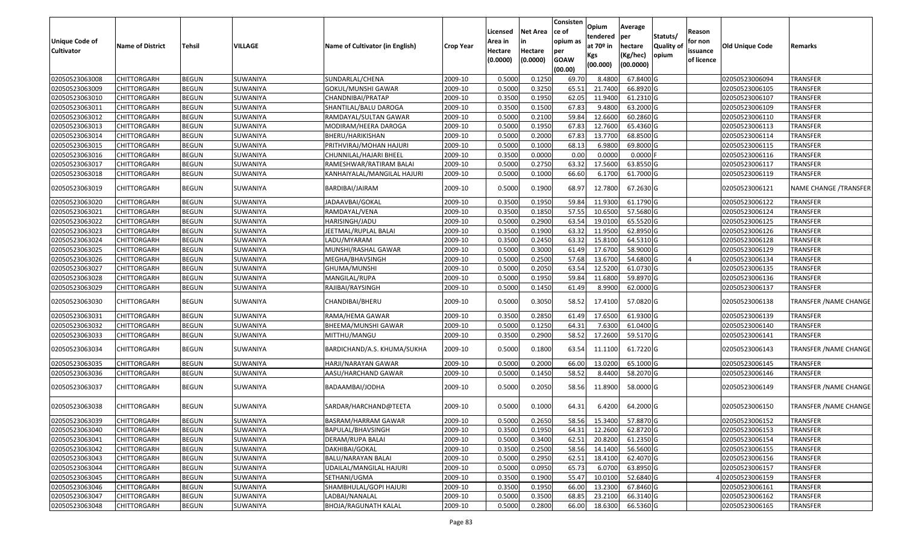| Unique Code of Cultivator | Name of District | Tehsil | VILLAGE | Name of Cultivator (in English) | Crop Year | Licensed Area in Hectare (0.0000) | Net Area in Hectare (0.0000) | Consistence of opium as per GOAW (00.00) | Opium tendered at 70º in Kgs (00.000) | Average per hectare (Kg/hec) (00.0000) | Statuts/ Quality of opium | Reason for non issuance of licence | Old Unique Code | Remarks |
|---|---|---|---|---|---|---|---|---|---|---|---|---|---|---|
| 02050523063008 | CHITTORGARH | BEGUN | SUWANIYA | SUNDARLAL/CHENA | 2009-10 | 0.5000 | 0.1250 | 69.70 | 8.4800 | 67.8400 | G | | 02050523006094 | TRANSFER |
| 02050523063009 | CHITTORGARH | BEGUN | SUWANIYA | GOKUL/MUNSHI GAWAR | 2009-10 | 0.5000 | 0.3250 | 65.51 | 21.7400 | 66.8920 | G | | 02050523006105 | TRANSFER |
| 02050523063010 | CHITTORGARH | BEGUN | SUWANIYA | CHANDNIBAI/PRATAP | 2009-10 | 0.3500 | 0.1950 | 62.05 | 11.9400 | 61.2310 | G | | 02050523006107 | TRANSFER |
| 02050523063011 | CHITTORGARH | BEGUN | SUWANIYA | SHANTILAL/BALU DAROGA | 2009-10 | 0.3500 | 0.1500 | 67.83 | 9.4800 | 63.2000 | G | | 02050523006109 | TRANSFER |
| 02050523063012 | CHITTORGARH | BEGUN | SUWANIYA | RAMDAYAL/SULTAN GAWAR | 2009-10 | 0.5000 | 0.2100 | 59.84 | 12.6600 | 60.2860 | G | | 02050523006110 | TRANSFER |
| 02050523063013 | CHITTORGARH | BEGUN | SUWANIYA | MODIRAM/HEERA DAROGA | 2009-10 | 0.5000 | 0.1950 | 67.83 | 12.7600 | 65.4360 | G | | 02050523006113 | TRANSFER |
| 02050523063014 | CHITTORGARH | BEGUN | SUWANIYA | BHERU/HARIKISHAN | 2009-10 | 0.5000 | 0.2000 | 67.83 | 13.7700 | 68.8500 | G | | 02050523006114 | TRANSFER |
| 02050523063015 | CHITTORGARH | BEGUN | SUWANIYA | PRITHVIRAJ/MOHAN HAJURI | 2009-10 | 0.5000 | 0.1000 | 68.13 | 6.9800 | 69.8000 | G | | 02050523006115 | TRANSFER |
| 02050523063016 | CHITTORGARH | BEGUN | SUWANIYA | CHUNNILAL/HAJARI BHEEL | 2009-10 | 0.3500 | 0.0000 | 0.00 | 0.0000 | 0.0000 | F | | 02050523006116 | TRANSFER |
| 02050523063017 | CHITTORGARH | BEGUN | SUWANIYA | RAMESHWAR/RATIRAM BALAI | 2009-10 | 0.5000 | 0.2750 | 63.32 | 17.5600 | 63.8550 | G | | 02050523006117 | TRANSFER |
| 02050523063018 | CHITTORGARH | BEGUN | SUWANIYA | KANHAIYALAL/MANGILAL HAJURI | 2009-10 | 0.5000 | 0.1000 | 66.60 | 6.1700 | 61.7000 | G | | 02050523006119 | TRANSFER |
| 02050523063019 | CHITTORGARH | BEGUN | SUWANIYA | BARDIBAI/JAIRAM | 2009-10 | 0.5000 | 0.1900 | 68.97 | 12.7800 | 67.2630 | G | | 02050523006121 | NAME CHANGE /TRANSFER |
| 02050523063020 | CHITTORGARH | BEGUN | SUWANIYA | JADAAVBAI/GOKAL | 2009-10 | 0.3500 | 0.1950 | 59.84 | 11.9300 | 61.1790 | G | | 02050523006122 | TRANSFER |
| 02050523063021 | CHITTORGARH | BEGUN | SUWANIYA | RAMDAYAL/VENA | 2009-10 | 0.3500 | 0.1850 | 57.55 | 10.6500 | 57.5680 | G | | 02050523006124 | TRANSFER |
| 02050523063022 | CHITTORGARH | BEGUN | SUWANIYA | HARISINGH/JADU | 2009-10 | 0.5000 | 0.2900 | 63.54 | 19.0100 | 65.5520 | G | | 02050523006125 | TRANSFER |
| 02050523063023 | CHITTORGARH | BEGUN | SUWANIYA | JEETMAL/RUPLAL BALAI | 2009-10 | 0.3500 | 0.1900 | 63.32 | 11.9500 | 62.8950 | G | | 02050523006126 | TRANSFER |
| 02050523063024 | CHITTORGARH | BEGUN | SUWANIYA | LADU/MYARAM | 2009-10 | 0.3500 | 0.2450 | 63.32 | 15.8100 | 64.5310 | G | | 02050523006128 | TRANSFER |
| 02050523063025 | CHITTORGARH | BEGUN | SUWANIYA | MUNSHI/RASHAL GAWAR | 2009-10 | 0.5000 | 0.3000 | 61.49 | 17.6700 | 58.9000 | G | | 02050523006129 | TRANSFER |
| 02050523063026 | CHITTORGARH | BEGUN | SUWANIYA | MEGHA/BHAVSINGH | 2009-10 | 0.5000 | 0.2500 | 57.68 | 13.6700 | 54.6800 | G | 4 | 02050523006134 | TRANSFER |
| 02050523063027 | CHITTORGARH | BEGUN | SUWANIYA | GHUMA/MUNSHI | 2009-10 | 0.5000 | 0.2050 | 63.54 | 12.5200 | 61.0730 | G | | 02050523006135 | TRANSFER |
| 02050523063028 | CHITTORGARH | BEGUN | SUWANIYA | MANGILAL/RUPA | 2009-10 | 0.5000 | 0.1950 | 59.84 | 11.6800 | 59.8970 | G | | 02050523006136 | TRANSFER |
| 02050523063029 | CHITTORGARH | BEGUN | SUWANIYA | RAJIBAI/RAYSINGH | 2009-10 | 0.5000 | 0.1450 | 61.49 | 8.9900 | 62.0000 | G | | 02050523006137 | TRANSFER |
| 02050523063030 | CHITTORGARH | BEGUN | SUWANIYA | CHANDIBAI/BHERU | 2009-10 | 0.5000 | 0.3050 | 58.52 | 17.4100 | 57.0820 | G | | 02050523006138 | TRANSFER /NAME CHANGE |
| 02050523063031 | CHITTORGARH | BEGUN | SUWANIYA | RAMA/HEMA GAWAR | 2009-10 | 0.3500 | 0.2850 | 61.49 | 17.6500 | 61.9300 | G | | 02050523006139 | TRANSFER |
| 02050523063032 | CHITTORGARH | BEGUN | SUWANIYA | BHEEMA/MUNSHI GAWAR | 2009-10 | 0.5000 | 0.1250 | 64.31 | 7.6300 | 61.0400 | G | | 02050523006140 | TRANSFER |
| 02050523063033 | CHITTORGARH | BEGUN | SUWANIYA | MITTHU/MANGU | 2009-10 | 0.3500 | 0.2900 | 58.52 | 17.2600 | 59.5170 | G | | 02050523006141 | TRANSFER |
| 02050523063034 | CHITTORGARH | BEGUN | SUWANIYA | BARDICHAND/A.S. KHUMA/SUKHA | 2009-10 | 0.5000 | 0.1800 | 63.54 | 11.1100 | 61.7220 | G | | 02050523006143 | TRANSFER /NAME CHANGE |
| 02050523063035 | CHITTORGARH | BEGUN | SUWANIYA | HARJI/NARAYAN GAWAR | 2009-10 | 0.5000 | 0.2000 | 66.00 | 13.0200 | 65.1000 | G | | 02050523006145 | TRANSFER |
| 02050523063036 | CHITTORGARH | BEGUN | SUWANIYA | AASU/HARCHAND GAWAR | 2009-10 | 0.5000 | 0.1450 | 58.52 | 8.4400 | 58.2070 | G | | 02050523006146 | TRANSFER |
| 02050523063037 | CHITTORGARH | BEGUN | SUWANIYA | BADAAMBAI/JODHA | 2009-10 | 0.5000 | 0.2050 | 58.56 | 11.8900 | 58.0000 | G | | 02050523006149 | TRANSFER /NAME CHANGE |
| 02050523063038 | CHITTORGARH | BEGUN | SUWANIYA | SARDAR/HARCHAND@TEETA | 2009-10 | 0.5000 | 0.1000 | 64.31 | 6.4200 | 64.2000 | G | | 02050523006150 | TRANSFER /NAME CHANGE |
| 02050523063039 | CHITTORGARH | BEGUN | SUWANIYA | BASRAM/HARRAM GAWAR | 2009-10 | 0.5000 | 0.2650 | 58.56 | 15.3400 | 57.8870 | G | | 02050523006152 | TRANSFER |
| 02050523063040 | CHITTORGARH | BEGUN | SUWANIYA | BAPULAL/BHAVSINGH | 2009-10 | 0.3500 | 0.1950 | 64.31 | 12.2600 | 62.8720 | G | | 02050523006153 | TRANSFER |
| 02050523063041 | CHITTORGARH | BEGUN | SUWANIYA | DERAM/RUPA BALAI | 2009-10 | 0.5000 | 0.3400 | 62.51 | 20.8200 | 61.2350 | G | | 02050523006154 | TRANSFER |
| 02050523063042 | CHITTORGARH | BEGUN | SUWANIYA | DAKHIBAI/GOKAL | 2009-10 | 0.3500 | 0.2500 | 58.56 | 14.1400 | 56.5600 | G | | 02050523006155 | TRANSFER |
| 02050523063043 | CHITTORGARH | BEGUN | SUWANIYA | BALU/NARAYAN BALAI | 2009-10 | 0.5000 | 0.2950 | 62.51 | 18.4100 | 62.4070 | G | | 02050523006156 | TRANSFER |
| 02050523063044 | CHITTORGARH | BEGUN | SUWANIYA | UDAILAL/MANGILAL HAJURI | 2009-10 | 0.5000 | 0.0950 | 65.73 | 6.0700 | 63.8950 | G | | 02050523006157 | TRANSFER |
| 02050523063045 | CHITTORGARH | BEGUN | SUWANIYA | SETHANI/UGMA | 2009-10 | 0.3500 | 0.1900 | 55.47 | 10.0100 | 52.6840 | G | 4 | 02050523006159 | TRANSFER |
| 02050523063046 | CHITTORGARH | BEGUN | SUWANIYA | SHAMBHULAL/GOPI HAJURI | 2009-10 | 0.3500 | 0.1950 | 66.00 | 13.2300 | 67.8460 | G | | 02050523006161 | TRANSFER |
| 02050523063047 | CHITTORGARH | BEGUN | SUWANIYA | LADBAI/NANALAL | 2009-10 | 0.5000 | 0.3500 | 68.85 | 23.2100 | 66.3140 | G | | 02050523006162 | TRANSFER |
| 02050523063048 | CHITTORGARH | BEGUN | SUWANIYA | BHOJA/RAGUNATH KALAL | 2009-10 | 0.5000 | 0.2800 | 66.00 | 18.6300 | 66.5360 | G | | 02050523006165 | TRANSFER |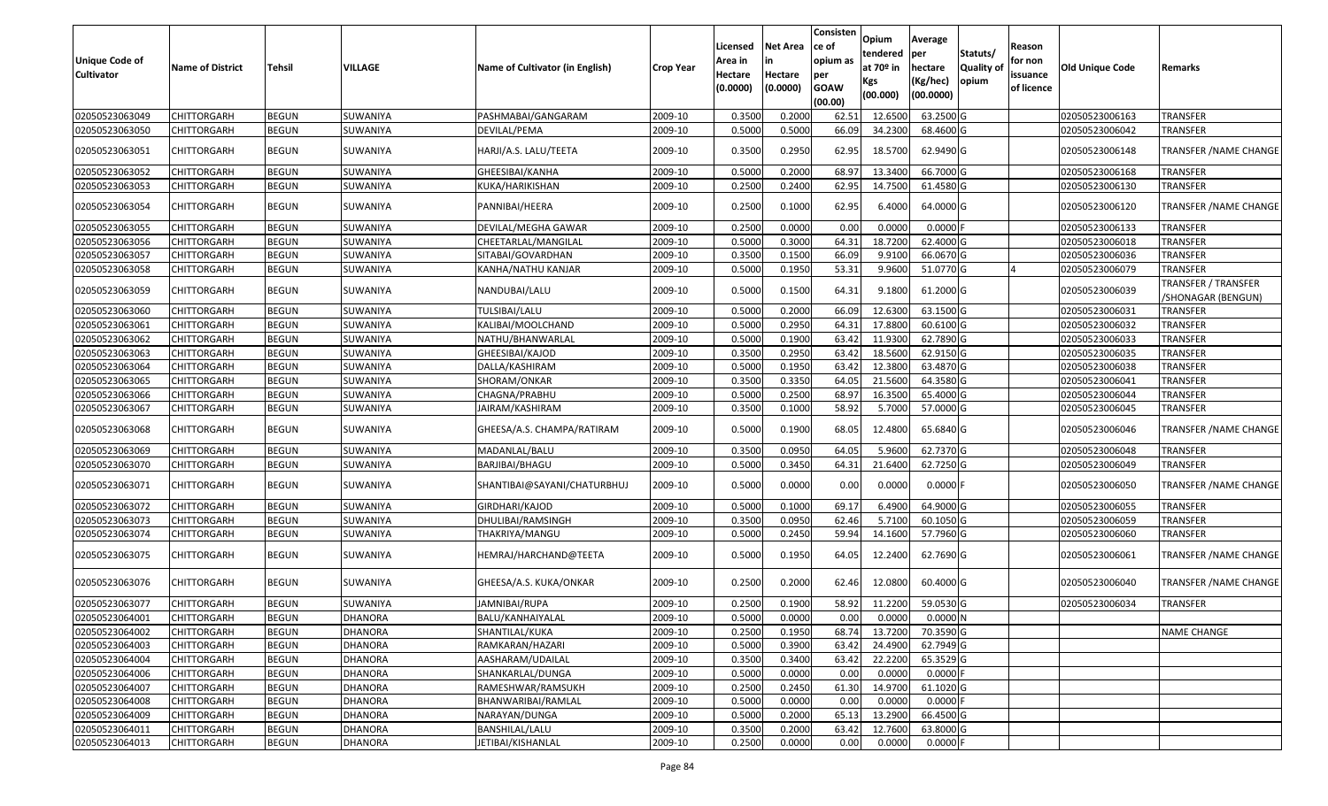| Unique Code of Cultivator | Name of District | Tehsil | VILLAGE | Name of Cultivator (in English) | Crop Year | Licensed Area in Hectare (0.0000) | Net Area in Hectare (0.0000) | Consistence of opium as per GOAW (00.00) | Opium tendered at 70º in Kgs (00.000) | Average per hectare (Kg/hec) (00.0000) | Statuts/ Quality of opium | Reason for non issuance of licence | Old Unique Code | Remarks |
|---|---|---|---|---|---|---|---|---|---|---|---|---|---|---|
| 02050523063049 | CHITTORGARH | BEGUN | SUWANIYA | PASHMABAI/GANGARAM | 2009-10 | 0.3500 | 0.2000 | 62.51 | 12.6500 | 63.2500 | G | | 02050523006163 | TRANSFER |
| 02050523063050 | CHITTORGARH | BEGUN | SUWANIYA | DEVILAL/PEMA | 2009-10 | 0.5000 | 0.5000 | 66.09 | 34.2300 | 68.4600 | G | | 02050523006042 | TRANSFER |
| 02050523063051 | CHITTORGARH | BEGUN | SUWANIYA | HARJI/A.S. LALU/TEETA | 2009-10 | 0.3500 | 0.2950 | 62.95 | 18.5700 | 62.9490 | G | | 02050523006148 | TRANSFER /NAME CHANGE |
| 02050523063052 | CHITTORGARH | BEGUN | SUWANIYA | GHEESIBAI/KANHA | 2009-10 | 0.5000 | 0.2000 | 68.97 | 13.3400 | 66.7000 | G | | 02050523006168 | TRANSFER |
| 02050523063053 | CHITTORGARH | BEGUN | SUWANIYA | KUKA/HARIKISHAN | 2009-10 | 0.2500 | 0.2400 | 62.95 | 14.7500 | 61.4580 | G | | 02050523006130 | TRANSFER |
| 02050523063054 | CHITTORGARH | BEGUN | SUWANIYA | PANNIBAI/HEERA | 2009-10 | 0.2500 | 0.1000 | 62.95 | 6.4000 | 64.0000 | G | | 02050523006120 | TRANSFER /NAME CHANGE |
| 02050523063055 | CHITTORGARH | BEGUN | SUWANIYA | DEVILAL/MEGHA GAWAR | 2009-10 | 0.2500 | 0.0000 | 0.00 | 0.0000 | 0.0000 | F | | 02050523006133 | TRANSFER |
| 02050523063056 | CHITTORGARH | BEGUN | SUWANIYA | CHEETARLAL/MANGILAL | 2009-10 | 0.5000 | 0.3000 | 64.31 | 18.7200 | 62.4000 | G | | 02050523006018 | TRANSFER |
| 02050523063057 | CHITTORGARH | BEGUN | SUWANIYA | SITABAI/GOVARDHAN | 2009-10 | 0.3500 | 0.1500 | 66.09 | 9.9100 | 66.0670 | G | | 02050523006036 | TRANSFER |
| 02050523063058 | CHITTORGARH | BEGUN | SUWANIYA | KANHA/NATHU KANJAR | 2009-10 | 0.5000 | 0.1950 | 53.31 | 9.9600 | 51.0770 | G | 4 | 02050523006079 | TRANSFER |
| 02050523063059 | CHITTORGARH | BEGUN | SUWANIYA | NANDUBAI/LALU | 2009-10 | 0.5000 | 0.1500 | 64.31 | 9.1800 | 61.2000 | G | | 02050523006039 | TRANSFER / TRANSFER /SHONAGAR (BENGUN) |
| 02050523063060 | CHITTORGARH | BEGUN | SUWANIYA | TULSIBAI/LALU | 2009-10 | 0.5000 | 0.2000 | 66.09 | 12.6300 | 63.1500 | G | | 02050523006031 | TRANSFER |
| 02050523063061 | CHITTORGARH | BEGUN | SUWANIYA | KALIBAI/MOOLCHAND | 2009-10 | 0.5000 | 0.2950 | 64.31 | 17.8800 | 60.6100 | G | | 02050523006032 | TRANSFER |
| 02050523063062 | CHITTORGARH | BEGUN | SUWANIYA | NATHU/BHANWARLAL | 2009-10 | 0.5000 | 0.1900 | 63.42 | 11.9300 | 62.7890 | G | | 02050523006033 | TRANSFER |
| 02050523063063 | CHITTORGARH | BEGUN | SUWANIYA | GHEESIBAI/KAJOD | 2009-10 | 0.3500 | 0.2950 | 63.42 | 18.5600 | 62.9150 | G | | 02050523006035 | TRANSFER |
| 02050523063064 | CHITTORGARH | BEGUN | SUWANIYA | DALLA/KASHIRAM | 2009-10 | 0.5000 | 0.1950 | 63.42 | 12.3800 | 63.4870 | G | | 02050523006038 | TRANSFER |
| 02050523063065 | CHITTORGARH | BEGUN | SUWANIYA | SHORAM/ONKAR | 2009-10 | 0.3500 | 0.3350 | 64.05 | 21.5600 | 64.3580 | G | | 02050523006041 | TRANSFER |
| 02050523063066 | CHITTORGARH | BEGUN | SUWANIYA | CHAGNA/PRABHU | 2009-10 | 0.5000 | 0.2500 | 68.97 | 16.3500 | 65.4000 | G | | 02050523006044 | TRANSFER |
| 02050523063067 | CHITTORGARH | BEGUN | SUWANIYA | JAIRAM/KASHIRAM | 2009-10 | 0.3500 | 0.1000 | 58.92 | 5.7000 | 57.0000 | G | | 02050523006045 | TRANSFER |
| 02050523063068 | CHITTORGARH | BEGUN | SUWANIYA | GHEESA/A.S. CHAMPA/RATIRAM | 2009-10 | 0.5000 | 0.1900 | 68.05 | 12.4800 | 65.6840 | G | | 02050523006046 | TRANSFER /NAME CHANGE |
| 02050523063069 | CHITTORGARH | BEGUN | SUWANIYA | MADANLAL/BALU | 2009-10 | 0.3500 | 0.0950 | 64.05 | 5.9600 | 62.7370 | G | | 02050523006048 | TRANSFER |
| 02050523063070 | CHITTORGARH | BEGUN | SUWANIYA | BARJIBAI/BHAGU | 2009-10 | 0.5000 | 0.3450 | 64.31 | 21.6400 | 62.7250 | G | | 02050523006049 | TRANSFER |
| 02050523063071 | CHITTORGARH | BEGUN | SUWANIYA | SHANTIBAI@SAYANI/CHATURBHUJ | 2009-10 | 0.5000 | 0.0000 | 0.00 | 0.0000 | 0.0000 | F | | 02050523006050 | TRANSFER /NAME CHANGE |
| 02050523063072 | CHITTORGARH | BEGUN | SUWANIYA | GIRDHARI/KAJOD | 2009-10 | 0.5000 | 0.1000 | 69.17 | 6.4900 | 64.9000 | G | | 02050523006055 | TRANSFER |
| 02050523063073 | CHITTORGARH | BEGUN | SUWANIYA | DHULIBAI/RAMSINGH | 2009-10 | 0.3500 | 0.0950 | 62.46 | 5.7100 | 60.1050 | G | | 02050523006059 | TRANSFER |
| 02050523063074 | CHITTORGARH | BEGUN | SUWANIYA | THAKRIYA/MANGU | 2009-10 | 0.5000 | 0.2450 | 59.94 | 14.1600 | 57.7960 | G | | 02050523006060 | TRANSFER |
| 02050523063075 | CHITTORGARH | BEGUN | SUWANIYA | HEMRAJ/HARCHAND@TEETA | 2009-10 | 0.5000 | 0.1950 | 64.05 | 12.2400 | 62.7690 | G | | 02050523006061 | TRANSFER /NAME CHANGE |
| 02050523063076 | CHITTORGARH | BEGUN | SUWANIYA | GHEESA/A.S. KUKA/ONKAR | 2009-10 | 0.2500 | 0.2000 | 62.46 | 12.0800 | 60.4000 | G | | 02050523006040 | TRANSFER /NAME CHANGE |
| 02050523063077 | CHITTORGARH | BEGUN | SUWANIYA | JAMNIBAI/RUPA | 2009-10 | 0.2500 | 0.1900 | 58.92 | 11.2200 | 59.0530 | G | | 02050523006034 | TRANSFER |
| 02050523064001 | CHITTORGARH | BEGUN | DHANORA | BALU/KANHAIYALAL | 2009-10 | 0.5000 | 0.0000 | 0.00 | 0.0000 | 0.0000 | N | | | |
| 02050523064002 | CHITTORGARH | BEGUN | DHANORA | SHANTILAL/KUKA | 2009-10 | 0.2500 | 0.1950 | 68.74 | 13.7200 | 70.3590 | G | | | NAME CHANGE |
| 02050523064003 | CHITTORGARH | BEGUN | DHANORA | RAMKARAN/HAZARI | 2009-10 | 0.5000 | 0.3900 | 63.42 | 24.4900 | 62.7949 | G | | | |
| 02050523064004 | CHITTORGARH | BEGUN | DHANORA | AASHARAM/UDAILAL | 2009-10 | 0.3500 | 0.3400 | 63.42 | 22.2200 | 65.3529 | G | | | |
| 02050523064006 | CHITTORGARH | BEGUN | DHANORA | SHANKARLAL/DUNGA | 2009-10 | 0.5000 | 0.0000 | 0.00 | 0.0000 | 0.0000 | F | | | |
| 02050523064007 | CHITTORGARH | BEGUN | DHANORA | RAMESHWAR/RAMSUKH | 2009-10 | 0.2500 | 0.2450 | 61.30 | 14.9700 | 61.1020 | G | | | |
| 02050523064008 | CHITTORGARH | BEGUN | DHANORA | BHANWARIBAI/RAMLAL | 2009-10 | 0.5000 | 0.0000 | 0.00 | 0.0000 | 0.0000 | F | | | |
| 02050523064009 | CHITTORGARH | BEGUN | DHANORA | NARAYAN/DUNGA | 2009-10 | 0.5000 | 0.2000 | 65.13 | 13.2900 | 66.4500 | G | | | |
| 02050523064011 | CHITTORGARH | BEGUN | DHANORA | BANSHILAL/LALU | 2009-10 | 0.3500 | 0.2000 | 63.42 | 12.7600 | 63.8000 | G | | | |
| 02050523064013 | CHITTORGARH | BEGUN | DHANORA | JETIBAI/KISHANLAL | 2009-10 | 0.2500 | 0.0000 | 0.00 | 0.0000 | 0.0000 | F | | | |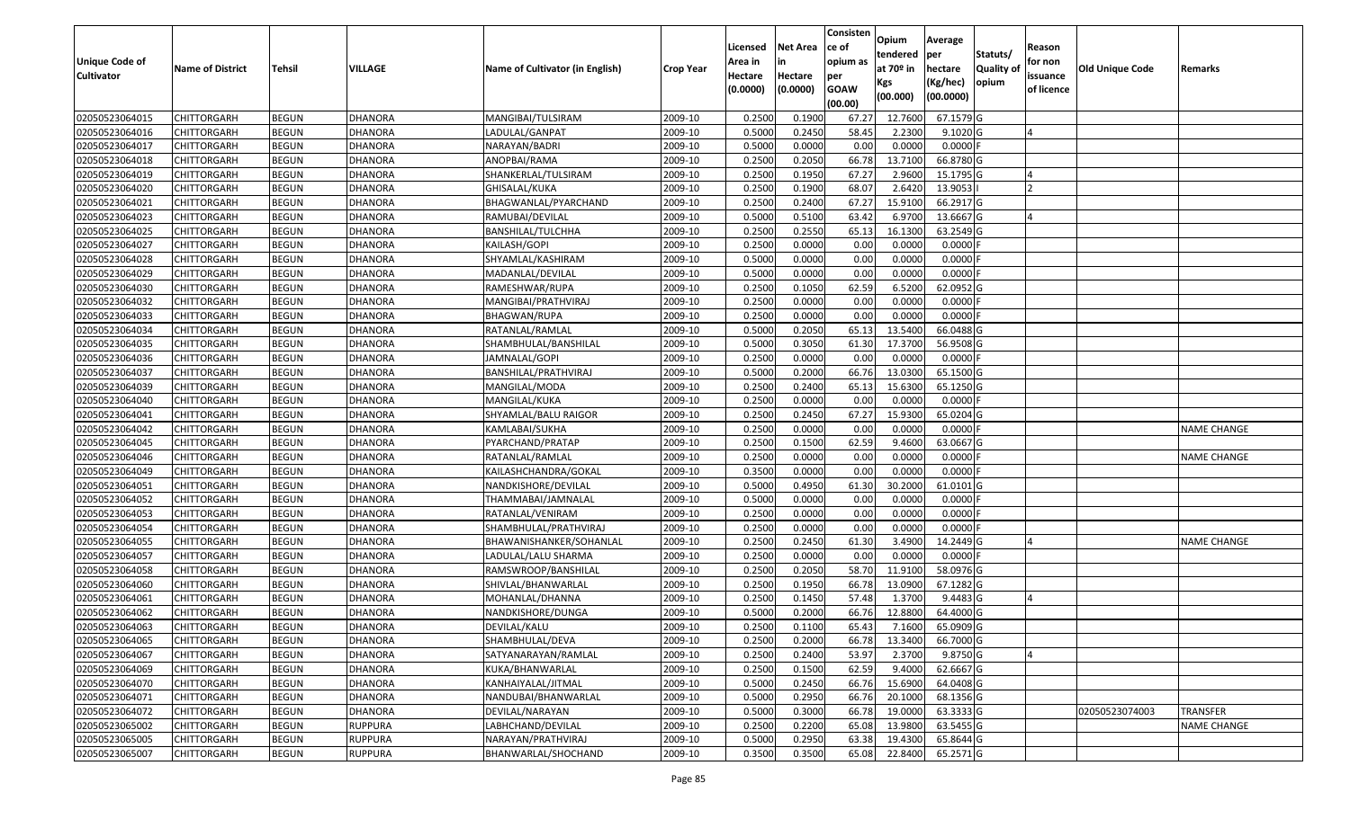| Unique Code of Cultivator | Name of District | Tehsil | VILLAGE | Name of Cultivator (in English) | Crop Year | Licensed Area in Hectare (0.0000) | Net Area in Hectare (0.0000) | Consistence of opium as per GOAW (00.00) | Opium tendered at 70º in Kgs (00.000) | Average per hectare (Kg/hec) (00.0000) | Statuts/ Quality of opium | Reason for non issuance of licence | Old Unique Code | Remarks |
|---|---|---|---|---|---|---|---|---|---|---|---|---|---|---|
| 02050523064015 | CHITTORGARH | BEGUN | DHANORA | MANGIBAI/TULSIRAM | 2009-10 | 0.2500 | 0.1900 | 67.27 | 12.7600 | 67.1579 | G | | | |
| 02050523064016 | CHITTORGARH | BEGUN | DHANORA | LADULAL/GANPAT | 2009-10 | 0.5000 | 0.2450 | 58.45 | 2.2300 | 9.1020 | G | 4 | | |
| 02050523064017 | CHITTORGARH | BEGUN | DHANORA | NARAYAN/BADRI | 2009-10 | 0.5000 | 0.0000 | 0.00 | 0.0000 | 0.0000 | F | | | |
| 02050523064018 | CHITTORGARH | BEGUN | DHANORA | ANOPBAI/RAMA | 2009-10 | 0.2500 | 0.2050 | 66.78 | 13.7100 | 66.8780 | G | | | |
| 02050523064019 | CHITTORGARH | BEGUN | DHANORA | SHANKERLAL/TULSIRAM | 2009-10 | 0.2500 | 0.1950 | 67.27 | 2.9600 | 15.1795 | G | 4 | | |
| 02050523064020 | CHITTORGARH | BEGUN | DHANORA | GHISALAL/KUKA | 2009-10 | 0.2500 | 0.1900 | 68.07 | 2.6420 | 13.9053 | I | 2 | | |
| 02050523064021 | CHITTORGARH | BEGUN | DHANORA | BHAGWANLAL/PYARCHAND | 2009-10 | 0.2500 | 0.2400 | 67.27 | 15.9100 | 66.2917 | G | | | |
| 02050523064023 | CHITTORGARH | BEGUN | DHANORA | RAMUBAI/DEVILAL | 2009-10 | 0.5000 | 0.5100 | 63.42 | 6.9700 | 13.6667 | G | 4 | | |
| 02050523064025 | CHITTORGARH | BEGUN | DHANORA | BANSHILAL/TULCHHA | 2009-10 | 0.2500 | 0.2550 | 65.13 | 16.1300 | 63.2549 | G | | | |
| 02050523064027 | CHITTORGARH | BEGUN | DHANORA | KAILASH/GOPI | 2009-10 | 0.2500 | 0.0000 | 0.00 | 0.0000 | 0.0000 | F | | | |
| 02050523064028 | CHITTORGARH | BEGUN | DHANORA | SHYAMLAL/KASHIRAM | 2009-10 | 0.5000 | 0.0000 | 0.00 | 0.0000 | 0.0000 | F | | | |
| 02050523064029 | CHITTORGARH | BEGUN | DHANORA | MADANLAL/DEVILAL | 2009-10 | 0.5000 | 0.0000 | 0.00 | 0.0000 | 0.0000 | F | | | |
| 02050523064030 | CHITTORGARH | BEGUN | DHANORA | RAMESHWAR/RUPA | 2009-10 | 0.2500 | 0.1050 | 62.59 | 6.5200 | 62.0952 | G | | | |
| 02050523064032 | CHITTORGARH | BEGUN | DHANORA | MANGIBAI/PRATHVIRAJ | 2009-10 | 0.2500 | 0.0000 | 0.00 | 0.0000 | 0.0000 | F | | | |
| 02050523064033 | CHITTORGARH | BEGUN | DHANORA | BHAGWAN/RUPA | 2009-10 | 0.2500 | 0.0000 | 0.00 | 0.0000 | 0.0000 | F | | | |
| 02050523064034 | CHITTORGARH | BEGUN | DHANORA | RATANLAL/RAMLAL | 2009-10 | 0.5000 | 0.2050 | 65.13 | 13.5400 | 66.0488 | G | | | |
| 02050523064035 | CHITTORGARH | BEGUN | DHANORA | SHAMBHULAL/BANSHILAL | 2009-10 | 0.5000 | 0.3050 | 61.30 | 17.3700 | 56.9508 | G | | | |
| 02050523064036 | CHITTORGARH | BEGUN | DHANORA | JAMNALAL/GOPI | 2009-10 | 0.2500 | 0.0000 | 0.00 | 0.0000 | 0.0000 | F | | | |
| 02050523064037 | CHITTORGARH | BEGUN | DHANORA | BANSHILAL/PRATHVIRAJ | 2009-10 | 0.5000 | 0.2000 | 66.76 | 13.0300 | 65.1500 | G | | | |
| 02050523064039 | CHITTORGARH | BEGUN | DHANORA | MANGILAL/MODA | 2009-10 | 0.2500 | 0.2400 | 65.13 | 15.6300 | 65.1250 | G | | | |
| 02050523064040 | CHITTORGARH | BEGUN | DHANORA | MANGILAL/KUKA | 2009-10 | 0.2500 | 0.0000 | 0.00 | 0.0000 | 0.0000 | F | | | |
| 02050523064041 | CHITTORGARH | BEGUN | DHANORA | SHYAMLAL/BALU RAIGOR | 2009-10 | 0.2500 | 0.2450 | 67.27 | 15.9300 | 65.0204 | G | | | |
| 02050523064042 | CHITTORGARH | BEGUN | DHANORA | KAMLABAI/SUKHA | 2009-10 | 0.2500 | 0.0000 | 0.00 | 0.0000 | 0.0000 | F | | | NAME CHANGE |
| 02050523064045 | CHITTORGARH | BEGUN | DHANORA | PYARCHAND/PRATAP | 2009-10 | 0.2500 | 0.1500 | 62.59 | 9.4600 | 63.0667 | G | | | |
| 02050523064046 | CHITTORGARH | BEGUN | DHANORA | RATANLAL/RAMLAL | 2009-10 | 0.2500 | 0.0000 | 0.00 | 0.0000 | 0.0000 | F | | | NAME CHANGE |
| 02050523064049 | CHITTORGARH | BEGUN | DHANORA | KAILASHCHANDRA/GOKAL | 2009-10 | 0.3500 | 0.0000 | 0.00 | 0.0000 | 0.0000 | F | | | |
| 02050523064051 | CHITTORGARH | BEGUN | DHANORA | NANDKISHORE/DEVILAL | 2009-10 | 0.5000 | 0.4950 | 61.30 | 30.2000 | 61.0101 | G | | | |
| 02050523064052 | CHITTORGARH | BEGUN | DHANORA | THAMMABAI/JAMNALAL | 2009-10 | 0.5000 | 0.0000 | 0.00 | 0.0000 | 0.0000 | F | | | |
| 02050523064053 | CHITTORGARH | BEGUN | DHANORA | RATANLAL/VENIRAM | 2009-10 | 0.2500 | 0.0000 | 0.00 | 0.0000 | 0.0000 | F | | | |
| 02050523064054 | CHITTORGARH | BEGUN | DHANORA | SHAMBHULAL/PRATHVIRAJ | 2009-10 | 0.2500 | 0.0000 | 0.00 | 0.0000 | 0.0000 | F | | | |
| 02050523064055 | CHITTORGARH | BEGUN | DHANORA | BHAWANISHANKER/SOHANLAL | 2009-10 | 0.2500 | 0.2450 | 61.30 | 3.4900 | 14.2449 | G | 4 | | NAME CHANGE |
| 02050523064057 | CHITTORGARH | BEGUN | DHANORA | LADULAL/LALU SHARMA | 2009-10 | 0.2500 | 0.0000 | 0.00 | 0.0000 | 0.0000 | F | | | |
| 02050523064058 | CHITTORGARH | BEGUN | DHANORA | RAMSWROOP/BANSHILAL | 2009-10 | 0.2500 | 0.2050 | 58.70 | 11.9100 | 58.0976 | G | | | |
| 02050523064060 | CHITTORGARH | BEGUN | DHANORA | SHIVLAL/BHANWARLAL | 2009-10 | 0.2500 | 0.1950 | 66.78 | 13.0900 | 67.1282 | G | | | |
| 02050523064061 | CHITTORGARH | BEGUN | DHANORA | MOHANLAL/DHANNA | 2009-10 | 0.2500 | 0.1450 | 57.48 | 1.3700 | 9.4483 | G | 4 | | |
| 02050523064062 | CHITTORGARH | BEGUN | DHANORA | NANDKISHORE/DUNGA | 2009-10 | 0.5000 | 0.2000 | 66.76 | 12.8800 | 64.4000 | G | | | |
| 02050523064063 | CHITTORGARH | BEGUN | DHANORA | DEVILAL/KALU | 2009-10 | 0.2500 | 0.1100 | 65.43 | 7.1600 | 65.0909 | G | | | |
| 02050523064065 | CHITTORGARH | BEGUN | DHANORA | SHAMBHULAL/DEVA | 2009-10 | 0.2500 | 0.2000 | 66.78 | 13.3400 | 66.7000 | G | | | |
| 02050523064067 | CHITTORGARH | BEGUN | DHANORA | SATYANARAYAN/RAMLAL | 2009-10 | 0.2500 | 0.2400 | 53.97 | 2.3700 | 9.8750 | G | 4 | | |
| 02050523064069 | CHITTORGARH | BEGUN | DHANORA | KUKA/BHANWARLAL | 2009-10 | 0.2500 | 0.1500 | 62.59 | 9.4000 | 62.6667 | G | | | |
| 02050523064070 | CHITTORGARH | BEGUN | DHANORA | KANHAIYALAL/JITMAL | 2009-10 | 0.5000 | 0.2450 | 66.76 | 15.6900 | 64.0408 | G | | | |
| 02050523064071 | CHITTORGARH | BEGUN | DHANORA | NANDUBAI/BHANWARLAL | 2009-10 | 0.5000 | 0.2950 | 66.76 | 20.1000 | 68.1356 | G | | | |
| 02050523064072 | CHITTORGARH | BEGUN | DHANORA | DEVILAL/NARAYAN | 2009-10 | 0.5000 | 0.3000 | 66.78 | 19.0000 | 63.3333 | G | | 02050523074003 | TRANSFER |
| 02050523065002 | CHITTORGARH | BEGUN | RUPPURA | LABHCHAND/DEVILAL | 2009-10 | 0.2500 | 0.2200 | 65.08 | 13.9800 | 63.5455 | G | | | NAME CHANGE |
| 02050523065005 | CHITTORGARH | BEGUN | RUPPURA | NARAYAN/PRATHVIRAJ | 2009-10 | 0.5000 | 0.2950 | 63.38 | 19.4300 | 65.8644 | G | | | |
| 02050523065007 | CHITTORGARH | BEGUN | RUPPURA | BHANWARLAL/SHOCHAND | 2009-10 | 0.3500 | 0.3500 | 65.08 | 22.8400 | 65.2571 | G | | | |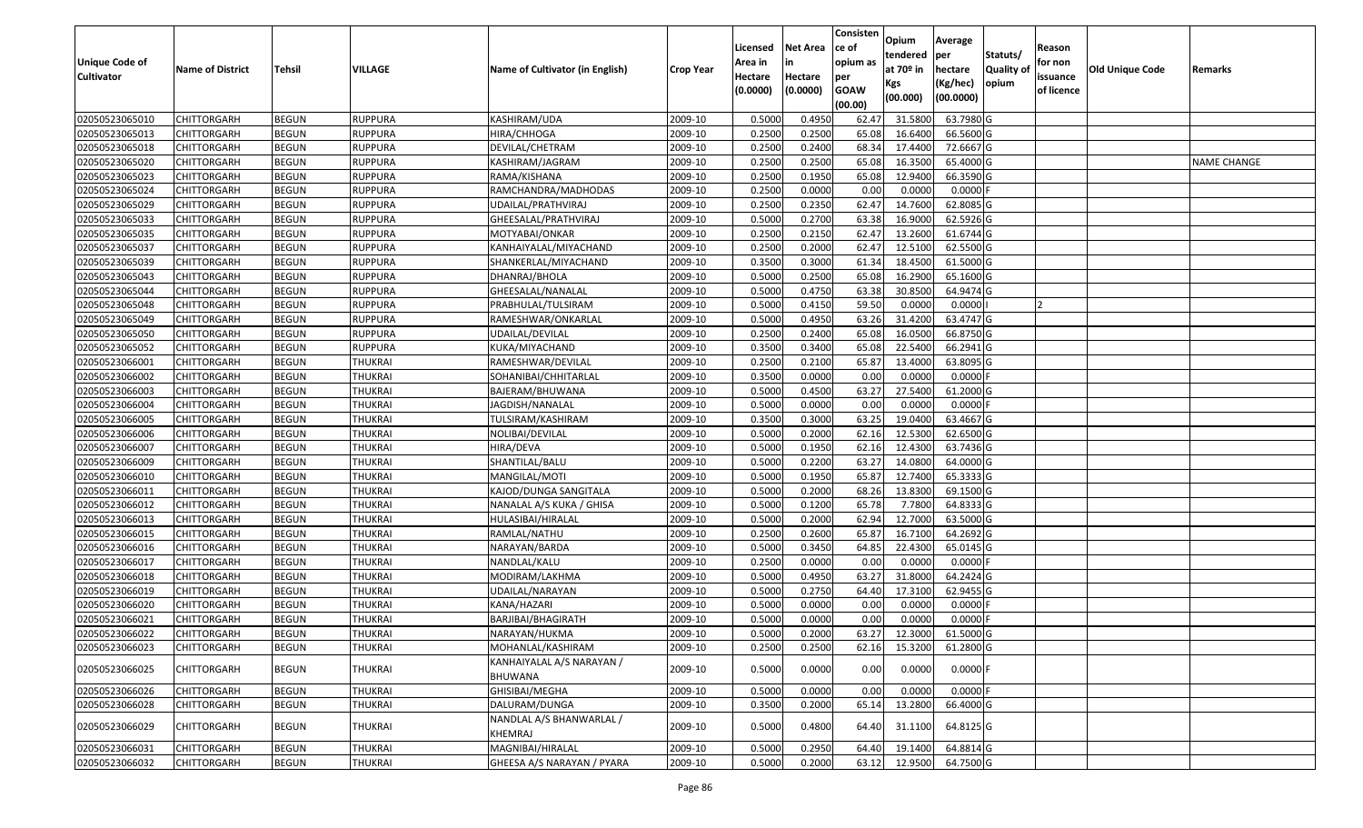| Unique Code of Cultivator | Name of District | Tehsil | VILLAGE | Name of Cultivator (in English) | Crop Year | Licensed Area in Hectare (0.0000) | Net Area in Hectare (0.0000) | Consistence of opium as per GOAW (00.00) | Opium tendered at 70º in Kgs (00.000) | Average per hectare (Kg/hec) (00.0000) | Statuts/ Quality of opium | Reason for non issuance of licence | Old Unique Code | Remarks |
|---|---|---|---|---|---|---|---|---|---|---|---|---|---|---|
| 02050523065010 | CHITTORGARH | BEGUN | RUPPURA | KASHIRAM/UDA | 2009-10 | 0.5000 | 0.4950 | 62.47 | 31.5800 | 63.7980 | G | | | |
| 02050523065013 | CHITTORGARH | BEGUN | RUPPURA | HIRA/CHHOGA | 2009-10 | 0.2500 | 0.2500 | 65.08 | 16.6400 | 66.5600 | G | | | |
| 02050523065018 | CHITTORGARH | BEGUN | RUPPURA | DEVILAL/CHETRAM | 2009-10 | 0.2500 | 0.2400 | 68.34 | 17.4400 | 72.6667 | G | | | |
| 02050523065020 | CHITTORGARH | BEGUN | RUPPURA | KASHIRAM/JAGRAM | 2009-10 | 0.2500 | 0.2500 | 65.08 | 16.3500 | 65.4000 | G | | | NAME CHANGE |
| 02050523065023 | CHITTORGARH | BEGUN | RUPPURA | RAMA/KISHANA | 2009-10 | 0.2500 | 0.1950 | 65.08 | 12.9400 | 66.3590 | G | | | |
| 02050523065024 | CHITTORGARH | BEGUN | RUPPURA | RAMCHANDRA/MADHODAS | 2009-10 | 0.2500 | 0.0000 | 0.00 | 0.0000 | 0.0000 | F | | | |
| 02050523065029 | CHITTORGARH | BEGUN | RUPPURA | UDAILAL/PRATHVIRAJ | 2009-10 | 0.2500 | 0.2350 | 62.47 | 14.7600 | 62.8085 | G | | | |
| 02050523065033 | CHITTORGARH | BEGUN | RUPPURA | GHEESALAL/PRATHVIRAJ | 2009-10 | 0.5000 | 0.2700 | 63.38 | 16.9000 | 62.5926 | G | | | |
| 02050523065035 | CHITTORGARH | BEGUN | RUPPURA | MOTYABAI/ONKAR | 2009-10 | 0.2500 | 0.2150 | 62.47 | 13.2600 | 61.6744 | G | | | |
| 02050523065037 | CHITTORGARH | BEGUN | RUPPURA | KANHAIYALAL/MIYACHAND | 2009-10 | 0.2500 | 0.2000 | 62.47 | 12.5100 | 62.5500 | G | | | |
| 02050523065039 | CHITTORGARH | BEGUN | RUPPURA | SHANKERLAL/MIYACHAND | 2009-10 | 0.3500 | 0.3000 | 61.34 | 18.4500 | 61.5000 | G | | | |
| 02050523065043 | CHITTORGARH | BEGUN | RUPPURA | DHANRAJ/BHOLA | 2009-10 | 0.5000 | 0.2500 | 65.08 | 16.2900 | 65.1600 | G | | | |
| 02050523065044 | CHITTORGARH | BEGUN | RUPPURA | GHEESALAL/NANALAL | 2009-10 | 0.5000 | 0.4750 | 63.38 | 30.8500 | 64.9474 | G | | | |
| 02050523065048 | CHITTORGARH | BEGUN | RUPPURA | PRABHULAL/TULSIRAM | 2009-10 | 0.5000 | 0.4150 | 59.50 | 0.0000 | 0.0000 | I | 2 | | |
| 02050523065049 | CHITTORGARH | BEGUN | RUPPURA | RAMESHWAR/ONKARLAL | 2009-10 | 0.5000 | 0.4950 | 63.26 | 31.4200 | 63.4747 | G | | | |
| 02050523065050 | CHITTORGARH | BEGUN | RUPPURA | UDAILAL/DEVILAL | 2009-10 | 0.2500 | 0.2400 | 65.08 | 16.0500 | 66.8750 | G | | | |
| 02050523065052 | CHITTORGARH | BEGUN | RUPPURA | KUKA/MIYACHAND | 2009-10 | 0.3500 | 0.3400 | 65.08 | 22.5400 | 66.2941 | G | | | |
| 02050523066001 | CHITTORGARH | BEGUN | THUKRAI | RAMESHWAR/DEVILAL | 2009-10 | 0.2500 | 0.2100 | 65.87 | 13.4000 | 63.8095 | G | | | |
| 02050523066002 | CHITTORGARH | BEGUN | THUKRAI | SOHANIBAI/CHHITARLAL | 2009-10 | 0.3500 | 0.0000 | 0.00 | 0.0000 | 0.0000 | F | | | |
| 02050523066003 | CHITTORGARH | BEGUN | THUKRAI | BAJERAM/BHUWANA | 2009-10 | 0.5000 | 0.4500 | 63.27 | 27.5400 | 61.2000 | G | | | |
| 02050523066004 | CHITTORGARH | BEGUN | THUKRAI | JAGDISH/NANALAL | 2009-10 | 0.5000 | 0.0000 | 0.00 | 0.0000 | 0.0000 | F | | | |
| 02050523066005 | CHITTORGARH | BEGUN | THUKRAI | TULSIRAM/KASHIRAM | 2009-10 | 0.3500 | 0.3000 | 63.25 | 19.0400 | 63.4667 | G | | | |
| 02050523066006 | CHITTORGARH | BEGUN | THUKRAI | NOLIBAI/DEVILAL | 2009-10 | 0.5000 | 0.2000 | 62.16 | 12.5300 | 62.6500 | G | | | |
| 02050523066007 | CHITTORGARH | BEGUN | THUKRAI | HIRA/DEVA | 2009-10 | 0.5000 | 0.1950 | 62.16 | 12.4300 | 63.7436 | G | | | |
| 02050523066009 | CHITTORGARH | BEGUN | THUKRAI | SHANTILAL/BALU | 2009-10 | 0.5000 | 0.2200 | 63.27 | 14.0800 | 64.0000 | G | | | |
| 02050523066010 | CHITTORGARH | BEGUN | THUKRAI | MANGILAL/MOTI | 2009-10 | 0.5000 | 0.1950 | 65.87 | 12.7400 | 65.3333 | G | | | |
| 02050523066011 | CHITTORGARH | BEGUN | THUKRAI | KAJOD/DUNGA SANGITALA | 2009-10 | 0.5000 | 0.2000 | 68.26 | 13.8300 | 69.1500 | G | | | |
| 02050523066012 | CHITTORGARH | BEGUN | THUKRAI | NANALAL A/S KUKA / GHISA | 2009-10 | 0.5000 | 0.1200 | 65.78 | 7.7800 | 64.8333 | G | | | |
| 02050523066013 | CHITTORGARH | BEGUN | THUKRAI | HULASIBAI/HIRALAL | 2009-10 | 0.5000 | 0.2000 | 62.94 | 12.7000 | 63.5000 | G | | | |
| 02050523066015 | CHITTORGARH | BEGUN | THUKRAI | RAMLAL/NATHU | 2009-10 | 0.2500 | 0.2600 | 65.87 | 16.7100 | 64.2692 | G | | | |
| 02050523066016 | CHITTORGARH | BEGUN | THUKRAI | NARAYAN/BARDA | 2009-10 | 0.5000 | 0.3450 | 64.85 | 22.4300 | 65.0145 | G | | | |
| 02050523066017 | CHITTORGARH | BEGUN | THUKRAI | NANDLAL/KALU | 2009-10 | 0.2500 | 0.0000 | 0.00 | 0.0000 | 0.0000 | F | | | |
| 02050523066018 | CHITTORGARH | BEGUN | THUKRAI | MODIRAM/LAKHMA | 2009-10 | 0.5000 | 0.4950 | 63.27 | 31.8000 | 64.2424 | G | | | |
| 02050523066019 | CHITTORGARH | BEGUN | THUKRAI | UDAILAL/NARAYAN | 2009-10 | 0.5000 | 0.2750 | 64.40 | 17.3100 | 62.9455 | G | | | |
| 02050523066020 | CHITTORGARH | BEGUN | THUKRAI | KANA/HAZARI | 2009-10 | 0.5000 | 0.0000 | 0.00 | 0.0000 | 0.0000 | F | | | |
| 02050523066021 | CHITTORGARH | BEGUN | THUKRAI | BARJIBAI/BHAGIRATH | 2009-10 | 0.5000 | 0.0000 | 0.00 | 0.0000 | 0.0000 | F | | | |
| 02050523066022 | CHITTORGARH | BEGUN | THUKRAI | NARAYAN/HUKMA | 2009-10 | 0.5000 | 0.2000 | 63.27 | 12.3000 | 61.5000 | G | | | |
| 02050523066023 | CHITTORGARH | BEGUN | THUKRAI | MOHANLAL/KASHIRAM | 2009-10 | 0.2500 | 0.2500 | 62.16 | 15.3200 | 61.2800 | G | | | |
| 02050523066025 | CHITTORGARH | BEGUN | THUKRAI | KANHAIYALAL A/S NARAYAN / BHUWANA | 2009-10 | 0.5000 | 0.0000 | 0.00 | 0.0000 | 0.0000 | F | | | |
| 02050523066026 | CHITTORGARH | BEGUN | THUKRAI | GHISIBAI/MEGHA | 2009-10 | 0.5000 | 0.0000 | 0.00 | 0.0000 | 0.0000 | F | | | |
| 02050523066028 | CHITTORGARH | BEGUN | THUKRAI | DALURAM/DUNGA | 2009-10 | 0.3500 | 0.2000 | 65.14 | 13.2800 | 66.4000 | G | | | |
| 02050523066029 | CHITTORGARH | BEGUN | THUKRAI | NANDLAL A/S BHANWARLAL / KHEMRAJ | 2009-10 | 0.5000 | 0.4800 | 64.40 | 31.1100 | 64.8125 | G | | | |
| 02050523066031 | CHITTORGARH | BEGUN | THUKRAI | MAGNIBAI/HIRALAL | 2009-10 | 0.5000 | 0.2950 | 64.40 | 19.1400 | 64.8814 | G | | | |
| 02050523066032 | CHITTORGARH | BEGUN | THUKRAI | GHEESA A/S NARAYAN / PYARA | 2009-10 | 0.5000 | 0.2000 | 63.12 | 12.9500 | 64.7500 | G | | | |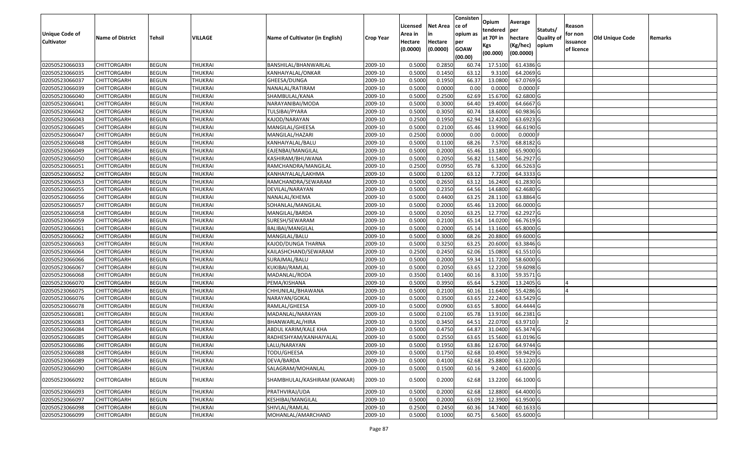| Unique Code of Cultivator | Name of District | Tehsil | VILLAGE | Name of Cultivator (in English) | Crop Year | Licensed Area in Hectare (0.0000) | Net Area in Hectare (0.0000) | Consistence of opium as per GOAW (00.00) | Opium tendered at 70º in Kgs (00.000) | Average per hectare (Kg/hec) (00.0000) | Statuts/ Quality of opium | Reason for non issuance of licence | Old Unique Code | Remarks |
|---|---|---|---|---|---|---|---|---|---|---|---|---|---|---|
| 02050523066033 | CHITTORGARH | BEGUN | THUKRAI | BANSHILAL/BHANWARLAL | 2009-10 | 0.5000 | 0.2850 | 60.74 | 17.5100 | 61.4386 | G | | | |
| 02050523066035 | CHITTORGARH | BEGUN | THUKRAI | KANHAIYALAL/ONKAR | 2009-10 | 0.5000 | 0.1450 | 63.12 | 9.3100 | 64.2069 | G | | | |
| 02050523066037 | CHITTORGARH | BEGUN | THUKRAI | GHEESA/DUNGA | 2009-10 | 0.5000 | 0.1950 | 66.37 | 13.0800 | 67.0769 | G | | | |
| 02050523066039 | CHITTORGARH | BEGUN | THUKRAI | NANALAL/RATIRAM | 2009-10 | 0.5000 | 0.0000 | 0.00 | 0.0000 | 0.0000 | F | | | |
| 02050523066040 | CHITTORGARH | BEGUN | THUKRAI | SHAMBULAL/KANA | 2009-10 | 0.5000 | 0.2500 | 62.69 | 15.6700 | 62.6800 | G | | | |
| 02050523066041 | CHITTORGARH | BEGUN | THUKRAI | NARAYANIBAI/MODA | 2009-10 | 0.5000 | 0.3000 | 64.40 | 19.4000 | 64.6667 | G | | | |
| 02050523066042 | CHITTORGARH | BEGUN | THUKRAI | TULSIBAI/PYARA | 2009-10 | 0.5000 | 0.3050 | 60.74 | 18.6000 | 60.9836 | G | | | |
| 02050523066043 | CHITTORGARH | BEGUN | THUKRAI | KAJOD/NARAYAN | 2009-10 | 0.2500 | 0.1950 | 62.94 | 12.4200 | 63.6923 | G | | | |
| 02050523066045 | CHITTORGARH | BEGUN | THUKRAI | MANGILAL/GHEESA | 2009-10 | 0.5000 | 0.2100 | 65.46 | 13.9900 | 66.6190 | G | | | |
| 02050523066047 | CHITTORGARH | BEGUN | THUKRAI | MANGILAL/HAZARI | 2009-10 | 0.2500 | 0.0000 | 0.00 | 0.0000 | 0.0000 | F | | | |
| 02050523066048 | CHITTORGARH | BEGUN | THUKRAI | KANHAIYALAL/BALU | 2009-10 | 0.5000 | 0.1100 | 68.26 | 7.5700 | 68.8182 | G | | | |
| 02050523066049 | CHITTORGARH | BEGUN | THUKRAI | EAJENBAI/MANGILAL | 2009-10 | 0.5000 | 0.2000 | 65.46 | 13.1800 | 65.9000 | G | | | |
| 02050523066050 | CHITTORGARH | BEGUN | THUKRAI | KASHIRAM/BHUWANA | 2009-10 | 0.5000 | 0.2050 | 56.82 | 11.5400 | 56.2927 | G | | | |
| 02050523066051 | CHITTORGARH | BEGUN | THUKRAI | RAMCHANDRA/MANGILAL | 2009-10 | 0.2500 | 0.0950 | 65.78 | 6.3200 | 66.5263 | G | | | |
| 02050523066052 | CHITTORGARH | BEGUN | THUKRAI | KANHAIYALAL/LAKHMA | 2009-10 | 0.5000 | 0.1200 | 63.12 | 7.7200 | 64.3333 | G | | | |
| 02050523066053 | CHITTORGARH | BEGUN | THUKRAI | RAMCHANDRA/SEWARAM | 2009-10 | 0.5000 | 0.2650 | 63.12 | 16.2400 | 61.2830 | G | | | |
| 02050523066055 | CHITTORGARH | BEGUN | THUKRAI | DEVILAL/NARAYAN | 2009-10 | 0.5000 | 0.2350 | 64.56 | 14.6800 | 62.4680 | G | | | |
| 02050523066056 | CHITTORGARH | BEGUN | THUKRAI | NANALAL/KHEMA | 2009-10 | 0.5000 | 0.4400 | 63.25 | 28.1100 | 63.8864 | G | | | |
| 02050523066057 | CHITTORGARH | BEGUN | THUKRAI | SOHANLAL/MANGILAL | 2009-10 | 0.5000 | 0.2000 | 65.46 | 13.2000 | 66.0000 | G | | | |
| 02050523066058 | CHITTORGARH | BEGUN | THUKRAI | MANGILAL/BARDA | 2009-10 | 0.5000 | 0.2050 | 63.25 | 12.7700 | 62.2927 | G | | | |
| 02050523066059 | CHITTORGARH | BEGUN | THUKRAI | SURESH/SEWARAM | 2009-10 | 0.5000 | 0.2100 | 65.14 | 14.0200 | 66.7619 | G | | | |
| 02050523066061 | CHITTORGARH | BEGUN | THUKRAI | BALIBAI/MANGILAL | 2009-10 | 0.5000 | 0.2000 | 65.14 | 13.1600 | 65.8000 | G | | | |
| 02050523066062 | CHITTORGARH | BEGUN | THUKRAI | MANGILAL/BALU | 2009-10 | 0.5000 | 0.3000 | 68.26 | 20.8800 | 69.6000 | G | | | |
| 02050523066063 | CHITTORGARH | BEGUN | THUKRAI | KAJOD/DUNGA THARNA | 2009-10 | 0.5000 | 0.3250 | 63.25 | 20.6000 | 63.3846 | G | | | |
| 02050523066064 | CHITTORGARH | BEGUN | THUKRAI | KAILASHCHAND/SEWARAM | 2009-10 | 0.2500 | 0.2450 | 62.06 | 15.0800 | 61.5510 | G | | | |
| 02050523066066 | CHITTORGARH | BEGUN | THUKRAI | SURAJMAL/BALU | 2009-10 | 0.5000 | 0.2000 | 59.34 | 11.7200 | 58.6000 | G | | | |
| 02050523066067 | CHITTORGARH | BEGUN | THUKRAI | KUKIBAI/RAMLAL | 2009-10 | 0.5000 | 0.2050 | 63.65 | 12.2200 | 59.6098 | G | | | |
| 02050523066068 | CHITTORGARH | BEGUN | THUKRAI | MADANLAL/RODA | 2009-10 | 0.3500 | 0.1400 | 60.16 | 8.3100 | 59.3571 | G | | | |
| 02050523066070 | CHITTORGARH | BEGUN | THUKRAI | PEMA/KISHANA | 2009-10 | 0.5000 | 0.3950 | 65.64 | 5.2300 | 13.2405 | G | 4 | | |
| 02050523066075 | CHITTORGARH | BEGUN | THUKRAI | CHHUNILAL/BHAWANA | 2009-10 | 0.5000 | 0.2100 | 60.16 | 11.6400 | 55.4286 | G | 4 | | |
| 02050523066076 | CHITTORGARH | BEGUN | THUKRAI | NARAYAN/GOKAL | 2009-10 | 0.5000 | 0.3500 | 63.65 | 22.2400 | 63.5429 | G | | | |
| 02050523066078 | CHITTORGARH | BEGUN | THUKRAI | RAMLAL/GHEESA | 2009-10 | 0.5000 | 0.0900 | 63.65 | 5.8000 | 64.4444 | G | | | |
| 02050523066081 | CHITTORGARH | BEGUN | THUKRAI | MADANLAL/NARAYAN | 2009-10 | 0.5000 | 0.2100 | 65.78 | 13.9100 | 66.2381 | G | | | |
| 02050523066083 | CHITTORGARH | BEGUN | THUKRAI | BHANWARLAL/HIRA | 2009-10 | 0.3500 | 0.3450 | 64.51 | 22.0700 | 63.9710 | I | 2 | | |
| 02050523066084 | CHITTORGARH | BEGUN | THUKRAI | ABDUL KARIM/KALE KHA | 2009-10 | 0.5000 | 0.4750 | 64.87 | 31.0400 | 65.3474 | G | | | |
| 02050523066085 | CHITTORGARH | BEGUN | THUKRAI | RADHESHYAM/KANHAIYALAL | 2009-10 | 0.5000 | 0.2550 | 63.65 | 15.5600 | 61.0196 | G | | | |
| 02050523066086 | CHITTORGARH | BEGUN | THUKRAI | LALU/NARAYAN | 2009-10 | 0.5000 | 0.1950 | 63.86 | 12.6700 | 64.9744 | G | | | |
| 02050523066088 | CHITTORGARH | BEGUN | THUKRAI | TODU/GHEESA | 2009-10 | 0.5000 | 0.1750 | 62.68 | 10.4900 | 59.9429 | G | | | |
| 02050523066089 | CHITTORGARH | BEGUN | THUKRAI | DEVA/BARDA | 2009-10 | 0.5000 | 0.4100 | 62.68 | 25.8800 | 63.1220 | G | | | |
| 02050523066090 | CHITTORGARH | BEGUN | THUKRAI | SALAGRAM/MOHANLAL | 2009-10 | 0.5000 | 0.1500 | 60.16 | 9.2400 | 61.6000 | G | | | |
| 02050523066092 | CHITTORGARH | BEGUN | THUKRAI | SHAMBHULAL/KASHIRAM (KANKAR) | 2009-10 | 0.5000 | 0.2000 | 62.68 | 13.2200 | 66.1000 | G | | | |
| 02050523066093 | CHITTORGARH | BEGUN | THUKRAI | PRATHVIRAJ/UDA | 2009-10 | 0.5000 | 0.2000 | 62.68 | 12.8800 | 64.4000 | G | | | |
| 02050523066097 | CHITTORGARH | BEGUN | THUKRAI | KESHIBAI/MANGILAL | 2009-10 | 0.5000 | 0.2000 | 63.09 | 12.3900 | 61.9500 | G | | | |
| 02050523066098 | CHITTORGARH | BEGUN | THUKRAI | SHIVLAL/RAMLAL | 2009-10 | 0.2500 | 0.2450 | 60.36 | 14.7400 | 60.1633 | G | | | |
| 02050523066099 | CHITTORGARH | BEGUN | THUKRAI | MOHANLAL/AMARCHAND | 2009-10 | 0.5000 | 0.1000 | 60.75 | 6.5600 | 65.6000 | G | | | |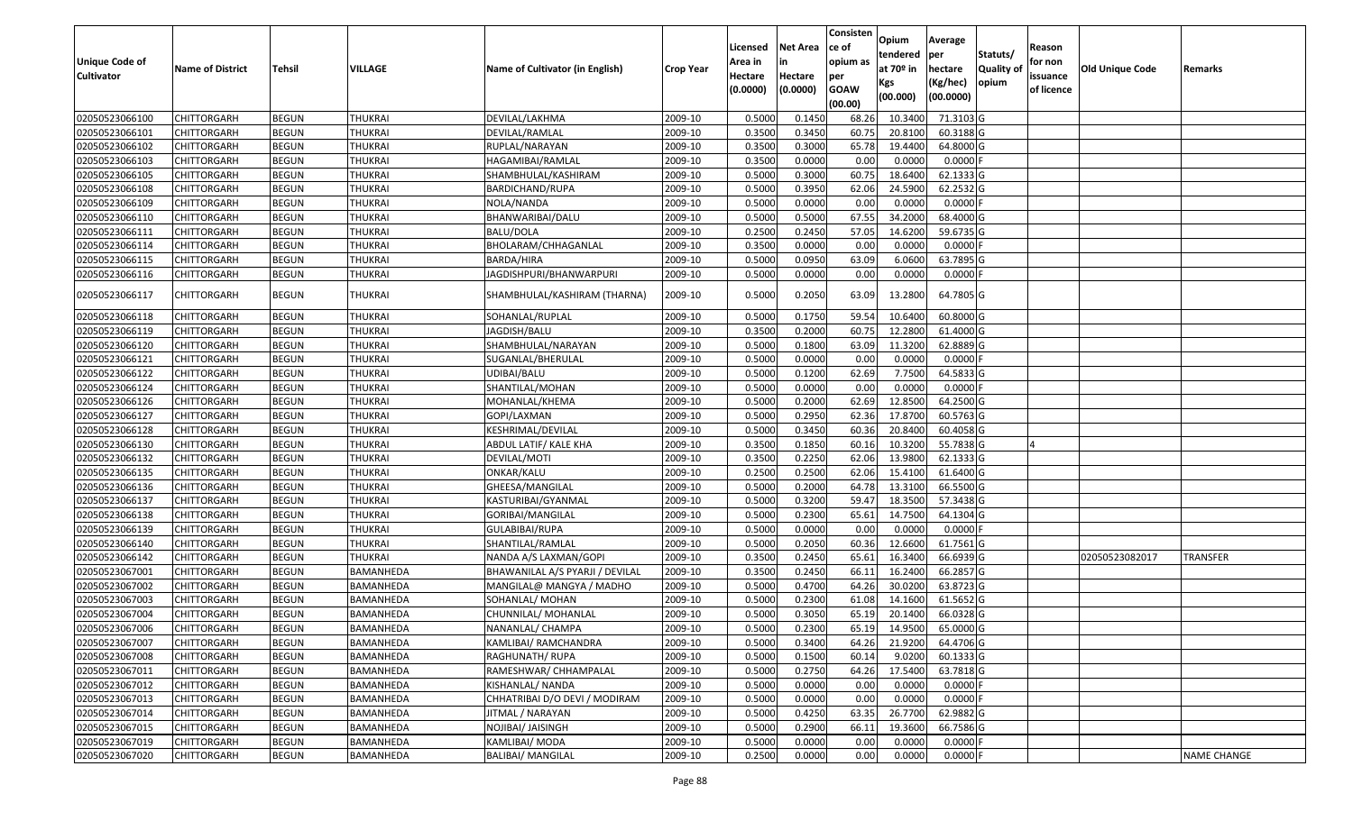| Unique Code of Cultivator | Name of District | Tehsil | VILLAGE | Name of Cultivator (in English) | Crop Year | Licensed Area in Hectare (0.0000) | Net Area in Hectare (0.0000) | Consistence of opium as per GOAW (00.00) | Opium tendered at 70º in Kgs (00.000) | Average per hectare (Kg/hec) (00.0000) | Statuts/ Quality of opium | Reason for non issuance of licence | Old Unique Code | Remarks |
|---|---|---|---|---|---|---|---|---|---|---|---|---|---|---|
| 02050523066100 | CHITTORGARH | BEGUN | THUKRAI | DEVILAL/LAKHMA | 2009-10 | 0.5000 | 0.1450 | 68.26 | 10.3400 | 71.3103 | G | | | |
| 02050523066101 | CHITTORGARH | BEGUN | THUKRAI | DEVILAL/RAMLAL | 2009-10 | 0.3500 | 0.3450 | 60.75 | 20.8100 | 60.3188 | G | | | |
| 02050523066102 | CHITTORGARH | BEGUN | THUKRAI | RUPLAL/NARAYAN | 2009-10 | 0.3500 | 0.3000 | 65.78 | 19.4400 | 64.8000 | G | | | |
| 02050523066103 | CHITTORGARH | BEGUN | THUKRAI | HAGAMIBAI/RAMLAL | 2009-10 | 0.3500 | 0.0000 | 0.00 | 0.0000 | 0.0000 | F | | | |
| 02050523066105 | CHITTORGARH | BEGUN | THUKRAI | SHAMBHULAL/KASHIRAM | 2009-10 | 0.5000 | 0.3000 | 60.75 | 18.6400 | 62.1333 | G | | | |
| 02050523066108 | CHITTORGARH | BEGUN | THUKRAI | BARDICHAND/RUPA | 2009-10 | 0.5000 | 0.3950 | 62.06 | 24.5900 | 62.2532 | G | | | |
| 02050523066109 | CHITTORGARH | BEGUN | THUKRAI | NOLA/NANDA | 2009-10 | 0.5000 | 0.0000 | 0.00 | 0.0000 | 0.0000 | F | | | |
| 02050523066110 | CHITTORGARH | BEGUN | THUKRAI | BHANWARIBAI/DALU | 2009-10 | 0.5000 | 0.5000 | 67.55 | 34.2000 | 68.4000 | G | | | |
| 02050523066111 | CHITTORGARH | BEGUN | THUKRAI | BALU/DOLA | 2009-10 | 0.2500 | 0.2450 | 57.05 | 14.6200 | 59.6735 | G | | | |
| 02050523066114 | CHITTORGARH | BEGUN | THUKRAI | BHOLARAM/CHHAGANLAL | 2009-10 | 0.3500 | 0.0000 | 0.00 | 0.0000 | 0.0000 | F | | | |
| 02050523066115 | CHITTORGARH | BEGUN | THUKRAI | BARDA/HIRA | 2009-10 | 0.5000 | 0.0950 | 63.09 | 6.0600 | 63.7895 | G | | | |
| 02050523066116 | CHITTORGARH | BEGUN | THUKRAI | JAGDISHPURI/BHANWARPURI | 2009-10 | 0.5000 | 0.0000 | 0.00 | 0.0000 | 0.0000 | F | | | |
| 02050523066117 | CHITTORGARH | BEGUN | THUKRAI | SHAMBHULAL/KASHIRAM (THARNA) | 2009-10 | 0.5000 | 0.2050 | 63.09 | 13.2800 | 64.7805 | G | | | |
| 02050523066118 | CHITTORGARH | BEGUN | THUKRAI | SOHANLAL/RUPLAL | 2009-10 | 0.5000 | 0.1750 | 59.54 | 10.6400 | 60.8000 | G | | | |
| 02050523066119 | CHITTORGARH | BEGUN | THUKRAI | JAGDISH/BALU | 2009-10 | 0.3500 | 0.2000 | 60.75 | 12.2800 | 61.4000 | G | | | |
| 02050523066120 | CHITTORGARH | BEGUN | THUKRAI | SHAMBHULAL/NARAYAN | 2009-10 | 0.5000 | 0.1800 | 63.09 | 11.3200 | 62.8889 | G | | | |
| 02050523066121 | CHITTORGARH | BEGUN | THUKRAI | SUGANLAL/BHERULAL | 2009-10 | 0.5000 | 0.0000 | 0.00 | 0.0000 | 0.0000 | F | | | |
| 02050523066122 | CHITTORGARH | BEGUN | THUKRAI | UDIBAI/BALU | 2009-10 | 0.5000 | 0.1200 | 62.69 | 7.7500 | 64.5833 | G | | | |
| 02050523066124 | CHITTORGARH | BEGUN | THUKRAI | SHANTILAL/MOHAN | 2009-10 | 0.5000 | 0.0000 | 0.00 | 0.0000 | 0.0000 | F | | | |
| 02050523066126 | CHITTORGARH | BEGUN | THUKRAI | MOHANLAL/KHEMA | 2009-10 | 0.5000 | 0.2000 | 62.69 | 12.8500 | 64.2500 | G | | | |
| 02050523066127 | CHITTORGARH | BEGUN | THUKRAI | GOPI/LAXMAN | 2009-10 | 0.5000 | 0.2950 | 62.36 | 17.8700 | 60.5763 | G | | | |
| 02050523066128 | CHITTORGARH | BEGUN | THUKRAI | KESHRIMAL/DEVILAL | 2009-10 | 0.5000 | 0.3450 | 60.36 | 20.8400 | 60.4058 | G | | | |
| 02050523066130 | CHITTORGARH | BEGUN | THUKRAI | ABDUL LATIF/ KALE KHA | 2009-10 | 0.3500 | 0.1850 | 60.16 | 10.3200 | 55.7838 | G | 4 | | |
| 02050523066132 | CHITTORGARH | BEGUN | THUKRAI | DEVILAL/MOTI | 2009-10 | 0.3500 | 0.2250 | 62.06 | 13.9800 | 62.1333 | G | | | |
| 02050523066135 | CHITTORGARH | BEGUN | THUKRAI | ONKAR/KALU | 2009-10 | 0.2500 | 0.2500 | 62.06 | 15.4100 | 61.6400 | G | | | |
| 02050523066136 | CHITTORGARH | BEGUN | THUKRAI | GHEESA/MANGILAL | 2009-10 | 0.5000 | 0.2000 | 64.78 | 13.3100 | 66.5500 | G | | | |
| 02050523066137 | CHITTORGARH | BEGUN | THUKRAI | KASTURIBAI/GYANMAL | 2009-10 | 0.5000 | 0.3200 | 59.47 | 18.3500 | 57.3438 | G | | | |
| 02050523066138 | CHITTORGARH | BEGUN | THUKRAI | GORIBAI/MANGILAL | 2009-10 | 0.5000 | 0.2300 | 65.61 | 14.7500 | 64.1304 | G | | | |
| 02050523066139 | CHITTORGARH | BEGUN | THUKRAI | GULABIBAI/RUPA | 2009-10 | 0.5000 | 0.0000 | 0.00 | 0.0000 | 0.0000 | F | | | |
| 02050523066140 | CHITTORGARH | BEGUN | THUKRAI | SHANTILAL/RAMLAL | 2009-10 | 0.5000 | 0.2050 | 60.36 | 12.6600 | 61.7561 | G | | | |
| 02050523066142 | CHITTORGARH | BEGUN | THUKRAI | NANDA A/S LAXMAN/GOPI | 2009-10 | 0.3500 | 0.2450 | 65.61 | 16.3400 | 66.6939 | G | | 02050523082017 | TRANSFER |
| 02050523067001 | CHITTORGARH | BEGUN | BAMANHEDA | BHAWANILAL A/S PYARJI / DEVILAL | 2009-10 | 0.3500 | 0.2450 | 66.11 | 16.2400 | 66.2857 | G | | | |
| 02050523067002 | CHITTORGARH | BEGUN | BAMANHEDA | MANGILAL@ MANGYA / MADHO | 2009-10 | 0.5000 | 0.4700 | 64.26 | 30.0200 | 63.8723 | G | | | |
| 02050523067003 | CHITTORGARH | BEGUN | BAMANHEDA | SOHANLAL/ MOHAN | 2009-10 | 0.5000 | 0.2300 | 61.08 | 14.1600 | 61.5652 | G | | | |
| 02050523067004 | CHITTORGARH | BEGUN | BAMANHEDA | CHUNNILAL/ MOHANLAL | 2009-10 | 0.5000 | 0.3050 | 65.19 | 20.1400 | 66.0328 | G | | | |
| 02050523067006 | CHITTORGARH | BEGUN | BAMANHEDA | NANANLAL/ CHAMPA | 2009-10 | 0.5000 | 0.2300 | 65.19 | 14.9500 | 65.0000 | G | | | |
| 02050523067007 | CHITTORGARH | BEGUN | BAMANHEDA | KAMLIBAI/ RAMCHANDRA | 2009-10 | 0.5000 | 0.3400 | 64.26 | 21.9200 | 64.4706 | G | | | |
| 02050523067008 | CHITTORGARH | BEGUN | BAMANHEDA | RAGHUNATH/ RUPA | 2009-10 | 0.5000 | 0.1500 | 60.14 | 9.0200 | 60.1333 | G | | | |
| 02050523067011 | CHITTORGARH | BEGUN | BAMANHEDA | RAMESHWAR/ CHHAMPALAL | 2009-10 | 0.5000 | 0.2750 | 64.26 | 17.5400 | 63.7818 | G | | | |
| 02050523067012 | CHITTORGARH | BEGUN | BAMANHEDA | KISHANLAL/ NANDA | 2009-10 | 0.5000 | 0.0000 | 0.00 | 0.0000 | 0.0000 | F | | | |
| 02050523067013 | CHITTORGARH | BEGUN | BAMANHEDA | CHHATRIBAI D/O DEVI / MODIRAM | 2009-10 | 0.5000 | 0.0000 | 0.00 | 0.0000 | 0.0000 | F | | | |
| 02050523067014 | CHITTORGARH | BEGUN | BAMANHEDA | JITMAL / NARAYAN | 2009-10 | 0.5000 | 0.4250 | 63.35 | 26.7700 | 62.9882 | G | | | |
| 02050523067015 | CHITTORGARH | BEGUN | BAMANHEDA | NOJIBAI/ JAISINGH | 2009-10 | 0.5000 | 0.2900 | 66.11 | 19.3600 | 66.7586 | G | | | |
| 02050523067019 | CHITTORGARH | BEGUN | BAMANHEDA | KAMLIBAI/ MODA | 2009-10 | 0.5000 | 0.0000 | 0.00 | 0.0000 | 0.0000 | F | | | |
| 02050523067020 | CHITTORGARH | BEGUN | BAMANHEDA | BALIBAI/ MANGILAL | 2009-10 | 0.2500 | 0.0000 | 0.00 | 0.0000 | 0.0000 | F | | | NAME CHANGE |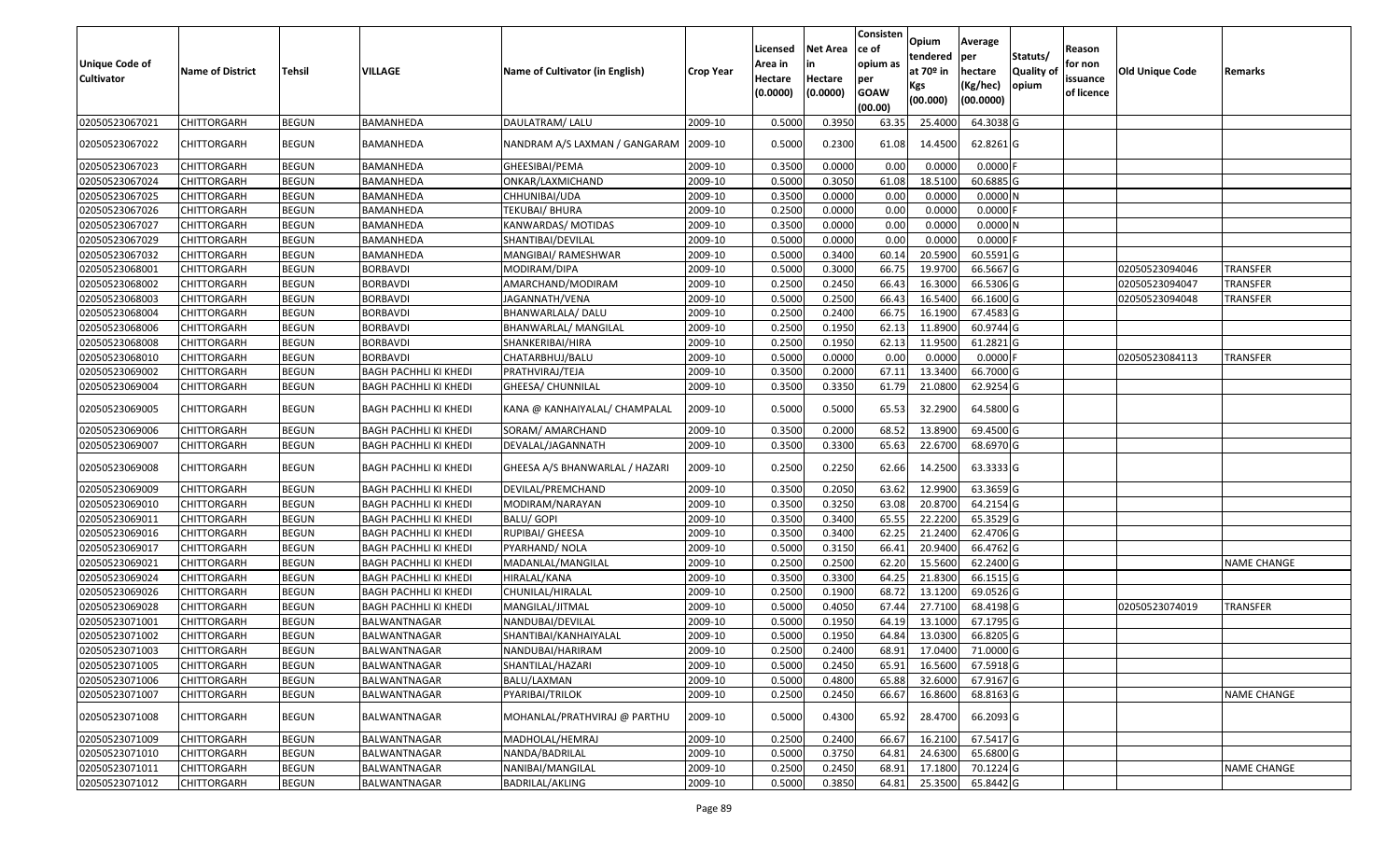| Unique Code of Cultivator | Name of District | Tehsil | VILLAGE | Name of Cultivator (in English) | Crop Year | Licensed Area in Hectare (0.0000) | Net Area in Hectare (0.0000) | Consistence of opium as per GOAW (00.00) | Opium tendered at 70º in Kgs (00.000) | Average per hectare (Kg/hec) (00.0000) | Statuts/ Quality of opium | Reason for non issuance of licence | Old Unique Code | Remarks |
|---|---|---|---|---|---|---|---|---|---|---|---|---|---|---|
| 02050523067021 | CHITTORGARH | BEGUN | BAMANHEDA | DAULATRAM/ LALU | 2009-10 | 0.5000 | 0.3950 | 63.35 | 25.4000 | 64.3038 | G | | | |
| 02050523067022 | CHITTORGARH | BEGUN | BAMANHEDA | NANDRAM A/S LAXMAN / GANGARAM | 2009-10 | 0.5000 | 0.2300 | 61.08 | 14.4500 | 62.8261 | G | | | |
| 02050523067023 | CHITTORGARH | BEGUN | BAMANHEDA | GHEESIBAI/PEMA | 2009-10 | 0.3500 | 0.0000 | 0.00 | 0.0000 | 0.0000 | F | | | |
| 02050523067024 | CHITTORGARH | BEGUN | BAMANHEDA | ONKAR/LAXMICHAND | 2009-10 | 0.5000 | 0.3050 | 61.08 | 18.5100 | 60.6885 | G | | | |
| 02050523067025 | CHITTORGARH | BEGUN | BAMANHEDA | CHHUNIBAI/UDA | 2009-10 | 0.3500 | 0.0000 | 0.00 | 0.0000 | 0.0000 | N | | | |
| 02050523067026 | CHITTORGARH | BEGUN | BAMANHEDA | TEKUBAI/ BHURA | 2009-10 | 0.2500 | 0.0000 | 0.00 | 0.0000 | 0.0000 | F | | | |
| 02050523067027 | CHITTORGARH | BEGUN | BAMANHEDA | KANWARDAS/ MOTIDAS | 2009-10 | 0.3500 | 0.0000 | 0.00 | 0.0000 | 0.0000 | N | | | |
| 02050523067029 | CHITTORGARH | BEGUN | BAMANHEDA | SHANTIBAI/DEVILAL | 2009-10 | 0.5000 | 0.0000 | 0.00 | 0.0000 | 0.0000 | F | | | |
| 02050523067032 | CHITTORGARH | BEGUN | BAMANHEDA | MANGIBAI/ RAMESHWAR | 2009-10 | 0.5000 | 0.3400 | 60.14 | 20.5900 | 60.5591 | G | | | |
| 02050523068001 | CHITTORGARH | BEGUN | BORBAVDI | MODIRAM/DIPA | 2009-10 | 0.5000 | 0.3000 | 66.75 | 19.9700 | 66.5667 | G | | 02050523094046 | TRANSFER |
| 02050523068002 | CHITTORGARH | BEGUN | BORBAVDI | AMARCHAND/MODIRAM | 2009-10 | 0.2500 | 0.2450 | 66.43 | 16.3000 | 66.5306 | G | | 02050523094047 | TRANSFER |
| 02050523068003 | CHITTORGARH | BEGUN | BORBAVDI | JAGANNATH/VENA | 2009-10 | 0.5000 | 0.2500 | 66.43 | 16.5400 | 66.1600 | G | | 02050523094048 | TRANSFER |
| 02050523068004 | CHITTORGARH | BEGUN | BORBAVDI | BHANWARLALA/ DALU | 2009-10 | 0.2500 | 0.2400 | 66.75 | 16.1900 | 67.4583 | G | | | |
| 02050523068006 | CHITTORGARH | BEGUN | BORBAVDI | BHANWARLAL/ MANGILAL | 2009-10 | 0.2500 | 0.1950 | 62.13 | 11.8900 | 60.9744 | G | | | |
| 02050523068008 | CHITTORGARH | BEGUN | BORBAVDI | SHANKERIBAI/HIRA | 2009-10 | 0.2500 | 0.1950 | 62.13 | 11.9500 | 61.2821 | G | | | |
| 02050523068010 | CHITTORGARH | BEGUN | BORBAVDI | CHATARBHUJ/BALU | 2009-10 | 0.5000 | 0.0000 | 0.00 | 0.0000 | 0.0000 | F | | 02050523084113 | TRANSFER |
| 02050523069002 | CHITTORGARH | BEGUN | BAGH PACHHLI KI KHEDI | PRATHVIRAJ/TEJA | 2009-10 | 0.3500 | 0.2000 | 67.11 | 13.3400 | 66.7000 | G | | | |
| 02050523069004 | CHITTORGARH | BEGUN | BAGH PACHHLI KI KHEDI | GHEESA/ CHUNNILAL | 2009-10 | 0.3500 | 0.3350 | 61.79 | 21.0800 | 62.9254 | G | | | |
| 02050523069005 | CHITTORGARH | BEGUN | BAGH PACHHLI KI KHEDI | KANA @ KANHAIYALAL/ CHAMPALAL | 2009-10 | 0.5000 | 0.5000 | 65.53 | 32.2900 | 64.5800 | G | | | |
| 02050523069006 | CHITTORGARH | BEGUN | BAGH PACHHLI KI KHEDI | SORAM/ AMARCHAND | 2009-10 | 0.3500 | 0.2000 | 68.52 | 13.8900 | 69.4500 | G | | | |
| 02050523069007 | CHITTORGARH | BEGUN | BAGH PACHHLI KI KHEDI | DEVALAL/JAGANNATH | 2009-10 | 0.3500 | 0.3300 | 65.63 | 22.6700 | 68.6970 | G | | | |
| 02050523069008 | CHITTORGARH | BEGUN | BAGH PACHHLI KI KHEDI | GHEESA A/S BHANWARLAL / HAZARI | 2009-10 | 0.2500 | 0.2250 | 62.66 | 14.2500 | 63.3333 | G | | | |
| 02050523069009 | CHITTORGARH | BEGUN | BAGH PACHHLI KI KHEDI | DEVILAL/PREMCHAND | 2009-10 | 0.3500 | 0.2050 | 63.62 | 12.9900 | 63.3659 | G | | | |
| 02050523069010 | CHITTORGARH | BEGUN | BAGH PACHHLI KI KHEDI | MODIRAM/NARAYAN | 2009-10 | 0.3500 | 0.3250 | 63.08 | 20.8700 | 64.2154 | G | | | |
| 02050523069011 | CHITTORGARH | BEGUN | BAGH PACHHLI KI KHEDI | BALU/ GOPI | 2009-10 | 0.3500 | 0.3400 | 65.55 | 22.2200 | 65.3529 | G | | | |
| 02050523069016 | CHITTORGARH | BEGUN | BAGH PACHHLI KI KHEDI | RUPIBAI/ GHEESA | 2009-10 | 0.3500 | 0.3400 | 62.25 | 21.2400 | 62.4706 | G | | | |
| 02050523069017 | CHITTORGARH | BEGUN | BAGH PACHHLI KI KHEDI | PYARHAND/ NOLA | 2009-10 | 0.5000 | 0.3150 | 66.41 | 20.9400 | 66.4762 | G | | | |
| 02050523069021 | CHITTORGARH | BEGUN | BAGH PACHHLI KI KHEDI | MADANLAL/MANGILAL | 2009-10 | 0.2500 | 0.2500 | 62.20 | 15.5600 | 62.2400 | G | | | NAME CHANGE |
| 02050523069024 | CHITTORGARH | BEGUN | BAGH PACHHLI KI KHEDI | HIRALAL/KANA | 2009-10 | 0.3500 | 0.3300 | 64.25 | 21.8300 | 66.1515 | G | | | |
| 02050523069026 | CHITTORGARH | BEGUN | BAGH PACHHLI KI KHEDI | CHUNILAL/HIRALAL | 2009-10 | 0.2500 | 0.1900 | 68.72 | 13.1200 | 69.0526 | G | | | |
| 02050523069028 | CHITTORGARH | BEGUN | BAGH PACHHLI KI KHEDI | MANGILAL/JITMAL | 2009-10 | 0.5000 | 0.4050 | 67.44 | 27.7100 | 68.4198 | G | | 02050523074019 | TRANSFER |
| 02050523071001 | CHITTORGARH | BEGUN | BALWANTNAGAR | NANDUBAI/DEVILAL | 2009-10 | 0.5000 | 0.1950 | 64.19 | 13.1000 | 67.1795 | G | | | |
| 02050523071002 | CHITTORGARH | BEGUN | BALWANTNAGAR | SHANTIBAI/KANHAIYALAL | 2009-10 | 0.5000 | 0.1950 | 64.84 | 13.0300 | 66.8205 | G | | | |
| 02050523071003 | CHITTORGARH | BEGUN | BALWANTNAGAR | NANDUBAI/HARIRAM | 2009-10 | 0.2500 | 0.2400 | 68.91 | 17.0400 | 71.0000 | G | | | |
| 02050523071005 | CHITTORGARH | BEGUN | BALWANTNAGAR | SHANTILAL/HAZARI | 2009-10 | 0.5000 | 0.2450 | 65.91 | 16.5600 | 67.5918 | G | | | |
| 02050523071006 | CHITTORGARH | BEGUN | BALWANTNAGAR | BALU/LAXMAN | 2009-10 | 0.5000 | 0.4800 | 65.88 | 32.6000 | 67.9167 | G | | | |
| 02050523071007 | CHITTORGARH | BEGUN | BALWANTNAGAR | PYARIBAI/TRILOK | 2009-10 | 0.2500 | 0.2450 | 66.67 | 16.8600 | 68.8163 | G | | | NAME CHANGE |
| 02050523071008 | CHITTORGARH | BEGUN | BALWANTNAGAR | MOHANLAL/PRATHVIRAJ @ PARTHU | 2009-10 | 0.5000 | 0.4300 | 65.92 | 28.4700 | 66.2093 | G | | | |
| 02050523071009 | CHITTORGARH | BEGUN | BALWANTNAGAR | MADHOLAL/HEMRAJ | 2009-10 | 0.2500 | 0.2400 | 66.67 | 16.2100 | 67.5417 | G | | | |
| 02050523071010 | CHITTORGARH | BEGUN | BALWANTNAGAR | NANDA/BADRILAL | 2009-10 | 0.5000 | 0.3750 | 64.81 | 24.6300 | 65.6800 | G | | | |
| 02050523071011 | CHITTORGARH | BEGUN | BALWANTNAGAR | NANIBAI/MANGILAL | 2009-10 | 0.2500 | 0.2450 | 68.91 | 17.1800 | 70.1224 | G | | | NAME CHANGE |
| 02050523071012 | CHITTORGARH | BEGUN | BALWANTNAGAR | BADRILAL/AKLING | 2009-10 | 0.5000 | 0.3850 | 64.81 | 25.3500 | 65.8442 | G | | | |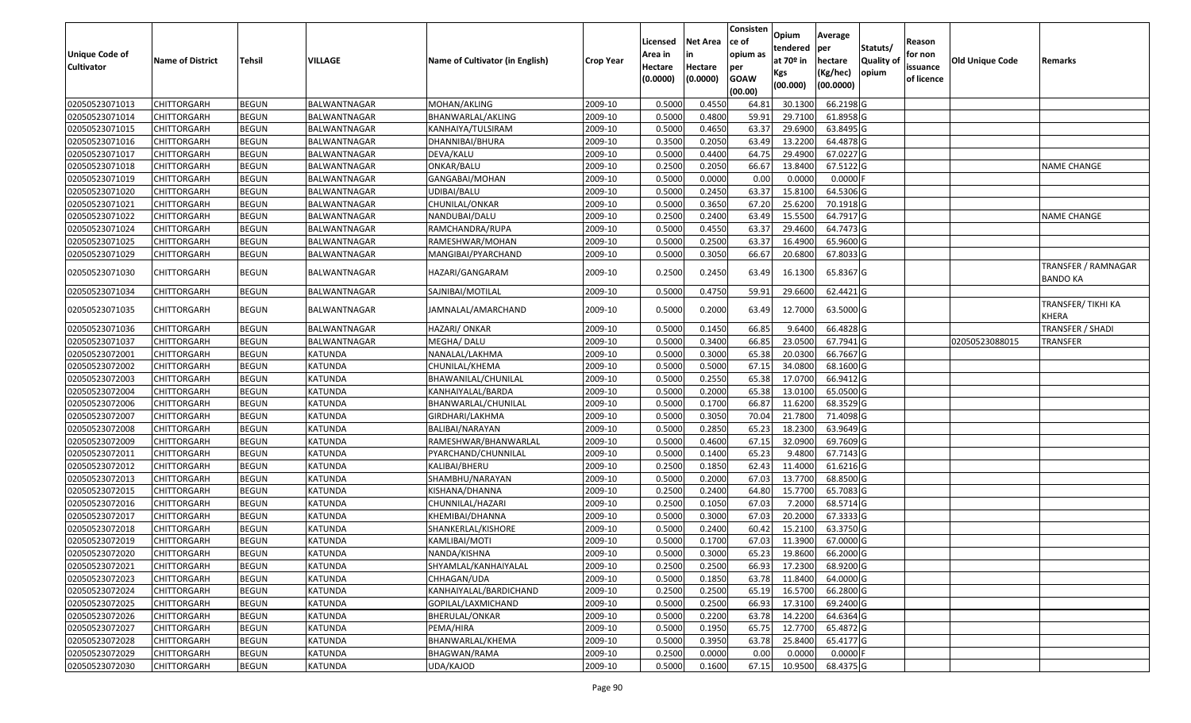| Unique Code of Cultivator | Name of District | Tehsil | VILLAGE | Name of Cultivator (in English) | Crop Year | Licensed Area in Hectare (0.0000) | Net Area in Hectare (0.0000) | Consisten ce of opium as per GOAW (00.00) | Opium tendered at 70º in Kgs (00.000) | Average per hectare (Kg/hec) (00.0000) | Statuts/ Quality of opium | Reason for non issuance of licence | Old Unique Code | Remarks |
|---|---|---|---|---|---|---|---|---|---|---|---|---|---|---|
| 02050523071013 | CHITTORGARH | BEGUN | BALWANTNAGAR | MOHAN/AKLING | 2009-10 | 0.5000 | 0.4550 | 64.81 | 30.1300 | 66.2198 | G | | | |
| 02050523071014 | CHITTORGARH | BEGUN | BALWANTNAGAR | BHANWARLAL/AKLING | 2009-10 | 0.5000 | 0.4800 | 59.91 | 29.7100 | 61.8958 | G | | | |
| 02050523071015 | CHITTORGARH | BEGUN | BALWANTNAGAR | KANHAIYA/TULSIRAM | 2009-10 | 0.5000 | 0.4650 | 63.37 | 29.6900 | 63.8495 | G | | | |
| 02050523071016 | CHITTORGARH | BEGUN | BALWANTNAGAR | DHANNIBAI/BHURA | 2009-10 | 0.3500 | 0.2050 | 63.49 | 13.2200 | 64.4878 | G | | | |
| 02050523071017 | CHITTORGARH | BEGUN | BALWANTNAGAR | DEVA/KALU | 2009-10 | 0.5000 | 0.4400 | 64.75 | 29.4900 | 67.0227 | G | | | |
| 02050523071018 | CHITTORGARH | BEGUN | BALWANTNAGAR | ONKAR/BALU | 2009-10 | 0.2500 | 0.2050 | 66.67 | 13.8400 | 67.5122 | G | | | NAME CHANGE |
| 02050523071019 | CHITTORGARH | BEGUN | BALWANTNAGAR | GANGABAI/MOHAN | 2009-10 | 0.5000 | 0.0000 | 0.00 | 0.0000 | 0.0000 | F | | | |
| 02050523071020 | CHITTORGARH | BEGUN | BALWANTNAGAR | UDIBAI/BALU | 2009-10 | 0.5000 | 0.2450 | 63.37 | 15.8100 | 64.5306 | G | | | |
| 02050523071021 | CHITTORGARH | BEGUN | BALWANTNAGAR | CHUNILAL/ONKAR | 2009-10 | 0.5000 | 0.3650 | 67.20 | 25.6200 | 70.1918 | G | | | |
| 02050523071022 | CHITTORGARH | BEGUN | BALWANTNAGAR | NANDUBAI/DALU | 2009-10 | 0.2500 | 0.2400 | 63.49 | 15.5500 | 64.7917 | G | | | NAME CHANGE |
| 02050523071024 | CHITTORGARH | BEGUN | BALWANTNAGAR | RAMCHANDRA/RUPA | 2009-10 | 0.5000 | 0.4550 | 63.37 | 29.4600 | 64.7473 | G | | | |
| 02050523071025 | CHITTORGARH | BEGUN | BALWANTNAGAR | RAMESHWAR/MOHAN | 2009-10 | 0.5000 | 0.2500 | 63.37 | 16.4900 | 65.9600 | G | | | |
| 02050523071029 | CHITTORGARH | BEGUN | BALWANTNAGAR | MANGIBAI/PYARCHAND | 2009-10 | 0.5000 | 0.3050 | 66.67 | 20.6800 | 67.8033 | G | | | |
| 02050523071030 | CHITTORGARH | BEGUN | BALWANTNAGAR | HAZARI/GANGARAM | 2009-10 | 0.2500 | 0.2450 | 63.49 | 16.1300 | 65.8367 | G | | | TRANSFER / RAMNAGAR BANDO KA |
| 02050523071034 | CHITTORGARH | BEGUN | BALWANTNAGAR | SAJNIBAI/MOTILAL | 2009-10 | 0.5000 | 0.4750 | 59.91 | 29.6600 | 62.4421 | G | | | |
| 02050523071035 | CHITTORGARH | BEGUN | BALWANTNAGAR | JAMNALAL/AMARCHAND | 2009-10 | 0.5000 | 0.2000 | 63.49 | 12.7000 | 63.5000 | G | | | TRANSFER/ TIKHI KA KHERA |
| 02050523071036 | CHITTORGARH | BEGUN | BALWANTNAGAR | HAZARI/ ONKAR | 2009-10 | 0.5000 | 0.1450 | 66.85 | 9.6400 | 66.4828 | G | | | TRANSFER / SHADI |
| 02050523071037 | CHITTORGARH | BEGUN | BALWANTNAGAR | MEGHA/ DALU | 2009-10 | 0.5000 | 0.3400 | 66.85 | 23.0500 | 67.7941 | G | | 02050523088015 | TRANSFER |
| 02050523072001 | CHITTORGARH | BEGUN | KATUNDA | NANALAL/LAKHMA | 2009-10 | 0.5000 | 0.3000 | 65.38 | 20.0300 | 66.7667 | G | | | |
| 02050523072002 | CHITTORGARH | BEGUN | KATUNDA | CHUNILAL/KHEMA | 2009-10 | 0.5000 | 0.5000 | 67.15 | 34.0800 | 68.1600 | G | | | |
| 02050523072003 | CHITTORGARH | BEGUN | KATUNDA | BHAWANILAL/CHUNILAL | 2009-10 | 0.5000 | 0.2550 | 65.38 | 17.0700 | 66.9412 | G | | | |
| 02050523072004 | CHITTORGARH | BEGUN | KATUNDA | KANHAIYALAL/BARDA | 2009-10 | 0.5000 | 0.2000 | 65.38 | 13.0100 | 65.0500 | G | | | |
| 02050523072006 | CHITTORGARH | BEGUN | KATUNDA | BHANWARLAL/CHUNILAL | 2009-10 | 0.5000 | 0.1700 | 66.87 | 11.6200 | 68.3529 | G | | | |
| 02050523072007 | CHITTORGARH | BEGUN | KATUNDA | GIRDHARI/LAKHMA | 2009-10 | 0.5000 | 0.3050 | 70.04 | 21.7800 | 71.4098 | G | | | |
| 02050523072008 | CHITTORGARH | BEGUN | KATUNDA | BALIBAI/NARAYAN | 2009-10 | 0.5000 | 0.2850 | 65.23 | 18.2300 | 63.9649 | G | | | |
| 02050523072009 | CHITTORGARH | BEGUN | KATUNDA | RAMESHWAR/BHANWARLAL | 2009-10 | 0.5000 | 0.4600 | 67.15 | 32.0900 | 69.7609 | G | | | |
| 02050523072011 | CHITTORGARH | BEGUN | KATUNDA | PYARCHAND/CHUNNILAL | 2009-10 | 0.5000 | 0.1400 | 65.23 | 9.4800 | 67.7143 | G | | | |
| 02050523072012 | CHITTORGARH | BEGUN | KATUNDA | KALIBAI/BHERU | 2009-10 | 0.2500 | 0.1850 | 62.43 | 11.4000 | 61.6216 | G | | | |
| 02050523072013 | CHITTORGARH | BEGUN | KATUNDA | SHAMBHU/NARAYAN | 2009-10 | 0.5000 | 0.2000 | 67.03 | 13.7700 | 68.8500 | G | | | |
| 02050523072015 | CHITTORGARH | BEGUN | KATUNDA | KISHANA/DHANNA | 2009-10 | 0.2500 | 0.2400 | 64.80 | 15.7700 | 65.7083 | G | | | |
| 02050523072016 | CHITTORGARH | BEGUN | KATUNDA | CHUNNILAL/HAZARI | 2009-10 | 0.2500 | 0.1050 | 67.03 | 7.2000 | 68.5714 | G | | | |
| 02050523072017 | CHITTORGARH | BEGUN | KATUNDA | KHEMIBAI/DHANNA | 2009-10 | 0.5000 | 0.3000 | 67.03 | 20.2000 | 67.3333 | G | | | |
| 02050523072018 | CHITTORGARH | BEGUN | KATUNDA | SHANKERLAL/KISHORE | 2009-10 | 0.5000 | 0.2400 | 60.42 | 15.2100 | 63.3750 | G | | | |
| 02050523072019 | CHITTORGARH | BEGUN | KATUNDA | KAMLIBAI/MOTI | 2009-10 | 0.5000 | 0.1700 | 67.03 | 11.3900 | 67.0000 | G | | | |
| 02050523072020 | CHITTORGARH | BEGUN | KATUNDA | NANDA/KISHNA | 2009-10 | 0.5000 | 0.3000 | 65.23 | 19.8600 | 66.2000 | G | | | |
| 02050523072021 | CHITTORGARH | BEGUN | KATUNDA | SHYAMLAL/KANHAIYALAL | 2009-10 | 0.2500 | 0.2500 | 66.93 | 17.2300 | 68.9200 | G | | | |
| 02050523072023 | CHITTORGARH | BEGUN | KATUNDA | CHHAGAN/UDA | 2009-10 | 0.5000 | 0.1850 | 63.78 | 11.8400 | 64.0000 | G | | | |
| 02050523072024 | CHITTORGARH | BEGUN | KATUNDA | KANHAIYALAL/BARDICHAND | 2009-10 | 0.2500 | 0.2500 | 65.19 | 16.5700 | 66.2800 | G | | | |
| 02050523072025 | CHITTORGARH | BEGUN | KATUNDA | GOPILAL/LAXMICHAND | 2009-10 | 0.5000 | 0.2500 | 66.93 | 17.3100 | 69.2400 | G | | | |
| 02050523072026 | CHITTORGARH | BEGUN | KATUNDA | BHERULAL/ONKAR | 2009-10 | 0.5000 | 0.2200 | 63.78 | 14.2200 | 64.6364 | G | | | |
| 02050523072027 | CHITTORGARH | BEGUN | KATUNDA | PEMA/HIRA | 2009-10 | 0.5000 | 0.1950 | 65.75 | 12.7700 | 65.4872 | G | | | |
| 02050523072028 | CHITTORGARH | BEGUN | KATUNDA | BHANWARLAL/KHEMA | 2009-10 | 0.5000 | 0.3950 | 63.78 | 25.8400 | 65.4177 | G | | | |
| 02050523072029 | CHITTORGARH | BEGUN | KATUNDA | BHAGWAN/RAMA | 2009-10 | 0.2500 | 0.0000 | 0.00 | 0.0000 | 0.0000 | F | | | |
| 02050523072030 | CHITTORGARH | BEGUN | KATUNDA | UDA/KAJOD | 2009-10 | 0.5000 | 0.1600 | 67.15 | 10.9500 | 68.4375 | G | | | |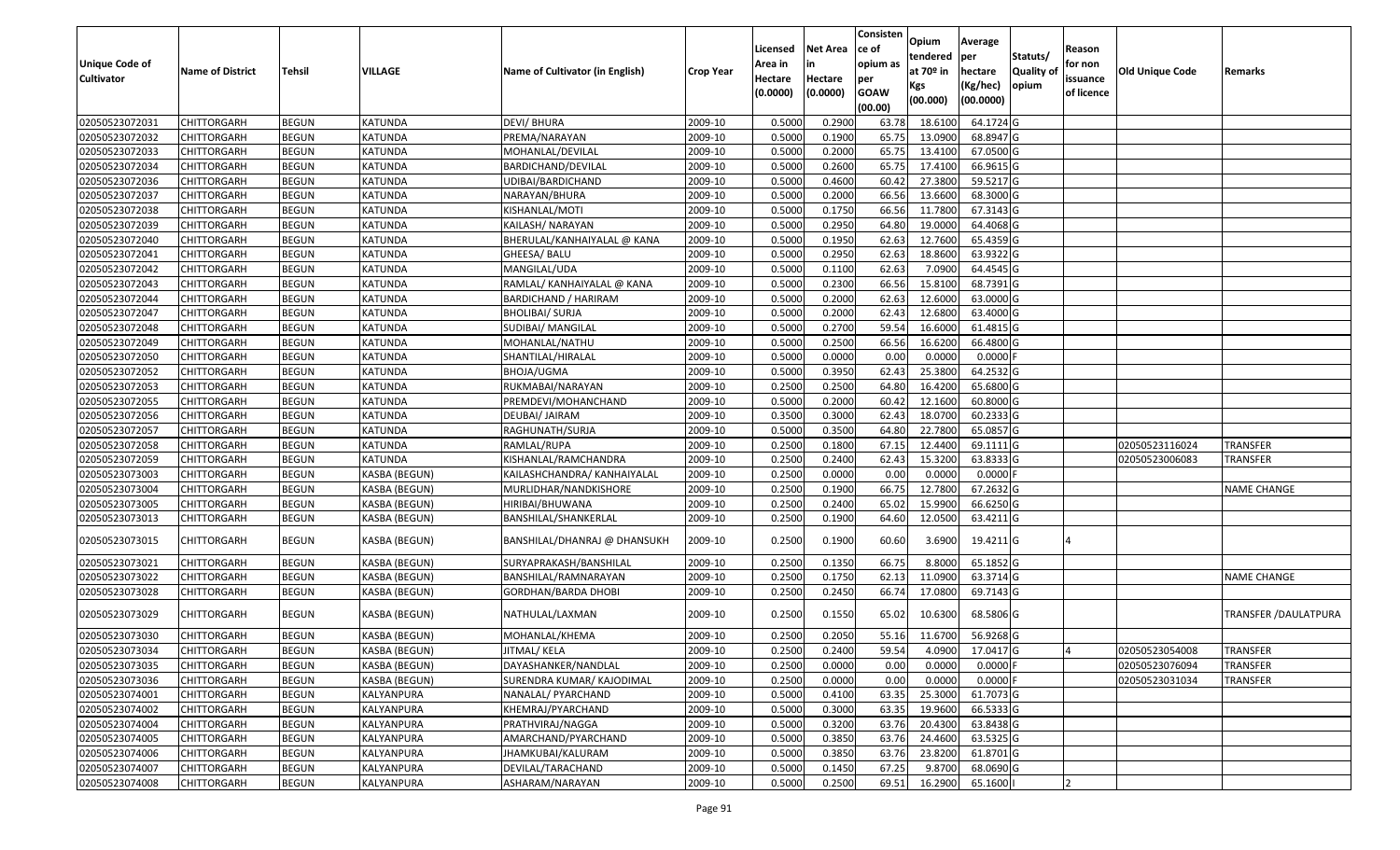| Unique Code of Cultivator | Name of District | Tehsil | VILLAGE | Name of Cultivator (in English) | Crop Year | Licensed Area in Hectare (0.0000) | Net Area in Hectare (0.0000) | Consisten ce of opium as per GOAW (00.00) | Opium tendered at 70º in Kgs (00.000) | Average per hectare (Kg/hec) (00.0000) | Statuts/ Quality of opium | Reason for non issuance of licence | Old Unique Code | Remarks |
|---|---|---|---|---|---|---|---|---|---|---|---|---|---|---|
| 02050523072031 | CHITTORGARH | BEGUN | KATUNDA | DEVI/ BHURA | 2009-10 | 0.5000 | 0.2900 | 63.78 | 18.6100 | 64.1724 | G | | | |
| 02050523072032 | CHITTORGARH | BEGUN | KATUNDA | PREMA/NARAYAN | 2009-10 | 0.5000 | 0.1900 | 65.75 | 13.0900 | 68.8947 | G | | | |
| 02050523072033 | CHITTORGARH | BEGUN | KATUNDA | MOHANLAL/DEVILAL | 2009-10 | 0.5000 | 0.2000 | 65.75 | 13.4100 | 67.0500 | G | | | |
| 02050523072034 | CHITTORGARH | BEGUN | KATUNDA | BARDICHAND/DEVILAL | 2009-10 | 0.5000 | 0.2600 | 65.75 | 17.4100 | 66.9615 | G | | | |
| 02050523072036 | CHITTORGARH | BEGUN | KATUNDA | UDIBAI/BARDICHAND | 2009-10 | 0.5000 | 0.4600 | 60.42 | 27.3800 | 59.5217 | G | | | |
| 02050523072037 | CHITTORGARH | BEGUN | KATUNDA | NARAYAN/BHURA | 2009-10 | 0.5000 | 0.2000 | 66.56 | 13.6600 | 68.3000 | G | | | |
| 02050523072038 | CHITTORGARH | BEGUN | KATUNDA | KISHANLAL/MOTI | 2009-10 | 0.5000 | 0.1750 | 66.56 | 11.7800 | 67.3143 | G | | | |
| 02050523072039 | CHITTORGARH | BEGUN | KATUNDA | KAILASH/ NARAYAN | 2009-10 | 0.5000 | 0.2950 | 64.80 | 19.0000 | 64.4068 | G | | | |
| 02050523072040 | CHITTORGARH | BEGUN | KATUNDA | BHERULAL/KANHAIYALAL @ KANA | 2009-10 | 0.5000 | 0.1950 | 62.63 | 12.7600 | 65.4359 | G | | | |
| 02050523072041 | CHITTORGARH | BEGUN | KATUNDA | GHEESA/ BALU | 2009-10 | 0.5000 | 0.2950 | 62.63 | 18.8600 | 63.9322 | G | | | |
| 02050523072042 | CHITTORGARH | BEGUN | KATUNDA | MANGILAL/UDA | 2009-10 | 0.5000 | 0.1100 | 62.63 | 7.0900 | 64.4545 | G | | | |
| 02050523072043 | CHITTORGARH | BEGUN | KATUNDA | RAMLAL/ KANHAIYALAL @ KANA | 2009-10 | 0.5000 | 0.2300 | 66.56 | 15.8100 | 68.7391 | G | | | |
| 02050523072044 | CHITTORGARH | BEGUN | KATUNDA | BARDICHAND / HARIRAM | 2009-10 | 0.5000 | 0.2000 | 62.63 | 12.6000 | 63.0000 | G | | | |
| 02050523072047 | CHITTORGARH | BEGUN | KATUNDA | BHOLIBAI/ SURJA | 2009-10 | 0.5000 | 0.2000 | 62.43 | 12.6800 | 63.4000 | G | | | |
| 02050523072048 | CHITTORGARH | BEGUN | KATUNDA | SUDIBAI/ MANGILAL | 2009-10 | 0.5000 | 0.2700 | 59.54 | 16.6000 | 61.4815 | G | | | |
| 02050523072049 | CHITTORGARH | BEGUN | KATUNDA | MOHANLAL/NATHU | 2009-10 | 0.5000 | 0.2500 | 66.56 | 16.6200 | 66.4800 | G | | | |
| 02050523072050 | CHITTORGARH | BEGUN | KATUNDA | SHANTILAL/HIRALAL | 2009-10 | 0.5000 | 0.0000 | 0.00 | 0.0000 | 0.0000 | F | | | |
| 02050523072052 | CHITTORGARH | BEGUN | KATUNDA | BHOJA/UGMA | 2009-10 | 0.5000 | 0.3950 | 62.43 | 25.3800 | 64.2532 | G | | | |
| 02050523072053 | CHITTORGARH | BEGUN | KATUNDA | RUKMABAI/NARAYAN | 2009-10 | 0.2500 | 0.2500 | 64.80 | 16.4200 | 65.6800 | G | | | |
| 02050523072055 | CHITTORGARH | BEGUN | KATUNDA | PREMDEVI/MOHANCHAND | 2009-10 | 0.5000 | 0.2000 | 60.42 | 12.1600 | 60.8000 | G | | | |
| 02050523072056 | CHITTORGARH | BEGUN | KATUNDA | DEUBAI/ JAIRAM | 2009-10 | 0.3500 | 0.3000 | 62.43 | 18.0700 | 60.2333 | G | | | |
| 02050523072057 | CHITTORGARH | BEGUN | KATUNDA | RAGHUNATH/SURJA | 2009-10 | 0.5000 | 0.3500 | 64.80 | 22.7800 | 65.0857 | G | | | |
| 02050523072058 | CHITTORGARH | BEGUN | KATUNDA | RAMLAL/RUPA | 2009-10 | 0.2500 | 0.1800 | 67.15 | 12.4400 | 69.1111 | G | | 02050523116024 | TRANSFER |
| 02050523072059 | CHITTORGARH | BEGUN | KATUNDA | KISHANLAL/RAMCHANDRA | 2009-10 | 0.2500 | 0.2400 | 62.43 | 15.3200 | 63.8333 | G | | 02050523006083 | TRANSFER |
| 02050523073003 | CHITTORGARH | BEGUN | KASBA (BEGUN) | KAILASHCHANDRA/ KANHAIYALAL | 2009-10 | 0.2500 | 0.0000 | 0.00 | 0.0000 | 0.0000 | F | | | |
| 02050523073004 | CHITTORGARH | BEGUN | KASBA (BEGUN) | MURLIDHAR/NANDKISHORE | 2009-10 | 0.2500 | 0.1900 | 66.75 | 12.7800 | 67.2632 | G | | | NAME CHANGE |
| 02050523073005 | CHITTORGARH | BEGUN | KASBA (BEGUN) | HIRIBAI/BHUWANA | 2009-10 | 0.2500 | 0.2400 | 65.02 | 15.9900 | 66.6250 | G | | | |
| 02050523073013 | CHITTORGARH | BEGUN | KASBA (BEGUN) | BANSHILAL/SHANKERLAL | 2009-10 | 0.2500 | 0.1900 | 64.60 | 12.0500 | 63.4211 | G | | | |
| 02050523073015 | CHITTORGARH | BEGUN | KASBA (BEGUN) | BANSHILAL/DHANRAJ @ DHANSUKH | 2009-10 | 0.2500 | 0.1900 | 60.60 | 3.6900 | 19.4211 | G | 4 | | |
| 02050523073021 | CHITTORGARH | BEGUN | KASBA (BEGUN) | SURYAPRAKASH/BANSHILAL | 2009-10 | 0.2500 | 0.1350 | 66.75 | 8.8000 | 65.1852 | G | | | |
| 02050523073022 | CHITTORGARH | BEGUN | KASBA (BEGUN) | BANSHILAL/RAMNARAYAN | 2009-10 | 0.2500 | 0.1750 | 62.13 | 11.0900 | 63.3714 | G | | | NAME CHANGE |
| 02050523073028 | CHITTORGARH | BEGUN | KASBA (BEGUN) | GORDHAN/BARDA DHOBI | 2009-10 | 0.2500 | 0.2450 | 66.74 | 17.0800 | 69.7143 | G | | | |
| 02050523073029 | CHITTORGARH | BEGUN | KASBA (BEGUN) | NATHULAL/LAXMAN | 2009-10 | 0.2500 | 0.1550 | 65.02 | 10.6300 | 68.5806 | G | | | TRANSFER /DAULATPURA |
| 02050523073030 | CHITTORGARH | BEGUN | KASBA (BEGUN) | MOHANLAL/KHEMA | 2009-10 | 0.2500 | 0.2050 | 55.16 | 11.6700 | 56.9268 | G | | | |
| 02050523073034 | CHITTORGARH | BEGUN | KASBA (BEGUN) | JITMAL/ KELA | 2009-10 | 0.2500 | 0.2400 | 59.54 | 4.0900 | 17.0417 | G | 4 | 02050523054008 | TRANSFER |
| 02050523073035 | CHITTORGARH | BEGUN | KASBA (BEGUN) | DAYASHANKER/NANDLAL | 2009-10 | 0.2500 | 0.0000 | 0.00 | 0.0000 | 0.0000 | F | | 02050523076094 | TRANSFER |
| 02050523073036 | CHITTORGARH | BEGUN | KASBA (BEGUN) | SURENDRA KUMAR/ KAJODIMAL | 2009-10 | 0.2500 | 0.0000 | 0.00 | 0.0000 | 0.0000 | F | | 02050523031034 | TRANSFER |
| 02050523074001 | CHITTORGARH | BEGUN | KALYANPURA | NANALAL/ PYARCHAND | 2009-10 | 0.5000 | 0.4100 | 63.35 | 25.3000 | 61.7073 | G | | | |
| 02050523074002 | CHITTORGARH | BEGUN | KALYANPURA | KHEMRAJ/PYARCHAND | 2009-10 | 0.5000 | 0.3000 | 63.35 | 19.9600 | 66.5333 | G | | | |
| 02050523074004 | CHITTORGARH | BEGUN | KALYANPURA | PRATHVIRAJ/NAGGA | 2009-10 | 0.5000 | 0.3200 | 63.76 | 20.4300 | 63.8438 | G | | | |
| 02050523074005 | CHITTORGARH | BEGUN | KALYANPURA | AMARCHAND/PYARCHAND | 2009-10 | 0.5000 | 0.3850 | 63.76 | 24.4600 | 63.5325 | G | | | |
| 02050523074006 | CHITTORGARH | BEGUN | KALYANPURA | JHAMKUBAI/KALURAM | 2009-10 | 0.5000 | 0.3850 | 63.76 | 23.8200 | 61.8701 | G | | | |
| 02050523074007 | CHITTORGARH | BEGUN | KALYANPURA | DEVILAL/TARACHAND | 2009-10 | 0.5000 | 0.1450 | 67.25 | 9.8700 | 68.0690 | G | | | |
| 02050523074008 | CHITTORGARH | BEGUN | KALYANPURA | ASHARAM/NARAYAN | 2009-10 | 0.5000 | 0.2500 | 69.51 | 16.2900 | 65.1600 | I | 2 | | |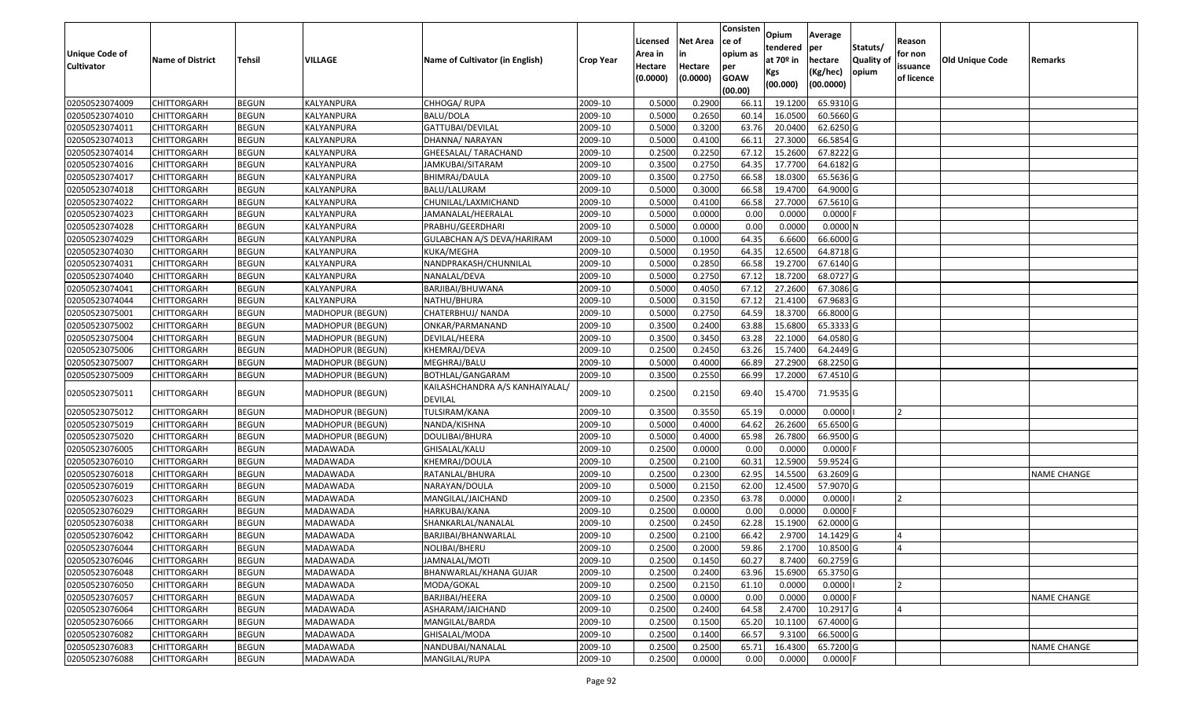| Unique Code of Cultivator | Name of District | Tehsil | VILLAGE | Name of Cultivator (in English) | Crop Year | Licensed Area in Hectare (0.0000) | Net Area in Hectare (0.0000) | Consistence of opium as per GOAW (00.00) | Opium tendered at 70º in Kgs (00.000) | Average per hectare (Kg/hec) (00.0000) | Statuts/ Quality of opium | Reason for non issuance of licence | Old Unique Code | Remarks |
|---|---|---|---|---|---|---|---|---|---|---|---|---|---|---|
| 02050523074009 | CHITTORGARH | BEGUN | KALYANPURA | CHHOGA/ RUPA | 2009-10 | 0.5000 | 0.2900 | 66.11 | 19.1200 | 65.9310 | G | | | |
| 02050523074010 | CHITTORGARH | BEGUN | KALYANPURA | BALU/DOLA | 2009-10 | 0.5000 | 0.2650 | 60.14 | 16.0500 | 60.5660 | G | | | |
| 02050523074011 | CHITTORGARH | BEGUN | KALYANPURA | GATTUBAI/DEVILAL | 2009-10 | 0.5000 | 0.3200 | 63.76 | 20.0400 | 62.6250 | G | | | |
| 02050523074013 | CHITTORGARH | BEGUN | KALYANPURA | DHANNA/ NARAYAN | 2009-10 | 0.5000 | 0.4100 | 66.11 | 27.3000 | 66.5854 | G | | | |
| 02050523074014 | CHITTORGARH | BEGUN | KALYANPURA | GHEESALAL/ TARACHAND | 2009-10 | 0.2500 | 0.2250 | 67.12 | 15.2600 | 67.8222 | G | | | |
| 02050523074016 | CHITTORGARH | BEGUN | KALYANPURA | JAMKUBAI/SITARAM | 2009-10 | 0.3500 | 0.2750 | 64.35 | 17.7700 | 64.6182 | G | | | |
| 02050523074017 | CHITTORGARH | BEGUN | KALYANPURA | BHIMRAJ/DAULA | 2009-10 | 0.3500 | 0.2750 | 66.58 | 18.0300 | 65.5636 | G | | | |
| 02050523074018 | CHITTORGARH | BEGUN | KALYANPURA | BALU/LALURAM | 2009-10 | 0.5000 | 0.3000 | 66.58 | 19.4700 | 64.9000 | G | | | |
| 02050523074022 | CHITTORGARH | BEGUN | KALYANPURA | CHUNILAL/LAXMICHAND | 2009-10 | 0.5000 | 0.4100 | 66.58 | 27.7000 | 67.5610 | G | | | |
| 02050523074023 | CHITTORGARH | BEGUN | KALYANPURA | JAMANALAL/HEERALAL | 2009-10 | 0.5000 | 0.0000 | 0.00 | 0.0000 | 0.0000 | F | | | |
| 02050523074028 | CHITTORGARH | BEGUN | KALYANPURA | PRABHU/GEERDHARI | 2009-10 | 0.5000 | 0.0000 | 0.00 | 0.0000 | 0.0000 | N | | | |
| 02050523074029 | CHITTORGARH | BEGUN | KALYANPURA | GULABCHAN A/S DEVA/HARIRAM | 2009-10 | 0.5000 | 0.1000 | 64.35 | 6.6600 | 66.6000 | G | | | |
| 02050523074030 | CHITTORGARH | BEGUN | KALYANPURA | KUKA/MEGHA | 2009-10 | 0.5000 | 0.1950 | 64.35 | 12.6500 | 64.8718 | G | | | |
| 02050523074031 | CHITTORGARH | BEGUN | KALYANPURA | NANDPRAKASH/CHUNNILAL | 2009-10 | 0.5000 | 0.2850 | 66.58 | 19.2700 | 67.6140 | G | | | |
| 02050523074040 | CHITTORGARH | BEGUN | KALYANPURA | NANALAL/DEVA | 2009-10 | 0.5000 | 0.2750 | 67.12 | 18.7200 | 68.0727 | G | | | |
| 02050523074041 | CHITTORGARH | BEGUN | KALYANPURA | BARJIBAI/BHUWANA | 2009-10 | 0.5000 | 0.4050 | 67.12 | 27.2600 | 67.3086 | G | | | |
| 02050523074044 | CHITTORGARH | BEGUN | KALYANPURA | NATHU/BHURA | 2009-10 | 0.5000 | 0.3150 | 67.12 | 21.4100 | 67.9683 | G | | | |
| 02050523075001 | CHITTORGARH | BEGUN | MADHOPUR (BEGUN) | CHATERBHUJ/ NANDA | 2009-10 | 0.5000 | 0.2750 | 64.59 | 18.3700 | 66.8000 | G | | | |
| 02050523075002 | CHITTORGARH | BEGUN | MADHOPUR (BEGUN) | ONKAR/PARMANAND | 2009-10 | 0.3500 | 0.2400 | 63.88 | 15.6800 | 65.3333 | G | | | |
| 02050523075004 | CHITTORGARH | BEGUN | MADHOPUR (BEGUN) | DEVILAL/HEERA | 2009-10 | 0.3500 | 0.3450 | 63.28 | 22.1000 | 64.0580 | G | | | |
| 02050523075006 | CHITTORGARH | BEGUN | MADHOPUR (BEGUN) | KHEMRAJ/DEVA | 2009-10 | 0.2500 | 0.2450 | 63.26 | 15.7400 | 64.2449 | G | | | |
| 02050523075007 | CHITTORGARH | BEGUN | MADHOPUR (BEGUN) | MEGHRAJ/BALU | 2009-10 | 0.5000 | 0.4000 | 66.89 | 27.2900 | 68.2250 | G | | | |
| 02050523075009 | CHITTORGARH | BEGUN | MADHOPUR (BEGUN) | BOTHLAL/GANGARAM | 2009-10 | 0.3500 | 0.2550 | 66.99 | 17.2000 | 67.4510 | G | | | |
| 02050523075011 | CHITTORGARH | BEGUN | MADHOPUR (BEGUN) | KAILASHCHANDRA A/S KANHAIYALAL/ DEVILAL | 2009-10 | 0.2500 | 0.2150 | 69.40 | 15.4700 | 71.9535 | G | | | |
| 02050523075012 | CHITTORGARH | BEGUN | MADHOPUR (BEGUN) | TULSIRAM/KANA | 2009-10 | 0.3500 | 0.3550 | 65.19 | 0.0000 | 0.0000 | I | 2 | | |
| 02050523075019 | CHITTORGARH | BEGUN | MADHOPUR (BEGUN) | NANDA/KISHNA | 2009-10 | 0.5000 | 0.4000 | 64.62 | 26.2600 | 65.6500 | G | | | |
| 02050523075020 | CHITTORGARH | BEGUN | MADHOPUR (BEGUN) | DOULIBAI/BHURA | 2009-10 | 0.5000 | 0.4000 | 65.98 | 26.7800 | 66.9500 | G | | | |
| 02050523076005 | CHITTORGARH | BEGUN | MADAWADA | GHISALAL/KALU | 2009-10 | 0.2500 | 0.0000 | 0.00 | 0.0000 | 0.0000 | F | | | |
| 02050523076010 | CHITTORGARH | BEGUN | MADAWADA | KHEMRAJ/DOULA | 2009-10 | 0.2500 | 0.2100 | 60.31 | 12.5900 | 59.9524 | G | | | |
| 02050523076018 | CHITTORGARH | BEGUN | MADAWADA | RATANLAL/BHURA | 2009-10 | 0.2500 | 0.2300 | 62.95 | 14.5500 | 63.2609 | G | | | NAME CHANGE |
| 02050523076019 | CHITTORGARH | BEGUN | MADAWADA | NARAYAN/DOULA | 2009-10 | 0.5000 | 0.2150 | 62.00 | 12.4500 | 57.9070 | G | | | |
| 02050523076023 | CHITTORGARH | BEGUN | MADAWADA | MANGILAL/JAICHAND | 2009-10 | 0.2500 | 0.2350 | 63.78 | 0.0000 | 0.0000 | I | 2 | | |
| 02050523076029 | CHITTORGARH | BEGUN | MADAWADA | HARKUBAI/KANA | 2009-10 | 0.2500 | 0.0000 | 0.00 | 0.0000 | 0.0000 | F | | | |
| 02050523076038 | CHITTORGARH | BEGUN | MADAWADA | SHANKARLAL/NANALAL | 2009-10 | 0.2500 | 0.2450 | 62.28 | 15.1900 | 62.0000 | G | | | |
| 02050523076042 | CHITTORGARH | BEGUN | MADAWADA | BARJIBAI/BHANWARLAL | 2009-10 | 0.2500 | 0.2100 | 66.42 | 2.9700 | 14.1429 | G | 4 | | |
| 02050523076044 | CHITTORGARH | BEGUN | MADAWADA | NOLIBAI/BHERU | 2009-10 | 0.2500 | 0.2000 | 59.86 | 2.1700 | 10.8500 | G | 4 | | |
| 02050523076046 | CHITTORGARH | BEGUN | MADAWADA | JAMNALAL/MOTI | 2009-10 | 0.2500 | 0.1450 | 60.27 | 8.7400 | 60.2759 | G | | | |
| 02050523076048 | CHITTORGARH | BEGUN | MADAWADA | BHANWARLAL/KHANA GUJAR | 2009-10 | 0.2500 | 0.2400 | 63.96 | 15.6900 | 65.3750 | G | | | |
| 02050523076050 | CHITTORGARH | BEGUN | MADAWADA | MODA/GOKAL | 2009-10 | 0.2500 | 0.2150 | 61.10 | 0.0000 | 0.0000 | I | 2 | | |
| 02050523076057 | CHITTORGARH | BEGUN | MADAWADA | BARJIBAI/HEERA | 2009-10 | 0.2500 | 0.0000 | 0.00 | 0.0000 | 0.0000 | F | | | NAME CHANGE |
| 02050523076064 | CHITTORGARH | BEGUN | MADAWADA | ASHARAM/JAICHAND | 2009-10 | 0.2500 | 0.2400 | 64.58 | 2.4700 | 10.2917 | G | 4 | | |
| 02050523076066 | CHITTORGARH | BEGUN | MADAWADA | MANGILAL/BARDA | 2009-10 | 0.2500 | 0.1500 | 65.20 | 10.1100 | 67.4000 | G | | | |
| 02050523076082 | CHITTORGARH | BEGUN | MADAWADA | GHISALAL/MODA | 2009-10 | 0.2500 | 0.1400 | 66.57 | 9.3100 | 66.5000 | G | | | |
| 02050523076083 | CHITTORGARH | BEGUN | MADAWADA | NANDUBAI/NANALAL | 2009-10 | 0.2500 | 0.2500 | 65.71 | 16.4300 | 65.7200 | G | | | NAME CHANGE |
| 02050523076088 | CHITTORGARH | BEGUN | MADAWADA | MANGILAL/RUPA | 2009-10 | 0.2500 | 0.0000 | 0.00 | 0.0000 | 0.0000 | F | | | |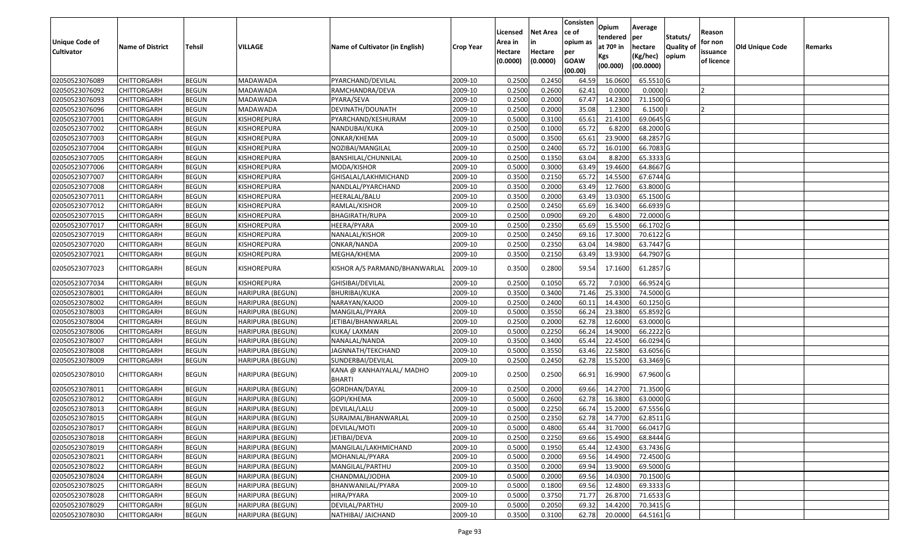| Unique Code of Cultivator | Name of District | Tehsil | VILLAGE | Name of Cultivator (in English) | Crop Year | Licensed Area in Hectare (0.0000) | Net Area in Hectare (0.0000) | Consistence of opium as per GOAW (00.00) | Opium tendered at 70º in Kgs (00.000) | Average per hectare (Kg/hec) (00.0000) | Statuts/ Quality of opium | Reason for non issuance of licence | Old Unique Code | Remarks |
|---|---|---|---|---|---|---|---|---|---|---|---|---|---|---|
| 02050523076089 | CHITTORGARH | BEGUN | MADAWADA | PYARCHAND/DEVILAL | 2009-10 | 0.2500 | 0.2450 | 64.59 | 16.0600 | 65.5510 | G | | | |
| 02050523076092 | CHITTORGARH | BEGUN | MADAWADA | RAMCHANDRA/DEVA | 2009-10 | 0.2500 | 0.2600 | 62.41 | 0.0000 | 0.0000 | I | 2 | | |
| 02050523076093 | CHITTORGARH | BEGUN | MADAWADA | PYARA/SEVA | 2009-10 | 0.2500 | 0.2000 | 67.47 | 14.2300 | 71.1500 | G | | | |
| 02050523076096 | CHITTORGARH | BEGUN | MADAWADA | DEVINATH/DOUNATH | 2009-10 | 0.2500 | 0.2000 | 35.08 | 1.2300 | 6.1500 | I | 2 | | |
| 02050523077001 | CHITTORGARH | BEGUN | KISHOREPURA | PYARCHAND/KESHURAM | 2009-10 | 0.5000 | 0.3100 | 65.61 | 21.4100 | 69.0645 | G | | | |
| 02050523077002 | CHITTORGARH | BEGUN | KISHOREPURA | NANDUBAI/KUKA | 2009-10 | 0.2500 | 0.1000 | 65.72 | 6.8200 | 68.2000 | G | | | |
| 02050523077003 | CHITTORGARH | BEGUN | KISHOREPURA | ONKAR/KHEMA | 2009-10 | 0.5000 | 0.3500 | 65.61 | 23.9000 | 68.2857 | G | | | |
| 02050523077004 | CHITTORGARH | BEGUN | KISHOREPURA | NOZIBAI/MANGILAL | 2009-10 | 0.2500 | 0.2400 | 65.72 | 16.0100 | 66.7083 | G | | | |
| 02050523077005 | CHITTORGARH | BEGUN | KISHOREPURA | BANSHILAL/CHUNNILAL | 2009-10 | 0.2500 | 0.1350 | 63.04 | 8.8200 | 65.3333 | G | | | |
| 02050523077006 | CHITTORGARH | BEGUN | KISHOREPURA | MODA/KISHOR | 2009-10 | 0.5000 | 0.3000 | 63.49 | 19.4600 | 64.8667 | G | | | |
| 02050523077007 | CHITTORGARH | BEGUN | KISHOREPURA | GHISALAL/LAKHMICHAND | 2009-10 | 0.3500 | 0.2150 | 65.72 | 14.5500 | 67.6744 | G | | | |
| 02050523077008 | CHITTORGARH | BEGUN | KISHOREPURA | NANDLAL/PYARCHAND | 2009-10 | 0.3500 | 0.2000 | 63.49 | 12.7600 | 63.8000 | G | | | |
| 02050523077011 | CHITTORGARH | BEGUN | KISHOREPURA | HEERALAL/BALU | 2009-10 | 0.3500 | 0.2000 | 63.49 | 13.0300 | 65.1500 | G | | | |
| 02050523077012 | CHITTORGARH | BEGUN | KISHOREPURA | RAMLAL/KISHOR | 2009-10 | 0.2500 | 0.2450 | 65.69 | 16.3400 | 66.6939 | G | | | |
| 02050523077015 | CHITTORGARH | BEGUN | KISHOREPURA | BHAGIRATH/RUPA | 2009-10 | 0.2500 | 0.0900 | 69.20 | 6.4800 | 72.0000 | G | | | |
| 02050523077017 | CHITTORGARH | BEGUN | KISHOREPURA | HEERA/PYARA | 2009-10 | 0.2500 | 0.2350 | 65.69 | 15.5500 | 66.1702 | G | | | |
| 02050523077019 | CHITTORGARH | BEGUN | KISHOREPURA | NANALAL/KISHOR | 2009-10 | 0.2500 | 0.2450 | 69.16 | 17.3000 | 70.6122 | G | | | |
| 02050523077020 | CHITTORGARH | BEGUN | KISHOREPURA | ONKAR/NANDA | 2009-10 | 0.2500 | 0.2350 | 63.04 | 14.9800 | 63.7447 | G | | | |
| 02050523077021 | CHITTORGARH | BEGUN | KISHOREPURA | MEGHA/KHEMA | 2009-10 | 0.3500 | 0.2150 | 63.49 | 13.9300 | 64.7907 | G | | | |
| 02050523077023 | CHITTORGARH | BEGUN | KISHOREPURA | KISHOR A/S PARMAND/BHANWARLAL | 2009-10 | 0.3500 | 0.2800 | 59.54 | 17.1600 | 61.2857 | G | | | |
| 02050523077034 | CHITTORGARH | BEGUN | KISHOREPURA | GHISIBAI/DEVILAL | 2009-10 | 0.2500 | 0.1050 | 65.72 | 7.0300 | 66.9524 | G | | | |
| 02050523078001 | CHITTORGARH | BEGUN | HARIPURA (BEGUN) | BHURIBAI/KUKA | 2009-10 | 0.3500 | 0.3400 | 71.46 | 25.3300 | 74.5000 | G | | | |
| 02050523078002 | CHITTORGARH | BEGUN | HARIPURA (BEGUN) | NARAYAN/KAJOD | 2009-10 | 0.2500 | 0.2400 | 60.11 | 14.4300 | 60.1250 | G | | | |
| 02050523078003 | CHITTORGARH | BEGUN | HARIPURA (BEGUN) | MANGILAL/PYARA | 2009-10 | 0.5000 | 0.3550 | 66.24 | 23.3800 | 65.8592 | G | | | |
| 02050523078004 | CHITTORGARH | BEGUN | HARIPURA (BEGUN) | JETIBAI/BHANWARLAL | 2009-10 | 0.2500 | 0.2000 | 62.78 | 12.6000 | 63.0000 | G | | | |
| 02050523078006 | CHITTORGARH | BEGUN | HARIPURA (BEGUN) | KUKA/ LAXMAN | 2009-10 | 0.5000 | 0.2250 | 66.24 | 14.9000 | 66.2222 | G | | | |
| 02050523078007 | CHITTORGARH | BEGUN | HARIPURA (BEGUN) | NANALAL/NANDA | 2009-10 | 0.3500 | 0.3400 | 65.44 | 22.4500 | 66.0294 | G | | | |
| 02050523078008 | CHITTORGARH | BEGUN | HARIPURA (BEGUN) | JAGNNATH/TEKCHAND | 2009-10 | 0.5000 | 0.3550 | 63.46 | 22.5800 | 63.6056 | G | | | |
| 02050523078009 | CHITTORGARH | BEGUN | HARIPURA (BEGUN) | SUNDERBAI/DEVILAL | 2009-10 | 0.2500 | 0.2450 | 62.78 | 15.5200 | 63.3469 | G | | | |
| 02050523078010 | CHITTORGARH | BEGUN | HARIPURA (BEGUN) | KANA @ KANHAIYALAL/ MADHO BHARTI | 2009-10 | 0.2500 | 0.2500 | 66.91 | 16.9900 | 67.9600 | G | | | |
| 02050523078011 | CHITTORGARH | BEGUN | HARIPURA (BEGUN) | GORDHAN/DAYAL | 2009-10 | 0.2500 | 0.2000 | 69.66 | 14.2700 | 71.3500 | G | | | |
| 02050523078012 | CHITTORGARH | BEGUN | HARIPURA (BEGUN) | GOPI/KHEMA | 2009-10 | 0.5000 | 0.2600 | 62.78 | 16.3800 | 63.0000 | G | | | |
| 02050523078013 | CHITTORGARH | BEGUN | HARIPURA (BEGUN) | DEVILAL/LALU | 2009-10 | 0.5000 | 0.2250 | 66.74 | 15.2000 | 67.5556 | G | | | |
| 02050523078015 | CHITTORGARH | BEGUN | HARIPURA (BEGUN) | SURAJMAL/BHANWARLAL | 2009-10 | 0.2500 | 0.2350 | 62.78 | 14.7700 | 62.8511 | G | | | |
| 02050523078017 | CHITTORGARH | BEGUN | HARIPURA (BEGUN) | DEVILAL/MOTI | 2009-10 | 0.5000 | 0.4800 | 65.44 | 31.7000 | 66.0417 | G | | | |
| 02050523078018 | CHITTORGARH | BEGUN | HARIPURA (BEGUN) | JETIBAI/DEVA | 2009-10 | 0.2500 | 0.2250 | 69.66 | 15.4900 | 68.8444 | G | | | |
| 02050523078019 | CHITTORGARH | BEGUN | HARIPURA (BEGUN) | MANGILAL/LAKHMICHAND | 2009-10 | 0.5000 | 0.1950 | 65.44 | 12.4300 | 63.7436 | G | | | |
| 02050523078021 | CHITTORGARH | BEGUN | HARIPURA (BEGUN) | MOHANLAL/PYARA | 2009-10 | 0.5000 | 0.2000 | 69.56 | 14.4900 | 72.4500 | G | | | |
| 02050523078022 | CHITTORGARH | BEGUN | HARIPURA (BEGUN) | MANGILAL/PARTHU | 2009-10 | 0.3500 | 0.2000 | 69.94 | 13.9000 | 69.5000 | G | | | |
| 02050523078024 | CHITTORGARH | BEGUN | HARIPURA (BEGUN) | CHANDMAL/JODHA | 2009-10 | 0.5000 | 0.2000 | 69.56 | 14.0300 | 70.1500 | G | | | |
| 02050523078025 | CHITTORGARH | BEGUN | HARIPURA (BEGUN) | BHANWANILAL/PYARA | 2009-10 | 0.5000 | 0.1800 | 69.56 | 12.4800 | 69.3333 | G | | | |
| 02050523078028 | CHITTORGARH | BEGUN | HARIPURA (BEGUN) | HIRA/PYARA | 2009-10 | 0.5000 | 0.3750 | 71.77 | 26.8700 | 71.6533 | G | | | |
| 02050523078029 | CHITTORGARH | BEGUN | HARIPURA (BEGUN) | DEVILAL/PARTHU | 2009-10 | 0.5000 | 0.2050 | 69.32 | 14.4200 | 70.3415 | G | | | |
| 02050523078030 | CHITTORGARH | BEGUN | HARIPURA (BEGUN) | NATHIBAI/ JAICHAND | 2009-10 | 0.3500 | 0.3100 | 62.78 | 20.0000 | 64.5161 | G | | | |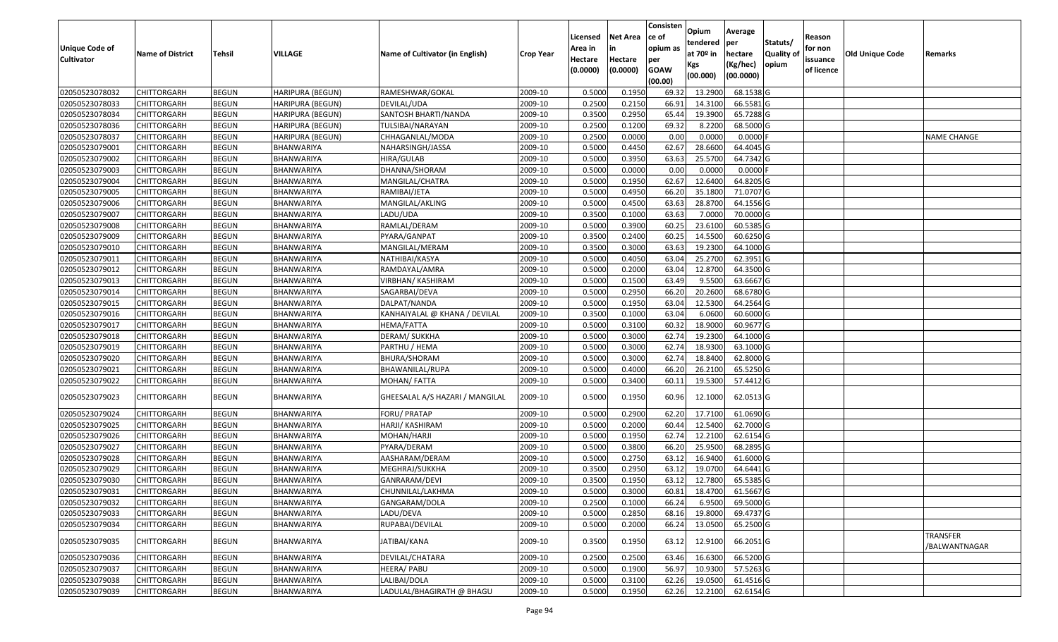| Unique Code of Cultivator | Name of District | Tehsil | VILLAGE | Name of Cultivator (in English) | Crop Year | Licensed Area in Hectare (0.0000) | Net Area in Hectare (0.0000) | Consistence of opium as per GOAW (00.00) | Opium tendered at 70º in Kgs (00.000) | Average per hectare (Kg/hec) (00.0000) | Statuts/ Quality of opium | Reason for non issuance of licence | Old Unique Code | Remarks |
|---|---|---|---|---|---|---|---|---|---|---|---|---|---|---|
| 02050523078032 | CHITTORGARH | BEGUN | HARIPURA (BEGUN) | RAMESHWAR/GOKAL | 2009-10 | 0.5000 | 0.1950 | 69.32 | 13.2900 | 68.1538 | G | | | |
| 02050523078033 | CHITTORGARH | BEGUN | HARIPURA (BEGUN) | DEVILAL/UDA | 2009-10 | 0.2500 | 0.2150 | 66.91 | 14.3100 | 66.5581 | G | | | |
| 02050523078034 | CHITTORGARH | BEGUN | HARIPURA (BEGUN) | SANTOSH BHARTI/NANDA | 2009-10 | 0.3500 | 0.2950 | 65.44 | 19.3900 | 65.7288 | G | | | |
| 02050523078036 | CHITTORGARH | BEGUN | HARIPURA (BEGUN) | TULSIBAI/NARAYAN | 2009-10 | 0.2500 | 0.1200 | 69.32 | 8.2200 | 68.5000 | G | | | |
| 02050523078037 | CHITTORGARH | BEGUN | HARIPURA (BEGUN) | CHHAGANLAL/MODA | 2009-10 | 0.2500 | 0.0000 | 0.00 | 0.0000 | 0.0000 | F | | | NAME CHANGE |
| 02050523079001 | CHITTORGARH | BEGUN | BHANWARIYA | NAHARSINGH/JASSA | 2009-10 | 0.5000 | 0.4450 | 62.67 | 28.6600 | 64.4045 | G | | | |
| 02050523079002 | CHITTORGARH | BEGUN | BHANWARIYA | HIRA/GULAB | 2009-10 | 0.5000 | 0.3950 | 63.63 | 25.5700 | 64.7342 | G | | | |
| 02050523079003 | CHITTORGARH | BEGUN | BHANWARIYA | DHANNA/SHORAM | 2009-10 | 0.5000 | 0.0000 | 0.00 | 0.0000 | 0.0000 | F | | | |
| 02050523079004 | CHITTORGARH | BEGUN | BHANWARIYA | MANGILAL/CHATRA | 2009-10 | 0.5000 | 0.1950 | 62.67 | 12.6400 | 64.8205 | G | | | |
| 02050523079005 | CHITTORGARH | BEGUN | BHANWARIYA | RAMIBAI/JETA | 2009-10 | 0.5000 | 0.4950 | 66.20 | 35.1800 | 71.0707 | G | | | |
| 02050523079006 | CHITTORGARH | BEGUN | BHANWARIYA | MANGILAL/AKLING | 2009-10 | 0.5000 | 0.4500 | 63.63 | 28.8700 | 64.1556 | G | | | |
| 02050523079007 | CHITTORGARH | BEGUN | BHANWARIYA | LADU/UDA | 2009-10 | 0.3500 | 0.1000 | 63.63 | 7.0000 | 70.0000 | G | | | |
| 02050523079008 | CHITTORGARH | BEGUN | BHANWARIYA | RAMLAL/DERAM | 2009-10 | 0.5000 | 0.3900 | 60.25 | 23.6100 | 60.5385 | G | | | |
| 02050523079009 | CHITTORGARH | BEGUN | BHANWARIYA | PYARA/GANPAT | 2009-10 | 0.3500 | 0.2400 | 60.25 | 14.5500 | 60.6250 | G | | | |
| 02050523079010 | CHITTORGARH | BEGUN | BHANWARIYA | MANGILAL/MERAM | 2009-10 | 0.3500 | 0.3000 | 63.63 | 19.2300 | 64.1000 | G | | | |
| 02050523079011 | CHITTORGARH | BEGUN | BHANWARIYA | NATHIBAI/KASYA | 2009-10 | 0.5000 | 0.4050 | 63.04 | 25.2700 | 62.3951 | G | | | |
| 02050523079012 | CHITTORGARH | BEGUN | BHANWARIYA | RAMDAYAL/AMRA | 2009-10 | 0.5000 | 0.2000 | 63.04 | 12.8700 | 64.3500 | G | | | |
| 02050523079013 | CHITTORGARH | BEGUN | BHANWARIYA | VIRBHAN/ KASHIRAM | 2009-10 | 0.5000 | 0.1500 | 63.49 | 9.5500 | 63.6667 | G | | | |
| 02050523079014 | CHITTORGARH | BEGUN | BHANWARIYA | SAGARBAI/DEVA | 2009-10 | 0.5000 | 0.2950 | 66.20 | 20.2600 | 68.6780 | G | | | |
| 02050523079015 | CHITTORGARH | BEGUN | BHANWARIYA | DALPAT/NANDA | 2009-10 | 0.5000 | 0.1950 | 63.04 | 12.5300 | 64.2564 | G | | | |
| 02050523079016 | CHITTORGARH | BEGUN | BHANWARIYA | KANHAIYALAL @ KHANA / DEVILAL | 2009-10 | 0.3500 | 0.1000 | 63.04 | 6.0600 | 60.6000 | G | | | |
| 02050523079017 | CHITTORGARH | BEGUN | BHANWARIYA | HEMA/FATTA | 2009-10 | 0.5000 | 0.3100 | 60.32 | 18.9000 | 60.9677 | G | | | |
| 02050523079018 | CHITTORGARH | BEGUN | BHANWARIYA | DERAM/ SUKKHA | 2009-10 | 0.5000 | 0.3000 | 62.74 | 19.2300 | 64.1000 | G | | | |
| 02050523079019 | CHITTORGARH | BEGUN | BHANWARIYA | PARTHU / HEMA | 2009-10 | 0.5000 | 0.3000 | 62.74 | 18.9300 | 63.1000 | G | | | |
| 02050523079020 | CHITTORGARH | BEGUN | BHANWARIYA | BHURA/SHORAM | 2009-10 | 0.5000 | 0.3000 | 62.74 | 18.8400 | 62.8000 | G | | | |
| 02050523079021 | CHITTORGARH | BEGUN | BHANWARIYA | BHAWANILAL/RUPA | 2009-10 | 0.5000 | 0.4000 | 66.20 | 26.2100 | 65.5250 | G | | | |
| 02050523079022 | CHITTORGARH | BEGUN | BHANWARIYA | MOHAN/ FATTA | 2009-10 | 0.5000 | 0.3400 | 60.11 | 19.5300 | 57.4412 | G | | | |
| 02050523079023 | CHITTORGARH | BEGUN | BHANWARIYA | GHEESALAL A/S HAZARI / MANGILAL | 2009-10 | 0.5000 | 0.1950 | 60.96 | 12.1000 | 62.0513 | G | | | |
| 02050523079024 | CHITTORGARH | BEGUN | BHANWARIYA | FORU/ PRATAP | 2009-10 | 0.5000 | 0.2900 | 62.20 | 17.7100 | 61.0690 | G | | | |
| 02050523079025 | CHITTORGARH | BEGUN | BHANWARIYA | HARJI/ KASHIRAM | 2009-10 | 0.5000 | 0.2000 | 60.44 | 12.5400 | 62.7000 | G | | | |
| 02050523079026 | CHITTORGARH | BEGUN | BHANWARIYA | MOHAN/HARJI | 2009-10 | 0.5000 | 0.1950 | 62.74 | 12.2100 | 62.6154 | G | | | |
| 02050523079027 | CHITTORGARH | BEGUN | BHANWARIYA | PYARA/DERAM | 2009-10 | 0.5000 | 0.3800 | 66.20 | 25.9500 | 68.2895 | G | | | |
| 02050523079028 | CHITTORGARH | BEGUN | BHANWARIYA | AASHARAM/DERAM | 2009-10 | 0.5000 | 0.2750 | 63.12 | 16.9400 | 61.6000 | G | | | |
| 02050523079029 | CHITTORGARH | BEGUN | BHANWARIYA | MEGHRAJ/SUKKHA | 2009-10 | 0.3500 | 0.2950 | 63.12 | 19.0700 | 64.6441 | G | | | |
| 02050523079030 | CHITTORGARH | BEGUN | BHANWARIYA | GANRARAM/DEVI | 2009-10 | 0.3500 | 0.1950 | 63.12 | 12.7800 | 65.5385 | G | | | |
| 02050523079031 | CHITTORGARH | BEGUN | BHANWARIYA | CHUNNILAL/LAKHMA | 2009-10 | 0.5000 | 0.3000 | 60.81 | 18.4700 | 61.5667 | G | | | |
| 02050523079032 | CHITTORGARH | BEGUN | BHANWARIYA | GANGARAM/DOLA | 2009-10 | 0.2500 | 0.1000 | 66.24 | 6.9500 | 69.5000 | G | | | |
| 02050523079033 | CHITTORGARH | BEGUN | BHANWARIYA | LADU/DEVA | 2009-10 | 0.5000 | 0.2850 | 68.16 | 19.8000 | 69.4737 | G | | | |
| 02050523079034 | CHITTORGARH | BEGUN | BHANWARIYA | RUPABAI/DEVILAL | 2009-10 | 0.5000 | 0.2000 | 66.24 | 13.0500 | 65.2500 | G | | | |
| 02050523079035 | CHITTORGARH | BEGUN | BHANWARIYA | JATIBAI/KANA | 2009-10 | 0.3500 | 0.1950 | 63.12 | 12.9100 | 66.2051 | G | | | TRANSFER /BALWANTNAGAR |
| 02050523079036 | CHITTORGARH | BEGUN | BHANWARIYA | DEVILAL/CHATARA | 2009-10 | 0.2500 | 0.2500 | 63.46 | 16.6300 | 66.5200 | G | | | |
| 02050523079037 | CHITTORGARH | BEGUN | BHANWARIYA | HEERA/ PABU | 2009-10 | 0.5000 | 0.1900 | 56.97 | 10.9300 | 57.5263 | G | | | |
| 02050523079038 | CHITTORGARH | BEGUN | BHANWARIYA | LALIBAI/DOLA | 2009-10 | 0.5000 | 0.3100 | 62.26 | 19.0500 | 61.4516 | G | | | |
| 02050523079039 | CHITTORGARH | BEGUN | BHANWARIYA | LADULAL/BHAGIRATH @ BHAGU | 2009-10 | 0.5000 | 0.1950 | 62.26 | 12.2100 | 62.6154 | G | | | |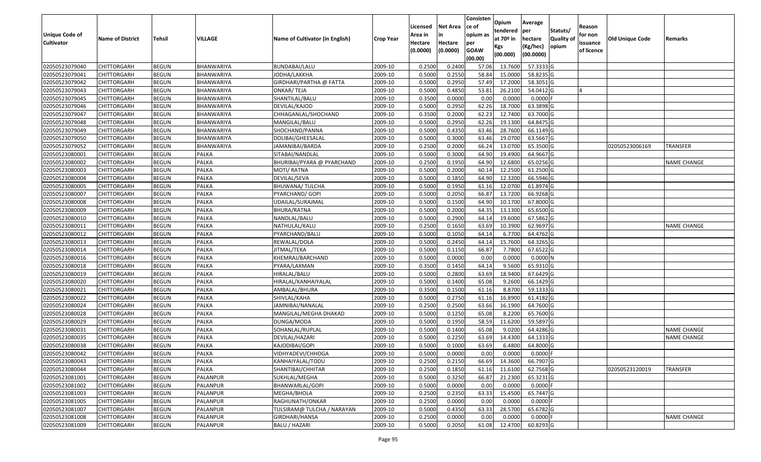| Unique Code of Cultivator | Name of District | Tehsil | VILLAGE | Name of Cultivator (in English) | Crop Year | Licensed Area in Hectare (0.0000) | Net Area in Hectare (0.0000) | Consistence of opium as per GOAW (00.00) | Opium tendered at 70º in Kgs (00.000) | Average per hectare (Kg/hec) (00.0000) | Statuts/ Quality of opium | Reason for non issuance of licence | Old Unique Code | Remarks |
|---|---|---|---|---|---|---|---|---|---|---|---|---|---|---|
| 02050523079040 | CHITTORGARH | BEGUN | BHANWARIYA | BUNDABAI/LALU | 2009-10 | 0.2500 | 0.2400 | 57.06 | 13.7600 | 57.3333 | G | | | |
| 02050523079041 | CHITTORGARH | BEGUN | BHANWARIYA | JODHA/LAKKHA | 2009-10 | 0.5000 | 0.2550 | 58.84 | 15.0000 | 58.8235 | G | | | |
| 02050523079042 | CHITTORGARH | BEGUN | BHANWARIYA | GIRDHARI/PARTHA @ FATTA | 2009-10 | 0.5000 | 0.2950 | 57.49 | 17.2000 | 58.3051 | G | | | |
| 02050523079043 | CHITTORGARH | BEGUN | BHANWARIYA | ONKAR/ TEJA | 2009-10 | 0.5000 | 0.4850 | 53.81 | 26.2100 | 54.0412 | G | 4 | | |
| 02050523079045 | CHITTORGARH | BEGUN | BHANWARIYA | SHANTILAL/BALU | 2009-10 | 0.3500 | 0.0000 | 0.00 | 0.0000 | 0.0000 | F | | | |
| 02050523079046 | CHITTORGARH | BEGUN | BHANWARIYA | DEVILAL/KAJOD | 2009-10 | 0.5000 | 0.2950 | 62.26 | 18.7000 | 63.3898 | G | | | |
| 02050523079047 | CHITTORGARH | BEGUN | BHANWARIYA | CHHAGANLAL/SHOCHAND | 2009-10 | 0.3500 | 0.2000 | 62.23 | 12.7400 | 63.7000 | G | | | |
| 02050523079048 | CHITTORGARH | BEGUN | BHANWARIYA | MANGILAL/BALU | 2009-10 | 0.5000 | 0.2950 | 62.26 | 19.1300 | 64.8475 | G | | | |
| 02050523079049 | CHITTORGARH | BEGUN | BHANWARIYA | SHOCHAND/PANNA | 2009-10 | 0.5000 | 0.4350 | 63.46 | 28.7600 | 66.1149 | G | | | |
| 02050523079050 | CHITTORGARH | BEGUN | BHANWARIYA | DOLIBAI/GHEESALAL | 2009-10 | 0.5000 | 0.3000 | 63.46 | 19.0700 | 63.5667 | G | | | |
| 02050523079052 | CHITTORGARH | BEGUN | BHANWARIYA | JAMANIBAI/BARDA | 2009-10 | 0.2500 | 0.2000 | 66.24 | 13.0700 | 65.3500 | G | | 02050523006169 | TRANSFER |
| 02050523080001 | CHITTORGARH | BEGUN | PALKA | SITABAI/NANDLAL | 2009-10 | 0.5000 | 0.3000 | 64.90 | 19.4900 | 64.9667 | G | | | |
| 02050523080002 | CHITTORGARH | BEGUN | PALKA | BHURIBAI/PYARA @ PYARCHAND | 2009-10 | 0.2500 | 0.1950 | 64.90 | 12.6800 | 65.0256 | G | | | NAME CHANGE |
| 02050523080003 | CHITTORGARH | BEGUN | PALKA | MOTI/ RATNA | 2009-10 | 0.5000 | 0.2000 | 60.14 | 12.2500 | 61.2500 | G | | | |
| 02050523080004 | CHITTORGARH | BEGUN | PALKA | DEVILAL/SEVA | 2009-10 | 0.5000 | 0.1850 | 64.90 | 12.3200 | 66.5946 | G | | | |
| 02050523080005 | CHITTORGARH | BEGUN | PALKA | BHUWANA/ TULCHA | 2009-10 | 0.5000 | 0.1950 | 61.16 | 12.0700 | 61.8974 | G | | | |
| 02050523080007 | CHITTORGARH | BEGUN | PALKA | PYARCHAND/ GOPI | 2009-10 | 0.5000 | 0.2050 | 66.87 | 13.7200 | 66.9268 | G | | | |
| 02050523080008 | CHITTORGARH | BEGUN | PALKA | UDAILAL/SURAJMAL | 2009-10 | 0.5000 | 0.1500 | 64.90 | 10.1700 | 67.8000 | G | | | |
| 02050523080009 | CHITTORGARH | BEGUN | PALKA | BHURA/RATNA | 2009-10 | 0.5000 | 0.2000 | 64.35 | 13.1300 | 65.6500 | G | | | |
| 02050523080010 | CHITTORGARH | BEGUN | PALKA | NANDLAL/BALU | 2009-10 | 0.5000 | 0.2900 | 64.14 | 19.6000 | 67.5862 | G | | | |
| 02050523080011 | CHITTORGARH | BEGUN | PALKA | NATHULAL/KALU | 2009-10 | 0.2500 | 0.1650 | 63.69 | 10.3900 | 62.9697 | G | | | NAME CHANGE |
| 02050523080012 | CHITTORGARH | BEGUN | PALKA | PYARCHAND/BALU | 2009-10 | 0.5000 | 0.1050 | 64.14 | 6.7700 | 64.4762 | G | | | |
| 02050523080013 | CHITTORGARH | BEGUN | PALKA | REWALAL/DOLA | 2009-10 | 0.5000 | 0.2450 | 64.14 | 15.7600 | 64.3265 | G | | | |
| 02050523080014 | CHITTORGARH | BEGUN | PALKA | JITMAL/TEKA | 2009-10 | 0.5000 | 0.1150 | 66.87 | 7.7800 | 67.6522 | G | | | |
| 02050523080016 | CHITTORGARH | BEGUN | PALKA | KHEMRAJ/BARCHAND | 2009-10 | 0.5000 | 0.0000 | 0.00 | 0.0000 | 0.0000 | N | | | |
| 02050523080018 | CHITTORGARH | BEGUN | PALKA | PYARA/LAXMAN | 2009-10 | 0.3500 | 0.1450 | 64.14 | 9.5600 | 65.9310 | G | | | |
| 02050523080019 | CHITTORGARH | BEGUN | PALKA | HIRALAL/BALU | 2009-10 | 0.5000 | 0.2800 | 63.69 | 18.9400 | 67.6429 | G | | | |
| 02050523080020 | CHITTORGARH | BEGUN | PALKA | HIRALAL/KANHAIYALAL | 2009-10 | 0.5000 | 0.1400 | 65.08 | 9.2600 | 66.1429 | G | | | |
| 02050523080021 | CHITTORGARH | BEGUN | PALKA | AMBALAL/BHURA | 2009-10 | 0.3500 | 0.1500 | 61.16 | 8.8700 | 59.1333 | G | | | |
| 02050523080022 | CHITTORGARH | BEGUN | PALKA | SHIVLAL/KAHA | 2009-10 | 0.5000 | 0.2750 | 61.16 | 16.8900 | 61.4182 | G | | | |
| 02050523080024 | CHITTORGARH | BEGUN | PALKA | JAMNIBAI/NANALAL | 2009-10 | 0.2500 | 0.2500 | 63.66 | 16.1900 | 64.7600 | G | | | |
| 02050523080028 | CHITTORGARH | BEGUN | PALKA | MANGILAL/MEGHA DHAKAD | 2009-10 | 0.5000 | 0.1250 | 65.08 | 8.2200 | 65.7600 | G | | | |
| 02050523080029 | CHITTORGARH | BEGUN | PALKA | DUNGA/MODA | 2009-10 | 0.5000 | 0.1950 | 58.59 | 11.6200 | 59.5897 | G | | | |
| 02050523080031 | CHITTORGARH | BEGUN | PALKA | SOHANLAL/RUPLAL | 2009-10 | 0.5000 | 0.1400 | 65.08 | 9.0200 | 64.4286 | G | | | NAME CHANGE |
| 02050523080035 | CHITTORGARH | BEGUN | PALKA | DEVILAL/HAZARI | 2009-10 | 0.5000 | 0.2250 | 63.69 | 14.4300 | 64.1333 | G | | | NAME CHANGE |
| 02050523080038 | CHITTORGARH | BEGUN | PALKA | KAJODIBAI/GOPI | 2009-10 | 0.5000 | 0.1000 | 63.69 | 6.4800 | 64.8000 | G | | | |
| 02050523080042 | CHITTORGARH | BEGUN | PALKA | VIDHYADEVI/CHHOGA | 2009-10 | 0.5000 | 0.0000 | 0.00 | 0.0000 | 0.0000 | F | | | |
| 02050523080043 | CHITTORGARH | BEGUN | PALKA | KANHAIYALAL/TODU | 2009-10 | 0.2500 | 0.2150 | 66.69 | 14.3600 | 66.7907 | G | | | |
| 02050523080044 | CHITTORGARH | BEGUN | PALKA | SHANTIBAI/CHHITAR | 2009-10 | 0.2500 | 0.1850 | 61.16 | 11.6100 | 62.7568 | G | | 02050523120019 | TRANSFER |
| 02050523081001 | CHITTORGARH | BEGUN | PALANPUR | SUKHLAL/MEGHA | 2009-10 | 0.5000 | 0.3250 | 66.87 | 21.2300 | 65.3231 | G | | | |
| 02050523081002 | CHITTORGARH | BEGUN | PALANPUR | BHANWARLAL/GOPI | 2009-10 | 0.5000 | 0.0000 | 0.00 | 0.0000 | 0.0000 | F | | | |
| 02050523081003 | CHITTORGARH | BEGUN | PALANPUR | MEGHA/BHOLA | 2009-10 | 0.2500 | 0.2350 | 63.33 | 15.4500 | 65.7447 | G | | | |
| 02050523081005 | CHITTORGARH | BEGUN | PALANPUR | RAGHUNATH/ONKAR | 2009-10 | 0.2500 | 0.0000 | 0.00 | 0.0000 | 0.0000 | F | | | |
| 02050523081007 | CHITTORGARH | BEGUN | PALANPUR | TULSIRAM@ TULCHA / NARAYAN | 2009-10 | 0.5000 | 0.4350 | 63.33 | 28.5700 | 65.6782 | G | | | |
| 02050523081008 | CHITTORGARH | BEGUN | PALANPUR | GIRDHARI/HANSA | 2009-10 | 0.2500 | 0.0000 | 0.00 | 0.0000 | 0.0000 | F | | | NAME CHANGE |
| 02050523081009 | CHITTORGARH | BEGUN | PALANPUR | BALU / HAZARI | 2009-10 | 0.5000 | 0.2050 | 61.08 | 12.4700 | 60.8293 | G | | | |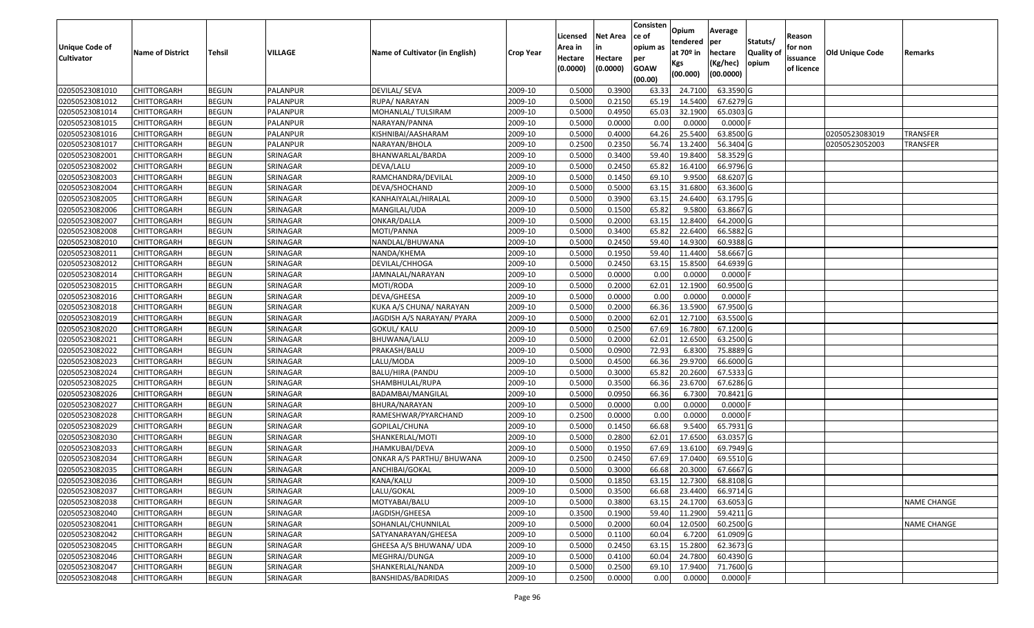| Unique Code of Cultivator | Name of District | Tehsil | VILLAGE | Name of Cultivator (in English) | Crop Year | Licensed Area in Hectare (0.0000) | Net Area in Hectare (0.0000) | Consistence of opium as per GOAW (00.00) | Opium tendered at 70º in Kgs (00.000) | Average per hectare (Kg/hec) (00.0000) | Statuts/ Quality of opium | Reason for non issuance of licence | Old Unique Code | Remarks |
|---|---|---|---|---|---|---|---|---|---|---|---|---|---|---|
| 02050523081010 | CHITTORGARH | BEGUN | PALANPUR | DEVILAL/ SEVA | 2009-10 | 0.5000 | 0.3900 | 63.33 | 24.7100 | 63.3590 | G | | | |
| 02050523081012 | CHITTORGARH | BEGUN | PALANPUR | RUPA/ NARAYAN | 2009-10 | 0.5000 | 0.2150 | 65.19 | 14.5400 | 67.6279 | G | | | |
| 02050523081014 | CHITTORGARH | BEGUN | PALANPUR | MOHANLAL/ TULSIRAM | 2009-10 | 0.5000 | 0.4950 | 65.03 | 32.1900 | 65.0303 | G | | | |
| 02050523081015 | CHITTORGARH | BEGUN | PALANPUR | NARAYAN/PANNA | 2009-10 | 0.5000 | 0.0000 | 0.00 | 0.0000 | 0.0000 | F | | | |
| 02050523081016 | CHITTORGARH | BEGUN | PALANPUR | KISHNIBAI/AASHARAM | 2009-10 | 0.5000 | 0.4000 | 64.26 | 25.5400 | 63.8500 | G | | 02050523083019 | TRANSFER |
| 02050523081017 | CHITTORGARH | BEGUN | PALANPUR | NARAYAN/BHOLA | 2009-10 | 0.2500 | 0.2350 | 56.74 | 13.2400 | 56.3404 | G | | 02050523052003 | TRANSFER |
| 02050523082001 | CHITTORGARH | BEGUN | SRINAGAR | BHANWARLAL/BARDA | 2009-10 | 0.5000 | 0.3400 | 59.40 | 19.8400 | 58.3529 | G | | | |
| 02050523082002 | CHITTORGARH | BEGUN | SRINAGAR | DEVA/LALU | 2009-10 | 0.5000 | 0.2450 | 65.82 | 16.4100 | 66.9796 | G | | | |
| 02050523082003 | CHITTORGARH | BEGUN | SRINAGAR | RAMCHANDRA/DEVILAL | 2009-10 | 0.5000 | 0.1450 | 69.10 | 9.9500 | 68.6207 | G | | | |
| 02050523082004 | CHITTORGARH | BEGUN | SRINAGAR | DEVA/SHOCHAND | 2009-10 | 0.5000 | 0.5000 | 63.15 | 31.6800 | 63.3600 | G | | | |
| 02050523082005 | CHITTORGARH | BEGUN | SRINAGAR | KANHAIYALAL/HIRALAL | 2009-10 | 0.5000 | 0.3900 | 63.15 | 24.6400 | 63.1795 | G | | | |
| 02050523082006 | CHITTORGARH | BEGUN | SRINAGAR | MANGILAL/UDA | 2009-10 | 0.5000 | 0.1500 | 65.82 | 9.5800 | 63.8667 | G | | | |
| 02050523082007 | CHITTORGARH | BEGUN | SRINAGAR | ONKAR/DALLA | 2009-10 | 0.5000 | 0.2000 | 63.15 | 12.8400 | 64.2000 | G | | | |
| 02050523082008 | CHITTORGARH | BEGUN | SRINAGAR | MOTI/PANNA | 2009-10 | 0.5000 | 0.3400 | 65.82 | 22.6400 | 66.5882 | G | | | |
| 02050523082010 | CHITTORGARH | BEGUN | SRINAGAR | NANDLAL/BHUWANA | 2009-10 | 0.5000 | 0.2450 | 59.40 | 14.9300 | 60.9388 | G | | | |
| 02050523082011 | CHITTORGARH | BEGUN | SRINAGAR | NANDA/KHEMA | 2009-10 | 0.5000 | 0.1950 | 59.40 | 11.4400 | 58.6667 | G | | | |
| 02050523082012 | CHITTORGARH | BEGUN | SRINAGAR | DEVILAL/CHHOGA | 2009-10 | 0.5000 | 0.2450 | 63.15 | 15.8500 | 64.6939 | G | | | |
| 02050523082014 | CHITTORGARH | BEGUN | SRINAGAR | JAMNALAL/NARAYAN | 2009-10 | 0.5000 | 0.0000 | 0.00 | 0.0000 | 0.0000 | F | | | |
| 02050523082015 | CHITTORGARH | BEGUN | SRINAGAR | MOTI/RODA | 2009-10 | 0.5000 | 0.2000 | 62.01 | 12.1900 | 60.9500 | G | | | |
| 02050523082016 | CHITTORGARH | BEGUN | SRINAGAR | DEVA/GHEESA | 2009-10 | 0.5000 | 0.0000 | 0.00 | 0.0000 | 0.0000 | F | | | |
| 02050523082018 | CHITTORGARH | BEGUN | SRINAGAR | KUKA A/S CHUNA/ NARAYAN | 2009-10 | 0.5000 | 0.2000 | 66.36 | 13.5900 | 67.9500 | G | | | |
| 02050523082019 | CHITTORGARH | BEGUN | SRINAGAR | JAGDISH A/S NARAYAN/ PYARA | 2009-10 | 0.5000 | 0.2000 | 62.01 | 12.7100 | 63.5500 | G | | | |
| 02050523082020 | CHITTORGARH | BEGUN | SRINAGAR | GOKUL/ KALU | 2009-10 | 0.5000 | 0.2500 | 67.69 | 16.7800 | 67.1200 | G | | | |
| 02050523082021 | CHITTORGARH | BEGUN | SRINAGAR | BHUWANA/LALU | 2009-10 | 0.5000 | 0.2000 | 62.01 | 12.6500 | 63.2500 | G | | | |
| 02050523082022 | CHITTORGARH | BEGUN | SRINAGAR | PRAKASH/BALU | 2009-10 | 0.5000 | 0.0900 | 72.93 | 6.8300 | 75.8889 | G | | | |
| 02050523082023 | CHITTORGARH | BEGUN | SRINAGAR | LALU/MODA | 2009-10 | 0.5000 | 0.4500 | 66.36 | 29.9700 | 66.6000 | G | | | |
| 02050523082024 | CHITTORGARH | BEGUN | SRINAGAR | BALU/HIRA (PANDU | 2009-10 | 0.5000 | 0.3000 | 65.82 | 20.2600 | 67.5333 | G | | | |
| 02050523082025 | CHITTORGARH | BEGUN | SRINAGAR | SHAMBHULAL/RUPA | 2009-10 | 0.5000 | 0.3500 | 66.36 | 23.6700 | 67.6286 | G | | | |
| 02050523082026 | CHITTORGARH | BEGUN | SRINAGAR | BADAMBAI/MANGILAL | 2009-10 | 0.5000 | 0.0950 | 66.36 | 6.7300 | 70.8421 | G | | | |
| 02050523082027 | CHITTORGARH | BEGUN | SRINAGAR | BHURA/NARAYAN | 2009-10 | 0.5000 | 0.0000 | 0.00 | 0.0000 | 0.0000 | F | | | |
| 02050523082028 | CHITTORGARH | BEGUN | SRINAGAR | RAMESHWAR/PYARCHAND | 2009-10 | 0.2500 | 0.0000 | 0.00 | 0.0000 | 0.0000 | F | | | |
| 02050523082029 | CHITTORGARH | BEGUN | SRINAGAR | GOPILAL/CHUNA | 2009-10 | 0.5000 | 0.1450 | 66.68 | 9.5400 | 65.7931 | G | | | |
| 02050523082030 | CHITTORGARH | BEGUN | SRINAGAR | SHANKERLAL/MOTI | 2009-10 | 0.5000 | 0.2800 | 62.01 | 17.6500 | 63.0357 | G | | | |
| 02050523082033 | CHITTORGARH | BEGUN | SRINAGAR | JHAMKUBAI/DEVA | 2009-10 | 0.5000 | 0.1950 | 67.69 | 13.6100 | 69.7949 | G | | | |
| 02050523082034 | CHITTORGARH | BEGUN | SRINAGAR | ONKAR A/S PARTHU/ BHUWANA | 2009-10 | 0.2500 | 0.2450 | 67.69 | 17.0400 | 69.5510 | G | | | |
| 02050523082035 | CHITTORGARH | BEGUN | SRINAGAR | ANCHIBAI/GOKAL | 2009-10 | 0.5000 | 0.3000 | 66.68 | 20.3000 | 67.6667 | G | | | |
| 02050523082036 | CHITTORGARH | BEGUN | SRINAGAR | KANA/KALU | 2009-10 | 0.5000 | 0.1850 | 63.15 | 12.7300 | 68.8108 | G | | | |
| 02050523082037 | CHITTORGARH | BEGUN | SRINAGAR | LALU/GOKAL | 2009-10 | 0.5000 | 0.3500 | 66.68 | 23.4400 | 66.9714 | G | | | |
| 02050523082038 | CHITTORGARH | BEGUN | SRINAGAR | MOTYABAI/BALU | 2009-10 | 0.5000 | 0.3800 | 63.15 | 24.1700 | 63.6053 | G | | | NAME CHANGE |
| 02050523082040 | CHITTORGARH | BEGUN | SRINAGAR | JAGDISH/GHEESA | 2009-10 | 0.3500 | 0.1900 | 59.40 | 11.2900 | 59.4211 | G | | | |
| 02050523082041 | CHITTORGARH | BEGUN | SRINAGAR | SOHANLAL/CHUNNILAL | 2009-10 | 0.5000 | 0.2000 | 60.04 | 12.0500 | 60.2500 | G | | | NAME CHANGE |
| 02050523082042 | CHITTORGARH | BEGUN | SRINAGAR | SATYANARAYAN/GHEESA | 2009-10 | 0.5000 | 0.1100 | 60.04 | 6.7200 | 61.0909 | G | | | |
| 02050523082045 | CHITTORGARH | BEGUN | SRINAGAR | GHEESA A/S BHUWANA/ UDA | 2009-10 | 0.5000 | 0.2450 | 63.15 | 15.2800 | 62.3673 | G | | | |
| 02050523082046 | CHITTORGARH | BEGUN | SRINAGAR | MEGHRAJ/DUNGA | 2009-10 | 0.5000 | 0.4100 | 60.04 | 24.7800 | 60.4390 | G | | | |
| 02050523082047 | CHITTORGARH | BEGUN | SRINAGAR | SHANKERLAL/NANDA | 2009-10 | 0.5000 | 0.2500 | 69.10 | 17.9400 | 71.7600 | G | | | |
| 02050523082048 | CHITTORGARH | BEGUN | SRINAGAR | BANSHIDAS/BADRIDAS | 2009-10 | 0.2500 | 0.0000 | 0.00 | 0.0000 | 0.0000 | F | | | |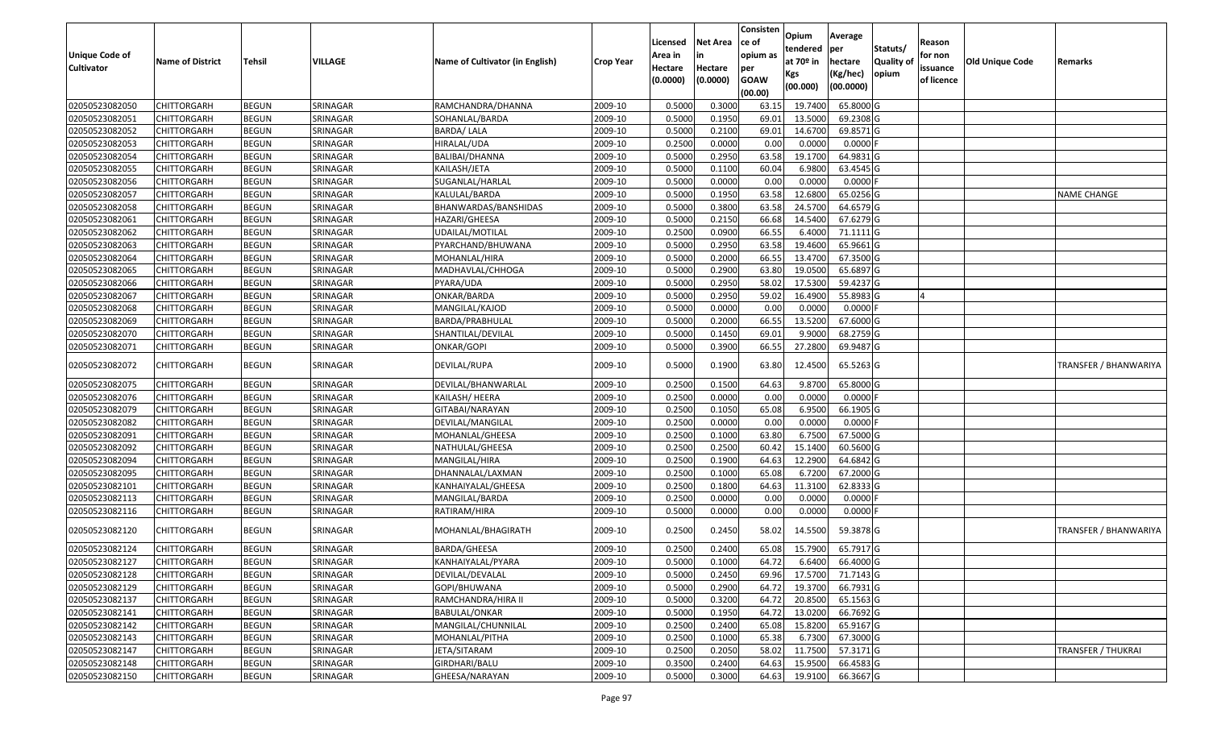| Unique Code of Cultivator | Name of District | Tehsil | VILLAGE | Name of Cultivator (in English) | Crop Year | Licensed Area in Hectare (0.0000) | Net Area in Hectare (0.0000) | Consistence of opium as per GOAW (00.00) | Opium tendered at 70º in Kgs (00.000) | Average per hectare (Kg/hec) (00.0000) | Statuts/ Quality of opium | Reason for non issuance of licence | Old Unique Code | Remarks |
|---|---|---|---|---|---|---|---|---|---|---|---|---|---|---|
| 02050523082050 | CHITTORGARH | BEGUN | SRINAGAR | RAMCHANDRA/DHANNA | 2009-10 | 0.5000 | 0.3000 | 63.15 | 19.7400 | 65.8000 | G | | | |
| 02050523082051 | CHITTORGARH | BEGUN | SRINAGAR | SOHANLAL/BARDA | 2009-10 | 0.5000 | 0.1950 | 69.01 | 13.5000 | 69.2308 | G | | | |
| 02050523082052 | CHITTORGARH | BEGUN | SRINAGAR | BARDA/ LALA | 2009-10 | 0.5000 | 0.2100 | 69.01 | 14.6700 | 69.8571 | G | | | |
| 02050523082053 | CHITTORGARH | BEGUN | SRINAGAR | HIRALAL/UDA | 2009-10 | 0.2500 | 0.0000 | 0.00 | 0.0000 | 0.0000 | F | | | |
| 02050523082054 | CHITTORGARH | BEGUN | SRINAGAR | BALIBAI/DHANNA | 2009-10 | 0.5000 | 0.2950 | 63.58 | 19.1700 | 64.9831 | G | | | |
| 02050523082055 | CHITTORGARH | BEGUN | SRINAGAR | KAILASH/JETA | 2009-10 | 0.5000 | 0.1100 | 60.04 | 6.9800 | 63.4545 | G | | | |
| 02050523082056 | CHITTORGARH | BEGUN | SRINAGAR | SUGANLAL/HARLAL | 2009-10 | 0.5000 | 0.0000 | 0.00 | 0.0000 | 0.0000 | F | | | |
| 02050523082057 | CHITTORGARH | BEGUN | SRINAGAR | KALULAL/BARDA | 2009-10 | 0.5000 | 0.1950 | 63.58 | 12.6800 | 65.0256 | G | | | NAME CHANGE |
| 02050523082058 | CHITTORGARH | BEGUN | SRINAGAR | BHANWARDAS/BANSHIDAS | 2009-10 | 0.5000 | 0.3800 | 63.58 | 24.5700 | 64.6579 | G | | | |
| 02050523082061 | CHITTORGARH | BEGUN | SRINAGAR | HAZARI/GHEESA | 2009-10 | 0.5000 | 0.2150 | 66.68 | 14.5400 | 67.6279 | G | | | |
| 02050523082062 | CHITTORGARH | BEGUN | SRINAGAR | UDAILAL/MOTILAL | 2009-10 | 0.2500 | 0.0900 | 66.55 | 6.4000 | 71.1111 | G | | | |
| 02050523082063 | CHITTORGARH | BEGUN | SRINAGAR | PYARCHAND/BHUWANA | 2009-10 | 0.5000 | 0.2950 | 63.58 | 19.4600 | 65.9661 | G | | | |
| 02050523082064 | CHITTORGARH | BEGUN | SRINAGAR | MOHANLAL/HIRA | 2009-10 | 0.5000 | 0.2000 | 66.55 | 13.4700 | 67.3500 | G | | | |
| 02050523082065 | CHITTORGARH | BEGUN | SRINAGAR | MADHAVLAL/CHHOGA | 2009-10 | 0.5000 | 0.2900 | 63.80 | 19.0500 | 65.6897 | G | | | |
| 02050523082066 | CHITTORGARH | BEGUN | SRINAGAR | PYARA/UDA | 2009-10 | 0.5000 | 0.2950 | 58.02 | 17.5300 | 59.4237 | G | | | |
| 02050523082067 | CHITTORGARH | BEGUN | SRINAGAR | ONKAR/BARDA | 2009-10 | 0.5000 | 0.2950 | 59.02 | 16.4900 | 55.8983 | G | 4 | | |
| 02050523082068 | CHITTORGARH | BEGUN | SRINAGAR | MANGILAL/KAJOD | 2009-10 | 0.5000 | 0.0000 | 0.00 | 0.0000 | 0.0000 | F | | | |
| 02050523082069 | CHITTORGARH | BEGUN | SRINAGAR | BARDA/PRABHULAL | 2009-10 | 0.5000 | 0.2000 | 66.55 | 13.5200 | 67.6000 | G | | | |
| 02050523082070 | CHITTORGARH | BEGUN | SRINAGAR | SHANTILAL/DEVILAL | 2009-10 | 0.5000 | 0.1450 | 69.01 | 9.9000 | 68.2759 | G | | | |
| 02050523082071 | CHITTORGARH | BEGUN | SRINAGAR | ONKAR/GOPI | 2009-10 | 0.5000 | 0.3900 | 66.55 | 27.2800 | 69.9487 | G | | | |
| 02050523082072 | CHITTORGARH | BEGUN | SRINAGAR | DEVILAL/RUPA | 2009-10 | 0.5000 | 0.1900 | 63.80 | 12.4500 | 65.5263 | G | | | TRANSFER / BHANWARIYA |
| 02050523082075 | CHITTORGARH | BEGUN | SRINAGAR | DEVILAL/BHANWARLAL | 2009-10 | 0.2500 | 0.1500 | 64.63 | 9.8700 | 65.8000 | G | | | |
| 02050523082076 | CHITTORGARH | BEGUN | SRINAGAR | KAILASH/ HEERA | 2009-10 | 0.2500 | 0.0000 | 0.00 | 0.0000 | 0.0000 | F | | | |
| 02050523082079 | CHITTORGARH | BEGUN | SRINAGAR | GITABAI/NARAYAN | 2009-10 | 0.2500 | 0.1050 | 65.08 | 6.9500 | 66.1905 | G | | | |
| 02050523082082 | CHITTORGARH | BEGUN | SRINAGAR | DEVILAL/MANGILAL | 2009-10 | 0.2500 | 0.0000 | 0.00 | 0.0000 | 0.0000 | F | | | |
| 02050523082091 | CHITTORGARH | BEGUN | SRINAGAR | MOHANLAL/GHEESA | 2009-10 | 0.2500 | 0.1000 | 63.80 | 6.7500 | 67.5000 | G | | | |
| 02050523082092 | CHITTORGARH | BEGUN | SRINAGAR | NATHULAL/GHEESA | 2009-10 | 0.2500 | 0.2500 | 60.42 | 15.1400 | 60.5600 | G | | | |
| 02050523082094 | CHITTORGARH | BEGUN | SRINAGAR | MANGILAL/HIRA | 2009-10 | 0.2500 | 0.1900 | 64.63 | 12.2900 | 64.6842 | G | | | |
| 02050523082095 | CHITTORGARH | BEGUN | SRINAGAR | DHANNALAL/LAXMAN | 2009-10 | 0.2500 | 0.1000 | 65.08 | 6.7200 | 67.2000 | G | | | |
| 02050523082101 | CHITTORGARH | BEGUN | SRINAGAR | KANHAIYALAL/GHEESA | 2009-10 | 0.2500 | 0.1800 | 64.63 | 11.3100 | 62.8333 | G | | | |
| 02050523082113 | CHITTORGARH | BEGUN | SRINAGAR | MANGILAL/BARDA | 2009-10 | 0.2500 | 0.0000 | 0.00 | 0.0000 | 0.0000 | F | | | |
| 02050523082116 | CHITTORGARH | BEGUN | SRINAGAR | RATIRAM/HIRA | 2009-10 | 0.5000 | 0.0000 | 0.00 | 0.0000 | 0.0000 | F | | | |
| 02050523082120 | CHITTORGARH | BEGUN | SRINAGAR | MOHANLAL/BHAGIRATH | 2009-10 | 0.2500 | 0.2450 | 58.02 | 14.5500 | 59.3878 | G | | | TRANSFER / BHANWARIYA |
| 02050523082124 | CHITTORGARH | BEGUN | SRINAGAR | BARDA/GHEESA | 2009-10 | 0.2500 | 0.2400 | 65.08 | 15.7900 | 65.7917 | G | | | |
| 02050523082127 | CHITTORGARH | BEGUN | SRINAGAR | KANHAIYALAL/PYARA | 2009-10 | 0.5000 | 0.1000 | 64.72 | 6.6400 | 66.4000 | G | | | |
| 02050523082128 | CHITTORGARH | BEGUN | SRINAGAR | DEVILAL/DEVALAL | 2009-10 | 0.5000 | 0.2450 | 69.96 | 17.5700 | 71.7143 | G | | | |
| 02050523082129 | CHITTORGARH | BEGUN | SRINAGAR | GOPI/BHUWANA | 2009-10 | 0.5000 | 0.2900 | 64.72 | 19.3700 | 66.7931 | G | | | |
| 02050523082137 | CHITTORGARH | BEGUN | SRINAGAR | RAMCHANDRA/HIRA II | 2009-10 | 0.5000 | 0.3200 | 64.72 | 20.8500 | 65.1563 | G | | | |
| 02050523082141 | CHITTORGARH | BEGUN | SRINAGAR | BABULAL/ONKAR | 2009-10 | 0.5000 | 0.1950 | 64.72 | 13.0200 | 66.7692 | G | | | |
| 02050523082142 | CHITTORGARH | BEGUN | SRINAGAR | MANGILAL/CHUNNILAL | 2009-10 | 0.2500 | 0.2400 | 65.08 | 15.8200 | 65.9167 | G | | | |
| 02050523082143 | CHITTORGARH | BEGUN | SRINAGAR | MOHANLAL/PITHA | 2009-10 | 0.2500 | 0.1000 | 65.38 | 6.7300 | 67.3000 | G | | | |
| 02050523082147 | CHITTORGARH | BEGUN | SRINAGAR | JETA/SITARAM | 2009-10 | 0.2500 | 0.2050 | 58.02 | 11.7500 | 57.3171 | G | | | TRANSFER / THUKRAI |
| 02050523082148 | CHITTORGARH | BEGUN | SRINAGAR | GIRDHARI/BALU | 2009-10 | 0.3500 | 0.2400 | 64.63 | 15.9500 | 66.4583 | G | | | |
| 02050523082150 | CHITTORGARH | BEGUN | SRINAGAR | GHEESA/NARAYAN | 2009-10 | 0.5000 | 0.3000 | 64.63 | 19.9100 | 66.3667 | G | | | |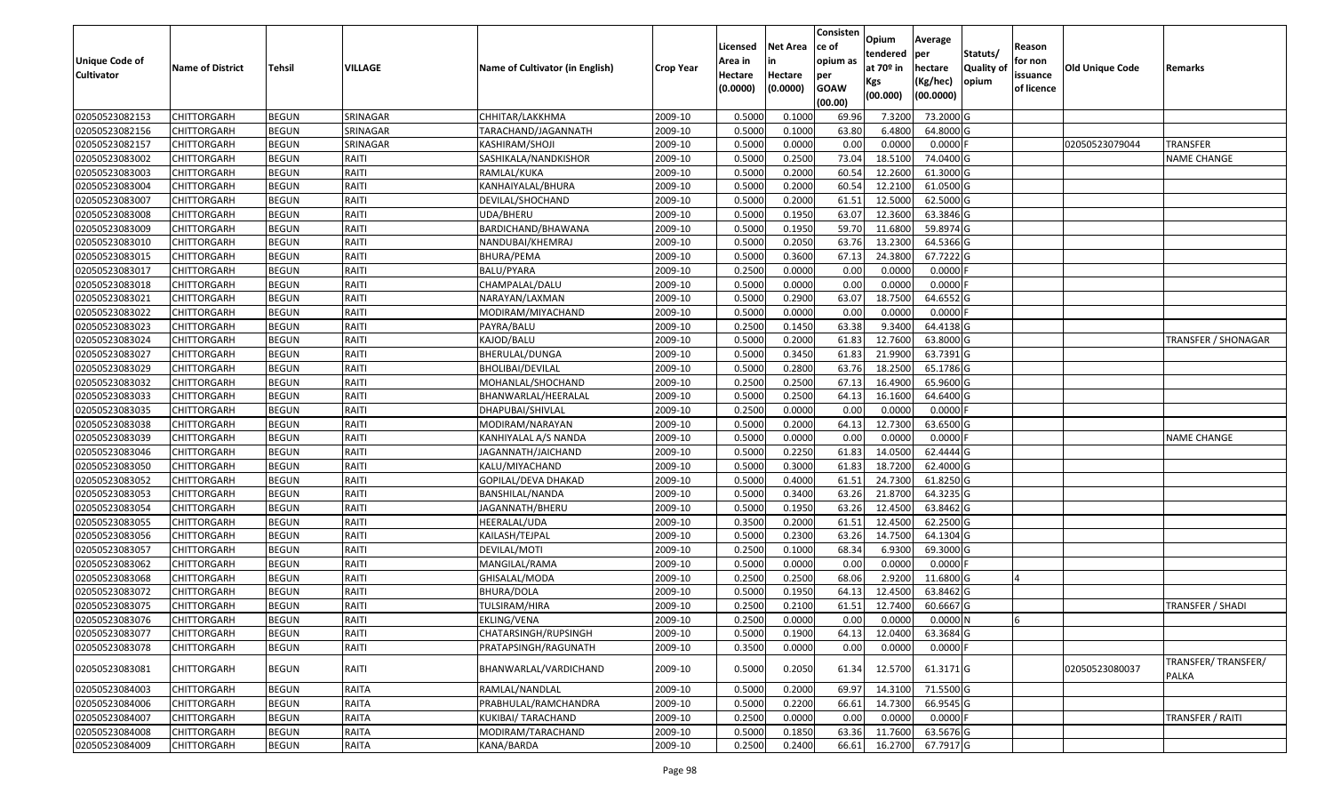| Unique Code of Cultivator | Name of District | Tehsil | VILLAGE | Name of Cultivator (in English) | Crop Year | Licensed Area in Hectare (0.0000) | Net Area in Hectare (0.0000) | Consistence of opium as per GOAW (00.00) | Opium tendered at 70º in Kgs (00.000) | Average per hectare (Kg/hec) (00.0000) | Statuts/ Quality of opium | Reason for non issuance of licence | Old Unique Code | Remarks |
|---|---|---|---|---|---|---|---|---|---|---|---|---|---|---|
| 02050523082153 | CHITTORGARH | BEGUN | SRINAGAR | CHHITAR/LAKKHMA | 2009-10 | 0.5000 | 0.1000 | 69.96 | 7.3200 | 73.2000 | G | | | |
| 02050523082156 | CHITTORGARH | BEGUN | SRINAGAR | TARACHAND/JAGANNATH | 2009-10 | 0.5000 | 0.1000 | 63.80 | 6.4800 | 64.8000 | G | | | |
| 02050523082157 | CHITTORGARH | BEGUN | SRINAGAR | KASHIRAM/SHOJI | 2009-10 | 0.5000 | 0.0000 | 0.00 | 0.0000 | 0.0000 | F | | 02050523079044 | TRANSFER |
| 02050523083002 | CHITTORGARH | BEGUN | RAITI | SASHIKALA/NANDKISHOR | 2009-10 | 0.5000 | 0.2500 | 73.04 | 18.5100 | 74.0400 | G | | | NAME CHANGE |
| 02050523083003 | CHITTORGARH | BEGUN | RAITI | RAMLAL/KUKA | 2009-10 | 0.5000 | 0.2000 | 60.54 | 12.2600 | 61.3000 | G | | | |
| 02050523083004 | CHITTORGARH | BEGUN | RAITI | KANHAIYALAL/BHURA | 2009-10 | 0.5000 | 0.2000 | 60.54 | 12.2100 | 61.0500 | G | | | |
| 02050523083007 | CHITTORGARH | BEGUN | RAITI | DEVILAL/SHOCHAND | 2009-10 | 0.5000 | 0.2000 | 61.51 | 12.5000 | 62.5000 | G | | | |
| 02050523083008 | CHITTORGARH | BEGUN | RAITI | UDA/BHERU | 2009-10 | 0.5000 | 0.1950 | 63.07 | 12.3600 | 63.3846 | G | | | |
| 02050523083009 | CHITTORGARH | BEGUN | RAITI | BARDICHAND/BHAWANA | 2009-10 | 0.5000 | 0.1950 | 59.70 | 11.6800 | 59.8974 | G | | | |
| 02050523083010 | CHITTORGARH | BEGUN | RAITI | NANDUBAI/KHEMRAJ | 2009-10 | 0.5000 | 0.2050 | 63.76 | 13.2300 | 64.5366 | G | | | |
| 02050523083015 | CHITTORGARH | BEGUN | RAITI | BHURA/PEMA | 2009-10 | 0.5000 | 0.3600 | 67.13 | 24.3800 | 67.7222 | G | | | |
| 02050523083017 | CHITTORGARH | BEGUN | RAITI | BALU/PYARA | 2009-10 | 0.2500 | 0.0000 | 0.00 | 0.0000 | 0.0000 | F | | | |
| 02050523083018 | CHITTORGARH | BEGUN | RAITI | CHAMPALAL/DALU | 2009-10 | 0.5000 | 0.0000 | 0.00 | 0.0000 | 0.0000 | F | | | |
| 02050523083021 | CHITTORGARH | BEGUN | RAITI | NARAYAN/LAXMAN | 2009-10 | 0.5000 | 0.2900 | 63.07 | 18.7500 | 64.6552 | G | | | |
| 02050523083022 | CHITTORGARH | BEGUN | RAITI | MODIRAM/MIYACHAND | 2009-10 | 0.5000 | 0.0000 | 0.00 | 0.0000 | 0.0000 | F | | | |
| 02050523083023 | CHITTORGARH | BEGUN | RAITI | PAYRA/BALU | 2009-10 | 0.2500 | 0.1450 | 63.38 | 9.3400 | 64.4138 | G | | | |
| 02050523083024 | CHITTORGARH | BEGUN | RAITI | KAJOD/BALU | 2009-10 | 0.5000 | 0.2000 | 61.83 | 12.7600 | 63.8000 | G | | | TRANSFER / SHONAGAR |
| 02050523083027 | CHITTORGARH | BEGUN | RAITI | BHERULAL/DUNGA | 2009-10 | 0.5000 | 0.3450 | 61.83 | 21.9900 | 63.7391 | G | | | |
| 02050523083029 | CHITTORGARH | BEGUN | RAITI | BHOLIBAI/DEVILAL | 2009-10 | 0.5000 | 0.2800 | 63.76 | 18.2500 | 65.1786 | G | | | |
| 02050523083032 | CHITTORGARH | BEGUN | RAITI | MOHANLAL/SHOCHAND | 2009-10 | 0.2500 | 0.2500 | 67.13 | 16.4900 | 65.9600 | G | | | |
| 02050523083033 | CHITTORGARH | BEGUN | RAITI | BHANWARLAL/HEERALAL | 2009-10 | 0.5000 | 0.2500 | 64.13 | 16.1600 | 64.6400 | G | | | |
| 02050523083035 | CHITTORGARH | BEGUN | RAITI | DHAPUBAI/SHIVLAL | 2009-10 | 0.2500 | 0.0000 | 0.00 | 0.0000 | 0.0000 | F | | | |
| 02050523083038 | CHITTORGARH | BEGUN | RAITI | MODIRAM/NARAYAN | 2009-10 | 0.5000 | 0.2000 | 64.13 | 12.7300 | 63.6500 | G | | | |
| 02050523083039 | CHITTORGARH | BEGUN | RAITI | KANHIYALAL A/S NANDA | 2009-10 | 0.5000 | 0.0000 | 0.00 | 0.0000 | 0.0000 | F | | | NAME CHANGE |
| 02050523083046 | CHITTORGARH | BEGUN | RAITI | JAGANNATH/JAICHAND | 2009-10 | 0.5000 | 0.2250 | 61.83 | 14.0500 | 62.4444 | G | | | |
| 02050523083050 | CHITTORGARH | BEGUN | RAITI | KALU/MIYACHAND | 2009-10 | 0.5000 | 0.3000 | 61.83 | 18.7200 | 62.4000 | G | | | |
| 02050523083052 | CHITTORGARH | BEGUN | RAITI | GOPILAL/DEVA DHAKAD | 2009-10 | 0.5000 | 0.4000 | 61.51 | 24.7300 | 61.8250 | G | | | |
| 02050523083053 | CHITTORGARH | BEGUN | RAITI | BANSHILAL/NANDA | 2009-10 | 0.5000 | 0.3400 | 63.26 | 21.8700 | 64.3235 | G | | | |
| 02050523083054 | CHITTORGARH | BEGUN | RAITI | JAGANNATH/BHERU | 2009-10 | 0.5000 | 0.1950 | 63.26 | 12.4500 | 63.8462 | G | | | |
| 02050523083055 | CHITTORGARH | BEGUN | RAITI | HEERALAL/UDA | 2009-10 | 0.3500 | 0.2000 | 61.51 | 12.4500 | 62.2500 | G | | | |
| 02050523083056 | CHITTORGARH | BEGUN | RAITI | KAILASH/TEJPAL | 2009-10 | 0.5000 | 0.2300 | 63.26 | 14.7500 | 64.1304 | G | | | |
| 02050523083057 | CHITTORGARH | BEGUN | RAITI | DEVILAL/MOTI | 2009-10 | 0.2500 | 0.1000 | 68.34 | 6.9300 | 69.3000 | G | | | |
| 02050523083062 | CHITTORGARH | BEGUN | RAITI | MANGILAL/RAMA | 2009-10 | 0.5000 | 0.0000 | 0.00 | 0.0000 | 0.0000 | F | | | |
| 02050523083068 | CHITTORGARH | BEGUN | RAITI | GHISALAL/MODA | 2009-10 | 0.2500 | 0.2500 | 68.06 | 2.9200 | 11.6800 | G | 4 | | |
| 02050523083072 | CHITTORGARH | BEGUN | RAITI | BHURA/DOLA | 2009-10 | 0.5000 | 0.1950 | 64.13 | 12.4500 | 63.8462 | G | | | |
| 02050523083075 | CHITTORGARH | BEGUN | RAITI | TULSIRAM/HIRA | 2009-10 | 0.2500 | 0.2100 | 61.51 | 12.7400 | 60.6667 | G | | | TRANSFER / SHADI |
| 02050523083076 | CHITTORGARH | BEGUN | RAITI | EKLING/VENA | 2009-10 | 0.2500 | 0.0000 | 0.00 | 0.0000 | 0.0000 | N | 6 | | |
| 02050523083077 | CHITTORGARH | BEGUN | RAITI | CHATARSINGH/RUPSINGH | 2009-10 | 0.5000 | 0.1900 | 64.13 | 12.0400 | 63.3684 | G | | | |
| 02050523083078 | CHITTORGARH | BEGUN | RAITI | PRATAPSINGH/RAGUNATH | 2009-10 | 0.3500 | 0.0000 | 0.00 | 0.0000 | 0.0000 | F | | | |
| 02050523083081 | CHITTORGARH | BEGUN | RAITI | BHANWARLAL/VARDICHAND | 2009-10 | 0.5000 | 0.2050 | 61.34 | 12.5700 | 61.3171 | G | | 02050523080037 | TRANSFER/ TRANSFER/ PALKA |
| 02050523084003 | CHITTORGARH | BEGUN | RAITA | RAMLAL/NANDLAL | 2009-10 | 0.5000 | 0.2000 | 69.97 | 14.3100 | 71.5500 | G | | | |
| 02050523084006 | CHITTORGARH | BEGUN | RAITA | PRABHULAL/RAMCHANDRA | 2009-10 | 0.5000 | 0.2200 | 66.61 | 14.7300 | 66.9545 | G | | | |
| 02050523084007 | CHITTORGARH | BEGUN | RAITA | KUKIBAI/ TARACHAND | 2009-10 | 0.2500 | 0.0000 | 0.00 | 0.0000 | 0.0000 | F | | | TRANSFER / RAITI |
| 02050523084008 | CHITTORGARH | BEGUN | RAITA | MODIRAM/TARACHAND | 2009-10 | 0.5000 | 0.1850 | 63.36 | 11.7600 | 63.5676 | G | | | |
| 02050523084009 | CHITTORGARH | BEGUN | RAITA | KANA/BARDA | 2009-10 | 0.2500 | 0.2400 | 66.61 | 16.2700 | 67.7917 | G | | | |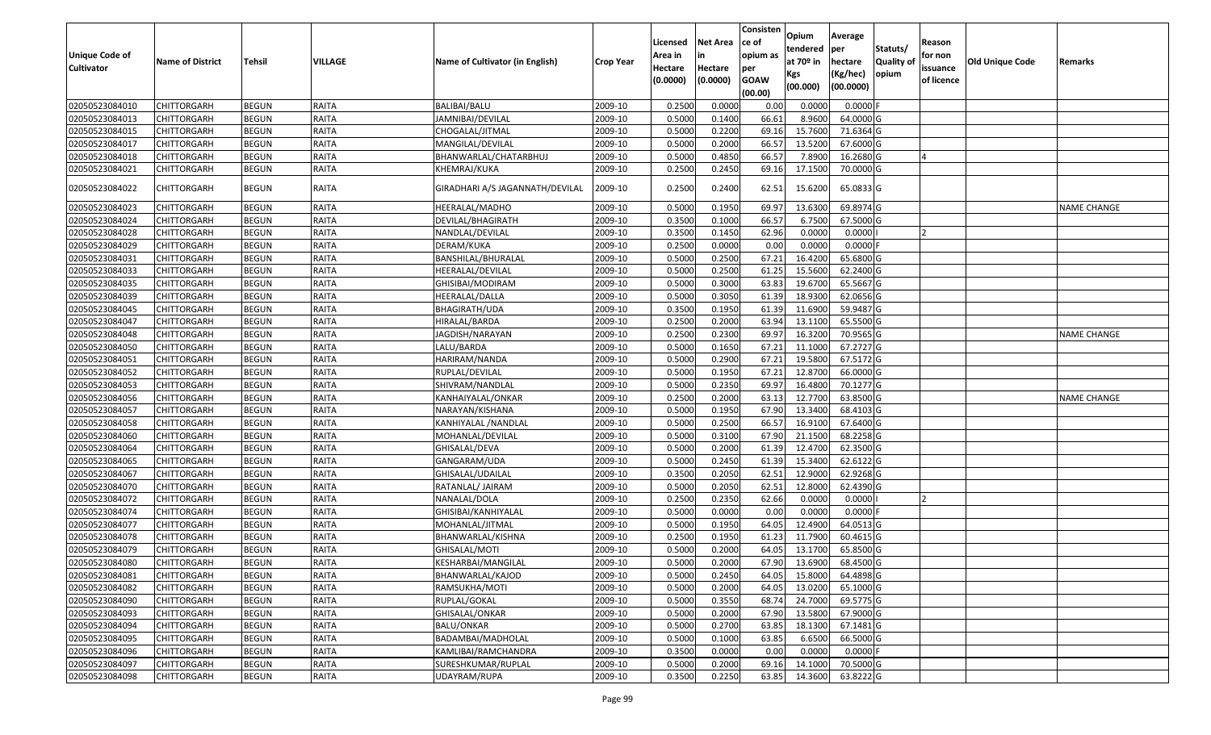| Unique Code of Cultivator | Name of District | Tehsil | VILLAGE | Name of Cultivator (in English) | Crop Year | Licensed Area in Hectare (0.0000) | Net Area in Hectare (0.0000) | Consistence of opium as per GOAW (00.00) | Opium tendered at 70º in Kgs (00.000) | Average per hectare (Kg/hec) (00.0000) | Statuts/ Quality of opium | Reason for non issuance of licence | Old Unique Code | Remarks |
|---|---|---|---|---|---|---|---|---|---|---|---|---|---|---|
| 02050523084010 | CHITTORGARH | BEGUN | RAITA | BALIBAI/BALU | 2009-10 | 0.2500 | 0.0000 | 0.00 | 0.0000 | 0.0000 | F | | | |
| 02050523084013 | CHITTORGARH | BEGUN | RAITA | JAMNIBAI/DEVILAL | 2009-10 | 0.5000 | 0.1400 | 66.61 | 8.9600 | 64.0000 | G | | | |
| 02050523084015 | CHITTORGARH | BEGUN | RAITA | CHOGALAL/JITMAL | 2009-10 | 0.5000 | 0.2200 | 69.16 | 15.7600 | 71.6364 | G | | | |
| 02050523084017 | CHITTORGARH | BEGUN | RAITA | MANGILAL/DEVILAL | 2009-10 | 0.5000 | 0.2000 | 66.57 | 13.5200 | 67.6000 | G | | | |
| 02050523084018 | CHITTORGARH | BEGUN | RAITA | BHANWARLAL/CHATARBHUJ | 2009-10 | 0.5000 | 0.4850 | 66.57 | 7.8900 | 16.2680 | G | 4 | | |
| 02050523084021 | CHITTORGARH | BEGUN | RAITA | KHEMRAJ/KUKA | 2009-10 | 0.2500 | 0.2450 | 69.16 | 17.1500 | 70.0000 | G | | | |
| 02050523084022 | CHITTORGARH | BEGUN | RAITA | GIRADHARI A/S JAGANNATH/DEVILAL | 2009-10 | 0.2500 | 0.2400 | 62.51 | 15.6200 | 65.0833 | G | | | |
| 02050523084023 | CHITTORGARH | BEGUN | RAITA | HEERALAL/MADHO | 2009-10 | 0.5000 | 0.1950 | 69.97 | 13.6300 | 69.8974 | G | | | NAME CHANGE |
| 02050523084024 | CHITTORGARH | BEGUN | RAITA | DEVILAL/BHAGIRATH | 2009-10 | 0.3500 | 0.1000 | 66.57 | 6.7500 | 67.5000 | G | | | |
| 02050523084028 | CHITTORGARH | BEGUN | RAITA | NANDLAL/DEVILAL | 2009-10 | 0.3500 | 0.1450 | 62.96 | 0.0000 | 0.0000 | I | 2 | | |
| 02050523084029 | CHITTORGARH | BEGUN | RAITA | DERAM/KUKA | 2009-10 | 0.2500 | 0.0000 | 0.00 | 0.0000 | 0.0000 | F | | | |
| 02050523084031 | CHITTORGARH | BEGUN | RAITA | BANSHILAL/BHURALAL | 2009-10 | 0.5000 | 0.2500 | 67.21 | 16.4200 | 65.6800 | G | | | |
| 02050523084033 | CHITTORGARH | BEGUN | RAITA | HEERALAL/DEVILAL | 2009-10 | 0.5000 | 0.2500 | 61.25 | 15.5600 | 62.2400 | G | | | |
| 02050523084035 | CHITTORGARH | BEGUN | RAITA | GHISIBAI/MODIRAM | 2009-10 | 0.5000 | 0.3000 | 63.83 | 19.6700 | 65.5667 | G | | | |
| 02050523084039 | CHITTORGARH | BEGUN | RAITA | HEERALAL/DALLA | 2009-10 | 0.5000 | 0.3050 | 61.39 | 18.9300 | 62.0656 | G | | | |
| 02050523084045 | CHITTORGARH | BEGUN | RAITA | BHAGIRATH/UDA | 2009-10 | 0.3500 | 0.1950 | 61.39 | 11.6900 | 59.9487 | G | | | |
| 02050523084047 | CHITTORGARH | BEGUN | RAITA | HIRALAL/BARDA | 2009-10 | 0.2500 | 0.2000 | 63.94 | 13.1100 | 65.5500 | G | | | |
| 02050523084048 | CHITTORGARH | BEGUN | RAITA | JAGDISH/NARAYAN | 2009-10 | 0.2500 | 0.2300 | 69.97 | 16.3200 | 70.9565 | G | | | NAME CHANGE |
| 02050523084050 | CHITTORGARH | BEGUN | RAITA | LALU/BARDA | 2009-10 | 0.5000 | 0.1650 | 67.21 | 11.1000 | 67.2727 | G | | | |
| 02050523084051 | CHITTORGARH | BEGUN | RAITA | HARIRAM/NANDA | 2009-10 | 0.5000 | 0.2900 | 67.21 | 19.5800 | 67.5172 | G | | | |
| 02050523084052 | CHITTORGARH | BEGUN | RAITA | RUPLAL/DEVILAL | 2009-10 | 0.5000 | 0.1950 | 67.21 | 12.8700 | 66.0000 | G | | | |
| 02050523084053 | CHITTORGARH | BEGUN | RAITA | SHIVRAM/NANDLAL | 2009-10 | 0.5000 | 0.2350 | 69.97 | 16.4800 | 70.1277 | G | | | |
| 02050523084056 | CHITTORGARH | BEGUN | RAITA | KANHAIYALAL/ONKAR | 2009-10 | 0.2500 | 0.2000 | 63.13 | 12.7700 | 63.8500 | G | | | NAME CHANGE |
| 02050523084057 | CHITTORGARH | BEGUN | RAITA | NARAYAN/KISHANA | 2009-10 | 0.5000 | 0.1950 | 67.90 | 13.3400 | 68.4103 | G | | | |
| 02050523084058 | CHITTORGARH | BEGUN | RAITA | KANHIYALAL /NANDLAL | 2009-10 | 0.5000 | 0.2500 | 66.57 | 16.9100 | 67.6400 | G | | | |
| 02050523084060 | CHITTORGARH | BEGUN | RAITA | MOHANLAL/DEVILAL | 2009-10 | 0.5000 | 0.3100 | 67.90 | 21.1500 | 68.2258 | G | | | |
| 02050523084064 | CHITTORGARH | BEGUN | RAITA | GHISALAL/DEVA | 2009-10 | 0.5000 | 0.2000 | 61.39 | 12.4700 | 62.3500 | G | | | |
| 02050523084065 | CHITTORGARH | BEGUN | RAITA | GANGARAM/UDA | 2009-10 | 0.5000 | 0.2450 | 61.39 | 15.3400 | 62.6122 | G | | | |
| 02050523084067 | CHITTORGARH | BEGUN | RAITA | GHISALAL/UDAILAL | 2009-10 | 0.3500 | 0.2050 | 62.51 | 12.9000 | 62.9268 | G | | | |
| 02050523084070 | CHITTORGARH | BEGUN | RAITA | RATANLAL/ JAIRAM | 2009-10 | 0.5000 | 0.2050 | 62.51 | 12.8000 | 62.4390 | G | | | |
| 02050523084072 | CHITTORGARH | BEGUN | RAITA | NANALAL/DOLA | 2009-10 | 0.2500 | 0.2350 | 62.66 | 0.0000 | 0.0000 | I | 2 | | |
| 02050523084074 | CHITTORGARH | BEGUN | RAITA | GHISIBAI/KANHIYALAL | 2009-10 | 0.5000 | 0.0000 | 0.00 | 0.0000 | 0.0000 | F | | | |
| 02050523084077 | CHITTORGARH | BEGUN | RAITA | MOHANLAL/JITMAL | 2009-10 | 0.5000 | 0.1950 | 64.05 | 12.4900 | 64.0513 | G | | | |
| 02050523084078 | CHITTORGARH | BEGUN | RAITA | BHANWARLAL/KISHNA | 2009-10 | 0.2500 | 0.1950 | 61.23 | 11.7900 | 60.4615 | G | | | |
| 02050523084079 | CHITTORGARH | BEGUN | RAITA | GHISALAL/MOTI | 2009-10 | 0.5000 | 0.2000 | 64.05 | 13.1700 | 65.8500 | G | | | |
| 02050523084080 | CHITTORGARH | BEGUN | RAITA | KESHARBAI/MANGILAL | 2009-10 | 0.5000 | 0.2000 | 67.90 | 13.6900 | 68.4500 | G | | | |
| 02050523084081 | CHITTORGARH | BEGUN | RAITA | BHANWARLAL/KAJOD | 2009-10 | 0.5000 | 0.2450 | 64.05 | 15.8000 | 64.4898 | G | | | |
| 02050523084082 | CHITTORGARH | BEGUN | RAITA | RAMSUKHA/MOTI | 2009-10 | 0.5000 | 0.2000 | 64.05 | 13.0200 | 65.1000 | G | | | |
| 02050523084090 | CHITTORGARH | BEGUN | RAITA | RUPLAL/GOKAL | 2009-10 | 0.5000 | 0.3550 | 68.74 | 24.7000 | 69.5775 | G | | | |
| 02050523084093 | CHITTORGARH | BEGUN | RAITA | GHISALAL/ONKAR | 2009-10 | 0.5000 | 0.2000 | 67.90 | 13.5800 | 67.9000 | G | | | |
| 02050523084094 | CHITTORGARH | BEGUN | RAITA | BALU/ONKAR | 2009-10 | 0.5000 | 0.2700 | 63.85 | 18.1300 | 67.1481 | G | | | |
| 02050523084095 | CHITTORGARH | BEGUN | RAITA | BADAMBAI/MADHOLAL | 2009-10 | 0.5000 | 0.1000 | 63.85 | 6.6500 | 66.5000 | G | | | |
| 02050523084096 | CHITTORGARH | BEGUN | RAITA | KAMLIBAI/RAMCHANDRA | 2009-10 | 0.3500 | 0.0000 | 0.00 | 0.0000 | 0.0000 | F | | | |
| 02050523084097 | CHITTORGARH | BEGUN | RAITA | SURESHKUMAR/RUPLAL | 2009-10 | 0.5000 | 0.2000 | 69.16 | 14.1000 | 70.5000 | G | | | |
| 02050523084098 | CHITTORGARH | BEGUN | RAITA | UDAYRAM/RUPA | 2009-10 | 0.3500 | 0.2250 | 63.85 | 14.3600 | 63.8222 | G | | | |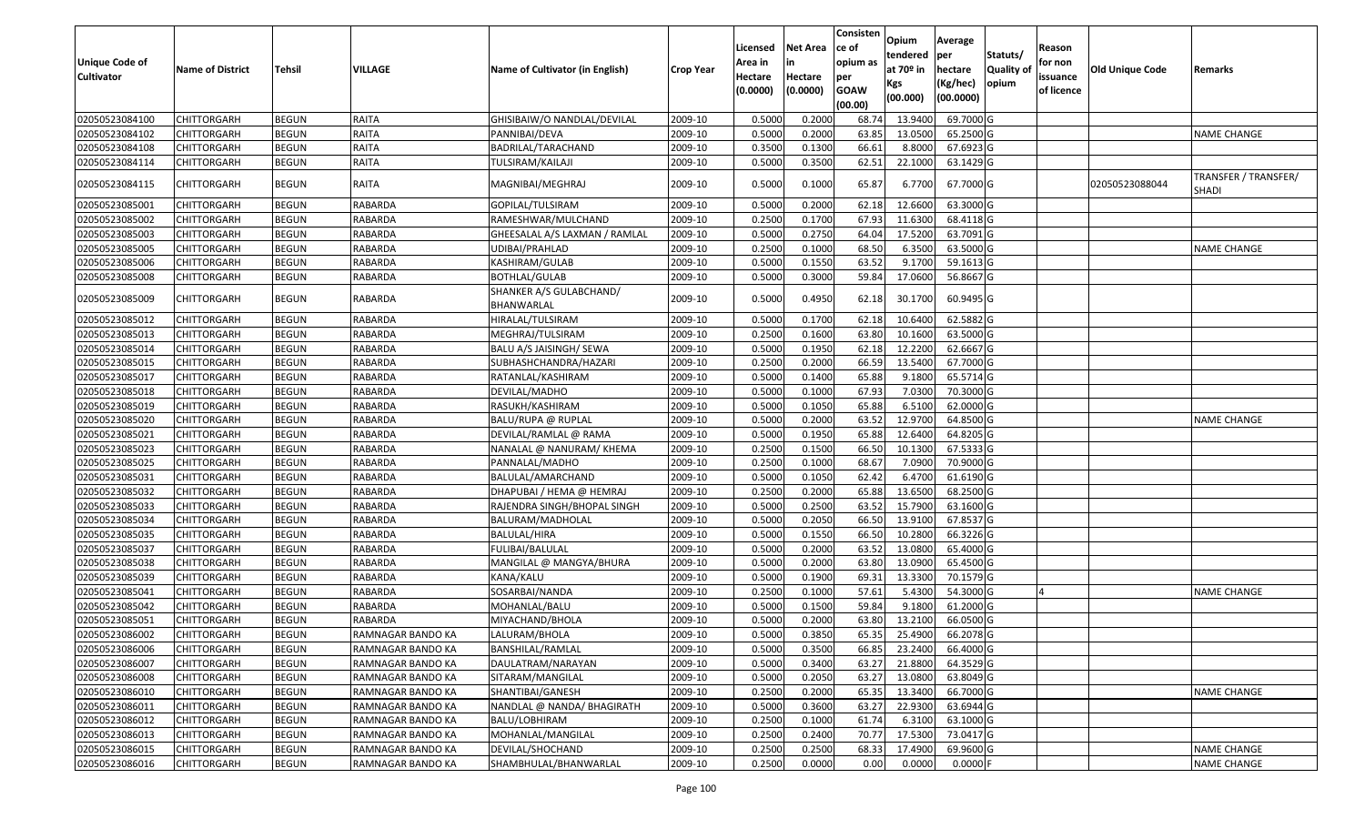| Unique Code of Cultivator | Name of District | Tehsil | VILLAGE | Name of Cultivator (in English) | Crop Year | Licensed Area in Hectare (0.0000) | Net Area in Hectare (0.0000) | Consistence of opium as per GOAW (00.00) | Opium tendered at 70º in Kgs (00.000) | Average per hectare (Kg/hec) (00.0000) | Statuts/ Quality of opium | Reason for non issuance of licence | Old Unique Code | Remarks |
|---|---|---|---|---|---|---|---|---|---|---|---|---|---|---|
| 02050523084100 | CHITTORGARH | BEGUN | RAITA | GHISIBAIW/O NANDLAL/DEVILAL | 2009-10 | 0.5000 | 0.2000 | 68.74 | 13.9400 | 69.7000 | G | | | |
| 02050523084102 | CHITTORGARH | BEGUN | RAITA | PANNIBAI/DEVA | 2009-10 | 0.5000 | 0.2000 | 63.85 | 13.0500 | 65.2500 | G | | | NAME CHANGE |
| 02050523084108 | CHITTORGARH | BEGUN | RAITA | BADRILAL/TARACHAND | 2009-10 | 0.3500 | 0.1300 | 66.61 | 8.8000 | 67.6923 | G | | | |
| 02050523084114 | CHITTORGARH | BEGUN | RAITA | TULSIRAM/KAILAJI | 2009-10 | 0.5000 | 0.3500 | 62.51 | 22.1000 | 63.1429 | G | | | |
| 02050523084115 | CHITTORGARH | BEGUN | RAITA | MAGNIBAI/MEGHRAJ | 2009-10 | 0.5000 | 0.1000 | 65.87 | 6.7700 | 67.7000 | G | | 02050523088044 | TRANSFER / TRANSFER/ SHADI |
| 02050523085001 | CHITTORGARH | BEGUN | RABARDA | GOPILAL/TULSIRAM | 2009-10 | 0.5000 | 0.2000 | 62.18 | 12.6600 | 63.3000 | G | | | |
| 02050523085002 | CHITTORGARH | BEGUN | RABARDA | RAMESHWAR/MULCHAND | 2009-10 | 0.2500 | 0.1700 | 67.93 | 11.6300 | 68.4118 | G | | | |
| 02050523085003 | CHITTORGARH | BEGUN | RABARDA | GHEESALAL A/S LAXMAN / RAMLAL | 2009-10 | 0.5000 | 0.2750 | 64.04 | 17.5200 | 63.7091 | G | | | |
| 02050523085005 | CHITTORGARH | BEGUN | RABARDA | UDIBAI/PRAHLAD | 2009-10 | 0.2500 | 0.1000 | 68.50 | 6.3500 | 63.5000 | G | | | NAME CHANGE |
| 02050523085006 | CHITTORGARH | BEGUN | RABARDA | KASHIRAM/GULAB | 2009-10 | 0.5000 | 0.1550 | 63.52 | 9.1700 | 59.1613 | G | | | |
| 02050523085008 | CHITTORGARH | BEGUN | RABARDA | BOTHLAL/GULAB | 2009-10 | 0.5000 | 0.3000 | 59.84 | 17.0600 | 56.8667 | G | | | |
| 02050523085009 | CHITTORGARH | BEGUN | RABARDA | SHANKER A/S GULABCHAND/ BHANWARLAL | 2009-10 | 0.5000 | 0.4950 | 62.18 | 30.1700 | 60.9495 | G | | | |
| 02050523085012 | CHITTORGARH | BEGUN | RABARDA | HIRALAL/TULSIRAM | 2009-10 | 0.5000 | 0.1700 | 62.18 | 10.6400 | 62.5882 | G | | | |
| 02050523085013 | CHITTORGARH | BEGUN | RABARDA | MEGHRAJ/TULSIRAM | 2009-10 | 0.2500 | 0.1600 | 63.80 | 10.1600 | 63.5000 | G | | | |
| 02050523085014 | CHITTORGARH | BEGUN | RABARDA | BALU A/S JAISINGH/ SEWA | 2009-10 | 0.5000 | 0.1950 | 62.18 | 12.2200 | 62.6667 | G | | | |
| 02050523085015 | CHITTORGARH | BEGUN | RABARDA | SUBHASHCHANDRA/HAZARI | 2009-10 | 0.2500 | 0.2000 | 66.59 | 13.5400 | 67.7000 | G | | | |
| 02050523085017 | CHITTORGARH | BEGUN | RABARDA | RATANLAL/KASHIRAM | 2009-10 | 0.5000 | 0.1400 | 65.88 | 9.1800 | 65.5714 | G | | | |
| 02050523085018 | CHITTORGARH | BEGUN | RABARDA | DEVILAL/MADHO | 2009-10 | 0.5000 | 0.1000 | 67.93 | 7.0300 | 70.3000 | G | | | |
| 02050523085019 | CHITTORGARH | BEGUN | RABARDA | RASUKH/KASHIRAM | 2009-10 | 0.5000 | 0.1050 | 65.88 | 6.5100 | 62.0000 | G | | | |
| 02050523085020 | CHITTORGARH | BEGUN | RABARDA | BALU/RUPA @ RUPLAL | 2009-10 | 0.5000 | 0.2000 | 63.52 | 12.9700 | 64.8500 | G | | | NAME CHANGE |
| 02050523085021 | CHITTORGARH | BEGUN | RABARDA | DEVILAL/RAMLAL @ RAMA | 2009-10 | 0.5000 | 0.1950 | 65.88 | 12.6400 | 64.8205 | G | | | |
| 02050523085023 | CHITTORGARH | BEGUN | RABARDA | NANALAL @ NANURAM/ KHEMA | 2009-10 | 0.2500 | 0.1500 | 66.50 | 10.1300 | 67.5333 | G | | | |
| 02050523085025 | CHITTORGARH | BEGUN | RABARDA | PANNALAL/MADHO | 2009-10 | 0.2500 | 0.1000 | 68.67 | 7.0900 | 70.9000 | G | | | |
| 02050523085031 | CHITTORGARH | BEGUN | RABARDA | BALULAL/AMARCHAND | 2009-10 | 0.5000 | 0.1050 | 62.42 | 6.4700 | 61.6190 | G | | | |
| 02050523085032 | CHITTORGARH | BEGUN | RABARDA | DHAPUBAI / HEMA @ HEMRAJ | 2009-10 | 0.2500 | 0.2000 | 65.88 | 13.6500 | 68.2500 | G | | | |
| 02050523085033 | CHITTORGARH | BEGUN | RABARDA | RAJENDRA SINGH/BHOPAL SINGH | 2009-10 | 0.5000 | 0.2500 | 63.52 | 15.7900 | 63.1600 | G | | | |
| 02050523085034 | CHITTORGARH | BEGUN | RABARDA | BALURAM/MADHOLAL | 2009-10 | 0.5000 | 0.2050 | 66.50 | 13.9100 | 67.8537 | G | | | |
| 02050523085035 | CHITTORGARH | BEGUN | RABARDA | BALULAL/HIRA | 2009-10 | 0.5000 | 0.1550 | 66.50 | 10.2800 | 66.3226 | G | | | |
| 02050523085037 | CHITTORGARH | BEGUN | RABARDA | FULIBAI/BALULAL | 2009-10 | 0.5000 | 0.2000 | 63.52 | 13.0800 | 65.4000 | G | | | |
| 02050523085038 | CHITTORGARH | BEGUN | RABARDA | MANGILAL @ MANGYA/BHURA | 2009-10 | 0.5000 | 0.2000 | 63.80 | 13.0900 | 65.4500 | G | | | |
| 02050523085039 | CHITTORGARH | BEGUN | RABARDA | KANA/KALU | 2009-10 | 0.5000 | 0.1900 | 69.31 | 13.3300 | 70.1579 | G | | | |
| 02050523085041 | CHITTORGARH | BEGUN | RABARDA | SOSARBAI/NANDA | 2009-10 | 0.2500 | 0.1000 | 57.61 | 5.4300 | 54.3000 | G | 4 | | NAME CHANGE |
| 02050523085042 | CHITTORGARH | BEGUN | RABARDA | MOHANLAL/BALU | 2009-10 | 0.5000 | 0.1500 | 59.84 | 9.1800 | 61.2000 | G | | | |
| 02050523085051 | CHITTORGARH | BEGUN | RABARDA | MIYACHAND/BHOLA | 2009-10 | 0.5000 | 0.2000 | 63.80 | 13.2100 | 66.0500 | G | | | |
| 02050523086002 | CHITTORGARH | BEGUN | RAMNAGAR BANDO KA | LALURAM/BHOLA | 2009-10 | 0.5000 | 0.3850 | 65.35 | 25.4900 | 66.2078 | G | | | |
| 02050523086006 | CHITTORGARH | BEGUN | RAMNAGAR BANDO KA | BANSHILAL/RAMLAL | 2009-10 | 0.5000 | 0.3500 | 66.85 | 23.2400 | 66.4000 | G | | | |
| 02050523086007 | CHITTORGARH | BEGUN | RAMNAGAR BANDO KA | DAULATRAM/NARAYAN | 2009-10 | 0.5000 | 0.3400 | 63.27 | 21.8800 | 64.3529 | G | | | |
| 02050523086008 | CHITTORGARH | BEGUN | RAMNAGAR BANDO KA | SITARAM/MANGILAL | 2009-10 | 0.5000 | 0.2050 | 63.27 | 13.0800 | 63.8049 | G | | | |
| 02050523086010 | CHITTORGARH | BEGUN | RAMNAGAR BANDO KA | SHANTIBAI/GANESH | 2009-10 | 0.2500 | 0.2000 | 65.35 | 13.3400 | 66.7000 | G | | | NAME CHANGE |
| 02050523086011 | CHITTORGARH | BEGUN | RAMNAGAR BANDO KA | NANDLAL @ NANDA/ BHAGIRATH | 2009-10 | 0.5000 | 0.3600 | 63.27 | 22.9300 | 63.6944 | G | | | |
| 02050523086012 | CHITTORGARH | BEGUN | RAMNAGAR BANDO KA | BALU/LOBHIRAM | 2009-10 | 0.2500 | 0.1000 | 61.74 | 6.3100 | 63.1000 | G | | | |
| 02050523086013 | CHITTORGARH | BEGUN | RAMNAGAR BANDO KA | MOHANLAL/MANGILAL | 2009-10 | 0.2500 | 0.2400 | 70.77 | 17.5300 | 73.0417 | G | | | |
| 02050523086015 | CHITTORGARH | BEGUN | RAMNAGAR BANDO KA | DEVILAL/SHOCHAND | 2009-10 | 0.2500 | 0.2500 | 68.33 | 17.4900 | 69.9600 | G | | | NAME CHANGE |
| 02050523086016 | CHITTORGARH | BEGUN | RAMNAGAR BANDO KA | SHAMBHULAL/BHANWARLAL | 2009-10 | 0.2500 | 0.0000 | 0.00 | 0.0000 | 0.0000 | F | | | NAME CHANGE |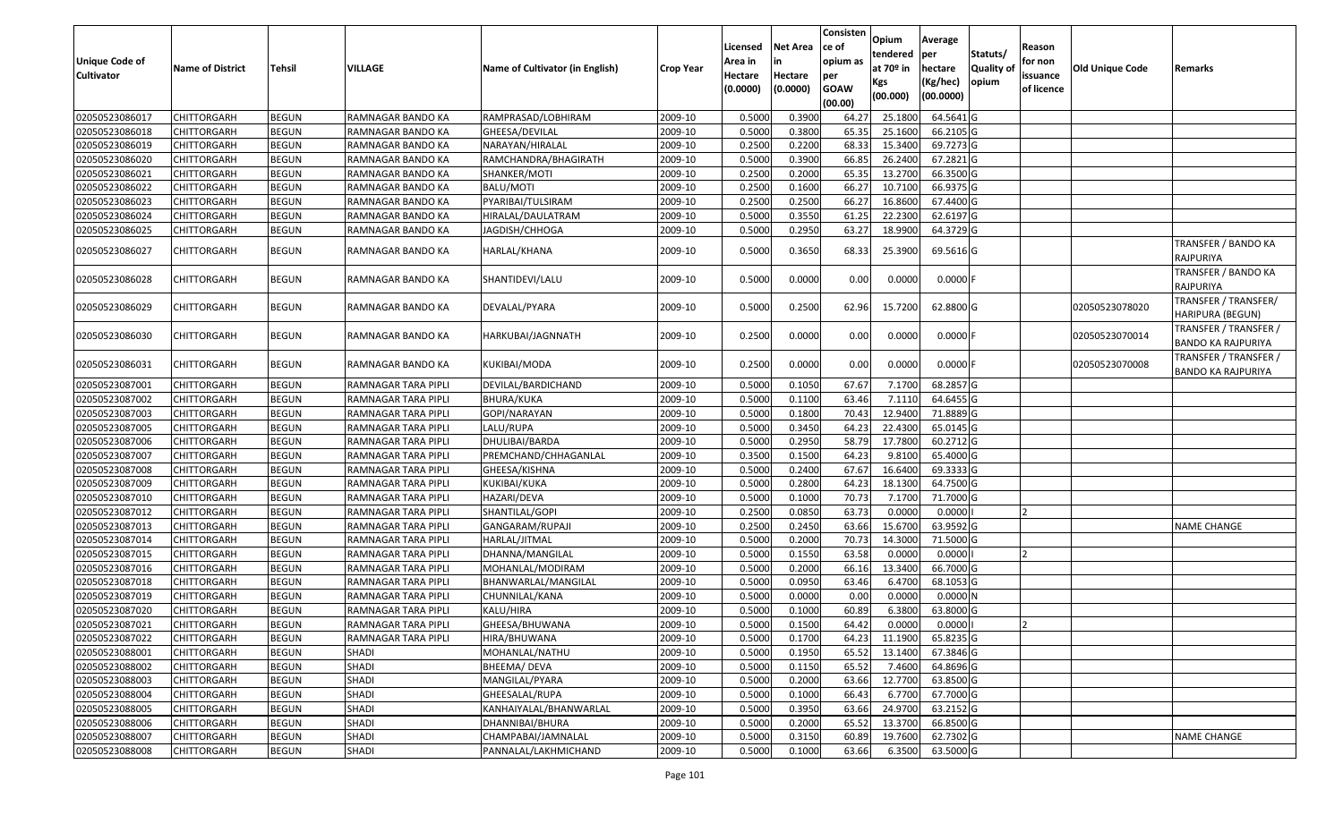| Unique Code of Cultivator | Name of District | Tehsil | VILLAGE | Name of Cultivator (in English) | Crop Year | Licensed Area in Hectare (0.0000) | Net Area in Hectare (0.0000) | Consisten ce of opium as per GOAW (00.00) | Opium tendered at 70º in Kgs (00.000) | Average per hectare (Kg/hec) (00.0000) | Statuts/ Quality of opium | Reason for non issuance of licence | Old Unique Code | Remarks |
|---|---|---|---|---|---|---|---|---|---|---|---|---|---|---|
| 02050523086017 | CHITTORGARH | BEGUN | RAMNAGAR BANDO KA | RAMPRASAD/LOBHIRAM | 2009-10 | 0.5000 | 0.3900 | 64.27 | 25.1800 | 64.5641 | G | | | |
| 02050523086018 | CHITTORGARH | BEGUN | RAMNAGAR BANDO KA | GHEESA/DEVILAL | 2009-10 | 0.5000 | 0.3800 | 65.35 | 25.1600 | 66.2105 | G | | | |
| 02050523086019 | CHITTORGARH | BEGUN | RAMNAGAR BANDO KA | NARAYAN/HIRALAL | 2009-10 | 0.2500 | 0.2200 | 68.33 | 15.3400 | 69.7273 | G | | | |
| 02050523086020 | CHITTORGARH | BEGUN | RAMNAGAR BANDO KA | RAMCHANDRA/BHAGIRATH | 2009-10 | 0.5000 | 0.3900 | 66.85 | 26.2400 | 67.2821 | G | | | |
| 02050523086021 | CHITTORGARH | BEGUN | RAMNAGAR BANDO KA | SHANKER/MOTI | 2009-10 | 0.2500 | 0.2000 | 65.35 | 13.2700 | 66.3500 | G | | | |
| 02050523086022 | CHITTORGARH | BEGUN | RAMNAGAR BANDO KA | BALU/MOTI | 2009-10 | 0.2500 | 0.1600 | 66.27 | 10.7100 | 66.9375 | G | | | |
| 02050523086023 | CHITTORGARH | BEGUN | RAMNAGAR BANDO KA | PYARIBAI/TULSIRAM | 2009-10 | 0.2500 | 0.2500 | 66.27 | 16.8600 | 67.4400 | G | | | |
| 02050523086024 | CHITTORGARH | BEGUN | RAMNAGAR BANDO KA | HIRALAL/DAULATRAM | 2009-10 | 0.5000 | 0.3550 | 61.25 | 22.2300 | 62.6197 | G | | | |
| 02050523086025 | CHITTORGARH | BEGUN | RAMNAGAR BANDO KA | JAGDISH/CHHOGA | 2009-10 | 0.5000 | 0.2950 | 63.27 | 18.9900 | 64.3729 | G | | | |
| 02050523086027 | CHITTORGARH | BEGUN | RAMNAGAR BANDO KA | HARLAL/KHANA | 2009-10 | 0.5000 | 0.3650 | 68.33 | 25.3900 | 69.5616 | G | | | TRANSFER / BANDO KA RAJPURIYA |
| 02050523086028 | CHITTORGARH | BEGUN | RAMNAGAR BANDO KA | SHANTIDEVI/LALU | 2009-10 | 0.5000 | 0.0000 | 0.00 | 0.0000 | 0.0000 | F | | | TRANSFER / BANDO KA RAJPURIYA |
| 02050523086029 | CHITTORGARH | BEGUN | RAMNAGAR BANDO KA | DEVALAL/PYARA | 2009-10 | 0.5000 | 0.2500 | 62.96 | 15.7200 | 62.8800 | G | | 02050523078020 | TRANSFER / TRANSFER/ HARIPURA (BEGUN) |
| 02050523086030 | CHITTORGARH | BEGUN | RAMNAGAR BANDO KA | HARKUBAI/JAGNNATH | 2009-10 | 0.2500 | 0.0000 | 0.00 | 0.0000 | 0.0000 | F | | 02050523070014 | TRANSFER / TRANSFER / BANDO KA RAJPURIYA |
| 02050523086031 | CHITTORGARH | BEGUN | RAMNAGAR BANDO KA | KUKIBAI/MODA | 2009-10 | 0.2500 | 0.0000 | 0.00 | 0.0000 | 0.0000 | F | | 02050523070008 | TRANSFER / TRANSFER / BANDO KA RAJPURIYA |
| 02050523087001 | CHITTORGARH | BEGUN | RAMNAGAR TARA PIPLI | DEVILAL/BARDICHAND | 2009-10 | 0.5000 | 0.1050 | 67.67 | 7.1700 | 68.2857 | G | | | |
| 02050523087002 | CHITTORGARH | BEGUN | RAMNAGAR TARA PIPLI | BHURA/KUKA | 2009-10 | 0.5000 | 0.1100 | 63.46 | 7.1110 | 64.6455 | G | | | |
| 02050523087003 | CHITTORGARH | BEGUN | RAMNAGAR TARA PIPLI | GOPI/NARAYAN | 2009-10 | 0.5000 | 0.1800 | 70.43 | 12.9400 | 71.8889 | G | | | |
| 02050523087005 | CHITTORGARH | BEGUN | RAMNAGAR TARA PIPLI | LALU/RUPA | 2009-10 | 0.5000 | 0.3450 | 64.23 | 22.4300 | 65.0145 | G | | | |
| 02050523087006 | CHITTORGARH | BEGUN | RAMNAGAR TARA PIPLI | DHULIBAI/BARDA | 2009-10 | 0.5000 | 0.2950 | 58.79 | 17.7800 | 60.2712 | G | | | |
| 02050523087007 | CHITTORGARH | BEGUN | RAMNAGAR TARA PIPLI | PREMCHAND/CHHAGANLAL | 2009-10 | 0.3500 | 0.1500 | 64.23 | 9.8100 | 65.4000 | G | | | |
| 02050523087008 | CHITTORGARH | BEGUN | RAMNAGAR TARA PIPLI | GHEESA/KISHNA | 2009-10 | 0.5000 | 0.2400 | 67.67 | 16.6400 | 69.3333 | G | | | |
| 02050523087009 | CHITTORGARH | BEGUN | RAMNAGAR TARA PIPLI | KUKIBAI/KUKA | 2009-10 | 0.5000 | 0.2800 | 64.23 | 18.1300 | 64.7500 | G | | | |
| 02050523087010 | CHITTORGARH | BEGUN | RAMNAGAR TARA PIPLI | HAZARI/DEVA | 2009-10 | 0.5000 | 0.1000 | 70.73 | 7.1700 | 71.7000 | G | | | |
| 02050523087012 | CHITTORGARH | BEGUN | RAMNAGAR TARA PIPLI | SHANTILAL/GOPI | 2009-10 | 0.2500 | 0.0850 | 63.73 | 0.0000 | 0.0000 | I | 2 | | |
| 02050523087013 | CHITTORGARH | BEGUN | RAMNAGAR TARA PIPLI | GANGARAM/RUPAJI | 2009-10 | 0.2500 | 0.2450 | 63.66 | 15.6700 | 63.9592 | G | | | NAME CHANGE |
| 02050523087014 | CHITTORGARH | BEGUN | RAMNAGAR TARA PIPLI | HARLAL/JITMAL | 2009-10 | 0.5000 | 0.2000 | 70.73 | 14.3000 | 71.5000 | G | | | |
| 02050523087015 | CHITTORGARH | BEGUN | RAMNAGAR TARA PIPLI | DHANNA/MANGILAL | 2009-10 | 0.5000 | 0.1550 | 63.58 | 0.0000 | 0.0000 | I | 2 | | |
| 02050523087016 | CHITTORGARH | BEGUN | RAMNAGAR TARA PIPLI | MOHANLAL/MODIRAM | 2009-10 | 0.5000 | 0.2000 | 66.16 | 13.3400 | 66.7000 | G | | | |
| 02050523087018 | CHITTORGARH | BEGUN | RAMNAGAR TARA PIPLI | BHANWARLAL/MANGILAL | 2009-10 | 0.5000 | 0.0950 | 63.46 | 6.4700 | 68.1053 | G | | | |
| 02050523087019 | CHITTORGARH | BEGUN | RAMNAGAR TARA PIPLI | CHUNNILAL/KANA | 2009-10 | 0.5000 | 0.0000 | 0.00 | 0.0000 | 0.0000 | N | | | |
| 02050523087020 | CHITTORGARH | BEGUN | RAMNAGAR TARA PIPLI | KALU/HIRA | 2009-10 | 0.5000 | 0.1000 | 60.89 | 6.3800 | 63.8000 | G | | | |
| 02050523087021 | CHITTORGARH | BEGUN | RAMNAGAR TARA PIPLI | GHEESA/BHUWANA | 2009-10 | 0.5000 | 0.1500 | 64.42 | 0.0000 | 0.0000 | I | 2 | | |
| 02050523087022 | CHITTORGARH | BEGUN | RAMNAGAR TARA PIPLI | HIRA/BHUWANA | 2009-10 | 0.5000 | 0.1700 | 64.23 | 11.1900 | 65.8235 | G | | | |
| 02050523088001 | CHITTORGARH | BEGUN | SHADI | MOHANLAL/NATHU | 2009-10 | 0.5000 | 0.1950 | 65.52 | 13.1400 | 67.3846 | G | | | |
| 02050523088002 | CHITTORGARH | BEGUN | SHADI | BHEEMA/ DEVA | 2009-10 | 0.5000 | 0.1150 | 65.52 | 7.4600 | 64.8696 | G | | | |
| 02050523088003 | CHITTORGARH | BEGUN | SHADI | MANGILAL/PYARA | 2009-10 | 0.5000 | 0.2000 | 63.66 | 12.7700 | 63.8500 | G | | | |
| 02050523088004 | CHITTORGARH | BEGUN | SHADI | GHEESALAL/RUPA | 2009-10 | 0.5000 | 0.1000 | 66.43 | 6.7700 | 67.7000 | G | | | |
| 02050523088005 | CHITTORGARH | BEGUN | SHADI | KANHAIYALAL/BHANWARLAL | 2009-10 | 0.5000 | 0.3950 | 63.66 | 24.9700 | 63.2152 | G | | | |
| 02050523088006 | CHITTORGARH | BEGUN | SHADI | DHANNIBAI/BHURA | 2009-10 | 0.5000 | 0.2000 | 65.52 | 13.3700 | 66.8500 | G | | | |
| 02050523088007 | CHITTORGARH | BEGUN | SHADI | CHAMPABAI/JAMNALAL | 2009-10 | 0.5000 | 0.3150 | 60.89 | 19.7600 | 62.7302 | G | | | NAME CHANGE |
| 02050523088008 | CHITTORGARH | BEGUN | SHADI | PANNALAL/LAKHMICHAND | 2009-10 | 0.5000 | 0.1000 | 63.66 | 6.3500 | 63.5000 | G | | | |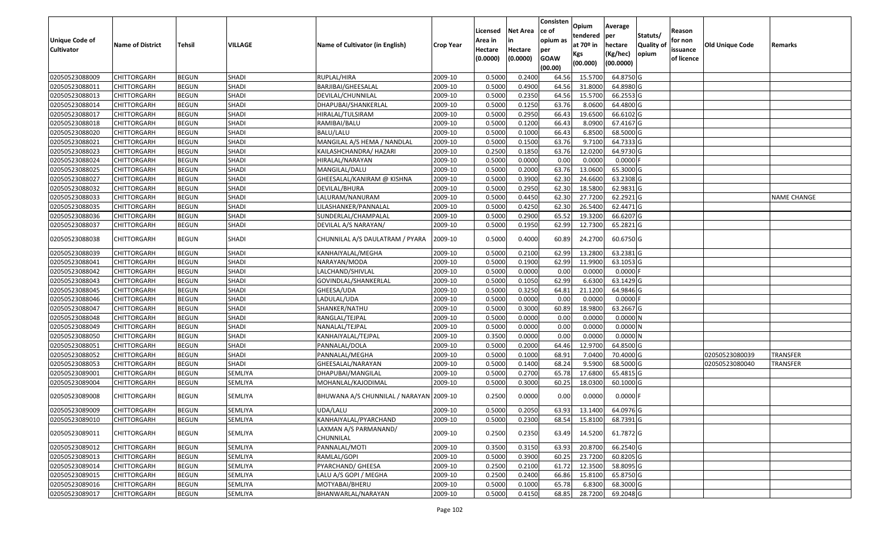| Unique Code of Cultivator | Name of District | Tehsil | VILLAGE | Name of Cultivator (in English) | Crop Year | Licensed Area in Hectare (0.0000) | Net Area in Hectare (0.0000) | Consistence of opium as per GOAW (00.00) | Opium tendered at 70º in Kgs (00.000) | Average per hectare (Kg/hec) (00.0000) | Statuts/ Quality of opium | Reason for non issuance of licence | Old Unique Code | Remarks |
|---|---|---|---|---|---|---|---|---|---|---|---|---|---|---|
| 02050523088009 | CHITTORGARH | BEGUN | SHADI | RUPLAL/HIRA | 2009-10 | 0.5000 | 0.2400 | 64.56 | 15.5700 | 64.8750 | G | | | |
| 02050523088011 | CHITTORGARH | BEGUN | SHADI | BARJIBAI/GHEESALAL | 2009-10 | 0.5000 | 0.4900 | 64.56 | 31.8000 | 64.8980 | G | | | |
| 02050523088013 | CHITTORGARH | BEGUN | SHADI | DEVILAL/CHUNNILAL | 2009-10 | 0.5000 | 0.2350 | 64.56 | 15.5700 | 66.2553 | G | | | |
| 02050523088014 | CHITTORGARH | BEGUN | SHADI | DHAPUBAI/SHANKERLAL | 2009-10 | 0.5000 | 0.1250 | 63.76 | 8.0600 | 64.4800 | G | | | |
| 02050523088017 | CHITTORGARH | BEGUN | SHADI | HIRALAL/TULSIRAM | 2009-10 | 0.5000 | 0.2950 | 66.43 | 19.6500 | 66.6102 | G | | | |
| 02050523088018 | CHITTORGARH | BEGUN | SHADI | RAMIBAI/BALU | 2009-10 | 0.5000 | 0.1200 | 66.43 | 8.0900 | 67.4167 | G | | | |
| 02050523088020 | CHITTORGARH | BEGUN | SHADI | BALU/LALU | 2009-10 | 0.5000 | 0.1000 | 66.43 | 6.8500 | 68.5000 | G | | | |
| 02050523088021 | CHITTORGARH | BEGUN | SHADI | MANGILAL A/S HEMA / NANDLAL | 2009-10 | 0.5000 | 0.1500 | 63.76 | 9.7100 | 64.7333 | G | | | |
| 02050523088023 | CHITTORGARH | BEGUN | SHADI | KAILASHCHANDRA/ HAZARI | 2009-10 | 0.2500 | 0.1850 | 63.76 | 12.0200 | 64.9730 | G | | | |
| 02050523088024 | CHITTORGARH | BEGUN | SHADI | HIRALAL/NARAYAN | 2009-10 | 0.5000 | 0.0000 | 0.00 | 0.0000 | 0.0000 | F | | | |
| 02050523088025 | CHITTORGARH | BEGUN | SHADI | MANGILAL/DALU | 2009-10 | 0.5000 | 0.2000 | 63.76 | 13.0600 | 65.3000 | G | | | |
| 02050523088027 | CHITTORGARH | BEGUN | SHADI | GHEESALAL/KANIRAM @ KISHNA | 2009-10 | 0.5000 | 0.3900 | 62.30 | 24.6600 | 63.2308 | G | | | |
| 02050523088032 | CHITTORGARH | BEGUN | SHADI | DEVILAL/BHURA | 2009-10 | 0.5000 | 0.2950 | 62.30 | 18.5800 | 62.9831 | G | | | |
| 02050523088033 | CHITTORGARH | BEGUN | SHADI | LALURAM/NANURAM | 2009-10 | 0.5000 | 0.4450 | 62.30 | 27.7200 | 62.2921 | G | | | NAME CHANGE |
| 02050523088035 | CHITTORGARH | BEGUN | SHADI | LILASHANKER/PANNALAL | 2009-10 | 0.5000 | 0.4250 | 62.30 | 26.5400 | 62.4471 | G | | | |
| 02050523088036 | CHITTORGARH | BEGUN | SHADI | SUNDERLAL/CHAMPALAL | 2009-10 | 0.5000 | 0.2900 | 65.52 | 19.3200 | 66.6207 | G | | | |
| 02050523088037 | CHITTORGARH | BEGUN | SHADI | DEVILAL A/S NARAYAN/ | 2009-10 | 0.5000 | 0.1950 | 62.99 | 12.7300 | 65.2821 | G | | | |
| 02050523088038 | CHITTORGARH | BEGUN | SHADI | CHUNNILAL A/S DAULATRAM / PYARA | 2009-10 | 0.5000 | 0.4000 | 60.89 | 24.2700 | 60.6750 | G | | | |
| 02050523088039 | CHITTORGARH | BEGUN | SHADI | KANHAIYALAL/MEGHA | 2009-10 | 0.5000 | 0.2100 | 62.99 | 13.2800 | 63.2381 | G | | | |
| 02050523088041 | CHITTORGARH | BEGUN | SHADI | NARAYAN/MODA | 2009-10 | 0.5000 | 0.1900 | 62.99 | 11.9900 | 63.1053 | G | | | |
| 02050523088042 | CHITTORGARH | BEGUN | SHADI | LALCHAND/SHIVLAL | 2009-10 | 0.5000 | 0.0000 | 0.00 | 0.0000 | 0.0000 | F | | | |
| 02050523088043 | CHITTORGARH | BEGUN | SHADI | GOVINDLAL/SHANKERLAL | 2009-10 | 0.5000 | 0.1050 | 62.99 | 6.6300 | 63.1429 | G | | | |
| 02050523088045 | CHITTORGARH | BEGUN | SHADI | GHEESA/UDA | 2009-10 | 0.5000 | 0.3250 | 64.81 | 21.1200 | 64.9846 | G | | | |
| 02050523088046 | CHITTORGARH | BEGUN | SHADI | LADULAL/UDA | 2009-10 | 0.5000 | 0.0000 | 0.00 | 0.0000 | 0.0000 | F | | | |
| 02050523088047 | CHITTORGARH | BEGUN | SHADI | SHANKER/NATHU | 2009-10 | 0.5000 | 0.3000 | 60.89 | 18.9800 | 63.2667 | G | | | |
| 02050523088048 | CHITTORGARH | BEGUN | SHADI | RANGLAL/TEJPAL | 2009-10 | 0.5000 | 0.0000 | 0.00 | 0.0000 | 0.0000 | N | | | |
| 02050523088049 | CHITTORGARH | BEGUN | SHADI | NANALAL/TEJPAL | 2009-10 | 0.5000 | 0.0000 | 0.00 | 0.0000 | 0.0000 | N | | | |
| 02050523088050 | CHITTORGARH | BEGUN | SHADI | KANHAIYALAL/TEJPAL | 2009-10 | 0.3500 | 0.0000 | 0.00 | 0.0000 | 0.0000 | N | | | |
| 02050523088051 | CHITTORGARH | BEGUN | SHADI | PANNALAL/DOLA | 2009-10 | 0.5000 | 0.2000 | 64.46 | 12.9700 | 64.8500 | G | | | |
| 02050523088052 | CHITTORGARH | BEGUN | SHADI | PANNALAL/MEGHA | 2009-10 | 0.5000 | 0.1000 | 68.91 | 7.0400 | 70.4000 | G | | 02050523080039 | TRANSFER |
| 02050523088053 | CHITTORGARH | BEGUN | SHADI | GHEESALAL/NARAYAN | 2009-10 | 0.5000 | 0.1400 | 68.24 | 9.5900 | 68.5000 | G | | 02050523080040 | TRANSFER |
| 02050523089001 | CHITTORGARH | BEGUN | SEMLIYA | DHAPUBAI/MANGILAL | 2009-10 | 0.5000 | 0.2700 | 65.78 | 17.6800 | 65.4815 | G | | | |
| 02050523089004 | CHITTORGARH | BEGUN | SEMLIYA | MOHANLAL/KAJODIMAL | 2009-10 | 0.5000 | 0.3000 | 60.25 | 18.0300 | 60.1000 | G | | | |
| 02050523089008 | CHITTORGARH | BEGUN | SEMLIYA | BHUWANA A/S CHUNNILAL / NARAYAN | 2009-10 | 0.2500 | 0.0000 | 0.00 | 0.0000 | 0.0000 | F | | | |
| 02050523089009 | CHITTORGARH | BEGUN | SEMLIYA | UDA/LALU | 2009-10 | 0.5000 | 0.2050 | 63.93 | 13.1400 | 64.0976 | G | | | |
| 02050523089010 | CHITTORGARH | BEGUN | SEMLIYA | KANHAIYALAL/PYARCHAND | 2009-10 | 0.5000 | 0.2300 | 68.54 | 15.8100 | 68.7391 | G | | | |
| 02050523089011 | CHITTORGARH | BEGUN | SEMLIYA | LAXMAN A/S PARMANAND/ CHUNNILAL | 2009-10 | 0.2500 | 0.2350 | 63.49 | 14.5200 | 61.7872 | G | | | |
| 02050523089012 | CHITTORGARH | BEGUN | SEMLIYA | PANNALAL/MOTI | 2009-10 | 0.3500 | 0.3150 | 63.93 | 20.8700 | 66.2540 | G | | | |
| 02050523089013 | CHITTORGARH | BEGUN | SEMLIYA | RAMLAL/GOPI | 2009-10 | 0.5000 | 0.3900 | 60.25 | 23.7200 | 60.8205 | G | | | |
| 02050523089014 | CHITTORGARH | BEGUN | SEMLIYA | PYARCHAND/ GHEESA | 2009-10 | 0.2500 | 0.2100 | 61.72 | 12.3500 | 58.8095 | G | | | |
| 02050523089015 | CHITTORGARH | BEGUN | SEMLIYA | LALU A/S GOPI / MEGHA | 2009-10 | 0.2500 | 0.2400 | 66.86 | 15.8100 | 65.8750 | G | | | |
| 02050523089016 | CHITTORGARH | BEGUN | SEMLIYA | MOTYABAI/BHERU | 2009-10 | 0.5000 | 0.1000 | 65.78 | 6.8300 | 68.3000 | G | | | |
| 02050523089017 | CHITTORGARH | BEGUN | SEMLIYA | BHANWARLAL/NARAYAN | 2009-10 | 0.5000 | 0.4150 | 68.85 | 28.7200 | 69.2048 | G | | | |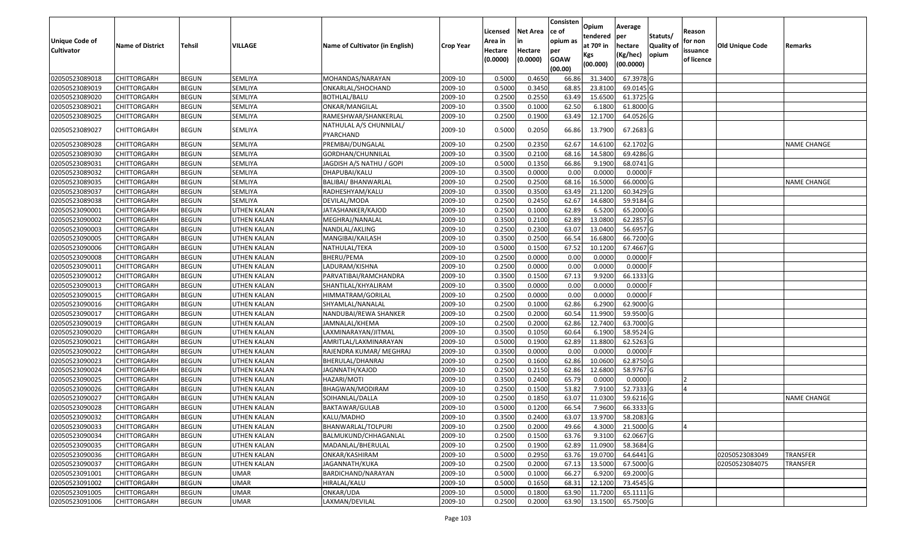| Unique Code of Cultivator | Name of District | Tehsil | VILLAGE | Name of Cultivator (in English) | Crop Year | Licensed Area in Hectare (0.0000) | Net Area in Hectare (0.0000) | Consistence of opium as per GOAW (00.00) | Opium tendered at 70º in Kgs (00.000) | Average per hectare (Kg/hec) (00.0000) | Statuts/ Quality of opium | Reason for non issuance of licence | Old Unique Code | Remarks |
|---|---|---|---|---|---|---|---|---|---|---|---|---|---|---|
| 02050523089018 | CHITTORGARH | BEGUN | SEMLIYA | MOHANDAS/NARAYAN | 2009-10 | 0.5000 | 0.4650 | 66.86 | 31.3400 | 67.3978 | G | | | |
| 02050523089019 | CHITTORGARH | BEGUN | SEMLIYA | ONKARLAL/SHOCHAND | 2009-10 | 0.5000 | 0.3450 | 68.85 | 23.8100 | 69.0145 | G | | | |
| 02050523089020 | CHITTORGARH | BEGUN | SEMLIYA | BOTHLAL/BALU | 2009-10 | 0.2500 | 0.2550 | 63.49 | 15.6500 | 61.3725 | G | | | |
| 02050523089021 | CHITTORGARH | BEGUN | SEMLIYA | ONKAR/MANGILAL | 2009-10 | 0.3500 | 0.1000 | 62.50 | 6.1800 | 61.8000 | G | | | |
| 02050523089025 | CHITTORGARH | BEGUN | SEMLIYA | RAMESHWAR/SHANKERLAL | 2009-10 | 0.2500 | 0.1900 | 63.49 | 12.1700 | 64.0526 | G | | | |
| 02050523089027 | CHITTORGARH | BEGUN | SEMLIYA | NATHULAL A/S CHUNNILAL/ PYARCHAND | 2009-10 | 0.5000 | 0.2050 | 66.86 | 13.7900 | 67.2683 | G | | | |
| 02050523089028 | CHITTORGARH | BEGUN | SEMLIYA | PREMBAI/DUNGALAL | 2009-10 | 0.2500 | 0.2350 | 62.67 | 14.6100 | 62.1702 | G | | | NAME CHANGE |
| 02050523089030 | CHITTORGARH | BEGUN | SEMLIYA | GORDHAN/CHUNNILAL | 2009-10 | 0.3500 | 0.2100 | 68.16 | 14.5800 | 69.4286 | G | | | |
| 02050523089031 | CHITTORGARH | BEGUN | SEMLIYA | JAGDISH A/S NATHU / GOPI | 2009-10 | 0.5000 | 0.1350 | 66.86 | 9.1900 | 68.0741 | G | | | |
| 02050523089032 | CHITTORGARH | BEGUN | SEMLIYA | DHAPUBAI/KALU | 2009-10 | 0.3500 | 0.0000 | 0.00 | 0.0000 | 0.0000 | F | | | |
| 02050523089035 | CHITTORGARH | BEGUN | SEMLIYA | BALIBAI/ BHANWARLAL | 2009-10 | 0.2500 | 0.2500 | 68.16 | 16.5000 | 66.0000 | G | | | NAME CHANGE |
| 02050523089037 | CHITTORGARH | BEGUN | SEMLIYA | RADHESHYAM/KALU | 2009-10 | 0.3500 | 0.3500 | 63.49 | 21.1200 | 60.3429 | G | | | |
| 02050523089038 | CHITTORGARH | BEGUN | SEMLIYA | DEVILAL/MODA | 2009-10 | 0.2500 | 0.2450 | 62.67 | 14.6800 | 59.9184 | G | | | |
| 02050523090001 | CHITTORGARH | BEGUN | UTHEN KALAN | JATASHANKER/KAJOD | 2009-10 | 0.2500 | 0.1000 | 62.89 | 6.5200 | 65.2000 | G | | | |
| 02050523090002 | CHITTORGARH | BEGUN | UTHEN KALAN | MEGHRAJ/NANALAL | 2009-10 | 0.3500 | 0.2100 | 62.89 | 13.0800 | 62.2857 | G | | | |
| 02050523090003 | CHITTORGARH | BEGUN | UTHEN KALAN | NANDLAL/AKLING | 2009-10 | 0.2500 | 0.2300 | 63.07 | 13.0400 | 56.6957 | G | | | |
| 02050523090005 | CHITTORGARH | BEGUN | UTHEN KALAN | MANGIBAI/KAILASH | 2009-10 | 0.3500 | 0.2500 | 66.54 | 16.6800 | 66.7200 | G | | | |
| 02050523090006 | CHITTORGARH | BEGUN | UTHEN KALAN | NATHULAL/TEKA | 2009-10 | 0.5000 | 0.1500 | 67.52 | 10.1200 | 67.4667 | G | | | |
| 02050523090008 | CHITTORGARH | BEGUN | UTHEN KALAN | BHERU/PEMA | 2009-10 | 0.2500 | 0.0000 | 0.00 | 0.0000 | 0.0000 | F | | | |
| 02050523090011 | CHITTORGARH | BEGUN | UTHEN KALAN | LADURAM/KISHNA | 2009-10 | 0.2500 | 0.0000 | 0.00 | 0.0000 | 0.0000 | F | | | |
| 02050523090012 | CHITTORGARH | BEGUN | UTHEN KALAN | PARVATIBAI/RAMCHANDRA | 2009-10 | 0.3500 | 0.1500 | 67.13 | 9.9200 | 66.1333 | G | | | |
| 02050523090013 | CHITTORGARH | BEGUN | UTHEN KALAN | SHANTILAL/KHYALIRAM | 2009-10 | 0.3500 | 0.0000 | 0.00 | 0.0000 | 0.0000 | F | | | |
| 02050523090015 | CHITTORGARH | BEGUN | UTHEN KALAN | HIMMATRAM/GORILAL | 2009-10 | 0.2500 | 0.0000 | 0.00 | 0.0000 | 0.0000 | F | | | |
| 02050523090016 | CHITTORGARH | BEGUN | UTHEN KALAN | SHYAMLAL/NANALAL | 2009-10 | 0.2500 | 0.1000 | 62.86 | 6.2900 | 62.9000 | G | | | |
| 02050523090017 | CHITTORGARH | BEGUN | UTHEN KALAN | NANDUBAI/REWA SHANKER | 2009-10 | 0.2500 | 0.2000 | 60.54 | 11.9900 | 59.9500 | G | | | |
| 02050523090019 | CHITTORGARH | BEGUN | UTHEN KALAN | JAMNALAL/KHEMA | 2009-10 | 0.2500 | 0.2000 | 62.86 | 12.7400 | 63.7000 | G | | | |
| 02050523090020 | CHITTORGARH | BEGUN | UTHEN KALAN | LAXMINARAYAN/JITMAL | 2009-10 | 0.3500 | 0.1050 | 60.64 | 6.1900 | 58.9524 | G | | | |
| 02050523090021 | CHITTORGARH | BEGUN | UTHEN KALAN | AMRITLAL/LAXMINARAYAN | 2009-10 | 0.5000 | 0.1900 | 62.89 | 11.8800 | 62.5263 | G | | | |
| 02050523090022 | CHITTORGARH | BEGUN | UTHEN KALAN | RAJENDRA KUMAR/ MEGHRAJ | 2009-10 | 0.3500 | 0.0000 | 0.00 | 0.0000 | 0.0000 | F | | | |
| 02050523090023 | CHITTORGARH | BEGUN | UTHEN KALAN | BHERULAL/DHANRAJ | 2009-10 | 0.2500 | 0.1600 | 62.86 | 10.0600 | 62.8750 | G | | | |
| 02050523090024 | CHITTORGARH | BEGUN | UTHEN KALAN | JAGNNATH/KAJOD | 2009-10 | 0.2500 | 0.2150 | 62.86 | 12.6800 | 58.9767 | G | | | |
| 02050523090025 | CHITTORGARH | BEGUN | UTHEN KALAN | HAZARI/MOTI | 2009-10 | 0.3500 | 0.2400 | 65.79 | 0.0000 | 0.0000 | I | 2 | | |
| 02050523090026 | CHITTORGARH | BEGUN | UTHEN KALAN | BHAGWAN/MODIRAM | 2009-10 | 0.2500 | 0.1500 | 53.82 | 7.9100 | 52.7333 | G | 4 | | |
| 02050523090027 | CHITTORGARH | BEGUN | UTHEN KALAN | SOIHANLAL/DALLA | 2009-10 | 0.2500 | 0.1850 | 63.07 | 11.0300 | 59.6216 | G | | | NAME CHANGE |
| 02050523090028 | CHITTORGARH | BEGUN | UTHEN KALAN | BAKTAWAR/GULAB | 2009-10 | 0.5000 | 0.1200 | 66.54 | 7.9600 | 66.3333 | G | | | |
| 02050523090032 | CHITTORGARH | BEGUN | UTHEN KALAN | KALU/MADHO | 2009-10 | 0.3500 | 0.2400 | 63.07 | 13.9700 | 58.2083 | G | | | |
| 02050523090033 | CHITTORGARH | BEGUN | UTHEN KALAN | BHANWARLAL/TOLPURI | 2009-10 | 0.2500 | 0.2000 | 49.66 | 4.3000 | 21.5000 | G | 4 | | |
| 02050523090034 | CHITTORGARH | BEGUN | UTHEN KALAN | BALMUKUND/CHHAGANLAL | 2009-10 | 0.2500 | 0.1500 | 63.76 | 9.3100 | 62.0667 | G | | | |
| 02050523090035 | CHITTORGARH | BEGUN | UTHEN KALAN | MADANLAL/BHERULAL | 2009-10 | 0.2500 | 0.1900 | 62.89 | 11.0900 | 58.3684 | G | | | |
| 02050523090036 | CHITTORGARH | BEGUN | UTHEN KALAN | ONKAR/KASHIRAM | 2009-10 | 0.5000 | 0.2950 | 63.76 | 19.0700 | 64.6441 | G | | 02050523083049 | TRANSFER |
| 02050523090037 | CHITTORGARH | BEGUN | UTHEN KALAN | JAGANNATH/KUKA | 2009-10 | 0.2500 | 0.2000 | 67.13 | 13.5000 | 67.5000 | G | | 02050523084075 | TRANSFER |
| 02050523091001 | CHITTORGARH | BEGUN | UMAR | BARDICHAND/NARAYAN | 2009-10 | 0.5000 | 0.1000 | 66.27 | 6.9200 | 69.2000 | G | | | |
| 02050523091002 | CHITTORGARH | BEGUN | UMAR | HIRALAL/KALU | 2009-10 | 0.5000 | 0.1650 | 68.31 | 12.1200 | 73.4545 | G | | | |
| 02050523091005 | CHITTORGARH | BEGUN | UMAR | ONKAR/UDA | 2009-10 | 0.5000 | 0.1800 | 63.90 | 11.7200 | 65.1111 | G | | | |
| 02050523091006 | CHITTORGARH | BEGUN | UMAR | LAXMAN/DEVILAL | 2009-10 | 0.2500 | 0.2000 | 63.90 | 13.1500 | 65.7500 | G | | | |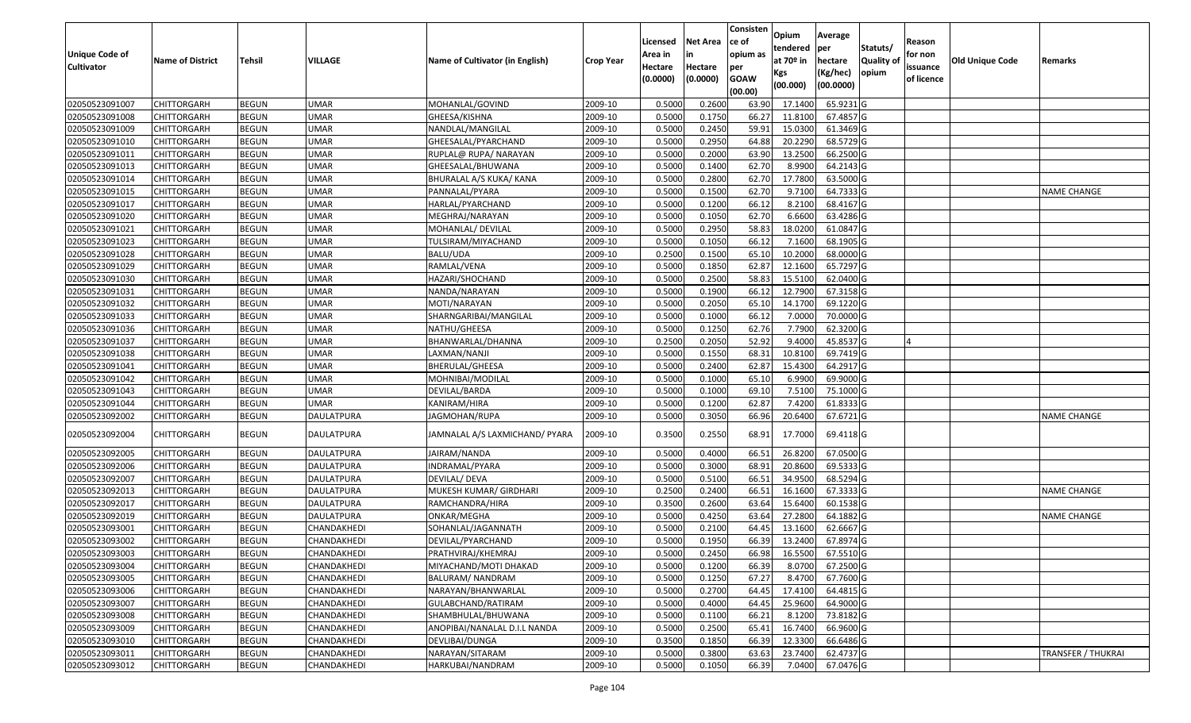| Unique Code of Cultivator | Name of District | Tehsil | VILLAGE | Name of Cultivator (in English) | Crop Year | Licensed Area in Hectare (0.0000) | Net Area in Hectare (0.0000) | Consistence of opium as per GOAW (00.00) | Opium tendered at 70º in Kgs (00.000) | Average per hectare (Kg/hec) (00.0000) | Statuts/ Quality of opium | Reason for non issuance of licence | Old Unique Code | Remarks |
|---|---|---|---|---|---|---|---|---|---|---|---|---|---|---|
| 02050523091007 | CHITTORGARH | BEGUN | UMAR | MOHANLAL/GOVIND | 2009-10 | 0.5000 | 0.2600 | 63.90 | 17.1400 | 65.9231 | G | | | |
| 02050523091008 | CHITTORGARH | BEGUN | UMAR | GHEESA/KISHNA | 2009-10 | 0.5000 | 0.1750 | 66.27 | 11.8100 | 67.4857 | G | | | |
| 02050523091009 | CHITTORGARH | BEGUN | UMAR | NANDLAL/MANGILAL | 2009-10 | 0.5000 | 0.2450 | 59.91 | 15.0300 | 61.3469 | G | | | |
| 02050523091010 | CHITTORGARH | BEGUN | UMAR | GHEESALAL/PYARCHAND | 2009-10 | 0.5000 | 0.2950 | 64.88 | 20.2290 | 68.5729 | G | | | |
| 02050523091011 | CHITTORGARH | BEGUN | UMAR | RUPLAL@ RUPA/ NARAYAN | 2009-10 | 0.5000 | 0.2000 | 63.90 | 13.2500 | 66.2500 | G | | | |
| 02050523091013 | CHITTORGARH | BEGUN | UMAR | GHEESALAL/BHUWANA | 2009-10 | 0.5000 | 0.1400 | 62.70 | 8.9900 | 64.2143 | G | | | |
| 02050523091014 | CHITTORGARH | BEGUN | UMAR | BHURALAL A/S KUKA/ KANA | 2009-10 | 0.5000 | 0.2800 | 62.70 | 17.7800 | 63.5000 | G | | | |
| 02050523091015 | CHITTORGARH | BEGUN | UMAR | PANNALAL/PYARA | 2009-10 | 0.5000 | 0.1500 | 62.70 | 9.7100 | 64.7333 | G | | | NAME CHANGE |
| 02050523091017 | CHITTORGARH | BEGUN | UMAR | HARLAL/PYARCHAND | 2009-10 | 0.5000 | 0.1200 | 66.12 | 8.2100 | 68.4167 | G | | | |
| 02050523091020 | CHITTORGARH | BEGUN | UMAR | MEGHRAJ/NARAYAN | 2009-10 | 0.5000 | 0.1050 | 62.70 | 6.6600 | 63.4286 | G | | | |
| 02050523091021 | CHITTORGARH | BEGUN | UMAR | MOHANLAL/ DEVILAL | 2009-10 | 0.5000 | 0.2950 | 58.83 | 18.0200 | 61.0847 | G | | | |
| 02050523091023 | CHITTORGARH | BEGUN | UMAR | TULSIRAM/MIYACHAND | 2009-10 | 0.5000 | 0.1050 | 66.12 | 7.1600 | 68.1905 | G | | | |
| 02050523091028 | CHITTORGARH | BEGUN | UMAR | BALU/UDA | 2009-10 | 0.2500 | 0.1500 | 65.10 | 10.2000 | 68.0000 | G | | | |
| 02050523091029 | CHITTORGARH | BEGUN | UMAR | RAMLAL/VENA | 2009-10 | 0.5000 | 0.1850 | 62.87 | 12.1600 | 65.7297 | G | | | |
| 02050523091030 | CHITTORGARH | BEGUN | UMAR | HAZARI/SHOCHAND | 2009-10 | 0.5000 | 0.2500 | 58.83 | 15.5100 | 62.0400 | G | | | |
| 02050523091031 | CHITTORGARH | BEGUN | UMAR | NANDA/NARAYAN | 2009-10 | 0.5000 | 0.1900 | 66.12 | 12.7900 | 67.3158 | G | | | |
| 02050523091032 | CHITTORGARH | BEGUN | UMAR | MOTI/NARAYAN | 2009-10 | 0.5000 | 0.2050 | 65.10 | 14.1700 | 69.1220 | G | | | |
| 02050523091033 | CHITTORGARH | BEGUN | UMAR | SHARNGARIBAI/MANGILAL | 2009-10 | 0.5000 | 0.1000 | 66.12 | 7.0000 | 70.0000 | G | | | |
| 02050523091036 | CHITTORGARH | BEGUN | UMAR | NATHU/GHEESA | 2009-10 | 0.5000 | 0.1250 | 62.76 | 7.7900 | 62.3200 | G | | | |
| 02050523091037 | CHITTORGARH | BEGUN | UMAR | BHANWARLAL/DHANNA | 2009-10 | 0.2500 | 0.2050 | 52.92 | 9.4000 | 45.8537 | G | 4 | | |
| 02050523091038 | CHITTORGARH | BEGUN | UMAR | LAXMAN/NANJI | 2009-10 | 0.5000 | 0.1550 | 68.31 | 10.8100 | 69.7419 | G | | | |
| 02050523091041 | CHITTORGARH | BEGUN | UMAR | BHERULAL/GHEESA | 2009-10 | 0.5000 | 0.2400 | 62.87 | 15.4300 | 64.2917 | G | | | |
| 02050523091042 | CHITTORGARH | BEGUN | UMAR | MOHNIBAI/MODILAL | 2009-10 | 0.5000 | 0.1000 | 65.10 | 6.9900 | 69.9000 | G | | | |
| 02050523091043 | CHITTORGARH | BEGUN | UMAR | DEVILAL/BARDA | 2009-10 | 0.5000 | 0.1000 | 69.10 | 7.5100 | 75.1000 | G | | | |
| 02050523091044 | CHITTORGARH | BEGUN | UMAR | KANIRAM/HIRA | 2009-10 | 0.5000 | 0.1200 | 62.87 | 7.4200 | 61.8333 | G | | | |
| 02050523092002 | CHITTORGARH | BEGUN | DAULATPURA | JAGMOHAN/RUPA | 2009-10 | 0.5000 | 0.3050 | 66.96 | 20.6400 | 67.6721 | G | | | NAME CHANGE |
| 02050523092004 | CHITTORGARH | BEGUN | DAULATPURA | JAMNALAL A/S LAXMICHAND/ PYARA | 2009-10 | 0.3500 | 0.2550 | 68.91 | 17.7000 | 69.4118 | G | | | |
| 02050523092005 | CHITTORGARH | BEGUN | DAULATPURA | JAIRAM/NANDA | 2009-10 | 0.5000 | 0.4000 | 66.51 | 26.8200 | 67.0500 | G | | | |
| 02050523092006 | CHITTORGARH | BEGUN | DAULATPURA | INDRAMAL/PYARA | 2009-10 | 0.5000 | 0.3000 | 68.91 | 20.8600 | 69.5333 | G | | | |
| 02050523092007 | CHITTORGARH | BEGUN | DAULATPURA | DEVILAL/ DEVA | 2009-10 | 0.5000 | 0.5100 | 66.51 | 34.9500 | 68.5294 | G | | | |
| 02050523092013 | CHITTORGARH | BEGUN | DAULATPURA | MUKESH KUMAR/ GIRDHARI | 2009-10 | 0.2500 | 0.2400 | 66.51 | 16.1600 | 67.3333 | G | | | NAME CHANGE |
| 02050523092017 | CHITTORGARH | BEGUN | DAULATPURA | RAMCHANDRA/HIRA | 2009-10 | 0.3500 | 0.2600 | 63.64 | 15.6400 | 60.1538 | G | | | |
| 02050523092019 | CHITTORGARH | BEGUN | DAULATPURA | ONKAR/MEGHA | 2009-10 | 0.5000 | 0.4250 | 63.64 | 27.2800 | 64.1882 | G | | | NAME CHANGE |
| 02050523093001 | CHITTORGARH | BEGUN | CHANDAKHEDI | SOHANLAL/JAGANNATH | 2009-10 | 0.5000 | 0.2100 | 64.45 | 13.1600 | 62.6667 | G | | | |
| 02050523093002 | CHITTORGARH | BEGUN | CHANDAKHEDI | DEVILAL/PYARCHAND | 2009-10 | 0.5000 | 0.1950 | 66.39 | 13.2400 | 67.8974 | G | | | |
| 02050523093003 | CHITTORGARH | BEGUN | CHANDAKHEDI | PRATHVIRAJ/KHEMRAJ | 2009-10 | 0.5000 | 0.2450 | 66.98 | 16.5500 | 67.5510 | G | | | |
| 02050523093004 | CHITTORGARH | BEGUN | CHANDAKHEDI | MIYACHAND/MOTI DHAKAD | 2009-10 | 0.5000 | 0.1200 | 66.39 | 8.0700 | 67.2500 | G | | | |
| 02050523093005 | CHITTORGARH | BEGUN | CHANDAKHEDI | BALURAM/ NANDRAM | 2009-10 | 0.5000 | 0.1250 | 67.27 | 8.4700 | 67.7600 | G | | | |
| 02050523093006 | CHITTORGARH | BEGUN | CHANDAKHEDI | NARAYAN/BHANWARLAL | 2009-10 | 0.5000 | 0.2700 | 64.45 | 17.4100 | 64.4815 | G | | | |
| 02050523093007 | CHITTORGARH | BEGUN | CHANDAKHEDI | GULABCHAND/RATIRAM | 2009-10 | 0.5000 | 0.4000 | 64.45 | 25.9600 | 64.9000 | G | | | |
| 02050523093008 | CHITTORGARH | BEGUN | CHANDAKHEDI | SHAMBHULAL/BHUWANA | 2009-10 | 0.5000 | 0.1100 | 66.21 | 8.1200 | 73.8182 | G | | | |
| 02050523093009 | CHITTORGARH | BEGUN | CHANDAKHEDI | ANOPIBAI/NANALAL D.I.L NANDA | 2009-10 | 0.5000 | 0.2500 | 65.41 | 16.7400 | 66.9600 | G | | | |
| 02050523093010 | CHITTORGARH | BEGUN | CHANDAKHEDI | DEVLIBAI/DUNGA | 2009-10 | 0.3500 | 0.1850 | 66.39 | 12.3300 | 66.6486 | G | | | |
| 02050523093011 | CHITTORGARH | BEGUN | CHANDAKHEDI | NARAYAN/SITARAM | 2009-10 | 0.5000 | 0.3800 | 63.63 | 23.7400 | 62.4737 | G | | | TRANSFER / THUKRAI |
| 02050523093012 | CHITTORGARH | BEGUN | CHANDAKHEDI | HARKUBAI/NANDRAM | 2009-10 | 0.5000 | 0.1050 | 66.39 | 7.0400 | 67.0476 | G | | | |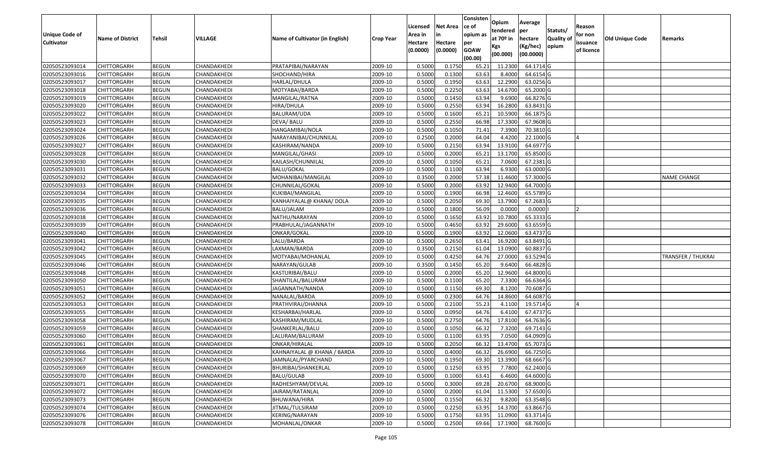| Unique Code of Cultivator | Name of District | Tehsil | VILLAGE | Name of Cultivator (in English) | Crop Year | Licensed Area in Hectare (0.0000) | Net Area in Hectare (0.0000) | Consistence of opium as per GOAW (00.00) | Opium tendered at 70º in Kgs (00.000) | Average per hectare (Kg/hec) (00.0000) | Statuts/ Quality of opium | Reason for non issuance of licence | Old Unique Code | Remarks |
|---|---|---|---|---|---|---|---|---|---|---|---|---|---|---|
| 02050523093014 | CHITTORGARH | BEGUN | CHANDAKHEDI | PRATAPIBAI/NARAYAN | 2009-10 | 0.5000 | 0.1750 | 65.21 | 11.2300 | 64.1714 | G | | | |
| 02050523093016 | CHITTORGARH | BEGUN | CHANDAKHEDI | SHOCHAND/HIRA | 2009-10 | 0.5000 | 0.1300 | 63.63 | 8.4000 | 64.6154 | G | | | |
| 02050523093017 | CHITTORGARH | BEGUN | CHANDAKHEDI | HARLAL/DHULA | 2009-10 | 0.5000 | 0.1950 | 63.63 | 12.2900 | 63.0256 | G | | | |
| 02050523093018 | CHITTORGARH | BEGUN | CHANDAKHEDI | MOTYABAI/BARDA | 2009-10 | 0.5000 | 0.2250 | 63.63 | 14.6700 | 65.2000 | G | | | |
| 02050523093019 | CHITTORGARH | BEGUN | CHANDAKHEDI | MANGILAL/RATNA | 2009-10 | 0.5000 | 0.1450 | 63.94 | 9.6900 | 66.8276 | G | | | |
| 02050523093020 | CHITTORGARH | BEGUN | CHANDAKHEDI | HIRA/DHULA | 2009-10 | 0.5000 | 0.2550 | 63.94 | 16.2800 | 63.8431 | G | | | |
| 02050523093022 | CHITTORGARH | BEGUN | CHANDAKHEDI | BALURAM/UDA | 2009-10 | 0.5000 | 0.1600 | 65.21 | 10.5900 | 66.1875 | G | | | |
| 02050523093023 | CHITTORGARH | BEGUN | CHANDAKHEDI | DEVA/ BALU | 2009-10 | 0.5000 | 0.2550 | 66.98 | 17.3300 | 67.9608 | G | | | |
| 02050523093024 | CHITTORGARH | BEGUN | CHANDAKHEDI | HANGAMIBAI/NOLA | 2009-10 | 0.5000 | 0.1050 | 71.41 | 7.3900 | 70.3810 | G | | | |
| 02050523093026 | CHITTORGARH | BEGUN | CHANDAKHEDI | NARAYANIBAI/CHUNNILAL | 2009-10 | 0.2500 | 0.2000 | 64.04 | 4.4200 | 22.1000 | G | 4 | | |
| 02050523093027 | CHITTORGARH | BEGUN | CHANDAKHEDI | KASHIRAM/NANDA | 2009-10 | 0.5000 | 0.2150 | 63.94 | 13.9100 | 64.6977 | G | | | |
| 02050523093028 | CHITTORGARH | BEGUN | CHANDAKHEDI | MANGILAL/GHASI | 2009-10 | 0.5000 | 0.2000 | 65.21 | 13.1700 | 65.8500 | G | | | |
| 02050523093030 | CHITTORGARH | BEGUN | CHANDAKHEDI | KAILASH/CHUNNILAL | 2009-10 | 0.5000 | 0.1050 | 65.21 | 7.0600 | 67.2381 | G | | | |
| 02050523093031 | CHITTORGARH | BEGUN | CHANDAKHEDI | BALU/GOKAL | 2009-10 | 0.5000 | 0.1100 | 63.94 | 6.9300 | 63.0000 | G | | | |
| 02050523093032 | CHITTORGARH | BEGUN | CHANDAKHEDI | MOHANIBAI/MANGILAL | 2009-10 | 0.3500 | 0.2000 | 57.38 | 11.4600 | 57.3000 | G | | | NAME CHANGE |
| 02050523093033 | CHITTORGARH | BEGUN | CHANDAKHEDI | CHUNNILAL/GOKAL | 2009-10 | 0.5000 | 0.2000 | 63.92 | 12.9400 | 64.7000 | G | | | |
| 02050523093034 | CHITTORGARH | BEGUN | CHANDAKHEDI | KUKIBAI/MANGILAL | 2009-10 | 0.5000 | 0.1900 | 66.98 | 12.4600 | 65.5789 | G | | | |
| 02050523093035 | CHITTORGARH | BEGUN | CHANDAKHEDI | KANHAIYALAL@ KHANA/ DOLA | 2009-10 | 0.5000 | 0.2050 | 69.30 | 13.7900 | 67.2683 | G | | | |
| 02050523093036 | CHITTORGARH | BEGUN | CHANDAKHEDI | BALU/JALAM | 2009-10 | 0.5000 | 0.1800 | 56.09 | 0.0000 | 0.0000 | I | 2 | | |
| 02050523093038 | CHITTORGARH | BEGUN | CHANDAKHEDI | NATHU/NARAYAN | 2009-10 | 0.5000 | 0.1650 | 63.92 | 10.7800 | 65.3333 | G | | | |
| 02050523093039 | CHITTORGARH | BEGUN | CHANDAKHEDI | PRABHULAL/JAGANNATH | 2009-10 | 0.5000 | 0.4650 | 63.92 | 29.6000 | 63.6559 | G | | | |
| 02050523093040 | CHITTORGARH | BEGUN | CHANDAKHEDI | ONKAR/GOKAL | 2009-10 | 0.5000 | 0.1900 | 63.92 | 12.0600 | 63.4737 | G | | | |
| 02050523093041 | CHITTORGARH | BEGUN | CHANDAKHEDI | LALU/BARDA | 2009-10 | 0.5000 | 0.2650 | 63.41 | 16.9200 | 63.8491 | G | | | |
| 02050523093042 | CHITTORGARH | BEGUN | CHANDAKHEDI | LAXMAN/BARDA | 2009-10 | 0.3500 | 0.2150 | 61.04 | 13.0900 | 60.8837 | G | | | |
| 02050523093045 | CHITTORGARH | BEGUN | CHANDAKHEDI | MOTYABAI/MOHANLAL | 2009-10 | 0.5000 | 0.4250 | 64.76 | 27.0000 | 63.5294 | G | | | TRANSFER / THUKRAI |
| 02050523093046 | CHITTORGARH | BEGUN | CHANDAKHEDI | NARAYAN/GULAB | 2009-10 | 0.3500 | 0.1450 | 65.20 | 9.6400 | 66.4828 | G | | | |
| 02050523093048 | CHITTORGARH | BEGUN | CHANDAKHEDI | KASTURIBAI/BALU | 2009-10 | 0.5000 | 0.2000 | 65.20 | 12.9600 | 64.8000 | G | | | |
| 02050523093050 | CHITTORGARH | BEGUN | CHANDAKHEDI | SHANTILAL/BALURAM | 2009-10 | 0.5000 | 0.1100 | 65.20 | 7.3300 | 66.6364 | G | | | |
| 02050523093051 | CHITTORGARH | BEGUN | CHANDAKHEDI | JAGANNATH/NANDA | 2009-10 | 0.5000 | 0.1150 | 69.30 | 8.1200 | 70.6087 | G | | | |
| 02050523093052 | CHITTORGARH | BEGUN | CHANDAKHEDI | NANALAL/BARDA | 2009-10 | 0.5000 | 0.2300 | 64.76 | 14.8600 | 64.6087 | G | | | |
| 02050523093053 | CHITTORGARH | BEGUN | CHANDAKHEDI | PRATHVIRAJ/DHANNA | 2009-10 | 0.5000 | 0.2100 | 55.23 | 4.1100 | 19.5714 | G | 4 | | |
| 02050523093055 | CHITTORGARH | BEGUN | CHANDAKHEDI | KESHARBAI/HARLAL | 2009-10 | 0.5000 | 0.0950 | 64.76 | 6.4100 | 67.4737 | G | | | |
| 02050523093058 | CHITTORGARH | BEGUN | CHANDAKHEDI | KASHIRAM/MUDLAL | 2009-10 | 0.5000 | 0.2750 | 64.76 | 17.8100 | 64.7636 | G | | | |
| 02050523093059 | CHITTORGARH | BEGUN | CHANDAKHEDI | SHANKERLAL/BALU | 2009-10 | 0.5000 | 0.1050 | 66.32 | 7.3200 | 69.7143 | G | | | |
| 02050523093060 | CHITTORGARH | BEGUN | CHANDAKHEDI | LALURAM/BALURAM | 2009-10 | 0.5000 | 0.1100 | 63.95 | 7.0500 | 64.0909 | G | | | |
| 02050523093061 | CHITTORGARH | BEGUN | CHANDAKHEDI | ONKAR/HIRALAL | 2009-10 | 0.5000 | 0.2050 | 66.32 | 13.4700 | 65.7073 | G | | | |
| 02050523093066 | CHITTORGARH | BEGUN | CHANDAKHEDI | KAHNAIYALAL @ KHANA / BARDA | 2009-10 | 0.5000 | 0.4000 | 66.32 | 26.6900 | 66.7250 | G | | | |
| 02050523093067 | CHITTORGARH | BEGUN | CHANDAKHEDI | JAMNALAL/PYARCHAND | 2009-10 | 0.5000 | 0.1950 | 69.30 | 13.3900 | 68.6667 | G | | | |
| 02050523093069 | CHITTORGARH | BEGUN | CHANDAKHEDI | BHURIBAI/SHANKERLAL | 2009-10 | 0.5000 | 0.1250 | 63.95 | 7.7800 | 62.2400 | G | | | |
| 02050523093070 | CHITTORGARH | BEGUN | CHANDAKHEDI | BALU/GULAB | 2009-10 | 0.5000 | 0.1000 | 63.41 | 6.4600 | 64.6000 | G | | | |
| 02050523093071 | CHITTORGARH | BEGUN | CHANDAKHEDI | RADHESHYAM/DEVLAL | 2009-10 | 0.5000 | 0.3000 | 69.28 | 20.6700 | 68.9000 | G | | | |
| 02050523093072 | CHITTORGARH | BEGUN | CHANDAKHEDI | JAIRAM/RATANLAL | 2009-10 | 0.5000 | 0.2000 | 61.04 | 11.5300 | 57.6500 | G | | | |
| 02050523093073 | CHITTORGARH | BEGUN | CHANDAKHEDI | BHUWANA/HIRA | 2009-10 | 0.5000 | 0.1550 | 66.32 | 9.8200 | 63.3548 | G | | | |
| 02050523093074 | CHITTORGARH | BEGUN | CHANDAKHEDI | JITMAL/TULSIRAM | 2009-10 | 0.5000 | 0.2250 | 63.95 | 14.3700 | 63.8667 | G | | | |
| 02050523093076 | CHITTORGARH | BEGUN | CHANDAKHEDI | KERING/NARAYAN | 2009-10 | 0.5000 | 0.1750 | 63.95 | 11.0900 | 63.3714 | G | | | |
| 02050523093078 | CHITTORGARH | BEGUN | CHANDAKHEDI | MOHANLAL/ONKAR | 2009-10 | 0.5000 | 0.2500 | 69.66 | 17.1900 | 68.7600 | G | | | |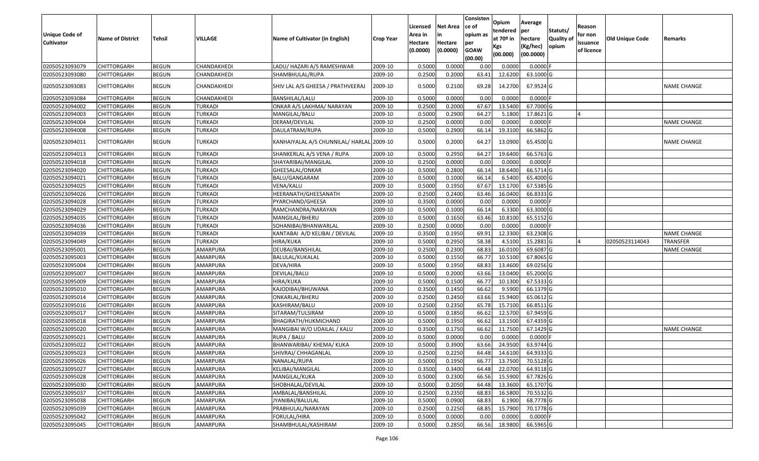| Unique Code of Cultivator | Name of District | Tehsil | VILLAGE | Name of Cultivator (in English) | Crop Year | Licensed Area in Hectare (0.0000) | Net Area in Hectare (0.0000) | Consisten ce of opium as per GOAW (00.00) | Opium tendered at 70º in Kgs (00.000) | Average per hectare (Kg/hec) (00.0000) | Statuts/ Quality of opium | Reason for non issuance of licence | Old Unique Code | Remarks |
|---|---|---|---|---|---|---|---|---|---|---|---|---|---|---|
| 02050523093079 | CHITTORGARH | BEGUN | CHANDAKHEDI | LADU/ HAZARI A/S RAMESHWAR | 2009-10 | 0.5000 | 0.0000 | 0.00 | 0.0000 | 0.0000 | F | | | |
| 02050523093080 | CHITTORGARH | BEGUN | CHANDAKHEDI | SHAMBHULAL/RUPA | 2009-10 | 0.2500 | 0.2000 | 63.41 | 12.6200 | 63.1000 | G | | | |
| 02050523093083 | CHITTORGARH | BEGUN | CHANDAKHEDI | SHIV LAL A/S GHEESA / PRATHVEERAJ | 2009-10 | 0.5000 | 0.2100 | 69.28 | 14.2700 | 67.9524 | G | | | NAME CHANGE |
| 02050523093084 | CHITTORGARH | BEGUN | CHANDAKHEDI | BANSHILAL/LALU | 2009-10 | 0.5000 | 0.0000 | 0.00 | 0.0000 | 0.0000 | F | | | |
| 02050523094002 | CHITTORGARH | BEGUN | TURKADI | ONKAR A/S LAKHMA/ NARAYAN | 2009-10 | 0.2500 | 0.2000 | 67.67 | 13.5400 | 67.7000 | G | | | |
| 02050523094003 | CHITTORGARH | BEGUN | TURKADI | MANGILAL/BALU | 2009-10 | 0.5000 | 0.2900 | 64.27 | 5.1800 | 17.8621 | G | 4 | | |
| 02050523094004 | CHITTORGARH | BEGUN | TURKADI | DERAM/DEVILAL | 2009-10 | 0.2500 | 0.0000 | 0.00 | 0.0000 | 0.0000 | F | | | NAME CHANGE |
| 02050523094008 | CHITTORGARH | BEGUN | TURKADI | DAULATRAM/RUPA | 2009-10 | 0.5000 | 0.2900 | 66.14 | 19.3100 | 66.5862 | G | | | |
| 02050523094011 | CHITTORGARH | BEGUN | TURKADI | KANHAIYALAL A/S CHUNNILAL/ HARLAL | 2009-10 | 0.5000 | 0.2000 | 64.27 | 13.0900 | 65.4500 | G | | | NAME CHANGE |
| 02050523094013 | CHITTORGARH | BEGUN | TURKADI | SHANKERLAL A/S VENA / RUPA | 2009-10 | 0.5000 | 0.2950 | 64.27 | 19.6400 | 66.5763 | G | | | |
| 02050523094018 | CHITTORGARH | BEGUN | TURKADI | SHAYARIBAI/MANGILAL | 2009-10 | 0.2500 | 0.0000 | 0.00 | 0.0000 | 0.0000 | F | | | |
| 02050523094020 | CHITTORGARH | BEGUN | TURKADI | GHEESALAL/ONKAR | 2009-10 | 0.5000 | 0.2800 | 66.14 | 18.6400 | 66.5714 | G | | | |
| 02050523094021 | CHITTORGARH | BEGUN | TURKADI | BALU/GANGARAM | 2009-10 | 0.5000 | 0.1000 | 66.14 | 6.5400 | 65.4000 | G | | | |
| 02050523094025 | CHITTORGARH | BEGUN | TURKADI | VENA/KALU | 2009-10 | 0.5000 | 0.1950 | 67.67 | 13.1700 | 67.5385 | G | | | |
| 02050523094026 | CHITTORGARH | BEGUN | TURKADI | HEERANATH/GHEESANATH | 2009-10 | 0.2500 | 0.2400 | 63.46 | 16.0400 | 66.8333 | G | | | |
| 02050523094028 | CHITTORGARH | BEGUN | TURKADI | PYARCHAND/GHEESA | 2009-10 | 0.3500 | 0.0000 | 0.00 | 0.0000 | 0.0000 | F | | | |
| 02050523094029 | CHITTORGARH | BEGUN | TURKADI | RAMCHANDRA/NARAYAN | 2009-10 | 0.5000 | 0.1000 | 66.14 | 6.3300 | 63.3000 | G | | | |
| 02050523094035 | CHITTORGARH | BEGUN | TURKADI | MANGILAL/BHERU | 2009-10 | 0.5000 | 0.1650 | 63.46 | 10.8100 | 65.5152 | G | | | |
| 02050523094036 | CHITTORGARH | BEGUN | TURKADI | SOHANIBAI/BHANWARLAL | 2009-10 | 0.2500 | 0.0000 | 0.00 | 0.0000 | 0.0000 | F | | | |
| 02050523094039 | CHITTORGARH | BEGUN | TURKADI | KANTABAI A/D KELIBAI / DEVILAL | 2009-10 | 0.3500 | 0.1950 | 69.91 | 12.3300 | 63.2308 | G | | | NAME CHANGE |
| 02050523094049 | CHITTORGARH | BEGUN | TURKADI | HIRA/KUKA | 2009-10 | 0.5000 | 0.2950 | 58.38 | 4.5100 | 15.2881 | G | 4 | 02050523114043 | TRANSFER |
| 02050523095001 | CHITTORGARH | BEGUN | AMARPURA | DEUBAI/BANSHILAL | 2009-10 | 0.2500 | 0.2300 | 68.83 | 16.0100 | 69.6087 | G | | | NAME CHANGE |
| 02050523095003 | CHITTORGARH | BEGUN | AMARPURA | BALULAL/KUKALAL | 2009-10 | 0.5000 | 0.1550 | 66.77 | 10.5100 | 67.8065 | G | | | |
| 02050523095004 | CHITTORGARH | BEGUN | AMARPURA | DEVA/HIRA | 2009-10 | 0.5000 | 0.1950 | 68.83 | 13.4600 | 69.0256 | G | | | |
| 02050523095007 | CHITTORGARH | BEGUN | AMARPURA | DEVILAL/BALU | 2009-10 | 0.5000 | 0.2000 | 63.66 | 13.0400 | 65.2000 | G | | | |
| 02050523095009 | CHITTORGARH | BEGUN | AMARPURA | HIRA/KUKA | 2009-10 | 0.5000 | 0.1500 | 66.77 | 10.1300 | 67.5333 | G | | | |
| 02050523095010 | CHITTORGARH | BEGUN | AMARPURA | KAJODIBAI/BHUWANA | 2009-10 | 0.3500 | 0.1450 | 66.62 | 9.5900 | 66.1379 | G | | | |
| 02050523095014 | CHITTORGARH | BEGUN | AMARPURA | ONKARLAL/BHERU | 2009-10 | 0.2500 | 0.2450 | 63.66 | 15.9400 | 65.0612 | G | | | |
| 02050523095016 | CHITTORGARH | BEGUN | AMARPURA | KASHIRAM/BALU | 2009-10 | 0.2500 | 0.2350 | 65.78 | 15.7100 | 66.8511 | G | | | |
| 02050523095017 | CHITTORGARH | BEGUN | AMARPURA | SITARAM/TULSIRAM | 2009-10 | 0.5000 | 0.1850 | 66.62 | 12.5700 | 67.9459 | G | | | |
| 02050523095018 | CHITTORGARH | BEGUN | AMARPURA | BHAGIRATH/HUKMICHAND | 2009-10 | 0.5000 | 0.1950 | 66.62 | 13.1500 | 67.4359 | G | | | |
| 02050523095020 | CHITTORGARH | BEGUN | AMARPURA | MANGIBAI W/O UDAILAL / KALU | 2009-10 | 0.3500 | 0.1750 | 66.62 | 11.7500 | 67.1429 | G | | | NAME CHANGE |
| 02050523095021 | CHITTORGARH | BEGUN | AMARPURA | RUPA / BALU | 2009-10 | 0.5000 | 0.0000 | 0.00 | 0.0000 | 0.0000 | F | | | |
| 02050523095022 | CHITTORGARH | BEGUN | AMARPURA | BHANWARIBAI/ KHEMA/ KUKA | 2009-10 | 0.5000 | 0.3900 | 63.66 | 24.9500 | 63.9744 | G | | | |
| 02050523095023 | CHITTORGARH | BEGUN | AMARPURA | SHIVRAJ/ CHHAGANLAL | 2009-10 | 0.2500 | 0.2250 | 64.48 | 14.6100 | 64.9333 | G | | | |
| 02050523095026 | CHITTORGARH | BEGUN | AMARPURA | NANALAL/RUPA | 2009-10 | 0.5000 | 0.1950 | 66.77 | 13.7500 | 70.5128 | G | | | |
| 02050523095027 | CHITTORGARH | BEGUN | AMARPURA | KELIBAI/MANGILAL | 2009-10 | 0.3500 | 0.3400 | 64.48 | 22.0700 | 64.9118 | G | | | |
| 02050523095028 | CHITTORGARH | BEGUN | AMARPURA | MANGILAL/KUKA | 2009-10 | 0.5000 | 0.2300 | 66.56 | 15.5900 | 67.7826 | G | | | |
| 02050523095030 | CHITTORGARH | BEGUN | AMARPURA | SHOBHALAL/DEVILAL | 2009-10 | 0.5000 | 0.2050 | 64.48 | 13.3600 | 65.1707 | G | | | |
| 02050523095037 | CHITTORGARH | BEGUN | AMARPURA | AMBALAL/BANSHILAL | 2009-10 | 0.2500 | 0.2350 | 68.83 | 16.5800 | 70.5532 | G | | | |
| 02050523095038 | CHITTORGARH | BEGUN | AMARPURA | JYANIBAI/BALULAL | 2009-10 | 0.5000 | 0.0900 | 68.83 | 6.1900 | 68.7778 | G | | | |
| 02050523095039 | CHITTORGARH | BEGUN | AMARPURA | PRABHULAL/NARAYAN | 2009-10 | 0.2500 | 0.2250 | 68.85 | 15.7900 | 70.1778 | G | | | |
| 02050523095042 | CHITTORGARH | BEGUN | AMARPURA | FORULAL/HIRA | 2009-10 | 0.5000 | 0.0000 | 0.00 | 0.0000 | 0.0000 | F | | | |
| 02050523095045 | CHITTORGARH | BEGUN | AMARPURA | SHAMBHULAL/KASHIRAM | 2009-10 | 0.5000 | 0.2850 | 66.56 | 18.9800 | 66.5965 | G | | | |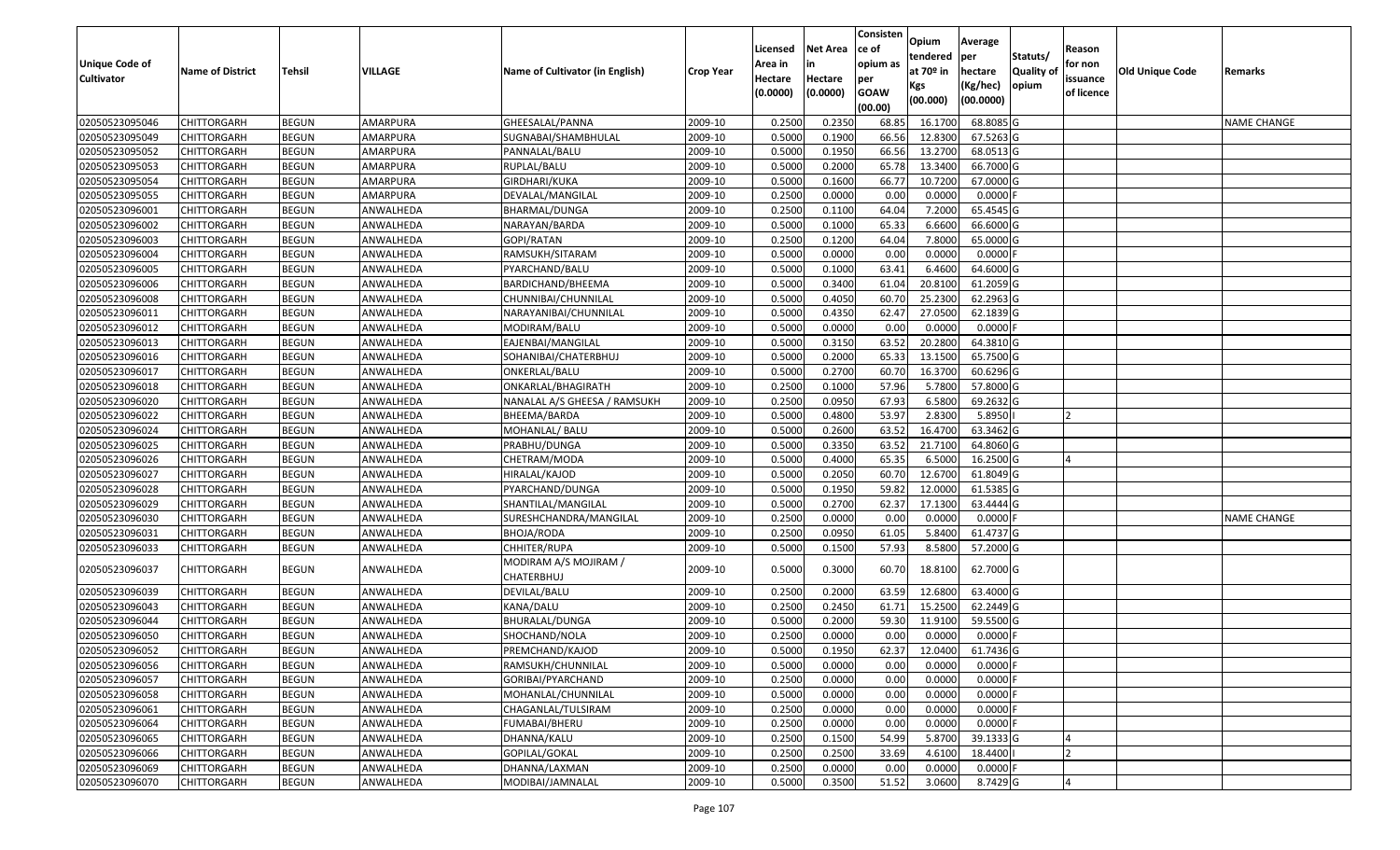| Unique Code of Cultivator | Name of District | Tehsil | VILLAGE | Name of Cultivator (in English) | Crop Year | Licensed Area in Hectare (0.0000) | Net Area in Hectare (0.0000) | Consistence of opium as per GOAW (00.00) | Opium tendered at 70º in Kgs (00.000) | Average per hectare (Kg/hec) (00.0000) | Statuts/ Quality of opium | Reason for non issuance of licence | Old Unique Code | Remarks |
|---|---|---|---|---|---|---|---|---|---|---|---|---|---|---|
| 02050523095046 | CHITTORGARH | BEGUN | AMARPURA | GHEESALAL/PANNA | 2009-10 | 0.2500 | 0.2350 | 68.85 | 16.1700 | 68.8085 | G | | | NAME CHANGE |
| 02050523095049 | CHITTORGARH | BEGUN | AMARPURA | SUGNABAI/SHAMBHULAL | 2009-10 | 0.5000 | 0.1900 | 66.56 | 12.8300 | 67.5263 | G | | | |
| 02050523095052 | CHITTORGARH | BEGUN | AMARPURA | PANNALAL/BALU | 2009-10 | 0.5000 | 0.1950 | 66.56 | 13.2700 | 68.0513 | G | | | |
| 02050523095053 | CHITTORGARH | BEGUN | AMARPURA | RUPLAL/BALU | 2009-10 | 0.5000 | 0.2000 | 65.78 | 13.3400 | 66.7000 | G | | | |
| 02050523095054 | CHITTORGARH | BEGUN | AMARPURA | GIRDHARI/KUKA | 2009-10 | 0.5000 | 0.1600 | 66.77 | 10.7200 | 67.0000 | G | | | |
| 02050523095055 | CHITTORGARH | BEGUN | AMARPURA | DEVALAL/MANGILAL | 2009-10 | 0.2500 | 0.0000 | 0.00 | 0.0000 | 0.0000 | F | | | |
| 02050523096001 | CHITTORGARH | BEGUN | ANWALHEDA | BHARMAL/DUNGA | 2009-10 | 0.2500 | 0.1100 | 64.04 | 7.2000 | 65.4545 | G | | | |
| 02050523096002 | CHITTORGARH | BEGUN | ANWALHEDA | NARAYAN/BARDA | 2009-10 | 0.5000 | 0.1000 | 65.33 | 6.6600 | 66.6000 | G | | | |
| 02050523096003 | CHITTORGARH | BEGUN | ANWALHEDA | GOPI/RATAN | 2009-10 | 0.2500 | 0.1200 | 64.04 | 7.8000 | 65.0000 | G | | | |
| 02050523096004 | CHITTORGARH | BEGUN | ANWALHEDA | RAMSUKH/SITARAM | 2009-10 | 0.5000 | 0.0000 | 0.00 | 0.0000 | 0.0000 | F | | | |
| 02050523096005 | CHITTORGARH | BEGUN | ANWALHEDA | PYARCHAND/BALU | 2009-10 | 0.5000 | 0.1000 | 63.41 | 6.4600 | 64.6000 | G | | | |
| 02050523096006 | CHITTORGARH | BEGUN | ANWALHEDA | BARDICHAND/BHEEMA | 2009-10 | 0.5000 | 0.3400 | 61.04 | 20.8100 | 61.2059 | G | | | |
| 02050523096008 | CHITTORGARH | BEGUN | ANWALHEDA | CHUNNIBAI/CHUNNILAL | 2009-10 | 0.5000 | 0.4050 | 60.70 | 25.2300 | 62.2963 | G | | | |
| 02050523096011 | CHITTORGARH | BEGUN | ANWALHEDA | NARAYANIBAI/CHUNNILAL | 2009-10 | 0.5000 | 0.4350 | 62.47 | 27.0500 | 62.1839 | G | | | |
| 02050523096012 | CHITTORGARH | BEGUN | ANWALHEDA | MODIRAM/BALU | 2009-10 | 0.5000 | 0.0000 | 0.00 | 0.0000 | 0.0000 | F | | | |
| 02050523096013 | CHITTORGARH | BEGUN | ANWALHEDA | EAJENBAI/MANGILAL | 2009-10 | 0.5000 | 0.3150 | 63.52 | 20.2800 | 64.3810 | G | | | |
| 02050523096016 | CHITTORGARH | BEGUN | ANWALHEDA | SOHANIBAI/CHATERBHUJ | 2009-10 | 0.5000 | 0.2000 | 65.33 | 13.1500 | 65.7500 | G | | | |
| 02050523096017 | CHITTORGARH | BEGUN | ANWALHEDA | ONKERLAL/BALU | 2009-10 | 0.5000 | 0.2700 | 60.70 | 16.3700 | 60.6296 | G | | | |
| 02050523096018 | CHITTORGARH | BEGUN | ANWALHEDA | ONKARLAL/BHAGIRATH | 2009-10 | 0.2500 | 0.1000 | 57.96 | 5.7800 | 57.8000 | G | | | |
| 02050523096020 | CHITTORGARH | BEGUN | ANWALHEDA | NANALAL A/S GHEESA / RAMSUKH | 2009-10 | 0.2500 | 0.0950 | 67.93 | 6.5800 | 69.2632 | G | | | |
| 02050523096022 | CHITTORGARH | BEGUN | ANWALHEDA | BHEEMA/BARDA | 2009-10 | 0.5000 | 0.4800 | 53.97 | 2.8300 | 5.8950 | I | 2 | | |
| 02050523096024 | CHITTORGARH | BEGUN | ANWALHEDA | MOHANLAL/ BALU | 2009-10 | 0.5000 | 0.2600 | 63.52 | 16.4700 | 63.3462 | G | | | |
| 02050523096025 | CHITTORGARH | BEGUN | ANWALHEDA | PRABHU/DUNGA | 2009-10 | 0.5000 | 0.3350 | 63.52 | 21.7100 | 64.8060 | G | | | |
| 02050523096026 | CHITTORGARH | BEGUN | ANWALHEDA | CHETRAM/MODA | 2009-10 | 0.5000 | 0.4000 | 65.35 | 6.5000 | 16.2500 | G | 4 | | |
| 02050523096027 | CHITTORGARH | BEGUN | ANWALHEDA | HIRALAL/KAJOD | 2009-10 | 0.5000 | 0.2050 | 60.70 | 12.6700 | 61.8049 | G | | | |
| 02050523096028 | CHITTORGARH | BEGUN | ANWALHEDA | PYARCHAND/DUNGA | 2009-10 | 0.5000 | 0.1950 | 59.82 | 12.0000 | 61.5385 | G | | | |
| 02050523096029 | CHITTORGARH | BEGUN | ANWALHEDA | SHANTILAL/MANGILAL | 2009-10 | 0.5000 | 0.2700 | 62.37 | 17.1300 | 63.4444 | G | | | |
| 02050523096030 | CHITTORGARH | BEGUN | ANWALHEDA | SURESHCHANDRA/MANGILAL | 2009-10 | 0.2500 | 0.0000 | 0.00 | 0.0000 | 0.0000 | F | | | NAME CHANGE |
| 02050523096031 | CHITTORGARH | BEGUN | ANWALHEDA | BHOJA/RODA | 2009-10 | 0.2500 | 0.0950 | 61.05 | 5.8400 | 61.4737 | G | | | |
| 02050523096033 | CHITTORGARH | BEGUN | ANWALHEDA | CHHITER/RUPA | 2009-10 | 0.5000 | 0.1500 | 57.93 | 8.5800 | 57.2000 | G | | | |
| 02050523096037 | CHITTORGARH | BEGUN | ANWALHEDA | MODIRAM A/S MOJIRAM / CHATERBHUJ | 2009-10 | 0.5000 | 0.3000 | 60.70 | 18.8100 | 62.7000 | G | | | |
| 02050523096039 | CHITTORGARH | BEGUN | ANWALHEDA | DEVILAL/BALU | 2009-10 | 0.2500 | 0.2000 | 63.59 | 12.6800 | 63.4000 | G | | | |
| 02050523096043 | CHITTORGARH | BEGUN | ANWALHEDA | KANA/DALU | 2009-10 | 0.2500 | 0.2450 | 61.71 | 15.2500 | 62.2449 | G | | | |
| 02050523096044 | CHITTORGARH | BEGUN | ANWALHEDA | BHURALAL/DUNGA | 2009-10 | 0.5000 | 0.2000 | 59.30 | 11.9100 | 59.5500 | G | | | |
| 02050523096050 | CHITTORGARH | BEGUN | ANWALHEDA | SHOCHAND/NOLA | 2009-10 | 0.2500 | 0.0000 | 0.00 | 0.0000 | 0.0000 | F | | | |
| 02050523096052 | CHITTORGARH | BEGUN | ANWALHEDA | PREMCHAND/KAJOD | 2009-10 | 0.5000 | 0.1950 | 62.37 | 12.0400 | 61.7436 | G | | | |
| 02050523096056 | CHITTORGARH | BEGUN | ANWALHEDA | RAMSUKH/CHUNNILAL | 2009-10 | 0.5000 | 0.0000 | 0.00 | 0.0000 | 0.0000 | F | | | |
| 02050523096057 | CHITTORGARH | BEGUN | ANWALHEDA | GORIBAI/PYARCHAND | 2009-10 | 0.2500 | 0.0000 | 0.00 | 0.0000 | 0.0000 | F | | | |
| 02050523096058 | CHITTORGARH | BEGUN | ANWALHEDA | MOHANLAL/CHUNNILAL | 2009-10 | 0.5000 | 0.0000 | 0.00 | 0.0000 | 0.0000 | F | | | |
| 02050523096061 | CHITTORGARH | BEGUN | ANWALHEDA | CHAGANLAL/TULSIRAM | 2009-10 | 0.2500 | 0.0000 | 0.00 | 0.0000 | 0.0000 | F | | | |
| 02050523096064 | CHITTORGARH | BEGUN | ANWALHEDA | FUMABAI/BHERU | 2009-10 | 0.2500 | 0.0000 | 0.00 | 0.0000 | 0.0000 | F | | | |
| 02050523096065 | CHITTORGARH | BEGUN | ANWALHEDA | DHANNA/KALU | 2009-10 | 0.2500 | 0.1500 | 54.99 | 5.8700 | 39.1333 | G | 4 | | |
| 02050523096066 | CHITTORGARH | BEGUN | ANWALHEDA | GOPILAL/GOKAL | 2009-10 | 0.2500 | 0.2500 | 33.69 | 4.6100 | 18.4400 | I | 2 | | |
| 02050523096069 | CHITTORGARH | BEGUN | ANWALHEDA | DHANNA/LAXMAN | 2009-10 | 0.2500 | 0.0000 | 0.00 | 0.0000 | 0.0000 | F | | | |
| 02050523096070 | CHITTORGARH | BEGUN | ANWALHEDA | MODIBAI/JAMNALAL | 2009-10 | 0.5000 | 0.3500 | 51.52 | 3.0600 | 8.7429 | G | 4 | | |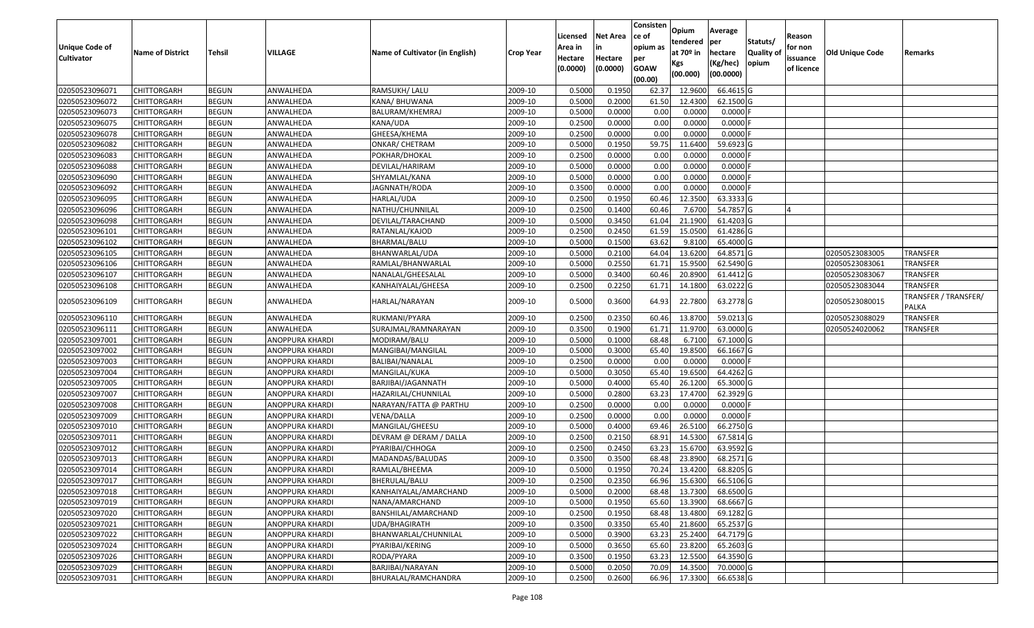| Unique Code of Cultivator | Name of District | Tehsil | VILLAGE | Name of Cultivator (in English) | Crop Year | Licensed Area in Hectare (0.0000) | Net Area in Hectare (0.0000) | Consistence of opium as per GOAW (00.00) | Opium tendered at 70º in Kgs (00.000) | Average per hectare (Kg/hec) (00.0000) | Statuts/ Quality of opium | Reason for non issuance of licence | Old Unique Code | Remarks |
|---|---|---|---|---|---|---|---|---|---|---|---|---|---|---|
| 02050523096071 | CHITTORGARH | BEGUN | ANWALHEDA | RAMSUKH/ LALU | 2009-10 | 0.5000 | 0.1950 | 62.37 | 12.9600 | 66.4615 | G | | | |
| 02050523096072 | CHITTORGARH | BEGUN | ANWALHEDA | KANA/ BHUWANA | 2009-10 | 0.5000 | 0.2000 | 61.50 | 12.4300 | 62.1500 | G | | | |
| 02050523096073 | CHITTORGARH | BEGUN | ANWALHEDA | BALURAM/KHEMRAJ | 2009-10 | 0.5000 | 0.0000 | 0.00 | 0.0000 | 0.0000 | F | | | |
| 02050523096075 | CHITTORGARH | BEGUN | ANWALHEDA | KANA/UDA | 2009-10 | 0.2500 | 0.0000 | 0.00 | 0.0000 | 0.0000 | F | | | |
| 02050523096078 | CHITTORGARH | BEGUN | ANWALHEDA | GHEESA/KHEMA | 2009-10 | 0.2500 | 0.0000 | 0.00 | 0.0000 | 0.0000 | F | | | |
| 02050523096082 | CHITTORGARH | BEGUN | ANWALHEDA | ONKAR/ CHETRAM | 2009-10 | 0.5000 | 0.1950 | 59.75 | 11.6400 | 59.6923 | G | | | |
| 02050523096083 | CHITTORGARH | BEGUN | ANWALHEDA | POKHAR/DHOKAL | 2009-10 | 0.2500 | 0.0000 | 0.00 | 0.0000 | 0.0000 | F | | | |
| 02050523096088 | CHITTORGARH | BEGUN | ANWALHEDA | DEVILAL/HARIRAM | 2009-10 | 0.5000 | 0.0000 | 0.00 | 0.0000 | 0.0000 | F | | | |
| 02050523096090 | CHITTORGARH | BEGUN | ANWALHEDA | SHYAMLAL/KANA | 2009-10 | 0.5000 | 0.0000 | 0.00 | 0.0000 | 0.0000 | F | | | |
| 02050523096092 | CHITTORGARH | BEGUN | ANWALHEDA | JAGNNATH/RODA | 2009-10 | 0.3500 | 0.0000 | 0.00 | 0.0000 | 0.0000 | F | | | |
| 02050523096095 | CHITTORGARH | BEGUN | ANWALHEDA | HARLAL/UDA | 2009-10 | 0.2500 | 0.1950 | 60.46 | 12.3500 | 63.3333 | G | | | |
| 02050523096096 | CHITTORGARH | BEGUN | ANWALHEDA | NATHU/CHUNNILAL | 2009-10 | 0.2500 | 0.1400 | 60.46 | 7.6700 | 54.7857 | G | 4 | | |
| 02050523096098 | CHITTORGARH | BEGUN | ANWALHEDA | DEVILAL/TARACHAND | 2009-10 | 0.5000 | 0.3450 | 61.04 | 21.1900 | 61.4203 | G | | | |
| 02050523096101 | CHITTORGARH | BEGUN | ANWALHEDA | RATANLAL/KAJOD | 2009-10 | 0.2500 | 0.2450 | 61.59 | 15.0500 | 61.4286 | G | | | |
| 02050523096102 | CHITTORGARH | BEGUN | ANWALHEDA | BHARMAL/BALU | 2009-10 | 0.5000 | 0.1500 | 63.62 | 9.8100 | 65.4000 | G | | | |
| 02050523096105 | CHITTORGARH | BEGUN | ANWALHEDA | BHANWARLAL/UDA | 2009-10 | 0.5000 | 0.2100 | 64.04 | 13.6200 | 64.8571 | G | | 02050523083005 | TRANSFER |
| 02050523096106 | CHITTORGARH | BEGUN | ANWALHEDA | RAMLAL/BHANWARLAL | 2009-10 | 0.5000 | 0.2550 | 61.71 | 15.9500 | 62.5490 | G | | 02050523083061 | TRANSFER |
| 02050523096107 | CHITTORGARH | BEGUN | ANWALHEDA | NANALAL/GHEESALAL | 2009-10 | 0.5000 | 0.3400 | 60.46 | 20.8900 | 61.4412 | G | | 02050523083067 | TRANSFER |
| 02050523096108 | CHITTORGARH | BEGUN | ANWALHEDA | KANHAIYALAL/GHEESA | 2009-10 | 0.2500 | 0.2250 | 61.71 | 14.1800 | 63.0222 | G | | 02050523083044 | TRANSFER |
| 02050523096109 | CHITTORGARH | BEGUN | ANWALHEDA | HARLAL/NARAYAN | 2009-10 | 0.5000 | 0.3600 | 64.93 | 22.7800 | 63.2778 | G | | 02050523080015 | TRANSFER / TRANSFER/ PALKA |
| 02050523096110 | CHITTORGARH | BEGUN | ANWALHEDA | RUKMANI/PYARA | 2009-10 | 0.2500 | 0.2350 | 60.46 | 13.8700 | 59.0213 | G | | 02050523088029 | TRANSFER |
| 02050523096111 | CHITTORGARH | BEGUN | ANWALHEDA | SURAJMAL/RAMNARAYAN | 2009-10 | 0.3500 | 0.1900 | 61.71 | 11.9700 | 63.0000 | G | | 02050524020062 | TRANSFER |
| 02050523097001 | CHITTORGARH | BEGUN | ANOPPURA KHARDI | MODIRAM/BALU | 2009-10 | 0.5000 | 0.1000 | 68.48 | 6.7100 | 67.1000 | G | | | |
| 02050523097002 | CHITTORGARH | BEGUN | ANOPPURA KHARDI | MANGIBAI/MANGILAL | 2009-10 | 0.5000 | 0.3000 | 65.40 | 19.8500 | 66.1667 | G | | | |
| 02050523097003 | CHITTORGARH | BEGUN | ANOPPURA KHARDI | BALIBAI/NANALAL | 2009-10 | 0.2500 | 0.0000 | 0.00 | 0.0000 | 0.0000 | F | | | |
| 02050523097004 | CHITTORGARH | BEGUN | ANOPPURA KHARDI | MANGILAL/KUKA | 2009-10 | 0.5000 | 0.3050 | 65.40 | 19.6500 | 64.4262 | G | | | |
| 02050523097005 | CHITTORGARH | BEGUN | ANOPPURA KHARDI | BARJIBAI/JAGANNATH | 2009-10 | 0.5000 | 0.4000 | 65.40 | 26.1200 | 65.3000 | G | | | |
| 02050523097007 | CHITTORGARH | BEGUN | ANOPPURA KHARDI | HAZARILAL/CHUNNILAL | 2009-10 | 0.5000 | 0.2800 | 63.23 | 17.4700 | 62.3929 | G | | | |
| 02050523097008 | CHITTORGARH | BEGUN | ANOPPURA KHARDI | NARAYAN/FATTA @ PARTHU | 2009-10 | 0.2500 | 0.0000 | 0.00 | 0.0000 | 0.0000 | F | | | |
| 02050523097009 | CHITTORGARH | BEGUN | ANOPPURA KHARDI | VENA/DALLA | 2009-10 | 0.2500 | 0.0000 | 0.00 | 0.0000 | 0.0000 | F | | | |
| 02050523097010 | CHITTORGARH | BEGUN | ANOPPURA KHARDI | MANGILAL/GHEESU | 2009-10 | 0.5000 | 0.4000 | 69.46 | 26.5100 | 66.2750 | G | | | |
| 02050523097011 | CHITTORGARH | BEGUN | ANOPPURA KHARDI | DEVRAM @ DERAM / DALLA | 2009-10 | 0.2500 | 0.2150 | 68.91 | 14.5300 | 67.5814 | G | | | |
| 02050523097012 | CHITTORGARH | BEGUN | ANOPPURA KHARDI | PYARIBAI/CHHOGA | 2009-10 | 0.2500 | 0.2450 | 63.23 | 15.6700 | 63.9592 | G | | | |
| 02050523097013 | CHITTORGARH | BEGUN | ANOPPURA KHARDI | MADANDAS/BALUDAS | 2009-10 | 0.3500 | 0.3500 | 68.48 | 23.8900 | 68.2571 | G | | | |
| 02050523097014 | CHITTORGARH | BEGUN | ANOPPURA KHARDI | RAMLAL/BHEEMA | 2009-10 | 0.5000 | 0.1950 | 70.24 | 13.4200 | 68.8205 | G | | | |
| 02050523097017 | CHITTORGARH | BEGUN | ANOPPURA KHARDI | BHERULAL/BALU | 2009-10 | 0.2500 | 0.2350 | 66.96 | 15.6300 | 66.5106 | G | | | |
| 02050523097018 | CHITTORGARH | BEGUN | ANOPPURA KHARDI | KANHAIYALAL/AMARCHAND | 2009-10 | 0.5000 | 0.2000 | 68.48 | 13.7300 | 68.6500 | G | | | |
| 02050523097019 | CHITTORGARH | BEGUN | ANOPPURA KHARDI | NANA/AMARCHAND | 2009-10 | 0.5000 | 0.1950 | 65.60 | 13.3900 | 68.6667 | G | | | |
| 02050523097020 | CHITTORGARH | BEGUN | ANOPPURA KHARDI | BANSHILAL/AMARCHAND | 2009-10 | 0.2500 | 0.1950 | 68.48 | 13.4800 | 69.1282 | G | | | |
| 02050523097021 | CHITTORGARH | BEGUN | ANOPPURA KHARDI | UDA/BHAGIRATH | 2009-10 | 0.3500 | 0.3350 | 65.40 | 21.8600 | 65.2537 | G | | | |
| 02050523097022 | CHITTORGARH | BEGUN | ANOPPURA KHARDI | BHANWARLAL/CHUNNILAL | 2009-10 | 0.5000 | 0.3900 | 63.23 | 25.2400 | 64.7179 | G | | | |
| 02050523097024 | CHITTORGARH | BEGUN | ANOPPURA KHARDI | PYARIBAI/KERING | 2009-10 | 0.5000 | 0.3650 | 65.60 | 23.8200 | 65.2603 | G | | | |
| 02050523097026 | CHITTORGARH | BEGUN | ANOPPURA KHARDI | RODA/PYARA | 2009-10 | 0.3500 | 0.1950 | 63.23 | 12.5500 | 64.3590 | G | | | |
| 02050523097029 | CHITTORGARH | BEGUN | ANOPPURA KHARDI | BARJIBAI/NARAYAN | 2009-10 | 0.5000 | 0.2050 | 70.09 | 14.3500 | 70.0000 | G | | | |
| 02050523097031 | CHITTORGARH | BEGUN | ANOPPURA KHARDI | BHURALAL/RAMCHANDRA | 2009-10 | 0.2500 | 0.2600 | 66.96 | 17.3300 | 66.6538 | G | | | |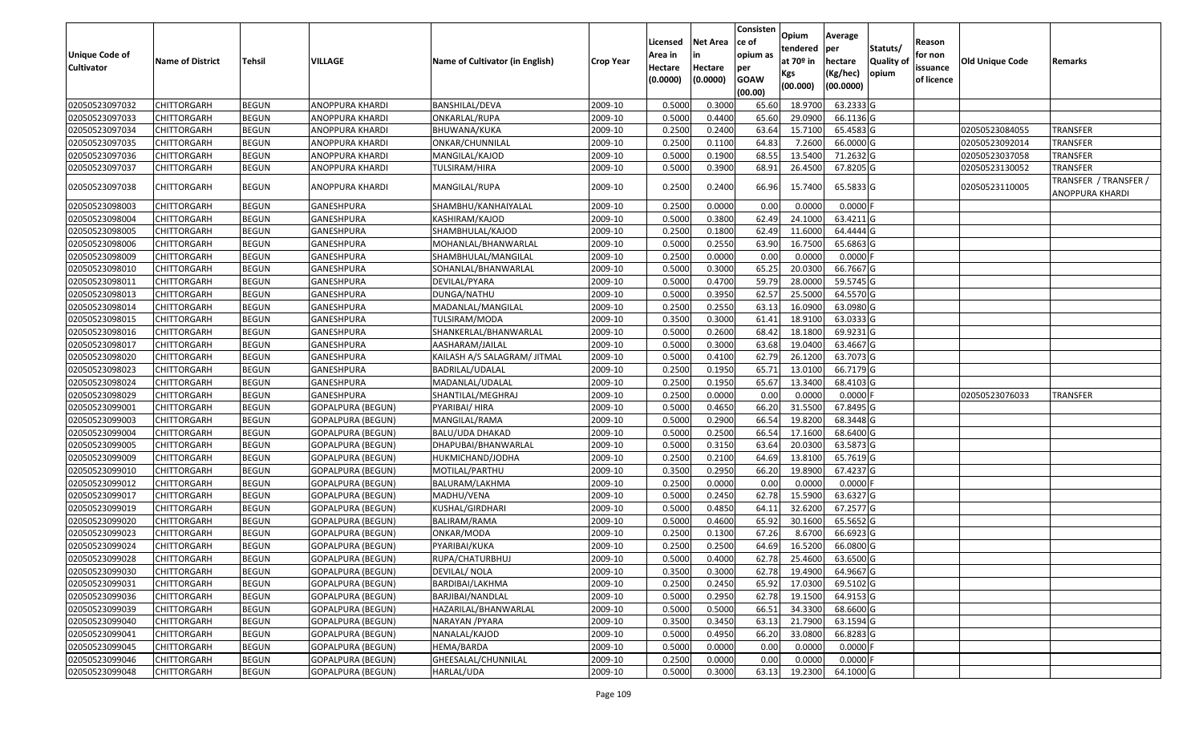| Unique Code of Cultivator | Name of District | Tehsil | VILLAGE | Name of Cultivator (in English) | Crop Year | Licensed Area in Hectare (0.0000) | Net Area in Hectare (0.0000) | Consistence of opium as per GOAW (00.00) | Opium tendered at 70º in Kgs (00.000) | Average per hectare (Kg/hec) (00.0000) | Statuts/ Quality of opium | Reason for non issuance of licence | Old Unique Code | Remarks |
|---|---|---|---|---|---|---|---|---|---|---|---|---|---|---|
| 02050523097032 | CHITTORGARH | BEGUN | ANOPPURA KHARDI | BANSHILAL/DEVA | 2009-10 | 0.5000 | 0.3000 | 65.60 | 18.9700 | 63.2333 | G | | | |
| 02050523097033 | CHITTORGARH | BEGUN | ANOPPURA KHARDI | ONKARLAL/RUPA | 2009-10 | 0.5000 | 0.4400 | 65.60 | 29.0900 | 66.1136 | G | | | |
| 02050523097034 | CHITTORGARH | BEGUN | ANOPPURA KHARDI | BHUWANA/KUKA | 2009-10 | 0.2500 | 0.2400 | 63.64 | 15.7100 | 65.4583 | G | | 02050523084055 | TRANSFER |
| 02050523097035 | CHITTORGARH | BEGUN | ANOPPURA KHARDI | ONKAR/CHUNNILAL | 2009-10 | 0.2500 | 0.1100 | 64.83 | 7.2600 | 66.0000 | G | | 02050523092014 | TRANSFER |
| 02050523097036 | CHITTORGARH | BEGUN | ANOPPURA KHARDI | MANGILAL/KAJOD | 2009-10 | 0.5000 | 0.1900 | 68.55 | 13.5400 | 71.2632 | G | | 02050523037058 | TRANSFER |
| 02050523097037 | CHITTORGARH | BEGUN | ANOPPURA KHARDI | TULSIRAM/HIRA | 2009-10 | 0.5000 | 0.3900 | 68.91 | 26.4500 | 67.8205 | G | | 02050523130052 | TRANSFER |
| 02050523097038 | CHITTORGARH | BEGUN | ANOPPURA KHARDI | MANGILAL/RUPA | 2009-10 | 0.2500 | 0.2400 | 66.96 | 15.7400 | 65.5833 | G | | 02050523110005 | TRANSFER / TRANSFER / ANOPPURA KHARDI |
| 02050523098003 | CHITTORGARH | BEGUN | GANESHPURA | SHAMBHU/KANHAIYALAL | 2009-10 | 0.2500 | 0.0000 | 0.00 | 0.0000 | 0.0000 | F | | | |
| 02050523098004 | CHITTORGARH | BEGUN | GANESHPURA | KASHIRAM/KAJOD | 2009-10 | 0.5000 | 0.3800 | 62.49 | 24.1000 | 63.4211 | G | | | |
| 02050523098005 | CHITTORGARH | BEGUN | GANESHPURA | SHAMBHULAL/KAJOD | 2009-10 | 0.2500 | 0.1800 | 62.49 | 11.6000 | 64.4444 | G | | | |
| 02050523098006 | CHITTORGARH | BEGUN | GANESHPURA | MOHANLAL/BHANWARLAL | 2009-10 | 0.5000 | 0.2550 | 63.90 | 16.7500 | 65.6863 | G | | | |
| 02050523098009 | CHITTORGARH | BEGUN | GANESHPURA | SHAMBHULAL/MANGILAL | 2009-10 | 0.2500 | 0.0000 | 0.00 | 0.0000 | 0.0000 | F | | | |
| 02050523098010 | CHITTORGARH | BEGUN | GANESHPURA | SOHANLAL/BHANWARLAL | 2009-10 | 0.5000 | 0.3000 | 65.25 | 20.0300 | 66.7667 | G | | | |
| 02050523098011 | CHITTORGARH | BEGUN | GANESHPURA | DEVILAL/PYARA | 2009-10 | 0.5000 | 0.4700 | 59.79 | 28.0000 | 59.5745 | G | | | |
| 02050523098013 | CHITTORGARH | BEGUN | GANESHPURA | DUNGA/NATHU | 2009-10 | 0.5000 | 0.3950 | 62.57 | 25.5000 | 64.5570 | G | | | |
| 02050523098014 | CHITTORGARH | BEGUN | GANESHPURA | MADANLAL/MANGILAL | 2009-10 | 0.2500 | 0.2550 | 63.13 | 16.0900 | 63.0980 | G | | | |
| 02050523098015 | CHITTORGARH | BEGUN | GANESHPURA | TULSIRAM/MODA | 2009-10 | 0.3500 | 0.3000 | 61.41 | 18.9100 | 63.0333 | G | | | |
| 02050523098016 | CHITTORGARH | BEGUN | GANESHPURA | SHANKERLAL/BHANWARLAL | 2009-10 | 0.5000 | 0.2600 | 68.42 | 18.1800 | 69.9231 | G | | | |
| 02050523098017 | CHITTORGARH | BEGUN | GANESHPURA | AASHARAM/JAILAL | 2009-10 | 0.5000 | 0.3000 | 63.68 | 19.0400 | 63.4667 | G | | | |
| 02050523098020 | CHITTORGARH | BEGUN | GANESHPURA | KAILASH A/S SALAGRAM/ JITMAL | 2009-10 | 0.5000 | 0.4100 | 62.79 | 26.1200 | 63.7073 | G | | | |
| 02050523098023 | CHITTORGARH | BEGUN | GANESHPURA | BADRILAL/UDALAL | 2009-10 | 0.2500 | 0.1950 | 65.71 | 13.0100 | 66.7179 | G | | | |
| 02050523098024 | CHITTORGARH | BEGUN | GANESHPURA | MADANLAL/UDALAL | 2009-10 | 0.2500 | 0.1950 | 65.67 | 13.3400 | 68.4103 | G | | | |
| 02050523098029 | CHITTORGARH | BEGUN | GANESHPURA | SHANTILAL/MEGHRAJ | 2009-10 | 0.2500 | 0.0000 | 0.00 | 0.0000 | 0.0000 | F | | 02050523076033 | TRANSFER |
| 02050523099001 | CHITTORGARH | BEGUN | GOPALPURA (BEGUN) | PYARIBAI/ HIRA | 2009-10 | 0.5000 | 0.4650 | 66.20 | 31.5500 | 67.8495 | G | | | |
| 02050523099003 | CHITTORGARH | BEGUN | GOPALPURA (BEGUN) | MANGILAL/RAMA | 2009-10 | 0.5000 | 0.2900 | 66.54 | 19.8200 | 68.3448 | G | | | |
| 02050523099004 | CHITTORGARH | BEGUN | GOPALPURA (BEGUN) | BALU/UDA DHAKAD | 2009-10 | 0.5000 | 0.2500 | 66.54 | 17.1600 | 68.6400 | G | | | |
| 02050523099005 | CHITTORGARH | BEGUN | GOPALPURA (BEGUN) | DHAPUBAI/BHANWARLAL | 2009-10 | 0.5000 | 0.3150 | 63.64 | 20.0300 | 63.5873 | G | | | |
| 02050523099009 | CHITTORGARH | BEGUN | GOPALPURA (BEGUN) | HUKMICHAND/JODHA | 2009-10 | 0.2500 | 0.2100 | 64.69 | 13.8100 | 65.7619 | G | | | |
| 02050523099010 | CHITTORGARH | BEGUN | GOPALPURA (BEGUN) | MOTILAL/PARTHU | 2009-10 | 0.3500 | 0.2950 | 66.20 | 19.8900 | 67.4237 | G | | | |
| 02050523099012 | CHITTORGARH | BEGUN | GOPALPURA (BEGUN) | BALURAM/LAKHMA | 2009-10 | 0.2500 | 0.0000 | 0.00 | 0.0000 | 0.0000 | F | | | |
| 02050523099017 | CHITTORGARH | BEGUN | GOPALPURA (BEGUN) | MADHU/VENA | 2009-10 | 0.5000 | 0.2450 | 62.78 | 15.5900 | 63.6327 | G | | | |
| 02050523099019 | CHITTORGARH | BEGUN | GOPALPURA (BEGUN) | KUSHAL/GIRDHARI | 2009-10 | 0.5000 | 0.4850 | 64.11 | 32.6200 | 67.2577 | G | | | |
| 02050523099020 | CHITTORGARH | BEGUN | GOPALPURA (BEGUN) | BALIRAM/RAMA | 2009-10 | 0.5000 | 0.4600 | 65.92 | 30.1600 | 65.5652 | G | | | |
| 02050523099023 | CHITTORGARH | BEGUN | GOPALPURA (BEGUN) | ONKAR/MODA | 2009-10 | 0.2500 | 0.1300 | 67.26 | 8.6700 | 66.6923 | G | | | |
| 02050523099024 | CHITTORGARH | BEGUN | GOPALPURA (BEGUN) | PYARIBAI/KUKA | 2009-10 | 0.2500 | 0.2500 | 64.69 | 16.5200 | 66.0800 | G | | | |
| 02050523099028 | CHITTORGARH | BEGUN | GOPALPURA (BEGUN) | RUPA/CHATURBHUJ | 2009-10 | 0.5000 | 0.4000 | 62.78 | 25.4600 | 63.6500 | G | | | |
| 02050523099030 | CHITTORGARH | BEGUN | GOPALPURA (BEGUN) | DEVILAL/ NOLA | 2009-10 | 0.3500 | 0.3000 | 62.78 | 19.4900 | 64.9667 | G | | | |
| 02050523099031 | CHITTORGARH | BEGUN | GOPALPURA (BEGUN) | BARDIBAI/LAKHMA | 2009-10 | 0.2500 | 0.2450 | 65.92 | 17.0300 | 69.5102 | G | | | |
| 02050523099036 | CHITTORGARH | BEGUN | GOPALPURA (BEGUN) | BARJIBAI/NANDLAL | 2009-10 | 0.5000 | 0.2950 | 62.78 | 19.1500 | 64.9153 | G | | | |
| 02050523099039 | CHITTORGARH | BEGUN | GOPALPURA (BEGUN) | HAZARILAL/BHANWARLAL | 2009-10 | 0.5000 | 0.5000 | 66.51 | 34.3300 | 68.6600 | G | | | |
| 02050523099040 | CHITTORGARH | BEGUN | GOPALPURA (BEGUN) | NARAYAN /PYARA | 2009-10 | 0.3500 | 0.3450 | 63.13 | 21.7900 | 63.1594 | G | | | |
| 02050523099041 | CHITTORGARH | BEGUN | GOPALPURA (BEGUN) | NANALAL/KAJOD | 2009-10 | 0.5000 | 0.4950 | 66.20 | 33.0800 | 66.8283 | G | | | |
| 02050523099045 | CHITTORGARH | BEGUN | GOPALPURA (BEGUN) | HEMA/BARDA | 2009-10 | 0.5000 | 0.0000 | 0.00 | 0.0000 | 0.0000 | F | | | |
| 02050523099046 | CHITTORGARH | BEGUN | GOPALPURA (BEGUN) | GHEESALAL/CHUNNILAL | 2009-10 | 0.2500 | 0.0000 | 0.00 | 0.0000 | 0.0000 | F | | | |
| 02050523099048 | CHITTORGARH | BEGUN | GOPALPURA (BEGUN) | HARLAL/UDA | 2009-10 | 0.5000 | 0.3000 | 63.13 | 19.2300 | 64.1000 | G | | | |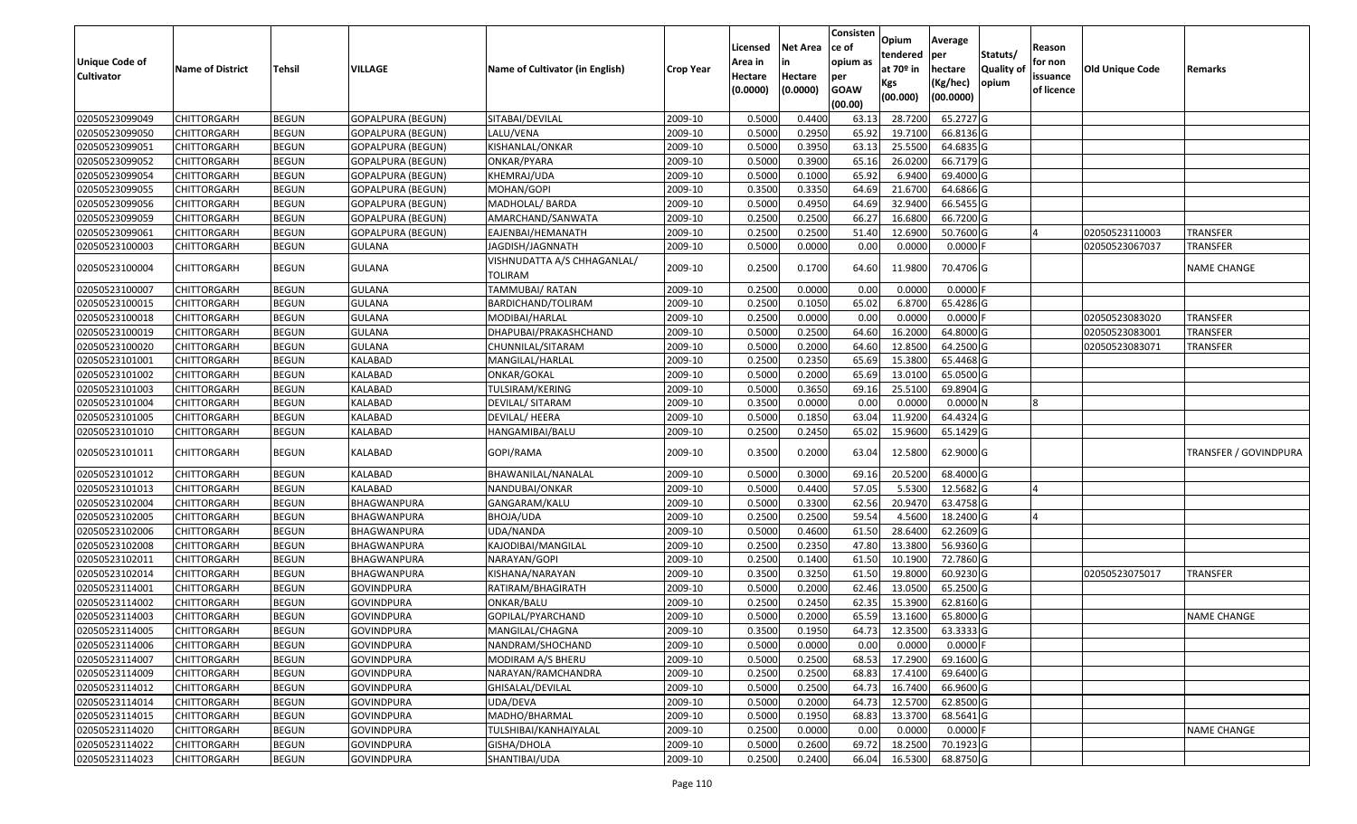| Unique Code of Cultivator | Name of District | Tehsil | VILLAGE | Name of Cultivator (in English) | Crop Year | Licensed Area in Hectare (0.0000) | Net Area in Hectare (0.0000) | Consistence of opium as per GOAW (00.00) | Opium tendered at 70º in Kgs (00.000) | Average per hectare (Kg/hec) (00.0000) | Statuts/ Quality of opium | Reason for non issuance of licence | Old Unique Code | Remarks |
|---|---|---|---|---|---|---|---|---|---|---|---|---|---|---|
| 02050523099049 | CHITTORGARH | BEGUN | GOPALPURA (BEGUN) | SITABAI/DEVILAL | 2009-10 | 0.5000 | 0.4400 | 63.13 | 28.7200 | 65.2727 | G | | | |
| 02050523099050 | CHITTORGARH | BEGUN | GOPALPURA (BEGUN) | LALU/VENA | 2009-10 | 0.5000 | 0.2950 | 65.92 | 19.7100 | 66.8136 | G | | | |
| 02050523099051 | CHITTORGARH | BEGUN | GOPALPURA (BEGUN) | KISHANLAL/ONKAR | 2009-10 | 0.5000 | 0.3950 | 63.13 | 25.5500 | 64.6835 | G | | | |
| 02050523099052 | CHITTORGARH | BEGUN | GOPALPURA (BEGUN) | ONKAR/PYARA | 2009-10 | 0.5000 | 0.3900 | 65.16 | 26.0200 | 66.7179 | G | | | |
| 02050523099054 | CHITTORGARH | BEGUN | GOPALPURA (BEGUN) | KHEMRAJ/UDA | 2009-10 | 0.5000 | 0.1000 | 65.92 | 6.9400 | 69.4000 | G | | | |
| 02050523099055 | CHITTORGARH | BEGUN | GOPALPURA (BEGUN) | MOHAN/GOPI | 2009-10 | 0.3500 | 0.3350 | 64.69 | 21.6700 | 64.6866 | G | | | |
| 02050523099056 | CHITTORGARH | BEGUN | GOPALPURA (BEGUN) | MADHOLAL/ BARDA | 2009-10 | 0.5000 | 0.4950 | 64.69 | 32.9400 | 66.5455 | G | | | |
| 02050523099059 | CHITTORGARH | BEGUN | GOPALPURA (BEGUN) | AMARCHAND/SANWATA | 2009-10 | 0.2500 | 0.2500 | 66.27 | 16.6800 | 66.7200 | G | | | |
| 02050523099061 | CHITTORGARH | BEGUN | GOPALPURA (BEGUN) | EAJENBAI/HEMANATH | 2009-10 | 0.2500 | 0.2500 | 51.40 | 12.6900 | 50.7600 | G | 4 | 02050523110003 | TRANSFER |
| 02050523100003 | CHITTORGARH | BEGUN | GULANA | JAGDISH/JAGNNATH | 2009-10 | 0.5000 | 0.0000 | 0.00 | 0.0000 | 0.0000 | F | | 02050523067037 | TRANSFER |
| 02050523100004 | CHITTORGARH | BEGUN | GULANA | VISHNUDATTA A/S CHHAGANLAL/ TOLIRAM | 2009-10 | 0.2500 | 0.1700 | 64.60 | 11.9800 | 70.4706 | G | | | NAME CHANGE |
| 02050523100007 | CHITTORGARH | BEGUN | GULANA | TAMMUBAI/ RATAN | 2009-10 | 0.2500 | 0.0000 | 0.00 | 0.0000 | 0.0000 | F | | | |
| 02050523100015 | CHITTORGARH | BEGUN | GULANA | BARDICHAND/TOLIRAM | 2009-10 | 0.2500 | 0.1050 | 65.02 | 6.8700 | 65.4286 | G | | | |
| 02050523100018 | CHITTORGARH | BEGUN | GULANA | MODIBAI/HARLAL | 2009-10 | 0.2500 | 0.0000 | 0.00 | 0.0000 | 0.0000 | F | | 02050523083020 | TRANSFER |
| 02050523100019 | CHITTORGARH | BEGUN | GULANA | DHAPUBAI/PRAKASHCHAND | 2009-10 | 0.5000 | 0.2500 | 64.60 | 16.2000 | 64.8000 | G | | 02050523083001 | TRANSFER |
| 02050523100020 | CHITTORGARH | BEGUN | GULANA | CHUNNILAL/SITARAM | 2009-10 | 0.5000 | 0.2000 | 64.60 | 12.8500 | 64.2500 | G | | 02050523083071 | TRANSFER |
| 02050523101001 | CHITTORGARH | BEGUN | KALABAD | MANGILAL/HARLAL | 2009-10 | 0.2500 | 0.2350 | 65.69 | 15.3800 | 65.4468 | G | | | |
| 02050523101002 | CHITTORGARH | BEGUN | KALABAD | ONKAR/GOKAL | 2009-10 | 0.5000 | 0.2000 | 65.69 | 13.0100 | 65.0500 | G | | | |
| 02050523101003 | CHITTORGARH | BEGUN | KALABAD | TULSIRAM/KERING | 2009-10 | 0.5000 | 0.3650 | 69.16 | 25.5100 | 69.8904 | G | | | |
| 02050523101004 | CHITTORGARH | BEGUN | KALABAD | DEVILAL/ SITARAM | 2009-10 | 0.3500 | 0.0000 | 0.00 | 0.0000 | 0.0000 | N | 8 | | |
| 02050523101005 | CHITTORGARH | BEGUN | KALABAD | DEVILAL/ HEERA | 2009-10 | 0.5000 | 0.1850 | 63.04 | 11.9200 | 64.4324 | G | | | |
| 02050523101010 | CHITTORGARH | BEGUN | KALABAD | HANGAMIBAI/BALU | 2009-10 | 0.2500 | 0.2450 | 65.02 | 15.9600 | 65.1429 | G | | | |
| 02050523101011 | CHITTORGARH | BEGUN | KALABAD | GOPI/RAMA | 2009-10 | 0.3500 | 0.2000 | 63.04 | 12.5800 | 62.9000 | G | | | TRANSFER / GOVINDPURA |
| 02050523101012 | CHITTORGARH | BEGUN | KALABAD | BHAWANILAL/NANALAL | 2009-10 | 0.5000 | 0.3000 | 69.16 | 20.5200 | 68.4000 | G | | | |
| 02050523101013 | CHITTORGARH | BEGUN | KALABAD | NANDUBAI/ONKAR | 2009-10 | 0.5000 | 0.4400 | 57.05 | 5.5300 | 12.5682 | G | 4 | | |
| 02050523102004 | CHITTORGARH | BEGUN | BHAGWANPURA | GANGARAM/KALU | 2009-10 | 0.5000 | 0.3300 | 62.56 | 20.9470 | 63.4758 | G | | | |
| 02050523102005 | CHITTORGARH | BEGUN | BHAGWANPURA | BHOJA/UDA | 2009-10 | 0.2500 | 0.2500 | 59.54 | 4.5600 | 18.2400 | G | 4 | | |
| 02050523102006 | CHITTORGARH | BEGUN | BHAGWANPURA | UDA/NANDA | 2009-10 | 0.5000 | 0.4600 | 61.50 | 28.6400 | 62.2609 | G | | | |
| 02050523102008 | CHITTORGARH | BEGUN | BHAGWANPURA | KAJODIBAI/MANGILAL | 2009-10 | 0.2500 | 0.2350 | 47.80 | 13.3800 | 56.9360 | G | | | |
| 02050523102011 | CHITTORGARH | BEGUN | BHAGWANPURA | NARAYAN/GOPI | 2009-10 | 0.2500 | 0.1400 | 61.50 | 10.1900 | 72.7860 | G | | | |
| 02050523102014 | CHITTORGARH | BEGUN | BHAGWANPURA | KISHANA/NARAYAN | 2009-10 | 0.3500 | 0.3250 | 61.50 | 19.8000 | 60.9230 | G | | 02050523075017 | TRANSFER |
| 02050523114001 | CHITTORGARH | BEGUN | GOVINDPURA | RATIRAM/BHAGIRATH | 2009-10 | 0.5000 | 0.2000 | 62.46 | 13.0500 | 65.2500 | G | | | |
| 02050523114002 | CHITTORGARH | BEGUN | GOVINDPURA | ONKAR/BALU | 2009-10 | 0.2500 | 0.2450 | 62.35 | 15.3900 | 62.8160 | G | | | |
| 02050523114003 | CHITTORGARH | BEGUN | GOVINDPURA | GOPILAL/PYARCHAND | 2009-10 | 0.5000 | 0.2000 | 65.59 | 13.1600 | 65.8000 | G | | | NAME CHANGE |
| 02050523114005 | CHITTORGARH | BEGUN | GOVINDPURA | MANGILAL/CHAGNA | 2009-10 | 0.3500 | 0.1950 | 64.73 | 12.3500 | 63.3333 | G | | | |
| 02050523114006 | CHITTORGARH | BEGUN | GOVINDPURA | NANDRAM/SHOCHAND | 2009-10 | 0.5000 | 0.0000 | 0.00 | 0.0000 | 0.0000 | F | | | |
| 02050523114007 | CHITTORGARH | BEGUN | GOVINDPURA | MODIRAM A/S BHERU | 2009-10 | 0.5000 | 0.2500 | 68.53 | 17.2900 | 69.1600 | G | | | |
| 02050523114009 | CHITTORGARH | BEGUN | GOVINDPURA | NARAYAN/RAMCHANDRA | 2009-10 | 0.2500 | 0.2500 | 68.83 | 17.4100 | 69.6400 | G | | | |
| 02050523114012 | CHITTORGARH | BEGUN | GOVINDPURA | GHISALAL/DEVILAL | 2009-10 | 0.5000 | 0.2500 | 64.73 | 16.7400 | 66.9600 | G | | | |
| 02050523114014 | CHITTORGARH | BEGUN | GOVINDPURA | UDA/DEVA | 2009-10 | 0.5000 | 0.2000 | 64.73 | 12.5700 | 62.8500 | G | | | |
| 02050523114015 | CHITTORGARH | BEGUN | GOVINDPURA | MADHO/BHARMAL | 2009-10 | 0.5000 | 0.1950 | 68.83 | 13.3700 | 68.5641 | G | | | |
| 02050523114020 | CHITTORGARH | BEGUN | GOVINDPURA | TULSHIBAI/KANHAIYALAL | 2009-10 | 0.2500 | 0.0000 | 0.00 | 0.0000 | 0.0000 | F | | | NAME CHANGE |
| 02050523114022 | CHITTORGARH | BEGUN | GOVINDPURA | GISHA/DHOLA | 2009-10 | 0.5000 | 0.2600 | 69.72 | 18.2500 | 70.1923 | G | | | |
| 02050523114023 | CHITTORGARH | BEGUN | GOVINDPURA | SHANTIBAI/UDA | 2009-10 | 0.2500 | 0.2400 | 66.04 | 16.5300 | 68.8750 | G | | | |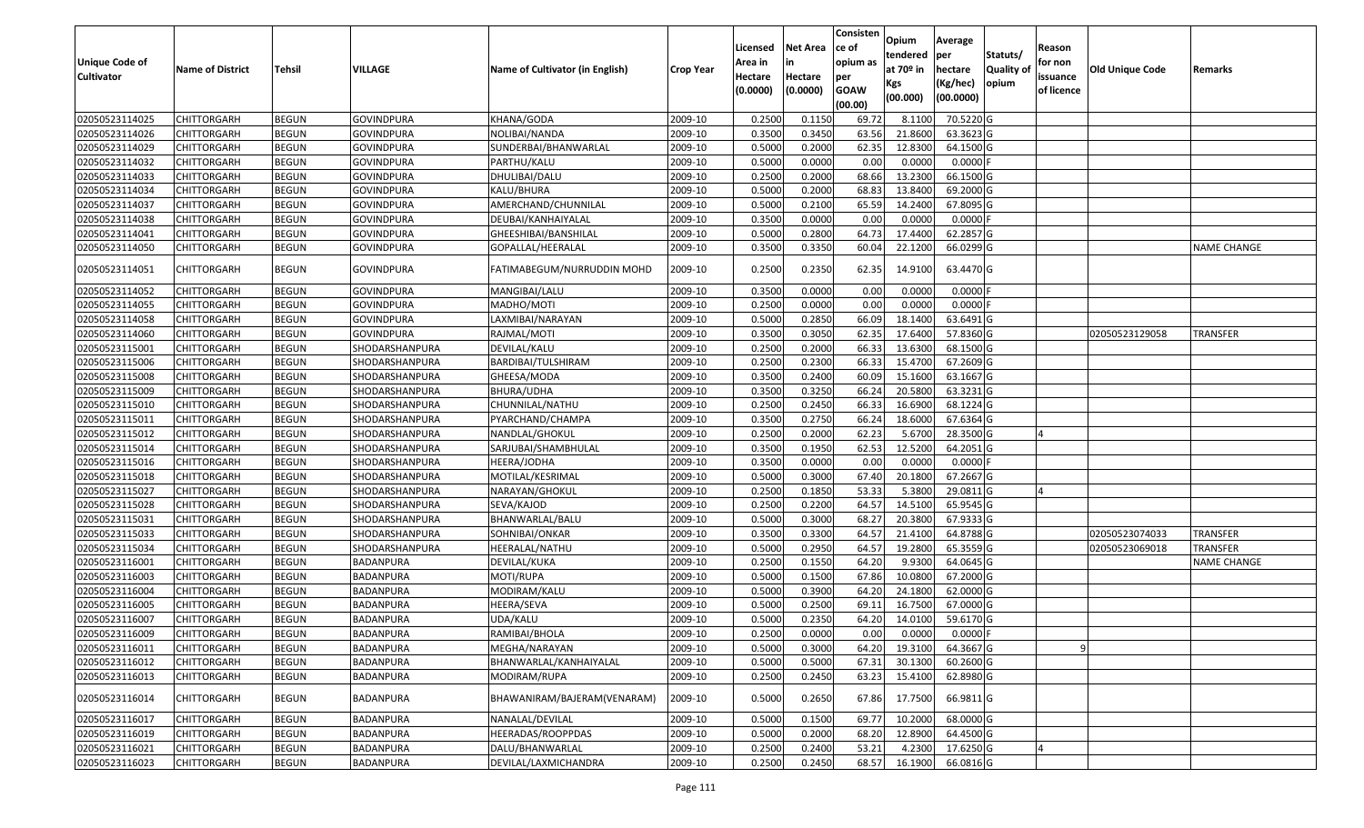| Unique Code of Cultivator | Name of District | Tehsil | VILLAGE | Name of Cultivator (in English) | Crop Year | Licensed Area in Hectare (0.0000) | Net Area in Hectare (0.0000) | Consistence of opium as per GOAW (00.00) | Opium tendered at 70º in Kgs (00.000) | Average per hectare (Kg/hec) (00.0000) | Statuts/ Quality of opium | Reason for non issuance of licence | Old Unique Code | Remarks |
|---|---|---|---|---|---|---|---|---|---|---|---|---|---|---|
| 02050523114025 | CHITTORGARH | BEGUN | GOVINDPURA | KHANA/GODA | 2009-10 | 0.2500 | 0.1150 | 69.72 | 8.1100 | 70.5220 | G | | | |
| 02050523114026 | CHITTORGARH | BEGUN | GOVINDPURA | NOLIBAI/NANDA | 2009-10 | 0.3500 | 0.3450 | 63.56 | 21.8600 | 63.3623 | G | | | |
| 02050523114029 | CHITTORGARH | BEGUN | GOVINDPURA | SUNDERBAI/BHANWARLAL | 2009-10 | 0.5000 | 0.2000 | 62.35 | 12.8300 | 64.1500 | G | | | |
| 02050523114032 | CHITTORGARH | BEGUN | GOVINDPURA | PARTHU/KALU | 2009-10 | 0.5000 | 0.0000 | 0.00 | 0.0000 | 0.0000 | F | | | |
| 02050523114033 | CHITTORGARH | BEGUN | GOVINDPURA | DHULIBAI/DALU | 2009-10 | 0.2500 | 0.2000 | 68.66 | 13.2300 | 66.1500 | G | | | |
| 02050523114034 | CHITTORGARH | BEGUN | GOVINDPURA | KALU/BHURA | 2009-10 | 0.5000 | 0.2000 | 68.83 | 13.8400 | 69.2000 | G | | | |
| 02050523114037 | CHITTORGARH | BEGUN | GOVINDPURA | AMERCHAND/CHUNNILAL | 2009-10 | 0.5000 | 0.2100 | 65.59 | 14.2400 | 67.8095 | G | | | |
| 02050523114038 | CHITTORGARH | BEGUN | GOVINDPURA | DEUBAI/KANHAIYALAL | 2009-10 | 0.3500 | 0.0000 | 0.00 | 0.0000 | 0.0000 | F | | | |
| 02050523114041 | CHITTORGARH | BEGUN | GOVINDPURA | GHEESHIBAI/BANSHILAL | 2009-10 | 0.5000 | 0.2800 | 64.73 | 17.4400 | 62.2857 | G | | | |
| 02050523114050 | CHITTORGARH | BEGUN | GOVINDPURA | GOPALLAL/HEERALAL | 2009-10 | 0.3500 | 0.3350 | 60.04 | 22.1200 | 66.0299 | G | | | NAME CHANGE |
| 02050523114051 | CHITTORGARH | BEGUN | GOVINDPURA | FATIMABEGUM/NURRUDDIN MOHD | 2009-10 | 0.2500 | 0.2350 | 62.35 | 14.9100 | 63.4470 | G | | | |
| 02050523114052 | CHITTORGARH | BEGUN | GOVINDPURA | MANGIBAI/LALU | 2009-10 | 0.3500 | 0.0000 | 0.00 | 0.0000 | 0.0000 | F | | | |
| 02050523114055 | CHITTORGARH | BEGUN | GOVINDPURA | MADHO/MOTI | 2009-10 | 0.2500 | 0.0000 | 0.00 | 0.0000 | 0.0000 | F | | | |
| 02050523114058 | CHITTORGARH | BEGUN | GOVINDPURA | LAXMIBAI/NARAYAN | 2009-10 | 0.5000 | 0.2850 | 66.09 | 18.1400 | 63.6491 | G | | | |
| 02050523114060 | CHITTORGARH | BEGUN | GOVINDPURA | RAJMAL/MOTI | 2009-10 | 0.3500 | 0.3050 | 62.35 | 17.6400 | 57.8360 | G | | 02050523129058 | TRANSFER |
| 02050523115001 | CHITTORGARH | BEGUN | SHODARSHANPURA | DEVILAL/KALU | 2009-10 | 0.2500 | 0.2000 | 66.33 | 13.6300 | 68.1500 | G | | | |
| 02050523115006 | CHITTORGARH | BEGUN | SHODARSHANPURA | BARDIBAI/TULSHIRAM | 2009-10 | 0.2500 | 0.2300 | 66.33 | 15.4700 | 67.2609 | G | | | |
| 02050523115008 | CHITTORGARH | BEGUN | SHODARSHANPURA | GHEESA/MODA | 2009-10 | 0.3500 | 0.2400 | 60.09 | 15.1600 | 63.1667 | G | | | |
| 02050523115009 | CHITTORGARH | BEGUN | SHODARSHANPURA | BHURA/UDHA | 2009-10 | 0.3500 | 0.3250 | 66.24 | 20.5800 | 63.3231 | G | | | |
| 02050523115010 | CHITTORGARH | BEGUN | SHODARSHANPURA | CHUNNILAL/NATHU | 2009-10 | 0.2500 | 0.2450 | 66.33 | 16.6900 | 68.1224 | G | | | |
| 02050523115011 | CHITTORGARH | BEGUN | SHODARSHANPURA | PYARCHAND/CHAMPA | 2009-10 | 0.3500 | 0.2750 | 66.24 | 18.6000 | 67.6364 | G | | | |
| 02050523115012 | CHITTORGARH | BEGUN | SHODARSHANPURA | NANDLAL/GHOKUL | 2009-10 | 0.2500 | 0.2000 | 62.23 | 5.6700 | 28.3500 | G | 4 | | |
| 02050523115014 | CHITTORGARH | BEGUN | SHODARSHANPURA | SARJUBAI/SHAMBHULAL | 2009-10 | 0.3500 | 0.1950 | 62.53 | 12.5200 | 64.2051 | G | | | |
| 02050523115016 | CHITTORGARH | BEGUN | SHODARSHANPURA | HEERA/JODHA | 2009-10 | 0.3500 | 0.0000 | 0.00 | 0.0000 | 0.0000 | F | | | |
| 02050523115018 | CHITTORGARH | BEGUN | SHODARSHANPURA | MOTILAL/KESRIMAL | 2009-10 | 0.5000 | 0.3000 | 67.40 | 20.1800 | 67.2667 | G | | | |
| 02050523115027 | CHITTORGARH | BEGUN | SHODARSHANPURA | NARAYAN/GHOKUL | 2009-10 | 0.2500 | 0.1850 | 53.33 | 5.3800 | 29.0811 | G | 4 | | |
| 02050523115028 | CHITTORGARH | BEGUN | SHODARSHANPURA | SEVA/KAJOD | 2009-10 | 0.2500 | 0.2200 | 64.57 | 14.5100 | 65.9545 | G | | | |
| 02050523115031 | CHITTORGARH | BEGUN | SHODARSHANPURA | BHANWARLAL/BALU | 2009-10 | 0.5000 | 0.3000 | 68.27 | 20.3800 | 67.9333 | G | | | |
| 02050523115033 | CHITTORGARH | BEGUN | SHODARSHANPURA | SOHNIBAI/ONKAR | 2009-10 | 0.3500 | 0.3300 | 64.57 | 21.4100 | 64.8788 | G | | 02050523074033 | TRANSFER |
| 02050523115034 | CHITTORGARH | BEGUN | SHODARSHANPURA | HEERALAL/NATHU | 2009-10 | 0.5000 | 0.2950 | 64.57 | 19.2800 | 65.3559 | G | | 02050523069018 | TRANSFER |
| 02050523116001 | CHITTORGARH | BEGUN | BADANPURA | DEVILAL/KUKA | 2009-10 | 0.2500 | 0.1550 | 64.20 | 9.9300 | 64.0645 | G | | | NAME CHANGE |
| 02050523116003 | CHITTORGARH | BEGUN | BADANPURA | MOTI/RUPA | 2009-10 | 0.5000 | 0.1500 | 67.86 | 10.0800 | 67.2000 | G | | | |
| 02050523116004 | CHITTORGARH | BEGUN | BADANPURA | MODIRAM/KALU | 2009-10 | 0.5000 | 0.3900 | 64.20 | 24.1800 | 62.0000 | G | | | |
| 02050523116005 | CHITTORGARH | BEGUN | BADANPURA | HEERA/SEVA | 2009-10 | 0.5000 | 0.2500 | 69.11 | 16.7500 | 67.0000 | G | | | |
| 02050523116007 | CHITTORGARH | BEGUN | BADANPURA | UDA/KALU | 2009-10 | 0.5000 | 0.2350 | 64.20 | 14.0100 | 59.6170 | G | | | |
| 02050523116009 | CHITTORGARH | BEGUN | BADANPURA | RAMIBAI/BHOLA | 2009-10 | 0.2500 | 0.0000 | 0.00 | 0.0000 | 0.0000 | F | | | |
| 02050523116011 | CHITTORGARH | BEGUN | BADANPURA | MEGHA/NARAYAN | 2009-10 | 0.5000 | 0.3000 | 64.20 | 19.3100 | 64.3667 | G | 9 | | |
| 02050523116012 | CHITTORGARH | BEGUN | BADANPURA | BHANWARLAL/KANHAIYALAL | 2009-10 | 0.5000 | 0.5000 | 67.31 | 30.1300 | 60.2600 | G | | | |
| 02050523116013 | CHITTORGARH | BEGUN | BADANPURA | MODIRAM/RUPA | 2009-10 | 0.2500 | 0.2450 | 63.23 | 15.4100 | 62.8980 | G | | | |
| 02050523116014 | CHITTORGARH | BEGUN | BADANPURA | BHAWANIRAM/BAJERAM(VENARAM) | 2009-10 | 0.5000 | 0.2650 | 67.86 | 17.7500 | 66.9811 | G | | | |
| 02050523116017 | CHITTORGARH | BEGUN | BADANPURA | NANALAL/DEVILAL | 2009-10 | 0.5000 | 0.1500 | 69.77 | 10.2000 | 68.0000 | G | | | |
| 02050523116019 | CHITTORGARH | BEGUN | BADANPURA | HEERADAS/ROOPPDAS | 2009-10 | 0.5000 | 0.2000 | 68.20 | 12.8900 | 64.4500 | G | | | |
| 02050523116021 | CHITTORGARH | BEGUN | BADANPURA | DALU/BHANWARLAL | 2009-10 | 0.2500 | 0.2400 | 53.21 | 4.2300 | 17.6250 | G | 4 | | |
| 02050523116023 | CHITTORGARH | BEGUN | BADANPURA | DEVILAL/LAXMICHANDRA | 2009-10 | 0.2500 | 0.2450 | 68.57 | 16.1900 | 66.0816 | G | | | |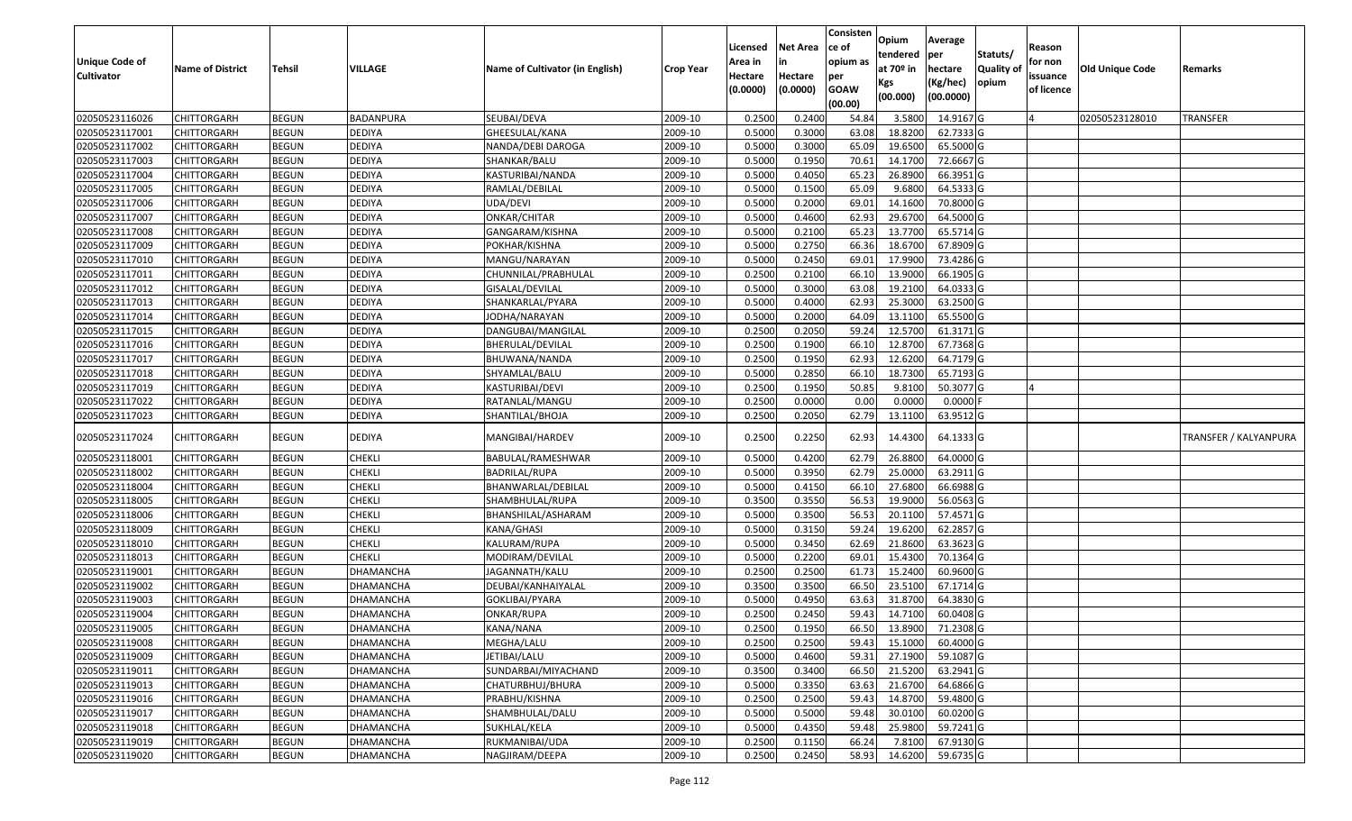| Unique Code of Cultivator | Name of District | Tehsil | VILLAGE | Name of Cultivator (in English) | Crop Year | Licensed Area in Hectare (0.0000) | Net Area in Hectare (0.0000) | Consistence of opium as per GOAW (00.00) | Opium tendered at 70º in Kgs (00.000) | Average per hectare (Kg/hec) (00.0000) | Statuts/ Quality of opium | Reason for non issuance of licence | Old Unique Code | Remarks |
|---|---|---|---|---|---|---|---|---|---|---|---|---|---|---|
| 02050523116026 | CHITTORGARH | BEGUN | BADANPURA | SEUBAI/DEVA | 2009-10 | 0.2500 | 0.2400 | 54.84 | 3.5800 | 14.9167 | G | 4 | 02050523128010 | TRANSFER |
| 02050523117001 | CHITTORGARH | BEGUN | DEDIYA | GHEESULAL/KANA | 2009-10 | 0.5000 | 0.3000 | 63.08 | 18.8200 | 62.7333 | G | | | |
| 02050523117002 | CHITTORGARH | BEGUN | DEDIYA | NANDA/DEBI DAROGA | 2009-10 | 0.5000 | 0.3000 | 65.09 | 19.6500 | 65.5000 | G | | | |
| 02050523117003 | CHITTORGARH | BEGUN | DEDIYA | SHANKAR/BALU | 2009-10 | 0.5000 | 0.1950 | 70.61 | 14.1700 | 72.6667 | G | | | |
| 02050523117004 | CHITTORGARH | BEGUN | DEDIYA | KASTURIBAI/NANDA | 2009-10 | 0.5000 | 0.4050 | 65.23 | 26.8900 | 66.3951 | G | | | |
| 02050523117005 | CHITTORGARH | BEGUN | DEDIYA | RAMLAL/DEBILAL | 2009-10 | 0.5000 | 0.1500 | 65.09 | 9.6800 | 64.5333 | G | | | |
| 02050523117006 | CHITTORGARH | BEGUN | DEDIYA | UDA/DEVI | 2009-10 | 0.5000 | 0.2000 | 69.01 | 14.1600 | 70.8000 | G | | | |
| 02050523117007 | CHITTORGARH | BEGUN | DEDIYA | ONKAR/CHITAR | 2009-10 | 0.5000 | 0.4600 | 62.93 | 29.6700 | 64.5000 | G | | | |
| 02050523117008 | CHITTORGARH | BEGUN | DEDIYA | GANGARAM/KISHNA | 2009-10 | 0.5000 | 0.2100 | 65.23 | 13.7700 | 65.5714 | G | | | |
| 02050523117009 | CHITTORGARH | BEGUN | DEDIYA | POKHAR/KISHNA | 2009-10 | 0.5000 | 0.2750 | 66.36 | 18.6700 | 67.8909 | G | | | |
| 02050523117010 | CHITTORGARH | BEGUN | DEDIYA | MANGU/NARAYAN | 2009-10 | 0.5000 | 0.2450 | 69.01 | 17.9900 | 73.4286 | G | | | |
| 02050523117011 | CHITTORGARH | BEGUN | DEDIYA | CHUNNILAL/PRABHULAL | 2009-10 | 0.2500 | 0.2100 | 66.10 | 13.9000 | 66.1905 | G | | | |
| 02050523117012 | CHITTORGARH | BEGUN | DEDIYA | GISALAL/DEVILAL | 2009-10 | 0.5000 | 0.3000 | 63.08 | 19.2100 | 64.0333 | G | | | |
| 02050523117013 | CHITTORGARH | BEGUN | DEDIYA | SHANKARLAL/PYARA | 2009-10 | 0.5000 | 0.4000 | 62.93 | 25.3000 | 63.2500 | G | | | |
| 02050523117014 | CHITTORGARH | BEGUN | DEDIYA | JODHA/NARAYAN | 2009-10 | 0.5000 | 0.2000 | 64.09 | 13.1100 | 65.5500 | G | | | |
| 02050523117015 | CHITTORGARH | BEGUN | DEDIYA | DANGUBAI/MANGILAL | 2009-10 | 0.2500 | 0.2050 | 59.24 | 12.5700 | 61.3171 | G | | | |
| 02050523117016 | CHITTORGARH | BEGUN | DEDIYA | BHERULAL/DEVILAL | 2009-10 | 0.2500 | 0.1900 | 66.10 | 12.8700 | 67.7368 | G | | | |
| 02050523117017 | CHITTORGARH | BEGUN | DEDIYA | BHUWANA/NANDA | 2009-10 | 0.2500 | 0.1950 | 62.93 | 12.6200 | 64.7179 | G | | | |
| 02050523117018 | CHITTORGARH | BEGUN | DEDIYA | SHYAMLAL/BALU | 2009-10 | 0.5000 | 0.2850 | 66.10 | 18.7300 | 65.7193 | G | | | |
| 02050523117019 | CHITTORGARH | BEGUN | DEDIYA | KASTURIBAI/DEVI | 2009-10 | 0.2500 | 0.1950 | 50.85 | 9.8100 | 50.3077 | G | 4 | | |
| 02050523117022 | CHITTORGARH | BEGUN | DEDIYA | RATANLAL/MANGU | 2009-10 | 0.2500 | 0.0000 | 0.00 | 0.0000 | 0.0000 | F | | | |
| 02050523117023 | CHITTORGARH | BEGUN | DEDIYA | SHANTILAL/BHOJA | 2009-10 | 0.2500 | 0.2050 | 62.79 | 13.1100 | 63.9512 | G | | | |
| 02050523117024 | CHITTORGARH | BEGUN | DEDIYA | MANGIBAI/HARDEV | 2009-10 | 0.2500 | 0.2250 | 62.93 | 14.4300 | 64.1333 | G | | | TRANSFER / KALYANPURA |
| 02050523118001 | CHITTORGARH | BEGUN | CHEKLI | BABULAL/RAMESHWAR | 2009-10 | 0.5000 | 0.4200 | 62.79 | 26.8800 | 64.0000 | G | | | |
| 02050523118002 | CHITTORGARH | BEGUN | CHEKLI | BADRILAL/RUPA | 2009-10 | 0.5000 | 0.3950 | 62.79 | 25.0000 | 63.2911 | G | | | |
| 02050523118004 | CHITTORGARH | BEGUN | CHEKLI | BHANWARLAL/DEBILAL | 2009-10 | 0.5000 | 0.4150 | 66.10 | 27.6800 | 66.6988 | G | | | |
| 02050523118005 | CHITTORGARH | BEGUN | CHEKLI | SHAMBHULAL/RUPA | 2009-10 | 0.3500 | 0.3550 | 56.53 | 19.9000 | 56.0563 | G | | | |
| 02050523118006 | CHITTORGARH | BEGUN | CHEKLI | BHANSHILAL/ASHARAM | 2009-10 | 0.5000 | 0.3500 | 56.53 | 20.1100 | 57.4571 | G | | | |
| 02050523118009 | CHITTORGARH | BEGUN | CHEKLI | KANA/GHASI | 2009-10 | 0.5000 | 0.3150 | 59.24 | 19.6200 | 62.2857 | G | | | |
| 02050523118010 | CHITTORGARH | BEGUN | CHEKLI | KALURAM/RUPA | 2009-10 | 0.5000 | 0.3450 | 62.69 | 21.8600 | 63.3623 | G | | | |
| 02050523118013 | CHITTORGARH | BEGUN | CHEKLI | MODIRAM/DEVILAL | 2009-10 | 0.5000 | 0.2200 | 69.01 | 15.4300 | 70.1364 | G | | | |
| 02050523119001 | CHITTORGARH | BEGUN | DHAMANCHA | JAGANNATH/KALU | 2009-10 | 0.2500 | 0.2500 | 61.73 | 15.2400 | 60.9600 | G | | | |
| 02050523119002 | CHITTORGARH | BEGUN | DHAMANCHA | DEUBAI/KANHAIYALAL | 2009-10 | 0.3500 | 0.3500 | 66.50 | 23.5100 | 67.1714 | G | | | |
| 02050523119003 | CHITTORGARH | BEGUN | DHAMANCHA | GOKLIBAI/PYARA | 2009-10 | 0.5000 | 0.4950 | 63.63 | 31.8700 | 64.3830 | G | | | |
| 02050523119004 | CHITTORGARH | BEGUN | DHAMANCHA | ONKAR/RUPA | 2009-10 | 0.2500 | 0.2450 | 59.43 | 14.7100 | 60.0408 | G | | | |
| 02050523119005 | CHITTORGARH | BEGUN | DHAMANCHA | KANA/NANA | 2009-10 | 0.2500 | 0.1950 | 66.50 | 13.8900 | 71.2308 | G | | | |
| 02050523119008 | CHITTORGARH | BEGUN | DHAMANCHA | MEGHA/LALU | 2009-10 | 0.2500 | 0.2500 | 59.43 | 15.1000 | 60.4000 | G | | | |
| 02050523119009 | CHITTORGARH | BEGUN | DHAMANCHA | JETIBAI/LALU | 2009-10 | 0.5000 | 0.4600 | 59.31 | 27.1900 | 59.1087 | G | | | |
| 02050523119011 | CHITTORGARH | BEGUN | DHAMANCHA | SUNDARBAI/MIYACHAND | 2009-10 | 0.3500 | 0.3400 | 66.50 | 21.5200 | 63.2941 | G | | | |
| 02050523119013 | CHITTORGARH | BEGUN | DHAMANCHA | CHATURBHUJ/BHURA | 2009-10 | 0.5000 | 0.3350 | 63.63 | 21.6700 | 64.6866 | G | | | |
| 02050523119016 | CHITTORGARH | BEGUN | DHAMANCHA | PRABHU/KISHNA | 2009-10 | 0.2500 | 0.2500 | 59.43 | 14.8700 | 59.4800 | G | | | |
| 02050523119017 | CHITTORGARH | BEGUN | DHAMANCHA | SHAMBHULAL/DALU | 2009-10 | 0.5000 | 0.5000 | 59.48 | 30.0100 | 60.0200 | G | | | |
| 02050523119018 | CHITTORGARH | BEGUN | DHAMANCHA | SUKHLAL/KELA | 2009-10 | 0.5000 | 0.4350 | 59.48 | 25.9800 | 59.7241 | G | | | |
| 02050523119019 | CHITTORGARH | BEGUN | DHAMANCHA | RUKMANIBAI/UDA | 2009-10 | 0.2500 | 0.1150 | 66.24 | 7.8100 | 67.9130 | G | | | |
| 02050523119020 | CHITTORGARH | BEGUN | DHAMANCHA | NAGJIRAM/DEEPA | 2009-10 | 0.2500 | 0.2450 | 58.93 | 14.6200 | 59.6735 | G | | | |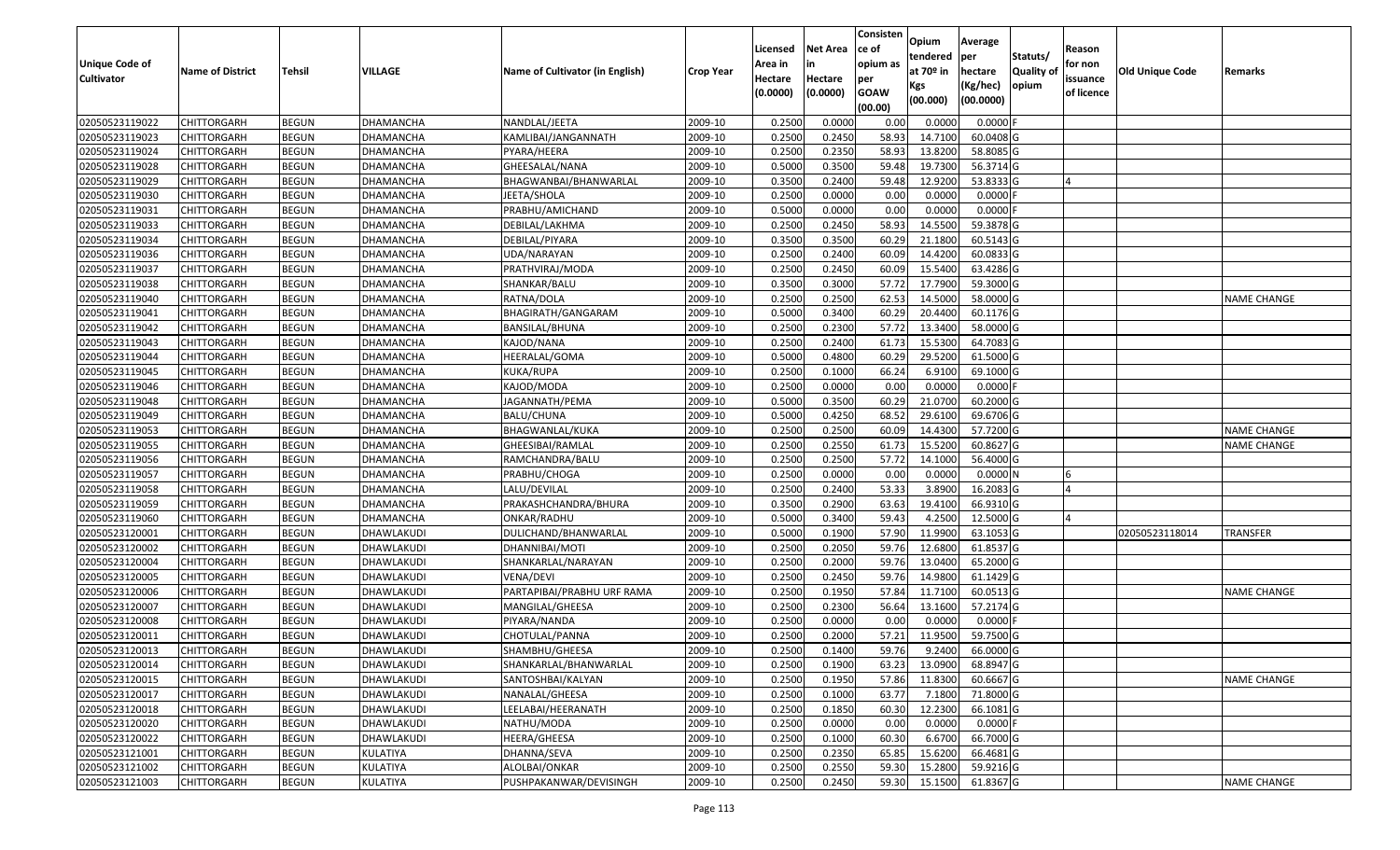| Unique Code of Cultivator | Name of District | Tehsil | VILLAGE | Name of Cultivator (in English) | Crop Year | Licensed Area in Hectare (0.0000) | Net Area in Hectare (0.0000) | Consistence of opium as per GOAW (00.00) | Opium tendered at 70º in Kgs (00.000) | Average per hectare (Kg/hec) (00.0000) | Statuts/ Quality of opium | Reason for non issuance of licence | Old Unique Code | Remarks |
|---|---|---|---|---|---|---|---|---|---|---|---|---|---|---|
| 02050523119022 | CHITTORGARH | BEGUN | DHAMANCHA | NANDLAL/JEETA | 2009-10 | 0.2500 | 0.0000 | 0.00 | 0.0000 | 0.0000 | F | | | |
| 02050523119023 | CHITTORGARH | BEGUN | DHAMANCHA | KAMLIBAI/JANGANNATH | 2009-10 | 0.2500 | 0.2450 | 58.93 | 14.7100 | 60.0408 | G | | | |
| 02050523119024 | CHITTORGARH | BEGUN | DHAMANCHA | PYARA/HEERA | 2009-10 | 0.2500 | 0.2350 | 58.93 | 13.8200 | 58.8085 | G | | | |
| 02050523119028 | CHITTORGARH | BEGUN | DHAMANCHA | GHEESALAL/NANA | 2009-10 | 0.5000 | 0.3500 | 59.48 | 19.7300 | 56.3714 | G | | | |
| 02050523119029 | CHITTORGARH | BEGUN | DHAMANCHA | BHAGWANBAI/BHANWARLAL | 2009-10 | 0.3500 | 0.2400 | 59.48 | 12.9200 | 53.8333 | G | 4 | | |
| 02050523119030 | CHITTORGARH | BEGUN | DHAMANCHA | JEETA/SHOLA | 2009-10 | 0.2500 | 0.0000 | 0.00 | 0.0000 | 0.0000 | F | | | |
| 02050523119031 | CHITTORGARH | BEGUN | DHAMANCHA | PRABHU/AMICHAND | 2009-10 | 0.5000 | 0.0000 | 0.00 | 0.0000 | 0.0000 | F | | | |
| 02050523119033 | CHITTORGARH | BEGUN | DHAMANCHA | DEBILAL/LAKHMA | 2009-10 | 0.2500 | 0.2450 | 58.93 | 14.5500 | 59.3878 | G | | | |
| 02050523119034 | CHITTORGARH | BEGUN | DHAMANCHA | DEBILAL/PIYARA | 2009-10 | 0.3500 | 0.3500 | 60.29 | 21.1800 | 60.5143 | G | | | |
| 02050523119036 | CHITTORGARH | BEGUN | DHAMANCHA | UDA/NARAYAN | 2009-10 | 0.2500 | 0.2400 | 60.09 | 14.4200 | 60.0833 | G | | | |
| 02050523119037 | CHITTORGARH | BEGUN | DHAMANCHA | PRATHVIRAJ/MODA | 2009-10 | 0.2500 | 0.2450 | 60.09 | 15.5400 | 63.4286 | G | | | |
| 02050523119038 | CHITTORGARH | BEGUN | DHAMANCHA | SHANKAR/BALU | 2009-10 | 0.3500 | 0.3000 | 57.72 | 17.7900 | 59.3000 | G | | | |
| 02050523119040 | CHITTORGARH | BEGUN | DHAMANCHA | RATNA/DOLA | 2009-10 | 0.2500 | 0.2500 | 62.53 | 14.5000 | 58.0000 | G | | | NAME CHANGE |
| 02050523119041 | CHITTORGARH | BEGUN | DHAMANCHA | BHAGIRATH/GANGARAM | 2009-10 | 0.5000 | 0.3400 | 60.29 | 20.4400 | 60.1176 | G | | | |
| 02050523119042 | CHITTORGARH | BEGUN | DHAMANCHA | BANSILAL/BHUNA | 2009-10 | 0.2500 | 0.2300 | 57.72 | 13.3400 | 58.0000 | G | | | |
| 02050523119043 | CHITTORGARH | BEGUN | DHAMANCHA | KAJOD/NANA | 2009-10 | 0.2500 | 0.2400 | 61.73 | 15.5300 | 64.7083 | G | | | |
| 02050523119044 | CHITTORGARH | BEGUN | DHAMANCHA | HEERALAL/GOMA | 2009-10 | 0.5000 | 0.4800 | 60.29 | 29.5200 | 61.5000 | G | | | |
| 02050523119045 | CHITTORGARH | BEGUN | DHAMANCHA | KUKA/RUPA | 2009-10 | 0.2500 | 0.1000 | 66.24 | 6.9100 | 69.1000 | G | | | |
| 02050523119046 | CHITTORGARH | BEGUN | DHAMANCHA | KAJOD/MODA | 2009-10 | 0.2500 | 0.0000 | 0.00 | 0.0000 | 0.0000 | F | | | |
| 02050523119048 | CHITTORGARH | BEGUN | DHAMANCHA | JAGANNATH/PEMA | 2009-10 | 0.5000 | 0.3500 | 60.29 | 21.0700 | 60.2000 | G | | | |
| 02050523119049 | CHITTORGARH | BEGUN | DHAMANCHA | BALU/CHUNA | 2009-10 | 0.5000 | 0.4250 | 68.52 | 29.6100 | 69.6706 | G | | | |
| 02050523119053 | CHITTORGARH | BEGUN | DHAMANCHA | BHAGWANLAL/KUKA | 2009-10 | 0.2500 | 0.2500 | 60.09 | 14.4300 | 57.7200 | G | | | NAME CHANGE |
| 02050523119055 | CHITTORGARH | BEGUN | DHAMANCHA | GHEESIBAI/RAMLAL | 2009-10 | 0.2500 | 0.2550 | 61.73 | 15.5200 | 60.8627 | G | | | NAME CHANGE |
| 02050523119056 | CHITTORGARH | BEGUN | DHAMANCHA | RAMCHANDRA/BALU | 2009-10 | 0.2500 | 0.2500 | 57.72 | 14.1000 | 56.4000 | G | | | |
| 02050523119057 | CHITTORGARH | BEGUN | DHAMANCHA | PRABHU/CHOGA | 2009-10 | 0.2500 | 0.0000 | 0.00 | 0.0000 | 0.0000 | N | 6 | | |
| 02050523119058 | CHITTORGARH | BEGUN | DHAMANCHA | LALU/DEVILAL | 2009-10 | 0.2500 | 0.2400 | 53.33 | 3.8900 | 16.2083 | G | 4 | | |
| 02050523119059 | CHITTORGARH | BEGUN | DHAMANCHA | PRAKASHCHANDRA/BHURA | 2009-10 | 0.3500 | 0.2900 | 63.63 | 19.4100 | 66.9310 | G | | | |
| 02050523119060 | CHITTORGARH | BEGUN | DHAMANCHA | ONKAR/RADHU | 2009-10 | 0.5000 | 0.3400 | 59.43 | 4.2500 | 12.5000 | G | 4 | | |
| 02050523120001 | CHITTORGARH | BEGUN | DHAWLAKUDI | DULICHAND/BHANWARLAL | 2009-10 | 0.5000 | 0.1900 | 57.90 | 11.9900 | 63.1053 | G | | 02050523118014 | TRANSFER |
| 02050523120002 | CHITTORGARH | BEGUN | DHAWLAKUDI | DHANNIBAI/MOTI | 2009-10 | 0.2500 | 0.2050 | 59.76 | 12.6800 | 61.8537 | G | | | |
| 02050523120004 | CHITTORGARH | BEGUN | DHAWLAKUDI | SHANKARLAL/NARAYAN | 2009-10 | 0.2500 | 0.2000 | 59.76 | 13.0400 | 65.2000 | G | | | |
| 02050523120005 | CHITTORGARH | BEGUN | DHAWLAKUDI | VENA/DEVI | 2009-10 | 0.2500 | 0.2450 | 59.76 | 14.9800 | 61.1429 | G | | | |
| 02050523120006 | CHITTORGARH | BEGUN | DHAWLAKUDI | PARTAPIBAI/PRABHU URF RAMA | 2009-10 | 0.2500 | 0.1950 | 57.84 | 11.7100 | 60.0513 | G | | | NAME CHANGE |
| 02050523120007 | CHITTORGARH | BEGUN | DHAWLAKUDI | MANGILAL/GHEESA | 2009-10 | 0.2500 | 0.2300 | 56.64 | 13.1600 | 57.2174 | G | | | |
| 02050523120008 | CHITTORGARH | BEGUN | DHAWLAKUDI | PIYARA/NANDA | 2009-10 | 0.2500 | 0.0000 | 0.00 | 0.0000 | 0.0000 | F | | | |
| 02050523120011 | CHITTORGARH | BEGUN | DHAWLAKUDI | CHOTULAL/PANNA | 2009-10 | 0.2500 | 0.2000 | 57.21 | 11.9500 | 59.7500 | G | | | |
| 02050523120013 | CHITTORGARH | BEGUN | DHAWLAKUDI | SHAMBHU/GHEESA | 2009-10 | 0.2500 | 0.1400 | 59.76 | 9.2400 | 66.0000 | G | | | |
| 02050523120014 | CHITTORGARH | BEGUN | DHAWLAKUDI | SHANKARLAL/BHANWARLAL | 2009-10 | 0.2500 | 0.1900 | 63.23 | 13.0900 | 68.8947 | G | | | |
| 02050523120015 | CHITTORGARH | BEGUN | DHAWLAKUDI | SANTOSHBAI/KALYAN | 2009-10 | 0.2500 | 0.1950 | 57.86 | 11.8300 | 60.6667 | G | | | NAME CHANGE |
| 02050523120017 | CHITTORGARH | BEGUN | DHAWLAKUDI | NANALAL/GHEESA | 2009-10 | 0.2500 | 0.1000 | 63.77 | 7.1800 | 71.8000 | G | | | |
| 02050523120018 | CHITTORGARH | BEGUN | DHAWLAKUDI | LEELABAI/HEERANATH | 2009-10 | 0.2500 | 0.1850 | 60.30 | 12.2300 | 66.1081 | G | | | |
| 02050523120020 | CHITTORGARH | BEGUN | DHAWLAKUDI | NATHU/MODA | 2009-10 | 0.2500 | 0.0000 | 0.00 | 0.0000 | 0.0000 | F | | | |
| 02050523120022 | CHITTORGARH | BEGUN | DHAWLAKUDI | HEERA/GHEESA | 2009-10 | 0.2500 | 0.1000 | 60.30 | 6.6700 | 66.7000 | G | | | |
| 02050523121001 | CHITTORGARH | BEGUN | KULATIYA | DHANNA/SEVA | 2009-10 | 0.2500 | 0.2350 | 65.85 | 15.6200 | 66.4681 | G | | | |
| 02050523121002 | CHITTORGARH | BEGUN | KULATIYA | ALOLBAI/ONKAR | 2009-10 | 0.2500 | 0.2550 | 59.30 | 15.2800 | 59.9216 | G | | | |
| 02050523121003 | CHITTORGARH | BEGUN | KULATIYA | PUSHPAKANWAR/DEVISINGH | 2009-10 | 0.2500 | 0.2450 | 59.30 | 15.1500 | 61.8367 | G | | | NAME CHANGE |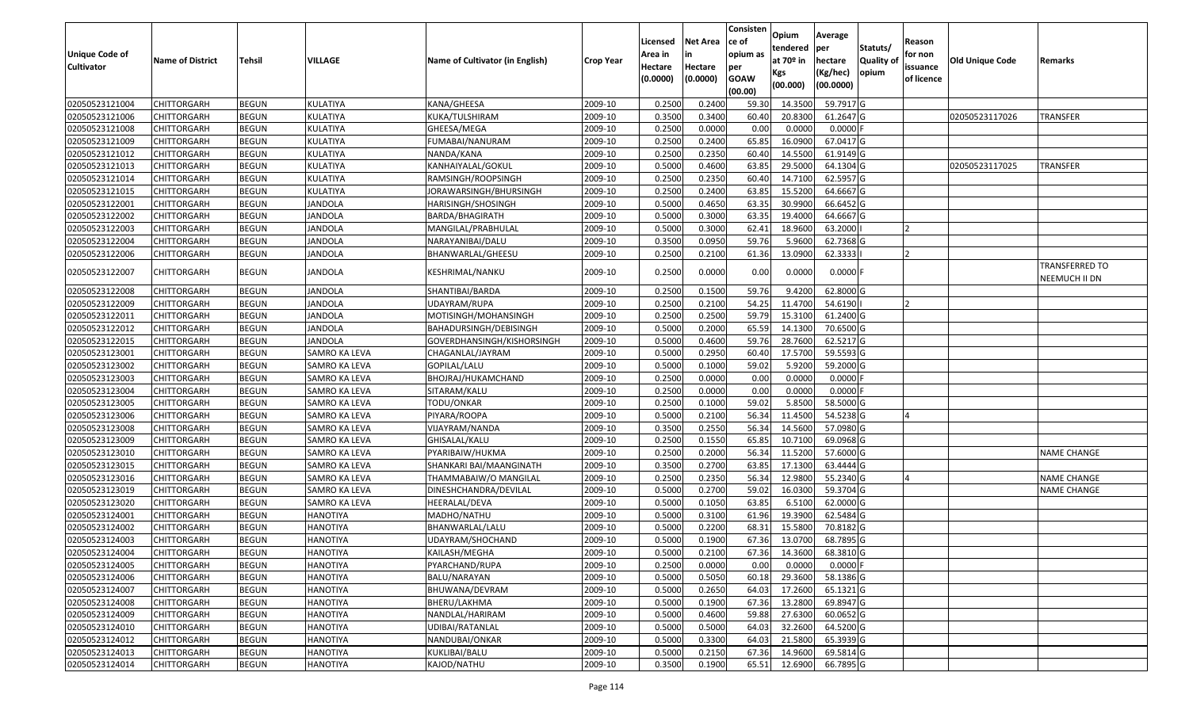| Unique Code of Cultivator | Name of District | Tehsil | VILLAGE | Name of Cultivator (in English) | Crop Year | Licensed Area in Hectare (0.0000) | Net Area in Hectare (0.0000) | Consistence of opium as per GOAW (00.00) | Opium tendered at 70º in Kgs (00.000) | Average per hectare (Kg/hec) (00.0000) | Statuts/ Quality of opium | Reason for non issuance of licence | Old Unique Code | Remarks |
|---|---|---|---|---|---|---|---|---|---|---|---|---|---|---|
| 02050523121004 | CHITTORGARH | BEGUN | KULATIYA | KANA/GHEESA | 2009-10 | 0.2500 | 0.2400 | 59.30 | 14.3500 | 59.7917 | G | | | |
| 02050523121006 | CHITTORGARH | BEGUN | KULATIYA | KUKA/TULSHIRAM | 2009-10 | 0.3500 | 0.3400 | 60.40 | 20.8300 | 61.2647 | G | | 02050523117026 | TRANSFER |
| 02050523121008 | CHITTORGARH | BEGUN | KULATIYA | GHEESA/MEGA | 2009-10 | 0.2500 | 0.0000 | 0.00 | 0.0000 | 0.0000 | F | | | |
| 02050523121009 | CHITTORGARH | BEGUN | KULATIYA | FUMABAI/NANURAM | 2009-10 | 0.2500 | 0.2400 | 65.85 | 16.0900 | 67.0417 | G | | | |
| 02050523121012 | CHITTORGARH | BEGUN | KULATIYA | NANDA/KANA | 2009-10 | 0.2500 | 0.2350 | 60.40 | 14.5500 | 61.9149 | G | | | |
| 02050523121013 | CHITTORGARH | BEGUN | KULATIYA | KANHAIYALAL/GOKUL | 2009-10 | 0.5000 | 0.4600 | 63.85 | 29.5000 | 64.1304 | G | | 02050523117025 | TRANSFER |
| 02050523121014 | CHITTORGARH | BEGUN | KULATIYA | RAMSINGH/ROOPSINGH | 2009-10 | 0.2500 | 0.2350 | 60.40 | 14.7100 | 62.5957 | G | | | |
| 02050523121015 | CHITTORGARH | BEGUN | KULATIYA | JORAWARSINGH/BHURSINGH | 2009-10 | 0.2500 | 0.2400 | 63.85 | 15.5200 | 64.6667 | G | | | |
| 02050523122001 | CHITTORGARH | BEGUN | JANDOLA | HARISINGH/SHOSINGH | 2009-10 | 0.5000 | 0.4650 | 63.35 | 30.9900 | 66.6452 | G | | | |
| 02050523122002 | CHITTORGARH | BEGUN | JANDOLA | BARDA/BHAGIRATH | 2009-10 | 0.5000 | 0.3000 | 63.35 | 19.4000 | 64.6667 | G | | | |
| 02050523122003 | CHITTORGARH | BEGUN | JANDOLA | MANGILAL/PRABHULAL | 2009-10 | 0.5000 | 0.3000 | 62.41 | 18.9600 | 63.2000 | I | 2 | | |
| 02050523122004 | CHITTORGARH | BEGUN | JANDOLA | NARAYANIBAI/DALU | 2009-10 | 0.3500 | 0.0950 | 59.76 | 5.9600 | 62.7368 | G | | | |
| 02050523122006 | CHITTORGARH | BEGUN | JANDOLA | BHANWARLAL/GHEESU | 2009-10 | 0.2500 | 0.2100 | 61.36 | 13.0900 | 62.3333 | I | 2 | | |
| 02050523122007 | CHITTORGARH | BEGUN | JANDOLA | KESHRIMAL/NANKU | 2009-10 | 0.2500 | 0.0000 | 0.00 | 0.0000 | 0.0000 | F | | | TRANSFERRED TO NEEMUCH II DN |
| 02050523122008 | CHITTORGARH | BEGUN | JANDOLA | SHANTIBAI/BARDA | 2009-10 | 0.2500 | 0.1500 | 59.76 | 9.4200 | 62.8000 | G | | | |
| 02050523122009 | CHITTORGARH | BEGUN | JANDOLA | UDAYRAM/RUPA | 2009-10 | 0.2500 | 0.2100 | 54.25 | 11.4700 | 54.6190 | I | 2 | | |
| 02050523122011 | CHITTORGARH | BEGUN | JANDOLA | MOTISINGH/MOHANSINGH | 2009-10 | 0.2500 | 0.2500 | 59.79 | 15.3100 | 61.2400 | G | | | |
| 02050523122012 | CHITTORGARH | BEGUN | JANDOLA | BAHADURSINGH/DEBISINGH | 2009-10 | 0.5000 | 0.2000 | 65.59 | 14.1300 | 70.6500 | G | | | |
| 02050523122015 | CHITTORGARH | BEGUN | JANDOLA | GOVERDHANSINGH/KISHORSINGH | 2009-10 | 0.5000 | 0.4600 | 59.76 | 28.7600 | 62.5217 | G | | | |
| 02050523123001 | CHITTORGARH | BEGUN | SAMRO KA LEVA | CHAGANLAL/JAYRAM | 2009-10 | 0.5000 | 0.2950 | 60.40 | 17.5700 | 59.5593 | G | | | |
| 02050523123002 | CHITTORGARH | BEGUN | SAMRO KA LEVA | GOPILAL/LALU | 2009-10 | 0.5000 | 0.1000 | 59.02 | 5.9200 | 59.2000 | G | | | |
| 02050523123003 | CHITTORGARH | BEGUN | SAMRO KA LEVA | BHOJRAJ/HUKAMCHAND | 2009-10 | 0.2500 | 0.0000 | 0.00 | 0.0000 | 0.0000 | F | | | |
| 02050523123004 | CHITTORGARH | BEGUN | SAMRO KA LEVA | SITARAM/KALU | 2009-10 | 0.2500 | 0.0000 | 0.00 | 0.0000 | 0.0000 | F | | | |
| 02050523123005 | CHITTORGARH | BEGUN | SAMRO KA LEVA | TODU/ONKAR | 2009-10 | 0.2500 | 0.1000 | 59.02 | 5.8500 | 58.5000 | G | | | |
| 02050523123006 | CHITTORGARH | BEGUN | SAMRO KA LEVA | PIYARA/ROOPA | 2009-10 | 0.5000 | 0.2100 | 56.34 | 11.4500 | 54.5238 | G | 4 | | |
| 02050523123008 | CHITTORGARH | BEGUN | SAMRO KA LEVA | VIJAYRAM/NANDA | 2009-10 | 0.3500 | 0.2550 | 56.34 | 14.5600 | 57.0980 | G | | | |
| 02050523123009 | CHITTORGARH | BEGUN | SAMRO KA LEVA | GHISALAL/KALU | 2009-10 | 0.2500 | 0.1550 | 65.85 | 10.7100 | 69.0968 | G | | | |
| 02050523123010 | CHITTORGARH | BEGUN | SAMRO KA LEVA | PYARIBAIW/HUKMA | 2009-10 | 0.2500 | 0.2000 | 56.34 | 11.5200 | 57.6000 | G | | | NAME CHANGE |
| 02050523123015 | CHITTORGARH | BEGUN | SAMRO KA LEVA | SHANKARI BAI/MAANGINATH | 2009-10 | 0.3500 | 0.2700 | 63.85 | 17.1300 | 63.4444 | G | | | |
| 02050523123016 | CHITTORGARH | BEGUN | SAMRO KA LEVA | THAMMABAIW/O MANGILAL | 2009-10 | 0.2500 | 0.2350 | 56.34 | 12.9800 | 55.2340 | G | 4 | | NAME CHANGE |
| 02050523123019 | CHITTORGARH | BEGUN | SAMRO KA LEVA | DINESHCHANDRA/DEVILAL | 2009-10 | 0.5000 | 0.2700 | 59.02 | 16.0300 | 59.3704 | G | | | NAME CHANGE |
| 02050523123020 | CHITTORGARH | BEGUN | SAMRO KA LEVA | HEERALAL/DEVA | 2009-10 | 0.5000 | 0.1050 | 63.85 | 6.5100 | 62.0000 | G | | | |
| 02050523124001 | CHITTORGARH | BEGUN | HANOTIYA | MADHO/NATHU | 2009-10 | 0.5000 | 0.3100 | 61.96 | 19.3900 | 62.5484 | G | | | |
| 02050523124002 | CHITTORGARH | BEGUN | HANOTIYA | BHANWARLAL/LALU | 2009-10 | 0.5000 | 0.2200 | 68.31 | 15.5800 | 70.8182 | G | | | |
| 02050523124003 | CHITTORGARH | BEGUN | HANOTIYA | UDAYRAM/SHOCHAND | 2009-10 | 0.5000 | 0.1900 | 67.36 | 13.0700 | 68.7895 | G | | | |
| 02050523124004 | CHITTORGARH | BEGUN | HANOTIYA | KAILASH/MEGHA | 2009-10 | 0.5000 | 0.2100 | 67.36 | 14.3600 | 68.3810 | G | | | |
| 02050523124005 | CHITTORGARH | BEGUN | HANOTIYA | PYARCHAND/RUPA | 2009-10 | 0.2500 | 0.0000 | 0.00 | 0.0000 | 0.0000 | F | | | |
| 02050523124006 | CHITTORGARH | BEGUN | HANOTIYA | BALU/NARAYAN | 2009-10 | 0.5000 | 0.5050 | 60.18 | 29.3600 | 58.1386 | G | | | |
| 02050523124007 | CHITTORGARH | BEGUN | HANOTIYA | BHUWANA/DEVRAM | 2009-10 | 0.5000 | 0.2650 | 64.03 | 17.2600 | 65.1321 | G | | | |
| 02050523124008 | CHITTORGARH | BEGUN | HANOTIYA | BHERU/LAKHMA | 2009-10 | 0.5000 | 0.1900 | 67.36 | 13.2800 | 69.8947 | G | | | |
| 02050523124009 | CHITTORGARH | BEGUN | HANOTIYA | NANDLAL/HARIRAM | 2009-10 | 0.5000 | 0.4600 | 59.88 | 27.6300 | 60.0652 | G | | | |
| 02050523124010 | CHITTORGARH | BEGUN | HANOTIYA | UDIBAI/RATANLAL | 2009-10 | 0.5000 | 0.5000 | 64.03 | 32.2600 | 64.5200 | G | | | |
| 02050523124012 | CHITTORGARH | BEGUN | HANOTIYA | NANDUBAI/ONKAR | 2009-10 | 0.5000 | 0.3300 | 64.03 | 21.5800 | 65.3939 | G | | | |
| 02050523124013 | CHITTORGARH | BEGUN | HANOTIYA | KUKLIBAI/BALU | 2009-10 | 0.5000 | 0.2150 | 67.36 | 14.9600 | 69.5814 | G | | | |
| 02050523124014 | CHITTORGARH | BEGUN | HANOTIYA | KAJOD/NATHU | 2009-10 | 0.3500 | 0.1900 | 65.51 | 12.6900 | 66.7895 | G | | | |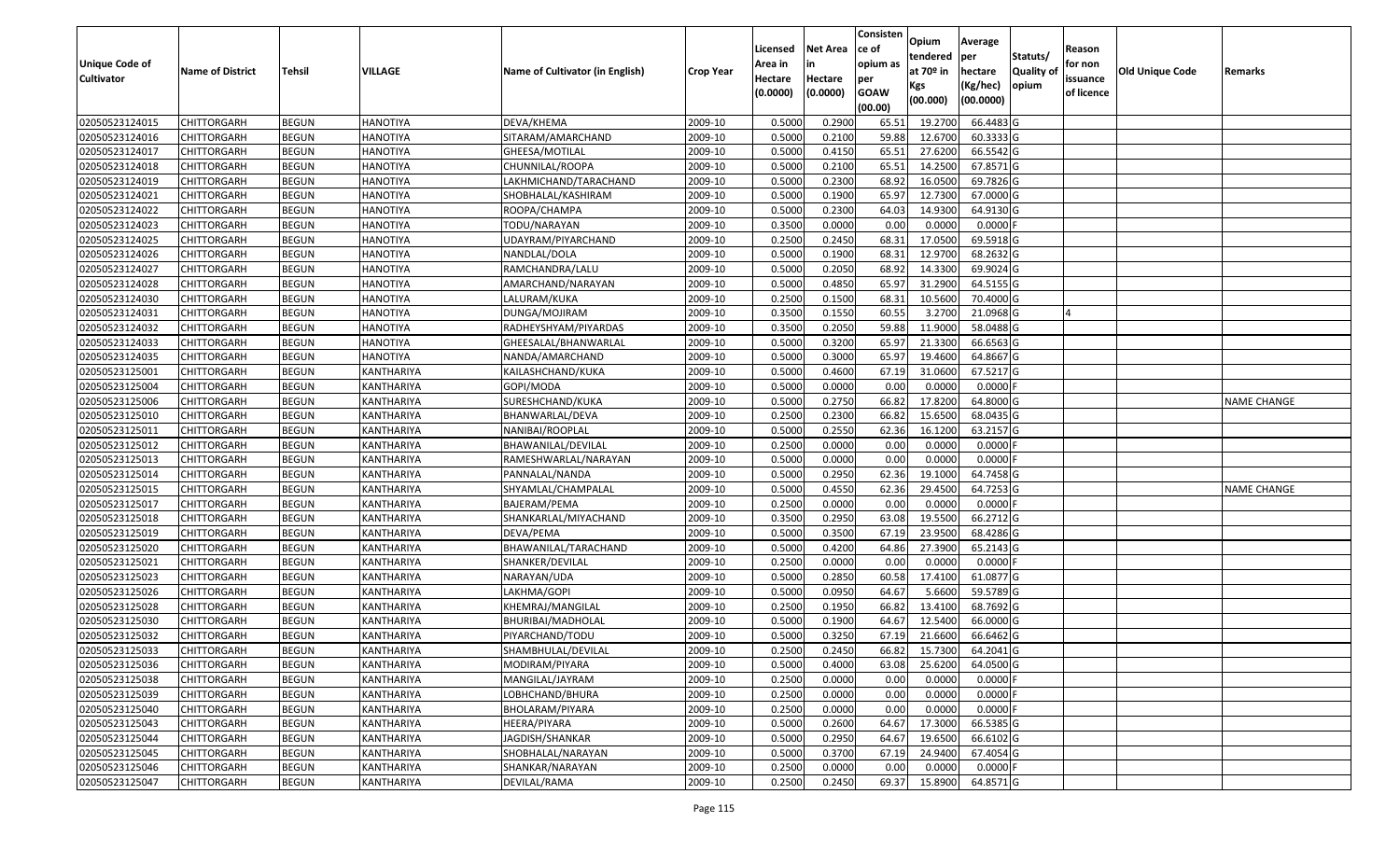| Unique Code of Cultivator | Name of District | Tehsil | VILLAGE | Name of Cultivator (in English) | Crop Year | Licensed Area in Hectare (0.0000) | Net Area in Hectare (0.0000) | Consistence of opium as per GOAW (00.00) | Opium tendered at 70º in Kgs (00.000) | Average per hectare (Kg/hec) (00.0000) | Statuts/ Quality of opium | Reason for non issuance of licence | Old Unique Code | Remarks |
|---|---|---|---|---|---|---|---|---|---|---|---|---|---|---|
| 02050523124015 | CHITTORGARH | BEGUN | HANOTIYA | DEVA/KHEMA | 2009-10 | 0.5000 | 0.2900 | 65.51 | 19.2700 | 66.4483 | G | | | |
| 02050523124016 | CHITTORGARH | BEGUN | HANOTIYA | SITARAM/AMARCHAND | 2009-10 | 0.5000 | 0.2100 | 59.88 | 12.6700 | 60.3333 | G | | | |
| 02050523124017 | CHITTORGARH | BEGUN | HANOTIYA | GHEESA/MOTILAL | 2009-10 | 0.5000 | 0.4150 | 65.51 | 27.6200 | 66.5542 | G | | | |
| 02050523124018 | CHITTORGARH | BEGUN | HANOTIYA | CHUNNILAL/ROOPA | 2009-10 | 0.5000 | 0.2100 | 65.51 | 14.2500 | 67.8571 | G | | | |
| 02050523124019 | CHITTORGARH | BEGUN | HANOTIYA | LAKHMICHAND/TARACHAND | 2009-10 | 0.5000 | 0.2300 | 68.92 | 16.0500 | 69.7826 | G | | | |
| 02050523124021 | CHITTORGARH | BEGUN | HANOTIYA | SHOBHALAL/KASHIRAM | 2009-10 | 0.5000 | 0.1900 | 65.97 | 12.7300 | 67.0000 | G | | | |
| 02050523124022 | CHITTORGARH | BEGUN | HANOTIYA | ROOPA/CHAMPA | 2009-10 | 0.5000 | 0.2300 | 64.03 | 14.9300 | 64.9130 | G | | | |
| 02050523124023 | CHITTORGARH | BEGUN | HANOTIYA | TODU/NARAYAN | 2009-10 | 0.3500 | 0.0000 | 0.00 | 0.0000 | 0.0000 | F | | | |
| 02050523124025 | CHITTORGARH | BEGUN | HANOTIYA | UDAYRAM/PIYARCHAND | 2009-10 | 0.2500 | 0.2450 | 68.31 | 17.0500 | 69.5918 | G | | | |
| 02050523124026 | CHITTORGARH | BEGUN | HANOTIYA | NANDLAL/DOLA | 2009-10 | 0.5000 | 0.1900 | 68.31 | 12.9700 | 68.2632 | G | | | |
| 02050523124027 | CHITTORGARH | BEGUN | HANOTIYA | RAMCHANDRA/LALU | 2009-10 | 0.5000 | 0.2050 | 68.92 | 14.3300 | 69.9024 | G | | | |
| 02050523124028 | CHITTORGARH | BEGUN | HANOTIYA | AMARCHAND/NARAYAN | 2009-10 | 0.5000 | 0.4850 | 65.97 | 31.2900 | 64.5155 | G | | | |
| 02050523124030 | CHITTORGARH | BEGUN | HANOTIYA | LALURAM/KUKA | 2009-10 | 0.2500 | 0.1500 | 68.31 | 10.5600 | 70.4000 | G | | | |
| 02050523124031 | CHITTORGARH | BEGUN | HANOTIYA | DUNGA/MOJIRAM | 2009-10 | 0.3500 | 0.1550 | 60.55 | 3.2700 | 21.0968 | G | 4 | | |
| 02050523124032 | CHITTORGARH | BEGUN | HANOTIYA | RADHEYSHYAM/PIYARDAS | 2009-10 | 0.3500 | 0.2050 | 59.88 | 11.9000 | 58.0488 | G | | | |
| 02050523124033 | CHITTORGARH | BEGUN | HANOTIYA | GHEESALAL/BHANWARLAL | 2009-10 | 0.5000 | 0.3200 | 65.97 | 21.3300 | 66.6563 | G | | | |
| 02050523124035 | CHITTORGARH | BEGUN | HANOTIYA | NANDA/AMARCHAND | 2009-10 | 0.5000 | 0.3000 | 65.97 | 19.4600 | 64.8667 | G | | | |
| 02050523125001 | CHITTORGARH | BEGUN | KANTHARIYA | KAILASHCHAND/KUKA | 2009-10 | 0.5000 | 0.4600 | 67.19 | 31.0600 | 67.5217 | G | | | |
| 02050523125004 | CHITTORGARH | BEGUN | KANTHARIYA | GOPI/MODA | 2009-10 | 0.5000 | 0.0000 | 0.00 | 0.0000 | 0.0000 | F | | | |
| 02050523125006 | CHITTORGARH | BEGUN | KANTHARIYA | SURESHCHAND/KUKA | 2009-10 | 0.5000 | 0.2750 | 66.82 | 17.8200 | 64.8000 | G | | | NAME CHANGE |
| 02050523125010 | CHITTORGARH | BEGUN | KANTHARIYA | BHANWARLAL/DEVA | 2009-10 | 0.2500 | 0.2300 | 66.82 | 15.6500 | 68.0435 | G | | | |
| 02050523125011 | CHITTORGARH | BEGUN | KANTHARIYA | NANIBAI/ROOPLAL | 2009-10 | 0.5000 | 0.2550 | 62.36 | 16.1200 | 63.2157 | G | | | |
| 02050523125012 | CHITTORGARH | BEGUN | KANTHARIYA | BHAWANILAL/DEVILAL | 2009-10 | 0.2500 | 0.0000 | 0.00 | 0.0000 | 0.0000 | F | | | |
| 02050523125013 | CHITTORGARH | BEGUN | KANTHARIYA | RAMESHWARLAL/NARAYAN | 2009-10 | 0.5000 | 0.0000 | 0.00 | 0.0000 | 0.0000 | F | | | |
| 02050523125014 | CHITTORGARH | BEGUN | KANTHARIYA | PANNALAL/NANDA | 2009-10 | 0.5000 | 0.2950 | 62.36 | 19.1000 | 64.7458 | G | | | |
| 02050523125015 | CHITTORGARH | BEGUN | KANTHARIYA | SHYAMLAL/CHAMPALAL | 2009-10 | 0.5000 | 0.4550 | 62.36 | 29.4500 | 64.7253 | G | | | NAME CHANGE |
| 02050523125017 | CHITTORGARH | BEGUN | KANTHARIYA | BAJERAM/PEMA | 2009-10 | 0.2500 | 0.0000 | 0.00 | 0.0000 | 0.0000 | F | | | |
| 02050523125018 | CHITTORGARH | BEGUN | KANTHARIYA | SHANKARLAL/MIYACHAND | 2009-10 | 0.3500 | 0.2950 | 63.08 | 19.5500 | 66.2712 | G | | | |
| 02050523125019 | CHITTORGARH | BEGUN | KANTHARIYA | DEVA/PEMA | 2009-10 | 0.5000 | 0.3500 | 67.19 | 23.9500 | 68.4286 | G | | | |
| 02050523125020 | CHITTORGARH | BEGUN | KANTHARIYA | BHAWANILAL/TARACHAND | 2009-10 | 0.5000 | 0.4200 | 64.86 | 27.3900 | 65.2143 | G | | | |
| 02050523125021 | CHITTORGARH | BEGUN | KANTHARIYA | SHANKER/DEVILAL | 2009-10 | 0.2500 | 0.0000 | 0.00 | 0.0000 | 0.0000 | F | | | |
| 02050523125023 | CHITTORGARH | BEGUN | KANTHARIYA | NARAYAN/UDA | 2009-10 | 0.5000 | 0.2850 | 60.58 | 17.4100 | 61.0877 | G | | | |
| 02050523125026 | CHITTORGARH | BEGUN | KANTHARIYA | LAKHMA/GOPI | 2009-10 | 0.5000 | 0.0950 | 64.67 | 5.6600 | 59.5789 | G | | | |
| 02050523125028 | CHITTORGARH | BEGUN | KANTHARIYA | KHEMRAJ/MANGILAL | 2009-10 | 0.2500 | 0.1950 | 66.82 | 13.4100 | 68.7692 | G | | | |
| 02050523125030 | CHITTORGARH | BEGUN | KANTHARIYA | BHURIBAI/MADHOLAL | 2009-10 | 0.5000 | 0.1900 | 64.67 | 12.5400 | 66.0000 | G | | | |
| 02050523125032 | CHITTORGARH | BEGUN | KANTHARIYA | PIYARCHAND/TODU | 2009-10 | 0.5000 | 0.3250 | 67.19 | 21.6600 | 66.6462 | G | | | |
| 02050523125033 | CHITTORGARH | BEGUN | KANTHARIYA | SHAMBHULAL/DEVILAL | 2009-10 | 0.2500 | 0.2450 | 66.82 | 15.7300 | 64.2041 | G | | | |
| 02050523125036 | CHITTORGARH | BEGUN | KANTHARIYA | MODIRAM/PIYARA | 2009-10 | 0.5000 | 0.4000 | 63.08 | 25.6200 | 64.0500 | G | | | |
| 02050523125038 | CHITTORGARH | BEGUN | KANTHARIYA | MANGILAL/JAYRAM | 2009-10 | 0.2500 | 0.0000 | 0.00 | 0.0000 | 0.0000 | F | | | |
| 02050523125039 | CHITTORGARH | BEGUN | KANTHARIYA | LOBHCHAND/BHURA | 2009-10 | 0.2500 | 0.0000 | 0.00 | 0.0000 | 0.0000 | F | | | |
| 02050523125040 | CHITTORGARH | BEGUN | KANTHARIYA | BHOLARAM/PIYARA | 2009-10 | 0.2500 | 0.0000 | 0.00 | 0.0000 | 0.0000 | F | | | |
| 02050523125043 | CHITTORGARH | BEGUN | KANTHARIYA | HEERA/PIYARA | 2009-10 | 0.5000 | 0.2600 | 64.67 | 17.3000 | 66.5385 | G | | | |
| 02050523125044 | CHITTORGARH | BEGUN | KANTHARIYA | JAGDISH/SHANKAR | 2009-10 | 0.5000 | 0.2950 | 64.67 | 19.6500 | 66.6102 | G | | | |
| 02050523125045 | CHITTORGARH | BEGUN | KANTHARIYA | SHOBHALAL/NARAYAN | 2009-10 | 0.5000 | 0.3700 | 67.19 | 24.9400 | 67.4054 | G | | | |
| 02050523125046 | CHITTORGARH | BEGUN | KANTHARIYA | SHANKAR/NARAYAN | 2009-10 | 0.2500 | 0.0000 | 0.00 | 0.0000 | 0.0000 | F | | | |
| 02050523125047 | CHITTORGARH | BEGUN | KANTHARIYA | DEVILAL/RAMA | 2009-10 | 0.2500 | 0.2450 | 69.37 | 15.8900 | 64.8571 | G | | | |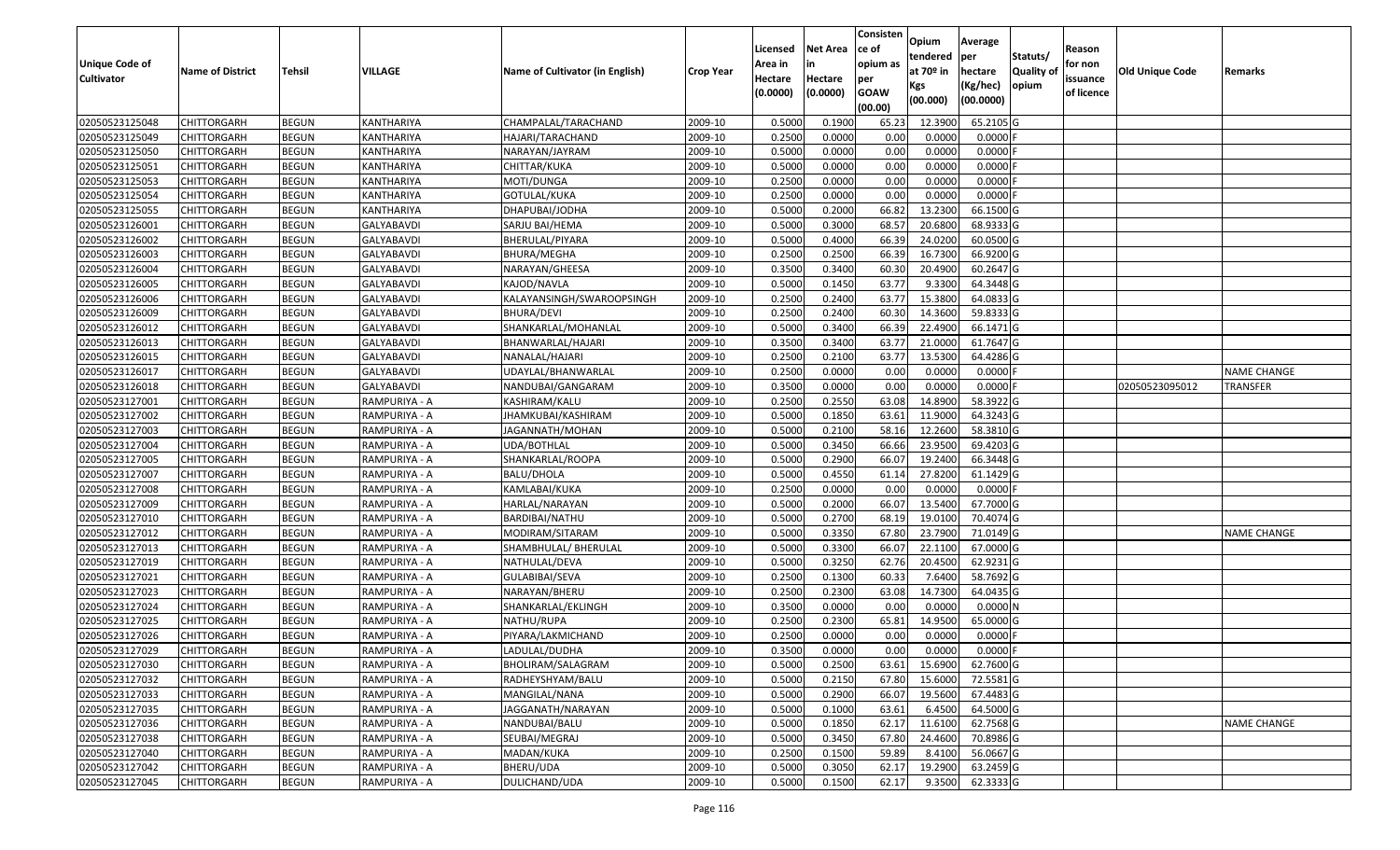| Unique Code of Cultivator | Name of District | Tehsil | VILLAGE | Name of Cultivator (in English) | Crop Year | Licensed Area in Hectare (0.0000) | Net Area in Hectare (0.0000) | Consistence of opium as per GOAW (00.00) | Opium tendered at 70º in Kgs (00.000) | Average per hectare (Kg/hec) (00.0000) | Statuts/ Quality of opium | Reason for non issuance of licence | Old Unique Code | Remarks |
|---|---|---|---|---|---|---|---|---|---|---|---|---|---|---|
| 02050523125048 | CHITTORGARH | BEGUN | KANTHARIYA | CHAMPALAL/TARACHAND | 2009-10 | 0.5000 | 0.1900 | 65.23 | 12.3900 | 65.2105 | G | | | |
| 02050523125049 | CHITTORGARH | BEGUN | KANTHARIYA | HAJARI/TARACHAND | 2009-10 | 0.2500 | 0.0000 | 0.00 | 0.0000 | 0.0000 | F | | | |
| 02050523125050 | CHITTORGARH | BEGUN | KANTHARIYA | NARAYAN/JAYRAM | 2009-10 | 0.5000 | 0.0000 | 0.00 | 0.0000 | 0.0000 | F | | | |
| 02050523125051 | CHITTORGARH | BEGUN | KANTHARIYA | CHITTAR/KUKA | 2009-10 | 0.5000 | 0.0000 | 0.00 | 0.0000 | 0.0000 | F | | | |
| 02050523125053 | CHITTORGARH | BEGUN | KANTHARIYA | MOTI/DUNGA | 2009-10 | 0.2500 | 0.0000 | 0.00 | 0.0000 | 0.0000 | F | | | |
| 02050523125054 | CHITTORGARH | BEGUN | KANTHARIYA | GOTULAL/KUKA | 2009-10 | 0.2500 | 0.0000 | 0.00 | 0.0000 | 0.0000 | F | | | |
| 02050523125055 | CHITTORGARH | BEGUN | KANTHARIYA | DHAPUBAI/JODHA | 2009-10 | 0.5000 | 0.2000 | 66.82 | 13.2300 | 66.1500 | G | | | |
| 02050523126001 | CHITTORGARH | BEGUN | GALYABAVDI | SARJU BAI/HEMA | 2009-10 | 0.5000 | 0.3000 | 68.57 | 20.6800 | 68.9333 | G | | | |
| 02050523126002 | CHITTORGARH | BEGUN | GALYABAVDI | BHERULAL/PIYARA | 2009-10 | 0.5000 | 0.4000 | 66.39 | 24.0200 | 60.0500 | G | | | |
| 02050523126003 | CHITTORGARH | BEGUN | GALYABAVDI | BHURA/MEGHA | 2009-10 | 0.2500 | 0.2500 | 66.39 | 16.7300 | 66.9200 | G | | | |
| 02050523126004 | CHITTORGARH | BEGUN | GALYABAVDI | NARAYAN/GHEESA | 2009-10 | 0.3500 | 0.3400 | 60.30 | 20.4900 | 60.2647 | G | | | |
| 02050523126005 | CHITTORGARH | BEGUN | GALYABAVDI | KAJOD/NAVLA | 2009-10 | 0.5000 | 0.1450 | 63.77 | 9.3300 | 64.3448 | G | | | |
| 02050523126006 | CHITTORGARH | BEGUN | GALYABAVDI | KALAYANSINGH/SWAROOPSINGH | 2009-10 | 0.2500 | 0.2400 | 63.77 | 15.3800 | 64.0833 | G | | | |
| 02050523126009 | CHITTORGARH | BEGUN | GALYABAVDI | BHURA/DEVI | 2009-10 | 0.2500 | 0.2400 | 60.30 | 14.3600 | 59.8333 | G | | | |
| 02050523126012 | CHITTORGARH | BEGUN | GALYABAVDI | SHANKARLAL/MOHANLAL | 2009-10 | 0.5000 | 0.3400 | 66.39 | 22.4900 | 66.1471 | G | | | |
| 02050523126013 | CHITTORGARH | BEGUN | GALYABAVDI | BHANWARLAL/HAJARI | 2009-10 | 0.3500 | 0.3400 | 63.77 | 21.0000 | 61.7647 | G | | | |
| 02050523126015 | CHITTORGARH | BEGUN | GALYABAVDI | NANALAL/HAJARI | 2009-10 | 0.2500 | 0.2100 | 63.77 | 13.5300 | 64.4286 | G | | | |
| 02050523126017 | CHITTORGARH | BEGUN | GALYABAVDI | UDAYLAL/BHANWARLAL | 2009-10 | 0.2500 | 0.0000 | 0.00 | 0.0000 | 0.0000 | F | | | NAME CHANGE |
| 02050523126018 | CHITTORGARH | BEGUN | GALYABAVDI | NANDUBAI/GANGARAM | 2009-10 | 0.3500 | 0.0000 | 0.00 | 0.0000 | 0.0000 | F | | 02050523095012 | TRANSFER |
| 02050523127001 | CHITTORGARH | BEGUN | RAMPURIYA - A | KASHIRAM/KALU | 2009-10 | 0.2500 | 0.2550 | 63.08 | 14.8900 | 58.3922 | G | | | |
| 02050523127002 | CHITTORGARH | BEGUN | RAMPURIYA - A | JHAMKUBAI/KASHIRAM | 2009-10 | 0.5000 | 0.1850 | 63.61 | 11.9000 | 64.3243 | G | | | |
| 02050523127003 | CHITTORGARH | BEGUN | RAMPURIYA - A | JAGANNATH/MOHAN | 2009-10 | 0.5000 | 0.2100 | 58.16 | 12.2600 | 58.3810 | G | | | |
| 02050523127004 | CHITTORGARH | BEGUN | RAMPURIYA - A | UDA/BOTHLAL | 2009-10 | 0.5000 | 0.3450 | 66.66 | 23.9500 | 69.4203 | G | | | |
| 02050523127005 | CHITTORGARH | BEGUN | RAMPURIYA - A | SHANKARLAL/ROOPA | 2009-10 | 0.5000 | 0.2900 | 66.07 | 19.2400 | 66.3448 | G | | | |
| 02050523127007 | CHITTORGARH | BEGUN | RAMPURIYA - A | BALU/DHOLA | 2009-10 | 0.5000 | 0.4550 | 61.14 | 27.8200 | 61.1429 | G | | | |
| 02050523127008 | CHITTORGARH | BEGUN | RAMPURIYA - A | KAMLABAI/KUKA | 2009-10 | 0.2500 | 0.0000 | 0.00 | 0.0000 | 0.0000 | F | | | |
| 02050523127009 | CHITTORGARH | BEGUN | RAMPURIYA - A | HARLAL/NARAYAN | 2009-10 | 0.5000 | 0.2000 | 66.07 | 13.5400 | 67.7000 | G | | | |
| 02050523127010 | CHITTORGARH | BEGUN | RAMPURIYA - A | BARDIBAI/NATHU | 2009-10 | 0.5000 | 0.2700 | 68.19 | 19.0100 | 70.4074 | G | | | |
| 02050523127012 | CHITTORGARH | BEGUN | RAMPURIYA - A | MODIRAM/SITARAM | 2009-10 | 0.5000 | 0.3350 | 67.80 | 23.7900 | 71.0149 | G | | | NAME CHANGE |
| 02050523127013 | CHITTORGARH | BEGUN | RAMPURIYA - A | SHAMBHULAL/ BHERULAL | 2009-10 | 0.5000 | 0.3300 | 66.07 | 22.1100 | 67.0000 | G | | | |
| 02050523127019 | CHITTORGARH | BEGUN | RAMPURIYA - A | NATHULAL/DEVA | 2009-10 | 0.5000 | 0.3250 | 62.76 | 20.4500 | 62.9231 | G | | | |
| 02050523127021 | CHITTORGARH | BEGUN | RAMPURIYA - A | GULABIBAI/SEVA | 2009-10 | 0.2500 | 0.1300 | 60.33 | 7.6400 | 58.7692 | G | | | |
| 02050523127023 | CHITTORGARH | BEGUN | RAMPURIYA - A | NARAYAN/BHERU | 2009-10 | 0.2500 | 0.2300 | 63.08 | 14.7300 | 64.0435 | G | | | |
| 02050523127024 | CHITTORGARH | BEGUN | RAMPURIYA - A | SHANKARLAL/EKLINGH | 2009-10 | 0.3500 | 0.0000 | 0.00 | 0.0000 | 0.0000 | N | | | |
| 02050523127025 | CHITTORGARH | BEGUN | RAMPURIYA - A | NATHU/RUPA | 2009-10 | 0.2500 | 0.2300 | 65.81 | 14.9500 | 65.0000 | G | | | |
| 02050523127026 | CHITTORGARH | BEGUN | RAMPURIYA - A | PIYARA/LAKMICHAND | 2009-10 | 0.2500 | 0.0000 | 0.00 | 0.0000 | 0.0000 | F | | | |
| 02050523127029 | CHITTORGARH | BEGUN | RAMPURIYA - A | LADULAL/DUDHA | 2009-10 | 0.3500 | 0.0000 | 0.00 | 0.0000 | 0.0000 | F | | | |
| 02050523127030 | CHITTORGARH | BEGUN | RAMPURIYA - A | BHOLIRAM/SALAGRAM | 2009-10 | 0.5000 | 0.2500 | 63.61 | 15.6900 | 62.7600 | G | | | |
| 02050523127032 | CHITTORGARH | BEGUN | RAMPURIYA - A | RADHEYSHYAM/BALU | 2009-10 | 0.5000 | 0.2150 | 67.80 | 15.6000 | 72.5581 | G | | | |
| 02050523127033 | CHITTORGARH | BEGUN | RAMPURIYA - A | MANGILAL/NANA | 2009-10 | 0.5000 | 0.2900 | 66.07 | 19.5600 | 67.4483 | G | | | |
| 02050523127035 | CHITTORGARH | BEGUN | RAMPURIYA - A | JAGGANATH/NARAYAN | 2009-10 | 0.5000 | 0.1000 | 63.61 | 6.4500 | 64.5000 | G | | | |
| 02050523127036 | CHITTORGARH | BEGUN | RAMPURIYA - A | NANDUBAI/BALU | 2009-10 | 0.5000 | 0.1850 | 62.17 | 11.6100 | 62.7568 | G | | | NAME CHANGE |
| 02050523127038 | CHITTORGARH | BEGUN | RAMPURIYA - A | SEUBAI/MEGRAJ | 2009-10 | 0.5000 | 0.3450 | 67.80 | 24.4600 | 70.8986 | G | | | |
| 02050523127040 | CHITTORGARH | BEGUN | RAMPURIYA - A | MADAN/KUKA | 2009-10 | 0.2500 | 0.1500 | 59.89 | 8.4100 | 56.0667 | G | | | |
| 02050523127042 | CHITTORGARH | BEGUN | RAMPURIYA - A | BHERU/UDA | 2009-10 | 0.5000 | 0.3050 | 62.17 | 19.2900 | 63.2459 | G | | | |
| 02050523127045 | CHITTORGARH | BEGUN | RAMPURIYA - A | DULICHAND/UDA | 2009-10 | 0.5000 | 0.1500 | 62.17 | 9.3500 | 62.3333 | G | | | |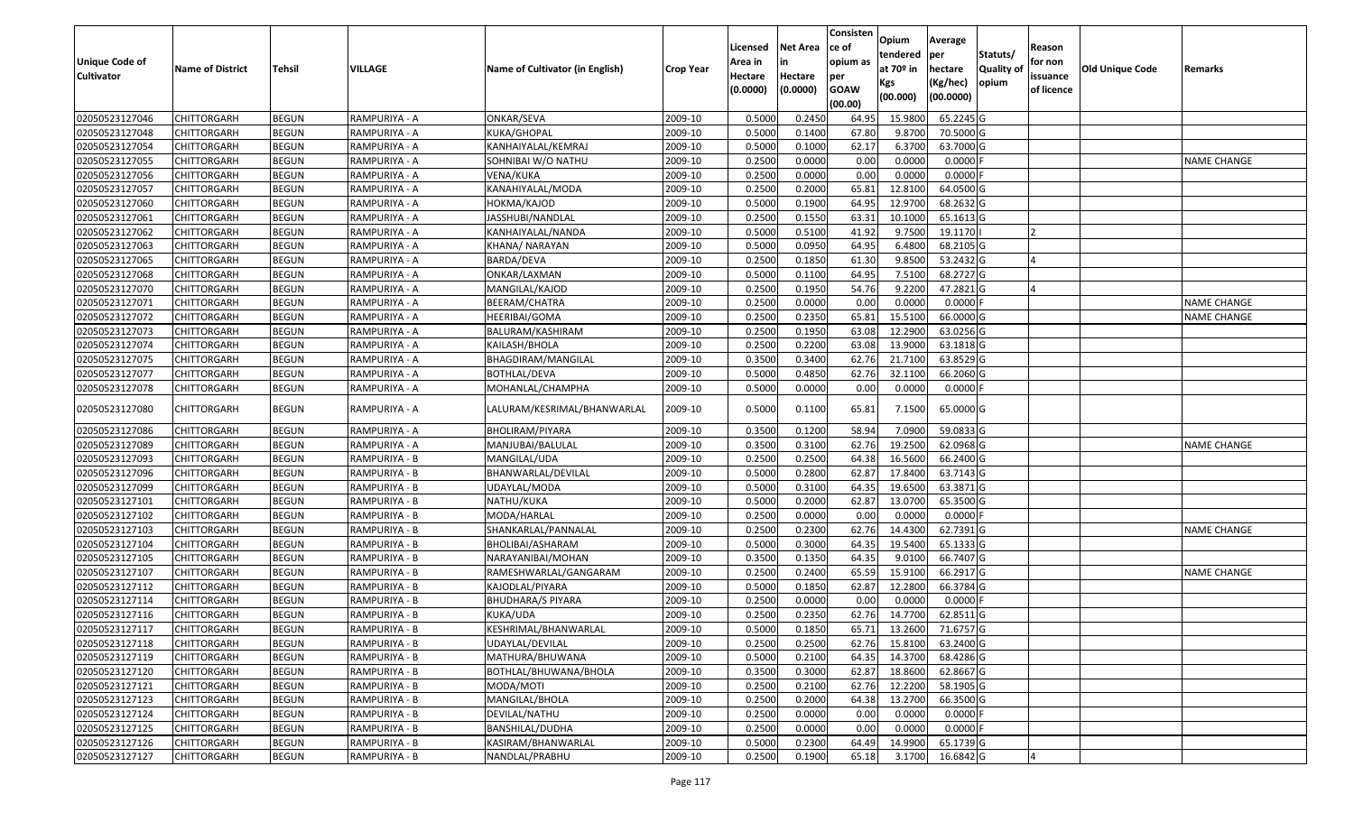| Unique Code of Cultivator | Name of District | Tehsil | VILLAGE | Name of Cultivator (in English) | Crop Year | Licensed Area in Hectare (0.0000) | Net Area in Hectare (0.0000) | Consisten ce of opium as per GOAW (00.00) | Opium tendered at 70º in Kgs (00.000) | Average per hectare (Kg/hec) (00.0000) | Statuts/ Quality of opium | Reason for non issuance of licence | Old Unique Code | Remarks |
|---|---|---|---|---|---|---|---|---|---|---|---|---|---|---|
| 02050523127046 | CHITTORGARH | BEGUN | RAMPURIYA - A | ONKAR/SEVA | 2009-10 | 0.5000 | 0.2450 | 64.95 | 15.9800 | 65.2245 | G | | | |
| 02050523127048 | CHITTORGARH | BEGUN | RAMPURIYA - A | KUKA/GHOPAL | 2009-10 | 0.5000 | 0.1400 | 67.80 | 9.8700 | 70.5000 | G | | | |
| 02050523127054 | CHITTORGARH | BEGUN | RAMPURIYA - A | KANHAIYALAL/KEMRAJ | 2009-10 | 0.5000 | 0.1000 | 62.17 | 6.3700 | 63.7000 | G | | | |
| 02050523127055 | CHITTORGARH | BEGUN | RAMPURIYA - A | SOHNIBAI W/O NATHU | 2009-10 | 0.2500 | 0.0000 | 0.00 | 0.0000 | 0.0000 | F | | | NAME CHANGE |
| 02050523127056 | CHITTORGARH | BEGUN | RAMPURIYA - A | VENA/KUKA | 2009-10 | 0.2500 | 0.0000 | 0.00 | 0.0000 | 0.0000 | F | | | |
| 02050523127057 | CHITTORGARH | BEGUN | RAMPURIYA - A | KANAHIYALAL/MODA | 2009-10 | 0.2500 | 0.2000 | 65.81 | 12.8100 | 64.0500 | G | | | |
| 02050523127060 | CHITTORGARH | BEGUN | RAMPURIYA - A | HOKMA/KAJOD | 2009-10 | 0.5000 | 0.1900 | 64.95 | 12.9700 | 68.2632 | G | | | |
| 02050523127061 | CHITTORGARH | BEGUN | RAMPURIYA - A | JASSHUBI/NANDLAL | 2009-10 | 0.2500 | 0.1550 | 63.31 | 10.1000 | 65.1613 | G | | | |
| 02050523127062 | CHITTORGARH | BEGUN | RAMPURIYA - A | KANHAIYALAL/NANDA | 2009-10 | 0.5000 | 0.5100 | 41.92 | 9.7500 | 19.1170 | I | 2 | | |
| 02050523127063 | CHITTORGARH | BEGUN | RAMPURIYA - A | KHANA/ NARAYAN | 2009-10 | 0.5000 | 0.0950 | 64.95 | 6.4800 | 68.2105 | G | | | |
| 02050523127065 | CHITTORGARH | BEGUN | RAMPURIYA - A | BARDA/DEVA | 2009-10 | 0.2500 | 0.1850 | 61.30 | 9.8500 | 53.2432 | G | 4 | | |
| 02050523127068 | CHITTORGARH | BEGUN | RAMPURIYA - A | ONKAR/LAXMAN | 2009-10 | 0.5000 | 0.1100 | 64.95 | 7.5100 | 68.2727 | G | | | |
| 02050523127070 | CHITTORGARH | BEGUN | RAMPURIYA - A | MANGILAL/KAJOD | 2009-10 | 0.2500 | 0.1950 | 54.76 | 9.2200 | 47.2821 | G | 4 | | |
| 02050523127071 | CHITTORGARH | BEGUN | RAMPURIYA - A | BEERAM/CHATRA | 2009-10 | 0.2500 | 0.0000 | 0.00 | 0.0000 | 0.0000 | F | | | NAME CHANGE |
| 02050523127072 | CHITTORGARH | BEGUN | RAMPURIYA - A | HEERIBAI/GOMA | 2009-10 | 0.2500 | 0.2350 | 65.81 | 15.5100 | 66.0000 | G | | | NAME CHANGE |
| 02050523127073 | CHITTORGARH | BEGUN | RAMPURIYA - A | BALURAM/KASHIRAM | 2009-10 | 0.2500 | 0.1950 | 63.08 | 12.2900 | 63.0256 | G | | | |
| 02050523127074 | CHITTORGARH | BEGUN | RAMPURIYA - A | KAILASH/BHOLA | 2009-10 | 0.2500 | 0.2200 | 63.08 | 13.9000 | 63.1818 | G | | | |
| 02050523127075 | CHITTORGARH | BEGUN | RAMPURIYA - A | BHAGDIRAM/MANGILAL | 2009-10 | 0.3500 | 0.3400 | 62.76 | 21.7100 | 63.8529 | G | | | |
| 02050523127077 | CHITTORGARH | BEGUN | RAMPURIYA - A | BOTHLAL/DEVA | 2009-10 | 0.5000 | 0.4850 | 62.76 | 32.1100 | 66.2060 | G | | | |
| 02050523127078 | CHITTORGARH | BEGUN | RAMPURIYA - A | MOHANLAL/CHAMPHA | 2009-10 | 0.5000 | 0.0000 | 0.00 | 0.0000 | 0.0000 | F | | | |
| 02050523127080 | CHITTORGARH | BEGUN | RAMPURIYA - A | LALURAM/KESRIMAL/BHANWARLAL | 2009-10 | 0.5000 | 0.1100 | 65.81 | 7.1500 | 65.0000 | G | | | |
| 02050523127086 | CHITTORGARH | BEGUN | RAMPURIYA - A | BHOLIRAM/PIYARA | 2009-10 | 0.3500 | 0.1200 | 58.94 | 7.0900 | 59.0833 | G | | | |
| 02050523127089 | CHITTORGARH | BEGUN | RAMPURIYA - A | MANJUBAI/BALULAL | 2009-10 | 0.3500 | 0.3100 | 62.76 | 19.2500 | 62.0968 | G | | | NAME CHANGE |
| 02050523127093 | CHITTORGARH | BEGUN | RAMPURIYA - B | MANGILAL/UDA | 2009-10 | 0.2500 | 0.2500 | 64.38 | 16.5600 | 66.2400 | G | | | |
| 02050523127096 | CHITTORGARH | BEGUN | RAMPURIYA - B | BHANWARLAL/DEVILAL | 2009-10 | 0.5000 | 0.2800 | 62.87 | 17.8400 | 63.7143 | G | | | |
| 02050523127099 | CHITTORGARH | BEGUN | RAMPURIYA - B | UDAYLAL/MODA | 2009-10 | 0.5000 | 0.3100 | 64.35 | 19.6500 | 63.3871 | G | | | |
| 02050523127101 | CHITTORGARH | BEGUN | RAMPURIYA - B | NATHU/KUKA | 2009-10 | 0.5000 | 0.2000 | 62.87 | 13.0700 | 65.3500 | G | | | |
| 02050523127102 | CHITTORGARH | BEGUN | RAMPURIYA - B | MODA/HARLAL | 2009-10 | 0.2500 | 0.0000 | 0.00 | 0.0000 | 0.0000 | F | | | |
| 02050523127103 | CHITTORGARH | BEGUN | RAMPURIYA - B | SHANKARLAL/PANNALAL | 2009-10 | 0.2500 | 0.2300 | 62.76 | 14.4300 | 62.7391 | G | | | NAME CHANGE |
| 02050523127104 | CHITTORGARH | BEGUN | RAMPURIYA - B | BHOLIBAI/ASHARAM | 2009-10 | 0.5000 | 0.3000 | 64.35 | 19.5400 | 65.1333 | G | | | |
| 02050523127105 | CHITTORGARH | BEGUN | RAMPURIYA - B | NARAYANIBAI/MOHAN | 2009-10 | 0.3500 | 0.1350 | 64.35 | 9.0100 | 66.7407 | G | | | |
| 02050523127107 | CHITTORGARH | BEGUN | RAMPURIYA - B | RAMESHWARLAL/GANGARAM | 2009-10 | 0.2500 | 0.2400 | 65.59 | 15.9100 | 66.2917 | G | | | NAME CHANGE |
| 02050523127112 | CHITTORGARH | BEGUN | RAMPURIYA - B | KAJODLAL/PIYARA | 2009-10 | 0.5000 | 0.1850 | 62.87 | 12.2800 | 66.3784 | G | | | |
| 02050523127114 | CHITTORGARH | BEGUN | RAMPURIYA - B | BHUDHARA/S PIYARA | 2009-10 | 0.2500 | 0.0000 | 0.00 | 0.0000 | 0.0000 | F | | | |
| 02050523127116 | CHITTORGARH | BEGUN | RAMPURIYA - B | KUKA/UDA | 2009-10 | 0.2500 | 0.2350 | 62.76 | 14.7700 | 62.8511 | G | | | |
| 02050523127117 | CHITTORGARH | BEGUN | RAMPURIYA - B | KESHRIMAL/BHANWARLAL | 2009-10 | 0.5000 | 0.1850 | 65.71 | 13.2600 | 71.6757 | G | | | |
| 02050523127118 | CHITTORGARH | BEGUN | RAMPURIYA - B | UDAYLAL/DEVILAL | 2009-10 | 0.2500 | 0.2500 | 62.76 | 15.8100 | 63.2400 | G | | | |
| 02050523127119 | CHITTORGARH | BEGUN | RAMPURIYA - B | MATHURA/BHUWANA | 2009-10 | 0.5000 | 0.2100 | 64.35 | 14.3700 | 68.4286 | G | | | |
| 02050523127120 | CHITTORGARH | BEGUN | RAMPURIYA - B | BOTHLAL/BHUWANA/BHOLA | 2009-10 | 0.3500 | 0.3000 | 62.87 | 18.8600 | 62.8667 | G | | | |
| 02050523127121 | CHITTORGARH | BEGUN | RAMPURIYA - B | MODA/MOTI | 2009-10 | 0.2500 | 0.2100 | 62.76 | 12.2200 | 58.1905 | G | | | |
| 02050523127123 | CHITTORGARH | BEGUN | RAMPURIYA - B | MANGILAL/BHOLA | 2009-10 | 0.2500 | 0.2000 | 64.38 | 13.2700 | 66.3500 | G | | | |
| 02050523127124 | CHITTORGARH | BEGUN | RAMPURIYA - B | DEVILAL/NATHU | 2009-10 | 0.2500 | 0.0000 | 0.00 | 0.0000 | 0.0000 | F | | | |
| 02050523127125 | CHITTORGARH | BEGUN | RAMPURIYA - B | BANSHILAL/DUDHA | 2009-10 | 0.2500 | 0.0000 | 0.00 | 0.0000 | 0.0000 | F | | | |
| 02050523127126 | CHITTORGARH | BEGUN | RAMPURIYA - B | KASIRAM/BHANWARLAL | 2009-10 | 0.5000 | 0.2300 | 64.49 | 14.9900 | 65.1739 | G | | | |
| 02050523127127 | CHITTORGARH | BEGUN | RAMPURIYA - B | NANDLAL/PRABHU | 2009-10 | 0.2500 | 0.1900 | 65.18 | 3.1700 | 16.6842 | G | 4 | | |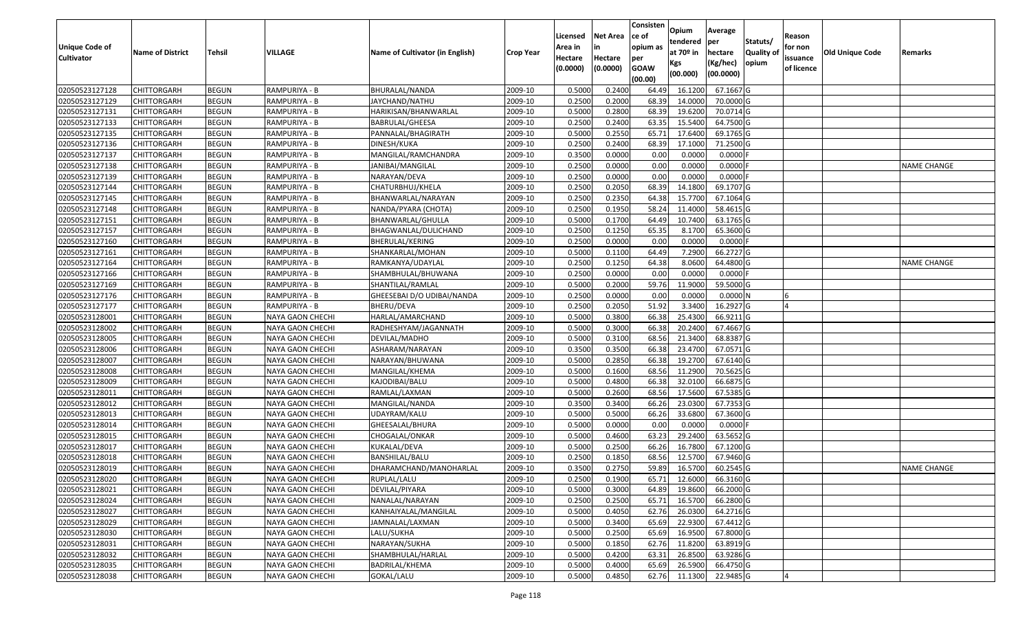| Unique Code of Cultivator | Name of District | Tehsil | VILLAGE | Name of Cultivator (in English) | Crop Year | Licensed Area in Hectare (0.0000) | Net Area in Hectare (0.0000) | Consisten ce of opium as per GOAW (00.00) | Opium tendered at 70º in Kgs (00.000) | Average per hectare (Kg/hec) (00.0000) | Statuts/ Quality of opium | Reason for non issuance of licence | Old Unique Code | Remarks |
|---|---|---|---|---|---|---|---|---|---|---|---|---|---|---|
| 02050523127128 | CHITTORGARH | BEGUN | RAMPURIYA - B | BHURALAL/NANDA | 2009-10 | 0.5000 | 0.2400 | 64.49 | 16.1200 | 67.1667 | G | | | |
| 02050523127129 | CHITTORGARH | BEGUN | RAMPURIYA - B | JAYCHAND/NATHU | 2009-10 | 0.2500 | 0.2000 | 68.39 | 14.0000 | 70.0000 | G | | | |
| 02050523127131 | CHITTORGARH | BEGUN | RAMPURIYA - B | HARIKISAN/BHANWARLAL | 2009-10 | 0.5000 | 0.2800 | 68.39 | 19.6200 | 70.0714 | G | | | |
| 02050523127133 | CHITTORGARH | BEGUN | RAMPURIYA - B | BABRULAL/GHEESA | 2009-10 | 0.2500 | 0.2400 | 63.35 | 15.5400 | 64.7500 | G | | | |
| 02050523127135 | CHITTORGARH | BEGUN | RAMPURIYA - B | PANNALAL/BHAGIRATH | 2009-10 | 0.5000 | 0.2550 | 65.71 | 17.6400 | 69.1765 | G | | | |
| 02050523127136 | CHITTORGARH | BEGUN | RAMPURIYA - B | DINESH/KUKA | 2009-10 | 0.2500 | 0.2400 | 68.39 | 17.1000 | 71.2500 | G | | | |
| 02050523127137 | CHITTORGARH | BEGUN | RAMPURIYA - B | MANGILAL/RAMCHANDRA | 2009-10 | 0.3500 | 0.0000 | 0.00 | 0.0000 | 0.0000 | F | | | |
| 02050523127138 | CHITTORGARH | BEGUN | RAMPURIYA - B | JANIBAI/MANGILAL | 2009-10 | 0.2500 | 0.0000 | 0.00 | 0.0000 | 0.0000 | F | | | NAME CHANGE |
| 02050523127139 | CHITTORGARH | BEGUN | RAMPURIYA - B | NARAYAN/DEVA | 2009-10 | 0.2500 | 0.0000 | 0.00 | 0.0000 | 0.0000 | F | | | |
| 02050523127144 | CHITTORGARH | BEGUN | RAMPURIYA - B | CHATURBHUJ/KHELA | 2009-10 | 0.2500 | 0.2050 | 68.39 | 14.1800 | 69.1707 | G | | | |
| 02050523127145 | CHITTORGARH | BEGUN | RAMPURIYA - B | BHANWARLAL/NARAYAN | 2009-10 | 0.2500 | 0.2350 | 64.38 | 15.7700 | 67.1064 | G | | | |
| 02050523127148 | CHITTORGARH | BEGUN | RAMPURIYA - B | NANDA/PYARA (CHOTA) | 2009-10 | 0.2500 | 0.1950 | 58.24 | 11.4000 | 58.4615 | G | | | |
| 02050523127151 | CHITTORGARH | BEGUN | RAMPURIYA - B | BHANWARLAL/GHULLA | 2009-10 | 0.5000 | 0.1700 | 64.49 | 10.7400 | 63.1765 | G | | | |
| 02050523127157 | CHITTORGARH | BEGUN | RAMPURIYA - B | BHAGWANLAL/DULICHAND | 2009-10 | 0.2500 | 0.1250 | 65.35 | 8.1700 | 65.3600 | G | | | |
| 02050523127160 | CHITTORGARH | BEGUN | RAMPURIYA - B | BHERULAL/KERING | 2009-10 | 0.2500 | 0.0000 | 0.00 | 0.0000 | 0.0000 | F | | | |
| 02050523127161 | CHITTORGARH | BEGUN | RAMPURIYA - B | SHANKARLAL/MOHAN | 2009-10 | 0.5000 | 0.1100 | 64.49 | 7.2900 | 66.2727 | G | | | |
| 02050523127164 | CHITTORGARH | BEGUN | RAMPURIYA - B | RAMKANYA/UDAYLAL | 2009-10 | 0.2500 | 0.1250 | 64.38 | 8.0600 | 64.4800 | G | | | NAME CHANGE |
| 02050523127166 | CHITTORGARH | BEGUN | RAMPURIYA - B | SHAMBHULAL/BHUWANA | 2009-10 | 0.2500 | 0.0000 | 0.00 | 0.0000 | 0.0000 | F | | | |
| 02050523127169 | CHITTORGARH | BEGUN | RAMPURIYA - B | SHANTILAL/RAMLAL | 2009-10 | 0.5000 | 0.2000 | 59.76 | 11.9000 | 59.5000 | G | | | |
| 02050523127176 | CHITTORGARH | BEGUN | RAMPURIYA - B | GHEESEBAI D/O UDIBAI/NANDA | 2009-10 | 0.2500 | 0.0000 | 0.00 | 0.0000 | 0.0000 | N | 6 | | |
| 02050523127177 | CHITTORGARH | BEGUN | RAMPURIYA - B | BHERU/DEVA | 2009-10 | 0.2500 | 0.2050 | 51.92 | 3.3400 | 16.2927 | G | 4 | | |
| 02050523128001 | CHITTORGARH | BEGUN | NAYA GAON CHECHI | HARLAL/AMARCHAND | 2009-10 | 0.5000 | 0.3800 | 66.38 | 25.4300 | 66.9211 | G | | | |
| 02050523128002 | CHITTORGARH | BEGUN | NAYA GAON CHECHI | RADHESHYAM/JAGANNATH | 2009-10 | 0.5000 | 0.3000 | 66.38 | 20.2400 | 67.4667 | G | | | |
| 02050523128005 | CHITTORGARH | BEGUN | NAYA GAON CHECHI | DEVILAL/MADHO | 2009-10 | 0.5000 | 0.3100 | 68.56 | 21.3400 | 68.8387 | G | | | |
| 02050523128006 | CHITTORGARH | BEGUN | NAYA GAON CHECHI | ASHARAM/NARAYAN | 2009-10 | 0.3500 | 0.3500 | 66.38 | 23.4700 | 67.0571 | G | | | |
| 02050523128007 | CHITTORGARH | BEGUN | NAYA GAON CHECHI | NARAYAN/BHUWANA | 2009-10 | 0.5000 | 0.2850 | 66.38 | 19.2700 | 67.6140 | G | | | |
| 02050523128008 | CHITTORGARH | BEGUN | NAYA GAON CHECHI | MANGILAL/KHEMA | 2009-10 | 0.5000 | 0.1600 | 68.56 | 11.2900 | 70.5625 | G | | | |
| 02050523128009 | CHITTORGARH | BEGUN | NAYA GAON CHECHI | KAJODIBAI/BALU | 2009-10 | 0.5000 | 0.4800 | 66.38 | 32.0100 | 66.6875 | G | | | |
| 02050523128011 | CHITTORGARH | BEGUN | NAYA GAON CHECHI | RAMLAL/LAXMAN | 2009-10 | 0.5000 | 0.2600 | 68.56 | 17.5600 | 67.5385 | G | | | |
| 02050523128012 | CHITTORGARH | BEGUN | NAYA GAON CHECHI | MANGILAL/NANDA | 2009-10 | 0.3500 | 0.3400 | 66.26 | 23.0300 | 67.7353 | G | | | |
| 02050523128013 | CHITTORGARH | BEGUN | NAYA GAON CHECHI | UDAYRAM/KALU | 2009-10 | 0.5000 | 0.5000 | 66.26 | 33.6800 | 67.3600 | G | | | |
| 02050523128014 | CHITTORGARH | BEGUN | NAYA GAON CHECHI | GHEESALAL/BHURA | 2009-10 | 0.5000 | 0.0000 | 0.00 | 0.0000 | 0.0000 | F | | | |
| 02050523128015 | CHITTORGARH | BEGUN | NAYA GAON CHECHI | CHOGALAL/ONKAR | 2009-10 | 0.5000 | 0.4600 | 63.23 | 29.2400 | 63.5652 | G | | | |
| 02050523128017 | CHITTORGARH | BEGUN | NAYA GAON CHECHI | KUKALAL/DEVA | 2009-10 | 0.5000 | 0.2500 | 66.26 | 16.7800 | 67.1200 | G | | | |
| 02050523128018 | CHITTORGARH | BEGUN | NAYA GAON CHECHI | BANSHILAL/BALU | 2009-10 | 0.2500 | 0.1850 | 68.56 | 12.5700 | 67.9460 | G | | | |
| 02050523128019 | CHITTORGARH | BEGUN | NAYA GAON CHECHI | DHARAMCHAND/MANOHARLAL | 2009-10 | 0.3500 | 0.2750 | 59.89 | 16.5700 | 60.2545 | G | | | NAME CHANGE |
| 02050523128020 | CHITTORGARH | BEGUN | NAYA GAON CHECHI | RUPLAL/LALU | 2009-10 | 0.2500 | 0.1900 | 65.71 | 12.6000 | 66.3160 | G | | | |
| 02050523128021 | CHITTORGARH | BEGUN | NAYA GAON CHECHI | DEVILAL/PIYARA | 2009-10 | 0.5000 | 0.3000 | 64.89 | 19.8600 | 66.2000 | G | | | |
| 02050523128024 | CHITTORGARH | BEGUN | NAYA GAON CHECHI | NANALAL/NARAYAN | 2009-10 | 0.2500 | 0.2500 | 65.71 | 16.5700 | 66.2800 | G | | | |
| 02050523128027 | CHITTORGARH | BEGUN | NAYA GAON CHECHI | KANHAIYALAL/MANGILAL | 2009-10 | 0.5000 | 0.4050 | 62.76 | 26.0300 | 64.2716 | G | | | |
| 02050523128029 | CHITTORGARH | BEGUN | NAYA GAON CHECHI | JAMNALAL/LAXMAN | 2009-10 | 0.5000 | 0.3400 | 65.69 | 22.9300 | 67.4412 | G | | | |
| 02050523128030 | CHITTORGARH | BEGUN | NAYA GAON CHECHI | LALU/SUKHA | 2009-10 | 0.5000 | 0.2500 | 65.69 | 16.9500 | 67.8000 | G | | | |
| 02050523128031 | CHITTORGARH | BEGUN | NAYA GAON CHECHI | NARAYAN/SUKHA | 2009-10 | 0.5000 | 0.1850 | 62.76 | 11.8200 | 63.8919 | G | | | |
| 02050523128032 | CHITTORGARH | BEGUN | NAYA GAON CHECHI | SHAMBHULAL/HARLAL | 2009-10 | 0.5000 | 0.4200 | 63.31 | 26.8500 | 63.9286 | G | | | |
| 02050523128035 | CHITTORGARH | BEGUN | NAYA GAON CHECHI | BADRILAL/KHEMA | 2009-10 | 0.5000 | 0.4000 | 65.69 | 26.5900 | 66.4750 | G | | | |
| 02050523128038 | CHITTORGARH | BEGUN | NAYA GAON CHECHI | GOKAL/LALU | 2009-10 | 0.5000 | 0.4850 | 62.76 | 11.1300 | 22.9485 | G | 4 | | |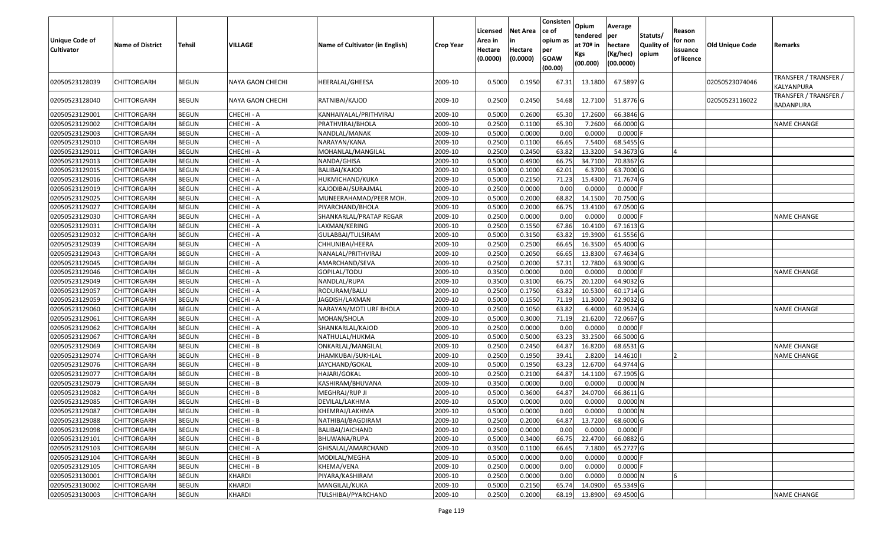| Unique Code of Cultivator | Name of District | Tehsil | VILLAGE | Name of Cultivator (in English) | Crop Year | Licensed Area in Hectare (0.0000) | Net Area in Hectare (0.0000) | Consistence of opium as per GOAW (00.00) | Opium tendered at 70º in Kgs (00.000) | Average per hectare (Kg/hec) (00.0000) | Statuts/ Quality of opium | Reason for non issuance of licence | Old Unique Code | Remarks |
|---|---|---|---|---|---|---|---|---|---|---|---|---|---|---|
| 02050523128039 | CHITTORGARH | BEGUN | NAYA GAON CHECHI | HEERALAL/GHEESA | 2009-10 | 0.5000 | 0.1950 | 67.31 | 13.1800 | 67.5897 | G | | 02050523074046 | TRANSFER / TRANSFER / KALYANPURA |
| 02050523128040 | CHITTORGARH | BEGUN | NAYA GAON CHECHI | RATNIBAI/KAJOD | 2009-10 | 0.2500 | 0.2450 | 54.68 | 12.7100 | 51.8776 | G | | 02050523116022 | TRANSFER / TRANSFER / BADANPURA |
| 02050523129001 | CHITTORGARH | BEGUN | CHECHI - A | KANHAIYALAL/PRITHVIRAJ | 2009-10 | 0.5000 | 0.2600 | 65.30 | 17.2600 | 66.3846 | G | | | |
| 02050523129002 | CHITTORGARH | BEGUN | CHECHI - A | PRATHVIRAJ/BHOLA | 2009-10 | 0.2500 | 0.1100 | 65.30 | 7.2600 | 66.0000 | G | | | NAME CHANGE |
| 02050523129003 | CHITTORGARH | BEGUN | CHECHI - A | NANDLAL/MANAK | 2009-10 | 0.5000 | 0.0000 | 0.00 | 0.0000 | 0.0000 | F | | | |
| 02050523129010 | CHITTORGARH | BEGUN | CHECHI - A | NARAYAN/KANA | 2009-10 | 0.2500 | 0.1100 | 66.65 | 7.5400 | 68.5455 | G | | | |
| 02050523129011 | CHITTORGARH | BEGUN | CHECHI - A | MOHANLAL/MANGILAL | 2009-10 | 0.2500 | 0.2450 | 63.82 | 13.3200 | 54.3673 | G | 4 | | |
| 02050523129013 | CHITTORGARH | BEGUN | CHECHI - A | NANDA/GHISA | 2009-10 | 0.5000 | 0.4900 | 66.75 | 34.7100 | 70.8367 | G | | | |
| 02050523129015 | CHITTORGARH | BEGUN | CHECHI - A | BALIBAI/KAJOD | 2009-10 | 0.5000 | 0.1000 | 62.01 | 6.3700 | 63.7000 | G | | | |
| 02050523129016 | CHITTORGARH | BEGUN | CHECHI - A | HUKMICHAND/KUKA | 2009-10 | 0.5000 | 0.2150 | 71.23 | 15.4300 | 71.7674 | G | | | |
| 02050523129019 | CHITTORGARH | BEGUN | CHECHI - A | KAJODIBAI/SURAJMAL | 2009-10 | 0.2500 | 0.0000 | 0.00 | 0.0000 | 0.0000 | F | | | |
| 02050523129025 | CHITTORGARH | BEGUN | CHECHI - A | MUNEERAHAMAD/PEER MOH. | 2009-10 | 0.5000 | 0.2000 | 68.82 | 14.1500 | 70.7500 | G | | | |
| 02050523129027 | CHITTORGARH | BEGUN | CHECHI - A | PIYARCHAND/BHOLA | 2009-10 | 0.5000 | 0.2000 | 66.75 | 13.4100 | 67.0500 | G | | | |
| 02050523129030 | CHITTORGARH | BEGUN | CHECHI - A | SHANKARLAL/PRATAP REGAR | 2009-10 | 0.2500 | 0.0000 | 0.00 | 0.0000 | 0.0000 | F | | | NAME CHANGE |
| 02050523129031 | CHITTORGARH | BEGUN | CHECHI - A | LAXMAN/KERING | 2009-10 | 0.2500 | 0.1550 | 67.86 | 10.4100 | 67.1613 | G | | | |
| 02050523129032 | CHITTORGARH | BEGUN | CHECHI - A | GULABBAI/TULSIRAM | 2009-10 | 0.5000 | 0.3150 | 63.82 | 19.3900 | 61.5556 | G | | | |
| 02050523129039 | CHITTORGARH | BEGUN | CHECHI - A | CHHUNIBAI/HEERA | 2009-10 | 0.2500 | 0.2500 | 66.65 | 16.3500 | 65.4000 | G | | | |
| 02050523129043 | CHITTORGARH | BEGUN | CHECHI - A | NANALAL/PRITHVIRAJ | 2009-10 | 0.2500 | 0.2050 | 66.65 | 13.8300 | 67.4634 | G | | | |
| 02050523129045 | CHITTORGARH | BEGUN | CHECHI - A | AMARCHAND/SEVA | 2009-10 | 0.2500 | 0.2000 | 57.31 | 12.7800 | 63.9000 | G | | | |
| 02050523129046 | CHITTORGARH | BEGUN | CHECHI - A | GOPILAL/TODU | 2009-10 | 0.3500 | 0.0000 | 0.00 | 0.0000 | 0.0000 | F | | | NAME CHANGE |
| 02050523129049 | CHITTORGARH | BEGUN | CHECHI - A | NANDLAL/RUPA | 2009-10 | 0.3500 | 0.3100 | 66.75 | 20.1200 | 64.9032 | G | | | |
| 02050523129057 | CHITTORGARH | BEGUN | CHECHI - A | RODURAM/BALU | 2009-10 | 0.2500 | 0.1750 | 63.82 | 10.5300 | 60.1714 | G | | | |
| 02050523129059 | CHITTORGARH | BEGUN | CHECHI - A | JAGDISH/LAXMAN | 2009-10 | 0.5000 | 0.1550 | 71.19 | 11.3000 | 72.9032 | G | | | |
| 02050523129060 | CHITTORGARH | BEGUN | CHECHI - A | NARAYAN/MOTI URF BHOLA | 2009-10 | 0.2500 | 0.1050 | 63.82 | 6.4000 | 60.9524 | G | | | NAME CHANGE |
| 02050523129061 | CHITTORGARH | BEGUN | CHECHI - A | MOHAN/SHOLA | 2009-10 | 0.5000 | 0.3000 | 71.19 | 21.6200 | 72.0667 | G | | | |
| 02050523129062 | CHITTORGARH | BEGUN | CHECHI - A | SHANKARLAL/KAJOD | 2009-10 | 0.2500 | 0.0000 | 0.00 | 0.0000 | 0.0000 | F | | | |
| 02050523129067 | CHITTORGARH | BEGUN | CHECHI - B | NATHULAL/HUKMA | 2009-10 | 0.5000 | 0.5000 | 63.23 | 33.2500 | 66.5000 | G | | | |
| 02050523129069 | CHITTORGARH | BEGUN | CHECHI - B | ONKARLAL/MANGILAL | 2009-10 | 0.2500 | 0.2450 | 64.87 | 16.8200 | 68.6531 | G | | | NAME CHANGE |
| 02050523129074 | CHITTORGARH | BEGUN | CHECHI - B | JHAMKUBAI/SUKHLAL | 2009-10 | 0.2500 | 0.1950 | 39.41 | 2.8200 | 14.4610 | I | 2 | | NAME CHANGE |
| 02050523129076 | CHITTORGARH | BEGUN | CHECHI - B | JAYCHAND/GOKAL | 2009-10 | 0.5000 | 0.1950 | 63.23 | 12.6700 | 64.9744 | G | | | |
| 02050523129077 | CHITTORGARH | BEGUN | CHECHI - B | HAJARI/GOKAL | 2009-10 | 0.2500 | 0.2100 | 64.87 | 14.1100 | 67.1905 | G | | | |
| 02050523129079 | CHITTORGARH | BEGUN | CHECHI - B | KASHIRAM/BHUVANA | 2009-10 | 0.3500 | 0.0000 | 0.00 | 0.0000 | 0.0000 | N | | | |
| 02050523129082 | CHITTORGARH | BEGUN | CHECHI - B | MEGHRAJ/RUP JI | 2009-10 | 0.5000 | 0.3600 | 64.87 | 24.0700 | 66.8611 | G | | | |
| 02050523129085 | CHITTORGARH | BEGUN | CHECHI - B | DEVILAL/LAKHMA | 2009-10 | 0.5000 | 0.0000 | 0.00 | 0.0000 | 0.0000 | N | | | |
| 02050523129087 | CHITTORGARH | BEGUN | CHECHI - B | KHEMRAJ/LAKHMA | 2009-10 | 0.5000 | 0.0000 | 0.00 | 0.0000 | 0.0000 | N | | | |
| 02050523129088 | CHITTORGARH | BEGUN | CHECHI - B | NATHIBAI/BAGDIRAM | 2009-10 | 0.2500 | 0.2000 | 64.87 | 13.7200 | 68.6000 | G | | | |
| 02050523129098 | CHITTORGARH | BEGUN | CHECHI - B | BALIBAI/JAICHAND | 2009-10 | 0.2500 | 0.0000 | 0.00 | 0.0000 | 0.0000 | F | | | |
| 02050523129101 | CHITTORGARH | BEGUN | CHECHI - B | BHUWANA/RUPA | 2009-10 | 0.5000 | 0.3400 | 66.75 | 22.4700 | 66.0882 | G | | | |
| 02050523129103 | CHITTORGARH | BEGUN | CHECHI - A | GHISALAL/AMARCHAND | 2009-10 | 0.3500 | 0.1100 | 66.65 | 7.1800 | 65.2727 | G | | | |
| 02050523129104 | CHITTORGARH | BEGUN | CHECHI - B | MODILAL/MEGHA | 2009-10 | 0.5000 | 0.0000 | 0.00 | 0.0000 | 0.0000 | F | | | |
| 02050523129105 | CHITTORGARH | BEGUN | CHECHI - B | KHEMA/VENA | 2009-10 | 0.2500 | 0.0000 | 0.00 | 0.0000 | 0.0000 | F | | | |
| 02050523130001 | CHITTORGARH | BEGUN | KHARDI | PIYARA/KASHIRAM | 2009-10 | 0.2500 | 0.0000 | 0.00 | 0.0000 | 0.0000 | N | 6 | | |
| 02050523130002 | CHITTORGARH | BEGUN | KHARDI | MANGILAL/KUKA | 2009-10 | 0.5000 | 0.2150 | 65.74 | 14.0900 | 65.5349 | G | | | |
| 02050523130003 | CHITTORGARH | BEGUN | KHARDI | TULSHIBAI/PYARCHAND | 2009-10 | 0.2500 | 0.2000 | 68.19 | 13.8900 | 69.4500 | G | | | NAME CHANGE |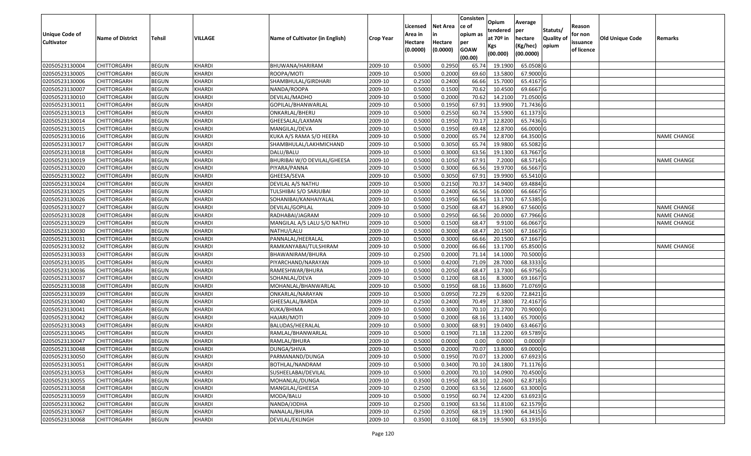| Unique Code of Cultivator | Name of District | Tehsil | VILLAGE | Name of Cultivator (in English) | Crop Year | Licensed Area in Hectare (0.0000) | Net Area in Hectare (0.0000) | Consistence of opium as per GOAW (00.00) | Opium tendered at 70º in Kgs (00.000) | Average per hectare (Kg/hec) (00.0000) | Statuts/ Quality of opium | Reason for non issuance of licence | Old Unique Code | Remarks |
|---|---|---|---|---|---|---|---|---|---|---|---|---|---|---|
| 02050523130004 | CHITTORGARH | BEGUN | KHARDI | BHUWANA/HARIRAM | 2009-10 | 0.5000 | 0.2950 | 65.74 | 19.1900 | 65.0508 | G | | | |
| 02050523130005 | CHITTORGARH | BEGUN | KHARDI | ROOPA/MOTI | 2009-10 | 0.5000 | 0.2000 | 69.60 | 13.5800 | 67.9000 | G | | | |
| 02050523130006 | CHITTORGARH | BEGUN | KHARDI | SHAMBHULAL/GIRDHARI | 2009-10 | 0.2500 | 0.2400 | 66.66 | 15.7000 | 65.4167 | G | | | |
| 02050523130007 | CHITTORGARH | BEGUN | KHARDI | NANDA/ROOPA | 2009-10 | 0.5000 | 0.1500 | 70.62 | 10.4500 | 69.6667 | G | | | |
| 02050523130010 | CHITTORGARH | BEGUN | KHARDI | DEVILAL/MADHO | 2009-10 | 0.5000 | 0.2000 | 70.62 | 14.2100 | 71.0500 | G | | | |
| 02050523130011 | CHITTORGARH | BEGUN | KHARDI | GOPILAL/BHANWARLAL | 2009-10 | 0.5000 | 0.1950 | 67.91 | 13.9900 | 71.7436 | G | | | |
| 02050523130013 | CHITTORGARH | BEGUN | KHARDI | ONKARLAL/BHERU | 2009-10 | 0.5000 | 0.2550 | 60.74 | 15.5900 | 61.1373 | G | | | |
| 02050523130014 | CHITTORGARH | BEGUN | KHARDI | GHEESALAL/LAXMAN | 2009-10 | 0.5000 | 0.1950 | 70.17 | 12.8200 | 65.7436 | G | | | |
| 02050523130015 | CHITTORGARH | BEGUN | KHARDI | MANGILAL/DEVA | 2009-10 | 0.5000 | 0.1950 | 69.48 | 12.8700 | 66.0000 | G | | | |
| 02050523130016 | CHITTORGARH | BEGUN | KHARDI | KUKA A/S RAMA S/O HEERA | 2009-10 | 0.5000 | 0.2000 | 65.74 | 12.8700 | 64.3500 | G | | | NAME CHANGE |
| 02050523130017 | CHITTORGARH | BEGUN | KHARDI | SHAMBHULAL/LAKHMICHAND | 2009-10 | 0.5000 | 0.3050 | 65.74 | 19.9800 | 65.5082 | G | | | |
| 02050523130018 | CHITTORGARH | BEGUN | KHARDI | DALU/BALU | 2009-10 | 0.5000 | 0.3000 | 63.56 | 19.1300 | 63.7667 | G | | | |
| 02050523130019 | CHITTORGARH | BEGUN | KHARDI | BHURIBAI W/O DEVILAL/GHEESA | 2009-10 | 0.5000 | 0.1050 | 67.91 | 7.2000 | 68.5714 | G | | | NAME CHANGE |
| 02050523130020 | CHITTORGARH | BEGUN | KHARDI | PIYARA/PANNA | 2009-10 | 0.5000 | 0.3000 | 66.56 | 19.9700 | 66.5667 | G | | | |
| 02050523130022 | CHITTORGARH | BEGUN | KHARDI | GHEESA/SEVA | 2009-10 | 0.5000 | 0.3050 | 67.91 | 19.9900 | 65.5410 | G | | | |
| 02050523130024 | CHITTORGARH | BEGUN | KHARDI | DEVILAL A/S NATHU | 2009-10 | 0.5000 | 0.2150 | 70.37 | 14.9400 | 69.4884 | G | | | |
| 02050523130025 | CHITTORGARH | BEGUN | KHARDI | TULSHIBAI S/O SARJUBAI | 2009-10 | 0.5000 | 0.2400 | 66.56 | 16.0000 | 66.6667 | G | | | |
| 02050523130026 | CHITTORGARH | BEGUN | KHARDI | SOHANIBAI/KANHAIYALAL | 2009-10 | 0.5000 | 0.1950 | 66.56 | 13.1700 | 67.5385 | G | | | |
| 02050523130027 | CHITTORGARH | BEGUN | KHARDI | DEVILAL/GOPILAL | 2009-10 | 0.5000 | 0.2500 | 68.47 | 16.8900 | 67.5600 | G | | | NAME CHANGE |
| 02050523130028 | CHITTORGARH | BEGUN | KHARDI | RADHABAI/JAGRAM | 2009-10 | 0.5000 | 0.2950 | 66.56 | 20.0000 | 67.7966 | G | | | NAME CHANGE |
| 02050523130029 | CHITTORGARH | BEGUN | KHARDI | MANGILAL A/S LALU S/O NATHU | 2009-10 | 0.5000 | 0.1500 | 68.47 | 9.9100 | 66.0667 | G | | | NAME CHANGE |
| 02050523130030 | CHITTORGARH | BEGUN | KHARDI | NATHU/LALU | 2009-10 | 0.5000 | 0.3000 | 68.47 | 20.1500 | 67.1667 | G | | | |
| 02050523130031 | CHITTORGARH | BEGUN | KHARDI | PANNALAL/HEERALAL | 2009-10 | 0.5000 | 0.3000 | 66.66 | 20.1500 | 67.1667 | G | | | |
| 02050523130032 | CHITTORGARH | BEGUN | KHARDI | RAMKANYABAI/TULSHIRAM | 2009-10 | 0.5000 | 0.2000 | 66.66 | 13.1700 | 65.8500 | G | | | NAME CHANGE |
| 02050523130033 | CHITTORGARH | BEGUN | KHARDI | BHAWANIRAM/BHURA | 2009-10 | 0.2500 | 0.2000 | 71.14 | 14.1000 | 70.5000 | G | | | |
| 02050523130035 | CHITTORGARH | BEGUN | KHARDI | PIYARCHAND/NARAYAN | 2009-10 | 0.5000 | 0.4200 | 71.09 | 28.7000 | 68.3333 | G | | | |
| 02050523130036 | CHITTORGARH | BEGUN | KHARDI | RAMESHWAR/BHURA | 2009-10 | 0.5000 | 0.2050 | 68.47 | 13.7300 | 66.9756 | G | | | |
| 02050523130037 | CHITTORGARH | BEGUN | KHARDI | SOHANLAL/DEVA | 2009-10 | 0.5000 | 0.1200 | 68.16 | 8.3000 | 69.1667 | G | | | |
| 02050523130038 | CHITTORGARH | BEGUN | KHARDI | MOHANLAL/BHANWARLAL | 2009-10 | 0.5000 | 0.1950 | 68.16 | 13.8600 | 71.0769 | G | | | |
| 02050523130039 | CHITTORGARH | BEGUN | KHARDI | ONKARLAL/NARAYAN | 2009-10 | 0.5000 | 0.0950 | 72.29 | 6.9200 | 72.8421 | G | | | |
| 02050523130040 | CHITTORGARH | BEGUN | KHARDI | GHEESALAL/BARDA | 2009-10 | 0.2500 | 0.2400 | 70.49 | 17.3800 | 72.4167 | G | | | |
| 02050523130041 | CHITTORGARH | BEGUN | KHARDI | KUKA/BHIMA | 2009-10 | 0.5000 | 0.3000 | 70.10 | 21.2700 | 70.9000 | G | | | |
| 02050523130042 | CHITTORGARH | BEGUN | KHARDI | HAJARI/MOTI | 2009-10 | 0.5000 | 0.2000 | 68.16 | 13.1400 | 65.7000 | G | | | |
| 02050523130043 | CHITTORGARH | BEGUN | KHARDI | BALUDAS/HEERALAL | 2009-10 | 0.5000 | 0.3000 | 68.91 | 19.0400 | 63.4667 | G | | | |
| 02050523130045 | CHITTORGARH | BEGUN | KHARDI | RAMLAL/BHANWARLAL | 2009-10 | 0.5000 | 0.1900 | 71.18 | 13.2200 | 69.5789 | G | | | |
| 02050523130047 | CHITTORGARH | BEGUN | KHARDI | RAMLAL/BHURA | 2009-10 | 0.5000 | 0.0000 | 0.00 | 0.0000 | 0.0000 | F | | | |
| 02050523130048 | CHITTORGARH | BEGUN | KHARDI | DUNGA/SHIVA | 2009-10 | 0.5000 | 0.2000 | 70.07 | 13.8000 | 69.0000 | G | | | |
| 02050523130050 | CHITTORGARH | BEGUN | KHARDI | PARMANAND/DUNGA | 2009-10 | 0.5000 | 0.1950 | 70.07 | 13.2000 | 67.6923 | G | | | |
| 02050523130051 | CHITTORGARH | BEGUN | KHARDI | BOTHLAL/NANDRAM | 2009-10 | 0.5000 | 0.3400 | 70.10 | 24.1800 | 71.1176 | G | | | |
| 02050523130053 | CHITTORGARH | BEGUN | KHARDI | SUSHEELABAI/DEVILAL | 2009-10 | 0.5000 | 0.2000 | 70.10 | 14.0900 | 70.4500 | G | | | |
| 02050523130055 | CHITTORGARH | BEGUN | KHARDI | MOHANLAL/DUNGA | 2009-10 | 0.3500 | 0.1950 | 68.10 | 12.2600 | 62.8718 | G | | | |
| 02050523130058 | CHITTORGARH | BEGUN | KHARDI | MANGILAL/GHEESA | 2009-10 | 0.2500 | 0.2000 | 63.56 | 12.6600 | 63.3000 | G | | | |
| 02050523130059 | CHITTORGARH | BEGUN | KHARDI | MODA/BALU | 2009-10 | 0.5000 | 0.1950 | 60.74 | 12.4200 | 63.6923 | G | | | |
| 02050523130062 | CHITTORGARH | BEGUN | KHARDI | NANDA/JODHA | 2009-10 | 0.2500 | 0.1900 | 63.56 | 11.8100 | 62.1579 | G | | | |
| 02050523130067 | CHITTORGARH | BEGUN | KHARDI | NANALAL/BHURA | 2009-10 | 0.2500 | 0.2050 | 68.19 | 13.1900 | 64.3415 | G | | | |
| 02050523130068 | CHITTORGARH | BEGUN | KHARDI | DEVILAL/EKLINGH | 2009-10 | 0.3500 | 0.3100 | 68.19 | 19.5900 | 63.1935 | G | | | |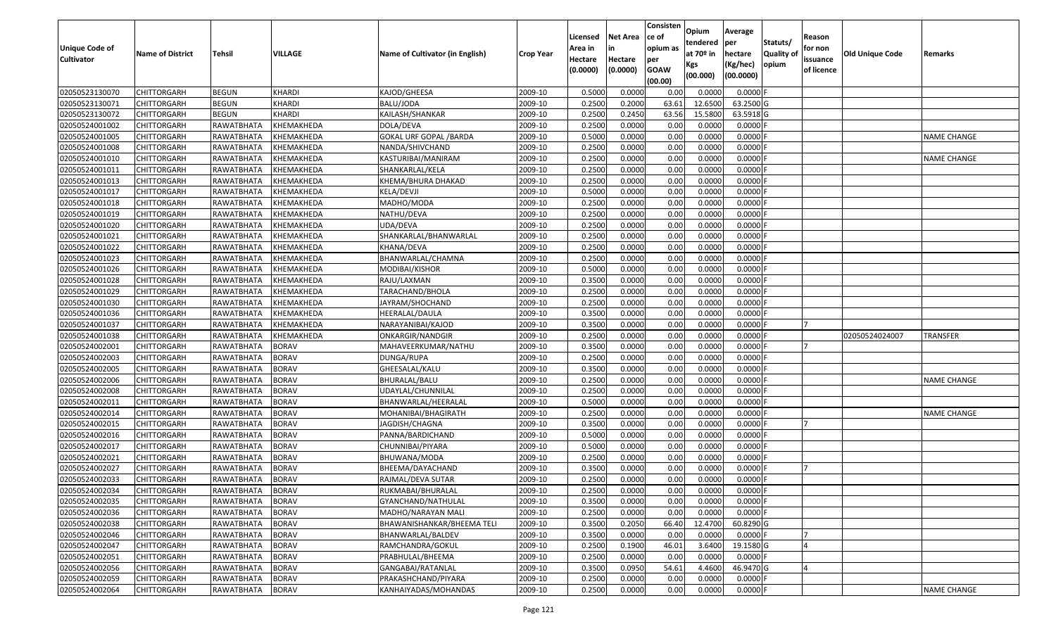| Unique Code of Cultivator | Name of District | Tehsil | VILLAGE | Name of Cultivator (in English) | Crop Year | Licensed Area in Hectare (0.0000) | Net Area in Hectare (0.0000) | Consistence of opium as per GOAW (00.00) | Opium tendered at 70º in Kgs (00.000) | Average per hectare (Kg/hec) (00.0000) | Statuts/ Quality of opium | Reason for non issuance of licence | Old Unique Code | Remarks |
|---|---|---|---|---|---|---|---|---|---|---|---|---|---|---|
| 02050523130070 | CHITTORGARH | BEGUN | KHARDI | KAJOD/GHEESA | 2009-10 | 0.5000 | 0.0000 | 0.00 | 0.0000 | 0.0000 | F | | | |
| 02050523130071 | CHITTORGARH | BEGUN | KHARDI | BALU/JODA | 2009-10 | 0.2500 | 0.2000 | 63.61 | 12.6500 | 63.2500 | G | | | |
| 02050523130072 | CHITTORGARH | BEGUN | KHARDI | KAILASH/SHANKAR | 2009-10 | 0.2500 | 0.2450 | 63.56 | 15.5800 | 63.5918 | G | | | |
| 02050524001002 | CHITTORGARH | RAWATBHATA | KHEMAKHEDA | DOLA/DEVA | 2009-10 | 0.2500 | 0.0000 | 0.00 | 0.0000 | 0.0000 | F | | | |
| 02050524001005 | CHITTORGARH | RAWATBHATA | KHEMAKHEDA | GOKAL URF GOPAL /BARDA | 2009-10 | 0.5000 | 0.0000 | 0.00 | 0.0000 | 0.0000 | F | | | NAME CHANGE |
| 02050524001008 | CHITTORGARH | RAWATBHATA | KHEMAKHEDA | NANDA/SHIVCHAND | 2009-10 | 0.2500 | 0.0000 | 0.00 | 0.0000 | 0.0000 | F | | | |
| 02050524001010 | CHITTORGARH | RAWATBHATA | KHEMAKHEDA | KASTURIBAI/MANIRAM | 2009-10 | 0.2500 | 0.0000 | 0.00 | 0.0000 | 0.0000 | F | | | NAME CHANGE |
| 02050524001011 | CHITTORGARH | RAWATBHATA | KHEMAKHEDA | SHANKARLAL/KELA | 2009-10 | 0.2500 | 0.0000 | 0.00 | 0.0000 | 0.0000 | F | | | |
| 02050524001013 | CHITTORGARH | RAWATBHATA | KHEMAKHEDA | KHEMA/BHURA DHAKAD | 2009-10 | 0.2500 | 0.0000 | 0.00 | 0.0000 | 0.0000 | F | | | |
| 02050524001017 | CHITTORGARH | RAWATBHATA | KHEMAKHEDA | KELA/DEVJI | 2009-10 | 0.5000 | 0.0000 | 0.00 | 0.0000 | 0.0000 | F | | | |
| 02050524001018 | CHITTORGARH | RAWATBHATA | KHEMAKHEDA | MADHO/MODA | 2009-10 | 0.2500 | 0.0000 | 0.00 | 0.0000 | 0.0000 | F | | | |
| 02050524001019 | CHITTORGARH | RAWATBHATA | KHEMAKHEDA | NATHU/DEVA | 2009-10 | 0.2500 | 0.0000 | 0.00 | 0.0000 | 0.0000 | F | | | |
| 02050524001020 | CHITTORGARH | RAWATBHATA | KHEMAKHEDA | UDA/DEVA | 2009-10 | 0.2500 | 0.0000 | 0.00 | 0.0000 | 0.0000 | F | | | |
| 02050524001021 | CHITTORGARH | RAWATBHATA | KHEMAKHEDA | SHANKARLAL/BHANWARLAL | 2009-10 | 0.2500 | 0.0000 | 0.00 | 0.0000 | 0.0000 | F | | | |
| 02050524001022 | CHITTORGARH | RAWATBHATA | KHEMAKHEDA | KHANA/DEVA | 2009-10 | 0.2500 | 0.0000 | 0.00 | 0.0000 | 0.0000 | F | | | |
| 02050524001023 | CHITTORGARH | RAWATBHATA | KHEMAKHEDA | BHANWARLAL/CHAMNA | 2009-10 | 0.2500 | 0.0000 | 0.00 | 0.0000 | 0.0000 | F | | | |
| 02050524001026 | CHITTORGARH | RAWATBHATA | KHEMAKHEDA | MODIBAI/KISHOR | 2009-10 | 0.5000 | 0.0000 | 0.00 | 0.0000 | 0.0000 | F | | | |
| 02050524001028 | CHITTORGARH | RAWATBHATA | KHEMAKHEDA | RAJU/LAXMAN | 2009-10 | 0.3500 | 0.0000 | 0.00 | 0.0000 | 0.0000 | F | | | |
| 02050524001029 | CHITTORGARH | RAWATBHATA | KHEMAKHEDA | TARACHAND/BHOLA | 2009-10 | 0.2500 | 0.0000 | 0.00 | 0.0000 | 0.0000 | F | | | |
| 02050524001030 | CHITTORGARH | RAWATBHATA | KHEMAKHEDA | JAYRAM/SHOCHAND | 2009-10 | 0.2500 | 0.0000 | 0.00 | 0.0000 | 0.0000 | F | | | |
| 02050524001036 | CHITTORGARH | RAWATBHATA | KHEMAKHEDA | HEERALAL/DAULA | 2009-10 | 0.3500 | 0.0000 | 0.00 | 0.0000 | 0.0000 | F | | | |
| 02050524001037 | CHITTORGARH | RAWATBHATA | KHEMAKHEDA | NARAYANIBAI/KAJOD | 2009-10 | 0.3500 | 0.0000 | 0.00 | 0.0000 | 0.0000 | F | 7 | | |
| 02050524001038 | CHITTORGARH | RAWATBHATA | KHEMAKHEDA | ONKARGIR/NANDGIR | 2009-10 | 0.2500 | 0.0000 | 0.00 | 0.0000 | 0.0000 | F | | 02050524024007 | TRANSFER |
| 02050524002001 | CHITTORGARH | RAWATBHATA | BORAV | MAHAVEERKUMAR/NATHU | 2009-10 | 0.3500 | 0.0000 | 0.00 | 0.0000 | 0.0000 | F | 7 | | |
| 02050524002003 | CHITTORGARH | RAWATBHATA | BORAV | DUNGA/RUPA | 2009-10 | 0.2500 | 0.0000 | 0.00 | 0.0000 | 0.0000 | F | | | |
| 02050524002005 | CHITTORGARH | RAWATBHATA | BORAV | GHEESALAL/KALU | 2009-10 | 0.3500 | 0.0000 | 0.00 | 0.0000 | 0.0000 | F | | | |
| 02050524002006 | CHITTORGARH | RAWATBHATA | BORAV | BHURALAL/BALU | 2009-10 | 0.2500 | 0.0000 | 0.00 | 0.0000 | 0.0000 | F | | | NAME CHANGE |
| 02050524002008 | CHITTORGARH | RAWATBHATA | BORAV | UDAYLAL/CHUNNILAL | 2009-10 | 0.2500 | 0.0000 | 0.00 | 0.0000 | 0.0000 | F | | | |
| 02050524002011 | CHITTORGARH | RAWATBHATA | BORAV | BHANWARLAL/HEERALAL | 2009-10 | 0.5000 | 0.0000 | 0.00 | 0.0000 | 0.0000 | F | | | |
| 02050524002014 | CHITTORGARH | RAWATBHATA | BORAV | MOHANIBAI/BHAGIRATH | 2009-10 | 0.2500 | 0.0000 | 0.00 | 0.0000 | 0.0000 | F | | | NAME CHANGE |
| 02050524002015 | CHITTORGARH | RAWATBHATA | BORAV | JAGDISH/CHAGNA | 2009-10 | 0.3500 | 0.0000 | 0.00 | 0.0000 | 0.0000 | F | 7 | | |
| 02050524002016 | CHITTORGARH | RAWATBHATA | BORAV | PANNA/BARDICHAND | 2009-10 | 0.5000 | 0.0000 | 0.00 | 0.0000 | 0.0000 | F | | | |
| 02050524002017 | CHITTORGARH | RAWATBHATA | BORAV | CHUNNIBAI/PIYARA | 2009-10 | 0.5000 | 0.0000 | 0.00 | 0.0000 | 0.0000 | F | | | |
| 02050524002021 | CHITTORGARH | RAWATBHATA | BORAV | BHUWANA/MODA | 2009-10 | 0.2500 | 0.0000 | 0.00 | 0.0000 | 0.0000 | F | | | |
| 02050524002027 | CHITTORGARH | RAWATBHATA | BORAV | BHEEMA/DAYACHAND | 2009-10 | 0.3500 | 0.0000 | 0.00 | 0.0000 | 0.0000 | F | 7 | | |
| 02050524002033 | CHITTORGARH | RAWATBHATA | BORAV | RAJMAL/DEVA SUTAR | 2009-10 | 0.2500 | 0.0000 | 0.00 | 0.0000 | 0.0000 | F | | | |
| 02050524002034 | CHITTORGARH | RAWATBHATA | BORAV | RUKMABAI/BHURALAL | 2009-10 | 0.2500 | 0.0000 | 0.00 | 0.0000 | 0.0000 | F | | | |
| 02050524002035 | CHITTORGARH | RAWATBHATA | BORAV | GYANCHAND/NATHULAL | 2009-10 | 0.3500 | 0.0000 | 0.00 | 0.0000 | 0.0000 | F | | | |
| 02050524002036 | CHITTORGARH | RAWATBHATA | BORAV | MADHO/NARAYAN MALI | 2009-10 | 0.2500 | 0.0000 | 0.00 | 0.0000 | 0.0000 | F | | | |
| 02050524002038 | CHITTORGARH | RAWATBHATA | BORAV | BHAWANISHANKAR/BHEEMA TELI | 2009-10 | 0.3500 | 0.2050 | 66.40 | 12.4700 | 60.8290 | G | | | |
| 02050524002046 | CHITTORGARH | RAWATBHATA | BORAV | BHANWARLAL/BALDEV | 2009-10 | 0.3500 | 0.0000 | 0.00 | 0.0000 | 0.0000 | F | 7 | | |
| 02050524002047 | CHITTORGARH | RAWATBHATA | BORAV | RAMCHANDRA/GOKUL | 2009-10 | 0.2500 | 0.1900 | 46.01 | 3.6400 | 19.1580 | G | 4 | | |
| 02050524002051 | CHITTORGARH | RAWATBHATA | BORAV | PRABHULAL/BHEEMA | 2009-10 | 0.2500 | 0.0000 | 0.00 | 0.0000 | 0.0000 | F | | | |
| 02050524002056 | CHITTORGARH | RAWATBHATA | BORAV | GANGABAI/RATANLAL | 2009-10 | 0.3500 | 0.0950 | 54.61 | 4.4600 | 46.9470 | G | 4 | | |
| 02050524002059 | CHITTORGARH | RAWATBHATA | BORAV | PRAKASHCHAND/PIYARA | 2009-10 | 0.2500 | 0.0000 | 0.00 | 0.0000 | 0.0000 | F | | | |
| 02050524002064 | CHITTORGARH | RAWATBHATA | BORAV | KANHAIYADAS/MOHANDAS | 2009-10 | 0.2500 | 0.0000 | 0.00 | 0.0000 | 0.0000 | F | | | NAME CHANGE |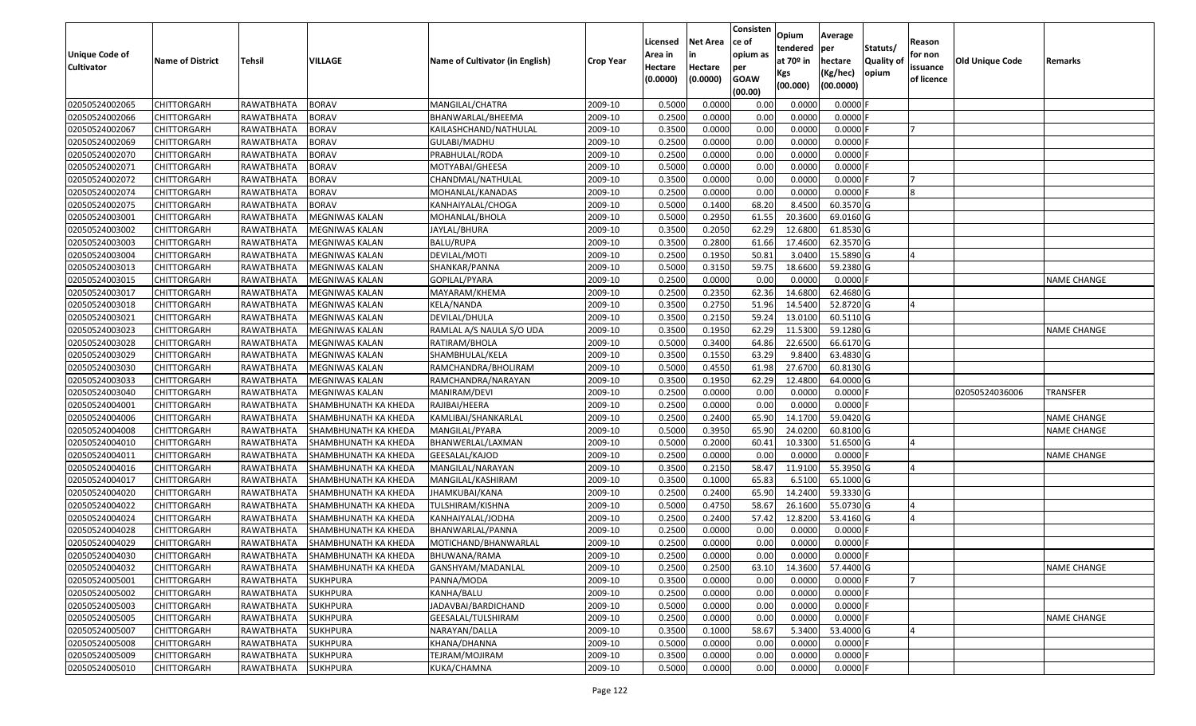| Unique Code of Cultivator | Name of District | Tehsil | VILLAGE | Name of Cultivator (in English) | Crop Year | Licensed Area in Hectare (0.0000) | Net Area in Hectare (0.0000) | Consisten ce of opium as per GOAW (00.00) | Opium tendered at 70º in Kgs (00.000) | Average per hectare (Kg/hec) (00.0000) | Statuts/ Quality of opium | Reason for non issuance of licence | Old Unique Code | Remarks |
|---|---|---|---|---|---|---|---|---|---|---|---|---|---|---|
| 02050524002065 | CHITTORGARH | RAWATBHATA | BORAV | MANGILAL/CHATRA | 2009-10 | 0.5000 | 0.0000 | 0.00 | 0.0000 | 0.0000 | F | | | |
| 02050524002066 | CHITTORGARH | RAWATBHATA | BORAV | BHANWARLAL/BHEEMA | 2009-10 | 0.2500 | 0.0000 | 0.00 | 0.0000 | 0.0000 | F | | | |
| 02050524002067 | CHITTORGARH | RAWATBHATA | BORAV | KAILASHCHAND/NATHULAL | 2009-10 | 0.3500 | 0.0000 | 0.00 | 0.0000 | 0.0000 | F | 7 | | |
| 02050524002069 | CHITTORGARH | RAWATBHATA | BORAV | GULABI/MADHU | 2009-10 | 0.2500 | 0.0000 | 0.00 | 0.0000 | 0.0000 | F | | | |
| 02050524002070 | CHITTORGARH | RAWATBHATA | BORAV | PRABHULAL/RODA | 2009-10 | 0.2500 | 0.0000 | 0.00 | 0.0000 | 0.0000 | F | | | |
| 02050524002071 | CHITTORGARH | RAWATBHATA | BORAV | MOTYABAI/GHEESA | 2009-10 | 0.5000 | 0.0000 | 0.00 | 0.0000 | 0.0000 | F | | | |
| 02050524002072 | CHITTORGARH | RAWATBHATA | BORAV | CHANDMAL/NATHULAL | 2009-10 | 0.3500 | 0.0000 | 0.00 | 0.0000 | 0.0000 | F | 7 | | |
| 02050524002074 | CHITTORGARH | RAWATBHATA | BORAV | MOHANLAL/KANADAS | 2009-10 | 0.2500 | 0.0000 | 0.00 | 0.0000 | 0.0000 | F | 8 | | |
| 02050524002075 | CHITTORGARH | RAWATBHATA | BORAV | KANHAIYALAL/CHOGA | 2009-10 | 0.5000 | 0.1400 | 68.20 | 8.4500 | 60.3570 | G | | | |
| 02050524003001 | CHITTORGARH | RAWATBHATA | MEGNIWAS KALAN | MOHANLAL/BHOLA | 2009-10 | 0.5000 | 0.2950 | 61.55 | 20.3600 | 69.0160 | G | | | |
| 02050524003002 | CHITTORGARH | RAWATBHATA | MEGNIWAS KALAN | JAYLAL/BHURA | 2009-10 | 0.3500 | 0.2050 | 62.29 | 12.6800 | 61.8530 | G | | | |
| 02050524003003 | CHITTORGARH | RAWATBHATA | MEGNIWAS KALAN | BALU/RUPA | 2009-10 | 0.3500 | 0.2800 | 61.66 | 17.4600 | 62.3570 | G | | | |
| 02050524003004 | CHITTORGARH | RAWATBHATA | MEGNIWAS KALAN | DEVILAL/MOTI | 2009-10 | 0.2500 | 0.1950 | 50.81 | 3.0400 | 15.5890 | G | 4 | | |
| 02050524003013 | CHITTORGARH | RAWATBHATA | MEGNIWAS KALAN | SHANKAR/PANNA | 2009-10 | 0.5000 | 0.3150 | 59.75 | 18.6600 | 59.2380 | G | | | |
| 02050524003015 | CHITTORGARH | RAWATBHATA | MEGNIWAS KALAN | GOPILAL/PYARA | 2009-10 | 0.2500 | 0.0000 | 0.00 | 0.0000 | 0.0000 | F | | | NAME CHANGE |
| 02050524003017 | CHITTORGARH | RAWATBHATA | MEGNIWAS KALAN | MAYARAM/KHEMA | 2009-10 | 0.2500 | 0.2350 | 62.36 | 14.6800 | 62.4680 | G | | | |
| 02050524003018 | CHITTORGARH | RAWATBHATA | MEGNIWAS KALAN | KELA/NANDA | 2009-10 | 0.3500 | 0.2750 | 51.96 | 14.5400 | 52.8720 | G | 4 | | |
| 02050524003021 | CHITTORGARH | RAWATBHATA | MEGNIWAS KALAN | DEVILAL/DHULA | 2009-10 | 0.3500 | 0.2150 | 59.24 | 13.0100 | 60.5110 | G | | | |
| 02050524003023 | CHITTORGARH | RAWATBHATA | MEGNIWAS KALAN | RAMLAL A/S NAULA S/O UDA | 2009-10 | 0.3500 | 0.1950 | 62.29 | 11.5300 | 59.1280 | G | | | NAME CHANGE |
| 02050524003028 | CHITTORGARH | RAWATBHATA | MEGNIWAS KALAN | RATIRAM/BHOLA | 2009-10 | 0.5000 | 0.3400 | 64.86 | 22.6500 | 66.6170 | G | | | |
| 02050524003029 | CHITTORGARH | RAWATBHATA | MEGNIWAS KALAN | SHAMBHULAL/KELA | 2009-10 | 0.3500 | 0.1550 | 63.29 | 9.8400 | 63.4830 | G | | | |
| 02050524003030 | CHITTORGARH | RAWATBHATA | MEGNIWAS KALAN | RAMCHANDRA/BHOLIRAM | 2009-10 | 0.5000 | 0.4550 | 61.98 | 27.6700 | 60.8130 | G | | | |
| 02050524003033 | CHITTORGARH | RAWATBHATA | MEGNIWAS KALAN | RAMCHANDRA/NARAYAN | 2009-10 | 0.3500 | 0.1950 | 62.29 | 12.4800 | 64.0000 | G | | | |
| 02050524003040 | CHITTORGARH | RAWATBHATA | MEGNIWAS KALAN | MANIRAM/DEVI | 2009-10 | 0.2500 | 0.0000 | 0.00 | 0.0000 | 0.0000 | F | | 02050524036006 | TRANSFER |
| 02050524004001 | CHITTORGARH | RAWATBHATA | SHAMBHUNATH KA KHEDA | RAJIBAI/HEERA | 2009-10 | 0.2500 | 0.0000 | 0.00 | 0.0000 | 0.0000 | F | | | |
| 02050524004006 | CHITTORGARH | RAWATBHATA | SHAMBHUNATH KA KHEDA | KAMLIBAI/SHANKARLAL | 2009-10 | 0.2500 | 0.2400 | 65.90 | 14.1700 | 59.0420 | G | | | NAME CHANGE |
| 02050524004008 | CHITTORGARH | RAWATBHATA | SHAMBHUNATH KA KHEDA | MANGILAL/PYARA | 2009-10 | 0.5000 | 0.3950 | 65.90 | 24.0200 | 60.8100 | G | | | NAME CHANGE |
| 02050524004010 | CHITTORGARH | RAWATBHATA | SHAMBHUNATH KA KHEDA | BHANWERLAL/LAXMAN | 2009-10 | 0.5000 | 0.2000 | 60.41 | 10.3300 | 51.6500 | G | 4 | | |
| 02050524004011 | CHITTORGARH | RAWATBHATA | SHAMBHUNATH KA KHEDA | GEESALAL/KAJOD | 2009-10 | 0.2500 | 0.0000 | 0.00 | 0.0000 | 0.0000 | F | | | NAME CHANGE |
| 02050524004016 | CHITTORGARH | RAWATBHATA | SHAMBHUNATH KA KHEDA | MANGILAL/NARAYAN | 2009-10 | 0.3500 | 0.2150 | 58.47 | 11.9100 | 55.3950 | G | 4 | | |
| 02050524004017 | CHITTORGARH | RAWATBHATA | SHAMBHUNATH KA KHEDA | MANGILAL/KASHIRAM | 2009-10 | 0.3500 | 0.1000 | 65.83 | 6.5100 | 65.1000 | G | | | |
| 02050524004020 | CHITTORGARH | RAWATBHATA | SHAMBHUNATH KA KHEDA | JHAMKUBAI/KANA | 2009-10 | 0.2500 | 0.2400 | 65.90 | 14.2400 | 59.3330 | G | | | |
| 02050524004022 | CHITTORGARH | RAWATBHATA | SHAMBHUNATH KA KHEDA | TULSHIRAM/KISHNA | 2009-10 | 0.5000 | 0.4750 | 58.67 | 26.1600 | 55.0730 | G | 4 | | |
| 02050524004024 | CHITTORGARH | RAWATBHATA | SHAMBHUNATH KA KHEDA | KANHAIYALAL/JODHA | 2009-10 | 0.2500 | 0.2400 | 57.42 | 12.8200 | 53.4160 | G | 4 | | |
| 02050524004028 | CHITTORGARH | RAWATBHATA | SHAMBHUNATH KA KHEDA | BHANWARLAL/PANNA | 2009-10 | 0.2500 | 0.0000 | 0.00 | 0.0000 | 0.0000 | F | | | |
| 02050524004029 | CHITTORGARH | RAWATBHATA | SHAMBHUNATH KA KHEDA | MOTICHAND/BHANWARLAL | 2009-10 | 0.2500 | 0.0000 | 0.00 | 0.0000 | 0.0000 | F | | | |
| 02050524004030 | CHITTORGARH | RAWATBHATA | SHAMBHUNATH KA KHEDA | BHUWANA/RAMA | 2009-10 | 0.2500 | 0.0000 | 0.00 | 0.0000 | 0.0000 | F | | | |
| 02050524004032 | CHITTORGARH | RAWATBHATA | SHAMBHUNATH KA KHEDA | GANSHYAM/MADANLAL | 2009-10 | 0.2500 | 0.2500 | 63.10 | 14.3600 | 57.4400 | G | | | NAME CHANGE |
| 02050524005001 | CHITTORGARH | RAWATBHATA | SUKHPURA | PANNA/MODA | 2009-10 | 0.3500 | 0.0000 | 0.00 | 0.0000 | 0.0000 | F | 7 | | |
| 02050524005002 | CHITTORGARH | RAWATBHATA | SUKHPURA | KANHA/BALU | 2009-10 | 0.2500 | 0.0000 | 0.00 | 0.0000 | 0.0000 | F | | | |
| 02050524005003 | CHITTORGARH | RAWATBHATA | SUKHPURA | JADAVBAI/BARDICHAND | 2009-10 | 0.5000 | 0.0000 | 0.00 | 0.0000 | 0.0000 | F | | | |
| 02050524005005 | CHITTORGARH | RAWATBHATA | SUKHPURA | GEESALAL/TULSHIRAM | 2009-10 | 0.2500 | 0.0000 | 0.00 | 0.0000 | 0.0000 | F | | | NAME CHANGE |
| 02050524005007 | CHITTORGARH | RAWATBHATA | SUKHPURA | NARAYAN/DALLA | 2009-10 | 0.3500 | 0.1000 | 58.67 | 5.3400 | 53.4000 | G | 4 | | |
| 02050524005008 | CHITTORGARH | RAWATBHATA | SUKHPURA | KHANA/DHANNA | 2009-10 | 0.5000 | 0.0000 | 0.00 | 0.0000 | 0.0000 | F | | | |
| 02050524005009 | CHITTORGARH | RAWATBHATA | SUKHPURA | TEJRAM/MOJIRAM | 2009-10 | 0.3500 | 0.0000 | 0.00 | 0.0000 | 0.0000 | F | | | |
| 02050524005010 | CHITTORGARH | RAWATBHATA | SUKHPURA | KUKA/CHAMNA | 2009-10 | 0.5000 | 0.0000 | 0.00 | 0.0000 | 0.0000 | F | | | |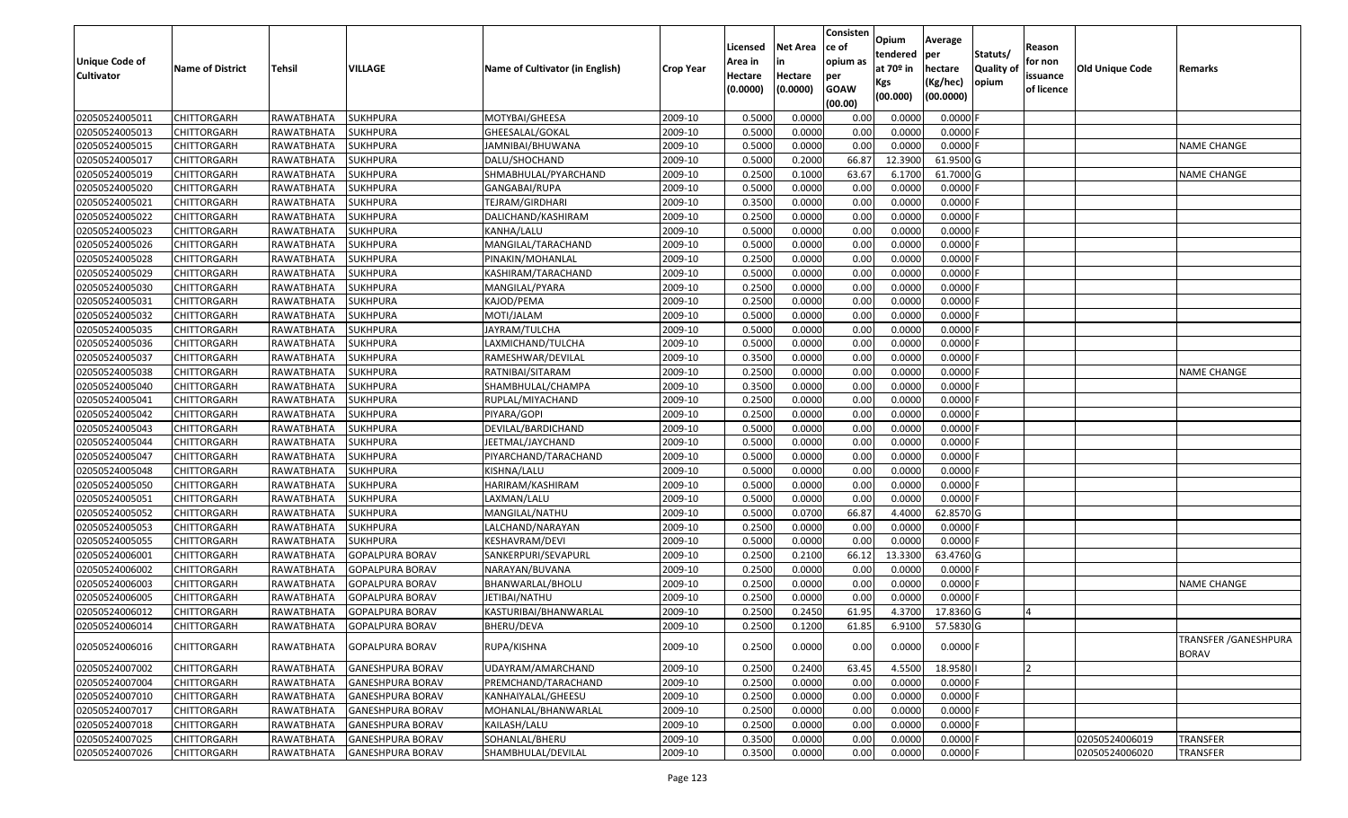| Unique Code of Cultivator | Name of District | Tehsil | VILLAGE | Name of Cultivator (in English) | Crop Year | Licensed Area in Hectare (0.0000) | Net Area in Hectare (0.0000) | Consistence of opium as per GOAW (00.00) | Opium tendered at 70º in Kgs (00.000) | Average per hectare (Kg/hec) (00.0000) | Statuts/ Quality of opium | Reason for non issuance of licence | Old Unique Code | Remarks |
|---|---|---|---|---|---|---|---|---|---|---|---|---|---|---|
| 02050524005011 | CHITTORGARH | RAWATBHATA | SUKHPURA | MOTYBAI/GHEESA | 2009-10 | 0.5000 | 0.0000 | 0.00 | 0.0000 | 0.0000 | F | | | |
| 02050524005013 | CHITTORGARH | RAWATBHATA | SUKHPURA | GHEESALAL/GOKAL | 2009-10 | 0.5000 | 0.0000 | 0.00 | 0.0000 | 0.0000 | F | | | |
| 02050524005015 | CHITTORGARH | RAWATBHATA | SUKHPURA | JAMNIBAI/BHUWANA | 2009-10 | 0.5000 | 0.0000 | 0.00 | 0.0000 | 0.0000 | F | | | NAME CHANGE |
| 02050524005017 | CHITTORGARH | RAWATBHATA | SUKHPURA | DALU/SHOCHAND | 2009-10 | 0.5000 | 0.2000 | 66.87 | 12.3900 | 61.9500 | G | | | |
| 02050524005019 | CHITTORGARH | RAWATBHATA | SUKHPURA | SHMABHULAL/PYARCHAND | 2009-10 | 0.2500 | 0.1000 | 63.67 | 6.1700 | 61.7000 | G | | | NAME CHANGE |
| 02050524005020 | CHITTORGARH | RAWATBHATA | SUKHPURA | GANGABAI/RUPA | 2009-10 | 0.5000 | 0.0000 | 0.00 | 0.0000 | 0.0000 | F | | | |
| 02050524005021 | CHITTORGARH | RAWATBHATA | SUKHPURA | TEJRAM/GIRDHARI | 2009-10 | 0.3500 | 0.0000 | 0.00 | 0.0000 | 0.0000 | F | | | |
| 02050524005022 | CHITTORGARH | RAWATBHATA | SUKHPURA | DALICHAND/KASHIRAM | 2009-10 | 0.2500 | 0.0000 | 0.00 | 0.0000 | 0.0000 | F | | | |
| 02050524005023 | CHITTORGARH | RAWATBHATA | SUKHPURA | KANHA/LALU | 2009-10 | 0.5000 | 0.0000 | 0.00 | 0.0000 | 0.0000 | F | | | |
| 02050524005026 | CHITTORGARH | RAWATBHATA | SUKHPURA | MANGILAL/TARACHAND | 2009-10 | 0.5000 | 0.0000 | 0.00 | 0.0000 | 0.0000 | F | | | |
| 02050524005028 | CHITTORGARH | RAWATBHATA | SUKHPURA | PINAKIN/MOHANLAL | 2009-10 | 0.2500 | 0.0000 | 0.00 | 0.0000 | 0.0000 | F | | | |
| 02050524005029 | CHITTORGARH | RAWATBHATA | SUKHPURA | KASHIRAM/TARACHAND | 2009-10 | 0.5000 | 0.0000 | 0.00 | 0.0000 | 0.0000 | F | | | |
| 02050524005030 | CHITTORGARH | RAWATBHATA | SUKHPURA | MANGILAL/PYARA | 2009-10 | 0.2500 | 0.0000 | 0.00 | 0.0000 | 0.0000 | F | | | |
| 02050524005031 | CHITTORGARH | RAWATBHATA | SUKHPURA | KAJOD/PEMA | 2009-10 | 0.2500 | 0.0000 | 0.00 | 0.0000 | 0.0000 | F | | | |
| 02050524005032 | CHITTORGARH | RAWATBHATA | SUKHPURA | MOTI/JALAM | 2009-10 | 0.5000 | 0.0000 | 0.00 | 0.0000 | 0.0000 | F | | | |
| 02050524005035 | CHITTORGARH | RAWATBHATA | SUKHPURA | JAYRAM/TULCHA | 2009-10 | 0.5000 | 0.0000 | 0.00 | 0.0000 | 0.0000 | F | | | |
| 02050524005036 | CHITTORGARH | RAWATBHATA | SUKHPURA | LAXMICHAND/TULCHA | 2009-10 | 0.5000 | 0.0000 | 0.00 | 0.0000 | 0.0000 | F | | | |
| 02050524005037 | CHITTORGARH | RAWATBHATA | SUKHPURA | RAMESHWAR/DEVILAL | 2009-10 | 0.3500 | 0.0000 | 0.00 | 0.0000 | 0.0000 | F | | | |
| 02050524005038 | CHITTORGARH | RAWATBHATA | SUKHPURA | RATNIBAI/SITARAM | 2009-10 | 0.2500 | 0.0000 | 0.00 | 0.0000 | 0.0000 | F | | | NAME CHANGE |
| 02050524005040 | CHITTORGARH | RAWATBHATA | SUKHPURA | SHAMBHULAL/CHAMPA | 2009-10 | 0.3500 | 0.0000 | 0.00 | 0.0000 | 0.0000 | F | | | |
| 02050524005041 | CHITTORGARH | RAWATBHATA | SUKHPURA | RUPLAL/MIYACHAND | 2009-10 | 0.2500 | 0.0000 | 0.00 | 0.0000 | 0.0000 | F | | | |
| 02050524005042 | CHITTORGARH | RAWATBHATA | SUKHPURA | PIYARA/GOPI | 2009-10 | 0.2500 | 0.0000 | 0.00 | 0.0000 | 0.0000 | F | | | |
| 02050524005043 | CHITTORGARH | RAWATBHATA | SUKHPURA | DEVILAL/BARDICHAND | 2009-10 | 0.5000 | 0.0000 | 0.00 | 0.0000 | 0.0000 | F | | | |
| 02050524005044 | CHITTORGARH | RAWATBHATA | SUKHPURA | JEETMAL/JAYCHAND | 2009-10 | 0.5000 | 0.0000 | 0.00 | 0.0000 | 0.0000 | F | | | |
| 02050524005047 | CHITTORGARH | RAWATBHATA | SUKHPURA | PIYARCHAND/TARACHAND | 2009-10 | 0.5000 | 0.0000 | 0.00 | 0.0000 | 0.0000 | F | | | |
| 02050524005048 | CHITTORGARH | RAWATBHATA | SUKHPURA | KISHNA/LALU | 2009-10 | 0.5000 | 0.0000 | 0.00 | 0.0000 | 0.0000 | F | | | |
| 02050524005050 | CHITTORGARH | RAWATBHATA | SUKHPURA | HARIRAM/KASHIRAM | 2009-10 | 0.5000 | 0.0000 | 0.00 | 0.0000 | 0.0000 | F | | | |
| 02050524005051 | CHITTORGARH | RAWATBHATA | SUKHPURA | LAXMAN/LALU | 2009-10 | 0.5000 | 0.0000 | 0.00 | 0.0000 | 0.0000 | F | | | |
| 02050524005052 | CHITTORGARH | RAWATBHATA | SUKHPURA | MANGILAL/NATHU | 2009-10 | 0.5000 | 0.0700 | 66.87 | 4.4000 | 62.8570 | G | | | |
| 02050524005053 | CHITTORGARH | RAWATBHATA | SUKHPURA | LALCHAND/NARAYAN | 2009-10 | 0.2500 | 0.0000 | 0.00 | 0.0000 | 0.0000 | F | | | |
| 02050524005055 | CHITTORGARH | RAWATBHATA | SUKHPURA | KESHAVRAM/DEVI | 2009-10 | 0.5000 | 0.0000 | 0.00 | 0.0000 | 0.0000 | F | | | |
| 02050524006001 | CHITTORGARH | RAWATBHATA | GOPALPURA BORAV | SANKERPURI/SEVAPURL | 2009-10 | 0.2500 | 0.2100 | 66.12 | 13.3300 | 63.4760 | G | | | |
| 02050524006002 | CHITTORGARH | RAWATBHATA | GOPALPURA BORAV | NARAYAN/BUVANA | 2009-10 | 0.2500 | 0.0000 | 0.00 | 0.0000 | 0.0000 | F | | | |
| 02050524006003 | CHITTORGARH | RAWATBHATA | GOPALPURA BORAV | BHANWARLAL/BHOLU | 2009-10 | 0.2500 | 0.0000 | 0.00 | 0.0000 | 0.0000 | F | | | NAME CHANGE |
| 02050524006005 | CHITTORGARH | RAWATBHATA | GOPALPURA BORAV | JETIBAI/NATHU | 2009-10 | 0.2500 | 0.0000 | 0.00 | 0.0000 | 0.0000 | F | | | |
| 02050524006012 | CHITTORGARH | RAWATBHATA | GOPALPURA BORAV | KASTURIBAI/BHANWARLAL | 2009-10 | 0.2500 | 0.2450 | 61.95 | 4.3700 | 17.8360 | G | 4 | | |
| 02050524006014 | CHITTORGARH | RAWATBHATA | GOPALPURA BORAV | BHERU/DEVA | 2009-10 | 0.2500 | 0.1200 | 61.85 | 6.9100 | 57.5830 | G | | | |
| 02050524006016 | CHITTORGARH | RAWATBHATA | GOPALPURA BORAV | RUPA/KISHNA | 2009-10 | 0.2500 | 0.0000 | 0.00 | 0.0000 | 0.0000 | F | | | TRANSFER /GANESHPURA BORAV |
| 02050524007002 | CHITTORGARH | RAWATBHATA | GANESHPURA BORAV | UDAYRAM/AMARCHAND | 2009-10 | 0.2500 | 0.2400 | 63.45 | 4.5500 | 18.9580 | I | 2 | | |
| 02050524007004 | CHITTORGARH | RAWATBHATA | GANESHPURA BORAV | PREMCHAND/TARACHAND | 2009-10 | 0.2500 | 0.0000 | 0.00 | 0.0000 | 0.0000 | F | | | |
| 02050524007010 | CHITTORGARH | RAWATBHATA | GANESHPURA BORAV | KANHAIYALAL/GHEESU | 2009-10 | 0.2500 | 0.0000 | 0.00 | 0.0000 | 0.0000 | F | | | |
| 02050524007017 | CHITTORGARH | RAWATBHATA | GANESHPURA BORAV | MOHANLAL/BHANWARLAL | 2009-10 | 0.2500 | 0.0000 | 0.00 | 0.0000 | 0.0000 | F | | | |
| 02050524007018 | CHITTORGARH | RAWATBHATA | GANESHPURA BORAV | KAILASH/LALU | 2009-10 | 0.2500 | 0.0000 | 0.00 | 0.0000 | 0.0000 | F | | | |
| 02050524007025 | CHITTORGARH | RAWATBHATA | GANESHPURA BORAV | SOHANLAL/BHERU | 2009-10 | 0.3500 | 0.0000 | 0.00 | 0.0000 | 0.0000 | F | | 02050524006019 | TRANSFER |
| 02050524007026 | CHITTORGARH | RAWATBHATA | GANESHPURA BORAV | SHAMBHULAL/DEVILAL | 2009-10 | 0.3500 | 0.0000 | 0.00 | 0.0000 | 0.0000 | F | | 02050524006020 | TRANSFER |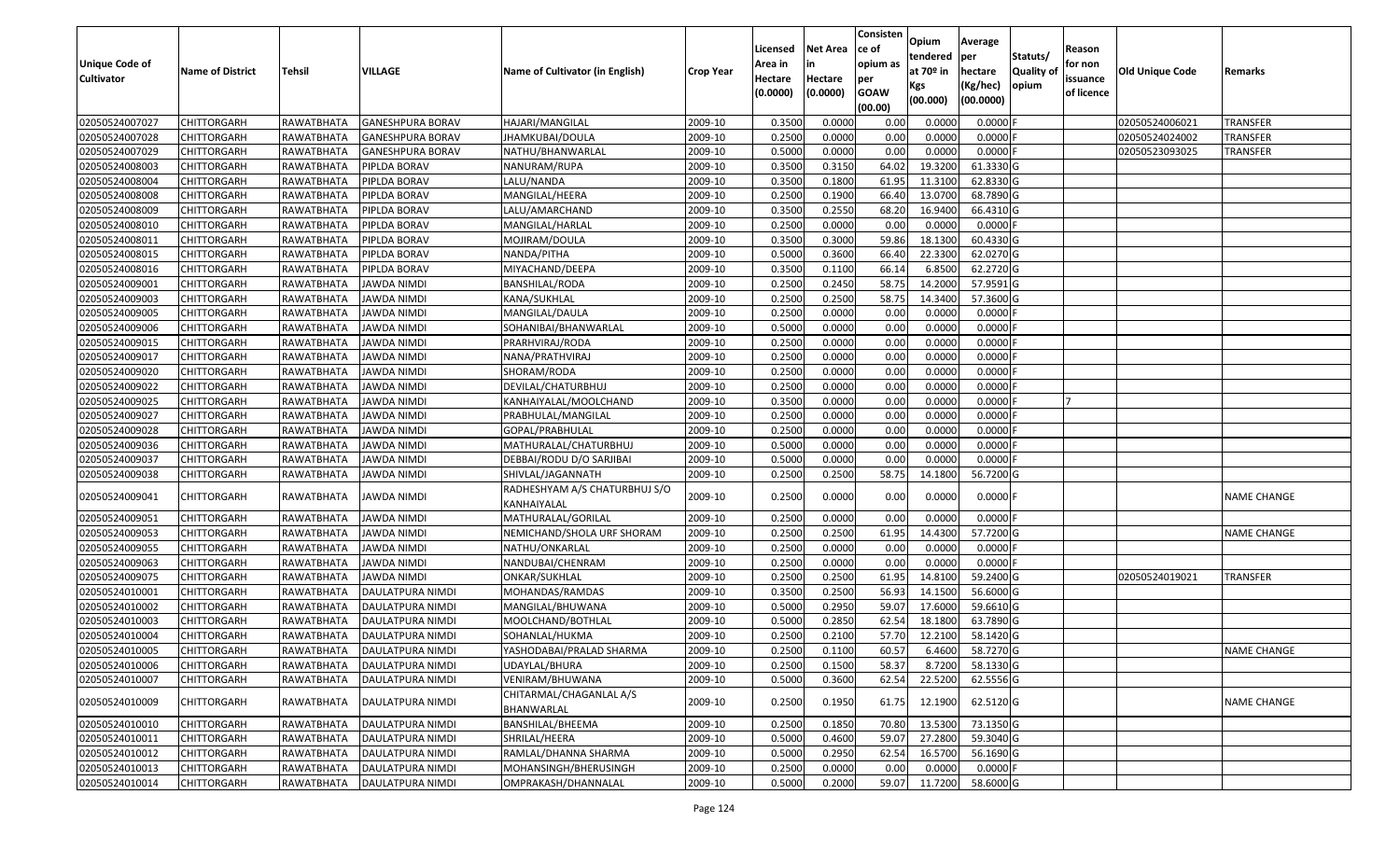| Unique Code of Cultivator | Name of District | Tehsil | VILLAGE | Name of Cultivator (in English) | Crop Year | Licensed Area in Hectare (0.0000) | Net Area in Hectare (0.0000) | Consistence of opium as per GOAW (00.00) | Opium tendered at 70º in Kgs (00.000) | Average per hectare (Kg/hec) (00.0000) | Statuts/ Quality of opium | Reason for non issuance of licence | Old Unique Code | Remarks |
|---|---|---|---|---|---|---|---|---|---|---|---|---|---|---|
| 02050524007027 | CHITTORGARH | RAWATBHATA | GANESHPURA BORAV | HAJARI/MANGILAL | 2009-10 | 0.3500 | 0.0000 | 0.00 | 0.0000 | 0.0000 | F | | 02050524006021 | TRANSFER |
| 02050524007028 | CHITTORGARH | RAWATBHATA | GANESHPURA BORAV | JHAMKUBAI/DOULA | 2009-10 | 0.2500 | 0.0000 | 0.00 | 0.0000 | 0.0000 | F | | 02050524024002 | TRANSFER |
| 02050524007029 | CHITTORGARH | RAWATBHATA | GANESHPURA BORAV | NATHU/BHANWARLAL | 2009-10 | 0.5000 | 0.0000 | 0.00 | 0.0000 | 0.0000 | F | | 02050523093025 | TRANSFER |
| 02050524008003 | CHITTORGARH | RAWATBHATA | PIPLDA BORAV | NANURAM/RUPA | 2009-10 | 0.3500 | 0.3150 | 64.02 | 19.3200 | 61.3330 | G | | | |
| 02050524008004 | CHITTORGARH | RAWATBHATA | PIPLDA BORAV | LALU/NANDA | 2009-10 | 0.3500 | 0.1800 | 61.95 | 11.3100 | 62.8330 | G | | | |
| 02050524008008 | CHITTORGARH | RAWATBHATA | PIPLDA BORAV | MANGILAL/HEERA | 2009-10 | 0.2500 | 0.1900 | 66.40 | 13.0700 | 68.7890 | G | | | |
| 02050524008009 | CHITTORGARH | RAWATBHATA | PIPLDA BORAV | LALU/AMARCHAND | 2009-10 | 0.3500 | 0.2550 | 68.20 | 16.9400 | 66.4310 | G | | | |
| 02050524008010 | CHITTORGARH | RAWATBHATA | PIPLDA BORAV | MANGILAL/HARLAL | 2009-10 | 0.2500 | 0.0000 | 0.00 | 0.0000 | 0.0000 | F | | | |
| 02050524008011 | CHITTORGARH | RAWATBHATA | PIPLDA BORAV | MOJIRAM/DOULA | 2009-10 | 0.3500 | 0.3000 | 59.86 | 18.1300 | 60.4330 | G | | | |
| 02050524008015 | CHITTORGARH | RAWATBHATA | PIPLDA BORAV | NANDA/PITHA | 2009-10 | 0.5000 | 0.3600 | 66.40 | 22.3300 | 62.0270 | G | | | |
| 02050524008016 | CHITTORGARH | RAWATBHATA | PIPLDA BORAV | MIYACHAND/DEEPA | 2009-10 | 0.3500 | 0.1100 | 66.14 | 6.8500 | 62.2720 | G | | | |
| 02050524009001 | CHITTORGARH | RAWATBHATA | JAWDA NIMDI | BANSHILAL/RODA | 2009-10 | 0.2500 | 0.2450 | 58.75 | 14.2000 | 57.9591 | G | | | |
| 02050524009003 | CHITTORGARH | RAWATBHATA | JAWDA NIMDI | KANA/SUKHLAL | 2009-10 | 0.2500 | 0.2500 | 58.75 | 14.3400 | 57.3600 | G | | | |
| 02050524009005 | CHITTORGARH | RAWATBHATA | JAWDA NIMDI | MANGILAL/DAULA | 2009-10 | 0.2500 | 0.0000 | 0.00 | 0.0000 | 0.0000 | F | | | |
| 02050524009006 | CHITTORGARH | RAWATBHATA | JAWDA NIMDI | SOHANIBAI/BHANWARLAL | 2009-10 | 0.5000 | 0.0000 | 0.00 | 0.0000 | 0.0000 | F | | | |
| 02050524009015 | CHITTORGARH | RAWATBHATA | JAWDA NIMDI | PRARHVIRAJ/RODA | 2009-10 | 0.2500 | 0.0000 | 0.00 | 0.0000 | 0.0000 | F | | | |
| 02050524009017 | CHITTORGARH | RAWATBHATA | JAWDA NIMDI | NANA/PRATHVIRAJ | 2009-10 | 0.2500 | 0.0000 | 0.00 | 0.0000 | 0.0000 | F | | | |
| 02050524009020 | CHITTORGARH | RAWATBHATA | JAWDA NIMDI | SHORAM/RODA | 2009-10 | 0.2500 | 0.0000 | 0.00 | 0.0000 | 0.0000 | F | | | |
| 02050524009022 | CHITTORGARH | RAWATBHATA | JAWDA NIMDI | DEVILAL/CHATURBHUJ | 2009-10 | 0.2500 | 0.0000 | 0.00 | 0.0000 | 0.0000 | F | | | |
| 02050524009025 | CHITTORGARH | RAWATBHATA | JAWDA NIMDI | KANHAIYALAL/MOOLCHAND | 2009-10 | 0.3500 | 0.0000 | 0.00 | 0.0000 | 0.0000 | F | 7 | | |
| 02050524009027 | CHITTORGARH | RAWATBHATA | JAWDA NIMDI | PRABHULAL/MANGILAL | 2009-10 | 0.2500 | 0.0000 | 0.00 | 0.0000 | 0.0000 | F | | | |
| 02050524009028 | CHITTORGARH | RAWATBHATA | JAWDA NIMDI | GOPAL/PRABHULAL | 2009-10 | 0.2500 | 0.0000 | 0.00 | 0.0000 | 0.0000 | F | | | |
| 02050524009036 | CHITTORGARH | RAWATBHATA | JAWDA NIMDI | MATHURALAL/CHATURBHUJ | 2009-10 | 0.5000 | 0.0000 | 0.00 | 0.0000 | 0.0000 | F | | | |
| 02050524009037 | CHITTORGARH | RAWATBHATA | JAWDA NIMDI | DEBBAI/RODU D/O SARJIBAI | 2009-10 | 0.5000 | 0.0000 | 0.00 | 0.0000 | 0.0000 | F | | | |
| 02050524009038 | CHITTORGARH | RAWATBHATA | JAWDA NIMDI | SHIVLAL/JAGANNATH | 2009-10 | 0.2500 | 0.2500 | 58.75 | 14.1800 | 56.7200 | G | | | |
| 02050524009041 | CHITTORGARH | RAWATBHATA | JAWDA NIMDI | RADHESHYAM A/S CHATURBHUJ S/O KANHAIYALAL | 2009-10 | 0.2500 | 0.0000 | 0.00 | 0.0000 | 0.0000 | F | | | NAME CHANGE |
| 02050524009051 | CHITTORGARH | RAWATBHATA | JAWDA NIMDI | MATHURALAL/GORILAL | 2009-10 | 0.2500 | 0.0000 | 0.00 | 0.0000 | 0.0000 | F | | | |
| 02050524009053 | CHITTORGARH | RAWATBHATA | JAWDA NIMDI | NEMICHAND/SHOLA URF SHORAM | 2009-10 | 0.2500 | 0.2500 | 61.95 | 14.4300 | 57.7200 | G | | | NAME CHANGE |
| 02050524009055 | CHITTORGARH | RAWATBHATA | JAWDA NIMDI | NATHU/ONKARLAL | 2009-10 | 0.2500 | 0.0000 | 0.00 | 0.0000 | 0.0000 | F | | | |
| 02050524009063 | CHITTORGARH | RAWATBHATA | JAWDA NIMDI | NANDUBAI/CHENRAM | 2009-10 | 0.2500 | 0.0000 | 0.00 | 0.0000 | 0.0000 | F | | | |
| 02050524009075 | CHITTORGARH | RAWATBHATA | JAWDA NIMDI | ONKAR/SUKHLAL | 2009-10 | 0.2500 | 0.2500 | 61.95 | 14.8100 | 59.2400 | G | | 02050524019021 | TRANSFER |
| 02050524010001 | CHITTORGARH | RAWATBHATA | DAULATPURA NIMDI | MOHANDAS/RAMDAS | 2009-10 | 0.3500 | 0.2500 | 56.93 | 14.1500 | 56.6000 | G | | | |
| 02050524010002 | CHITTORGARH | RAWATBHATA | DAULATPURA NIMDI | MANGILAL/BHUWANA | 2009-10 | 0.5000 | 0.2950 | 59.07 | 17.6000 | 59.6610 | G | | | |
| 02050524010003 | CHITTORGARH | RAWATBHATA | DAULATPURA NIMDI | MOOLCHAND/BOTHLAL | 2009-10 | 0.5000 | 0.2850 | 62.54 | 18.1800 | 63.7890 | G | | | |
| 02050524010004 | CHITTORGARH | RAWATBHATA | DAULATPURA NIMDI | SOHANLAL/HUKMA | 2009-10 | 0.2500 | 0.2100 | 57.70 | 12.2100 | 58.1420 | G | | | |
| 02050524010005 | CHITTORGARH | RAWATBHATA | DAULATPURA NIMDI | YASHODABAI/PRALAD SHARMA | 2009-10 | 0.2500 | 0.1100 | 60.57 | 6.4600 | 58.7270 | G | | | NAME CHANGE |
| 02050524010006 | CHITTORGARH | RAWATBHATA | DAULATPURA NIMDI | UDAYLAL/BHURA | 2009-10 | 0.2500 | 0.1500 | 58.37 | 8.7200 | 58.1330 | G | | | |
| 02050524010007 | CHITTORGARH | RAWATBHATA | DAULATPURA NIMDI | VENIRAM/BHUWANA | 2009-10 | 0.5000 | 0.3600 | 62.54 | 22.5200 | 62.5556 | G | | | |
| 02050524010009 | CHITTORGARH | RAWATBHATA | DAULATPURA NIMDI | CHITARMAL/CHAGANLAL A/S BHANWARLAL | 2009-10 | 0.2500 | 0.1950 | 61.75 | 12.1900 | 62.5120 | G | | | NAME CHANGE |
| 02050524010010 | CHITTORGARH | RAWATBHATA | DAULATPURA NIMDI | BANSHILAL/BHEEMA | 2009-10 | 0.2500 | 0.1850 | 70.80 | 13.5300 | 73.1350 | G | | | |
| 02050524010011 | CHITTORGARH | RAWATBHATA | DAULATPURA NIMDI | SHRILAL/HEERA | 2009-10 | 0.5000 | 0.4600 | 59.07 | 27.2800 | 59.3040 | G | | | |
| 02050524010012 | CHITTORGARH | RAWATBHATA | DAULATPURA NIMDI | RAMLAL/DHANNA SHARMA | 2009-10 | 0.5000 | 0.2950 | 62.54 | 16.5700 | 56.1690 | G | | | |
| 02050524010013 | CHITTORGARH | RAWATBHATA | DAULATPURA NIMDI | MOHANSINGH/BHERUSINGH | 2009-10 | 0.2500 | 0.0000 | 0.00 | 0.0000 | 0.0000 | F | | | |
| 02050524010014 | CHITTORGARH | RAWATBHATA | DAULATPURA NIMDI | OMPRAKASH/DHANNALAL | 2009-10 | 0.5000 | 0.2000 | 59.07 | 11.7200 | 58.6000 | G | | | |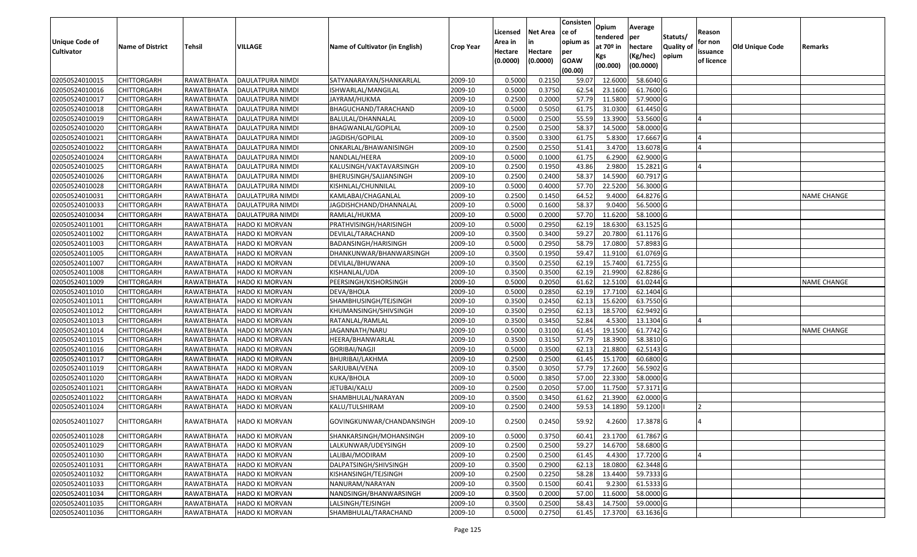| Unique Code of Cultivator | Name of District | Tehsil | VILLAGE | Name of Cultivator (in English) | Crop Year | Licensed Area in Hectare (0.0000) | Net Area in Hectare (0.0000) | Consistence of opium as per GOAW (00.00) | Opium tendered at 70º in Kgs (00.000) | Average per hectare (Kg/hec) (00.0000) | Statuts/ Quality of opium | Reason for non issuance of licence | Old Unique Code | Remarks |
|---|---|---|---|---|---|---|---|---|---|---|---|---|---|---|
| 02050524010015 | CHITTORGARH | RAWATBHATA | DAULATPURA NIMDI | SATYANARAYAN/SHANKARLAL | 2009-10 | 0.5000 | 0.2150 | 59.07 | 12.6000 | 58.6040 | G | | | |
| 02050524010016 | CHITTORGARH | RAWATBHATA | DAULATPURA NIMDI | ISHWARLAL/MANGILAL | 2009-10 | 0.5000 | 0.3750 | 62.54 | 23.1600 | 61.7600 | G | | | |
| 02050524010017 | CHITTORGARH | RAWATBHATA | DAULATPURA NIMDI | JAYRAM/HUKMA | 2009-10 | 0.2500 | 0.2000 | 57.79 | 11.5800 | 57.9000 | G | | | |
| 02050524010018 | CHITTORGARH | RAWATBHATA | DAULATPURA NIMDI | BHAGUCHAND/TARACHAND | 2009-10 | 0.5000 | 0.5050 | 61.75 | 31.0300 | 61.4450 | G | | | |
| 02050524010019 | CHITTORGARH | RAWATBHATA | DAULATPURA NIMDI | BALULAL/DHANNALAL | 2009-10 | 0.5000 | 0.2500 | 55.59 | 13.3900 | 53.5600 | G | 4 | | |
| 02050524010020 | CHITTORGARH | RAWATBHATA | DAULATPURA NIMDI | BHAGWANLAL/GOPILAL | 2009-10 | 0.2500 | 0.2500 | 58.37 | 14.5000 | 58.0000 | G | | | |
| 02050524010021 | CHITTORGARH | RAWATBHATA | DAULATPURA NIMDI | JAGDISH/GOPILAL | 2009-10 | 0.3500 | 0.3300 | 61.75 | 5.8300 | 17.6667 | G | 4 | | |
| 02050524010022 | CHITTORGARH | RAWATBHATA | DAULATPURA NIMDI | ONKARLAL/BHAWANISINGH | 2009-10 | 0.2500 | 0.2550 | 51.41 | 3.4700 | 13.6078 | G | 4 | | |
| 02050524010024 | CHITTORGARH | RAWATBHATA | DAULATPURA NIMDI | NANDLAL/HEERA | 2009-10 | 0.5000 | 0.1000 | 61.75 | 6.2900 | 62.9000 | G | | | |
| 02050524010025 | CHITTORGARH | RAWATBHATA | DAULATPURA NIMDI | KALUSINGH/VAKTAVARSINGH | 2009-10 | 0.2500 | 0.1950 | 43.86 | 2.9800 | 15.2821 | G | 4 | | |
| 02050524010026 | CHITTORGARH | RAWATBHATA | DAULATPURA NIMDI | BHERUSINGH/SAJJANSINGH | 2009-10 | 0.2500 | 0.2400 | 58.37 | 14.5900 | 60.7917 | G | | | |
| 02050524010028 | CHITTORGARH | RAWATBHATA | DAULATPURA NIMDI | KISHNLAL/CHUNNILAL | 2009-10 | 0.5000 | 0.4000 | 57.70 | 22.5200 | 56.3000 | G | | | |
| 02050524010031 | CHITTORGARH | RAWATBHATA | DAULATPURA NIMDI | KAMLABAI/CHAGANLAL | 2009-10 | 0.2500 | 0.1450 | 64.52 | 9.4000 | 64.8276 | G | | | NAME CHANGE |
| 02050524010033 | CHITTORGARH | RAWATBHATA | DAULATPURA NIMDI | JAGDISHCHAND/DHANNALAL | 2009-10 | 0.5000 | 0.1600 | 58.37 | 9.0400 | 56.5000 | G | | | |
| 02050524010034 | CHITTORGARH | RAWATBHATA | DAULATPURA NIMDI | RAMLAL/HUKMA | 2009-10 | 0.5000 | 0.2000 | 57.70 | 11.6200 | 58.1000 | G | | | |
| 02050524011001 | CHITTORGARH | RAWATBHATA | HADO KI MORVAN | PRATHVISINGH/HARISINGH | 2009-10 | 0.5000 | 0.2950 | 62.19 | 18.6300 | 63.1525 | G | | | |
| 02050524011002 | CHITTORGARH | RAWATBHATA | HADO KI MORVAN | DEVILAL/TARACHAND | 2009-10 | 0.3500 | 0.3400 | 59.27 | 20.7800 | 61.1176 | G | | | |
| 02050524011003 | CHITTORGARH | RAWATBHATA | HADO KI MORVAN | BADANSINGH/HARISINGH | 2009-10 | 0.5000 | 0.2950 | 58.79 | 17.0800 | 57.8983 | G | | | |
| 02050524011005 | CHITTORGARH | RAWATBHATA | HADO KI MORVAN | DHANKUNWAR/BHANWARSINGH | 2009-10 | 0.3500 | 0.1950 | 59.47 | 11.9100 | 61.0769 | G | | | |
| 02050524011007 | CHITTORGARH | RAWATBHATA | HADO KI MORVAN | DEVILAL/BHUWANA | 2009-10 | 0.3500 | 0.2550 | 62.19 | 15.7400 | 61.7255 | G | | | |
| 02050524011008 | CHITTORGARH | RAWATBHATA | HADO KI MORVAN | KISHANLAL/UDA | 2009-10 | 0.3500 | 0.3500 | 62.19 | 21.9900 | 62.8286 | G | | | |
| 02050524011009 | CHITTORGARH | RAWATBHATA | HADO KI MORVAN | PEERSINGH/KISHORSINGH | 2009-10 | 0.5000 | 0.2050 | 61.62 | 12.5100 | 61.0244 | G | | | NAME CHANGE |
| 02050524011010 | CHITTORGARH | RAWATBHATA | HADO KI MORVAN | DEVA/BHOLA | 2009-10 | 0.5000 | 0.2850 | 62.19 | 17.7100 | 62.1404 | G | | | |
| 02050524011011 | CHITTORGARH | RAWATBHATA | HADO KI MORVAN | SHAMBHUSINGH/TEJSINGH | 2009-10 | 0.3500 | 0.2450 | 62.13 | 15.6200 | 63.7550 | G | | | |
| 02050524011012 | CHITTORGARH | RAWATBHATA | HADO KI MORVAN | KHUMANSINGH/SHIVSINGH | 2009-10 | 0.3500 | 0.2950 | 62.13 | 18.5700 | 62.9492 | G | | | |
| 02050524011013 | CHITTORGARH | RAWATBHATA | HADO KI MORVAN | RATANLAL/RAMLAL | 2009-10 | 0.3500 | 0.3450 | 52.84 | 4.5300 | 13.1304 | G | 4 | | |
| 02050524011014 | CHITTORGARH | RAWATBHATA | HADO KI MORVAN | JAGANNATH/NARU | 2009-10 | 0.5000 | 0.3100 | 61.45 | 19.1500 | 61.7742 | G | | | NAME CHANGE |
| 02050524011015 | CHITTORGARH | RAWATBHATA | HADO KI MORVAN | HEERA/BHANWARLAL | 2009-10 | 0.3500 | 0.3150 | 57.79 | 18.3900 | 58.3810 | G | | | |
| 02050524011016 | CHITTORGARH | RAWATBHATA | HADO KI MORVAN | GORIBAI/NAGJI | 2009-10 | 0.5000 | 0.3500 | 62.13 | 21.8800 | 62.5143 | G | | | |
| 02050524011017 | CHITTORGARH | RAWATBHATA | HADO KI MORVAN | BHURIBAI/LAKHMA | 2009-10 | 0.2500 | 0.2500 | 61.45 | 15.1700 | 60.6800 | G | | | |
| 02050524011019 | CHITTORGARH | RAWATBHATA | HADO KI MORVAN | SARJUBAI/VENA | 2009-10 | 0.3500 | 0.3050 | 57.79 | 17.2600 | 56.5902 | G | | | |
| 02050524011020 | CHITTORGARH | RAWATBHATA | HADO KI MORVAN | KUKA/BHOLA | 2009-10 | 0.5000 | 0.3850 | 57.00 | 22.3300 | 58.0000 | G | | | |
| 02050524011021 | CHITTORGARH | RAWATBHATA | HADO KI MORVAN | JETUBAI/KALU | 2009-10 | 0.2500 | 0.2050 | 57.00 | 11.7500 | 57.3171 | G | | | |
| 02050524011022 | CHITTORGARH | RAWATBHATA | HADO KI MORVAN | SHAMBHULAL/NARAYAN | 2009-10 | 0.3500 | 0.3450 | 61.62 | 21.3900 | 62.0000 | G | | | |
| 02050524011024 | CHITTORGARH | RAWATBHATA | HADO KI MORVAN | KALU/TULSHIRAM | 2009-10 | 0.2500 | 0.2400 | 59.53 | 14.1890 | 59.1200 | I | 2 | | |
| 02050524011027 | CHITTORGARH | RAWATBHATA | HADO KI MORVAN | GOVINGKUNWAR/CHANDANSINGH | 2009-10 | 0.2500 | 0.2450 | 59.92 | 4.2600 | 17.3878 | G | 4 | | |
| 02050524011028 | CHITTORGARH | RAWATBHATA | HADO KI MORVAN | SHANKARSINGH/MOHANSINGH | 2009-10 | 0.5000 | 0.3750 | 60.41 | 23.1700 | 61.7867 | G | | | |
| 02050524011029 | CHITTORGARH | RAWATBHATA | HADO KI MORVAN | LALKUNWAR/UDEYSINGH | 2009-10 | 0.2500 | 0.2500 | 59.27 | 14.6700 | 58.6800 | G | | | |
| 02050524011030 | CHITTORGARH | RAWATBHATA | HADO KI MORVAN | LALIBAI/MODIRAM | 2009-10 | 0.2500 | 0.2500 | 61.45 | 4.4300 | 17.7200 | G | 4 | | |
| 02050524011031 | CHITTORGARH | RAWATBHATA | HADO KI MORVAN | DALPATSINGH/SHIVSINGH | 2009-10 | 0.3500 | 0.2900 | 62.13 | 18.0800 | 62.3448 | G | | | |
| 02050524011032 | CHITTORGARH | RAWATBHATA | HADO KI MORVAN | KISHANSINGH/TEJSINGH | 2009-10 | 0.2500 | 0.2250 | 58.28 | 13.4400 | 59.7333 | G | | | |
| 02050524011033 | CHITTORGARH | RAWATBHATA | HADO KI MORVAN | NANURAM/NARAYAN | 2009-10 | 0.3500 | 0.1500 | 60.41 | 9.2300 | 61.5333 | G | | | |
| 02050524011034 | CHITTORGARH | RAWATBHATA | HADO KI MORVAN | NANDSINGH/BHANWARSINGH | 2009-10 | 0.3500 | 0.2000 | 57.00 | 11.6000 | 58.0000 | G | | | |
| 02050524011035 | CHITTORGARH | RAWATBHATA | HADO KI MORVAN | LALSINGH/TEJSINGH | 2009-10 | 0.3500 | 0.2500 | 58.43 | 14.7500 | 59.0000 | G | | | |
| 02050524011036 | CHITTORGARH | RAWATBHATA | HADO KI MORVAN | SHAMBHULAL/TARACHAND | 2009-10 | 0.5000 | 0.2750 | 61.45 | 17.3700 | 63.1636 | G | | | |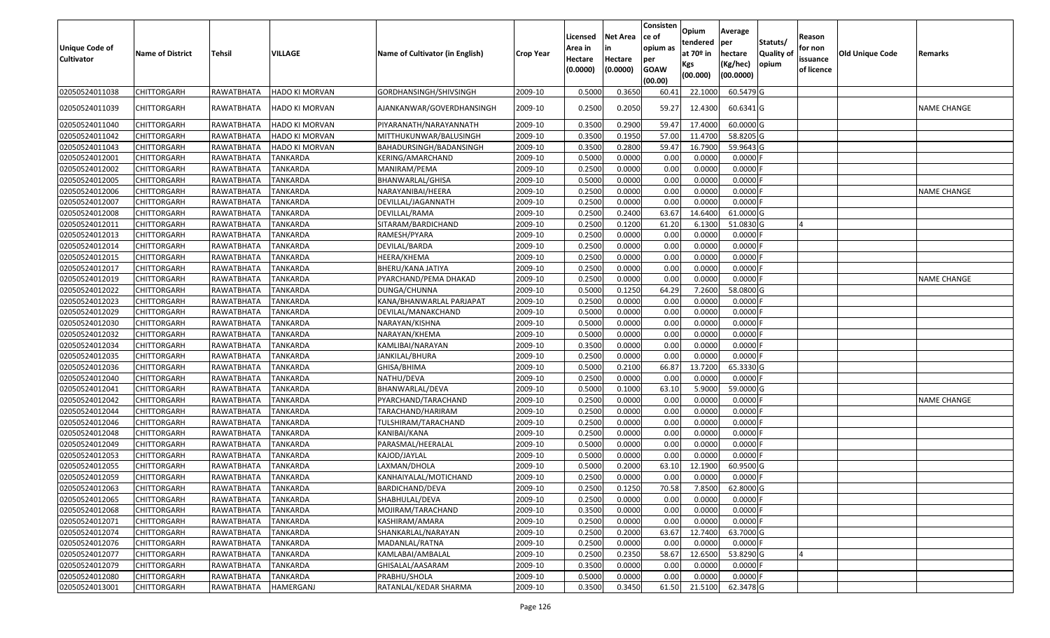| Unique Code of Cultivator | Name of District | Tehsil | VILLAGE | Name of Cultivator (in English) | Crop Year | Licensed Area in Hectare (0.0000) | Net Area in Hectare (0.0000) | Consistence of opium as per GOAW (00.00) | Opium tendered at 70º in Kgs (00.000) | Average per hectare (Kg/hec) (00.0000) | Statuts/ Quality of opium | Reason for non issuance of licence | Old Unique Code | Remarks |
|---|---|---|---|---|---|---|---|---|---|---|---|---|---|---|
| 02050524011038 | CHITTORGARH | RAWATBHATA | HADO KI MORVAN | GORDHANSINGH/SHIVSINGH | 2009-10 | 0.5000 | 0.3650 | 60.41 | 22.1000 | 60.5479 | G | | | |
| 02050524011039 | CHITTORGARH | RAWATBHATA | HADO KI MORVAN | AJANKANWAR/GOVERDHANSINGH | 2009-10 | 0.2500 | 0.2050 | 59.27 | 12.4300 | 60.6341 | G | | | NAME CHANGE |
| 02050524011040 | CHITTORGARH | RAWATBHATA | HADO KI MORVAN | PIYARANATH/NARAYANNATH | 2009-10 | 0.3500 | 0.2900 | 59.47 | 17.4000 | 60.0000 | G | | | |
| 02050524011042 | CHITTORGARH | RAWATBHATA | HADO KI MORVAN | MITTHUKUNWAR/BALUSINGH | 2009-10 | 0.3500 | 0.1950 | 57.00 | 11.4700 | 58.8205 | G | | | |
| 02050524011043 | CHITTORGARH | RAWATBHATA | HADO KI MORVAN | BAHADURSINGH/BADANSINGH | 2009-10 | 0.3500 | 0.2800 | 59.47 | 16.7900 | 59.9643 | G | | | |
| 02050524012001 | CHITTORGARH | RAWATBHATA | TANKARDA | KERING/AMARCHAND | 2009-10 | 0.5000 | 0.0000 | 0.00 | 0.0000 | 0.0000 | F | | | |
| 02050524012002 | CHITTORGARH | RAWATBHATA | TANKARDA | MANIRAM/PEMA | 2009-10 | 0.2500 | 0.0000 | 0.00 | 0.0000 | 0.0000 | F | | | |
| 02050524012005 | CHITTORGARH | RAWATBHATA | TANKARDA | BHANWARLAL/GHISA | 2009-10 | 0.5000 | 0.0000 | 0.00 | 0.0000 | 0.0000 | F | | | |
| 02050524012006 | CHITTORGARH | RAWATBHATA | TANKARDA | NARAYANIBAI/HEERA | 2009-10 | 0.2500 | 0.0000 | 0.00 | 0.0000 | 0.0000 | F | | | NAME CHANGE |
| 02050524012007 | CHITTORGARH | RAWATBHATA | TANKARDA | DEVILLAL/JAGANNATH | 2009-10 | 0.2500 | 0.0000 | 0.00 | 0.0000 | 0.0000 | F | | | |
| 02050524012008 | CHITTORGARH | RAWATBHATA | TANKARDA | DEVILLAL/RAMA | 2009-10 | 0.2500 | 0.2400 | 63.67 | 14.6400 | 61.0000 | G | | | |
| 02050524012011 | CHITTORGARH | RAWATBHATA | TANKARDA | SITARAM/BARDICHAND | 2009-10 | 0.2500 | 0.1200 | 61.20 | 6.1300 | 51.0830 | G | 4 | | |
| 02050524012013 | CHITTORGARH | RAWATBHATA | TANKARDA | RAMESH/PYARA | 2009-10 | 0.2500 | 0.0000 | 0.00 | 0.0000 | 0.0000 | F | | | |
| 02050524012014 | CHITTORGARH | RAWATBHATA | TANKARDA | DEVILAL/BARDA | 2009-10 | 0.2500 | 0.0000 | 0.00 | 0.0000 | 0.0000 | F | | | |
| 02050524012015 | CHITTORGARH | RAWATBHATA | TANKARDA | HEERA/KHEMA | 2009-10 | 0.2500 | 0.0000 | 0.00 | 0.0000 | 0.0000 | F | | | |
| 02050524012017 | CHITTORGARH | RAWATBHATA | TANKARDA | BHERU/KANA JATIYA | 2009-10 | 0.2500 | 0.0000 | 0.00 | 0.0000 | 0.0000 | F | | | |
| 02050524012019 | CHITTORGARH | RAWATBHATA | TANKARDA | PYARCHAND/PEMA DHAKAD | 2009-10 | 0.2500 | 0.0000 | 0.00 | 0.0000 | 0.0000 | F | | | NAME CHANGE |
| 02050524012022 | CHITTORGARH | RAWATBHATA | TANKARDA | DUNGA/CHUNNA | 2009-10 | 0.5000 | 0.1250 | 64.29 | 7.2600 | 58.0800 | G | | | |
| 02050524012023 | CHITTORGARH | RAWATBHATA | TANKARDA | KANA/BHANWARLAL PARJAPAT | 2009-10 | 0.2500 | 0.0000 | 0.00 | 0.0000 | 0.0000 | F | | | |
| 02050524012029 | CHITTORGARH | RAWATBHATA | TANKARDA | DEVILAL/MANAKCHAND | 2009-10 | 0.5000 | 0.0000 | 0.00 | 0.0000 | 0.0000 | F | | | |
| 02050524012030 | CHITTORGARH | RAWATBHATA | TANKARDA | NARAYAN/KISHNA | 2009-10 | 0.5000 | 0.0000 | 0.00 | 0.0000 | 0.0000 | F | | | |
| 02050524012032 | CHITTORGARH | RAWATBHATA | TANKARDA | NARAYAN/KHEMA | 2009-10 | 0.5000 | 0.0000 | 0.00 | 0.0000 | 0.0000 | F | | | |
| 02050524012034 | CHITTORGARH | RAWATBHATA | TANKARDA | KAMLIBAI/NARAYAN | 2009-10 | 0.3500 | 0.0000 | 0.00 | 0.0000 | 0.0000 | F | | | |
| 02050524012035 | CHITTORGARH | RAWATBHATA | TANKARDA | JANKILAL/BHURA | 2009-10 | 0.2500 | 0.0000 | 0.00 | 0.0000 | 0.0000 | F | | | |
| 02050524012036 | CHITTORGARH | RAWATBHATA | TANKARDA | GHISA/BHIMA | 2009-10 | 0.5000 | 0.2100 | 66.87 | 13.7200 | 65.3330 | G | | | |
| 02050524012040 | CHITTORGARH | RAWATBHATA | TANKARDA | NATHU/DEVA | 2009-10 | 0.2500 | 0.0000 | 0.00 | 0.0000 | 0.0000 | F | | | |
| 02050524012041 | CHITTORGARH | RAWATBHATA | TANKARDA | BHANWARLAL/DEVA | 2009-10 | 0.5000 | 0.1000 | 63.10 | 5.9000 | 59.0000 | G | | | |
| 02050524012042 | CHITTORGARH | RAWATBHATA | TANKARDA | PYARCHAND/TARACHAND | 2009-10 | 0.2500 | 0.0000 | 0.00 | 0.0000 | 0.0000 | F | | | NAME CHANGE |
| 02050524012044 | CHITTORGARH | RAWATBHATA | TANKARDA | TARACHAND/HARIRAM | 2009-10 | 0.2500 | 0.0000 | 0.00 | 0.0000 | 0.0000 | F | | | |
| 02050524012046 | CHITTORGARH | RAWATBHATA | TANKARDA | TULSHIRAM/TARACHAND | 2009-10 | 0.2500 | 0.0000 | 0.00 | 0.0000 | 0.0000 | F | | | |
| 02050524012048 | CHITTORGARH | RAWATBHATA | TANKARDA | KANIBAI/KANA | 2009-10 | 0.2500 | 0.0000 | 0.00 | 0.0000 | 0.0000 | F | | | |
| 02050524012049 | CHITTORGARH | RAWATBHATA | TANKARDA | PARASMAL/HEERALAL | 2009-10 | 0.5000 | 0.0000 | 0.00 | 0.0000 | 0.0000 | F | | | |
| 02050524012053 | CHITTORGARH | RAWATBHATA | TANKARDA | KAJOD/JAYLAL | 2009-10 | 0.5000 | 0.0000 | 0.00 | 0.0000 | 0.0000 | F | | | |
| 02050524012055 | CHITTORGARH | RAWATBHATA | TANKARDA | LAXMAN/DHOLA | 2009-10 | 0.5000 | 0.2000 | 63.10 | 12.1900 | 60.9500 | G | | | |
| 02050524012059 | CHITTORGARH | RAWATBHATA | TANKARDA | KANHAIYALAL/MOTICHAND | 2009-10 | 0.2500 | 0.0000 | 0.00 | 0.0000 | 0.0000 | F | | | |
| 02050524012063 | CHITTORGARH | RAWATBHATA | TANKARDA | BARDICHAND/DEVA | 2009-10 | 0.2500 | 0.1250 | 70.58 | 7.8500 | 62.8000 | G | | | |
| 02050524012065 | CHITTORGARH | RAWATBHATA | TANKARDA | SHABHULAL/DEVA | 2009-10 | 0.2500 | 0.0000 | 0.00 | 0.0000 | 0.0000 | F | | | |
| 02050524012068 | CHITTORGARH | RAWATBHATA | TANKARDA | MOJIRAM/TARACHAND | 2009-10 | 0.3500 | 0.0000 | 0.00 | 0.0000 | 0.0000 | F | | | |
| 02050524012071 | CHITTORGARH | RAWATBHATA | TANKARDA | KASHIRAM/AMARA | 2009-10 | 0.2500 | 0.0000 | 0.00 | 0.0000 | 0.0000 | F | | | |
| 02050524012074 | CHITTORGARH | RAWATBHATA | TANKARDA | SHANKARLAL/NARAYAN | 2009-10 | 0.2500 | 0.2000 | 63.67 | 12.7400 | 63.7000 | G | | | |
| 02050524012076 | CHITTORGARH | RAWATBHATA | TANKARDA | MADANLAL/RATNA | 2009-10 | 0.2500 | 0.0000 | 0.00 | 0.0000 | 0.0000 | F | | | |
| 02050524012077 | CHITTORGARH | RAWATBHATA | TANKARDA | KAMLABAI/AMBALAL | 2009-10 | 0.2500 | 0.2350 | 58.67 | 12.6500 | 53.8290 | G | 4 | | |
| 02050524012079 | CHITTORGARH | RAWATBHATA | TANKARDA | GHISALAL/AASARAM | 2009-10 | 0.3500 | 0.0000 | 0.00 | 0.0000 | 0.0000 | F | | | |
| 02050524012080 | CHITTORGARH | RAWATBHATA | TANKARDA | PRABHU/SHOLA | 2009-10 | 0.5000 | 0.0000 | 0.00 | 0.0000 | 0.0000 | F | | | |
| 02050524013001 | CHITTORGARH | RAWATBHATA | HAMERGANJ | RATANLAL/KEDAR SHARMA | 2009-10 | 0.3500 | 0.3450 | 61.50 | 21.5100 | 62.3478 | G | | | |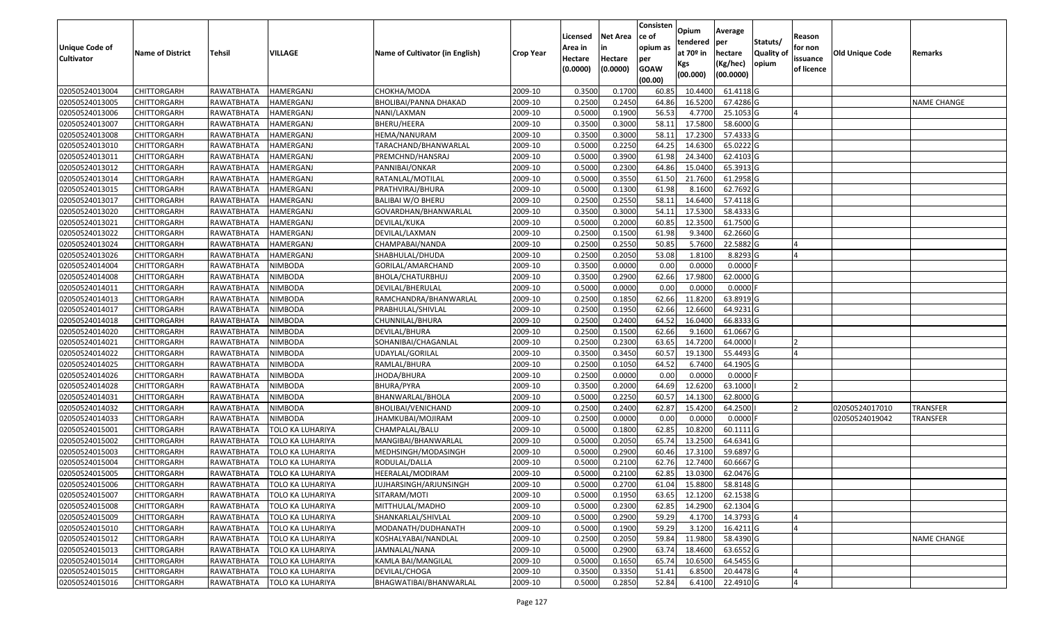| Unique Code of Cultivator | Name of District | Tehsil | VILLAGE | Name of Cultivator (in English) | Crop Year | Licensed Area in Hectare (0.0000) | Net Area in Hectare (0.0000) | Consisten ce of opium as per GOAW (00.00) | Opium tendered at 70º in Kgs (00.000) | Average per hectare (Kg/hec) (00.0000) | Statuts/ Quality of opium | Reason for non issuance of licence | Old Unique Code | Remarks |
|---|---|---|---|---|---|---|---|---|---|---|---|---|---|---|
| 02050524013004 | CHITTORGARH | RAWATBHATA | HAMERGANJ | CHOKHA/MODA | 2009-10 | 0.3500 | 0.1700 | 60.85 | 10.4400 | 61.4118 | G | | | |
| 02050524013005 | CHITTORGARH | RAWATBHATA | HAMERGANJ | BHOLIBAI/PANNA DHAKAD | 2009-10 | 0.2500 | 0.2450 | 64.86 | 16.5200 | 67.4286 | G | | | NAME CHANGE |
| 02050524013006 | CHITTORGARH | RAWATBHATA | HAMERGANJ | NANI/LAXMAN | 2009-10 | 0.5000 | 0.1900 | 56.53 | 4.7700 | 25.1053 | G | 4 | | |
| 02050524013007 | CHITTORGARH | RAWATBHATA | HAMERGANJ | BHERU/HEERA | 2009-10 | 0.3500 | 0.3000 | 58.11 | 17.5800 | 58.6000 | G | | | |
| 02050524013008 | CHITTORGARH | RAWATBHATA | HAMERGANJ | HEMA/NANURAM | 2009-10 | 0.3500 | 0.3000 | 58.11 | 17.2300 | 57.4333 | G | | | |
| 02050524013010 | CHITTORGARH | RAWATBHATA | HAMERGANJ | TARACHAND/BHANWARLAL | 2009-10 | 0.5000 | 0.2250 | 64.25 | 14.6300 | 65.0222 | G | | | |
| 02050524013011 | CHITTORGARH | RAWATBHATA | HAMERGANJ | PREMCHND/HANSRAJ | 2009-10 | 0.5000 | 0.3900 | 61.98 | 24.3400 | 62.4103 | G | | | |
| 02050524013012 | CHITTORGARH | RAWATBHATA | HAMERGANJ | PANNIBAI/ONKAR | 2009-10 | 0.5000 | 0.2300 | 64.86 | 15.0400 | 65.3913 | G | | | |
| 02050524013014 | CHITTORGARH | RAWATBHATA | HAMERGANJ | RATANLAL/MOTILAL | 2009-10 | 0.5000 | 0.3550 | 61.50 | 21.7600 | 61.2958 | G | | | |
| 02050524013015 | CHITTORGARH | RAWATBHATA | HAMERGANJ | PRATHVIRAJ/BHURA | 2009-10 | 0.5000 | 0.1300 | 61.98 | 8.1600 | 62.7692 | G | | | |
| 02050524013017 | CHITTORGARH | RAWATBHATA | HAMERGANJ | BALIBAI W/O BHERU | 2009-10 | 0.2500 | 0.2550 | 58.11 | 14.6400 | 57.4118 | G | | | |
| 02050524013020 | CHITTORGARH | RAWATBHATA | HAMERGANJ | GOVARDHAN/BHANWARLAL | 2009-10 | 0.3500 | 0.3000 | 54.11 | 17.5300 | 58.4333 | G | | | |
| 02050524013021 | CHITTORGARH | RAWATBHATA | HAMERGANJ | DEVILAL/KUKA | 2009-10 | 0.5000 | 0.2000 | 60.85 | 12.3500 | 61.7500 | G | | | |
| 02050524013022 | CHITTORGARH | RAWATBHATA | HAMERGANJ | DEVILAL/LAXMAN | 2009-10 | 0.2500 | 0.1500 | 61.98 | 9.3400 | 62.2660 | G | | | |
| 02050524013024 | CHITTORGARH | RAWATBHATA | HAMERGANJ | CHAMPABAI/NANDA | 2009-10 | 0.2500 | 0.2550 | 50.85 | 5.7600 | 22.5882 | G | 4 | | |
| 02050524013026 | CHITTORGARH | RAWATBHATA | HAMERGANJ | SHABHULAL/DHUDA | 2009-10 | 0.2500 | 0.2050 | 53.08 | 1.8100 | 8.8293 | G | 4 | | |
| 02050524014004 | CHITTORGARH | RAWATBHATA | NIMBODA | GORILAL/AMARCHAND | 2009-10 | 0.3500 | 0.0000 | 0.00 | 0.0000 | 0.0000 | F | | | |
| 02050524014008 | CHITTORGARH | RAWATBHATA | NIMBODA | BHOLA/CHATURBHUJ | 2009-10 | 0.3500 | 0.2900 | 62.66 | 17.9800 | 62.0000 | G | | | |
| 02050524014011 | CHITTORGARH | RAWATBHATA | NIMBODA | DEVILAL/BHERULAL | 2009-10 | 0.5000 | 0.0000 | 0.00 | 0.0000 | 0.0000 | F | | | |
| 02050524014013 | CHITTORGARH | RAWATBHATA | NIMBODA | RAMCHANDRA/BHANWARLAL | 2009-10 | 0.2500 | 0.1850 | 62.66 | 11.8200 | 63.8919 | G | | | |
| 02050524014017 | CHITTORGARH | RAWATBHATA | NIMBODA | PRABHULAL/SHIVLAL | 2009-10 | 0.2500 | 0.1950 | 62.66 | 12.6600 | 64.9231 | G | | | |
| 02050524014018 | CHITTORGARH | RAWATBHATA | NIMBODA | CHUNNILAL/BHURA | 2009-10 | 0.2500 | 0.2400 | 64.52 | 16.0400 | 66.8333 | G | | | |
| 02050524014020 | CHITTORGARH | RAWATBHATA | NIMBODA | DEVILAL/BHURA | 2009-10 | 0.2500 | 0.1500 | 62.66 | 9.1600 | 61.0667 | G | | | |
| 02050524014021 | CHITTORGARH | RAWATBHATA | NIMBODA | SOHANIBAI/CHAGANLAL | 2009-10 | 0.2500 | 0.2300 | 63.65 | 14.7200 | 64.0000 | I | 2 | | |
| 02050524014022 | CHITTORGARH | RAWATBHATA | NIMBODA | UDAYLAL/GORILAL | 2009-10 | 0.3500 | 0.3450 | 60.57 | 19.1300 | 55.4493 | G | 4 | | |
| 02050524014025 | CHITTORGARH | RAWATBHATA | NIMBODA | RAMLAL/BHURA | 2009-10 | 0.2500 | 0.1050 | 64.52 | 6.7400 | 64.1905 | G | | | |
| 02050524014026 | CHITTORGARH | RAWATBHATA | NIMBODA | JHODA/BHURA | 2009-10 | 0.2500 | 0.0000 | 0.00 | 0.0000 | 0.0000 | F | | | |
| 02050524014028 | CHITTORGARH | RAWATBHATA | NIMBODA | BHURA/PYRA | 2009-10 | 0.3500 | 0.2000 | 64.69 | 12.6200 | 63.1000 | I | 2 | | |
| 02050524014031 | CHITTORGARH | RAWATBHATA | NIMBODA | BHANWARLAL/BHOLA | 2009-10 | 0.5000 | 0.2250 | 60.57 | 14.1300 | 62.8000 | G | | | |
| 02050524014032 | CHITTORGARH | RAWATBHATA | NIMBODA | BHOLIBAI/VENICHAND | 2009-10 | 0.2500 | 0.2400 | 62.87 | 15.4200 | 64.2500 | I | 2 | 02050524017010 | TRANSFER |
| 02050524014033 | CHITTORGARH | RAWATBHATA | NIMBODA | JHAMKUBAI/MOJIRAM | 2009-10 | 0.2500 | 0.0000 | 0.00 | 0.0000 | 0.0000 | F | | 02050524019042 | TRANSFER |
| 02050524015001 | CHITTORGARH | RAWATBHATA | TOLO KA LUHARIYA | CHAMPALAL/BALU | 2009-10 | 0.5000 | 0.1800 | 62.85 | 10.8200 | 60.1111 | G | | | |
| 02050524015002 | CHITTORGARH | RAWATBHATA | TOLO KA LUHARIYA | MANGIBAI/BHANWARLAL | 2009-10 | 0.5000 | 0.2050 | 65.74 | 13.2500 | 64.6341 | G | | | |
| 02050524015003 | CHITTORGARH | RAWATBHATA | TOLO KA LUHARIYA | MEDHSINGH/MODASINGH | 2009-10 | 0.5000 | 0.2900 | 60.46 | 17.3100 | 59.6897 | G | | | |
| 02050524015004 | CHITTORGARH | RAWATBHATA | TOLO KA LUHARIYA | RODULAL/DALLA | 2009-10 | 0.5000 | 0.2100 | 62.76 | 12.7400 | 60.6667 | G | | | |
| 02050524015005 | CHITTORGARH | RAWATBHATA | TOLO KA LUHARIYA | HEERALAL/MODIRAM | 2009-10 | 0.5000 | 0.2100 | 62.85 | 13.0300 | 62.0476 | G | | | |
| 02050524015006 | CHITTORGARH | RAWATBHATA | TOLO KA LUHARIYA | JUJHARSINGH/ARJUNSINGH | 2009-10 | 0.5000 | 0.2700 | 61.04 | 15.8800 | 58.8148 | G | | | |
| 02050524015007 | CHITTORGARH | RAWATBHATA | TOLO KA LUHARIYA | SITARAM/MOTI | 2009-10 | 0.5000 | 0.1950 | 63.65 | 12.1200 | 62.1538 | G | | | |
| 02050524015008 | CHITTORGARH | RAWATBHATA | TOLO KA LUHARIYA | MITTHULAL/MADHO | 2009-10 | 0.5000 | 0.2300 | 62.85 | 14.2900 | 62.1304 | G | | | |
| 02050524015009 | CHITTORGARH | RAWATBHATA | TOLO KA LUHARIYA | SHANKARLAL/SHIVLAL | 2009-10 | 0.5000 | 0.2900 | 59.29 | 4.1700 | 14.3793 | G | 4 | | |
| 02050524015010 | CHITTORGARH | RAWATBHATA | TOLO KA LUHARIYA | MODANATH/DUDHANATH | 2009-10 | 0.5000 | 0.1900 | 59.29 | 3.1200 | 16.4211 | G | 4 | | |
| 02050524015012 | CHITTORGARH | RAWATBHATA | TOLO KA LUHARIYA | KOSHALYABAI/NANDLAL | 2009-10 | 0.2500 | 0.2050 | 59.84 | 11.9800 | 58.4390 | G | | | NAME CHANGE |
| 02050524015013 | CHITTORGARH | RAWATBHATA | TOLO KA LUHARIYA | JAMNALAL/NANA | 2009-10 | 0.5000 | 0.2900 | 63.74 | 18.4600 | 63.6552 | G | | | |
| 02050524015014 | CHITTORGARH | RAWATBHATA | TOLO KA LUHARIYA | KAMLA BAI/MANGILAL | 2009-10 | 0.5000 | 0.1650 | 65.74 | 10.6500 | 64.5455 | G | | | |
| 02050524015015 | CHITTORGARH | RAWATBHATA | TOLO KA LUHARIYA | DEVILAL/CHOGA | 2009-10 | 0.3500 | 0.3350 | 51.41 | 6.8500 | 20.4478 | G | 4 | | |
| 02050524015016 | CHITTORGARH | RAWATBHATA | TOLO KA LUHARIYA | BHAGWATIBAI/BHANWARLAL | 2009-10 | 0.5000 | 0.2850 | 52.84 | 6.4100 | 22.4910 | G | 4 | | |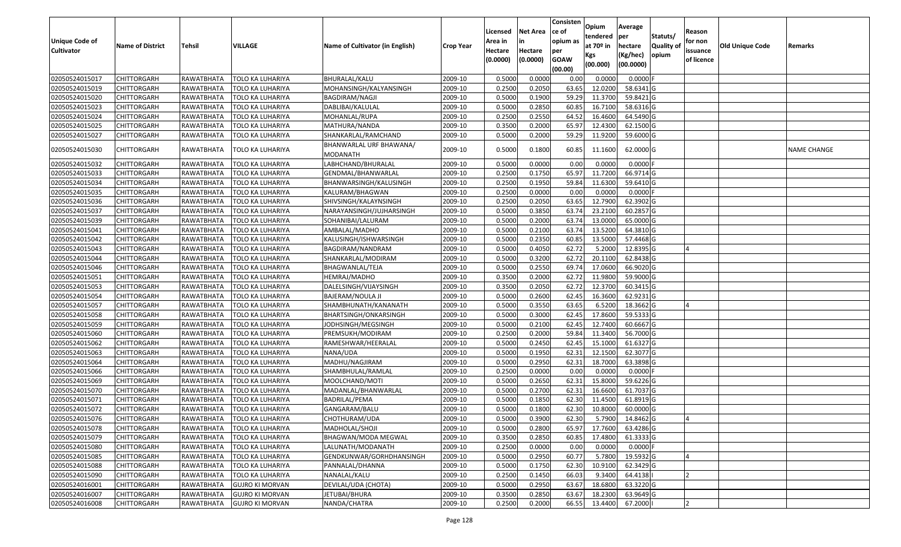| Unique Code of Cultivator | Name of District | Tehsil | VILLAGE | Name of Cultivator (in English) | Crop Year | Licensed Area in Hectare (0.0000) | Net Area in Hectare (0.0000) | Consisten ce of opium as per GOAW (00.00) | Opium tendered at 70º in Kgs (00.000) | Average per hectare (Kg/hec) (00.0000) | Statuts/ Quality of opium | Reason for non issuance of licence | Old Unique Code | Remarks |
|---|---|---|---|---|---|---|---|---|---|---|---|---|---|---|
| 02050524015017 | CHITTORGARH | RAWATBHATA | TOLO KA LUHARIYA | BHURALAL/KALU | 2009-10 | 0.5000 | 0.0000 | 0.00 | 0.0000 | 0.0000 | F | | | |
| 02050524015019 | CHITTORGARH | RAWATBHATA | TOLO KA LUHARIYA | MOHANSINGH/KALYANSINGH | 2009-10 | 0.2500 | 0.2050 | 63.65 | 12.0200 | 58.6341 | G | | | |
| 02050524015020 | CHITTORGARH | RAWATBHATA | TOLO KA LUHARIYA | BAGDIRAM/NAGJI | 2009-10 | 0.5000 | 0.1900 | 59.29 | 11.3700 | 59.8421 | G | | | |
| 02050524015023 | CHITTORGARH | RAWATBHATA | TOLO KA LUHARIYA | DABLIBAI/KALULAL | 2009-10 | 0.5000 | 0.2850 | 60.85 | 16.7100 | 58.6316 | G | | | |
| 02050524015024 | CHITTORGARH | RAWATBHATA | TOLO KA LUHARIYA | MOHANLAL/RUPA | 2009-10 | 0.2500 | 0.2550 | 64.52 | 16.4600 | 64.5490 | G | | | |
| 02050524015025 | CHITTORGARH | RAWATBHATA | TOLO KA LUHARIYA | MATHURA/NANDA | 2009-10 | 0.3500 | 0.2000 | 65.97 | 12.4300 | 62.1500 | G | | | |
| 02050524015027 | CHITTORGARH | RAWATBHATA | TOLO KA LUHARIYA | SHANKARLAL/RAMCHAND | 2009-10 | 0.5000 | 0.2000 | 59.29 | 11.9200 | 59.6000 | G | | | |
| 02050524015030 | CHITTORGARH | RAWATBHATA | TOLO KA LUHARIYA | BHANWARLAL URF BHAWANA/ MODANATH | 2009-10 | 0.5000 | 0.1800 | 60.85 | 11.1600 | 62.0000 | G | | | NAME CHANGE |
| 02050524015032 | CHITTORGARH | RAWATBHATA | TOLO KA LUHARIYA | LABHCHAND/BHURALAL | 2009-10 | 0.5000 | 0.0000 | 0.00 | 0.0000 | 0.0000 | F | | | |
| 02050524015033 | CHITTORGARH | RAWATBHATA | TOLO KA LUHARIYA | GENDMAL/BHANWARLAL | 2009-10 | 0.2500 | 0.1750 | 65.97 | 11.7200 | 66.9714 | G | | | |
| 02050524015034 | CHITTORGARH | RAWATBHATA | TOLO KA LUHARIYA | BHANWARSINGH/KALUSINGH | 2009-10 | 0.2500 | 0.1950 | 59.84 | 11.6300 | 59.6410 | G | | | |
| 02050524015035 | CHITTORGARH | RAWATBHATA | TOLO KA LUHARIYA | KALURAM/BHAGWAN | 2009-10 | 0.2500 | 0.0000 | 0.00 | 0.0000 | 0.0000 | F | | | |
| 02050524015036 | CHITTORGARH | RAWATBHATA | TOLO KA LUHARIYA | SHIVSINGH/KALAYNSINGH | 2009-10 | 0.2500 | 0.2050 | 63.65 | 12.7900 | 62.3902 | G | | | |
| 02050524015037 | CHITTORGARH | RAWATBHATA | TOLO KA LUHARIYA | NARAYANSINGH/JUJHARSINGH | 2009-10 | 0.5000 | 0.3850 | 63.74 | 23.2100 | 60.2857 | G | | | |
| 02050524015039 | CHITTORGARH | RAWATBHATA | TOLO KA LUHARIYA | SOHANIBAI/LALURAM | 2009-10 | 0.5000 | 0.2000 | 63.74 | 13.0000 | 65.0000 | G | | | |
| 02050524015041 | CHITTORGARH | RAWATBHATA | TOLO KA LUHARIYA | AMBALAL/MADHO | 2009-10 | 0.5000 | 0.2100 | 63.74 | 13.5200 | 64.3810 | G | | | |
| 02050524015042 | CHITTORGARH | RAWATBHATA | TOLO KA LUHARIYA | KALUSINGH/ISHWARSINGH | 2009-10 | 0.5000 | 0.2350 | 60.85 | 13.5000 | 57.4468 | G | | | |
| 02050524015043 | CHITTORGARH | RAWATBHATA | TOLO KA LUHARIYA | BAGDIRAM/NANDRAM | 2009-10 | 0.5000 | 0.4050 | 62.72 | 5.2000 | 12.8395 | G | 4 | | |
| 02050524015044 | CHITTORGARH | RAWATBHATA | TOLO KA LUHARIYA | SHANKARLAL/MODIRAM | 2009-10 | 0.5000 | 0.3200 | 62.72 | 20.1100 | 62.8438 | G | | | |
| 02050524015046 | CHITTORGARH | RAWATBHATA | TOLO KA LUHARIYA | BHAGWANLAL/TEJA | 2009-10 | 0.5000 | 0.2550 | 69.74 | 17.0600 | 66.9020 | G | | | |
| 02050524015051 | CHITTORGARH | RAWATBHATA | TOLO KA LUHARIYA | HEMRAJ/MADHO | 2009-10 | 0.3500 | 0.2000 | 62.72 | 11.9800 | 59.9000 | G | | | |
| 02050524015053 | CHITTORGARH | RAWATBHATA | TOLO KA LUHARIYA | DALELSINGH/VIJAYSINGH | 2009-10 | 0.3500 | 0.2050 | 62.72 | 12.3700 | 60.3415 | G | | | |
| 02050524015054 | CHITTORGARH | RAWATBHATA | TOLO KA LUHARIYA | BAJERAM/NOULA JI | 2009-10 | 0.5000 | 0.2600 | 62.45 | 16.3600 | 62.9231 | G | | | |
| 02050524015057 | CHITTORGARH | RAWATBHATA | TOLO KA LUHARIYA | SHAMBHUNATH/KANANATH | 2009-10 | 0.5000 | 0.3550 | 63.65 | 6.5200 | 18.3662 | G | 4 | | |
| 02050524015058 | CHITTORGARH | RAWATBHATA | TOLO KA LUHARIYA | BHARTSINGH/ONKARSINGH | 2009-10 | 0.5000 | 0.3000 | 62.45 | 17.8600 | 59.5333 | G | | | |
| 02050524015059 | CHITTORGARH | RAWATBHATA | TOLO KA LUHARIYA | JODHSINGH/MEGSINGH | 2009-10 | 0.5000 | 0.2100 | 62.45 | 12.7400 | 60.6667 | G | | | |
| 02050524015060 | CHITTORGARH | RAWATBHATA | TOLO KA LUHARIYA | PREMSUKH/MODIRAM | 2009-10 | 0.2500 | 0.2000 | 59.84 | 11.3400 | 56.7000 | G | | | |
| 02050524015062 | CHITTORGARH | RAWATBHATA | TOLO KA LUHARIYA | RAMESHWAR/HEERALAL | 2009-10 | 0.5000 | 0.2450 | 62.45 | 15.1000 | 61.6327 | G | | | |
| 02050524015063 | CHITTORGARH | RAWATBHATA | TOLO KA LUHARIYA | NANA/UDA | 2009-10 | 0.5000 | 0.1950 | 62.31 | 12.1500 | 62.3077 | G | | | |
| 02050524015064 | CHITTORGARH | RAWATBHATA | TOLO KA LUHARIYA | MADHU/NAGJIRAM | 2009-10 | 0.5000 | 0.2950 | 62.31 | 18.7000 | 63.3898 | G | | | |
| 02050524015066 | CHITTORGARH | RAWATBHATA | TOLO KA LUHARIYA | SHAMBHULAL/RAMLAL | 2009-10 | 0.2500 | 0.0000 | 0.00 | 0.0000 | 0.0000 | F | | | |
| 02050524015069 | CHITTORGARH | RAWATBHATA | TOLO KA LUHARIYA | MOOLCHAND/MOTI | 2009-10 | 0.5000 | 0.2650 | 62.31 | 15.8000 | 59.6226 | G | | | |
| 02050524015070 | CHITTORGARH | RAWATBHATA | TOLO KA LUHARIYA | MADANLAL/BHANWARLAL | 2009-10 | 0.5000 | 0.2700 | 62.31 | 16.6600 | 61.7037 | G | | | |
| 02050524015071 | CHITTORGARH | RAWATBHATA | TOLO KA LUHARIYA | BADRILAL/PEMA | 2009-10 | 0.5000 | 0.1850 | 62.30 | 11.4500 | 61.8919 | G | | | |
| 02050524015072 | CHITTORGARH | RAWATBHATA | TOLO KA LUHARIYA | GANGARAM/BALU | 2009-10 | 0.5000 | 0.1800 | 62.30 | 10.8000 | 60.0000 | G | | | |
| 02050524015076 | CHITTORGARH | RAWATBHATA | TOLO KA LUHARIYA | CHOTHURAM/UDA | 2009-10 | 0.5000 | 0.3900 | 62.30 | 5.7900 | 14.8462 | G | 4 | | |
| 02050524015078 | CHITTORGARH | RAWATBHATA | TOLO KA LUHARIYA | MADHOLAL/SHOJI | 2009-10 | 0.5000 | 0.2800 | 65.97 | 17.7600 | 63.4286 | G | | | |
| 02050524015079 | CHITTORGARH | RAWATBHATA | TOLO KA LUHARIYA | BHAGWAN/MODA MEGWAL | 2009-10 | 0.3500 | 0.2850 | 60.85 | 17.4800 | 61.3333 | G | | | |
| 02050524015080 | CHITTORGARH | RAWATBHATA | TOLO KA LUHARIYA | LALUNATH/MODANATH | 2009-10 | 0.2500 | 0.0000 | 0.00 | 0.0000 | 0.0000 | F | | | |
| 02050524015085 | CHITTORGARH | RAWATBHATA | TOLO KA LUHARIYA | GENDKUNWAR/GORHDHANSINGH | 2009-10 | 0.5000 | 0.2950 | 60.77 | 5.7800 | 19.5932 | G | 4 | | |
| 02050524015088 | CHITTORGARH | RAWATBHATA | TOLO KA LUHARIYA | PANNALAL/DHANNA | 2009-10 | 0.5000 | 0.1750 | 62.30 | 10.9100 | 62.3429 | G | | | |
| 02050524015090 | CHITTORGARH | RAWATBHATA | TOLO KA LUHARIYA | NANALAL/KALU | 2009-10 | 0.2500 | 0.1450 | 66.03 | 9.3400 | 64.4138 | I | 2 | | |
| 02050524016001 | CHITTORGARH | RAWATBHATA | GUJRO KI MORVAN | DEVILAL/UDA (CHOTA) | 2009-10 | 0.5000 | 0.2950 | 63.67 | 18.6800 | 63.3220 | G | | | |
| 02050524016007 | CHITTORGARH | RAWATBHATA | GUJRO KI MORVAN | JETUBAI/BHURA | 2009-10 | 0.3500 | 0.2850 | 63.67 | 18.2300 | 63.9649 | G | | | |
| 02050524016008 | CHITTORGARH | RAWATBHATA | GUJRO KI MORVAN | NANDA/CHATRA | 2009-10 | 0.2500 | 0.2000 | 66.55 | 13.4400 | 67.2000 | I | 2 | | |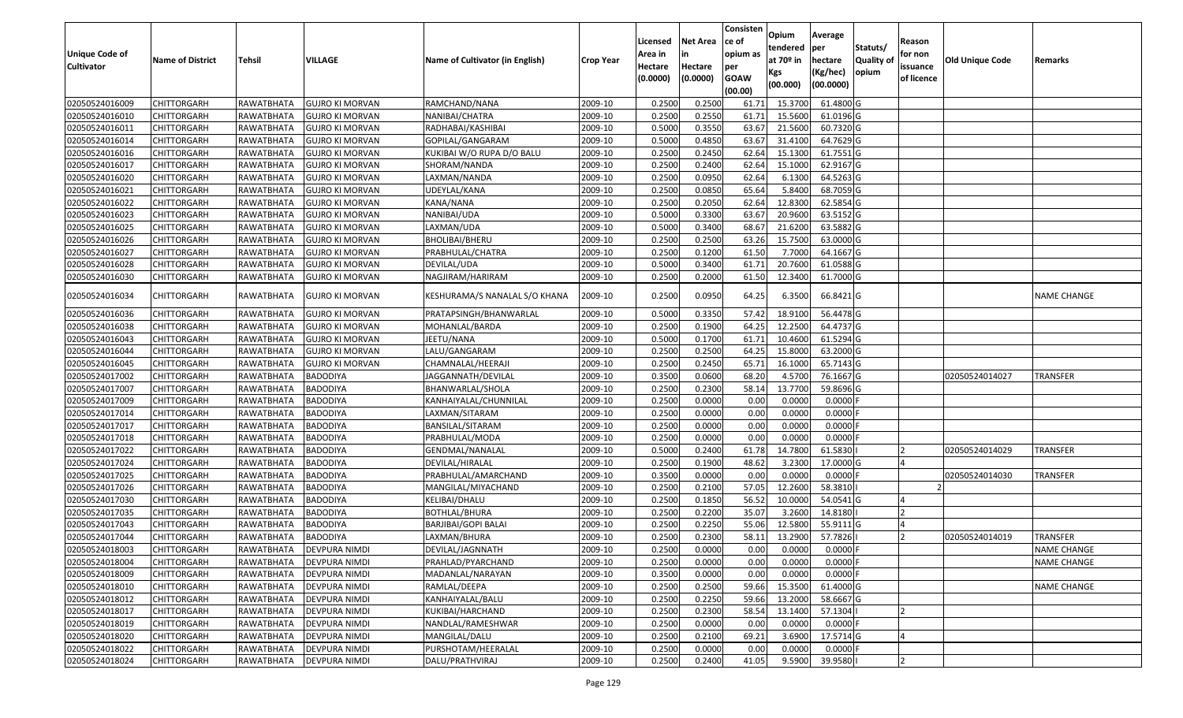| Unique Code of Cultivator | Name of District | Tehsil | VILLAGE | Name of Cultivator (in English) | Crop Year | Licensed Area in Hectare (0.0000) | Net Area in Hectare (0.0000) | Consistence of opium as per GOAW (00.00) | Opium tendered at 70º in Kgs (00.000) | Average per hectare (Kg/hec) (00.0000) | Statuts/ Quality of opium | Reason for non issuance of licence | Old Unique Code | Remarks |
|---|---|---|---|---|---|---|---|---|---|---|---|---|---|---|
| 02050524016009 | CHITTORGARH | RAWATBHATA | GUJRO KI MORVAN | RAMCHAND/NANA | 2009-10 | 0.2500 | 0.2500 | 61.71 | 15.3700 | 61.4800 | G | | | |
| 02050524016010 | CHITTORGARH | RAWATBHATA | GUJRO KI MORVAN | NANIBAI/CHATRA | 2009-10 | 0.2500 | 0.2550 | 61.71 | 15.5600 | 61.0196 | G | | | |
| 02050524016011 | CHITTORGARH | RAWATBHATA | GUJRO KI MORVAN | RADHABAI/KASHIBAI | 2009-10 | 0.5000 | 0.3550 | 63.67 | 21.5600 | 60.7320 | G | | | |
| 02050524016014 | CHITTORGARH | RAWATBHATA | GUJRO KI MORVAN | GOPILAL/GANGARAM | 2009-10 | 0.5000 | 0.4850 | 63.67 | 31.4100 | 64.7629 | G | | | |
| 02050524016016 | CHITTORGARH | RAWATBHATA | GUJRO KI MORVAN | KUKIBAI W/O RUPA D/O BALU | 2009-10 | 0.2500 | 0.2450 | 62.64 | 15.1300 | 61.7551 | G | | | |
| 02050524016017 | CHITTORGARH | RAWATBHATA | GUJRO KI MORVAN | SHORAM/NANDA | 2009-10 | 0.2500 | 0.2400 | 62.64 | 15.1000 | 62.9167 | G | | | |
| 02050524016020 | CHITTORGARH | RAWATBHATA | GUJRO KI MORVAN | LAXMAN/NANDA | 2009-10 | 0.2500 | 0.0950 | 62.64 | 6.1300 | 64.5263 | G | | | |
| 02050524016021 | CHITTORGARH | RAWATBHATA | GUJRO KI MORVAN | UDEYLAL/KANA | 2009-10 | 0.2500 | 0.0850 | 65.64 | 5.8400 | 68.7059 | G | | | |
| 02050524016022 | CHITTORGARH | RAWATBHATA | GUJRO KI MORVAN | KANA/NANA | 2009-10 | 0.2500 | 0.2050 | 62.64 | 12.8300 | 62.5854 | G | | | |
| 02050524016023 | CHITTORGARH | RAWATBHATA | GUJRO KI MORVAN | NANIBAI/UDA | 2009-10 | 0.5000 | 0.3300 | 63.67 | 20.9600 | 63.5152 | G | | | |
| 02050524016025 | CHITTORGARH | RAWATBHATA | GUJRO KI MORVAN | LAXMAN/UDA | 2009-10 | 0.5000 | 0.3400 | 68.67 | 21.6200 | 63.5882 | G | | | |
| 02050524016026 | CHITTORGARH | RAWATBHATA | GUJRO KI MORVAN | BHOLIBAI/BHERU | 2009-10 | 0.2500 | 0.2500 | 63.26 | 15.7500 | 63.0000 | G | | | |
| 02050524016027 | CHITTORGARH | RAWATBHATA | GUJRO KI MORVAN | PRABHULAL/CHATRA | 2009-10 | 0.2500 | 0.1200 | 61.50 | 7.7000 | 64.1667 | G | | | |
| 02050524016028 | CHITTORGARH | RAWATBHATA | GUJRO KI MORVAN | DEVILAL/UDA | 2009-10 | 0.5000 | 0.3400 | 61.71 | 20.7600 | 61.0588 | G | | | |
| 02050524016030 | CHITTORGARH | RAWATBHATA | GUJRO KI MORVAN | NAGJIRAM/HARIRAM | 2009-10 | 0.2500 | 0.2000 | 61.50 | 12.3400 | 61.7000 | G | | | |
| 02050524016034 | CHITTORGARH | RAWATBHATA | GUJRO KI MORVAN | KESHURAMA/S NANALAL S/O KHANA | 2009-10 | 0.2500 | 0.0950 | 64.25 | 6.3500 | 66.8421 | G | | | NAME CHANGE |
| 02050524016036 | CHITTORGARH | RAWATBHATA | GUJRO KI MORVAN | PRATAPSINGH/BHANWARLAL | 2009-10 | 0.5000 | 0.3350 | 57.42 | 18.9100 | 56.4478 | G | | | |
| 02050524016038 | CHITTORGARH | RAWATBHATA | GUJRO KI MORVAN | MOHANLAL/BARDA | 2009-10 | 0.2500 | 0.1900 | 64.25 | 12.2500 | 64.4737 | G | | | |
| 02050524016043 | CHITTORGARH | RAWATBHATA | GUJRO KI MORVAN | JEETU/NANA | 2009-10 | 0.5000 | 0.1700 | 61.71 | 10.4600 | 61.5294 | G | | | |
| 02050524016044 | CHITTORGARH | RAWATBHATA | GUJRO KI MORVAN | LALU/GANGARAM | 2009-10 | 0.2500 | 0.2500 | 64.25 | 15.8000 | 63.2000 | G | | | |
| 02050524016045 | CHITTORGARH | RAWATBHATA | GUJRO KI MORVAN | CHAMNALAL/HEERAJI | 2009-10 | 0.2500 | 0.2450 | 65.71 | 16.1000 | 65.7143 | G | | | |
| 02050524017002 | CHITTORGARH | RAWATBHATA | BADODIYA | JAGGANNATH/DEVILAL | 2009-10 | 0.3500 | 0.0600 | 68.20 | 4.5700 | 76.1667 | G | | 02050524014027 | TRANSFER |
| 02050524017007 | CHITTORGARH | RAWATBHATA | BADODIYA | BHANWARLAL/SHOLA | 2009-10 | 0.2500 | 0.2300 | 58.14 | 13.7700 | 59.8696 | G | | | |
| 02050524017009 | CHITTORGARH | RAWATBHATA | BADODIYA | KANHAIYALAL/CHUNNILAL | 2009-10 | 0.2500 | 0.0000 | 0.00 | 0.0000 | 0.0000 | F | | | |
| 02050524017014 | CHITTORGARH | RAWATBHATA | BADODIYA | LAXMAN/SITARAM | 2009-10 | 0.2500 | 0.0000 | 0.00 | 0.0000 | 0.0000 | F | | | |
| 02050524017017 | CHITTORGARH | RAWATBHATA | BADODIYA | BANSILAL/SITARAM | 2009-10 | 0.2500 | 0.0000 | 0.00 | 0.0000 | 0.0000 | F | | | |
| 02050524017018 | CHITTORGARH | RAWATBHATA | BADODIYA | PRABHULAL/MODA | 2009-10 | 0.2500 | 0.0000 | 0.00 | 0.0000 | 0.0000 | F | | | |
| 02050524017022 | CHITTORGARH | RAWATBHATA | BADODIYA | GENDMAL/NANALAL | 2009-10 | 0.5000 | 0.2400 | 61.78 | 14.7800 | 61.5830 | I | 2 | 02050524014029 | TRANSFER |
| 02050524017024 | CHITTORGARH | RAWATBHATA | BADODIYA | DEVILAL/HIRALAL | 2009-10 | 0.2500 | 0.1900 | 48.62 | 3.2300 | 17.0000 | G | 4 | | |
| 02050524017025 | CHITTORGARH | RAWATBHATA | BADODIYA | PRABHULAL/AMARCHAND | 2009-10 | 0.3500 | 0.0000 | 0.00 | 0.0000 | 0.0000 | F | | 02050524014030 | TRANSFER |
| 02050524017026 | CHITTORGARH | RAWATBHATA | BADODIYA | MANGILAL/MIYACHAND | 2009-10 | 0.2500 | 0.2100 | 57.05 | 12.2600 | 58.3810 | I | 2 | | |
| 02050524017030 | CHITTORGARH | RAWATBHATA | BADODIYA | KELIBAI/DHALU | 2009-10 | 0.2500 | 0.1850 | 56.52 | 10.0000 | 54.0541 | G | 4 | | |
| 02050524017035 | CHITTORGARH | RAWATBHATA | BADODIYA | BOTHLAL/BHURA | 2009-10 | 0.2500 | 0.2200 | 35.07 | 3.2600 | 14.8180 | I | 2 | | |
| 02050524017043 | CHITTORGARH | RAWATBHATA | BADODIYA | BARJIBAI/GOPI BALAI | 2009-10 | 0.2500 | 0.2250 | 55.06 | 12.5800 | 55.9111 | G | 4 | | |
| 02050524017044 | CHITTORGARH | RAWATBHATA | BADODIYA | LAXMAN/BHURA | 2009-10 | 0.2500 | 0.2300 | 58.11 | 13.2900 | 57.7826 | I | 2 | 02050524014019 | TRANSFER |
| 02050524018003 | CHITTORGARH | RAWATBHATA | DEVPURA NIMDI | DEVILAL/JAGNNATH | 2009-10 | 0.2500 | 0.0000 | 0.00 | 0.0000 | 0.0000 | F | | | NAME CHANGE |
| 02050524018004 | CHITTORGARH | RAWATBHATA | DEVPURA NIMDI | PRAHLAD/PYARCHAND | 2009-10 | 0.2500 | 0.0000 | 0.00 | 0.0000 | 0.0000 | F | | | NAME CHANGE |
| 02050524018009 | CHITTORGARH | RAWATBHATA | DEVPURA NIMDI | MADANLAL/NARAYAN | 2009-10 | 0.3500 | 0.0000 | 0.00 | 0.0000 | 0.0000 | F | | | |
| 02050524018010 | CHITTORGARH | RAWATBHATA | DEVPURA NIMDI | RAMLAL/DEEPA | 2009-10 | 0.2500 | 0.2500 | 59.66 | 15.3500 | 61.4000 | G | | | NAME CHANGE |
| 02050524018012 | CHITTORGARH | RAWATBHATA | DEVPURA NIMDI | KANHAIYALAL/BALU | 2009-10 | 0.2500 | 0.2250 | 59.66 | 13.2000 | 58.6667 | G | | | |
| 02050524018017 | CHITTORGARH | RAWATBHATA | DEVPURA NIMDI | KUKIBAI/HARCHAND | 2009-10 | 0.2500 | 0.2300 | 58.54 | 13.1400 | 57.1304 | I | 2 | | |
| 02050524018019 | CHITTORGARH | RAWATBHATA | DEVPURA NIMDI | NANDLAL/RAMESHWAR | 2009-10 | 0.2500 | 0.0000 | 0.00 | 0.0000 | 0.0000 | F | | | |
| 02050524018020 | CHITTORGARH | RAWATBHATA | DEVPURA NIMDI | MANGILAL/DALU | 2009-10 | 0.2500 | 0.2100 | 69.21 | 3.6900 | 17.5714 | G | 4 | | |
| 02050524018022 | CHITTORGARH | RAWATBHATA | DEVPURA NIMDI | PURSHOTAM/HEERALAL | 2009-10 | 0.2500 | 0.0000 | 0.00 | 0.0000 | 0.0000 | F | | | |
| 02050524018024 | CHITTORGARH | RAWATBHATA | DEVPURA NIMDI | DALU/PRATHVIRAJ | 2009-10 | 0.2500 | 0.2400 | 41.05 | 9.5900 | 39.9580 | I | 2 | | |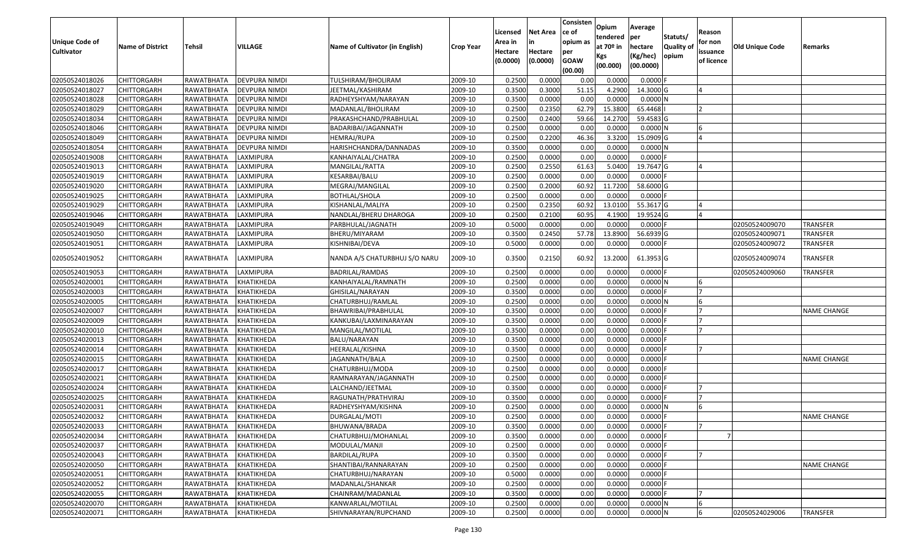| Unique Code of Cultivator | Name of District | Tehsil | VILLAGE | Name of Cultivator (in English) | Crop Year | Licensed Area in Hectare (0.0000) | Net Area in Hectare (0.0000) | Consistence of opium as per GOAW (00.00) | Opium tendered at 70º in Kgs (00.000) | Average per hectare (Kg/hec) (00.0000) | Statuts/ Quality of opium | Reason for non issuance of licence | Old Unique Code | Remarks |
|---|---|---|---|---|---|---|---|---|---|---|---|---|---|---|
| 02050524018026 | CHITTORGARH | RAWATBHATA | DEVPURA NIMDI | TULSHIRAM/BHOLIRAM | 2009-10 | 0.2500 | 0.0000 | 0.00 | 0.0000 | 0.0000 | F | | | |
| 02050524018027 | CHITTORGARH | RAWATBHATA | DEVPURA NIMDI | JEETMAL/KASHIRAM | 2009-10 | 0.3500 | 0.3000 | 51.15 | 4.2900 | 14.3000 | G | 4 | | |
| 02050524018028 | CHITTORGARH | RAWATBHATA | DEVPURA NIMDI | RADHEYSHYAM/NARAYAN | 2009-10 | 0.3500 | 0.0000 | 0.00 | 0.0000 | 0.0000 | N | | | |
| 02050524018029 | CHITTORGARH | RAWATBHATA | DEVPURA NIMDI | MADANLAL/BHOLIRAM | 2009-10 | 0.2500 | 0.2350 | 62.79 | 15.3800 | 65.4468 | I | 2 | | |
| 02050524018034 | CHITTORGARH | RAWATBHATA | DEVPURA NIMDI | PRAKASHCHAND/PRABHULAL | 2009-10 | 0.2500 | 0.2400 | 59.66 | 14.2700 | 59.4583 | G | | | |
| 02050524018046 | CHITTORGARH | RAWATBHATA | DEVPURA NIMDI | BADARIBAI/JAGANNATH | 2009-10 | 0.2500 | 0.0000 | 0.00 | 0.0000 | 0.0000 | N | 6 | | |
| 02050524018049 | CHITTORGARH | RAWATBHATA | DEVPURA NIMDI | HEMRAJ/RUPA | 2009-10 | 0.2500 | 0.2200 | 46.36 | 3.3200 | 15.0909 | G | 4 | | |
| 02050524018054 | CHITTORGARH | RAWATBHATA | DEVPURA NIMDI | HARISHCHANDRA/DANNADAS | 2009-10 | 0.3500 | 0.0000 | 0.00 | 0.0000 | 0.0000 | N | | | |
| 02050524019008 | CHITTORGARH | RAWATBHATA | LAXMIPURA | KANHAIYALAL/CHATRA | 2009-10 | 0.2500 | 0.0000 | 0.00 | 0.0000 | 0.0000 | F | | | |
| 02050524019013 | CHITTORGARH | RAWATBHATA | LAXMIPURA | MANGILAL/RATTA | 2009-10 | 0.2500 | 0.2550 | 61.63 | 5.0400 | 19.7647 | G | 4 | | |
| 02050524019019 | CHITTORGARH | RAWATBHATA | LAXMIPURA | KESARBAI/BALU | 2009-10 | 0.2500 | 0.0000 | 0.00 | 0.0000 | 0.0000 | F | | | |
| 02050524019020 | CHITTORGARH | RAWATBHATA | LAXMIPURA | MEGRAJ/MANGILAL | 2009-10 | 0.2500 | 0.2000 | 60.92 | 11.7200 | 58.6000 | G | | | |
| 02050524019025 | CHITTORGARH | RAWATBHATA | LAXMIPURA | BOTHLAL/SHOLA | 2009-10 | 0.2500 | 0.0000 | 0.00 | 0.0000 | 0.0000 | F | | | |
| 02050524019029 | CHITTORGARH | RAWATBHATA | LAXMIPURA | KISHANLAL/MALIYA | 2009-10 | 0.2500 | 0.2350 | 60.92 | 13.0100 | 55.3617 | G | 4 | | |
| 02050524019046 | CHITTORGARH | RAWATBHATA | LAXMIPURA | NANDLAL/BHERU DHAROGA | 2009-10 | 0.2500 | 0.2100 | 60.95 | 4.1900 | 19.9524 | G | 4 | | |
| 02050524019049 | CHITTORGARH | RAWATBHATA | LAXMIPURA | PARBHULAL/JAGNATH | 2009-10 | 0.5000 | 0.0000 | 0.00 | 0.0000 | 0.0000 | F | | 02050524009070 | TRANSFER |
| 02050524019050 | CHITTORGARH | RAWATBHATA | LAXMIPURA | BHERU/MIYARAM | 2009-10 | 0.3500 | 0.2450 | 57.78 | 13.8900 | 56.6939 | G | | 02050524009071 | TRANSFER |
| 02050524019051 | CHITTORGARH | RAWATBHATA | LAXMIPURA | KISHNIBAI/DEVA | 2009-10 | 0.5000 | 0.0000 | 0.00 | 0.0000 | 0.0000 | F | | 02050524009072 | TRANSFER |
| 02050524019052 | CHITTORGARH | RAWATBHATA | LAXMIPURA | NANDA A/S CHATURBHUJ S/O NARU | 2009-10 | 0.3500 | 0.2150 | 60.92 | 13.2000 | 61.3953 | G | | 02050524009074 | TRANSFER |
| 02050524019053 | CHITTORGARH | RAWATBHATA | LAXMIPURA | BADRILAL/RAMDAS | 2009-10 | 0.2500 | 0.0000 | 0.00 | 0.0000 | 0.0000 | F | | 02050524009060 | TRANSFER |
| 02050524020001 | CHITTORGARH | RAWATBHATA | KHATIKHEDA | KANHAIYALAL/RAMNATH | 2009-10 | 0.2500 | 0.0000 | 0.00 | 0.0000 | 0.0000 | N | 6 | | |
| 02050524020003 | CHITTORGARH | RAWATBHATA | KHATIKHEDA | GHISILAL/NARAYAN | 2009-10 | 0.3500 | 0.0000 | 0.00 | 0.0000 | 0.0000 | F | 7 | | |
| 02050524020005 | CHITTORGARH | RAWATBHATA | KHATIKHEDA | CHATURBHUJ/RAMLAL | 2009-10 | 0.2500 | 0.0000 | 0.00 | 0.0000 | 0.0000 | N | 6 | | |
| 02050524020007 | CHITTORGARH | RAWATBHATA | KHATIKHEDA | BHAWRIBAI/PRABHULAL | 2009-10 | 0.3500 | 0.0000 | 0.00 | 0.0000 | 0.0000 | F | 7 | | NAME CHANGE |
| 02050524020009 | CHITTORGARH | RAWATBHATA | KHATIKHEDA | KANKUBAI/LAXMINARAYAN | 2009-10 | 0.3500 | 0.0000 | 0.00 | 0.0000 | 0.0000 | F | 7 | | |
| 02050524020010 | CHITTORGARH | RAWATBHATA | KHATIKHEDA | MANGILAL/MOTILAL | 2009-10 | 0.3500 | 0.0000 | 0.00 | 0.0000 | 0.0000 | F | 7 | | |
| 02050524020013 | CHITTORGARH | RAWATBHATA | KHATIKHEDA | BALU/NARAYAN | 2009-10 | 0.3500 | 0.0000 | 0.00 | 0.0000 | 0.0000 | F | | | |
| 02050524020014 | CHITTORGARH | RAWATBHATA | KHATIKHEDA | HEERALAL/KISHNA | 2009-10 | 0.3500 | 0.0000 | 0.00 | 0.0000 | 0.0000 | F | 7 | | |
| 02050524020015 | CHITTORGARH | RAWATBHATA | KHATIKHEDA | JAGANNATH/BALA | 2009-10 | 0.2500 | 0.0000 | 0.00 | 0.0000 | 0.0000 | F | | | NAME CHANGE |
| 02050524020017 | CHITTORGARH | RAWATBHATA | KHATIKHEDA | CHATURBHUJ/MODA | 2009-10 | 0.2500 | 0.0000 | 0.00 | 0.0000 | 0.0000 | F | | | |
| 02050524020021 | CHITTORGARH | RAWATBHATA | KHATIKHEDA | RAMNARAYAN/JAGANNATH | 2009-10 | 0.2500 | 0.0000 | 0.00 | 0.0000 | 0.0000 | F | | | |
| 02050524020024 | CHITTORGARH | RAWATBHATA | KHATIKHEDA | LALCHAND/JEETMAL | 2009-10 | 0.3500 | 0.0000 | 0.00 | 0.0000 | 0.0000 | F | 7 | | |
| 02050524020025 | CHITTORGARH | RAWATBHATA | KHATIKHEDA | RAGUNATH/PRATHVIRAJ | 2009-10 | 0.3500 | 0.0000 | 0.00 | 0.0000 | 0.0000 | F | 7 | | |
| 02050524020031 | CHITTORGARH | RAWATBHATA | KHATIKHEDA | RADHEYSHYAM/KISHNA | 2009-10 | 0.2500 | 0.0000 | 0.00 | 0.0000 | 0.0000 | N | 6 | | |
| 02050524020032 | CHITTORGARH | RAWATBHATA | KHATIKHEDA | DURGALAL/MOTI | 2009-10 | 0.2500 | 0.0000 | 0.00 | 0.0000 | 0.0000 | F | | | NAME CHANGE |
| 02050524020033 | CHITTORGARH | RAWATBHATA | KHATIKHEDA | BHUWANA/BRADA | 2009-10 | 0.3500 | 0.0000 | 0.00 | 0.0000 | 0.0000 | F | 7 | | |
| 02050524020034 | CHITTORGARH | RAWATBHATA | KHATIKHEDA | CHATURBHUJ/MOHANLAL | 2009-10 | 0.3500 | 0.0000 | 0.00 | 0.0000 | 0.0000 | F | 7 | | |
| 02050524020037 | CHITTORGARH | RAWATBHATA | KHATIKHEDA | MODULAL/MANJI | 2009-10 | 0.2500 | 0.0000 | 0.00 | 0.0000 | 0.0000 | F | | | |
| 02050524020043 | CHITTORGARH | RAWATBHATA | KHATIKHEDA | BARDILAL/RUPA | 2009-10 | 0.3500 | 0.0000 | 0.00 | 0.0000 | 0.0000 | F | 7 | | |
| 02050524020050 | CHITTORGARH | RAWATBHATA | KHATIKHEDA | SHANTIBAI/RANNARAYAN | 2009-10 | 0.2500 | 0.0000 | 0.00 | 0.0000 | 0.0000 | F | | | NAME CHANGE |
| 02050524020051 | CHITTORGARH | RAWATBHATA | KHATIKHEDA | CHATURBHUJ/NARAYAN | 2009-10 | 0.5000 | 0.0000 | 0.00 | 0.0000 | 0.0000 | F | | | |
| 02050524020052 | CHITTORGARH | RAWATBHATA | KHATIKHEDA | MADANLAL/SHANKAR | 2009-10 | 0.2500 | 0.0000 | 0.00 | 0.0000 | 0.0000 | F | | | |
| 02050524020055 | CHITTORGARH | RAWATBHATA | KHATIKHEDA | CHAINRAM/MADANLAL | 2009-10 | 0.3500 | 0.0000 | 0.00 | 0.0000 | 0.0000 | F | 7 | | |
| 02050524020070 | CHITTORGARH | RAWATBHATA | KHATIKHEDA | KANWARLAL/MOTILAL | 2009-10 | 0.2500 | 0.0000 | 0.00 | 0.0000 | 0.0000 | N | 6 | | |
| 02050524020071 | CHITTORGARH | RAWATBHATA | KHATIKHEDA | SHIVNARAYAN/RUPCHAND | 2009-10 | 0.2500 | 0.0000 | 0.00 | 0.0000 | 0.0000 | N | 6 | 02050524029006 | TRANSFER |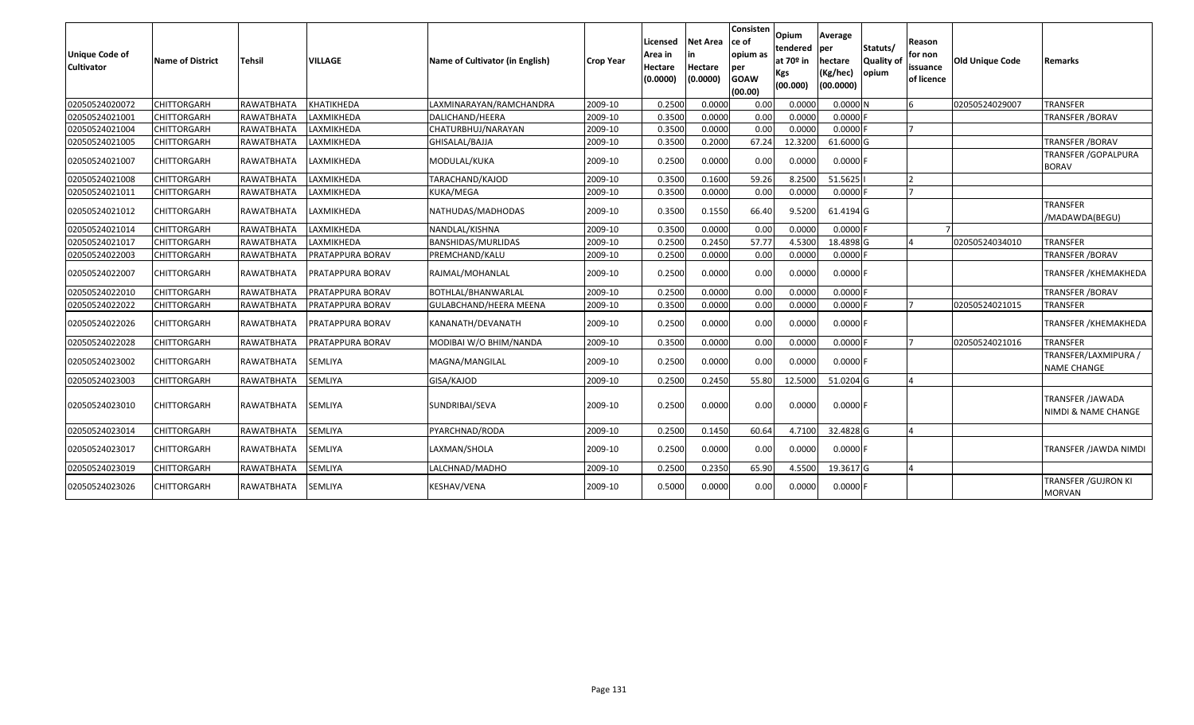| Unique Code of Cultivator | Name of District | Tehsil | VILLAGE | Name of Cultivator (in English) | Crop Year | Licensed Area in Hectare (0.0000) | Net Area in Hectare (0.0000) | Consistence of opium as per GOAW (00.00) | Opium tendered at 70º in Kgs (00.000) | Average per hectare (Kg/hec) (00.0000) | Statuts/ Quality of opium | Reason for non issuance of licence | Old Unique Code | Remarks |
|---|---|---|---|---|---|---|---|---|---|---|---|---|---|---|
| 02050524020072 | CHITTORGARH | RAWATBHATA | KHATIKHEDA | LAXMINARAYAN/RAMCHANDRA | 2009-10 | 0.2500 | 0.0000 | 0.00 | 0.0000 | 0.0000 | N | 6 | 02050524029007 | TRANSFER |
| 02050524021001 | CHITTORGARH | RAWATBHATA | LAXMIKHEDA | DALICHAND/HEERA | 2009-10 | 0.3500 | 0.0000 | 0.00 | 0.0000 | 0.0000 | F | | | TRANSFER /BORAV |
| 02050524021004 | CHITTORGARH | RAWATBHATA | LAXMIKHEDA | CHATURBHUJ/NARAYAN | 2009-10 | 0.3500 | 0.0000 | 0.00 | 0.0000 | 0.0000 | F | 7 | | |
| 02050524021005 | CHITTORGARH | RAWATBHATA | LAXMIKHEDA | GHISALAL/BAJJA | 2009-10 | 0.3500 | 0.2000 | 67.24 | 12.3200 | 61.6000 | G | | | TRANSFER /BORAV |
| 02050524021007 | CHITTORGARH | RAWATBHATA | LAXMIKHEDA | MODULAL/KUKA | 2009-10 | 0.2500 | 0.0000 | 0.00 | 0.0000 | 0.0000 | F | | | TRANSFER /GOPALPURA BORAV |
| 02050524021008 | CHITTORGARH | RAWATBHATA | LAXMIKHEDA | TARACHAND/KAJOD | 2009-10 | 0.3500 | 0.1600 | 59.26 | 8.2500 | 51.5625 | I | 2 | | |
| 02050524021011 | CHITTORGARH | RAWATBHATA | LAXMIKHEDA | KUKA/MEGA | 2009-10 | 0.3500 | 0.0000 | 0.00 | 0.0000 | 0.0000 | F | 7 | | |
| 02050524021012 | CHITTORGARH | RAWATBHATA | LAXMIKHEDA | NATHUDAS/MADHODAS | 2009-10 | 0.3500 | 0.1550 | 66.40 | 9.5200 | 61.4194 | G | | | TRANSFER /MADAWDA(BEGU) |
| 02050524021014 | CHITTORGARH | RAWATBHATA | LAXMIKHEDA | NANDLAL/KISHNA | 2009-10 | 0.3500 | 0.0000 | 0.00 | 0.0000 | 0.0000 | F | 7 | | |
| 02050524021017 | CHITTORGARH | RAWATBHATA | LAXMIKHEDA | BANSHIDAS/MURLIDAS | 2009-10 | 0.2500 | 0.2450 | 57.77 | 4.5300 | 18.4898 | G | 4 | 02050524034010 | TRANSFER |
| 02050524022003 | CHITTORGARH | RAWATBHATA | PRATAPPURA BORAV | PREMCHAND/KALU | 2009-10 | 0.2500 | 0.0000 | 0.00 | 0.0000 | 0.0000 | F | | | TRANSFER /BORAV |
| 02050524022007 | CHITTORGARH | RAWATBHATA | PRATAPPURA BORAV | RAJMAL/MOHANLAL | 2009-10 | 0.2500 | 0.0000 | 0.00 | 0.0000 | 0.0000 | F | | | TRANSFER /KHEMAKHEDA |
| 02050524022010 | CHITTORGARH | RAWATBHATA | PRATAPPURA BORAV | BOTHLAL/BHANWARLAL | 2009-10 | 0.2500 | 0.0000 | 0.00 | 0.0000 | 0.0000 | F | | | TRANSFER /BORAV |
| 02050524022022 | CHITTORGARH | RAWATBHATA | PRATAPPURA BORAV | GULABCHAND/HEERA MEENA | 2009-10 | 0.3500 | 0.0000 | 0.00 | 0.0000 | 0.0000 | F | 7 | 02050524021015 | TRANSFER |
| 02050524022026 | CHITTORGARH | RAWATBHATA | PRATAPPURA BORAV | KANANATH/DEVANATH | 2009-10 | 0.2500 | 0.0000 | 0.00 | 0.0000 | 0.0000 | F | | | TRANSFER /KHEMAKHEDA |
| 02050524022028 | CHITTORGARH | RAWATBHATA | PRATAPPURA BORAV | MODIBAI W/O BHIM/NANDA | 2009-10 | 0.3500 | 0.0000 | 0.00 | 0.0000 | 0.0000 | F | 7 | 02050524021016 | TRANSFER |
| 02050524023002 | CHITTORGARH | RAWATBHATA | SEMLIYA | MAGNA/MANGILAL | 2009-10 | 0.2500 | 0.0000 | 0.00 | 0.0000 | 0.0000 | F | | | TRANSFER/LAXMIPURA / NAME CHANGE |
| 02050524023003 | CHITTORGARH | RAWATBHATA | SEMLIYA | GISA/KAJOD | 2009-10 | 0.2500 | 0.2450 | 55.80 | 12.5000 | 51.0204 | G | 4 | | |
| 02050524023010 | CHITTORGARH | RAWATBHATA | SEMLIYA | SUNDRIBAI/SEVA | 2009-10 | 0.2500 | 0.0000 | 0.00 | 0.0000 | 0.0000 | F | | | TRANSFER /JAWADA NIMDI & NAME CHANGE |
| 02050524023014 | CHITTORGARH | RAWATBHATA | SEMLIYA | PYARCHNAD/RODA | 2009-10 | 0.2500 | 0.1450 | 60.64 | 4.7100 | 32.4828 | G | 4 | | |
| 02050524023017 | CHITTORGARH | RAWATBHATA | SEMLIYA | LAXMAN/SHOLA | 2009-10 | 0.2500 | 0.0000 | 0.00 | 0.0000 | 0.0000 | F | | | TRANSFER /JAWDA NIMDI |
| 02050524023019 | CHITTORGARH | RAWATBHATA | SEMLIYA | LALCHNAD/MADHO | 2009-10 | 0.2500 | 0.2350 | 65.90 | 4.5500 | 19.3617 | G | 4 | | |
| 02050524023026 | CHITTORGARH | RAWATBHATA | SEMLIYA | KESHAV/VENA | 2009-10 | 0.5000 | 0.0000 | 0.00 | 0.0000 | 0.0000 | F | | | TRANSFER /GUJRON KI MORVAN |